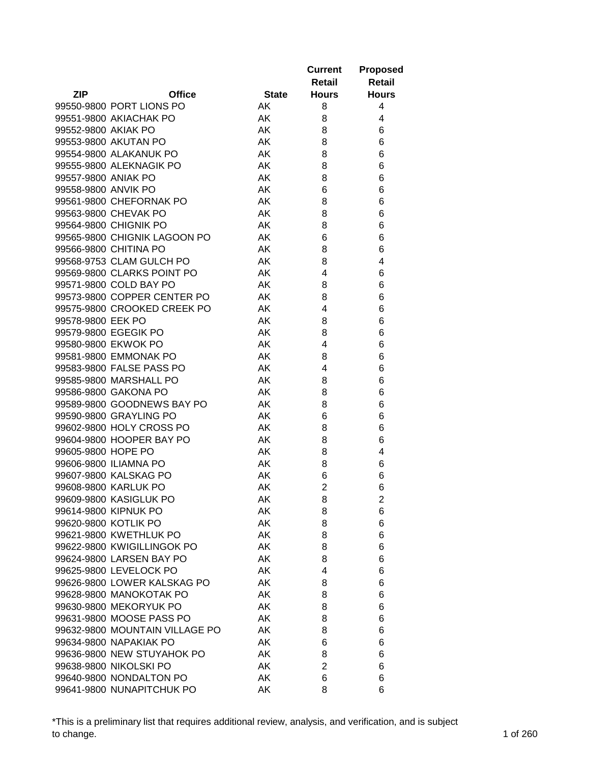| ZIP | Office | State | Current Retail Hours | Proposed Retail Hours |
|---|---|---|---|---|
| 99550-9800 | PORT LIONS PO | AK | 8 | 4 |
| 99551-9800 | AKIACHAK PO | AK | 8 | 4 |
| 99552-9800 | AKIAK PO | AK | 8 | 6 |
| 99553-9800 | AKUTAN PO | AK | 8 | 6 |
| 99554-9800 | ALAKANUK PO | AK | 8 | 6 |
| 99555-9800 | ALEKNAGIK PO | AK | 8 | 6 |
| 99557-9800 | ANIAK PO | AK | 8 | 6 |
| 99558-9800 | ANVIK PO | AK | 6 | 6 |
| 99561-9800 | CHEFORNAK PO | AK | 8 | 6 |
| 99563-9800 | CHEVAK PO | AK | 8 | 6 |
| 99564-9800 | CHIGNIK PO | AK | 8 | 6 |
| 99565-9800 | CHIGNIK LAGOON PO | AK | 6 | 6 |
| 99566-9800 | CHITINA PO | AK | 8 | 6 |
| 99568-9753 | CLAM GULCH PO | AK | 8 | 4 |
| 99569-9800 | CLARKS POINT PO | AK | 4 | 6 |
| 99571-9800 | COLD BAY PO | AK | 8 | 6 |
| 99573-9800 | COPPER CENTER PO | AK | 8 | 6 |
| 99575-9800 | CROOKED CREEK PO | AK | 4 | 6 |
| 99578-9800 | EEK PO | AK | 8 | 6 |
| 99579-9800 | EGEGIK PO | AK | 8 | 6 |
| 99580-9800 | EKWOK PO | AK | 4 | 6 |
| 99581-9800 | EMMONAK PO | AK | 8 | 6 |
| 99583-9800 | FALSE PASS PO | AK | 4 | 6 |
| 99585-9800 | MARSHALL PO | AK | 8 | 6 |
| 99586-9800 | GAKONA PO | AK | 8 | 6 |
| 99589-9800 | GOODNEWS BAY PO | AK | 8 | 6 |
| 99590-9800 | GRAYLING PO | AK | 6 | 6 |
| 99602-9800 | HOLY CROSS PO | AK | 8 | 6 |
| 99604-9800 | HOOPER BAY PO | AK | 8 | 6 |
| 99605-9800 | HOPE PO | AK | 8 | 4 |
| 99606-9800 | ILIAMNA PO | AK | 8 | 6 |
| 99607-9800 | KALSKAG PO | AK | 6 | 6 |
| 99608-9800 | KARLUK PO | AK | 2 | 6 |
| 99609-9800 | KASIGLUK PO | AK | 8 | 2 |
| 99614-9800 | KIPNUK PO | AK | 8 | 6 |
| 99620-9800 | KOTLIK PO | AK | 8 | 6 |
| 99621-9800 | KWETHLUK PO | AK | 8 | 6 |
| 99622-9800 | KWIGILLINGOK PO | AK | 8 | 6 |
| 99624-9800 | LARSEN BAY PO | AK | 8 | 6 |
| 99625-9800 | LEVELOCK PO | AK | 4 | 6 |
| 99626-9800 | LOWER KALSKAG PO | AK | 8 | 6 |
| 99628-9800 | MANOKOTAK PO | AK | 8 | 6 |
| 99630-9800 | MEKORYUK PO | AK | 8 | 6 |
| 99631-9800 | MOOSE PASS PO | AK | 8 | 6 |
| 99632-9800 | MOUNTAIN VILLAGE PO | AK | 8 | 6 |
| 99634-9800 | NAPAKIAK PO | AK | 6 | 6 |
| 99636-9800 | NEW STUYAHOK PO | AK | 8 | 6 |
| 99638-9800 | NIKOLSKI PO | AK | 2 | 6 |
| 99640-9800 | NONDALTON PO | AK | 6 | 6 |
| 99641-9800 | NUNAPITCHUK PO | AK | 8 | 6 |

*This is a preliminary list that requires additional review, analysis, and verification, and is subject to change.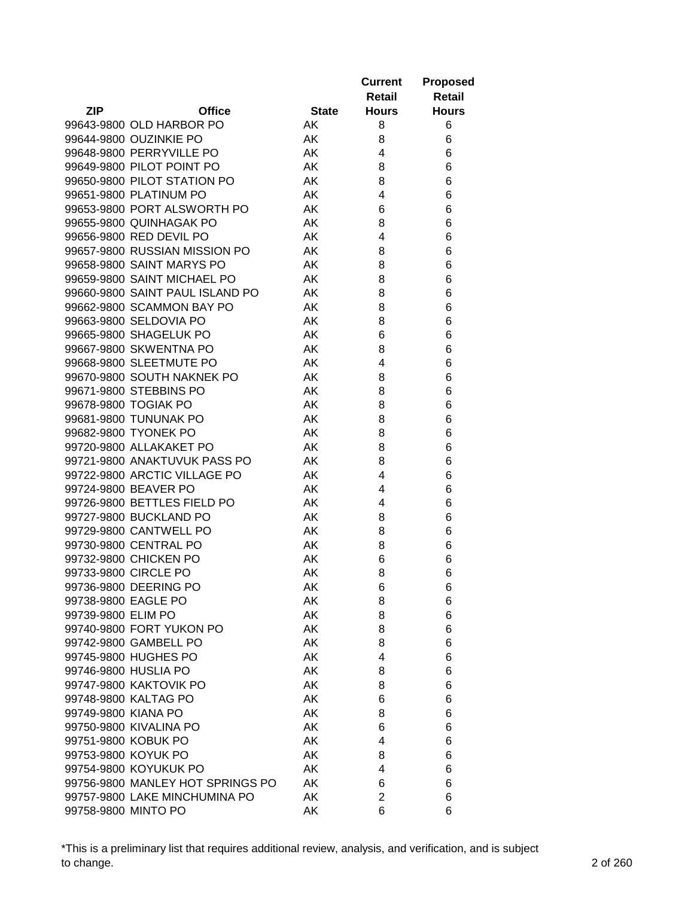| ZIP | Office | State | Current Retail Hours | Proposed Retail Hours |
|---|---|---|---|---|
| 99643-9800 | OLD HARBOR PO | AK | 8 | 6 |
| 99644-9800 | OUZINKIE PO | AK | 8 | 6 |
| 99648-9800 | PERRYVILLE PO | AK | 4 | 6 |
| 99649-9800 | PILOT POINT PO | AK | 8 | 6 |
| 99650-9800 | PILOT STATION PO | AK | 8 | 6 |
| 99651-9800 | PLATINUM PO | AK | 4 | 6 |
| 99653-9800 | PORT ALSWORTH PO | AK | 6 | 6 |
| 99655-9800 | QUINHAGAK PO | AK | 8 | 6 |
| 99656-9800 | RED DEVIL PO | AK | 4 | 6 |
| 99657-9800 | RUSSIAN MISSION PO | AK | 8 | 6 |
| 99658-9800 | SAINT MARYS PO | AK | 8 | 6 |
| 99659-9800 | SAINT MICHAEL PO | AK | 8 | 6 |
| 99660-9800 | SAINT PAUL ISLAND PO | AK | 8 | 6 |
| 99662-9800 | SCAMMON BAY PO | AK | 8 | 6 |
| 99663-9800 | SELDOVIA PO | AK | 8 | 6 |
| 99665-9800 | SHAGELUK PO | AK | 6 | 6 |
| 99667-9800 | SKWENTNA PO | AK | 8 | 6 |
| 99668-9800 | SLEETMUTE PO | AK | 4 | 6 |
| 99670-9800 | SOUTH NAKNEK PO | AK | 8 | 6 |
| 99671-9800 | STEBBINS PO | AK | 8 | 6 |
| 99678-9800 | TOGIAK PO | AK | 8 | 6 |
| 99681-9800 | TUNUNAK PO | AK | 8 | 6 |
| 99682-9800 | TYONEK PO | AK | 8 | 6 |
| 99720-9800 | ALLAKAKET PO | AK | 8 | 6 |
| 99721-9800 | ANAKTUVUK PASS PO | AK | 8 | 6 |
| 99722-9800 | ARCTIC VILLAGE PO | AK | 4 | 6 |
| 99724-9800 | BEAVER PO | AK | 4 | 6 |
| 99726-9800 | BETTLES FIELD PO | AK | 4 | 6 |
| 99727-9800 | BUCKLAND PO | AK | 8 | 6 |
| 99729-9800 | CANTWELL PO | AK | 8 | 6 |
| 99730-9800 | CENTRAL PO | AK | 8 | 6 |
| 99732-9800 | CHICKEN PO | AK | 6 | 6 |
| 99733-9800 | CIRCLE PO | AK | 8 | 6 |
| 99736-9800 | DEERING PO | AK | 6 | 6 |
| 99738-9800 | EAGLE PO | AK | 8 | 6 |
| 99739-9800 | ELIM PO | AK | 8 | 6 |
| 99740-9800 | FORT YUKON PO | AK | 8 | 6 |
| 99742-9800 | GAMBELL PO | AK | 8 | 6 |
| 99745-9800 | HUGHES PO | AK | 4 | 6 |
| 99746-9800 | HUSLIA PO | AK | 8 | 6 |
| 99747-9800 | KAKTOVIK PO | AK | 8 | 6 |
| 99748-9800 | KALTAG PO | AK | 6 | 6 |
| 99749-9800 | KIANA PO | AK | 8 | 6 |
| 99750-9800 | KIVALINA PO | AK | 6 | 6 |
| 99751-9800 | KOBUK PO | AK | 4 | 6 |
| 99753-9800 | KOYUK PO | AK | 8 | 6 |
| 99754-9800 | KOYUKUK PO | AK | 4 | 6 |
| 99756-9800 | MANLEY HOT SPRINGS PO | AK | 6 | 6 |
| 99757-9800 | LAKE MINCHUMINA PO | AK | 2 | 6 |
| 99758-9800 | MINTO PO | AK | 6 | 6 |

*This is a preliminary list that requires additional review, analysis, and verification, and is subject to change.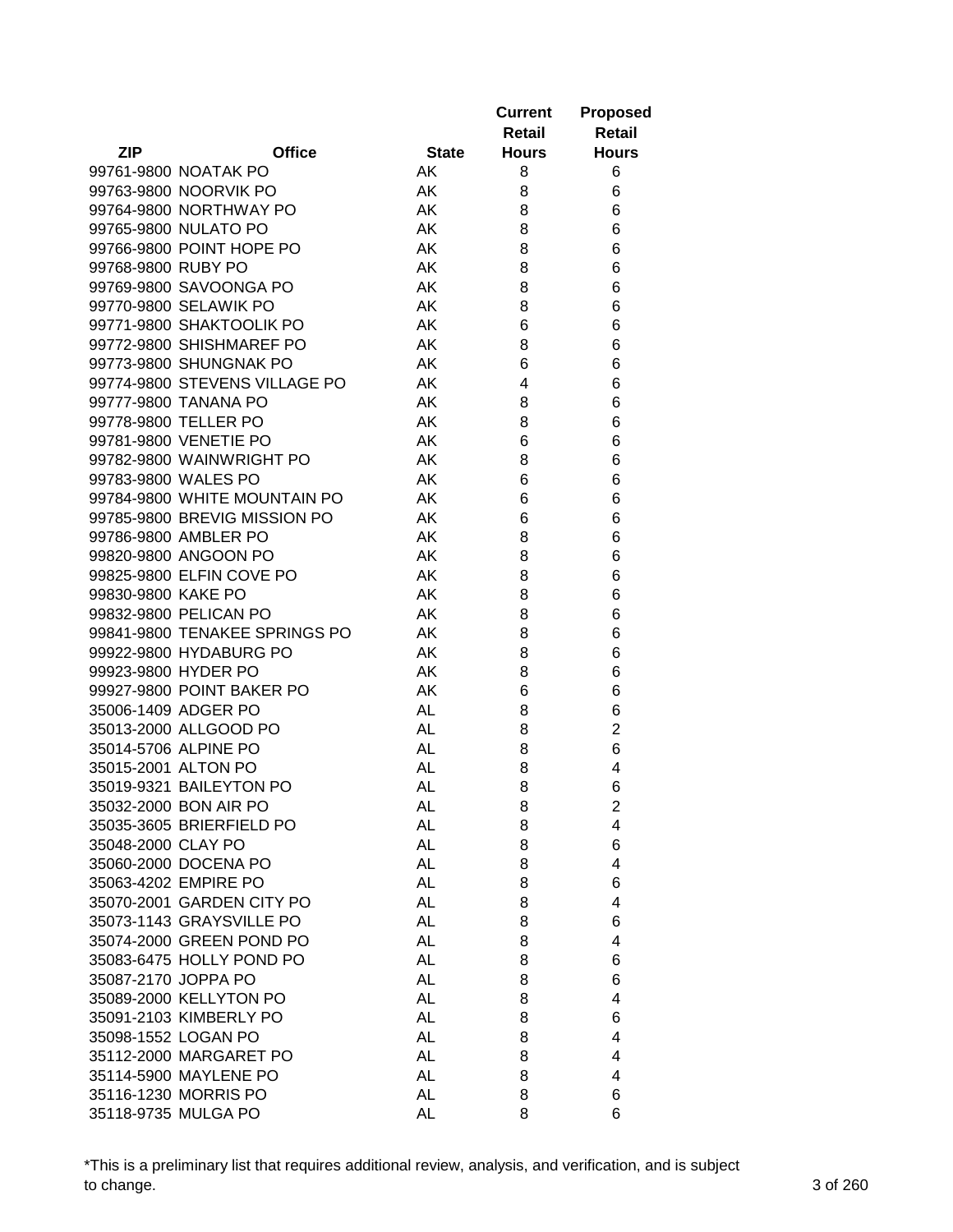| ZIP | Office | State | Current Retail Hours | Proposed Retail Hours |
|---|---|---|---|---|
| 99761-9800 | NOATAK PO | AK | 8 | 6 |
| 99763-9800 | NOORVIK PO | AK | 8 | 6 |
| 99764-9800 | NORTHWAY PO | AK | 8 | 6 |
| 99765-9800 | NULATO PO | AK | 8 | 6 |
| 99766-9800 | POINT HOPE PO | AK | 8 | 6 |
| 99768-9800 | RUBY PO | AK | 8 | 6 |
| 99769-9800 | SAVOONGA PO | AK | 8 | 6 |
| 99770-9800 | SELAWIK PO | AK | 8 | 6 |
| 99771-9800 | SHAKTOOLIK PO | AK | 6 | 6 |
| 99772-9800 | SHISHMAREF PO | AK | 8 | 6 |
| 99773-9800 | SHUNGNAK PO | AK | 6 | 6 |
| 99774-9800 | STEVENS VILLAGE PO | AK | 4 | 6 |
| 99777-9800 | TANANA PO | AK | 8 | 6 |
| 99778-9800 | TELLER PO | AK | 8 | 6 |
| 99781-9800 | VENETIE PO | AK | 6 | 6 |
| 99782-9800 | WAINWRIGHT PO | AK | 8 | 6 |
| 99783-9800 | WALES PO | AK | 6 | 6 |
| 99784-9800 | WHITE MOUNTAIN PO | AK | 6 | 6 |
| 99785-9800 | BREVIG MISSION PO | AK | 6 | 6 |
| 99786-9800 | AMBLER PO | AK | 8 | 6 |
| 99820-9800 | ANGOON PO | AK | 8 | 6 |
| 99825-9800 | ELFIN COVE PO | AK | 8 | 6 |
| 99830-9800 | KAKE PO | AK | 8 | 6 |
| 99832-9800 | PELICAN PO | AK | 8 | 6 |
| 99841-9800 | TENAKEE SPRINGS PO | AK | 8 | 6 |
| 99922-9800 | HYDABURG PO | AK | 8 | 6 |
| 99923-9800 | HYDER PO | AK | 8 | 6 |
| 99927-9800 | POINT BAKER PO | AK | 6 | 6 |
| 35006-1409 | ADGER PO | AL | 8 | 6 |
| 35013-2000 | ALLGOOD PO | AL | 8 | 2 |
| 35014-5706 | ALPINE PO | AL | 8 | 6 |
| 35015-2001 | ALTON PO | AL | 8 | 4 |
| 35019-9321 | BAILEYTON PO | AL | 8 | 6 |
| 35032-2000 | BON AIR PO | AL | 8 | 2 |
| 35035-3605 | BRIERFIELD PO | AL | 8 | 4 |
| 35048-2000 | CLAY PO | AL | 8 | 6 |
| 35060-2000 | DOCENA PO | AL | 8 | 4 |
| 35063-4202 | EMPIRE PO | AL | 8 | 6 |
| 35070-2001 | GARDEN CITY PO | AL | 8 | 4 |
| 35073-1143 | GRAYSVILLE PO | AL | 8 | 6 |
| 35074-2000 | GREEN POND PO | AL | 8 | 4 |
| 35083-6475 | HOLLY POND PO | AL | 8 | 6 |
| 35087-2170 | JOPPA PO | AL | 8 | 6 |
| 35089-2000 | KELLYTON PO | AL | 8 | 4 |
| 35091-2103 | KIMBERLY PO | AL | 8 | 6 |
| 35098-1552 | LOGAN PO | AL | 8 | 4 |
| 35112-2000 | MARGARET PO | AL | 8 | 4 |
| 35114-5900 | MAYLENE PO | AL | 8 | 4 |
| 35116-1230 | MORRIS PO | AL | 8 | 6 |
| 35118-9735 | MULGA PO | AL | 8 | 6 |

*This is a preliminary list that requires additional review, analysis, and verification, and is subject to change.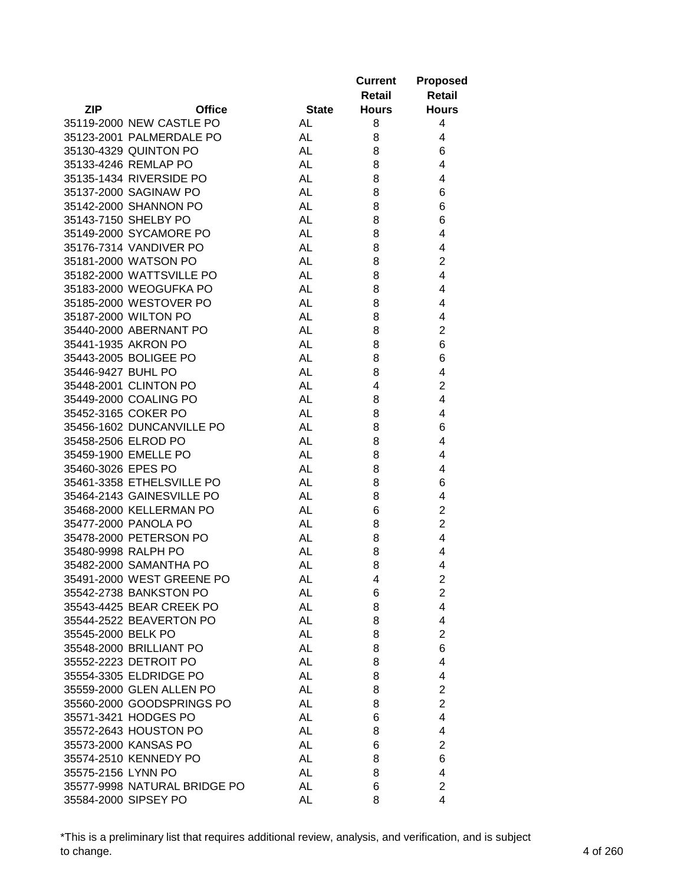| ZIP | Office | State | Current Retail Hours | Proposed Retail Hours |
|---|---|---|---|---|
| 35119-2000 | NEW CASTLE PO | AL | 8 | 4 |
| 35123-2001 | PALMERDALE PO | AL | 8 | 4 |
| 35130-4329 | QUINTON PO | AL | 8 | 6 |
| 35133-4246 | REMLAP PO | AL | 8 | 4 |
| 35135-1434 | RIVERSIDE PO | AL | 8 | 4 |
| 35137-2000 | SAGINAW PO | AL | 8 | 6 |
| 35142-2000 | SHANNON PO | AL | 8 | 6 |
| 35143-7150 | SHELBY PO | AL | 8 | 6 |
| 35149-2000 | SYCAMORE PO | AL | 8 | 4 |
| 35176-7314 | VANDIVER PO | AL | 8 | 4 |
| 35181-2000 | WATSON PO | AL | 8 | 2 |
| 35182-2000 | WATTSVILLE PO | AL | 8 | 4 |
| 35183-2000 | WEOGUFKA PO | AL | 8 | 4 |
| 35185-2000 | WESTOVER PO | AL | 8 | 4 |
| 35187-2000 | WILTON PO | AL | 8 | 4 |
| 35440-2000 | ABERNANT PO | AL | 8 | 2 |
| 35441-1935 | AKRON PO | AL | 8 | 6 |
| 35443-2005 | BOLIGEE PO | AL | 8 | 6 |
| 35446-9427 | BUHL PO | AL | 8 | 4 |
| 35448-2001 | CLINTON PO | AL | 4 | 2 |
| 35449-2000 | COALING PO | AL | 8 | 4 |
| 35452-3165 | COKER PO | AL | 8 | 4 |
| 35456-1602 | DUNCANVILLE PO | AL | 8 | 6 |
| 35458-2506 | ELROD PO | AL | 8 | 4 |
| 35459-1900 | EMELLE PO | AL | 8 | 4 |
| 35460-3026 | EPES PO | AL | 8 | 4 |
| 35461-3358 | ETHELSVILLE PO | AL | 8 | 6 |
| 35464-2143 | GAINESVILLE PO | AL | 8 | 4 |
| 35468-2000 | KELLERMAN PO | AL | 6 | 2 |
| 35477-2000 | PANOLA PO | AL | 8 | 2 |
| 35478-2000 | PETERSON PO | AL | 8 | 4 |
| 35480-9998 | RALPH PO | AL | 8 | 4 |
| 35482-2000 | SAMANTHA PO | AL | 8 | 4 |
| 35491-2000 | WEST GREENE PO | AL | 4 | 2 |
| 35542-2738 | BANKSTON PO | AL | 6 | 2 |
| 35543-4425 | BEAR CREEK PO | AL | 8 | 4 |
| 35544-2522 | BEAVERTON PO | AL | 8 | 4 |
| 35545-2000 | BELK PO | AL | 8 | 2 |
| 35548-2000 | BRILLIANT PO | AL | 8 | 6 |
| 35552-2223 | DETROIT PO | AL | 8 | 4 |
| 35554-3305 | ELDRIDGE PO | AL | 8 | 4 |
| 35559-2000 | GLEN ALLEN PO | AL | 8 | 2 |
| 35560-2000 | GOODSPRINGS PO | AL | 8 | 2 |
| 35571-3421 | HODGES PO | AL | 6 | 4 |
| 35572-2643 | HOUSTON PO | AL | 8 | 4 |
| 35573-2000 | KANSAS PO | AL | 6 | 2 |
| 35574-2510 | KENNEDY PO | AL | 8 | 6 |
| 35575-2156 | LYNN PO | AL | 8 | 4 |
| 35577-9998 | NATURAL BRIDGE PO | AL | 6 | 2 |
| 35584-2000 | SIPSEY PO | AL | 8 | 4 |

*This is a preliminary list that requires additional review, analysis, and verification, and is subject to change.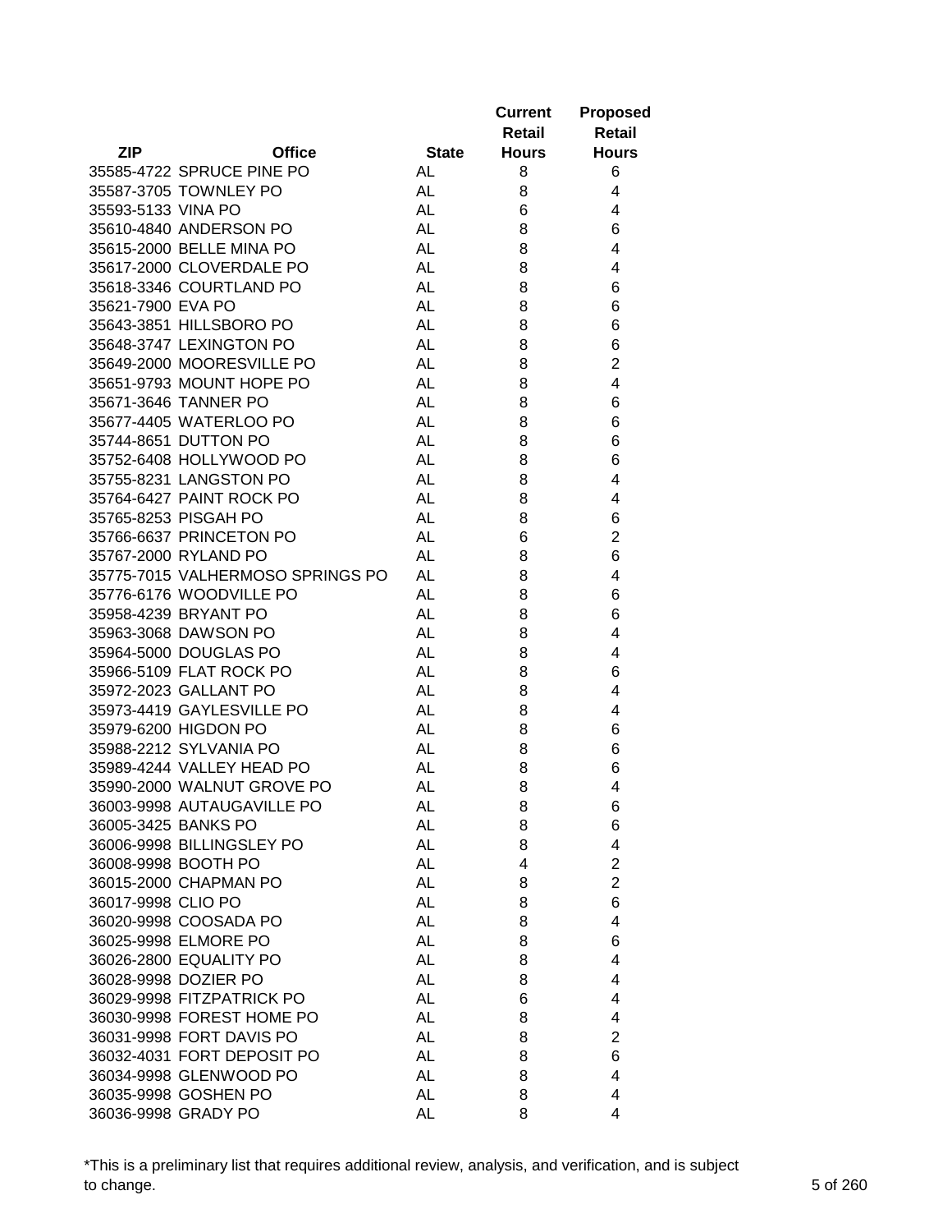| ZIP | Office | State | Current Retail Hours | Proposed Retail Hours |
|---|---|---|---|---|
| 35585-4722 | SPRUCE PINE PO | AL | 8 | 6 |
| 35587-3705 | TOWNLEY PO | AL | 8 | 4 |
| 35593-5133 | VINA PO | AL | 6 | 4 |
| 35610-4840 | ANDERSON PO | AL | 8 | 6 |
| 35615-2000 | BELLE MINA PO | AL | 8 | 4 |
| 35617-2000 | CLOVERDALE PO | AL | 8 | 4 |
| 35618-3346 | COURTLAND PO | AL | 8 | 6 |
| 35621-7900 | EVA PO | AL | 8 | 6 |
| 35643-3851 | HILLSBORO PO | AL | 8 | 6 |
| 35648-3747 | LEXINGTON PO | AL | 8 | 6 |
| 35649-2000 | MOORESVILLE PO | AL | 8 | 2 |
| 35651-9793 | MOUNT HOPE PO | AL | 8 | 4 |
| 35671-3646 | TANNER PO | AL | 8 | 6 |
| 35677-4405 | WATERLOO PO | AL | 8 | 6 |
| 35744-8651 | DUTTON PO | AL | 8 | 6 |
| 35752-6408 | HOLLYWOOD PO | AL | 8 | 6 |
| 35755-8231 | LANGSTON PO | AL | 8 | 4 |
| 35764-6427 | PAINT ROCK PO | AL | 8 | 4 |
| 35765-8253 | PISGAH PO | AL | 8 | 6 |
| 35766-6637 | PRINCETON PO | AL | 6 | 2 |
| 35767-2000 | RYLAND PO | AL | 8 | 6 |
| 35775-7015 | VALHERMOSO SPRINGS PO | AL | 8 | 4 |
| 35776-6176 | WOODVILLE PO | AL | 8 | 6 |
| 35958-4239 | BRYANT PO | AL | 8 | 6 |
| 35963-3068 | DAWSON PO | AL | 8 | 4 |
| 35964-5000 | DOUGLAS PO | AL | 8 | 4 |
| 35966-5109 | FLAT ROCK PO | AL | 8 | 6 |
| 35972-2023 | GALLANT PO | AL | 8 | 4 |
| 35973-4419 | GAYLESVILLE PO | AL | 8 | 4 |
| 35979-6200 | HIGDON PO | AL | 8 | 6 |
| 35988-2212 | SYLVANIA PO | AL | 8 | 6 |
| 35989-4244 | VALLEY HEAD PO | AL | 8 | 6 |
| 35990-2000 | WALNUT GROVE PO | AL | 8 | 4 |
| 36003-9998 | AUTAUGAVILLE PO | AL | 8 | 6 |
| 36005-3425 | BANKS PO | AL | 8 | 6 |
| 36006-9998 | BILLINGSLEY PO | AL | 8 | 4 |
| 36008-9998 | BOOTH PO | AL | 4 | 2 |
| 36015-2000 | CHAPMAN PO | AL | 8 | 2 |
| 36017-9998 | CLIO PO | AL | 8 | 6 |
| 36020-9998 | COOSADA PO | AL | 8 | 4 |
| 36025-9998 | ELMORE PO | AL | 8 | 6 |
| 36026-2800 | EQUALITY PO | AL | 8 | 4 |
| 36028-9998 | DOZIER PO | AL | 8 | 4 |
| 36029-9998 | FITZPATRICK PO | AL | 6 | 4 |
| 36030-9998 | FOREST HOME PO | AL | 8 | 4 |
| 36031-9998 | FORT DAVIS PO | AL | 8 | 2 |
| 36032-4031 | FORT DEPOSIT PO | AL | 8 | 6 |
| 36034-9998 | GLENWOOD PO | AL | 8 | 4 |
| 36035-9998 | GOSHEN PO | AL | 8 | 4 |
| 36036-9998 | GRADY PO | AL | 8 | 4 |

*This is a preliminary list that requires additional review, analysis, and verification, and is subject to change.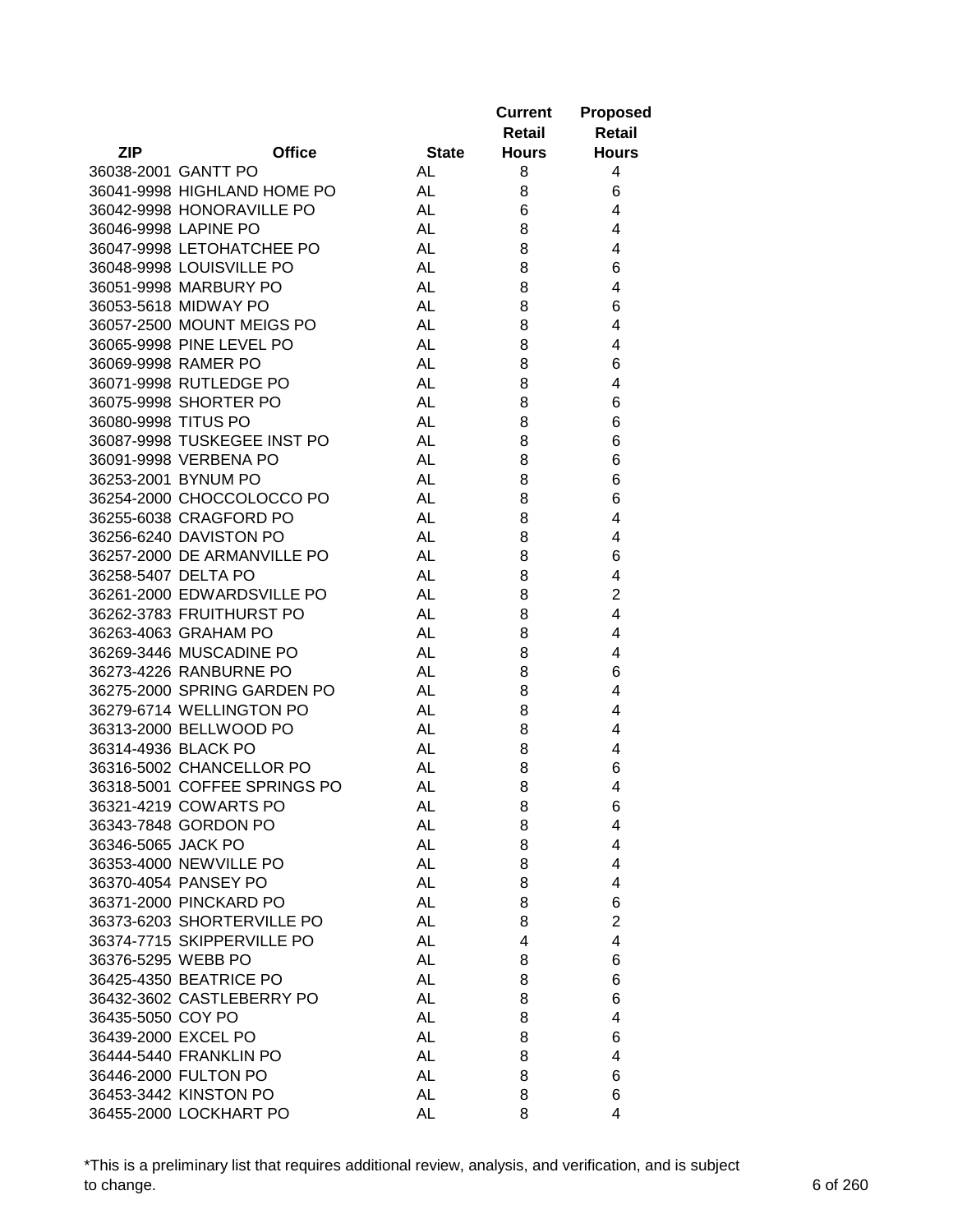| ZIP | Office | State | Current Retail Hours | Proposed Retail Hours |
|---|---|---|---|---|
| 36038-2001 | GANTT PO | AL | 8 | 4 |
| 36041-9998 | HIGHLAND HOME PO | AL | 8 | 6 |
| 36042-9998 | HONORAVILLE PO | AL | 6 | 4 |
| 36046-9998 | LAPINE PO | AL | 8 | 4 |
| 36047-9998 | LETOHATCHEE PO | AL | 8 | 4 |
| 36048-9998 | LOUISVILLE PO | AL | 8 | 6 |
| 36051-9998 | MARBURY PO | AL | 8 | 4 |
| 36053-5618 | MIDWAY PO | AL | 8 | 6 |
| 36057-2500 | MOUNT MEIGS PO | AL | 8 | 4 |
| 36065-9998 | PINE LEVEL PO | AL | 8 | 4 |
| 36069-9998 | RAMER PO | AL | 8 | 6 |
| 36071-9998 | RUTLEDGE PO | AL | 8 | 4 |
| 36075-9998 | SHORTER PO | AL | 8 | 6 |
| 36080-9998 | TITUS PO | AL | 8 | 6 |
| 36087-9998 | TUSKEGEE INST PO | AL | 8 | 6 |
| 36091-9998 | VERBENA PO | AL | 8 | 6 |
| 36253-2001 | BYNUM PO | AL | 8 | 6 |
| 36254-2000 | CHOCCOLOCCO PO | AL | 8 | 6 |
| 36255-6038 | CRAGFORD PO | AL | 8 | 4 |
| 36256-6240 | DAVISTON PO | AL | 8 | 4 |
| 36257-2000 | DE ARMANVILLE PO | AL | 8 | 6 |
| 36258-5407 | DELTA PO | AL | 8 | 4 |
| 36261-2000 | EDWARDSVILLE PO | AL | 8 | 2 |
| 36262-3783 | FRUITHURST PO | AL | 8 | 4 |
| 36263-4063 | GRAHAM PO | AL | 8 | 4 |
| 36269-3446 | MUSCADINE PO | AL | 8 | 4 |
| 36273-4226 | RANBURNE PO | AL | 8 | 6 |
| 36275-2000 | SPRING GARDEN PO | AL | 8 | 4 |
| 36279-6714 | WELLINGTON PO | AL | 8 | 4 |
| 36313-2000 | BELLWOOD PO | AL | 8 | 4 |
| 36314-4936 | BLACK PO | AL | 8 | 4 |
| 36316-5002 | CHANCELLOR PO | AL | 8 | 6 |
| 36318-5001 | COFFEE SPRINGS PO | AL | 8 | 4 |
| 36321-4219 | COWARTS PO | AL | 8 | 6 |
| 36343-7848 | GORDON PO | AL | 8 | 4 |
| 36346-5065 | JACK PO | AL | 8 | 4 |
| 36353-4000 | NEWVILLE PO | AL | 8 | 4 |
| 36370-4054 | PANSEY PO | AL | 8 | 4 |
| 36371-2000 | PINCKARD PO | AL | 8 | 6 |
| 36373-6203 | SHORTERVILLE PO | AL | 8 | 2 |
| 36374-7715 | SKIPPERVILLE PO | AL | 4 | 4 |
| 36376-5295 | WEBB PO | AL | 8 | 6 |
| 36425-4350 | BEATRICE PO | AL | 8 | 6 |
| 36432-3602 | CASTLEBERRY PO | AL | 8 | 6 |
| 36435-5050 | COY PO | AL | 8 | 4 |
| 36439-2000 | EXCEL PO | AL | 8 | 6 |
| 36444-5440 | FRANKLIN PO | AL | 8 | 4 |
| 36446-2000 | FULTON PO | AL | 8 | 6 |
| 36453-3442 | KINSTON PO | AL | 8 | 6 |
| 36455-2000 | LOCKHART PO | AL | 8 | 4 |

*This is a preliminary list that requires additional review, analysis, and verification, and is subject to change.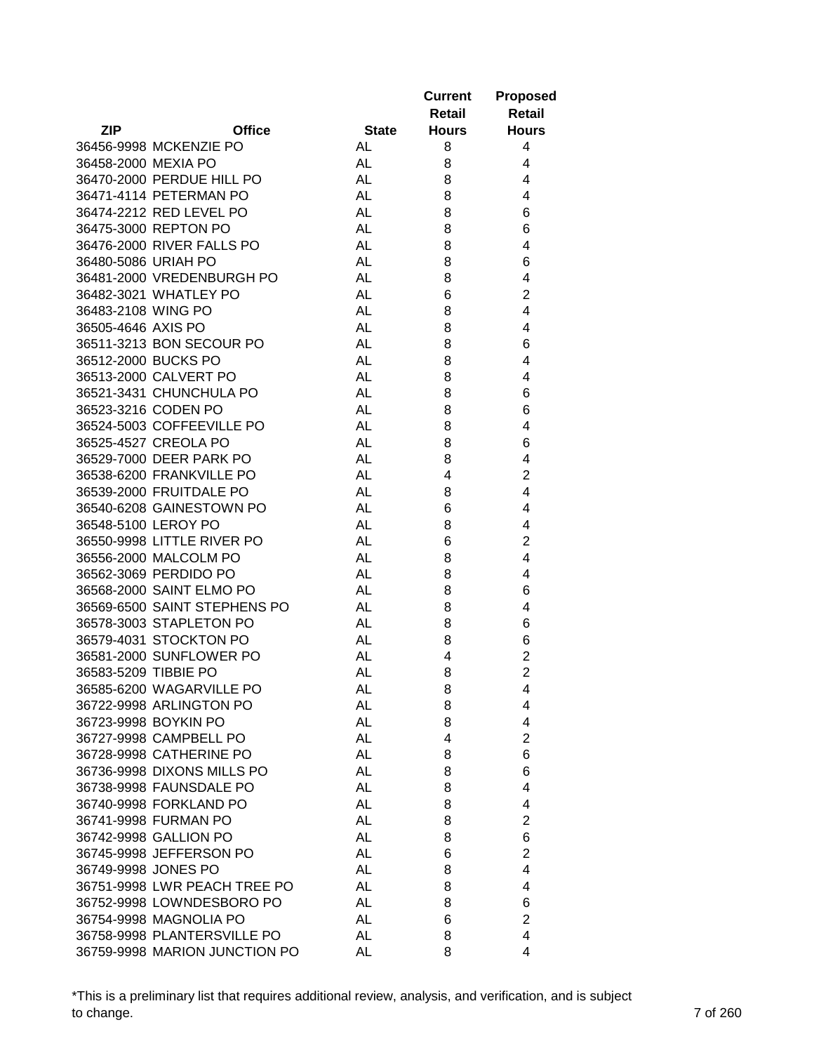| ZIP | Office | State | Current Retail Hours | Proposed Retail Hours |
|---|---|---|---|---|
| 36456-9998 | MCKENZIE PO | AL | 8 | 4 |
| 36458-2000 | MEXIA PO | AL | 8 | 4 |
| 36470-2000 | PERDUE HILL PO | AL | 8 | 4 |
| 36471-4114 | PETERMAN PO | AL | 8 | 4 |
| 36474-2212 | RED LEVEL PO | AL | 8 | 6 |
| 36475-3000 | REPTON PO | AL | 8 | 6 |
| 36476-2000 | RIVER FALLS PO | AL | 8 | 4 |
| 36480-5086 | URIAH PO | AL | 8 | 6 |
| 36481-2000 | VREDENBURGH PO | AL | 8 | 4 |
| 36482-3021 | WHATLEY PO | AL | 6 | 2 |
| 36483-2108 | WING PO | AL | 8 | 4 |
| 36505-4646 | AXIS PO | AL | 8 | 4 |
| 36511-3213 | BON SECOUR PO | AL | 8 | 6 |
| 36512-2000 | BUCKS PO | AL | 8 | 4 |
| 36513-2000 | CALVERT PO | AL | 8 | 4 |
| 36521-3431 | CHUNCHULA PO | AL | 8 | 6 |
| 36523-3216 | CODEN PO | AL | 8 | 6 |
| 36524-5003 | COFFEEVILLE PO | AL | 8 | 4 |
| 36525-4527 | CREOLA PO | AL | 8 | 6 |
| 36529-7000 | DEER PARK PO | AL | 8 | 4 |
| 36538-6200 | FRANKVILLE PO | AL | 4 | 2 |
| 36539-2000 | FRUITDALE PO | AL | 8 | 4 |
| 36540-6208 | GAINESTOWN PO | AL | 6 | 4 |
| 36548-5100 | LEROY PO | AL | 8 | 4 |
| 36550-9998 | LITTLE RIVER PO | AL | 6 | 2 |
| 36556-2000 | MALCOLM PO | AL | 8 | 4 |
| 36562-3069 | PERDIDO PO | AL | 8 | 4 |
| 36568-2000 | SAINT ELMO PO | AL | 8 | 6 |
| 36569-6500 | SAINT STEPHENS PO | AL | 8 | 4 |
| 36578-3003 | STAPLETON PO | AL | 8 | 6 |
| 36579-4031 | STOCKTON PO | AL | 8 | 6 |
| 36581-2000 | SUNFLOWER PO | AL | 4 | 2 |
| 36583-5209 | TIBBIE PO | AL | 8 | 2 |
| 36585-6200 | WAGARVILLE PO | AL | 8 | 4 |
| 36722-9998 | ARLINGTON PO | AL | 8 | 4 |
| 36723-9998 | BOYKIN PO | AL | 8 | 4 |
| 36727-9998 | CAMPBELL PO | AL | 4 | 2 |
| 36728-9998 | CATHERINE PO | AL | 8 | 6 |
| 36736-9998 | DIXONS MILLS PO | AL | 8 | 6 |
| 36738-9998 | FAUNSDALE PO | AL | 8 | 4 |
| 36740-9998 | FORKLAND PO | AL | 8 | 4 |
| 36741-9998 | FURMAN PO | AL | 8 | 2 |
| 36742-9998 | GALLION PO | AL | 8 | 6 |
| 36745-9998 | JEFFERSON PO | AL | 6 | 2 |
| 36749-9998 | JONES PO | AL | 8 | 4 |
| 36751-9998 | LWR PEACH TREE PO | AL | 8 | 4 |
| 36752-9998 | LOWNDESBORO PO | AL | 8 | 6 |
| 36754-9998 | MAGNOLIA PO | AL | 6 | 2 |
| 36758-9998 | PLANTERSVILLE PO | AL | 8 | 4 |
| 36759-9998 | MARION JUNCTION PO | AL | 8 | 4 |

*This is a preliminary list that requires additional review, analysis, and verification, and is subject to change.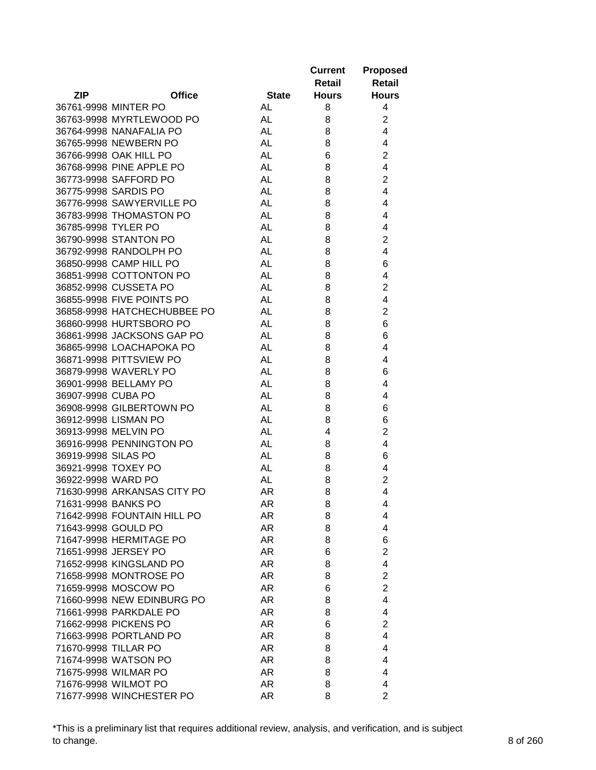| ZIP | Office | State | Current Retail Hours | Proposed Retail Hours |
|---|---|---|---|---|
| 36761-9998 | MINTER PO | AL | 8 | 4 |
| 36763-9998 | MYRTLEWOOD PO | AL | 8 | 2 |
| 36764-9998 | NANAFALIA PO | AL | 8 | 4 |
| 36765-9998 | NEWBERN PO | AL | 8 | 4 |
| 36766-9998 | OAK HILL PO | AL | 6 | 2 |
| 36768-9998 | PINE APPLE PO | AL | 8 | 4 |
| 36773-9998 | SAFFORD PO | AL | 8 | 2 |
| 36775-9998 | SARDIS PO | AL | 8 | 4 |
| 36776-9998 | SAWYERVILLE PO | AL | 8 | 4 |
| 36783-9998 | THOMASTON PO | AL | 8 | 4 |
| 36785-9998 | TYLER PO | AL | 8 | 4 |
| 36790-9998 | STANTON PO | AL | 8 | 2 |
| 36792-9998 | RANDOLPH PO | AL | 8 | 4 |
| 36850-9998 | CAMP HILL PO | AL | 8 | 6 |
| 36851-9998 | COTTONTON PO | AL | 8 | 4 |
| 36852-9998 | CUSSETA PO | AL | 8 | 2 |
| 36855-9998 | FIVE POINTS PO | AL | 8 | 4 |
| 36858-9998 | HATCHECHUBBEE PO | AL | 8 | 2 |
| 36860-9998 | HURTSBORO PO | AL | 8 | 6 |
| 36861-9998 | JACKSONS GAP PO | AL | 8 | 6 |
| 36865-9998 | LOACHAPOKA PO | AL | 8 | 4 |
| 36871-9998 | PITTSVIEW PO | AL | 8 | 4 |
| 36879-9998 | WAVERLY PO | AL | 8 | 6 |
| 36901-9998 | BELLAMY PO | AL | 8 | 4 |
| 36907-9998 | CUBA PO | AL | 8 | 4 |
| 36908-9998 | GILBERTOWN PO | AL | 8 | 6 |
| 36912-9998 | LISMAN PO | AL | 8 | 6 |
| 36913-9998 | MELVIN PO | AL | 4 | 2 |
| 36916-9998 | PENNINGTON PO | AL | 8 | 4 |
| 36919-9998 | SILAS PO | AL | 8 | 6 |
| 36921-9998 | TOXEY PO | AL | 8 | 4 |
| 36922-9998 | WARD PO | AL | 8 | 2 |
| 71630-9998 | ARKANSAS CITY PO | AR | 8 | 4 |
| 71631-9998 | BANKS PO | AR | 8 | 4 |
| 71642-9998 | FOUNTAIN HILL PO | AR | 8 | 4 |
| 71643-9998 | GOULD PO | AR | 8 | 4 |
| 71647-9998 | HERMITAGE PO | AR | 8 | 6 |
| 71651-9998 | JERSEY PO | AR | 6 | 2 |
| 71652-9998 | KINGSLAND PO | AR | 8 | 4 |
| 71658-9998 | MONTROSE PO | AR | 8 | 2 |
| 71659-9998 | MOSCOW PO | AR | 6 | 2 |
| 71660-9998 | NEW EDINBURG PO | AR | 8 | 4 |
| 71661-9998 | PARKDALE PO | AR | 8 | 4 |
| 71662-9998 | PICKENS PO | AR | 6 | 2 |
| 71663-9998 | PORTLAND PO | AR | 8 | 4 |
| 71670-9998 | TILLAR PO | AR | 8 | 4 |
| 71674-9998 | WATSON PO | AR | 8 | 4 |
| 71675-9998 | WILMAR PO | AR | 8 | 4 |
| 71676-9998 | WILMOT PO | AR | 8 | 4 |
| 71677-9998 | WINCHESTER PO | AR | 8 | 2 |

*This is a preliminary list that requires additional review, analysis, and verification, and is subject to change.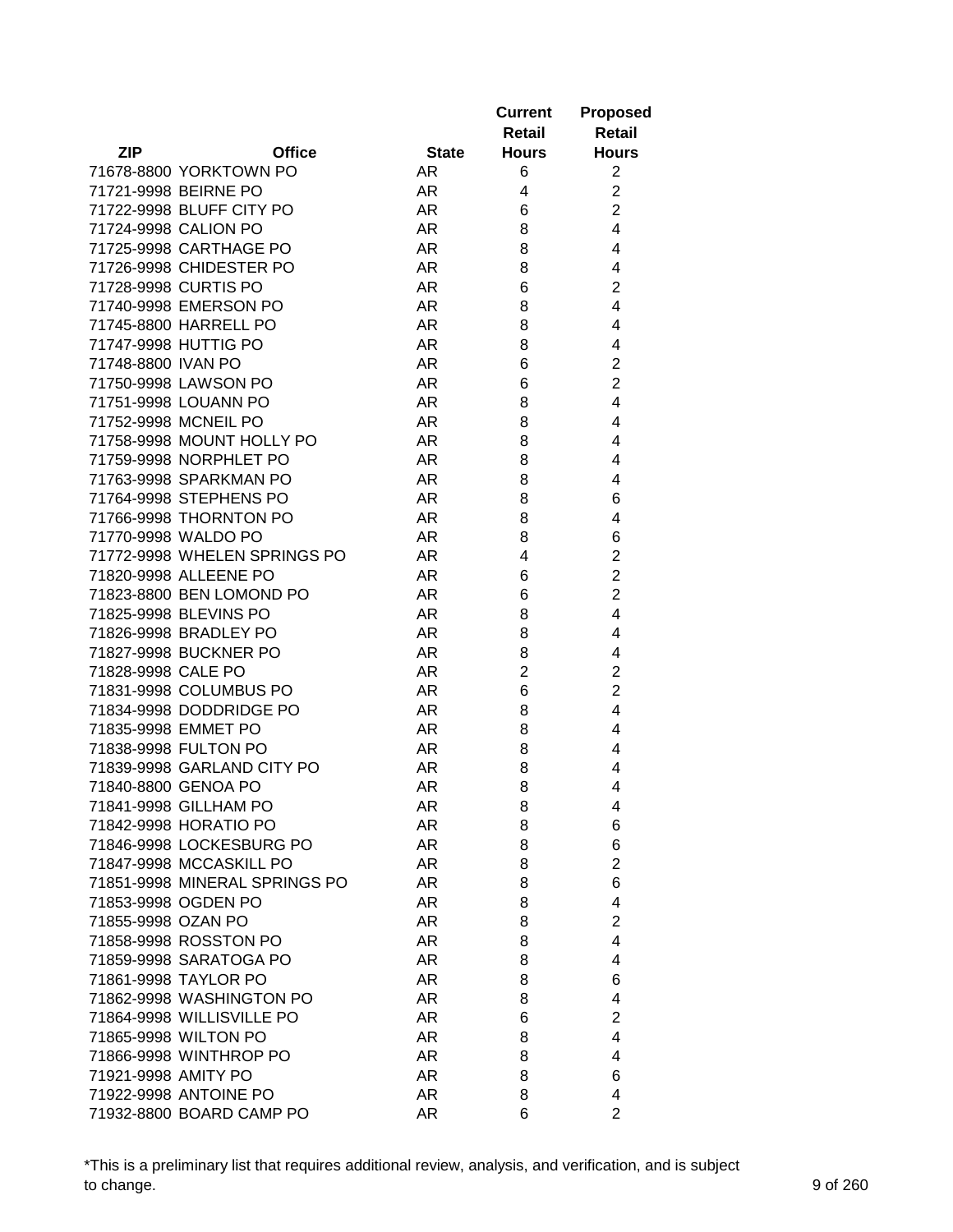| ZIP | Office | State | Current Retail Hours | Proposed Retail Hours |
|---|---|---|---|---|
| 71678-8800 | YORKTOWN PO | AR | 6 | 2 |
| 71721-9998 | BEIRNE PO | AR | 4 | 2 |
| 71722-9998 | BLUFF CITY PO | AR | 6 | 2 |
| 71724-9998 | CALION PO | AR | 8 | 4 |
| 71725-9998 | CARTHAGE PO | AR | 8 | 4 |
| 71726-9998 | CHIDESTER PO | AR | 8 | 4 |
| 71728-9998 | CURTIS PO | AR | 6 | 2 |
| 71740-9998 | EMERSON PO | AR | 8 | 4 |
| 71745-8800 | HARRELL PO | AR | 8 | 4 |
| 71747-9998 | HUTTIG PO | AR | 8 | 4 |
| 71748-8800 | IVAN PO | AR | 6 | 2 |
| 71750-9998 | LAWSON PO | AR | 6 | 2 |
| 71751-9998 | LOUANN PO | AR | 8 | 4 |
| 71752-9998 | MCNEIL PO | AR | 8 | 4 |
| 71758-9998 | MOUNT HOLLY PO | AR | 8 | 4 |
| 71759-9998 | NORPHLET PO | AR | 8 | 4 |
| 71763-9998 | SPARKMAN PO | AR | 8 | 4 |
| 71764-9998 | STEPHENS PO | AR | 8 | 6 |
| 71766-9998 | THORNTON PO | AR | 8 | 4 |
| 71770-9998 | WALDO PO | AR | 8 | 6 |
| 71772-9998 | WHELEN SPRINGS PO | AR | 4 | 2 |
| 71820-9998 | ALLEENE PO | AR | 6 | 2 |
| 71823-8800 | BEN LOMOND PO | AR | 6 | 2 |
| 71825-9998 | BLEVINS PO | AR | 8 | 4 |
| 71826-9998 | BRADLEY PO | AR | 8 | 4 |
| 71827-9998 | BUCKNER PO | AR | 8 | 4 |
| 71828-9998 | CALE PO | AR | 2 | 2 |
| 71831-9998 | COLUMBUS PO | AR | 6 | 2 |
| 71834-9998 | DODDRIDGE PO | AR | 8 | 4 |
| 71835-9998 | EMMET PO | AR | 8 | 4 |
| 71838-9998 | FULTON PO | AR | 8 | 4 |
| 71839-9998 | GARLAND CITY PO | AR | 8 | 4 |
| 71840-8800 | GENOA PO | AR | 8 | 4 |
| 71841-9998 | GILLHAM PO | AR | 8 | 4 |
| 71842-9998 | HORATIO PO | AR | 8 | 6 |
| 71846-9998 | LOCKESBURG PO | AR | 8 | 6 |
| 71847-9998 | MCCASKILL PO | AR | 8 | 2 |
| 71851-9998 | MINERAL SPRINGS PO | AR | 8 | 6 |
| 71853-9998 | OGDEN PO | AR | 8 | 4 |
| 71855-9998 | OZAN PO | AR | 8 | 2 |
| 71858-9998 | ROSSTON PO | AR | 8 | 4 |
| 71859-9998 | SARATOGA PO | AR | 8 | 4 |
| 71861-9998 | TAYLOR PO | AR | 8 | 6 |
| 71862-9998 | WASHINGTON PO | AR | 8 | 4 |
| 71864-9998 | WILLISVILLE PO | AR | 6 | 2 |
| 71865-9998 | WILTON PO | AR | 8 | 4 |
| 71866-9998 | WINTHROP PO | AR | 8 | 4 |
| 71921-9998 | AMITY PO | AR | 8 | 6 |
| 71922-9998 | ANTOINE PO | AR | 8 | 4 |
| 71932-8800 | BOARD CAMP PO | AR | 6 | 2 |

*This is a preliminary list that requires additional review, analysis, and verification, and is subject to change.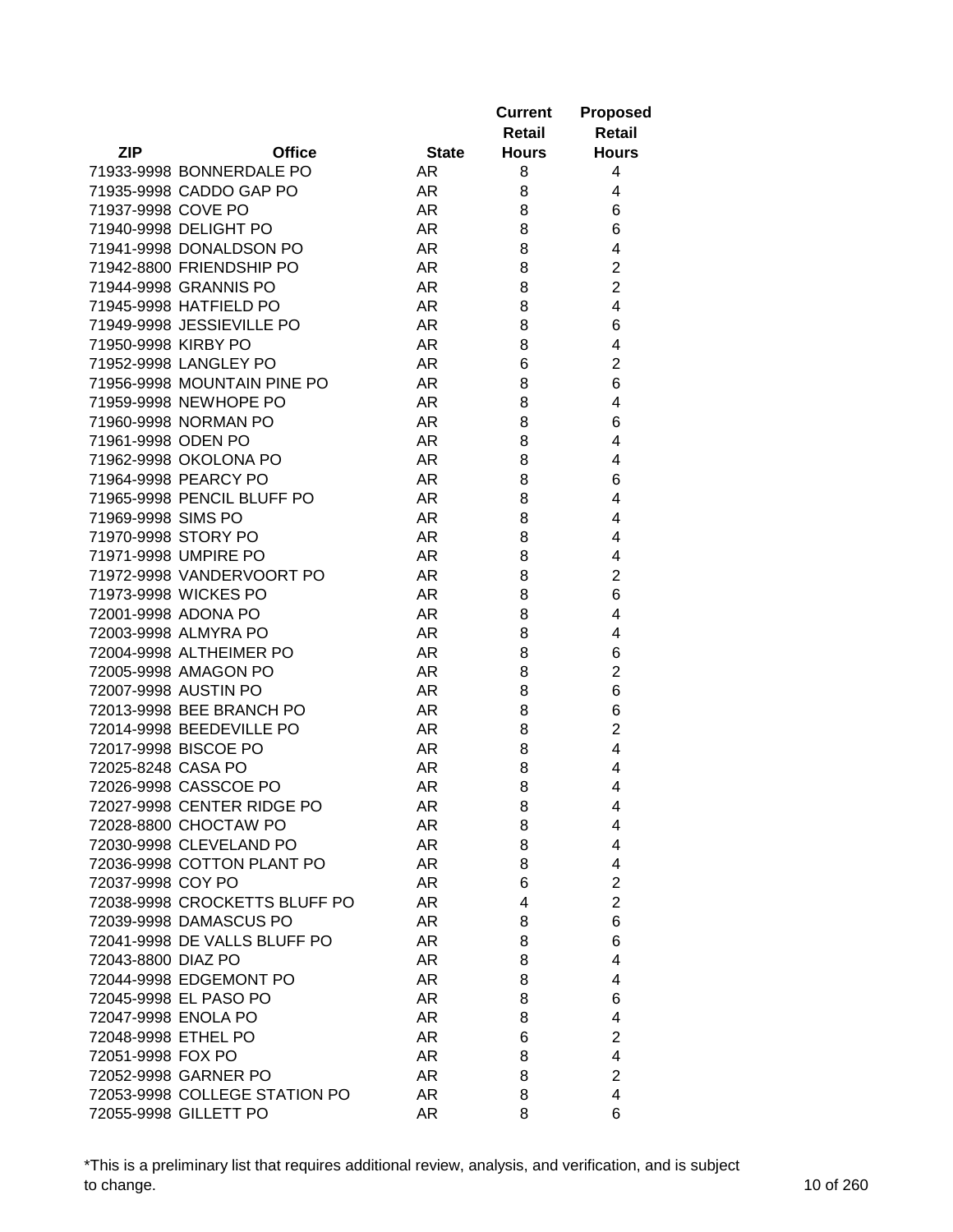| ZIP | Office | State | Current Retail Hours | Proposed Retail Hours |
|---|---|---|---|---|
| 71933-9998 | BONNERDALE PO | AR | 8 | 4 |
| 71935-9998 | CADDO GAP PO | AR | 8 | 4 |
| 71937-9998 | COVE PO | AR | 8 | 6 |
| 71940-9998 | DELIGHT PO | AR | 8 | 6 |
| 71941-9998 | DONALDSON PO | AR | 8 | 4 |
| 71942-8800 | FRIENDSHIP PO | AR | 8 | 2 |
| 71944-9998 | GRANNIS PO | AR | 8 | 2 |
| 71945-9998 | HATFIELD PO | AR | 8 | 4 |
| 71949-9998 | JESSIEVILLE PO | AR | 8 | 6 |
| 71950-9998 | KIRBY PO | AR | 8 | 4 |
| 71952-9998 | LANGLEY PO | AR | 6 | 2 |
| 71956-9998 | MOUNTAIN PINE PO | AR | 8 | 6 |
| 71959-9998 | NEWHOPE PO | AR | 8 | 4 |
| 71960-9998 | NORMAN PO | AR | 8 | 6 |
| 71961-9998 | ODEN PO | AR | 8 | 4 |
| 71962-9998 | OKOLONA PO | AR | 8 | 4 |
| 71964-9998 | PEARCY PO | AR | 8 | 6 |
| 71965-9998 | PENCIL BLUFF PO | AR | 8 | 4 |
| 71969-9998 | SIMS PO | AR | 8 | 4 |
| 71970-9998 | STORY PO | AR | 8 | 4 |
| 71971-9998 | UMPIRE PO | AR | 8 | 4 |
| 71972-9998 | VANDERVOORT PO | AR | 8 | 2 |
| 71973-9998 | WICKES PO | AR | 8 | 6 |
| 72001-9998 | ADONA PO | AR | 8 | 4 |
| 72003-9998 | ALMYRA PO | AR | 8 | 4 |
| 72004-9998 | ALTHEIMER PO | AR | 8 | 6 |
| 72005-9998 | AMAGON PO | AR | 8 | 2 |
| 72007-9998 | AUSTIN PO | AR | 8 | 6 |
| 72013-9998 | BEE BRANCH PO | AR | 8 | 6 |
| 72014-9998 | BEEDEVILLE PO | AR | 8 | 2 |
| 72017-9998 | BISCOE PO | AR | 8 | 4 |
| 72025-8248 | CASA PO | AR | 8 | 4 |
| 72026-9998 | CASSCOE PO | AR | 8 | 4 |
| 72027-9998 | CENTER RIDGE PO | AR | 8 | 4 |
| 72028-8800 | CHOCTAW PO | AR | 8 | 4 |
| 72030-9998 | CLEVELAND PO | AR | 8 | 4 |
| 72036-9998 | COTTON PLANT PO | AR | 8 | 4 |
| 72037-9998 | COY PO | AR | 6 | 2 |
| 72038-9998 | CROCKETTS BLUFF PO | AR | 4 | 2 |
| 72039-9998 | DAMASCUS PO | AR | 8 | 6 |
| 72041-9998 | DE VALLS BLUFF PO | AR | 8 | 6 |
| 72043-8800 | DIAZ PO | AR | 8 | 4 |
| 72044-9998 | EDGEMONT PO | AR | 8 | 4 |
| 72045-9998 | EL PASO PO | AR | 8 | 6 |
| 72047-9998 | ENOLA PO | AR | 8 | 4 |
| 72048-9998 | ETHEL PO | AR | 6 | 2 |
| 72051-9998 | FOX PO | AR | 8 | 4 |
| 72052-9998 | GARNER PO | AR | 8 | 2 |
| 72053-9998 | COLLEGE STATION PO | AR | 8 | 4 |
| 72055-9998 | GILLETT PO | AR | 8 | 6 |

*This is a preliminary list that requires additional review, analysis, and verification, and is subject to change.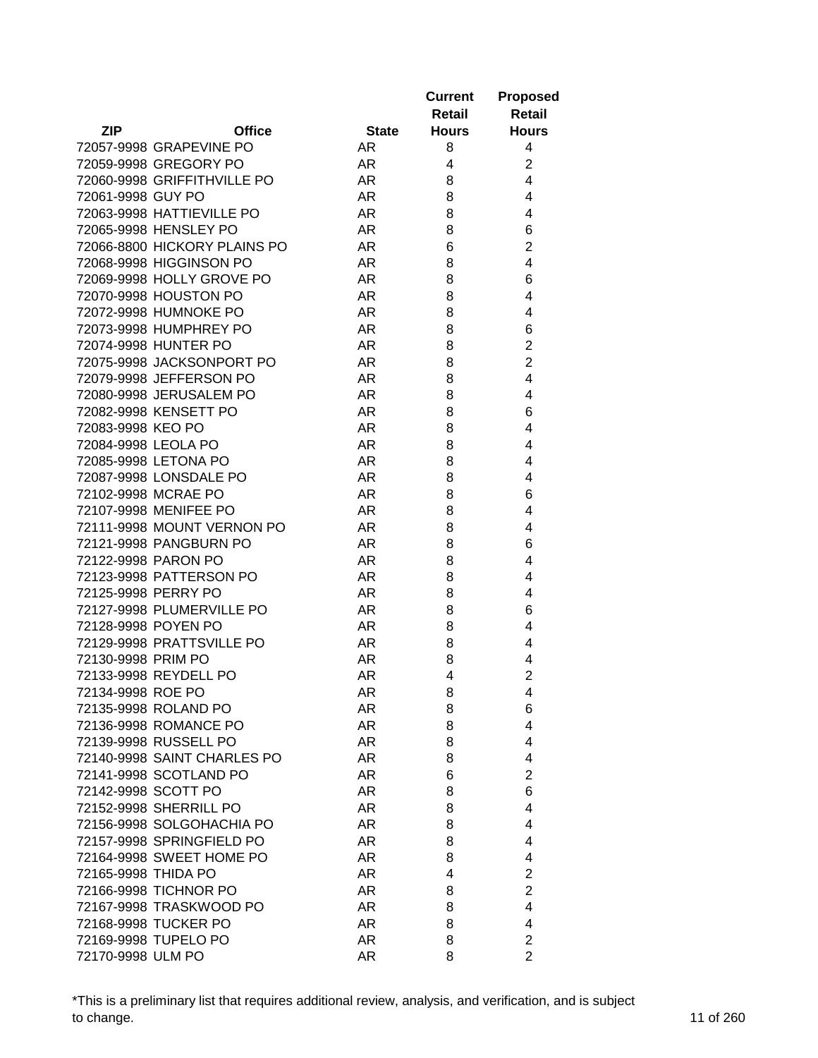| ZIP | Office | State | Current Retail Hours | Proposed Retail Hours |
|---|---|---|---|---|
| 72057-9998 | GRAPEVINE PO | AR | 8 | 4 |
| 72059-9998 | GREGORY PO | AR | 4 | 2 |
| 72060-9998 | GRIFFITHVILLE PO | AR | 8 | 4 |
| 72061-9998 | GUY PO | AR | 8 | 4 |
| 72063-9998 | HATTIEVILLE PO | AR | 8 | 4 |
| 72065-9998 | HENSLEY PO | AR | 8 | 6 |
| 72066-8800 | HICKORY PLAINS PO | AR | 6 | 2 |
| 72068-9998 | HIGGINSON PO | AR | 8 | 4 |
| 72069-9998 | HOLLY GROVE PO | AR | 8 | 6 |
| 72070-9998 | HOUSTON PO | AR | 8 | 4 |
| 72072-9998 | HUMNOKE PO | AR | 8 | 4 |
| 72073-9998 | HUMPHREY PO | AR | 8 | 6 |
| 72074-9998 | HUNTER PO | AR | 8 | 2 |
| 72075-9998 | JACKSONPORT PO | AR | 8 | 2 |
| 72079-9998 | JEFFERSON PO | AR | 8 | 4 |
| 72080-9998 | JERUSALEM PO | AR | 8 | 4 |
| 72082-9998 | KENSETT PO | AR | 8 | 6 |
| 72083-9998 | KEO PO | AR | 8 | 4 |
| 72084-9998 | LEOLA PO | AR | 8 | 4 |
| 72085-9998 | LETONA PO | AR | 8 | 4 |
| 72087-9998 | LONSDALE PO | AR | 8 | 4 |
| 72102-9998 | MCRAE PO | AR | 8 | 6 |
| 72107-9998 | MENIFEE PO | AR | 8 | 4 |
| 72111-9998 | MOUNT VERNON PO | AR | 8 | 4 |
| 72121-9998 | PANGBURN PO | AR | 8 | 6 |
| 72122-9998 | PARON PO | AR | 8 | 4 |
| 72123-9998 | PATTERSON PO | AR | 8 | 4 |
| 72125-9998 | PERRY PO | AR | 8 | 4 |
| 72127-9998 | PLUMERVILLE PO | AR | 8 | 6 |
| 72128-9998 | POYEN PO | AR | 8 | 4 |
| 72129-9998 | PRATTSVILLE PO | AR | 8 | 4 |
| 72130-9998 | PRIM PO | AR | 8 | 4 |
| 72133-9998 | REYDELL PO | AR | 4 | 2 |
| 72134-9998 | ROE PO | AR | 8 | 4 |
| 72135-9998 | ROLAND PO | AR | 8 | 6 |
| 72136-9998 | ROMANCE PO | AR | 8 | 4 |
| 72139-9998 | RUSSELL PO | AR | 8 | 4 |
| 72140-9998 | SAINT CHARLES PO | AR | 8 | 4 |
| 72141-9998 | SCOTLAND PO | AR | 6 | 2 |
| 72142-9998 | SCOTT PO | AR | 8 | 6 |
| 72152-9998 | SHERRILL PO | AR | 8 | 4 |
| 72156-9998 | SOLGOHACHIA PO | AR | 8 | 4 |
| 72157-9998 | SPRINGFIELD PO | AR | 8 | 4 |
| 72164-9998 | SWEET HOME PO | AR | 8 | 4 |
| 72165-9998 | THIDA PO | AR | 4 | 2 |
| 72166-9998 | TICHNOR PO | AR | 8 | 2 |
| 72167-9998 | TRASKWOOD PO | AR | 8 | 4 |
| 72168-9998 | TUCKER PO | AR | 8 | 4 |
| 72169-9998 | TUPELO PO | AR | 8 | 2 |
| 72170-9998 | ULM PO | AR | 8 | 2 |

*This is a preliminary list that requires additional review, analysis, and verification, and is subject to change.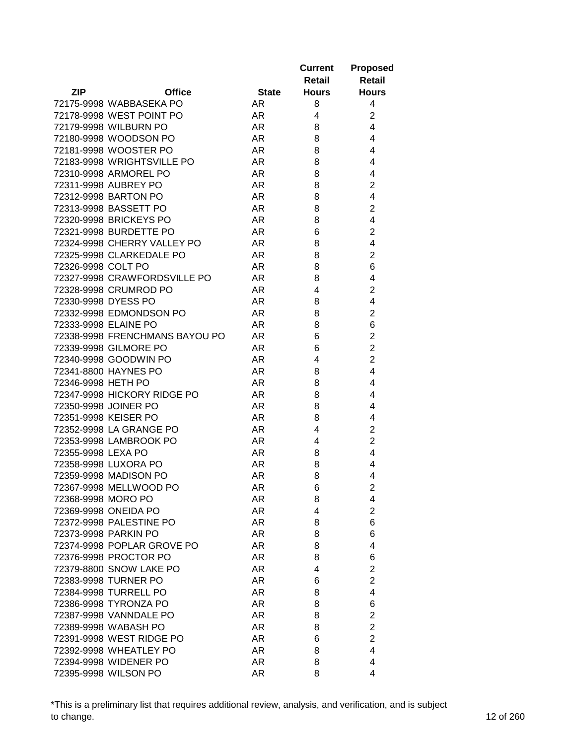| ZIP | Office | State | Current Retail Hours | Proposed Retail Hours |
|---|---|---|---|---|
| 72175-9998 | WABBASEKA PO | AR | 8 | 4 |
| 72178-9998 | WEST POINT PO | AR | 4 | 2 |
| 72179-9998 | WILBURN PO | AR | 8 | 4 |
| 72180-9998 | WOODSON PO | AR | 8 | 4 |
| 72181-9998 | WOOSTER PO | AR | 8 | 4 |
| 72183-9998 | WRIGHTSVILLE PO | AR | 8 | 4 |
| 72310-9998 | ARMOREL PO | AR | 8 | 4 |
| 72311-9998 | AUBREY PO | AR | 8 | 2 |
| 72312-9998 | BARTON PO | AR | 8 | 4 |
| 72313-9998 | BASSETT PO | AR | 8 | 2 |
| 72320-9998 | BRICKEYS PO | AR | 8 | 4 |
| 72321-9998 | BURDETTE PO | AR | 6 | 2 |
| 72324-9998 | CHERRY VALLEY PO | AR | 8 | 4 |
| 72325-9998 | CLARKEDALE PO | AR | 8 | 2 |
| 72326-9998 | COLT PO | AR | 8 | 6 |
| 72327-9998 | CRAWFORDSVILLE PO | AR | 8 | 4 |
| 72328-9998 | CRUMROD PO | AR | 4 | 2 |
| 72330-9998 | DYESS PO | AR | 8 | 4 |
| 72332-9998 | EDMONDSON PO | AR | 8 | 2 |
| 72333-9998 | ELAINE PO | AR | 8 | 6 |
| 72338-9998 | FRENCHMANS BAYOU PO | AR | 6 | 2 |
| 72339-9998 | GILMORE PO | AR | 6 | 2 |
| 72340-9998 | GOODWIN PO | AR | 4 | 2 |
| 72341-8800 | HAYNES PO | AR | 8 | 4 |
| 72346-9998 | HETH PO | AR | 8 | 4 |
| 72347-9998 | HICKORY RIDGE PO | AR | 8 | 4 |
| 72350-9998 | JOINER PO | AR | 8 | 4 |
| 72351-9998 | KEISER PO | AR | 8 | 4 |
| 72352-9998 | LA GRANGE PO | AR | 4 | 2 |
| 72353-9998 | LAMBROOK PO | AR | 4 | 2 |
| 72355-9998 | LEXA PO | AR | 8 | 4 |
| 72358-9998 | LUXORA PO | AR | 8 | 4 |
| 72359-9998 | MADISON PO | AR | 8 | 4 |
| 72367-9998 | MELLWOOD PO | AR | 6 | 2 |
| 72368-9998 | MORO PO | AR | 8 | 4 |
| 72369-9998 | ONEIDA PO | AR | 4 | 2 |
| 72372-9998 | PALESTINE PO | AR | 8 | 6 |
| 72373-9998 | PARKIN PO | AR | 8 | 6 |
| 72374-9998 | POPLAR GROVE PO | AR | 8 | 4 |
| 72376-9998 | PROCTOR PO | AR | 8 | 6 |
| 72379-8800 | SNOW LAKE PO | AR | 4 | 2 |
| 72383-9998 | TURNER PO | AR | 6 | 2 |
| 72384-9998 | TURRELL PO | AR | 8 | 4 |
| 72386-9998 | TYRONZA PO | AR | 8 | 6 |
| 72387-9998 | VANNDALE PO | AR | 8 | 2 |
| 72389-9998 | WABASH PO | AR | 8 | 2 |
| 72391-9998 | WEST RIDGE PO | AR | 6 | 2 |
| 72392-9998 | WHEATLEY PO | AR | 8 | 4 |
| 72394-9998 | WIDENER PO | AR | 8 | 4 |
| 72395-9998 | WILSON PO | AR | 8 | 4 |

*This is a preliminary list that requires additional review, analysis, and verification, and is subject to change.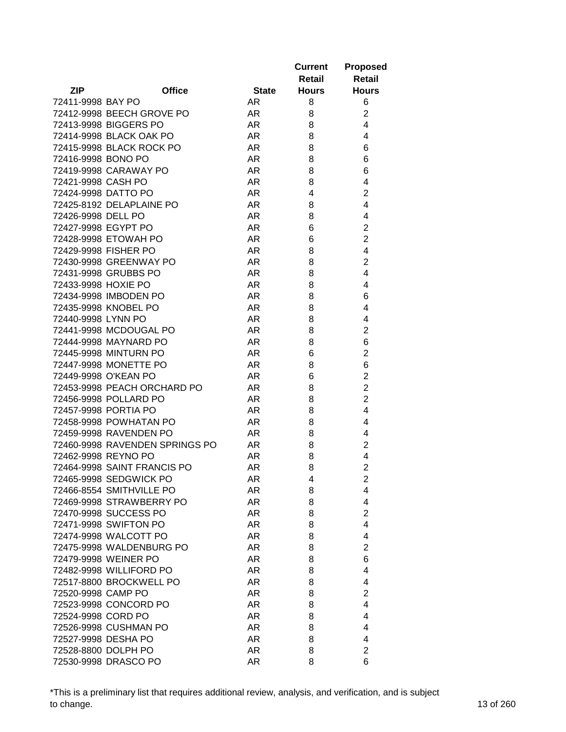| ZIP | Office | State | Current Retail Hours | Proposed Retail Hours |
|---|---|---|---|---|
| 72411-9998 | BAY PO | AR | 8 | 6 |
| 72412-9998 | BEECH GROVE PO | AR | 8 | 2 |
| 72413-9998 | BIGGERS PO | AR | 8 | 4 |
| 72414-9998 | BLACK OAK PO | AR | 8 | 4 |
| 72415-9998 | BLACK ROCK PO | AR | 8 | 6 |
| 72416-9998 | BONO PO | AR | 8 | 6 |
| 72419-9998 | CARAWAY PO | AR | 8 | 6 |
| 72421-9998 | CASH PO | AR | 8 | 4 |
| 72424-9998 | DATTO PO | AR | 4 | 2 |
| 72425-8192 | DELAPLAINE PO | AR | 8 | 4 |
| 72426-9998 | DELL PO | AR | 8 | 4 |
| 72427-9998 | EGYPT PO | AR | 6 | 2 |
| 72428-9998 | ETOWAH PO | AR | 6 | 2 |
| 72429-9998 | FISHER PO | AR | 8 | 4 |
| 72430-9998 | GREENWAY PO | AR | 8 | 2 |
| 72431-9998 | GRUBBS PO | AR | 8 | 4 |
| 72433-9998 | HOXIE PO | AR | 8 | 4 |
| 72434-9998 | IMBODEN PO | AR | 8 | 6 |
| 72435-9998 | KNOBEL PO | AR | 8 | 4 |
| 72440-9998 | LYNN PO | AR | 8 | 4 |
| 72441-9998 | MCDOUGAL PO | AR | 8 | 2 |
| 72444-9998 | MAYNARD PO | AR | 8 | 6 |
| 72445-9998 | MINTURN PO | AR | 6 | 2 |
| 72447-9998 | MONETTE PO | AR | 8 | 6 |
| 72449-9998 | O'KEAN PO | AR | 6 | 2 |
| 72453-9998 | PEACH ORCHARD PO | AR | 8 | 2 |
| 72456-9998 | POLLARD PO | AR | 8 | 2 |
| 72457-9998 | PORTIA PO | AR | 8 | 4 |
| 72458-9998 | POWHATAN PO | AR | 8 | 4 |
| 72459-9998 | RAVENDEN PO | AR | 8 | 4 |
| 72460-9998 | RAVENDEN SPRINGS PO | AR | 8 | 2 |
| 72462-9998 | REYNO PO | AR | 8 | 4 |
| 72464-9998 | SAINT FRANCIS PO | AR | 8 | 2 |
| 72465-9998 | SEDGWICK PO | AR | 4 | 2 |
| 72466-8554 | SMITHVILLE PO | AR | 8 | 4 |
| 72469-9998 | STRAWBERRY PO | AR | 8 | 4 |
| 72470-9998 | SUCCESS PO | AR | 8 | 2 |
| 72471-9998 | SWIFTON PO | AR | 8 | 4 |
| 72474-9998 | WALCOTT PO | AR | 8 | 4 |
| 72475-9998 | WALDENBURG PO | AR | 8 | 2 |
| 72479-9998 | WEINER PO | AR | 8 | 6 |
| 72482-9998 | WILLIFORD PO | AR | 8 | 4 |
| 72517-8800 | BROCKWELL PO | AR | 8 | 4 |
| 72520-9998 | CAMP PO | AR | 8 | 2 |
| 72523-9998 | CONCORD PO | AR | 8 | 4 |
| 72524-9998 | CORD PO | AR | 8 | 4 |
| 72526-9998 | CUSHMAN PO | AR | 8 | 4 |
| 72527-9998 | DESHA PO | AR | 8 | 4 |
| 72528-8800 | DOLPH PO | AR | 8 | 2 |
| 72530-9998 | DRASCO PO | AR | 8 | 6 |

*This is a preliminary list that requires additional review, analysis, and verification, and is subject to change.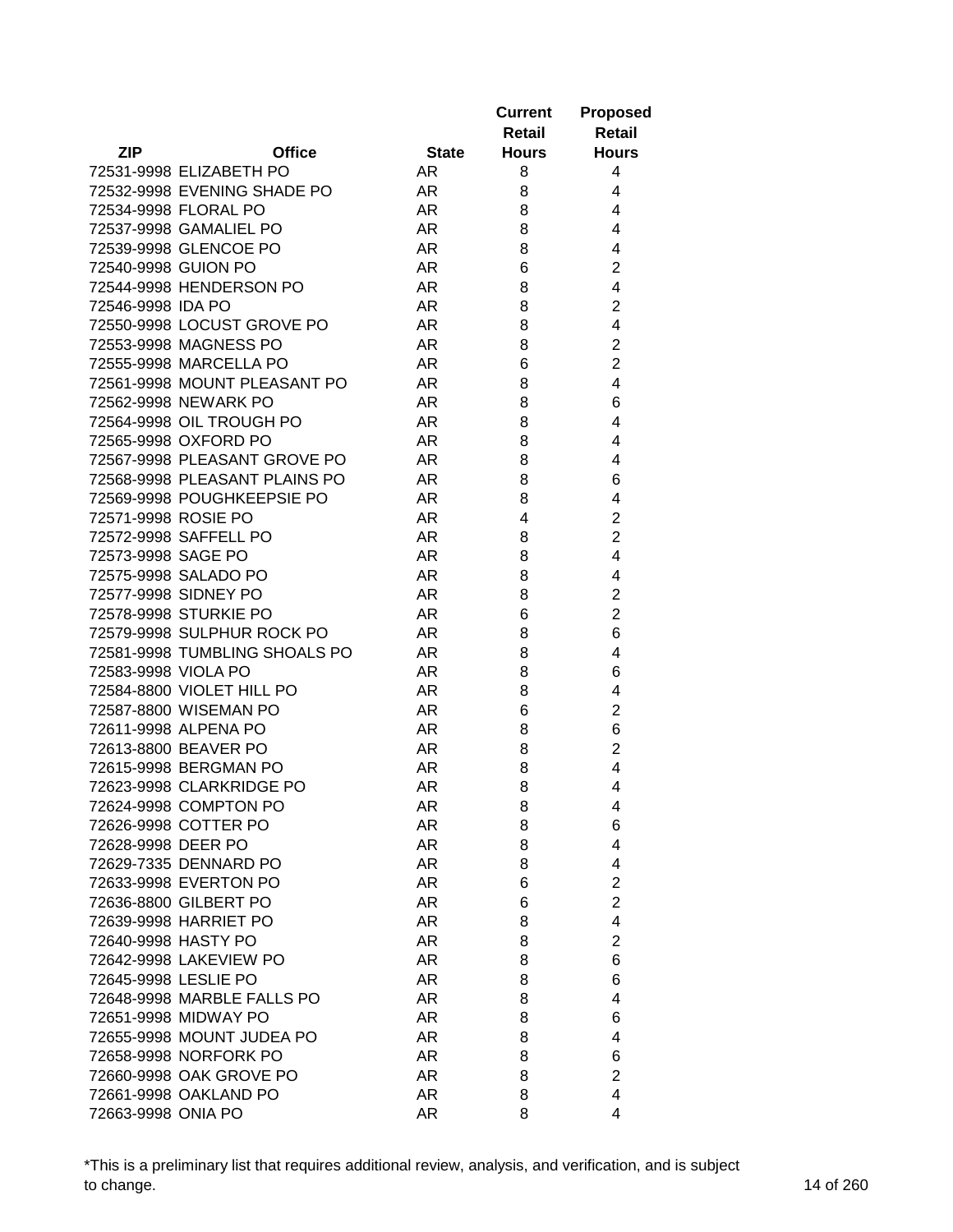| ZIP | Office | State | Current Retail Hours | Proposed Retail Hours |
|---|---|---|---|---|
| 72531-9998 | ELIZABETH PO | AR | 8 | 4 |
| 72532-9998 | EVENING SHADE PO | AR | 8 | 4 |
| 72534-9998 | FLORAL PO | AR | 8 | 4 |
| 72537-9998 | GAMALIEL PO | AR | 8 | 4 |
| 72539-9998 | GLENCOE PO | AR | 8 | 4 |
| 72540-9998 | GUION PO | AR | 6 | 2 |
| 72544-9998 | HENDERSON PO | AR | 8 | 4 |
| 72546-9998 | IDA PO | AR | 8 | 2 |
| 72550-9998 | LOCUST GROVE PO | AR | 8 | 4 |
| 72553-9998 | MAGNESS PO | AR | 8 | 2 |
| 72555-9998 | MARCELLA PO | AR | 6 | 2 |
| 72561-9998 | MOUNT PLEASANT PO | AR | 8 | 4 |
| 72562-9998 | NEWARK PO | AR | 8 | 6 |
| 72564-9998 | OIL TROUGH PO | AR | 8 | 4 |
| 72565-9998 | OXFORD PO | AR | 8 | 4 |
| 72567-9998 | PLEASANT GROVE PO | AR | 8 | 4 |
| 72568-9998 | PLEASANT PLAINS PO | AR | 8 | 6 |
| 72569-9998 | POUGHKEEPSIE PO | AR | 8 | 4 |
| 72571-9998 | ROSIE PO | AR | 4 | 2 |
| 72572-9998 | SAFFELL PO | AR | 8 | 2 |
| 72573-9998 | SAGE PO | AR | 8 | 4 |
| 72575-9998 | SALADO PO | AR | 8 | 4 |
| 72577-9998 | SIDNEY PO | AR | 8 | 2 |
| 72578-9998 | STURKIE PO | AR | 6 | 2 |
| 72579-9998 | SULPHUR ROCK PO | AR | 8 | 6 |
| 72581-9998 | TUMBLING SHOALS PO | AR | 8 | 4 |
| 72583-9998 | VIOLA PO | AR | 8 | 6 |
| 72584-8800 | VIOLET HILL PO | AR | 8 | 4 |
| 72587-8800 | WISEMAN PO | AR | 6 | 2 |
| 72611-9998 | ALPENA PO | AR | 8 | 6 |
| 72613-8800 | BEAVER PO | AR | 8 | 2 |
| 72615-9998 | BERGMAN PO | AR | 8 | 4 |
| 72623-9998 | CLARKRIDGE PO | AR | 8 | 4 |
| 72624-9998 | COMPTON PO | AR | 8 | 4 |
| 72626-9998 | COTTER PO | AR | 8 | 6 |
| 72628-9998 | DEER PO | AR | 8 | 4 |
| 72629-7335 | DENNARD PO | AR | 8 | 4 |
| 72633-9998 | EVERTON PO | AR | 6 | 2 |
| 72636-8800 | GILBERT PO | AR | 6 | 2 |
| 72639-9998 | HARRIET PO | AR | 8 | 4 |
| 72640-9998 | HASTY PO | AR | 8 | 2 |
| 72642-9998 | LAKEVIEW PO | AR | 8 | 6 |
| 72645-9998 | LESLIE PO | AR | 8 | 6 |
| 72648-9998 | MARBLE FALLS PO | AR | 8 | 4 |
| 72651-9998 | MIDWAY PO | AR | 8 | 6 |
| 72655-9998 | MOUNT JUDEA PO | AR | 8 | 4 |
| 72658-9998 | NORFORK PO | AR | 8 | 6 |
| 72660-9998 | OAK GROVE PO | AR | 8 | 2 |
| 72661-9998 | OAKLAND PO | AR | 8 | 4 |
| 72663-9998 | ONIA PO | AR | 8 | 4 |

*This is a preliminary list that requires additional review, analysis, and verification, and is subject to change.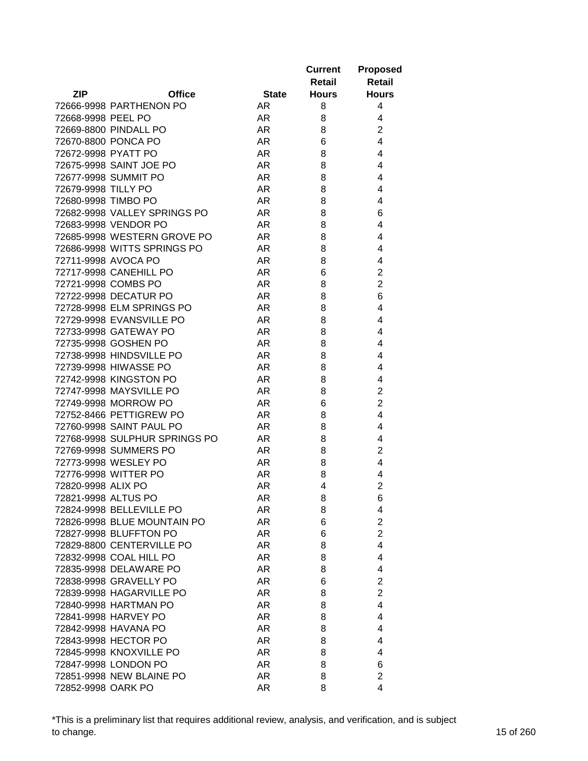| ZIP | Office | State | Current Retail Hours | Proposed Retail Hours |
|---|---|---|---|---|
| 72666-9998 | PARTHENON PO | AR | 8 | 4 |
| 72668-9998 | PEEL PO | AR | 8 | 4 |
| 72669-8800 | PINDALL PO | AR | 8 | 2 |
| 72670-8800 | PONCA PO | AR | 6 | 4 |
| 72672-9998 | PYATT PO | AR | 8 | 4 |
| 72675-9998 | SAINT JOE PO | AR | 8 | 4 |
| 72677-9998 | SUMMIT PO | AR | 8 | 4 |
| 72679-9998 | TILLY PO | AR | 8 | 4 |
| 72680-9998 | TIMBO PO | AR | 8 | 4 |
| 72682-9998 | VALLEY SPRINGS PO | AR | 8 | 6 |
| 72683-9998 | VENDOR PO | AR | 8 | 4 |
| 72685-9998 | WESTERN GROVE PO | AR | 8 | 4 |
| 72686-9998 | WITTS SPRINGS PO | AR | 8 | 4 |
| 72711-9998 | AVOCA PO | AR | 8 | 4 |
| 72717-9998 | CANEHILL PO | AR | 6 | 2 |
| 72721-9998 | COMBS PO | AR | 8 | 2 |
| 72722-9998 | DECATUR PO | AR | 8 | 6 |
| 72728-9998 | ELM SPRINGS PO | AR | 8 | 4 |
| 72729-9998 | EVANSVILLE PO | AR | 8 | 4 |
| 72733-9998 | GATEWAY PO | AR | 8 | 4 |
| 72735-9998 | GOSHEN PO | AR | 8 | 4 |
| 72738-9998 | HINDSVILLE PO | AR | 8 | 4 |
| 72739-9998 | HIWASSE PO | AR | 8 | 4 |
| 72742-9998 | KINGSTON PO | AR | 8 | 4 |
| 72747-9998 | MAYSVILLE PO | AR | 8 | 2 |
| 72749-9998 | MORROW PO | AR | 6 | 2 |
| 72752-8466 | PETTIGREW PO | AR | 8 | 4 |
| 72760-9998 | SAINT PAUL PO | AR | 8 | 4 |
| 72768-9998 | SULPHUR SPRINGS PO | AR | 8 | 4 |
| 72769-9998 | SUMMERS PO | AR | 8 | 2 |
| 72773-9998 | WESLEY PO | AR | 8 | 4 |
| 72776-9998 | WITTER PO | AR | 8 | 4 |
| 72820-9998 | ALIX PO | AR | 4 | 2 |
| 72821-9998 | ALTUS PO | AR | 8 | 6 |
| 72824-9998 | BELLEVILLE PO | AR | 8 | 4 |
| 72826-9998 | BLUE MOUNTAIN PO | AR | 6 | 2 |
| 72827-9998 | BLUFFTON PO | AR | 6 | 2 |
| 72829-8800 | CENTERVILLE PO | AR | 8 | 4 |
| 72832-9998 | COAL HILL PO | AR | 8 | 4 |
| 72835-9998 | DELAWARE PO | AR | 8 | 4 |
| 72838-9998 | GRAVELLY PO | AR | 6 | 2 |
| 72839-9998 | HAGARVILLE PO | AR | 8 | 2 |
| 72840-9998 | HARTMAN PO | AR | 8 | 4 |
| 72841-9998 | HARVEY PO | AR | 8 | 4 |
| 72842-9998 | HAVANA PO | AR | 8 | 4 |
| 72843-9998 | HECTOR PO | AR | 8 | 4 |
| 72845-9998 | KNOXVILLE PO | AR | 8 | 4 |
| 72847-9998 | LONDON PO | AR | 8 | 6 |
| 72851-9998 | NEW BLAINE PO | AR | 8 | 2 |
| 72852-9998 | OARK PO | AR | 8 | 4 |

*This is a preliminary list that requires additional review, analysis, and verification, and is subject to change.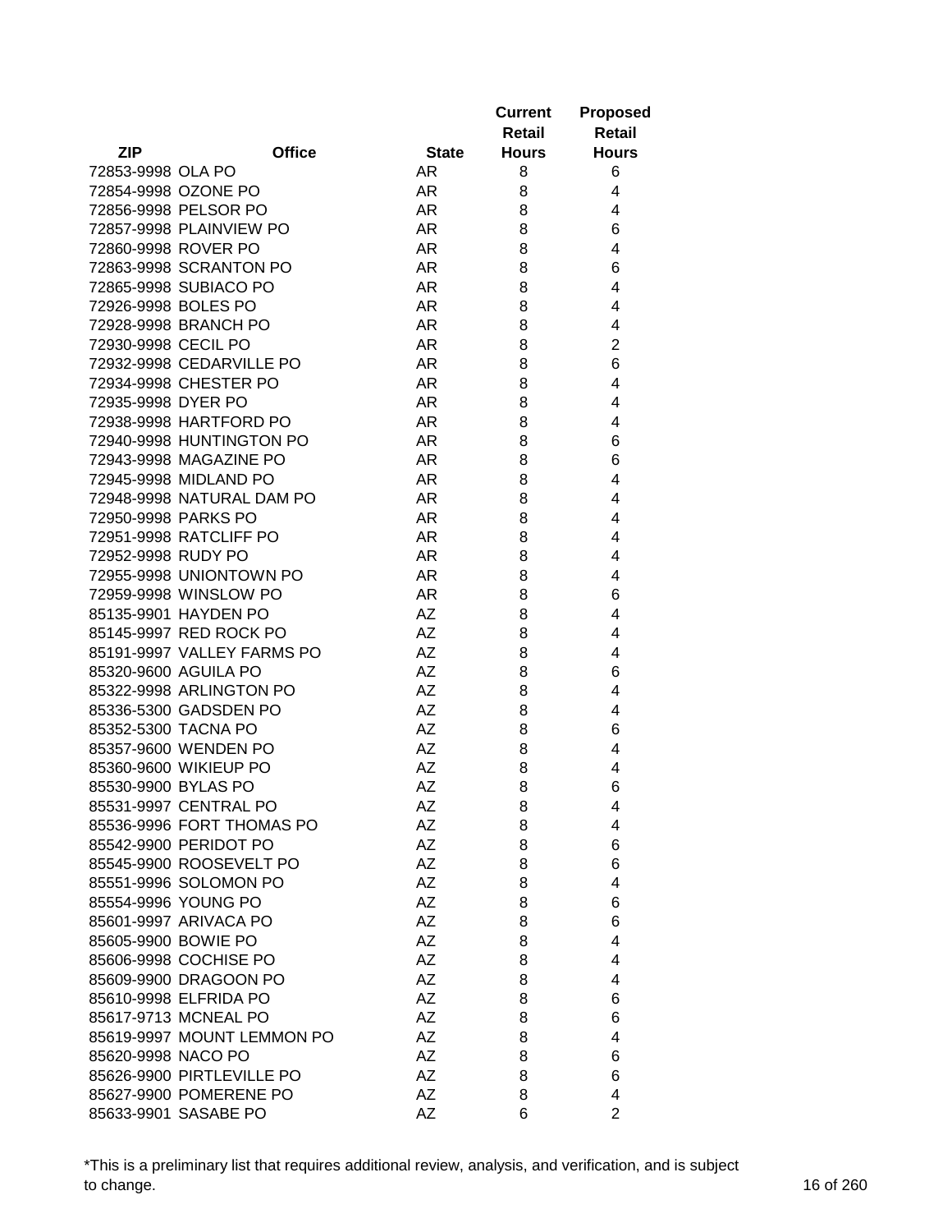| ZIP | Office | State | Current Retail Hours | Proposed Retail Hours |
|---|---|---|---|---|
| 72853-9998 | OLA PO | AR | 8 | 6 |
| 72854-9998 | OZONE PO | AR | 8 | 4 |
| 72856-9998 | PELSOR PO | AR | 8 | 4 |
| 72857-9998 | PLAINVIEW PO | AR | 8 | 6 |
| 72860-9998 | ROVER PO | AR | 8 | 4 |
| 72863-9998 | SCRANTON PO | AR | 8 | 6 |
| 72865-9998 | SUBIACO PO | AR | 8 | 4 |
| 72926-9998 | BOLES PO | AR | 8 | 4 |
| 72928-9998 | BRANCH PO | AR | 8 | 4 |
| 72930-9998 | CECIL PO | AR | 8 | 2 |
| 72932-9998 | CEDARVILLE PO | AR | 8 | 6 |
| 72934-9998 | CHESTER PO | AR | 8 | 4 |
| 72935-9998 | DYER PO | AR | 8 | 4 |
| 72938-9998 | HARTFORD PO | AR | 8 | 4 |
| 72940-9998 | HUNTINGTON PO | AR | 8 | 6 |
| 72943-9998 | MAGAZINE PO | AR | 8 | 6 |
| 72945-9998 | MIDLAND PO | AR | 8 | 4 |
| 72948-9998 | NATURAL DAM PO | AR | 8 | 4 |
| 72950-9998 | PARKS PO | AR | 8 | 4 |
| 72951-9998 | RATCLIFF PO | AR | 8 | 4 |
| 72952-9998 | RUDY PO | AR | 8 | 4 |
| 72955-9998 | UNIONTOWN PO | AR | 8 | 4 |
| 72959-9998 | WINSLOW PO | AR | 8 | 6 |
| 85135-9901 | HAYDEN PO | AZ | 8 | 4 |
| 85145-9997 | RED ROCK PO | AZ | 8 | 4 |
| 85191-9997 | VALLEY FARMS PO | AZ | 8 | 4 |
| 85320-9600 | AGUILA PO | AZ | 8 | 6 |
| 85322-9998 | ARLINGTON PO | AZ | 8 | 4 |
| 85336-5300 | GADSDEN PO | AZ | 8 | 4 |
| 85352-5300 | TACNA PO | AZ | 8 | 6 |
| 85357-9600 | WENDEN PO | AZ | 8 | 4 |
| 85360-9600 | WIKIEUP PO | AZ | 8 | 4 |
| 85530-9900 | BYLAS PO | AZ | 8 | 6 |
| 85531-9997 | CENTRAL PO | AZ | 8 | 4 |
| 85536-9996 | FORT THOMAS PO | AZ | 8 | 4 |
| 85542-9900 | PERIDOT PO | AZ | 8 | 6 |
| 85545-9900 | ROOSEVELT PO | AZ | 8 | 6 |
| 85551-9996 | SOLOMON PO | AZ | 8 | 4 |
| 85554-9996 | YOUNG PO | AZ | 8 | 6 |
| 85601-9997 | ARIVACA PO | AZ | 8 | 6 |
| 85605-9900 | BOWIE PO | AZ | 8 | 4 |
| 85606-9998 | COCHISE PO | AZ | 8 | 4 |
| 85609-9900 | DRAGOON PO | AZ | 8 | 4 |
| 85610-9998 | ELFRIDA PO | AZ | 8 | 6 |
| 85617-9713 | MCNEAL PO | AZ | 8 | 6 |
| 85619-9997 | MOUNT LEMMON PO | AZ | 8 | 4 |
| 85620-9998 | NACO PO | AZ | 8 | 6 |
| 85626-9900 | PIRTLEVILLE PO | AZ | 8 | 6 |
| 85627-9900 | POMERENE PO | AZ | 8 | 4 |
| 85633-9901 | SASABE PO | AZ | 6 | 2 |

*This is a preliminary list that requires additional review, analysis, and verification, and is subject to change.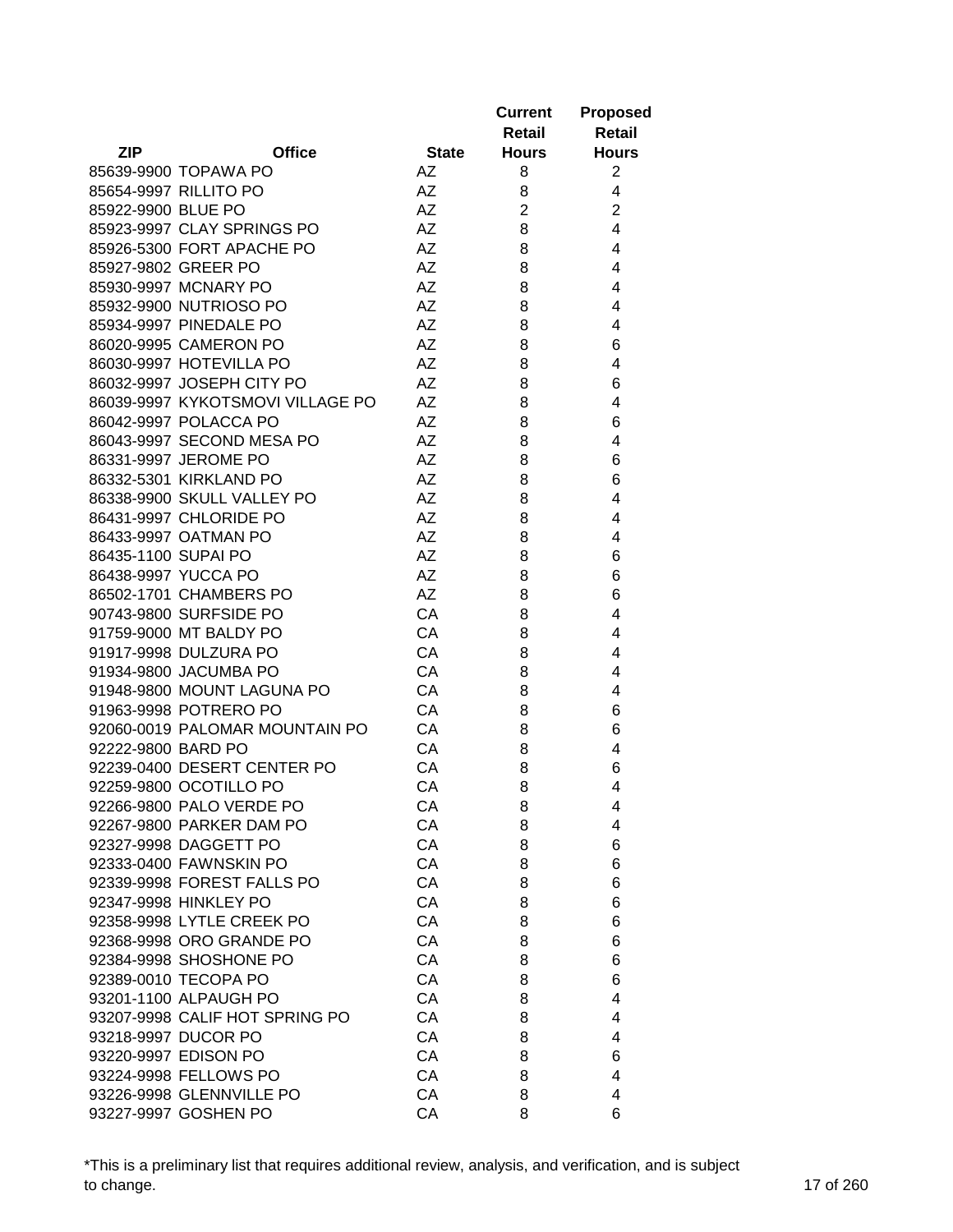| ZIP | Office | State | Current Retail Hours | Proposed Retail Hours |
|---|---|---|---|---|
| 85639-9900 | TOPAWA PO | AZ | 8 | 2 |
| 85654-9997 | RILLITO PO | AZ | 8 | 4 |
| 85922-9900 | BLUE PO | AZ | 2 | 2 |
| 85923-9997 | CLAY SPRINGS PO | AZ | 8 | 4 |
| 85926-5300 | FORT APACHE PO | AZ | 8 | 4 |
| 85927-9802 | GREER PO | AZ | 8 | 4 |
| 85930-9997 | MCNARY PO | AZ | 8 | 4 |
| 85932-9900 | NUTRIOSO PO | AZ | 8 | 4 |
| 85934-9997 | PINEDALE PO | AZ | 8 | 4 |
| 86020-9995 | CAMERON PO | AZ | 8 | 6 |
| 86030-9997 | HOTEVILLA PO | AZ | 8 | 4 |
| 86032-9997 | JOSEPH CITY PO | AZ | 8 | 6 |
| 86039-9997 | KYKOTSMOVI VILLAGE PO | AZ | 8 | 4 |
| 86042-9997 | POLACCA PO | AZ | 8 | 6 |
| 86043-9997 | SECOND MESA PO | AZ | 8 | 4 |
| 86331-9997 | JEROME PO | AZ | 8 | 6 |
| 86332-5301 | KIRKLAND PO | AZ | 8 | 6 |
| 86338-9900 | SKULL VALLEY PO | AZ | 8 | 4 |
| 86431-9997 | CHLORIDE PO | AZ | 8 | 4 |
| 86433-9997 | OATMAN PO | AZ | 8 | 4 |
| 86435-1100 | SUPAI PO | AZ | 8 | 6 |
| 86438-9997 | YUCCA PO | AZ | 8 | 6 |
| 86502-1701 | CHAMBERS PO | AZ | 8 | 6 |
| 90743-9800 | SURFSIDE PO | CA | 8 | 4 |
| 91759-9000 | MT BALDY PO | CA | 8 | 4 |
| 91917-9998 | DULZURA PO | CA | 8 | 4 |
| 91934-9800 | JACUMBA PO | CA | 8 | 4 |
| 91948-9800 | MOUNT LAGUNA PO | CA | 8 | 4 |
| 91963-9998 | POTRERO PO | CA | 8 | 6 |
| 92060-0019 | PALOMAR MOUNTAIN PO | CA | 8 | 6 |
| 92222-9800 | BARD PO | CA | 8 | 4 |
| 92239-0400 | DESERT CENTER PO | CA | 8 | 6 |
| 92259-9800 | OCOTILLO PO | CA | 8 | 4 |
| 92266-9800 | PALO VERDE PO | CA | 8 | 4 |
| 92267-9800 | PARKER DAM PO | CA | 8 | 4 |
| 92327-9998 | DAGGETT PO | CA | 8 | 6 |
| 92333-0400 | FAWNSKIN PO | CA | 8 | 6 |
| 92339-9998 | FOREST FALLS PO | CA | 8 | 6 |
| 92347-9998 | HINKLEY PO | CA | 8 | 6 |
| 92358-9998 | LYTLE CREEK PO | CA | 8 | 6 |
| 92368-9998 | ORO GRANDE PO | CA | 8 | 6 |
| 92384-9998 | SHOSHONE PO | CA | 8 | 6 |
| 92389-0010 | TECOPA PO | CA | 8 | 6 |
| 93201-1100 | ALPAUGH PO | CA | 8 | 4 |
| 93207-9998 | CALIF HOT SPRING PO | CA | 8 | 4 |
| 93218-9997 | DUCOR PO | CA | 8 | 4 |
| 93220-9997 | EDISON PO | CA | 8 | 6 |
| 93224-9998 | FELLOWS PO | CA | 8 | 4 |
| 93226-9998 | GLENNVILLE PO | CA | 8 | 4 |
| 93227-9997 | GOSHEN PO | CA | 8 | 6 |

*This is a preliminary list that requires additional review, analysis, and verification, and is subject to change.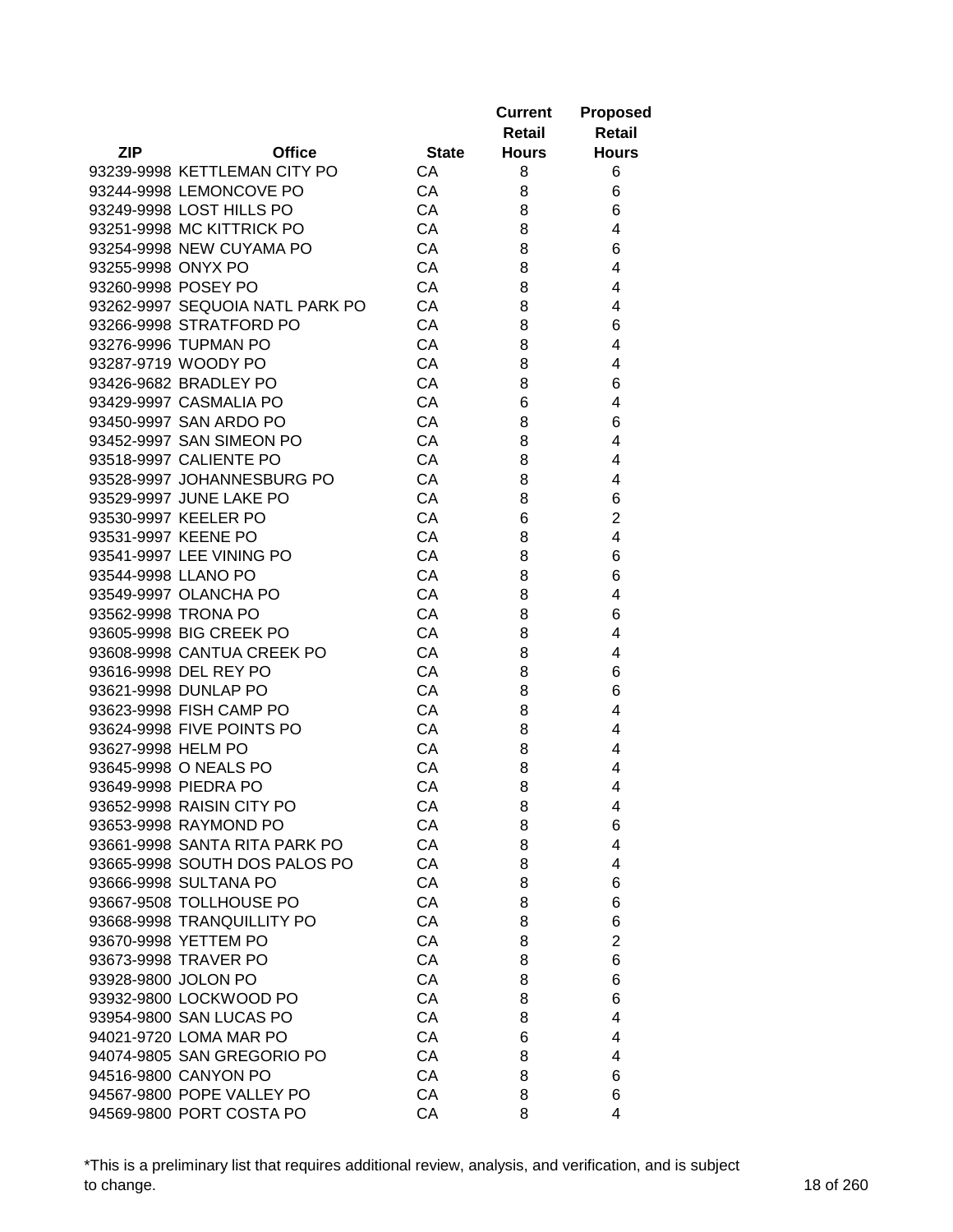| ZIP | Office | State | Current Retail Hours | Proposed Retail Hours |
|---|---|---|---|---|
| 93239-9998 | KETTLEMAN CITY PO | CA | 8 | 6 |
| 93244-9998 | LEMONCOVE PO | CA | 8 | 6 |
| 93249-9998 | LOST HILLS PO | CA | 8 | 6 |
| 93251-9998 | MC KITTRICK PO | CA | 8 | 4 |
| 93254-9998 | NEW CUYAMA PO | CA | 8 | 6 |
| 93255-9998 | ONYX PO | CA | 8 | 4 |
| 93260-9998 | POSEY PO | CA | 8 | 4 |
| 93262-9997 | SEQUOIA NATL PARK PO | CA | 8 | 4 |
| 93266-9998 | STRATFORD PO | CA | 8 | 6 |
| 93276-9996 | TUPMAN PO | CA | 8 | 4 |
| 93287-9719 | WOODY PO | CA | 8 | 4 |
| 93426-9682 | BRADLEY PO | CA | 8 | 6 |
| 93429-9997 | CASMALIA PO | CA | 6 | 4 |
| 93450-9997 | SAN ARDO PO | CA | 8 | 6 |
| 93452-9997 | SAN SIMEON PO | CA | 8 | 4 |
| 93518-9997 | CALIENTE PO | CA | 8 | 4 |
| 93528-9997 | JOHANNESBURG PO | CA | 8 | 4 |
| 93529-9997 | JUNE LAKE PO | CA | 8 | 6 |
| 93530-9997 | KEELER PO | CA | 6 | 2 |
| 93531-9997 | KEENE PO | CA | 8 | 4 |
| 93541-9997 | LEE VINING PO | CA | 8 | 6 |
| 93544-9998 | LLANO PO | CA | 8 | 6 |
| 93549-9997 | OLANCHA PO | CA | 8 | 4 |
| 93562-9998 | TRONA PO | CA | 8 | 6 |
| 93605-9998 | BIG CREEK PO | CA | 8 | 4 |
| 93608-9998 | CANTUA CREEK PO | CA | 8 | 4 |
| 93616-9998 | DEL REY PO | CA | 8 | 6 |
| 93621-9998 | DUNLAP PO | CA | 8 | 6 |
| 93623-9998 | FISH CAMP PO | CA | 8 | 4 |
| 93624-9998 | FIVE POINTS PO | CA | 8 | 4 |
| 93627-9998 | HELM PO | CA | 8 | 4 |
| 93645-9998 | O NEALS PO | CA | 8 | 4 |
| 93649-9998 | PIEDRA PO | CA | 8 | 4 |
| 93652-9998 | RAISIN CITY PO | CA | 8 | 4 |
| 93653-9998 | RAYMOND PO | CA | 8 | 6 |
| 93661-9998 | SANTA RITA PARK PO | CA | 8 | 4 |
| 93665-9998 | SOUTH DOS PALOS PO | CA | 8 | 4 |
| 93666-9998 | SULTANA PO | CA | 8 | 6 |
| 93667-9508 | TOLLHOUSE PO | CA | 8 | 6 |
| 93668-9998 | TRANQUILLITY PO | CA | 8 | 6 |
| 93670-9998 | YETTEM PO | CA | 8 | 2 |
| 93673-9998 | TRAVER PO | CA | 8 | 6 |
| 93928-9800 | JOLON PO | CA | 8 | 6 |
| 93932-9800 | LOCKWOOD PO | CA | 8 | 6 |
| 93954-9800 | SAN LUCAS PO | CA | 8 | 4 |
| 94021-9720 | LOMA MAR PO | CA | 6 | 4 |
| 94074-9805 | SAN GREGORIO PO | CA | 8 | 4 |
| 94516-9800 | CANYON PO | CA | 8 | 6 |
| 94567-9800 | POPE VALLEY PO | CA | 8 | 6 |
| 94569-9800 | PORT COSTA PO | CA | 8 | 4 |

*This is a preliminary list that requires additional review, analysis, and verification, and is subject to change.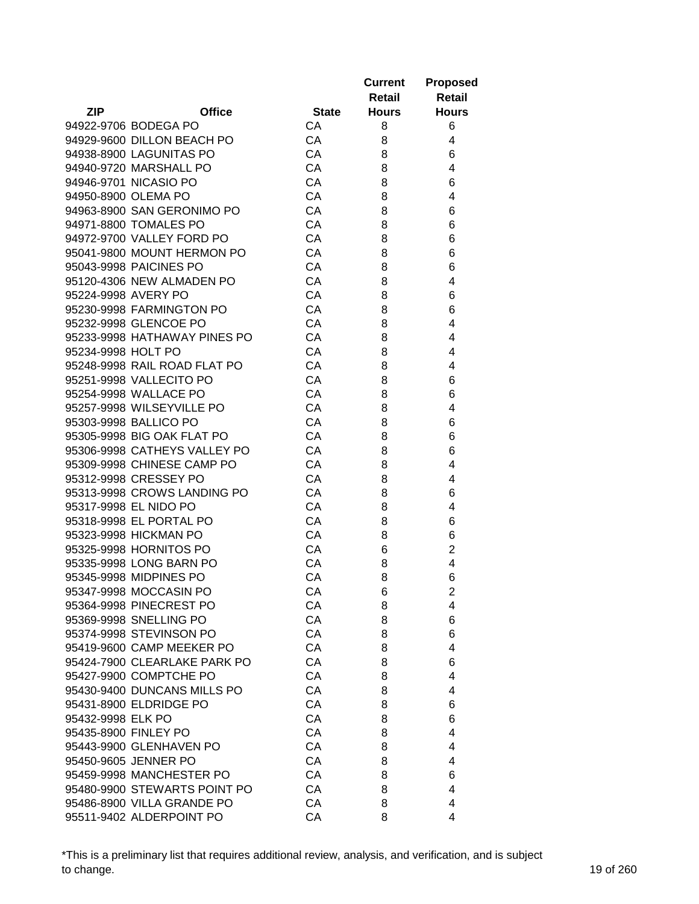| ZIP | Office | State | Current Retail Hours | Proposed Retail Hours |
|---|---|---|---|---|
| 94922-9706 | BODEGA PO | CA | 8 | 6 |
| 94929-9600 | DILLON BEACH PO | CA | 8 | 4 |
| 94938-8900 | LAGUNITAS PO | CA | 8 | 6 |
| 94940-9720 | MARSHALL PO | CA | 8 | 4 |
| 94946-9701 | NICASIO PO | CA | 8 | 6 |
| 94950-8900 | OLEMA PO | CA | 8 | 4 |
| 94963-8900 | SAN GERONIMO PO | CA | 8 | 6 |
| 94971-8800 | TOMALES PO | CA | 8 | 6 |
| 94972-9700 | VALLEY FORD PO | CA | 8 | 6 |
| 95041-9800 | MOUNT HERMON PO | CA | 8 | 6 |
| 95043-9998 | PAICINES PO | CA | 8 | 6 |
| 95120-4306 | NEW ALMADEN PO | CA | 8 | 4 |
| 95224-9998 | AVERY PO | CA | 8 | 6 |
| 95230-9998 | FARMINGTON PO | CA | 8 | 6 |
| 95232-9998 | GLENCOE PO | CA | 8 | 4 |
| 95233-9998 | HATHAWAY PINES PO | CA | 8 | 4 |
| 95234-9998 | HOLT PO | CA | 8 | 4 |
| 95248-9998 | RAIL ROAD FLAT PO | CA | 8 | 4 |
| 95251-9998 | VALLECITO PO | CA | 8 | 6 |
| 95254-9998 | WALLACE PO | CA | 8 | 6 |
| 95257-9998 | WILSEYVILLE PO | CA | 8 | 4 |
| 95303-9998 | BALLICO PO | CA | 8 | 6 |
| 95305-9998 | BIG OAK FLAT PO | CA | 8 | 6 |
| 95306-9998 | CATHEYS VALLEY PO | CA | 8 | 6 |
| 95309-9998 | CHINESE CAMP PO | CA | 8 | 4 |
| 95312-9998 | CRESSEY PO | CA | 8 | 4 |
| 95313-9998 | CROWS LANDING PO | CA | 8 | 6 |
| 95317-9998 | EL NIDO PO | CA | 8 | 4 |
| 95318-9998 | EL PORTAL PO | CA | 8 | 6 |
| 95323-9998 | HICKMAN PO | CA | 8 | 6 |
| 95325-9998 | HORNITOS PO | CA | 6 | 2 |
| 95335-9998 | LONG BARN PO | CA | 8 | 4 |
| 95345-9998 | MIDPINES PO | CA | 8 | 6 |
| 95347-9998 | MOCCASIN PO | CA | 6 | 2 |
| 95364-9998 | PINECREST PO | CA | 8 | 4 |
| 95369-9998 | SNELLING PO | CA | 8 | 6 |
| 95374-9998 | STEVINSON PO | CA | 8 | 6 |
| 95419-9600 | CAMP MEEKER PO | CA | 8 | 4 |
| 95424-7900 | CLEARLAKE PARK PO | CA | 8 | 6 |
| 95427-9900 | COMPTCHE PO | CA | 8 | 4 |
| 95430-9400 | DUNCANS MILLS PO | CA | 8 | 4 |
| 95431-8900 | ELDRIDGE PO | CA | 8 | 6 |
| 95432-9998 | ELK PO | CA | 8 | 6 |
| 95435-8900 | FINLEY PO | CA | 8 | 4 |
| 95443-9900 | GLENHAVEN PO | CA | 8 | 4 |
| 95450-9605 | JENNER PO | CA | 8 | 4 |
| 95459-9998 | MANCHESTER PO | CA | 8 | 6 |
| 95480-9900 | STEWARTS POINT PO | CA | 8 | 4 |
| 95486-8900 | VILLA GRANDE PO | CA | 8 | 4 |
| 95511-9402 | ALDERPOINT PO | CA | 8 | 4 |

*This is a preliminary list that requires additional review, analysis, and verification, and is subject to change.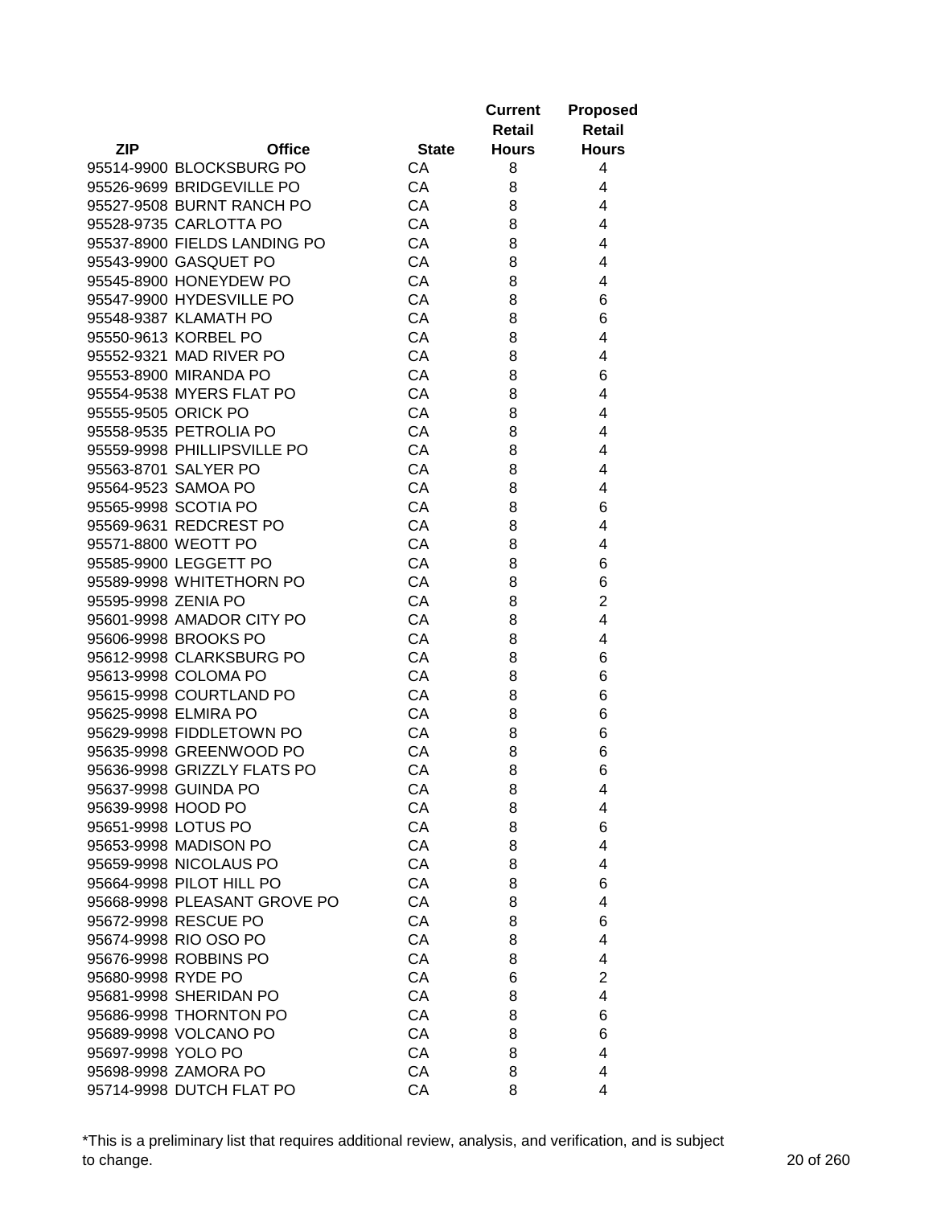| ZIP | Office | State | Current Retail Hours | Proposed Retail Hours |
|---|---|---|---|---|
| 95514-9900 | BLOCKSBURG PO | CA | 8 | 4 |
| 95526-9699 | BRIDGEVILLE PO | CA | 8 | 4 |
| 95527-9508 | BURNT RANCH PO | CA | 8 | 4 |
| 95528-9735 | CARLOTTA PO | CA | 8 | 4 |
| 95537-8900 | FIELDS LANDING PO | CA | 8 | 4 |
| 95543-9900 | GASQUET PO | CA | 8 | 4 |
| 95545-8900 | HONEYDEW PO | CA | 8 | 4 |
| 95547-9900 | HYDESVILLE PO | CA | 8 | 6 |
| 95548-9387 | KLAMATH PO | CA | 8 | 6 |
| 95550-9613 | KORBEL PO | CA | 8 | 4 |
| 95552-9321 | MAD RIVER PO | CA | 8 | 4 |
| 95553-8900 | MIRANDA PO | CA | 8 | 6 |
| 95554-9538 | MYERS FLAT PO | CA | 8 | 4 |
| 95555-9505 | ORICK PO | CA | 8 | 4 |
| 95558-9535 | PETROLIA PO | CA | 8 | 4 |
| 95559-9998 | PHILLIPSVILLE PO | CA | 8 | 4 |
| 95563-8701 | SALYER PO | CA | 8 | 4 |
| 95564-9523 | SAMOA PO | CA | 8 | 4 |
| 95565-9998 | SCOTIA PO | CA | 8 | 6 |
| 95569-9631 | REDCREST PO | CA | 8 | 4 |
| 95571-8800 | WEOTT PO | CA | 8 | 4 |
| 95585-9900 | LEGGETT PO | CA | 8 | 6 |
| 95589-9998 | WHITETHORN PO | CA | 8 | 6 |
| 95595-9998 | ZENIA PO | CA | 8 | 2 |
| 95601-9998 | AMADOR CITY PO | CA | 8 | 4 |
| 95606-9998 | BROOKS PO | CA | 8 | 4 |
| 95612-9998 | CLARKSBURG PO | CA | 8 | 6 |
| 95613-9998 | COLOMA PO | CA | 8 | 6 |
| 95615-9998 | COURTLAND PO | CA | 8 | 6 |
| 95625-9998 | ELMIRA PO | CA | 8 | 6 |
| 95629-9998 | FIDDLETOWN PO | CA | 8 | 6 |
| 95635-9998 | GREENWOOD PO | CA | 8 | 6 |
| 95636-9998 | GRIZZLY FLATS PO | CA | 8 | 6 |
| 95637-9998 | GUINDA PO | CA | 8 | 4 |
| 95639-9998 | HOOD PO | CA | 8 | 4 |
| 95651-9998 | LOTUS PO | CA | 8 | 6 |
| 95653-9998 | MADISON PO | CA | 8 | 4 |
| 95659-9998 | NICOLAUS PO | CA | 8 | 4 |
| 95664-9998 | PILOT HILL PO | CA | 8 | 6 |
| 95668-9998 | PLEASANT GROVE PO | CA | 8 | 4 |
| 95672-9998 | RESCUE PO | CA | 8 | 6 |
| 95674-9998 | RIO OSO PO | CA | 8 | 4 |
| 95676-9998 | ROBBINS PO | CA | 8 | 4 |
| 95680-9998 | RYDE PO | CA | 6 | 2 |
| 95681-9998 | SHERIDAN PO | CA | 8 | 4 |
| 95686-9998 | THORNTON PO | CA | 8 | 6 |
| 95689-9998 | VOLCANO PO | CA | 8 | 6 |
| 95697-9998 | YOLO PO | CA | 8 | 4 |
| 95698-9998 | ZAMORA PO | CA | 8 | 4 |
| 95714-9998 | DUTCH FLAT PO | CA | 8 | 4 |

*This is a preliminary list that requires additional review, analysis, and verification, and is subject to change.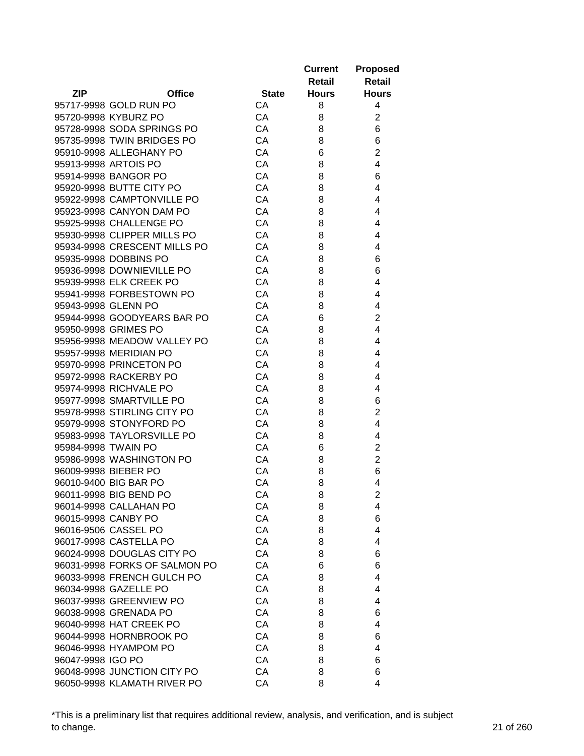| ZIP | Office | State | Current Retail Hours | Proposed Retail Hours |
|---|---|---|---|---|
| 95717-9998 | GOLD RUN PO | CA | 8 | 4 |
| 95720-9998 | KYBURZ PO | CA | 8 | 2 |
| 95728-9998 | SODA SPRINGS PO | CA | 8 | 6 |
| 95735-9998 | TWIN BRIDGES PO | CA | 8 | 6 |
| 95910-9998 | ALLEGHANY PO | CA | 6 | 2 |
| 95913-9998 | ARTOIS PO | CA | 8 | 4 |
| 95914-9998 | BANGOR PO | CA | 8 | 6 |
| 95920-9998 | BUTTE CITY PO | CA | 8 | 4 |
| 95922-9998 | CAMPTONVILLE PO | CA | 8 | 4 |
| 95923-9998 | CANYON DAM PO | CA | 8 | 4 |
| 95925-9998 | CHALLENGE PO | CA | 8 | 4 |
| 95930-9998 | CLIPPER MILLS PO | CA | 8 | 4 |
| 95934-9998 | CRESCENT MILLS PO | CA | 8 | 4 |
| 95935-9998 | DOBBINS PO | CA | 8 | 6 |
| 95936-9998 | DOWNIEVILLE PO | CA | 8 | 6 |
| 95939-9998 | ELK CREEK PO | CA | 8 | 4 |
| 95941-9998 | FORBESTOWN PO | CA | 8 | 4 |
| 95943-9998 | GLENN PO | CA | 8 | 4 |
| 95944-9998 | GOODYEARS BAR PO | CA | 6 | 2 |
| 95950-9998 | GRIMES PO | CA | 8 | 4 |
| 95956-9998 | MEADOW VALLEY PO | CA | 8 | 4 |
| 95957-9998 | MERIDIAN PO | CA | 8 | 4 |
| 95970-9998 | PRINCETON PO | CA | 8 | 4 |
| 95972-9998 | RACKERBY PO | CA | 8 | 4 |
| 95974-9998 | RICHVALE PO | CA | 8 | 4 |
| 95977-9998 | SMARTVILLE PO | CA | 8 | 6 |
| 95978-9998 | STIRLING CITY PO | CA | 8 | 2 |
| 95979-9998 | STONYFORD PO | CA | 8 | 4 |
| 95983-9998 | TAYLORSVILLE PO | CA | 8 | 4 |
| 95984-9998 | TWAIN PO | CA | 6 | 2 |
| 95986-9998 | WASHINGTON PO | CA | 8 | 2 |
| 96009-9998 | BIEBER PO | CA | 8 | 6 |
| 96010-9400 | BIG BAR PO | CA | 8 | 4 |
| 96011-9998 | BIG BEND PO | CA | 8 | 2 |
| 96014-9998 | CALLAHAN PO | CA | 8 | 4 |
| 96015-9998 | CANBY PO | CA | 8 | 6 |
| 96016-9506 | CASSEL PO | CA | 8 | 4 |
| 96017-9998 | CASTELLA PO | CA | 8 | 4 |
| 96024-9998 | DOUGLAS CITY PO | CA | 8 | 6 |
| 96031-9998 | FORKS OF SALMON PO | CA | 6 | 6 |
| 96033-9998 | FRENCH GULCH PO | CA | 8 | 4 |
| 96034-9998 | GAZELLE PO | CA | 8 | 4 |
| 96037-9998 | GREENVIEW PO | CA | 8 | 4 |
| 96038-9998 | GRENADA PO | CA | 8 | 6 |
| 96040-9998 | HAT CREEK PO | CA | 8 | 4 |
| 96044-9998 | HORNBROOK PO | CA | 8 | 6 |
| 96046-9998 | HYAMPOM PO | CA | 8 | 4 |
| 96047-9998 | IGO PO | CA | 8 | 6 |
| 96048-9998 | JUNCTION CITY PO | CA | 8 | 6 |
| 96050-9998 | KLAMATH RIVER PO | CA | 8 | 4 |

*This is a preliminary list that requires additional review, analysis, and verification, and is subject to change.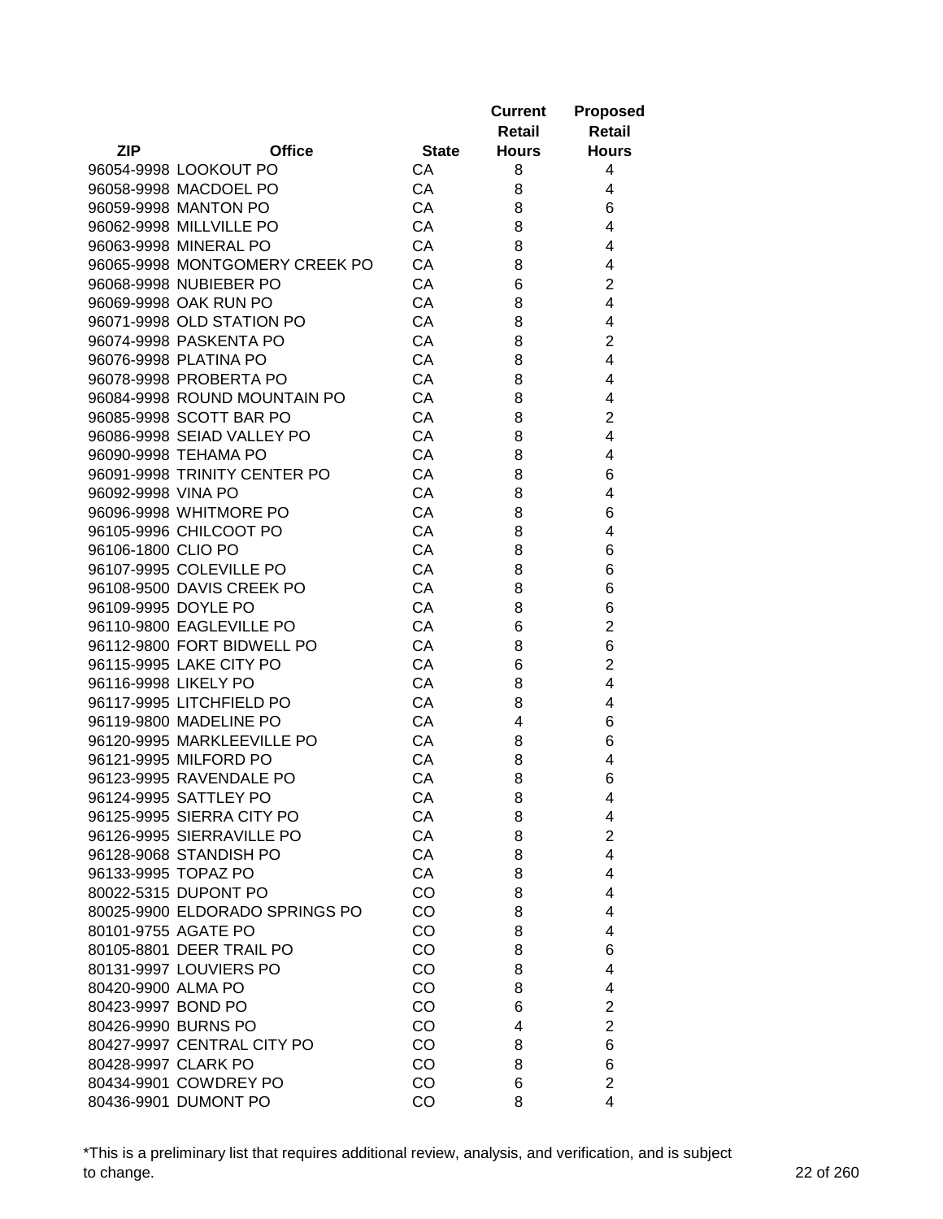| ZIP | Office | State | Current Retail Hours | Proposed Retail Hours |
|---|---|---|---|---|
| 96054-9998 | LOOKOUT PO | CA | 8 | 4 |
| 96058-9998 | MACDOEL PO | CA | 8 | 4 |
| 96059-9998 | MANTON PO | CA | 8 | 6 |
| 96062-9998 | MILLVILLE PO | CA | 8 | 4 |
| 96063-9998 | MINERAL PO | CA | 8 | 4 |
| 96065-9998 | MONTGOMERY CREEK PO | CA | 8 | 4 |
| 96068-9998 | NUBIEBER PO | CA | 6 | 2 |
| 96069-9998 | OAK RUN PO | CA | 8 | 4 |
| 96071-9998 | OLD STATION PO | CA | 8 | 4 |
| 96074-9998 | PASKENTA PO | CA | 8 | 2 |
| 96076-9998 | PLATINA PO | CA | 8 | 4 |
| 96078-9998 | PROBERTA PO | CA | 8 | 4 |
| 96084-9998 | ROUND MOUNTAIN PO | CA | 8 | 4 |
| 96085-9998 | SCOTT BAR PO | CA | 8 | 2 |
| 96086-9998 | SEIAD VALLEY PO | CA | 8 | 4 |
| 96090-9998 | TEHAMA PO | CA | 8 | 4 |
| 96091-9998 | TRINITY CENTER PO | CA | 8 | 6 |
| 96092-9998 | VINA PO | CA | 8 | 4 |
| 96096-9998 | WHITMORE PO | CA | 8 | 6 |
| 96105-9996 | CHILCOOT PO | CA | 8 | 4 |
| 96106-1800 | CLIO PO | CA | 8 | 6 |
| 96107-9995 | COLEVILLE PO | CA | 8 | 6 |
| 96108-9500 | DAVIS CREEK PO | CA | 8 | 6 |
| 96109-9995 | DOYLE PO | CA | 8 | 6 |
| 96110-9800 | EAGLEVILLE PO | CA | 6 | 2 |
| 96112-9800 | FORT BIDWELL PO | CA | 8 | 6 |
| 96115-9995 | LAKE CITY PO | CA | 6 | 2 |
| 96116-9998 | LIKELY PO | CA | 8 | 4 |
| 96117-9995 | LITCHFIELD PO | CA | 8 | 4 |
| 96119-9800 | MADELINE PO | CA | 4 | 6 |
| 96120-9995 | MARKLEEVILLE PO | CA | 8 | 6 |
| 96121-9995 | MILFORD PO | CA | 8 | 4 |
| 96123-9995 | RAVENDALE PO | CA | 8 | 6 |
| 96124-9995 | SATTLEY PO | CA | 8 | 4 |
| 96125-9995 | SIERRA CITY PO | CA | 8 | 4 |
| 96126-9995 | SIERRAVILLE PO | CA | 8 | 2 |
| 96128-9068 | STANDISH PO | CA | 8 | 4 |
| 96133-9995 | TOPAZ PO | CA | 8 | 4 |
| 80022-5315 | DUPONT PO | CO | 8 | 4 |
| 80025-9900 | ELDORADO SPRINGS PO | CO | 8 | 4 |
| 80101-9755 | AGATE PO | CO | 8 | 4 |
| 80105-8801 | DEER TRAIL PO | CO | 8 | 6 |
| 80131-9997 | LOUVIERS PO | CO | 8 | 4 |
| 80420-9900 | ALMA PO | CO | 8 | 4 |
| 80423-9997 | BOND PO | CO | 6 | 2 |
| 80426-9990 | BURNS PO | CO | 4 | 2 |
| 80427-9997 | CENTRAL CITY PO | CO | 8 | 6 |
| 80428-9997 | CLARK PO | CO | 8 | 6 |
| 80434-9901 | COWDREY PO | CO | 6 | 2 |
| 80436-9901 | DUMONT PO | CO | 8 | 4 |

*This is a preliminary list that requires additional review, analysis, and verification, and is subject to change.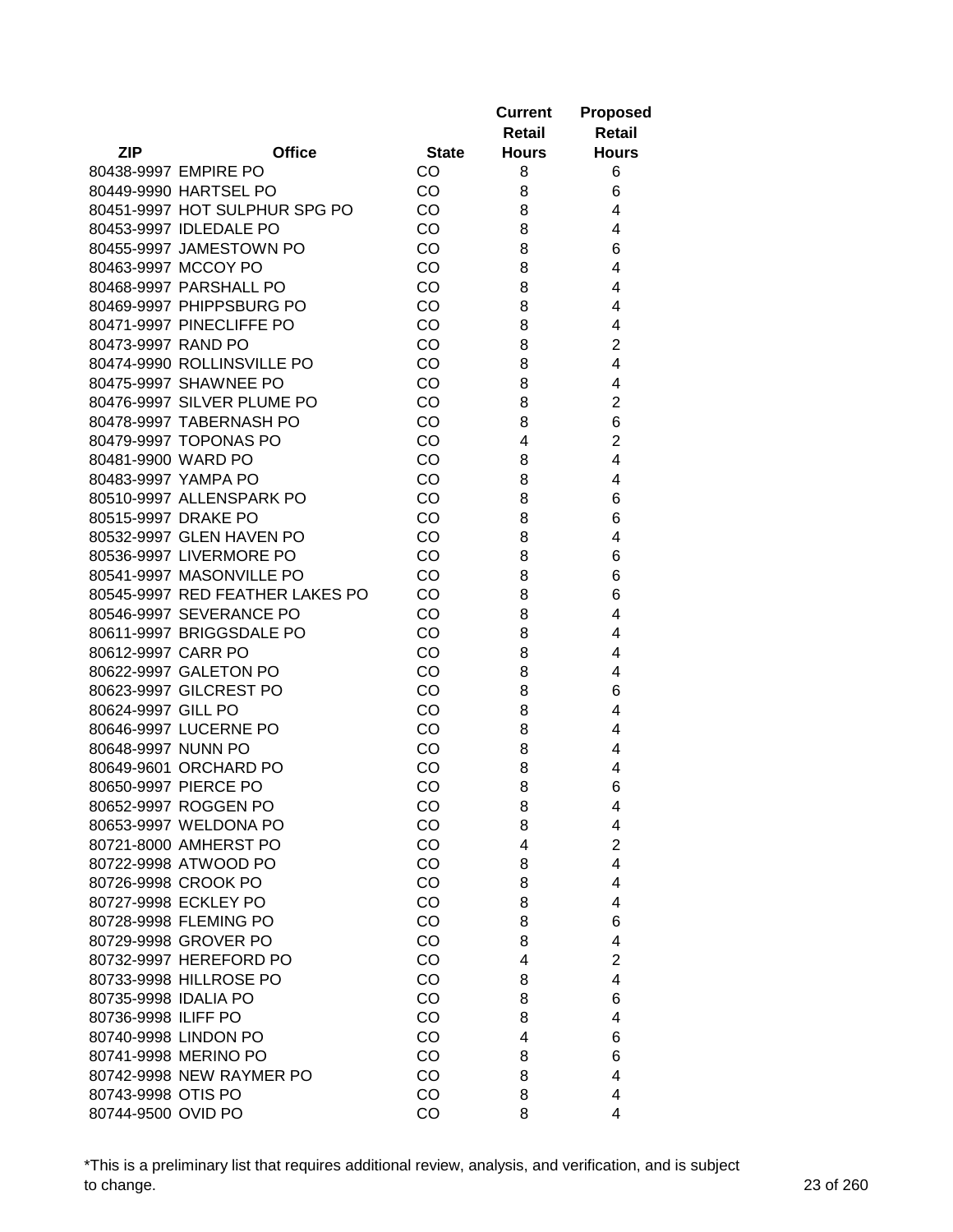| ZIP | Office | State | Current Retail Hours | Proposed Retail Hours |
|---|---|---|---|---|
| 80438-9997 | EMPIRE PO | CO | 8 | 6 |
| 80449-9990 | HARTSEL PO | CO | 8 | 6 |
| 80451-9997 | HOT SULPHUR SPG PO | CO | 8 | 4 |
| 80453-9997 | IDLEDALE PO | CO | 8 | 4 |
| 80455-9997 | JAMESTOWN PO | CO | 8 | 6 |
| 80463-9997 | MCCOY PO | CO | 8 | 4 |
| 80468-9997 | PARSHALL PO | CO | 8 | 4 |
| 80469-9997 | PHIPPSBURG PO | CO | 8 | 4 |
| 80471-9997 | PINECLIFFE PO | CO | 8 | 4 |
| 80473-9997 | RAND PO | CO | 8 | 2 |
| 80474-9990 | ROLLINSVILLE PO | CO | 8 | 4 |
| 80475-9997 | SHAWNEE PO | CO | 8 | 4 |
| 80476-9997 | SILVER PLUME PO | CO | 8 | 2 |
| 80478-9997 | TABERNASH PO | CO | 8 | 6 |
| 80479-9997 | TOPONAS PO | CO | 4 | 2 |
| 80481-9900 | WARD PO | CO | 8 | 4 |
| 80483-9997 | YAMPA PO | CO | 8 | 4 |
| 80510-9997 | ALLENSPARK PO | CO | 8 | 6 |
| 80515-9997 | DRAKE PO | CO | 8 | 6 |
| 80532-9997 | GLEN HAVEN PO | CO | 8 | 4 |
| 80536-9997 | LIVERMORE PO | CO | 8 | 6 |
| 80541-9997 | MASONVILLE PO | CO | 8 | 6 |
| 80545-9997 | RED FEATHER LAKES PO | CO | 8 | 6 |
| 80546-9997 | SEVERANCE PO | CO | 8 | 4 |
| 80611-9997 | BRIGGSDALE PO | CO | 8 | 4 |
| 80612-9997 | CARR PO | CO | 8 | 4 |
| 80622-9997 | GALETON PO | CO | 8 | 4 |
| 80623-9997 | GILCREST PO | CO | 8 | 6 |
| 80624-9997 | GILL PO | CO | 8 | 4 |
| 80646-9997 | LUCERNE PO | CO | 8 | 4 |
| 80648-9997 | NUNN PO | CO | 8 | 4 |
| 80649-9601 | ORCHARD PO | CO | 8 | 4 |
| 80650-9997 | PIERCE PO | CO | 8 | 6 |
| 80652-9997 | ROGGEN PO | CO | 8 | 4 |
| 80653-9997 | WELDONA PO | CO | 8 | 4 |
| 80721-8000 | AMHERST PO | CO | 4 | 2 |
| 80722-9998 | ATWOOD PO | CO | 8 | 4 |
| 80726-9998 | CROOK PO | CO | 8 | 4 |
| 80727-9998 | ECKLEY PO | CO | 8 | 4 |
| 80728-9998 | FLEMING PO | CO | 8 | 6 |
| 80729-9998 | GROVER PO | CO | 8 | 4 |
| 80732-9997 | HEREFORD PO | CO | 4 | 2 |
| 80733-9998 | HILLROSE PO | CO | 8 | 4 |
| 80735-9998 | IDALIA PO | CO | 8 | 6 |
| 80736-9998 | ILIFF PO | CO | 8 | 4 |
| 80740-9998 | LINDON PO | CO | 4 | 6 |
| 80741-9998 | MERINO PO | CO | 8 | 6 |
| 80742-9998 | NEW RAYMER PO | CO | 8 | 4 |
| 80743-9998 | OTIS PO | CO | 8 | 4 |
| 80744-9500 | OVID PO | CO | 8 | 4 |

*This is a preliminary list that requires additional review, analysis, and verification, and is subject to change.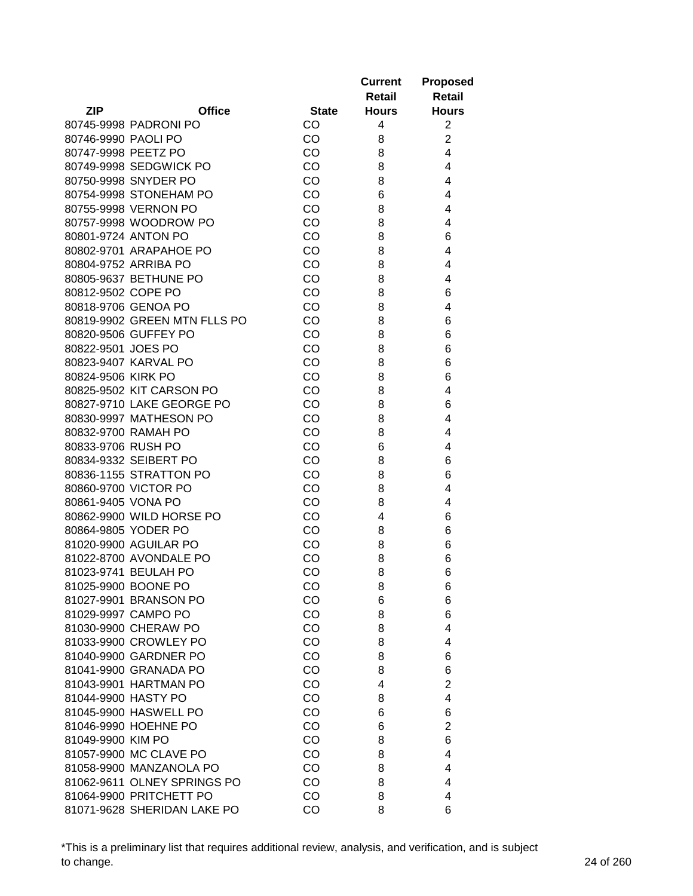| ZIP | Office | State | Current Retail Hours | Proposed Retail Hours |
|---|---|---|---|---|
| 80745-9998 | PADRONI PO | CO | 4 | 2 |
| 80746-9990 | PAOLI PO | CO | 8 | 2 |
| 80747-9998 | PEETZ PO | CO | 8 | 4 |
| 80749-9998 | SEDGWICK PO | CO | 8 | 4 |
| 80750-9998 | SNYDER PO | CO | 8 | 4 |
| 80754-9998 | STONEHAM PO | CO | 6 | 4 |
| 80755-9998 | VERNON PO | CO | 8 | 4 |
| 80757-9998 | WOODROW PO | CO | 8 | 4 |
| 80801-9724 | ANTON PO | CO | 8 | 6 |
| 80802-9701 | ARAPAHOE PO | CO | 8 | 4 |
| 80804-9752 | ARRIBA PO | CO | 8 | 4 |
| 80805-9637 | BETHUNE PO | CO | 8 | 4 |
| 80812-9502 | COPE PO | CO | 8 | 6 |
| 80818-9706 | GENOA PO | CO | 8 | 4 |
| 80819-9902 | GREEN MTN FLLS PO | CO | 8 | 6 |
| 80820-9506 | GUFFEY PO | CO | 8 | 6 |
| 80822-9501 | JOES PO | CO | 8 | 6 |
| 80823-9407 | KARVAL PO | CO | 8 | 6 |
| 80824-9506 | KIRK PO | CO | 8 | 6 |
| 80825-9502 | KIT CARSON PO | CO | 8 | 4 |
| 80827-9710 | LAKE GEORGE PO | CO | 8 | 6 |
| 80830-9997 | MATHESON PO | CO | 8 | 4 |
| 80832-9700 | RAMAH PO | CO | 8 | 4 |
| 80833-9706 | RUSH PO | CO | 6 | 4 |
| 80834-9332 | SEIBERT PO | CO | 8 | 6 |
| 80836-1155 | STRATTON PO | CO | 8 | 6 |
| 80860-9700 | VICTOR PO | CO | 8 | 4 |
| 80861-9405 | VONA PO | CO | 8 | 4 |
| 80862-9900 | WILD HORSE PO | CO | 4 | 6 |
| 80864-9805 | YODER PO | CO | 8 | 6 |
| 81020-9900 | AGUILAR PO | CO | 8 | 6 |
| 81022-8700 | AVONDALE PO | CO | 8 | 6 |
| 81023-9741 | BEULAH PO | CO | 8 | 6 |
| 81025-9900 | BOONE PO | CO | 8 | 6 |
| 81027-9901 | BRANSON PO | CO | 6 | 6 |
| 81029-9997 | CAMPO PO | CO | 8 | 6 |
| 81030-9900 | CHERAW PO | CO | 8 | 4 |
| 81033-9900 | CROWLEY PO | CO | 8 | 4 |
| 81040-9900 | GARDNER PO | CO | 8 | 6 |
| 81041-9900 | GRANADA PO | CO | 8 | 6 |
| 81043-9901 | HARTMAN PO | CO | 4 | 2 |
| 81044-9900 | HASTY PO | CO | 8 | 4 |
| 81045-9900 | HASWELL PO | CO | 6 | 6 |
| 81046-9990 | HOEHNE PO | CO | 6 | 2 |
| 81049-9900 | KIM PO | CO | 8 | 6 |
| 81057-9900 | MC CLAVE PO | CO | 8 | 4 |
| 81058-9900 | MANZANOLA PO | CO | 8 | 4 |
| 81062-9611 | OLNEY SPRINGS PO | CO | 8 | 4 |
| 81064-9900 | PRITCHETT PO | CO | 8 | 4 |
| 81071-9628 | SHERIDAN LAKE PO | CO | 8 | 6 |

*This is a preliminary list that requires additional review, analysis, and verification, and is subject to change.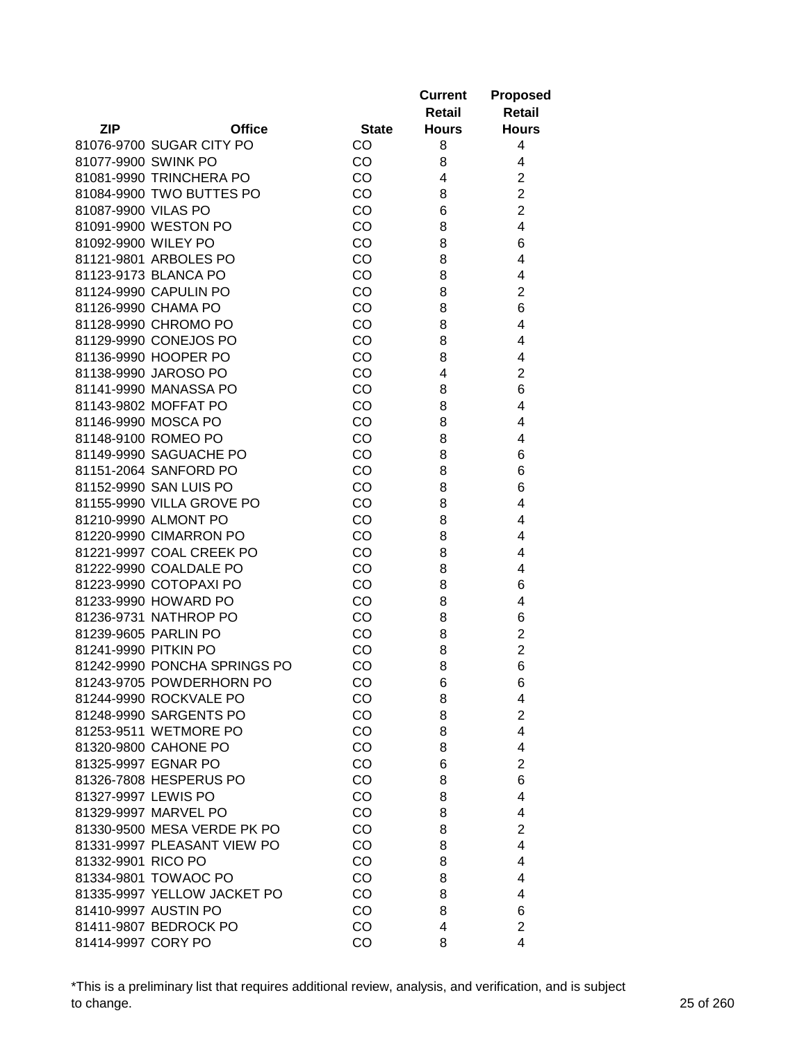| ZIP | Office | State | Current Retail Hours | Proposed Retail Hours |
|---|---|---|---|---|
| 81076-9700 | SUGAR CITY PO | CO | 8 | 4 |
| 81077-9900 | SWINK PO | CO | 8 | 4 |
| 81081-9990 | TRINCHERA PO | CO | 4 | 2 |
| 81084-9900 | TWO BUTTES PO | CO | 8 | 2 |
| 81087-9900 | VILAS PO | CO | 6 | 2 |
| 81091-9900 | WESTON PO | CO | 8 | 4 |
| 81092-9900 | WILEY PO | CO | 8 | 6 |
| 81121-9801 | ARBOLES PO | CO | 8 | 4 |
| 81123-9173 | BLANCA PO | CO | 8 | 4 |
| 81124-9990 | CAPULIN PO | CO | 8 | 2 |
| 81126-9990 | CHAMA PO | CO | 8 | 6 |
| 81128-9990 | CHROMO PO | CO | 8 | 4 |
| 81129-9990 | CONEJOS PO | CO | 8 | 4 |
| 81136-9990 | HOOPER PO | CO | 8 | 4 |
| 81138-9990 | JAROSO PO | CO | 4 | 2 |
| 81141-9990 | MANASSA PO | CO | 8 | 6 |
| 81143-9802 | MOFFAT PO | CO | 8 | 4 |
| 81146-9990 | MOSCA PO | CO | 8 | 4 |
| 81148-9100 | ROMEO PO | CO | 8 | 4 |
| 81149-9990 | SAGUACHE PO | CO | 8 | 6 |
| 81151-2064 | SANFORD PO | CO | 8 | 6 |
| 81152-9990 | SAN LUIS PO | CO | 8 | 6 |
| 81155-9990 | VILLA GROVE PO | CO | 8 | 4 |
| 81210-9990 | ALMONT PO | CO | 8 | 4 |
| 81220-9990 | CIMARRON PO | CO | 8 | 4 |
| 81221-9997 | COAL CREEK PO | CO | 8 | 4 |
| 81222-9990 | COALDALE PO | CO | 8 | 4 |
| 81223-9990 | COTOPAXI PO | CO | 8 | 6 |
| 81233-9990 | HOWARD PO | CO | 8 | 4 |
| 81236-9731 | NATHROP PO | CO | 8 | 6 |
| 81239-9605 | PARLIN PO | CO | 8 | 2 |
| 81241-9990 | PITKIN PO | CO | 8 | 2 |
| 81242-9990 | PONCHA SPRINGS PO | CO | 8 | 6 |
| 81243-9705 | POWDERHORN PO | CO | 6 | 6 |
| 81244-9990 | ROCKVALE PO | CO | 8 | 4 |
| 81248-9990 | SARGENTS PO | CO | 8 | 2 |
| 81253-9511 | WETMORE PO | CO | 8 | 4 |
| 81320-9800 | CAHONE PO | CO | 8 | 4 |
| 81325-9997 | EGNAR PO | CO | 6 | 2 |
| 81326-7808 | HESPERUS PO | CO | 8 | 6 |
| 81327-9997 | LEWIS PO | CO | 8 | 4 |
| 81329-9997 | MARVEL PO | CO | 8 | 4 |
| 81330-9500 | MESA VERDE PK PO | CO | 8 | 2 |
| 81331-9997 | PLEASANT VIEW PO | CO | 8 | 4 |
| 81332-9901 | RICO PO | CO | 8 | 4 |
| 81334-9801 | TOWAOC PO | CO | 8 | 4 |
| 81335-9997 | YELLOW JACKET PO | CO | 8 | 4 |
| 81410-9997 | AUSTIN PO | CO | 8 | 6 |
| 81411-9807 | BEDROCK PO | CO | 4 | 2 |
| 81414-9997 | CORY PO | CO | 8 | 4 |

*This is a preliminary list that requires additional review, analysis, and verification, and is subject to change.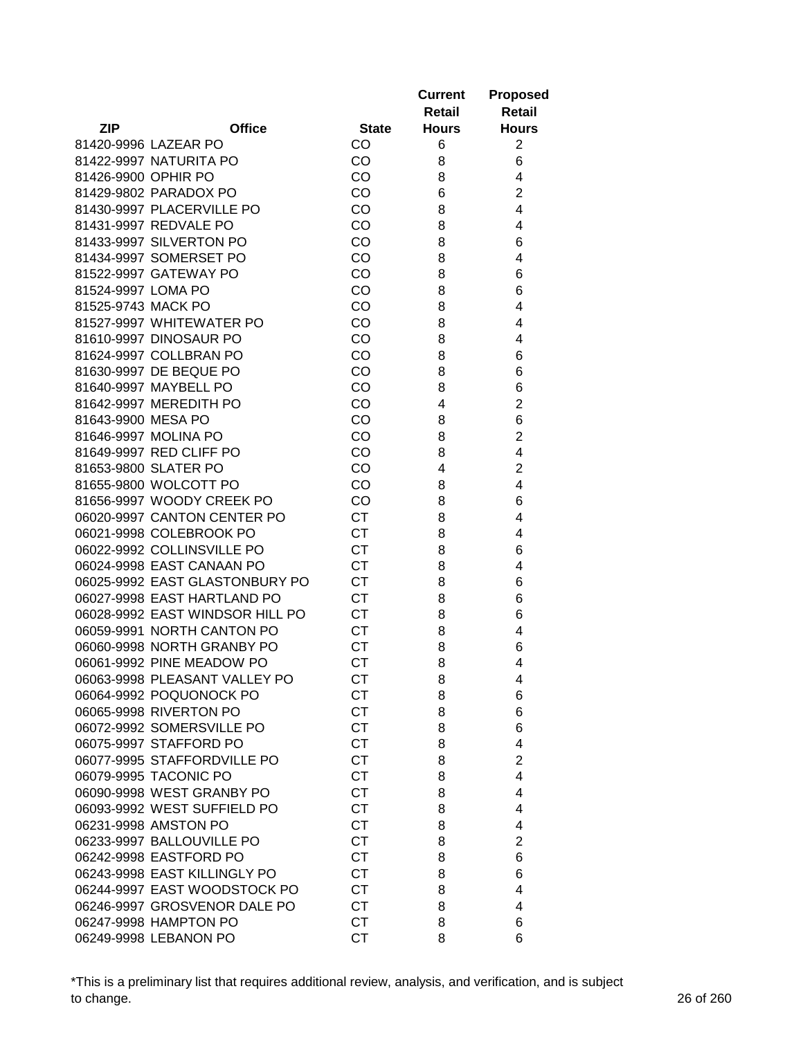| ZIP | Office | State | Current Retail Hours | Proposed Retail Hours |
|---|---|---|---|---|
| 81420-9996 | LAZEAR PO | CO | 6 | 2 |
| 81422-9997 | NATURITA PO | CO | 8 | 6 |
| 81426-9900 | OPHIR PO | CO | 8 | 4 |
| 81429-9802 | PARADOX PO | CO | 6 | 2 |
| 81430-9997 | PLACERVILLE PO | CO | 8 | 4 |
| 81431-9997 | REDVALE PO | CO | 8 | 4 |
| 81433-9997 | SILVERTON PO | CO | 8 | 6 |
| 81434-9997 | SOMERSET PO | CO | 8 | 4 |
| 81522-9997 | GATEWAY PO | CO | 8 | 6 |
| 81524-9997 | LOMA PO | CO | 8 | 6 |
| 81525-9743 | MACK PO | CO | 8 | 4 |
| 81527-9997 | WHITEWATER PO | CO | 8 | 4 |
| 81610-9997 | DINOSAUR PO | CO | 8 | 4 |
| 81624-9997 | COLLBRAN PO | CO | 8 | 6 |
| 81630-9997 | DE BEQUE PO | CO | 8 | 6 |
| 81640-9997 | MAYBELL PO | CO | 8 | 6 |
| 81642-9997 | MEREDITH PO | CO | 4 | 2 |
| 81643-9900 | MESA PO | CO | 8 | 6 |
| 81646-9997 | MOLINA PO | CO | 8 | 2 |
| 81649-9997 | RED CLIFF PO | CO | 8 | 4 |
| 81653-9800 | SLATER PO | CO | 4 | 2 |
| 81655-9800 | WOLCOTT PO | CO | 8 | 4 |
| 81656-9997 | WOODY CREEK PO | CO | 8 | 6 |
| 06020-9997 | CANTON CENTER PO | CT | 8 | 4 |
| 06021-9998 | COLEBROOK PO | CT | 8 | 4 |
| 06022-9992 | COLLINSVILLE PO | CT | 8 | 6 |
| 06024-9998 | EAST CANAAN PO | CT | 8 | 4 |
| 06025-9992 | EAST GLASTONBURY PO | CT | 8 | 6 |
| 06027-9998 | EAST HARTLAND PO | CT | 8 | 6 |
| 06028-9992 | EAST WINDSOR HILL PO | CT | 8 | 6 |
| 06059-9991 | NORTH CANTON PO | CT | 8 | 4 |
| 06060-9998 | NORTH GRANBY PO | CT | 8 | 6 |
| 06061-9992 | PINE MEADOW PO | CT | 8 | 4 |
| 06063-9998 | PLEASANT VALLEY PO | CT | 8 | 4 |
| 06064-9992 | POQUONOCK PO | CT | 8 | 6 |
| 06065-9998 | RIVERTON PO | CT | 8 | 6 |
| 06072-9992 | SOMERSVILLE PO | CT | 8 | 6 |
| 06075-9997 | STAFFORD PO | CT | 8 | 4 |
| 06077-9995 | STAFFORDVILLE PO | CT | 8 | 2 |
| 06079-9995 | TACONIC PO | CT | 8 | 4 |
| 06090-9998 | WEST GRANBY PO | CT | 8 | 4 |
| 06093-9992 | WEST SUFFIELD PO | CT | 8 | 4 |
| 06231-9998 | AMSTON PO | CT | 8 | 4 |
| 06233-9997 | BALLOUVILLE PO | CT | 8 | 2 |
| 06242-9998 | EASTFORD PO | CT | 8 | 6 |
| 06243-9998 | EAST KILLINGLY PO | CT | 8 | 6 |
| 06244-9997 | EAST WOODSTOCK PO | CT | 8 | 4 |
| 06246-9997 | GROSVENOR DALE PO | CT | 8 | 4 |
| 06247-9998 | HAMPTON PO | CT | 8 | 6 |
| 06249-9998 | LEBANON PO | CT | 8 | 6 |

*This is a preliminary list that requires additional review, analysis, and verification, and is subject to change.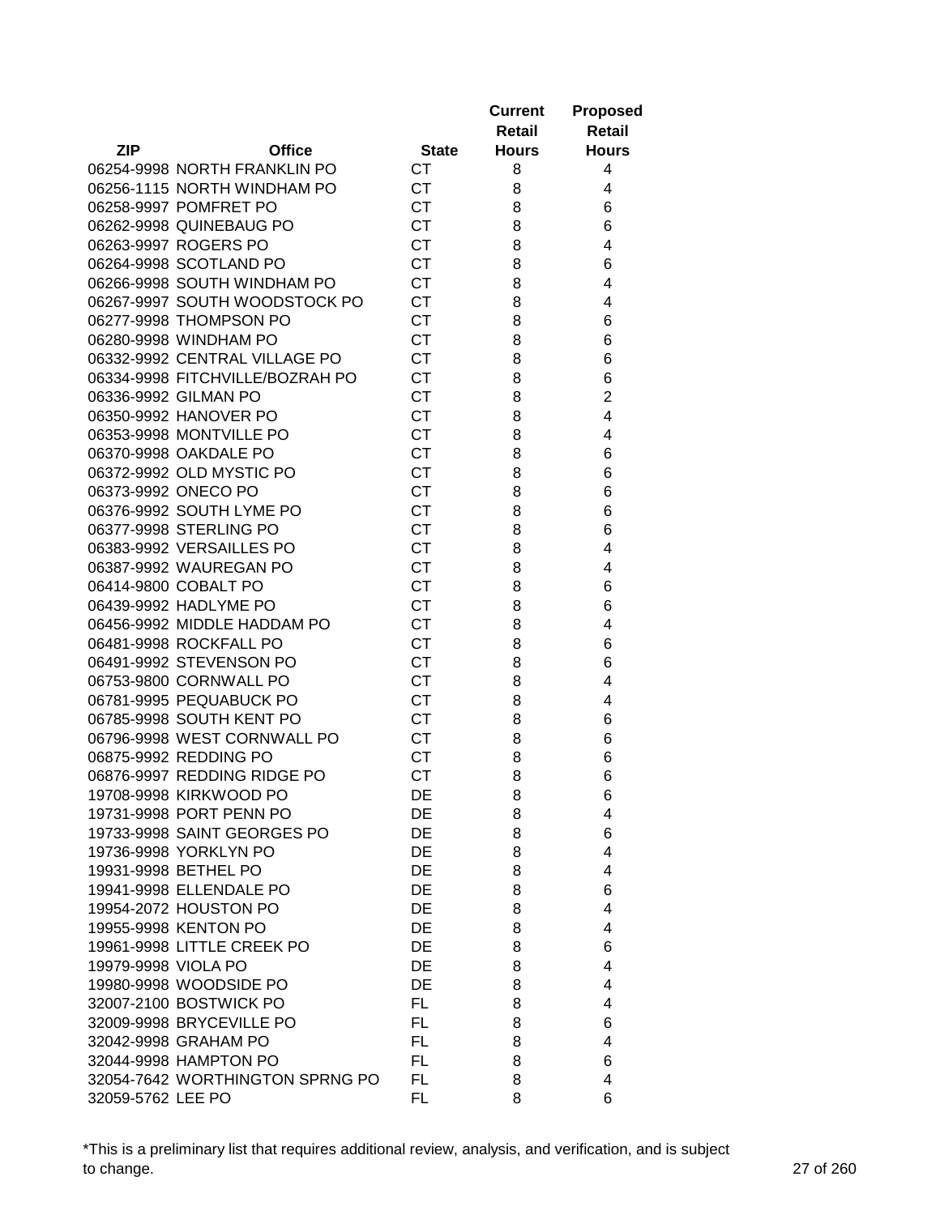| ZIP | Office | State | Current Retail Hours | Proposed Retail Hours |
|---|---|---|---|---|
| 06254-9998 | NORTH FRANKLIN PO | CT | 8 | 4 |
| 06256-1115 | NORTH WINDHAM PO | CT | 8 | 4 |
| 06258-9997 | POMFRET PO | CT | 8 | 6 |
| 06262-9998 | QUINEBAUG PO | CT | 8 | 6 |
| 06263-9997 | ROGERS PO | CT | 8 | 4 |
| 06264-9998 | SCOTLAND PO | CT | 8 | 6 |
| 06266-9998 | SOUTH WINDHAM PO | CT | 8 | 4 |
| 06267-9997 | SOUTH WOODSTOCK PO | CT | 8 | 4 |
| 06277-9998 | THOMPSON PO | CT | 8 | 6 |
| 06280-9998 | WINDHAM PO | CT | 8 | 6 |
| 06332-9992 | CENTRAL VILLAGE PO | CT | 8 | 6 |
| 06334-9998 | FITCHVILLE/BOZRAH PO | CT | 8 | 6 |
| 06336-9992 | GILMAN PO | CT | 8 | 2 |
| 06350-9992 | HANOVER PO | CT | 8 | 4 |
| 06353-9998 | MONTVILLE PO | CT | 8 | 4 |
| 06370-9998 | OAKDALE PO | CT | 8 | 6 |
| 06372-9992 | OLD MYSTIC PO | CT | 8 | 6 |
| 06373-9992 | ONECO PO | CT | 8 | 6 |
| 06376-9992 | SOUTH LYME PO | CT | 8 | 6 |
| 06377-9998 | STERLING PO | CT | 8 | 6 |
| 06383-9992 | VERSAILLES PO | CT | 8 | 4 |
| 06387-9992 | WAUREGAN PO | CT | 8 | 4 |
| 06414-9800 | COBALT PO | CT | 8 | 6 |
| 06439-9992 | HADLYME PO | CT | 8 | 6 |
| 06456-9992 | MIDDLE HADDAM PO | CT | 8 | 4 |
| 06481-9998 | ROCKFALL PO | CT | 8 | 6 |
| 06491-9992 | STEVENSON PO | CT | 8 | 6 |
| 06753-9800 | CORNWALL PO | CT | 8 | 4 |
| 06781-9995 | PEQUABUCK PO | CT | 8 | 4 |
| 06785-9998 | SOUTH KENT PO | CT | 8 | 6 |
| 06796-9998 | WEST CORNWALL PO | CT | 8 | 6 |
| 06875-9992 | REDDING PO | CT | 8 | 6 |
| 06876-9997 | REDDING RIDGE PO | CT | 8 | 6 |
| 19708-9998 | KIRKWOOD PO | DE | 8 | 6 |
| 19731-9998 | PORT PENN PO | DE | 8 | 4 |
| 19733-9998 | SAINT GEORGES PO | DE | 8 | 6 |
| 19736-9998 | YORKLYN PO | DE | 8 | 4 |
| 19931-9998 | BETHEL PO | DE | 8 | 4 |
| 19941-9998 | ELLENDALE PO | DE | 8 | 6 |
| 19954-2072 | HOUSTON PO | DE | 8 | 4 |
| 19955-9998 | KENTON PO | DE | 8 | 4 |
| 19961-9998 | LITTLE CREEK PO | DE | 8 | 6 |
| 19979-9998 | VIOLA PO | DE | 8 | 4 |
| 19980-9998 | WOODSIDE PO | DE | 8 | 4 |
| 32007-2100 | BOSTWICK PO | FL | 8 | 4 |
| 32009-9998 | BRYCEVILLE PO | FL | 8 | 6 |
| 32042-9998 | GRAHAM PO | FL | 8 | 4 |
| 32044-9998 | HAMPTON PO | FL | 8 | 6 |
| 32054-7642 | WORTHINGTON SPRNG PO | FL | 8 | 4 |
| 32059-5762 | LEE PO | FL | 8 | 6 |

*This is a preliminary list that requires additional review, analysis, and verification, and is subject to change.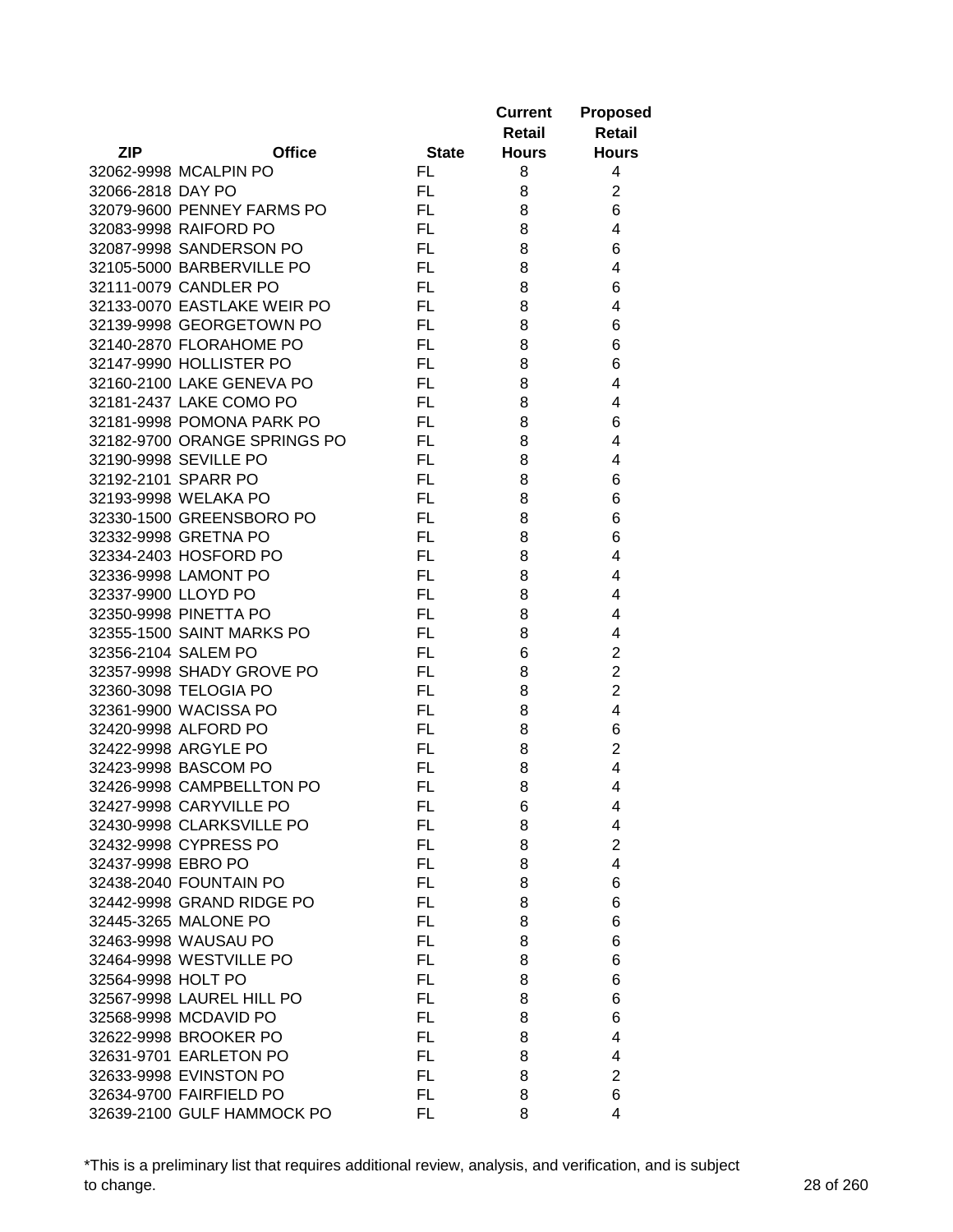| ZIP | Office | State | Current Retail Hours | Proposed Retail Hours |
|---|---|---|---|---|
| 32062-9998 | MCALPIN PO | FL | 8 | 4 |
| 32066-2818 | DAY PO | FL | 8 | 2 |
| 32079-9600 | PENNEY FARMS PO | FL | 8 | 6 |
| 32083-9998 | RAIFORD PO | FL | 8 | 4 |
| 32087-9998 | SANDERSON PO | FL | 8 | 6 |
| 32105-5000 | BARBERVILLE PO | FL | 8 | 4 |
| 32111-0079 | CANDLER PO | FL | 8 | 6 |
| 32133-0070 | EASTLAKE WEIR PO | FL | 8 | 4 |
| 32139-9998 | GEORGETOWN PO | FL | 8 | 6 |
| 32140-2870 | FLORAHOME PO | FL | 8 | 6 |
| 32147-9990 | HOLLISTER PO | FL | 8 | 6 |
| 32160-2100 | LAKE GENEVA PO | FL | 8 | 4 |
| 32181-2437 | LAKE COMO PO | FL | 8 | 4 |
| 32181-9998 | POMONA PARK PO | FL | 8 | 6 |
| 32182-9700 | ORANGE SPRINGS PO | FL | 8 | 4 |
| 32190-9998 | SEVILLE PO | FL | 8 | 4 |
| 32192-2101 | SPARR PO | FL | 8 | 6 |
| 32193-9998 | WELAKA PO | FL | 8 | 6 |
| 32330-1500 | GREENSBORO PO | FL | 8 | 6 |
| 32332-9998 | GRETNA PO | FL | 8 | 6 |
| 32334-2403 | HOSFORD PO | FL | 8 | 4 |
| 32336-9998 | LAMONT PO | FL | 8 | 4 |
| 32337-9900 | LLOYD PO | FL | 8 | 4 |
| 32350-9998 | PINETTA PO | FL | 8 | 4 |
| 32355-1500 | SAINT MARKS PO | FL | 8 | 4 |
| 32356-2104 | SALEM PO | FL | 6 | 2 |
| 32357-9998 | SHADY GROVE PO | FL | 8 | 2 |
| 32360-3098 | TELOGIA PO | FL | 8 | 2 |
| 32361-9900 | WACISSA PO | FL | 8 | 4 |
| 32420-9998 | ALFORD PO | FL | 8 | 6 |
| 32422-9998 | ARGYLE PO | FL | 8 | 2 |
| 32423-9998 | BASCOM PO | FL | 8 | 4 |
| 32426-9998 | CAMPBELLTON PO | FL | 8 | 4 |
| 32427-9998 | CARYVILLE PO | FL | 6 | 4 |
| 32430-9998 | CLARKSVILLE PO | FL | 8 | 4 |
| 32432-9998 | CYPRESS PO | FL | 8 | 2 |
| 32437-9998 | EBRO PO | FL | 8 | 4 |
| 32438-2040 | FOUNTAIN PO | FL | 8 | 6 |
| 32442-9998 | GRAND RIDGE PO | FL | 8 | 6 |
| 32445-3265 | MALONE PO | FL | 8 | 6 |
| 32463-9998 | WAUSAU PO | FL | 8 | 6 |
| 32464-9998 | WESTVILLE PO | FL | 8 | 6 |
| 32564-9998 | HOLT PO | FL | 8 | 6 |
| 32567-9998 | LAUREL HILL PO | FL | 8 | 6 |
| 32568-9998 | MCDAVID PO | FL | 8 | 6 |
| 32622-9998 | BROOKER PO | FL | 8 | 4 |
| 32631-9701 | EARLETON PO | FL | 8 | 4 |
| 32633-9998 | EVINSTON PO | FL | 8 | 2 |
| 32634-9700 | FAIRFIELD PO | FL | 8 | 6 |
| 32639-2100 | GULF HAMMOCK PO | FL | 8 | 4 |

*This is a preliminary list that requires additional review, analysis, and verification, and is subject to change.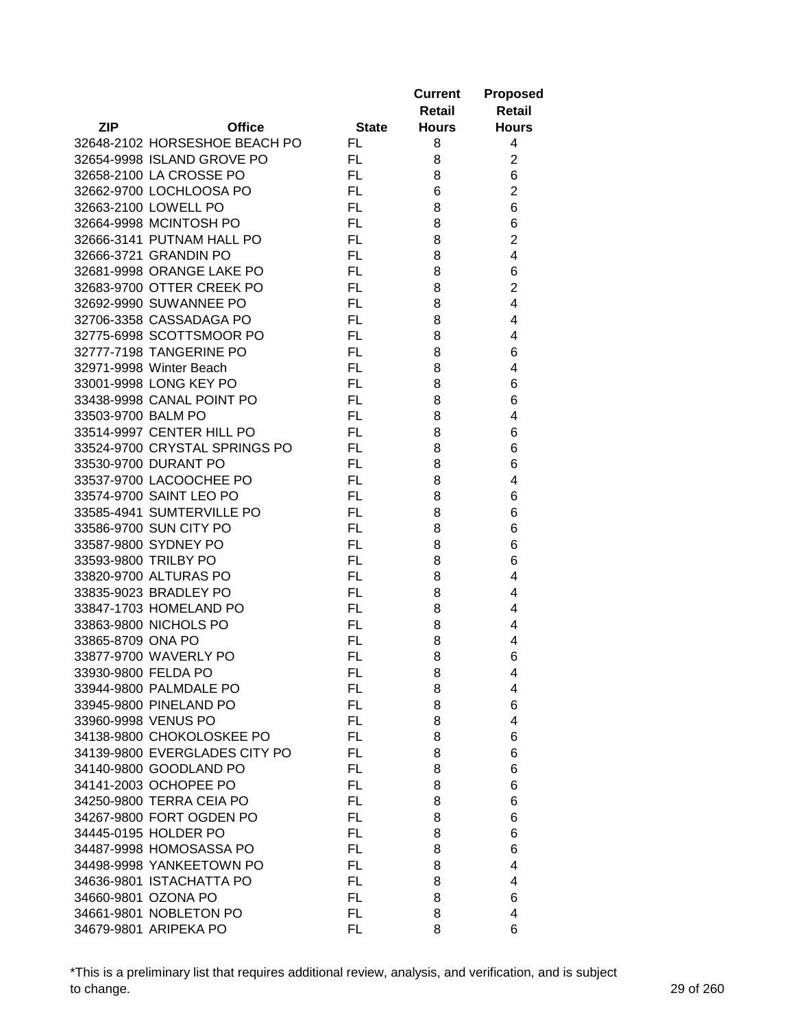| ZIP | Office | State | Current Retail Hours | Proposed Retail Hours |
|---|---|---|---|---|
| 32648-2102 | HORSESHOE BEACH PO | FL | 8 | 4 |
| 32654-9998 | ISLAND GROVE PO | FL | 8 | 2 |
| 32658-2100 | LA CROSSE PO | FL | 8 | 6 |
| 32662-9700 | LOCHLOOSA PO | FL | 6 | 2 |
| 32663-2100 | LOWELL PO | FL | 8 | 6 |
| 32664-9998 | MCINTOSH PO | FL | 8 | 6 |
| 32666-3141 | PUTNAM HALL PO | FL | 8 | 2 |
| 32666-3721 | GRANDIN PO | FL | 8 | 4 |
| 32681-9998 | ORANGE LAKE PO | FL | 8 | 6 |
| 32683-9700 | OTTER CREEK PO | FL | 8 | 2 |
| 32692-9990 | SUWANNEE PO | FL | 8 | 4 |
| 32706-3358 | CASSADAGA PO | FL | 8 | 4 |
| 32775-6998 | SCOTTSMOOR PO | FL | 8 | 4 |
| 32777-7198 | TANGERINE PO | FL | 8 | 6 |
| 32971-9998 | Winter Beach | FL | 8 | 4 |
| 33001-9998 | LONG KEY PO | FL | 8 | 6 |
| 33438-9998 | CANAL POINT PO | FL | 8 | 6 |
| 33503-9700 | BALM PO | FL | 8 | 4 |
| 33514-9997 | CENTER HILL PO | FL | 8 | 6 |
| 33524-9700 | CRYSTAL SPRINGS PO | FL | 8 | 6 |
| 33530-9700 | DURANT PO | FL | 8 | 6 |
| 33537-9700 | LACOOCHEE PO | FL | 8 | 4 |
| 33574-9700 | SAINT LEO PO | FL | 8 | 6 |
| 33585-4941 | SUMTERVILLE PO | FL | 8 | 6 |
| 33586-9700 | SUN CITY PO | FL | 8 | 6 |
| 33587-9800 | SYDNEY PO | FL | 8 | 6 |
| 33593-9800 | TRILBY PO | FL | 8 | 6 |
| 33820-9700 | ALTURAS PO | FL | 8 | 4 |
| 33835-9023 | BRADLEY PO | FL | 8 | 4 |
| 33847-1703 | HOMELAND PO | FL | 8 | 4 |
| 33863-9800 | NICHOLS PO | FL | 8 | 4 |
| 33865-8709 | ONA PO | FL | 8 | 4 |
| 33877-9700 | WAVERLY PO | FL | 8 | 6 |
| 33930-9800 | FELDA PO | FL | 8 | 4 |
| 33944-9800 | PALMDALE PO | FL | 8 | 4 |
| 33945-9800 | PINELAND PO | FL | 8 | 6 |
| 33960-9998 | VENUS PO | FL | 8 | 4 |
| 34138-9800 | CHOKOLOSKEE PO | FL | 8 | 6 |
| 34139-9800 | EVERGLADES CITY PO | FL | 8 | 6 |
| 34140-9800 | GOODLAND PO | FL | 8 | 6 |
| 34141-2003 | OCHOPEE PO | FL | 8 | 6 |
| 34250-9800 | TERRA CEIA PO | FL | 8 | 6 |
| 34267-9800 | FORT OGDEN PO | FL | 8 | 6 |
| 34445-0195 | HOLDER PO | FL | 8 | 6 |
| 34487-9998 | HOMOSASSA PO | FL | 8 | 6 |
| 34498-9998 | YANKEETOWN PO | FL | 8 | 4 |
| 34636-9801 | ISTACHATTA PO | FL | 8 | 4 |
| 34660-9801 | OZONA PO | FL | 8 | 6 |
| 34661-9801 | NOBLETON PO | FL | 8 | 4 |
| 34679-9801 | ARIPEKA PO | FL | 8 | 6 |

*This is a preliminary list that requires additional review, analysis, and verification, and is subject to change.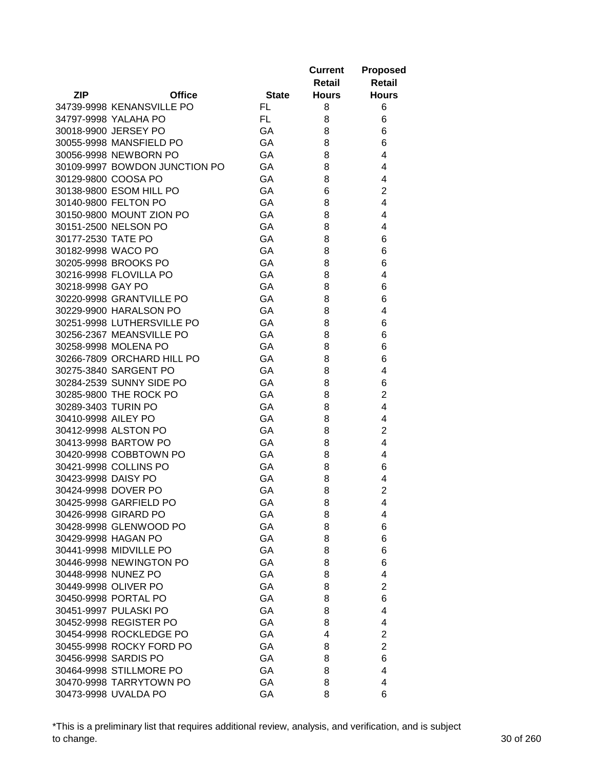| ZIP | Office | State | Current Retail Hours | Proposed Retail Hours |
|---|---|---|---|---|
| 34739-9998 | KENANSVILLE PO | FL | 8 | 6 |
| 34797-9998 | YALAHA PO | FL | 8 | 6 |
| 30018-9900 | JERSEY PO | GA | 8 | 6 |
| 30055-9998 | MANSFIELD PO | GA | 8 | 6 |
| 30056-9998 | NEWBORN PO | GA | 8 | 4 |
| 30109-9997 | BOWDON JUNCTION PO | GA | 8 | 4 |
| 30129-9800 | COOSA PO | GA | 8 | 4 |
| 30138-9800 | ESOM HILL PO | GA | 6 | 2 |
| 30140-9800 | FELTON PO | GA | 8 | 4 |
| 30150-9800 | MOUNT ZION PO | GA | 8 | 4 |
| 30151-2500 | NELSON PO | GA | 8 | 4 |
| 30177-2530 | TATE PO | GA | 8 | 6 |
| 30182-9998 | WACO PO | GA | 8 | 6 |
| 30205-9998 | BROOKS PO | GA | 8 | 6 |
| 30216-9998 | FLOVILLA PO | GA | 8 | 4 |
| 30218-9998 | GAY PO | GA | 8 | 6 |
| 30220-9998 | GRANTVILLE PO | GA | 8 | 6 |
| 30229-9900 | HARALSON PO | GA | 8 | 4 |
| 30251-9998 | LUTHERSVILLE PO | GA | 8 | 6 |
| 30256-2367 | MEANSVILLE PO | GA | 8 | 6 |
| 30258-9998 | MOLENA PO | GA | 8 | 6 |
| 30266-7809 | ORCHARD HILL PO | GA | 8 | 6 |
| 30275-3840 | SARGENT PO | GA | 8 | 4 |
| 30284-2539 | SUNNY SIDE PO | GA | 8 | 6 |
| 30285-9800 | THE ROCK PO | GA | 8 | 2 |
| 30289-3403 | TURIN PO | GA | 8 | 4 |
| 30410-9998 | AILEY PO | GA | 8 | 4 |
| 30412-9998 | ALSTON PO | GA | 8 | 2 |
| 30413-9998 | BARTOW PO | GA | 8 | 4 |
| 30420-9998 | COBBTOWN PO | GA | 8 | 4 |
| 30421-9998 | COLLINS PO | GA | 8 | 6 |
| 30423-9998 | DAISY PO | GA | 8 | 4 |
| 30424-9998 | DOVER PO | GA | 8 | 2 |
| 30425-9998 | GARFIELD PO | GA | 8 | 4 |
| 30426-9998 | GIRARD PO | GA | 8 | 4 |
| 30428-9998 | GLENWOOD PO | GA | 8 | 6 |
| 30429-9998 | HAGAN PO | GA | 8 | 6 |
| 30441-9998 | MIDVILLE PO | GA | 8 | 6 |
| 30446-9998 | NEWINGTON PO | GA | 8 | 6 |
| 30448-9998 | NUNEZ PO | GA | 8 | 4 |
| 30449-9998 | OLIVER PO | GA | 8 | 2 |
| 30450-9998 | PORTAL PO | GA | 8 | 6 |
| 30451-9997 | PULASKI PO | GA | 8 | 4 |
| 30452-9998 | REGISTER PO | GA | 8 | 4 |
| 30454-9998 | ROCKLEDGE PO | GA | 4 | 2 |
| 30455-9998 | ROCKY FORD PO | GA | 8 | 2 |
| 30456-9998 | SARDIS PO | GA | 8 | 6 |
| 30464-9998 | STILLMORE PO | GA | 8 | 4 |
| 30470-9998 | TARRYTOWN PO | GA | 8 | 4 |
| 30473-9998 | UVALDA PO | GA | 8 | 6 |

*This is a preliminary list that requires additional review, analysis, and verification, and is subject to change.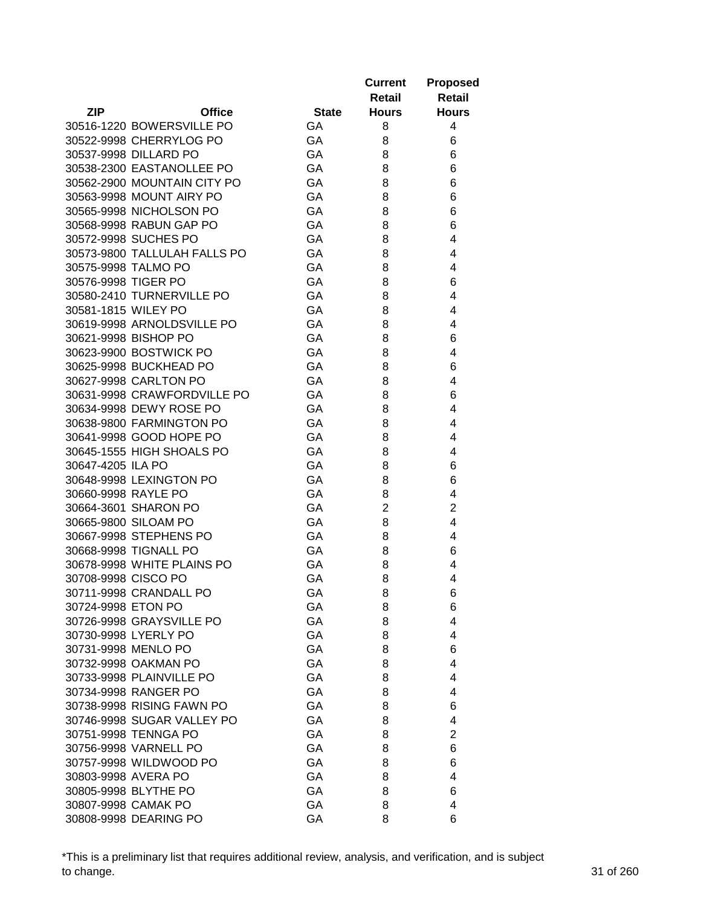| ZIP | Office | State | Current Retail Hours | Proposed Retail Hours |
|---|---|---|---|---|
| 30516-1220 | BOWERSVILLE PO | GA | 8 | 4 |
| 30522-9998 | CHERRYLOG PO | GA | 8 | 6 |
| 30537-9998 | DILLARD PO | GA | 8 | 6 |
| 30538-2300 | EASTANOLLEE PO | GA | 8 | 6 |
| 30562-2900 | MOUNTAIN CITY PO | GA | 8 | 6 |
| 30563-9998 | MOUNT AIRY PO | GA | 8 | 6 |
| 30565-9998 | NICHOLSON PO | GA | 8 | 6 |
| 30568-9998 | RABUN GAP PO | GA | 8 | 6 |
| 30572-9998 | SUCHES PO | GA | 8 | 4 |
| 30573-9800 | TALLULAH FALLS PO | GA | 8 | 4 |
| 30575-9998 | TALMO PO | GA | 8 | 4 |
| 30576-9998 | TIGER PO | GA | 8 | 6 |
| 30580-2410 | TURNERVILLE PO | GA | 8 | 4 |
| 30581-1815 | WILEY PO | GA | 8 | 4 |
| 30619-9998 | ARNOLDSVILLE PO | GA | 8 | 4 |
| 30621-9998 | BISHOP PO | GA | 8 | 6 |
| 30623-9900 | BOSTWICK PO | GA | 8 | 4 |
| 30625-9998 | BUCKHEAD PO | GA | 8 | 6 |
| 30627-9998 | CARLTON PO | GA | 8 | 4 |
| 30631-9998 | CRAWFORDVILLE PO | GA | 8 | 6 |
| 30634-9998 | DEWY ROSE PO | GA | 8 | 4 |
| 30638-9800 | FARMINGTON PO | GA | 8 | 4 |
| 30641-9998 | GOOD HOPE PO | GA | 8 | 4 |
| 30645-1555 | HIGH SHOALS PO | GA | 8 | 4 |
| 30647-4205 | ILA PO | GA | 8 | 6 |
| 30648-9998 | LEXINGTON PO | GA | 8 | 6 |
| 30660-9998 | RAYLE PO | GA | 8 | 4 |
| 30664-3601 | SHARON PO | GA | 2 | 2 |
| 30665-9800 | SILOAM PO | GA | 8 | 4 |
| 30667-9998 | STEPHENS PO | GA | 8 | 4 |
| 30668-9998 | TIGNALL PO | GA | 8 | 6 |
| 30678-9998 | WHITE PLAINS PO | GA | 8 | 4 |
| 30708-9998 | CISCO PO | GA | 8 | 4 |
| 30711-9998 | CRANDALL PO | GA | 8 | 6 |
| 30724-9998 | ETON PO | GA | 8 | 6 |
| 30726-9998 | GRAYSVILLE PO | GA | 8 | 4 |
| 30730-9998 | LYERLY PO | GA | 8 | 4 |
| 30731-9998 | MENLO PO | GA | 8 | 6 |
| 30732-9998 | OAKMAN PO | GA | 8 | 4 |
| 30733-9998 | PLAINVILLE PO | GA | 8 | 4 |
| 30734-9998 | RANGER PO | GA | 8 | 4 |
| 30738-9998 | RISING FAWN PO | GA | 8 | 6 |
| 30746-9998 | SUGAR VALLEY PO | GA | 8 | 4 |
| 30751-9998 | TENNGA PO | GA | 8 | 2 |
| 30756-9998 | VARNELL PO | GA | 8 | 6 |
| 30757-9998 | WILDWOOD PO | GA | 8 | 6 |
| 30803-9998 | AVERA PO | GA | 8 | 4 |
| 30805-9998 | BLYTHE PO | GA | 8 | 6 |
| 30807-9998 | CAMAK PO | GA | 8 | 4 |
| 30808-9998 | DEARING PO | GA | 8 | 6 |

*This is a preliminary list that requires additional review, analysis, and verification, and is subject to change.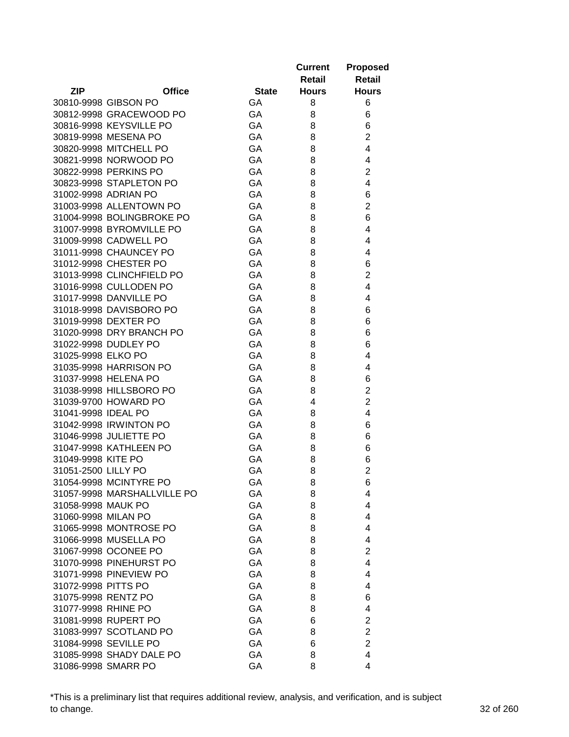| ZIP | Office | State | Current Retail Hours | Proposed Retail Hours |
|---|---|---|---|---|
| 30810-9998 | GIBSON PO | GA | 8 | 6 |
| 30812-9998 | GRACEWOOD PO | GA | 8 | 6 |
| 30816-9998 | KEYSVILLE PO | GA | 8 | 6 |
| 30819-9998 | MESENA PO | GA | 8 | 2 |
| 30820-9998 | MITCHELL PO | GA | 8 | 4 |
| 30821-9998 | NORWOOD PO | GA | 8 | 4 |
| 30822-9998 | PERKINS PO | GA | 8 | 2 |
| 30823-9998 | STAPLETON PO | GA | 8 | 4 |
| 31002-9998 | ADRIAN PO | GA | 8 | 6 |
| 31003-9998 | ALLENTOWN PO | GA | 8 | 2 |
| 31004-9998 | BOLINGBROKE PO | GA | 8 | 6 |
| 31007-9998 | BYROMVILLE PO | GA | 8 | 4 |
| 31009-9998 | CADWELL PO | GA | 8 | 4 |
| 31011-9998 | CHAUNCEY PO | GA | 8 | 4 |
| 31012-9998 | CHESTER PO | GA | 8 | 6 |
| 31013-9998 | CLINCHFIELD PO | GA | 8 | 2 |
| 31016-9998 | CULLODEN PO | GA | 8 | 4 |
| 31017-9998 | DANVILLE PO | GA | 8 | 4 |
| 31018-9998 | DAVISBORO PO | GA | 8 | 6 |
| 31019-9998 | DEXTER PO | GA | 8 | 6 |
| 31020-9998 | DRY BRANCH PO | GA | 8 | 6 |
| 31022-9998 | DUDLEY PO | GA | 8 | 6 |
| 31025-9998 | ELKO PO | GA | 8 | 4 |
| 31035-9998 | HARRISON PO | GA | 8 | 4 |
| 31037-9998 | HELENA PO | GA | 8 | 6 |
| 31038-9998 | HILLSBORO PO | GA | 8 | 2 |
| 31039-9700 | HOWARD PO | GA | 4 | 2 |
| 31041-9998 | IDEAL PO | GA | 8 | 4 |
| 31042-9998 | IRWINTON PO | GA | 8 | 6 |
| 31046-9998 | JULIETTE PO | GA | 8 | 6 |
| 31047-9998 | KATHLEEN PO | GA | 8 | 6 |
| 31049-9998 | KITE PO | GA | 8 | 6 |
| 31051-2500 | LILLY PO | GA | 8 | 2 |
| 31054-9998 | MCINTYRE PO | GA | 8 | 6 |
| 31057-9998 | MARSHALLVILLE PO | GA | 8 | 4 |
| 31058-9998 | MAUK PO | GA | 8 | 4 |
| 31060-9998 | MILAN PO | GA | 8 | 4 |
| 31065-9998 | MONTROSE PO | GA | 8 | 4 |
| 31066-9998 | MUSELLA PO | GA | 8 | 4 |
| 31067-9998 | OCONEE PO | GA | 8 | 2 |
| 31070-9998 | PINEHURST PO | GA | 8 | 4 |
| 31071-9998 | PINEVIEW PO | GA | 8 | 4 |
| 31072-9998 | PITTS PO | GA | 8 | 4 |
| 31075-9998 | RENTZ PO | GA | 8 | 6 |
| 31077-9998 | RHINE PO | GA | 8 | 4 |
| 31081-9998 | RUPERT PO | GA | 6 | 2 |
| 31083-9997 | SCOTLAND PO | GA | 8 | 2 |
| 31084-9998 | SEVILLE PO | GA | 6 | 2 |
| 31085-9998 | SHADY DALE PO | GA | 8 | 4 |
| 31086-9998 | SMARR PO | GA | 8 | 4 |

*This is a preliminary list that requires additional review, analysis, and verification, and is subject to change.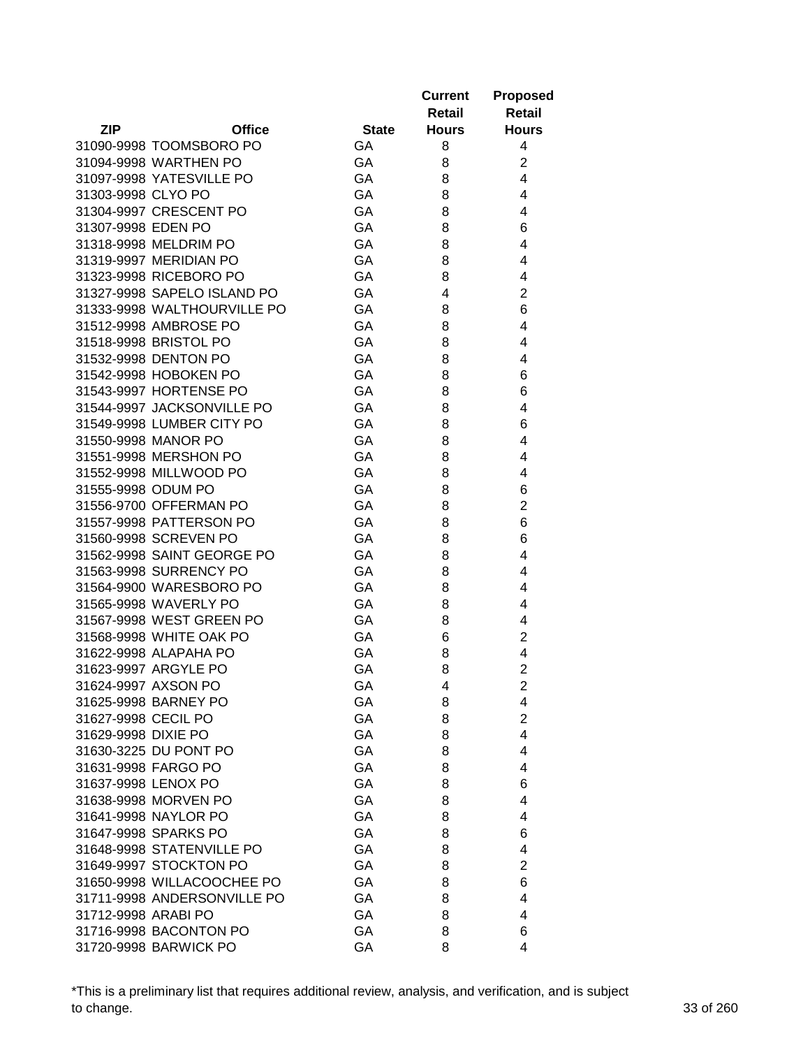| ZIP | Office | State | Current Retail Hours | Proposed Retail Hours |
|---|---|---|---|---|
| 31090-9998 | TOOMSBORO PO | GA | 8 | 4 |
| 31094-9998 | WARTHEN PO | GA | 8 | 2 |
| 31097-9998 | YATESVILLE PO | GA | 8 | 4 |
| 31303-9998 | CLYO PO | GA | 8 | 4 |
| 31304-9997 | CRESCENT PO | GA | 8 | 4 |
| 31307-9998 | EDEN PO | GA | 8 | 6 |
| 31318-9998 | MELDRIM PO | GA | 8 | 4 |
| 31319-9997 | MERIDIAN PO | GA | 8 | 4 |
| 31323-9998 | RICEBORO PO | GA | 8 | 4 |
| 31327-9998 | SAPELO ISLAND PO | GA | 4 | 2 |
| 31333-9998 | WALTHOURVILLE PO | GA | 8 | 6 |
| 31512-9998 | AMBROSE PO | GA | 8 | 4 |
| 31518-9998 | BRISTOL PO | GA | 8 | 4 |
| 31532-9998 | DENTON PO | GA | 8 | 4 |
| 31542-9998 | HOBOKEN PO | GA | 8 | 6 |
| 31543-9997 | HORTENSE PO | GA | 8 | 6 |
| 31544-9997 | JACKSONVILLE PO | GA | 8 | 4 |
| 31549-9998 | LUMBER CITY PO | GA | 8 | 6 |
| 31550-9998 | MANOR PO | GA | 8 | 4 |
| 31551-9998 | MERSHON PO | GA | 8 | 4 |
| 31552-9998 | MILLWOOD PO | GA | 8 | 4 |
| 31555-9998 | ODUM PO | GA | 8 | 6 |
| 31556-9700 | OFFERMAN PO | GA | 8 | 2 |
| 31557-9998 | PATTERSON PO | GA | 8 | 6 |
| 31560-9998 | SCREVEN PO | GA | 8 | 6 |
| 31562-9998 | SAINT GEORGE PO | GA | 8 | 4 |
| 31563-9998 | SURRENCY PO | GA | 8 | 4 |
| 31564-9900 | WARESBORO PO | GA | 8 | 4 |
| 31565-9998 | WAVERLY PO | GA | 8 | 4 |
| 31567-9998 | WEST GREEN PO | GA | 8 | 4 |
| 31568-9998 | WHITE OAK PO | GA | 6 | 2 |
| 31622-9998 | ALAPAHA PO | GA | 8 | 4 |
| 31623-9997 | ARGYLE PO | GA | 8 | 2 |
| 31624-9997 | AXSON PO | GA | 4 | 2 |
| 31625-9998 | BARNEY PO | GA | 8 | 4 |
| 31627-9998 | CECIL PO | GA | 8 | 2 |
| 31629-9998 | DIXIE PO | GA | 8 | 4 |
| 31630-3225 | DU PONT PO | GA | 8 | 4 |
| 31631-9998 | FARGO PO | GA | 8 | 4 |
| 31637-9998 | LENOX PO | GA | 8 | 6 |
| 31638-9998 | MORVEN PO | GA | 8 | 4 |
| 31641-9998 | NAYLOR PO | GA | 8 | 4 |
| 31647-9998 | SPARKS PO | GA | 8 | 6 |
| 31648-9998 | STATENVILLE PO | GA | 8 | 4 |
| 31649-9997 | STOCKTON PO | GA | 8 | 2 |
| 31650-9998 | WILLACOOCHEE PO | GA | 8 | 6 |
| 31711-9998 | ANDERSONVILLE PO | GA | 8 | 4 |
| 31712-9998 | ARABI PO | GA | 8 | 4 |
| 31716-9998 | BACONTON PO | GA | 8 | 6 |
| 31720-9998 | BARWICK PO | GA | 8 | 4 |

*This is a preliminary list that requires additional review, analysis, and verification, and is subject to change.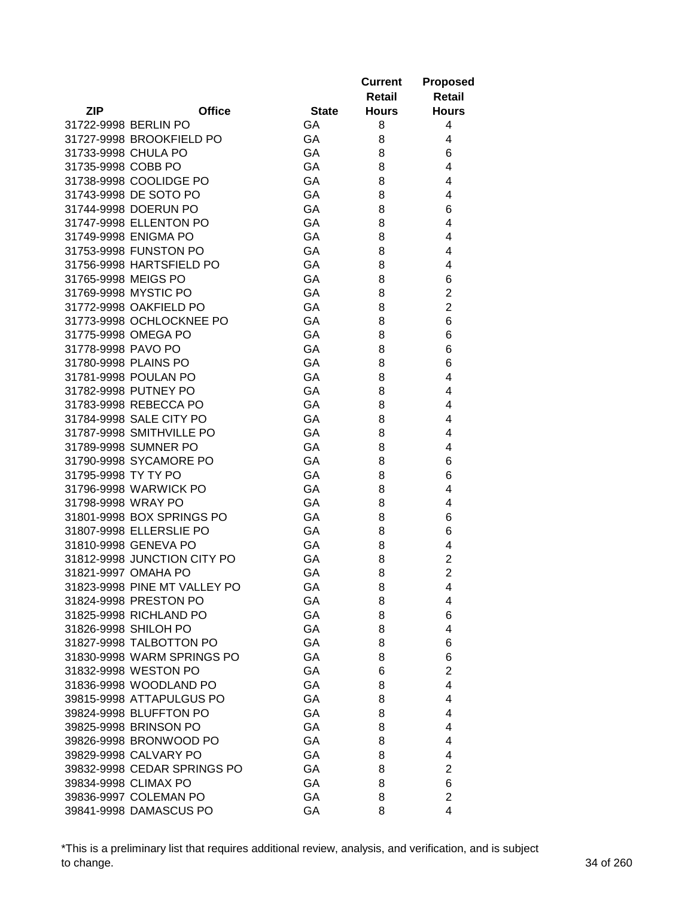| ZIP | Office | State | Current Retail Hours | Proposed Retail Hours |
|---|---|---|---|---|
| 31722-9998 | BERLIN PO | GA | 8 | 4 |
| 31727-9998 | BROOKFIELD PO | GA | 8 | 4 |
| 31733-9998 | CHULA PO | GA | 8 | 6 |
| 31735-9998 | COBB PO | GA | 8 | 4 |
| 31738-9998 | COOLIDGE PO | GA | 8 | 4 |
| 31743-9998 | DE SOTO PO | GA | 8 | 4 |
| 31744-9998 | DOERUN PO | GA | 8 | 6 |
| 31747-9998 | ELLENTON PO | GA | 8 | 4 |
| 31749-9998 | ENIGMA PO | GA | 8 | 4 |
| 31753-9998 | FUNSTON PO | GA | 8 | 4 |
| 31756-9998 | HARTSFIELD PO | GA | 8 | 4 |
| 31765-9998 | MEIGS PO | GA | 8 | 6 |
| 31769-9998 | MYSTIC PO | GA | 8 | 2 |
| 31772-9998 | OAKFIELD PO | GA | 8 | 2 |
| 31773-9998 | OCHLOCKNEE PO | GA | 8 | 6 |
| 31775-9998 | OMEGA PO | GA | 8 | 6 |
| 31778-9998 | PAVO PO | GA | 8 | 6 |
| 31780-9998 | PLAINS PO | GA | 8 | 6 |
| 31781-9998 | POULAN PO | GA | 8 | 4 |
| 31782-9998 | PUTNEY PO | GA | 8 | 4 |
| 31783-9998 | REBECCA PO | GA | 8 | 4 |
| 31784-9998 | SALE CITY PO | GA | 8 | 4 |
| 31787-9998 | SMITHVILLE PO | GA | 8 | 4 |
| 31789-9998 | SUMNER PO | GA | 8 | 4 |
| 31790-9998 | SYCAMORE PO | GA | 8 | 6 |
| 31795-9998 | TY TY PO | GA | 8 | 6 |
| 31796-9998 | WARWICK PO | GA | 8 | 4 |
| 31798-9998 | WRAY PO | GA | 8 | 4 |
| 31801-9998 | BOX SPRINGS PO | GA | 8 | 6 |
| 31807-9998 | ELLERSLIE PO | GA | 8 | 6 |
| 31810-9998 | GENEVA PO | GA | 8 | 4 |
| 31812-9998 | JUNCTION CITY PO | GA | 8 | 2 |
| 31821-9997 | OMAHA PO | GA | 8 | 2 |
| 31823-9998 | PINE MT VALLEY PO | GA | 8 | 4 |
| 31824-9998 | PRESTON PO | GA | 8 | 4 |
| 31825-9998 | RICHLAND PO | GA | 8 | 6 |
| 31826-9998 | SHILOH PO | GA | 8 | 4 |
| 31827-9998 | TALBOTTON PO | GA | 8 | 6 |
| 31830-9998 | WARM SPRINGS PO | GA | 8 | 6 |
| 31832-9998 | WESTON PO | GA | 6 | 2 |
| 31836-9998 | WOODLAND PO | GA | 8 | 4 |
| 39815-9998 | ATTAPULGUS PO | GA | 8 | 4 |
| 39824-9998 | BLUFFTON PO | GA | 8 | 4 |
| 39825-9998 | BRINSON PO | GA | 8 | 4 |
| 39826-9998 | BRONWOOD PO | GA | 8 | 4 |
| 39829-9998 | CALVARY PO | GA | 8 | 4 |
| 39832-9998 | CEDAR SPRINGS PO | GA | 8 | 2 |
| 39834-9998 | CLIMAX PO | GA | 8 | 6 |
| 39836-9997 | COLEMAN PO | GA | 8 | 2 |
| 39841-9998 | DAMASCUS PO | GA | 8 | 4 |

*This is a preliminary list that requires additional review, analysis, and verification, and is subject to change.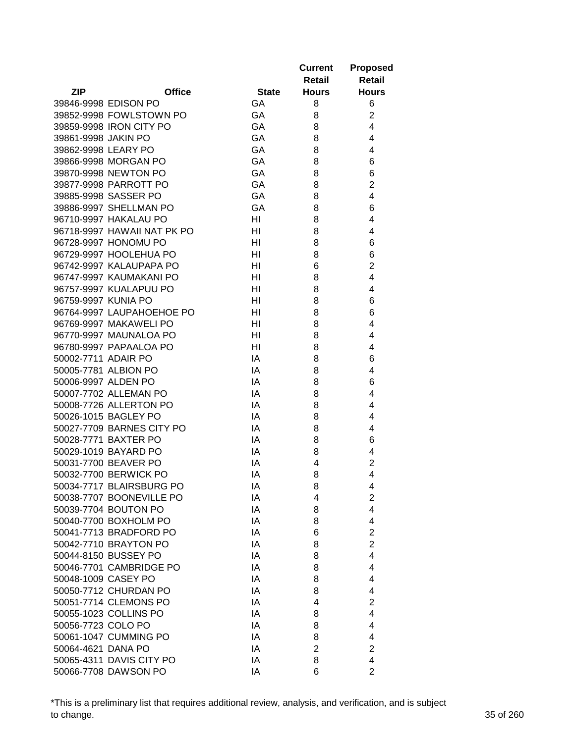| ZIP | Office | State | Current Retail Hours | Proposed Retail Hours |
|---|---|---|---|---|
| 39846-9998 | EDISON PO | GA | 8 | 6 |
| 39852-9998 | FOWLSTOWN PO | GA | 8 | 2 |
| 39859-9998 | IRON CITY PO | GA | 8 | 4 |
| 39861-9998 | JAKIN PO | GA | 8 | 4 |
| 39862-9998 | LEARY PO | GA | 8 | 4 |
| 39866-9998 | MORGAN PO | GA | 8 | 6 |
| 39870-9998 | NEWTON PO | GA | 8 | 6 |
| 39877-9998 | PARROTT PO | GA | 8 | 2 |
| 39885-9998 | SASSER PO | GA | 8 | 4 |
| 39886-9997 | SHELLMAN PO | GA | 8 | 6 |
| 96710-9997 | HAKALAU PO | HI | 8 | 4 |
| 96718-9997 | HAWAII NAT PK PO | HI | 8 | 4 |
| 96728-9997 | HONOMU PO | HI | 8 | 6 |
| 96729-9997 | HOOLEHUA PO | HI | 8 | 6 |
| 96742-9997 | KALAUPAPA PO | HI | 6 | 2 |
| 96747-9997 | KAUMAKANI PO | HI | 8 | 4 |
| 96757-9997 | KUALAPUU PO | HI | 8 | 4 |
| 96759-9997 | KUNIA PO | HI | 8 | 6 |
| 96764-9997 | LAUPAHOEHOE PO | HI | 8 | 6 |
| 96769-9997 | MAKAWELI PO | HI | 8 | 4 |
| 96770-9997 | MAUNALOA PO | HI | 8 | 4 |
| 96780-9997 | PAPAALOA PO | HI | 8 | 4 |
| 50002-7711 | ADAIR PO | IA | 8 | 6 |
| 50005-7781 | ALBION PO | IA | 8 | 4 |
| 50006-9997 | ALDEN PO | IA | 8 | 6 |
| 50007-7702 | ALLEMAN PO | IA | 8 | 4 |
| 50008-7726 | ALLERTON PO | IA | 8 | 4 |
| 50026-1015 | BAGLEY PO | IA | 8 | 4 |
| 50027-7709 | BARNES CITY PO | IA | 8 | 4 |
| 50028-7771 | BAXTER PO | IA | 8 | 6 |
| 50029-1019 | BAYARD PO | IA | 8 | 4 |
| 50031-7700 | BEAVER PO | IA | 4 | 2 |
| 50032-7700 | BERWICK PO | IA | 8 | 4 |
| 50034-7717 | BLAIRSBURG PO | IA | 8 | 4 |
| 50038-7707 | BOONEVILLE PO | IA | 4 | 2 |
| 50039-7704 | BOUTON PO | IA | 8 | 4 |
| 50040-7700 | BOXHOLM PO | IA | 8 | 4 |
| 50041-7713 | BRADFORD PO | IA | 6 | 2 |
| 50042-7710 | BRAYTON PO | IA | 8 | 2 |
| 50044-8150 | BUSSEY PO | IA | 8 | 4 |
| 50046-7701 | CAMBRIDGE PO | IA | 8 | 4 |
| 50048-1009 | CASEY PO | IA | 8 | 4 |
| 50050-7712 | CHURDAN PO | IA | 8 | 4 |
| 50051-7714 | CLEMONS PO | IA | 4 | 2 |
| 50055-1023 | COLLINS PO | IA | 8 | 4 |
| 50056-7723 | COLO PO | IA | 8 | 4 |
| 50061-1047 | CUMMING PO | IA | 8 | 4 |
| 50064-4621 | DANA PO | IA | 2 | 2 |
| 50065-4311 | DAVIS CITY PO | IA | 8 | 4 |
| 50066-7708 | DAWSON PO | IA | 6 | 2 |

*This is a preliminary list that requires additional review, analysis, and verification, and is subject to change.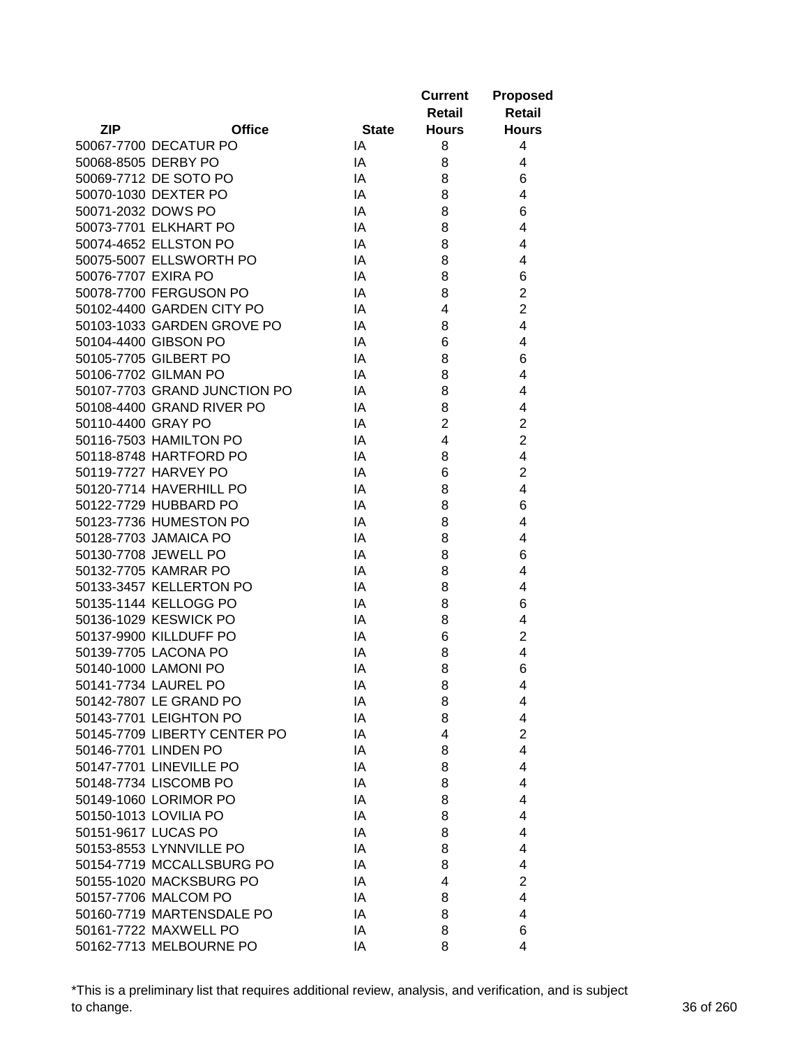| ZIP | Office | State | Current Retail Hours | Proposed Retail Hours |
|---|---|---|---|---|
| 50067-7700 | DECATUR PO | IA | 8 | 4 |
| 50068-8505 | DERBY PO | IA | 8 | 4 |
| 50069-7712 | DE SOTO PO | IA | 8 | 6 |
| 50070-1030 | DEXTER PO | IA | 8 | 4 |
| 50071-2032 | DOWS PO | IA | 8 | 6 |
| 50073-7701 | ELKHART PO | IA | 8 | 4 |
| 50074-4652 | ELLSTON PO | IA | 8 | 4 |
| 50075-5007 | ELLSWORTH PO | IA | 8 | 4 |
| 50076-7707 | EXIRA PO | IA | 8 | 6 |
| 50078-7700 | FERGUSON PO | IA | 8 | 2 |
| 50102-4400 | GARDEN CITY PO | IA | 4 | 2 |
| 50103-1033 | GARDEN GROVE PO | IA | 8 | 4 |
| 50104-4400 | GIBSON PO | IA | 6 | 4 |
| 50105-7705 | GILBERT PO | IA | 8 | 6 |
| 50106-7702 | GILMAN PO | IA | 8 | 4 |
| 50107-7703 | GRAND JUNCTION PO | IA | 8 | 4 |
| 50108-4400 | GRAND RIVER PO | IA | 8 | 4 |
| 50110-4400 | GRAY PO | IA | 2 | 2 |
| 50116-7503 | HAMILTON PO | IA | 4 | 2 |
| 50118-8748 | HARTFORD PO | IA | 8 | 4 |
| 50119-7727 | HARVEY PO | IA | 6 | 2 |
| 50120-7714 | HAVERHILL PO | IA | 8 | 4 |
| 50122-7729 | HUBBARD PO | IA | 8 | 6 |
| 50123-7736 | HUMESTON PO | IA | 8 | 4 |
| 50128-7703 | JAMAICA PO | IA | 8 | 4 |
| 50130-7708 | JEWELL PO | IA | 8 | 6 |
| 50132-7705 | KAMRAR PO | IA | 8 | 4 |
| 50133-3457 | KELLERTON PO | IA | 8 | 4 |
| 50135-1144 | KELLOGG PO | IA | 8 | 6 |
| 50136-1029 | KESWICK PO | IA | 8 | 4 |
| 50137-9900 | KILLDUFF PO | IA | 6 | 2 |
| 50139-7705 | LACONA PO | IA | 8 | 4 |
| 50140-1000 | LAMONI PO | IA | 8 | 6 |
| 50141-7734 | LAUREL PO | IA | 8 | 4 |
| 50142-7807 | LE GRAND PO | IA | 8 | 4 |
| 50143-7701 | LEIGHTON PO | IA | 8 | 4 |
| 50145-7709 | LIBERTY CENTER PO | IA | 4 | 2 |
| 50146-7701 | LINDEN PO | IA | 8 | 4 |
| 50147-7701 | LINEVILLE PO | IA | 8 | 4 |
| 50148-7734 | LISCOMB PO | IA | 8 | 4 |
| 50149-1060 | LORIMOR PO | IA | 8 | 4 |
| 50150-1013 | LOVILIA PO | IA | 8 | 4 |
| 50151-9617 | LUCAS PO | IA | 8 | 4 |
| 50153-8553 | LYNNVILLE PO | IA | 8 | 4 |
| 50154-7719 | MCCALLSBURG PO | IA | 8 | 4 |
| 50155-1020 | MACKSBURG PO | IA | 4 | 2 |
| 50157-7706 | MALCOM PO | IA | 8 | 4 |
| 50160-7719 | MARTENSDALE PO | IA | 8 | 4 |
| 50161-7722 | MAXWELL PO | IA | 8 | 6 |
| 50162-7713 | MELBOURNE PO | IA | 8 | 4 |

*This is a preliminary list that requires additional review, analysis, and verification, and is subject to change.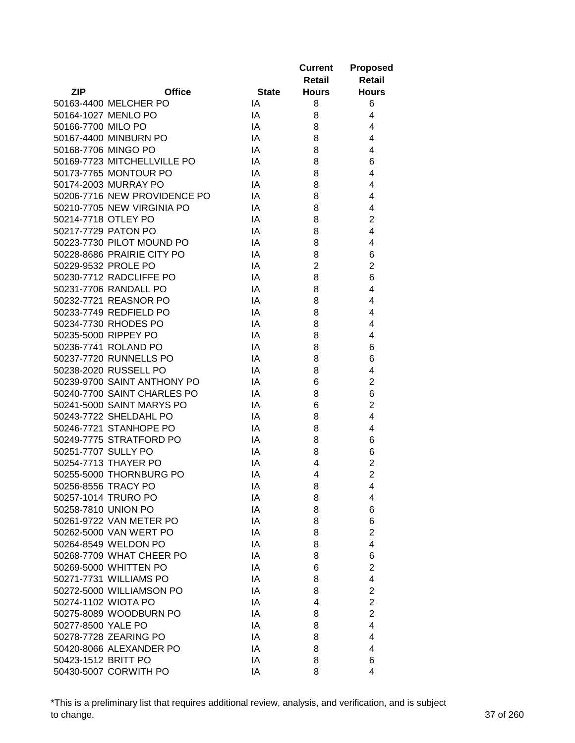| ZIP | Office | State | Current Retail Hours | Proposed Retail Hours |
|---|---|---|---|---|
| 50163-4400 | MELCHER PO | IA | 8 | 6 |
| 50164-1027 | MENLO PO | IA | 8 | 4 |
| 50166-7700 | MILO PO | IA | 8 | 4 |
| 50167-4400 | MINBURN PO | IA | 8 | 4 |
| 50168-7706 | MINGO PO | IA | 8 | 4 |
| 50169-7723 | MITCHELLVILLE PO | IA | 8 | 6 |
| 50173-7765 | MONTOUR PO | IA | 8 | 4 |
| 50174-2003 | MURRAY PO | IA | 8 | 4 |
| 50206-7716 | NEW PROVIDENCE PO | IA | 8 | 4 |
| 50210-7705 | NEW VIRGINIA PO | IA | 8 | 4 |
| 50214-7718 | OTLEY PO | IA | 8 | 2 |
| 50217-7729 | PATON PO | IA | 8 | 4 |
| 50223-7730 | PILOT MOUND PO | IA | 8 | 4 |
| 50228-8686 | PRAIRIE CITY PO | IA | 8 | 6 |
| 50229-9532 | PROLE PO | IA | 2 | 2 |
| 50230-7712 | RADCLIFFE PO | IA | 8 | 6 |
| 50231-7706 | RANDALL PO | IA | 8 | 4 |
| 50232-7721 | REASNOR PO | IA | 8 | 4 |
| 50233-7749 | REDFIELD PO | IA | 8 | 4 |
| 50234-7730 | RHODES PO | IA | 8 | 4 |
| 50235-5000 | RIPPEY PO | IA | 8 | 4 |
| 50236-7741 | ROLAND PO | IA | 8 | 6 |
| 50237-7720 | RUNNELLS PO | IA | 8 | 6 |
| 50238-2020 | RUSSELL PO | IA | 8 | 4 |
| 50239-9700 | SAINT ANTHONY PO | IA | 6 | 2 |
| 50240-7700 | SAINT CHARLES PO | IA | 8 | 6 |
| 50241-5000 | SAINT MARYS PO | IA | 6 | 2 |
| 50243-7722 | SHELDAHL PO | IA | 8 | 4 |
| 50246-7721 | STANHOPE PO | IA | 8 | 4 |
| 50249-7775 | STRATFORD PO | IA | 8 | 6 |
| 50251-7707 | SULLY PO | IA | 8 | 6 |
| 50254-7713 | THAYER PO | IA | 4 | 2 |
| 50255-5000 | THORNBURG PO | IA | 4 | 2 |
| 50256-8556 | TRACY PO | IA | 8 | 4 |
| 50257-1014 | TRURO PO | IA | 8 | 4 |
| 50258-7810 | UNION PO | IA | 8 | 6 |
| 50261-9722 | VAN METER PO | IA | 8 | 6 |
| 50262-5000 | VAN WERT PO | IA | 8 | 2 |
| 50264-8549 | WELDON PO | IA | 8 | 4 |
| 50268-7709 | WHAT CHEER PO | IA | 8 | 6 |
| 50269-5000 | WHITTEN PO | IA | 6 | 2 |
| 50271-7731 | WILLIAMS PO | IA | 8 | 4 |
| 50272-5000 | WILLIAMSON PO | IA | 8 | 2 |
| 50274-1102 | WIOTA PO | IA | 4 | 2 |
| 50275-8089 | WOODBURN PO | IA | 8 | 2 |
| 50277-8500 | YALE PO | IA | 8 | 4 |
| 50278-7728 | ZEARING PO | IA | 8 | 4 |
| 50420-8066 | ALEXANDER PO | IA | 8 | 4 |
| 50423-1512 | BRITT PO | IA | 8 | 6 |
| 50430-5007 | CORWITH PO | IA | 8 | 4 |

*This is a preliminary list that requires additional review, analysis, and verification, and is subject to change.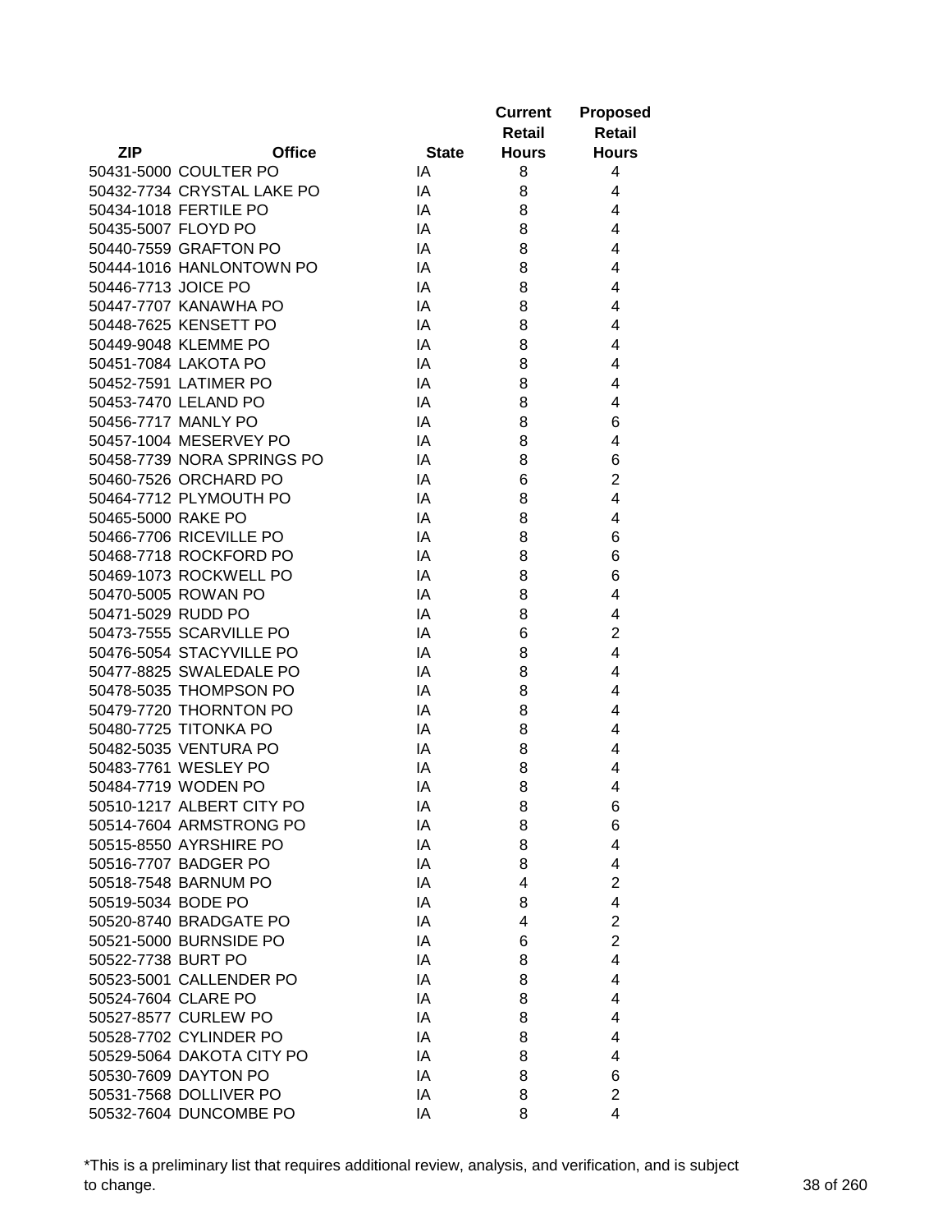| ZIP | Office | State | Current Retail Hours | Proposed Retail Hours |
|---|---|---|---|---|
| 50431-5000 | COULTER PO | IA | 8 | 4 |
| 50432-7734 | CRYSTAL LAKE PO | IA | 8 | 4 |
| 50434-1018 | FERTILE PO | IA | 8 | 4 |
| 50435-5007 | FLOYD PO | IA | 8 | 4 |
| 50440-7559 | GRAFTON PO | IA | 8 | 4 |
| 50444-1016 | HANLONTOWN PO | IA | 8 | 4 |
| 50446-7713 | JOICE PO | IA | 8 | 4 |
| 50447-7707 | KANAWHA PO | IA | 8 | 4 |
| 50448-7625 | KENSETT PO | IA | 8 | 4 |
| 50449-9048 | KLEMME PO | IA | 8 | 4 |
| 50451-7084 | LAKOTA PO | IA | 8 | 4 |
| 50452-7591 | LATIMER PO | IA | 8 | 4 |
| 50453-7470 | LELAND PO | IA | 8 | 4 |
| 50456-7717 | MANLY PO | IA | 8 | 6 |
| 50457-1004 | MESERVEY PO | IA | 8 | 4 |
| 50458-7739 | NORA SPRINGS PO | IA | 8 | 6 |
| 50460-7526 | ORCHARD PO | IA | 6 | 2 |
| 50464-7712 | PLYMOUTH PO | IA | 8 | 4 |
| 50465-5000 | RAKE PO | IA | 8 | 4 |
| 50466-7706 | RICEVILLE PO | IA | 8 | 6 |
| 50468-7718 | ROCKFORD PO | IA | 8 | 6 |
| 50469-1073 | ROCKWELL PO | IA | 8 | 6 |
| 50470-5005 | ROWAN PO | IA | 8 | 4 |
| 50471-5029 | RUDD PO | IA | 8 | 4 |
| 50473-7555 | SCARVILLE PO | IA | 6 | 2 |
| 50476-5054 | STACYVILLE PO | IA | 8 | 4 |
| 50477-8825 | SWALEDALE PO | IA | 8 | 4 |
| 50478-5035 | THOMPSON PO | IA | 8 | 4 |
| 50479-7720 | THORNTON PO | IA | 8 | 4 |
| 50480-7725 | TITONKA PO | IA | 8 | 4 |
| 50482-5035 | VENTURA PO | IA | 8 | 4 |
| 50483-7761 | WESLEY PO | IA | 8 | 4 |
| 50484-7719 | WODEN PO | IA | 8 | 4 |
| 50510-1217 | ALBERT CITY PO | IA | 8 | 6 |
| 50514-7604 | ARMSTRONG PO | IA | 8 | 6 |
| 50515-8550 | AYRSHIRE PO | IA | 8 | 4 |
| 50516-7707 | BADGER PO | IA | 8 | 4 |
| 50518-7548 | BARNUM PO | IA | 4 | 2 |
| 50519-5034 | BODE PO | IA | 8 | 4 |
| 50520-8740 | BRADGATE PO | IA | 4 | 2 |
| 50521-5000 | BURNSIDE PO | IA | 6 | 2 |
| 50522-7738 | BURT PO | IA | 8 | 4 |
| 50523-5001 | CALLENDER PO | IA | 8 | 4 |
| 50524-7604 | CLARE PO | IA | 8 | 4 |
| 50527-8577 | CURLEW PO | IA | 8 | 4 |
| 50528-7702 | CYLINDER PO | IA | 8 | 4 |
| 50529-5064 | DAKOTA CITY PO | IA | 8 | 4 |
| 50530-7609 | DAYTON PO | IA | 8 | 6 |
| 50531-7568 | DOLLIVER PO | IA | 8 | 2 |
| 50532-7604 | DUNCOMBE PO | IA | 8 | 4 |

*This is a preliminary list that requires additional review, analysis, and verification, and is subject to change.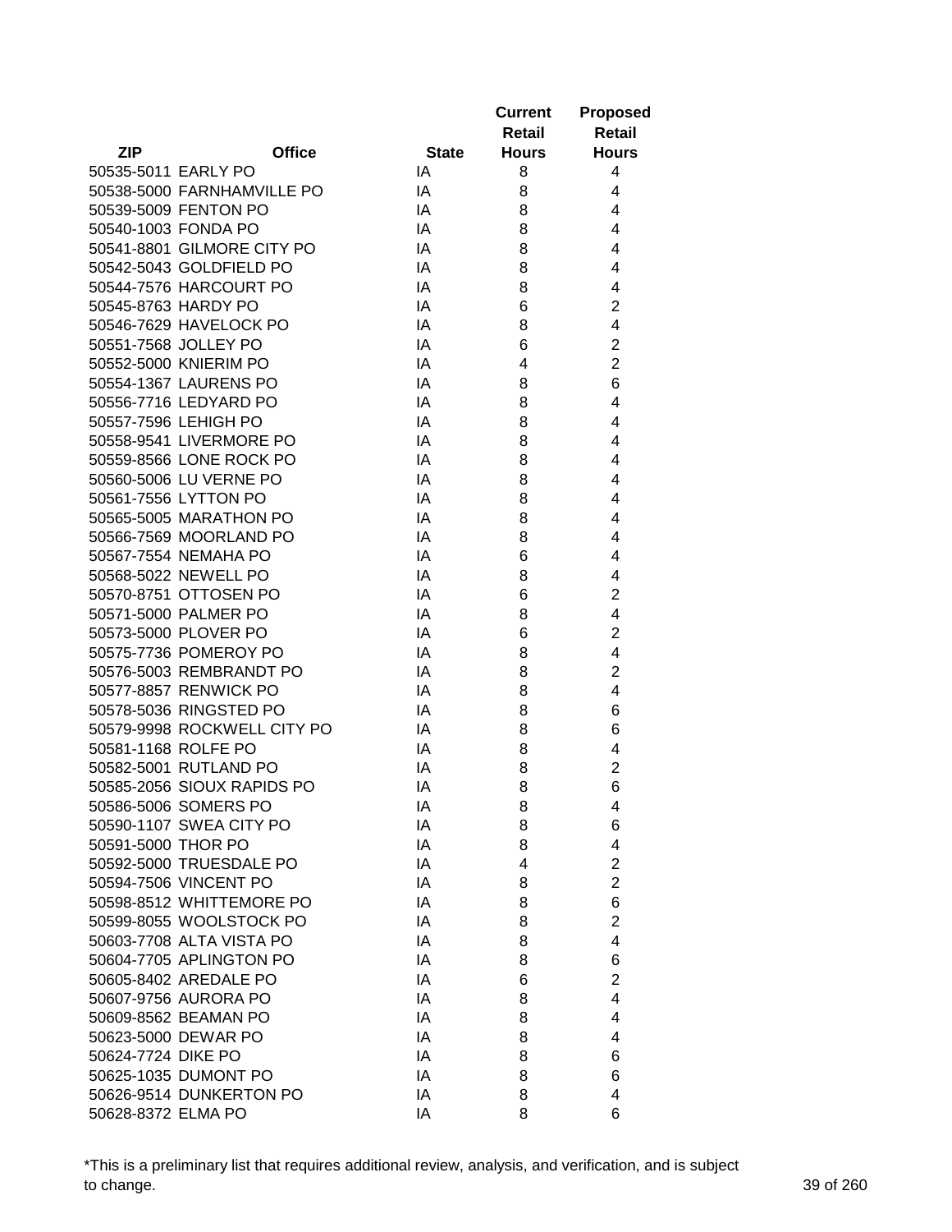| ZIP | Office | State | Current Retail Hours | Proposed Retail Hours |
|---|---|---|---|---|
| 50535-5011 | EARLY PO | IA | 8 | 4 |
| 50538-5000 | FARNHAMVILLE PO | IA | 8 | 4 |
| 50539-5009 | FENTON PO | IA | 8 | 4 |
| 50540-1003 | FONDA PO | IA | 8 | 4 |
| 50541-8801 | GILMORE CITY PO | IA | 8 | 4 |
| 50542-5043 | GOLDFIELD PO | IA | 8 | 4 |
| 50544-7576 | HARCOURT PO | IA | 8 | 4 |
| 50545-8763 | HARDY PO | IA | 6 | 2 |
| 50546-7629 | HAVELOCK PO | IA | 8 | 4 |
| 50551-7568 | JOLLEY PO | IA | 6 | 2 |
| 50552-5000 | KNIERIM PO | IA | 4 | 2 |
| 50554-1367 | LAURENS PO | IA | 8 | 6 |
| 50556-7716 | LEDYARD PO | IA | 8 | 4 |
| 50557-7596 | LEHIGH PO | IA | 8 | 4 |
| 50558-9541 | LIVERMORE PO | IA | 8 | 4 |
| 50559-8566 | LONE ROCK PO | IA | 8 | 4 |
| 50560-5006 | LU VERNE PO | IA | 8 | 4 |
| 50561-7556 | LYTTON PO | IA | 8 | 4 |
| 50565-5005 | MARATHON PO | IA | 8 | 4 |
| 50566-7569 | MOORLAND PO | IA | 8 | 4 |
| 50567-7554 | NEMAHA PO | IA | 6 | 4 |
| 50568-5022 | NEWELL PO | IA | 8 | 4 |
| 50570-8751 | OTTOSEN PO | IA | 6 | 2 |
| 50571-5000 | PALMER PO | IA | 8 | 4 |
| 50573-5000 | PLOVER PO | IA | 6 | 2 |
| 50575-7736 | POMEROY PO | IA | 8 | 4 |
| 50576-5003 | REMBRANDT PO | IA | 8 | 2 |
| 50577-8857 | RENWICK PO | IA | 8 | 4 |
| 50578-5036 | RINGSTED PO | IA | 8 | 6 |
| 50579-9998 | ROCKWELL CITY PO | IA | 8 | 6 |
| 50581-1168 | ROLFE PO | IA | 8 | 4 |
| 50582-5001 | RUTLAND PO | IA | 8 | 2 |
| 50585-2056 | SIOUX RAPIDS PO | IA | 8 | 6 |
| 50586-5006 | SOMERS PO | IA | 8 | 4 |
| 50590-1107 | SWEA CITY PO | IA | 8 | 6 |
| 50591-5000 | THOR PO | IA | 8 | 4 |
| 50592-5000 | TRUESDALE PO | IA | 4 | 2 |
| 50594-7506 | VINCENT PO | IA | 8 | 2 |
| 50598-8512 | WHITTEMORE PO | IA | 8 | 6 |
| 50599-8055 | WOOLSTOCK PO | IA | 8 | 2 |
| 50603-7708 | ALTA VISTA PO | IA | 8 | 4 |
| 50604-7705 | APLINGTON PO | IA | 8 | 6 |
| 50605-8402 | AREDALE PO | IA | 6 | 2 |
| 50607-9756 | AURORA PO | IA | 8 | 4 |
| 50609-8562 | BEAMAN PO | IA | 8 | 4 |
| 50623-5000 | DEWAR PO | IA | 8 | 4 |
| 50624-7724 | DIKE PO | IA | 8 | 6 |
| 50625-1035 | DUMONT PO | IA | 8 | 6 |
| 50626-9514 | DUNKERTON PO | IA | 8 | 4 |
| 50628-8372 | ELMA PO | IA | 8 | 6 |

*This is a preliminary list that requires additional review, analysis, and verification, and is subject to change.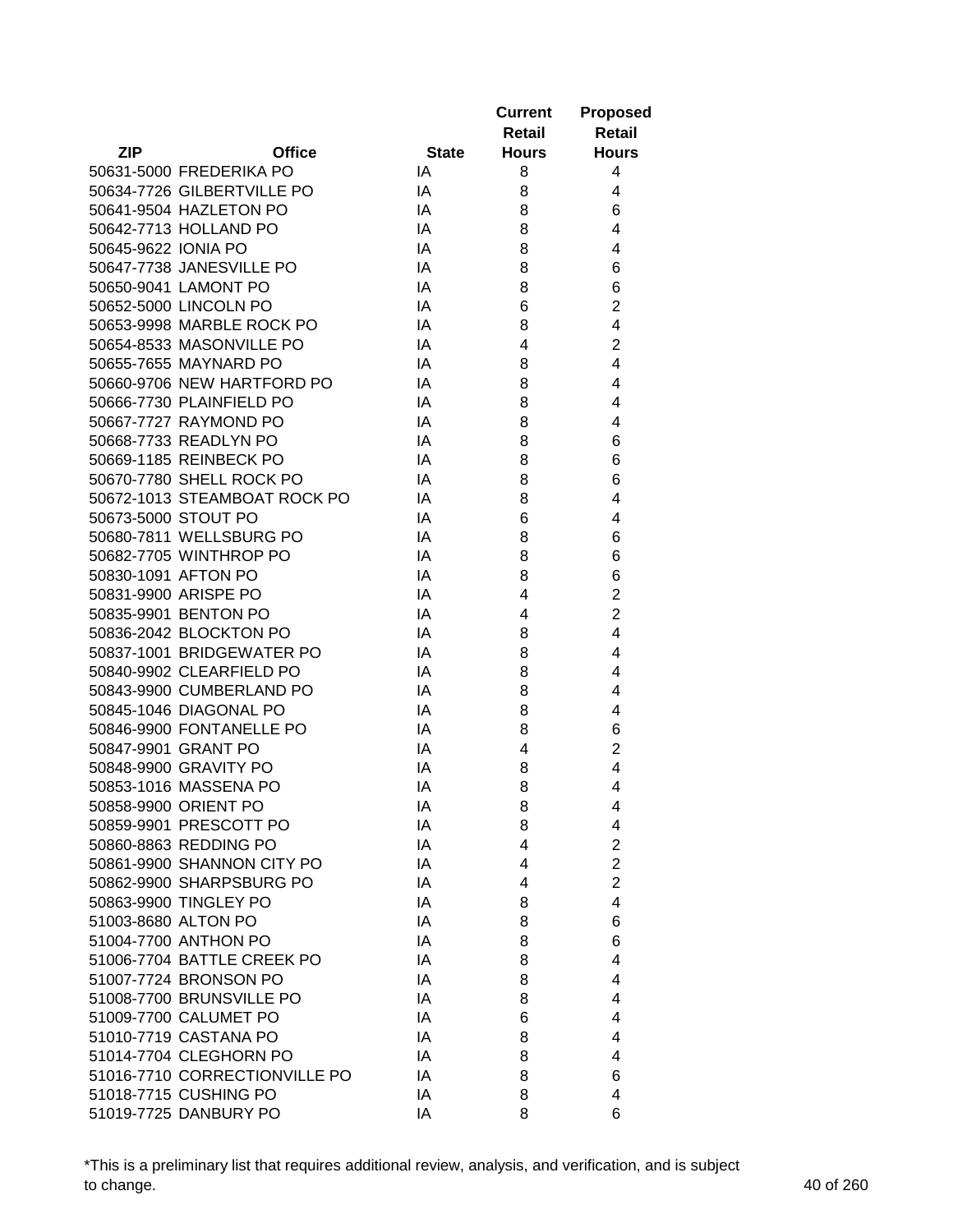| ZIP | Office | State | Current Retail Hours | Proposed Retail Hours |
|---|---|---|---|---|
| 50631-5000 | FREDERIKA PO | IA | 8 | 4 |
| 50634-7726 | GILBERTVILLE PO | IA | 8 | 4 |
| 50641-9504 | HAZLETON PO | IA | 8 | 6 |
| 50642-7713 | HOLLAND PO | IA | 8 | 4 |
| 50645-9622 | IONIA PO | IA | 8 | 4 |
| 50647-7738 | JANESVILLE PO | IA | 8 | 6 |
| 50650-9041 | LAMONT PO | IA | 8 | 6 |
| 50652-5000 | LINCOLN PO | IA | 6 | 2 |
| 50653-9998 | MARBLE ROCK PO | IA | 8 | 4 |
| 50654-8533 | MASONVILLE PO | IA | 4 | 2 |
| 50655-7655 | MAYNARD PO | IA | 8 | 4 |
| 50660-9706 | NEW HARTFORD PO | IA | 8 | 4 |
| 50666-7730 | PLAINFIELD PO | IA | 8 | 4 |
| 50667-7727 | RAYMOND PO | IA | 8 | 4 |
| 50668-7733 | READLYN PO | IA | 8 | 6 |
| 50669-1185 | REINBECK PO | IA | 8 | 6 |
| 50670-7780 | SHELL ROCK PO | IA | 8 | 6 |
| 50672-1013 | STEAMBOAT ROCK PO | IA | 8 | 4 |
| 50673-5000 | STOUT PO | IA | 6 | 4 |
| 50680-7811 | WELLSBURG PO | IA | 8 | 6 |
| 50682-7705 | WINTHROP PO | IA | 8 | 6 |
| 50830-1091 | AFTON PO | IA | 8 | 6 |
| 50831-9900 | ARISPE PO | IA | 4 | 2 |
| 50835-9901 | BENTON PO | IA | 4 | 2 |
| 50836-2042 | BLOCKTON PO | IA | 8 | 4 |
| 50837-1001 | BRIDGEWATER PO | IA | 8 | 4 |
| 50840-9902 | CLEARFIELD PO | IA | 8 | 4 |
| 50843-9900 | CUMBERLAND PO | IA | 8 | 4 |
| 50845-1046 | DIAGONAL PO | IA | 8 | 4 |
| 50846-9900 | FONTANELLE PO | IA | 8 | 6 |
| 50847-9901 | GRANT PO | IA | 4 | 2 |
| 50848-9900 | GRAVITY PO | IA | 8 | 4 |
| 50853-1016 | MASSENA PO | IA | 8 | 4 |
| 50858-9900 | ORIENT PO | IA | 8 | 4 |
| 50859-9901 | PRESCOTT PO | IA | 8 | 4 |
| 50860-8863 | REDDING PO | IA | 4 | 2 |
| 50861-9900 | SHANNON CITY PO | IA | 4 | 2 |
| 50862-9900 | SHARPSBURG PO | IA | 4 | 2 |
| 50863-9900 | TINGLEY PO | IA | 8 | 4 |
| 51003-8680 | ALTON PO | IA | 8 | 6 |
| 51004-7700 | ANTHON PO | IA | 8 | 6 |
| 51006-7704 | BATTLE CREEK PO | IA | 8 | 4 |
| 51007-7724 | BRONSON PO | IA | 8 | 4 |
| 51008-7700 | BRUNSVILLE PO | IA | 8 | 4 |
| 51009-7700 | CALUMET PO | IA | 6 | 4 |
| 51010-7719 | CASTANA PO | IA | 8 | 4 |
| 51014-7704 | CLEGHORN PO | IA | 8 | 4 |
| 51016-7710 | CORRECTIONVILLE PO | IA | 8 | 6 |
| 51018-7715 | CUSHING PO | IA | 8 | 4 |
| 51019-7725 | DANBURY PO | IA | 8 | 6 |

*This is a preliminary list that requires additional review, analysis, and verification, and is subject to change.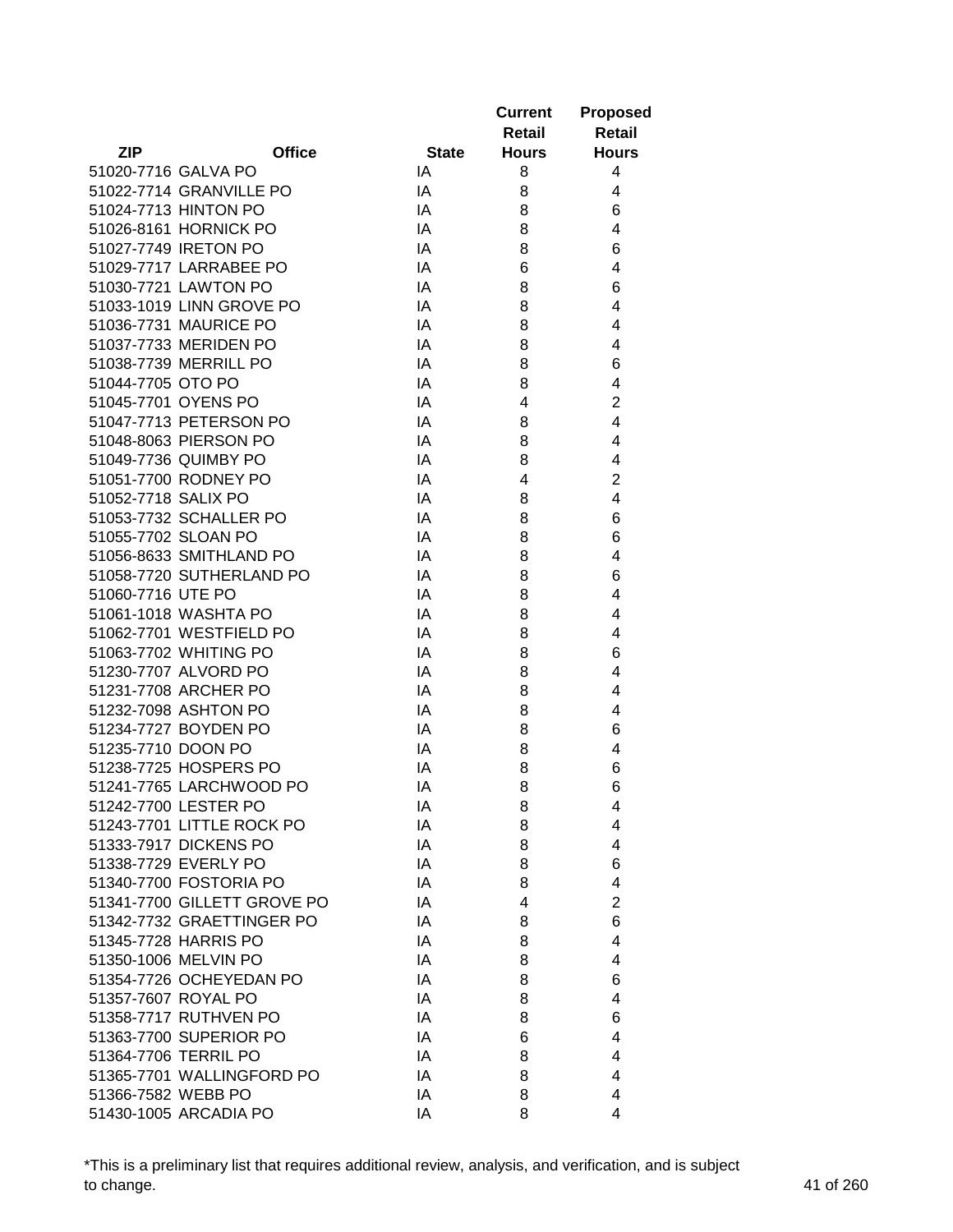| ZIP | Office | State | Current Retail Hours | Proposed Retail Hours |
|---|---|---|---|---|
| 51020-7716 | GALVA PO | IA | 8 | 4 |
| 51022-7714 | GRANVILLE PO | IA | 8 | 4 |
| 51024-7713 | HINTON PO | IA | 8 | 6 |
| 51026-8161 | HORNICK PO | IA | 8 | 4 |
| 51027-7749 | IRETON PO | IA | 8 | 6 |
| 51029-7717 | LARRABEE PO | IA | 6 | 4 |
| 51030-7721 | LAWTON PO | IA | 8 | 6 |
| 51033-1019 | LINN GROVE PO | IA | 8 | 4 |
| 51036-7731 | MAURICE PO | IA | 8 | 4 |
| 51037-7733 | MERIDEN PO | IA | 8 | 4 |
| 51038-7739 | MERRILL PO | IA | 8 | 6 |
| 51044-7705 | OTO PO | IA | 8 | 4 |
| 51045-7701 | OYENS PO | IA | 4 | 2 |
| 51047-7713 | PETERSON PO | IA | 8 | 4 |
| 51048-8063 | PIERSON PO | IA | 8 | 4 |
| 51049-7736 | QUIMBY PO | IA | 8 | 4 |
| 51051-7700 | RODNEY PO | IA | 4 | 2 |
| 51052-7718 | SALIX PO | IA | 8 | 4 |
| 51053-7732 | SCHALLER PO | IA | 8 | 6 |
| 51055-7702 | SLOAN PO | IA | 8 | 6 |
| 51056-8633 | SMITHLAND PO | IA | 8 | 4 |
| 51058-7720 | SUTHERLAND PO | IA | 8 | 6 |
| 51060-7716 | UTE PO | IA | 8 | 4 |
| 51061-1018 | WASHTA PO | IA | 8 | 4 |
| 51062-7701 | WESTFIELD PO | IA | 8 | 4 |
| 51063-7702 | WHITING PO | IA | 8 | 6 |
| 51230-7707 | ALVORD PO | IA | 8 | 4 |
| 51231-7708 | ARCHER PO | IA | 8 | 4 |
| 51232-7098 | ASHTON PO | IA | 8 | 4 |
| 51234-7727 | BOYDEN PO | IA | 8 | 6 |
| 51235-7710 | DOON PO | IA | 8 | 4 |
| 51238-7725 | HOSPERS PO | IA | 8 | 6 |
| 51241-7765 | LARCHWOOD PO | IA | 8 | 6 |
| 51242-7700 | LESTER PO | IA | 8 | 4 |
| 51243-7701 | LITTLE ROCK PO | IA | 8 | 4 |
| 51333-7917 | DICKENS PO | IA | 8 | 4 |
| 51338-7729 | EVERLY PO | IA | 8 | 6 |
| 51340-7700 | FOSTORIA PO | IA | 8 | 4 |
| 51341-7700 | GILLETT GROVE PO | IA | 4 | 2 |
| 51342-7732 | GRAETTINGER PO | IA | 8 | 6 |
| 51345-7728 | HARRIS PO | IA | 8 | 4 |
| 51350-1006 | MELVIN PO | IA | 8 | 4 |
| 51354-7726 | OCHEYEDAN PO | IA | 8 | 6 |
| 51357-7607 | ROYAL PO | IA | 8 | 4 |
| 51358-7717 | RUTHVEN PO | IA | 8 | 6 |
| 51363-7700 | SUPERIOR PO | IA | 6 | 4 |
| 51364-7706 | TERRIL PO | IA | 8 | 4 |
| 51365-7701 | WALLINGFORD PO | IA | 8 | 4 |
| 51366-7582 | WEBB PO | IA | 8 | 4 |
| 51430-1005 | ARCADIA PO | IA | 8 | 4 |

*This is a preliminary list that requires additional review, analysis, and verification, and is subject to change.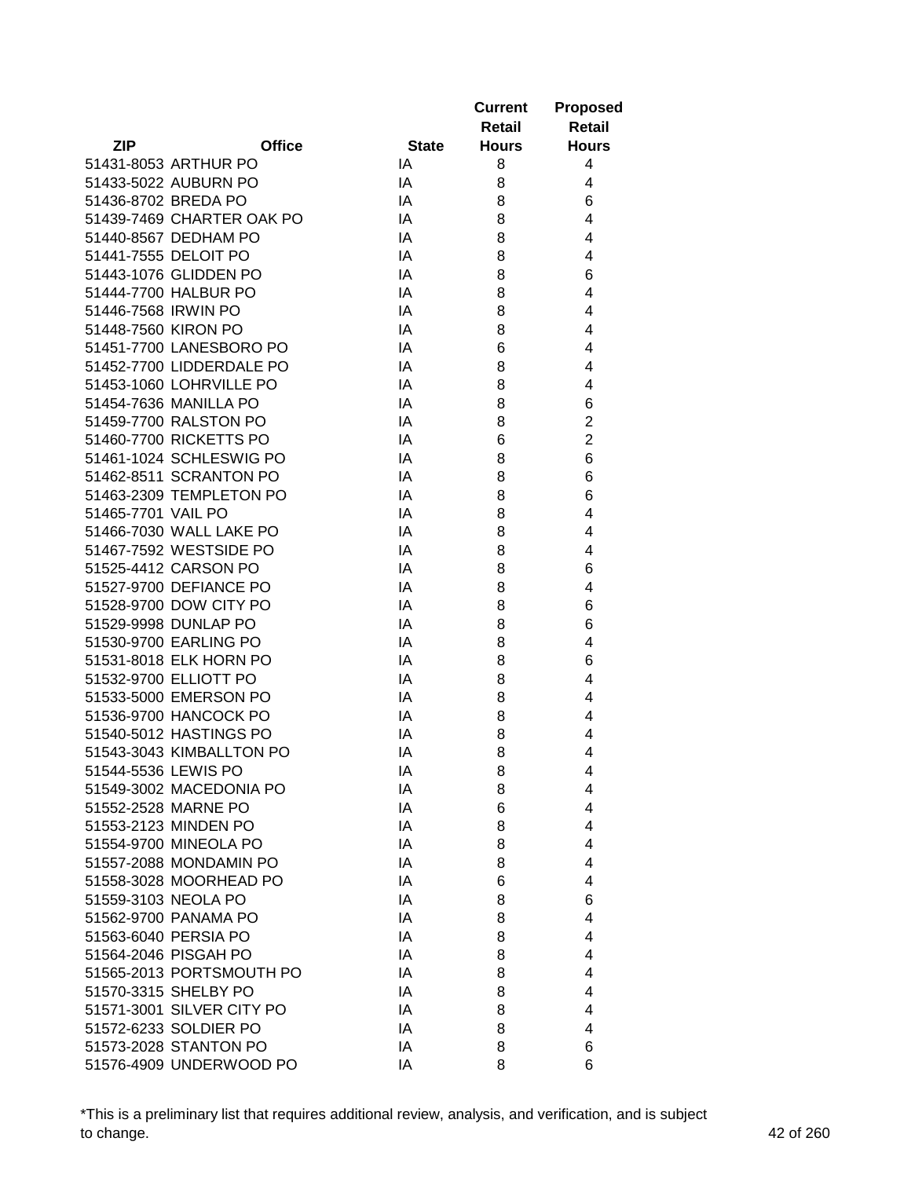| ZIP | Office | State | Current Retail Hours | Proposed Retail Hours |
|---|---|---|---|---|
| 51431-8053 | ARTHUR PO | IA | 8 | 4 |
| 51433-5022 | AUBURN PO | IA | 8 | 4 |
| 51436-8702 | BREDA PO | IA | 8 | 6 |
| 51439-7469 | CHARTER OAK PO | IA | 8 | 4 |
| 51440-8567 | DEDHAM PO | IA | 8 | 4 |
| 51441-7555 | DELOIT PO | IA | 8 | 4 |
| 51443-1076 | GLIDDEN PO | IA | 8 | 6 |
| 51444-7700 | HALBUR PO | IA | 8 | 4 |
| 51446-7568 | IRWIN PO | IA | 8 | 4 |
| 51448-7560 | KIRON PO | IA | 8 | 4 |
| 51451-7700 | LANESBORO PO | IA | 6 | 4 |
| 51452-7700 | LIDDERDALE PO | IA | 8 | 4 |
| 51453-1060 | LOHRVILLE PO | IA | 8 | 4 |
| 51454-7636 | MANILLA PO | IA | 8 | 6 |
| 51459-7700 | RALSTON PO | IA | 8 | 2 |
| 51460-7700 | RICKETTS PO | IA | 6 | 2 |
| 51461-1024 | SCHLESWIG PO | IA | 8 | 6 |
| 51462-8511 | SCRANTON PO | IA | 8 | 6 |
| 51463-2309 | TEMPLETON PO | IA | 8 | 6 |
| 51465-7701 | VAIL PO | IA | 8 | 4 |
| 51466-7030 | WALL LAKE PO | IA | 8 | 4 |
| 51467-7592 | WESTSIDE PO | IA | 8 | 4 |
| 51525-4412 | CARSON PO | IA | 8 | 6 |
| 51527-9700 | DEFIANCE PO | IA | 8 | 4 |
| 51528-9700 | DOW CITY PO | IA | 8 | 6 |
| 51529-9998 | DUNLAP PO | IA | 8 | 6 |
| 51530-9700 | EARLING PO | IA | 8 | 4 |
| 51531-8018 | ELK HORN PO | IA | 8 | 6 |
| 51532-9700 | ELLIOTT PO | IA | 8 | 4 |
| 51533-5000 | EMERSON PO | IA | 8 | 4 |
| 51536-9700 | HANCOCK PO | IA | 8 | 4 |
| 51540-5012 | HASTINGS PO | IA | 8 | 4 |
| 51543-3043 | KIMBALLTON PO | IA | 8 | 4 |
| 51544-5536 | LEWIS PO | IA | 8 | 4 |
| 51549-3002 | MACEDONIA PO | IA | 8 | 4 |
| 51552-2528 | MARNE PO | IA | 6 | 4 |
| 51553-2123 | MINDEN PO | IA | 8 | 4 |
| 51554-9700 | MINEOLA PO | IA | 8 | 4 |
| 51557-2088 | MONDAMIN PO | IA | 8 | 4 |
| 51558-3028 | MOORHEAD PO | IA | 6 | 4 |
| 51559-3103 | NEOLA PO | IA | 8 | 6 |
| 51562-9700 | PANAMA PO | IA | 8 | 4 |
| 51563-6040 | PERSIA PO | IA | 8 | 4 |
| 51564-2046 | PISGAH PO | IA | 8 | 4 |
| 51565-2013 | PORTSMOUTH PO | IA | 8 | 4 |
| 51570-3315 | SHELBY PO | IA | 8 | 4 |
| 51571-3001 | SILVER CITY PO | IA | 8 | 4 |
| 51572-6233 | SOLDIER PO | IA | 8 | 4 |
| 51573-2028 | STANTON PO | IA | 8 | 6 |
| 51576-4909 | UNDERWOOD PO | IA | 8 | 6 |

*This is a preliminary list that requires additional review, analysis, and verification, and is subject to change.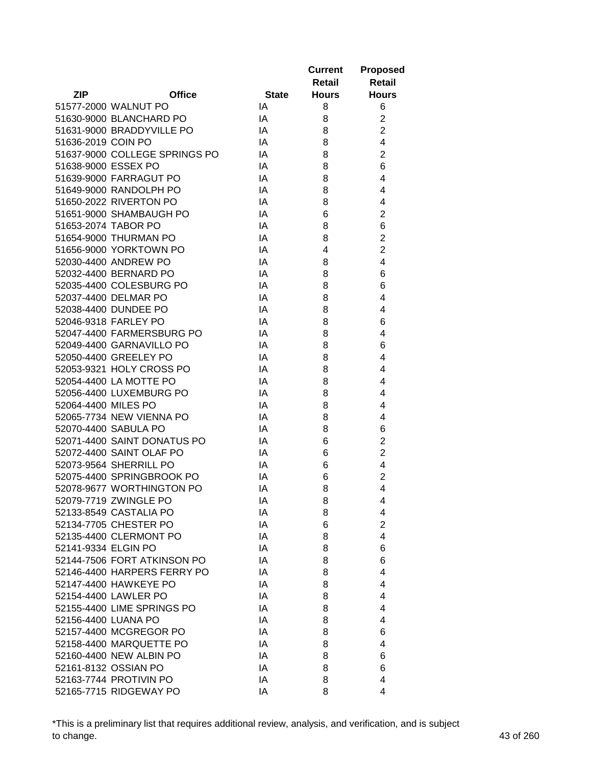| ZIP | Office | State | Current Retail Hours | Proposed Retail Hours |
|---|---|---|---|---|
| 51577-2000 | WALNUT PO | IA | 8 | 6 |
| 51630-9000 | BLANCHARD PO | IA | 8 | 2 |
| 51631-9000 | BRADDYVILLE PO | IA | 8 | 2 |
| 51636-2019 | COIN PO | IA | 8 | 4 |
| 51637-9000 | COLLEGE SPRINGS PO | IA | 8 | 2 |
| 51638-9000 | ESSEX PO | IA | 8 | 6 |
| 51639-9000 | FARRAGUT PO | IA | 8 | 4 |
| 51649-9000 | RANDOLPH PO | IA | 8 | 4 |
| 51650-2022 | RIVERTON PO | IA | 8 | 4 |
| 51651-9000 | SHAMBAUGH PO | IA | 6 | 2 |
| 51653-2074 | TABOR PO | IA | 8 | 6 |
| 51654-9000 | THURMAN PO | IA | 8 | 2 |
| 51656-9000 | YORKTOWN PO | IA | 4 | 2 |
| 52030-4400 | ANDREW PO | IA | 8 | 4 |
| 52032-4400 | BERNARD PO | IA | 8 | 6 |
| 52035-4400 | COLESBURG PO | IA | 8 | 6 |
| 52037-4400 | DELMAR PO | IA | 8 | 4 |
| 52038-4400 | DUNDEE PO | IA | 8 | 4 |
| 52046-9318 | FARLEY PO | IA | 8 | 6 |
| 52047-4400 | FARMERSBURG PO | IA | 8 | 4 |
| 52049-4400 | GARNAVILLO PO | IA | 8 | 6 |
| 52050-4400 | GREELEY PO | IA | 8 | 4 |
| 52053-9321 | HOLY CROSS PO | IA | 8 | 4 |
| 52054-4400 | LA MOTTE PO | IA | 8 | 4 |
| 52056-4400 | LUXEMBURG PO | IA | 8 | 4 |
| 52064-4400 | MILES PO | IA | 8 | 4 |
| 52065-7734 | NEW VIENNA PO | IA | 8 | 4 |
| 52070-4400 | SABULA PO | IA | 8 | 6 |
| 52071-4400 | SAINT DONATUS PO | IA | 6 | 2 |
| 52072-4400 | SAINT OLAF PO | IA | 6 | 2 |
| 52073-9564 | SHERRILL PO | IA | 6 | 4 |
| 52075-4400 | SPRINGBROOK PO | IA | 6 | 2 |
| 52078-9677 | WORTHINGTON PO | IA | 8 | 4 |
| 52079-7719 | ZWINGLE PO | IA | 8 | 4 |
| 52133-8549 | CASTALIA PO | IA | 8 | 4 |
| 52134-7705 | CHESTER PO | IA | 6 | 2 |
| 52135-4400 | CLERMONT PO | IA | 8 | 4 |
| 52141-9334 | ELGIN PO | IA | 8 | 6 |
| 52144-7506 | FORT ATKINSON PO | IA | 8 | 6 |
| 52146-4400 | HARPERS FERRY PO | IA | 8 | 4 |
| 52147-4400 | HAWKEYE PO | IA | 8 | 4 |
| 52154-4400 | LAWLER PO | IA | 8 | 4 |
| 52155-4400 | LIME SPRINGS PO | IA | 8 | 4 |
| 52156-4400 | LUANA PO | IA | 8 | 4 |
| 52157-4400 | MCGREGOR PO | IA | 8 | 6 |
| 52158-4400 | MARQUETTE PO | IA | 8 | 4 |
| 52160-4400 | NEW ALBIN PO | IA | 8 | 6 |
| 52161-8132 | OSSIAN PO | IA | 8 | 6 |
| 52163-7744 | PROTIVIN PO | IA | 8 | 4 |
| 52165-7715 | RIDGEWAY PO | IA | 8 | 4 |

*This is a preliminary list that requires additional review, analysis, and verification, and is subject to change.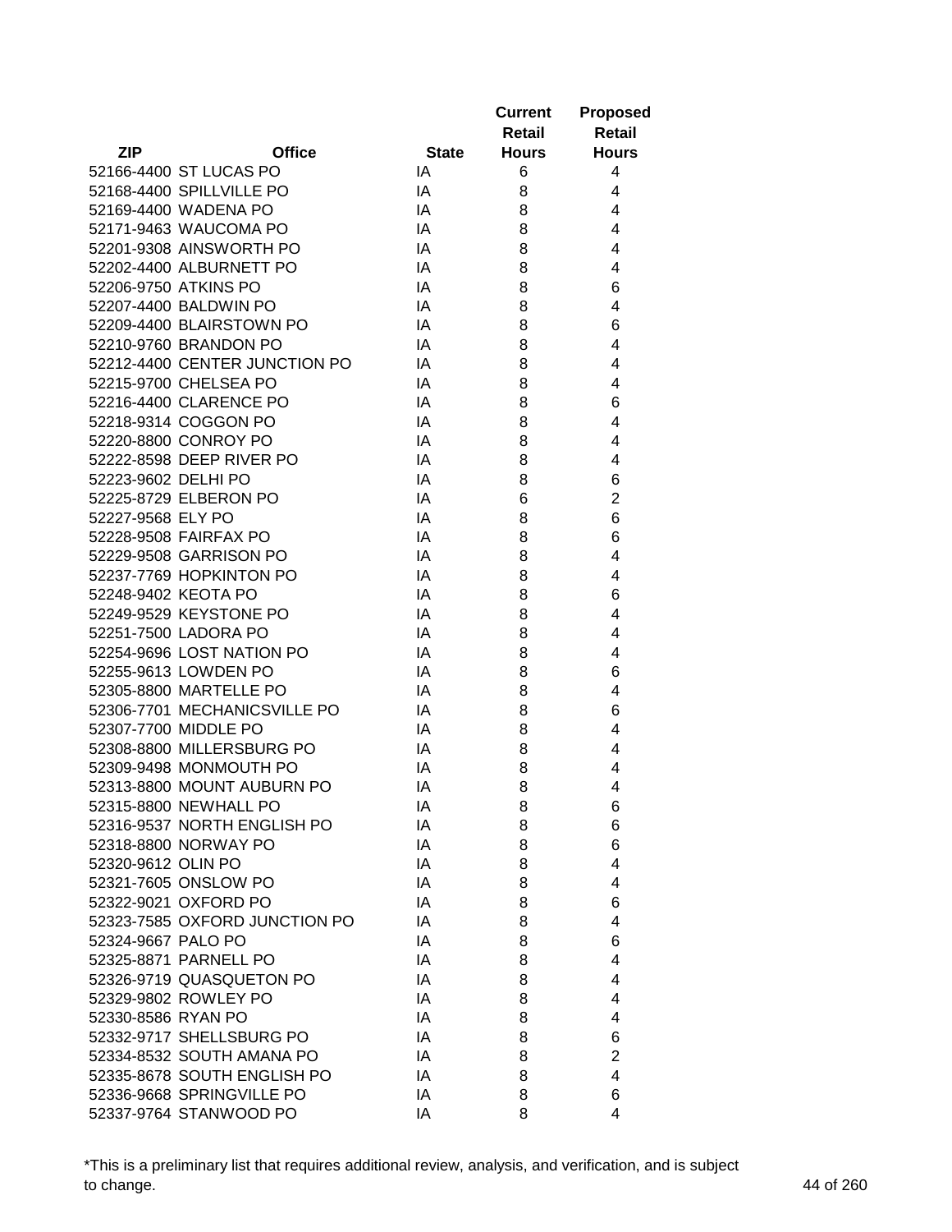| ZIP | Office | State | Current Retail Hours | Proposed Retail Hours |
|---|---|---|---|---|
| 52166-4400 | ST LUCAS PO | IA | 6 | 4 |
| 52168-4400 | SPILLVILLE PO | IA | 8 | 4 |
| 52169-4400 | WADENA PO | IA | 8 | 4 |
| 52171-9463 | WAUCOMA PO | IA | 8 | 4 |
| 52201-9308 | AINSWORTH PO | IA | 8 | 4 |
| 52202-4400 | ALBURNETT PO | IA | 8 | 4 |
| 52206-9750 | ATKINS PO | IA | 8 | 6 |
| 52207-4400 | BALDWIN PO | IA | 8 | 4 |
| 52209-4400 | BLAIRSTOWN PO | IA | 8 | 6 |
| 52210-9760 | BRANDON PO | IA | 8 | 4 |
| 52212-4400 | CENTER JUNCTION PO | IA | 8 | 4 |
| 52215-9700 | CHELSEA PO | IA | 8 | 4 |
| 52216-4400 | CLARENCE PO | IA | 8 | 6 |
| 52218-9314 | COGGON PO | IA | 8 | 4 |
| 52220-8800 | CONROY PO | IA | 8 | 4 |
| 52222-8598 | DEEP RIVER PO | IA | 8 | 4 |
| 52223-9602 | DELHI PO | IA | 8 | 6 |
| 52225-8729 | ELBERON PO | IA | 6 | 2 |
| 52227-9568 | ELY PO | IA | 8 | 6 |
| 52228-9508 | FAIRFAX PO | IA | 8 | 6 |
| 52229-9508 | GARRISON PO | IA | 8 | 4 |
| 52237-7769 | HOPKINTON PO | IA | 8 | 4 |
| 52248-9402 | KEOTA PO | IA | 8 | 6 |
| 52249-9529 | KEYSTONE PO | IA | 8 | 4 |
| 52251-7500 | LADORA PO | IA | 8 | 4 |
| 52254-9696 | LOST NATION PO | IA | 8 | 4 |
| 52255-9613 | LOWDEN PO | IA | 8 | 6 |
| 52305-8800 | MARTELLE PO | IA | 8 | 4 |
| 52306-7701 | MECHANICSVILLE PO | IA | 8 | 6 |
| 52307-7700 | MIDDLE PO | IA | 8 | 4 |
| 52308-8800 | MILLERSBURG PO | IA | 8 | 4 |
| 52309-9498 | MONMOUTH PO | IA | 8 | 4 |
| 52313-8800 | MOUNT AUBURN PO | IA | 8 | 4 |
| 52315-8800 | NEWHALL PO | IA | 8 | 6 |
| 52316-9537 | NORTH ENGLISH PO | IA | 8 | 6 |
| 52318-8800 | NORWAY PO | IA | 8 | 6 |
| 52320-9612 | OLIN PO | IA | 8 | 4 |
| 52321-7605 | ONSLOW PO | IA | 8 | 4 |
| 52322-9021 | OXFORD PO | IA | 8 | 6 |
| 52323-7585 | OXFORD JUNCTION PO | IA | 8 | 4 |
| 52324-9667 | PALO PO | IA | 8 | 6 |
| 52325-8871 | PARNELL PO | IA | 8 | 4 |
| 52326-9719 | QUASQUETON PO | IA | 8 | 4 |
| 52329-9802 | ROWLEY PO | IA | 8 | 4 |
| 52330-8586 | RYAN PO | IA | 8 | 4 |
| 52332-9717 | SHELLSBURG PO | IA | 8 | 6 |
| 52334-8532 | SOUTH AMANA PO | IA | 8 | 2 |
| 52335-8678 | SOUTH ENGLISH PO | IA | 8 | 4 |
| 52336-9668 | SPRINGVILLE PO | IA | 8 | 6 |
| 52337-9764 | STANWOOD PO | IA | 8 | 4 |

*This is a preliminary list that requires additional review, analysis, and verification, and is subject to change.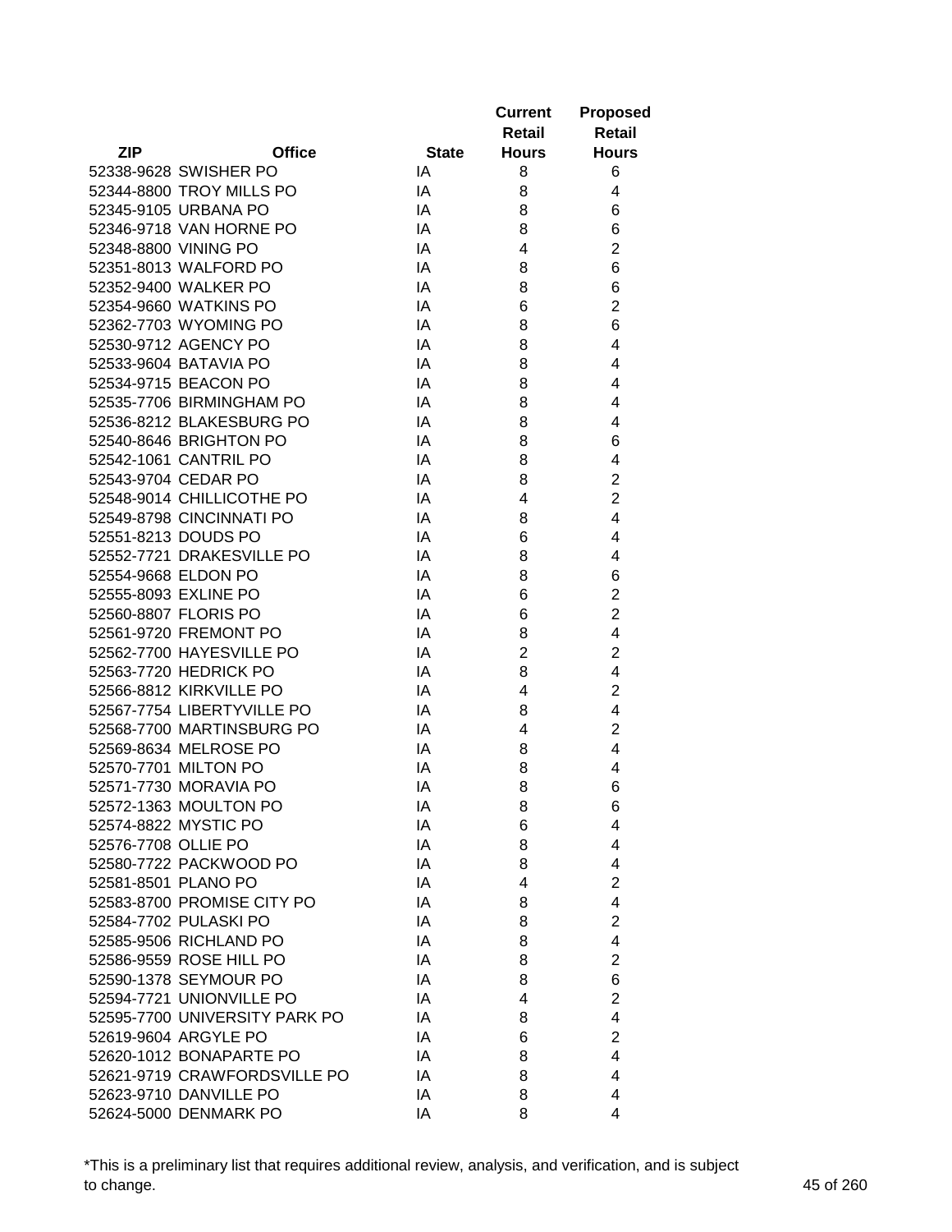| ZIP | Office | State | Current Retail Hours | Proposed Retail Hours |
|---|---|---|---|---|
| 52338-9628 | SWISHER PO | IA | 8 | 6 |
| 52344-8800 | TROY MILLS PO | IA | 8 | 4 |
| 52345-9105 | URBANA PO | IA | 8 | 6 |
| 52346-9718 | VAN HORNE PO | IA | 8 | 6 |
| 52348-8800 | VINING PO | IA | 4 | 2 |
| 52351-8013 | WALFORD PO | IA | 8 | 6 |
| 52352-9400 | WALKER PO | IA | 8 | 6 |
| 52354-9660 | WATKINS PO | IA | 6 | 2 |
| 52362-7703 | WYOMING PO | IA | 8 | 6 |
| 52530-9712 | AGENCY PO | IA | 8 | 4 |
| 52533-9604 | BATAVIA PO | IA | 8 | 4 |
| 52534-9715 | BEACON PO | IA | 8 | 4 |
| 52535-7706 | BIRMINGHAM PO | IA | 8 | 4 |
| 52536-8212 | BLAKESBURG PO | IA | 8 | 4 |
| 52540-8646 | BRIGHTON PO | IA | 8 | 6 |
| 52542-1061 | CANTRIL PO | IA | 8 | 4 |
| 52543-9704 | CEDAR PO | IA | 8 | 2 |
| 52548-9014 | CHILLICOTHE PO | IA | 4 | 2 |
| 52549-8798 | CINCINNATI PO | IA | 8 | 4 |
| 52551-8213 | DOUDS PO | IA | 6 | 4 |
| 52552-7721 | DRAKESVILLE PO | IA | 8 | 4 |
| 52554-9668 | ELDON PO | IA | 8 | 6 |
| 52555-8093 | EXLINE PO | IA | 6 | 2 |
| 52560-8807 | FLORIS PO | IA | 6 | 2 |
| 52561-9720 | FREMONT PO | IA | 8 | 4 |
| 52562-7700 | HAYESVILLE PO | IA | 2 | 2 |
| 52563-7720 | HEDRICK PO | IA | 8 | 4 |
| 52566-8812 | KIRKVILLE PO | IA | 4 | 2 |
| 52567-7754 | LIBERTYVILLE PO | IA | 8 | 4 |
| 52568-7700 | MARTINSBURG PO | IA | 4 | 2 |
| 52569-8634 | MELROSE PO | IA | 8 | 4 |
| 52570-7701 | MILTON PO | IA | 8 | 4 |
| 52571-7730 | MORAVIA PO | IA | 8 | 6 |
| 52572-1363 | MOULTON PO | IA | 8 | 6 |
| 52574-8822 | MYSTIC PO | IA | 6 | 4 |
| 52576-7708 | OLLIE PO | IA | 8 | 4 |
| 52580-7722 | PACKWOOD PO | IA | 8 | 4 |
| 52581-8501 | PLANO PO | IA | 4 | 2 |
| 52583-8700 | PROMISE CITY PO | IA | 8 | 4 |
| 52584-7702 | PULASKI PO | IA | 8 | 2 |
| 52585-9506 | RICHLAND PO | IA | 8 | 4 |
| 52586-9559 | ROSE HILL PO | IA | 8 | 2 |
| 52590-1378 | SEYMOUR PO | IA | 8 | 6 |
| 52594-7721 | UNIONVILLE PO | IA | 4 | 2 |
| 52595-7700 | UNIVERSITY PARK PO | IA | 8 | 4 |
| 52619-9604 | ARGYLE PO | IA | 6 | 2 |
| 52620-1012 | BONAPARTE PO | IA | 8 | 4 |
| 52621-9719 | CRAWFORDSVILLE PO | IA | 8 | 4 |
| 52623-9710 | DANVILLE PO | IA | 8 | 4 |
| 52624-5000 | DENMARK PO | IA | 8 | 4 |

*This is a preliminary list that requires additional review, analysis, and verification, and is subject to change.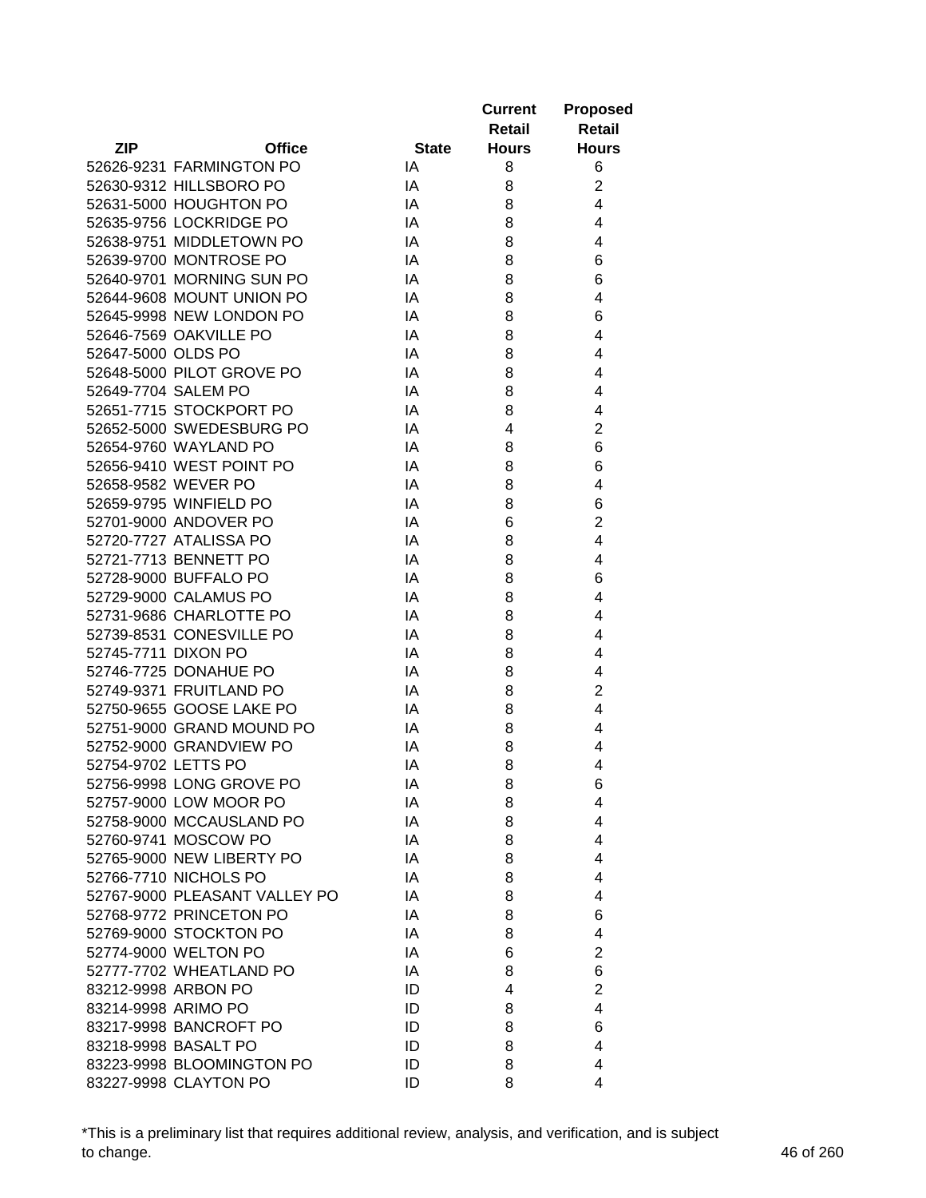| ZIP | Office | State | Current Retail Hours | Proposed Retail Hours |
|---|---|---|---|---|
| 52626-9231 | FARMINGTON PO | IA | 8 | 6 |
| 52630-9312 | HILLSBORO PO | IA | 8 | 2 |
| 52631-5000 | HOUGHTON PO | IA | 8 | 4 |
| 52635-9756 | LOCKRIDGE PO | IA | 8 | 4 |
| 52638-9751 | MIDDLETOWN PO | IA | 8 | 4 |
| 52639-9700 | MONTROSE PO | IA | 8 | 6 |
| 52640-9701 | MORNING SUN PO | IA | 8 | 6 |
| 52644-9608 | MOUNT UNION PO | IA | 8 | 4 |
| 52645-9998 | NEW LONDON PO | IA | 8 | 6 |
| 52646-7569 | OAKVILLE PO | IA | 8 | 4 |
| 52647-5000 | OLDS PO | IA | 8 | 4 |
| 52648-5000 | PILOT GROVE PO | IA | 8 | 4 |
| 52649-7704 | SALEM PO | IA | 8 | 4 |
| 52651-7715 | STOCKPORT PO | IA | 8 | 4 |
| 52652-5000 | SWEDESBURG PO | IA | 4 | 2 |
| 52654-9760 | WAYLAND PO | IA | 8 | 6 |
| 52656-9410 | WEST POINT PO | IA | 8 | 6 |
| 52658-9582 | WEVER PO | IA | 8 | 4 |
| 52659-9795 | WINFIELD PO | IA | 8 | 6 |
| 52701-9000 | ANDOVER PO | IA | 6 | 2 |
| 52720-7727 | ATALISSA PO | IA | 8 | 4 |
| 52721-7713 | BENNETT PO | IA | 8 | 4 |
| 52728-9000 | BUFFALO PO | IA | 8 | 6 |
| 52729-9000 | CALAMUS PO | IA | 8 | 4 |
| 52731-9686 | CHARLOTTE PO | IA | 8 | 4 |
| 52739-8531 | CONESVILLE PO | IA | 8 | 4 |
| 52745-7711 | DIXON PO | IA | 8 | 4 |
| 52746-7725 | DONAHUE PO | IA | 8 | 4 |
| 52749-9371 | FRUITLAND PO | IA | 8 | 2 |
| 52750-9655 | GOOSE LAKE PO | IA | 8 | 4 |
| 52751-9000 | GRAND MOUND PO | IA | 8 | 4 |
| 52752-9000 | GRANDVIEW PO | IA | 8 | 4 |
| 52754-9702 | LETTS PO | IA | 8 | 4 |
| 52756-9998 | LONG GROVE PO | IA | 8 | 6 |
| 52757-9000 | LOW MOOR PO | IA | 8 | 4 |
| 52758-9000 | MCCAUSLAND PO | IA | 8 | 4 |
| 52760-9741 | MOSCOW PO | IA | 8 | 4 |
| 52765-9000 | NEW LIBERTY PO | IA | 8 | 4 |
| 52766-7710 | NICHOLS PO | IA | 8 | 4 |
| 52767-9000 | PLEASANT VALLEY PO | IA | 8 | 4 |
| 52768-9772 | PRINCETON PO | IA | 8 | 6 |
| 52769-9000 | STOCKTON PO | IA | 8 | 4 |
| 52774-9000 | WELTON PO | IA | 6 | 2 |
| 52777-7702 | WHEATLAND PO | IA | 8 | 6 |
| 83212-9998 | ARBON PO | ID | 4 | 2 |
| 83214-9998 | ARIMO PO | ID | 8 | 4 |
| 83217-9998 | BANCROFT PO | ID | 8 | 6 |
| 83218-9998 | BASALT PO | ID | 8 | 4 |
| 83223-9998 | BLOOMINGTON PO | ID | 8 | 4 |
| 83227-9998 | CLAYTON PO | ID | 8 | 4 |

*This is a preliminary list that requires additional review, analysis, and verification, and is subject to change.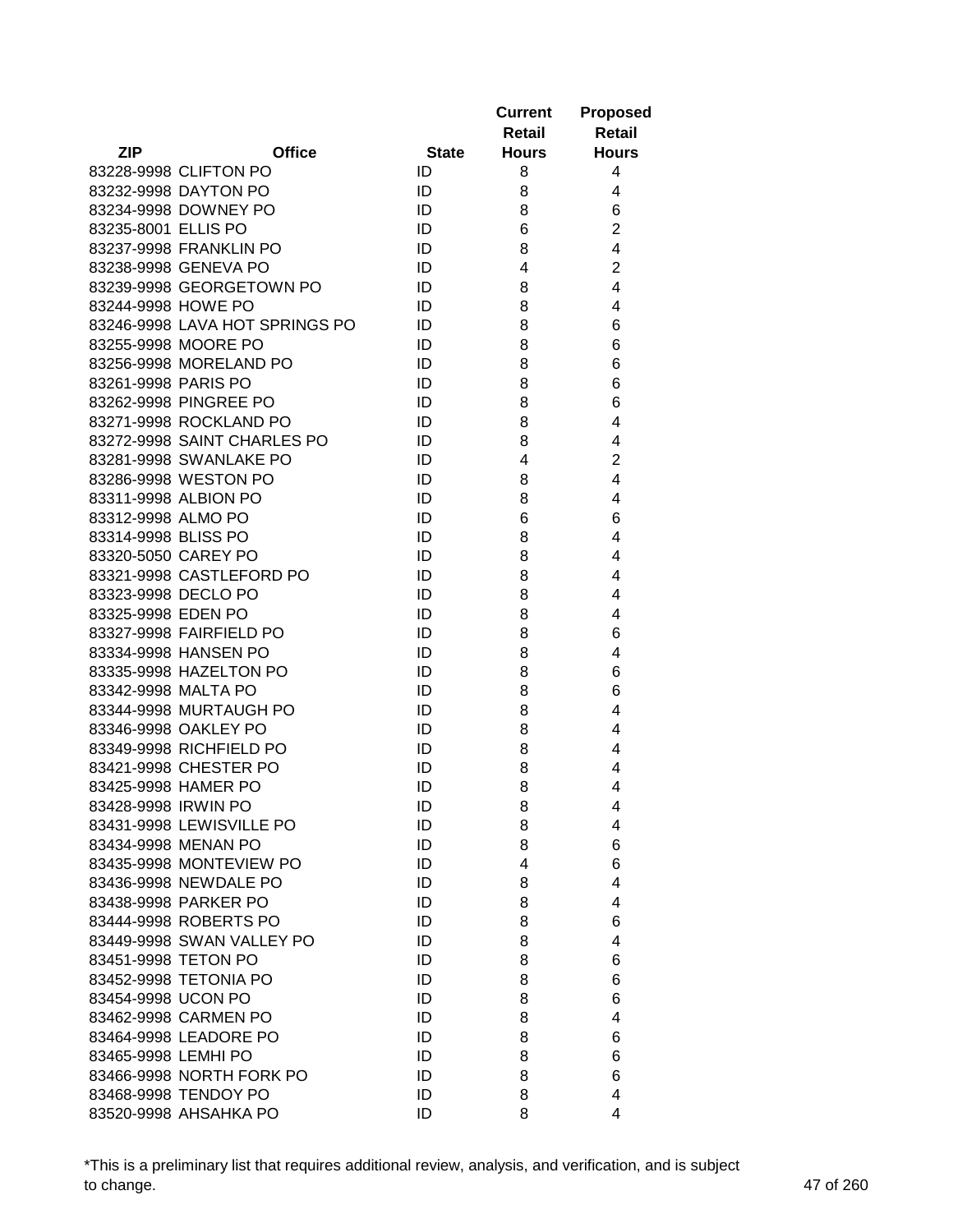| ZIP | Office | State | Current Retail Hours | Proposed Retail Hours |
|---|---|---|---|---|
| 83228-9998 | CLIFTON PO | ID | 8 | 4 |
| 83232-9998 | DAYTON PO | ID | 8 | 4 |
| 83234-9998 | DOWNEY PO | ID | 8 | 6 |
| 83235-8001 | ELLIS PO | ID | 6 | 2 |
| 83237-9998 | FRANKLIN PO | ID | 8 | 4 |
| 83238-9998 | GENEVA PO | ID | 4 | 2 |
| 83239-9998 | GEORGETOWN PO | ID | 8 | 4 |
| 83244-9998 | HOWE PO | ID | 8 | 4 |
| 83246-9998 | LAVA HOT SPRINGS PO | ID | 8 | 6 |
| 83255-9998 | MOORE PO | ID | 8 | 6 |
| 83256-9998 | MORELAND PO | ID | 8 | 6 |
| 83261-9998 | PARIS PO | ID | 8 | 6 |
| 83262-9998 | PINGREE PO | ID | 8 | 6 |
| 83271-9998 | ROCKLAND PO | ID | 8 | 4 |
| 83272-9998 | SAINT CHARLES PO | ID | 8 | 4 |
| 83281-9998 | SWANLAKE PO | ID | 4 | 2 |
| 83286-9998 | WESTON PO | ID | 8 | 4 |
| 83311-9998 | ALBION PO | ID | 8 | 4 |
| 83312-9998 | ALMO PO | ID | 6 | 6 |
| 83314-9998 | BLISS PO | ID | 8 | 4 |
| 83320-5050 | CAREY PO | ID | 8 | 4 |
| 83321-9998 | CASTLEFORD PO | ID | 8 | 4 |
| 83323-9998 | DECLO PO | ID | 8 | 4 |
| 83325-9998 | EDEN PO | ID | 8 | 4 |
| 83327-9998 | FAIRFIELD PO | ID | 8 | 6 |
| 83334-9998 | HANSEN PO | ID | 8 | 4 |
| 83335-9998 | HAZELTON PO | ID | 8 | 6 |
| 83342-9998 | MALTA PO | ID | 8 | 6 |
| 83344-9998 | MURTAUGH PO | ID | 8 | 4 |
| 83346-9998 | OAKLEY PO | ID | 8 | 4 |
| 83349-9998 | RICHFIELD PO | ID | 8 | 4 |
| 83421-9998 | CHESTER PO | ID | 8 | 4 |
| 83425-9998 | HAMER PO | ID | 8 | 4 |
| 83428-9998 | IRWIN PO | ID | 8 | 4 |
| 83431-9998 | LEWISVILLE PO | ID | 8 | 4 |
| 83434-9998 | MENAN PO | ID | 8 | 6 |
| 83435-9998 | MONTEVIEW PO | ID | 4 | 6 |
| 83436-9998 | NEWDALE PO | ID | 8 | 4 |
| 83438-9998 | PARKER PO | ID | 8 | 4 |
| 83444-9998 | ROBERTS PO | ID | 8 | 6 |
| 83449-9998 | SWAN VALLEY PO | ID | 8 | 4 |
| 83451-9998 | TETON PO | ID | 8 | 6 |
| 83452-9998 | TETONIA PO | ID | 8 | 6 |
| 83454-9998 | UCON PO | ID | 8 | 6 |
| 83462-9998 | CARMEN PO | ID | 8 | 4 |
| 83464-9998 | LEADORE PO | ID | 8 | 6 |
| 83465-9998 | LEMHI PO | ID | 8 | 6 |
| 83466-9998 | NORTH FORK PO | ID | 8 | 6 |
| 83468-9998 | TENDOY PO | ID | 8 | 4 |
| 83520-9998 | AHSAHKA PO | ID | 8 | 4 |

*This is a preliminary list that requires additional review, analysis, and verification, and is subject to change.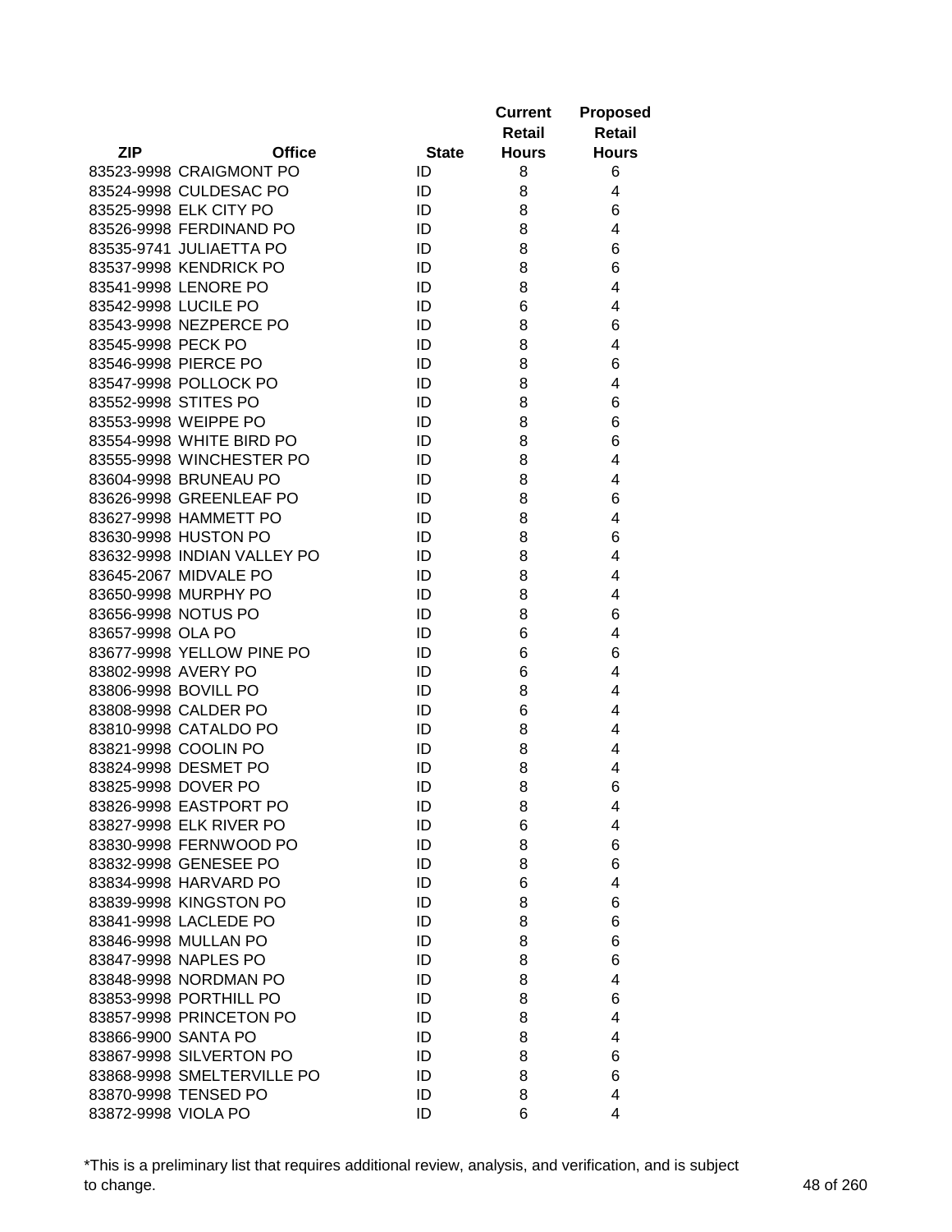| ZIP | Office | State | Current Retail Hours | Proposed Retail Hours |
|---|---|---|---|---|
| 83523-9998 | CRAIGMONT PO | ID | 8 | 6 |
| 83524-9998 | CULDESAC PO | ID | 8 | 4 |
| 83525-9998 | ELK CITY PO | ID | 8 | 6 |
| 83526-9998 | FERDINAND PO | ID | 8 | 4 |
| 83535-9741 | JULIAETTA PO | ID | 8 | 6 |
| 83537-9998 | KENDRICK PO | ID | 8 | 6 |
| 83541-9998 | LENORE PO | ID | 8 | 4 |
| 83542-9998 | LUCILE PO | ID | 6 | 4 |
| 83543-9998 | NEZPERCE PO | ID | 8 | 6 |
| 83545-9998 | PECK PO | ID | 8 | 4 |
| 83546-9998 | PIERCE PO | ID | 8 | 6 |
| 83547-9998 | POLLOCK PO | ID | 8 | 4 |
| 83552-9998 | STITES PO | ID | 8 | 6 |
| 83553-9998 | WEIPPE PO | ID | 8 | 6 |
| 83554-9998 | WHITE BIRD PO | ID | 8 | 6 |
| 83555-9998 | WINCHESTER PO | ID | 8 | 4 |
| 83604-9998 | BRUNEAU PO | ID | 8 | 4 |
| 83626-9998 | GREENLEAF PO | ID | 8 | 6 |
| 83627-9998 | HAMMETT PO | ID | 8 | 4 |
| 83630-9998 | HUSTON PO | ID | 8 | 6 |
| 83632-9998 | INDIAN VALLEY PO | ID | 8 | 4 |
| 83645-2067 | MIDVALE PO | ID | 8 | 4 |
| 83650-9998 | MURPHY PO | ID | 8 | 4 |
| 83656-9998 | NOTUS PO | ID | 8 | 6 |
| 83657-9998 | OLA PO | ID | 6 | 4 |
| 83677-9998 | YELLOW PINE PO | ID | 6 | 6 |
| 83802-9998 | AVERY PO | ID | 6 | 4 |
| 83806-9998 | BOVILL PO | ID | 8 | 4 |
| 83808-9998 | CALDER PO | ID | 6 | 4 |
| 83810-9998 | CATALDO PO | ID | 8 | 4 |
| 83821-9998 | COOLIN PO | ID | 8 | 4 |
| 83824-9998 | DESMET PO | ID | 8 | 4 |
| 83825-9998 | DOVER PO | ID | 8 | 6 |
| 83826-9998 | EASTPORT PO | ID | 8 | 4 |
| 83827-9998 | ELK RIVER PO | ID | 6 | 4 |
| 83830-9998 | FERNWOOD PO | ID | 8 | 6 |
| 83832-9998 | GENESEE PO | ID | 8 | 6 |
| 83834-9998 | HARVARD PO | ID | 6 | 4 |
| 83839-9998 | KINGSTON PO | ID | 8 | 6 |
| 83841-9998 | LACLEDE PO | ID | 8 | 6 |
| 83846-9998 | MULLAN PO | ID | 8 | 6 |
| 83847-9998 | NAPLES PO | ID | 8 | 6 |
| 83848-9998 | NORDMAN PO | ID | 8 | 4 |
| 83853-9998 | PORTHILL PO | ID | 8 | 6 |
| 83857-9998 | PRINCETON PO | ID | 8 | 4 |
| 83866-9900 | SANTA PO | ID | 8 | 4 |
| 83867-9998 | SILVERTON PO | ID | 8 | 6 |
| 83868-9998 | SMELTERVILLE PO | ID | 8 | 6 |
| 83870-9998 | TENSED PO | ID | 8 | 4 |
| 83872-9998 | VIOLA PO | ID | 6 | 4 |

*This is a preliminary list that requires additional review, analysis, and verification, and is subject to change.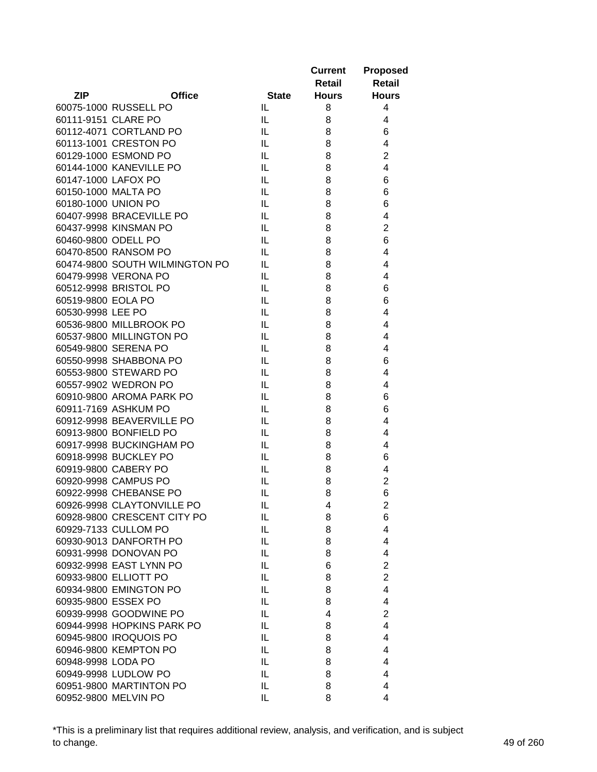| ZIP | Office | State | Current Retail Hours | Proposed Retail Hours |
|---|---|---|---|---|
| 60075-1000 | RUSSELL PO | IL | 8 | 4 |
| 60111-9151 | CLARE PO | IL | 8 | 4 |
| 60112-4071 | CORTLAND PO | IL | 8 | 6 |
| 60113-1001 | CRESTON PO | IL | 8 | 4 |
| 60129-1000 | ESMOND PO | IL | 8 | 2 |
| 60144-1000 | KANEVILLE PO | IL | 8 | 4 |
| 60147-1000 | LAFOX PO | IL | 8 | 6 |
| 60150-1000 | MALTA PO | IL | 8 | 6 |
| 60180-1000 | UNION PO | IL | 8 | 6 |
| 60407-9998 | BRACEVILLE PO | IL | 8 | 4 |
| 60437-9998 | KINSMAN PO | IL | 8 | 2 |
| 60460-9800 | ODELL PO | IL | 8 | 6 |
| 60470-8500 | RANSOM PO | IL | 8 | 4 |
| 60474-9800 | SOUTH WILMINGTON PO | IL | 8 | 4 |
| 60479-9998 | VERONA PO | IL | 8 | 4 |
| 60512-9998 | BRISTOL PO | IL | 8 | 6 |
| 60519-9800 | EOLA PO | IL | 8 | 6 |
| 60530-9998 | LEE PO | IL | 8 | 4 |
| 60536-9800 | MILLBROOK PO | IL | 8 | 4 |
| 60537-9800 | MILLINGTON PO | IL | 8 | 4 |
| 60549-9800 | SERENA PO | IL | 8 | 4 |
| 60550-9998 | SHABBONA PO | IL | 8 | 6 |
| 60553-9800 | STEWARD PO | IL | 8 | 4 |
| 60557-9902 | WEDRON PO | IL | 8 | 4 |
| 60910-9800 | AROMA PARK PO | IL | 8 | 6 |
| 60911-7169 | ASHKUM PO | IL | 8 | 6 |
| 60912-9998 | BEAVERVILLE PO | IL | 8 | 4 |
| 60913-9800 | BONFIELD PO | IL | 8 | 4 |
| 60917-9998 | BUCKINGHAM PO | IL | 8 | 4 |
| 60918-9998 | BUCKLEY PO | IL | 8 | 6 |
| 60919-9800 | CABERY PO | IL | 8 | 4 |
| 60920-9998 | CAMPUS PO | IL | 8 | 2 |
| 60922-9998 | CHEBANSE PO | IL | 8 | 6 |
| 60926-9998 | CLAYTONVILLE PO | IL | 4 | 2 |
| 60928-9800 | CRESCENT CITY PO | IL | 8 | 6 |
| 60929-7133 | CULLOM PO | IL | 8 | 4 |
| 60930-9013 | DANFORTH PO | IL | 8 | 4 |
| 60931-9998 | DONOVAN PO | IL | 8 | 4 |
| 60932-9998 | EAST LYNN PO | IL | 6 | 2 |
| 60933-9800 | ELLIOTT PO | IL | 8 | 2 |
| 60934-9800 | EMINGTON PO | IL | 8 | 4 |
| 60935-9800 | ESSEX PO | IL | 8 | 4 |
| 60939-9998 | GOODWINE PO | IL | 4 | 2 |
| 60944-9998 | HOPKINS PARK PO | IL | 8 | 4 |
| 60945-9800 | IROQUOIS PO | IL | 8 | 4 |
| 60946-9800 | KEMPTON PO | IL | 8 | 4 |
| 60948-9998 | LODA PO | IL | 8 | 4 |
| 60949-9998 | LUDLOW PO | IL | 8 | 4 |
| 60951-9800 | MARTINTON PO | IL | 8 | 4 |
| 60952-9800 | MELVIN PO | IL | 8 | 4 |

*This is a preliminary list that requires additional review, analysis, and verification, and is subject to change.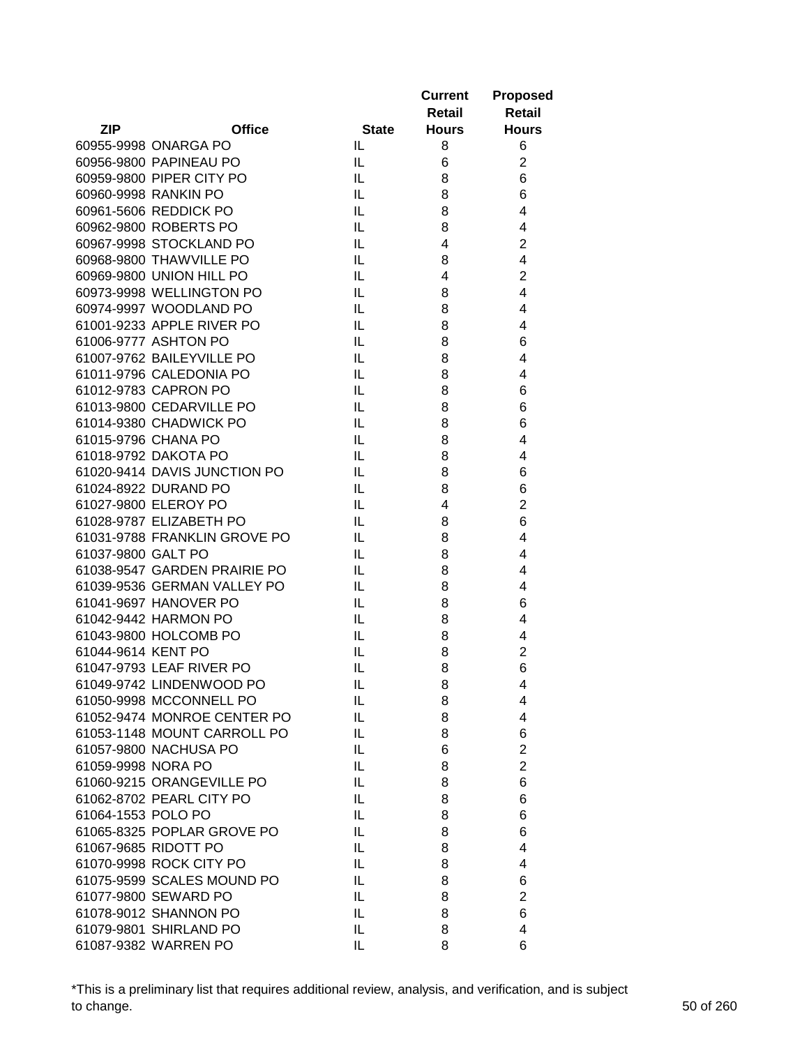| ZIP | Office | State | Current Retail Hours | Proposed Retail Hours |
|---|---|---|---|---|
| 60955-9998 | ONARGA PO | IL | 8 | 6 |
| 60956-9800 | PAPINEAU PO | IL | 6 | 2 |
| 60959-9800 | PIPER CITY PO | IL | 8 | 6 |
| 60960-9998 | RANKIN PO | IL | 8 | 6 |
| 60961-5606 | REDDICK PO | IL | 8 | 4 |
| 60962-9800 | ROBERTS PO | IL | 8 | 4 |
| 60967-9998 | STOCKLAND PO | IL | 4 | 2 |
| 60968-9800 | THAWVILLE PO | IL | 8 | 4 |
| 60969-9800 | UNION HILL PO | IL | 4 | 2 |
| 60973-9998 | WELLINGTON PO | IL | 8 | 4 |
| 60974-9997 | WOODLAND PO | IL | 8 | 4 |
| 61001-9233 | APPLE RIVER PO | IL | 8 | 4 |
| 61006-9777 | ASHTON PO | IL | 8 | 6 |
| 61007-9762 | BAILEYVILLE PO | IL | 8 | 4 |
| 61011-9796 | CALEDONIA PO | IL | 8 | 4 |
| 61012-9783 | CAPRON PO | IL | 8 | 6 |
| 61013-9800 | CEDARVILLE PO | IL | 8 | 6 |
| 61014-9380 | CHADWICK PO | IL | 8 | 6 |
| 61015-9796 | CHANA PO | IL | 8 | 4 |
| 61018-9792 | DAKOTA PO | IL | 8 | 4 |
| 61020-9414 | DAVIS JUNCTION PO | IL | 8 | 6 |
| 61024-8922 | DURAND PO | IL | 8 | 6 |
| 61027-9800 | ELEROY PO | IL | 4 | 2 |
| 61028-9787 | ELIZABETH PO | IL | 8 | 6 |
| 61031-9788 | FRANKLIN GROVE PO | IL | 8 | 4 |
| 61037-9800 | GALT PO | IL | 8 | 4 |
| 61038-9547 | GARDEN PRAIRIE PO | IL | 8 | 4 |
| 61039-9536 | GERMAN VALLEY PO | IL | 8 | 4 |
| 61041-9697 | HANOVER PO | IL | 8 | 6 |
| 61042-9442 | HARMON PO | IL | 8 | 4 |
| 61043-9800 | HOLCOMB PO | IL | 8 | 4 |
| 61044-9614 | KENT PO | IL | 8 | 2 |
| 61047-9793 | LEAF RIVER PO | IL | 8 | 6 |
| 61049-9742 | LINDENWOOD PO | IL | 8 | 4 |
| 61050-9998 | MCCONNELL PO | IL | 8 | 4 |
| 61052-9474 | MONROE CENTER PO | IL | 8 | 4 |
| 61053-1148 | MOUNT CARROLL PO | IL | 8 | 6 |
| 61057-9800 | NACHUSA PO | IL | 6 | 2 |
| 61059-9998 | NORA PO | IL | 8 | 2 |
| 61060-9215 | ORANGEVILLE PO | IL | 8 | 6 |
| 61062-8702 | PEARL CITY PO | IL | 8 | 6 |
| 61064-1553 | POLO PO | IL | 8 | 6 |
| 61065-8325 | POPLAR GROVE PO | IL | 8 | 6 |
| 61067-9685 | RIDOTT PO | IL | 8 | 4 |
| 61070-9998 | ROCK CITY PO | IL | 8 | 4 |
| 61075-9599 | SCALES MOUND PO | IL | 8 | 6 |
| 61077-9800 | SEWARD PO | IL | 8 | 2 |
| 61078-9012 | SHANNON PO | IL | 8 | 6 |
| 61079-9801 | SHIRLAND PO | IL | 8 | 4 |
| 61087-9382 | WARREN PO | IL | 8 | 6 |

*This is a preliminary list that requires additional review, analysis, and verification, and is subject to change.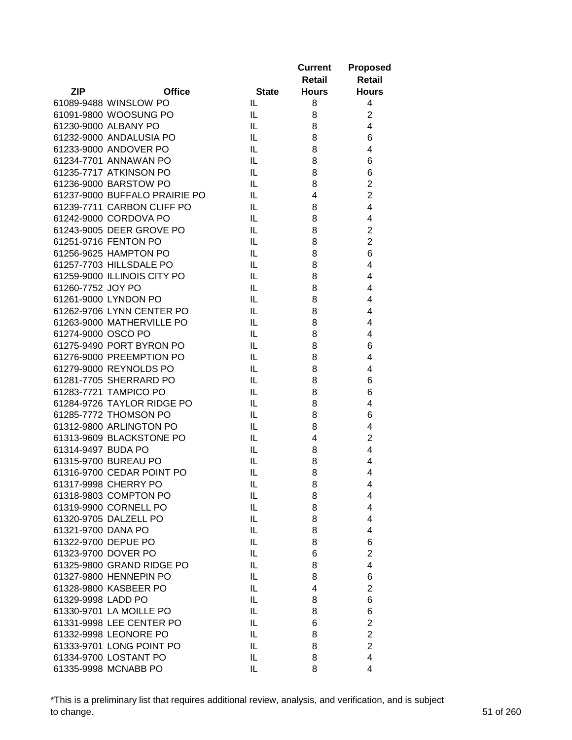| ZIP | Office | State | Current Retail Hours | Proposed Retail Hours |
|---|---|---|---|---|
| 61089-9488 | WINSLOW PO | IL | 8 | 4 |
| 61091-9800 | WOOSUNG PO | IL | 8 | 2 |
| 61230-9000 | ALBANY PO | IL | 8 | 4 |
| 61232-9000 | ANDALUSIA PO | IL | 8 | 6 |
| 61233-9000 | ANDOVER PO | IL | 8 | 4 |
| 61234-7701 | ANNAWAN PO | IL | 8 | 6 |
| 61235-7717 | ATKINSON PO | IL | 8 | 6 |
| 61236-9000 | BARSTOW PO | IL | 8 | 2 |
| 61237-9000 | BUFFALO PRAIRIE PO | IL | 4 | 2 |
| 61239-7711 | CARBON CLIFF PO | IL | 8 | 4 |
| 61242-9000 | CORDOVA PO | IL | 8 | 4 |
| 61243-9005 | DEER GROVE PO | IL | 8 | 2 |
| 61251-9716 | FENTON PO | IL | 8 | 2 |
| 61256-9625 | HAMPTON PO | IL | 8 | 6 |
| 61257-7703 | HILLSDALE PO | IL | 8 | 4 |
| 61259-9000 | ILLINOIS CITY PO | IL | 8 | 4 |
| 61260-7752 | JOY PO | IL | 8 | 4 |
| 61261-9000 | LYNDON PO | IL | 8 | 4 |
| 61262-9706 | LYNN CENTER PO | IL | 8 | 4 |
| 61263-9000 | MATHERVILLE PO | IL | 8 | 4 |
| 61274-9000 | OSCO PO | IL | 8 | 4 |
| 61275-9490 | PORT BYRON PO | IL | 8 | 6 |
| 61276-9000 | PREEMPTION PO | IL | 8 | 4 |
| 61279-9000 | REYNOLDS PO | IL | 8 | 4 |
| 61281-7705 | SHERRARD PO | IL | 8 | 6 |
| 61283-7721 | TAMPICO PO | IL | 8 | 6 |
| 61284-9726 | TAYLOR RIDGE PO | IL | 8 | 4 |
| 61285-7772 | THOMSON PO | IL | 8 | 6 |
| 61312-9800 | ARLINGTON PO | IL | 8 | 4 |
| 61313-9609 | BLACKSTONE PO | IL | 4 | 2 |
| 61314-9497 | BUDA PO | IL | 8 | 4 |
| 61315-9700 | BUREAU PO | IL | 8 | 4 |
| 61316-9700 | CEDAR POINT PO | IL | 8 | 4 |
| 61317-9998 | CHERRY PO | IL | 8 | 4 |
| 61318-9803 | COMPTON PO | IL | 8 | 4 |
| 61319-9900 | CORNELL PO | IL | 8 | 4 |
| 61320-9705 | DALZELL PO | IL | 8 | 4 |
| 61321-9700 | DANA PO | IL | 8 | 4 |
| 61322-9700 | DEPUE PO | IL | 8 | 6 |
| 61323-9700 | DOVER PO | IL | 6 | 2 |
| 61325-9800 | GRAND RIDGE PO | IL | 8 | 4 |
| 61327-9800 | HENNEPIN PO | IL | 8 | 6 |
| 61328-9800 | KASBEER PO | IL | 4 | 2 |
| 61329-9998 | LADD PO | IL | 8 | 6 |
| 61330-9701 | LA MOILLE PO | IL | 8 | 6 |
| 61331-9998 | LEE CENTER PO | IL | 6 | 2 |
| 61332-9998 | LEONORE PO | IL | 8 | 2 |
| 61333-9701 | LONG POINT PO | IL | 8 | 2 |
| 61334-9700 | LOSTANT PO | IL | 8 | 4 |
| 61335-9998 | MCNABB PO | IL | 8 | 4 |

*This is a preliminary list that requires additional review, analysis, and verification, and is subject to change.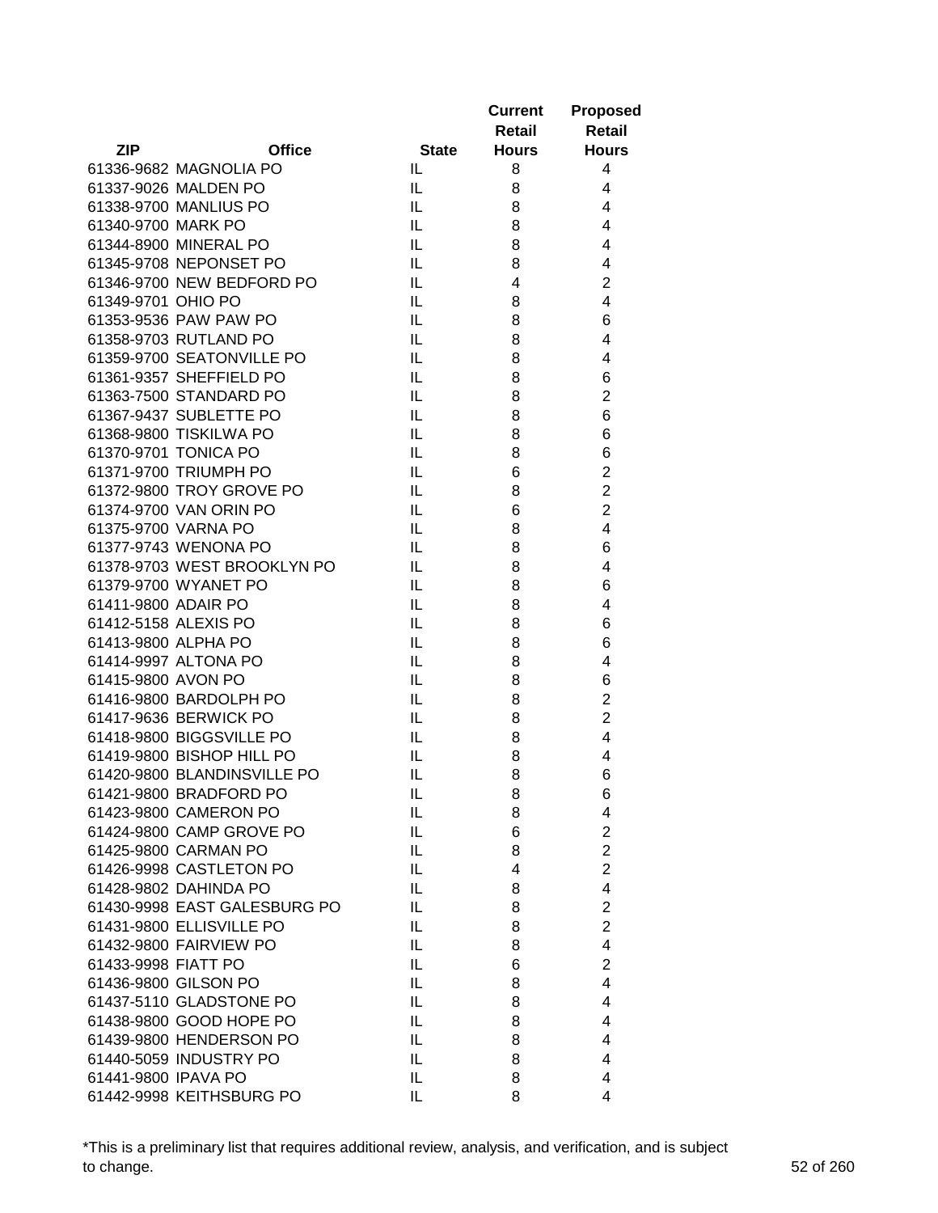| ZIP | Office | State | Current Retail Hours | Proposed Retail Hours |
|---|---|---|---|---|
| 61336-9682 | MAGNOLIA PO | IL | 8 | 4 |
| 61337-9026 | MALDEN PO | IL | 8 | 4 |
| 61338-9700 | MANLIUS PO | IL | 8 | 4 |
| 61340-9700 | MARK PO | IL | 8 | 4 |
| 61344-8900 | MINERAL PO | IL | 8 | 4 |
| 61345-9708 | NEPONSET PO | IL | 8 | 4 |
| 61346-9700 | NEW BEDFORD PO | IL | 4 | 2 |
| 61349-9701 | OHIO PO | IL | 8 | 4 |
| 61353-9536 | PAW PAW PO | IL | 8 | 6 |
| 61358-9703 | RUTLAND PO | IL | 8 | 4 |
| 61359-9700 | SEATONVILLE PO | IL | 8 | 4 |
| 61361-9357 | SHEFFIELD PO | IL | 8 | 6 |
| 61363-7500 | STANDARD PO | IL | 8 | 2 |
| 61367-9437 | SUBLETTE PO | IL | 8 | 6 |
| 61368-9800 | TISKILWA PO | IL | 8 | 6 |
| 61370-9701 | TONICA PO | IL | 8 | 6 |
| 61371-9700 | TRIUMPH PO | IL | 6 | 2 |
| 61372-9800 | TROY GROVE PO | IL | 8 | 2 |
| 61374-9700 | VAN ORIN PO | IL | 6 | 2 |
| 61375-9700 | VARNA PO | IL | 8 | 4 |
| 61377-9743 | WENONA PO | IL | 8 | 6 |
| 61378-9703 | WEST BROOKLYN PO | IL | 8 | 4 |
| 61379-9700 | WYANET PO | IL | 8 | 6 |
| 61411-9800 | ADAIR PO | IL | 8 | 4 |
| 61412-5158 | ALEXIS PO | IL | 8 | 6 |
| 61413-9800 | ALPHA PO | IL | 8 | 6 |
| 61414-9997 | ALTONA PO | IL | 8 | 4 |
| 61415-9800 | AVON PO | IL | 8 | 6 |
| 61416-9800 | BARDOLPH PO | IL | 8 | 2 |
| 61417-9636 | BERWICK PO | IL | 8 | 2 |
| 61418-9800 | BIGGSVILLE PO | IL | 8 | 4 |
| 61419-9800 | BISHOP HILL PO | IL | 8 | 4 |
| 61420-9800 | BLANDINSVILLE PO | IL | 8 | 6 |
| 61421-9800 | BRADFORD PO | IL | 8 | 6 |
| 61423-9800 | CAMERON PO | IL | 8 | 4 |
| 61424-9800 | CAMP GROVE PO | IL | 6 | 2 |
| 61425-9800 | CARMAN PO | IL | 8 | 2 |
| 61426-9998 | CASTLETON PO | IL | 4 | 2 |
| 61428-9802 | DAHINDA PO | IL | 8 | 4 |
| 61430-9998 | EAST GALESBURG PO | IL | 8 | 2 |
| 61431-9800 | ELLISVILLE PO | IL | 8 | 2 |
| 61432-9800 | FAIRVIEW PO | IL | 8 | 4 |
| 61433-9998 | FIATT PO | IL | 6 | 2 |
| 61436-9800 | GILSON PO | IL | 8 | 4 |
| 61437-5110 | GLADSTONE PO | IL | 8 | 4 |
| 61438-9800 | GOOD HOPE PO | IL | 8 | 4 |
| 61439-9800 | HENDERSON PO | IL | 8 | 4 |
| 61440-5059 | INDUSTRY PO | IL | 8 | 4 |
| 61441-9800 | IPAVA PO | IL | 8 | 4 |
| 61442-9998 | KEITHSBURG PO | IL | 8 | 4 |

*This is a preliminary list that requires additional review, analysis, and verification, and is subject to change.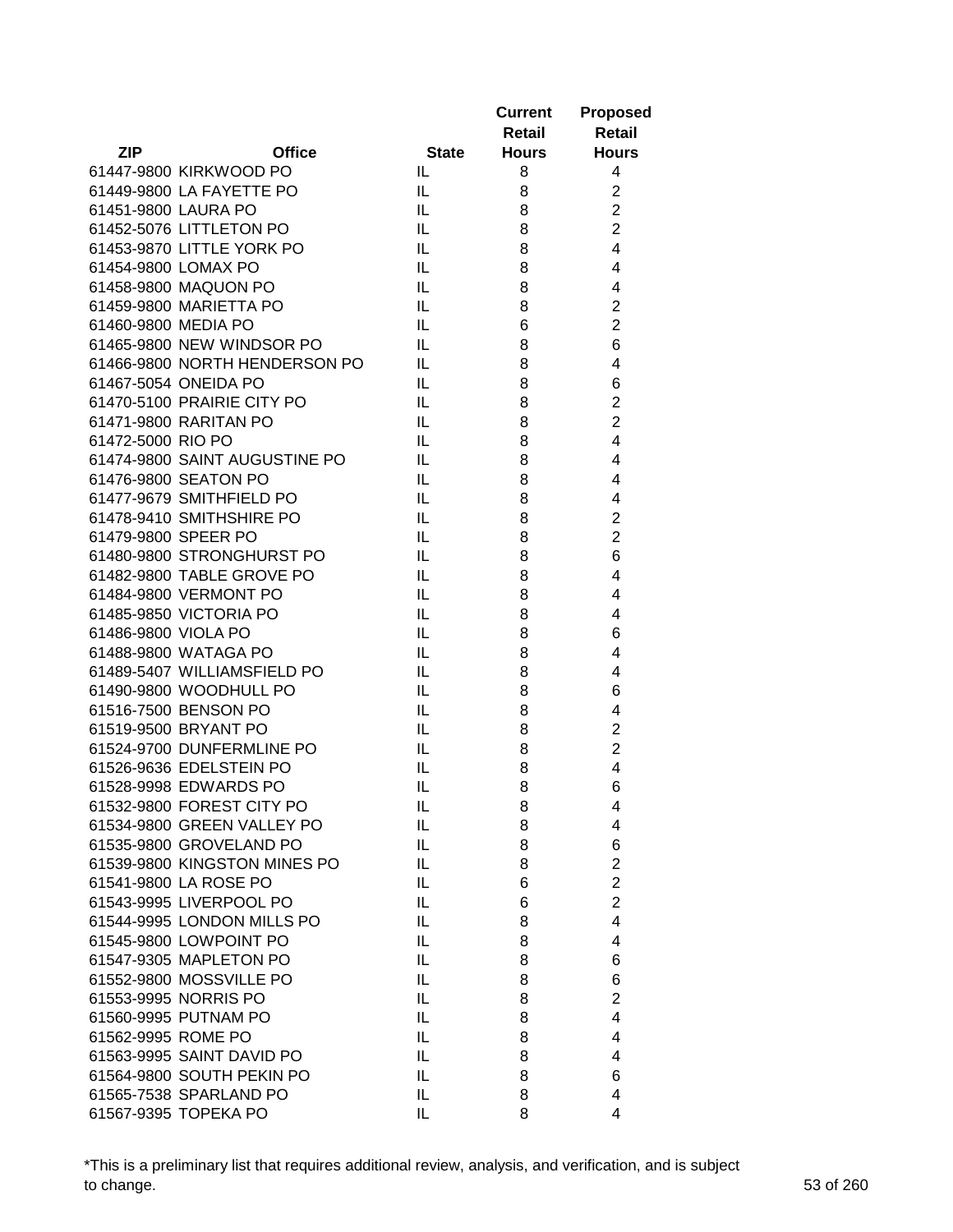| ZIP | Office | State | Current Retail Hours | Proposed Retail Hours |
|---|---|---|---|---|
| 61447-9800 | KIRKWOOD PO | IL | 8 | 4 |
| 61449-9800 | LA FAYETTE PO | IL | 8 | 2 |
| 61451-9800 | LAURA PO | IL | 8 | 2 |
| 61452-5076 | LITTLETON PO | IL | 8 | 2 |
| 61453-9870 | LITTLE YORK PO | IL | 8 | 4 |
| 61454-9800 | LOMAX PO | IL | 8 | 4 |
| 61458-9800 | MAQUON PO | IL | 8 | 4 |
| 61459-9800 | MARIETTA PO | IL | 8 | 2 |
| 61460-9800 | MEDIA PO | IL | 6 | 2 |
| 61465-9800 | NEW WINDSOR PO | IL | 8 | 6 |
| 61466-9800 | NORTH HENDERSON PO | IL | 8 | 4 |
| 61467-5054 | ONEIDA PO | IL | 8 | 6 |
| 61470-5100 | PRAIRIE CITY PO | IL | 8 | 2 |
| 61471-9800 | RARITAN PO | IL | 8 | 2 |
| 61472-5000 | RIO PO | IL | 8 | 4 |
| 61474-9800 | SAINT AUGUSTINE PO | IL | 8 | 4 |
| 61476-9800 | SEATON PO | IL | 8 | 4 |
| 61477-9679 | SMITHFIELD PO | IL | 8 | 4 |
| 61478-9410 | SMITHSHIRE PO | IL | 8 | 2 |
| 61479-9800 | SPEER PO | IL | 8 | 2 |
| 61480-9800 | STRONGHURST PO | IL | 8 | 6 |
| 61482-9800 | TABLE GROVE PO | IL | 8 | 4 |
| 61484-9800 | VERMONT PO | IL | 8 | 4 |
| 61485-9850 | VICTORIA PO | IL | 8 | 4 |
| 61486-9800 | VIOLA PO | IL | 8 | 6 |
| 61488-9800 | WATAGA PO | IL | 8 | 4 |
| 61489-5407 | WILLIAMSFIELD PO | IL | 8 | 4 |
| 61490-9800 | WOODHULL PO | IL | 8 | 6 |
| 61516-7500 | BENSON PO | IL | 8 | 4 |
| 61519-9500 | BRYANT PO | IL | 8 | 2 |
| 61524-9700 | DUNFERMLINE PO | IL | 8 | 2 |
| 61526-9636 | EDELSTEIN PO | IL | 8 | 4 |
| 61528-9998 | EDWARDS PO | IL | 8 | 6 |
| 61532-9800 | FOREST CITY PO | IL | 8 | 4 |
| 61534-9800 | GREEN VALLEY PO | IL | 8 | 4 |
| 61535-9800 | GROVELAND PO | IL | 8 | 6 |
| 61539-9800 | KINGSTON MINES PO | IL | 8 | 2 |
| 61541-9800 | LA ROSE PO | IL | 6 | 2 |
| 61543-9995 | LIVERPOOL PO | IL | 6 | 2 |
| 61544-9995 | LONDON MILLS PO | IL | 8 | 4 |
| 61545-9800 | LOWPOINT PO | IL | 8 | 4 |
| 61547-9305 | MAPLETON PO | IL | 8 | 6 |
| 61552-9800 | MOSSVILLE PO | IL | 8 | 6 |
| 61553-9995 | NORRIS PO | IL | 8 | 2 |
| 61560-9995 | PUTNAM PO | IL | 8 | 4 |
| 61562-9995 | ROME PO | IL | 8 | 4 |
| 61563-9995 | SAINT DAVID PO | IL | 8 | 4 |
| 61564-9800 | SOUTH PEKIN PO | IL | 8 | 6 |
| 61565-7538 | SPARLAND PO | IL | 8 | 4 |
| 61567-9395 | TOPEKA PO | IL | 8 | 4 |

*This is a preliminary list that requires additional review, analysis, and verification, and is subject to change.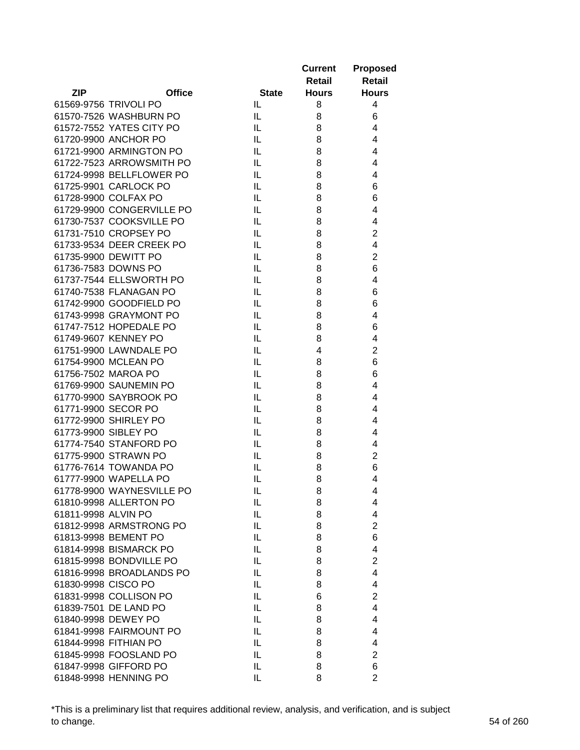| ZIP | Office | State | Current Retail Hours | Proposed Retail Hours |
|---|---|---|---|---|
| 61569-9756 | TRIVOLI PO | IL | 8 | 4 |
| 61570-7526 | WASHBURN PO | IL | 8 | 6 |
| 61572-7552 | YATES CITY PO | IL | 8 | 4 |
| 61720-9900 | ANCHOR PO | IL | 8 | 4 |
| 61721-9900 | ARMINGTON PO | IL | 8 | 4 |
| 61722-7523 | ARROWSMITH PO | IL | 8 | 4 |
| 61724-9998 | BELLFLOWER PO | IL | 8 | 4 |
| 61725-9901 | CARLOCK PO | IL | 8 | 6 |
| 61728-9900 | COLFAX PO | IL | 8 | 6 |
| 61729-9900 | CONGERVILLE PO | IL | 8 | 4 |
| 61730-7537 | COOKSVILLE PO | IL | 8 | 4 |
| 61731-7510 | CROPSEY PO | IL | 8 | 2 |
| 61733-9534 | DEER CREEK PO | IL | 8 | 4 |
| 61735-9900 | DEWITT PO | IL | 8 | 2 |
| 61736-7583 | DOWNS PO | IL | 8 | 6 |
| 61737-7544 | ELLSWORTH PO | IL | 8 | 4 |
| 61740-7538 | FLANAGAN PO | IL | 8 | 6 |
| 61742-9900 | GOODFIELD PO | IL | 8 | 6 |
| 61743-9998 | GRAYMONT PO | IL | 8 | 4 |
| 61747-7512 | HOPEDALE PO | IL | 8 | 6 |
| 61749-9607 | KENNEY PO | IL | 8 | 4 |
| 61751-9900 | LAWNDALE PO | IL | 4 | 2 |
| 61754-9900 | MCLEAN PO | IL | 8 | 6 |
| 61756-7502 | MAROA PO | IL | 8 | 6 |
| 61769-9900 | SAUNEMIN PO | IL | 8 | 4 |
| 61770-9900 | SAYBROOK PO | IL | 8 | 4 |
| 61771-9900 | SECOR PO | IL | 8 | 4 |
| 61772-9900 | SHIRLEY PO | IL | 8 | 4 |
| 61773-9900 | SIBLEY PO | IL | 8 | 4 |
| 61774-7540 | STANFORD PO | IL | 8 | 4 |
| 61775-9900 | STRAWN PO | IL | 8 | 2 |
| 61776-7614 | TOWANDA PO | IL | 8 | 6 |
| 61777-9900 | WAPELLA PO | IL | 8 | 4 |
| 61778-9900 | WAYNESVILLE PO | IL | 8 | 4 |
| 61810-9998 | ALLERTON PO | IL | 8 | 4 |
| 61811-9998 | ALVIN PO | IL | 8 | 4 |
| 61812-9998 | ARMSTRONG PO | IL | 8 | 2 |
| 61813-9998 | BEMENT PO | IL | 8 | 6 |
| 61814-9998 | BISMARCK PO | IL | 8 | 4 |
| 61815-9998 | BONDVILLE PO | IL | 8 | 2 |
| 61816-9998 | BROADLANDS PO | IL | 8 | 4 |
| 61830-9998 | CISCO PO | IL | 8 | 4 |
| 61831-9998 | COLLISON PO | IL | 6 | 2 |
| 61839-7501 | DE LAND PO | IL | 8 | 4 |
| 61840-9998 | DEWEY PO | IL | 8 | 4 |
| 61841-9998 | FAIRMOUNT PO | IL | 8 | 4 |
| 61844-9998 | FITHIAN PO | IL | 8 | 4 |
| 61845-9998 | FOOSLAND PO | IL | 8 | 2 |
| 61847-9998 | GIFFORD PO | IL | 8 | 6 |
| 61848-9998 | HENNING PO | IL | 8 | 2 |

*This is a preliminary list that requires additional review, analysis, and verification, and is subject to change.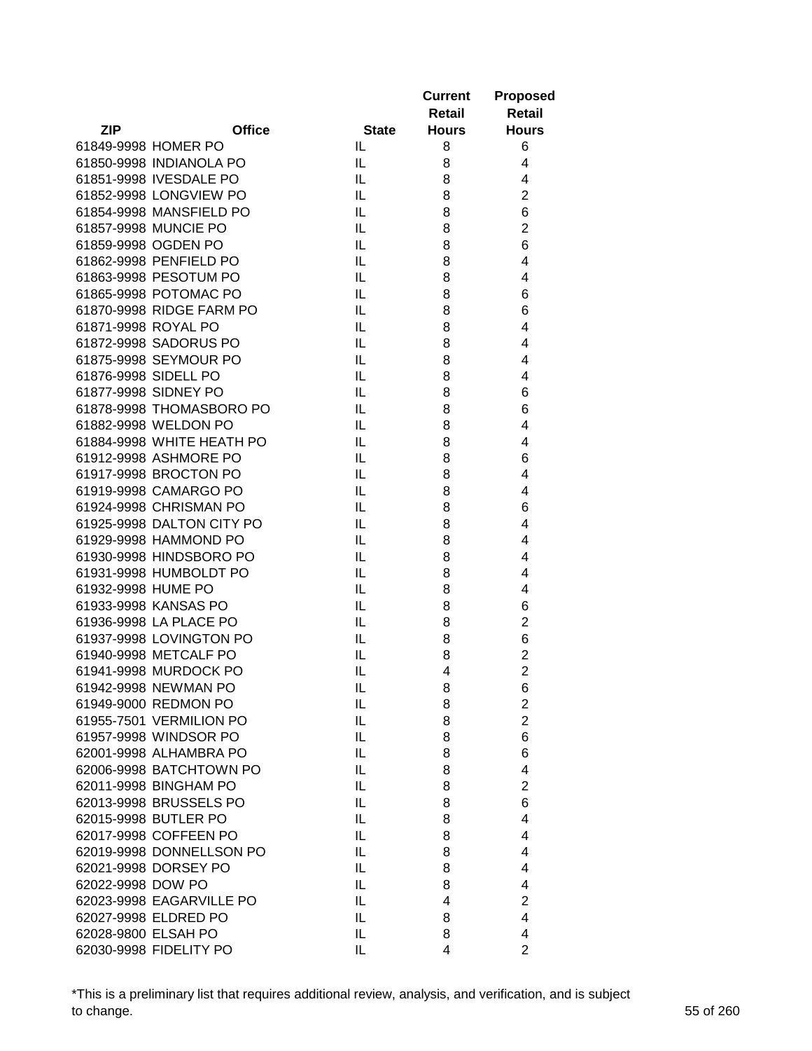| ZIP | Office | State | Current Retail Hours | Proposed Retail Hours |
|---|---|---|---|---|
| 61849-9998 | HOMER PO | IL | 8 | 6 |
| 61850-9998 | INDIANOLA PO | IL | 8 | 4 |
| 61851-9998 | IVESDALE PO | IL | 8 | 4 |
| 61852-9998 | LONGVIEW PO | IL | 8 | 2 |
| 61854-9998 | MANSFIELD PO | IL | 8 | 6 |
| 61857-9998 | MUNCIE PO | IL | 8 | 2 |
| 61859-9998 | OGDEN PO | IL | 8 | 6 |
| 61862-9998 | PENFIELD PO | IL | 8 | 4 |
| 61863-9998 | PESOTUM PO | IL | 8 | 4 |
| 61865-9998 | POTOMAC PO | IL | 8 | 6 |
| 61870-9998 | RIDGE FARM PO | IL | 8 | 6 |
| 61871-9998 | ROYAL PO | IL | 8 | 4 |
| 61872-9998 | SADORUS PO | IL | 8 | 4 |
| 61875-9998 | SEYMOUR PO | IL | 8 | 4 |
| 61876-9998 | SIDELL PO | IL | 8 | 4 |
| 61877-9998 | SIDNEY PO | IL | 8 | 6 |
| 61878-9998 | THOMASBORO PO | IL | 8 | 6 |
| 61882-9998 | WELDON PO | IL | 8 | 4 |
| 61884-9998 | WHITE HEATH PO | IL | 8 | 4 |
| 61912-9998 | ASHMORE PO | IL | 8 | 6 |
| 61917-9998 | BROCTON PO | IL | 8 | 4 |
| 61919-9998 | CAMARGO PO | IL | 8 | 4 |
| 61924-9998 | CHRISMAN PO | IL | 8 | 6 |
| 61925-9998 | DALTON CITY PO | IL | 8 | 4 |
| 61929-9998 | HAMMOND PO | IL | 8 | 4 |
| 61930-9998 | HINDSBORO PO | IL | 8 | 4 |
| 61931-9998 | HUMBOLDT PO | IL | 8 | 4 |
| 61932-9998 | HUME PO | IL | 8 | 4 |
| 61933-9998 | KANSAS PO | IL | 8 | 6 |
| 61936-9998 | LA PLACE PO | IL | 8 | 2 |
| 61937-9998 | LOVINGTON PO | IL | 8 | 6 |
| 61940-9998 | METCALF PO | IL | 8 | 2 |
| 61941-9998 | MURDOCK PO | IL | 4 | 2 |
| 61942-9998 | NEWMAN PO | IL | 8 | 6 |
| 61949-9000 | REDMON PO | IL | 8 | 2 |
| 61955-7501 | VERMILION PO | IL | 8 | 2 |
| 61957-9998 | WINDSOR PO | IL | 8 | 6 |
| 62001-9998 | ALHAMBRA PO | IL | 8 | 6 |
| 62006-9998 | BATCHTOWN PO | IL | 8 | 4 |
| 62011-9998 | BINGHAM PO | IL | 8 | 2 |
| 62013-9998 | BRUSSELS PO | IL | 8 | 6 |
| 62015-9998 | BUTLER PO | IL | 8 | 4 |
| 62017-9998 | COFFEEN PO | IL | 8 | 4 |
| 62019-9998 | DONNELLSON PO | IL | 8 | 4 |
| 62021-9998 | DORSEY PO | IL | 8 | 4 |
| 62022-9998 | DOW PO | IL | 8 | 4 |
| 62023-9998 | EAGARVILLE PO | IL | 4 | 2 |
| 62027-9998 | ELDRED PO | IL | 8 | 4 |
| 62028-9800 | ELSAH PO | IL | 8 | 4 |
| 62030-9998 | FIDELITY PO | IL | 4 | 2 |

*This is a preliminary list that requires additional review, analysis, and verification, and is subject to change.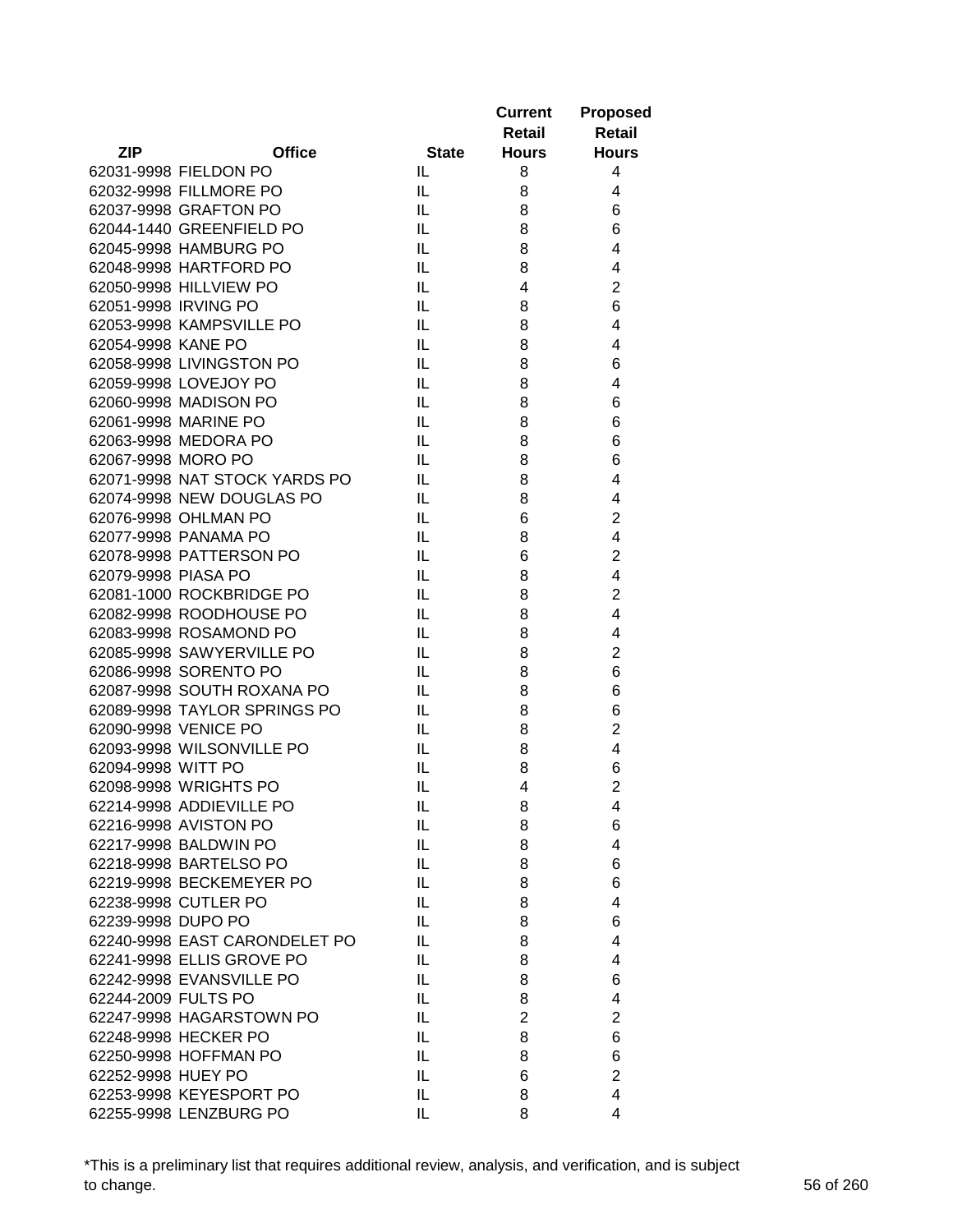| ZIP | Office | State | Current Retail Hours | Proposed Retail Hours |
|---|---|---|---|---|
| 62031-9998 | FIELDON PO | IL | 8 | 4 |
| 62032-9998 | FILLMORE PO | IL | 8 | 4 |
| 62037-9998 | GRAFTON PO | IL | 8 | 6 |
| 62044-1440 | GREENFIELD PO | IL | 8 | 6 |
| 62045-9998 | HAMBURG PO | IL | 8 | 4 |
| 62048-9998 | HARTFORD PO | IL | 8 | 4 |
| 62050-9998 | HILLVIEW PO | IL | 4 | 2 |
| 62051-9998 | IRVING PO | IL | 8 | 6 |
| 62053-9998 | KAMPSVILLE PO | IL | 8 | 4 |
| 62054-9998 | KANE PO | IL | 8 | 4 |
| 62058-9998 | LIVINGSTON PO | IL | 8 | 6 |
| 62059-9998 | LOVEJOY PO | IL | 8 | 4 |
| 62060-9998 | MADISON PO | IL | 8 | 6 |
| 62061-9998 | MARINE PO | IL | 8 | 6 |
| 62063-9998 | MEDORA PO | IL | 8 | 6 |
| 62067-9998 | MORO PO | IL | 8 | 6 |
| 62071-9998 | NAT STOCK YARDS PO | IL | 8 | 4 |
| 62074-9998 | NEW DOUGLAS PO | IL | 8 | 4 |
| 62076-9998 | OHLMAN PO | IL | 6 | 2 |
| 62077-9998 | PANAMA PO | IL | 8 | 4 |
| 62078-9998 | PATTERSON PO | IL | 6 | 2 |
| 62079-9998 | PIASA PO | IL | 8 | 4 |
| 62081-1000 | ROCKBRIDGE PO | IL | 8 | 2 |
| 62082-9998 | ROODHOUSE PO | IL | 8 | 4 |
| 62083-9998 | ROSAMOND PO | IL | 8 | 4 |
| 62085-9998 | SAWYERVILLE PO | IL | 8 | 2 |
| 62086-9998 | SORENTO PO | IL | 8 | 6 |
| 62087-9998 | SOUTH ROXANA PO | IL | 8 | 6 |
| 62089-9998 | TAYLOR SPRINGS PO | IL | 8 | 6 |
| 62090-9998 | VENICE PO | IL | 8 | 2 |
| 62093-9998 | WILSONVILLE PO | IL | 8 | 4 |
| 62094-9998 | WITT PO | IL | 8 | 6 |
| 62098-9998 | WRIGHTS PO | IL | 4 | 2 |
| 62214-9998 | ADDIEVILLE PO | IL | 8 | 4 |
| 62216-9998 | AVISTON PO | IL | 8 | 6 |
| 62217-9998 | BALDWIN PO | IL | 8 | 4 |
| 62218-9998 | BARTELSO PO | IL | 8 | 6 |
| 62219-9998 | BECKEMEYER PO | IL | 8 | 6 |
| 62238-9998 | CUTLER PO | IL | 8 | 4 |
| 62239-9998 | DUPO PO | IL | 8 | 6 |
| 62240-9998 | EAST CARONDELET PO | IL | 8 | 4 |
| 62241-9998 | ELLIS GROVE PO | IL | 8 | 4 |
| 62242-9998 | EVANSVILLE PO | IL | 8 | 6 |
| 62244-2009 | FULTS PO | IL | 8 | 4 |
| 62247-9998 | HAGARSTOWN PO | IL | 2 | 2 |
| 62248-9998 | HECKER PO | IL | 8 | 6 |
| 62250-9998 | HOFFMAN PO | IL | 8 | 6 |
| 62252-9998 | HUEY PO | IL | 6 | 2 |
| 62253-9998 | KEYESPORT PO | IL | 8 | 4 |
| 62255-9998 | LENZBURG PO | IL | 8 | 4 |

*This is a preliminary list that requires additional review, analysis, and verification, and is subject to change.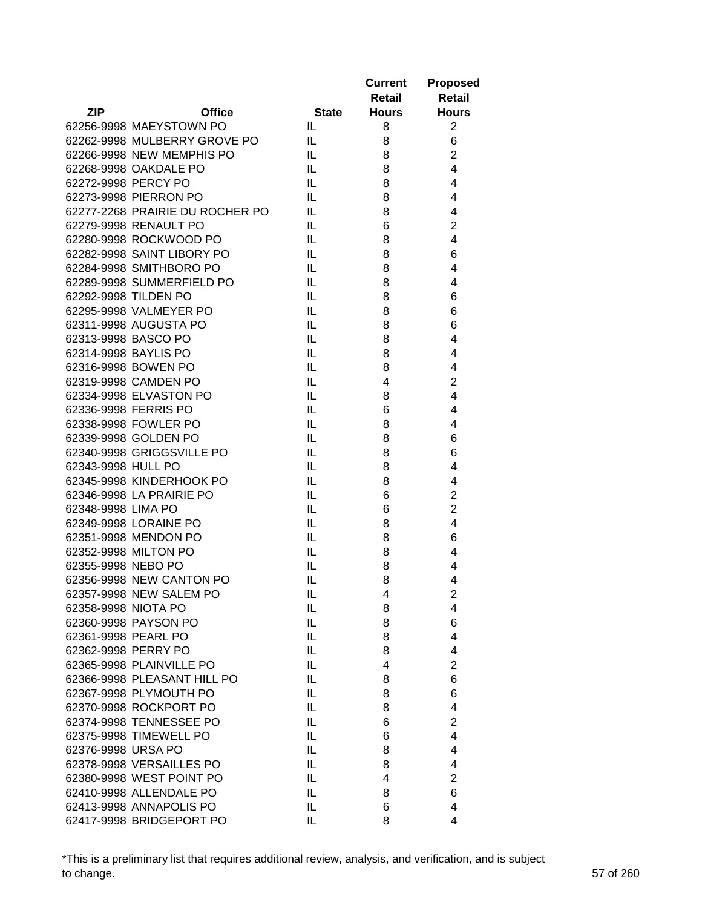| ZIP | Office | State | Current Retail Hours | Proposed Retail Hours |
|---|---|---|---|---|
| 62256-9998 | MAEYSTOWN PO | IL | 8 | 2 |
| 62262-9998 | MULBERRY GROVE PO | IL | 8 | 6 |
| 62266-9998 | NEW MEMPHIS PO | IL | 8 | 2 |
| 62268-9998 | OAKDALE PO | IL | 8 | 4 |
| 62272-9998 | PERCY PO | IL | 8 | 4 |
| 62273-9998 | PIERRON PO | IL | 8 | 4 |
| 62277-2268 | PRAIRIE DU ROCHER PO | IL | 8 | 4 |
| 62279-9998 | RENAULT PO | IL | 6 | 2 |
| 62280-9998 | ROCKWOOD PO | IL | 8 | 4 |
| 62282-9998 | SAINT LIBORY PO | IL | 8 | 6 |
| 62284-9998 | SMITHBORO PO | IL | 8 | 4 |
| 62289-9998 | SUMMERFIELD PO | IL | 8 | 4 |
| 62292-9998 | TILDEN PO | IL | 8 | 6 |
| 62295-9998 | VALMEYER PO | IL | 8 | 6 |
| 62311-9998 | AUGUSTA PO | IL | 8 | 6 |
| 62313-9998 | BASCO PO | IL | 8 | 4 |
| 62314-9998 | BAYLIS PO | IL | 8 | 4 |
| 62316-9998 | BOWEN PO | IL | 8 | 4 |
| 62319-9998 | CAMDEN PO | IL | 4 | 2 |
| 62334-9998 | ELVASTON PO | IL | 8 | 4 |
| 62336-9998 | FERRIS PO | IL | 6 | 4 |
| 62338-9998 | FOWLER PO | IL | 8 | 4 |
| 62339-9998 | GOLDEN PO | IL | 8 | 6 |
| 62340-9998 | GRIGGSVILLE PO | IL | 8 | 6 |
| 62343-9998 | HULL PO | IL | 8 | 4 |
| 62345-9998 | KINDERHOOK PO | IL | 8 | 4 |
| 62346-9998 | LA PRAIRIE PO | IL | 6 | 2 |
| 62348-9998 | LIMA PO | IL | 6 | 2 |
| 62349-9998 | LORAINE PO | IL | 8 | 4 |
| 62351-9998 | MENDON PO | IL | 8 | 6 |
| 62352-9998 | MILTON PO | IL | 8 | 4 |
| 62355-9998 | NEBO PO | IL | 8 | 4 |
| 62356-9998 | NEW CANTON PO | IL | 8 | 4 |
| 62357-9998 | NEW SALEM PO | IL | 4 | 2 |
| 62358-9998 | NIOTA PO | IL | 8 | 4 |
| 62360-9998 | PAYSON PO | IL | 8 | 6 |
| 62361-9998 | PEARL PO | IL | 8 | 4 |
| 62362-9998 | PERRY PO | IL | 8 | 4 |
| 62365-9998 | PLAINVILLE PO | IL | 4 | 2 |
| 62366-9998 | PLEASANT HILL PO | IL | 8 | 6 |
| 62367-9998 | PLYMOUTH PO | IL | 8 | 6 |
| 62370-9998 | ROCKPORT PO | IL | 8 | 4 |
| 62374-9998 | TENNESSEE PO | IL | 6 | 2 |
| 62375-9998 | TIMEWELL PO | IL | 6 | 4 |
| 62376-9998 | URSA PO | IL | 8 | 4 |
| 62378-9998 | VERSAILLES PO | IL | 8 | 4 |
| 62380-9998 | WEST POINT PO | IL | 4 | 2 |
| 62410-9998 | ALLENDALE PO | IL | 8 | 6 |
| 62413-9998 | ANNAPOLIS PO | IL | 6 | 4 |
| 62417-9998 | BRIDGEPORT PO | IL | 8 | 4 |

*This is a preliminary list that requires additional review, analysis, and verification, and is subject to change.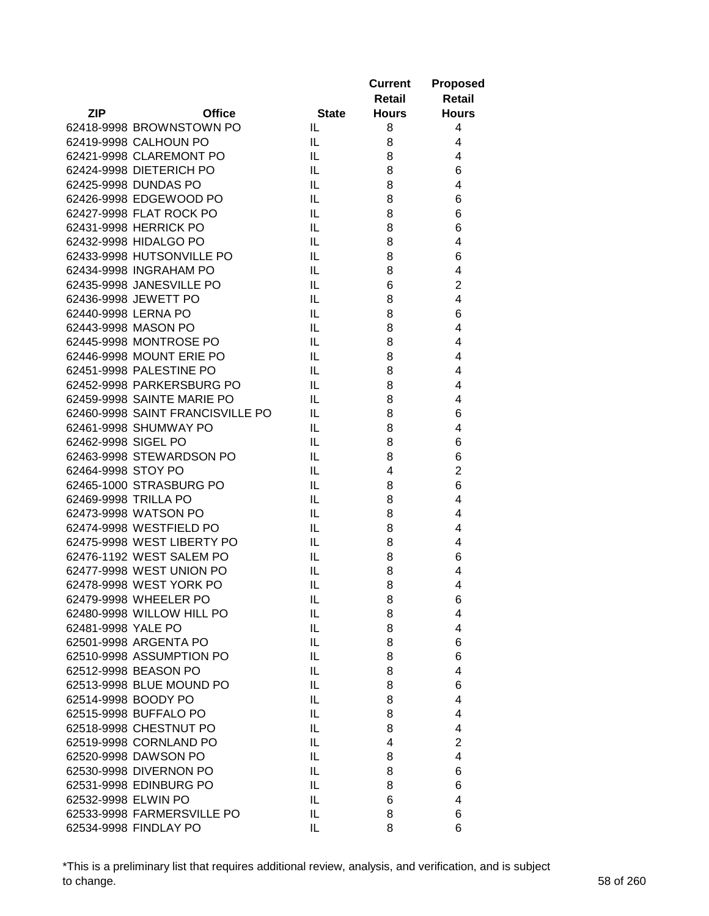| ZIP | Office | State | Current Retail Hours | Proposed Retail Hours |
|---|---|---|---|---|
| 62418-9998 | BROWNSTOWN PO | IL | 8 | 4 |
| 62419-9998 | CALHOUN PO | IL | 8 | 4 |
| 62421-9998 | CLAREMONT PO | IL | 8 | 4 |
| 62424-9998 | DIETERICH PO | IL | 8 | 6 |
| 62425-9998 | DUNDAS PO | IL | 8 | 4 |
| 62426-9998 | EDGEWOOD PO | IL | 8 | 6 |
| 62427-9998 | FLAT ROCK PO | IL | 8 | 6 |
| 62431-9998 | HERRICK PO | IL | 8 | 6 |
| 62432-9998 | HIDALGO PO | IL | 8 | 4 |
| 62433-9998 | HUTSONVILLE PO | IL | 8 | 6 |
| 62434-9998 | INGRAHAM PO | IL | 8 | 4 |
| 62435-9998 | JANESVILLE PO | IL | 6 | 2 |
| 62436-9998 | JEWETT PO | IL | 8 | 4 |
| 62440-9998 | LERNA PO | IL | 8 | 6 |
| 62443-9998 | MASON PO | IL | 8 | 4 |
| 62445-9998 | MONTROSE PO | IL | 8 | 4 |
| 62446-9998 | MOUNT ERIE PO | IL | 8 | 4 |
| 62451-9998 | PALESTINE PO | IL | 8 | 4 |
| 62452-9998 | PARKERSBURG PO | IL | 8 | 4 |
| 62459-9998 | SAINTE MARIE PO | IL | 8 | 4 |
| 62460-9998 | SAINT FRANCISVILLE PO | IL | 8 | 6 |
| 62461-9998 | SHUMWAY PO | IL | 8 | 4 |
| 62462-9998 | SIGEL PO | IL | 8 | 6 |
| 62463-9998 | STEWARDSON PO | IL | 8 | 6 |
| 62464-9998 | STOY PO | IL | 4 | 2 |
| 62465-1000 | STRASBURG PO | IL | 8 | 6 |
| 62469-9998 | TRILLA PO | IL | 8 | 4 |
| 62473-9998 | WATSON PO | IL | 8 | 4 |
| 62474-9998 | WESTFIELD PO | IL | 8 | 4 |
| 62475-9998 | WEST LIBERTY PO | IL | 8 | 4 |
| 62476-1192 | WEST SALEM PO | IL | 8 | 6 |
| 62477-9998 | WEST UNION PO | IL | 8 | 4 |
| 62478-9998 | WEST YORK PO | IL | 8 | 4 |
| 62479-9998 | WHEELER PO | IL | 8 | 6 |
| 62480-9998 | WILLOW HILL PO | IL | 8 | 4 |
| 62481-9998 | YALE PO | IL | 8 | 4 |
| 62501-9998 | ARGENTA PO | IL | 8 | 6 |
| 62510-9998 | ASSUMPTION PO | IL | 8 | 6 |
| 62512-9998 | BEASON PO | IL | 8 | 4 |
| 62513-9998 | BLUE MOUND PO | IL | 8 | 6 |
| 62514-9998 | BOODY PO | IL | 8 | 4 |
| 62515-9998 | BUFFALO PO | IL | 8 | 4 |
| 62518-9998 | CHESTNUT PO | IL | 8 | 4 |
| 62519-9998 | CORNLAND PO | IL | 4 | 2 |
| 62520-9998 | DAWSON PO | IL | 8 | 4 |
| 62530-9998 | DIVERNON PO | IL | 8 | 6 |
| 62531-9998 | EDINBURG PO | IL | 8 | 6 |
| 62532-9998 | ELWIN PO | IL | 6 | 4 |
| 62533-9998 | FARMERSVILLE PO | IL | 8 | 6 |
| 62534-9998 | FINDLAY PO | IL | 8 | 6 |

*This is a preliminary list that requires additional review, analysis, and verification, and is subject to change.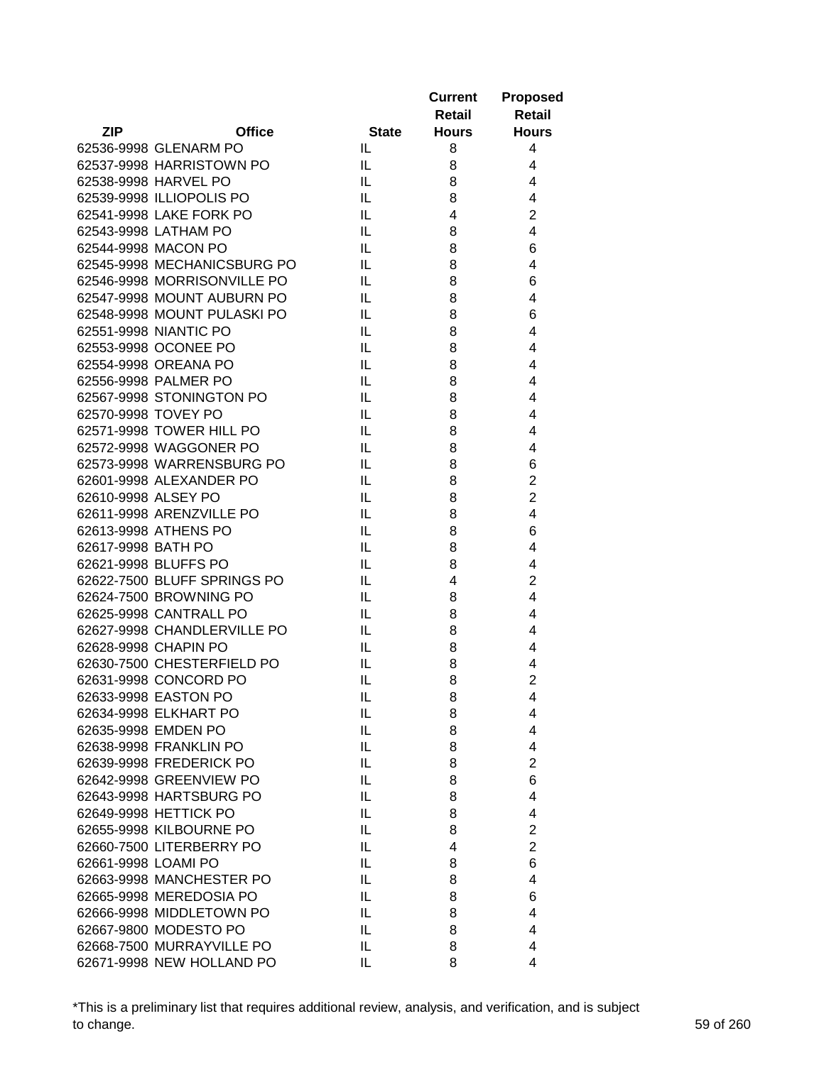| ZIP | Office | State | Current Retail Hours | Proposed Retail Hours |
|---|---|---|---|---|
| 62536-9998 | GLENARM PO | IL | 8 | 4 |
| 62537-9998 | HARRISTOWN PO | IL | 8 | 4 |
| 62538-9998 | HARVEL PO | IL | 8 | 4 |
| 62539-9998 | ILLIOPOLIS PO | IL | 8 | 4 |
| 62541-9998 | LAKE FORK PO | IL | 4 | 2 |
| 62543-9998 | LATHAM PO | IL | 8 | 4 |
| 62544-9998 | MACON PO | IL | 8 | 6 |
| 62545-9998 | MECHANICSBURG PO | IL | 8 | 4 |
| 62546-9998 | MORRISONVILLE PO | IL | 8 | 6 |
| 62547-9998 | MOUNT AUBURN PO | IL | 8 | 4 |
| 62548-9998 | MOUNT PULASKI PO | IL | 8 | 6 |
| 62551-9998 | NIANTIC PO | IL | 8 | 4 |
| 62553-9998 | OCONEE PO | IL | 8 | 4 |
| 62554-9998 | OREANA PO | IL | 8 | 4 |
| 62556-9998 | PALMER PO | IL | 8 | 4 |
| 62567-9998 | STONINGTON PO | IL | 8 | 4 |
| 62570-9998 | TOVEY PO | IL | 8 | 4 |
| 62571-9998 | TOWER HILL PO | IL | 8 | 4 |
| 62572-9998 | WAGGONER PO | IL | 8 | 4 |
| 62573-9998 | WARRENSBURG PO | IL | 8 | 6 |
| 62601-9998 | ALEXANDER PO | IL | 8 | 2 |
| 62610-9998 | ALSEY PO | IL | 8 | 2 |
| 62611-9998 | ARENZVILLE PO | IL | 8 | 4 |
| 62613-9998 | ATHENS PO | IL | 8 | 6 |
| 62617-9998 | BATH PO | IL | 8 | 4 |
| 62621-9998 | BLUFFS PO | IL | 8 | 4 |
| 62622-7500 | BLUFF SPRINGS PO | IL | 4 | 2 |
| 62624-7500 | BROWNING PO | IL | 8 | 4 |
| 62625-9998 | CANTRALL PO | IL | 8 | 4 |
| 62627-9998 | CHANDLERVILLE PO | IL | 8 | 4 |
| 62628-9998 | CHAPIN PO | IL | 8 | 4 |
| 62630-7500 | CHESTERFIELD PO | IL | 8 | 4 |
| 62631-9998 | CONCORD PO | IL | 8 | 2 |
| 62633-9998 | EASTON PO | IL | 8 | 4 |
| 62634-9998 | ELKHART PO | IL | 8 | 4 |
| 62635-9998 | EMDEN PO | IL | 8 | 4 |
| 62638-9998 | FRANKLIN PO | IL | 8 | 4 |
| 62639-9998 | FREDERICK PO | IL | 8 | 2 |
| 62642-9998 | GREENVIEW PO | IL | 8 | 6 |
| 62643-9998 | HARTSBURG PO | IL | 8 | 4 |
| 62649-9998 | HETTICK PO | IL | 8 | 4 |
| 62655-9998 | KILBOURNE PO | IL | 8 | 2 |
| 62660-7500 | LITERBERRY PO | IL | 4 | 2 |
| 62661-9998 | LOAMI PO | IL | 8 | 6 |
| 62663-9998 | MANCHESTER PO | IL | 8 | 4 |
| 62665-9998 | MEREDOSIA PO | IL | 8 | 6 |
| 62666-9998 | MIDDLETOWN PO | IL | 8 | 4 |
| 62667-9800 | MODESTO PO | IL | 8 | 4 |
| 62668-7500 | MURRAYVILLE PO | IL | 8 | 4 |
| 62671-9998 | NEW HOLLAND PO | IL | 8 | 4 |

*This is a preliminary list that requires additional review, analysis, and verification, and is subject to change.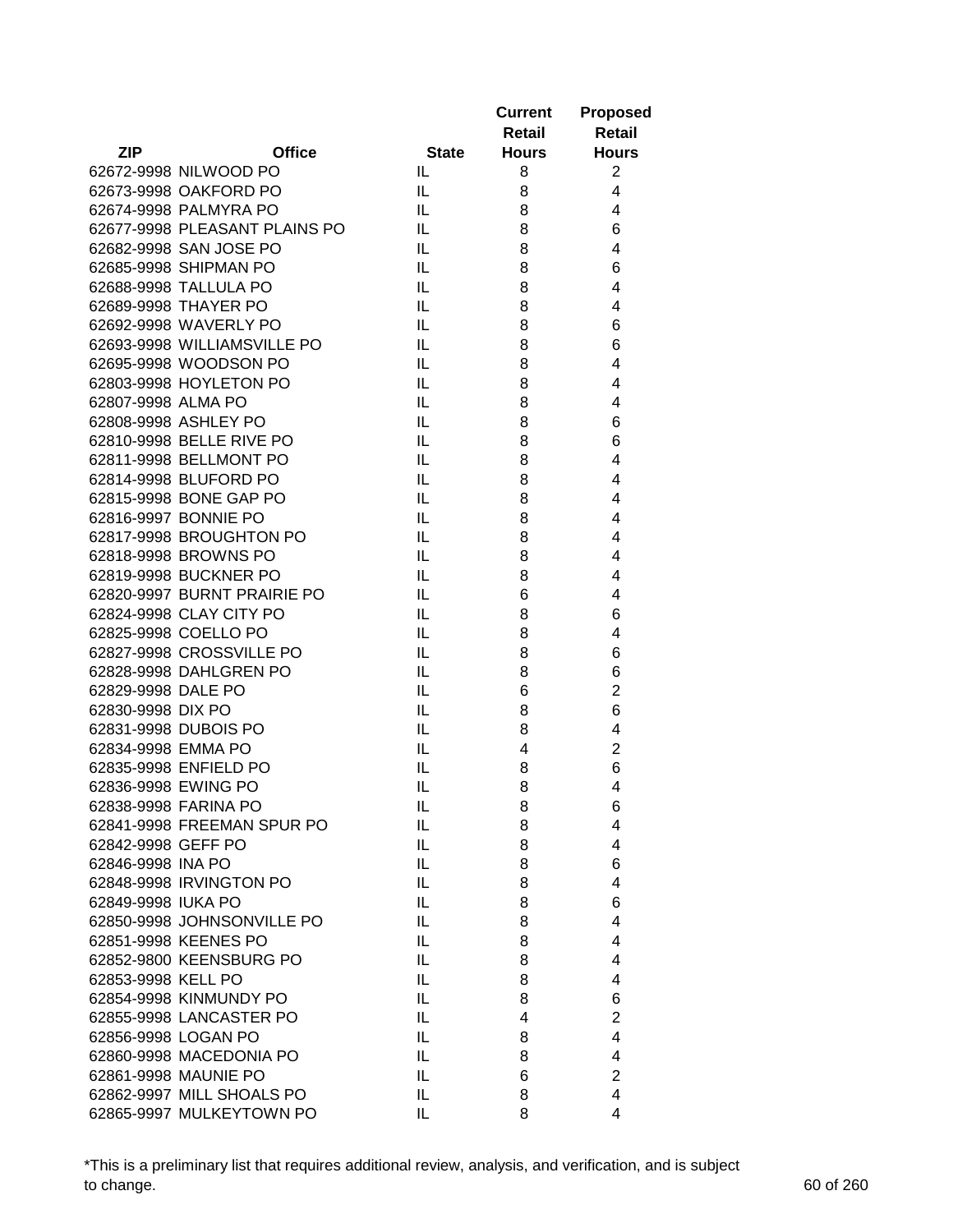| ZIP | Office | State | Current Retail Hours | Proposed Retail Hours |
|---|---|---|---|---|
| 62672-9998 | NILWOOD PO | IL | 8 | 2 |
| 62673-9998 | OAKFORD PO | IL | 8 | 4 |
| 62674-9998 | PALMYRA PO | IL | 8 | 4 |
| 62677-9998 | PLEASANT PLAINS PO | IL | 8 | 6 |
| 62682-9998 | SAN JOSE PO | IL | 8 | 4 |
| 62685-9998 | SHIPMAN PO | IL | 8 | 6 |
| 62688-9998 | TALLULA PO | IL | 8 | 4 |
| 62689-9998 | THAYER PO | IL | 8 | 4 |
| 62692-9998 | WAVERLY PO | IL | 8 | 6 |
| 62693-9998 | WILLIAMSVILLE PO | IL | 8 | 6 |
| 62695-9998 | WOODSON PO | IL | 8 | 4 |
| 62803-9998 | HOYLETON PO | IL | 8 | 4 |
| 62807-9998 | ALMA PO | IL | 8 | 4 |
| 62808-9998 | ASHLEY PO | IL | 8 | 6 |
| 62810-9998 | BELLE RIVE PO | IL | 8 | 6 |
| 62811-9998 | BELLMONT PO | IL | 8 | 4 |
| 62814-9998 | BLUFORD PO | IL | 8 | 4 |
| 62815-9998 | BONE GAP PO | IL | 8 | 4 |
| 62816-9997 | BONNIE PO | IL | 8 | 4 |
| 62817-9998 | BROUGHTON PO | IL | 8 | 4 |
| 62818-9998 | BROWNS PO | IL | 8 | 4 |
| 62819-9998 | BUCKNER PO | IL | 8 | 4 |
| 62820-9997 | BURNT PRAIRIE PO | IL | 6 | 4 |
| 62824-9998 | CLAY CITY PO | IL | 8 | 6 |
| 62825-9998 | COELLO PO | IL | 8 | 4 |
| 62827-9998 | CROSSVILLE PO | IL | 8 | 6 |
| 62828-9998 | DAHLGREN PO | IL | 8 | 6 |
| 62829-9998 | DALE PO | IL | 6 | 2 |
| 62830-9998 | DIX PO | IL | 8 | 6 |
| 62831-9998 | DUBOIS PO | IL | 8 | 4 |
| 62834-9998 | EMMA PO | IL | 4 | 2 |
| 62835-9998 | ENFIELD PO | IL | 8 | 6 |
| 62836-9998 | EWING PO | IL | 8 | 4 |
| 62838-9998 | FARINA PO | IL | 8 | 6 |
| 62841-9998 | FREEMAN SPUR PO | IL | 8 | 4 |
| 62842-9998 | GEFF PO | IL | 8 | 4 |
| 62846-9998 | INA PO | IL | 8 | 6 |
| 62848-9998 | IRVINGTON PO | IL | 8 | 4 |
| 62849-9998 | IUKA PO | IL | 8 | 6 |
| 62850-9998 | JOHNSONVILLE PO | IL | 8 | 4 |
| 62851-9998 | KEENES PO | IL | 8 | 4 |
| 62852-9800 | KEENSBURG PO | IL | 8 | 4 |
| 62853-9998 | KELL PO | IL | 8 | 4 |
| 62854-9998 | KINMUNDY PO | IL | 8 | 6 |
| 62855-9998 | LANCASTER PO | IL | 4 | 2 |
| 62856-9998 | LOGAN PO | IL | 8 | 4 |
| 62860-9998 | MACEDONIA PO | IL | 8 | 4 |
| 62861-9998 | MAUNIE PO | IL | 6 | 2 |
| 62862-9997 | MILL SHOALS PO | IL | 8 | 4 |
| 62865-9997 | MULKEYTOWN PO | IL | 8 | 4 |

*This is a preliminary list that requires additional review, analysis, and verification, and is subject to change.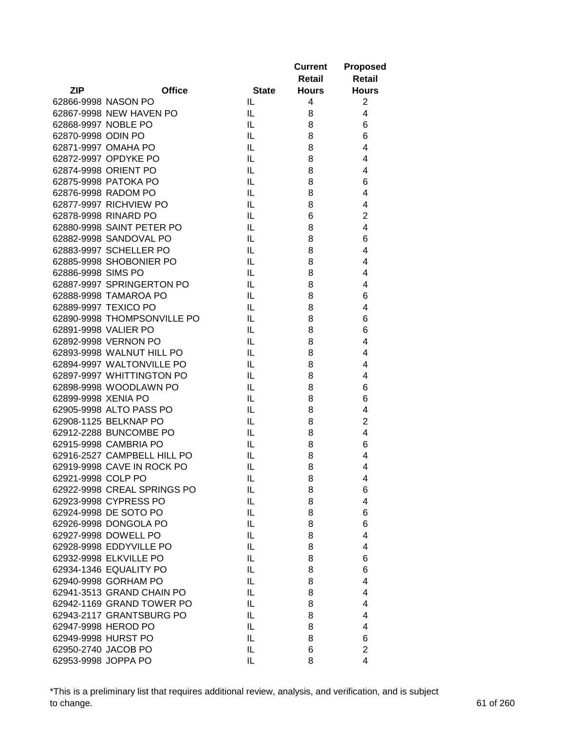| ZIP | Office | State | Current Retail Hours | Proposed Retail Hours |
|---|---|---|---|---|
| 62866-9998 | NASON PO | IL | 4 | 2 |
| 62867-9998 | NEW HAVEN PO | IL | 8 | 4 |
| 62868-9997 | NOBLE PO | IL | 8 | 6 |
| 62870-9998 | ODIN PO | IL | 8 | 6 |
| 62871-9997 | OMAHA PO | IL | 8 | 4 |
| 62872-9997 | OPDYKE PO | IL | 8 | 4 |
| 62874-9998 | ORIENT PO | IL | 8 | 4 |
| 62875-9998 | PATOKA PO | IL | 8 | 6 |
| 62876-9998 | RADOM PO | IL | 8 | 4 |
| 62877-9997 | RICHVIEW PO | IL | 8 | 4 |
| 62878-9998 | RINARD PO | IL | 6 | 2 |
| 62880-9998 | SAINT PETER PO | IL | 8 | 4 |
| 62882-9998 | SANDOVAL PO | IL | 8 | 6 |
| 62883-9997 | SCHELLER PO | IL | 8 | 4 |
| 62885-9998 | SHOBONIER PO | IL | 8 | 4 |
| 62886-9998 | SIMS PO | IL | 8 | 4 |
| 62887-9997 | SPRINGERTON PO | IL | 8 | 4 |
| 62888-9998 | TAMAROA PO | IL | 8 | 6 |
| 62889-9997 | TEXICO PO | IL | 8 | 4 |
| 62890-9998 | THOMPSONVILLE PO | IL | 8 | 6 |
| 62891-9998 | VALIER PO | IL | 8 | 6 |
| 62892-9998 | VERNON PO | IL | 8 | 4 |
| 62893-9998 | WALNUT HILL PO | IL | 8 | 4 |
| 62894-9997 | WALTONVILLE PO | IL | 8 | 4 |
| 62897-9997 | WHITTINGTON PO | IL | 8 | 4 |
| 62898-9998 | WOODLAWN PO | IL | 8 | 6 |
| 62899-9998 | XENIA PO | IL | 8 | 6 |
| 62905-9998 | ALTO PASS PO | IL | 8 | 4 |
| 62908-1125 | BELKNAP PO | IL | 8 | 2 |
| 62912-2288 | BUNCOMBE PO | IL | 8 | 4 |
| 62915-9998 | CAMBRIA PO | IL | 8 | 6 |
| 62916-2527 | CAMPBELL HILL PO | IL | 8 | 4 |
| 62919-9998 | CAVE IN ROCK PO | IL | 8 | 4 |
| 62921-9998 | COLP PO | IL | 8 | 4 |
| 62922-9998 | CREAL SPRINGS PO | IL | 8 | 6 |
| 62923-9998 | CYPRESS PO | IL | 8 | 4 |
| 62924-9998 | DE SOTO PO | IL | 8 | 6 |
| 62926-9998 | DONGOLA PO | IL | 8 | 6 |
| 62927-9998 | DOWELL PO | IL | 8 | 4 |
| 62928-9998 | EDDYVILLE PO | IL | 8 | 4 |
| 62932-9998 | ELKVILLE PO | IL | 8 | 6 |
| 62934-1346 | EQUALITY PO | IL | 8 | 6 |
| 62940-9998 | GORHAM PO | IL | 8 | 4 |
| 62941-3513 | GRAND CHAIN PO | IL | 8 | 4 |
| 62942-1169 | GRAND TOWER PO | IL | 8 | 4 |
| 62943-2117 | GRANTSBURG PO | IL | 8 | 4 |
| 62947-9998 | HEROD PO | IL | 8 | 4 |
| 62949-9998 | HURST PO | IL | 8 | 6 |
| 62950-2740 | JACOB PO | IL | 6 | 2 |
| 62953-9998 | JOPPA PO | IL | 8 | 4 |

*This is a preliminary list that requires additional review, analysis, and verification, and is subject to change.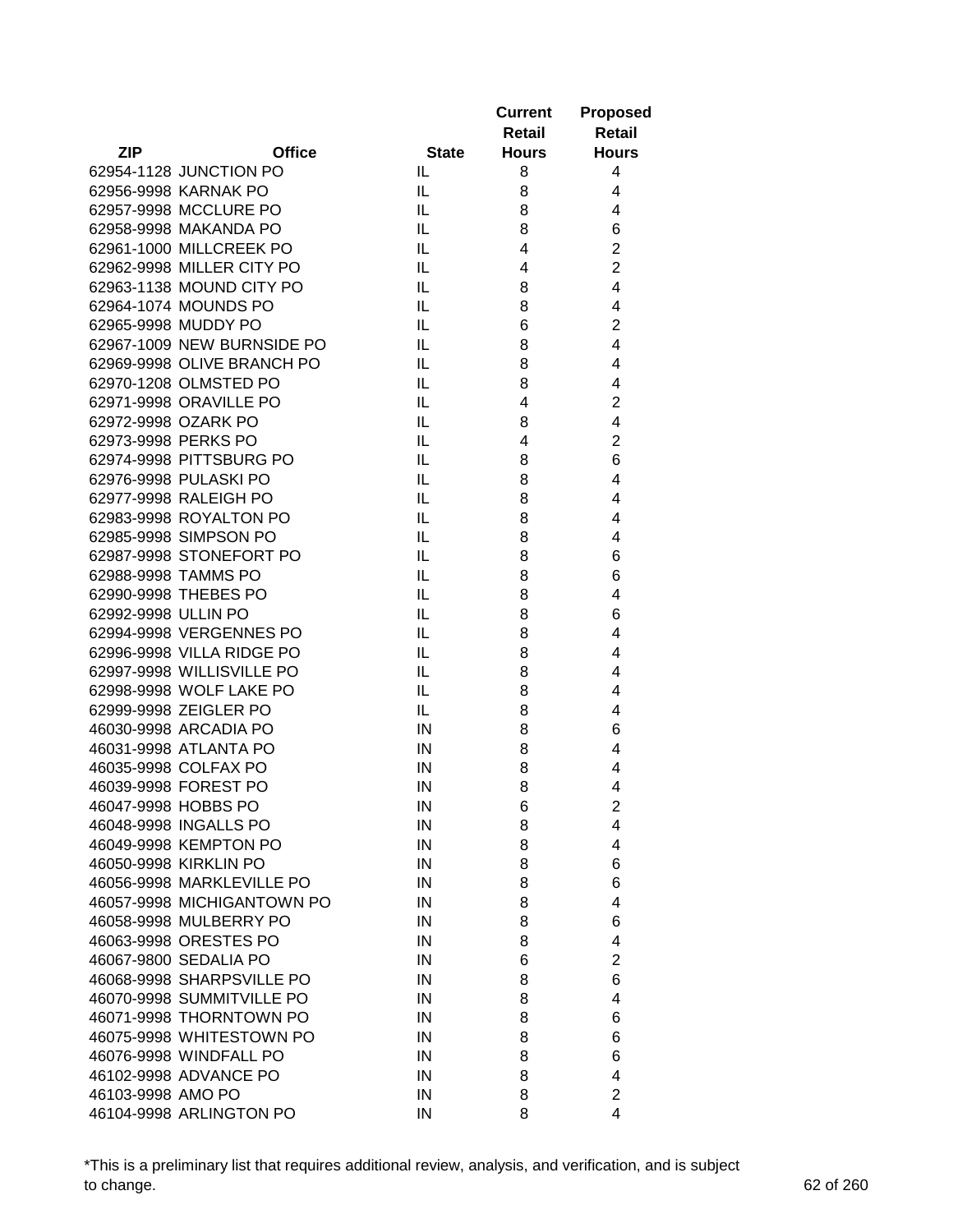| ZIP | Office | State | Current Retail Hours | Proposed Retail Hours |
|---|---|---|---|---|
| 62954-1128 | JUNCTION PO | IL | 8 | 4 |
| 62956-9998 | KARNAK PO | IL | 8 | 4 |
| 62957-9998 | MCCLURE PO | IL | 8 | 4 |
| 62958-9998 | MAKANDA PO | IL | 8 | 6 |
| 62961-1000 | MILLCREEK PO | IL | 4 | 2 |
| 62962-9998 | MILLER CITY PO | IL | 4 | 2 |
| 62963-1138 | MOUND CITY PO | IL | 8 | 4 |
| 62964-1074 | MOUNDS PO | IL | 8 | 4 |
| 62965-9998 | MUDDY PO | IL | 6 | 2 |
| 62967-1009 | NEW BURNSIDE PO | IL | 8 | 4 |
| 62969-9998 | OLIVE BRANCH PO | IL | 8 | 4 |
| 62970-1208 | OLMSTED PO | IL | 8 | 4 |
| 62971-9998 | ORAVILLE PO | IL | 4 | 2 |
| 62972-9998 | OZARK PO | IL | 8 | 4 |
| 62973-9998 | PERKS PO | IL | 4 | 2 |
| 62974-9998 | PITTSBURG PO | IL | 8 | 6 |
| 62976-9998 | PULASKI PO | IL | 8 | 4 |
| 62977-9998 | RALEIGH PO | IL | 8 | 4 |
| 62983-9998 | ROYALTON PO | IL | 8 | 4 |
| 62985-9998 | SIMPSON PO | IL | 8 | 4 |
| 62987-9998 | STONEFORT PO | IL | 8 | 6 |
| 62988-9998 | TAMMS PO | IL | 8 | 6 |
| 62990-9998 | THEBES PO | IL | 8 | 4 |
| 62992-9998 | ULLIN PO | IL | 8 | 6 |
| 62994-9998 | VERGENNES PO | IL | 8 | 4 |
| 62996-9998 | VILLA RIDGE PO | IL | 8 | 4 |
| 62997-9998 | WILLISVILLE PO | IL | 8 | 4 |
| 62998-9998 | WOLF LAKE PO | IL | 8 | 4 |
| 62999-9998 | ZEIGLER PO | IL | 8 | 4 |
| 46030-9998 | ARCADIA PO | IN | 8 | 6 |
| 46031-9998 | ATLANTA PO | IN | 8 | 4 |
| 46035-9998 | COLFAX PO | IN | 8 | 4 |
| 46039-9998 | FOREST PO | IN | 8 | 4 |
| 46047-9998 | HOBBS PO | IN | 6 | 2 |
| 46048-9998 | INGALLS PO | IN | 8 | 4 |
| 46049-9998 | KEMPTON PO | IN | 8 | 4 |
| 46050-9998 | KIRKLIN PO | IN | 8 | 6 |
| 46056-9998 | MARKLEVILLE PO | IN | 8 | 6 |
| 46057-9998 | MICHIGANTOWN PO | IN | 8 | 4 |
| 46058-9998 | MULBERRY PO | IN | 8 | 6 |
| 46063-9998 | ORESTES PO | IN | 8 | 4 |
| 46067-9800 | SEDALIA PO | IN | 6 | 2 |
| 46068-9998 | SHARPSVILLE PO | IN | 8 | 6 |
| 46070-9998 | SUMMITVILLE PO | IN | 8 | 4 |
| 46071-9998 | THORNTOWN PO | IN | 8 | 6 |
| 46075-9998 | WHITESTOWN PO | IN | 8 | 6 |
| 46076-9998 | WINDFALL PO | IN | 8 | 6 |
| 46102-9998 | ADVANCE PO | IN | 8 | 4 |
| 46103-9998 | AMO PO | IN | 8 | 2 |
| 46104-9998 | ARLINGTON PO | IN | 8 | 4 |

*This is a preliminary list that requires additional review, analysis, and verification, and is subject to change.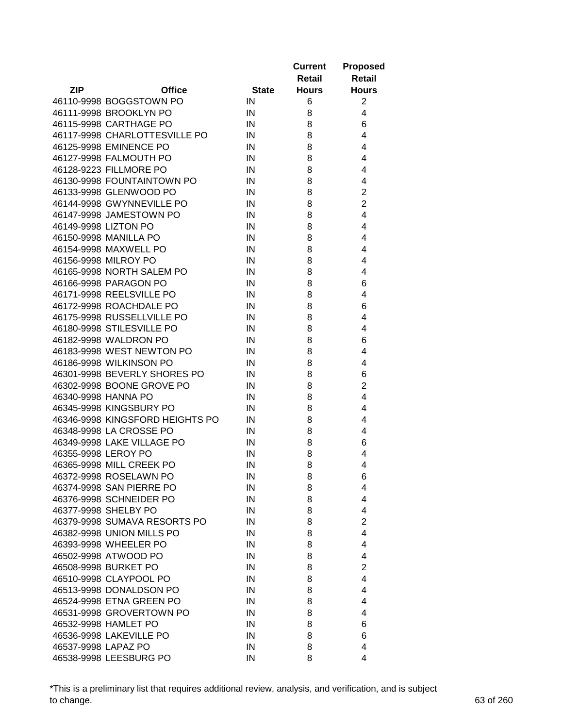| ZIP | Office | State | Current Retail Hours | Proposed Retail Hours |
|---|---|---|---|---|
| 46110-9998 | BOGGSTOWN PO | IN | 6 | 2 |
| 46111-9998 | BROOKLYN PO | IN | 8 | 4 |
| 46115-9998 | CARTHAGE PO | IN | 8 | 6 |
| 46117-9998 | CHARLOTTESVILLE PO | IN | 8 | 4 |
| 46125-9998 | EMINENCE PO | IN | 8 | 4 |
| 46127-9998 | FALMOUTH PO | IN | 8 | 4 |
| 46128-9223 | FILLMORE PO | IN | 8 | 4 |
| 46130-9998 | FOUNTAINTOWN PO | IN | 8 | 4 |
| 46133-9998 | GLENWOOD PO | IN | 8 | 2 |
| 46144-9998 | GWYNNEVILLE PO | IN | 8 | 2 |
| 46147-9998 | JAMESTOWN PO | IN | 8 | 4 |
| 46149-9998 | LIZTON PO | IN | 8 | 4 |
| 46150-9998 | MANILLA PO | IN | 8 | 4 |
| 46154-9998 | MAXWELL PO | IN | 8 | 4 |
| 46156-9998 | MILROY PO | IN | 8 | 4 |
| 46165-9998 | NORTH SALEM PO | IN | 8 | 4 |
| 46166-9998 | PARAGON PO | IN | 8 | 6 |
| 46171-9998 | REELSVILLE PO | IN | 8 | 4 |
| 46172-9998 | ROACHDALE PO | IN | 8 | 6 |
| 46175-9998 | RUSSELLVILLE PO | IN | 8 | 4 |
| 46180-9998 | STILESVILLE PO | IN | 8 | 4 |
| 46182-9998 | WALDRON PO | IN | 8 | 6 |
| 46183-9998 | WEST NEWTON PO | IN | 8 | 4 |
| 46186-9998 | WILKINSON PO | IN | 8 | 4 |
| 46301-9998 | BEVERLY SHORES PO | IN | 8 | 6 |
| 46302-9998 | BOONE GROVE PO | IN | 8 | 2 |
| 46340-9998 | HANNA PO | IN | 8 | 4 |
| 46345-9998 | KINGSBURY PO | IN | 8 | 4 |
| 46346-9998 | KINGSFORD HEIGHTS PO | IN | 8 | 4 |
| 46348-9998 | LA CROSSE PO | IN | 8 | 4 |
| 46349-9998 | LAKE VILLAGE PO | IN | 8 | 6 |
| 46355-9998 | LEROY PO | IN | 8 | 4 |
| 46365-9998 | MILL CREEK PO | IN | 8 | 4 |
| 46372-9998 | ROSELAWN PO | IN | 8 | 6 |
| 46374-9998 | SAN PIERRE PO | IN | 8 | 4 |
| 46376-9998 | SCHNEIDER PO | IN | 8 | 4 |
| 46377-9998 | SHELBY PO | IN | 8 | 4 |
| 46379-9998 | SUMAVA RESORTS PO | IN | 8 | 2 |
| 46382-9998 | UNION MILLS PO | IN | 8 | 4 |
| 46393-9998 | WHEELER PO | IN | 8 | 4 |
| 46502-9998 | ATWOOD PO | IN | 8 | 4 |
| 46508-9998 | BURKET PO | IN | 8 | 2 |
| 46510-9998 | CLAYPOOL PO | IN | 8 | 4 |
| 46513-9998 | DONALDSON PO | IN | 8 | 4 |
| 46524-9998 | ETNA GREEN PO | IN | 8 | 4 |
| 46531-9998 | GROVERTOWN PO | IN | 8 | 4 |
| 46532-9998 | HAMLET PO | IN | 8 | 6 |
| 46536-9998 | LAKEVILLE PO | IN | 8 | 6 |
| 46537-9998 | LAPAZ PO | IN | 8 | 4 |
| 46538-9998 | LEESBURG PO | IN | 8 | 4 |

*This is a preliminary list that requires additional review, analysis, and verification, and is subject to change.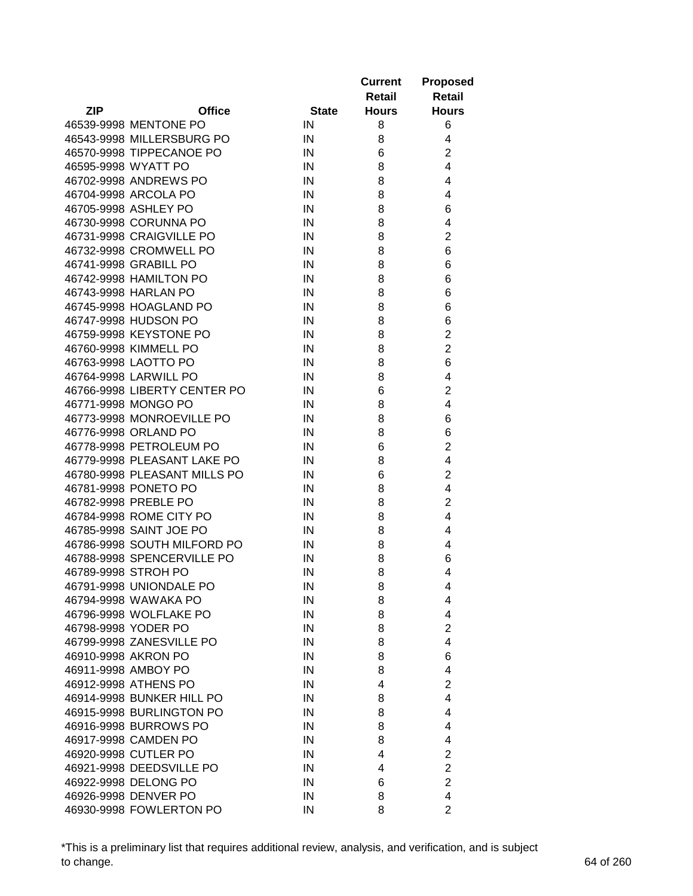| ZIP | Office | State | Current Retail Hours | Proposed Retail Hours |
|---|---|---|---|---|
| 46539-9998 | MENTONE PO | IN | 8 | 6 |
| 46543-9998 | MILLERSBURG PO | IN | 8 | 4 |
| 46570-9998 | TIPPECANOE PO | IN | 6 | 2 |
| 46595-9998 | WYATT PO | IN | 8 | 4 |
| 46702-9998 | ANDREWS PO | IN | 8 | 4 |
| 46704-9998 | ARCOLA PO | IN | 8 | 4 |
| 46705-9998 | ASHLEY PO | IN | 8 | 6 |
| 46730-9998 | CORUNNA PO | IN | 8 | 4 |
| 46731-9998 | CRAIGVILLE PO | IN | 8 | 2 |
| 46732-9998 | CROMWELL PO | IN | 8 | 6 |
| 46741-9998 | GRABILL PO | IN | 8 | 6 |
| 46742-9998 | HAMILTON PO | IN | 8 | 6 |
| 46743-9998 | HARLAN PO | IN | 8 | 6 |
| 46745-9998 | HOAGLAND PO | IN | 8 | 6 |
| 46747-9998 | HUDSON PO | IN | 8 | 6 |
| 46759-9998 | KEYSTONE PO | IN | 8 | 2 |
| 46760-9998 | KIMMELL PO | IN | 8 | 2 |
| 46763-9998 | LAOTTO PO | IN | 8 | 6 |
| 46764-9998 | LARWILL PO | IN | 8 | 4 |
| 46766-9998 | LIBERTY CENTER PO | IN | 6 | 2 |
| 46771-9998 | MONGO PO | IN | 8 | 4 |
| 46773-9998 | MONROEVILLE PO | IN | 8 | 6 |
| 46776-9998 | ORLAND PO | IN | 8 | 6 |
| 46778-9998 | PETROLEUM PO | IN | 6 | 2 |
| 46779-9998 | PLEASANT LAKE PO | IN | 8 | 4 |
| 46780-9998 | PLEASANT MILLS PO | IN | 6 | 2 |
| 46781-9998 | PONETO PO | IN | 8 | 4 |
| 46782-9998 | PREBLE PO | IN | 8 | 2 |
| 46784-9998 | ROME CITY PO | IN | 8 | 4 |
| 46785-9998 | SAINT JOE PO | IN | 8 | 4 |
| 46786-9998 | SOUTH MILFORD PO | IN | 8 | 4 |
| 46788-9998 | SPENCERVILLE PO | IN | 8 | 6 |
| 46789-9998 | STROH PO | IN | 8 | 4 |
| 46791-9998 | UNIONDALE PO | IN | 8 | 4 |
| 46794-9998 | WAWAKA PO | IN | 8 | 4 |
| 46796-9998 | WOLFLAKE PO | IN | 8 | 4 |
| 46798-9998 | YODER PO | IN | 8 | 2 |
| 46799-9998 | ZANESVILLE PO | IN | 8 | 4 |
| 46910-9998 | AKRON PO | IN | 8 | 6 |
| 46911-9998 | AMBOY PO | IN | 8 | 4 |
| 46912-9998 | ATHENS PO | IN | 4 | 2 |
| 46914-9998 | BUNKER HILL PO | IN | 8 | 4 |
| 46915-9998 | BURLINGTON PO | IN | 8 | 4 |
| 46916-9998 | BURROWS PO | IN | 8 | 4 |
| 46917-9998 | CAMDEN PO | IN | 8 | 4 |
| 46920-9998 | CUTLER PO | IN | 4 | 2 |
| 46921-9998 | DEEDSVILLE PO | IN | 4 | 2 |
| 46922-9998 | DELONG PO | IN | 6 | 2 |
| 46926-9998 | DENVER PO | IN | 8 | 4 |
| 46930-9998 | FOWLERTON PO | IN | 8 | 2 |

*This is a preliminary list that requires additional review, analysis, and verification, and is subject to change.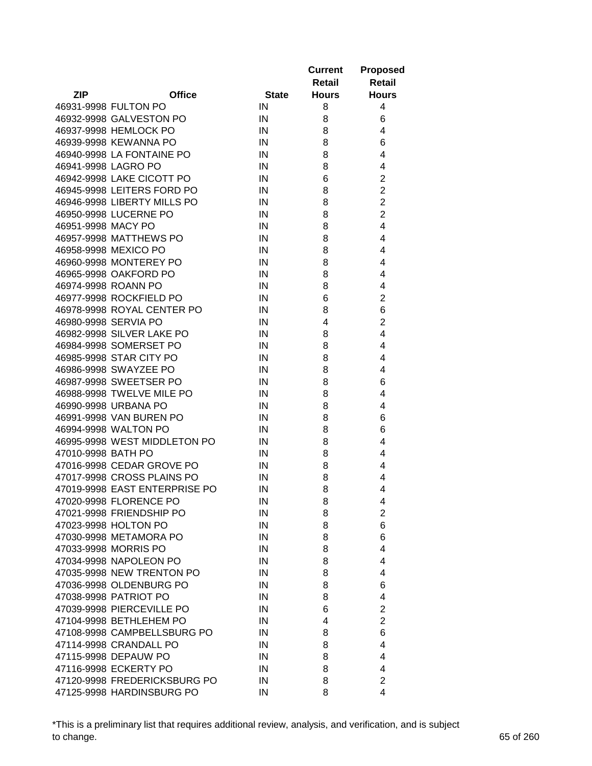| ZIP | Office | State | Current Retail Hours | Proposed Retail Hours |
|---|---|---|---|---|
| 46931-9998 | FULTON PO | IN | 8 | 4 |
| 46932-9998 | GALVESTON PO | IN | 8 | 6 |
| 46937-9998 | HEMLOCK PO | IN | 8 | 4 |
| 46939-9998 | KEWANNA PO | IN | 8 | 6 |
| 46940-9998 | LA FONTAINE PO | IN | 8 | 4 |
| 46941-9998 | LAGRO PO | IN | 8 | 4 |
| 46942-9998 | LAKE CICOTT PO | IN | 6 | 2 |
| 46945-9998 | LEITERS FORD PO | IN | 8 | 2 |
| 46946-9998 | LIBERTY MILLS PO | IN | 8 | 2 |
| 46950-9998 | LUCERNE PO | IN | 8 | 2 |
| 46951-9998 | MACY PO | IN | 8 | 4 |
| 46957-9998 | MATTHEWS PO | IN | 8 | 4 |
| 46958-9998 | MEXICO PO | IN | 8 | 4 |
| 46960-9998 | MONTEREY PO | IN | 8 | 4 |
| 46965-9998 | OAKFORD PO | IN | 8 | 4 |
| 46974-9998 | ROANN PO | IN | 8 | 4 |
| 46977-9998 | ROCKFIELD PO | IN | 6 | 2 |
| 46978-9998 | ROYAL CENTER PO | IN | 8 | 6 |
| 46980-9998 | SERVIA PO | IN | 4 | 2 |
| 46982-9998 | SILVER LAKE PO | IN | 8 | 4 |
| 46984-9998 | SOMERSET PO | IN | 8 | 4 |
| 46985-9998 | STAR CITY PO | IN | 8 | 4 |
| 46986-9998 | SWAYZEE PO | IN | 8 | 4 |
| 46987-9998 | SWEETSER PO | IN | 8 | 6 |
| 46988-9998 | TWELVE MILE PO | IN | 8 | 4 |
| 46990-9998 | URBANA PO | IN | 8 | 4 |
| 46991-9998 | VAN BUREN PO | IN | 8 | 6 |
| 46994-9998 | WALTON PO | IN | 8 | 6 |
| 46995-9998 | WEST MIDDLETON PO | IN | 8 | 4 |
| 47010-9998 | BATH PO | IN | 8 | 4 |
| 47016-9998 | CEDAR GROVE PO | IN | 8 | 4 |
| 47017-9998 | CROSS PLAINS PO | IN | 8 | 4 |
| 47019-9998 | EAST ENTERPRISE PO | IN | 8 | 4 |
| 47020-9998 | FLORENCE PO | IN | 8 | 4 |
| 47021-9998 | FRIENDSHIP PO | IN | 8 | 2 |
| 47023-9998 | HOLTON PO | IN | 8 | 6 |
| 47030-9998 | METAMORA PO | IN | 8 | 6 |
| 47033-9998 | MORRIS PO | IN | 8 | 4 |
| 47034-9998 | NAPOLEON PO | IN | 8 | 4 |
| 47035-9998 | NEW TRENTON PO | IN | 8 | 4 |
| 47036-9998 | OLDENBURG PO | IN | 8 | 6 |
| 47038-9998 | PATRIOT PO | IN | 8 | 4 |
| 47039-9998 | PIERCEVILLE PO | IN | 6 | 2 |
| 47104-9998 | BETHLEHEM PO | IN | 4 | 2 |
| 47108-9998 | CAMPBELLSBURG PO | IN | 8 | 6 |
| 47114-9998 | CRANDALL PO | IN | 8 | 4 |
| 47115-9998 | DEPAUW PO | IN | 8 | 4 |
| 47116-9998 | ECKERTY PO | IN | 8 | 4 |
| 47120-9998 | FREDERICKSBURG PO | IN | 8 | 2 |
| 47125-9998 | HARDINSBURG PO | IN | 8 | 4 |

*This is a preliminary list that requires additional review, analysis, and verification, and is subject to change.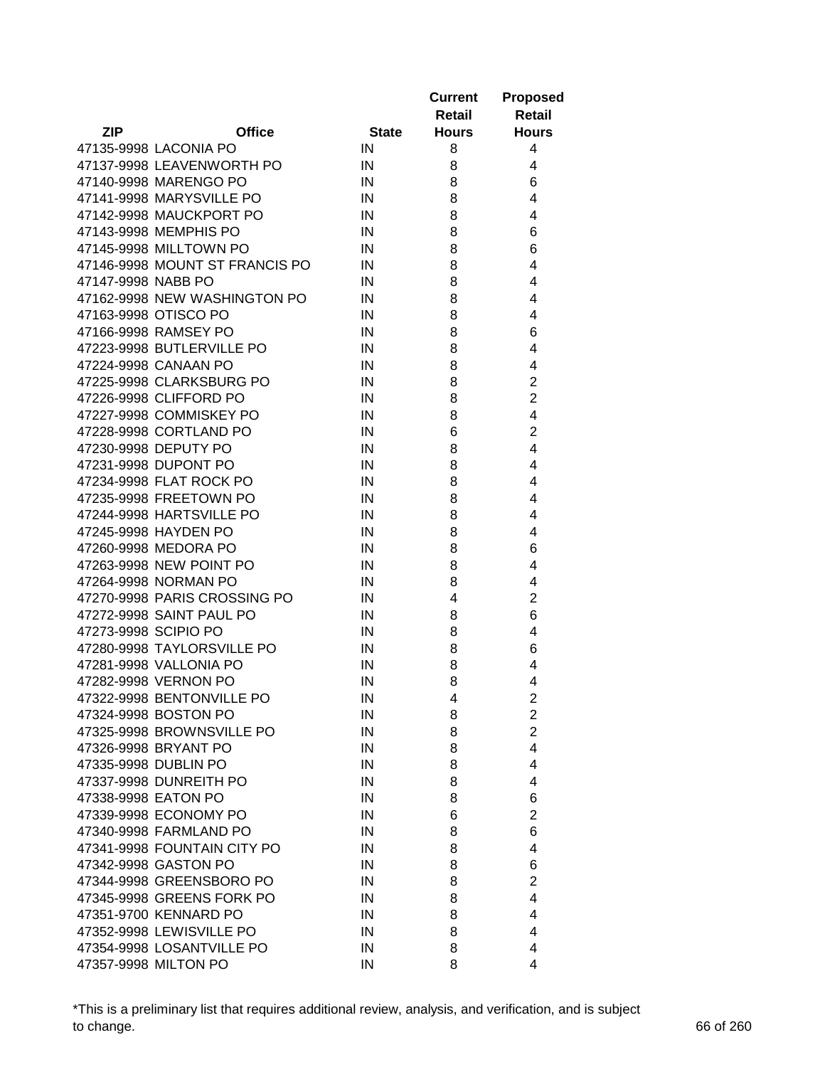| ZIP | Office | State | Current Retail Hours | Proposed Retail Hours |
|---|---|---|---|---|
| 47135-9998 | LACONIA PO | IN | 8 | 4 |
| 47137-9998 | LEAVENWORTH PO | IN | 8 | 4 |
| 47140-9998 | MARENGO PO | IN | 8 | 6 |
| 47141-9998 | MARYSVILLE PO | IN | 8 | 4 |
| 47142-9998 | MAUCKPORT PO | IN | 8 | 4 |
| 47143-9998 | MEMPHIS PO | IN | 8 | 6 |
| 47145-9998 | MILLTOWN PO | IN | 8 | 6 |
| 47146-9998 | MOUNT ST FRANCIS PO | IN | 8 | 4 |
| 47147-9998 | NABB PO | IN | 8 | 4 |
| 47162-9998 | NEW WASHINGTON PO | IN | 8 | 4 |
| 47163-9998 | OTISCO PO | IN | 8 | 4 |
| 47166-9998 | RAMSEY PO | IN | 8 | 6 |
| 47223-9998 | BUTLERVILLE PO | IN | 8 | 4 |
| 47224-9998 | CANAAN PO | IN | 8 | 4 |
| 47225-9998 | CLARKSBURG PO | IN | 8 | 2 |
| 47226-9998 | CLIFFORD PO | IN | 8 | 2 |
| 47227-9998 | COMMISKEY PO | IN | 8 | 4 |
| 47228-9998 | CORTLAND PO | IN | 6 | 2 |
| 47230-9998 | DEPUTY PO | IN | 8 | 4 |
| 47231-9998 | DUPONT PO | IN | 8 | 4 |
| 47234-9998 | FLAT ROCK PO | IN | 8 | 4 |
| 47235-9998 | FREETOWN PO | IN | 8 | 4 |
| 47244-9998 | HARTSVILLE PO | IN | 8 | 4 |
| 47245-9998 | HAYDEN PO | IN | 8 | 4 |
| 47260-9998 | MEDORA PO | IN | 8 | 6 |
| 47263-9998 | NEW POINT PO | IN | 8 | 4 |
| 47264-9998 | NORMAN PO | IN | 8 | 4 |
| 47270-9998 | PARIS CROSSING PO | IN | 4 | 2 |
| 47272-9998 | SAINT PAUL PO | IN | 8 | 6 |
| 47273-9998 | SCIPIO PO | IN | 8 | 4 |
| 47280-9998 | TAYLORSVILLE PO | IN | 8 | 6 |
| 47281-9998 | VALLONIA PO | IN | 8 | 4 |
| 47282-9998 | VERNON PO | IN | 8 | 4 |
| 47322-9998 | BENTONVILLE PO | IN | 4 | 2 |
| 47324-9998 | BOSTON PO | IN | 8 | 2 |
| 47325-9998 | BROWNSVILLE PO | IN | 8 | 2 |
| 47326-9998 | BRYANT PO | IN | 8 | 4 |
| 47335-9998 | DUBLIN PO | IN | 8 | 4 |
| 47337-9998 | DUNREITH PO | IN | 8 | 4 |
| 47338-9998 | EATON PO | IN | 8 | 6 |
| 47339-9998 | ECONOMY PO | IN | 6 | 2 |
| 47340-9998 | FARMLAND PO | IN | 8 | 6 |
| 47341-9998 | FOUNTAIN CITY PO | IN | 8 | 4 |
| 47342-9998 | GASTON PO | IN | 8 | 6 |
| 47344-9998 | GREENSBORO PO | IN | 8 | 2 |
| 47345-9998 | GREENS FORK PO | IN | 8 | 4 |
| 47351-9700 | KENNARD PO | IN | 8 | 4 |
| 47352-9998 | LEWISVILLE PO | IN | 8 | 4 |
| 47354-9998 | LOSANTVILLE PO | IN | 8 | 4 |
| 47357-9998 | MILTON PO | IN | 8 | 4 |

*This is a preliminary list that requires additional review, analysis, and verification, and is subject to change.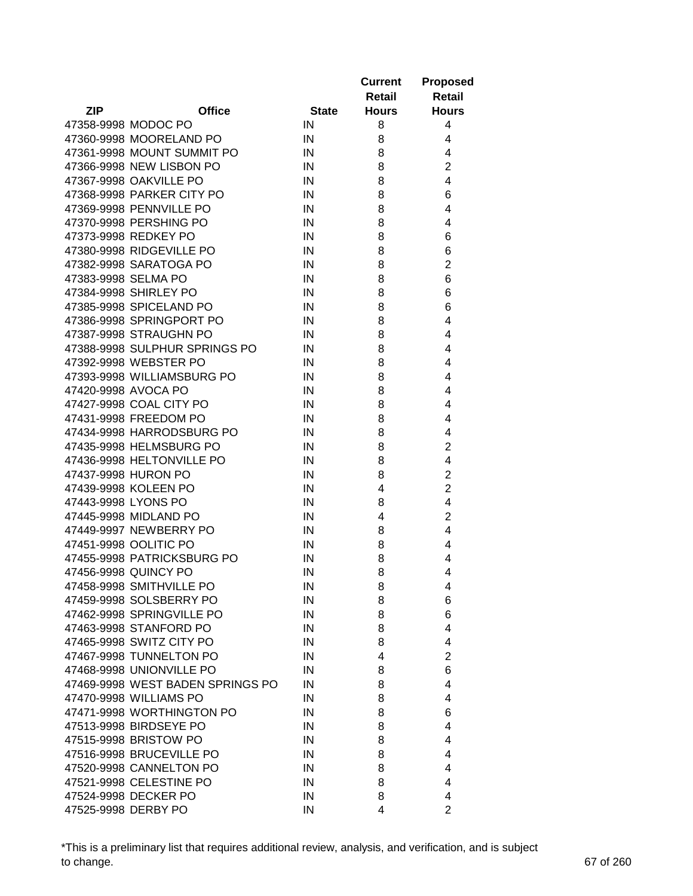| ZIP | Office | State | Current Retail Hours | Proposed Retail Hours |
|---|---|---|---|---|
| 47358-9998 | MODOC PO | IN | 8 | 4 |
| 47360-9998 | MOORELAND PO | IN | 8 | 4 |
| 47361-9998 | MOUNT SUMMIT PO | IN | 8 | 4 |
| 47366-9998 | NEW LISBON PO | IN | 8 | 2 |
| 47367-9998 | OAKVILLE PO | IN | 8 | 4 |
| 47368-9998 | PARKER CITY PO | IN | 8 | 6 |
| 47369-9998 | PENNVILLE PO | IN | 8 | 4 |
| 47370-9998 | PERSHING PO | IN | 8 | 4 |
| 47373-9998 | REDKEY PO | IN | 8 | 6 |
| 47380-9998 | RIDGEVILLE PO | IN | 8 | 6 |
| 47382-9998 | SARATOGA PO | IN | 8 | 2 |
| 47383-9998 | SELMA PO | IN | 8 | 6 |
| 47384-9998 | SHIRLEY PO | IN | 8 | 6 |
| 47385-9998 | SPICELAND PO | IN | 8 | 6 |
| 47386-9998 | SPRINGPORT PO | IN | 8 | 4 |
| 47387-9998 | STRAUGHN PO | IN | 8 | 4 |
| 47388-9998 | SULPHUR SPRINGS PO | IN | 8 | 4 |
| 47392-9998 | WEBSTER PO | IN | 8 | 4 |
| 47393-9998 | WILLIAMSBURG PO | IN | 8 | 4 |
| 47420-9998 | AVOCA PO | IN | 8 | 4 |
| 47427-9998 | COAL CITY PO | IN | 8 | 4 |
| 47431-9998 | FREEDOM PO | IN | 8 | 4 |
| 47434-9998 | HARRODSBURG PO | IN | 8 | 4 |
| 47435-9998 | HELMSBURG PO | IN | 8 | 2 |
| 47436-9998 | HELTONVILLE PO | IN | 8 | 4 |
| 47437-9998 | HURON PO | IN | 8 | 2 |
| 47439-9998 | KOLEEN PO | IN | 4 | 2 |
| 47443-9998 | LYONS PO | IN | 8 | 4 |
| 47445-9998 | MIDLAND PO | IN | 4 | 2 |
| 47449-9997 | NEWBERRY PO | IN | 8 | 4 |
| 47451-9998 | OOLITIC PO | IN | 8 | 4 |
| 47455-9998 | PATRICKSBURG PO | IN | 8 | 4 |
| 47456-9998 | QUINCY PO | IN | 8 | 4 |
| 47458-9998 | SMITHVILLE PO | IN | 8 | 4 |
| 47459-9998 | SOLSBERRY PO | IN | 8 | 6 |
| 47462-9998 | SPRINGVILLE PO | IN | 8 | 6 |
| 47463-9998 | STANFORD PO | IN | 8 | 4 |
| 47465-9998 | SWITZ CITY PO | IN | 8 | 4 |
| 47467-9998 | TUNNELTON PO | IN | 4 | 2 |
| 47468-9998 | UNIONVILLE PO | IN | 8 | 6 |
| 47469-9998 | WEST BADEN SPRINGS PO | IN | 8 | 4 |
| 47470-9998 | WILLIAMS PO | IN | 8 | 4 |
| 47471-9998 | WORTHINGTON PO | IN | 8 | 6 |
| 47513-9998 | BIRDSEYE PO | IN | 8 | 4 |
| 47515-9998 | BRISTOW PO | IN | 8 | 4 |
| 47516-9998 | BRUCEVILLE PO | IN | 8 | 4 |
| 47520-9998 | CANNELTON PO | IN | 8 | 4 |
| 47521-9998 | CELESTINE PO | IN | 8 | 4 |
| 47524-9998 | DECKER PO | IN | 8 | 4 |
| 47525-9998 | DERBY PO | IN | 4 | 2 |

*This is a preliminary list that requires additional review, analysis, and verification, and is subject to change.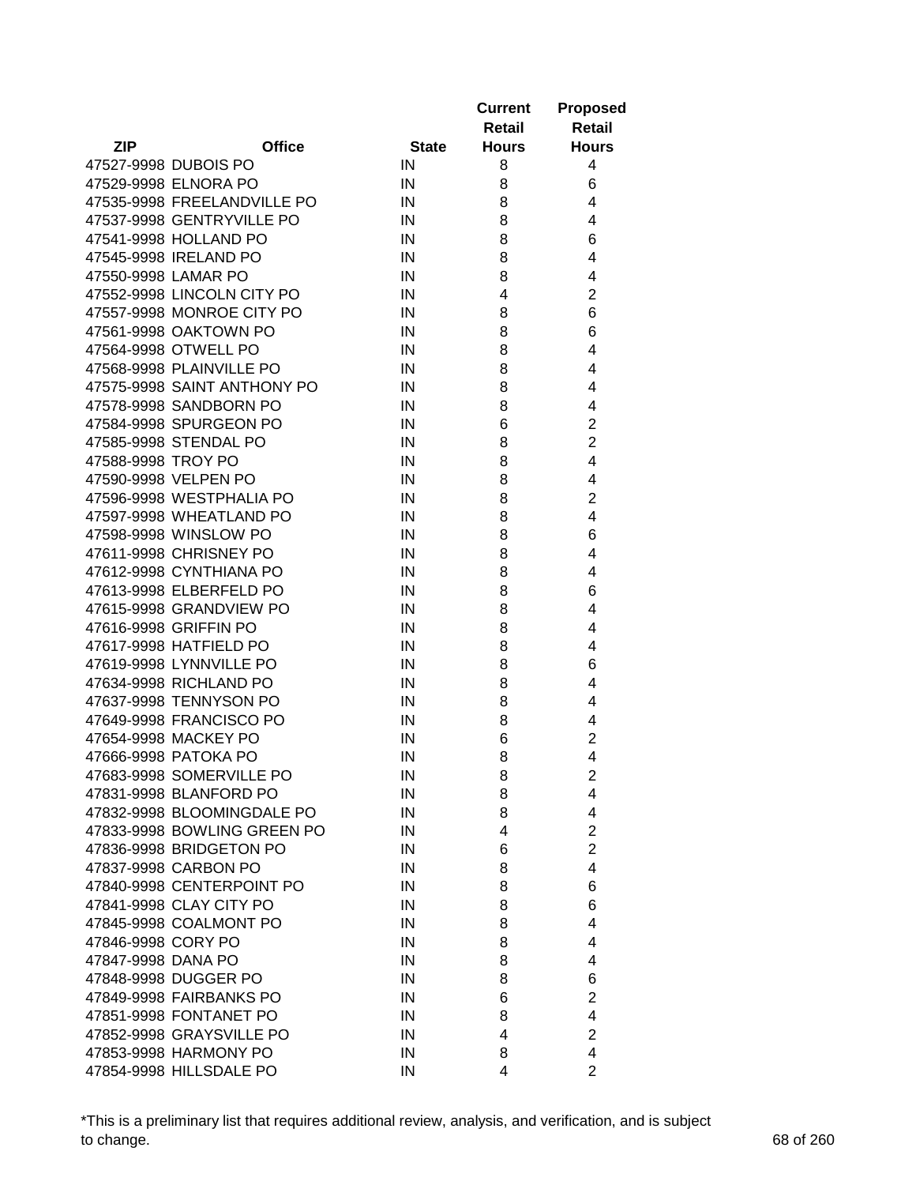| ZIP | Office | State | Current Retail Hours | Proposed Retail Hours |
|---|---|---|---|---|
| 47527-9998 | DUBOIS PO | IN | 8 | 4 |
| 47529-9998 | ELNORA PO | IN | 8 | 6 |
| 47535-9998 | FREELANDVILLE PO | IN | 8 | 4 |
| 47537-9998 | GENTRYVILLE PO | IN | 8 | 4 |
| 47541-9998 | HOLLAND PO | IN | 8 | 6 |
| 47545-9998 | IRELAND PO | IN | 8 | 4 |
| 47550-9998 | LAMAR PO | IN | 8 | 4 |
| 47552-9998 | LINCOLN CITY PO | IN | 4 | 2 |
| 47557-9998 | MONROE CITY PO | IN | 8 | 6 |
| 47561-9998 | OAKTOWN PO | IN | 8 | 6 |
| 47564-9998 | OTWELL PO | IN | 8 | 4 |
| 47568-9998 | PLAINVILLE PO | IN | 8 | 4 |
| 47575-9998 | SAINT ANTHONY PO | IN | 8 | 4 |
| 47578-9998 | SANDBORN PO | IN | 8 | 4 |
| 47584-9998 | SPURGEON PO | IN | 6 | 2 |
| 47585-9998 | STENDAL PO | IN | 8 | 2 |
| 47588-9998 | TROY PO | IN | 8 | 4 |
| 47590-9998 | VELPEN PO | IN | 8 | 4 |
| 47596-9998 | WESTPHALIA PO | IN | 8 | 2 |
| 47597-9998 | WHEATLAND PO | IN | 8 | 4 |
| 47598-9998 | WINSLOW PO | IN | 8 | 6 |
| 47611-9998 | CHRISNEY PO | IN | 8 | 4 |
| 47612-9998 | CYNTHIANA PO | IN | 8 | 4 |
| 47613-9998 | ELBERFELD PO | IN | 8 | 6 |
| 47615-9998 | GRANDVIEW PO | IN | 8 | 4 |
| 47616-9998 | GRIFFIN PO | IN | 8 | 4 |
| 47617-9998 | HATFIELD PO | IN | 8 | 4 |
| 47619-9998 | LYNNVILLE PO | IN | 8 | 6 |
| 47634-9998 | RICHLAND PO | IN | 8 | 4 |
| 47637-9998 | TENNYSON PO | IN | 8 | 4 |
| 47649-9998 | FRANCISCO PO | IN | 8 | 4 |
| 47654-9998 | MACKEY PO | IN | 6 | 2 |
| 47666-9998 | PATOKA PO | IN | 8 | 4 |
| 47683-9998 | SOMERVILLE PO | IN | 8 | 2 |
| 47831-9998 | BLANFORD PO | IN | 8 | 4 |
| 47832-9998 | BLOOMINGDALE PO | IN | 8 | 4 |
| 47833-9998 | BOWLING GREEN PO | IN | 4 | 2 |
| 47836-9998 | BRIDGETON PO | IN | 6 | 2 |
| 47837-9998 | CARBON PO | IN | 8 | 4 |
| 47840-9998 | CENTERPOINT PO | IN | 8 | 6 |
| 47841-9998 | CLAY CITY PO | IN | 8 | 6 |
| 47845-9998 | COALMONT PO | IN | 8 | 4 |
| 47846-9998 | CORY PO | IN | 8 | 4 |
| 47847-9998 | DANA PO | IN | 8 | 4 |
| 47848-9998 | DUGGER PO | IN | 8 | 6 |
| 47849-9998 | FAIRBANKS PO | IN | 6 | 2 |
| 47851-9998 | FONTANET PO | IN | 8 | 4 |
| 47852-9998 | GRAYSVILLE PO | IN | 4 | 2 |
| 47853-9998 | HARMONY PO | IN | 8 | 4 |
| 47854-9998 | HILLSDALE PO | IN | 4 | 2 |

*This is a preliminary list that requires additional review, analysis, and verification, and is subject to change.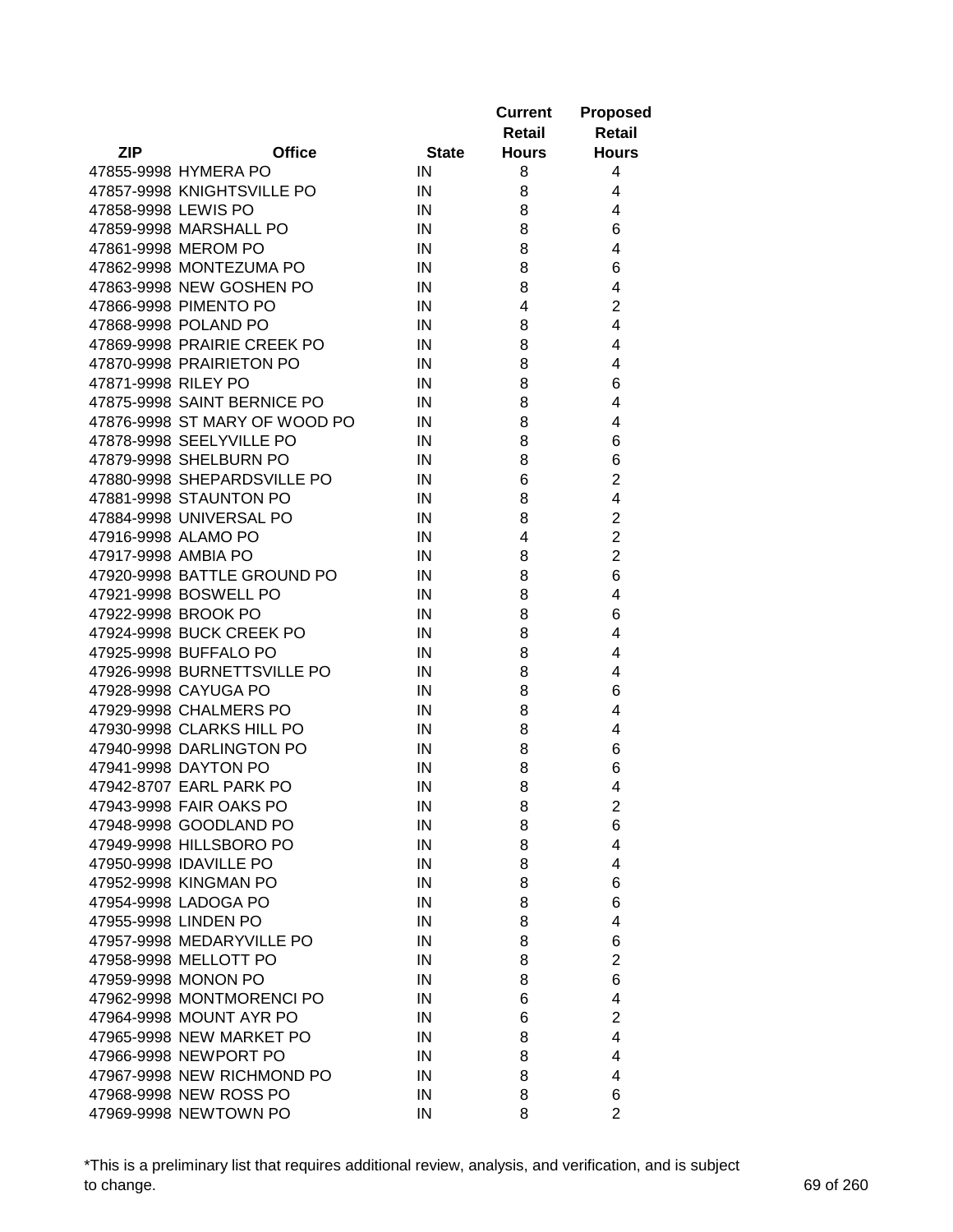| ZIP | Office | State | Current Retail Hours | Proposed Retail Hours |
|---|---|---|---|---|
| 47855-9998 | HYMERA PO | IN | 8 | 4 |
| 47857-9998 | KNIGHTSVILLE PO | IN | 8 | 4 |
| 47858-9998 | LEWIS PO | IN | 8 | 4 |
| 47859-9998 | MARSHALL PO | IN | 8 | 6 |
| 47861-9998 | MEROM PO | IN | 8 | 4 |
| 47862-9998 | MONTEZUMA PO | IN | 8 | 6 |
| 47863-9998 | NEW GOSHEN PO | IN | 8 | 4 |
| 47866-9998 | PIMENTO PO | IN | 4 | 2 |
| 47868-9998 | POLAND PO | IN | 8 | 4 |
| 47869-9998 | PRAIRIE CREEK PO | IN | 8 | 4 |
| 47870-9998 | PRAIRIETON PO | IN | 8 | 4 |
| 47871-9998 | RILEY PO | IN | 8 | 6 |
| 47875-9998 | SAINT BERNICE PO | IN | 8 | 4 |
| 47876-9998 | ST MARY OF WOOD PO | IN | 8 | 4 |
| 47878-9998 | SEELYVILLE PO | IN | 8 | 6 |
| 47879-9998 | SHELBURN PO | IN | 8 | 6 |
| 47880-9998 | SHEPARDSVILLE PO | IN | 6 | 2 |
| 47881-9998 | STAUNTON PO | IN | 8 | 4 |
| 47884-9998 | UNIVERSAL PO | IN | 8 | 2 |
| 47916-9998 | ALAMO PO | IN | 4 | 2 |
| 47917-9998 | AMBIA PO | IN | 8 | 2 |
| 47920-9998 | BATTLE GROUND PO | IN | 8 | 6 |
| 47921-9998 | BOSWELL PO | IN | 8 | 4 |
| 47922-9998 | BROOK PO | IN | 8 | 6 |
| 47924-9998 | BUCK CREEK PO | IN | 8 | 4 |
| 47925-9998 | BUFFALO PO | IN | 8 | 4 |
| 47926-9998 | BURNETTSVILLE PO | IN | 8 | 4 |
| 47928-9998 | CAYUGA PO | IN | 8 | 6 |
| 47929-9998 | CHALMERS PO | IN | 8 | 4 |
| 47930-9998 | CLARKS HILL PO | IN | 8 | 4 |
| 47940-9998 | DARLINGTON PO | IN | 8 | 6 |
| 47941-9998 | DAYTON PO | IN | 8 | 6 |
| 47942-8707 | EARL PARK PO | IN | 8 | 4 |
| 47943-9998 | FAIR OAKS PO | IN | 8 | 2 |
| 47948-9998 | GOODLAND PO | IN | 8 | 6 |
| 47949-9998 | HILLSBORO PO | IN | 8 | 4 |
| 47950-9998 | IDAVILLE PO | IN | 8 | 4 |
| 47952-9998 | KINGMAN PO | IN | 8 | 6 |
| 47954-9998 | LADOGA PO | IN | 8 | 6 |
| 47955-9998 | LINDEN PO | IN | 8 | 4 |
| 47957-9998 | MEDARYVILLE PO | IN | 8 | 6 |
| 47958-9998 | MELLOTT PO | IN | 8 | 2 |
| 47959-9998 | MONON PO | IN | 8 | 6 |
| 47962-9998 | MONTMORENCI PO | IN | 6 | 4 |
| 47964-9998 | MOUNT AYR PO | IN | 6 | 2 |
| 47965-9998 | NEW MARKET PO | IN | 8 | 4 |
| 47966-9998 | NEWPORT PO | IN | 8 | 4 |
| 47967-9998 | NEW RICHMOND PO | IN | 8 | 4 |
| 47968-9998 | NEW ROSS PO | IN | 8 | 6 |
| 47969-9998 | NEWTOWN PO | IN | 8 | 2 |

*This is a preliminary list that requires additional review, analysis, and verification, and is subject to change.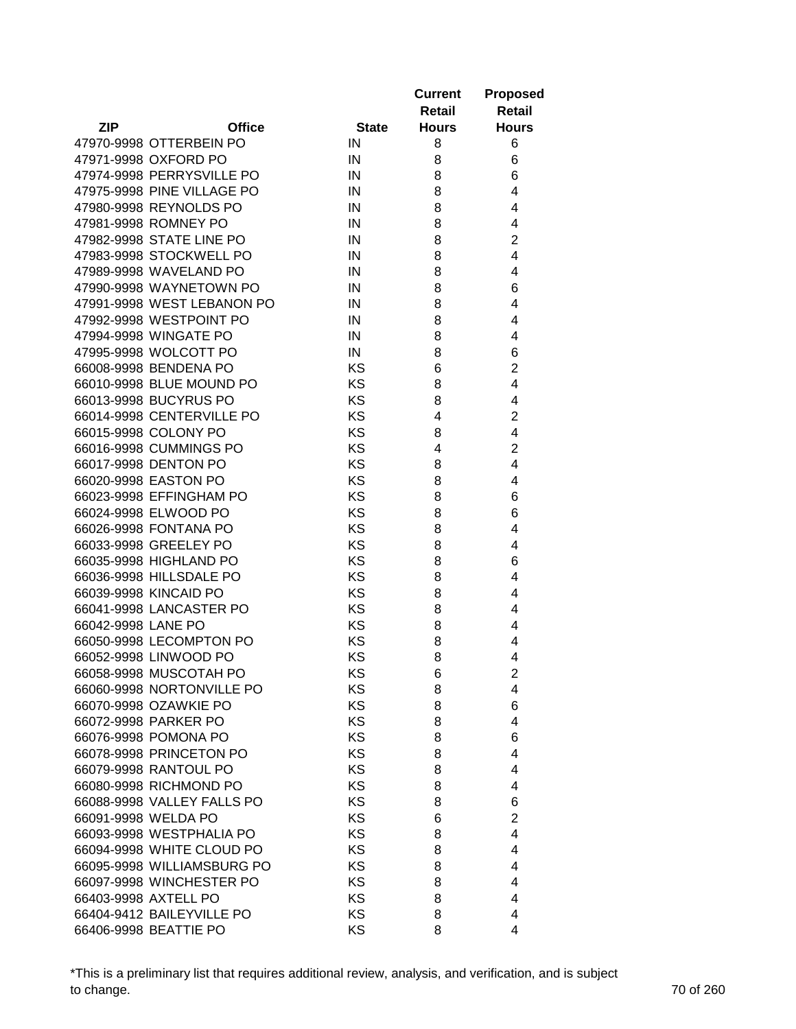| ZIP | Office | State | Current Retail Hours | Proposed Retail Hours |
|---|---|---|---|---|
| 47970-9998 | OTTERBEIN PO | IN | 8 | 6 |
| 47971-9998 | OXFORD PO | IN | 8 | 6 |
| 47974-9998 | PERRYSVILLE PO | IN | 8 | 6 |
| 47975-9998 | PINE VILLAGE PO | IN | 8 | 4 |
| 47980-9998 | REYNOLDS PO | IN | 8 | 4 |
| 47981-9998 | ROMNEY PO | IN | 8 | 4 |
| 47982-9998 | STATE LINE PO | IN | 8 | 2 |
| 47983-9998 | STOCKWELL PO | IN | 8 | 4 |
| 47989-9998 | WAVELAND PO | IN | 8 | 4 |
| 47990-9998 | WAYNETOWN PO | IN | 8 | 6 |
| 47991-9998 | WEST LEBANON PO | IN | 8 | 4 |
| 47992-9998 | WESTPOINT PO | IN | 8 | 4 |
| 47994-9998 | WINGATE PO | IN | 8 | 4 |
| 47995-9998 | WOLCOTT PO | IN | 8 | 6 |
| 66008-9998 | BENDENA PO | KS | 6 | 2 |
| 66010-9998 | BLUE MOUND PO | KS | 8 | 4 |
| 66013-9998 | BUCYRUS PO | KS | 8 | 4 |
| 66014-9998 | CENTERVILLE PO | KS | 4 | 2 |
| 66015-9998 | COLONY PO | KS | 8 | 4 |
| 66016-9998 | CUMMINGS PO | KS | 4 | 2 |
| 66017-9998 | DENTON PO | KS | 8 | 4 |
| 66020-9998 | EASTON PO | KS | 8 | 4 |
| 66023-9998 | EFFINGHAM PO | KS | 8 | 6 |
| 66024-9998 | ELWOOD PO | KS | 8 | 6 |
| 66026-9998 | FONTANA PO | KS | 8 | 4 |
| 66033-9998 | GREELEY PO | KS | 8 | 4 |
| 66035-9998 | HIGHLAND PO | KS | 8 | 6 |
| 66036-9998 | HILLSDALE PO | KS | 8 | 4 |
| 66039-9998 | KINCAID PO | KS | 8 | 4 |
| 66041-9998 | LANCASTER PO | KS | 8 | 4 |
| 66042-9998 | LANE PO | KS | 8 | 4 |
| 66050-9998 | LECOMPTON PO | KS | 8 | 4 |
| 66052-9998 | LINWOOD PO | KS | 8 | 4 |
| 66058-9998 | MUSCOTAH PO | KS | 6 | 2 |
| 66060-9998 | NORTONVILLE PO | KS | 8 | 4 |
| 66070-9998 | OZAWKIE PO | KS | 8 | 6 |
| 66072-9998 | PARKER PO | KS | 8 | 4 |
| 66076-9998 | POMONA PO | KS | 8 | 6 |
| 66078-9998 | PRINCETON PO | KS | 8 | 4 |
| 66079-9998 | RANTOUL PO | KS | 8 | 4 |
| 66080-9998 | RICHMOND PO | KS | 8 | 4 |
| 66088-9998 | VALLEY FALLS PO | KS | 8 | 6 |
| 66091-9998 | WELDA PO | KS | 6 | 2 |
| 66093-9998 | WESTPHALIA PO | KS | 8 | 4 |
| 66094-9998 | WHITE CLOUD PO | KS | 8 | 4 |
| 66095-9998 | WILLIAMSBURG PO | KS | 8 | 4 |
| 66097-9998 | WINCHESTER PO | KS | 8 | 4 |
| 66403-9998 | AXTELL PO | KS | 8 | 4 |
| 66404-9412 | BAILEYVILLE PO | KS | 8 | 4 |
| 66406-9998 | BEATTIE PO | KS | 8 | 4 |

*This is a preliminary list that requires additional review, analysis, and verification, and is subject to change.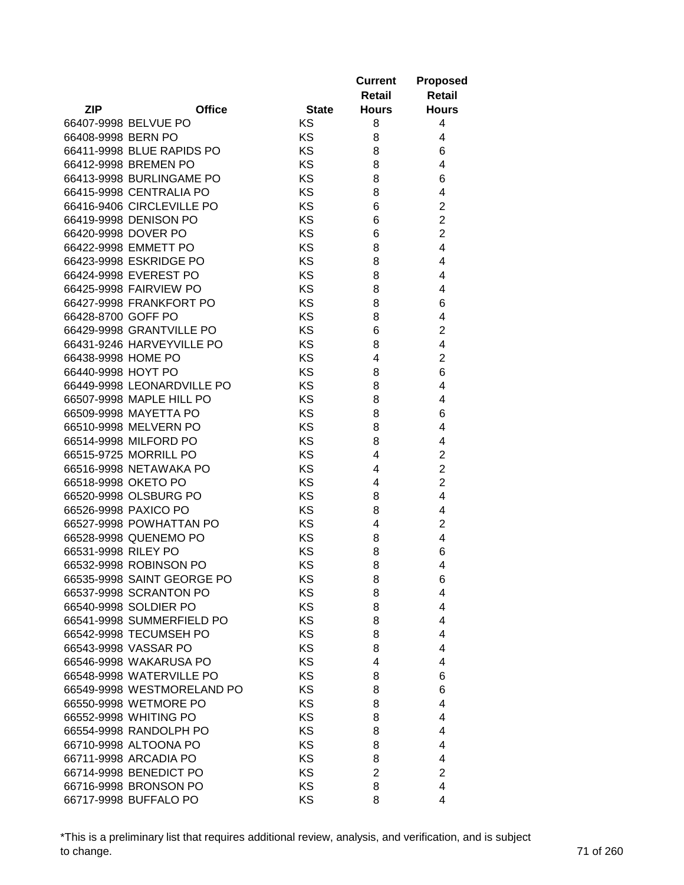| ZIP | Office | State | Current Retail Hours | Proposed Retail Hours |
|---|---|---|---|---|
| 66407-9998 | BELVUE PO | KS | 8 | 4 |
| 66408-9998 | BERN PO | KS | 8 | 4 |
| 66411-9998 | BLUE RAPIDS PO | KS | 8 | 6 |
| 66412-9998 | BREMEN PO | KS | 8 | 4 |
| 66413-9998 | BURLINGAME PO | KS | 8 | 6 |
| 66415-9998 | CENTRALIA PO | KS | 8 | 4 |
| 66416-9406 | CIRCLEVILLE PO | KS | 6 | 2 |
| 66419-9998 | DENISON PO | KS | 6 | 2 |
| 66420-9998 | DOVER PO | KS | 6 | 2 |
| 66422-9998 | EMMETT PO | KS | 8 | 4 |
| 66423-9998 | ESKRIDGE PO | KS | 8 | 4 |
| 66424-9998 | EVEREST PO | KS | 8 | 4 |
| 66425-9998 | FAIRVIEW PO | KS | 8 | 4 |
| 66427-9998 | FRANKFORT PO | KS | 8 | 6 |
| 66428-8700 | GOFF PO | KS | 8 | 4 |
| 66429-9998 | GRANTVILLE PO | KS | 6 | 2 |
| 66431-9246 | HARVEYVILLE PO | KS | 8 | 4 |
| 66438-9998 | HOME PO | KS | 4 | 2 |
| 66440-9998 | HOYT PO | KS | 8 | 6 |
| 66449-9998 | LEONARDVILLE PO | KS | 8 | 4 |
| 66507-9998 | MAPLE HILL PO | KS | 8 | 4 |
| 66509-9998 | MAYETTA PO | KS | 8 | 6 |
| 66510-9998 | MELVERN PO | KS | 8 | 4 |
| 66514-9998 | MILFORD PO | KS | 8 | 4 |
| 66515-9725 | MORRILL PO | KS | 4 | 2 |
| 66516-9998 | NETAWAKA PO | KS | 4 | 2 |
| 66518-9998 | OKETO PO | KS | 4 | 2 |
| 66520-9998 | OLSBURG PO | KS | 8 | 4 |
| 66526-9998 | PAXICO PO | KS | 8 | 4 |
| 66527-9998 | POWHATTAN PO | KS | 4 | 2 |
| 66528-9998 | QUENEMO PO | KS | 8 | 4 |
| 66531-9998 | RILEY PO | KS | 8 | 6 |
| 66532-9998 | ROBINSON PO | KS | 8 | 4 |
| 66535-9998 | SAINT GEORGE PO | KS | 8 | 6 |
| 66537-9998 | SCRANTON PO | KS | 8 | 4 |
| 66540-9998 | SOLDIER PO | KS | 8 | 4 |
| 66541-9998 | SUMMERFIELD PO | KS | 8 | 4 |
| 66542-9998 | TECUMSEH PO | KS | 8 | 4 |
| 66543-9998 | VASSAR PO | KS | 8 | 4 |
| 66546-9998 | WAKARUSA PO | KS | 4 | 4 |
| 66548-9998 | WATERVILLE PO | KS | 8 | 6 |
| 66549-9998 | WESTMORELAND PO | KS | 8 | 6 |
| 66550-9998 | WETMORE PO | KS | 8 | 4 |
| 66552-9998 | WHITING PO | KS | 8 | 4 |
| 66554-9998 | RANDOLPH PO | KS | 8 | 4 |
| 66710-9998 | ALTOONA PO | KS | 8 | 4 |
| 66711-9998 | ARCADIA PO | KS | 8 | 4 |
| 66714-9998 | BENEDICT PO | KS | 2 | 2 |
| 66716-9998 | BRONSON PO | KS | 8 | 4 |
| 66717-9998 | BUFFALO PO | KS | 8 | 4 |

*This is a preliminary list that requires additional review, analysis, and verification, and is subject to change.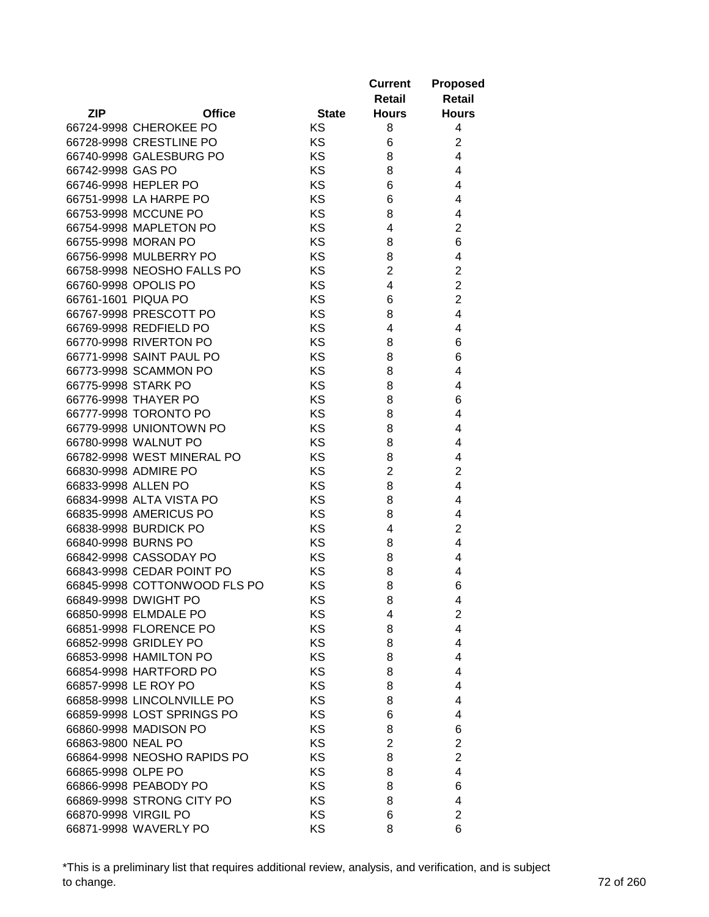| ZIP | Office | State | Current Retail Hours | Proposed Retail Hours |
|---|---|---|---|---|
| 66724-9998 | CHEROKEE PO | KS | 8 | 4 |
| 66728-9998 | CRESTLINE PO | KS | 6 | 2 |
| 66740-9998 | GALESBURG PO | KS | 8 | 4 |
| 66742-9998 | GAS PO | KS | 8 | 4 |
| 66746-9998 | HEPLER PO | KS | 6 | 4 |
| 66751-9998 | LA HARPE PO | KS | 6 | 4 |
| 66753-9998 | MCCUNE PO | KS | 8 | 4 |
| 66754-9998 | MAPLETON PO | KS | 4 | 2 |
| 66755-9998 | MORAN PO | KS | 8 | 6 |
| 66756-9998 | MULBERRY PO | KS | 8 | 4 |
| 66758-9998 | NEOSHO FALLS PO | KS | 2 | 2 |
| 66760-9998 | OPOLIS PO | KS | 4 | 2 |
| 66761-1601 | PIQUA PO | KS | 6 | 2 |
| 66767-9998 | PRESCOTT PO | KS | 8 | 4 |
| 66769-9998 | REDFIELD PO | KS | 4 | 4 |
| 66770-9998 | RIVERTON PO | KS | 8 | 6 |
| 66771-9998 | SAINT PAUL PO | KS | 8 | 6 |
| 66773-9998 | SCAMMON PO | KS | 8 | 4 |
| 66775-9998 | STARK PO | KS | 8 | 4 |
| 66776-9998 | THAYER PO | KS | 8 | 6 |
| 66777-9998 | TORONTO PO | KS | 8 | 4 |
| 66779-9998 | UNIONTOWN PO | KS | 8 | 4 |
| 66780-9998 | WALNUT PO | KS | 8 | 4 |
| 66782-9998 | WEST MINERAL PO | KS | 8 | 4 |
| 66830-9998 | ADMIRE PO | KS | 2 | 2 |
| 66833-9998 | ALLEN PO | KS | 8 | 4 |
| 66834-9998 | ALTA VISTA PO | KS | 8 | 4 |
| 66835-9998 | AMERICUS PO | KS | 8 | 4 |
| 66838-9998 | BURDICK PO | KS | 4 | 2 |
| 66840-9998 | BURNS PO | KS | 8 | 4 |
| 66842-9998 | CASSODAY PO | KS | 8 | 4 |
| 66843-9998 | CEDAR POINT PO | KS | 8 | 4 |
| 66845-9998 | COTTONWOOD FLS PO | KS | 8 | 6 |
| 66849-9998 | DWIGHT PO | KS | 8 | 4 |
| 66850-9998 | ELMDALE PO | KS | 4 | 2 |
| 66851-9998 | FLORENCE PO | KS | 8 | 4 |
| 66852-9998 | GRIDLEY PO | KS | 8 | 4 |
| 66853-9998 | HAMILTON PO | KS | 8 | 4 |
| 66854-9998 | HARTFORD PO | KS | 8 | 4 |
| 66857-9998 | LE ROY PO | KS | 8 | 4 |
| 66858-9998 | LINCOLNVILLE PO | KS | 8 | 4 |
| 66859-9998 | LOST SPRINGS PO | KS | 6 | 4 |
| 66860-9998 | MADISON PO | KS | 8 | 6 |
| 66863-9800 | NEAL PO | KS | 2 | 2 |
| 66864-9998 | NEOSHO RAPIDS PO | KS | 8 | 2 |
| 66865-9998 | OLPE PO | KS | 8 | 4 |
| 66866-9998 | PEABODY PO | KS | 8 | 6 |
| 66869-9998 | STRONG CITY PO | KS | 8 | 4 |
| 66870-9998 | VIRGIL PO | KS | 6 | 2 |
| 66871-9998 | WAVERLY PO | KS | 8 | 6 |

*This is a preliminary list that requires additional review, analysis, and verification, and is subject to change.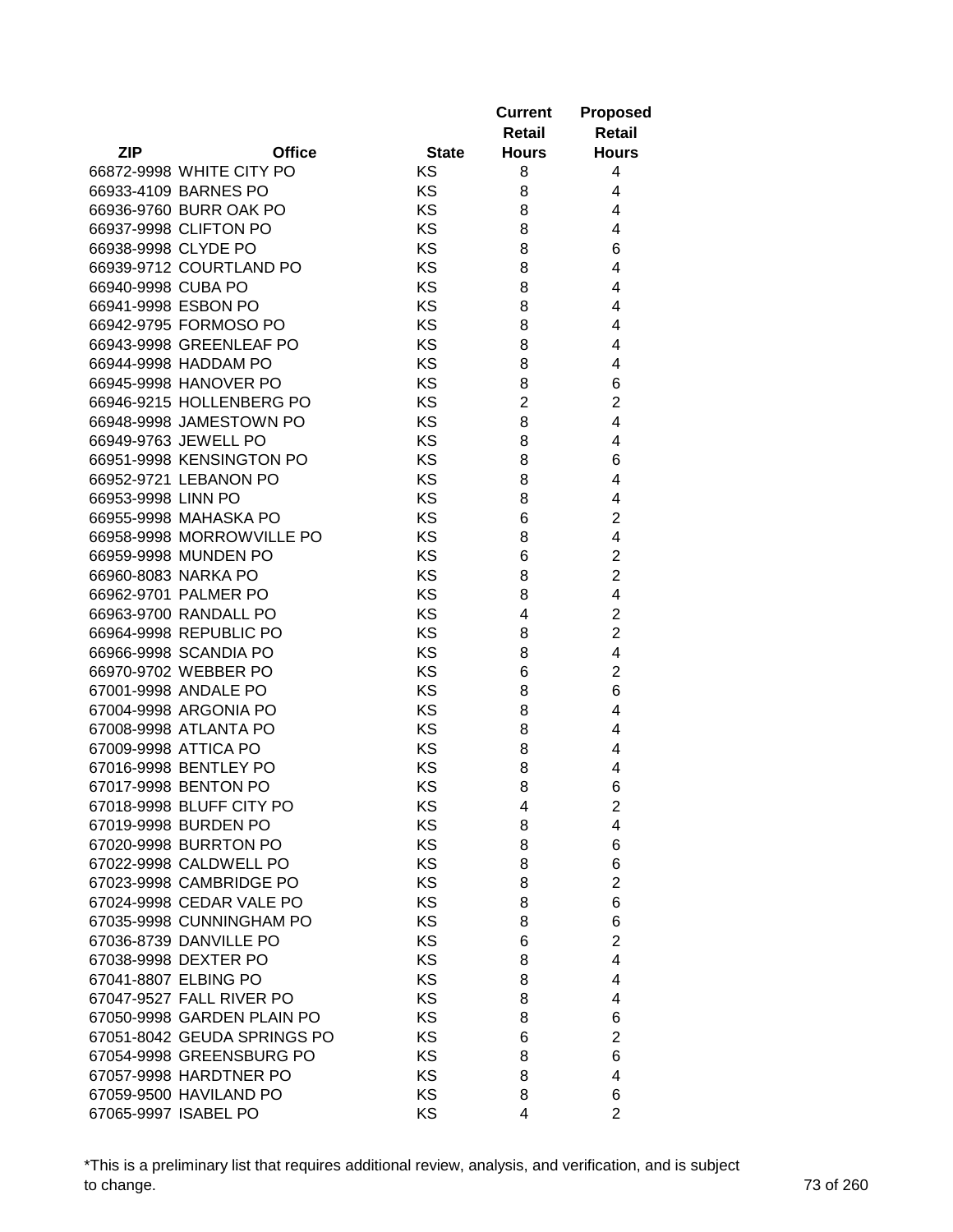| ZIP | Office | State | Current Retail Hours | Proposed Retail Hours |
|---|---|---|---|---|
| 66872-9998 | WHITE CITY PO | KS | 8 | 4 |
| 66933-4109 | BARNES PO | KS | 8 | 4 |
| 66936-9760 | BURR OAK PO | KS | 8 | 4 |
| 66937-9998 | CLIFTON PO | KS | 8 | 4 |
| 66938-9998 | CLYDE PO | KS | 8 | 6 |
| 66939-9712 | COURTLAND PO | KS | 8 | 4 |
| 66940-9998 | CUBA PO | KS | 8 | 4 |
| 66941-9998 | ESBON PO | KS | 8 | 4 |
| 66942-9795 | FORMOSO PO | KS | 8 | 4 |
| 66943-9998 | GREENLEAF PO | KS | 8 | 4 |
| 66944-9998 | HADDAM PO | KS | 8 | 4 |
| 66945-9998 | HANOVER PO | KS | 8 | 6 |
| 66946-9215 | HOLLENBERG PO | KS | 2 | 2 |
| 66948-9998 | JAMESTOWN PO | KS | 8 | 4 |
| 66949-9763 | JEWELL PO | KS | 8 | 4 |
| 66951-9998 | KENSINGTON PO | KS | 8 | 6 |
| 66952-9721 | LEBANON PO | KS | 8 | 4 |
| 66953-9998 | LINN PO | KS | 8 | 4 |
| 66955-9998 | MAHASKA PO | KS | 6 | 2 |
| 66958-9998 | MORROWVILLE PO | KS | 8 | 4 |
| 66959-9998 | MUNDEN PO | KS | 6 | 2 |
| 66960-8083 | NARKA PO | KS | 8 | 2 |
| 66962-9701 | PALMER PO | KS | 8 | 4 |
| 66963-9700 | RANDALL PO | KS | 4 | 2 |
| 66964-9998 | REPUBLIC PO | KS | 8 | 2 |
| 66966-9998 | SCANDIA PO | KS | 8 | 4 |
| 66970-9702 | WEBBER PO | KS | 6 | 2 |
| 67001-9998 | ANDALE PO | KS | 8 | 6 |
| 67004-9998 | ARGONIA PO | KS | 8 | 4 |
| 67008-9998 | ATLANTA PO | KS | 8 | 4 |
| 67009-9998 | ATTICA PO | KS | 8 | 4 |
| 67016-9998 | BENTLEY PO | KS | 8 | 4 |
| 67017-9998 | BENTON PO | KS | 8 | 6 |
| 67018-9998 | BLUFF CITY PO | KS | 4 | 2 |
| 67019-9998 | BURDEN PO | KS | 8 | 4 |
| 67020-9998 | BURRTON PO | KS | 8 | 6 |
| 67022-9998 | CALDWELL PO | KS | 8 | 6 |
| 67023-9998 | CAMBRIDGE PO | KS | 8 | 2 |
| 67024-9998 | CEDAR VALE PO | KS | 8 | 6 |
| 67035-9998 | CUNNINGHAM PO | KS | 8 | 6 |
| 67036-8739 | DANVILLE PO | KS | 6 | 2 |
| 67038-9998 | DEXTER PO | KS | 8 | 4 |
| 67041-8807 | ELBING PO | KS | 8 | 4 |
| 67047-9527 | FALL RIVER PO | KS | 8 | 4 |
| 67050-9998 | GARDEN PLAIN PO | KS | 8 | 6 |
| 67051-8042 | GEUDA SPRINGS PO | KS | 6 | 2 |
| 67054-9998 | GREENSBURG PO | KS | 8 | 6 |
| 67057-9998 | HARDTNER PO | KS | 8 | 4 |
| 67059-9500 | HAVILAND PO | KS | 8 | 6 |
| 67065-9997 | ISABEL PO | KS | 4 | 2 |

*This is a preliminary list that requires additional review, analysis, and verification, and is subject to change.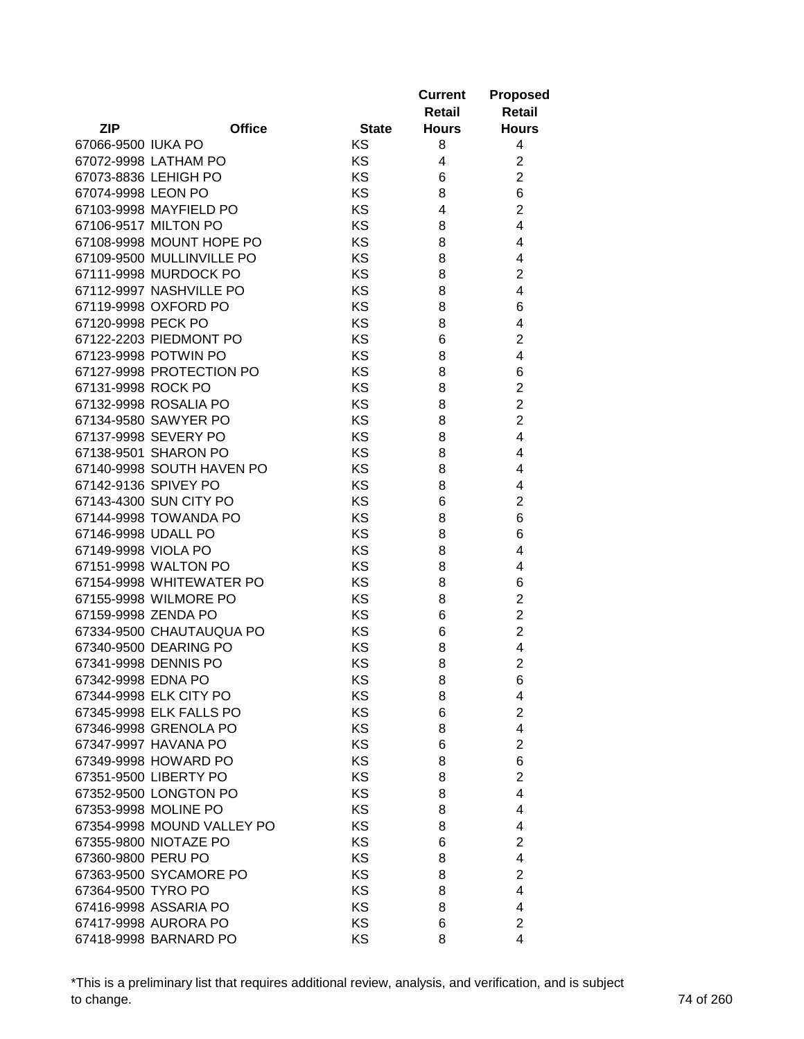| ZIP | Office | State | Current Retail Hours | Proposed Retail Hours |
|---|---|---|---|---|
| 67066-9500 | IUKA PO | KS | 8 | 4 |
| 67072-9998 | LATHAM PO | KS | 4 | 2 |
| 67073-8836 | LEHIGH PO | KS | 6 | 2 |
| 67074-9998 | LEON PO | KS | 8 | 6 |
| 67103-9998 | MAYFIELD PO | KS | 4 | 2 |
| 67106-9517 | MILTON PO | KS | 8 | 4 |
| 67108-9998 | MOUNT HOPE PO | KS | 8 | 4 |
| 67109-9500 | MULLINVILLE PO | KS | 8 | 4 |
| 67111-9998 | MURDOCK PO | KS | 8 | 2 |
| 67112-9997 | NASHVILLE PO | KS | 8 | 4 |
| 67119-9998 | OXFORD PO | KS | 8 | 6 |
| 67120-9998 | PECK PO | KS | 8 | 4 |
| 67122-2203 | PIEDMONT PO | KS | 6 | 2 |
| 67123-9998 | POTWIN PO | KS | 8 | 4 |
| 67127-9998 | PROTECTION PO | KS | 8 | 6 |
| 67131-9998 | ROCK PO | KS | 8 | 2 |
| 67132-9998 | ROSALIA PO | KS | 8 | 2 |
| 67134-9580 | SAWYER PO | KS | 8 | 2 |
| 67137-9998 | SEVERY PO | KS | 8 | 4 |
| 67138-9501 | SHARON PO | KS | 8 | 4 |
| 67140-9998 | SOUTH HAVEN PO | KS | 8 | 4 |
| 67142-9136 | SPIVEY PO | KS | 8 | 4 |
| 67143-4300 | SUN CITY PO | KS | 6 | 2 |
| 67144-9998 | TOWANDA PO | KS | 8 | 6 |
| 67146-9998 | UDALL PO | KS | 8 | 6 |
| 67149-9998 | VIOLA PO | KS | 8 | 4 |
| 67151-9998 | WALTON PO | KS | 8 | 4 |
| 67154-9998 | WHITEWATER PO | KS | 8 | 6 |
| 67155-9998 | WILMORE PO | KS | 8 | 2 |
| 67159-9998 | ZENDA PO | KS | 6 | 2 |
| 67334-9500 | CHAUTAUQUA PO | KS | 6 | 2 |
| 67340-9500 | DEARING PO | KS | 8 | 4 |
| 67341-9998 | DENNIS PO | KS | 8 | 2 |
| 67342-9998 | EDNA PO | KS | 8 | 6 |
| 67344-9998 | ELK CITY PO | KS | 8 | 4 |
| 67345-9998 | ELK FALLS PO | KS | 6 | 2 |
| 67346-9998 | GRENOLA PO | KS | 8 | 4 |
| 67347-9997 | HAVANA PO | KS | 6 | 2 |
| 67349-9998 | HOWARD PO | KS | 8 | 6 |
| 67351-9500 | LIBERTY PO | KS | 8 | 2 |
| 67352-9500 | LONGTON PO | KS | 8 | 4 |
| 67353-9998 | MOLINE PO | KS | 8 | 4 |
| 67354-9998 | MOUND VALLEY PO | KS | 8 | 4 |
| 67355-9800 | NIOTAZE PO | KS | 6 | 2 |
| 67360-9800 | PERU PO | KS | 8 | 4 |
| 67363-9500 | SYCAMORE PO | KS | 8 | 2 |
| 67364-9500 | TYRO PO | KS | 8 | 4 |
| 67416-9998 | ASSARIA PO | KS | 8 | 4 |
| 67417-9998 | AURORA PO | KS | 6 | 2 |
| 67418-9998 | BARNARD PO | KS | 8 | 4 |

*This is a preliminary list that requires additional review, analysis, and verification, and is subject to change.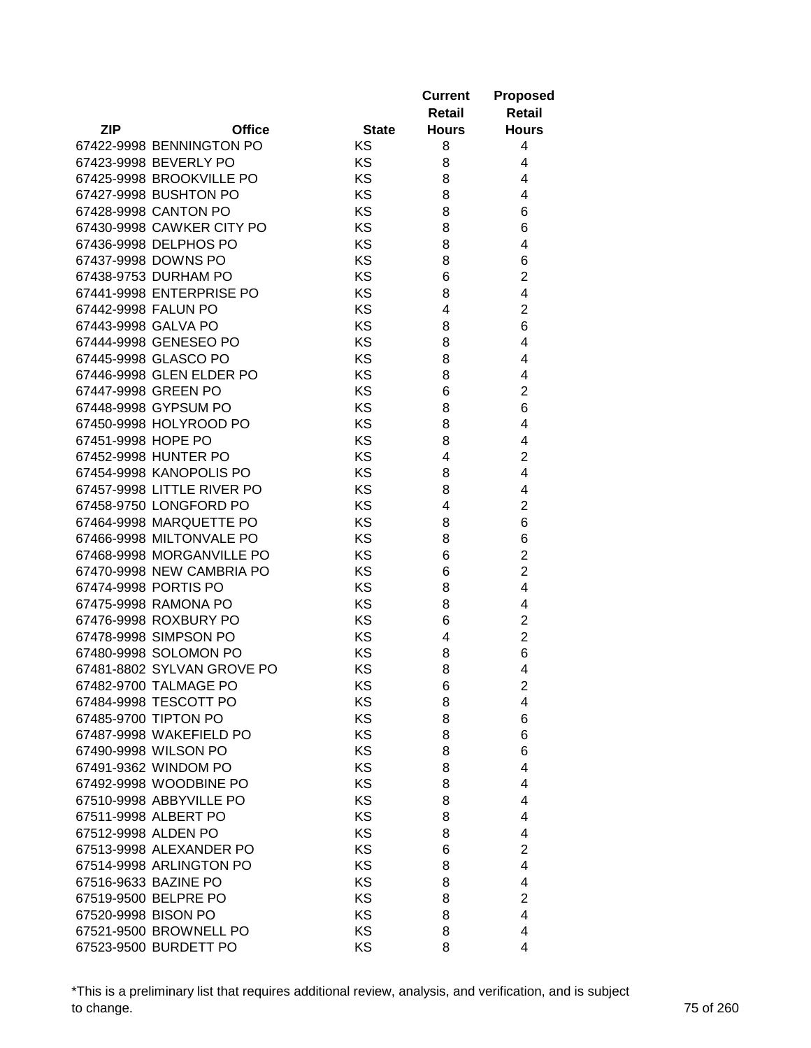| ZIP | Office | State | Current Retail Hours | Proposed Retail Hours |
|---|---|---|---|---|
| 67422-9998 | BENNINGTON PO | KS | 8 | 4 |
| 67423-9998 | BEVERLY PO | KS | 8 | 4 |
| 67425-9998 | BROOKVILLE PO | KS | 8 | 4 |
| 67427-9998 | BUSHTON PO | KS | 8 | 4 |
| 67428-9998 | CANTON PO | KS | 8 | 6 |
| 67430-9998 | CAWKER CITY PO | KS | 8 | 6 |
| 67436-9998 | DELPHOS PO | KS | 8 | 4 |
| 67437-9998 | DOWNS PO | KS | 8 | 6 |
| 67438-9753 | DURHAM PO | KS | 6 | 2 |
| 67441-9998 | ENTERPRISE PO | KS | 8 | 4 |
| 67442-9998 | FALUN PO | KS | 4 | 2 |
| 67443-9998 | GALVA PO | KS | 8 | 6 |
| 67444-9998 | GENESEO PO | KS | 8 | 4 |
| 67445-9998 | GLASCO PO | KS | 8 | 4 |
| 67446-9998 | GLEN ELDER PO | KS | 8 | 4 |
| 67447-9998 | GREEN PO | KS | 6 | 2 |
| 67448-9998 | GYPSUM PO | KS | 8 | 6 |
| 67450-9998 | HOLYROOD PO | KS | 8 | 4 |
| 67451-9998 | HOPE PO | KS | 8 | 4 |
| 67452-9998 | HUNTER PO | KS | 4 | 2 |
| 67454-9998 | KANOPOLIS PO | KS | 8 | 4 |
| 67457-9998 | LITTLE RIVER PO | KS | 8 | 4 |
| 67458-9750 | LONGFORD PO | KS | 4 | 2 |
| 67464-9998 | MARQUETTE PO | KS | 8 | 6 |
| 67466-9998 | MILTONVALE PO | KS | 8 | 6 |
| 67468-9998 | MORGANVILLE PO | KS | 6 | 2 |
| 67470-9998 | NEW CAMBRIA PO | KS | 6 | 2 |
| 67474-9998 | PORTIS PO | KS | 8 | 4 |
| 67475-9998 | RAMONA PO | KS | 8 | 4 |
| 67476-9998 | ROXBURY PO | KS | 6 | 2 |
| 67478-9998 | SIMPSON PO | KS | 4 | 2 |
| 67480-9998 | SOLOMON PO | KS | 8 | 6 |
| 67481-8802 | SYLVAN GROVE PO | KS | 8 | 4 |
| 67482-9700 | TALMAGE PO | KS | 6 | 2 |
| 67484-9998 | TESCOTT PO | KS | 8 | 4 |
| 67485-9700 | TIPTON PO | KS | 8 | 6 |
| 67487-9998 | WAKEFIELD PO | KS | 8 | 6 |
| 67490-9998 | WILSON PO | KS | 8 | 6 |
| 67491-9362 | WINDOM PO | KS | 8 | 4 |
| 67492-9998 | WOODBINE PO | KS | 8 | 4 |
| 67510-9998 | ABBYVILLE PO | KS | 8 | 4 |
| 67511-9998 | ALBERT PO | KS | 8 | 4 |
| 67512-9998 | ALDEN PO | KS | 8 | 4 |
| 67513-9998 | ALEXANDER PO | KS | 6 | 2 |
| 67514-9998 | ARLINGTON PO | KS | 8 | 4 |
| 67516-9633 | BAZINE PO | KS | 8 | 4 |
| 67519-9500 | BELPRE PO | KS | 8 | 2 |
| 67520-9998 | BISON PO | KS | 8 | 4 |
| 67521-9500 | BROWNELL PO | KS | 8 | 4 |
| 67523-9500 | BURDETT PO | KS | 8 | 4 |

*This is a preliminary list that requires additional review, analysis, and verification, and is subject to change.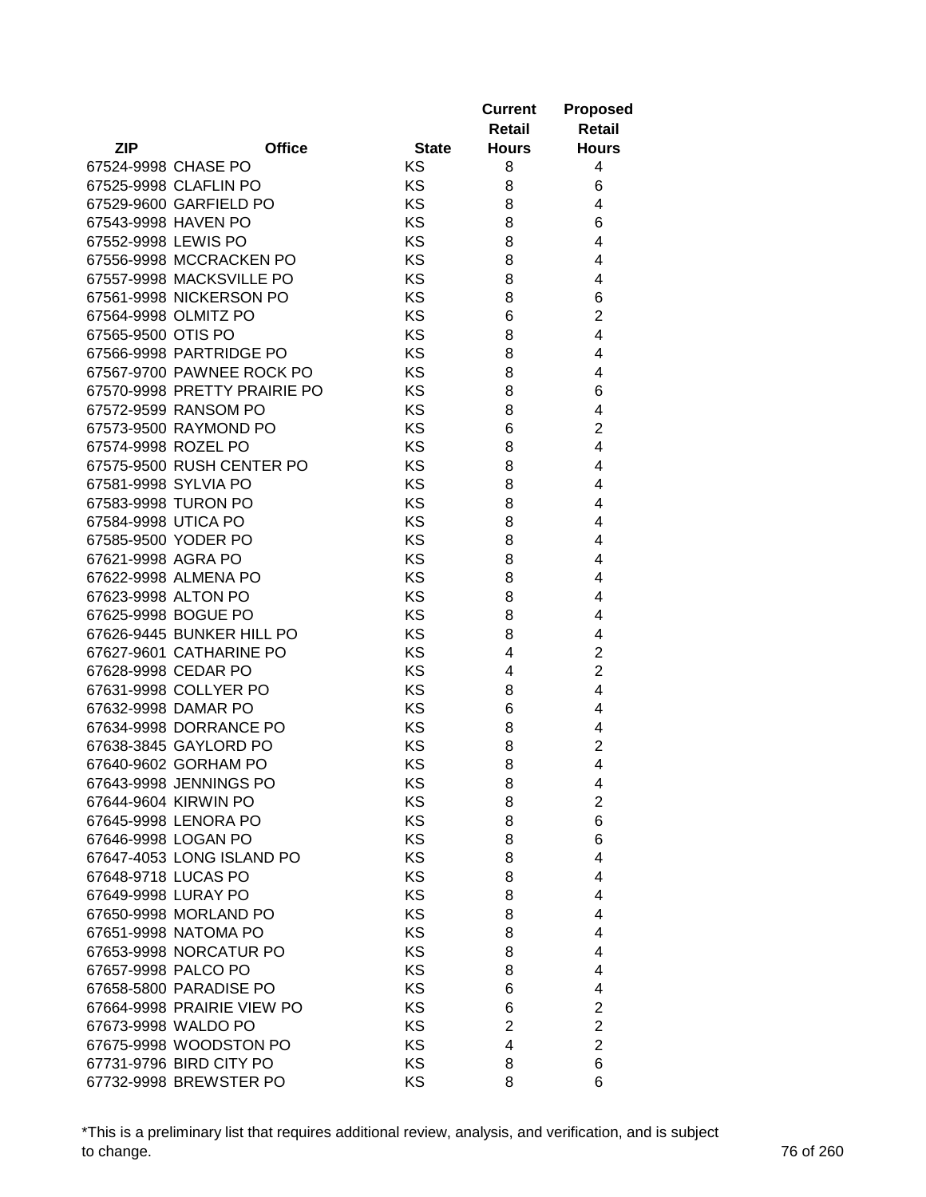| ZIP | Office | State | Current Retail Hours | Proposed Retail Hours |
|---|---|---|---|---|
| 67524-9998 | CHASE PO | KS | 8 | 4 |
| 67525-9998 | CLAFLIN PO | KS | 8 | 6 |
| 67529-9600 | GARFIELD PO | KS | 8 | 4 |
| 67543-9998 | HAVEN PO | KS | 8 | 6 |
| 67552-9998 | LEWIS PO | KS | 8 | 4 |
| 67556-9998 | MCCRACKEN PO | KS | 8 | 4 |
| 67557-9998 | MACKSVILLE PO | KS | 8 | 4 |
| 67561-9998 | NICKERSON PO | KS | 8 | 6 |
| 67564-9998 | OLMITZ PO | KS | 6 | 2 |
| 67565-9500 | OTIS PO | KS | 8 | 4 |
| 67566-9998 | PARTRIDGE PO | KS | 8 | 4 |
| 67567-9700 | PAWNEE ROCK PO | KS | 8 | 4 |
| 67570-9998 | PRETTY PRAIRIE PO | KS | 8 | 6 |
| 67572-9599 | RANSOM PO | KS | 8 | 4 |
| 67573-9500 | RAYMOND PO | KS | 6 | 2 |
| 67574-9998 | ROZEL PO | KS | 8 | 4 |
| 67575-9500 | RUSH CENTER PO | KS | 8 | 4 |
| 67581-9998 | SYLVIA PO | KS | 8 | 4 |
| 67583-9998 | TURON PO | KS | 8 | 4 |
| 67584-9998 | UTICA PO | KS | 8 | 4 |
| 67585-9500 | YODER PO | KS | 8 | 4 |
| 67621-9998 | AGRA PO | KS | 8 | 4 |
| 67622-9998 | ALMENA PO | KS | 8 | 4 |
| 67623-9998 | ALTON PO | KS | 8 | 4 |
| 67625-9998 | BOGUE PO | KS | 8 | 4 |
| 67626-9445 | BUNKER HILL PO | KS | 8 | 4 |
| 67627-9601 | CATHARINE PO | KS | 4 | 2 |
| 67628-9998 | CEDAR PO | KS | 4 | 2 |
| 67631-9998 | COLLYER PO | KS | 8 | 4 |
| 67632-9998 | DAMAR PO | KS | 6 | 4 |
| 67634-9998 | DORRANCE PO | KS | 8 | 4 |
| 67638-3845 | GAYLORD PO | KS | 8 | 2 |
| 67640-9602 | GORHAM PO | KS | 8 | 4 |
| 67643-9998 | JENNINGS PO | KS | 8 | 4 |
| 67644-9604 | KIRWIN PO | KS | 8 | 2 |
| 67645-9998 | LENORA PO | KS | 8 | 6 |
| 67646-9998 | LOGAN PO | KS | 8 | 6 |
| 67647-4053 | LONG ISLAND PO | KS | 8 | 4 |
| 67648-9718 | LUCAS PO | KS | 8 | 4 |
| 67649-9998 | LURAY PO | KS | 8 | 4 |
| 67650-9998 | MORLAND PO | KS | 8 | 4 |
| 67651-9998 | NATOMA PO | KS | 8 | 4 |
| 67653-9998 | NORCATUR PO | KS | 8 | 4 |
| 67657-9998 | PALCO PO | KS | 8 | 4 |
| 67658-5800 | PARADISE PO | KS | 6 | 4 |
| 67664-9998 | PRAIRIE VIEW PO | KS | 6 | 2 |
| 67673-9998 | WALDO PO | KS | 2 | 2 |
| 67675-9998 | WOODSTON PO | KS | 4 | 2 |
| 67731-9796 | BIRD CITY PO | KS | 8 | 6 |
| 67732-9998 | BREWSTER PO | KS | 8 | 6 |

*This is a preliminary list that requires additional review, analysis, and verification, and is subject to change.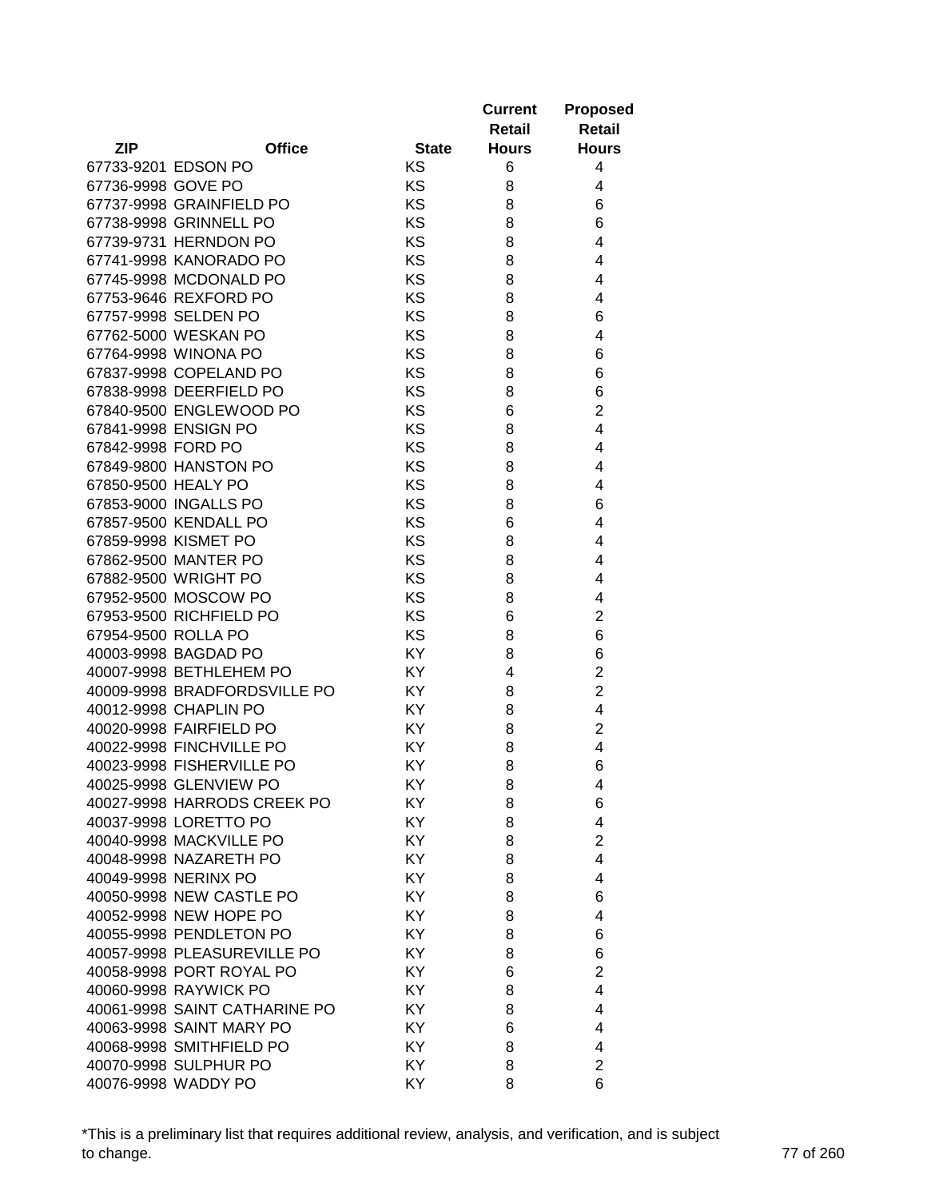| ZIP | Office | State | Current Retail Hours | Proposed Retail Hours |
|---|---|---|---|---|
| 67733-9201 | EDSON PO | KS | 6 | 4 |
| 67736-9998 | GOVE PO | KS | 8 | 4 |
| 67737-9998 | GRAINFIELD PO | KS | 8 | 6 |
| 67738-9998 | GRINNELL PO | KS | 8 | 6 |
| 67739-9731 | HERNDON PO | KS | 8 | 4 |
| 67741-9998 | KANORADO PO | KS | 8 | 4 |
| 67745-9998 | MCDONALD PO | KS | 8 | 4 |
| 67753-9646 | REXFORD PO | KS | 8 | 4 |
| 67757-9998 | SELDEN PO | KS | 8 | 6 |
| 67762-5000 | WESKAN PO | KS | 8 | 4 |
| 67764-9998 | WINONA PO | KS | 8 | 6 |
| 67837-9998 | COPELAND PO | KS | 8 | 6 |
| 67838-9998 | DEERFIELD PO | KS | 8 | 6 |
| 67840-9500 | ENGLEWOOD PO | KS | 6 | 2 |
| 67841-9998 | ENSIGN PO | KS | 8 | 4 |
| 67842-9998 | FORD PO | KS | 8 | 4 |
| 67849-9800 | HANSTON PO | KS | 8 | 4 |
| 67850-9500 | HEALY PO | KS | 8 | 4 |
| 67853-9000 | INGALLS PO | KS | 8 | 6 |
| 67857-9500 | KENDALL PO | KS | 6 | 4 |
| 67859-9998 | KISMET PO | KS | 8 | 4 |
| 67862-9500 | MANTER PO | KS | 8 | 4 |
| 67882-9500 | WRIGHT PO | KS | 8 | 4 |
| 67952-9500 | MOSCOW PO | KS | 8 | 4 |
| 67953-9500 | RICHFIELD PO | KS | 6 | 2 |
| 67954-9500 | ROLLA PO | KS | 8 | 6 |
| 40003-9998 | BAGDAD PO | KY | 8 | 6 |
| 40007-9998 | BETHLEHEM PO | KY | 4 | 2 |
| 40009-9998 | BRADFORDSVILLE PO | KY | 8 | 2 |
| 40012-9998 | CHAPLIN PO | KY | 8 | 4 |
| 40020-9998 | FAIRFIELD PO | KY | 8 | 2 |
| 40022-9998 | FINCHVILLE PO | KY | 8 | 4 |
| 40023-9998 | FISHERVILLE PO | KY | 8 | 6 |
| 40025-9998 | GLENVIEW PO | KY | 8 | 4 |
| 40027-9998 | HARRODS CREEK PO | KY | 8 | 6 |
| 40037-9998 | LORETTO PO | KY | 8 | 4 |
| 40040-9998 | MACKVILLE PO | KY | 8 | 2 |
| 40048-9998 | NAZARETH PO | KY | 8 | 4 |
| 40049-9998 | NERINX PO | KY | 8 | 4 |
| 40050-9998 | NEW CASTLE PO | KY | 8 | 6 |
| 40052-9998 | NEW HOPE PO | KY | 8 | 4 |
| 40055-9998 | PENDLETON PO | KY | 8 | 6 |
| 40057-9998 | PLEASUREVILLE PO | KY | 8 | 6 |
| 40058-9998 | PORT ROYAL PO | KY | 6 | 2 |
| 40060-9998 | RAYWICK PO | KY | 8 | 4 |
| 40061-9998 | SAINT CATHARINE PO | KY | 8 | 4 |
| 40063-9998 | SAINT MARY PO | KY | 6 | 4 |
| 40068-9998 | SMITHFIELD PO | KY | 8 | 4 |
| 40070-9998 | SULPHUR PO | KY | 8 | 2 |
| 40076-9998 | WADDY PO | KY | 8 | 6 |

*This is a preliminary list that requires additional review, analysis, and verification, and is subject to change.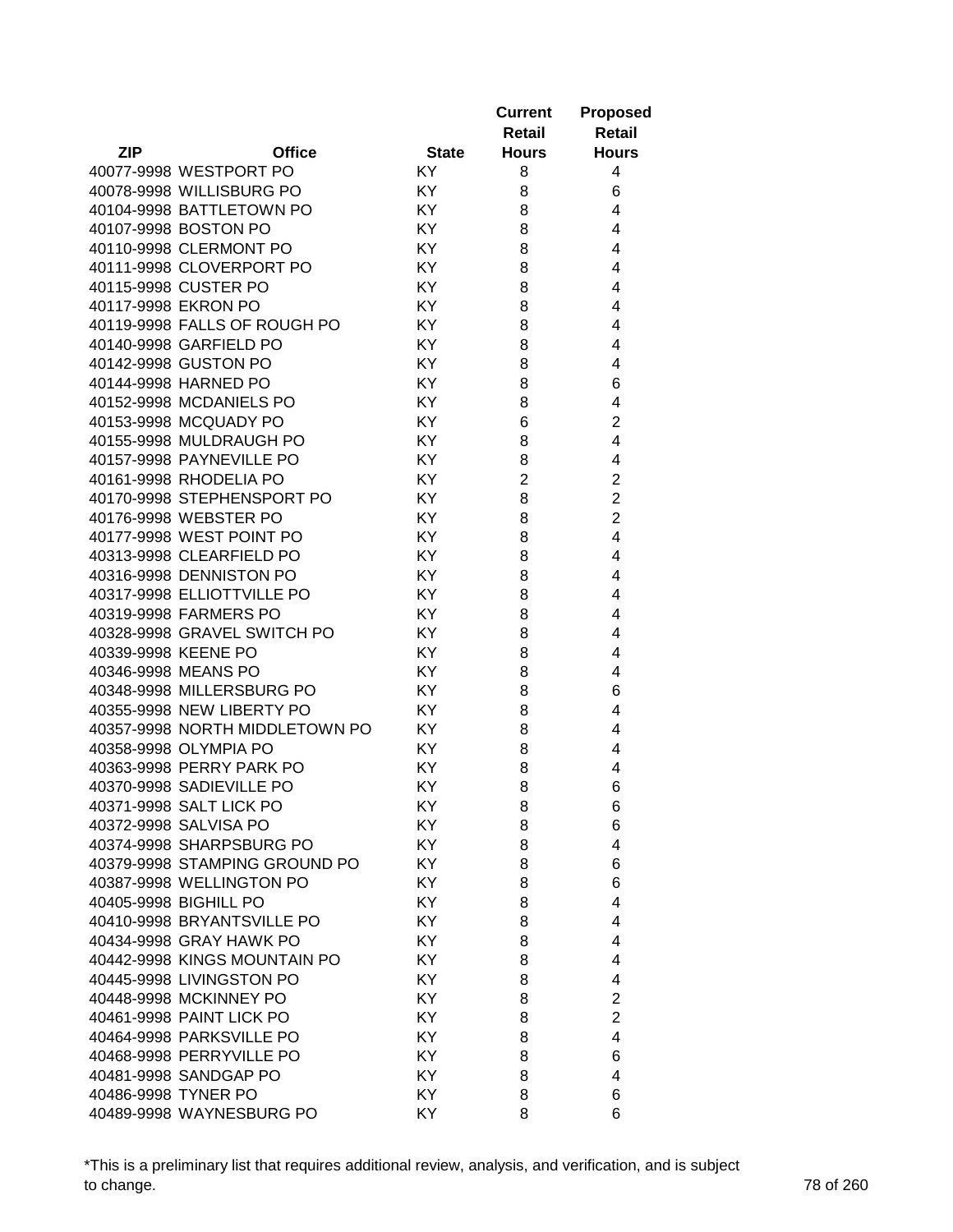| ZIP | Office | State | Current Retail Hours | Proposed Retail Hours |
|---|---|---|---|---|
| 40077-9998 | WESTPORT PO | KY | 8 | 4 |
| 40078-9998 | WILLISBURG PO | KY | 8 | 6 |
| 40104-9998 | BATTLETOWN PO | KY | 8 | 4 |
| 40107-9998 | BOSTON PO | KY | 8 | 4 |
| 40110-9998 | CLERMONT PO | KY | 8 | 4 |
| 40111-9998 | CLOVERPORT PO | KY | 8 | 4 |
| 40115-9998 | CUSTER PO | KY | 8 | 4 |
| 40117-9998 | EKRON PO | KY | 8 | 4 |
| 40119-9998 | FALLS OF ROUGH PO | KY | 8 | 4 |
| 40140-9998 | GARFIELD PO | KY | 8 | 4 |
| 40142-9998 | GUSTON PO | KY | 8 | 4 |
| 40144-9998 | HARNED PO | KY | 8 | 6 |
| 40152-9998 | MCDANIELS PO | KY | 8 | 4 |
| 40153-9998 | MCQUADY PO | KY | 6 | 2 |
| 40155-9998 | MULDRAUGH PO | KY | 8 | 4 |
| 40157-9998 | PAYNEVILLE PO | KY | 8 | 4 |
| 40161-9998 | RHODELIA PO | KY | 2 | 2 |
| 40170-9998 | STEPHENSPORT PO | KY | 8 | 2 |
| 40176-9998 | WEBSTER PO | KY | 8 | 2 |
| 40177-9998 | WEST POINT PO | KY | 8 | 4 |
| 40313-9998 | CLEARFIELD PO | KY | 8 | 4 |
| 40316-9998 | DENNISTON PO | KY | 8 | 4 |
| 40317-9998 | ELLIOTTVILLE PO | KY | 8 | 4 |
| 40319-9998 | FARMERS PO | KY | 8 | 4 |
| 40328-9998 | GRAVEL SWITCH PO | KY | 8 | 4 |
| 40339-9998 | KEENE PO | KY | 8 | 4 |
| 40346-9998 | MEANS PO | KY | 8 | 4 |
| 40348-9998 | MILLERSBURG PO | KY | 8 | 6 |
| 40355-9998 | NEW LIBERTY PO | KY | 8 | 4 |
| 40357-9998 | NORTH MIDDLETOWN PO | KY | 8 | 4 |
| 40358-9998 | OLYMPIA PO | KY | 8 | 4 |
| 40363-9998 | PERRY PARK PO | KY | 8 | 4 |
| 40370-9998 | SADIEVILLE PO | KY | 8 | 6 |
| 40371-9998 | SALT LICK PO | KY | 8 | 6 |
| 40372-9998 | SALVISA PO | KY | 8 | 6 |
| 40374-9998 | SHARPSBURG PO | KY | 8 | 4 |
| 40379-9998 | STAMPING GROUND PO | KY | 8 | 6 |
| 40387-9998 | WELLINGTON PO | KY | 8 | 6 |
| 40405-9998 | BIGHILL PO | KY | 8 | 4 |
| 40410-9998 | BRYANTSVILLE PO | KY | 8 | 4 |
| 40434-9998 | GRAY HAWK PO | KY | 8 | 4 |
| 40442-9998 | KINGS MOUNTAIN PO | KY | 8 | 4 |
| 40445-9998 | LIVINGSTON PO | KY | 8 | 4 |
| 40448-9998 | MCKINNEY PO | KY | 8 | 2 |
| 40461-9998 | PAINT LICK PO | KY | 8 | 2 |
| 40464-9998 | PARKSVILLE PO | KY | 8 | 4 |
| 40468-9998 | PERRYVILLE PO | KY | 8 | 6 |
| 40481-9998 | SANDGAP PO | KY | 8 | 4 |
| 40486-9998 | TYNER PO | KY | 8 | 6 |
| 40489-9998 | WAYNESBURG PO | KY | 8 | 6 |

*This is a preliminary list that requires additional review, analysis, and verification, and is subject to change.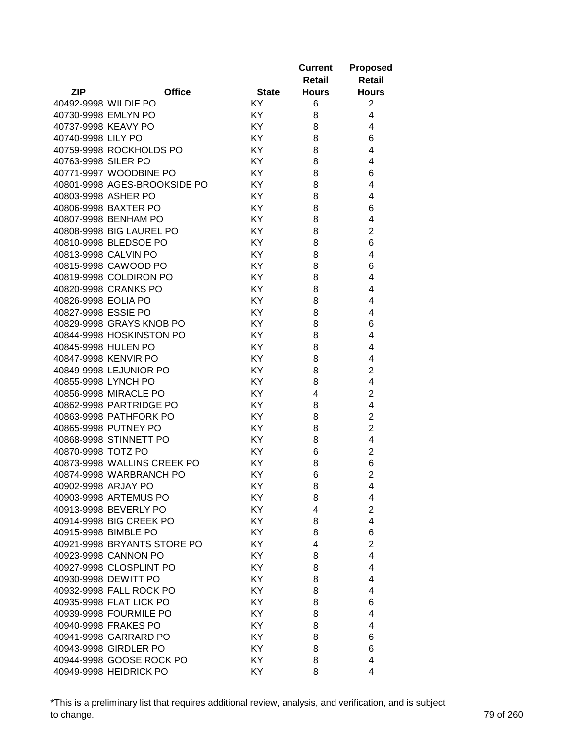| ZIP | Office | State | Current Retail Hours | Proposed Retail Hours |
|---|---|---|---|---|
| 40492-9998 | WILDIE PO | KY | 6 | 2 |
| 40730-9998 | EMLYN PO | KY | 8 | 4 |
| 40737-9998 | KEAVY PO | KY | 8 | 4 |
| 40740-9998 | LILY PO | KY | 8 | 6 |
| 40759-9998 | ROCKHOLDS PO | KY | 8 | 4 |
| 40763-9998 | SILER PO | KY | 8 | 4 |
| 40771-9997 | WOODBINE PO | KY | 8 | 6 |
| 40801-9998 | AGES-BROOKSIDE PO | KY | 8 | 4 |
| 40803-9998 | ASHER PO | KY | 8 | 4 |
| 40806-9998 | BAXTER PO | KY | 8 | 6 |
| 40807-9998 | BENHAM PO | KY | 8 | 4 |
| 40808-9998 | BIG LAUREL PO | KY | 8 | 2 |
| 40810-9998 | BLEDSOE PO | KY | 8 | 6 |
| 40813-9998 | CALVIN PO | KY | 8 | 4 |
| 40815-9998 | CAWOOD PO | KY | 8 | 6 |
| 40819-9998 | COLDIRON PO | KY | 8 | 4 |
| 40820-9998 | CRANKS PO | KY | 8 | 4 |
| 40826-9998 | EOLIA PO | KY | 8 | 4 |
| 40827-9998 | ESSIE PO | KY | 8 | 4 |
| 40829-9998 | GRAYS KNOB PO | KY | 8 | 6 |
| 40844-9998 | HOSKINSTON PO | KY | 8 | 4 |
| 40845-9998 | HULEN PO | KY | 8 | 4 |
| 40847-9998 | KENVIR PO | KY | 8 | 4 |
| 40849-9998 | LEJUNIOR PO | KY | 8 | 2 |
| 40855-9998 | LYNCH PO | KY | 8 | 4 |
| 40856-9998 | MIRACLE PO | KY | 4 | 2 |
| 40862-9998 | PARTRIDGE PO | KY | 8 | 4 |
| 40863-9998 | PATHFORK PO | KY | 8 | 2 |
| 40865-9998 | PUTNEY PO | KY | 8 | 2 |
| 40868-9998 | STINNETT PO | KY | 8 | 4 |
| 40870-9998 | TOTZ PO | KY | 6 | 2 |
| 40873-9998 | WALLINS CREEK PO | KY | 8 | 6 |
| 40874-9998 | WARBRANCH PO | KY | 6 | 2 |
| 40902-9998 | ARJAY PO | KY | 8 | 4 |
| 40903-9998 | ARTEMUS PO | KY | 8 | 4 |
| 40913-9998 | BEVERLY PO | KY | 4 | 2 |
| 40914-9998 | BIG CREEK PO | KY | 8 | 4 |
| 40915-9998 | BIMBLE PO | KY | 8 | 6 |
| 40921-9998 | BRYANTS STORE PO | KY | 4 | 2 |
| 40923-9998 | CANNON PO | KY | 8 | 4 |
| 40927-9998 | CLOSPLINT PO | KY | 8 | 4 |
| 40930-9998 | DEWITT PO | KY | 8 | 4 |
| 40932-9998 | FALL ROCK PO | KY | 8 | 4 |
| 40935-9998 | FLAT LICK PO | KY | 8 | 6 |
| 40939-9998 | FOURMILE PO | KY | 8 | 4 |
| 40940-9998 | FRAKES PO | KY | 8 | 4 |
| 40941-9998 | GARRARD PO | KY | 8 | 6 |
| 40943-9998 | GIRDLER PO | KY | 8 | 6 |
| 40944-9998 | GOOSE ROCK PO | KY | 8 | 4 |
| 40949-9998 | HEIDRICK PO | KY | 8 | 4 |

*This is a preliminary list that requires additional review, analysis, and verification, and is subject to change.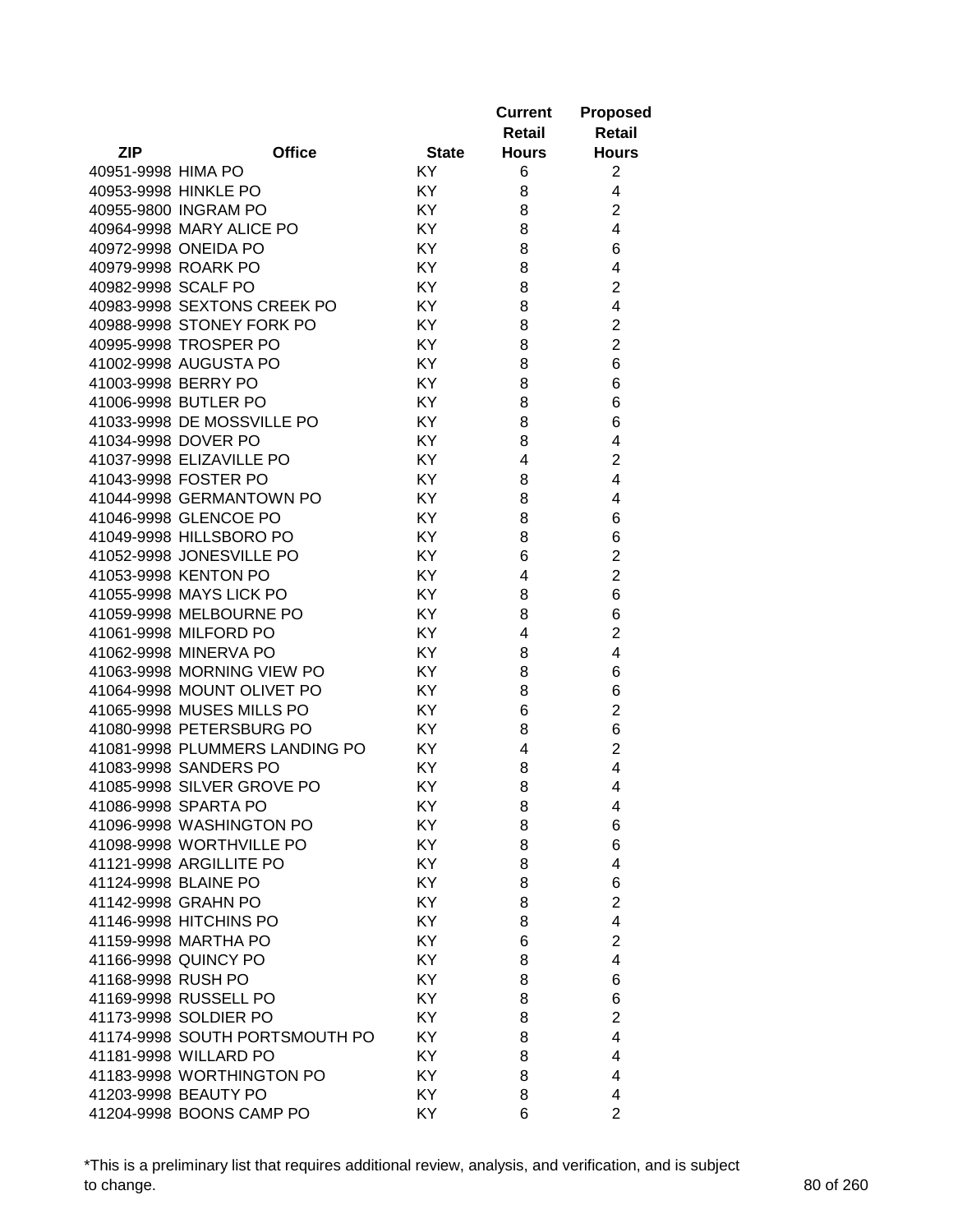| ZIP | Office | State | Current Retail Hours | Proposed Retail Hours |
|---|---|---|---|---|
| 40951-9998 | HIMA PO | KY | 6 | 2 |
| 40953-9998 | HINKLE PO | KY | 8 | 4 |
| 40955-9800 | INGRAM PO | KY | 8 | 2 |
| 40964-9998 | MARY ALICE PO | KY | 8 | 4 |
| 40972-9998 | ONEIDA PO | KY | 8 | 6 |
| 40979-9998 | ROARK PO | KY | 8 | 4 |
| 40982-9998 | SCALF PO | KY | 8 | 2 |
| 40983-9998 | SEXTONS CREEK PO | KY | 8 | 4 |
| 40988-9998 | STONEY FORK PO | KY | 8 | 2 |
| 40995-9998 | TROSPER PO | KY | 8 | 2 |
| 41002-9998 | AUGUSTA PO | KY | 8 | 6 |
| 41003-9998 | BERRY PO | KY | 8 | 6 |
| 41006-9998 | BUTLER PO | KY | 8 | 6 |
| 41033-9998 | DE MOSSVILLE PO | KY | 8 | 6 |
| 41034-9998 | DOVER PO | KY | 8 | 4 |
| 41037-9998 | ELIZAVILLE PO | KY | 4 | 2 |
| 41043-9998 | FOSTER PO | KY | 8 | 4 |
| 41044-9998 | GERMANTOWN PO | KY | 8 | 4 |
| 41046-9998 | GLENCOE PO | KY | 8 | 6 |
| 41049-9998 | HILLSBORO PO | KY | 8 | 6 |
| 41052-9998 | JONESVILLE PO | KY | 6 | 2 |
| 41053-9998 | KENTON PO | KY | 4 | 2 |
| 41055-9998 | MAYS LICK PO | KY | 8 | 6 |
| 41059-9998 | MELBOURNE PO | KY | 8 | 6 |
| 41061-9998 | MILFORD PO | KY | 4 | 2 |
| 41062-9998 | MINERVA PO | KY | 8 | 4 |
| 41063-9998 | MORNING VIEW PO | KY | 8 | 6 |
| 41064-9998 | MOUNT OLIVET PO | KY | 8 | 6 |
| 41065-9998 | MUSES MILLS PO | KY | 6 | 2 |
| 41080-9998 | PETERSBURG PO | KY | 8 | 6 |
| 41081-9998 | PLUMMERS LANDING PO | KY | 4 | 2 |
| 41083-9998 | SANDERS PO | KY | 8 | 4 |
| 41085-9998 | SILVER GROVE PO | KY | 8 | 4 |
| 41086-9998 | SPARTA PO | KY | 8 | 4 |
| 41096-9998 | WASHINGTON PO | KY | 8 | 6 |
| 41098-9998 | WORTHVILLE PO | KY | 8 | 6 |
| 41121-9998 | ARGILLITE PO | KY | 8 | 4 |
| 41124-9998 | BLAINE PO | KY | 8 | 6 |
| 41142-9998 | GRAHN PO | KY | 8 | 2 |
| 41146-9998 | HITCHINS PO | KY | 8 | 4 |
| 41159-9998 | MARTHA PO | KY | 6 | 2 |
| 41166-9998 | QUINCY PO | KY | 8 | 4 |
| 41168-9998 | RUSH PO | KY | 8 | 6 |
| 41169-9998 | RUSSELL PO | KY | 8 | 6 |
| 41173-9998 | SOLDIER PO | KY | 8 | 2 |
| 41174-9998 | SOUTH PORTSMOUTH PO | KY | 8 | 4 |
| 41181-9998 | WILLARD PO | KY | 8 | 4 |
| 41183-9998 | WORTHINGTON PO | KY | 8 | 4 |
| 41203-9998 | BEAUTY PO | KY | 8 | 4 |
| 41204-9998 | BOONS CAMP PO | KY | 6 | 2 |

*This is a preliminary list that requires additional review, analysis, and verification, and is subject to change.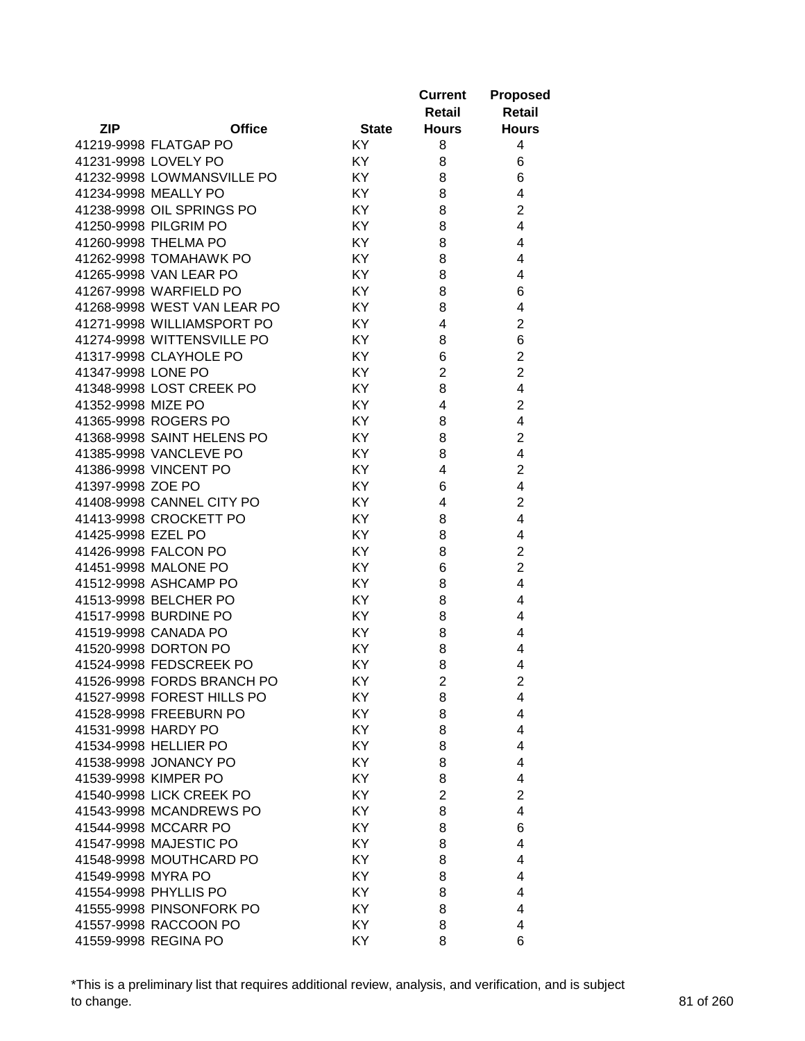| ZIP | Office | State | Current Retail Hours | Proposed Retail Hours |
|---|---|---|---|---|
| 41219-9998 | FLATGAP PO | KY | 8 | 4 |
| 41231-9998 | LOVELY PO | KY | 8 | 6 |
| 41232-9998 | LOWMANSVILLE PO | KY | 8 | 6 |
| 41234-9998 | MEALLY PO | KY | 8 | 4 |
| 41238-9998 | OIL SPRINGS PO | KY | 8 | 2 |
| 41250-9998 | PILGRIM PO | KY | 8 | 4 |
| 41260-9998 | THELMA PO | KY | 8 | 4 |
| 41262-9998 | TOMAHAWK PO | KY | 8 | 4 |
| 41265-9998 | VAN LEAR PO | KY | 8 | 4 |
| 41267-9998 | WARFIELD PO | KY | 8 | 6 |
| 41268-9998 | WEST VAN LEAR PO | KY | 8 | 4 |
| 41271-9998 | WILLIAMSPORT PO | KY | 4 | 2 |
| 41274-9998 | WITTENSVILLE PO | KY | 8 | 6 |
| 41317-9998 | CLAYHOLE PO | KY | 6 | 2 |
| 41347-9998 | LONE PO | KY | 2 | 2 |
| 41348-9998 | LOST CREEK PO | KY | 8 | 4 |
| 41352-9998 | MIZE PO | KY | 4 | 2 |
| 41365-9998 | ROGERS PO | KY | 8 | 4 |
| 41368-9998 | SAINT HELENS PO | KY | 8 | 2 |
| 41385-9998 | VANCLEVE PO | KY | 8 | 4 |
| 41386-9998 | VINCENT PO | KY | 4 | 2 |
| 41397-9998 | ZOE PO | KY | 6 | 4 |
| 41408-9998 | CANNEL CITY PO | KY | 4 | 2 |
| 41413-9998 | CROCKETT PO | KY | 8 | 4 |
| 41425-9998 | EZEL PO | KY | 8 | 4 |
| 41426-9998 | FALCON PO | KY | 8 | 2 |
| 41451-9998 | MALONE PO | KY | 6 | 2 |
| 41512-9998 | ASHCAMP PO | KY | 8 | 4 |
| 41513-9998 | BELCHER PO | KY | 8 | 4 |
| 41517-9998 | BURDINE PO | KY | 8 | 4 |
| 41519-9998 | CANADA PO | KY | 8 | 4 |
| 41520-9998 | DORTON PO | KY | 8 | 4 |
| 41524-9998 | FEDSCREEK PO | KY | 8 | 4 |
| 41526-9998 | FORDS BRANCH PO | KY | 2 | 2 |
| 41527-9998 | FOREST HILLS PO | KY | 8 | 4 |
| 41528-9998 | FREEBURN PO | KY | 8 | 4 |
| 41531-9998 | HARDY PO | KY | 8 | 4 |
| 41534-9998 | HELLIER PO | KY | 8 | 4 |
| 41538-9998 | JONANCY PO | KY | 8 | 4 |
| 41539-9998 | KIMPER PO | KY | 8 | 4 |
| 41540-9998 | LICK CREEK PO | KY | 2 | 2 |
| 41543-9998 | MCANDREWS PO | KY | 8 | 4 |
| 41544-9998 | MCCARR PO | KY | 8 | 6 |
| 41547-9998 | MAJESTIC PO | KY | 8 | 4 |
| 41548-9998 | MOUTHCARD PO | KY | 8 | 4 |
| 41549-9998 | MYRA PO | KY | 8 | 4 |
| 41554-9998 | PHYLLIS PO | KY | 8 | 4 |
| 41555-9998 | PINSONFORK PO | KY | 8 | 4 |
| 41557-9998 | RACCOON PO | KY | 8 | 4 |
| 41559-9998 | REGINA PO | KY | 8 | 6 |

*This is a preliminary list that requires additional review, analysis, and verification, and is subject to change.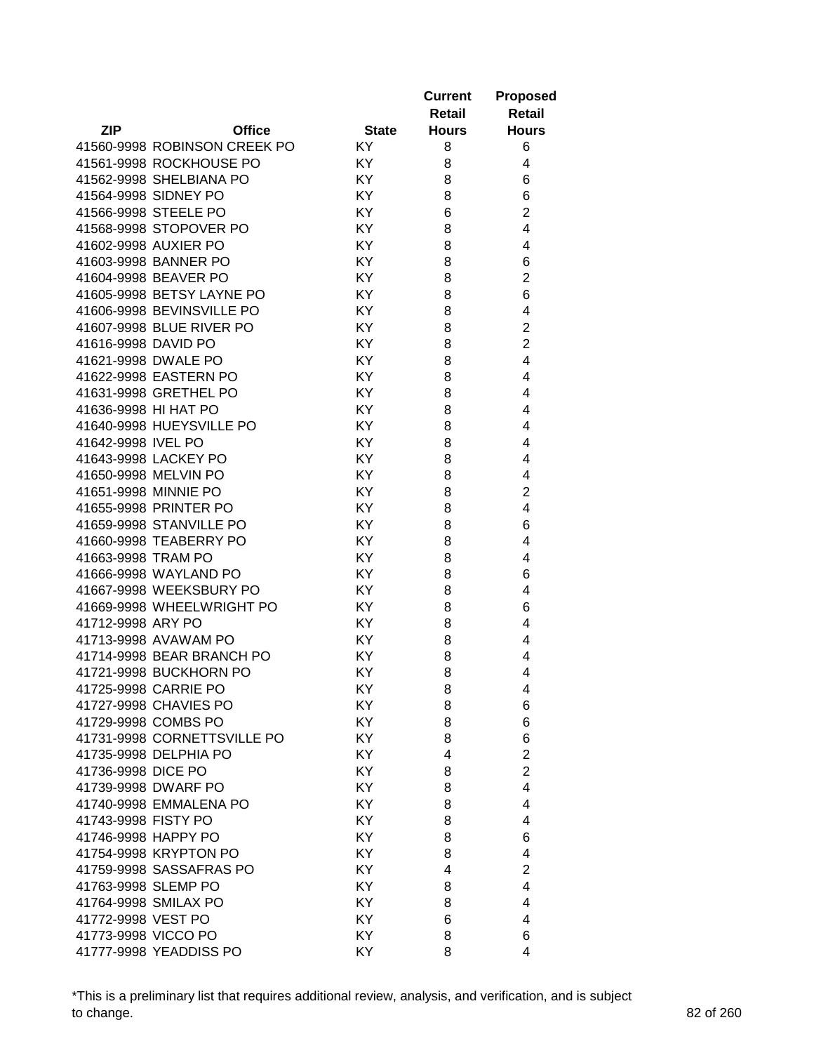| ZIP | Office | State | Current Retail Hours | Proposed Retail Hours |
|---|---|---|---|---|
| 41560-9998 | ROBINSON CREEK PO | KY | 8 | 6 |
| 41561-9998 | ROCKHOUSE PO | KY | 8 | 4 |
| 41562-9998 | SHELBIANA PO | KY | 8 | 6 |
| 41564-9998 | SIDNEY PO | KY | 8 | 6 |
| 41566-9998 | STEELE PO | KY | 6 | 2 |
| 41568-9998 | STOPOVER PO | KY | 8 | 4 |
| 41602-9998 | AUXIER PO | KY | 8 | 4 |
| 41603-9998 | BANNER PO | KY | 8 | 6 |
| 41604-9998 | BEAVER PO | KY | 8 | 2 |
| 41605-9998 | BETSY LAYNE PO | KY | 8 | 6 |
| 41606-9998 | BEVINSVILLE PO | KY | 8 | 4 |
| 41607-9998 | BLUE RIVER PO | KY | 8 | 2 |
| 41616-9998 | DAVID PO | KY | 8 | 2 |
| 41621-9998 | DWALE PO | KY | 8 | 4 |
| 41622-9998 | EASTERN PO | KY | 8 | 4 |
| 41631-9998 | GRETHEL PO | KY | 8 | 4 |
| 41636-9998 | HI HAT PO | KY | 8 | 4 |
| 41640-9998 | HUEYSVILLE PO | KY | 8 | 4 |
| 41642-9998 | IVEL PO | KY | 8 | 4 |
| 41643-9998 | LACKEY PO | KY | 8 | 4 |
| 41650-9998 | MELVIN PO | KY | 8 | 4 |
| 41651-9998 | MINNIE PO | KY | 8 | 2 |
| 41655-9998 | PRINTER PO | KY | 8 | 4 |
| 41659-9998 | STANVILLE PO | KY | 8 | 6 |
| 41660-9998 | TEABERRY PO | KY | 8 | 4 |
| 41663-9998 | TRAM PO | KY | 8 | 4 |
| 41666-9998 | WAYLAND PO | KY | 8 | 6 |
| 41667-9998 | WEEKSBURY PO | KY | 8 | 4 |
| 41669-9998 | WHEELWRIGHT PO | KY | 8 | 6 |
| 41712-9998 | ARY PO | KY | 8 | 4 |
| 41713-9998 | AVAWAM PO | KY | 8 | 4 |
| 41714-9998 | BEAR BRANCH PO | KY | 8 | 4 |
| 41721-9998 | BUCKHORN PO | KY | 8 | 4 |
| 41725-9998 | CARRIE PO | KY | 8 | 4 |
| 41727-9998 | CHAVIES PO | KY | 8 | 6 |
| 41729-9998 | COMBS PO | KY | 8 | 6 |
| 41731-9998 | CORNETTSVILLE PO | KY | 8 | 6 |
| 41735-9998 | DELPHIA PO | KY | 4 | 2 |
| 41736-9998 | DICE PO | KY | 8 | 2 |
| 41739-9998 | DWARF PO | KY | 8 | 4 |
| 41740-9998 | EMMALENA PO | KY | 8 | 4 |
| 41743-9998 | FISTY PO | KY | 8 | 4 |
| 41746-9998 | HAPPY PO | KY | 8 | 6 |
| 41754-9998 | KRYPTON PO | KY | 8 | 4 |
| 41759-9998 | SASSAFRAS PO | KY | 4 | 2 |
| 41763-9998 | SLEMP PO | KY | 8 | 4 |
| 41764-9998 | SMILAX PO | KY | 8 | 4 |
| 41772-9998 | VEST PO | KY | 6 | 4 |
| 41773-9998 | VICCO PO | KY | 8 | 6 |
| 41777-9998 | YEADDISS PO | KY | 8 | 4 |

*This is a preliminary list that requires additional review, analysis, and verification, and is subject to change.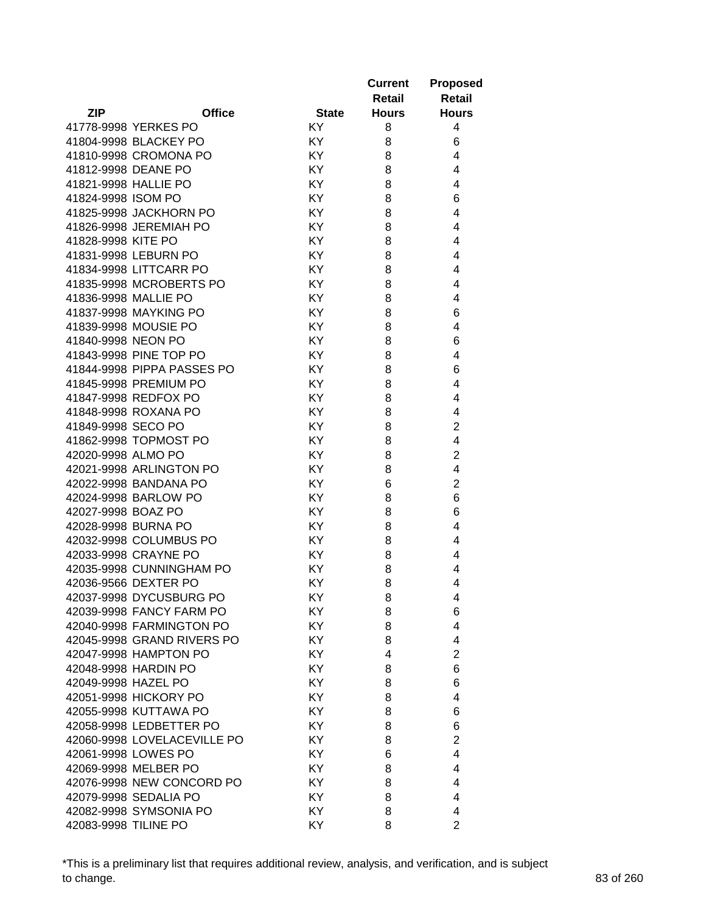| ZIP | Office | State | Current Retail Hours | Proposed Retail Hours |
|---|---|---|---|---|
| 41778-9998 | YERKES PO | KY | 8 | 4 |
| 41804-9998 | BLACKEY PO | KY | 8 | 6 |
| 41810-9998 | CROMONA PO | KY | 8 | 4 |
| 41812-9998 | DEANE PO | KY | 8 | 4 |
| 41821-9998 | HALLIE PO | KY | 8 | 4 |
| 41824-9998 | ISOM PO | KY | 8 | 6 |
| 41825-9998 | JACKHORN PO | KY | 8 | 4 |
| 41826-9998 | JEREMIAH PO | KY | 8 | 4 |
| 41828-9998 | KITE PO | KY | 8 | 4 |
| 41831-9998 | LEBURN PO | KY | 8 | 4 |
| 41834-9998 | LITTCARR PO | KY | 8 | 4 |
| 41835-9998 | MCROBERTS PO | KY | 8 | 4 |
| 41836-9998 | MALLIE PO | KY | 8 | 4 |
| 41837-9998 | MAYKING PO | KY | 8 | 6 |
| 41839-9998 | MOUSIE PO | KY | 8 | 4 |
| 41840-9998 | NEON PO | KY | 8 | 6 |
| 41843-9998 | PINE TOP PO | KY | 8 | 4 |
| 41844-9998 | PIPPA PASSES PO | KY | 8 | 6 |
| 41845-9998 | PREMIUM PO | KY | 8 | 4 |
| 41847-9998 | REDFOX PO | KY | 8 | 4 |
| 41848-9998 | ROXANA PO | KY | 8 | 4 |
| 41849-9998 | SECO PO | KY | 8 | 2 |
| 41862-9998 | TOPMOST PO | KY | 8 | 4 |
| 42020-9998 | ALMO PO | KY | 8 | 2 |
| 42021-9998 | ARLINGTON PO | KY | 8 | 4 |
| 42022-9998 | BANDANA PO | KY | 6 | 2 |
| 42024-9998 | BARLOW PO | KY | 8 | 6 |
| 42027-9998 | BOAZ PO | KY | 8 | 6 |
| 42028-9998 | BURNA PO | KY | 8 | 4 |
| 42032-9998 | COLUMBUS PO | KY | 8 | 4 |
| 42033-9998 | CRAYNE PO | KY | 8 | 4 |
| 42035-9998 | CUNNINGHAM PO | KY | 8 | 4 |
| 42036-9566 | DEXTER PO | KY | 8 | 4 |
| 42037-9998 | DYCUSBURG PO | KY | 8 | 4 |
| 42039-9998 | FANCY FARM PO | KY | 8 | 6 |
| 42040-9998 | FARMINGTON PO | KY | 8 | 4 |
| 42045-9998 | GRAND RIVERS PO | KY | 8 | 4 |
| 42047-9998 | HAMPTON PO | KY | 4 | 2 |
| 42048-9998 | HARDIN PO | KY | 8 | 6 |
| 42049-9998 | HAZEL PO | KY | 8 | 6 |
| 42051-9998 | HICKORY PO | KY | 8 | 4 |
| 42055-9998 | KUTTAWA PO | KY | 8 | 6 |
| 42058-9998 | LEDBETTER PO | KY | 8 | 6 |
| 42060-9998 | LOVELACEVILLE PO | KY | 8 | 2 |
| 42061-9998 | LOWES PO | KY | 6 | 4 |
| 42069-9998 | MELBER PO | KY | 8 | 4 |
| 42076-9998 | NEW CONCORD PO | KY | 8 | 4 |
| 42079-9998 | SEDALIA PO | KY | 8 | 4 |
| 42082-9998 | SYMSONIA PO | KY | 8 | 4 |
| 42083-9998 | TILINE PO | KY | 8 | 2 |

*This is a preliminary list that requires additional review, analysis, and verification, and is subject to change.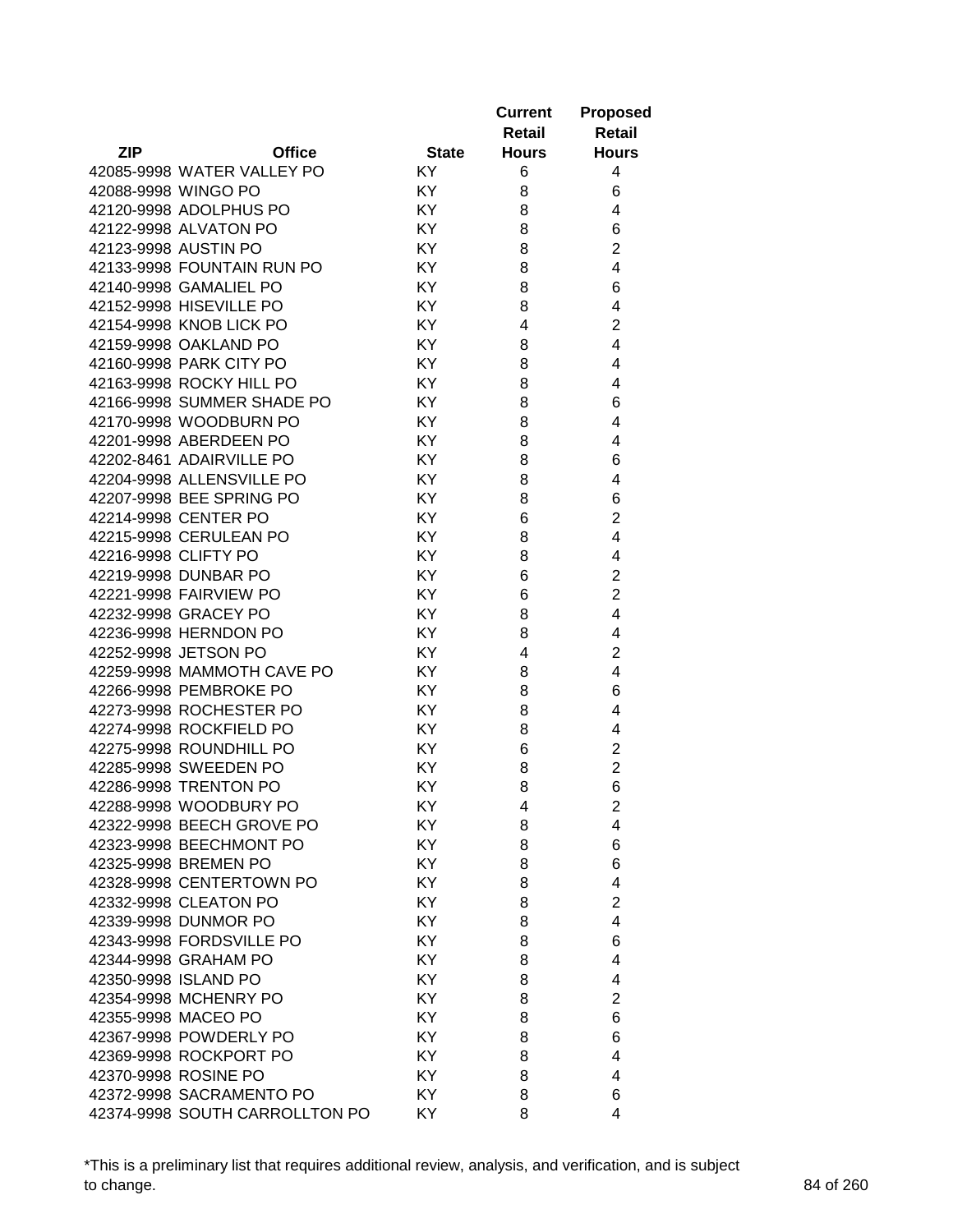| ZIP | Office | State | Current Retail Hours | Proposed Retail Hours |
|---|---|---|---|---|
| 42085-9998 | WATER VALLEY PO | KY | 6 | 4 |
| 42088-9998 | WINGO PO | KY | 8 | 6 |
| 42120-9998 | ADOLPHUS PO | KY | 8 | 4 |
| 42122-9998 | ALVATON PO | KY | 8 | 6 |
| 42123-9998 | AUSTIN PO | KY | 8 | 2 |
| 42133-9998 | FOUNTAIN RUN PO | KY | 8 | 4 |
| 42140-9998 | GAMALIEL PO | KY | 8 | 6 |
| 42152-9998 | HISEVILLE PO | KY | 8 | 4 |
| 42154-9998 | KNOB LICK PO | KY | 4 | 2 |
| 42159-9998 | OAKLAND PO | KY | 8 | 4 |
| 42160-9998 | PARK CITY PO | KY | 8 | 4 |
| 42163-9998 | ROCKY HILL PO | KY | 8 | 4 |
| 42166-9998 | SUMMER SHADE PO | KY | 8 | 6 |
| 42170-9998 | WOODBURN PO | KY | 8 | 4 |
| 42201-9998 | ABERDEEN PO | KY | 8 | 4 |
| 42202-8461 | ADAIRVILLE PO | KY | 8 | 6 |
| 42204-9998 | ALLENSVILLE PO | KY | 8 | 4 |
| 42207-9998 | BEE SPRING PO | KY | 8 | 6 |
| 42214-9998 | CENTER PO | KY | 6 | 2 |
| 42215-9998 | CERULEAN PO | KY | 8 | 4 |
| 42216-9998 | CLIFTY PO | KY | 8 | 4 |
| 42219-9998 | DUNBAR PO | KY | 6 | 2 |
| 42221-9998 | FAIRVIEW PO | KY | 6 | 2 |
| 42232-9998 | GRACEY PO | KY | 8 | 4 |
| 42236-9998 | HERNDON PO | KY | 8 | 4 |
| 42252-9998 | JETSON PO | KY | 4 | 2 |
| 42259-9998 | MAMMOTH CAVE PO | KY | 8 | 4 |
| 42266-9998 | PEMBROKE PO | KY | 8 | 6 |
| 42273-9998 | ROCHESTER PO | KY | 8 | 4 |
| 42274-9998 | ROCKFIELD PO | KY | 8 | 4 |
| 42275-9998 | ROUNDHILL PO | KY | 6 | 2 |
| 42285-9998 | SWEEDEN PO | KY | 8 | 2 |
| 42286-9998 | TRENTON PO | KY | 8 | 6 |
| 42288-9998 | WOODBURY PO | KY | 4 | 2 |
| 42322-9998 | BEECH GROVE PO | KY | 8 | 4 |
| 42323-9998 | BEECHMONT PO | KY | 8 | 6 |
| 42325-9998 | BREMEN PO | KY | 8 | 6 |
| 42328-9998 | CENTERTOWN PO | KY | 8 | 4 |
| 42332-9998 | CLEATON PO | KY | 8 | 2 |
| 42339-9998 | DUNMOR PO | KY | 8 | 4 |
| 42343-9998 | FORDSVILLE PO | KY | 8 | 6 |
| 42344-9998 | GRAHAM PO | KY | 8 | 4 |
| 42350-9998 | ISLAND PO | KY | 8 | 4 |
| 42354-9998 | MCHENRY PO | KY | 8 | 2 |
| 42355-9998 | MACEO PO | KY | 8 | 6 |
| 42367-9998 | POWDERLY PO | KY | 8 | 6 |
| 42369-9998 | ROCKPORT PO | KY | 8 | 4 |
| 42370-9998 | ROSINE PO | KY | 8 | 4 |
| 42372-9998 | SACRAMENTO PO | KY | 8 | 6 |
| 42374-9998 | SOUTH CARROLLTON PO | KY | 8 | 4 |

*This is a preliminary list that requires additional review, analysis, and verification, and is subject to change.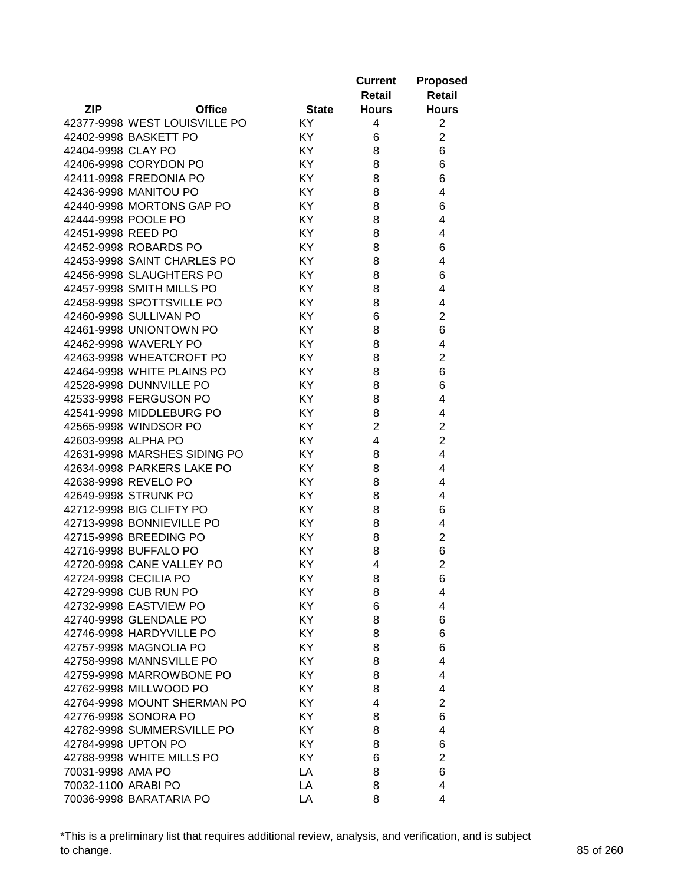| ZIP | Office | State | Current Retail Hours | Proposed Retail Hours |
|---|---|---|---|---|
| 42377-9998 | WEST LOUISVILLE PO | KY | 4 | 2 |
| 42402-9998 | BASKETT PO | KY | 6 | 2 |
| 42404-9998 | CLAY PO | KY | 8 | 6 |
| 42406-9998 | CORYDON PO | KY | 8 | 6 |
| 42411-9998 | FREDONIA PO | KY | 8 | 6 |
| 42436-9998 | MANITOU PO | KY | 8 | 4 |
| 42440-9998 | MORTONS GAP PO | KY | 8 | 6 |
| 42444-9998 | POOLE PO | KY | 8 | 4 |
| 42451-9998 | REED PO | KY | 8 | 4 |
| 42452-9998 | ROBARDS PO | KY | 8 | 6 |
| 42453-9998 | SAINT CHARLES PO | KY | 8 | 4 |
| 42456-9998 | SLAUGHTERS PO | KY | 8 | 6 |
| 42457-9998 | SMITH MILLS PO | KY | 8 | 4 |
| 42458-9998 | SPOTTSVILLE PO | KY | 8 | 4 |
| 42460-9998 | SULLIVAN PO | KY | 6 | 2 |
| 42461-9998 | UNIONTOWN PO | KY | 8 | 6 |
| 42462-9998 | WAVERLY PO | KY | 8 | 4 |
| 42463-9998 | WHEATCROFT PO | KY | 8 | 2 |
| 42464-9998 | WHITE PLAINS PO | KY | 8 | 6 |
| 42528-9998 | DUNNVILLE PO | KY | 8 | 6 |
| 42533-9998 | FERGUSON PO | KY | 8 | 4 |
| 42541-9998 | MIDDLEBURG PO | KY | 8 | 4 |
| 42565-9998 | WINDSOR PO | KY | 2 | 2 |
| 42603-9998 | ALPHA PO | KY | 4 | 2 |
| 42631-9998 | MARSHES SIDING PO | KY | 8 | 4 |
| 42634-9998 | PARKERS LAKE PO | KY | 8 | 4 |
| 42638-9998 | REVELO PO | KY | 8 | 4 |
| 42649-9998 | STRUNK PO | KY | 8 | 4 |
| 42712-9998 | BIG CLIFTY PO | KY | 8 | 6 |
| 42713-9998 | BONNIEVILLE PO | KY | 8 | 4 |
| 42715-9998 | BREEDING PO | KY | 8 | 2 |
| 42716-9998 | BUFFALO PO | KY | 8 | 6 |
| 42720-9998 | CANE VALLEY PO | KY | 4 | 2 |
| 42724-9998 | CECILIA PO | KY | 8 | 6 |
| 42729-9998 | CUB RUN PO | KY | 8 | 4 |
| 42732-9998 | EASTVIEW PO | KY | 6 | 4 |
| 42740-9998 | GLENDALE PO | KY | 8 | 6 |
| 42746-9998 | HARDYVILLE PO | KY | 8 | 6 |
| 42757-9998 | MAGNOLIA PO | KY | 8 | 6 |
| 42758-9998 | MANNSVILLE PO | KY | 8 | 4 |
| 42759-9998 | MARROWBONE PO | KY | 8 | 4 |
| 42762-9998 | MILLWOOD PO | KY | 8 | 4 |
| 42764-9998 | MOUNT SHERMAN PO | KY | 4 | 2 |
| 42776-9998 | SONORA PO | KY | 8 | 6 |
| 42782-9998 | SUMMERSVILLE PO | KY | 8 | 4 |
| 42784-9998 | UPTON PO | KY | 8 | 6 |
| 42788-9998 | WHITE MILLS PO | KY | 6 | 2 |
| 70031-9998 | AMA PO | LA | 8 | 6 |
| 70032-1100 | ARABI PO | LA | 8 | 4 |
| 70036-9998 | BARATARIA PO | LA | 8 | 4 |

*This is a preliminary list that requires additional review, analysis, and verification, and is subject to change.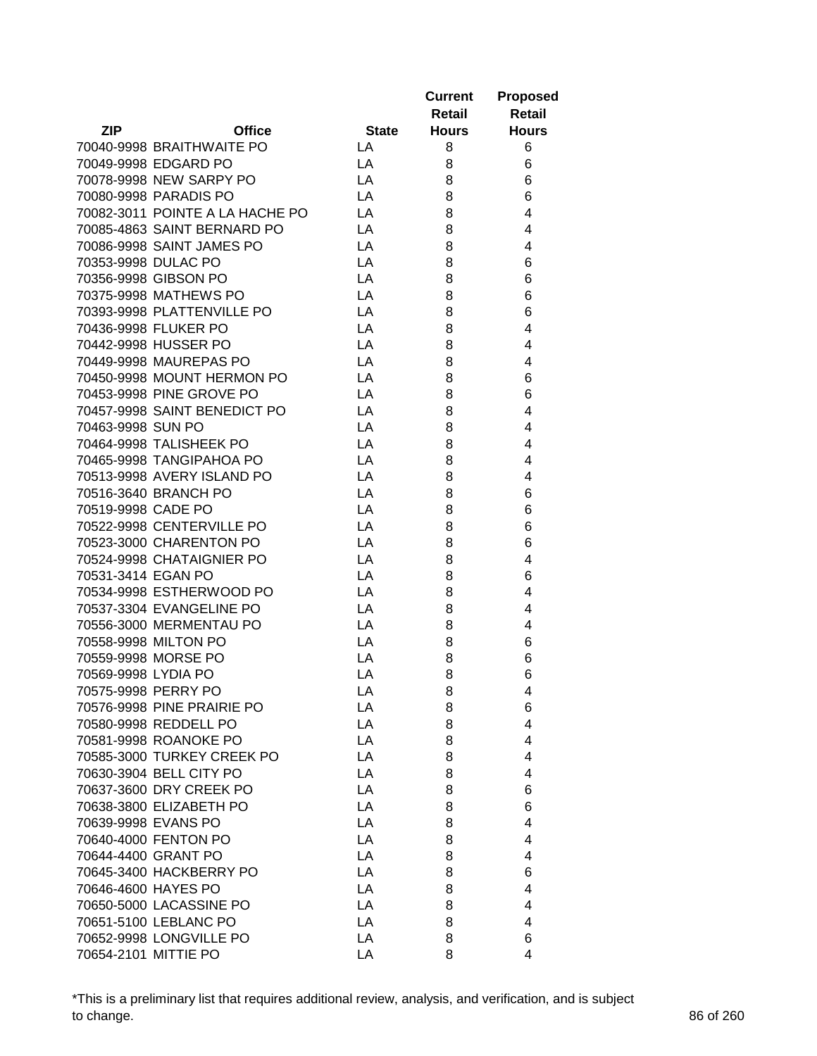| ZIP | Office | State | Current Retail Hours | Proposed Retail Hours |
|---|---|---|---|---|
| 70040-9998 | BRAITHWAITE PO | LA | 8 | 6 |
| 70049-9998 | EDGARD PO | LA | 8 | 6 |
| 70078-9998 | NEW SARPY PO | LA | 8 | 6 |
| 70080-9998 | PARADIS PO | LA | 8 | 6 |
| 70082-3011 | POINTE A LA HACHE PO | LA | 8 | 4 |
| 70085-4863 | SAINT BERNARD PO | LA | 8 | 4 |
| 70086-9998 | SAINT JAMES PO | LA | 8 | 4 |
| 70353-9998 | DULAC PO | LA | 8 | 6 |
| 70356-9998 | GIBSON PO | LA | 8 | 6 |
| 70375-9998 | MATHEWS PO | LA | 8 | 6 |
| 70393-9998 | PLATTENVILLE PO | LA | 8 | 6 |
| 70436-9998 | FLUKER PO | LA | 8 | 4 |
| 70442-9998 | HUSSER PO | LA | 8 | 4 |
| 70449-9998 | MAUREPAS PO | LA | 8 | 4 |
| 70450-9998 | MOUNT HERMON PO | LA | 8 | 6 |
| 70453-9998 | PINE GROVE PO | LA | 8 | 6 |
| 70457-9998 | SAINT BENEDICT PO | LA | 8 | 4 |
| 70463-9998 | SUN PO | LA | 8 | 4 |
| 70464-9998 | TALISHEEK PO | LA | 8 | 4 |
| 70465-9998 | TANGIPAHOA PO | LA | 8 | 4 |
| 70513-9998 | AVERY ISLAND PO | LA | 8 | 4 |
| 70516-3640 | BRANCH PO | LA | 8 | 6 |
| 70519-9998 | CADE PO | LA | 8 | 6 |
| 70522-9998 | CENTERVILLE PO | LA | 8 | 6 |
| 70523-3000 | CHARENTON PO | LA | 8 | 6 |
| 70524-9998 | CHATAIGNIER PO | LA | 8 | 4 |
| 70531-3414 | EGAN PO | LA | 8 | 6 |
| 70534-9998 | ESTHERWOOD PO | LA | 8 | 4 |
| 70537-3304 | EVANGELINE PO | LA | 8 | 4 |
| 70556-3000 | MERMENTAU PO | LA | 8 | 4 |
| 70558-9998 | MILTON PO | LA | 8 | 6 |
| 70559-9998 | MORSE PO | LA | 8 | 6 |
| 70569-9998 | LYDIA PO | LA | 8 | 6 |
| 70575-9998 | PERRY PO | LA | 8 | 4 |
| 70576-9998 | PINE PRAIRIE PO | LA | 8 | 6 |
| 70580-9998 | REDDELL PO | LA | 8 | 4 |
| 70581-9998 | ROANOKE PO | LA | 8 | 4 |
| 70585-3000 | TURKEY CREEK PO | LA | 8 | 4 |
| 70630-3904 | BELL CITY PO | LA | 8 | 4 |
| 70637-3600 | DRY CREEK PO | LA | 8 | 6 |
| 70638-3800 | ELIZABETH PO | LA | 8 | 6 |
| 70639-9998 | EVANS PO | LA | 8 | 4 |
| 70640-4000 | FENTON PO | LA | 8 | 4 |
| 70644-4400 | GRANT PO | LA | 8 | 4 |
| 70645-3400 | HACKBERRY PO | LA | 8 | 6 |
| 70646-4600 | HAYES PO | LA | 8 | 4 |
| 70650-5000 | LACASSINE PO | LA | 8 | 4 |
| 70651-5100 | LEBLANC PO | LA | 8 | 4 |
| 70652-9998 | LONGVILLE PO | LA | 8 | 6 |
| 70654-2101 | MITTIE PO | LA | 8 | 4 |

*This is a preliminary list that requires additional review, analysis, and verification, and is subject to change.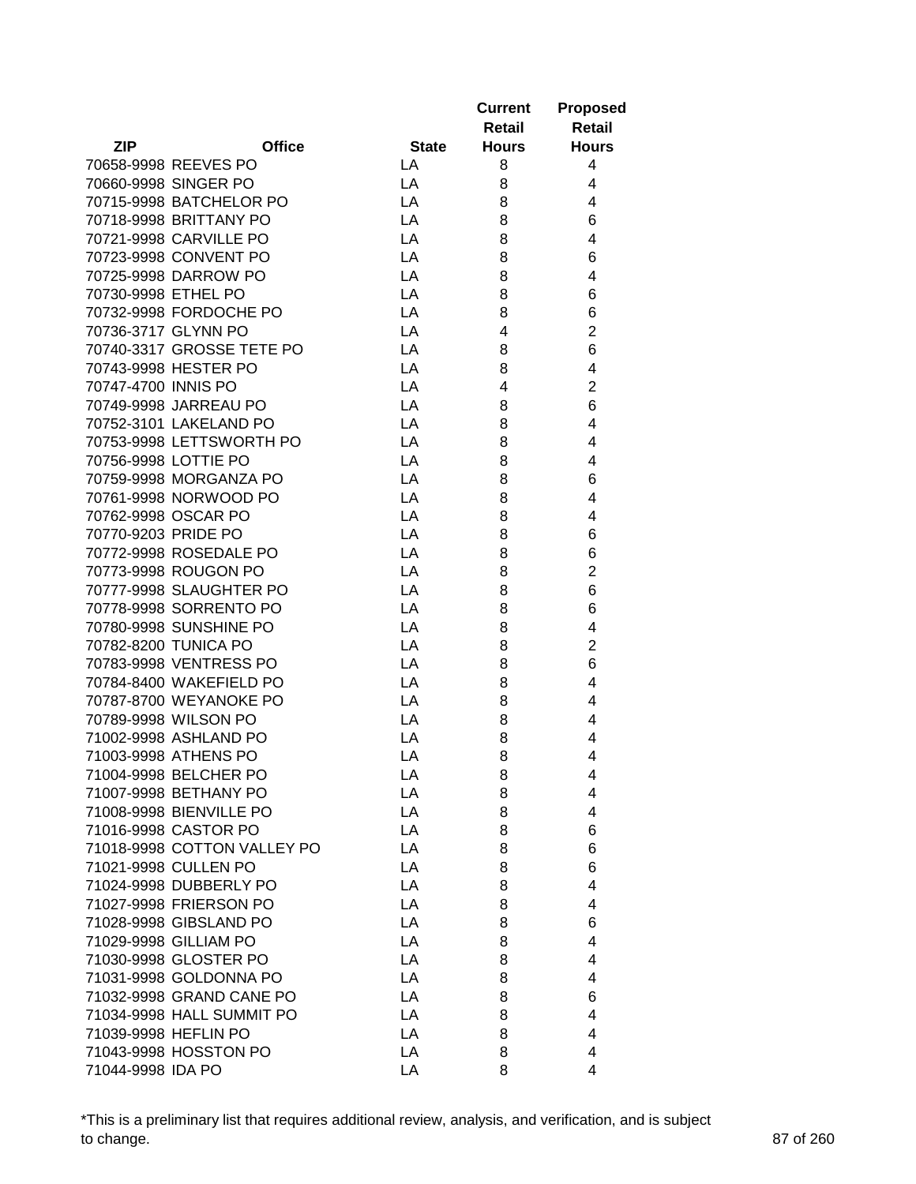| ZIP | Office | State | Current Retail Hours | Proposed Retail Hours |
|---|---|---|---|---|
| 70658-9998 | REEVES PO | LA | 8 | 4 |
| 70660-9998 | SINGER PO | LA | 8 | 4 |
| 70715-9998 | BATCHELOR PO | LA | 8 | 4 |
| 70718-9998 | BRITTANY PO | LA | 8 | 6 |
| 70721-9998 | CARVILLE PO | LA | 8 | 4 |
| 70723-9998 | CONVENT PO | LA | 8 | 6 |
| 70725-9998 | DARROW PO | LA | 8 | 4 |
| 70730-9998 | ETHEL PO | LA | 8 | 6 |
| 70732-9998 | FORDOCHE PO | LA | 8 | 6 |
| 70736-3717 | GLYNN PO | LA | 4 | 2 |
| 70740-3317 | GROSSE TETE PO | LA | 8 | 6 |
| 70743-9998 | HESTER PO | LA | 8 | 4 |
| 70747-4700 | INNIS PO | LA | 4 | 2 |
| 70749-9998 | JARREAU PO | LA | 8 | 6 |
| 70752-3101 | LAKELAND PO | LA | 8 | 4 |
| 70753-9998 | LETTSWORTH PO | LA | 8 | 4 |
| 70756-9998 | LOTTIE PO | LA | 8 | 4 |
| 70759-9998 | MORGANZA PO | LA | 8 | 6 |
| 70761-9998 | NORWOOD PO | LA | 8 | 4 |
| 70762-9998 | OSCAR PO | LA | 8 | 4 |
| 70770-9203 | PRIDE PO | LA | 8 | 6 |
| 70772-9998 | ROSEDALE PO | LA | 8 | 6 |
| 70773-9998 | ROUGON PO | LA | 8 | 2 |
| 70777-9998 | SLAUGHTER PO | LA | 8 | 6 |
| 70778-9998 | SORRENTO PO | LA | 8 | 6 |
| 70780-9998 | SUNSHINE PO | LA | 8 | 4 |
| 70782-8200 | TUNICA PO | LA | 8 | 2 |
| 70783-9998 | VENTRESS PO | LA | 8 | 6 |
| 70784-8400 | WAKEFIELD PO | LA | 8 | 4 |
| 70787-8700 | WEYANOKE PO | LA | 8 | 4 |
| 70789-9998 | WILSON PO | LA | 8 | 4 |
| 71002-9998 | ASHLAND PO | LA | 8 | 4 |
| 71003-9998 | ATHENS PO | LA | 8 | 4 |
| 71004-9998 | BELCHER PO | LA | 8 | 4 |
| 71007-9998 | BETHANY PO | LA | 8 | 4 |
| 71008-9998 | BIENVILLE PO | LA | 8 | 4 |
| 71016-9998 | CASTOR PO | LA | 8 | 6 |
| 71018-9998 | COTTON VALLEY PO | LA | 8 | 6 |
| 71021-9998 | CULLEN PO | LA | 8 | 6 |
| 71024-9998 | DUBBERLY PO | LA | 8 | 4 |
| 71027-9998 | FRIERSON PO | LA | 8 | 4 |
| 71028-9998 | GIBSLAND PO | LA | 8 | 6 |
| 71029-9998 | GILLIAM PO | LA | 8 | 4 |
| 71030-9998 | GLOSTER PO | LA | 8 | 4 |
| 71031-9998 | GOLDONNA PO | LA | 8 | 4 |
| 71032-9998 | GRAND CANE PO | LA | 8 | 6 |
| 71034-9998 | HALL SUMMIT PO | LA | 8 | 4 |
| 71039-9998 | HEFLIN PO | LA | 8 | 4 |
| 71043-9998 | HOSSTON PO | LA | 8 | 4 |
| 71044-9998 | IDA PO | LA | 8 | 4 |

*This is a preliminary list that requires additional review, analysis, and verification, and is subject to change.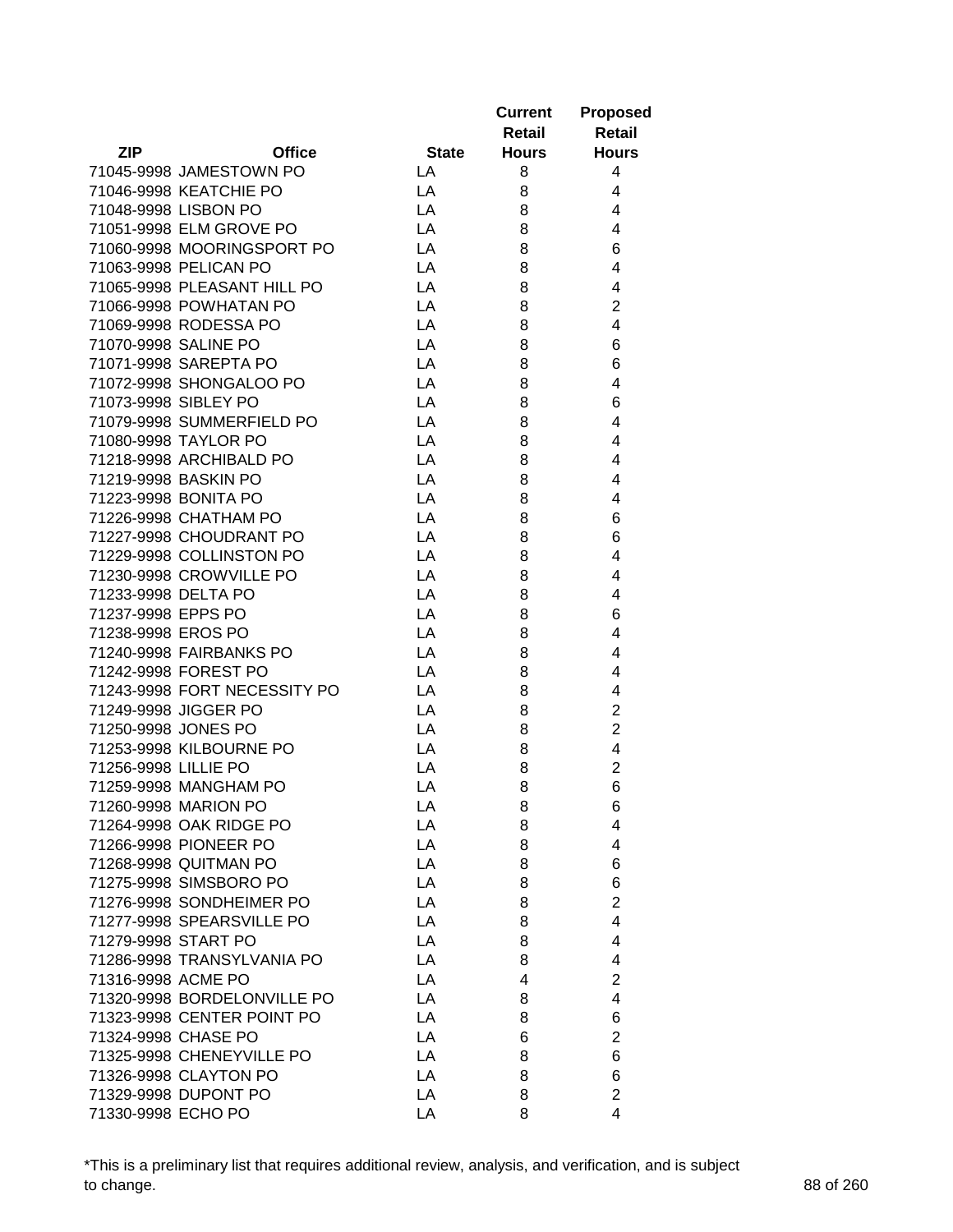| ZIP | Office | State | Current Retail Hours | Proposed Retail Hours |
|---|---|---|---|---|
| 71045-9998 | JAMESTOWN PO | LA | 8 | 4 |
| 71046-9998 | KEATCHIE PO | LA | 8 | 4 |
| 71048-9998 | LISBON PO | LA | 8 | 4 |
| 71051-9998 | ELM GROVE PO | LA | 8 | 4 |
| 71060-9998 | MOORINGSPORT PO | LA | 8 | 6 |
| 71063-9998 | PELICAN PO | LA | 8 | 4 |
| 71065-9998 | PLEASANT HILL PO | LA | 8 | 4 |
| 71066-9998 | POWHATAN PO | LA | 8 | 2 |
| 71069-9998 | RODESSA PO | LA | 8 | 4 |
| 71070-9998 | SALINE PO | LA | 8 | 6 |
| 71071-9998 | SAREPTA PO | LA | 8 | 6 |
| 71072-9998 | SHONGALOO PO | LA | 8 | 4 |
| 71073-9998 | SIBLEY PO | LA | 8 | 6 |
| 71079-9998 | SUMMERFIELD PO | LA | 8 | 4 |
| 71080-9998 | TAYLOR PO | LA | 8 | 4 |
| 71218-9998 | ARCHIBALD PO | LA | 8 | 4 |
| 71219-9998 | BASKIN PO | LA | 8 | 4 |
| 71223-9998 | BONITA PO | LA | 8 | 4 |
| 71226-9998 | CHATHAM PO | LA | 8 | 6 |
| 71227-9998 | CHOUDRANT PO | LA | 8 | 6 |
| 71229-9998 | COLLINSTON PO | LA | 8 | 4 |
| 71230-9998 | CROWVILLE PO | LA | 8 | 4 |
| 71233-9998 | DELTA PO | LA | 8 | 4 |
| 71237-9998 | EPPS PO | LA | 8 | 6 |
| 71238-9998 | EROS PO | LA | 8 | 4 |
| 71240-9998 | FAIRBANKS PO | LA | 8 | 4 |
| 71242-9998 | FOREST PO | LA | 8 | 4 |
| 71243-9998 | FORT NECESSITY PO | LA | 8 | 4 |
| 71249-9998 | JIGGER PO | LA | 8 | 2 |
| 71250-9998 | JONES PO | LA | 8 | 2 |
| 71253-9998 | KILBOURNE PO | LA | 8 | 4 |
| 71256-9998 | LILLIE PO | LA | 8 | 2 |
| 71259-9998 | MANGHAM PO | LA | 8 | 6 |
| 71260-9998 | MARION PO | LA | 8 | 6 |
| 71264-9998 | OAK RIDGE PO | LA | 8 | 4 |
| 71266-9998 | PIONEER PO | LA | 8 | 4 |
| 71268-9998 | QUITMAN PO | LA | 8 | 6 |
| 71275-9998 | SIMSBORO PO | LA | 8 | 6 |
| 71276-9998 | SONDHEIMER PO | LA | 8 | 2 |
| 71277-9998 | SPEARSVILLE PO | LA | 8 | 4 |
| 71279-9998 | START PO | LA | 8 | 4 |
| 71286-9998 | TRANSYLVANIA PO | LA | 8 | 4 |
| 71316-9998 | ACME PO | LA | 4 | 2 |
| 71320-9998 | BORDELONVILLE PO | LA | 8 | 4 |
| 71323-9998 | CENTER POINT PO | LA | 8 | 6 |
| 71324-9998 | CHASE PO | LA | 6 | 2 |
| 71325-9998 | CHENEYVILLE PO | LA | 8 | 6 |
| 71326-9998 | CLAYTON PO | LA | 8 | 6 |
| 71329-9998 | DUPONT PO | LA | 8 | 2 |
| 71330-9998 | ECHO PO | LA | 8 | 4 |

*This is a preliminary list that requires additional review, analysis, and verification, and is subject to change.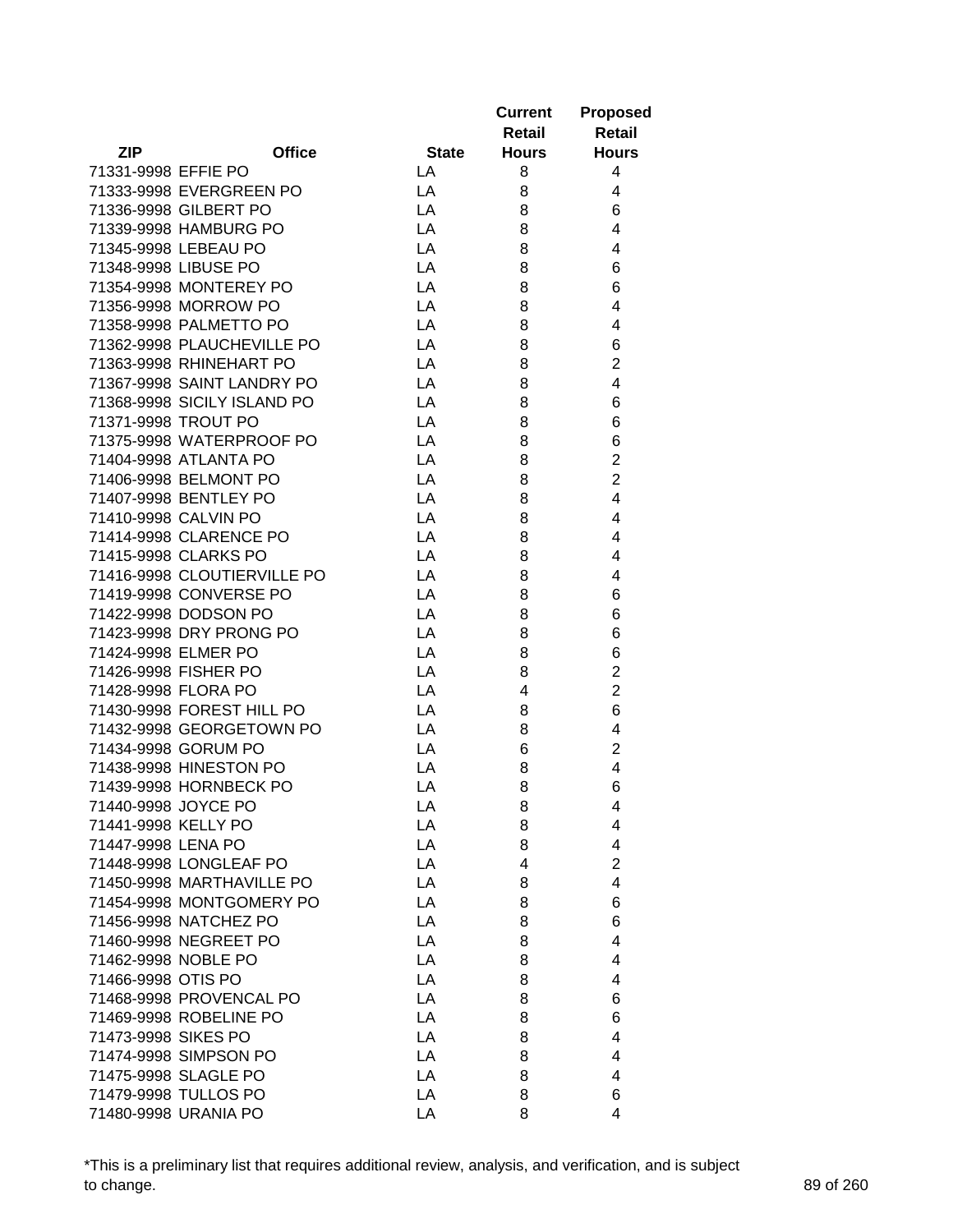| ZIP | Office | State | Current Retail Hours | Proposed Retail Hours |
|---|---|---|---|---|
| 71331-9998 | EFFIE PO | LA | 8 | 4 |
| 71333-9998 | EVERGREEN PO | LA | 8 | 4 |
| 71336-9998 | GILBERT PO | LA | 8 | 6 |
| 71339-9998 | HAMBURG PO | LA | 8 | 4 |
| 71345-9998 | LEBEAU PO | LA | 8 | 4 |
| 71348-9998 | LIBUSE PO | LA | 8 | 6 |
| 71354-9998 | MONTEREY PO | LA | 8 | 6 |
| 71356-9998 | MORROW PO | LA | 8 | 4 |
| 71358-9998 | PALMETTO PO | LA | 8 | 4 |
| 71362-9998 | PLAUCHEVILLE PO | LA | 8 | 6 |
| 71363-9998 | RHINEHART PO | LA | 8 | 2 |
| 71367-9998 | SAINT LANDRY PO | LA | 8 | 4 |
| 71368-9998 | SICILY ISLAND PO | LA | 8 | 6 |
| 71371-9998 | TROUT PO | LA | 8 | 6 |
| 71375-9998 | WATERPROOF PO | LA | 8 | 6 |
| 71404-9998 | ATLANTA PO | LA | 8 | 2 |
| 71406-9998 | BELMONT PO | LA | 8 | 2 |
| 71407-9998 | BENTLEY PO | LA | 8 | 4 |
| 71410-9998 | CALVIN PO | LA | 8 | 4 |
| 71414-9998 | CLARENCE PO | LA | 8 | 4 |
| 71415-9998 | CLARKS PO | LA | 8 | 4 |
| 71416-9998 | CLOUTIERVILLE PO | LA | 8 | 4 |
| 71419-9998 | CONVERSE PO | LA | 8 | 6 |
| 71422-9998 | DODSON PO | LA | 8 | 6 |
| 71423-9998 | DRY PRONG PO | LA | 8 | 6 |
| 71424-9998 | ELMER PO | LA | 8 | 6 |
| 71426-9998 | FISHER PO | LA | 8 | 2 |
| 71428-9998 | FLORA PO | LA | 4 | 2 |
| 71430-9998 | FOREST HILL PO | LA | 8 | 6 |
| 71432-9998 | GEORGETOWN PO | LA | 8 | 4 |
| 71434-9998 | GORUM PO | LA | 6 | 2 |
| 71438-9998 | HINESTON PO | LA | 8 | 4 |
| 71439-9998 | HORNBECK PO | LA | 8 | 6 |
| 71440-9998 | JOYCE PO | LA | 8 | 4 |
| 71441-9998 | KELLY PO | LA | 8 | 4 |
| 71447-9998 | LENA PO | LA | 8 | 4 |
| 71448-9998 | LONGLEAF PO | LA | 4 | 2 |
| 71450-9998 | MARTHAVILLE PO | LA | 8 | 4 |
| 71454-9998 | MONTGOMERY PO | LA | 8 | 6 |
| 71456-9998 | NATCHEZ PO | LA | 8 | 6 |
| 71460-9998 | NEGREET PO | LA | 8 | 4 |
| 71462-9998 | NOBLE PO | LA | 8 | 4 |
| 71466-9998 | OTIS PO | LA | 8 | 4 |
| 71468-9998 | PROVENCAL PO | LA | 8 | 6 |
| 71469-9998 | ROBELINE PO | LA | 8 | 6 |
| 71473-9998 | SIKES PO | LA | 8 | 4 |
| 71474-9998 | SIMPSON PO | LA | 8 | 4 |
| 71475-9998 | SLAGLE PO | LA | 8 | 4 |
| 71479-9998 | TULLOS PO | LA | 8 | 6 |
| 71480-9998 | URANIA PO | LA | 8 | 4 |

*This is a preliminary list that requires additional review, analysis, and verification, and is subject to change.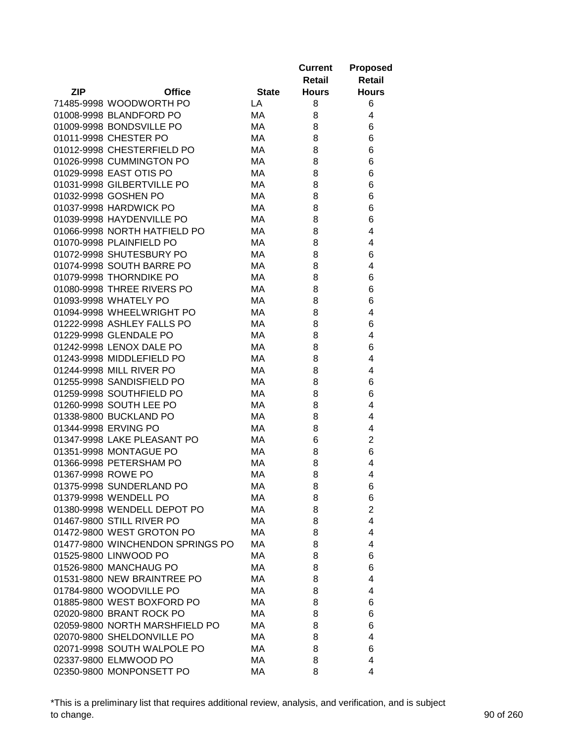| ZIP | Office | State | Current Retail Hours | Proposed Retail Hours |
|---|---|---|---|---|
| 71485-9998 | WOODWORTH PO | LA | 8 | 6 |
| 01008-9998 | BLANDFORD PO | MA | 8 | 4 |
| 01009-9998 | BONDSVILLE PO | MA | 8 | 6 |
| 01011-9998 | CHESTER PO | MA | 8 | 6 |
| 01012-9998 | CHESTERFIELD PO | MA | 8 | 6 |
| 01026-9998 | CUMMINGTON PO | MA | 8 | 6 |
| 01029-9998 | EAST OTIS PO | MA | 8 | 6 |
| 01031-9998 | GILBERTVILLE PO | MA | 8 | 6 |
| 01032-9998 | GOSHEN PO | MA | 8 | 6 |
| 01037-9998 | HARDWICK PO | MA | 8 | 6 |
| 01039-9998 | HAYDENVILLE PO | MA | 8 | 6 |
| 01066-9998 | NORTH HATFIELD PO | MA | 8 | 4 |
| 01070-9998 | PLAINFIELD PO | MA | 8 | 4 |
| 01072-9998 | SHUTESBURY PO | MA | 8 | 6 |
| 01074-9998 | SOUTH BARRE PO | MA | 8 | 4 |
| 01079-9998 | THORNDIKE PO | MA | 8 | 6 |
| 01080-9998 | THREE RIVERS PO | MA | 8 | 6 |
| 01093-9998 | WHATELY PO | MA | 8 | 6 |
| 01094-9998 | WHEELWRIGHT PO | MA | 8 | 4 |
| 01222-9998 | ASHLEY FALLS PO | MA | 8 | 6 |
| 01229-9998 | GLENDALE PO | MA | 8 | 4 |
| 01242-9998 | LENOX DALE PO | MA | 8 | 6 |
| 01243-9998 | MIDDLEFIELD PO | MA | 8 | 4 |
| 01244-9998 | MILL RIVER PO | MA | 8 | 4 |
| 01255-9998 | SANDISFIELD PO | MA | 8 | 6 |
| 01259-9998 | SOUTHFIELD PO | MA | 8 | 6 |
| 01260-9998 | SOUTH LEE PO | MA | 8 | 4 |
| 01338-9800 | BUCKLAND PO | MA | 8 | 4 |
| 01344-9998 | ERVING PO | MA | 8 | 4 |
| 01347-9998 | LAKE PLEASANT PO | MA | 6 | 2 |
| 01351-9998 | MONTAGUE PO | MA | 8 | 6 |
| 01366-9998 | PETERSHAM PO | MA | 8 | 4 |
| 01367-9998 | ROWE PO | MA | 8 | 4 |
| 01375-9998 | SUNDERLAND PO | MA | 8 | 6 |
| 01379-9998 | WENDELL PO | MA | 8 | 6 |
| 01380-9998 | WENDELL DEPOT PO | MA | 8 | 2 |
| 01467-9800 | STILL RIVER PO | MA | 8 | 4 |
| 01472-9800 | WEST GROTON PO | MA | 8 | 4 |
| 01477-9800 | WINCHENDON SPRINGS PO | MA | 8 | 4 |
| 01525-9800 | LINWOOD PO | MA | 8 | 6 |
| 01526-9800 | MANCHAUG PO | MA | 8 | 6 |
| 01531-9800 | NEW BRAINTREE PO | MA | 8 | 4 |
| 01784-9800 | WOODVILLE PO | MA | 8 | 4 |
| 01885-9800 | WEST BOXFORD PO | MA | 8 | 6 |
| 02020-9800 | BRANT ROCK PO | MA | 8 | 6 |
| 02059-9800 | NORTH MARSHFIELD PO | MA | 8 | 6 |
| 02070-9800 | SHELDONVILLE PO | MA | 8 | 4 |
| 02071-9998 | SOUTH WALPOLE PO | MA | 8 | 6 |
| 02337-9800 | ELMWOOD PO | MA | 8 | 4 |
| 02350-9800 | MONPONSETT PO | MA | 8 | 4 |

*This is a preliminary list that requires additional review, analysis, and verification, and is subject to change.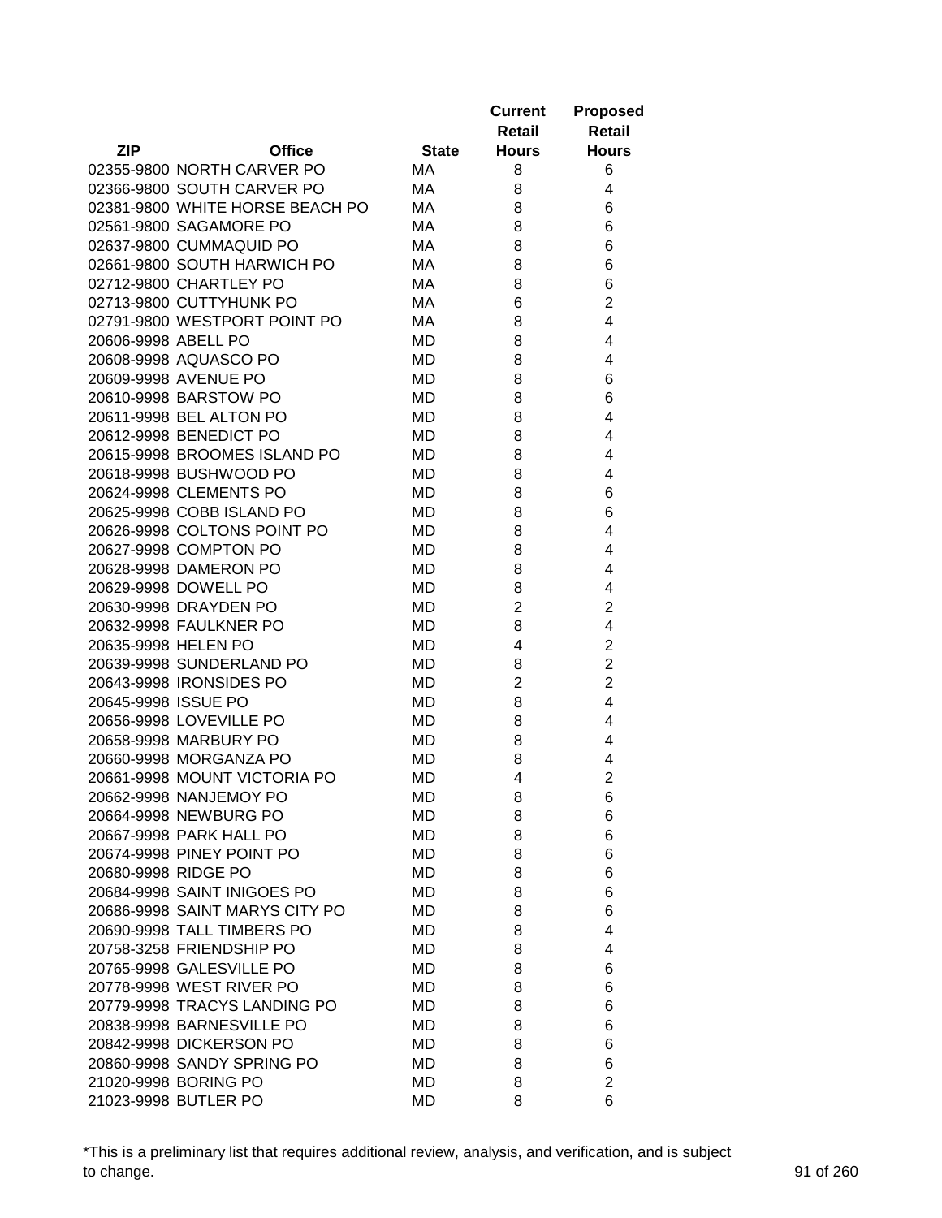| ZIP | Office | State | Current Retail Hours | Proposed Retail Hours |
|---|---|---|---|---|
| 02355-9800 | NORTH CARVER PO | MA | 8 | 6 |
| 02366-9800 | SOUTH CARVER PO | MA | 8 | 4 |
| 02381-9800 | WHITE HORSE BEACH PO | MA | 8 | 6 |
| 02561-9800 | SAGAMORE PO | MA | 8 | 6 |
| 02637-9800 | CUMMAQUID PO | MA | 8 | 6 |
| 02661-9800 | SOUTH HARWICH PO | MA | 8 | 6 |
| 02712-9800 | CHARTLEY PO | MA | 8 | 6 |
| 02713-9800 | CUTTYHUNK PO | MA | 6 | 2 |
| 02791-9800 | WESTPORT POINT PO | MA | 8 | 4 |
| 20606-9998 | ABELL PO | MD | 8 | 4 |
| 20608-9998 | AQUASCO PO | MD | 8 | 4 |
| 20609-9998 | AVENUE PO | MD | 8 | 6 |
| 20610-9998 | BARSTOW PO | MD | 8 | 6 |
| 20611-9998 | BEL ALTON PO | MD | 8 | 4 |
| 20612-9998 | BENEDICT PO | MD | 8 | 4 |
| 20615-9998 | BROOMES ISLAND PO | MD | 8 | 4 |
| 20618-9998 | BUSHWOOD PO | MD | 8 | 4 |
| 20624-9998 | CLEMENTS PO | MD | 8 | 6 |
| 20625-9998 | COBB ISLAND PO | MD | 8 | 6 |
| 20626-9998 | COLTONS POINT PO | MD | 8 | 4 |
| 20627-9998 | COMPTON PO | MD | 8 | 4 |
| 20628-9998 | DAMERON PO | MD | 8 | 4 |
| 20629-9998 | DOWELL PO | MD | 8 | 4 |
| 20630-9998 | DRAYDEN PO | MD | 2 | 2 |
| 20632-9998 | FAULKNER PO | MD | 8 | 4 |
| 20635-9998 | HELEN PO | MD | 4 | 2 |
| 20639-9998 | SUNDERLAND PO | MD | 8 | 2 |
| 20643-9998 | IRONSIDES PO | MD | 2 | 2 |
| 20645-9998 | ISSUE PO | MD | 8 | 4 |
| 20656-9998 | LOVEVILLE PO | MD | 8 | 4 |
| 20658-9998 | MARBURY PO | MD | 8 | 4 |
| 20660-9998 | MORGANZA PO | MD | 8 | 4 |
| 20661-9998 | MOUNT VICTORIA PO | MD | 4 | 2 |
| 20662-9998 | NANJEMOY PO | MD | 8 | 6 |
| 20664-9998 | NEWBURG PO | MD | 8 | 6 |
| 20667-9998 | PARK HALL PO | MD | 8 | 6 |
| 20674-9998 | PINEY POINT PO | MD | 8 | 6 |
| 20680-9998 | RIDGE PO | MD | 8 | 6 |
| 20684-9998 | SAINT INIGOES PO | MD | 8 | 6 |
| 20686-9998 | SAINT MARYS CITY PO | MD | 8 | 6 |
| 20690-9998 | TALL TIMBERS PO | MD | 8 | 4 |
| 20758-3258 | FRIENDSHIP PO | MD | 8 | 4 |
| 20765-9998 | GALESVILLE PO | MD | 8 | 6 |
| 20778-9998 | WEST RIVER PO | MD | 8 | 6 |
| 20779-9998 | TRACYS LANDING PO | MD | 8 | 6 |
| 20838-9998 | BARNESVILLE PO | MD | 8 | 6 |
| 20842-9998 | DICKERSON PO | MD | 8 | 6 |
| 20860-9998 | SANDY SPRING PO | MD | 8 | 6 |
| 21020-9998 | BORING PO | MD | 8 | 2 |
| 21023-9998 | BUTLER PO | MD | 8 | 6 |

*This is a preliminary list that requires additional review, analysis, and verification, and is subject to change.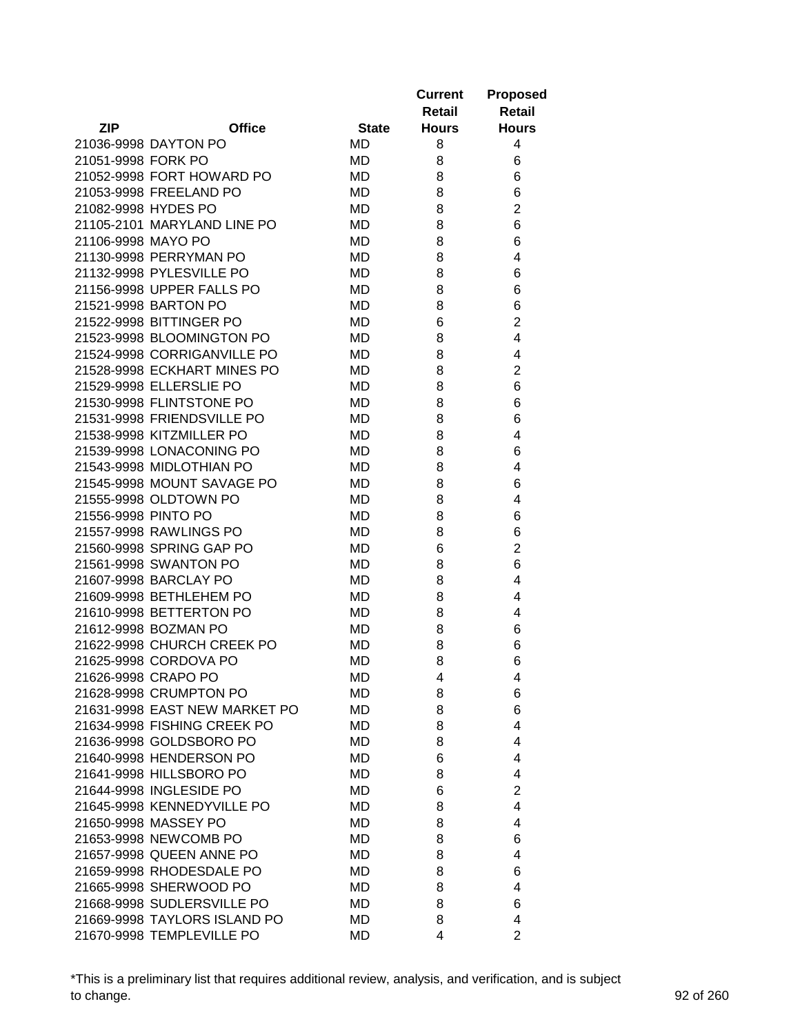| ZIP | Office | State | Current Retail Hours | Proposed Retail Hours |
|---|---|---|---|---|
| 21036-9998 | DAYTON PO | MD | 8 | 4 |
| 21051-9998 | FORK PO | MD | 8 | 6 |
| 21052-9998 | FORT HOWARD PO | MD | 8 | 6 |
| 21053-9998 | FREELAND PO | MD | 8 | 6 |
| 21082-9998 | HYDES PO | MD | 8 | 2 |
| 21105-2101 | MARYLAND LINE PO | MD | 8 | 6 |
| 21106-9998 | MAYO PO | MD | 8 | 6 |
| 21130-9998 | PERRYMAN PO | MD | 8 | 4 |
| 21132-9998 | PYLESVILLE PO | MD | 8 | 6 |
| 21156-9998 | UPPER FALLS PO | MD | 8 | 6 |
| 21521-9998 | BARTON PO | MD | 8 | 6 |
| 21522-9998 | BITTINGER PO | MD | 6 | 2 |
| 21523-9998 | BLOOMINGTON PO | MD | 8 | 4 |
| 21524-9998 | CORRIGANVILLE PO | MD | 8 | 4 |
| 21528-9998 | ECKHART MINES PO | MD | 8 | 2 |
| 21529-9998 | ELLERSLIE PO | MD | 8 | 6 |
| 21530-9998 | FLINTSTONE PO | MD | 8 | 6 |
| 21531-9998 | FRIENDSVILLE PO | MD | 8 | 6 |
| 21538-9998 | KITZMILLER PO | MD | 8 | 4 |
| 21539-9998 | LONACONING PO | MD | 8 | 6 |
| 21543-9998 | MIDLOTHIAN PO | MD | 8 | 4 |
| 21545-9998 | MOUNT SAVAGE PO | MD | 8 | 6 |
| 21555-9998 | OLDTOWN PO | MD | 8 | 4 |
| 21556-9998 | PINTO PO | MD | 8 | 6 |
| 21557-9998 | RAWLINGS PO | MD | 8 | 6 |
| 21560-9998 | SPRING GAP PO | MD | 6 | 2 |
| 21561-9998 | SWANTON PO | MD | 8 | 6 |
| 21607-9998 | BARCLAY PO | MD | 8 | 4 |
| 21609-9998 | BETHLEHEM PO | MD | 8 | 4 |
| 21610-9998 | BETTERTON PO | MD | 8 | 4 |
| 21612-9998 | BOZMAN PO | MD | 8 | 6 |
| 21622-9998 | CHURCH CREEK PO | MD | 8 | 6 |
| 21625-9998 | CORDOVA PO | MD | 8 | 6 |
| 21626-9998 | CRAPO PO | MD | 4 | 4 |
| 21628-9998 | CRUMPTON PO | MD | 8 | 6 |
| 21631-9998 | EAST NEW MARKET PO | MD | 8 | 6 |
| 21634-9998 | FISHING CREEK PO | MD | 8 | 4 |
| 21636-9998 | GOLDSBORO PO | MD | 8 | 4 |
| 21640-9998 | HENDERSON PO | MD | 6 | 4 |
| 21641-9998 | HILLSBORO PO | MD | 8 | 4 |
| 21644-9998 | INGLESIDE PO | MD | 6 | 2 |
| 21645-9998 | KENNEDYVILLE PO | MD | 8 | 4 |
| 21650-9998 | MASSEY PO | MD | 8 | 4 |
| 21653-9998 | NEWCOMB PO | MD | 8 | 6 |
| 21657-9998 | QUEEN ANNE PO | MD | 8 | 4 |
| 21659-9998 | RHODESDALE PO | MD | 8 | 6 |
| 21665-9998 | SHERWOOD PO | MD | 8 | 4 |
| 21668-9998 | SUDLERSVILLE PO | MD | 8 | 6 |
| 21669-9998 | TAYLORS ISLAND PO | MD | 8 | 4 |
| 21670-9998 | TEMPLEVILLE PO | MD | 4 | 2 |

*This is a preliminary list that requires additional review, analysis, and verification, and is subject to change.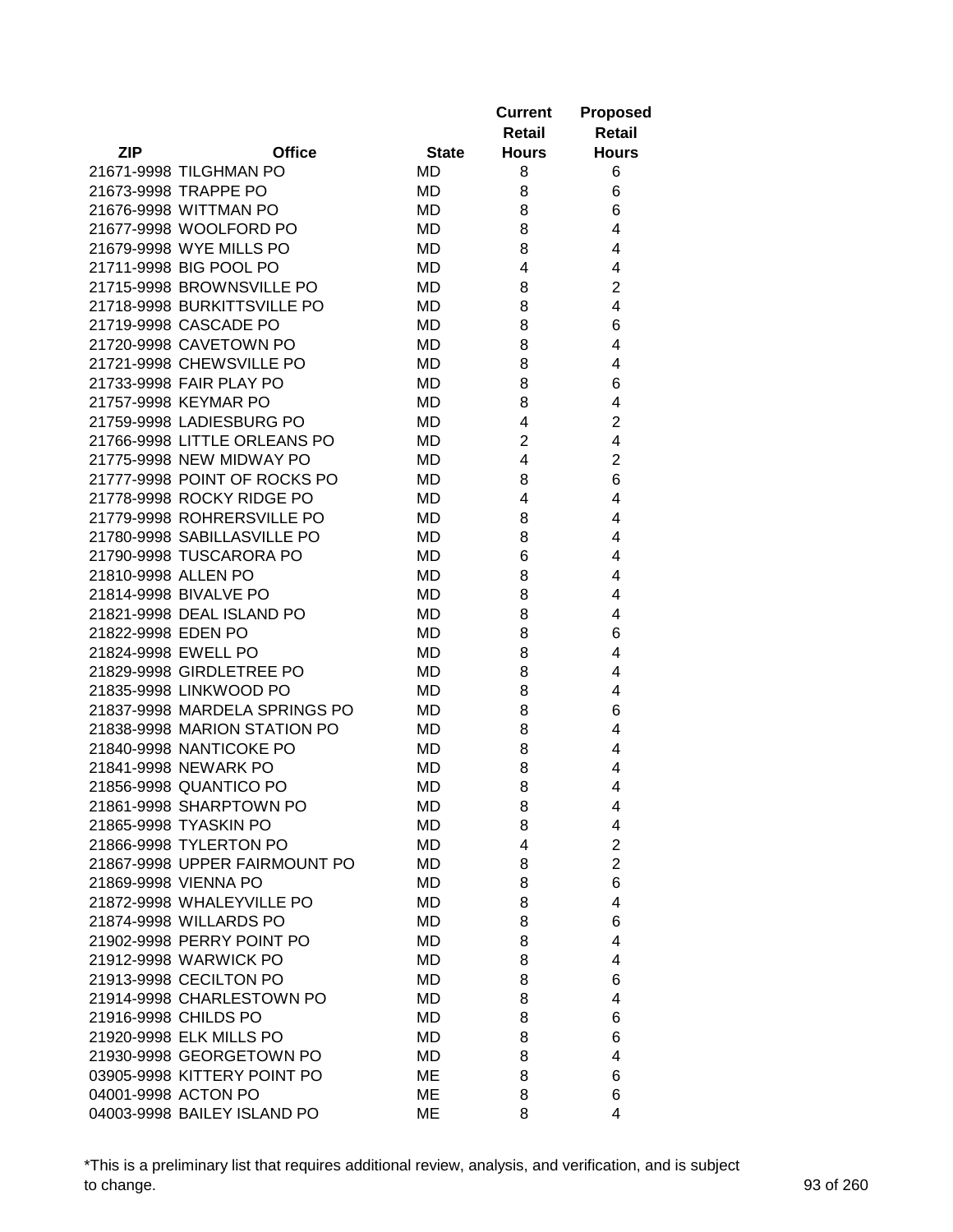| ZIP | Office | State | Current Retail Hours | Proposed Retail Hours |
|---|---|---|---|---|
| 21671-9998 | TILGHMAN PO | MD | 8 | 6 |
| 21673-9998 | TRAPPE PO | MD | 8 | 6 |
| 21676-9998 | WITTMAN PO | MD | 8 | 6 |
| 21677-9998 | WOOLFORD PO | MD | 8 | 4 |
| 21679-9998 | WYE MILLS PO | MD | 8 | 4 |
| 21711-9998 | BIG POOL PO | MD | 4 | 4 |
| 21715-9998 | BROWNSVILLE PO | MD | 8 | 2 |
| 21718-9998 | BURKITTSVILLE PO | MD | 8 | 4 |
| 21719-9998 | CASCADE PO | MD | 8 | 6 |
| 21720-9998 | CAVETOWN PO | MD | 8 | 4 |
| 21721-9998 | CHEWSVILLE PO | MD | 8 | 4 |
| 21733-9998 | FAIR PLAY PO | MD | 8 | 6 |
| 21757-9998 | KEYMAR PO | MD | 8 | 4 |
| 21759-9998 | LADIESBURG PO | MD | 4 | 2 |
| 21766-9998 | LITTLE ORLEANS PO | MD | 2 | 4 |
| 21775-9998 | NEW MIDWAY PO | MD | 4 | 2 |
| 21777-9998 | POINT OF ROCKS PO | MD | 8 | 6 |
| 21778-9998 | ROCKY RIDGE PO | MD | 4 | 4 |
| 21779-9998 | ROHRERSVILLE PO | MD | 8 | 4 |
| 21780-9998 | SABILLASVILLE PO | MD | 8 | 4 |
| 21790-9998 | TUSCARORA PO | MD | 6 | 4 |
| 21810-9998 | ALLEN PO | MD | 8 | 4 |
| 21814-9998 | BIVALVE PO | MD | 8 | 4 |
| 21821-9998 | DEAL ISLAND PO | MD | 8 | 4 |
| 21822-9998 | EDEN PO | MD | 8 | 6 |
| 21824-9998 | EWELL PO | MD | 8 | 4 |
| 21829-9998 | GIRDLETREE PO | MD | 8 | 4 |
| 21835-9998 | LINKWOOD PO | MD | 8 | 4 |
| 21837-9998 | MARDELA SPRINGS PO | MD | 8 | 6 |
| 21838-9998 | MARION STATION PO | MD | 8 | 4 |
| 21840-9998 | NANTICOKE PO | MD | 8 | 4 |
| 21841-9998 | NEWARK PO | MD | 8 | 4 |
| 21856-9998 | QUANTICO PO | MD | 8 | 4 |
| 21861-9998 | SHARPTOWN PO | MD | 8 | 4 |
| 21865-9998 | TYASKIN PO | MD | 8 | 4 |
| 21866-9998 | TYLERTON PO | MD | 4 | 2 |
| 21867-9998 | UPPER FAIRMOUNT PO | MD | 8 | 2 |
| 21869-9998 | VIENNA PO | MD | 8 | 6 |
| 21872-9998 | WHALEYVILLE PO | MD | 8 | 4 |
| 21874-9998 | WILLARDS PO | MD | 8 | 6 |
| 21902-9998 | PERRY POINT PO | MD | 8 | 4 |
| 21912-9998 | WARWICK PO | MD | 8 | 4 |
| 21913-9998 | CECILTON PO | MD | 8 | 6 |
| 21914-9998 | CHARLESTOWN PO | MD | 8 | 4 |
| 21916-9998 | CHILDS PO | MD | 8 | 6 |
| 21920-9998 | ELK MILLS PO | MD | 8 | 6 |
| 21930-9998 | GEORGETOWN PO | MD | 8 | 4 |
| 03905-9998 | KITTERY POINT PO | ME | 8 | 6 |
| 04001-9998 | ACTON PO | ME | 8 | 6 |
| 04003-9998 | BAILEY ISLAND PO | ME | 8 | 4 |

*This is a preliminary list that requires additional review, analysis, and verification, and is subject to change.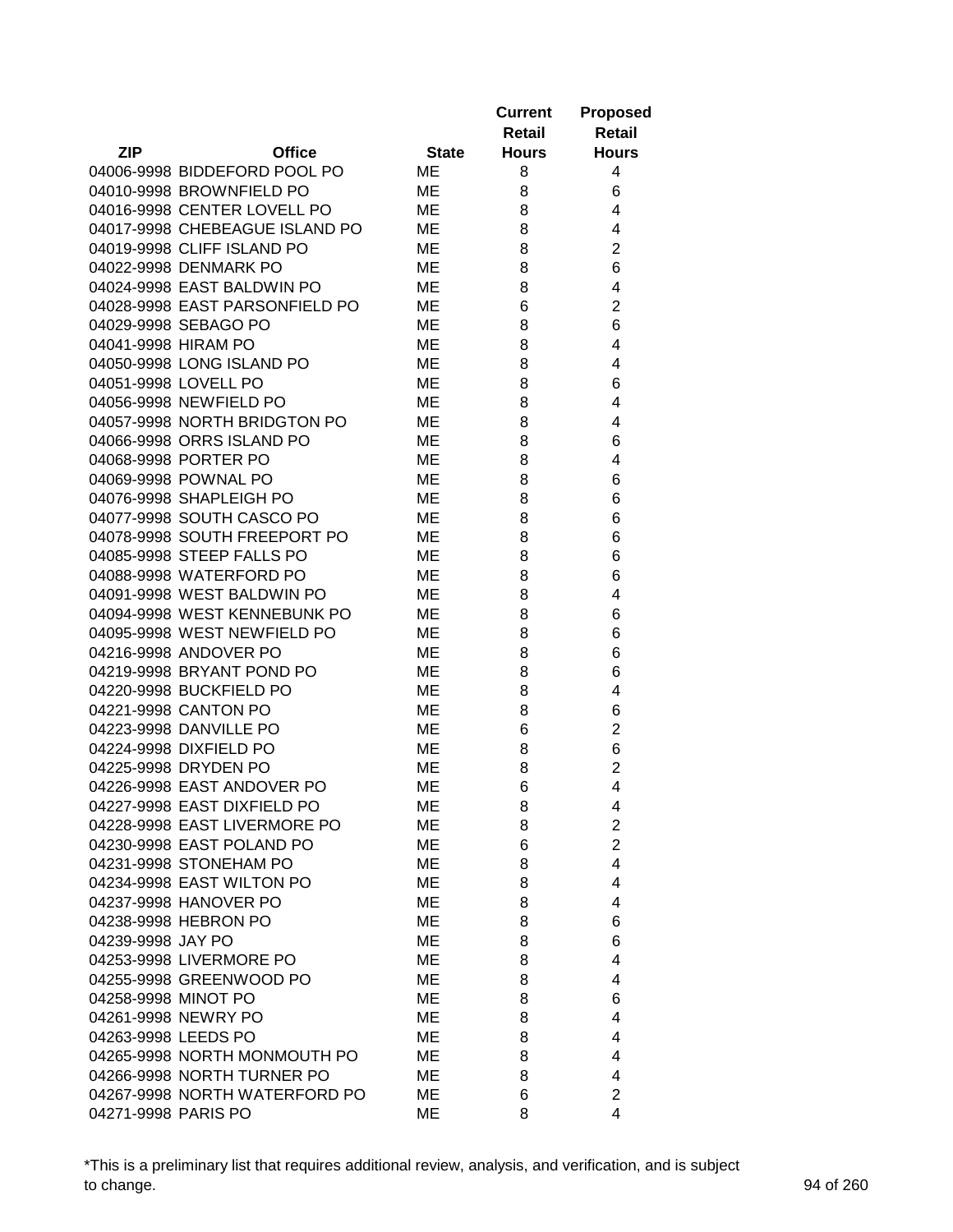| ZIP | Office | State | Current Retail Hours | Proposed Retail Hours |
|---|---|---|---|---|
| 04006-9998 | BIDDEFORD POOL PO | ME | 8 | 4 |
| 04010-9998 | BROWNFIELD PO | ME | 8 | 6 |
| 04016-9998 | CENTER LOVELL PO | ME | 8 | 4 |
| 04017-9998 | CHEBEAGUE ISLAND PO | ME | 8 | 4 |
| 04019-9998 | CLIFF ISLAND PO | ME | 8 | 2 |
| 04022-9998 | DENMARK PO | ME | 8 | 6 |
| 04024-9998 | EAST BALDWIN PO | ME | 8 | 4 |
| 04028-9998 | EAST PARSONFIELD PO | ME | 6 | 2 |
| 04029-9998 | SEBAGO PO | ME | 8 | 6 |
| 04041-9998 | HIRAM PO | ME | 8 | 4 |
| 04050-9998 | LONG ISLAND PO | ME | 8 | 4 |
| 04051-9998 | LOVELL PO | ME | 8 | 6 |
| 04056-9998 | NEWFIELD PO | ME | 8 | 4 |
| 04057-9998 | NORTH BRIDGTON PO | ME | 8 | 4 |
| 04066-9998 | ORRS ISLAND PO | ME | 8 | 6 |
| 04068-9998 | PORTER PO | ME | 8 | 4 |
| 04069-9998 | POWNAL PO | ME | 8 | 6 |
| 04076-9998 | SHAPLEIGH PO | ME | 8 | 6 |
| 04077-9998 | SOUTH CASCO PO | ME | 8 | 6 |
| 04078-9998 | SOUTH FREEPORT PO | ME | 8 | 6 |
| 04085-9998 | STEEP FALLS PO | ME | 8 | 6 |
| 04088-9998 | WATERFORD PO | ME | 8 | 6 |
| 04091-9998 | WEST BALDWIN PO | ME | 8 | 4 |
| 04094-9998 | WEST KENNEBUNK PO | ME | 8 | 6 |
| 04095-9998 | WEST NEWFIELD PO | ME | 8 | 6 |
| 04216-9998 | ANDOVER PO | ME | 8 | 6 |
| 04219-9998 | BRYANT POND PO | ME | 8 | 6 |
| 04220-9998 | BUCKFIELD PO | ME | 8 | 4 |
| 04221-9998 | CANTON PO | ME | 8 | 6 |
| 04223-9998 | DANVILLE PO | ME | 6 | 2 |
| 04224-9998 | DIXFIELD PO | ME | 8 | 6 |
| 04225-9998 | DRYDEN PO | ME | 8 | 2 |
| 04226-9998 | EAST ANDOVER PO | ME | 6 | 4 |
| 04227-9998 | EAST DIXFIELD PO | ME | 8 | 4 |
| 04228-9998 | EAST LIVERMORE PO | ME | 8 | 2 |
| 04230-9998 | EAST POLAND PO | ME | 6 | 2 |
| 04231-9998 | STONEHAM PO | ME | 8 | 4 |
| 04234-9998 | EAST WILTON PO | ME | 8 | 4 |
| 04237-9998 | HANOVER PO | ME | 8 | 4 |
| 04238-9998 | HEBRON PO | ME | 8 | 6 |
| 04239-9998 | JAY PO | ME | 8 | 6 |
| 04253-9998 | LIVERMORE PO | ME | 8 | 4 |
| 04255-9998 | GREENWOOD PO | ME | 8 | 4 |
| 04258-9998 | MINOT PO | ME | 8 | 6 |
| 04261-9998 | NEWRY PO | ME | 8 | 4 |
| 04263-9998 | LEEDS PO | ME | 8 | 4 |
| 04265-9998 | NORTH MONMOUTH PO | ME | 8 | 4 |
| 04266-9998 | NORTH TURNER PO | ME | 8 | 4 |
| 04267-9998 | NORTH WATERFORD PO | ME | 6 | 2 |
| 04271-9998 | PARIS PO | ME | 8 | 4 |

*This is a preliminary list that requires additional review, analysis, and verification, and is subject to change.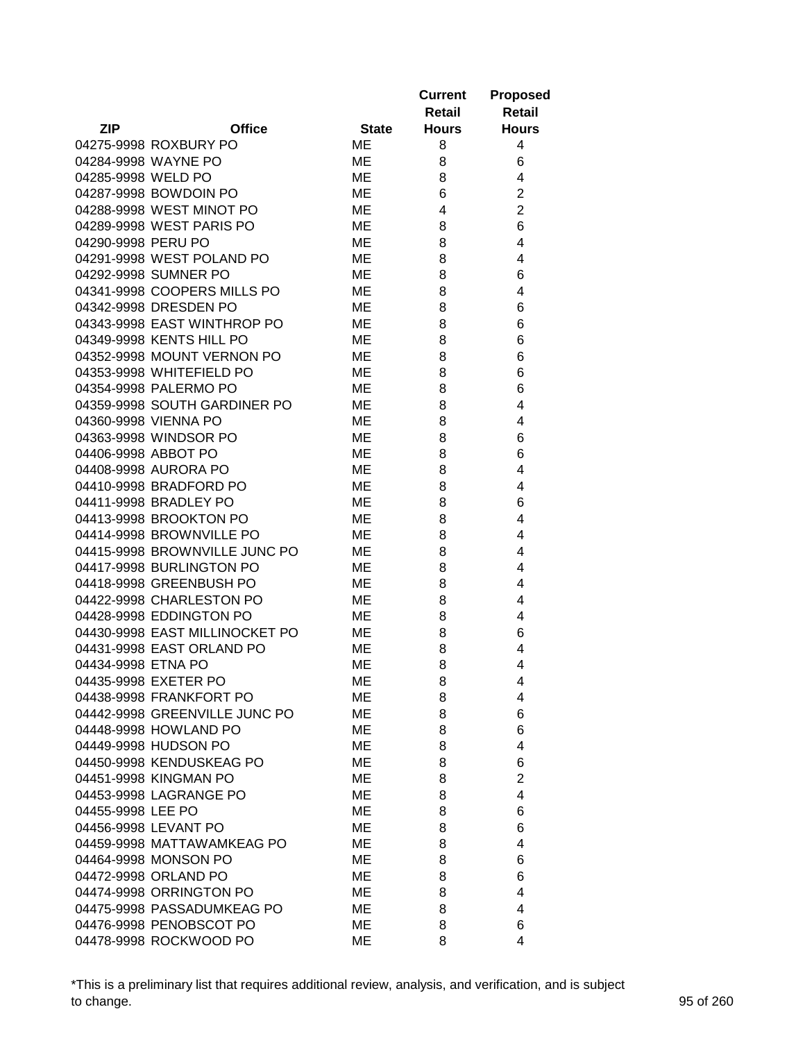| ZIP | Office | State | Current Retail Hours | Proposed Retail Hours |
|---|---|---|---|---|
| 04275-9998 | ROXBURY PO | ME | 8 | 4 |
| 04284-9998 | WAYNE PO | ME | 8 | 6 |
| 04285-9998 | WELD PO | ME | 8 | 4 |
| 04287-9998 | BOWDOIN PO | ME | 6 | 2 |
| 04288-9998 | WEST MINOT PO | ME | 4 | 2 |
| 04289-9998 | WEST PARIS PO | ME | 8 | 6 |
| 04290-9998 | PERU PO | ME | 8 | 4 |
| 04291-9998 | WEST POLAND PO | ME | 8 | 4 |
| 04292-9998 | SUMNER PO | ME | 8 | 6 |
| 04341-9998 | COOPERS MILLS PO | ME | 8 | 4 |
| 04342-9998 | DRESDEN PO | ME | 8 | 6 |
| 04343-9998 | EAST WINTHROP PO | ME | 8 | 6 |
| 04349-9998 | KENTS HILL PO | ME | 8 | 6 |
| 04352-9998 | MOUNT VERNON PO | ME | 8 | 6 |
| 04353-9998 | WHITEFIELD PO | ME | 8 | 6 |
| 04354-9998 | PALERMO PO | ME | 8 | 6 |
| 04359-9998 | SOUTH GARDINER PO | ME | 8 | 4 |
| 04360-9998 | VIENNA PO | ME | 8 | 4 |
| 04363-9998 | WINDSOR PO | ME | 8 | 6 |
| 04406-9998 | ABBOT PO | ME | 8 | 6 |
| 04408-9998 | AURORA PO | ME | 8 | 4 |
| 04410-9998 | BRADFORD PO | ME | 8 | 4 |
| 04411-9998 | BRADLEY PO | ME | 8 | 6 |
| 04413-9998 | BROOKTON PO | ME | 8 | 4 |
| 04414-9998 | BROWNVILLE PO | ME | 8 | 4 |
| 04415-9998 | BROWNVILLE JUNC PO | ME | 8 | 4 |
| 04417-9998 | BURLINGTON PO | ME | 8 | 4 |
| 04418-9998 | GREENBUSH PO | ME | 8 | 4 |
| 04422-9998 | CHARLESTON PO | ME | 8 | 4 |
| 04428-9998 | EDDINGTON PO | ME | 8 | 4 |
| 04430-9998 | EAST MILLINOCKET PO | ME | 8 | 6 |
| 04431-9998 | EAST ORLAND PO | ME | 8 | 4 |
| 04434-9998 | ETNA PO | ME | 8 | 4 |
| 04435-9998 | EXETER PO | ME | 8 | 4 |
| 04438-9998 | FRANKFORT PO | ME | 8 | 4 |
| 04442-9998 | GREENVILLE JUNC PO | ME | 8 | 6 |
| 04448-9998 | HOWLAND PO | ME | 8 | 6 |
| 04449-9998 | HUDSON PO | ME | 8 | 4 |
| 04450-9998 | KENDUSKEAG PO | ME | 8 | 6 |
| 04451-9998 | KINGMAN PO | ME | 8 | 2 |
| 04453-9998 | LAGRANGE PO | ME | 8 | 4 |
| 04455-9998 | LEE PO | ME | 8 | 6 |
| 04456-9998 | LEVANT PO | ME | 8 | 6 |
| 04459-9998 | MATTAWAMKEAG PO | ME | 8 | 4 |
| 04464-9998 | MONSON PO | ME | 8 | 6 |
| 04472-9998 | ORLAND PO | ME | 8 | 6 |
| 04474-9998 | ORRINGTON PO | ME | 8 | 4 |
| 04475-9998 | PASSADUMKEAG PO | ME | 8 | 4 |
| 04476-9998 | PENOBSCOT PO | ME | 8 | 6 |
| 04478-9998 | ROCKWOOD PO | ME | 8 | 4 |

*This is a preliminary list that requires additional review, analysis, and verification, and is subject to change.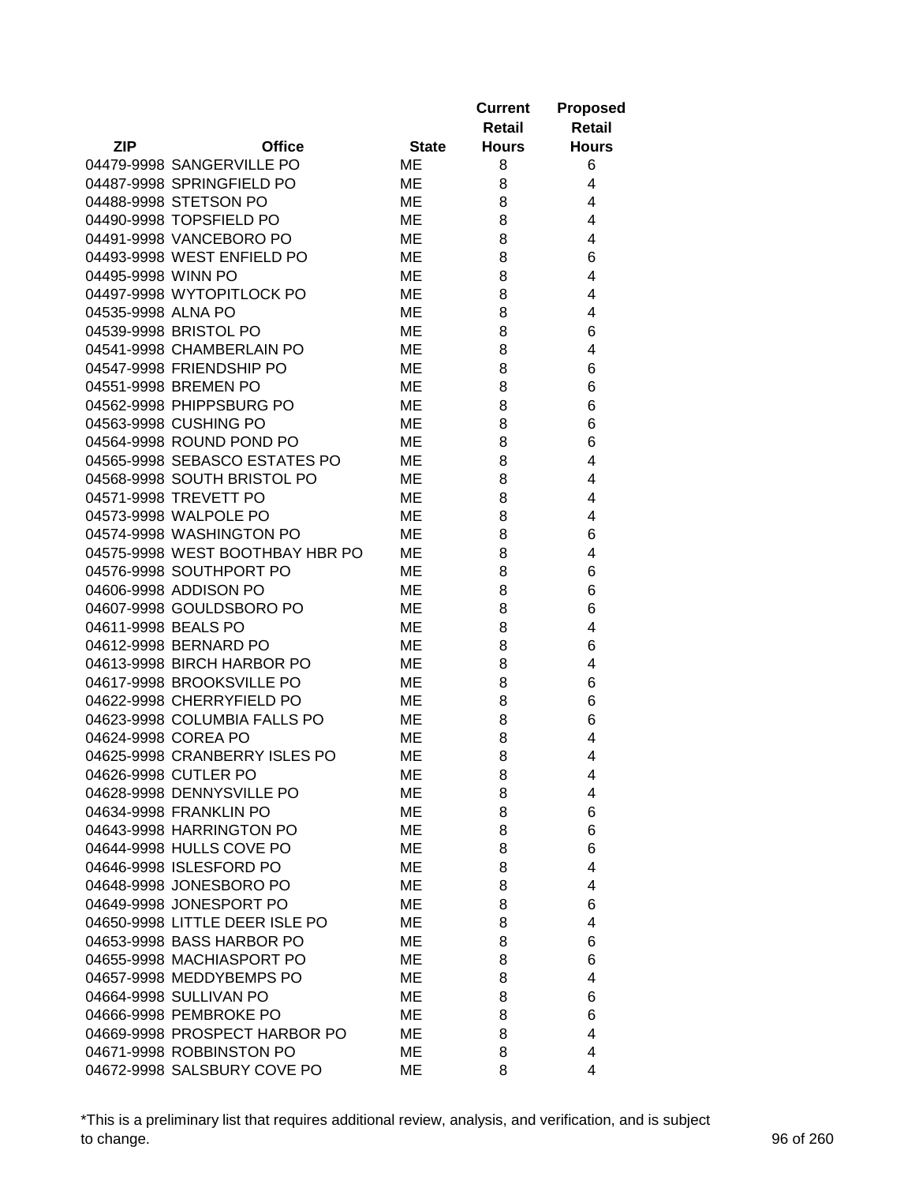| ZIP | Office | State | Current Retail Hours | Proposed Retail Hours |
|---|---|---|---|---|
| 04479-9998 | SANGERVILLE PO | ME | 8 | 6 |
| 04487-9998 | SPRINGFIELD PO | ME | 8 | 4 |
| 04488-9998 | STETSON PO | ME | 8 | 4 |
| 04490-9998 | TOPSFIELD PO | ME | 8 | 4 |
| 04491-9998 | VANCEBORO PO | ME | 8 | 4 |
| 04493-9998 | WEST ENFIELD PO | ME | 8 | 6 |
| 04495-9998 | WINN PO | ME | 8 | 4 |
| 04497-9998 | WYTOPITLOCK PO | ME | 8 | 4 |
| 04535-9998 | ALNA PO | ME | 8 | 4 |
| 04539-9998 | BRISTOL PO | ME | 8 | 6 |
| 04541-9998 | CHAMBERLAIN PO | ME | 8 | 4 |
| 04547-9998 | FRIENDSHIP PO | ME | 8 | 6 |
| 04551-9998 | BREMEN PO | ME | 8 | 6 |
| 04562-9998 | PHIPPSBURG PO | ME | 8 | 6 |
| 04563-9998 | CUSHING PO | ME | 8 | 6 |
| 04564-9998 | ROUND POND PO | ME | 8 | 6 |
| 04565-9998 | SEBASCO ESTATES PO | ME | 8 | 4 |
| 04568-9998 | SOUTH BRISTOL PO | ME | 8 | 4 |
| 04571-9998 | TREVETT PO | ME | 8 | 4 |
| 04573-9998 | WALPOLE PO | ME | 8 | 4 |
| 04574-9998 | WASHINGTON PO | ME | 8 | 6 |
| 04575-9998 | WEST BOOTHBAY HBR PO | ME | 8 | 4 |
| 04576-9998 | SOUTHPORT PO | ME | 8 | 6 |
| 04606-9998 | ADDISON PO | ME | 8 | 6 |
| 04607-9998 | GOULDSBORO PO | ME | 8 | 6 |
| 04611-9998 | BEALS PO | ME | 8 | 4 |
| 04612-9998 | BERNARD PO | ME | 8 | 6 |
| 04613-9998 | BIRCH HARBOR PO | ME | 8 | 4 |
| 04617-9998 | BROOKSVILLE PO | ME | 8 | 6 |
| 04622-9998 | CHERRYFIELD PO | ME | 8 | 6 |
| 04623-9998 | COLUMBIA FALLS PO | ME | 8 | 6 |
| 04624-9998 | COREA PO | ME | 8 | 4 |
| 04625-9998 | CRANBERRY ISLES PO | ME | 8 | 4 |
| 04626-9998 | CUTLER PO | ME | 8 | 4 |
| 04628-9998 | DENNYSVILLE PO | ME | 8 | 4 |
| 04634-9998 | FRANKLIN PO | ME | 8 | 6 |
| 04643-9998 | HARRINGTON PO | ME | 8 | 6 |
| 04644-9998 | HULLS COVE PO | ME | 8 | 6 |
| 04646-9998 | ISLESFORD PO | ME | 8 | 4 |
| 04648-9998 | JONESBORO PO | ME | 8 | 4 |
| 04649-9998 | JONESPORT PO | ME | 8 | 6 |
| 04650-9998 | LITTLE DEER ISLE PO | ME | 8 | 4 |
| 04653-9998 | BASS HARBOR PO | ME | 8 | 6 |
| 04655-9998 | MACHIASPORT PO | ME | 8 | 6 |
| 04657-9998 | MEDDYBEMPS PO | ME | 8 | 4 |
| 04664-9998 | SULLIVAN PO | ME | 8 | 6 |
| 04666-9998 | PEMBROKE PO | ME | 8 | 6 |
| 04669-9998 | PROSPECT HARBOR PO | ME | 8 | 4 |
| 04671-9998 | ROBBINSTON PO | ME | 8 | 4 |
| 04672-9998 | SALSBURY COVE PO | ME | 8 | 4 |

*This is a preliminary list that requires additional review, analysis, and verification, and is subject to change.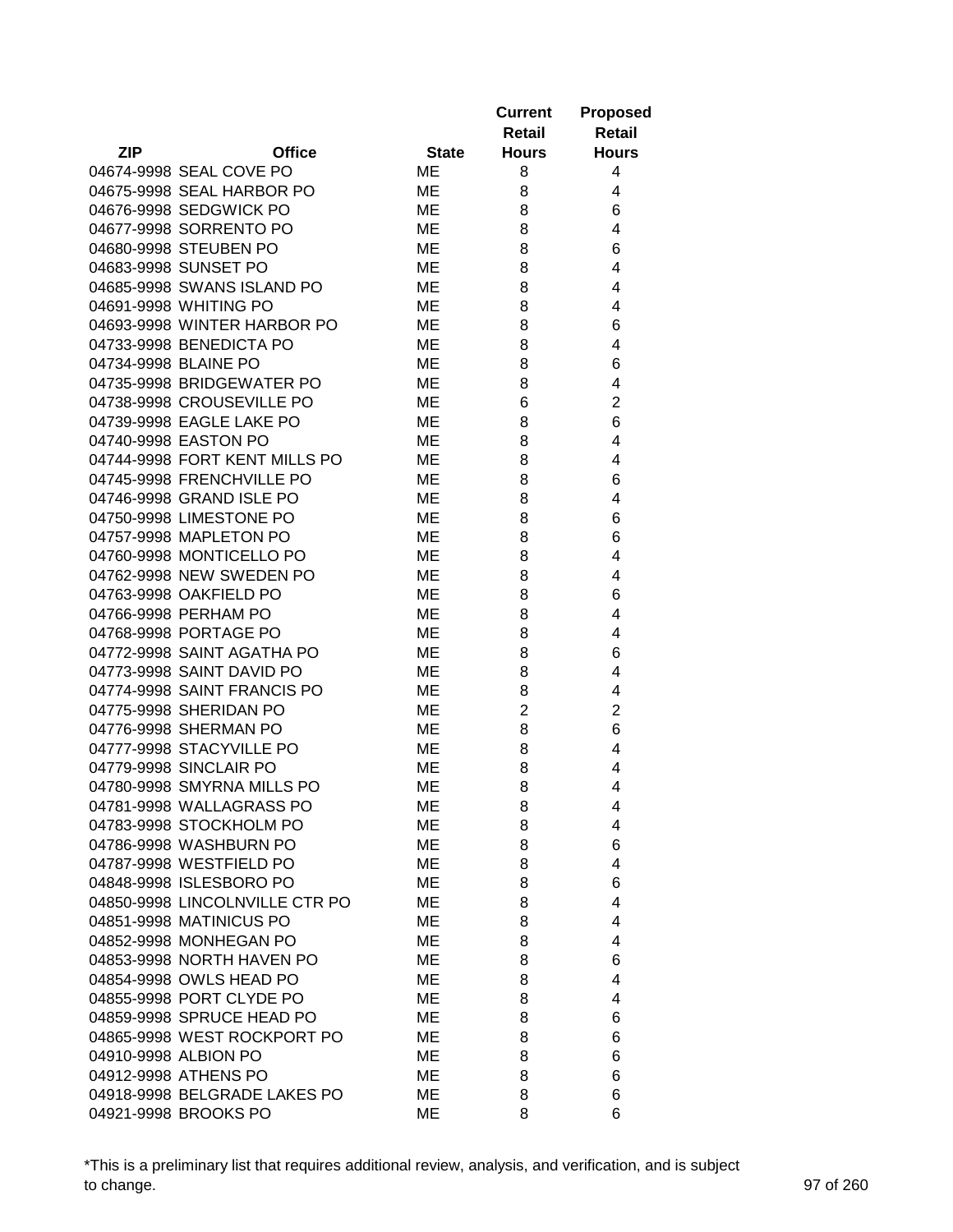| ZIP | Office | State | Current Retail Hours | Proposed Retail Hours |
|---|---|---|---|---|
| 04674-9998 | SEAL COVE PO | ME | 8 | 4 |
| 04675-9998 | SEAL HARBOR PO | ME | 8 | 4 |
| 04676-9998 | SEDGWICK PO | ME | 8 | 6 |
| 04677-9998 | SORRENTO PO | ME | 8 | 4 |
| 04680-9998 | STEUBEN PO | ME | 8 | 6 |
| 04683-9998 | SUNSET PO | ME | 8 | 4 |
| 04685-9998 | SWANS ISLAND PO | ME | 8 | 4 |
| 04691-9998 | WHITING PO | ME | 8 | 4 |
| 04693-9998 | WINTER HARBOR PO | ME | 8 | 6 |
| 04733-9998 | BENEDICTA PO | ME | 8 | 4 |
| 04734-9998 | BLAINE PO | ME | 8 | 6 |
| 04735-9998 | BRIDGEWATER PO | ME | 8 | 4 |
| 04738-9998 | CROUSEVILLE PO | ME | 6 | 2 |
| 04739-9998 | EAGLE LAKE PO | ME | 8 | 6 |
| 04740-9998 | EASTON PO | ME | 8 | 4 |
| 04744-9998 | FORT KENT MILLS PO | ME | 8 | 4 |
| 04745-9998 | FRENCHVILLE PO | ME | 8 | 6 |
| 04746-9998 | GRAND ISLE PO | ME | 8 | 4 |
| 04750-9998 | LIMESTONE PO | ME | 8 | 6 |
| 04757-9998 | MAPLETON PO | ME | 8 | 6 |
| 04760-9998 | MONTICELLO PO | ME | 8 | 4 |
| 04762-9998 | NEW SWEDEN PO | ME | 8 | 4 |
| 04763-9998 | OAKFIELD PO | ME | 8 | 6 |
| 04766-9998 | PERHAM PO | ME | 8 | 4 |
| 04768-9998 | PORTAGE PO | ME | 8 | 4 |
| 04772-9998 | SAINT AGATHA PO | ME | 8 | 6 |
| 04773-9998 | SAINT DAVID PO | ME | 8 | 4 |
| 04774-9998 | SAINT FRANCIS PO | ME | 8 | 4 |
| 04775-9998 | SHERIDAN PO | ME | 2 | 2 |
| 04776-9998 | SHERMAN PO | ME | 8 | 6 |
| 04777-9998 | STACYVILLE PO | ME | 8 | 4 |
| 04779-9998 | SINCLAIR PO | ME | 8 | 4 |
| 04780-9998 | SMYRNA MILLS PO | ME | 8 | 4 |
| 04781-9998 | WALLAGRASS PO | ME | 8 | 4 |
| 04783-9998 | STOCKHOLM PO | ME | 8 | 4 |
| 04786-9998 | WASHBURN PO | ME | 8 | 6 |
| 04787-9998 | WESTFIELD PO | ME | 8 | 4 |
| 04848-9998 | ISLESBORO PO | ME | 8 | 6 |
| 04850-9998 | LINCOLNVILLE CTR PO | ME | 8 | 4 |
| 04851-9998 | MATINICUS PO | ME | 8 | 4 |
| 04852-9998 | MONHEGAN PO | ME | 8 | 4 |
| 04853-9998 | NORTH HAVEN PO | ME | 8 | 6 |
| 04854-9998 | OWLS HEAD PO | ME | 8 | 4 |
| 04855-9998 | PORT CLYDE PO | ME | 8 | 4 |
| 04859-9998 | SPRUCE HEAD PO | ME | 8 | 6 |
| 04865-9998 | WEST ROCKPORT PO | ME | 8 | 6 |
| 04910-9998 | ALBION PO | ME | 8 | 6 |
| 04912-9998 | ATHENS PO | ME | 8 | 6 |
| 04918-9998 | BELGRADE LAKES PO | ME | 8 | 6 |
| 04921-9998 | BROOKS PO | ME | 8 | 6 |

*This is a preliminary list that requires additional review, analysis, and verification, and is subject to change.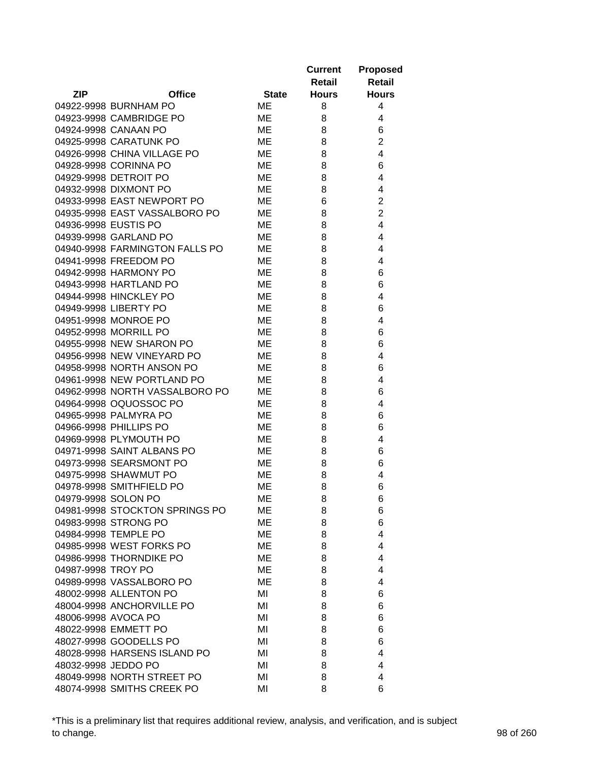| ZIP | Office | State | Current Retail Hours | Proposed Retail Hours |
|---|---|---|---|---|
| 04922-9998 | BURNHAM PO | ME | 8 | 4 |
| 04923-9998 | CAMBRIDGE PO | ME | 8 | 4 |
| 04924-9998 | CANAAN PO | ME | 8 | 6 |
| 04925-9998 | CARATUNK PO | ME | 8 | 2 |
| 04926-9998 | CHINA VILLAGE PO | ME | 8 | 4 |
| 04928-9998 | CORINNA PO | ME | 8 | 6 |
| 04929-9998 | DETROIT PO | ME | 8 | 4 |
| 04932-9998 | DIXMONT PO | ME | 8 | 4 |
| 04933-9998 | EAST NEWPORT PO | ME | 6 | 2 |
| 04935-9998 | EAST VASSALBORO PO | ME | 8 | 2 |
| 04936-9998 | EUSTIS PO | ME | 8 | 4 |
| 04939-9998 | GARLAND PO | ME | 8 | 4 |
| 04940-9998 | FARMINGTON FALLS PO | ME | 8 | 4 |
| 04941-9998 | FREEDOM PO | ME | 8 | 4 |
| 04942-9998 | HARMONY PO | ME | 8 | 6 |
| 04943-9998 | HARTLAND PO | ME | 8 | 6 |
| 04944-9998 | HINCKLEY PO | ME | 8 | 4 |
| 04949-9998 | LIBERTY PO | ME | 8 | 6 |
| 04951-9998 | MONROE PO | ME | 8 | 4 |
| 04952-9998 | MORRILL PO | ME | 8 | 6 |
| 04955-9998 | NEW SHARON PO | ME | 8 | 6 |
| 04956-9998 | NEW VINEYARD PO | ME | 8 | 4 |
| 04958-9998 | NORTH ANSON PO | ME | 8 | 6 |
| 04961-9998 | NEW PORTLAND PO | ME | 8 | 4 |
| 04962-9998 | NORTH VASSALBORO PO | ME | 8 | 6 |
| 04964-9998 | OQUOSSOC PO | ME | 8 | 4 |
| 04965-9998 | PALMYRA PO | ME | 8 | 6 |
| 04966-9998 | PHILLIPS PO | ME | 8 | 6 |
| 04969-9998 | PLYMOUTH PO | ME | 8 | 4 |
| 04971-9998 | SAINT ALBANS PO | ME | 8 | 6 |
| 04973-9998 | SEARSMONT PO | ME | 8 | 6 |
| 04975-9998 | SHAWMUT PO | ME | 8 | 4 |
| 04978-9998 | SMITHFIELD PO | ME | 8 | 6 |
| 04979-9998 | SOLON PO | ME | 8 | 6 |
| 04981-9998 | STOCKTON SPRINGS PO | ME | 8 | 6 |
| 04983-9998 | STRONG PO | ME | 8 | 6 |
| 04984-9998 | TEMPLE PO | ME | 8 | 4 |
| 04985-9998 | WEST FORKS PO | ME | 8 | 4 |
| 04986-9998 | THORNDIKE PO | ME | 8 | 4 |
| 04987-9998 | TROY PO | ME | 8 | 4 |
| 04989-9998 | VASSALBORO PO | ME | 8 | 4 |
| 48002-9998 | ALLENTON PO | MI | 8 | 6 |
| 48004-9998 | ANCHORVILLE PO | MI | 8 | 6 |
| 48006-9998 | AVOCA PO | MI | 8 | 6 |
| 48022-9998 | EMMETT PO | MI | 8 | 6 |
| 48027-9998 | GOODELLS PO | MI | 8 | 6 |
| 48028-9998 | HARSENS ISLAND PO | MI | 8 | 4 |
| 48032-9998 | JEDDO PO | MI | 8 | 4 |
| 48049-9998 | NORTH STREET PO | MI | 8 | 4 |
| 48074-9998 | SMITHS CREEK PO | MI | 8 | 6 |

*This is a preliminary list that requires additional review, analysis, and verification, and is subject to change.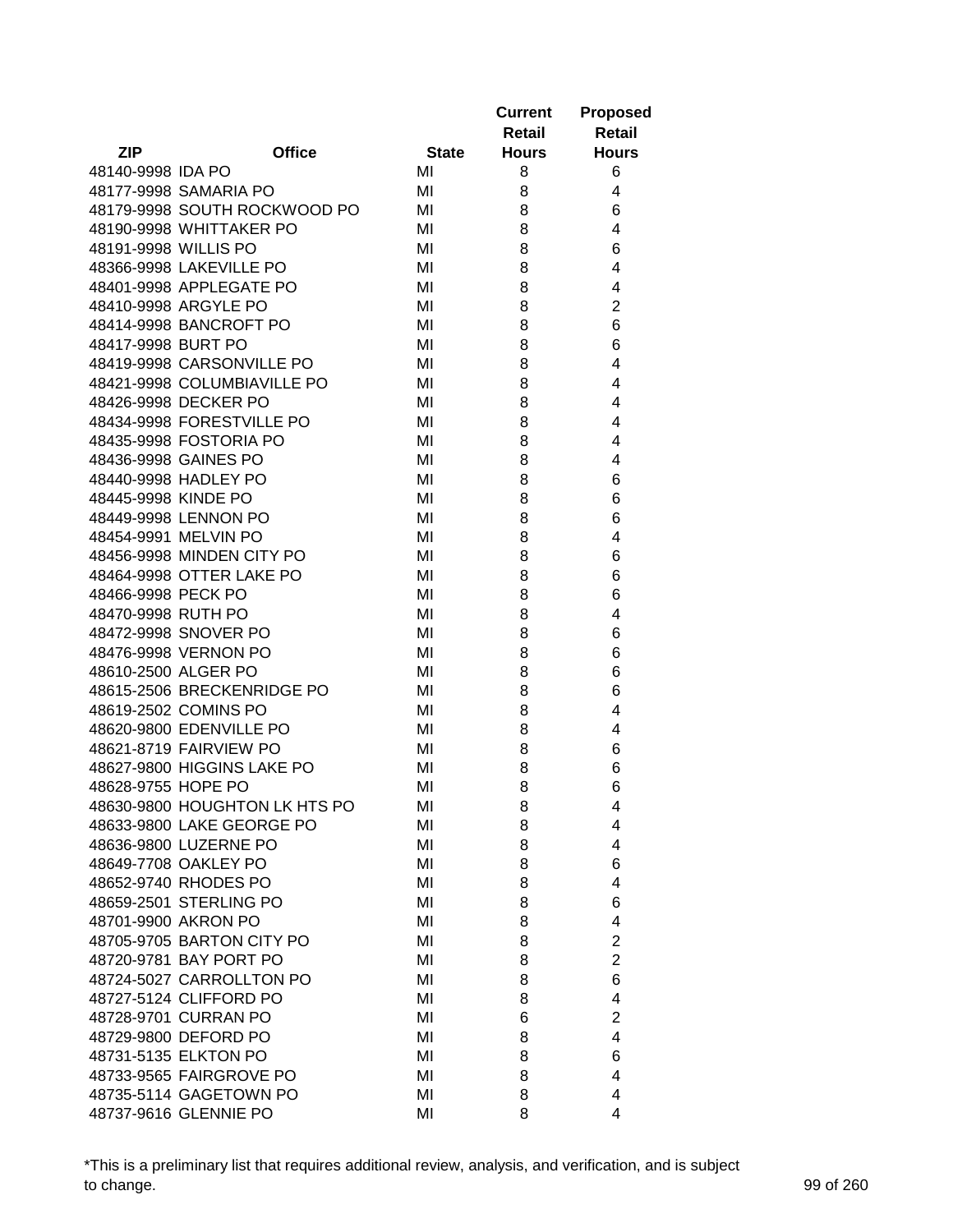| ZIP | Office | State | Current Retail Hours | Proposed Retail Hours |
|---|---|---|---|---|
| 48140-9998 | IDA PO | MI | 8 | 6 |
| 48177-9998 | SAMARIA PO | MI | 8 | 4 |
| 48179-9998 | SOUTH ROCKWOOD PO | MI | 8 | 6 |
| 48190-9998 | WHITTAKER PO | MI | 8 | 4 |
| 48191-9998 | WILLIS PO | MI | 8 | 6 |
| 48366-9998 | LAKEVILLE PO | MI | 8 | 4 |
| 48401-9998 | APPLEGATE PO | MI | 8 | 4 |
| 48410-9998 | ARGYLE PO | MI | 8 | 2 |
| 48414-9998 | BANCROFT PO | MI | 8 | 6 |
| 48417-9998 | BURT PO | MI | 8 | 6 |
| 48419-9998 | CARSONVILLE PO | MI | 8 | 4 |
| 48421-9998 | COLUMBIAVILLE PO | MI | 8 | 4 |
| 48426-9998 | DECKER PO | MI | 8 | 4 |
| 48434-9998 | FORESTVILLE PO | MI | 8 | 4 |
| 48435-9998 | FOSTORIA PO | MI | 8 | 4 |
| 48436-9998 | GAINES PO | MI | 8 | 4 |
| 48440-9998 | HADLEY PO | MI | 8 | 6 |
| 48445-9998 | KINDE PO | MI | 8 | 6 |
| 48449-9998 | LENNON PO | MI | 8 | 6 |
| 48454-9991 | MELVIN PO | MI | 8 | 4 |
| 48456-9998 | MINDEN CITY PO | MI | 8 | 6 |
| 48464-9998 | OTTER LAKE PO | MI | 8 | 6 |
| 48466-9998 | PECK PO | MI | 8 | 6 |
| 48470-9998 | RUTH PO | MI | 8 | 4 |
| 48472-9998 | SNOVER PO | MI | 8 | 6 |
| 48476-9998 | VERNON PO | MI | 8 | 6 |
| 48610-2500 | ALGER PO | MI | 8 | 6 |
| 48615-2506 | BRECKENRIDGE PO | MI | 8 | 6 |
| 48619-2502 | COMINS PO | MI | 8 | 4 |
| 48620-9800 | EDENVILLE PO | MI | 8 | 4 |
| 48621-8719 | FAIRVIEW PO | MI | 8 | 6 |
| 48627-9800 | HIGGINS LAKE PO | MI | 8 | 6 |
| 48628-9755 | HOPE PO | MI | 8 | 6 |
| 48630-9800 | HOUGHTON LK HTS PO | MI | 8 | 4 |
| 48633-9800 | LAKE GEORGE PO | MI | 8 | 4 |
| 48636-9800 | LUZERNE PO | MI | 8 | 4 |
| 48649-7708 | OAKLEY PO | MI | 8 | 6 |
| 48652-9740 | RHODES PO | MI | 8 | 4 |
| 48659-2501 | STERLING PO | MI | 8 | 6 |
| 48701-9900 | AKRON PO | MI | 8 | 4 |
| 48705-9705 | BARTON CITY PO | MI | 8 | 2 |
| 48720-9781 | BAY PORT PO | MI | 8 | 2 |
| 48724-5027 | CARROLLTON PO | MI | 8 | 6 |
| 48727-5124 | CLIFFORD PO | MI | 8 | 4 |
| 48728-9701 | CURRAN PO | MI | 6 | 2 |
| 48729-9800 | DEFORD PO | MI | 8 | 4 |
| 48731-5135 | ELKTON PO | MI | 8 | 6 |
| 48733-9565 | FAIRGROVE PO | MI | 8 | 4 |
| 48735-5114 | GAGETOWN PO | MI | 8 | 4 |
| 48737-9616 | GLENNIE PO | MI | 8 | 4 |

*This is a preliminary list that requires additional review, analysis, and verification, and is subject to change.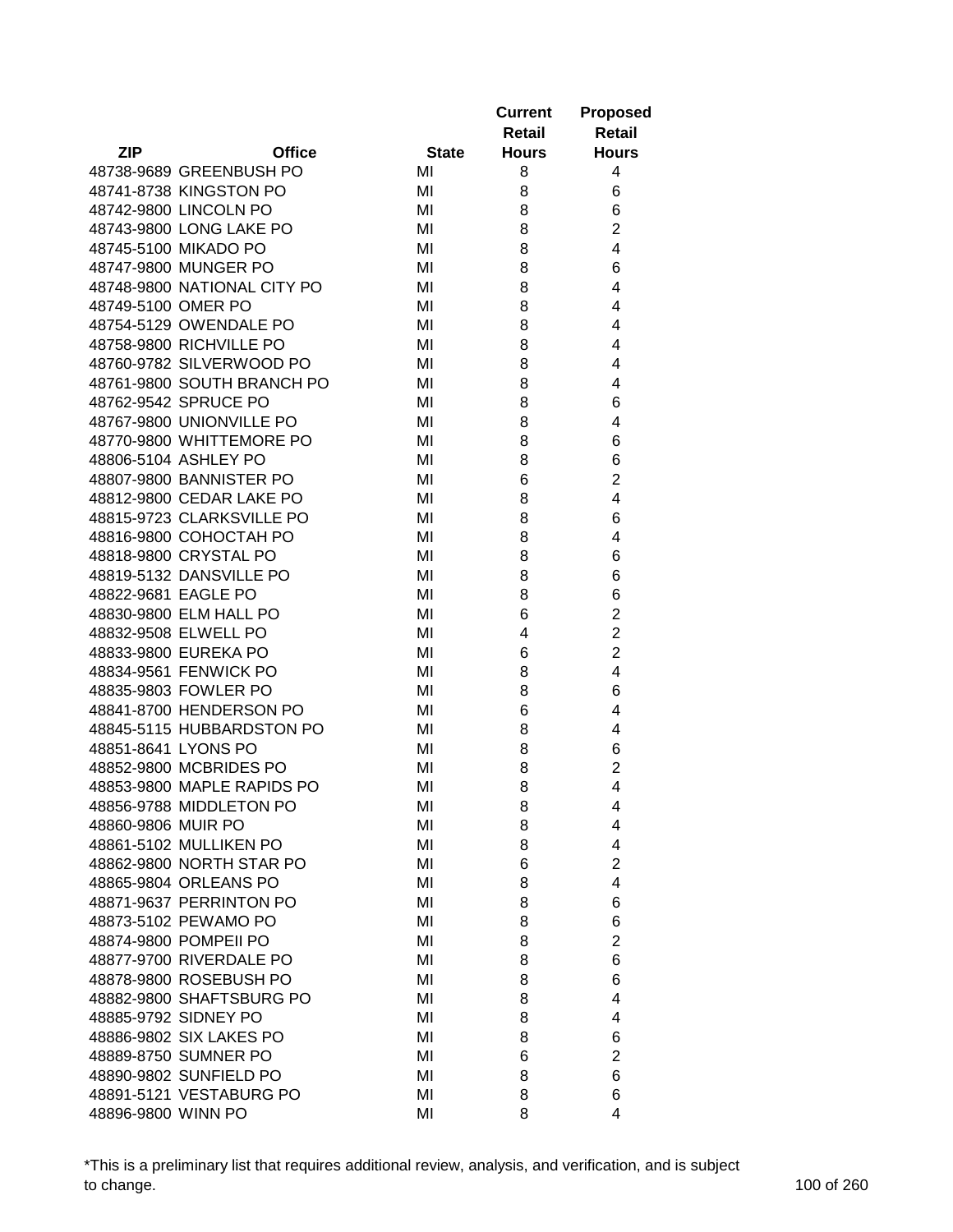| ZIP | Office | State | Current Retail Hours | Proposed Retail Hours |
|---|---|---|---|---|
| 48738-9689 | GREENBUSH PO | MI | 8 | 4 |
| 48741-8738 | KINGSTON PO | MI | 8 | 6 |
| 48742-9800 | LINCOLN PO | MI | 8 | 6 |
| 48743-9800 | LONG LAKE PO | MI | 8 | 2 |
| 48745-5100 | MIKADO PO | MI | 8 | 4 |
| 48747-9800 | MUNGER PO | MI | 8 | 6 |
| 48748-9800 | NATIONAL CITY PO | MI | 8 | 4 |
| 48749-5100 | OMER PO | MI | 8 | 4 |
| 48754-5129 | OWENDALE PO | MI | 8 | 4 |
| 48758-9800 | RICHVILLE PO | MI | 8 | 4 |
| 48760-9782 | SILVERWOOD PO | MI | 8 | 4 |
| 48761-9800 | SOUTH BRANCH PO | MI | 8 | 4 |
| 48762-9542 | SPRUCE PO | MI | 8 | 6 |
| 48767-9800 | UNIONVILLE PO | MI | 8 | 4 |
| 48770-9800 | WHITTEMORE PO | MI | 8 | 6 |
| 48806-5104 | ASHLEY PO | MI | 8 | 6 |
| 48807-9800 | BANNISTER PO | MI | 6 | 2 |
| 48812-9800 | CEDAR LAKE PO | MI | 8 | 4 |
| 48815-9723 | CLARKSVILLE PO | MI | 8 | 6 |
| 48816-9800 | COHOCTAH PO | MI | 8 | 4 |
| 48818-9800 | CRYSTAL PO | MI | 8 | 6 |
| 48819-5132 | DANSVILLE PO | MI | 8 | 6 |
| 48822-9681 | EAGLE PO | MI | 8 | 6 |
| 48830-9800 | ELM HALL PO | MI | 6 | 2 |
| 48832-9508 | ELWELL PO | MI | 4 | 2 |
| 48833-9800 | EUREKA PO | MI | 6 | 2 |
| 48834-9561 | FENWICK PO | MI | 8 | 4 |
| 48835-9803 | FOWLER PO | MI | 8 | 6 |
| 48841-8700 | HENDERSON PO | MI | 6 | 4 |
| 48845-5115 | HUBBARDSTON PO | MI | 8 | 4 |
| 48851-8641 | LYONS PO | MI | 8 | 6 |
| 48852-9800 | MCBRIDES PO | MI | 8 | 2 |
| 48853-9800 | MAPLE RAPIDS PO | MI | 8 | 4 |
| 48856-9788 | MIDDLETON PO | MI | 8 | 4 |
| 48860-9806 | MUIR PO | MI | 8 | 4 |
| 48861-5102 | MULLIKEN PO | MI | 8 | 4 |
| 48862-9800 | NORTH STAR PO | MI | 6 | 2 |
| 48865-9804 | ORLEANS PO | MI | 8 | 4 |
| 48871-9637 | PERRINTON PO | MI | 8 | 6 |
| 48873-5102 | PEWAMO PO | MI | 8 | 6 |
| 48874-9800 | POMPEII PO | MI | 8 | 2 |
| 48877-9700 | RIVERDALE PO | MI | 8 | 6 |
| 48878-9800 | ROSEBUSH PO | MI | 8 | 6 |
| 48882-9800 | SHAFTSBURG PO | MI | 8 | 4 |
| 48885-9792 | SIDNEY PO | MI | 8 | 4 |
| 48886-9802 | SIX LAKES PO | MI | 8 | 6 |
| 48889-8750 | SUMNER PO | MI | 6 | 2 |
| 48890-9802 | SUNFIELD PO | MI | 8 | 6 |
| 48891-5121 | VESTABURG PO | MI | 8 | 6 |
| 48896-9800 | WINN PO | MI | 8 | 4 |

*This is a preliminary list that requires additional review, analysis, and verification, and is subject to change.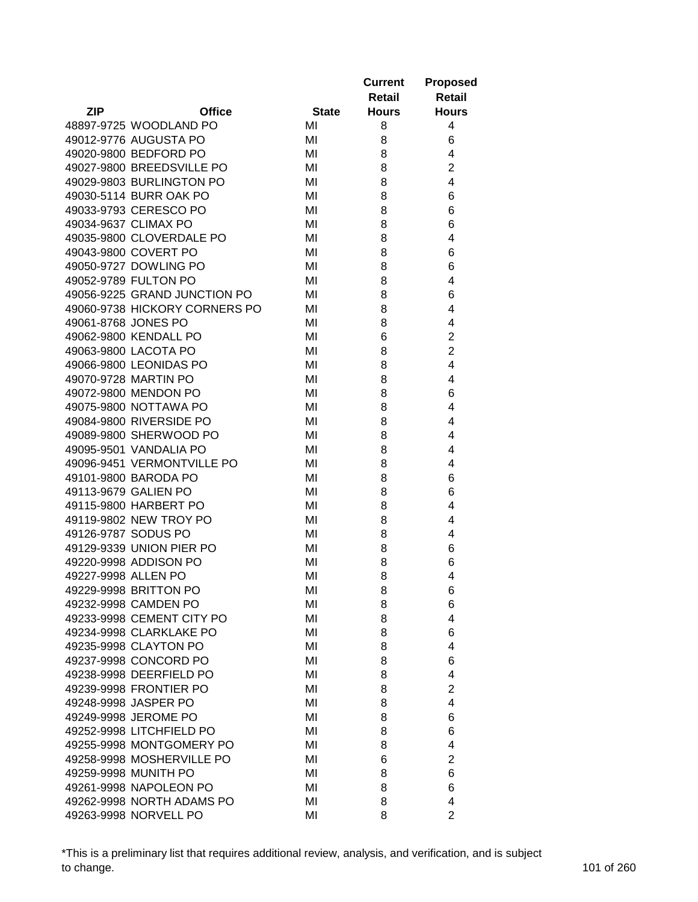| ZIP | Office | State | Current Retail Hours | Proposed Retail Hours |
|---|---|---|---|---|
| 48897-9725 | WOODLAND PO | MI | 8 | 4 |
| 49012-9776 | AUGUSTA PO | MI | 8 | 6 |
| 49020-9800 | BEDFORD PO | MI | 8 | 4 |
| 49027-9800 | BREEDSVILLE PO | MI | 8 | 2 |
| 49029-9803 | BURLINGTON PO | MI | 8 | 4 |
| 49030-5114 | BURR OAK PO | MI | 8 | 6 |
| 49033-9793 | CERESCO PO | MI | 8 | 6 |
| 49034-9637 | CLIMAX PO | MI | 8 | 6 |
| 49035-9800 | CLOVERDALE PO | MI | 8 | 4 |
| 49043-9800 | COVERT PO | MI | 8 | 6 |
| 49050-9727 | DOWLING PO | MI | 8 | 6 |
| 49052-9789 | FULTON PO | MI | 8 | 4 |
| 49056-9225 | GRAND JUNCTION PO | MI | 8 | 6 |
| 49060-9738 | HICKORY CORNERS PO | MI | 8 | 4 |
| 49061-8768 | JONES PO | MI | 8 | 4 |
| 49062-9800 | KENDALL PO | MI | 6 | 2 |
| 49063-9800 | LACOTA PO | MI | 8 | 2 |
| 49066-9800 | LEONIDAS PO | MI | 8 | 4 |
| 49070-9728 | MARTIN PO | MI | 8 | 4 |
| 49072-9800 | MENDON PO | MI | 8 | 6 |
| 49075-9800 | NOTTAWA PO | MI | 8 | 4 |
| 49084-9800 | RIVERSIDE PO | MI | 8 | 4 |
| 49089-9800 | SHERWOOD PO | MI | 8 | 4 |
| 49095-9501 | VANDALIA PO | MI | 8 | 4 |
| 49096-9451 | VERMONTVILLE PO | MI | 8 | 4 |
| 49101-9800 | BARODA PO | MI | 8 | 6 |
| 49113-9679 | GALIEN PO | MI | 8 | 6 |
| 49115-9800 | HARBERT PO | MI | 8 | 4 |
| 49119-9802 | NEW TROY PO | MI | 8 | 4 |
| 49126-9787 | SODUS PO | MI | 8 | 4 |
| 49129-9339 | UNION PIER PO | MI | 8 | 6 |
| 49220-9998 | ADDISON PO | MI | 8 | 6 |
| 49227-9998 | ALLEN PO | MI | 8 | 4 |
| 49229-9998 | BRITTON PO | MI | 8 | 6 |
| 49232-9998 | CAMDEN PO | MI | 8 | 6 |
| 49233-9998 | CEMENT CITY PO | MI | 8 | 4 |
| 49234-9998 | CLARKLAKE PO | MI | 8 | 6 |
| 49235-9998 | CLAYTON PO | MI | 8 | 4 |
| 49237-9998 | CONCORD PO | MI | 8 | 6 |
| 49238-9998 | DEERFIELD PO | MI | 8 | 4 |
| 49239-9998 | FRONTIER PO | MI | 8 | 2 |
| 49248-9998 | JASPER PO | MI | 8 | 4 |
| 49249-9998 | JEROME PO | MI | 8 | 6 |
| 49252-9998 | LITCHFIELD PO | MI | 8 | 6 |
| 49255-9998 | MONTGOMERY PO | MI | 8 | 4 |
| 49258-9998 | MOSHERVILLE PO | MI | 6 | 2 |
| 49259-9998 | MUNITH PO | MI | 8 | 6 |
| 49261-9998 | NAPOLEON PO | MI | 8 | 6 |
| 49262-9998 | NORTH ADAMS PO | MI | 8 | 4 |
| 49263-9998 | NORVELL PO | MI | 8 | 2 |

*This is a preliminary list that requires additional review, analysis, and verification, and is subject to change.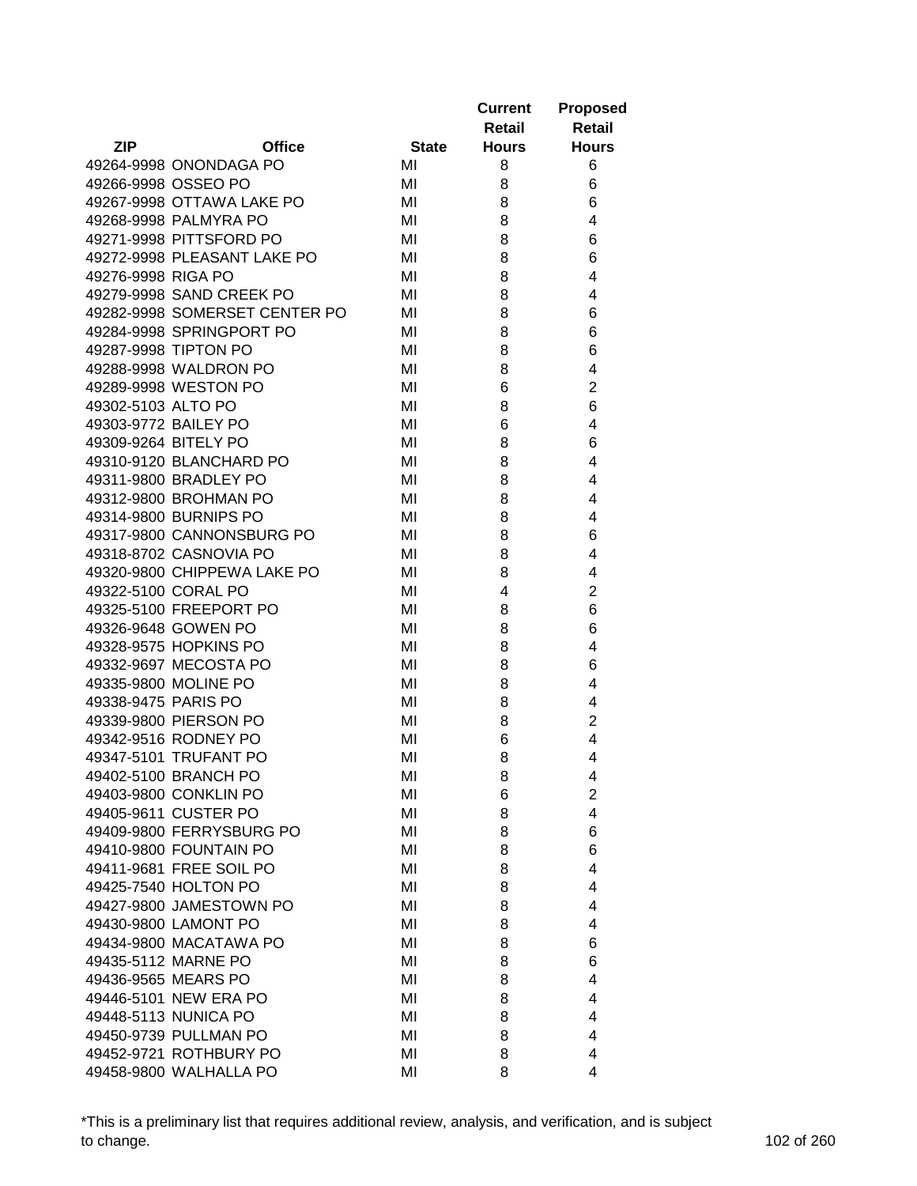| ZIP | Office | State | Current Retail Hours | Proposed Retail Hours |
|---|---|---|---|---|
| 49264-9998 | ONONDAGA PO | MI | 8 | 6 |
| 49266-9998 | OSSEO PO | MI | 8 | 6 |
| 49267-9998 | OTTAWA LAKE PO | MI | 8 | 6 |
| 49268-9998 | PALMYRA PO | MI | 8 | 4 |
| 49271-9998 | PITTSFORD PO | MI | 8 | 6 |
| 49272-9998 | PLEASANT LAKE PO | MI | 8 | 6 |
| 49276-9998 | RIGA PO | MI | 8 | 4 |
| 49279-9998 | SAND CREEK PO | MI | 8 | 4 |
| 49282-9998 | SOMERSET CENTER PO | MI | 8 | 6 |
| 49284-9998 | SPRINGPORT PO | MI | 8 | 6 |
| 49287-9998 | TIPTON PO | MI | 8 | 6 |
| 49288-9998 | WALDRON PO | MI | 8 | 4 |
| 49289-9998 | WESTON PO | MI | 6 | 2 |
| 49302-5103 | ALTO PO | MI | 8 | 6 |
| 49303-9772 | BAILEY PO | MI | 6 | 4 |
| 49309-9264 | BITELY PO | MI | 8 | 6 |
| 49310-9120 | BLANCHARD PO | MI | 8 | 4 |
| 49311-9800 | BRADLEY PO | MI | 8 | 4 |
| 49312-9800 | BROHMAN PO | MI | 8 | 4 |
| 49314-9800 | BURNIPS PO | MI | 8 | 4 |
| 49317-9800 | CANNONSBURG PO | MI | 8 | 6 |
| 49318-8702 | CASNOVIA PO | MI | 8 | 4 |
| 49320-9800 | CHIPPEWA LAKE PO | MI | 8 | 4 |
| 49322-5100 | CORAL PO | MI | 4 | 2 |
| 49325-5100 | FREEPORT PO | MI | 8 | 6 |
| 49326-9648 | GOWEN PO | MI | 8 | 6 |
| 49328-9575 | HOPKINS PO | MI | 8 | 4 |
| 49332-9697 | MECOSTA PO | MI | 8 | 6 |
| 49335-9800 | MOLINE PO | MI | 8 | 4 |
| 49338-9475 | PARIS PO | MI | 8 | 4 |
| 49339-9800 | PIERSON PO | MI | 8 | 2 |
| 49342-9516 | RODNEY PO | MI | 6 | 4 |
| 49347-5101 | TRUFANT PO | MI | 8 | 4 |
| 49402-5100 | BRANCH PO | MI | 8 | 4 |
| 49403-9800 | CONKLIN PO | MI | 6 | 2 |
| 49405-9611 | CUSTER PO | MI | 8 | 4 |
| 49409-9800 | FERRYSBURG PO | MI | 8 | 6 |
| 49410-9800 | FOUNTAIN PO | MI | 8 | 6 |
| 49411-9681 | FREE SOIL PO | MI | 8 | 4 |
| 49425-7540 | HOLTON PO | MI | 8 | 4 |
| 49427-9800 | JAMESTOWN PO | MI | 8 | 4 |
| 49430-9800 | LAMONT PO | MI | 8 | 4 |
| 49434-9800 | MACATAWA PO | MI | 8 | 6 |
| 49435-5112 | MARNE PO | MI | 8 | 6 |
| 49436-9565 | MEARS PO | MI | 8 | 4 |
| 49446-5101 | NEW ERA PO | MI | 8 | 4 |
| 49448-5113 | NUNICA PO | MI | 8 | 4 |
| 49450-9739 | PULLMAN PO | MI | 8 | 4 |
| 49452-9721 | ROTHBURY PO | MI | 8 | 4 |
| 49458-9800 | WALHALLA PO | MI | 8 | 4 |

*This is a preliminary list that requires additional review, analysis, and verification, and is subject to change.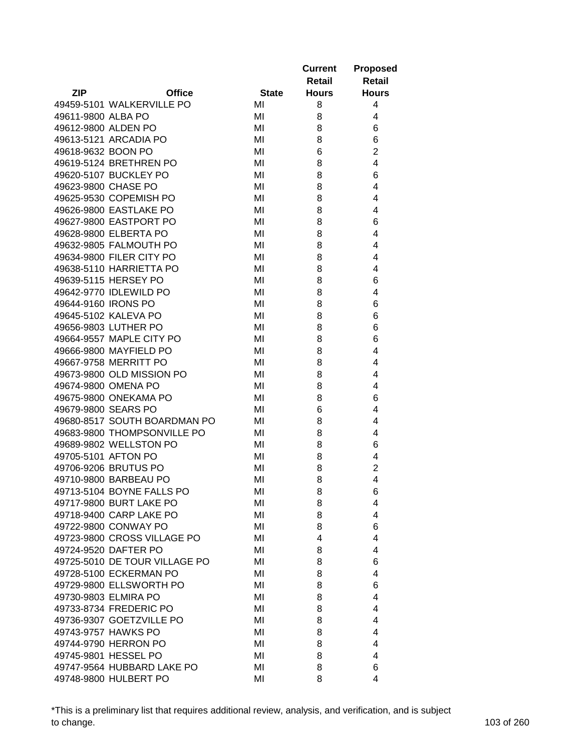| ZIP | Office | State | Current Retail Hours | Proposed Retail Hours |
|---|---|---|---|---|
| 49459-5101 | WALKERVILLE PO | MI | 8 | 4 |
| 49611-9800 | ALBA PO | MI | 8 | 4 |
| 49612-9800 | ALDEN PO | MI | 8 | 6 |
| 49613-5121 | ARCADIA PO | MI | 8 | 6 |
| 49618-9632 | BOON PO | MI | 6 | 2 |
| 49619-5124 | BRETHREN PO | MI | 8 | 4 |
| 49620-5107 | BUCKLEY PO | MI | 8 | 6 |
| 49623-9800 | CHASE PO | MI | 8 | 4 |
| 49625-9530 | COPEMISH PO | MI | 8 | 4 |
| 49626-9800 | EASTLAKE PO | MI | 8 | 4 |
| 49627-9800 | EASTPORT PO | MI | 8 | 6 |
| 49628-9800 | ELBERTA PO | MI | 8 | 4 |
| 49632-9805 | FALMOUTH PO | MI | 8 | 4 |
| 49634-9800 | FILER CITY PO | MI | 8 | 4 |
| 49638-5110 | HARRIETTA PO | MI | 8 | 4 |
| 49639-5115 | HERSEY PO | MI | 8 | 6 |
| 49642-9770 | IDLEWILD PO | MI | 8 | 4 |
| 49644-9160 | IRONS PO | MI | 8 | 6 |
| 49645-5102 | KALEVA PO | MI | 8 | 6 |
| 49656-9803 | LUTHER PO | MI | 8 | 6 |
| 49664-9557 | MAPLE CITY PO | MI | 8 | 6 |
| 49666-9800 | MAYFIELD PO | MI | 8 | 4 |
| 49667-9758 | MERRITT PO | MI | 8 | 4 |
| 49673-9800 | OLD MISSION PO | MI | 8 | 4 |
| 49674-9800 | OMENA PO | MI | 8 | 4 |
| 49675-9800 | ONEKAMA PO | MI | 8 | 6 |
| 49679-9800 | SEARS PO | MI | 6 | 4 |
| 49680-8517 | SOUTH BOARDMAN PO | MI | 8 | 4 |
| 49683-9800 | THOMPSONVILLE PO | MI | 8 | 4 |
| 49689-9802 | WELLSTON PO | MI | 8 | 6 |
| 49705-5101 | AFTON PO | MI | 8 | 4 |
| 49706-9206 | BRUTUS PO | MI | 8 | 2 |
| 49710-9800 | BARBEAU PO | MI | 8 | 4 |
| 49713-5104 | BOYNE FALLS PO | MI | 8 | 6 |
| 49717-9800 | BURT LAKE PO | MI | 8 | 4 |
| 49718-9400 | CARP LAKE PO | MI | 8 | 4 |
| 49722-9800 | CONWAY PO | MI | 8 | 6 |
| 49723-9800 | CROSS VILLAGE PO | MI | 4 | 4 |
| 49724-9520 | DAFTER PO | MI | 8 | 4 |
| 49725-5010 | DE TOUR VILLAGE PO | MI | 8 | 6 |
| 49728-5100 | ECKERMAN PO | MI | 8 | 4 |
| 49729-9800 | ELLSWORTH PO | MI | 8 | 6 |
| 49730-9803 | ELMIRA PO | MI | 8 | 4 |
| 49733-8734 | FREDERIC PO | MI | 8 | 4 |
| 49736-9307 | GOETZVILLE PO | MI | 8 | 4 |
| 49743-9757 | HAWKS PO | MI | 8 | 4 |
| 49744-9790 | HERRON PO | MI | 8 | 4 |
| 49745-9801 | HESSEL PO | MI | 8 | 4 |
| 49747-9564 | HUBBARD LAKE PO | MI | 8 | 6 |
| 49748-9800 | HULBERT PO | MI | 8 | 4 |

*This is a preliminary list that requires additional review, analysis, and verification, and is subject to change.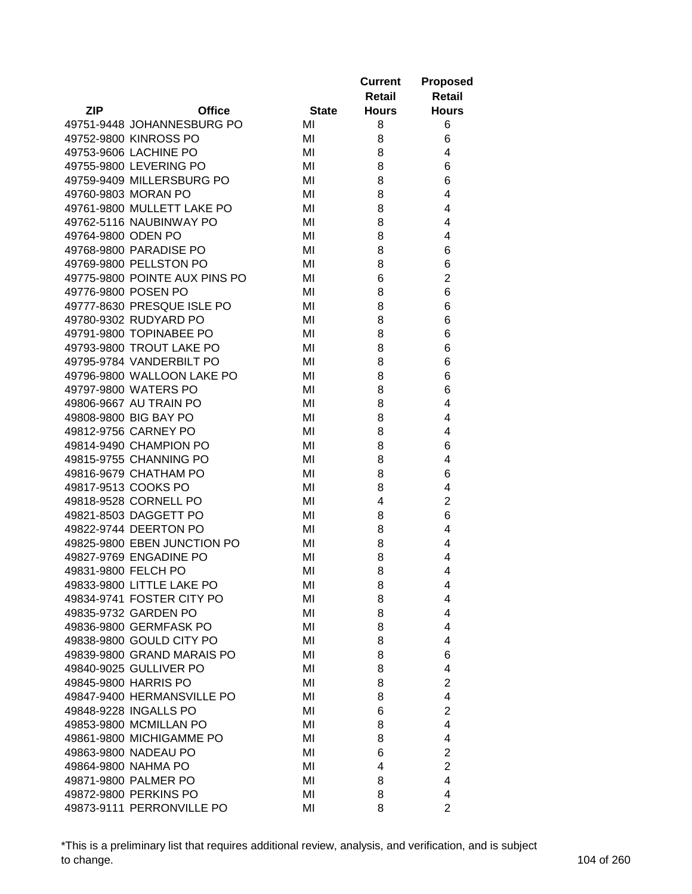| ZIP | Office | State | Current Retail Hours | Proposed Retail Hours |
|---|---|---|---|---|
| 49751-9448 | JOHANNESBURG PO | MI | 8 | 6 |
| 49752-9800 | KINROSS PO | MI | 8 | 6 |
| 49753-9606 | LACHINE PO | MI | 8 | 4 |
| 49755-9800 | LEVERING PO | MI | 8 | 6 |
| 49759-9409 | MILLERSBURG PO | MI | 8 | 6 |
| 49760-9803 | MORAN PO | MI | 8 | 4 |
| 49761-9800 | MULLETT LAKE PO | MI | 8 | 4 |
| 49762-5116 | NAUBINWAY PO | MI | 8 | 4 |
| 49764-9800 | ODEN PO | MI | 8 | 4 |
| 49768-9800 | PARADISE PO | MI | 8 | 6 |
| 49769-9800 | PELLSTON PO | MI | 8 | 6 |
| 49775-9800 | POINTE AUX PINS PO | MI | 6 | 2 |
| 49776-9800 | POSEN PO | MI | 8 | 6 |
| 49777-8630 | PRESQUE ISLE PO | MI | 8 | 6 |
| 49780-9302 | RUDYARD PO | MI | 8 | 6 |
| 49791-9800 | TOPINABEE PO | MI | 8 | 6 |
| 49793-9800 | TROUT LAKE PO | MI | 8 | 6 |
| 49795-9784 | VANDERBILT PO | MI | 8 | 6 |
| 49796-9800 | WALLOON LAKE PO | MI | 8 | 6 |
| 49797-9800 | WATERS PO | MI | 8 | 6 |
| 49806-9667 | AU TRAIN PO | MI | 8 | 4 |
| 49808-9800 | BIG BAY PO | MI | 8 | 4 |
| 49812-9756 | CARNEY PO | MI | 8 | 4 |
| 49814-9490 | CHAMPION PO | MI | 8 | 6 |
| 49815-9755 | CHANNING PO | MI | 8 | 4 |
| 49816-9679 | CHATHAM PO | MI | 8 | 6 |
| 49817-9513 | COOKS PO | MI | 8 | 4 |
| 49818-9528 | CORNELL PO | MI | 4 | 2 |
| 49821-8503 | DAGGETT PO | MI | 8 | 6 |
| 49822-9744 | DEERTON PO | MI | 8 | 4 |
| 49825-9800 | EBEN JUNCTION PO | MI | 8 | 4 |
| 49827-9769 | ENGADINE PO | MI | 8 | 4 |
| 49831-9800 | FELCH PO | MI | 8 | 4 |
| 49833-9800 | LITTLE LAKE PO | MI | 8 | 4 |
| 49834-9741 | FOSTER CITY PO | MI | 8 | 4 |
| 49835-9732 | GARDEN PO | MI | 8 | 4 |
| 49836-9800 | GERMFASK PO | MI | 8 | 4 |
| 49838-9800 | GOULD CITY PO | MI | 8 | 4 |
| 49839-9800 | GRAND MARAIS PO | MI | 8 | 6 |
| 49840-9025 | GULLIVER PO | MI | 8 | 4 |
| 49845-9800 | HARRIS PO | MI | 8 | 2 |
| 49847-9400 | HERMANSVILLE PO | MI | 8 | 4 |
| 49848-9228 | INGALLS PO | MI | 6 | 2 |
| 49853-9800 | MCMILLAN PO | MI | 8 | 4 |
| 49861-9800 | MICHIGAMME PO | MI | 8 | 4 |
| 49863-9800 | NADEAU PO | MI | 6 | 2 |
| 49864-9800 | NAHMA PO | MI | 4 | 2 |
| 49871-9800 | PALMER PO | MI | 8 | 4 |
| 49872-9800 | PERKINS PO | MI | 8 | 4 |
| 49873-9111 | PERRONVILLE PO | MI | 8 | 2 |

*This is a preliminary list that requires additional review, analysis, and verification, and is subject to change.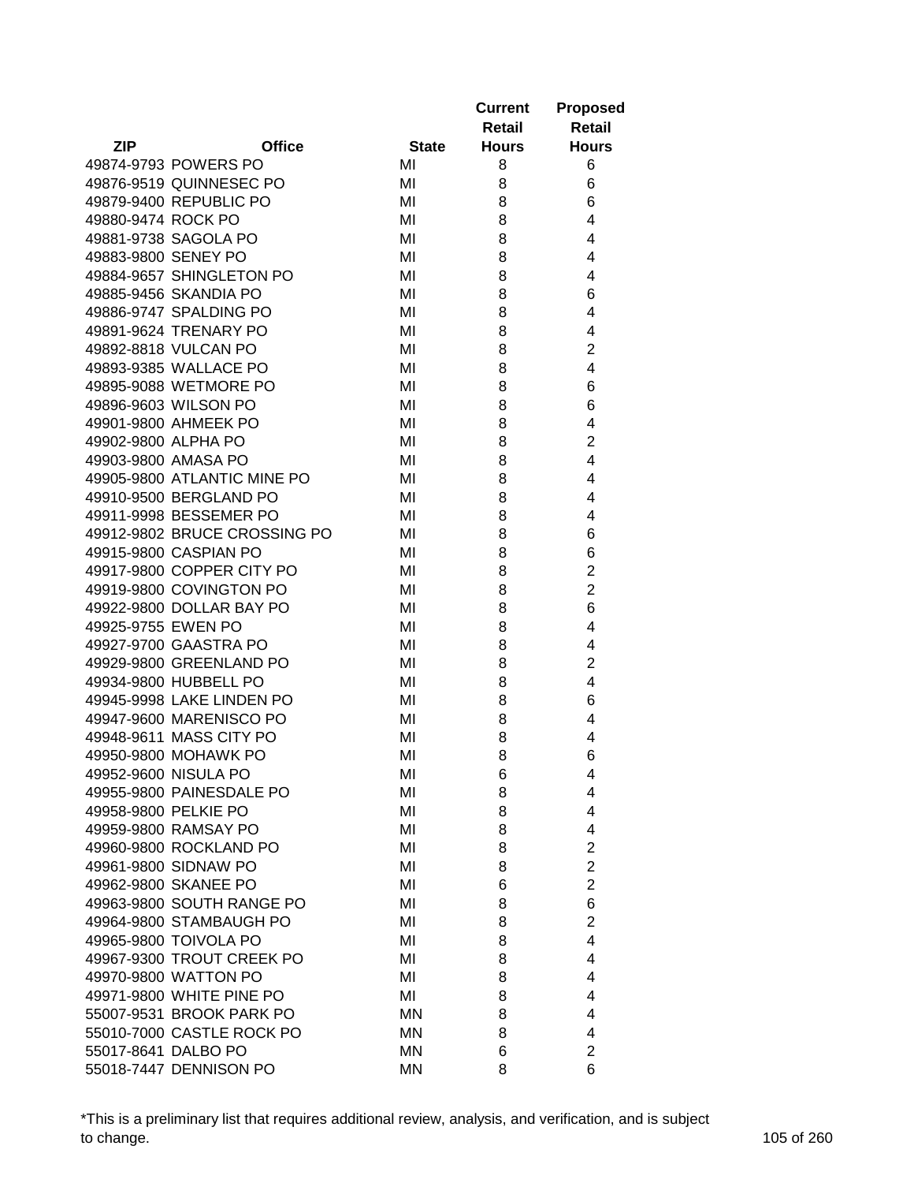| ZIP | Office | State | Current Retail Hours | Proposed Retail Hours |
|---|---|---|---|---|
| 49874-9793 | POWERS PO | MI | 8 | 6 |
| 49876-9519 | QUINNESEC PO | MI | 8 | 6 |
| 49879-9400 | REPUBLIC PO | MI | 8 | 6 |
| 49880-9474 | ROCK PO | MI | 8 | 4 |
| 49881-9738 | SAGOLA PO | MI | 8 | 4 |
| 49883-9800 | SENEY PO | MI | 8 | 4 |
| 49884-9657 | SHINGLETON PO | MI | 8 | 4 |
| 49885-9456 | SKANDIA PO | MI | 8 | 6 |
| 49886-9747 | SPALDING PO | MI | 8 | 4 |
| 49891-9624 | TRENARY PO | MI | 8 | 4 |
| 49892-8818 | VULCAN PO | MI | 8 | 2 |
| 49893-9385 | WALLACE PO | MI | 8 | 4 |
| 49895-9088 | WETMORE PO | MI | 8 | 6 |
| 49896-9603 | WILSON PO | MI | 8 | 6 |
| 49901-9800 | AHMEEK PO | MI | 8 | 4 |
| 49902-9800 | ALPHA PO | MI | 8 | 2 |
| 49903-9800 | AMASA PO | MI | 8 | 4 |
| 49905-9800 | ATLANTIC MINE PO | MI | 8 | 4 |
| 49910-9500 | BERGLAND PO | MI | 8 | 4 |
| 49911-9998 | BESSEMER PO | MI | 8 | 4 |
| 49912-9802 | BRUCE CROSSING PO | MI | 8 | 6 |
| 49915-9800 | CASPIAN PO | MI | 8 | 6 |
| 49917-9800 | COPPER CITY PO | MI | 8 | 2 |
| 49919-9800 | COVINGTON PO | MI | 8 | 2 |
| 49922-9800 | DOLLAR BAY PO | MI | 8 | 6 |
| 49925-9755 | EWEN PO | MI | 8 | 4 |
| 49927-9700 | GAASTRA PO | MI | 8 | 4 |
| 49929-9800 | GREENLAND PO | MI | 8 | 2 |
| 49934-9800 | HUBBELL PO | MI | 8 | 4 |
| 49945-9998 | LAKE LINDEN PO | MI | 8 | 6 |
| 49947-9600 | MARENISCO PO | MI | 8 | 4 |
| 49948-9611 | MASS CITY PO | MI | 8 | 4 |
| 49950-9800 | MOHAWK PO | MI | 8 | 6 |
| 49952-9600 | NISULA PO | MI | 6 | 4 |
| 49955-9800 | PAINESDALE PO | MI | 8 | 4 |
| 49958-9800 | PELKIE PO | MI | 8 | 4 |
| 49959-9800 | RAMSAY PO | MI | 8 | 4 |
| 49960-9800 | ROCKLAND PO | MI | 8 | 2 |
| 49961-9800 | SIDNAW PO | MI | 8 | 2 |
| 49962-9800 | SKANEE PO | MI | 6 | 2 |
| 49963-9800 | SOUTH RANGE PO | MI | 8 | 6 |
| 49964-9800 | STAMBAUGH PO | MI | 8 | 2 |
| 49965-9800 | TOIVOLA PO | MI | 8 | 4 |
| 49967-9300 | TROUT CREEK PO | MI | 8 | 4 |
| 49970-9800 | WATTON PO | MI | 8 | 4 |
| 49971-9800 | WHITE PINE PO | MI | 8 | 4 |
| 55007-9531 | BROOK PARK PO | MN | 8 | 4 |
| 55010-7000 | CASTLE ROCK PO | MN | 8 | 4 |
| 55017-8641 | DALBO PO | MN | 6 | 2 |
| 55018-7447 | DENNISON PO | MN | 8 | 6 |

*This is a preliminary list that requires additional review, analysis, and verification, and is subject to change.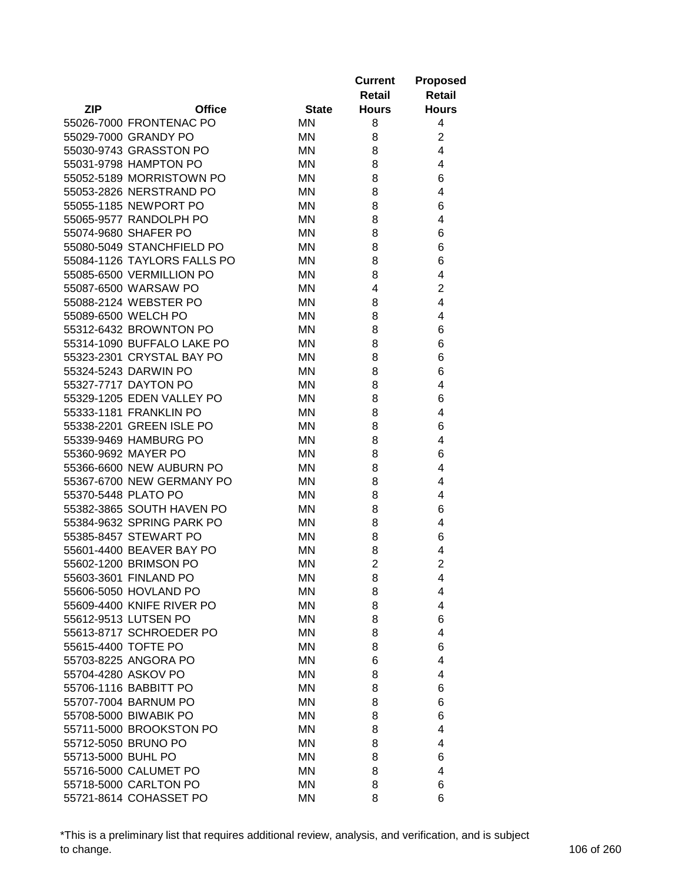| ZIP | Office | State | Current Retail Hours | Proposed Retail Hours |
|---|---|---|---|---|
| 55026-7000 | FRONTENAC PO | MN | 8 | 4 |
| 55029-7000 | GRANDY PO | MN | 8 | 2 |
| 55030-9743 | GRASSTON PO | MN | 8 | 4 |
| 55031-9798 | HAMPTON PO | MN | 8 | 4 |
| 55052-5189 | MORRISTOWN PO | MN | 8 | 6 |
| 55053-2826 | NERSTRAND PO | MN | 8 | 4 |
| 55055-1185 | NEWPORT PO | MN | 8 | 6 |
| 55065-9577 | RANDOLPH PO | MN | 8 | 4 |
| 55074-9680 | SHAFER PO | MN | 8 | 6 |
| 55080-5049 | STANCHFIELD PO | MN | 8 | 6 |
| 55084-1126 | TAYLORS FALLS PO | MN | 8 | 6 |
| 55085-6500 | VERMILLION PO | MN | 8 | 4 |
| 55087-6500 | WARSAW PO | MN | 4 | 2 |
| 55088-2124 | WEBSTER PO | MN | 8 | 4 |
| 55089-6500 | WELCH PO | MN | 8 | 4 |
| 55312-6432 | BROWNTON PO | MN | 8 | 6 |
| 55314-1090 | BUFFALO LAKE PO | MN | 8 | 6 |
| 55323-2301 | CRYSTAL BAY PO | MN | 8 | 6 |
| 55324-5243 | DARWIN PO | MN | 8 | 6 |
| 55327-7717 | DAYTON PO | MN | 8 | 4 |
| 55329-1205 | EDEN VALLEY PO | MN | 8 | 6 |
| 55333-1181 | FRANKLIN PO | MN | 8 | 4 |
| 55338-2201 | GREEN ISLE PO | MN | 8 | 6 |
| 55339-9469 | HAMBURG PO | MN | 8 | 4 |
| 55360-9692 | MAYER PO | MN | 8 | 6 |
| 55366-6600 | NEW AUBURN PO | MN | 8 | 4 |
| 55367-6700 | NEW GERMANY PO | MN | 8 | 4 |
| 55370-5448 | PLATO PO | MN | 8 | 4 |
| 55382-3865 | SOUTH HAVEN PO | MN | 8 | 6 |
| 55384-9632 | SPRING PARK PO | MN | 8 | 4 |
| 55385-8457 | STEWART PO | MN | 8 | 6 |
| 55601-4400 | BEAVER BAY PO | MN | 8 | 4 |
| 55602-1200 | BRIMSON PO | MN | 2 | 2 |
| 55603-3601 | FINLAND PO | MN | 8 | 4 |
| 55606-5050 | HOVLAND PO | MN | 8 | 4 |
| 55609-4400 | KNIFE RIVER PO | MN | 8 | 4 |
| 55612-9513 | LUTSEN PO | MN | 8 | 6 |
| 55613-8717 | SCHROEDER PO | MN | 8 | 4 |
| 55615-4400 | TOFTE PO | MN | 8 | 6 |
| 55703-8225 | ANGORA PO | MN | 6 | 4 |
| 55704-4280 | ASKOV PO | MN | 8 | 4 |
| 55706-1116 | BABBITT PO | MN | 8 | 6 |
| 55707-7004 | BARNUM PO | MN | 8 | 6 |
| 55708-5000 | BIWABIK PO | MN | 8 | 6 |
| 55711-5000 | BROOKSTON PO | MN | 8 | 4 |
| 55712-5050 | BRUNO PO | MN | 8 | 4 |
| 55713-5000 | BUHL PO | MN | 8 | 6 |
| 55716-5000 | CALUMET PO | MN | 8 | 4 |
| 55718-5000 | CARLTON PO | MN | 8 | 6 |
| 55721-8614 | COHASSET PO | MN | 8 | 6 |

*This is a preliminary list that requires additional review, analysis, and verification, and is subject to change.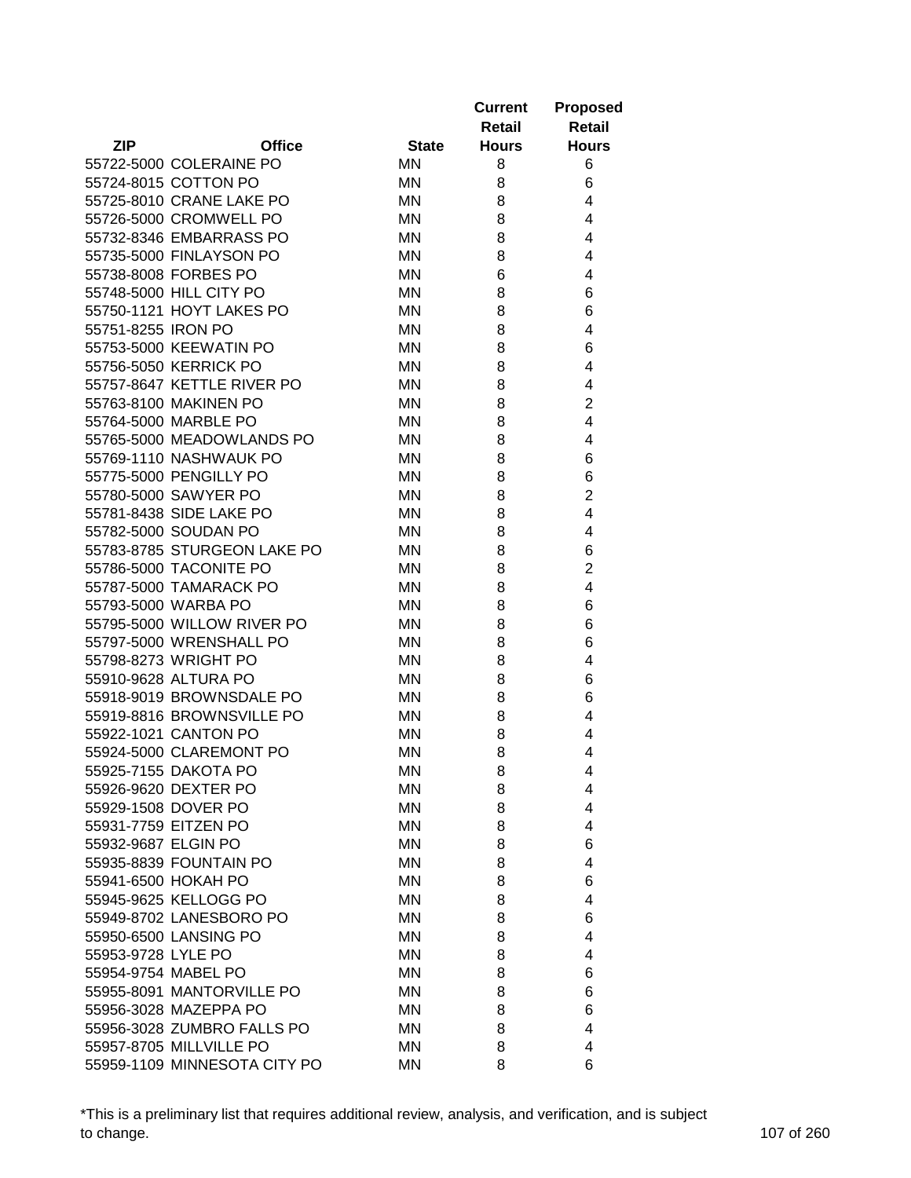| ZIP | Office | State | Current Retail Hours | Proposed Retail Hours |
|---|---|---|---|---|
| 55722-5000 | COLERAINE PO | MN | 8 | 6 |
| 55724-8015 | COTTON PO | MN | 8 | 6 |
| 55725-8010 | CRANE LAKE PO | MN | 8 | 4 |
| 55726-5000 | CROMWELL PO | MN | 8 | 4 |
| 55732-8346 | EMBARRASS PO | MN | 8 | 4 |
| 55735-5000 | FINLAYSON PO | MN | 8 | 4 |
| 55738-8008 | FORBES PO | MN | 6 | 4 |
| 55748-5000 | HILL CITY PO | MN | 8 | 6 |
| 55750-1121 | HOYT LAKES PO | MN | 8 | 6 |
| 55751-8255 | IRON PO | MN | 8 | 4 |
| 55753-5000 | KEEWATIN PO | MN | 8 | 6 |
| 55756-5050 | KERRICK PO | MN | 8 | 4 |
| 55757-8647 | KETTLE RIVER PO | MN | 8 | 4 |
| 55763-8100 | MAKINEN PO | MN | 8 | 2 |
| 55764-5000 | MARBLE PO | MN | 8 | 4 |
| 55765-5000 | MEADOWLANDS PO | MN | 8 | 4 |
| 55769-1110 | NASHWAUK PO | MN | 8 | 6 |
| 55775-5000 | PENGILLY PO | MN | 8 | 6 |
| 55780-5000 | SAWYER PO | MN | 8 | 2 |
| 55781-8438 | SIDE LAKE PO | MN | 8 | 4 |
| 55782-5000 | SOUDAN PO | MN | 8 | 4 |
| 55783-8785 | STURGEON LAKE PO | MN | 8 | 6 |
| 55786-5000 | TACONITE PO | MN | 8 | 2 |
| 55787-5000 | TAMARACK PO | MN | 8 | 4 |
| 55793-5000 | WARBA PO | MN | 8 | 6 |
| 55795-5000 | WILLOW RIVER PO | MN | 8 | 6 |
| 55797-5000 | WRENSHALL PO | MN | 8 | 6 |
| 55798-8273 | WRIGHT PO | MN | 8 | 4 |
| 55910-9628 | ALTURA PO | MN | 8 | 6 |
| 55918-9019 | BROWNSDALE PO | MN | 8 | 6 |
| 55919-8816 | BROWNSVILLE PO | MN | 8 | 4 |
| 55922-1021 | CANTON PO | MN | 8 | 4 |
| 55924-5000 | CLAREMONT PO | MN | 8 | 4 |
| 55925-7155 | DAKOTA PO | MN | 8 | 4 |
| 55926-9620 | DEXTER PO | MN | 8 | 4 |
| 55929-1508 | DOVER PO | MN | 8 | 4 |
| 55931-7759 | EITZEN PO | MN | 8 | 4 |
| 55932-9687 | ELGIN PO | MN | 8 | 6 |
| 55935-8839 | FOUNTAIN PO | MN | 8 | 4 |
| 55941-6500 | HOKAH PO | MN | 8 | 6 |
| 55945-9625 | KELLOGG PO | MN | 8 | 4 |
| 55949-8702 | LANESBORO PO | MN | 8 | 6 |
| 55950-6500 | LANSING PO | MN | 8 | 4 |
| 55953-9728 | LYLE PO | MN | 8 | 4 |
| 55954-9754 | MABEL PO | MN | 8 | 6 |
| 55955-8091 | MANTORVILLE PO | MN | 8 | 6 |
| 55956-3028 | MAZEPPA PO | MN | 8 | 6 |
| 55956-3028 | ZUMBRO FALLS PO | MN | 8 | 4 |
| 55957-8705 | MILLVILLE PO | MN | 8 | 4 |
| 55959-1109 | MINNESOTA CITY PO | MN | 8 | 6 |

*This is a preliminary list that requires additional review, analysis, and verification, and is subject to change.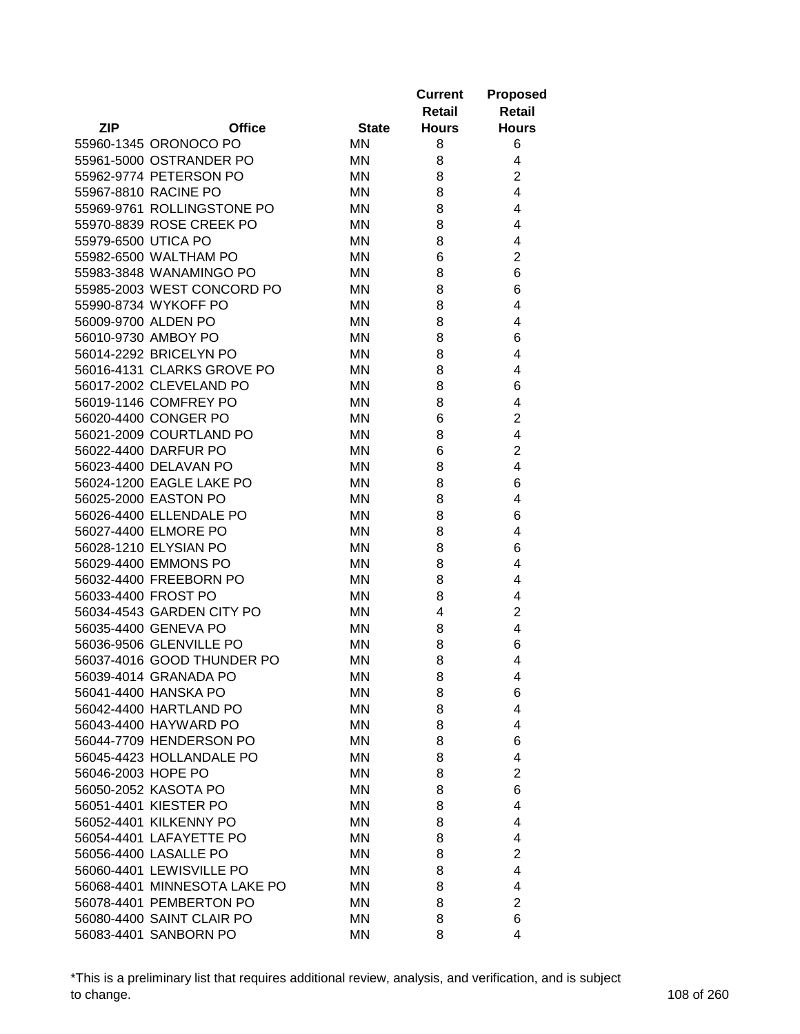| ZIP | Office | State | Current Retail Hours | Proposed Retail Hours |
|---|---|---|---|---|
| 55960-1345 | ORONOCO PO | MN | 8 | 6 |
| 55961-5000 | OSTRANDER PO | MN | 8 | 4 |
| 55962-9774 | PETERSON PO | MN | 8 | 2 |
| 55967-8810 | RACINE PO | MN | 8 | 4 |
| 55969-9761 | ROLLINGSTONE PO | MN | 8 | 4 |
| 55970-8839 | ROSE CREEK PO | MN | 8 | 4 |
| 55979-6500 | UTICA PO | MN | 8 | 4 |
| 55982-6500 | WALTHAM PO | MN | 6 | 2 |
| 55983-3848 | WANAMINGO PO | MN | 8 | 6 |
| 55985-2003 | WEST CONCORD PO | MN | 8 | 6 |
| 55990-8734 | WYKOFF PO | MN | 8 | 4 |
| 56009-9700 | ALDEN PO | MN | 8 | 4 |
| 56010-9730 | AMBOY PO | MN | 8 | 6 |
| 56014-2292 | BRICELYN PO | MN | 8 | 4 |
| 56016-4131 | CLARKS GROVE PO | MN | 8 | 4 |
| 56017-2002 | CLEVELAND PO | MN | 8 | 6 |
| 56019-1146 | COMFREY PO | MN | 8 | 4 |
| 56020-4400 | CONGER PO | MN | 6 | 2 |
| 56021-2009 | COURTLAND PO | MN | 8 | 4 |
| 56022-4400 | DARFUR PO | MN | 6 | 2 |
| 56023-4400 | DELAVAN PO | MN | 8 | 4 |
| 56024-1200 | EAGLE LAKE PO | MN | 8 | 6 |
| 56025-2000 | EASTON PO | MN | 8 | 4 |
| 56026-4400 | ELLENDALE PO | MN | 8 | 6 |
| 56027-4400 | ELMORE PO | MN | 8 | 4 |
| 56028-1210 | ELYSIAN PO | MN | 8 | 6 |
| 56029-4400 | EMMONS PO | MN | 8 | 4 |
| 56032-4400 | FREEBORN PO | MN | 8 | 4 |
| 56033-4400 | FROST PO | MN | 8 | 4 |
| 56034-4543 | GARDEN CITY PO | MN | 4 | 2 |
| 56035-4400 | GENEVA PO | MN | 8 | 4 |
| 56036-9506 | GLENVILLE PO | MN | 8 | 6 |
| 56037-4016 | GOOD THUNDER PO | MN | 8 | 4 |
| 56039-4014 | GRANADA PO | MN | 8 | 4 |
| 56041-4400 | HANSKA PO | MN | 8 | 6 |
| 56042-4400 | HARTLAND PO | MN | 8 | 4 |
| 56043-4400 | HAYWARD PO | MN | 8 | 4 |
| 56044-7709 | HENDERSON PO | MN | 8 | 6 |
| 56045-4423 | HOLLANDALE PO | MN | 8 | 4 |
| 56046-2003 | HOPE PO | MN | 8 | 2 |
| 56050-2052 | KASOTA PO | MN | 8 | 6 |
| 56051-4401 | KIESTER PO | MN | 8 | 4 |
| 56052-4401 | KILKENNY PO | MN | 8 | 4 |
| 56054-4401 | LAFAYETTE PO | MN | 8 | 4 |
| 56056-4400 | LASALLE PO | MN | 8 | 2 |
| 56060-4401 | LEWISVILLE PO | MN | 8 | 4 |
| 56068-4401 | MINNESOTA LAKE PO | MN | 8 | 4 |
| 56078-4401 | PEMBERTON PO | MN | 8 | 2 |
| 56080-4400 | SAINT CLAIR PO | MN | 8 | 6 |
| 56083-4401 | SANBORN PO | MN | 8 | 4 |

*This is a preliminary list that requires additional review, analysis, and verification, and is subject to change.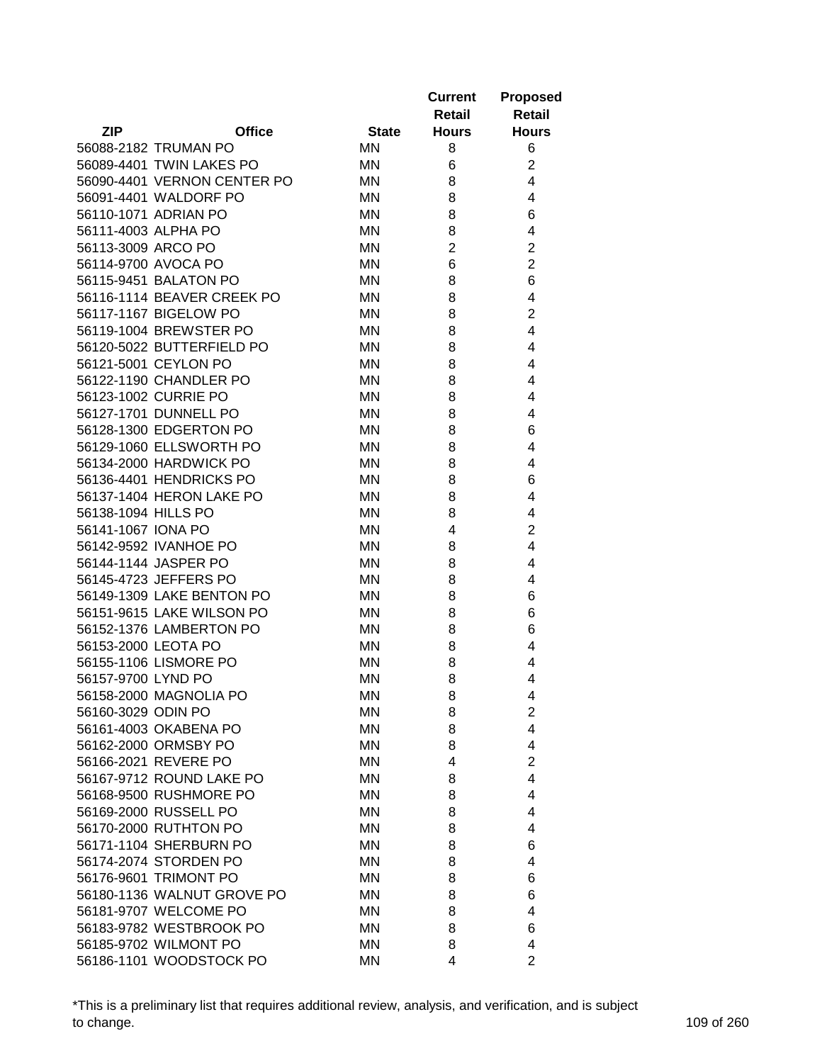| ZIP | Office | State | Current Retail Hours | Proposed Retail Hours |
|---|---|---|---|---|
| 56088-2182 | TRUMAN PO | MN | 8 | 6 |
| 56089-4401 | TWIN LAKES PO | MN | 6 | 2 |
| 56090-4401 | VERNON CENTER PO | MN | 8 | 4 |
| 56091-4401 | WALDORF PO | MN | 8 | 4 |
| 56110-1071 | ADRIAN PO | MN | 8 | 6 |
| 56111-4003 | ALPHA PO | MN | 8 | 4 |
| 56113-3009 | ARCO PO | MN | 2 | 2 |
| 56114-9700 | AVOCA PO | MN | 6 | 2 |
| 56115-9451 | BALATON PO | MN | 8 | 6 |
| 56116-1114 | BEAVER CREEK PO | MN | 8 | 4 |
| 56117-1167 | BIGELOW PO | MN | 8 | 2 |
| 56119-1004 | BREWSTER PO | MN | 8 | 4 |
| 56120-5022 | BUTTERFIELD PO | MN | 8 | 4 |
| 56121-5001 | CEYLON PO | MN | 8 | 4 |
| 56122-1190 | CHANDLER PO | MN | 8 | 4 |
| 56123-1002 | CURRIE PO | MN | 8 | 4 |
| 56127-1701 | DUNNELL PO | MN | 8 | 4 |
| 56128-1300 | EDGERTON PO | MN | 8 | 6 |
| 56129-1060 | ELLSWORTH PO | MN | 8 | 4 |
| 56134-2000 | HARDWICK PO | MN | 8 | 4 |
| 56136-4401 | HENDRICKS PO | MN | 8 | 6 |
| 56137-1404 | HERON LAKE PO | MN | 8 | 4 |
| 56138-1094 | HILLS PO | MN | 8 | 4 |
| 56141-1067 | IONA PO | MN | 4 | 2 |
| 56142-9592 | IVANHOE PO | MN | 8 | 4 |
| 56144-1144 | JASPER PO | MN | 8 | 4 |
| 56145-4723 | JEFFERS PO | MN | 8 | 4 |
| 56149-1309 | LAKE BENTON PO | MN | 8 | 6 |
| 56151-9615 | LAKE WILSON PO | MN | 8 | 6 |
| 56152-1376 | LAMBERTON PO | MN | 8 | 6 |
| 56153-2000 | LEOTA PO | MN | 8 | 4 |
| 56155-1106 | LISMORE PO | MN | 8 | 4 |
| 56157-9700 | LYND PO | MN | 8 | 4 |
| 56158-2000 | MAGNOLIA PO | MN | 8 | 4 |
| 56160-3029 | ODIN PO | MN | 8 | 2 |
| 56161-4003 | OKABENA PO | MN | 8 | 4 |
| 56162-2000 | ORMSBY PO | MN | 8 | 4 |
| 56166-2021 | REVERE PO | MN | 4 | 2 |
| 56167-9712 | ROUND LAKE PO | MN | 8 | 4 |
| 56168-9500 | RUSHMORE PO | MN | 8 | 4 |
| 56169-2000 | RUSSELL PO | MN | 8 | 4 |
| 56170-2000 | RUTHTON PO | MN | 8 | 4 |
| 56171-1104 | SHERBURN PO | MN | 8 | 6 |
| 56174-2074 | STORDEN PO | MN | 8 | 4 |
| 56176-9601 | TRIMONT PO | MN | 8 | 6 |
| 56180-1136 | WALNUT GROVE PO | MN | 8 | 6 |
| 56181-9707 | WELCOME PO | MN | 8 | 4 |
| 56183-9782 | WESTBROOK PO | MN | 8 | 6 |
| 56185-9702 | WILMONT PO | MN | 8 | 4 |
| 56186-1101 | WOODSTOCK PO | MN | 4 | 2 |

*This is a preliminary list that requires additional review, analysis, and verification, and is subject to change.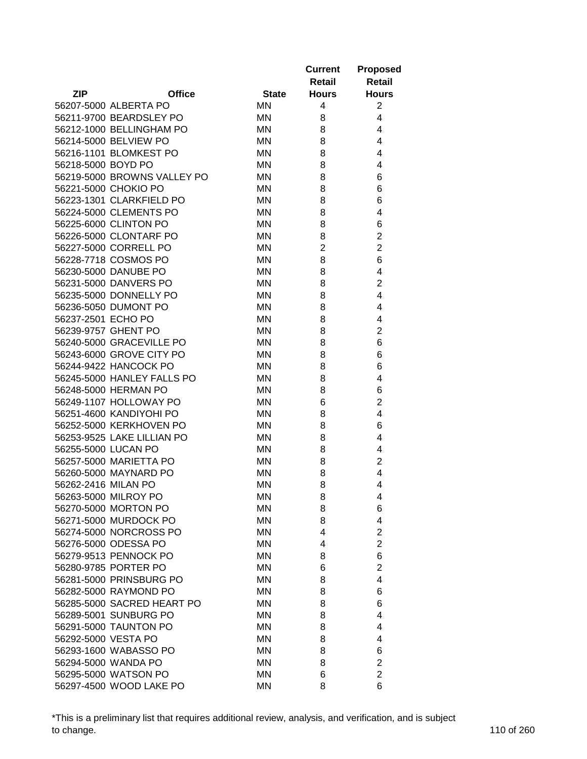| ZIP | Office | State | Current Retail Hours | Proposed Retail Hours |
|---|---|---|---|---|
| 56207-5000 | ALBERTA PO | MN | 4 | 2 |
| 56211-9700 | BEARDSLEY PO | MN | 8 | 4 |
| 56212-1000 | BELLINGHAM PO | MN | 8 | 4 |
| 56214-5000 | BELVIEW PO | MN | 8 | 4 |
| 56216-1101 | BLOMKEST PO | MN | 8 | 4 |
| 56218-5000 | BOYD PO | MN | 8 | 4 |
| 56219-5000 | BROWNS VALLEY PO | MN | 8 | 6 |
| 56221-5000 | CHOKIO PO | MN | 8 | 6 |
| 56223-1301 | CLARKFIELD PO | MN | 8 | 6 |
| 56224-5000 | CLEMENTS PO | MN | 8 | 4 |
| 56225-6000 | CLINTON PO | MN | 8 | 6 |
| 56226-5000 | CLONTARF PO | MN | 8 | 2 |
| 56227-5000 | CORRELL PO | MN | 2 | 2 |
| 56228-7718 | COSMOS PO | MN | 8 | 6 |
| 56230-5000 | DANUBE PO | MN | 8 | 4 |
| 56231-5000 | DANVERS PO | MN | 8 | 2 |
| 56235-5000 | DONNELLY PO | MN | 8 | 4 |
| 56236-5050 | DUMONT PO | MN | 8 | 4 |
| 56237-2501 | ECHO PO | MN | 8 | 4 |
| 56239-9757 | GHENT PO | MN | 8 | 2 |
| 56240-5000 | GRACEVILLE PO | MN | 8 | 6 |
| 56243-6000 | GROVE CITY PO | MN | 8 | 6 |
| 56244-9422 | HANCOCK PO | MN | 8 | 6 |
| 56245-5000 | HANLEY FALLS PO | MN | 8 | 4 |
| 56248-5000 | HERMAN PO | MN | 8 | 6 |
| 56249-1107 | HOLLOWAY PO | MN | 6 | 2 |
| 56251-4600 | KANDIYOHI PO | MN | 8 | 4 |
| 56252-5000 | KERKHOVEN PO | MN | 8 | 6 |
| 56253-9525 | LAKE LILLIAN PO | MN | 8 | 4 |
| 56255-5000 | LUCAN PO | MN | 8 | 4 |
| 56257-5000 | MARIETTA PO | MN | 8 | 2 |
| 56260-5000 | MAYNARD PO | MN | 8 | 4 |
| 56262-2416 | MILAN PO | MN | 8 | 4 |
| 56263-5000 | MILROY PO | MN | 8 | 4 |
| 56270-5000 | MORTON PO | MN | 8 | 6 |
| 56271-5000 | MURDOCK PO | MN | 8 | 4 |
| 56274-5000 | NORCROSS PO | MN | 4 | 2 |
| 56276-5000 | ODESSA PO | MN | 4 | 2 |
| 56279-9513 | PENNOCK PO | MN | 8 | 6 |
| 56280-9785 | PORTER PO | MN | 6 | 2 |
| 56281-5000 | PRINSBURG PO | MN | 8 | 4 |
| 56282-5000 | RAYMOND PO | MN | 8 | 6 |
| 56285-5000 | SACRED HEART PO | MN | 8 | 6 |
| 56289-5001 | SUNBURG PO | MN | 8 | 4 |
| 56291-5000 | TAUNTON PO | MN | 8 | 4 |
| 56292-5000 | VESTA PO | MN | 8 | 4 |
| 56293-1600 | WABASSO PO | MN | 8 | 6 |
| 56294-5000 | WANDA PO | MN | 8 | 2 |
| 56295-5000 | WATSON PO | MN | 6 | 2 |
| 56297-4500 | WOOD LAKE PO | MN | 8 | 6 |

*This is a preliminary list that requires additional review, analysis, and verification, and is subject to change.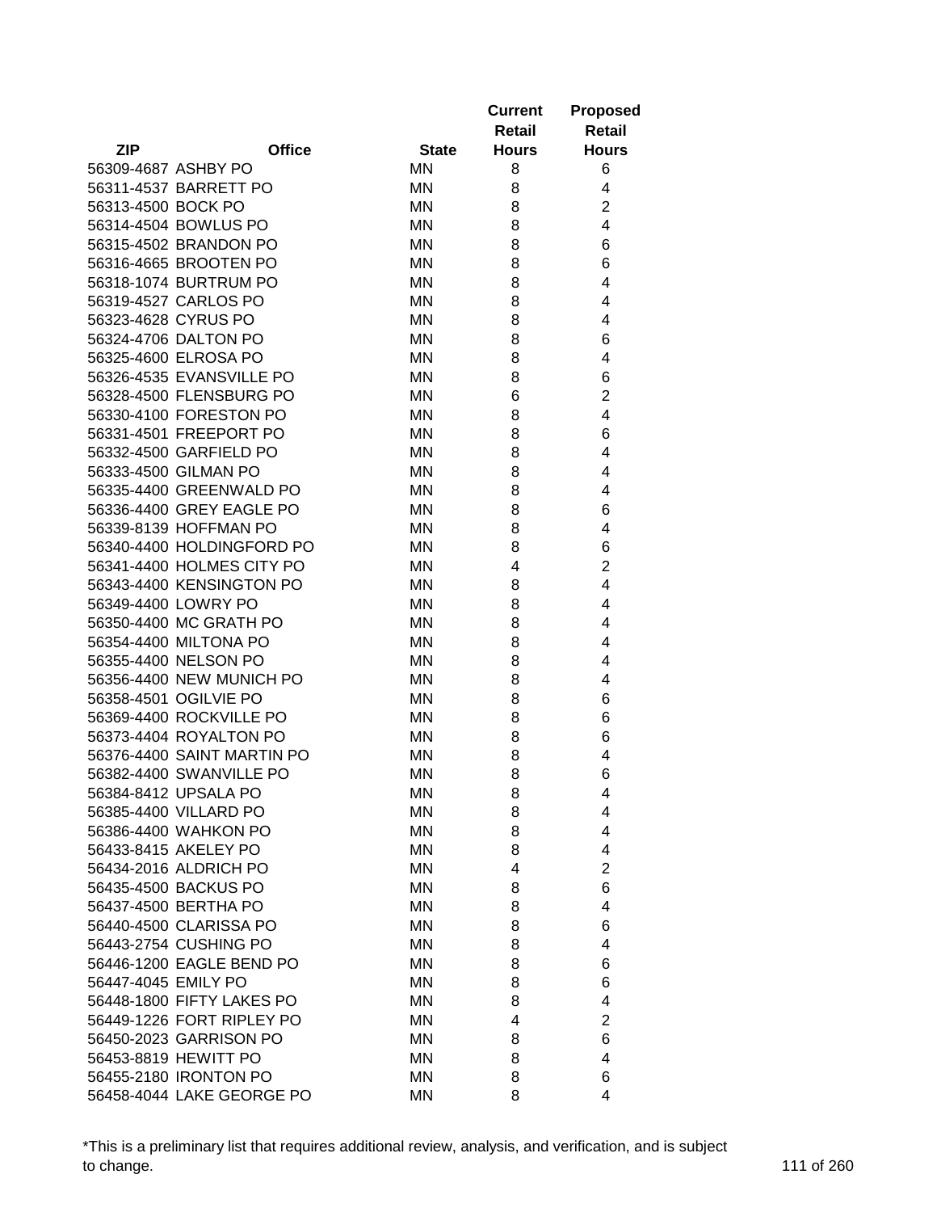| ZIP | Office | State | Current Retail Hours | Proposed Retail Hours |
|---|---|---|---|---|
| 56309-4687 | ASHBY PO | MN | 8 | 6 |
| 56311-4537 | BARRETT PO | MN | 8 | 4 |
| 56313-4500 | BOCK PO | MN | 8 | 2 |
| 56314-4504 | BOWLUS PO | MN | 8 | 4 |
| 56315-4502 | BRANDON PO | MN | 8 | 6 |
| 56316-4665 | BROOTEN PO | MN | 8 | 6 |
| 56318-1074 | BURTRUM PO | MN | 8 | 4 |
| 56319-4527 | CARLOS PO | MN | 8 | 4 |
| 56323-4628 | CYRUS PO | MN | 8 | 4 |
| 56324-4706 | DALTON PO | MN | 8 | 6 |
| 56325-4600 | ELROSA PO | MN | 8 | 4 |
| 56326-4535 | EVANSVILLE PO | MN | 8 | 6 |
| 56328-4500 | FLENSBURG PO | MN | 6 | 2 |
| 56330-4100 | FORESTON PO | MN | 8 | 4 |
| 56331-4501 | FREEPORT PO | MN | 8 | 6 |
| 56332-4500 | GARFIELD PO | MN | 8 | 4 |
| 56333-4500 | GILMAN PO | MN | 8 | 4 |
| 56335-4400 | GREENWALD PO | MN | 8 | 4 |
| 56336-4400 | GREY EAGLE PO | MN | 8 | 6 |
| 56339-8139 | HOFFMAN PO | MN | 8 | 4 |
| 56340-4400 | HOLDINGFORD PO | MN | 8 | 6 |
| 56341-4400 | HOLMES CITY PO | MN | 4 | 2 |
| 56343-4400 | KENSINGTON PO | MN | 8 | 4 |
| 56349-4400 | LOWRY PO | MN | 8 | 4 |
| 56350-4400 | MC GRATH PO | MN | 8 | 4 |
| 56354-4400 | MILTONA PO | MN | 8 | 4 |
| 56355-4400 | NELSON PO | MN | 8 | 4 |
| 56356-4400 | NEW MUNICH PO | MN | 8 | 4 |
| 56358-4501 | OGILVIE PO | MN | 8 | 6 |
| 56369-4400 | ROCKVILLE PO | MN | 8 | 6 |
| 56373-4404 | ROYALTON PO | MN | 8 | 6 |
| 56376-4400 | SAINT MARTIN PO | MN | 8 | 4 |
| 56382-4400 | SWANVILLE PO | MN | 8 | 6 |
| 56384-8412 | UPSALA PO | MN | 8 | 4 |
| 56385-4400 | VILLARD PO | MN | 8 | 4 |
| 56386-4400 | WAHKON PO | MN | 8 | 4 |
| 56433-8415 | AKELEY PO | MN | 8 | 4 |
| 56434-2016 | ALDRICH PO | MN | 4 | 2 |
| 56435-4500 | BACKUS PO | MN | 8 | 6 |
| 56437-4500 | BERTHA PO | MN | 8 | 4 |
| 56440-4500 | CLARISSA PO | MN | 8 | 6 |
| 56443-2754 | CUSHING PO | MN | 8 | 4 |
| 56446-1200 | EAGLE BEND PO | MN | 8 | 6 |
| 56447-4045 | EMILY PO | MN | 8 | 6 |
| 56448-1800 | FIFTY LAKES PO | MN | 8 | 4 |
| 56449-1226 | FORT RIPLEY PO | MN | 4 | 2 |
| 56450-2023 | GARRISON PO | MN | 8 | 6 |
| 56453-8819 | HEWITT PO | MN | 8 | 4 |
| 56455-2180 | IRONTON PO | MN | 8 | 6 |
| 56458-4044 | LAKE GEORGE PO | MN | 8 | 4 |

*This is a preliminary list that requires additional review, analysis, and verification, and is subject to change.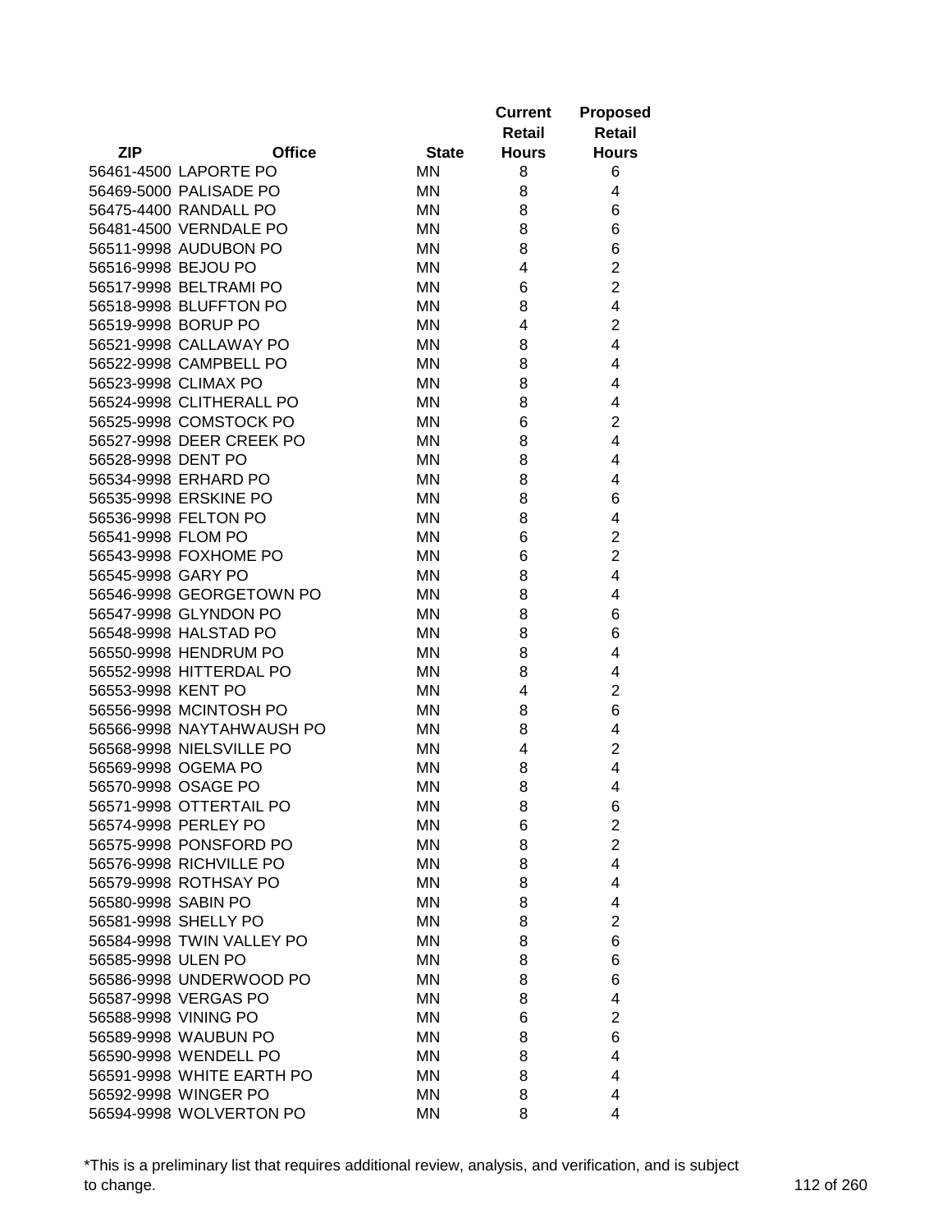| ZIP | Office | State | Current Retail Hours | Proposed Retail Hours |
|---|---|---|---|---|
| 56461-4500 | LAPORTE PO | MN | 8 | 6 |
| 56469-5000 | PALISADE PO | MN | 8 | 4 |
| 56475-4400 | RANDALL PO | MN | 8 | 6 |
| 56481-4500 | VERNDALE PO | MN | 8 | 6 |
| 56511-9998 | AUDUBON PO | MN | 8 | 6 |
| 56516-9998 | BEJOU PO | MN | 4 | 2 |
| 56517-9998 | BELTRAMI PO | MN | 6 | 2 |
| 56518-9998 | BLUFFTON PO | MN | 8 | 4 |
| 56519-9998 | BORUP PO | MN | 4 | 2 |
| 56521-9998 | CALLAWAY PO | MN | 8 | 4 |
| 56522-9998 | CAMPBELL PO | MN | 8 | 4 |
| 56523-9998 | CLIMAX PO | MN | 8 | 4 |
| 56524-9998 | CLITHERALL PO | MN | 8 | 4 |
| 56525-9998 | COMSTOCK PO | MN | 6 | 2 |
| 56527-9998 | DEER CREEK PO | MN | 8 | 4 |
| 56528-9998 | DENT PO | MN | 8 | 4 |
| 56534-9998 | ERHARD PO | MN | 8 | 4 |
| 56535-9998 | ERSKINE PO | MN | 8 | 6 |
| 56536-9998 | FELTON PO | MN | 8 | 4 |
| 56541-9998 | FLOM PO | MN | 6 | 2 |
| 56543-9998 | FOXHOME PO | MN | 6 | 2 |
| 56545-9998 | GARY PO | MN | 8 | 4 |
| 56546-9998 | GEORGETOWN PO | MN | 8 | 4 |
| 56547-9998 | GLYNDON PO | MN | 8 | 6 |
| 56548-9998 | HALSTAD PO | MN | 8 | 6 |
| 56550-9998 | HENDRUM PO | MN | 8 | 4 |
| 56552-9998 | HITTERDAL PO | MN | 8 | 4 |
| 56553-9998 | KENT PO | MN | 4 | 2 |
| 56556-9998 | MCINTOSH PO | MN | 8 | 6 |
| 56566-9998 | NAYTAHWAUSH PO | MN | 8 | 4 |
| 56568-9998 | NIELSVILLE PO | MN | 4 | 2 |
| 56569-9998 | OGEMA PO | MN | 8 | 4 |
| 56570-9998 | OSAGE PO | MN | 8 | 4 |
| 56571-9998 | OTTERTAIL PO | MN | 8 | 6 |
| 56574-9998 | PERLEY PO | MN | 6 | 2 |
| 56575-9998 | PONSFORD PO | MN | 8 | 2 |
| 56576-9998 | RICHVILLE PO | MN | 8 | 4 |
| 56579-9998 | ROTHSAY PO | MN | 8 | 4 |
| 56580-9998 | SABIN PO | MN | 8 | 4 |
| 56581-9998 | SHELLY PO | MN | 8 | 2 |
| 56584-9998 | TWIN VALLEY PO | MN | 8 | 6 |
| 56585-9998 | ULEN PO | MN | 8 | 6 |
| 56586-9998 | UNDERWOOD PO | MN | 8 | 6 |
| 56587-9998 | VERGAS PO | MN | 8 | 4 |
| 56588-9998 | VINING PO | MN | 6 | 2 |
| 56589-9998 | WAUBUN PO | MN | 8 | 6 |
| 56590-9998 | WENDELL PO | MN | 8 | 4 |
| 56591-9998 | WHITE EARTH PO | MN | 8 | 4 |
| 56592-9998 | WINGER PO | MN | 8 | 4 |
| 56594-9998 | WOLVERTON PO | MN | 8 | 4 |

*This is a preliminary list that requires additional review, analysis, and verification, and is subject to change.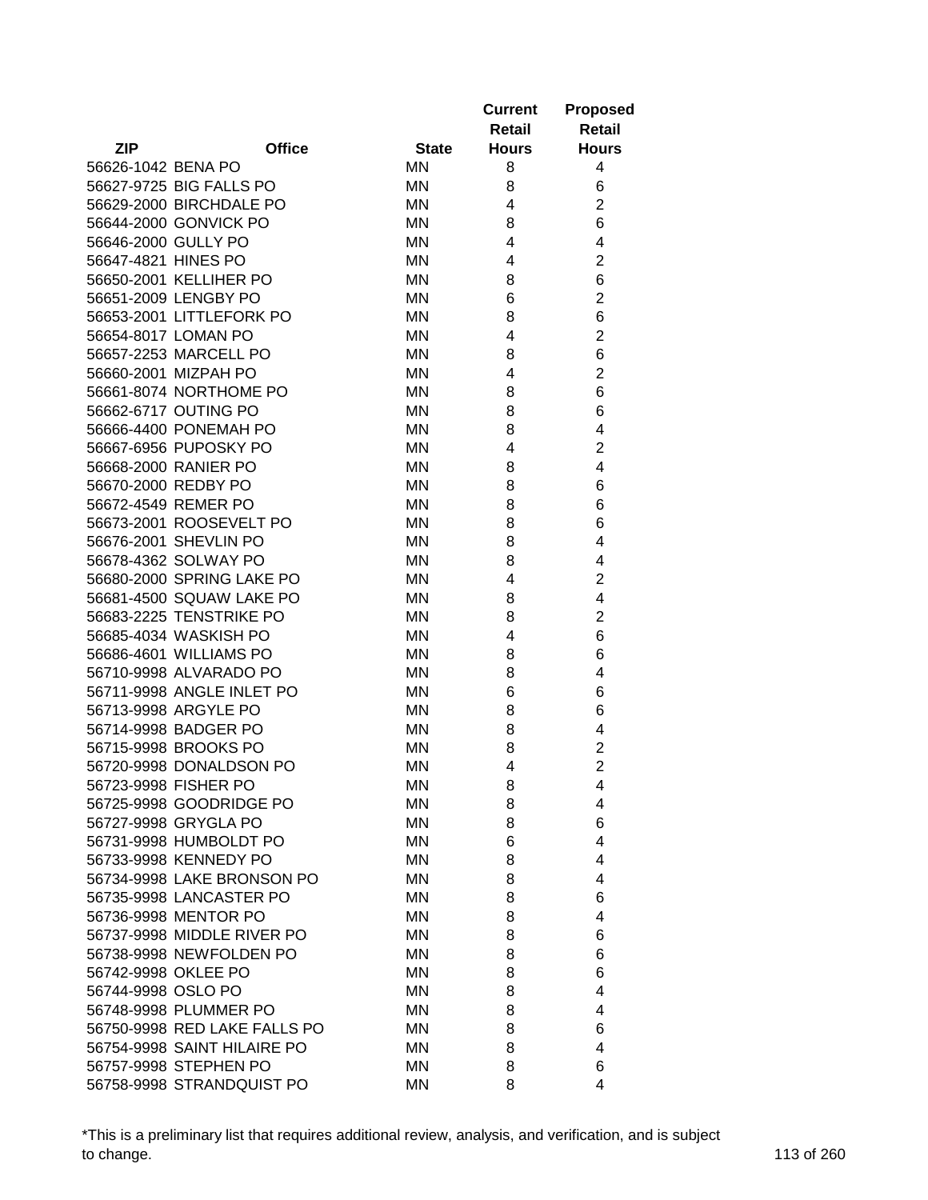| ZIP | Office | State | Current Retail Hours | Proposed Retail Hours |
|---|---|---|---|---|
| 56626-1042 | BENA PO | MN | 8 | 4 |
| 56627-9725 | BIG FALLS PO | MN | 8 | 6 |
| 56629-2000 | BIRCHDALE PO | MN | 4 | 2 |
| 56644-2000 | GONVICK PO | MN | 8 | 6 |
| 56646-2000 | GULLY PO | MN | 4 | 4 |
| 56647-4821 | HINES PO | MN | 4 | 2 |
| 56650-2001 | KELLIHER PO | MN | 8 | 6 |
| 56651-2009 | LENGBY PO | MN | 6 | 2 |
| 56653-2001 | LITTLEFORK PO | MN | 8 | 6 |
| 56654-8017 | LOMAN PO | MN | 4 | 2 |
| 56657-2253 | MARCELL PO | MN | 8 | 6 |
| 56660-2001 | MIZPAH PO | MN | 4 | 2 |
| 56661-8074 | NORTHOME PO | MN | 8 | 6 |
| 56662-6717 | OUTING PO | MN | 8 | 6 |
| 56666-4400 | PONEMAH PO | MN | 8 | 4 |
| 56667-6956 | PUPOSKY PO | MN | 4 | 2 |
| 56668-2000 | RANIER PO | MN | 8 | 4 |
| 56670-2000 | REDBY PO | MN | 8 | 6 |
| 56672-4549 | REMER PO | MN | 8 | 6 |
| 56673-2001 | ROOSEVELT PO | MN | 8 | 6 |
| 56676-2001 | SHEVLIN PO | MN | 8 | 4 |
| 56678-4362 | SOLWAY PO | MN | 8 | 4 |
| 56680-2000 | SPRING LAKE PO | MN | 4 | 2 |
| 56681-4500 | SQUAW LAKE PO | MN | 8 | 4 |
| 56683-2225 | TENSTRIKE PO | MN | 8 | 2 |
| 56685-4034 | WASKISH PO | MN | 4 | 6 |
| 56686-4601 | WILLIAMS PO | MN | 8 | 6 |
| 56710-9998 | ALVARADO PO | MN | 8 | 4 |
| 56711-9998 | ANGLE INLET PO | MN | 6 | 6 |
| 56713-9998 | ARGYLE PO | MN | 8 | 6 |
| 56714-9998 | BADGER PO | MN | 8 | 4 |
| 56715-9998 | BROOKS PO | MN | 8 | 2 |
| 56720-9998 | DONALDSON PO | MN | 4 | 2 |
| 56723-9998 | FISHER PO | MN | 8 | 4 |
| 56725-9998 | GOODRIDGE PO | MN | 8 | 4 |
| 56727-9998 | GRYGLA PO | MN | 8 | 6 |
| 56731-9998 | HUMBOLDT PO | MN | 6 | 4 |
| 56733-9998 | KENNEDY PO | MN | 8 | 4 |
| 56734-9998 | LAKE BRONSON PO | MN | 8 | 4 |
| 56735-9998 | LANCASTER PO | MN | 8 | 6 |
| 56736-9998 | MENTOR PO | MN | 8 | 4 |
| 56737-9998 | MIDDLE RIVER PO | MN | 8 | 6 |
| 56738-9998 | NEWFOLDEN PO | MN | 8 | 6 |
| 56742-9998 | OKLEE PO | MN | 8 | 6 |
| 56744-9998 | OSLO PO | MN | 8 | 4 |
| 56748-9998 | PLUMMER PO | MN | 8 | 4 |
| 56750-9998 | RED LAKE FALLS PO | MN | 8 | 6 |
| 56754-9998 | SAINT HILAIRE PO | MN | 8 | 4 |
| 56757-9998 | STEPHEN PO | MN | 8 | 6 |
| 56758-9998 | STRANDQUIST PO | MN | 8 | 4 |

*This is a preliminary list that requires additional review, analysis, and verification, and is subject to change.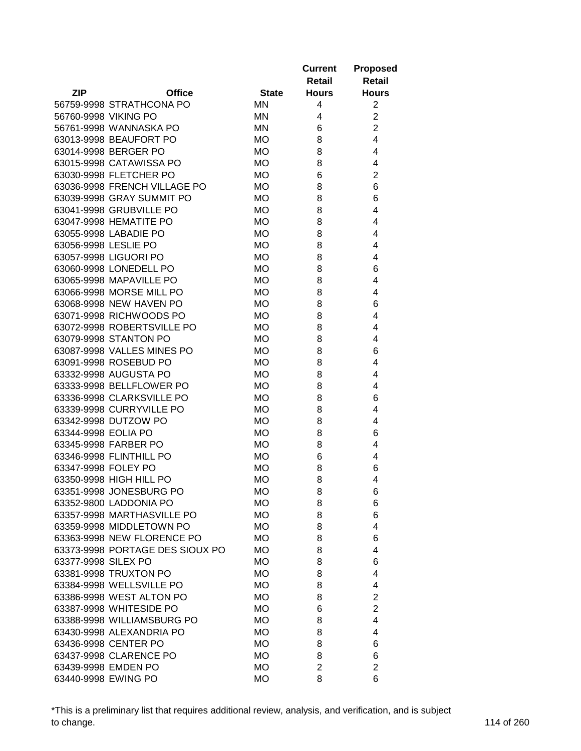| ZIP | Office | State | Current Retail Hours | Proposed Retail Hours |
|---|---|---|---|---|
| 56759-9998 | STRATHCONA PO | MN | 4 | 2 |
| 56760-9998 | VIKING PO | MN | 4 | 2 |
| 56761-9998 | WANNASKA PO | MN | 6 | 2 |
| 63013-9998 | BEAUFORT PO | MO | 8 | 4 |
| 63014-9998 | BERGER PO | MO | 8 | 4 |
| 63015-9998 | CATAWISSA PO | MO | 8 | 4 |
| 63030-9998 | FLETCHER PO | MO | 6 | 2 |
| 63036-9998 | FRENCH VILLAGE PO | MO | 8 | 6 |
| 63039-9998 | GRAY SUMMIT PO | MO | 8 | 6 |
| 63041-9998 | GRUBVILLE PO | MO | 8 | 4 |
| 63047-9998 | HEMATITE PO | MO | 8 | 4 |
| 63055-9998 | LABADIE PO | MO | 8 | 4 |
| 63056-9998 | LESLIE PO | MO | 8 | 4 |
| 63057-9998 | LIGUORI PO | MO | 8 | 4 |
| 63060-9998 | LONEDELL PO | MO | 8 | 6 |
| 63065-9998 | MAPAVILLE PO | MO | 8 | 4 |
| 63066-9998 | MORSE MILL PO | MO | 8 | 4 |
| 63068-9998 | NEW HAVEN PO | MO | 8 | 6 |
| 63071-9998 | RICHWOODS PO | MO | 8 | 4 |
| 63072-9998 | ROBERTSVILLE PO | MO | 8 | 4 |
| 63079-9998 | STANTON PO | MO | 8 | 4 |
| 63087-9998 | VALLES MINES PO | MO | 8 | 6 |
| 63091-9998 | ROSEBUD PO | MO | 8 | 4 |
| 63332-9998 | AUGUSTA PO | MO | 8 | 4 |
| 63333-9998 | BELLFLOWER PO | MO | 8 | 4 |
| 63336-9998 | CLARKSVILLE PO | MO | 8 | 6 |
| 63339-9998 | CURRYVILLE PO | MO | 8 | 4 |
| 63342-9998 | DUTZOW PO | MO | 8 | 4 |
| 63344-9998 | EOLIA PO | MO | 8 | 6 |
| 63345-9998 | FARBER PO | MO | 8 | 4 |
| 63346-9998 | FLINTHILL PO | MO | 6 | 4 |
| 63347-9998 | FOLEY PO | MO | 8 | 6 |
| 63350-9998 | HIGH HILL PO | MO | 8 | 4 |
| 63351-9998 | JONESBURG PO | MO | 8 | 6 |
| 63352-9800 | LADDONIA PO | MO | 8 | 6 |
| 63357-9998 | MARTHASVILLE PO | MO | 8 | 6 |
| 63359-9998 | MIDDLETOWN PO | MO | 8 | 4 |
| 63363-9998 | NEW FLORENCE PO | MO | 8 | 6 |
| 63373-9998 | PORTAGE DES SIOUX PO | MO | 8 | 4 |
| 63377-9998 | SILEX PO | MO | 8 | 6 |
| 63381-9998 | TRUXTON PO | MO | 8 | 4 |
| 63384-9998 | WELLSVILLE PO | MO | 8 | 4 |
| 63386-9998 | WEST ALTON PO | MO | 8 | 2 |
| 63387-9998 | WHITESIDE PO | MO | 6 | 2 |
| 63388-9998 | WILLIAMSBURG PO | MO | 8 | 4 |
| 63430-9998 | ALEXANDRIA PO | MO | 8 | 4 |
| 63436-9998 | CENTER PO | MO | 8 | 6 |
| 63437-9998 | CLARENCE PO | MO | 8 | 6 |
| 63439-9998 | EMDEN PO | MO | 2 | 2 |
| 63440-9998 | EWING PO | MO | 8 | 6 |

*This is a preliminary list that requires additional review, analysis, and verification, and is subject to change.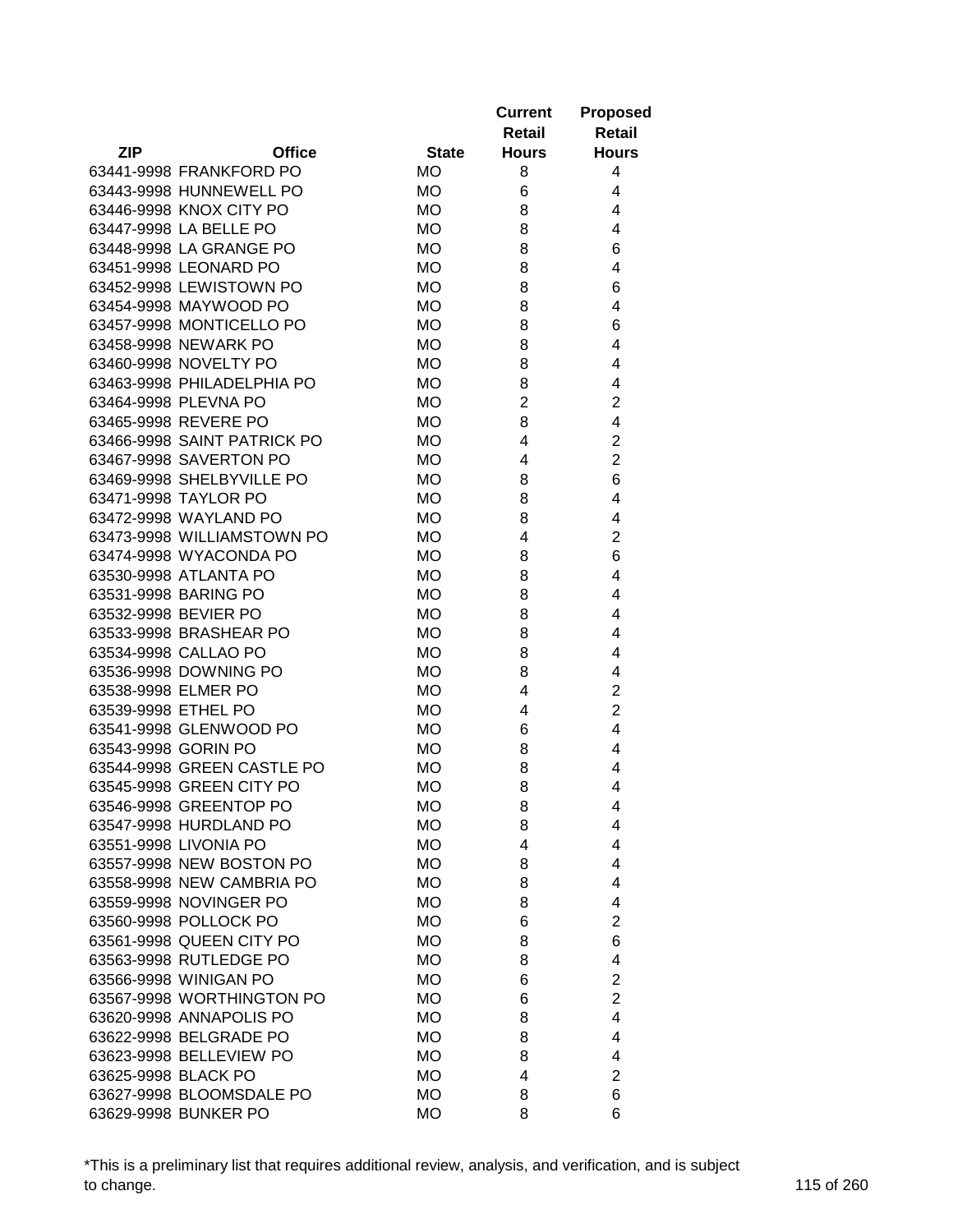| ZIP | Office | State | Current Retail Hours | Proposed Retail Hours |
|---|---|---|---|---|
| 63441-9998 | FRANKFORD PO | MO | 8 | 4 |
| 63443-9998 | HUNNEWELL PO | MO | 6 | 4 |
| 63446-9998 | KNOX CITY PO | MO | 8 | 4 |
| 63447-9998 | LA BELLE PO | MO | 8 | 4 |
| 63448-9998 | LA GRANGE PO | MO | 8 | 6 |
| 63451-9998 | LEONARD PO | MO | 8 | 4 |
| 63452-9998 | LEWISTOWN PO | MO | 8 | 6 |
| 63454-9998 | MAYWOOD PO | MO | 8 | 4 |
| 63457-9998 | MONTICELLO PO | MO | 8 | 6 |
| 63458-9998 | NEWARK PO | MO | 8 | 4 |
| 63460-9998 | NOVELTY PO | MO | 8 | 4 |
| 63463-9998 | PHILADELPHIA PO | MO | 8 | 4 |
| 63464-9998 | PLEVNA PO | MO | 2 | 2 |
| 63465-9998 | REVERE PO | MO | 8 | 4 |
| 63466-9998 | SAINT PATRICK PO | MO | 4 | 2 |
| 63467-9998 | SAVERTON PO | MO | 4 | 2 |
| 63469-9998 | SHELBYVILLE PO | MO | 8 | 6 |
| 63471-9998 | TAYLOR PO | MO | 8 | 4 |
| 63472-9998 | WAYLAND PO | MO | 8 | 4 |
| 63473-9998 | WILLIAMSTOWN PO | MO | 4 | 2 |
| 63474-9998 | WYACONDA PO | MO | 8 | 6 |
| 63530-9998 | ATLANTA PO | MO | 8 | 4 |
| 63531-9998 | BARING PO | MO | 8 | 4 |
| 63532-9998 | BEVIER PO | MO | 8 | 4 |
| 63533-9998 | BRASHEAR PO | MO | 8 | 4 |
| 63534-9998 | CALLAO PO | MO | 8 | 4 |
| 63536-9998 | DOWNING PO | MO | 8 | 4 |
| 63538-9998 | ELMER PO | MO | 4 | 2 |
| 63539-9998 | ETHEL PO | MO | 4 | 2 |
| 63541-9998 | GLENWOOD PO | MO | 6 | 4 |
| 63543-9998 | GORIN PO | MO | 8 | 4 |
| 63544-9998 | GREEN CASTLE PO | MO | 8 | 4 |
| 63545-9998 | GREEN CITY PO | MO | 8 | 4 |
| 63546-9998 | GREENTOP PO | MO | 8 | 4 |
| 63547-9998 | HURDLAND PO | MO | 8 | 4 |
| 63551-9998 | LIVONIA PO | MO | 4 | 4 |
| 63557-9998 | NEW BOSTON PO | MO | 8 | 4 |
| 63558-9998 | NEW CAMBRIA PO | MO | 8 | 4 |
| 63559-9998 | NOVINGER PO | MO | 8 | 4 |
| 63560-9998 | POLLOCK PO | MO | 6 | 2 |
| 63561-9998 | QUEEN CITY PO | MO | 8 | 6 |
| 63563-9998 | RUTLEDGE PO | MO | 8 | 4 |
| 63566-9998 | WINIGAN PO | MO | 6 | 2 |
| 63567-9998 | WORTHINGTON PO | MO | 6 | 2 |
| 63620-9998 | ANNAPOLIS PO | MO | 8 | 4 |
| 63622-9998 | BELGRADE PO | MO | 8 | 4 |
| 63623-9998 | BELLEVIEW PO | MO | 8 | 4 |
| 63625-9998 | BLACK PO | MO | 4 | 2 |
| 63627-9998 | BLOOMSDALE PO | MO | 8 | 6 |
| 63629-9998 | BUNKER PO | MO | 8 | 6 |

*This is a preliminary list that requires additional review, analysis, and verification, and is subject to change.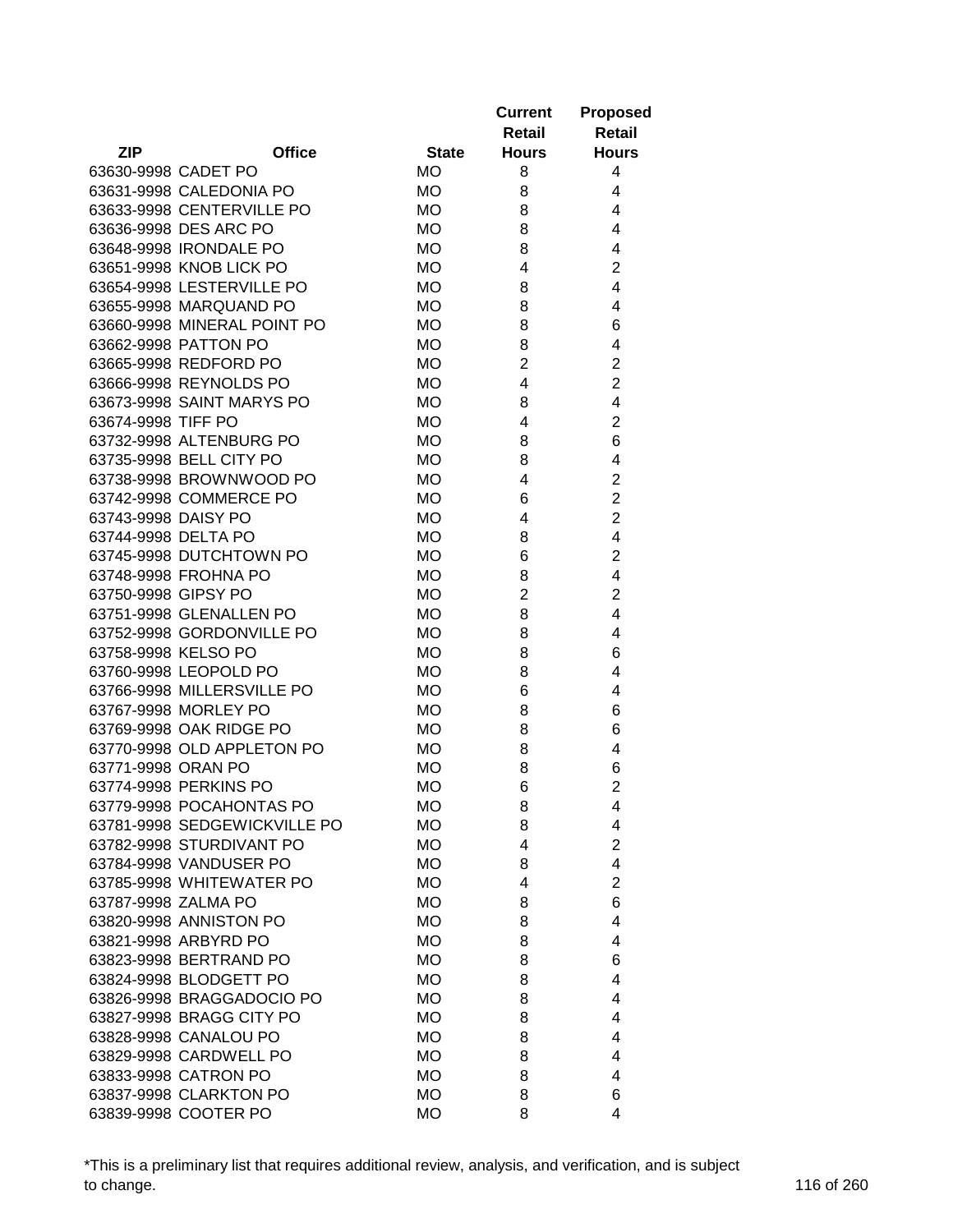| ZIP | Office | State | Current Retail Hours | Proposed Retail Hours |
|---|---|---|---|---|
| 63630-9998 | CADET PO | MO | 8 | 4 |
| 63631-9998 | CALEDONIA PO | MO | 8 | 4 |
| 63633-9998 | CENTERVILLE PO | MO | 8 | 4 |
| 63636-9998 | DES ARC PO | MO | 8 | 4 |
| 63648-9998 | IRONDALE PO | MO | 8 | 4 |
| 63651-9998 | KNOB LICK PO | MO | 4 | 2 |
| 63654-9998 | LESTERVILLE PO | MO | 8 | 4 |
| 63655-9998 | MARQUAND PO | MO | 8 | 4 |
| 63660-9998 | MINERAL POINT PO | MO | 8 | 6 |
| 63662-9998 | PATTON PO | MO | 8 | 4 |
| 63665-9998 | REDFORD PO | MO | 2 | 2 |
| 63666-9998 | REYNOLDS PO | MO | 4 | 2 |
| 63673-9998 | SAINT MARYS PO | MO | 8 | 4 |
| 63674-9998 | TIFF PO | MO | 4 | 2 |
| 63732-9998 | ALTENBURG PO | MO | 8 | 6 |
| 63735-9998 | BELL CITY PO | MO | 8 | 4 |
| 63738-9998 | BROWNWOOD PO | MO | 4 | 2 |
| 63742-9998 | COMMERCE PO | MO | 6 | 2 |
| 63743-9998 | DAISY PO | MO | 4 | 2 |
| 63744-9998 | DELTA PO | MO | 8 | 4 |
| 63745-9998 | DUTCHTOWN PO | MO | 6 | 2 |
| 63748-9998 | FROHNA PO | MO | 8 | 4 |
| 63750-9998 | GIPSY PO | MO | 2 | 2 |
| 63751-9998 | GLENALLEN PO | MO | 8 | 4 |
| 63752-9998 | GORDONVILLE PO | MO | 8 | 4 |
| 63758-9998 | KELSO PO | MO | 8 | 6 |
| 63760-9998 | LEOPOLD PO | MO | 8 | 4 |
| 63766-9998 | MILLERSVILLE PO | MO | 6 | 4 |
| 63767-9998 | MORLEY PO | MO | 8 | 6 |
| 63769-9998 | OAK RIDGE PO | MO | 8 | 6 |
| 63770-9998 | OLD APPLETON PO | MO | 8 | 4 |
| 63771-9998 | ORAN PO | MO | 8 | 6 |
| 63774-9998 | PERKINS PO | MO | 6 | 2 |
| 63779-9998 | POCAHONTAS PO | MO | 8 | 4 |
| 63781-9998 | SEDGEWICKVILLE PO | MO | 8 | 4 |
| 63782-9998 | STURDIVANT PO | MO | 4 | 2 |
| 63784-9998 | VANDUSER PO | MO | 8 | 4 |
| 63785-9998 | WHITEWATER PO | MO | 4 | 2 |
| 63787-9998 | ZALMA PO | MO | 8 | 6 |
| 63820-9998 | ANNISTON PO | MO | 8 | 4 |
| 63821-9998 | ARBYRD PO | MO | 8 | 4 |
| 63823-9998 | BERTRAND PO | MO | 8 | 6 |
| 63824-9998 | BLODGETT PO | MO | 8 | 4 |
| 63826-9998 | BRAGGADOCIO PO | MO | 8 | 4 |
| 63827-9998 | BRAGG CITY PO | MO | 8 | 4 |
| 63828-9998 | CANALOU PO | MO | 8 | 4 |
| 63829-9998 | CARDWELL PO | MO | 8 | 4 |
| 63833-9998 | CATRON PO | MO | 8 | 4 |
| 63837-9998 | CLARKTON PO | MO | 8 | 6 |
| 63839-9998 | COOTER PO | MO | 8 | 4 |

*This is a preliminary list that requires additional review, analysis, and verification, and is subject to change.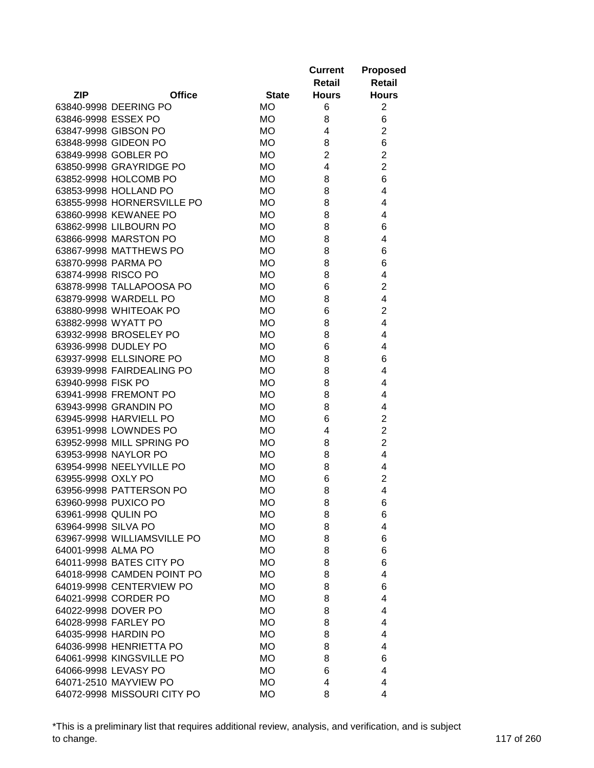| ZIP | Office | State | Current Retail Hours | Proposed Retail Hours |
|---|---|---|---|---|
| 63840-9998 | DEERING PO | MO | 6 | 2 |
| 63846-9998 | ESSEX PO | MO | 8 | 6 |
| 63847-9998 | GIBSON PO | MO | 4 | 2 |
| 63848-9998 | GIDEON PO | MO | 8 | 6 |
| 63849-9998 | GOBLER PO | MO | 2 | 2 |
| 63850-9998 | GRAYRIDGE PO | MO | 4 | 2 |
| 63852-9998 | HOLCOMB PO | MO | 8 | 6 |
| 63853-9998 | HOLLAND PO | MO | 8 | 4 |
| 63855-9998 | HORNERSVILLE PO | MO | 8 | 4 |
| 63860-9998 | KEWANEE PO | MO | 8 | 4 |
| 63862-9998 | LILBOURN PO | MO | 8 | 6 |
| 63866-9998 | MARSTON PO | MO | 8 | 4 |
| 63867-9998 | MATTHEWS PO | MO | 8 | 6 |
| 63870-9998 | PARMA PO | MO | 8 | 6 |
| 63874-9998 | RISCO PO | MO | 8 | 4 |
| 63878-9998 | TALLAPOOSA PO | MO | 6 | 2 |
| 63879-9998 | WARDELL PO | MO | 8 | 4 |
| 63880-9998 | WHITEOAK PO | MO | 6 | 2 |
| 63882-9998 | WYATT PO | MO | 8 | 4 |
| 63932-9998 | BROSELEY PO | MO | 8 | 4 |
| 63936-9998 | DUDLEY PO | MO | 6 | 4 |
| 63937-9998 | ELLSINORE PO | MO | 8 | 6 |
| 63939-9998 | FAIRDEALING PO | MO | 8 | 4 |
| 63940-9998 | FISK PO | MO | 8 | 4 |
| 63941-9998 | FREMONT PO | MO | 8 | 4 |
| 63943-9998 | GRANDIN PO | MO | 8 | 4 |
| 63945-9998 | HARVIELL PO | MO | 6 | 2 |
| 63951-9998 | LOWNDES PO | MO | 4 | 2 |
| 63952-9998 | MILL SPRING PO | MO | 8 | 2 |
| 63953-9998 | NAYLOR PO | MO | 8 | 4 |
| 63954-9998 | NEELYVILLE PO | MO | 8 | 4 |
| 63955-9998 | OXLY PO | MO | 6 | 2 |
| 63956-9998 | PATTERSON PO | MO | 8 | 4 |
| 63960-9998 | PUXICO PO | MO | 8 | 6 |
| 63961-9998 | QULIN PO | MO | 8 | 6 |
| 63964-9998 | SILVA PO | MO | 8 | 4 |
| 63967-9998 | WILLIAMSVILLE PO | MO | 8 | 6 |
| 64001-9998 | ALMA PO | MO | 8 | 6 |
| 64011-9998 | BATES CITY PO | MO | 8 | 6 |
| 64018-9998 | CAMDEN POINT PO | MO | 8 | 4 |
| 64019-9998 | CENTERVIEW PO | MO | 8 | 6 |
| 64021-9998 | CORDER PO | MO | 8 | 4 |
| 64022-9998 | DOVER PO | MO | 8 | 4 |
| 64028-9998 | FARLEY PO | MO | 8 | 4 |
| 64035-9998 | HARDIN PO | MO | 8 | 4 |
| 64036-9998 | HENRIETTA PO | MO | 8 | 4 |
| 64061-9998 | KINGSVILLE PO | MO | 8 | 6 |
| 64066-9998 | LEVASY PO | MO | 6 | 4 |
| 64071-2510 | MAYVIEW PO | MO | 4 | 4 |
| 64072-9998 | MISSOURI CITY PO | MO | 8 | 4 |

*This is a preliminary list that requires additional review, analysis, and verification, and is subject to change.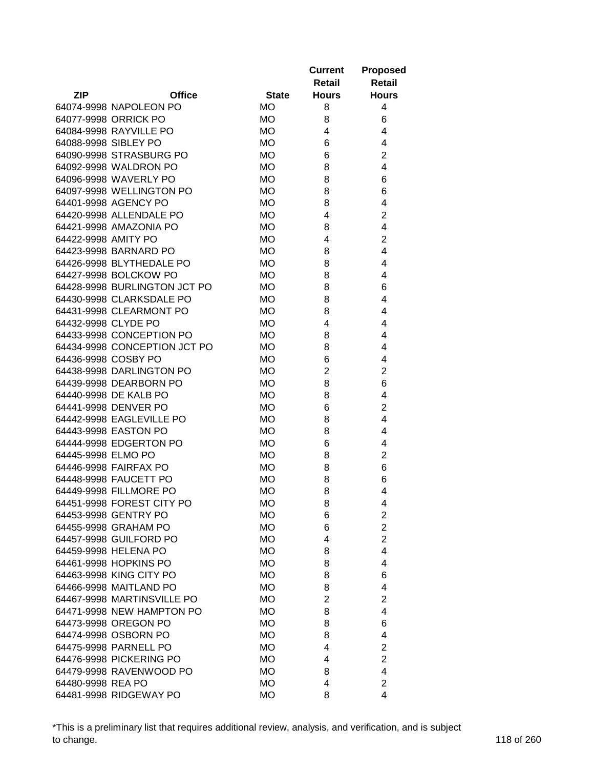| ZIP | Office | State | Current Retail Hours | Proposed Retail Hours |
|---|---|---|---|---|
| 64074-9998 | NAPOLEON PO | MO | 8 | 4 |
| 64077-9998 | ORRICK PO | MO | 8 | 6 |
| 64084-9998 | RAYVILLE PO | MO | 4 | 4 |
| 64088-9998 | SIBLEY PO | MO | 6 | 4 |
| 64090-9998 | STRASBURG PO | MO | 6 | 2 |
| 64092-9998 | WALDRON PO | MO | 8 | 4 |
| 64096-9998 | WAVERLY PO | MO | 8 | 6 |
| 64097-9998 | WELLINGTON PO | MO | 8 | 6 |
| 64401-9998 | AGENCY PO | MO | 8 | 4 |
| 64420-9998 | ALLENDALE PO | MO | 4 | 2 |
| 64421-9998 | AMAZONIA PO | MO | 8 | 4 |
| 64422-9998 | AMITY PO | MO | 4 | 2 |
| 64423-9998 | BARNARD PO | MO | 8 | 4 |
| 64426-9998 | BLYTHEDALE PO | MO | 8 | 4 |
| 64427-9998 | BOLCKOW PO | MO | 8 | 4 |
| 64428-9998 | BURLINGTON JCT PO | MO | 8 | 6 |
| 64430-9998 | CLARKSDALE PO | MO | 8 | 4 |
| 64431-9998 | CLEARMONT PO | MO | 8 | 4 |
| 64432-9998 | CLYDE PO | MO | 4 | 4 |
| 64433-9998 | CONCEPTION PO | MO | 8 | 4 |
| 64434-9998 | CONCEPTION JCT PO | MO | 8 | 4 |
| 64436-9998 | COSBY PO | MO | 6 | 4 |
| 64438-9998 | DARLINGTON PO | MO | 2 | 2 |
| 64439-9998 | DEARBORN PO | MO | 8 | 6 |
| 64440-9998 | DE KALB PO | MO | 8 | 4 |
| 64441-9998 | DENVER PO | MO | 6 | 2 |
| 64442-9998 | EAGLEVILLE PO | MO | 8 | 4 |
| 64443-9998 | EASTON PO | MO | 8 | 4 |
| 64444-9998 | EDGERTON PO | MO | 6 | 4 |
| 64445-9998 | ELMO PO | MO | 8 | 2 |
| 64446-9998 | FAIRFAX PO | MO | 8 | 6 |
| 64448-9998 | FAUCETT PO | MO | 8 | 6 |
| 64449-9998 | FILLMORE PO | MO | 8 | 4 |
| 64451-9998 | FOREST CITY PO | MO | 8 | 4 |
| 64453-9998 | GENTRY PO | MO | 6 | 2 |
| 64455-9998 | GRAHAM PO | MO | 6 | 2 |
| 64457-9998 | GUILFORD PO | MO | 4 | 2 |
| 64459-9998 | HELENA PO | MO | 8 | 4 |
| 64461-9998 | HOPKINS PO | MO | 8 | 4 |
| 64463-9998 | KING CITY PO | MO | 8 | 6 |
| 64466-9998 | MAITLAND PO | MO | 8 | 4 |
| 64467-9998 | MARTINSVILLE PO | MO | 2 | 2 |
| 64471-9998 | NEW HAMPTON PO | MO | 8 | 4 |
| 64473-9998 | OREGON PO | MO | 8 | 6 |
| 64474-9998 | OSBORN PO | MO | 8 | 4 |
| 64475-9998 | PARNELL PO | MO | 4 | 2 |
| 64476-9998 | PICKERING PO | MO | 4 | 2 |
| 64479-9998 | RAVENWOOD PO | MO | 8 | 4 |
| 64480-9998 | REA PO | MO | 4 | 2 |
| 64481-9998 | RIDGEWAY PO | MO | 8 | 4 |

*This is a preliminary list that requires additional review, analysis, and verification, and is subject to change.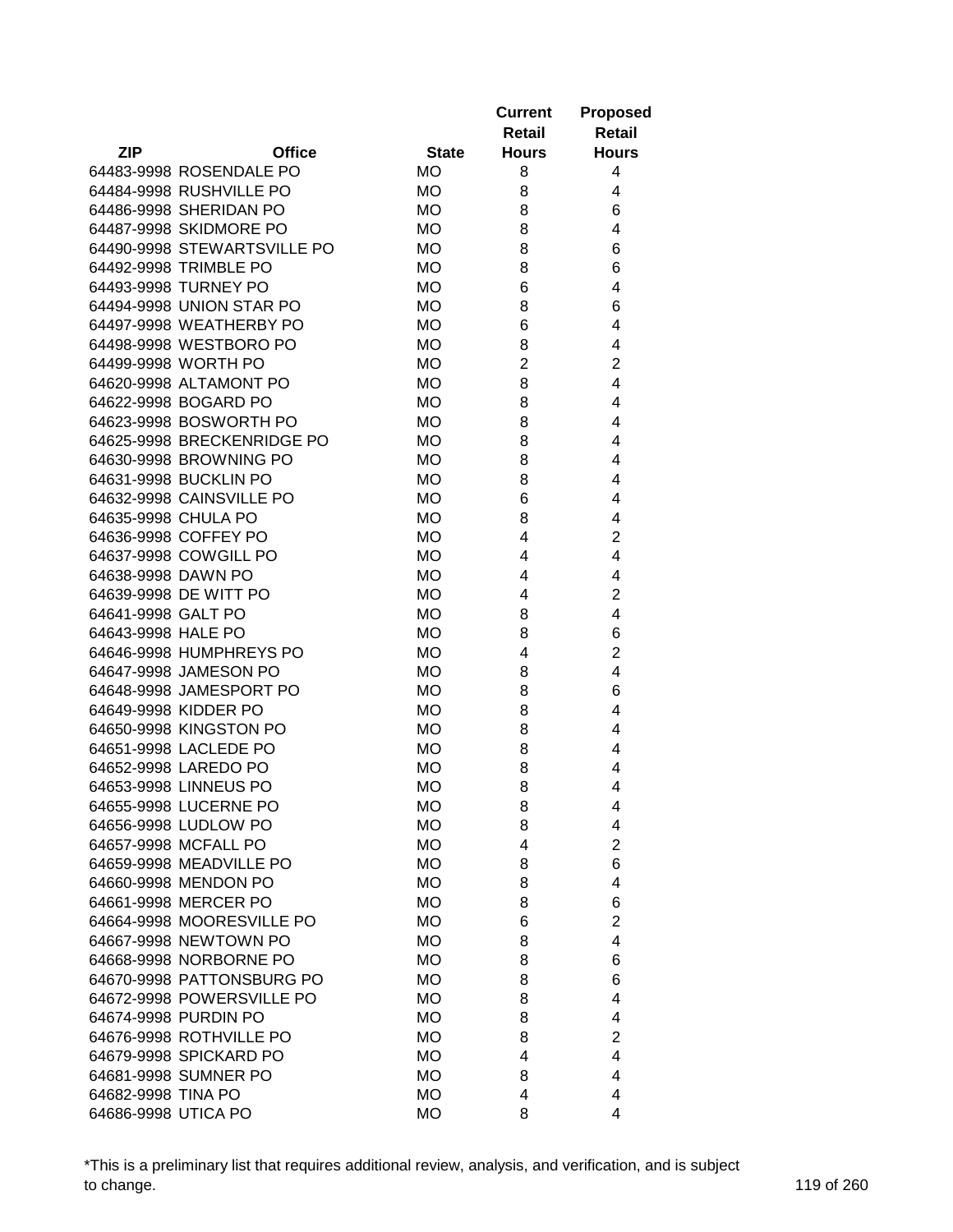| ZIP | Office | State | Current Retail Hours | Proposed Retail Hours |
|---|---|---|---|---|
| 64483-9998 | ROSENDALE PO | MO | 8 | 4 |
| 64484-9998 | RUSHVILLE PO | MO | 8 | 4 |
| 64486-9998 | SHERIDAN PO | MO | 8 | 6 |
| 64487-9998 | SKIDMORE PO | MO | 8 | 4 |
| 64490-9998 | STEWARTSVILLE PO | MO | 8 | 6 |
| 64492-9998 | TRIMBLE PO | MO | 8 | 6 |
| 64493-9998 | TURNEY PO | MO | 6 | 4 |
| 64494-9998 | UNION STAR PO | MO | 8 | 6 |
| 64497-9998 | WEATHERBY PO | MO | 6 | 4 |
| 64498-9998 | WESTBORO PO | MO | 8 | 4 |
| 64499-9998 | WORTH PO | MO | 2 | 2 |
| 64620-9998 | ALTAMONT PO | MO | 8 | 4 |
| 64622-9998 | BOGARD PO | MO | 8 | 4 |
| 64623-9998 | BOSWORTH PO | MO | 8 | 4 |
| 64625-9998 | BRECKENRIDGE PO | MO | 8 | 4 |
| 64630-9998 | BROWNING PO | MO | 8 | 4 |
| 64631-9998 | BUCKLIN PO | MO | 8 | 4 |
| 64632-9998 | CAINSVILLE PO | MO | 6 | 4 |
| 64635-9998 | CHULA PO | MO | 8 | 4 |
| 64636-9998 | COFFEY PO | MO | 4 | 2 |
| 64637-9998 | COWGILL PO | MO | 4 | 4 |
| 64638-9998 | DAWN PO | MO | 4 | 4 |
| 64639-9998 | DE WITT PO | MO | 4 | 2 |
| 64641-9998 | GALT PO | MO | 8 | 4 |
| 64643-9998 | HALE PO | MO | 8 | 6 |
| 64646-9998 | HUMPHREYS PO | MO | 4 | 2 |
| 64647-9998 | JAMESON PO | MO | 8 | 4 |
| 64648-9998 | JAMESPORT PO | MO | 8 | 6 |
| 64649-9998 | KIDDER PO | MO | 8 | 4 |
| 64650-9998 | KINGSTON PO | MO | 8 | 4 |
| 64651-9998 | LACLEDE PO | MO | 8 | 4 |
| 64652-9998 | LAREDO PO | MO | 8 | 4 |
| 64653-9998 | LINNEUS PO | MO | 8 | 4 |
| 64655-9998 | LUCERNE PO | MO | 8 | 4 |
| 64656-9998 | LUDLOW PO | MO | 8 | 4 |
| 64657-9998 | MCFALL PO | MO | 4 | 2 |
| 64659-9998 | MEADVILLE PO | MO | 8 | 6 |
| 64660-9998 | MENDON PO | MO | 8 | 4 |
| 64661-9998 | MERCER PO | MO | 8 | 6 |
| 64664-9998 | MOORESVILLE PO | MO | 6 | 2 |
| 64667-9998 | NEWTOWN PO | MO | 8 | 4 |
| 64668-9998 | NORBORNE PO | MO | 8 | 6 |
| 64670-9998 | PATTONSBURG PO | MO | 8 | 6 |
| 64672-9998 | POWERSVILLE PO | MO | 8 | 4 |
| 64674-9998 | PURDIN PO | MO | 8 | 4 |
| 64676-9998 | ROTHVILLE PO | MO | 8 | 2 |
| 64679-9998 | SPICKARD PO | MO | 4 | 4 |
| 64681-9998 | SUMNER PO | MO | 8 | 4 |
| 64682-9998 | TINA PO | MO | 4 | 4 |
| 64686-9998 | UTICA PO | MO | 8 | 4 |

*This is a preliminary list that requires additional review, analysis, and verification, and is subject to change.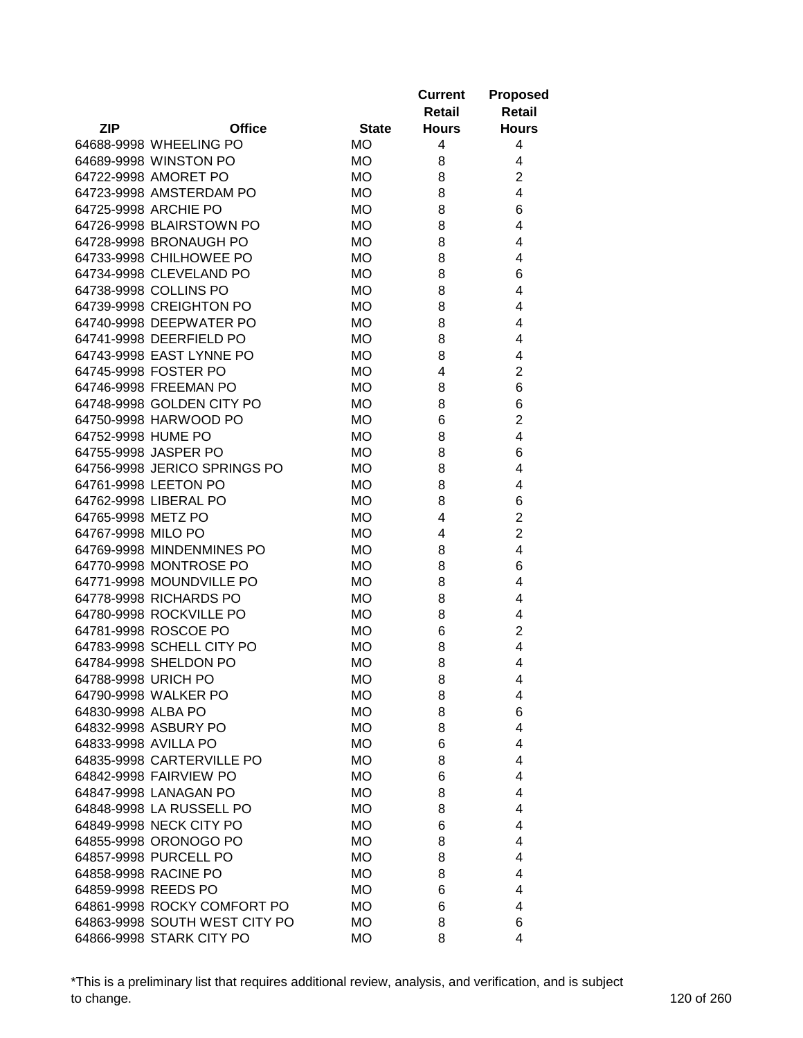| ZIP | Office | State | Current Retail Hours | Proposed Retail Hours |
|---|---|---|---|---|
| 64688-9998 | WHEELING PO | MO | 4 | 4 |
| 64689-9998 | WINSTON PO | MO | 8 | 4 |
| 64722-9998 | AMORET PO | MO | 8 | 2 |
| 64723-9998 | AMSTERDAM PO | MO | 8 | 4 |
| 64725-9998 | ARCHIE PO | MO | 8 | 6 |
| 64726-9998 | BLAIRSTOWN PO | MO | 8 | 4 |
| 64728-9998 | BRONAUGH PO | MO | 8 | 4 |
| 64733-9998 | CHILHOWEE PO | MO | 8 | 4 |
| 64734-9998 | CLEVELAND PO | MO | 8 | 6 |
| 64738-9998 | COLLINS PO | MO | 8 | 4 |
| 64739-9998 | CREIGHTON PO | MO | 8 | 4 |
| 64740-9998 | DEEPWATER PO | MO | 8 | 4 |
| 64741-9998 | DEERFIELD PO | MO | 8 | 4 |
| 64743-9998 | EAST LYNNE PO | MO | 8 | 4 |
| 64745-9998 | FOSTER PO | MO | 4 | 2 |
| 64746-9998 | FREEMAN PO | MO | 8 | 6 |
| 64748-9998 | GOLDEN CITY PO | MO | 8 | 6 |
| 64750-9998 | HARWOOD PO | MO | 6 | 2 |
| 64752-9998 | HUME PO | MO | 8 | 4 |
| 64755-9998 | JASPER PO | MO | 8 | 6 |
| 64756-9998 | JERICO SPRINGS PO | MO | 8 | 4 |
| 64761-9998 | LEETON PO | MO | 8 | 4 |
| 64762-9998 | LIBERAL PO | MO | 8 | 6 |
| 64765-9998 | METZ PO | MO | 4 | 2 |
| 64767-9998 | MILO PO | MO | 4 | 2 |
| 64769-9998 | MINDENMINES PO | MO | 8 | 4 |
| 64770-9998 | MONTROSE PO | MO | 8 | 6 |
| 64771-9998 | MOUNDVILLE PO | MO | 8 | 4 |
| 64778-9998 | RICHARDS PO | MO | 8 | 4 |
| 64780-9998 | ROCKVILLE PO | MO | 8 | 4 |
| 64781-9998 | ROSCOE PO | MO | 6 | 2 |
| 64783-9998 | SCHELL CITY PO | MO | 8 | 4 |
| 64784-9998 | SHELDON PO | MO | 8 | 4 |
| 64788-9998 | URICH PO | MO | 8 | 4 |
| 64790-9998 | WALKER PO | MO | 8 | 4 |
| 64830-9998 | ALBA PO | MO | 8 | 6 |
| 64832-9998 | ASBURY PO | MO | 8 | 4 |
| 64833-9998 | AVILLA PO | MO | 6 | 4 |
| 64835-9998 | CARTERVILLE PO | MO | 8 | 4 |
| 64842-9998 | FAIRVIEW PO | MO | 6 | 4 |
| 64847-9998 | LANAGAN PO | MO | 8 | 4 |
| 64848-9998 | LA RUSSELL PO | MO | 8 | 4 |
| 64849-9998 | NECK CITY PO | MO | 6 | 4 |
| 64855-9998 | ORONOGO PO | MO | 8 | 4 |
| 64857-9998 | PURCELL PO | MO | 8 | 4 |
| 64858-9998 | RACINE PO | MO | 8 | 4 |
| 64859-9998 | REEDS PO | MO | 6 | 4 |
| 64861-9998 | ROCKY COMFORT PO | MO | 6 | 4 |
| 64863-9998 | SOUTH WEST CITY PO | MO | 8 | 6 |
| 64866-9998 | STARK CITY PO | MO | 8 | 4 |

*This is a preliminary list that requires additional review, analysis, and verification, and is subject to change.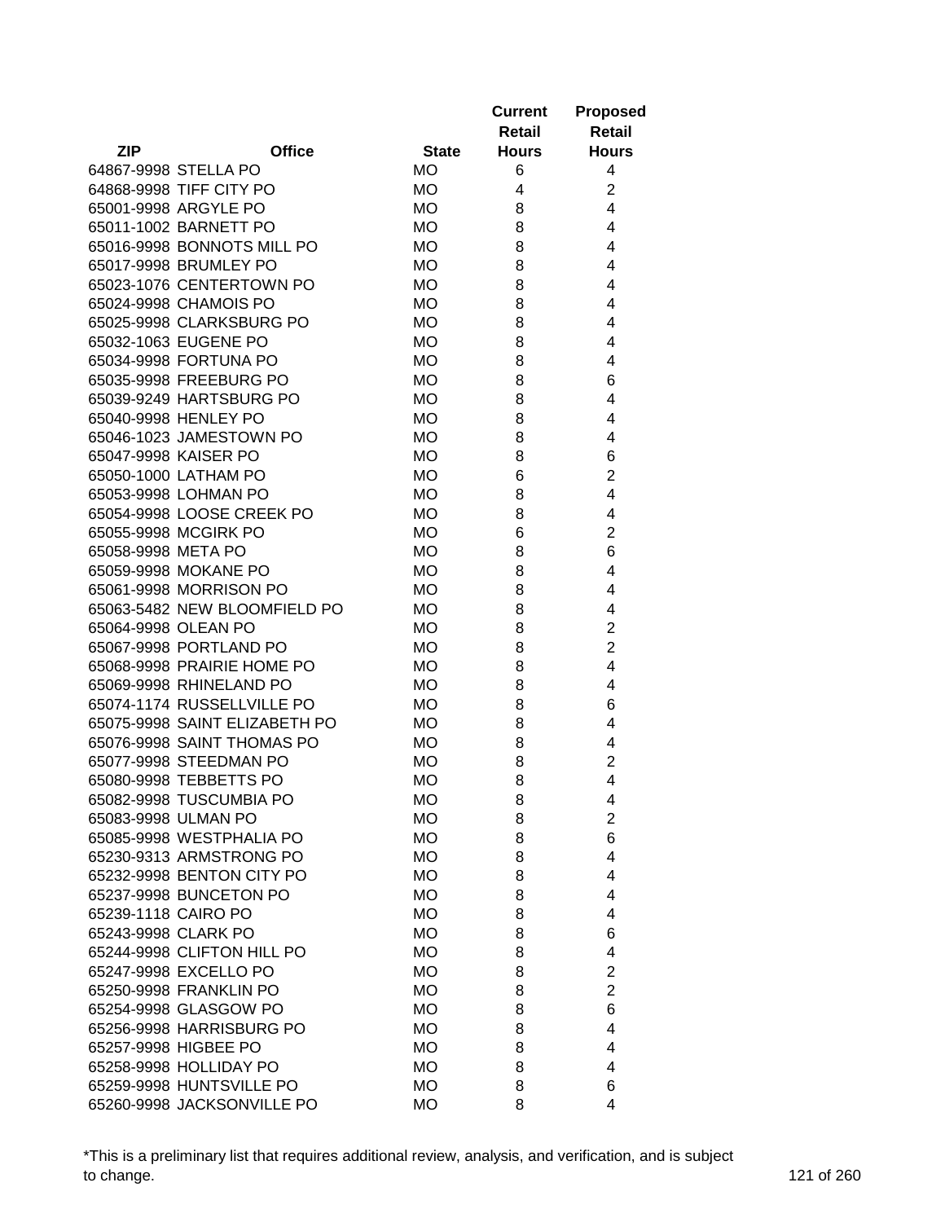| ZIP | Office | State | Current Retail Hours | Proposed Retail Hours |
|---|---|---|---|---|
| 64867-9998 | STELLA PO | MO | 6 | 4 |
| 64868-9998 | TIFF CITY PO | MO | 4 | 2 |
| 65001-9998 | ARGYLE PO | MO | 8 | 4 |
| 65011-1002 | BARNETT PO | MO | 8 | 4 |
| 65016-9998 | BONNOTS MILL PO | MO | 8 | 4 |
| 65017-9998 | BRUMLEY PO | MO | 8 | 4 |
| 65023-1076 | CENTERTOWN PO | MO | 8 | 4 |
| 65024-9998 | CHAMOIS PO | MO | 8 | 4 |
| 65025-9998 | CLARKSBURG PO | MO | 8 | 4 |
| 65032-1063 | EUGENE PO | MO | 8 | 4 |
| 65034-9998 | FORTUNA PO | MO | 8 | 4 |
| 65035-9998 | FREEBURG PO | MO | 8 | 6 |
| 65039-9249 | HARTSBURG PO | MO | 8 | 4 |
| 65040-9998 | HENLEY PO | MO | 8 | 4 |
| 65046-1023 | JAMESTOWN PO | MO | 8 | 4 |
| 65047-9998 | KAISER PO | MO | 8 | 6 |
| 65050-1000 | LATHAM PO | MO | 6 | 2 |
| 65053-9998 | LOHMAN PO | MO | 8 | 4 |
| 65054-9998 | LOOSE CREEK PO | MO | 8 | 4 |
| 65055-9998 | MCGIRK PO | MO | 6 | 2 |
| 65058-9998 | META PO | MO | 8 | 6 |
| 65059-9998 | MOKANE PO | MO | 8 | 4 |
| 65061-9998 | MORRISON PO | MO | 8 | 4 |
| 65063-5482 | NEW BLOOMFIELD PO | MO | 8 | 4 |
| 65064-9998 | OLEAN PO | MO | 8 | 2 |
| 65067-9998 | PORTLAND PO | MO | 8 | 2 |
| 65068-9998 | PRAIRIE HOME PO | MO | 8 | 4 |
| 65069-9998 | RHINELAND PO | MO | 8 | 4 |
| 65074-1174 | RUSSELLVILLE PO | MO | 8 | 6 |
| 65075-9998 | SAINT ELIZABETH PO | MO | 8 | 4 |
| 65076-9998 | SAINT THOMAS PO | MO | 8 | 4 |
| 65077-9998 | STEEDMAN PO | MO | 8 | 2 |
| 65080-9998 | TEBBETTS PO | MO | 8 | 4 |
| 65082-9998 | TUSCUMBIA PO | MO | 8 | 4 |
| 65083-9998 | ULMAN PO | MO | 8 | 2 |
| 65085-9998 | WESTPHALIA PO | MO | 8 | 6 |
| 65230-9313 | ARMSTRONG PO | MO | 8 | 4 |
| 65232-9998 | BENTON CITY PO | MO | 8 | 4 |
| 65237-9998 | BUNCETON PO | MO | 8 | 4 |
| 65239-1118 | CAIRO PO | MO | 8 | 4 |
| 65243-9998 | CLARK PO | MO | 8 | 6 |
| 65244-9998 | CLIFTON HILL PO | MO | 8 | 4 |
| 65247-9998 | EXCELLO PO | MO | 8 | 2 |
| 65250-9998 | FRANKLIN PO | MO | 8 | 2 |
| 65254-9998 | GLASGOW PO | MO | 8 | 6 |
| 65256-9998 | HARRISBURG PO | MO | 8 | 4 |
| 65257-9998 | HIGBEE PO | MO | 8 | 4 |
| 65258-9998 | HOLLIDAY PO | MO | 8 | 4 |
| 65259-9998 | HUNTSVILLE PO | MO | 8 | 6 |
| 65260-9998 | JACKSONVILLE PO | MO | 8 | 4 |

*This is a preliminary list that requires additional review, analysis, and verification, and is subject to change.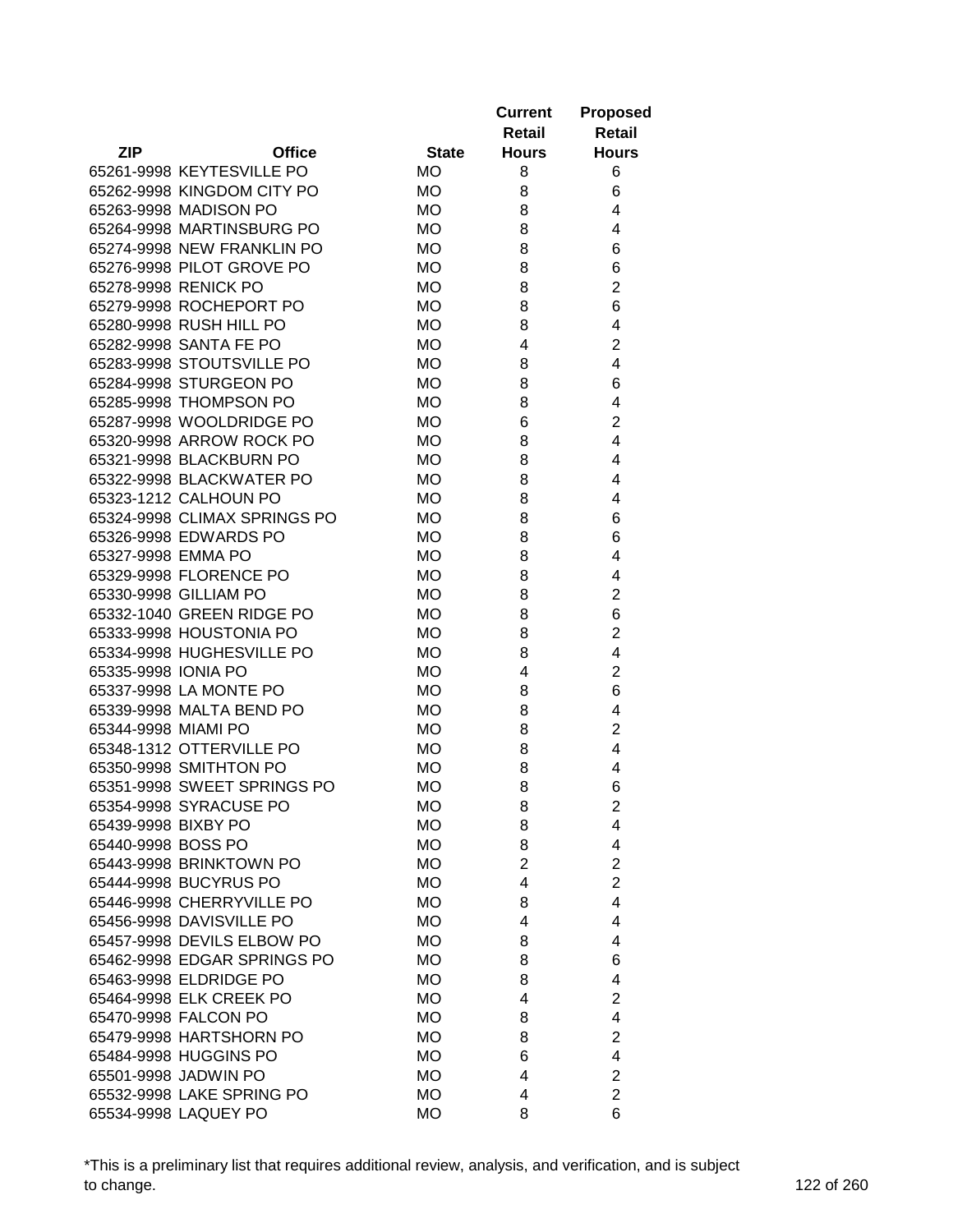| ZIP | Office | State | Current Retail Hours | Proposed Retail Hours |
|---|---|---|---|---|
| 65261-9998 | KEYTESVILLE PO | MO | 8 | 6 |
| 65262-9998 | KINGDOM CITY PO | MO | 8 | 6 |
| 65263-9998 | MADISON PO | MO | 8 | 4 |
| 65264-9998 | MARTINSBURG PO | MO | 8 | 4 |
| 65274-9998 | NEW FRANKLIN PO | MO | 8 | 6 |
| 65276-9998 | PILOT GROVE PO | MO | 8 | 6 |
| 65278-9998 | RENICK PO | MO | 8 | 2 |
| 65279-9998 | ROCHEPORT PO | MO | 8 | 6 |
| 65280-9998 | RUSH HILL PO | MO | 8 | 4 |
| 65282-9998 | SANTA FE PO | MO | 4 | 2 |
| 65283-9998 | STOUTSVILLE PO | MO | 8 | 4 |
| 65284-9998 | STURGEON PO | MO | 8 | 6 |
| 65285-9998 | THOMPSON PO | MO | 8 | 4 |
| 65287-9998 | WOOLDRIDGE PO | MO | 6 | 2 |
| 65320-9998 | ARROW ROCK PO | MO | 8 | 4 |
| 65321-9998 | BLACKBURN PO | MO | 8 | 4 |
| 65322-9998 | BLACKWATER PO | MO | 8 | 4 |
| 65323-1212 | CALHOUN PO | MO | 8 | 4 |
| 65324-9998 | CLIMAX SPRINGS PO | MO | 8 | 6 |
| 65326-9998 | EDWARDS PO | MO | 8 | 6 |
| 65327-9998 | EMMA PO | MO | 8 | 4 |
| 65329-9998 | FLORENCE PO | MO | 8 | 4 |
| 65330-9998 | GILLIAM PO | MO | 8 | 2 |
| 65332-1040 | GREEN RIDGE PO | MO | 8 | 6 |
| 65333-9998 | HOUSTONIA PO | MO | 8 | 2 |
| 65334-9998 | HUGHESVILLE PO | MO | 8 | 4 |
| 65335-9998 | IONIA PO | MO | 4 | 2 |
| 65337-9998 | LA MONTE PO | MO | 8 | 6 |
| 65339-9998 | MALTA BEND PO | MO | 8 | 4 |
| 65344-9998 | MIAMI PO | MO | 8 | 2 |
| 65348-1312 | OTTERVILLE PO | MO | 8 | 4 |
| 65350-9998 | SMITHTON PO | MO | 8 | 4 |
| 65351-9998 | SWEET SPRINGS PO | MO | 8 | 6 |
| 65354-9998 | SYRACUSE PO | MO | 8 | 2 |
| 65439-9998 | BIXBY PO | MO | 8 | 4 |
| 65440-9998 | BOSS PO | MO | 8 | 4 |
| 65443-9998 | BRINKTOWN PO | MO | 2 | 2 |
| 65444-9998 | BUCYRUS PO | MO | 4 | 2 |
| 65446-9998 | CHERRYVILLE PO | MO | 8 | 4 |
| 65456-9998 | DAVISVILLE PO | MO | 4 | 4 |
| 65457-9998 | DEVILS ELBOW PO | MO | 8 | 4 |
| 65462-9998 | EDGAR SPRINGS PO | MO | 8 | 6 |
| 65463-9998 | ELDRIDGE PO | MO | 8 | 4 |
| 65464-9998 | ELK CREEK PO | MO | 4 | 2 |
| 65470-9998 | FALCON PO | MO | 8 | 4 |
| 65479-9998 | HARTSHORN PO | MO | 8 | 2 |
| 65484-9998 | HUGGINS PO | MO | 6 | 4 |
| 65501-9998 | JADWIN PO | MO | 4 | 2 |
| 65532-9998 | LAKE SPRING PO | MO | 4 | 2 |
| 65534-9998 | LAQUEY PO | MO | 8 | 6 |

*This is a preliminary list that requires additional review, analysis, and verification, and is subject to change.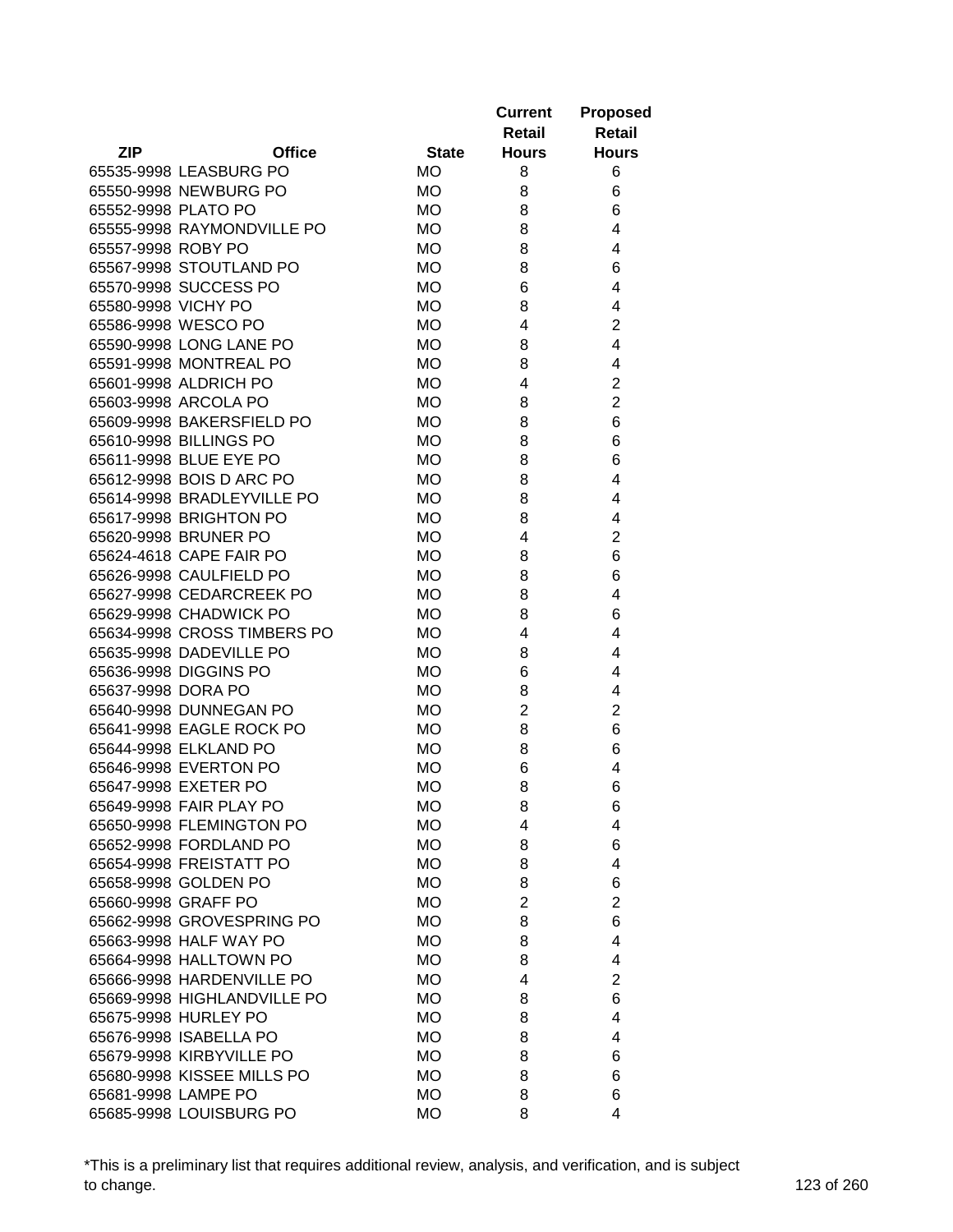| ZIP | Office | State | Current Retail Hours | Proposed Retail Hours |
|---|---|---|---|---|
| 65535-9998 | LEASBURG PO | MO | 8 | 6 |
| 65550-9998 | NEWBURG PO | MO | 8 | 6 |
| 65552-9998 | PLATO PO | MO | 8 | 6 |
| 65555-9998 | RAYMONDVILLE PO | MO | 8 | 4 |
| 65557-9998 | ROBY PO | MO | 8 | 4 |
| 65567-9998 | STOUTLAND PO | MO | 8 | 6 |
| 65570-9998 | SUCCESS PO | MO | 6 | 4 |
| 65580-9998 | VICHY PO | MO | 8 | 4 |
| 65586-9998 | WESCO PO | MO | 4 | 2 |
| 65590-9998 | LONG LANE PO | MO | 8 | 4 |
| 65591-9998 | MONTREAL PO | MO | 8 | 4 |
| 65601-9998 | ALDRICH PO | MO | 4 | 2 |
| 65603-9998 | ARCOLA PO | MO | 8 | 2 |
| 65609-9998 | BAKERSFIELD PO | MO | 8 | 6 |
| 65610-9998 | BILLINGS PO | MO | 8 | 6 |
| 65611-9998 | BLUE EYE PO | MO | 8 | 6 |
| 65612-9998 | BOIS D ARC PO | MO | 8 | 4 |
| 65614-9998 | BRADLEYVILLE PO | MO | 8 | 4 |
| 65617-9998 | BRIGHTON PO | MO | 8 | 4 |
| 65620-9998 | BRUNER PO | MO | 4 | 2 |
| 65624-4618 | CAPE FAIR PO | MO | 8 | 6 |
| 65626-9998 | CAULFIELD PO | MO | 8 | 6 |
| 65627-9998 | CEDARCREEK PO | MO | 8 | 4 |
| 65629-9998 | CHADWICK PO | MO | 8 | 6 |
| 65634-9998 | CROSS TIMBERS PO | MO | 4 | 4 |
| 65635-9998 | DADEVILLE PO | MO | 8 | 4 |
| 65636-9998 | DIGGINS PO | MO | 6 | 4 |
| 65637-9998 | DORA PO | MO | 8 | 4 |
| 65640-9998 | DUNNEGAN PO | MO | 2 | 2 |
| 65641-9998 | EAGLE ROCK PO | MO | 8 | 6 |
| 65644-9998 | ELKLAND PO | MO | 8 | 6 |
| 65646-9998 | EVERTON PO | MO | 6 | 4 |
| 65647-9998 | EXETER PO | MO | 8 | 6 |
| 65649-9998 | FAIR PLAY PO | MO | 8 | 6 |
| 65650-9998 | FLEMINGTON PO | MO | 4 | 4 |
| 65652-9998 | FORDLAND PO | MO | 8 | 6 |
| 65654-9998 | FREISTATT PO | MO | 8 | 4 |
| 65658-9998 | GOLDEN PO | MO | 8 | 6 |
| 65660-9998 | GRAFF PO | MO | 2 | 2 |
| 65662-9998 | GROVESPRING PO | MO | 8 | 6 |
| 65663-9998 | HALF WAY PO | MO | 8 | 4 |
| 65664-9998 | HALLTOWN PO | MO | 8 | 4 |
| 65666-9998 | HARDENVILLE PO | MO | 4 | 2 |
| 65669-9998 | HIGHLANDVILLE PO | MO | 8 | 6 |
| 65675-9998 | HURLEY PO | MO | 8 | 4 |
| 65676-9998 | ISABELLA PO | MO | 8 | 4 |
| 65679-9998 | KIRBYVILLE PO | MO | 8 | 6 |
| 65680-9998 | KISSEE MILLS PO | MO | 8 | 6 |
| 65681-9998 | LAMPE PO | MO | 8 | 6 |
| 65685-9998 | LOUISBURG PO | MO | 8 | 4 |

*This is a preliminary list that requires additional review, analysis, and verification, and is subject to change.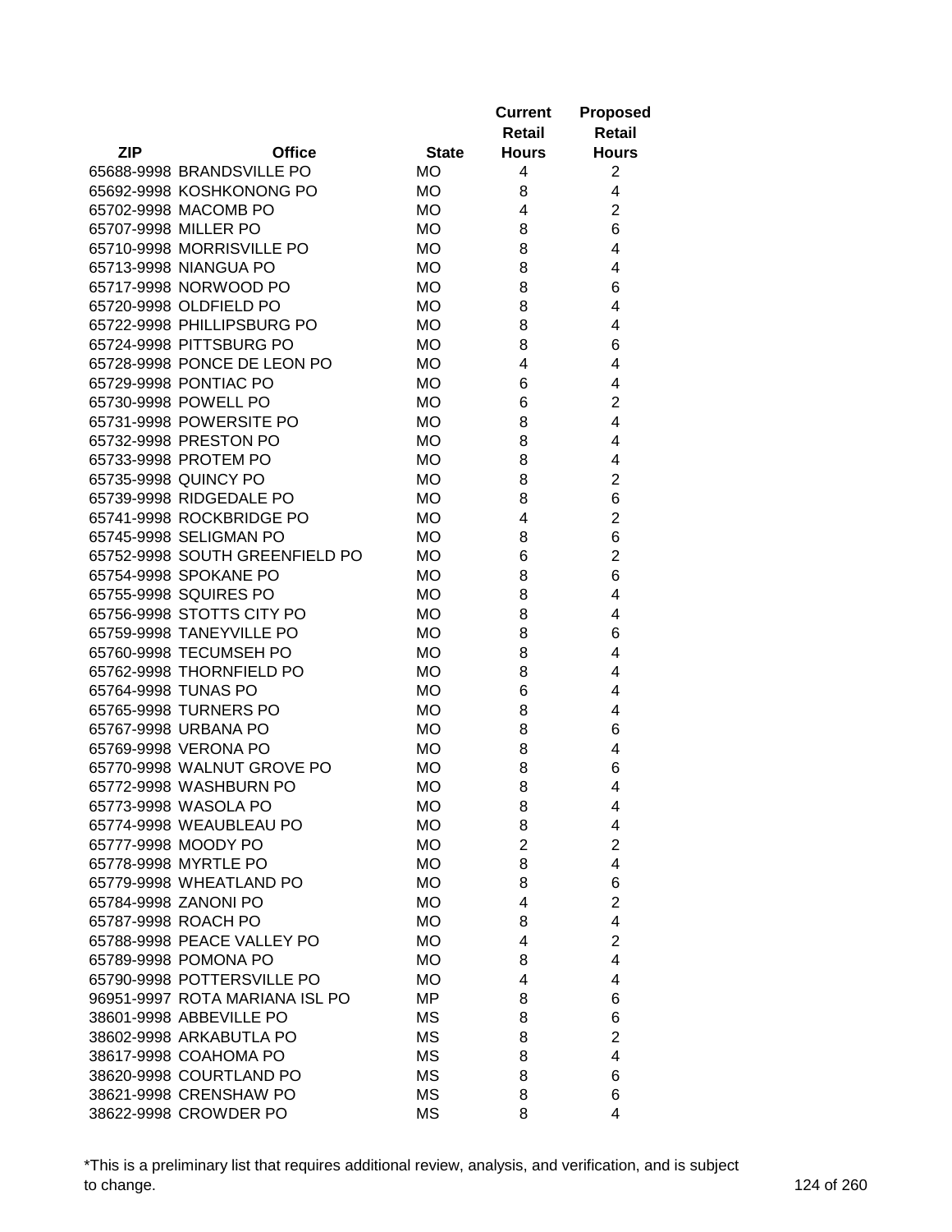| ZIP | Office | State | Current Retail Hours | Proposed Retail Hours |
|---|---|---|---|---|
| 65688-9998 | BRANDSVILLE PO | MO | 4 | 2 |
| 65692-9998 | KOSHKONONG PO | MO | 8 | 4 |
| 65702-9998 | MACOMB PO | MO | 4 | 2 |
| 65707-9998 | MILLER PO | MO | 8 | 6 |
| 65710-9998 | MORRISVILLE PO | MO | 8 | 4 |
| 65713-9998 | NIANGUA PO | MO | 8 | 4 |
| 65717-9998 | NORWOOD PO | MO | 8 | 6 |
| 65720-9998 | OLDFIELD PO | MO | 8 | 4 |
| 65722-9998 | PHILLIPSBURG PO | MO | 8 | 4 |
| 65724-9998 | PITTSBURG PO | MO | 8 | 6 |
| 65728-9998 | PONCE DE LEON PO | MO | 4 | 4 |
| 65729-9998 | PONTIAC PO | MO | 6 | 4 |
| 65730-9998 | POWELL PO | MO | 6 | 2 |
| 65731-9998 | POWERSITE PO | MO | 8 | 4 |
| 65732-9998 | PRESTON PO | MO | 8 | 4 |
| 65733-9998 | PROTEM PO | MO | 8 | 4 |
| 65735-9998 | QUINCY PO | MO | 8 | 2 |
| 65739-9998 | RIDGEDALE PO | MO | 8 | 6 |
| 65741-9998 | ROCKBRIDGE PO | MO | 4 | 2 |
| 65745-9998 | SELIGMAN PO | MO | 8 | 6 |
| 65752-9998 | SOUTH GREENFIELD PO | MO | 6 | 2 |
| 65754-9998 | SPOKANE PO | MO | 8 | 6 |
| 65755-9998 | SQUIRES PO | MO | 8 | 4 |
| 65756-9998 | STOTTS CITY PO | MO | 8 | 4 |
| 65759-9998 | TANEYVILLE PO | MO | 8 | 6 |
| 65760-9998 | TECUMSEH PO | MO | 8 | 4 |
| 65762-9998 | THORNFIELD PO | MO | 8 | 4 |
| 65764-9998 | TUNAS PO | MO | 6 | 4 |
| 65765-9998 | TURNERS PO | MO | 8 | 4 |
| 65767-9998 | URBANA PO | MO | 8 | 6 |
| 65769-9998 | VERONA PO | MO | 8 | 4 |
| 65770-9998 | WALNUT GROVE PO | MO | 8 | 6 |
| 65772-9998 | WASHBURN PO | MO | 8 | 4 |
| 65773-9998 | WASOLA PO | MO | 8 | 4 |
| 65774-9998 | WEAUBLEAU PO | MO | 8 | 4 |
| 65777-9998 | MOODY PO | MO | 2 | 2 |
| 65778-9998 | MYRTLE PO | MO | 8 | 4 |
| 65779-9998 | WHEATLAND PO | MO | 8 | 6 |
| 65784-9998 | ZANONI PO | MO | 4 | 2 |
| 65787-9998 | ROACH PO | MO | 8 | 4 |
| 65788-9998 | PEACE VALLEY PO | MO | 4 | 2 |
| 65789-9998 | POMONA PO | MO | 8 | 4 |
| 65790-9998 | POTTERSVILLE PO | MO | 4 | 4 |
| 96951-9997 | ROTA MARIANA ISL PO | MP | 8 | 6 |
| 38601-9998 | ABBEVILLE PO | MS | 8 | 6 |
| 38602-9998 | ARKABUTLA PO | MS | 8 | 2 |
| 38617-9998 | COAHOMA PO | MS | 8 | 4 |
| 38620-9998 | COURTLAND PO | MS | 8 | 6 |
| 38621-9998 | CRENSHAW PO | MS | 8 | 6 |
| 38622-9998 | CROWDER PO | MS | 8 | 4 |

*This is a preliminary list that requires additional review, analysis, and verification, and is subject to change.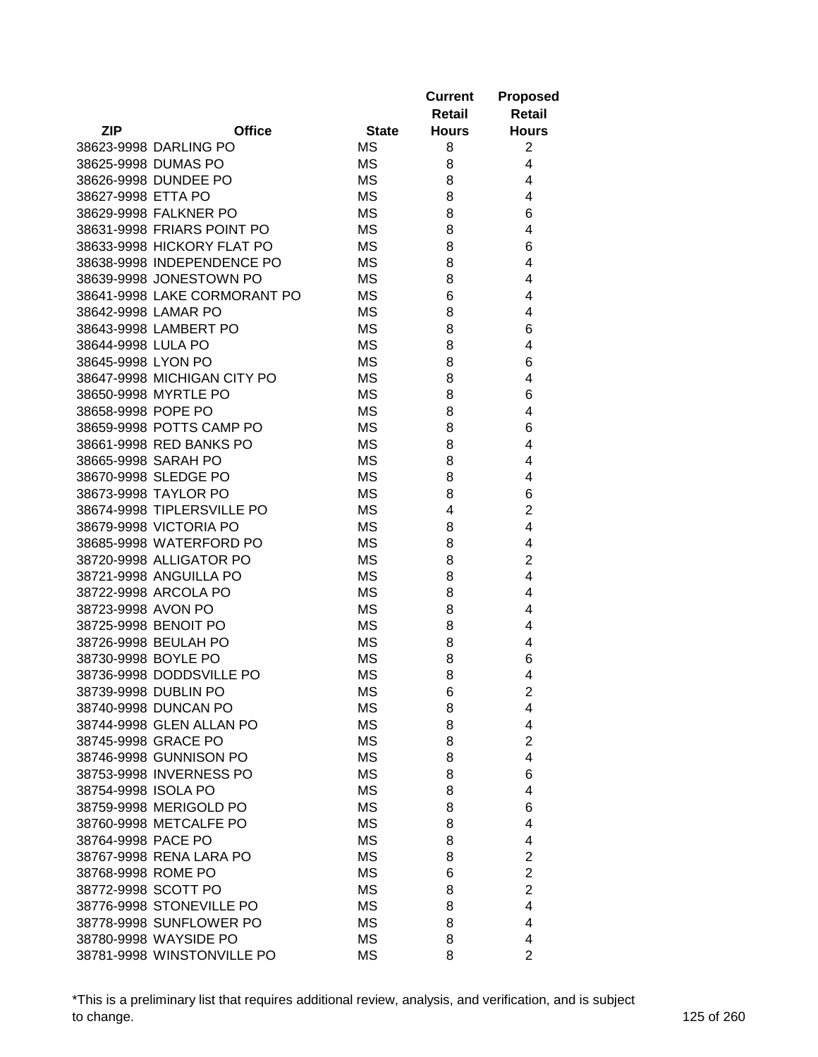| ZIP | Office | State | Current Retail Hours | Proposed Retail Hours |
|---|---|---|---|---|
| 38623-9998 | DARLING PO | MS | 8 | 2 |
| 38625-9998 | DUMAS PO | MS | 8 | 4 |
| 38626-9998 | DUNDEE PO | MS | 8 | 4 |
| 38627-9998 | ETTA PO | MS | 8 | 4 |
| 38629-9998 | FALKNER PO | MS | 8 | 6 |
| 38631-9998 | FRIARS POINT PO | MS | 8 | 4 |
| 38633-9998 | HICKORY FLAT PO | MS | 8 | 6 |
| 38638-9998 | INDEPENDENCE PO | MS | 8 | 4 |
| 38639-9998 | JONESTOWN PO | MS | 8 | 4 |
| 38641-9998 | LAKE CORMORANT PO | MS | 6 | 4 |
| 38642-9998 | LAMAR PO | MS | 8 | 4 |
| 38643-9998 | LAMBERT PO | MS | 8 | 6 |
| 38644-9998 | LULA PO | MS | 8 | 4 |
| 38645-9998 | LYON PO | MS | 8 | 6 |
| 38647-9998 | MICHIGAN CITY PO | MS | 8 | 4 |
| 38650-9998 | MYRTLE PO | MS | 8 | 6 |
| 38658-9998 | POPE PO | MS | 8 | 4 |
| 38659-9998 | POTTS CAMP PO | MS | 8 | 6 |
| 38661-9998 | RED BANKS PO | MS | 8 | 4 |
| 38665-9998 | SARAH PO | MS | 8 | 4 |
| 38670-9998 | SLEDGE PO | MS | 8 | 4 |
| 38673-9998 | TAYLOR PO | MS | 8 | 6 |
| 38674-9998 | TIPLERSVILLE PO | MS | 4 | 2 |
| 38679-9998 | VICTORIA PO | MS | 8 | 4 |
| 38685-9998 | WATERFORD PO | MS | 8 | 4 |
| 38720-9998 | ALLIGATOR PO | MS | 8 | 2 |
| 38721-9998 | ANGUILLA PO | MS | 8 | 4 |
| 38722-9998 | ARCOLA PO | MS | 8 | 4 |
| 38723-9998 | AVON PO | MS | 8 | 4 |
| 38725-9998 | BENOIT PO | MS | 8 | 4 |
| 38726-9998 | BEULAH PO | MS | 8 | 4 |
| 38730-9998 | BOYLE PO | MS | 8 | 6 |
| 38736-9998 | DODDSVILLE PO | MS | 8 | 4 |
| 38739-9998 | DUBLIN PO | MS | 6 | 2 |
| 38740-9998 | DUNCAN PO | MS | 8 | 4 |
| 38744-9998 | GLEN ALLAN PO | MS | 8 | 4 |
| 38745-9998 | GRACE PO | MS | 8 | 2 |
| 38746-9998 | GUNNISON PO | MS | 8 | 4 |
| 38753-9998 | INVERNESS PO | MS | 8 | 6 |
| 38754-9998 | ISOLA PO | MS | 8 | 4 |
| 38759-9998 | MERIGOLD PO | MS | 8 | 6 |
| 38760-9998 | METCALFE PO | MS | 8 | 4 |
| 38764-9998 | PACE PO | MS | 8 | 4 |
| 38767-9998 | RENA LARA PO | MS | 8 | 2 |
| 38768-9998 | ROME PO | MS | 6 | 2 |
| 38772-9998 | SCOTT PO | MS | 8 | 2 |
| 38776-9998 | STONEVILLE PO | MS | 8 | 4 |
| 38778-9998 | SUNFLOWER PO | MS | 8 | 4 |
| 38780-9998 | WAYSIDE PO | MS | 8 | 4 |
| 38781-9998 | WINSTONVILLE PO | MS | 8 | 2 |

*This is a preliminary list that requires additional review, analysis, and verification, and is subject to change.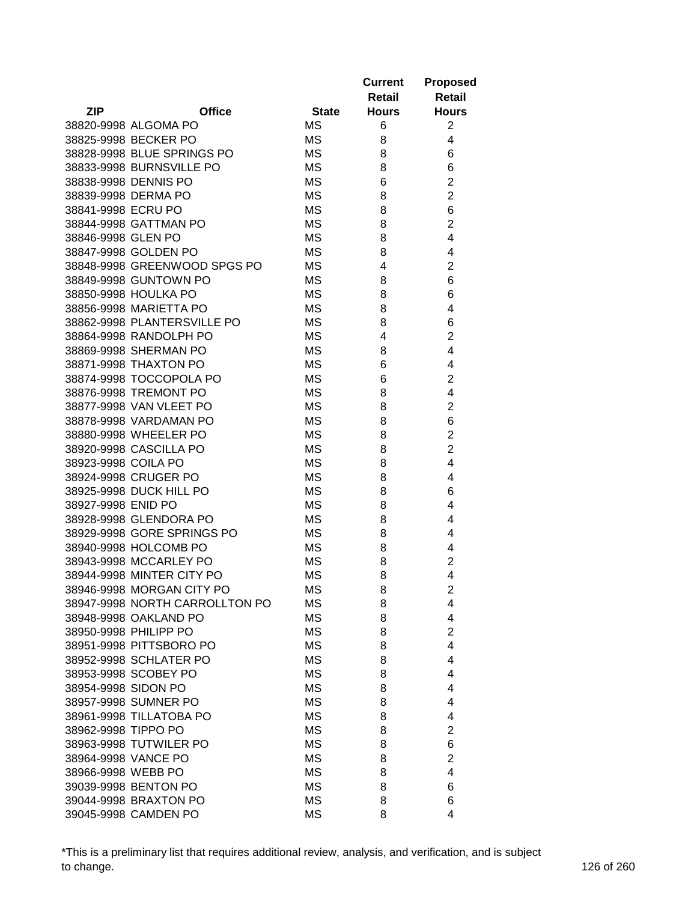| ZIP | Office | State | Current Retail Hours | Proposed Retail Hours |
|---|---|---|---|---|
| 38820-9998 | ALGOMA PO | MS | 6 | 2 |
| 38825-9998 | BECKER PO | MS | 8 | 4 |
| 38828-9998 | BLUE SPRINGS PO | MS | 8 | 6 |
| 38833-9998 | BURNSVILLE PO | MS | 8 | 6 |
| 38838-9998 | DENNIS PO | MS | 6 | 2 |
| 38839-9998 | DERMA PO | MS | 8 | 2 |
| 38841-9998 | ECRU PO | MS | 8 | 6 |
| 38844-9998 | GATTMAN PO | MS | 8 | 2 |
| 38846-9998 | GLEN PO | MS | 8 | 4 |
| 38847-9998 | GOLDEN PO | MS | 8 | 4 |
| 38848-9998 | GREENWOOD SPGS PO | MS | 4 | 2 |
| 38849-9998 | GUNTOWN PO | MS | 8 | 6 |
| 38850-9998 | HOULKA PO | MS | 8 | 6 |
| 38856-9998 | MARIETTA PO | MS | 8 | 4 |
| 38862-9998 | PLANTERSVILLE PO | MS | 8 | 6 |
| 38864-9998 | RANDOLPH PO | MS | 4 | 2 |
| 38869-9998 | SHERMAN PO | MS | 8 | 4 |
| 38871-9998 | THAXTON PO | MS | 6 | 4 |
| 38874-9998 | TOCCOPOLA PO | MS | 6 | 2 |
| 38876-9998 | TREMONT PO | MS | 8 | 4 |
| 38877-9998 | VAN VLEET PO | MS | 8 | 2 |
| 38878-9998 | VARDAMAN PO | MS | 8 | 6 |
| 38880-9998 | WHEELER PO | MS | 8 | 2 |
| 38920-9998 | CASCILLA PO | MS | 8 | 2 |
| 38923-9998 | COILA PO | MS | 8 | 4 |
| 38924-9998 | CRUGER PO | MS | 8 | 4 |
| 38925-9998 | DUCK HILL PO | MS | 8 | 6 |
| 38927-9998 | ENID PO | MS | 8 | 4 |
| 38928-9998 | GLENDORA PO | MS | 8 | 4 |
| 38929-9998 | GORE SPRINGS PO | MS | 8 | 4 |
| 38940-9998 | HOLCOMB PO | MS | 8 | 4 |
| 38943-9998 | MCCARLEY PO | MS | 8 | 2 |
| 38944-9998 | MINTER CITY PO | MS | 8 | 4 |
| 38946-9998 | MORGAN CITY PO | MS | 8 | 2 |
| 38947-9998 | NORTH CARROLLTON PO | MS | 8 | 4 |
| 38948-9998 | OAKLAND PO | MS | 8 | 4 |
| 38950-9998 | PHILIPP PO | MS | 8 | 2 |
| 38951-9998 | PITTSBORO PO | MS | 8 | 4 |
| 38952-9998 | SCHLATER PO | MS | 8 | 4 |
| 38953-9998 | SCOBEY PO | MS | 8 | 4 |
| 38954-9998 | SIDON PO | MS | 8 | 4 |
| 38957-9998 | SUMNER PO | MS | 8 | 4 |
| 38961-9998 | TILLATOBA PO | MS | 8 | 4 |
| 38962-9998 | TIPPO PO | MS | 8 | 2 |
| 38963-9998 | TUTWILER PO | MS | 8 | 6 |
| 38964-9998 | VANCE PO | MS | 8 | 2 |
| 38966-9998 | WEBB PO | MS | 8 | 4 |
| 39039-9998 | BENTON PO | MS | 8 | 6 |
| 39044-9998 | BRAXTON PO | MS | 8 | 6 |
| 39045-9998 | CAMDEN PO | MS | 8 | 4 |

*This is a preliminary list that requires additional review, analysis, and verification, and is subject to change.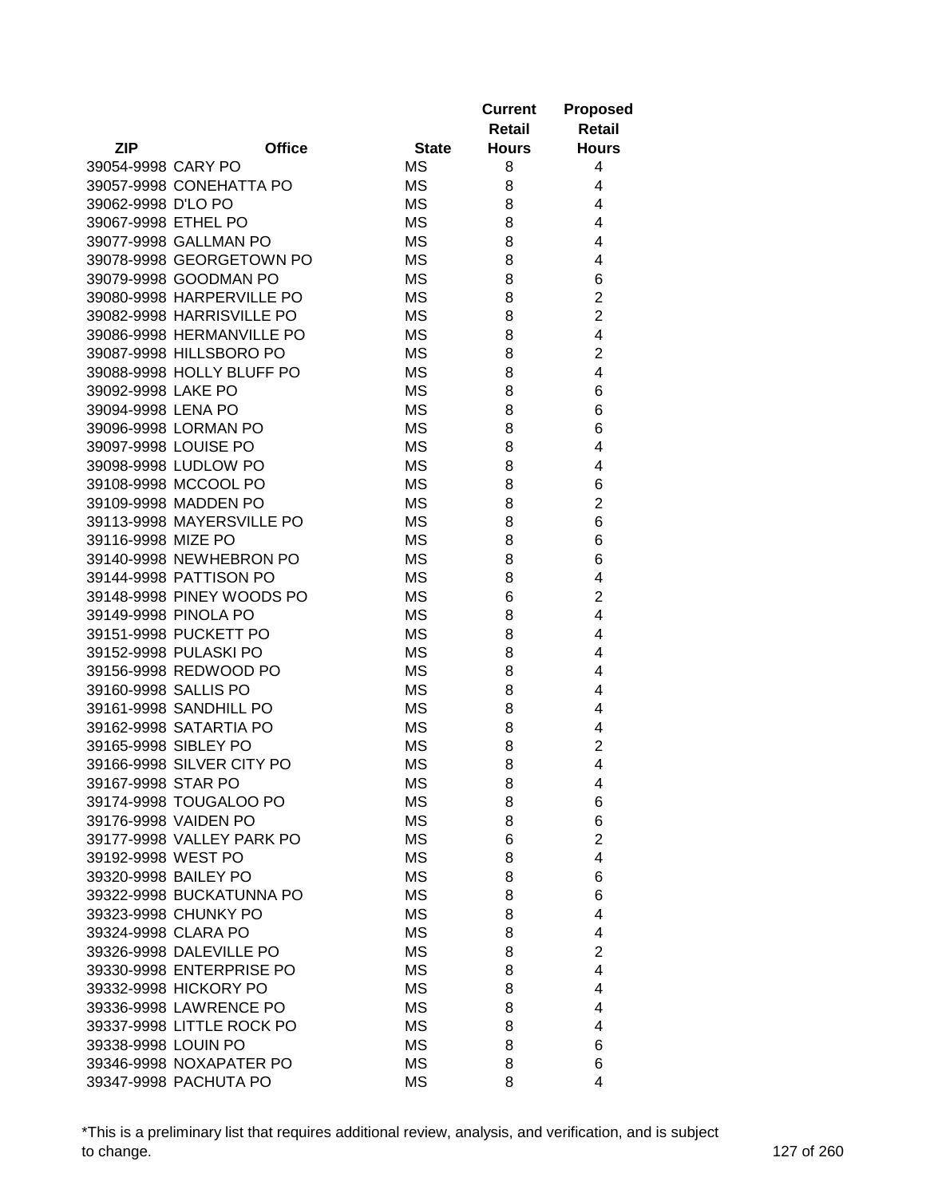| ZIP | Office | State | Current Retail Hours | Proposed Retail Hours |
|---|---|---|---|---|
| 39054-9998 | CARY PO | MS | 8 | 4 |
| 39057-9998 | CONEHATTA PO | MS | 8 | 4 |
| 39062-9998 | D'LO PO | MS | 8 | 4 |
| 39067-9998 | ETHEL PO | MS | 8 | 4 |
| 39077-9998 | GALLMAN PO | MS | 8 | 4 |
| 39078-9998 | GEORGETOWN PO | MS | 8 | 4 |
| 39079-9998 | GOODMAN PO | MS | 8 | 6 |
| 39080-9998 | HARPERVILLE PO | MS | 8 | 2 |
| 39082-9998 | HARRISVILLE PO | MS | 8 | 2 |
| 39086-9998 | HERMANVILLE PO | MS | 8 | 4 |
| 39087-9998 | HILLSBORO PO | MS | 8 | 2 |
| 39088-9998 | HOLLY BLUFF PO | MS | 8 | 4 |
| 39092-9998 | LAKE PO | MS | 8 | 6 |
| 39094-9998 | LENA PO | MS | 8 | 6 |
| 39096-9998 | LORMAN PO | MS | 8 | 6 |
| 39097-9998 | LOUISE PO | MS | 8 | 4 |
| 39098-9998 | LUDLOW PO | MS | 8 | 4 |
| 39108-9998 | MCCOOL PO | MS | 8 | 6 |
| 39109-9998 | MADDEN PO | MS | 8 | 2 |
| 39113-9998 | MAYERSVILLE PO | MS | 8 | 6 |
| 39116-9998 | MIZE PO | MS | 8 | 6 |
| 39140-9998 | NEWHEBRON PO | MS | 8 | 6 |
| 39144-9998 | PATTISON PO | MS | 8 | 4 |
| 39148-9998 | PINEY WOODS PO | MS | 6 | 2 |
| 39149-9998 | PINOLA PO | MS | 8 | 4 |
| 39151-9998 | PUCKETT PO | MS | 8 | 4 |
| 39152-9998 | PULASKI PO | MS | 8 | 4 |
| 39156-9998 | REDWOOD PO | MS | 8 | 4 |
| 39160-9998 | SALLIS PO | MS | 8 | 4 |
| 39161-9998 | SANDHILL PO | MS | 8 | 4 |
| 39162-9998 | SATARTIA PO | MS | 8 | 4 |
| 39165-9998 | SIBLEY PO | MS | 8 | 2 |
| 39166-9998 | SILVER CITY PO | MS | 8 | 4 |
| 39167-9998 | STAR PO | MS | 8 | 4 |
| 39174-9998 | TOUGALOO PO | MS | 8 | 6 |
| 39176-9998 | VAIDEN PO | MS | 8 | 6 |
| 39177-9998 | VALLEY PARK PO | MS | 6 | 2 |
| 39192-9998 | WEST PO | MS | 8 | 4 |
| 39320-9998 | BAILEY PO | MS | 8 | 6 |
| 39322-9998 | BUCKATUNNA PO | MS | 8 | 6 |
| 39323-9998 | CHUNKY PO | MS | 8 | 4 |
| 39324-9998 | CLARA PO | MS | 8 | 4 |
| 39326-9998 | DALEVILLE PO | MS | 8 | 2 |
| 39330-9998 | ENTERPRISE PO | MS | 8 | 4 |
| 39332-9998 | HICKORY PO | MS | 8 | 4 |
| 39336-9998 | LAWRENCE PO | MS | 8 | 4 |
| 39337-9998 | LITTLE ROCK PO | MS | 8 | 4 |
| 39338-9998 | LOUIN PO | MS | 8 | 6 |
| 39346-9998 | NOXAPATER PO | MS | 8 | 6 |
| 39347-9998 | PACHUTA PO | MS | 8 | 4 |

*This is a preliminary list that requires additional review, analysis, and verification, and is subject to change.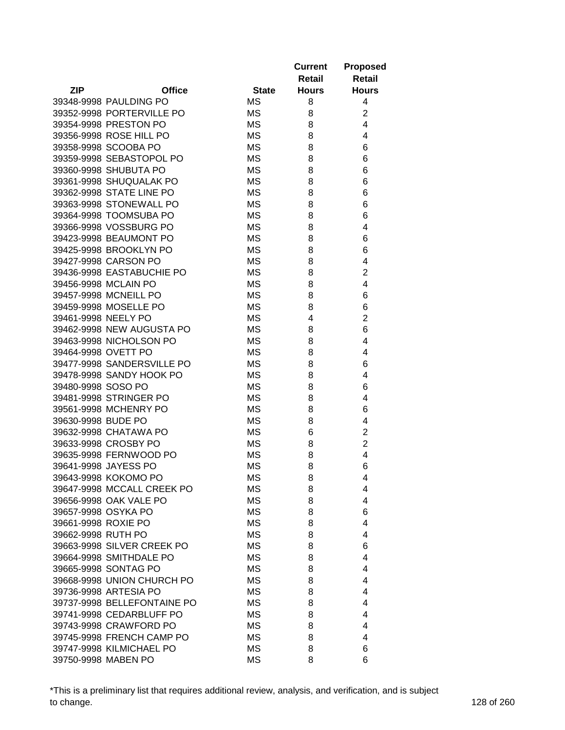| ZIP | Office | State | Current Retail Hours | Proposed Retail Hours |
|---|---|---|---|---|
| 39348-9998 | PAULDING PO | MS | 8 | 4 |
| 39352-9998 | PORTERVILLE PO | MS | 8 | 2 |
| 39354-9998 | PRESTON PO | MS | 8 | 4 |
| 39356-9998 | ROSE HILL PO | MS | 8 | 4 |
| 39358-9998 | SCOOBA PO | MS | 8 | 6 |
| 39359-9998 | SEBASTOPOL PO | MS | 8 | 6 |
| 39360-9998 | SHUBUTA PO | MS | 8 | 6 |
| 39361-9998 | SHUQUALAK PO | MS | 8 | 6 |
| 39362-9998 | STATE LINE PO | MS | 8 | 6 |
| 39363-9998 | STONEWALL PO | MS | 8 | 6 |
| 39364-9998 | TOOMSUBA PO | MS | 8 | 6 |
| 39366-9998 | VOSSBURG PO | MS | 8 | 4 |
| 39423-9998 | BEAUMONT PO | MS | 8 | 6 |
| 39425-9998 | BROOKLYN PO | MS | 8 | 6 |
| 39427-9998 | CARSON PO | MS | 8 | 4 |
| 39436-9998 | EASTABUCHIE PO | MS | 8 | 2 |
| 39456-9998 | MCLAIN PO | MS | 8 | 4 |
| 39457-9998 | MCNEILL PO | MS | 8 | 6 |
| 39459-9998 | MOSELLE PO | MS | 8 | 6 |
| 39461-9998 | NEELY PO | MS | 4 | 2 |
| 39462-9998 | NEW AUGUSTA PO | MS | 8 | 6 |
| 39463-9998 | NICHOLSON PO | MS | 8 | 4 |
| 39464-9998 | OVETT PO | MS | 8 | 4 |
| 39477-9998 | SANDERSVILLE PO | MS | 8 | 6 |
| 39478-9998 | SANDY HOOK PO | MS | 8 | 4 |
| 39480-9998 | SOSO PO | MS | 8 | 6 |
| 39481-9998 | STRINGER PO | MS | 8 | 4 |
| 39561-9998 | MCHENRY PO | MS | 8 | 6 |
| 39630-9998 | BUDE PO | MS | 8 | 4 |
| 39632-9998 | CHATAWA PO | MS | 6 | 2 |
| 39633-9998 | CROSBY PO | MS | 8 | 2 |
| 39635-9998 | FERNWOOD PO | MS | 8 | 4 |
| 39641-9998 | JAYESS PO | MS | 8 | 6 |
| 39643-9998 | KOKOMO PO | MS | 8 | 4 |
| 39647-9998 | MCCALL CREEK PO | MS | 8 | 4 |
| 39656-9998 | OAK VALE PO | MS | 8 | 4 |
| 39657-9998 | OSYKA PO | MS | 8 | 6 |
| 39661-9998 | ROXIE PO | MS | 8 | 4 |
| 39662-9998 | RUTH PO | MS | 8 | 4 |
| 39663-9998 | SILVER CREEK PO | MS | 8 | 6 |
| 39664-9998 | SMITHDALE PO | MS | 8 | 4 |
| 39665-9998 | SONTAG PO | MS | 8 | 4 |
| 39668-9998 | UNION CHURCH PO | MS | 8 | 4 |
| 39736-9998 | ARTESIA PO | MS | 8 | 4 |
| 39737-9998 | BELLEFONTAINE PO | MS | 8 | 4 |
| 39741-9998 | CEDARBLUFF PO | MS | 8 | 4 |
| 39743-9998 | CRAWFORD PO | MS | 8 | 4 |
| 39745-9998 | FRENCH CAMP PO | MS | 8 | 4 |
| 39747-9998 | KILMICHAEL PO | MS | 8 | 6 |
| 39750-9998 | MABEN PO | MS | 8 | 6 |

*This is a preliminary list that requires additional review, analysis, and verification, and is subject to change.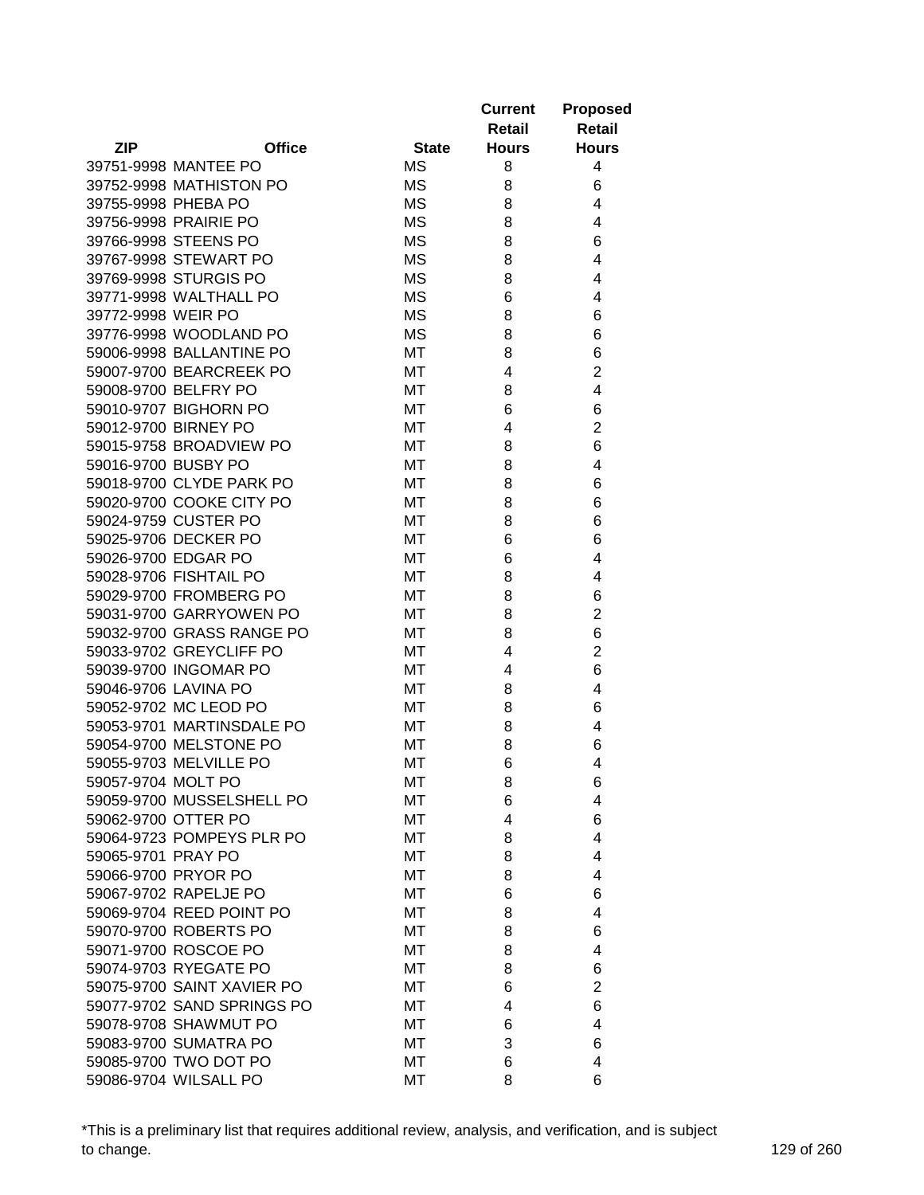| ZIP | Office | State | Current Retail Hours | Proposed Retail Hours |
|---|---|---|---|---|
| 39751-9998 | MANTEE PO | MS | 8 | 4 |
| 39752-9998 | MATHISTON PO | MS | 8 | 6 |
| 39755-9998 | PHEBA PO | MS | 8 | 4 |
| 39756-9998 | PRAIRIE PO | MS | 8 | 4 |
| 39766-9998 | STEENS PO | MS | 8 | 6 |
| 39767-9998 | STEWART PO | MS | 8 | 4 |
| 39769-9998 | STURGIS PO | MS | 8 | 4 |
| 39771-9998 | WALTHALL PO | MS | 6 | 4 |
| 39772-9998 | WEIR PO | MS | 8 | 6 |
| 39776-9998 | WOODLAND PO | MS | 8 | 6 |
| 59006-9998 | BALLANTINE PO | MT | 8 | 6 |
| 59007-9700 | BEARCREEK PO | MT | 4 | 2 |
| 59008-9700 | BELFRY PO | MT | 8 | 4 |
| 59010-9707 | BIGHORN PO | MT | 6 | 6 |
| 59012-9700 | BIRNEY PO | MT | 4 | 2 |
| 59015-9758 | BROADVIEW PO | MT | 8 | 6 |
| 59016-9700 | BUSBY PO | MT | 8 | 4 |
| 59018-9700 | CLYDE PARK PO | MT | 8 | 6 |
| 59020-9700 | COOKE CITY PO | MT | 8 | 6 |
| 59024-9759 | CUSTER PO | MT | 8 | 6 |
| 59025-9706 | DECKER PO | MT | 6 | 6 |
| 59026-9700 | EDGAR PO | MT | 6 | 4 |
| 59028-9706 | FISHTAIL PO | MT | 8 | 4 |
| 59029-9700 | FROMBERG PO | MT | 8 | 6 |
| 59031-9700 | GARRYOWEN PO | MT | 8 | 2 |
| 59032-9700 | GRASS RANGE PO | MT | 8 | 6 |
| 59033-9702 | GREYCLIFF PO | MT | 4 | 2 |
| 59039-9700 | INGOMAR PO | MT | 4 | 6 |
| 59046-9706 | LAVINA PO | MT | 8 | 4 |
| 59052-9702 | MC LEOD PO | MT | 8 | 6 |
| 59053-9701 | MARTINSDALE PO | MT | 8 | 4 |
| 59054-9700 | MELSTONE PO | MT | 8 | 6 |
| 59055-9703 | MELVILLE PO | MT | 6 | 4 |
| 59057-9704 | MOLT PO | MT | 8 | 6 |
| 59059-9700 | MUSSELSHELL PO | MT | 6 | 4 |
| 59062-9700 | OTTER PO | MT | 4 | 6 |
| 59064-9723 | POMPEYS PLR PO | MT | 8 | 4 |
| 59065-9701 | PRAY PO | MT | 8 | 4 |
| 59066-9700 | PRYOR PO | MT | 8 | 4 |
| 59067-9702 | RAPELJE PO | MT | 6 | 6 |
| 59069-9704 | REED POINT PO | MT | 8 | 4 |
| 59070-9700 | ROBERTS PO | MT | 8 | 6 |
| 59071-9700 | ROSCOE PO | MT | 8 | 4 |
| 59074-9703 | RYEGATE PO | MT | 8 | 6 |
| 59075-9700 | SAINT XAVIER PO | MT | 6 | 2 |
| 59077-9702 | SAND SPRINGS PO | MT | 4 | 6 |
| 59078-9708 | SHAWMUT PO | MT | 6 | 4 |
| 59083-9700 | SUMATRA PO | MT | 3 | 6 |
| 59085-9700 | TWO DOT PO | MT | 6 | 4 |
| 59086-9704 | WILSALL PO | MT | 8 | 6 |

*This is a preliminary list that requires additional review, analysis, and verification, and is subject to change.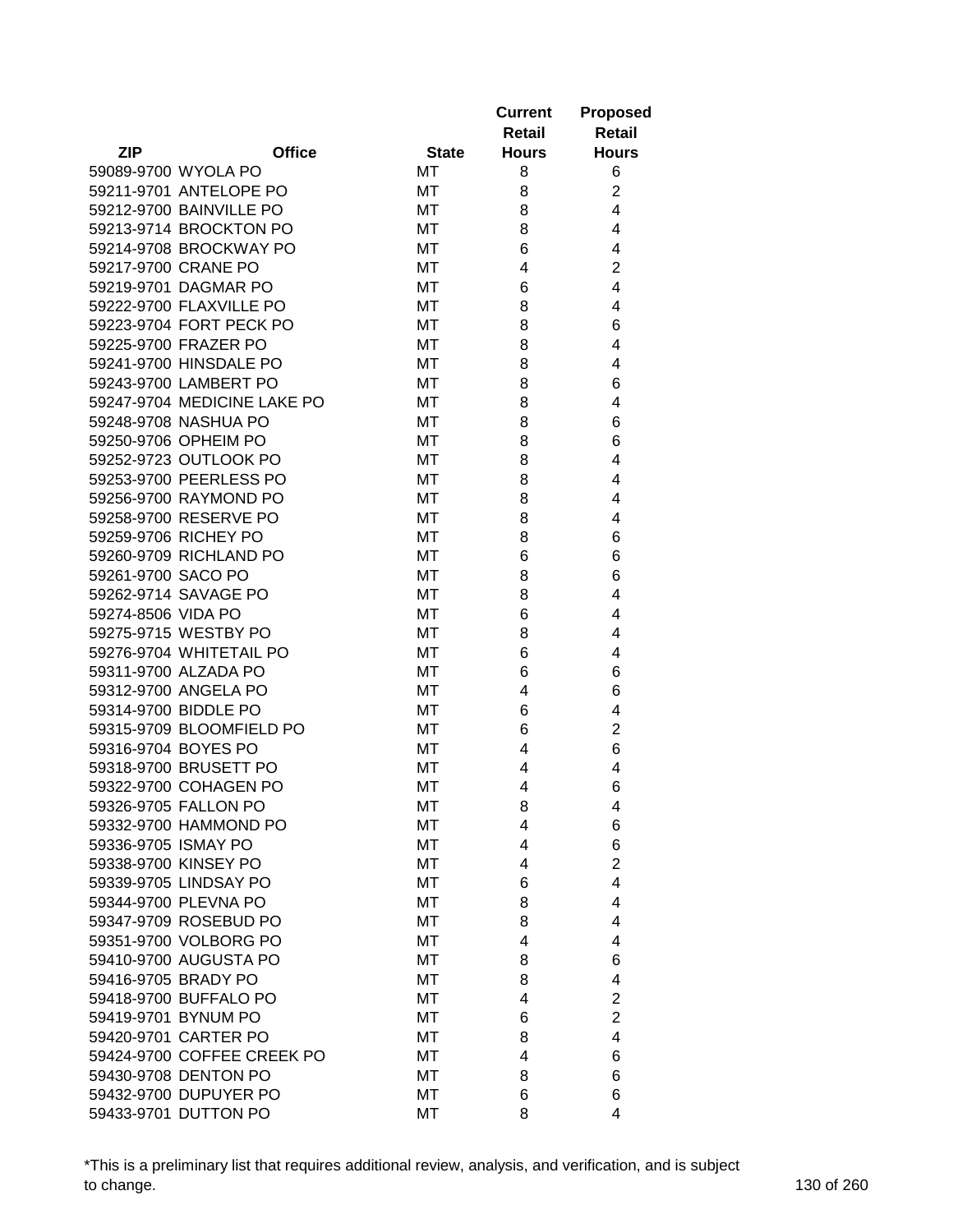| ZIP | Office | State | Current Retail Hours | Proposed Retail Hours |
|---|---|---|---|---|
| 59089-9700 | WYOLA PO | MT | 8 | 6 |
| 59211-9701 | ANTELOPE PO | MT | 8 | 2 |
| 59212-9700 | BAINVILLE PO | MT | 8 | 4 |
| 59213-9714 | BROCKTON PO | MT | 8 | 4 |
| 59214-9708 | BROCKWAY PO | MT | 6 | 4 |
| 59217-9700 | CRANE PO | MT | 4 | 2 |
| 59219-9701 | DAGMAR PO | MT | 6 | 4 |
| 59222-9700 | FLAXVILLE PO | MT | 8 | 4 |
| 59223-9704 | FORT PECK PO | MT | 8 | 6 |
| 59225-9700 | FRAZER PO | MT | 8 | 4 |
| 59241-9700 | HINSDALE PO | MT | 8 | 4 |
| 59243-9700 | LAMBERT PO | MT | 8 | 6 |
| 59247-9704 | MEDICINE LAKE PO | MT | 8 | 4 |
| 59248-9708 | NASHUA PO | MT | 8 | 6 |
| 59250-9706 | OPHEIM PO | MT | 8 | 6 |
| 59252-9723 | OUTLOOK PO | MT | 8 | 4 |
| 59253-9700 | PEERLESS PO | MT | 8 | 4 |
| 59256-9700 | RAYMOND PO | MT | 8 | 4 |
| 59258-9700 | RESERVE PO | MT | 8 | 4 |
| 59259-9706 | RICHEY PO | MT | 8 | 6 |
| 59260-9709 | RICHLAND PO | MT | 6 | 6 |
| 59261-9700 | SACO PO | MT | 8 | 6 |
| 59262-9714 | SAVAGE PO | MT | 8 | 4 |
| 59274-8506 | VIDA PO | MT | 6 | 4 |
| 59275-9715 | WESTBY PO | MT | 8 | 4 |
| 59276-9704 | WHITETAIL PO | MT | 6 | 4 |
| 59311-9700 | ALZADA PO | MT | 6 | 6 |
| 59312-9700 | ANGELA PO | MT | 4 | 6 |
| 59314-9700 | BIDDLE PO | MT | 6 | 4 |
| 59315-9709 | BLOOMFIELD PO | MT | 6 | 2 |
| 59316-9704 | BOYES PO | MT | 4 | 6 |
| 59318-9700 | BRUSETT PO | MT | 4 | 4 |
| 59322-9700 | COHAGEN PO | MT | 4 | 6 |
| 59326-9705 | FALLON PO | MT | 8 | 4 |
| 59332-9700 | HAMMOND PO | MT | 4 | 6 |
| 59336-9705 | ISMAY PO | MT | 4 | 6 |
| 59338-9700 | KINSEY PO | MT | 4 | 2 |
| 59339-9705 | LINDSAY PO | MT | 6 | 4 |
| 59344-9700 | PLEVNA PO | MT | 8 | 4 |
| 59347-9709 | ROSEBUD PO | MT | 8 | 4 |
| 59351-9700 | VOLBORG PO | MT | 4 | 4 |
| 59410-9700 | AUGUSTA PO | MT | 8 | 6 |
| 59416-9705 | BRADY PO | MT | 8 | 4 |
| 59418-9700 | BUFFALO PO | MT | 4 | 2 |
| 59419-9701 | BYNUM PO | MT | 6 | 2 |
| 59420-9701 | CARTER PO | MT | 8 | 4 |
| 59424-9700 | COFFEE CREEK PO | MT | 4 | 6 |
| 59430-9708 | DENTON PO | MT | 8 | 6 |
| 59432-9700 | DUPUYER PO | MT | 6 | 6 |
| 59433-9701 | DUTTON PO | MT | 8 | 4 |

*This is a preliminary list that requires additional review, analysis, and verification, and is subject to change.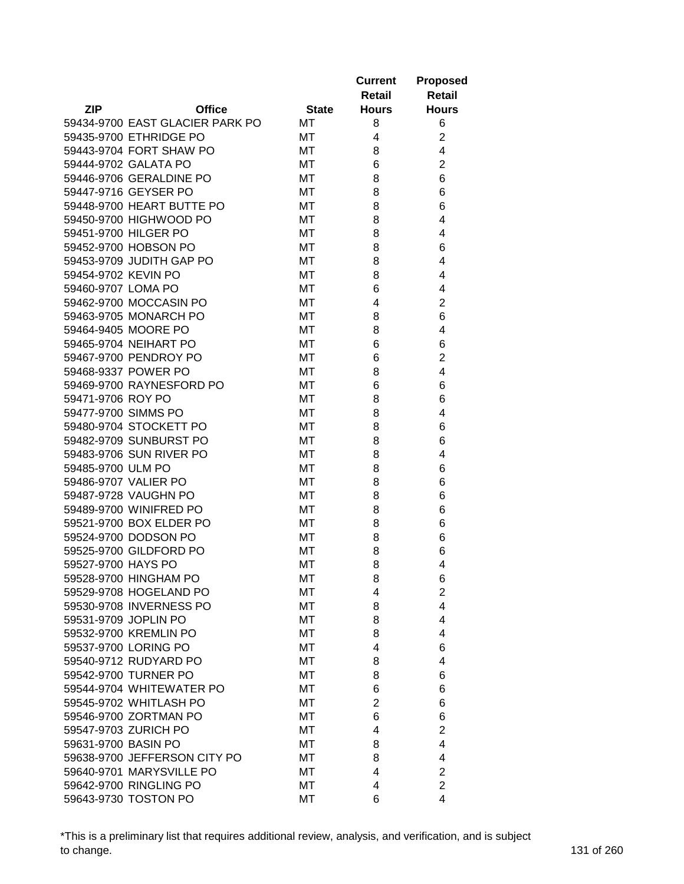| ZIP | Office | State | Current Retail Hours | Proposed Retail Hours |
|---|---|---|---|---|
| 59434-9700 | EAST GLACIER PARK PO | MT | 8 | 6 |
| 59435-9700 | ETHRIDGE PO | MT | 4 | 2 |
| 59443-9704 | FORT SHAW PO | MT | 8 | 4 |
| 59444-9702 | GALATA PO | MT | 6 | 2 |
| 59446-9706 | GERALDINE PO | MT | 8 | 6 |
| 59447-9716 | GEYSER PO | MT | 8 | 6 |
| 59448-9700 | HEART BUTTE PO | MT | 8 | 6 |
| 59450-9700 | HIGHWOOD PO | MT | 8 | 4 |
| 59451-9700 | HILGER PO | MT | 8 | 4 |
| 59452-9700 | HOBSON PO | MT | 8 | 6 |
| 59453-9709 | JUDITH GAP PO | MT | 8 | 4 |
| 59454-9702 | KEVIN PO | MT | 8 | 4 |
| 59460-9707 | LOMA PO | MT | 6 | 4 |
| 59462-9700 | MOCCASIN PO | MT | 4 | 2 |
| 59463-9705 | MONARCH PO | MT | 8 | 6 |
| 59464-9405 | MOORE PO | MT | 8 | 4 |
| 59465-9704 | NEIHART PO | MT | 6 | 6 |
| 59467-9700 | PENDROY PO | MT | 6 | 2 |
| 59468-9337 | POWER PO | MT | 8 | 4 |
| 59469-9700 | RAYNESFORD PO | MT | 6 | 6 |
| 59471-9706 | ROY PO | MT | 8 | 6 |
| 59477-9700 | SIMMS PO | MT | 8 | 4 |
| 59480-9704 | STOCKETT PO | MT | 8 | 6 |
| 59482-9709 | SUNBURST PO | MT | 8 | 6 |
| 59483-9706 | SUN RIVER PO | MT | 8 | 4 |
| 59485-9700 | ULM PO | MT | 8 | 6 |
| 59486-9707 | VALIER PO | MT | 8 | 6 |
| 59487-9728 | VAUGHN PO | MT | 8 | 6 |
| 59489-9700 | WINIFRED PO | MT | 8 | 6 |
| 59521-9700 | BOX ELDER PO | MT | 8 | 6 |
| 59524-9700 | DODSON PO | MT | 8 | 6 |
| 59525-9700 | GILDFORD PO | MT | 8 | 6 |
| 59527-9700 | HAYS PO | MT | 8 | 4 |
| 59528-9700 | HINGHAM PO | MT | 8 | 6 |
| 59529-9708 | HOGELAND PO | MT | 4 | 2 |
| 59530-9708 | INVERNESS PO | MT | 8 | 4 |
| 59531-9709 | JOPLIN PO | MT | 8 | 4 |
| 59532-9700 | KREMLIN PO | MT | 8 | 4 |
| 59537-9700 | LORING PO | MT | 4 | 6 |
| 59540-9712 | RUDYARD PO | MT | 8 | 4 |
| 59542-9700 | TURNER PO | MT | 8 | 6 |
| 59544-9704 | WHITEWATER PO | MT | 6 | 6 |
| 59545-9702 | WHITLASH PO | MT | 2 | 6 |
| 59546-9700 | ZORTMAN PO | MT | 6 | 6 |
| 59547-9703 | ZURICH PO | MT | 4 | 2 |
| 59631-9700 | BASIN PO | MT | 8 | 4 |
| 59638-9700 | JEFFERSON CITY PO | MT | 8 | 4 |
| 59640-9701 | MARYSVILLE PO | MT | 4 | 2 |
| 59642-9700 | RINGLING PO | MT | 4 | 2 |
| 59643-9730 | TOSTON PO | MT | 6 | 4 |

*This is a preliminary list that requires additional review, analysis, and verification, and is subject to change.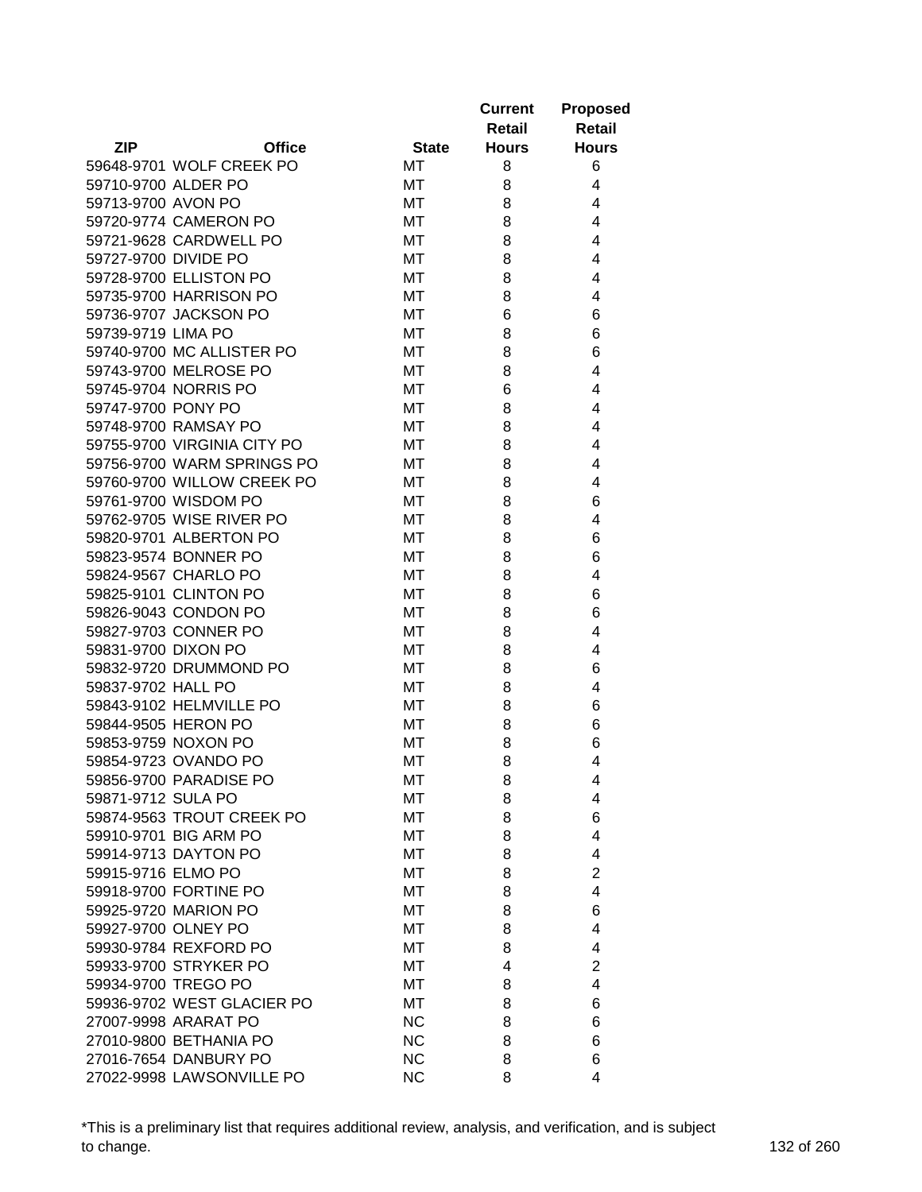| ZIP | Office | State | Current Retail Hours | Proposed Retail Hours |
|---|---|---|---|---|
| 59648-9701 | WOLF CREEK PO | MT | 8 | 6 |
| 59710-9700 | ALDER PO | MT | 8 | 4 |
| 59713-9700 | AVON PO | MT | 8 | 4 |
| 59720-9774 | CAMERON PO | MT | 8 | 4 |
| 59721-9628 | CARDWELL PO | MT | 8 | 4 |
| 59727-9700 | DIVIDE PO | MT | 8 | 4 |
| 59728-9700 | ELLISTON PO | MT | 8 | 4 |
| 59735-9700 | HARRISON PO | MT | 8 | 4 |
| 59736-9707 | JACKSON PO | MT | 6 | 6 |
| 59739-9719 | LIMA PO | MT | 8 | 6 |
| 59740-9700 | MC ALLISTER PO | MT | 8 | 6 |
| 59743-9700 | MELROSE PO | MT | 8 | 4 |
| 59745-9704 | NORRIS PO | MT | 6 | 4 |
| 59747-9700 | PONY PO | MT | 8 | 4 |
| 59748-9700 | RAMSAY PO | MT | 8 | 4 |
| 59755-9700 | VIRGINIA CITY PO | MT | 8 | 4 |
| 59756-9700 | WARM SPRINGS PO | MT | 8 | 4 |
| 59760-9700 | WILLOW CREEK PO | MT | 8 | 4 |
| 59761-9700 | WISDOM PO | MT | 8 | 6 |
| 59762-9705 | WISE RIVER PO | MT | 8 | 4 |
| 59820-9701 | ALBERTON PO | MT | 8 | 6 |
| 59823-9574 | BONNER PO | MT | 8 | 6 |
| 59824-9567 | CHARLO PO | MT | 8 | 4 |
| 59825-9101 | CLINTON PO | MT | 8 | 6 |
| 59826-9043 | CONDON PO | MT | 8 | 6 |
| 59827-9703 | CONNER PO | MT | 8 | 4 |
| 59831-9700 | DIXON PO | MT | 8 | 4 |
| 59832-9720 | DRUMMOND PO | MT | 8 | 6 |
| 59837-9702 | HALL PO | MT | 8 | 4 |
| 59843-9102 | HELMVILLE PO | MT | 8 | 6 |
| 59844-9505 | HERON PO | MT | 8 | 6 |
| 59853-9759 | NOXON PO | MT | 8 | 6 |
| 59854-9723 | OVANDO PO | MT | 8 | 4 |
| 59856-9700 | PARADISE PO | MT | 8 | 4 |
| 59871-9712 | SULA PO | MT | 8 | 4 |
| 59874-9563 | TROUT CREEK PO | MT | 8 | 6 |
| 59910-9701 | BIG ARM PO | MT | 8 | 4 |
| 59914-9713 | DAYTON PO | MT | 8 | 4 |
| 59915-9716 | ELMO PO | MT | 8 | 2 |
| 59918-9700 | FORTINE PO | MT | 8 | 4 |
| 59925-9720 | MARION PO | MT | 8 | 6 |
| 59927-9700 | OLNEY PO | MT | 8 | 4 |
| 59930-9784 | REXFORD PO | MT | 8 | 4 |
| 59933-9700 | STRYKER PO | MT | 4 | 2 |
| 59934-9700 | TREGO PO | MT | 8 | 4 |
| 59936-9702 | WEST GLACIER PO | MT | 8 | 6 |
| 27007-9998 | ARARAT PO | NC | 8 | 6 |
| 27010-9800 | BETHANIA PO | NC | 8 | 6 |
| 27016-7654 | DANBURY PO | NC | 8 | 6 |
| 27022-9998 | LAWSONVILLE PO | NC | 8 | 4 |

*This is a preliminary list that requires additional review, analysis, and verification, and is subject to change.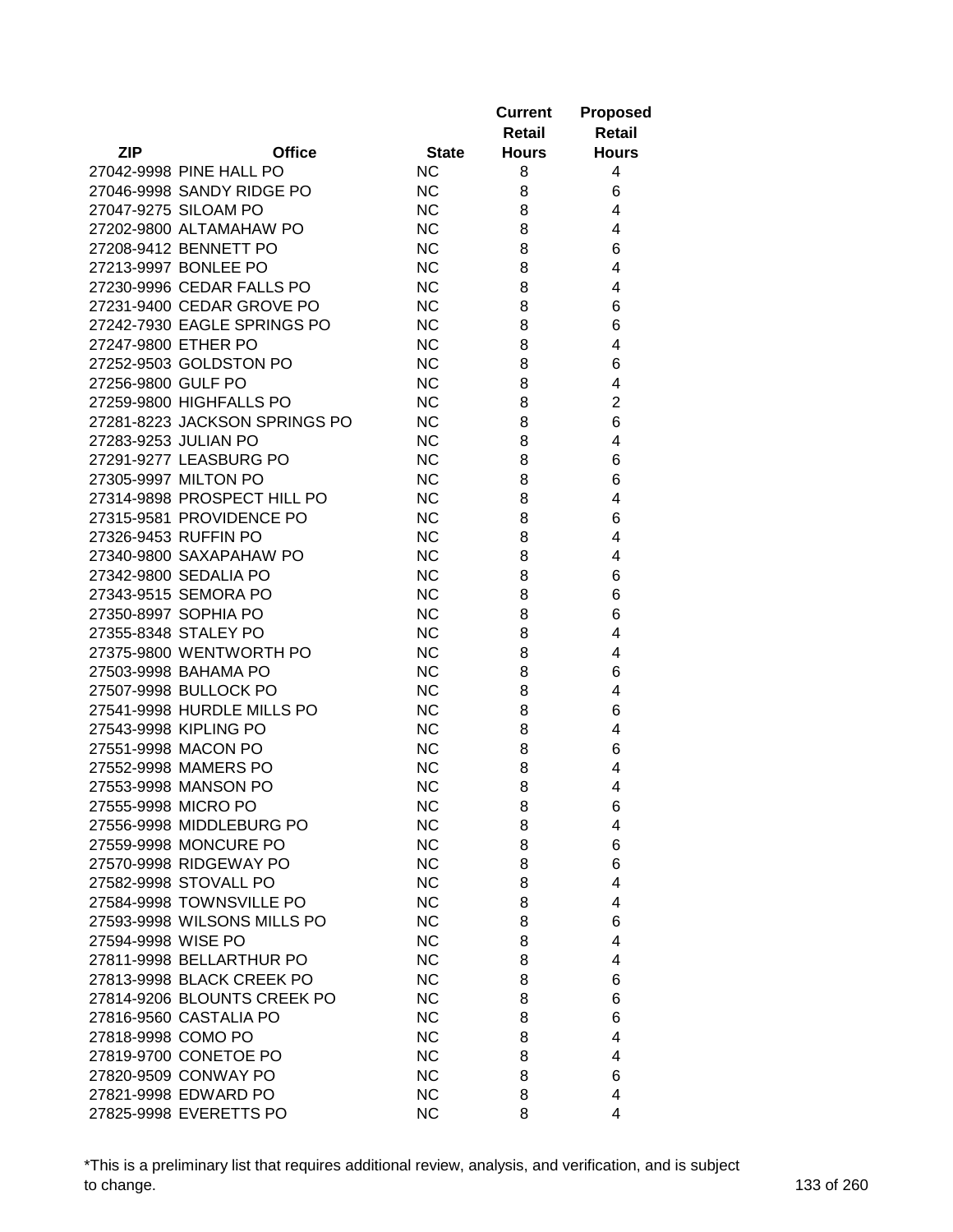| ZIP | Office | State | Current Retail Hours | Proposed Retail Hours |
|---|---|---|---|---|
| 27042-9998 | PINE HALL PO | NC | 8 | 4 |
| 27046-9998 | SANDY RIDGE PO | NC | 8 | 6 |
| 27047-9275 | SILOAM PO | NC | 8 | 4 |
| 27202-9800 | ALTAMAHAW PO | NC | 8 | 4 |
| 27208-9412 | BENNETT PO | NC | 8 | 6 |
| 27213-9997 | BONLEE PO | NC | 8 | 4 |
| 27230-9996 | CEDAR FALLS PO | NC | 8 | 4 |
| 27231-9400 | CEDAR GROVE PO | NC | 8 | 6 |
| 27242-7930 | EAGLE SPRINGS PO | NC | 8 | 6 |
| 27247-9800 | ETHER PO | NC | 8 | 4 |
| 27252-9503 | GOLDSTON PO | NC | 8 | 6 |
| 27256-9800 | GULF PO | NC | 8 | 4 |
| 27259-9800 | HIGHFALLS PO | NC | 8 | 2 |
| 27281-8223 | JACKSON SPRINGS PO | NC | 8 | 6 |
| 27283-9253 | JULIAN PO | NC | 8 | 4 |
| 27291-9277 | LEASBURG PO | NC | 8 | 6 |
| 27305-9997 | MILTON PO | NC | 8 | 6 |
| 27314-9898 | PROSPECT HILL PO | NC | 8 | 4 |
| 27315-9581 | PROVIDENCE PO | NC | 8 | 6 |
| 27326-9453 | RUFFIN PO | NC | 8 | 4 |
| 27340-9800 | SAXAPAHAW PO | NC | 8 | 4 |
| 27342-9800 | SEDALIA PO | NC | 8 | 6 |
| 27343-9515 | SEMORA PO | NC | 8 | 6 |
| 27350-8997 | SOPHIA PO | NC | 8 | 6 |
| 27355-8348 | STALEY PO | NC | 8 | 4 |
| 27375-9800 | WENTWORTH PO | NC | 8 | 4 |
| 27503-9998 | BAHAMA PO | NC | 8 | 6 |
| 27507-9998 | BULLOCK PO | NC | 8 | 4 |
| 27541-9998 | HURDLE MILLS PO | NC | 8 | 6 |
| 27543-9998 | KIPLING PO | NC | 8 | 4 |
| 27551-9998 | MACON PO | NC | 8 | 6 |
| 27552-9998 | MAMERS PO | NC | 8 | 4 |
| 27553-9998 | MANSON PO | NC | 8 | 4 |
| 27555-9998 | MICRO PO | NC | 8 | 6 |
| 27556-9998 | MIDDLEBURG PO | NC | 8 | 4 |
| 27559-9998 | MONCURE PO | NC | 8 | 6 |
| 27570-9998 | RIDGEWAY PO | NC | 8 | 6 |
| 27582-9998 | STOVALL PO | NC | 8 | 4 |
| 27584-9998 | TOWNSVILLE PO | NC | 8 | 4 |
| 27593-9998 | WILSONS MILLS PO | NC | 8 | 6 |
| 27594-9998 | WISE PO | NC | 8 | 4 |
| 27811-9998 | BELLARTHUR PO | NC | 8 | 4 |
| 27813-9998 | BLACK CREEK PO | NC | 8 | 6 |
| 27814-9206 | BLOUNTS CREEK PO | NC | 8 | 6 |
| 27816-9560 | CASTALIA PO | NC | 8 | 6 |
| 27818-9998 | COMO PO | NC | 8 | 4 |
| 27819-9700 | CONETOE PO | NC | 8 | 4 |
| 27820-9509 | CONWAY PO | NC | 8 | 6 |
| 27821-9998 | EDWARD PO | NC | 8 | 4 |
| 27825-9998 | EVERETTS PO | NC | 8 | 4 |

*This is a preliminary list that requires additional review, analysis, and verification, and is subject to change.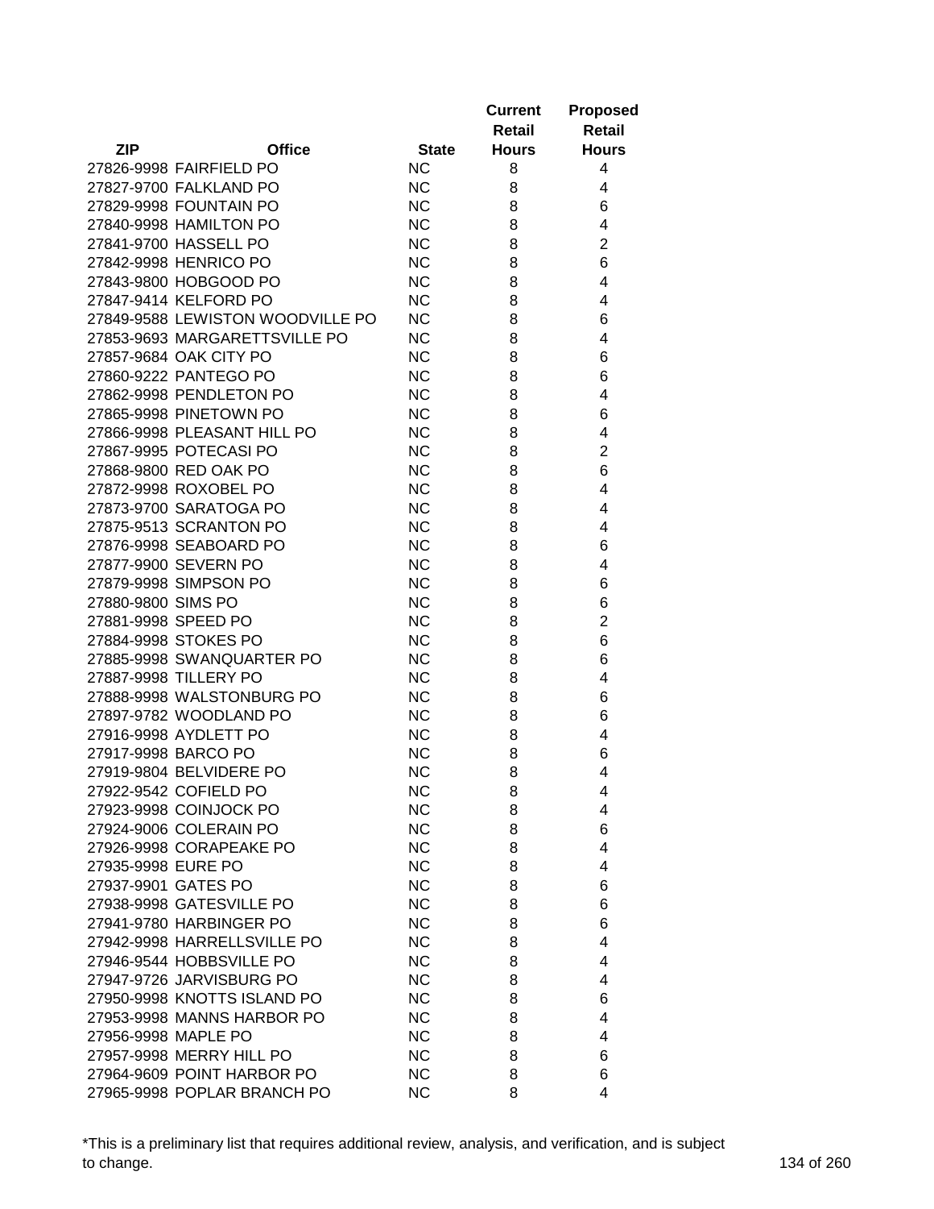| ZIP | Office | State | Current Retail Hours | Proposed Retail Hours |
|---|---|---|---|---|
| 27826-9998 | FAIRFIELD PO | NC | 8 | 4 |
| 27827-9700 | FALKLAND PO | NC | 8 | 4 |
| 27829-9998 | FOUNTAIN PO | NC | 8 | 6 |
| 27840-9998 | HAMILTON PO | NC | 8 | 4 |
| 27841-9700 | HASSELL PO | NC | 8 | 2 |
| 27842-9998 | HENRICO PO | NC | 8 | 6 |
| 27843-9800 | HOBGOOD PO | NC | 8 | 4 |
| 27847-9414 | KELFORD PO | NC | 8 | 4 |
| 27849-9588 | LEWISTON WOODVILLE PO | NC | 8 | 6 |
| 27853-9693 | MARGARETTSVILLE PO | NC | 8 | 4 |
| 27857-9684 | OAK CITY PO | NC | 8 | 6 |
| 27860-9222 | PANTEGO PO | NC | 8 | 6 |
| 27862-9998 | PENDLETON PO | NC | 8 | 4 |
| 27865-9998 | PINETOWN PO | NC | 8 | 6 |
| 27866-9998 | PLEASANT HILL PO | NC | 8 | 4 |
| 27867-9995 | POTECASI PO | NC | 8 | 2 |
| 27868-9800 | RED OAK PO | NC | 8 | 6 |
| 27872-9998 | ROXOBEL PO | NC | 8 | 4 |
| 27873-9700 | SARATOGA PO | NC | 8 | 4 |
| 27875-9513 | SCRANTON PO | NC | 8 | 4 |
| 27876-9998 | SEABOARD PO | NC | 8 | 6 |
| 27877-9900 | SEVERN PO | NC | 8 | 4 |
| 27879-9998 | SIMPSON PO | NC | 8 | 6 |
| 27880-9800 | SIMS PO | NC | 8 | 6 |
| 27881-9998 | SPEED PO | NC | 8 | 2 |
| 27884-9998 | STOKES PO | NC | 8 | 6 |
| 27885-9998 | SWANQUARTER PO | NC | 8 | 6 |
| 27887-9998 | TILLERY PO | NC | 8 | 4 |
| 27888-9998 | WALSTONBURG PO | NC | 8 | 6 |
| 27897-9782 | WOODLAND PO | NC | 8 | 6 |
| 27916-9998 | AYDLETT PO | NC | 8 | 4 |
| 27917-9998 | BARCO PO | NC | 8 | 6 |
| 27919-9804 | BELVIDERE PO | NC | 8 | 4 |
| 27922-9542 | COFIELD PO | NC | 8 | 4 |
| 27923-9998 | COINJOCK PO | NC | 8 | 4 |
| 27924-9006 | COLERAIN PO | NC | 8 | 6 |
| 27926-9998 | CORAPEAKE PO | NC | 8 | 4 |
| 27935-9998 | EURE PO | NC | 8 | 4 |
| 27937-9901 | GATES PO | NC | 8 | 6 |
| 27938-9998 | GATESVILLE PO | NC | 8 | 6 |
| 27941-9780 | HARBINGER PO | NC | 8 | 6 |
| 27942-9998 | HARRELLSVILLE PO | NC | 8 | 4 |
| 27946-9544 | HOBBSVILLE PO | NC | 8 | 4 |
| 27947-9726 | JARVISBURG PO | NC | 8 | 4 |
| 27950-9998 | KNOTTS ISLAND PO | NC | 8 | 6 |
| 27953-9998 | MANNS HARBOR PO | NC | 8 | 4 |
| 27956-9998 | MAPLE PO | NC | 8 | 4 |
| 27957-9998 | MERRY HILL PO | NC | 8 | 6 |
| 27964-9609 | POINT HARBOR PO | NC | 8 | 6 |
| 27965-9998 | POPLAR BRANCH PO | NC | 8 | 4 |

*This is a preliminary list that requires additional review, analysis, and verification, and is subject to change.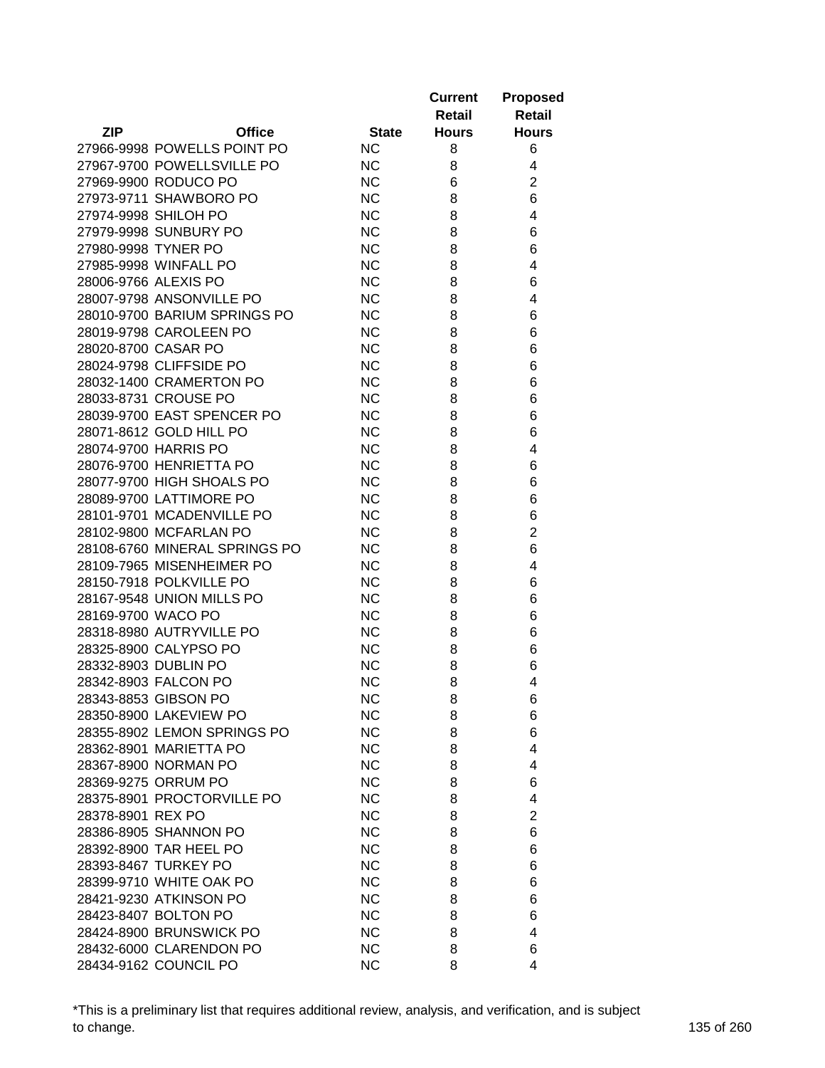| ZIP | Office | State | Current Retail Hours | Proposed Retail Hours |
|---|---|---|---|---|
| 27966-9998 | POWELLS POINT PO | NC | 8 | 6 |
| 27967-9700 | POWELLSVILLE PO | NC | 8 | 4 |
| 27969-9900 | RODUCO PO | NC | 6 | 2 |
| 27973-9711 | SHAWBORO PO | NC | 8 | 6 |
| 27974-9998 | SHILOH PO | NC | 8 | 4 |
| 27979-9998 | SUNBURY PO | NC | 8 | 6 |
| 27980-9998 | TYNER PO | NC | 8 | 6 |
| 27985-9998 | WINFALL PO | NC | 8 | 4 |
| 28006-9766 | ALEXIS PO | NC | 8 | 6 |
| 28007-9798 | ANSONVILLE PO | NC | 8 | 4 |
| 28010-9700 | BARIUM SPRINGS PO | NC | 8 | 6 |
| 28019-9798 | CAROLEEN PO | NC | 8 | 6 |
| 28020-8700 | CASAR PO | NC | 8 | 6 |
| 28024-9798 | CLIFFSIDE PO | NC | 8 | 6 |
| 28032-1400 | CRAMERTON PO | NC | 8 | 6 |
| 28033-8731 | CROUSE PO | NC | 8 | 6 |
| 28039-9700 | EAST SPENCER PO | NC | 8 | 6 |
| 28071-8612 | GOLD HILL PO | NC | 8 | 6 |
| 28074-9700 | HARRIS PO | NC | 8 | 4 |
| 28076-9700 | HENRIETTA PO | NC | 8 | 6 |
| 28077-9700 | HIGH SHOALS PO | NC | 8 | 6 |
| 28089-9700 | LATTIMORE PO | NC | 8 | 6 |
| 28101-9701 | MCADENVILLE PO | NC | 8 | 6 |
| 28102-9800 | MCFARLAN PO | NC | 8 | 2 |
| 28108-6760 | MINERAL SPRINGS PO | NC | 8 | 6 |
| 28109-7965 | MISENHEIMER PO | NC | 8 | 4 |
| 28150-7918 | POLKVILLE PO | NC | 8 | 6 |
| 28167-9548 | UNION MILLS PO | NC | 8 | 6 |
| 28169-9700 | WACO PO | NC | 8 | 6 |
| 28318-8980 | AUTRYVILLE PO | NC | 8 | 6 |
| 28325-8900 | CALYPSO PO | NC | 8 | 6 |
| 28332-8903 | DUBLIN PO | NC | 8 | 6 |
| 28342-8903 | FALCON PO | NC | 8 | 4 |
| 28343-8853 | GIBSON PO | NC | 8 | 6 |
| 28350-8900 | LAKEVIEW PO | NC | 8 | 6 |
| 28355-8902 | LEMON SPRINGS PO | NC | 8 | 6 |
| 28362-8901 | MARIETTA PO | NC | 8 | 4 |
| 28367-8900 | NORMAN PO | NC | 8 | 4 |
| 28369-9275 | ORRUM PO | NC | 8 | 6 |
| 28375-8901 | PROCTORVILLE PO | NC | 8 | 4 |
| 28378-8901 | REX PO | NC | 8 | 2 |
| 28386-8905 | SHANNON PO | NC | 8 | 6 |
| 28392-8900 | TAR HEEL PO | NC | 8 | 6 |
| 28393-8467 | TURKEY PO | NC | 8 | 6 |
| 28399-9710 | WHITE OAK PO | NC | 8 | 6 |
| 28421-9230 | ATKINSON PO | NC | 8 | 6 |
| 28423-8407 | BOLTON PO | NC | 8 | 6 |
| 28424-8900 | BRUNSWICK PO | NC | 8 | 4 |
| 28432-6000 | CLARENDON PO | NC | 8 | 6 |
| 28434-9162 | COUNCIL PO | NC | 8 | 4 |

*This is a preliminary list that requires additional review, analysis, and verification, and is subject to change.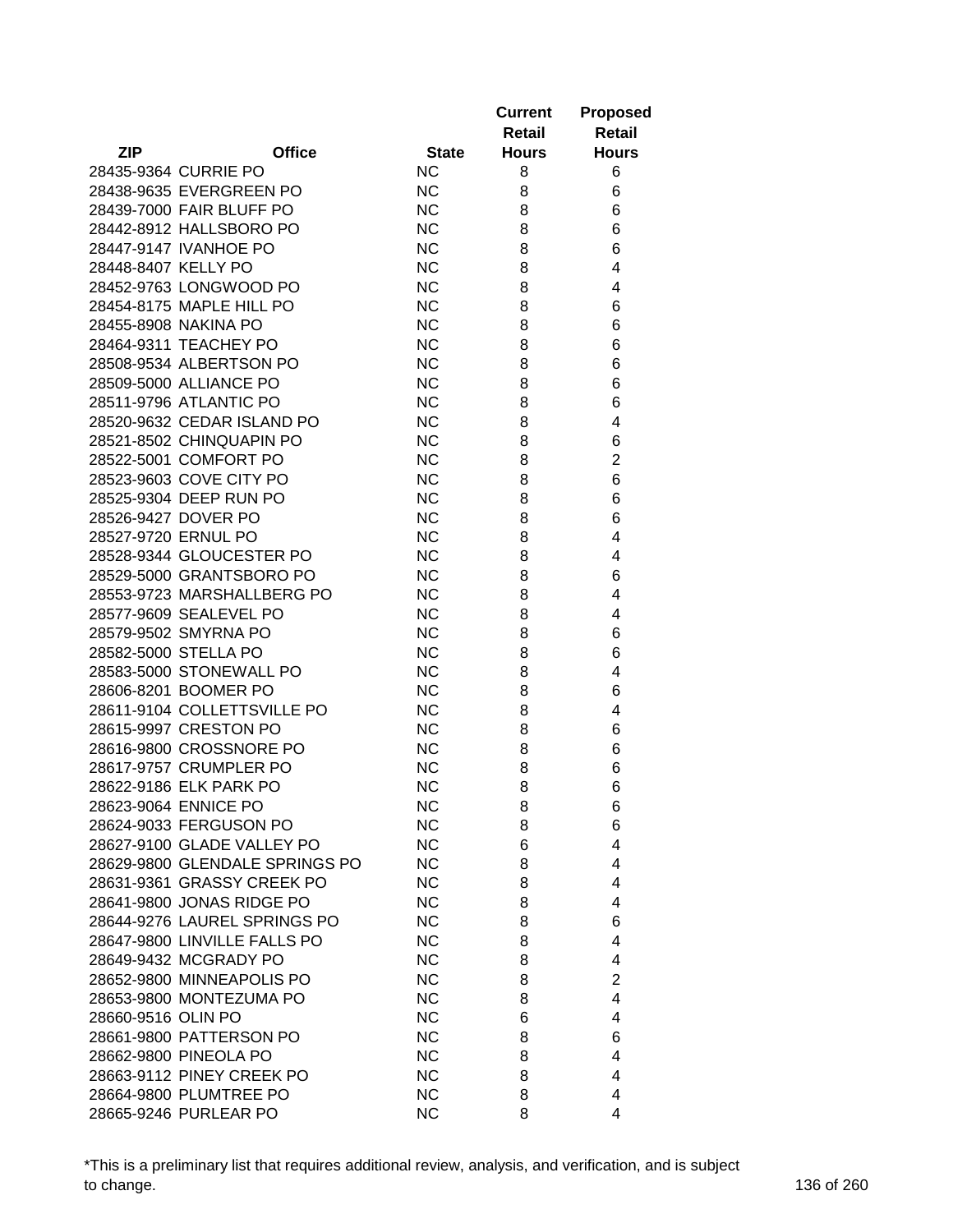| ZIP | Office | State | Current Retail Hours | Proposed Retail Hours |
|---|---|---|---|---|
| 28435-9364 | CURRIE PO | NC | 8 | 6 |
| 28438-9635 | EVERGREEN PO | NC | 8 | 6 |
| 28439-7000 | FAIR BLUFF PO | NC | 8 | 6 |
| 28442-8912 | HALLSBORO PO | NC | 8 | 6 |
| 28447-9147 | IVANHOE PO | NC | 8 | 6 |
| 28448-8407 | KELLY PO | NC | 8 | 4 |
| 28452-9763 | LONGWOOD PO | NC | 8 | 4 |
| 28454-8175 | MAPLE HILL PO | NC | 8 | 6 |
| 28455-8908 | NAKINA PO | NC | 8 | 6 |
| 28464-9311 | TEACHEY PO | NC | 8 | 6 |
| 28508-9534 | ALBERTSON PO | NC | 8 | 6 |
| 28509-5000 | ALLIANCE PO | NC | 8 | 6 |
| 28511-9796 | ATLANTIC PO | NC | 8 | 6 |
| 28520-9632 | CEDAR ISLAND PO | NC | 8 | 4 |
| 28521-8502 | CHINQUAPIN PO | NC | 8 | 6 |
| 28522-5001 | COMFORT PO | NC | 8 | 2 |
| 28523-9603 | COVE CITY PO | NC | 8 | 6 |
| 28525-9304 | DEEP RUN PO | NC | 8 | 6 |
| 28526-9427 | DOVER PO | NC | 8 | 6 |
| 28527-9720 | ERNUL PO | NC | 8 | 4 |
| 28528-9344 | GLOUCESTER PO | NC | 8 | 4 |
| 28529-5000 | GRANTSBORO PO | NC | 8 | 6 |
| 28553-9723 | MARSHALLBERG PO | NC | 8 | 4 |
| 28577-9609 | SEALEVEL PO | NC | 8 | 4 |
| 28579-9502 | SMYRNA PO | NC | 8 | 6 |
| 28582-5000 | STELLA PO | NC | 8 | 6 |
| 28583-5000 | STONEWALL PO | NC | 8 | 4 |
| 28606-8201 | BOOMER PO | NC | 8 | 6 |
| 28611-9104 | COLLETTSVILLE PO | NC | 8 | 4 |
| 28615-9997 | CRESTON PO | NC | 8 | 6 |
| 28616-9800 | CROSSNORE PO | NC | 8 | 6 |
| 28617-9757 | CRUMPLER PO | NC | 8 | 6 |
| 28622-9186 | ELK PARK PO | NC | 8 | 6 |
| 28623-9064 | ENNICE PO | NC | 8 | 6 |
| 28624-9033 | FERGUSON PO | NC | 8 | 6 |
| 28627-9100 | GLADE VALLEY PO | NC | 6 | 4 |
| 28629-9800 | GLENDALE SPRINGS PO | NC | 8 | 4 |
| 28631-9361 | GRASSY CREEK PO | NC | 8 | 4 |
| 28641-9800 | JONAS RIDGE PO | NC | 8 | 4 |
| 28644-9276 | LAUREL SPRINGS PO | NC | 8 | 6 |
| 28647-9800 | LINVILLE FALLS PO | NC | 8 | 4 |
| 28649-9432 | MCGRADY PO | NC | 8 | 4 |
| 28652-9800 | MINNEAPOLIS PO | NC | 8 | 2 |
| 28653-9800 | MONTEZUMA PO | NC | 8 | 4 |
| 28660-9516 | OLIN PO | NC | 6 | 4 |
| 28661-9800 | PATTERSON PO | NC | 8 | 6 |
| 28662-9800 | PINEOLA PO | NC | 8 | 4 |
| 28663-9112 | PINEY CREEK PO | NC | 8 | 4 |
| 28664-9800 | PLUMTREE PO | NC | 8 | 4 |
| 28665-9246 | PURLEAR PO | NC | 8 | 4 |

*This is a preliminary list that requires additional review, analysis, and verification, and is subject to change.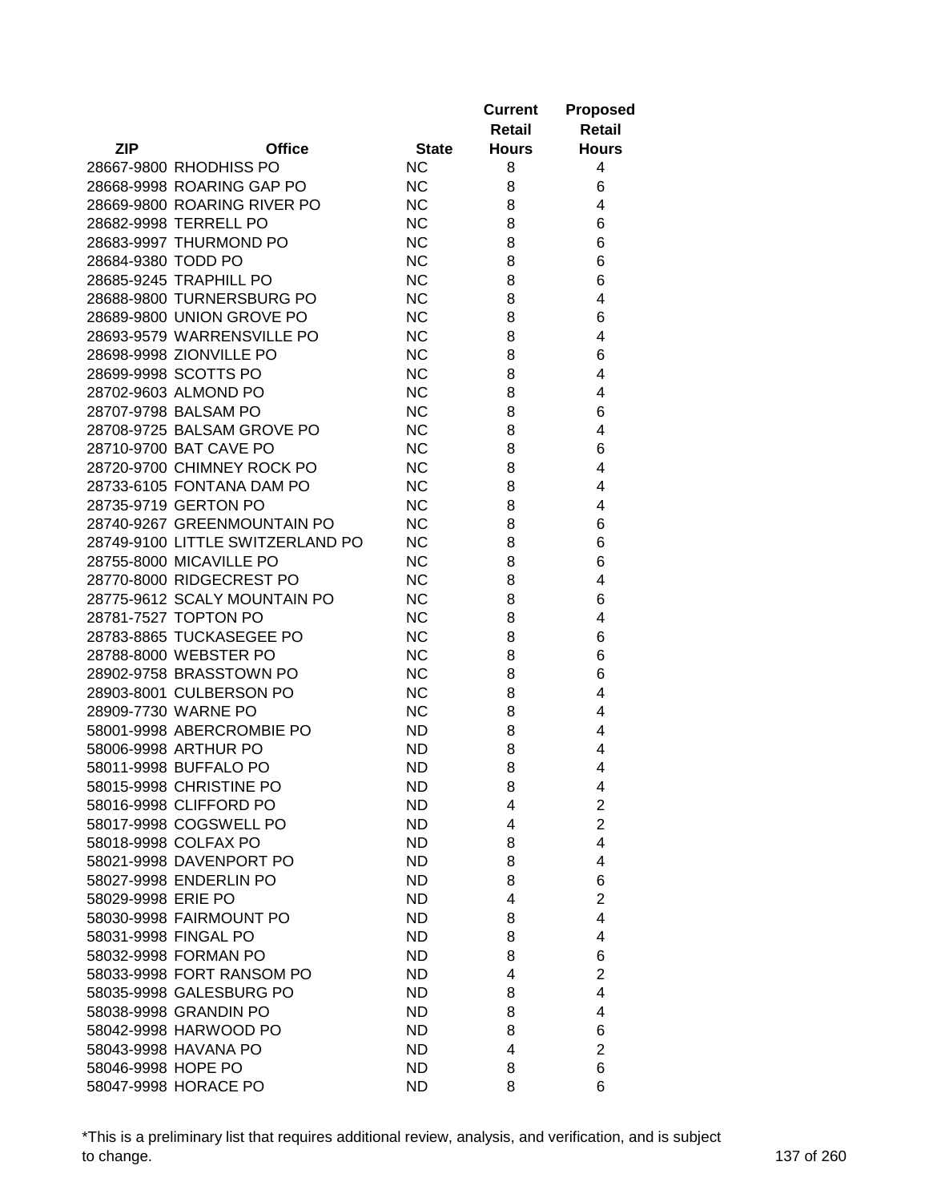| ZIP | Office | State | Current Retail Hours | Proposed Retail Hours |
|---|---|---|---|---|
| 28667-9800 | RHODHISS PO | NC | 8 | 4 |
| 28668-9998 | ROARING GAP PO | NC | 8 | 6 |
| 28669-9800 | ROARING RIVER PO | NC | 8 | 4 |
| 28682-9998 | TERRELL PO | NC | 8 | 6 |
| 28683-9997 | THURMOND PO | NC | 8 | 6 |
| 28684-9380 | TODD PO | NC | 8 | 6 |
| 28685-9245 | TRAPHILL PO | NC | 8 | 6 |
| 28688-9800 | TURNERSBURG PO | NC | 8 | 4 |
| 28689-9800 | UNION GROVE PO | NC | 8 | 6 |
| 28693-9579 | WARRENSVILLE PO | NC | 8 | 4 |
| 28698-9998 | ZIONVILLE PO | NC | 8 | 6 |
| 28699-9998 | SCOTTS PO | NC | 8 | 4 |
| 28702-9603 | ALMOND PO | NC | 8 | 4 |
| 28707-9798 | BALSAM PO | NC | 8 | 6 |
| 28708-9725 | BALSAM GROVE PO | NC | 8 | 4 |
| 28710-9700 | BAT CAVE PO | NC | 8 | 6 |
| 28720-9700 | CHIMNEY ROCK PO | NC | 8 | 4 |
| 28733-6105 | FONTANA DAM PO | NC | 8 | 4 |
| 28735-9719 | GERTON PO | NC | 8 | 4 |
| 28740-9267 | GREENMOUNTAIN PO | NC | 8 | 6 |
| 28749-9100 | LITTLE SWITZERLAND PO | NC | 8 | 6 |
| 28755-8000 | MICAVILLE PO | NC | 8 | 6 |
| 28770-8000 | RIDGECREST PO | NC | 8 | 4 |
| 28775-9612 | SCALY MOUNTAIN PO | NC | 8 | 6 |
| 28781-7527 | TOPTON PO | NC | 8 | 4 |
| 28783-8865 | TUCKASEGEE PO | NC | 8 | 6 |
| 28788-8000 | WEBSTER PO | NC | 8 | 6 |
| 28902-9758 | BRASSTOWN PO | NC | 8 | 6 |
| 28903-8001 | CULBERSON PO | NC | 8 | 4 |
| 28909-7730 | WARNE PO | NC | 8 | 4 |
| 58001-9998 | ABERCROMBIE PO | ND | 8 | 4 |
| 58006-9998 | ARTHUR PO | ND | 8 | 4 |
| 58011-9998 | BUFFALO PO | ND | 8 | 4 |
| 58015-9998 | CHRISTINE PO | ND | 8 | 4 |
| 58016-9998 | CLIFFORD PO | ND | 4 | 2 |
| 58017-9998 | COGSWELL PO | ND | 4 | 2 |
| 58018-9998 | COLFAX PO | ND | 8 | 4 |
| 58021-9998 | DAVENPORT PO | ND | 8 | 4 |
| 58027-9998 | ENDERLIN PO | ND | 8 | 6 |
| 58029-9998 | ERIE PO | ND | 4 | 2 |
| 58030-9998 | FAIRMOUNT PO | ND | 8 | 4 |
| 58031-9998 | FINGAL PO | ND | 8 | 4 |
| 58032-9998 | FORMAN PO | ND | 8 | 6 |
| 58033-9998 | FORT RANSOM PO | ND | 4 | 2 |
| 58035-9998 | GALESBURG PO | ND | 8 | 4 |
| 58038-9998 | GRANDIN PO | ND | 8 | 4 |
| 58042-9998 | HARWOOD PO | ND | 8 | 6 |
| 58043-9998 | HAVANA PO | ND | 4 | 2 |
| 58046-9998 | HOPE PO | ND | 8 | 6 |
| 58047-9998 | HORACE PO | ND | 8 | 6 |

*This is a preliminary list that requires additional review, analysis, and verification, and is subject to change.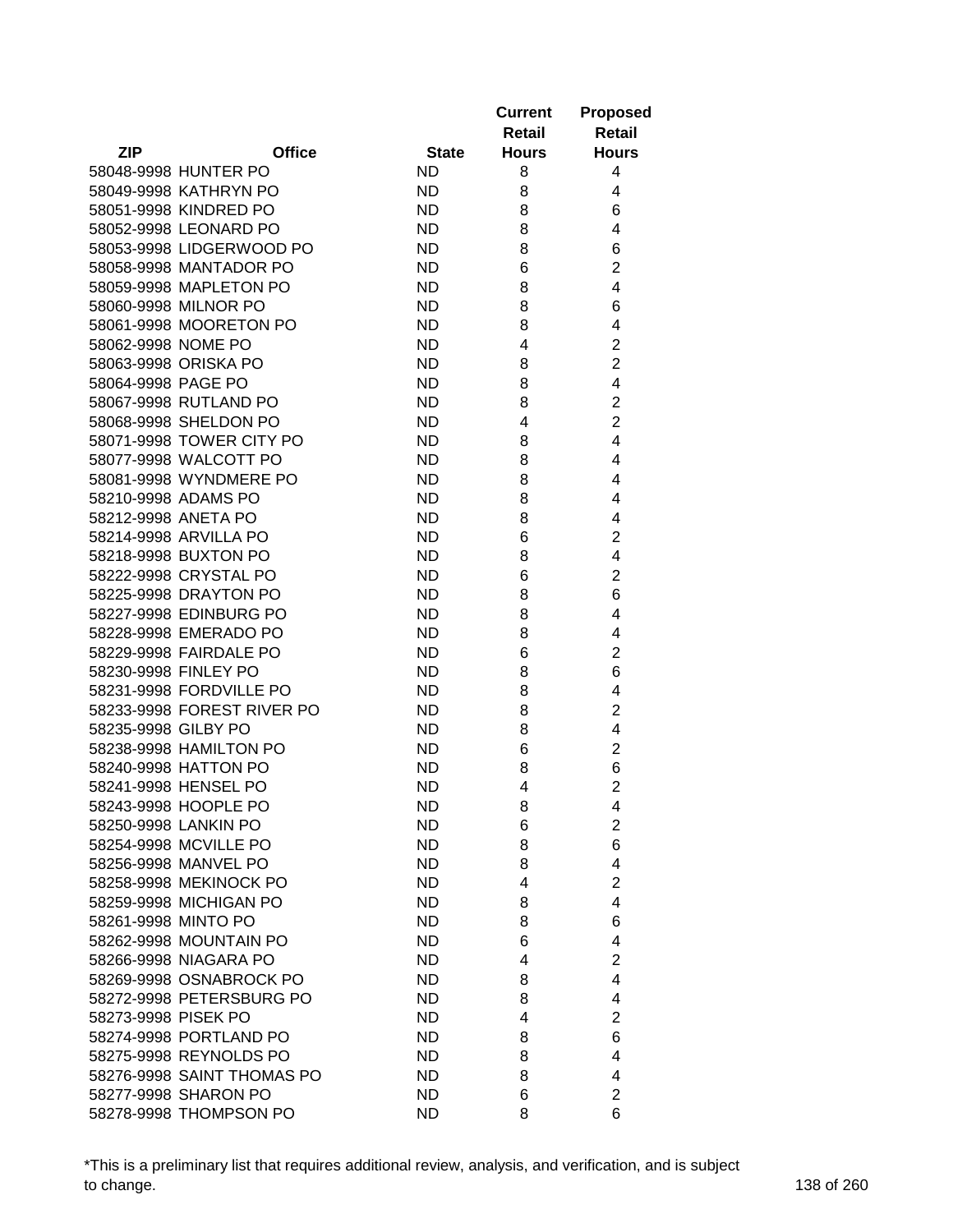| ZIP | Office | State | Current Retail Hours | Proposed Retail Hours |
|---|---|---|---|---|
| 58048-9998 | HUNTER PO | ND | 8 | 4 |
| 58049-9998 | KATHRYN PO | ND | 8 | 4 |
| 58051-9998 | KINDRED PO | ND | 8 | 6 |
| 58052-9998 | LEONARD PO | ND | 8 | 4 |
| 58053-9998 | LIDGERWOOD PO | ND | 8 | 6 |
| 58058-9998 | MANTADOR PO | ND | 6 | 2 |
| 58059-9998 | MAPLETON PO | ND | 8 | 4 |
| 58060-9998 | MILNOR PO | ND | 8 | 6 |
| 58061-9998 | MOORETON PO | ND | 8 | 4 |
| 58062-9998 | NOME PO | ND | 4 | 2 |
| 58063-9998 | ORISKA PO | ND | 8 | 2 |
| 58064-9998 | PAGE PO | ND | 8 | 4 |
| 58067-9998 | RUTLAND PO | ND | 8 | 2 |
| 58068-9998 | SHELDON PO | ND | 4 | 2 |
| 58071-9998 | TOWER CITY PO | ND | 8 | 4 |
| 58077-9998 | WALCOTT PO | ND | 8 | 4 |
| 58081-9998 | WYNDMERE PO | ND | 8 | 4 |
| 58210-9998 | ADAMS PO | ND | 8 | 4 |
| 58212-9998 | ANETA PO | ND | 8 | 4 |
| 58214-9998 | ARVILLA PO | ND | 6 | 2 |
| 58218-9998 | BUXTON PO | ND | 8 | 4 |
| 58222-9998 | CRYSTAL PO | ND | 6 | 2 |
| 58225-9998 | DRAYTON PO | ND | 8 | 6 |
| 58227-9998 | EDINBURG PO | ND | 8 | 4 |
| 58228-9998 | EMERADO PO | ND | 8 | 4 |
| 58229-9998 | FAIRDALE PO | ND | 6 | 2 |
| 58230-9998 | FINLEY PO | ND | 8 | 6 |
| 58231-9998 | FORDVILLE PO | ND | 8 | 4 |
| 58233-9998 | FOREST RIVER PO | ND | 8 | 2 |
| 58235-9998 | GILBY PO | ND | 8 | 4 |
| 58238-9998 | HAMILTON PO | ND | 6 | 2 |
| 58240-9998 | HATTON PO | ND | 8 | 6 |
| 58241-9998 | HENSEL PO | ND | 4 | 2 |
| 58243-9998 | HOOPLE PO | ND | 8 | 4 |
| 58250-9998 | LANKIN PO | ND | 6 | 2 |
| 58254-9998 | MCVILLE PO | ND | 8 | 6 |
| 58256-9998 | MANVEL PO | ND | 8 | 4 |
| 58258-9998 | MEKINOCK PO | ND | 4 | 2 |
| 58259-9998 | MICHIGAN PO | ND | 8 | 4 |
| 58261-9998 | MINTO PO | ND | 8 | 6 |
| 58262-9998 | MOUNTAIN PO | ND | 6 | 4 |
| 58266-9998 | NIAGARA PO | ND | 4 | 2 |
| 58269-9998 | OSNABROCK PO | ND | 8 | 4 |
| 58272-9998 | PETERSBURG PO | ND | 8 | 4 |
| 58273-9998 | PISEK PO | ND | 4 | 2 |
| 58274-9998 | PORTLAND PO | ND | 8 | 6 |
| 58275-9998 | REYNOLDS PO | ND | 8 | 4 |
| 58276-9998 | SAINT THOMAS PO | ND | 8 | 4 |
| 58277-9998 | SHARON PO | ND | 6 | 2 |
| 58278-9998 | THOMPSON PO | ND | 8 | 6 |

*This is a preliminary list that requires additional review, analysis, and verification, and is subject to change.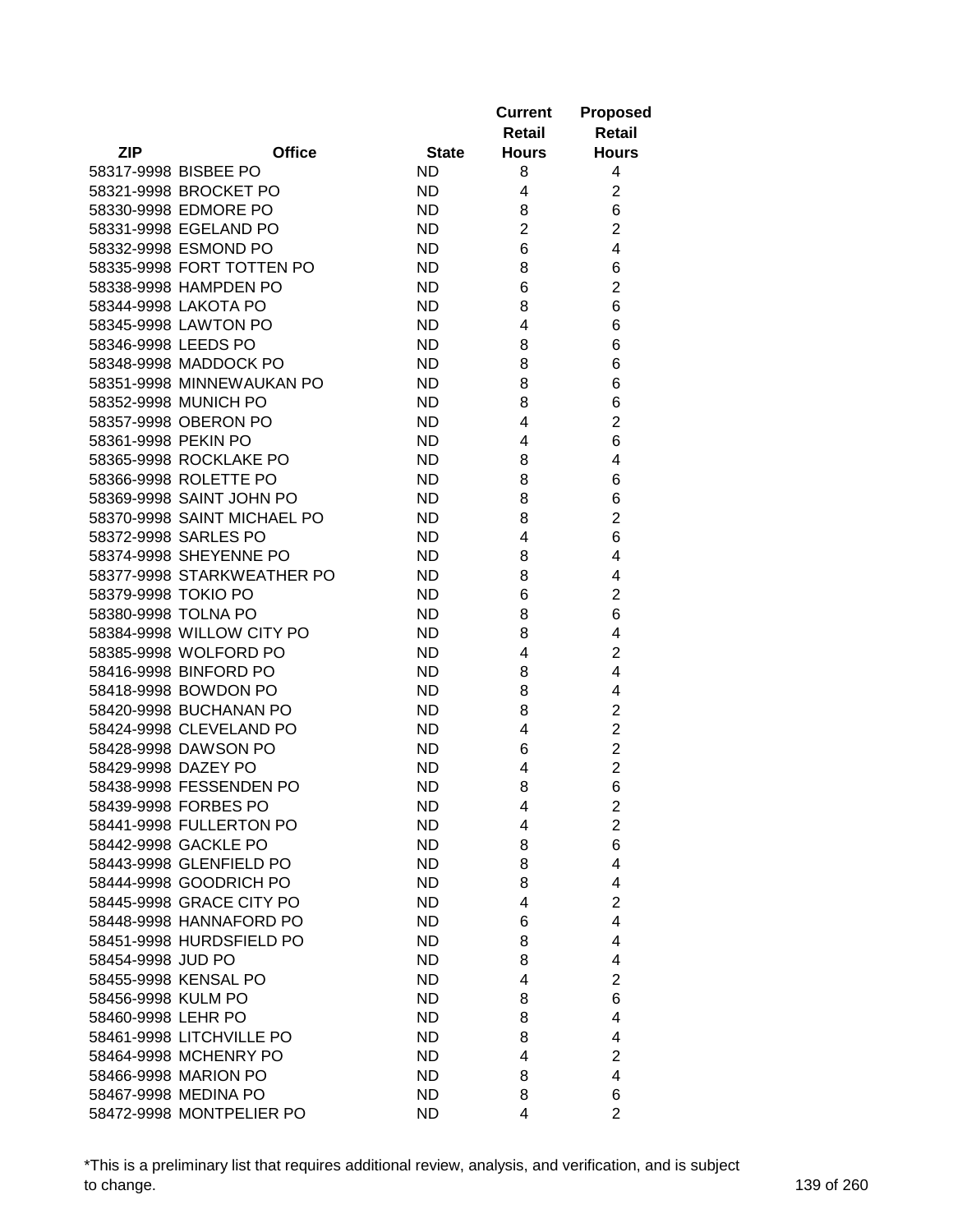| ZIP | Office | State | Current Retail Hours | Proposed Retail Hours |
|---|---|---|---|---|
| 58317-9998 | BISBEE PO | ND | 8 | 4 |
| 58321-9998 | BROCKET PO | ND | 4 | 2 |
| 58330-9998 | EDMORE PO | ND | 8 | 6 |
| 58331-9998 | EGELAND PO | ND | 2 | 2 |
| 58332-9998 | ESMOND PO | ND | 6 | 4 |
| 58335-9998 | FORT TOTTEN PO | ND | 8 | 6 |
| 58338-9998 | HAMPDEN PO | ND | 6 | 2 |
| 58344-9998 | LAKOTA PO | ND | 8 | 6 |
| 58345-9998 | LAWTON PO | ND | 4 | 6 |
| 58346-9998 | LEEDS PO | ND | 8 | 6 |
| 58348-9998 | MADDOCK PO | ND | 8 | 6 |
| 58351-9998 | MINNEWAUKAN PO | ND | 8 | 6 |
| 58352-9998 | MUNICH PO | ND | 8 | 6 |
| 58357-9998 | OBERON PO | ND | 4 | 2 |
| 58361-9998 | PEKIN PO | ND | 4 | 6 |
| 58365-9998 | ROCKLAKE PO | ND | 8 | 4 |
| 58366-9998 | ROLETTE PO | ND | 8 | 6 |
| 58369-9998 | SAINT JOHN PO | ND | 8 | 6 |
| 58370-9998 | SAINT MICHAEL PO | ND | 8 | 2 |
| 58372-9998 | SARLES PO | ND | 4 | 6 |
| 58374-9998 | SHEYENNE PO | ND | 8 | 4 |
| 58377-9998 | STARKWEATHER PO | ND | 8 | 4 |
| 58379-9998 | TOKIO PO | ND | 6 | 2 |
| 58380-9998 | TOLNA PO | ND | 8 | 6 |
| 58384-9998 | WILLOW CITY PO | ND | 8 | 4 |
| 58385-9998 | WOLFORD PO | ND | 4 | 2 |
| 58416-9998 | BINFORD PO | ND | 8 | 4 |
| 58418-9998 | BOWDON PO | ND | 8 | 4 |
| 58420-9998 | BUCHANAN PO | ND | 8 | 2 |
| 58424-9998 | CLEVELAND PO | ND | 4 | 2 |
| 58428-9998 | DAWSON PO | ND | 6 | 2 |
| 58429-9998 | DAZEY PO | ND | 4 | 2 |
| 58438-9998 | FESSENDEN PO | ND | 8 | 6 |
| 58439-9998 | FORBES PO | ND | 4 | 2 |
| 58441-9998 | FULLERTON PO | ND | 4 | 2 |
| 58442-9998 | GACKLE PO | ND | 8 | 6 |
| 58443-9998 | GLENFIELD PO | ND | 8 | 4 |
| 58444-9998 | GOODRICH PO | ND | 8 | 4 |
| 58445-9998 | GRACE CITY PO | ND | 4 | 2 |
| 58448-9998 | HANNAFORD PO | ND | 6 | 4 |
| 58451-9998 | HURDSFIELD PO | ND | 8 | 4 |
| 58454-9998 | JUD PO | ND | 8 | 4 |
| 58455-9998 | KENSAL PO | ND | 4 | 2 |
| 58456-9998 | KULM PO | ND | 8 | 6 |
| 58460-9998 | LEHR PO | ND | 8 | 4 |
| 58461-9998 | LITCHVILLE PO | ND | 8 | 4 |
| 58464-9998 | MCHENRY PO | ND | 4 | 2 |
| 58466-9998 | MARION PO | ND | 8 | 4 |
| 58467-9998 | MEDINA PO | ND | 8 | 6 |
| 58472-9998 | MONTPELIER PO | ND | 4 | 2 |

*This is a preliminary list that requires additional review, analysis, and verification, and is subject to change.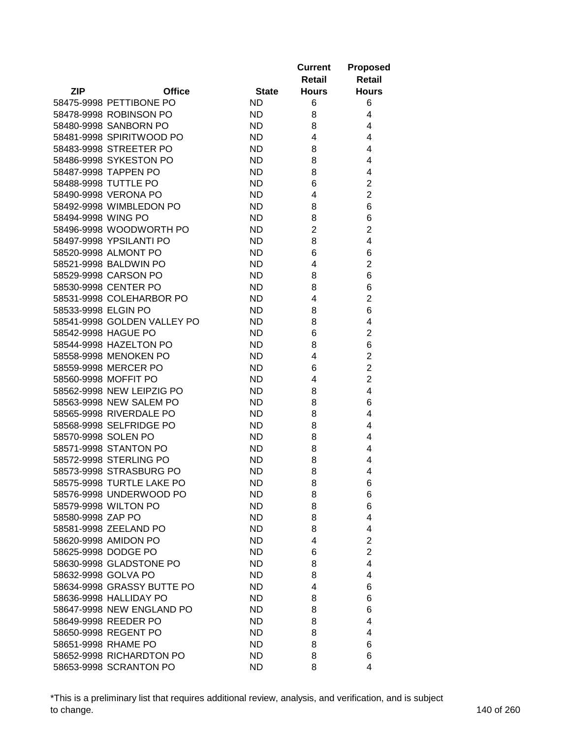| ZIP | Office | State | Current Retail Hours | Proposed Retail Hours |
|---|---|---|---|---|
| 58475-9998 | PETTIBONE PO | ND | 6 | 6 |
| 58478-9998 | ROBINSON PO | ND | 8 | 4 |
| 58480-9998 | SANBORN PO | ND | 8 | 4 |
| 58481-9998 | SPIRITWOOD PO | ND | 4 | 4 |
| 58483-9998 | STREETER PO | ND | 8 | 4 |
| 58486-9998 | SYKESTON PO | ND | 8 | 4 |
| 58487-9998 | TAPPEN PO | ND | 8 | 4 |
| 58488-9998 | TUTTLE PO | ND | 6 | 2 |
| 58490-9998 | VERONA PO | ND | 4 | 2 |
| 58492-9998 | WIMBLEDON PO | ND | 8 | 6 |
| 58494-9998 | WING PO | ND | 8 | 6 |
| 58496-9998 | WOODWORTH PO | ND | 2 | 2 |
| 58497-9998 | YPSILANTI PO | ND | 8 | 4 |
| 58520-9998 | ALMONT PO | ND | 6 | 6 |
| 58521-9998 | BALDWIN PO | ND | 4 | 2 |
| 58529-9998 | CARSON PO | ND | 8 | 6 |
| 58530-9998 | CENTER PO | ND | 8 | 6 |
| 58531-9998 | COLEHARBOR PO | ND | 4 | 2 |
| 58533-9998 | ELGIN PO | ND | 8 | 6 |
| 58541-9998 | GOLDEN VALLEY PO | ND | 8 | 4 |
| 58542-9998 | HAGUE PO | ND | 6 | 2 |
| 58544-9998 | HAZELTON PO | ND | 8 | 6 |
| 58558-9998 | MENOKEN PO | ND | 4 | 2 |
| 58559-9998 | MERCER PO | ND | 6 | 2 |
| 58560-9998 | MOFFIT PO | ND | 4 | 2 |
| 58562-9998 | NEW LEIPZIG PO | ND | 8 | 4 |
| 58563-9998 | NEW SALEM PO | ND | 8 | 6 |
| 58565-9998 | RIVERDALE PO | ND | 8 | 4 |
| 58568-9998 | SELFRIDGE PO | ND | 8 | 4 |
| 58570-9998 | SOLEN PO | ND | 8 | 4 |
| 58571-9998 | STANTON PO | ND | 8 | 4 |
| 58572-9998 | STERLING PO | ND | 8 | 4 |
| 58573-9998 | STRASBURG PO | ND | 8 | 4 |
| 58575-9998 | TURTLE LAKE PO | ND | 8 | 6 |
| 58576-9998 | UNDERWOOD PO | ND | 8 | 6 |
| 58579-9998 | WILTON PO | ND | 8 | 6 |
| 58580-9998 | ZAP PO | ND | 8 | 4 |
| 58581-9998 | ZEELAND PO | ND | 8 | 4 |
| 58620-9998 | AMIDON PO | ND | 4 | 2 |
| 58625-9998 | DODGE PO | ND | 6 | 2 |
| 58630-9998 | GLADSTONE PO | ND | 8 | 4 |
| 58632-9998 | GOLVA PO | ND | 8 | 4 |
| 58634-9998 | GRASSY BUTTE PO | ND | 4 | 6 |
| 58636-9998 | HALLIDAY PO | ND | 8 | 6 |
| 58647-9998 | NEW ENGLAND PO | ND | 8 | 6 |
| 58649-9998 | REEDER PO | ND | 8 | 4 |
| 58650-9998 | REGENT PO | ND | 8 | 4 |
| 58651-9998 | RHAME PO | ND | 8 | 6 |
| 58652-9998 | RICHARDTON PO | ND | 8 | 6 |
| 58653-9998 | SCRANTON PO | ND | 8 | 4 |

*This is a preliminary list that requires additional review, analysis, and verification, and is subject to change.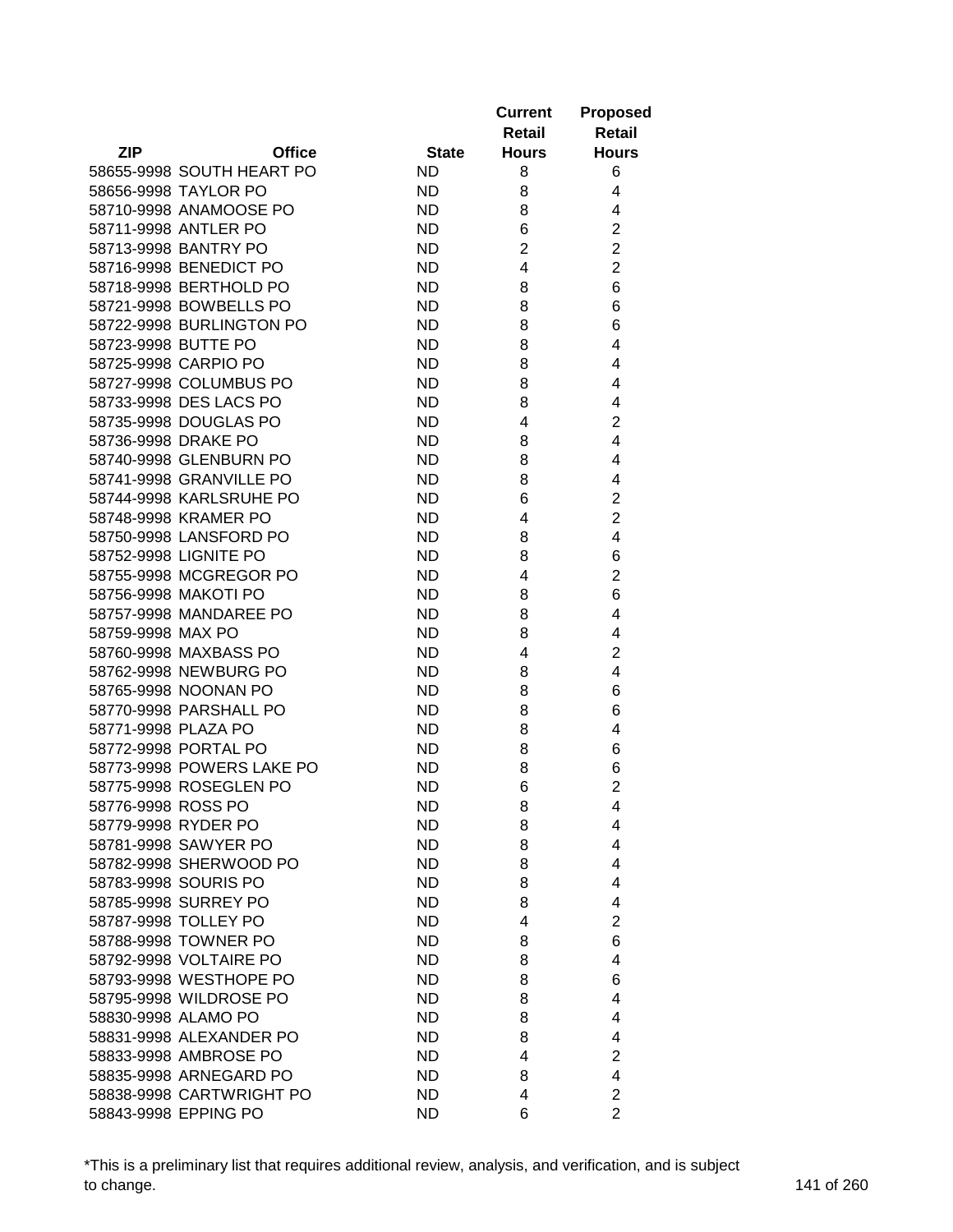| ZIP | Office | State | Current Retail Hours | Proposed Retail Hours |
|---|---|---|---|---|
| 58655-9998 | SOUTH HEART PO | ND | 8 | 6 |
| 58656-9998 | TAYLOR PO | ND | 8 | 4 |
| 58710-9998 | ANAMOOSE PO | ND | 8 | 4 |
| 58711-9998 | ANTLER PO | ND | 6 | 2 |
| 58713-9998 | BANTRY PO | ND | 2 | 2 |
| 58716-9998 | BENEDICT PO | ND | 4 | 2 |
| 58718-9998 | BERTHOLD PO | ND | 8 | 6 |
| 58721-9998 | BOWBELLS PO | ND | 8 | 6 |
| 58722-9998 | BURLINGTON PO | ND | 8 | 6 |
| 58723-9998 | BUTTE PO | ND | 8 | 4 |
| 58725-9998 | CARPIO PO | ND | 8 | 4 |
| 58727-9998 | COLUMBUS PO | ND | 8 | 4 |
| 58733-9998 | DES LACS PO | ND | 8 | 4 |
| 58735-9998 | DOUGLAS PO | ND | 4 | 2 |
| 58736-9998 | DRAKE PO | ND | 8 | 4 |
| 58740-9998 | GLENBURN PO | ND | 8 | 4 |
| 58741-9998 | GRANVILLE PO | ND | 8 | 4 |
| 58744-9998 | KARLSRUHE PO | ND | 6 | 2 |
| 58748-9998 | KRAMER PO | ND | 4 | 2 |
| 58750-9998 | LANSFORD PO | ND | 8 | 4 |
| 58752-9998 | LIGNITE PO | ND | 8 | 6 |
| 58755-9998 | MCGREGOR PO | ND | 4 | 2 |
| 58756-9998 | MAKOTI PO | ND | 8 | 6 |
| 58757-9998 | MANDAREE PO | ND | 8 | 4 |
| 58759-9998 | MAX PO | ND | 8 | 4 |
| 58760-9998 | MAXBASS PO | ND | 4 | 2 |
| 58762-9998 | NEWBURG PO | ND | 8 | 4 |
| 58765-9998 | NOONAN PO | ND | 8 | 6 |
| 58770-9998 | PARSHALL PO | ND | 8 | 6 |
| 58771-9998 | PLAZA PO | ND | 8 | 4 |
| 58772-9998 | PORTAL PO | ND | 8 | 6 |
| 58773-9998 | POWERS LAKE PO | ND | 8 | 6 |
| 58775-9998 | ROSEGLEN PO | ND | 6 | 2 |
| 58776-9998 | ROSS PO | ND | 8 | 4 |
| 58779-9998 | RYDER PO | ND | 8 | 4 |
| 58781-9998 | SAWYER PO | ND | 8 | 4 |
| 58782-9998 | SHERWOOD PO | ND | 8 | 4 |
| 58783-9998 | SOURIS PO | ND | 8 | 4 |
| 58785-9998 | SURREY PO | ND | 8 | 4 |
| 58787-9998 | TOLLEY PO | ND | 4 | 2 |
| 58788-9998 | TOWNER PO | ND | 8 | 6 |
| 58792-9998 | VOLTAIRE PO | ND | 8 | 4 |
| 58793-9998 | WESTHOPE PO | ND | 8 | 6 |
| 58795-9998 | WILDROSE PO | ND | 8 | 4 |
| 58830-9998 | ALAMO PO | ND | 8 | 4 |
| 58831-9998 | ALEXANDER PO | ND | 8 | 4 |
| 58833-9998 | AMBROSE PO | ND | 4 | 2 |
| 58835-9998 | ARNEGARD PO | ND | 8 | 4 |
| 58838-9998 | CARTWRIGHT PO | ND | 4 | 2 |
| 58843-9998 | EPPING PO | ND | 6 | 2 |

*This is a preliminary list that requires additional review, analysis, and verification, and is subject to change.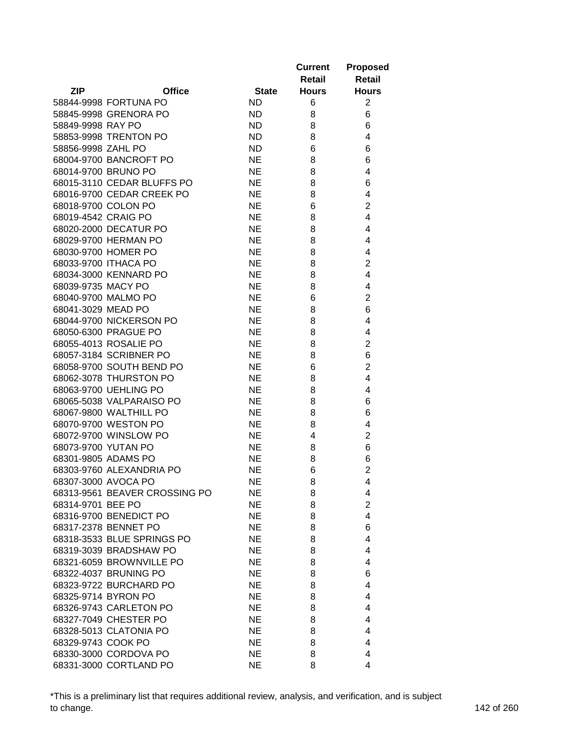| ZIP | Office | State | Current Retail Hours | Proposed Retail Hours |
|---|---|---|---|---|
| 58844-9998 | FORTUNA PO | ND | 6 | 2 |
| 58845-9998 | GRENORA PO | ND | 8 | 6 |
| 58849-9998 | RAY PO | ND | 8 | 6 |
| 58853-9998 | TRENTON PO | ND | 8 | 4 |
| 58856-9998 | ZAHL PO | ND | 6 | 6 |
| 68004-9700 | BANCROFT PO | NE | 8 | 6 |
| 68014-9700 | BRUNO PO | NE | 8 | 4 |
| 68015-3110 | CEDAR BLUFFS PO | NE | 8 | 6 |
| 68016-9700 | CEDAR CREEK PO | NE | 8 | 4 |
| 68018-9700 | COLON PO | NE | 6 | 2 |
| 68019-4542 | CRAIG PO | NE | 8 | 4 |
| 68020-2000 | DECATUR PO | NE | 8 | 4 |
| 68029-9700 | HERMAN PO | NE | 8 | 4 |
| 68030-9700 | HOMER PO | NE | 8 | 4 |
| 68033-9700 | ITHACA PO | NE | 8 | 2 |
| 68034-3000 | KENNARD PO | NE | 8 | 4 |
| 68039-9735 | MACY PO | NE | 8 | 4 |
| 68040-9700 | MALMO PO | NE | 6 | 2 |
| 68041-3029 | MEAD PO | NE | 8 | 6 |
| 68044-9700 | NICKERSON PO | NE | 8 | 4 |
| 68050-6300 | PRAGUE PO | NE | 8 | 4 |
| 68055-4013 | ROSALIE PO | NE | 8 | 2 |
| 68057-3184 | SCRIBNER PO | NE | 8 | 6 |
| 68058-9700 | SOUTH BEND PO | NE | 6 | 2 |
| 68062-3078 | THURSTON PO | NE | 8 | 4 |
| 68063-9700 | UEHLING PO | NE | 8 | 4 |
| 68065-5038 | VALPARAISO PO | NE | 8 | 6 |
| 68067-9800 | WALTHILL PO | NE | 8 | 6 |
| 68070-9700 | WESTON PO | NE | 8 | 4 |
| 68072-9700 | WINSLOW PO | NE | 4 | 2 |
| 68073-9700 | YUTAN PO | NE | 8 | 6 |
| 68301-9805 | ADAMS PO | NE | 8 | 6 |
| 68303-9760 | ALEXANDRIA PO | NE | 6 | 2 |
| 68307-3000 | AVOCA PO | NE | 8 | 4 |
| 68313-9561 | BEAVER CROSSING PO | NE | 8 | 4 |
| 68314-9701 | BEE PO | NE | 8 | 2 |
| 68316-9700 | BENEDICT PO | NE | 8 | 4 |
| 68317-2378 | BENNET PO | NE | 8 | 6 |
| 68318-3533 | BLUE SPRINGS PO | NE | 8 | 4 |
| 68319-3039 | BRADSHAW PO | NE | 8 | 4 |
| 68321-6059 | BROWNVILLE PO | NE | 8 | 4 |
| 68322-4037 | BRUNING PO | NE | 8 | 6 |
| 68323-9722 | BURCHARD PO | NE | 8 | 4 |
| 68325-9714 | BYRON PO | NE | 8 | 4 |
| 68326-9743 | CARLETON PO | NE | 8 | 4 |
| 68327-7049 | CHESTER PO | NE | 8 | 4 |
| 68328-5013 | CLATONIA PO | NE | 8 | 4 |
| 68329-9743 | COOK PO | NE | 8 | 4 |
| 68330-3000 | CORDOVA PO | NE | 8 | 4 |
| 68331-3000 | CORTLAND PO | NE | 8 | 4 |

*This is a preliminary list that requires additional review, analysis, and verification, and is subject to change.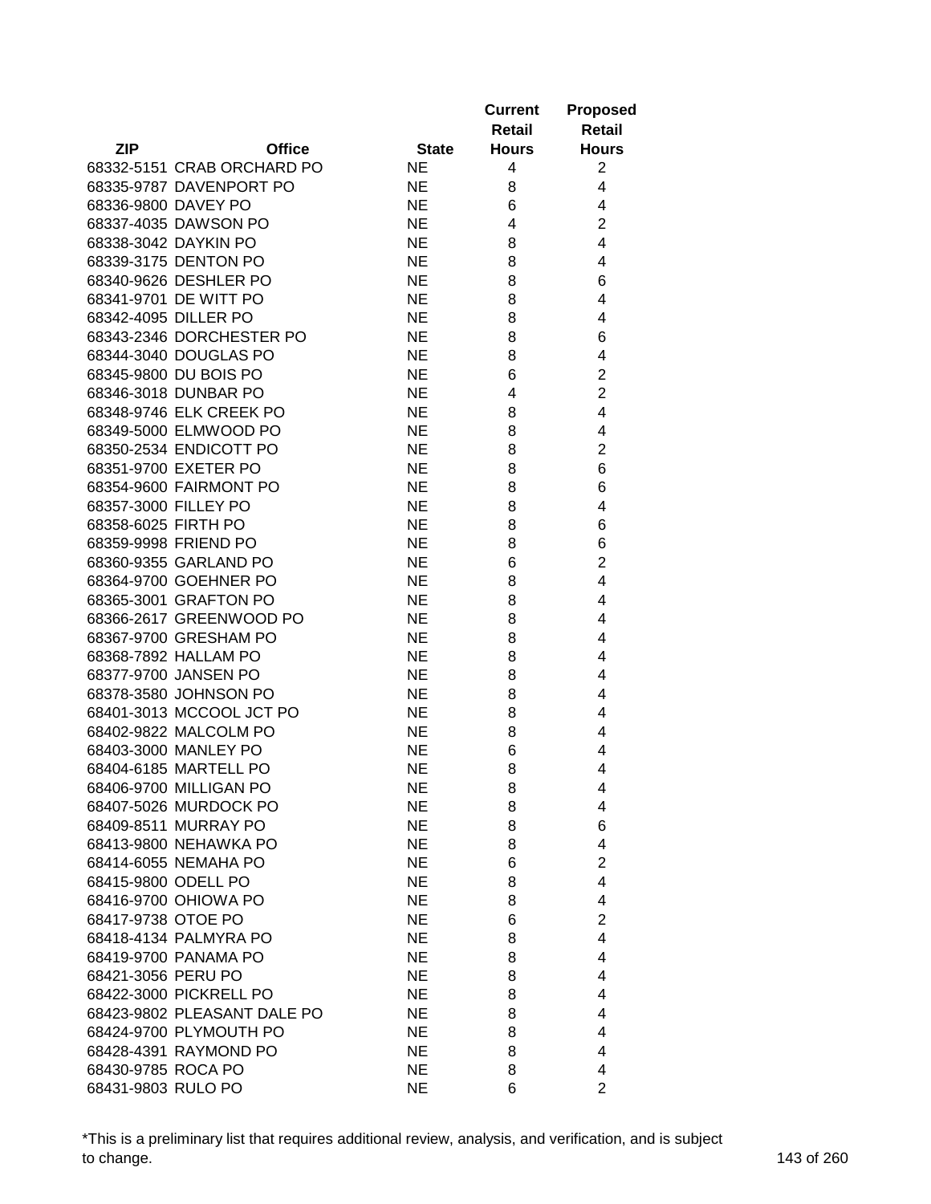| ZIP | Office | State | Current Retail Hours | Proposed Retail Hours |
|---|---|---|---|---|
| 68332-5151 | CRAB ORCHARD PO | NE | 4 | 2 |
| 68335-9787 | DAVENPORT PO | NE | 8 | 4 |
| 68336-9800 | DAVEY PO | NE | 6 | 4 |
| 68337-4035 | DAWSON PO | NE | 4 | 2 |
| 68338-3042 | DAYKIN PO | NE | 8 | 4 |
| 68339-3175 | DENTON PO | NE | 8 | 4 |
| 68340-9626 | DESHLER PO | NE | 8 | 6 |
| 68341-9701 | DE WITT PO | NE | 8 | 4 |
| 68342-4095 | DILLER PO | NE | 8 | 4 |
| 68343-2346 | DORCHESTER PO | NE | 8 | 6 |
| 68344-3040 | DOUGLAS PO | NE | 8 | 4 |
| 68345-9800 | DU BOIS PO | NE | 6 | 2 |
| 68346-3018 | DUNBAR PO | NE | 4 | 2 |
| 68348-9746 | ELK CREEK PO | NE | 8 | 4 |
| 68349-5000 | ELMWOOD PO | NE | 8 | 4 |
| 68350-2534 | ENDICOTT PO | NE | 8 | 2 |
| 68351-9700 | EXETER PO | NE | 8 | 6 |
| 68354-9600 | FAIRMONT PO | NE | 8 | 6 |
| 68357-3000 | FILLEY PO | NE | 8 | 4 |
| 68358-6025 | FIRTH PO | NE | 8 | 6 |
| 68359-9998 | FRIEND PO | NE | 8 | 6 |
| 68360-9355 | GARLAND PO | NE | 6 | 2 |
| 68364-9700 | GOEHNER PO | NE | 8 | 4 |
| 68365-3001 | GRAFTON PO | NE | 8 | 4 |
| 68366-2617 | GREENWOOD PO | NE | 8 | 4 |
| 68367-9700 | GRESHAM PO | NE | 8 | 4 |
| 68368-7892 | HALLAM PO | NE | 8 | 4 |
| 68377-9700 | JANSEN PO | NE | 8 | 4 |
| 68378-3580 | JOHNSON PO | NE | 8 | 4 |
| 68401-3013 | MCCOOL JCT PO | NE | 8 | 4 |
| 68402-9822 | MALCOLM PO | NE | 8 | 4 |
| 68403-3000 | MANLEY PO | NE | 6 | 4 |
| 68404-6185 | MARTELL PO | NE | 8 | 4 |
| 68406-9700 | MILLIGAN PO | NE | 8 | 4 |
| 68407-5026 | MURDOCK PO | NE | 8 | 4 |
| 68409-8511 | MURRAY PO | NE | 8 | 6 |
| 68413-9800 | NEHAWKA PO | NE | 8 | 4 |
| 68414-6055 | NEMAHA PO | NE | 6 | 2 |
| 68415-9800 | ODELL PO | NE | 8 | 4 |
| 68416-9700 | OHIOWA PO | NE | 8 | 4 |
| 68417-9738 | OTOE PO | NE | 6 | 2 |
| 68418-4134 | PALMYRA PO | NE | 8 | 4 |
| 68419-9700 | PANAMA PO | NE | 8 | 4 |
| 68421-3056 | PERU PO | NE | 8 | 4 |
| 68422-3000 | PICKRELL PO | NE | 8 | 4 |
| 68423-9802 | PLEASANT DALE PO | NE | 8 | 4 |
| 68424-9700 | PLYMOUTH PO | NE | 8 | 4 |
| 68428-4391 | RAYMOND PO | NE | 8 | 4 |
| 68430-9785 | ROCA PO | NE | 8 | 4 |
| 68431-9803 | RULO PO | NE | 6 | 2 |

*This is a preliminary list that requires additional review, analysis, and verification, and is subject to change.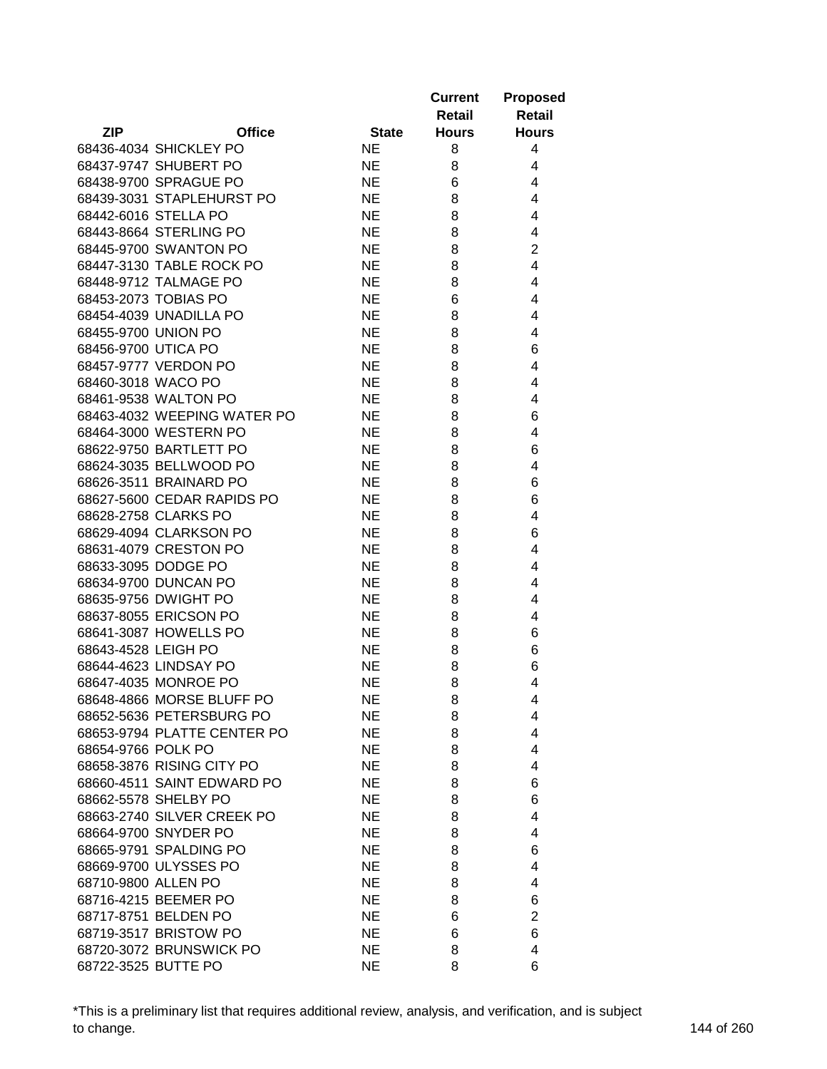| ZIP | Office | State | Current Retail Hours | Proposed Retail Hours |
|---|---|---|---|---|
| 68436-4034 | SHICKLEY PO | NE | 8 | 4 |
| 68437-9747 | SHUBERT PO | NE | 8 | 4 |
| 68438-9700 | SPRAGUE PO | NE | 6 | 4 |
| 68439-3031 | STAPLEHURST PO | NE | 8 | 4 |
| 68442-6016 | STELLA PO | NE | 8 | 4 |
| 68443-8664 | STERLING PO | NE | 8 | 4 |
| 68445-9700 | SWANTON PO | NE | 8 | 2 |
| 68447-3130 | TABLE ROCK PO | NE | 8 | 4 |
| 68448-9712 | TALMAGE PO | NE | 8 | 4 |
| 68453-2073 | TOBIAS PO | NE | 6 | 4 |
| 68454-4039 | UNADILLA PO | NE | 8 | 4 |
| 68455-9700 | UNION PO | NE | 8 | 4 |
| 68456-9700 | UTICA PO | NE | 8 | 6 |
| 68457-9777 | VERDON PO | NE | 8 | 4 |
| 68460-3018 | WACO PO | NE | 8 | 4 |
| 68461-9538 | WALTON PO | NE | 8 | 4 |
| 68463-4032 | WEEPING WATER PO | NE | 8 | 6 |
| 68464-3000 | WESTERN PO | NE | 8 | 4 |
| 68622-9750 | BARTLETT PO | NE | 8 | 6 |
| 68624-3035 | BELLWOOD PO | NE | 8 | 4 |
| 68626-3511 | BRAINARD PO | NE | 8 | 6 |
| 68627-5600 | CEDAR RAPIDS PO | NE | 8 | 6 |
| 68628-2758 | CLARKS PO | NE | 8 | 4 |
| 68629-4094 | CLARKSON PO | NE | 8 | 6 |
| 68631-4079 | CRESTON PO | NE | 8 | 4 |
| 68633-3095 | DODGE PO | NE | 8 | 4 |
| 68634-9700 | DUNCAN PO | NE | 8 | 4 |
| 68635-9756 | DWIGHT PO | NE | 8 | 4 |
| 68637-8055 | ERICSON PO | NE | 8 | 4 |
| 68641-3087 | HOWELLS PO | NE | 8 | 6 |
| 68643-4528 | LEIGH PO | NE | 8 | 6 |
| 68644-4623 | LINDSAY PO | NE | 8 | 6 |
| 68647-4035 | MONROE PO | NE | 8 | 4 |
| 68648-4866 | MORSE BLUFF PO | NE | 8 | 4 |
| 68652-5636 | PETERSBURG PO | NE | 8 | 4 |
| 68653-9794 | PLATTE CENTER PO | NE | 8 | 4 |
| 68654-9766 | POLK PO | NE | 8 | 4 |
| 68658-3876 | RISING CITY PO | NE | 8 | 4 |
| 68660-4511 | SAINT EDWARD PO | NE | 8 | 6 |
| 68662-5578 | SHELBY PO | NE | 8 | 6 |
| 68663-2740 | SILVER CREEK PO | NE | 8 | 4 |
| 68664-9700 | SNYDER PO | NE | 8 | 4 |
| 68665-9791 | SPALDING PO | NE | 8 | 6 |
| 68669-9700 | ULYSSES PO | NE | 8 | 4 |
| 68710-9800 | ALLEN PO | NE | 8 | 4 |
| 68716-4215 | BEEMER PO | NE | 8 | 6 |
| 68717-8751 | BELDEN PO | NE | 6 | 2 |
| 68719-3517 | BRISTOW PO | NE | 6 | 6 |
| 68720-3072 | BRUNSWICK PO | NE | 8 | 4 |
| 68722-3525 | BUTTE PO | NE | 8 | 6 |

*This is a preliminary list that requires additional review, analysis, and verification, and is subject to change.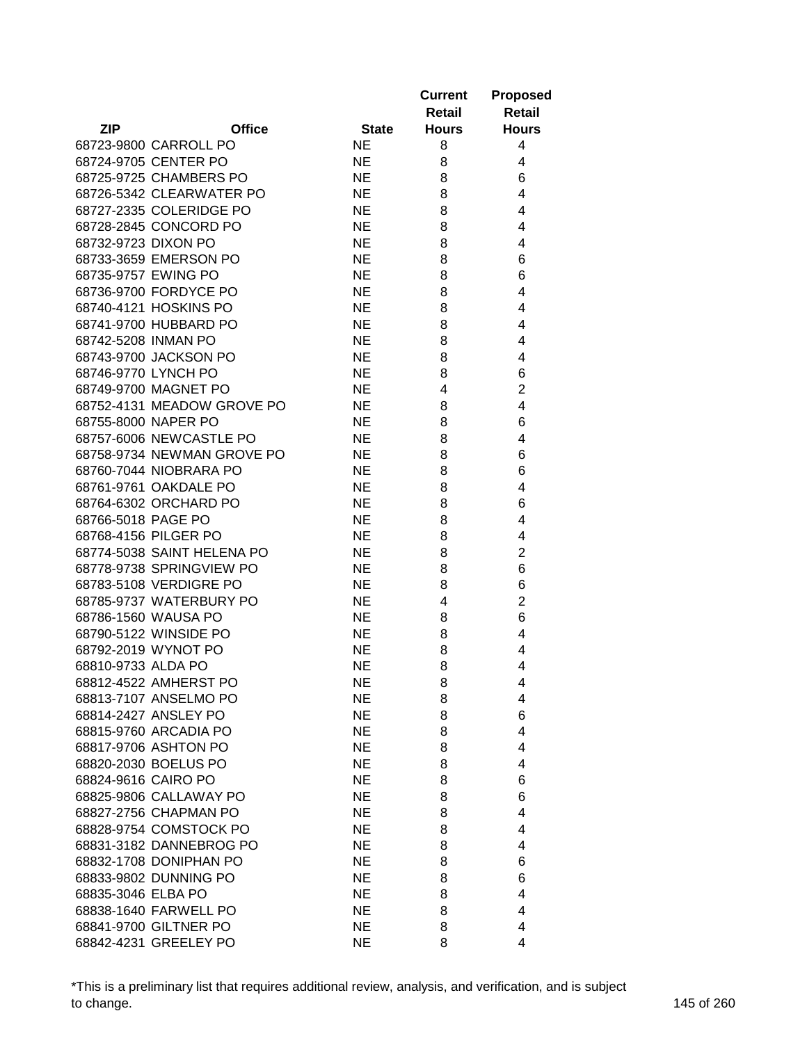| ZIP | Office | State | Current Retail Hours | Proposed Retail Hours |
|---|---|---|---|---|
| 68723-9800 | CARROLL PO | NE | 8 | 4 |
| 68724-9705 | CENTER PO | NE | 8 | 4 |
| 68725-9725 | CHAMBERS PO | NE | 8 | 6 |
| 68726-5342 | CLEARWATER PO | NE | 8 | 4 |
| 68727-2335 | COLERIDGE PO | NE | 8 | 4 |
| 68728-2845 | CONCORD PO | NE | 8 | 4 |
| 68732-9723 | DIXON PO | NE | 8 | 4 |
| 68733-3659 | EMERSON PO | NE | 8 | 6 |
| 68735-9757 | EWING PO | NE | 8 | 6 |
| 68736-9700 | FORDYCE PO | NE | 8 | 4 |
| 68740-4121 | HOSKINS PO | NE | 8 | 4 |
| 68741-9700 | HUBBARD PO | NE | 8 | 4 |
| 68742-5208 | INMAN PO | NE | 8 | 4 |
| 68743-9700 | JACKSON PO | NE | 8 | 4 |
| 68746-9770 | LYNCH PO | NE | 8 | 6 |
| 68749-9700 | MAGNET PO | NE | 4 | 2 |
| 68752-4131 | MEADOW GROVE PO | NE | 8 | 4 |
| 68755-8000 | NAPER PO | NE | 8 | 6 |
| 68757-6006 | NEWCASTLE PO | NE | 8 | 4 |
| 68758-9734 | NEWMAN GROVE PO | NE | 8 | 6 |
| 68760-7044 | NIOBRARA PO | NE | 8 | 6 |
| 68761-9761 | OAKDALE PO | NE | 8 | 4 |
| 68764-6302 | ORCHARD PO | NE | 8 | 6 |
| 68766-5018 | PAGE PO | NE | 8 | 4 |
| 68768-4156 | PILGER PO | NE | 8 | 4 |
| 68774-5038 | SAINT HELENA PO | NE | 8 | 2 |
| 68778-9738 | SPRINGVIEW PO | NE | 8 | 6 |
| 68783-5108 | VERDIGRE PO | NE | 8 | 6 |
| 68785-9737 | WATERBURY PO | NE | 4 | 2 |
| 68786-1560 | WAUSA PO | NE | 8 | 6 |
| 68790-5122 | WINSIDE PO | NE | 8 | 4 |
| 68792-2019 | WYNOT PO | NE | 8 | 4 |
| 68810-9733 | ALDA PO | NE | 8 | 4 |
| 68812-4522 | AMHERST PO | NE | 8 | 4 |
| 68813-7107 | ANSELMO PO | NE | 8 | 4 |
| 68814-2427 | ANSLEY PO | NE | 8 | 6 |
| 68815-9760 | ARCADIA PO | NE | 8 | 4 |
| 68817-9706 | ASHTON PO | NE | 8 | 4 |
| 68820-2030 | BOELUS PO | NE | 8 | 4 |
| 68824-9616 | CAIRO PO | NE | 8 | 6 |
| 68825-9806 | CALLAWAY PO | NE | 8 | 6 |
| 68827-2756 | CHAPMAN PO | NE | 8 | 4 |
| 68828-9754 | COMSTOCK PO | NE | 8 | 4 |
| 68831-3182 | DANNEBROG PO | NE | 8 | 4 |
| 68832-1708 | DONIPHAN PO | NE | 8 | 6 |
| 68833-9802 | DUNNING PO | NE | 8 | 6 |
| 68835-3046 | ELBA PO | NE | 8 | 4 |
| 68838-1640 | FARWELL PO | NE | 8 | 4 |
| 68841-9700 | GILTNER PO | NE | 8 | 4 |
| 68842-4231 | GREELEY PO | NE | 8 | 4 |

*This is a preliminary list that requires additional review, analysis, and verification, and is subject to change.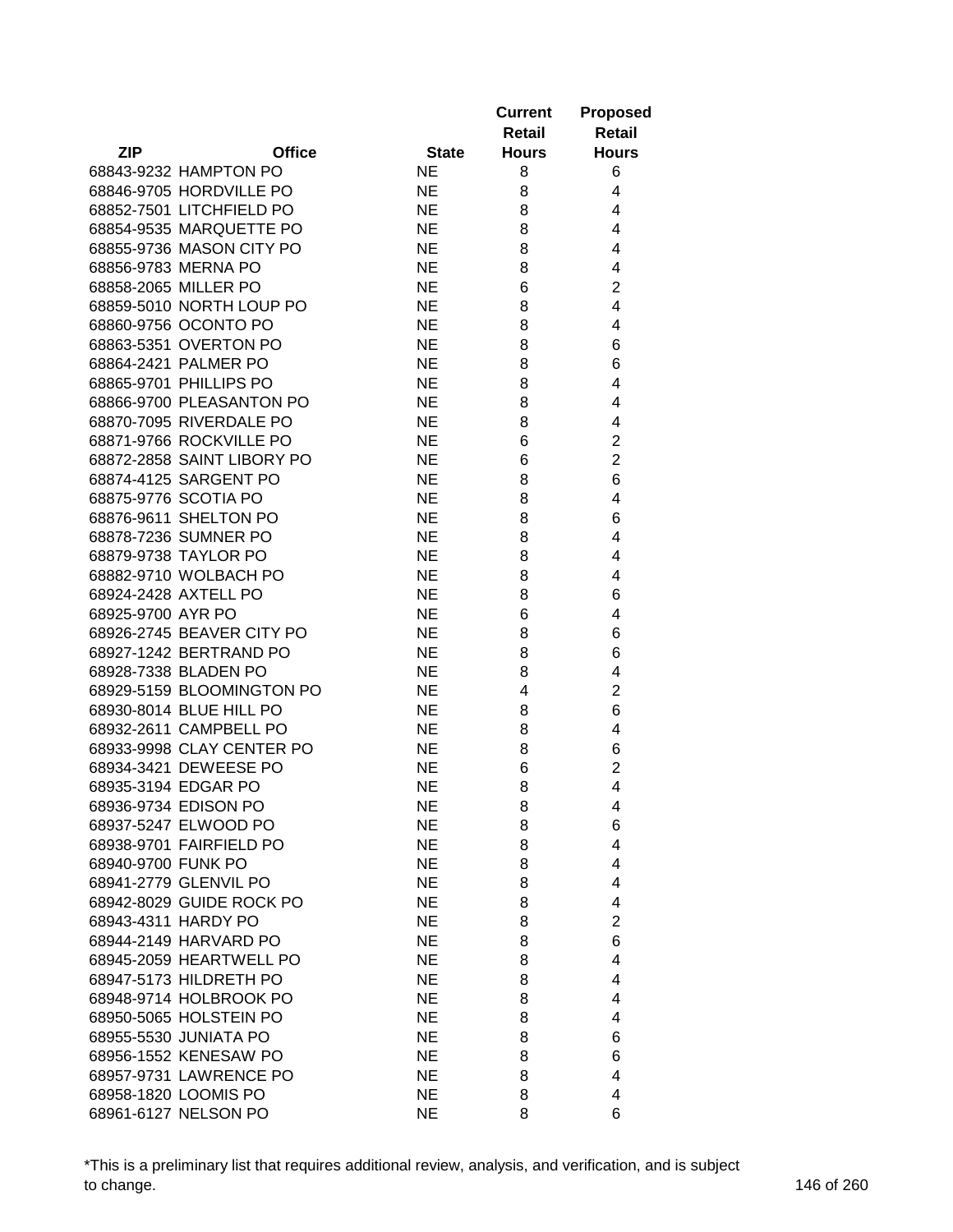| ZIP | Office | State | Current Retail Hours | Proposed Retail Hours |
|---|---|---|---|---|
| 68843-9232 | HAMPTON PO | NE | 8 | 6 |
| 68846-9705 | HORDVILLE PO | NE | 8 | 4 |
| 68852-7501 | LITCHFIELD PO | NE | 8 | 4 |
| 68854-9535 | MARQUETTE PO | NE | 8 | 4 |
| 68855-9736 | MASON CITY PO | NE | 8 | 4 |
| 68856-9783 | MERNA PO | NE | 8 | 4 |
| 68858-2065 | MILLER PO | NE | 6 | 2 |
| 68859-5010 | NORTH LOUP PO | NE | 8 | 4 |
| 68860-9756 | OCONTO PO | NE | 8 | 4 |
| 68863-5351 | OVERTON PO | NE | 8 | 6 |
| 68864-2421 | PALMER PO | NE | 8 | 6 |
| 68865-9701 | PHILLIPS PO | NE | 8 | 4 |
| 68866-9700 | PLEASANTON PO | NE | 8 | 4 |
| 68870-7095 | RIVERDALE PO | NE | 8 | 4 |
| 68871-9766 | ROCKVILLE PO | NE | 6 | 2 |
| 68872-2858 | SAINT LIBORY PO | NE | 6 | 2 |
| 68874-4125 | SARGENT PO | NE | 8 | 6 |
| 68875-9776 | SCOTIA PO | NE | 8 | 4 |
| 68876-9611 | SHELTON PO | NE | 8 | 6 |
| 68878-7236 | SUMNER PO | NE | 8 | 4 |
| 68879-9738 | TAYLOR PO | NE | 8 | 4 |
| 68882-9710 | WOLBACH PO | NE | 8 | 4 |
| 68924-2428 | AXTELL PO | NE | 8 | 6 |
| 68925-9700 | AYR PO | NE | 6 | 4 |
| 68926-2745 | BEAVER CITY PO | NE | 8 | 6 |
| 68927-1242 | BERTRAND PO | NE | 8 | 6 |
| 68928-7338 | BLADEN PO | NE | 8 | 4 |
| 68929-5159 | BLOOMINGTON PO | NE | 4 | 2 |
| 68930-8014 | BLUE HILL PO | NE | 8 | 6 |
| 68932-2611 | CAMPBELL PO | NE | 8 | 4 |
| 68933-9998 | CLAY CENTER PO | NE | 8 | 6 |
| 68934-3421 | DEWEESE PO | NE | 6 | 2 |
| 68935-3194 | EDGAR PO | NE | 8 | 4 |
| 68936-9734 | EDISON PO | NE | 8 | 4 |
| 68937-5247 | ELWOOD PO | NE | 8 | 6 |
| 68938-9701 | FAIRFIELD PO | NE | 8 | 4 |
| 68940-9700 | FUNK PO | NE | 8 | 4 |
| 68941-2779 | GLENVIL PO | NE | 8 | 4 |
| 68942-8029 | GUIDE ROCK PO | NE | 8 | 4 |
| 68943-4311 | HARDY PO | NE | 8 | 2 |
| 68944-2149 | HARVARD PO | NE | 8 | 6 |
| 68945-2059 | HEARTWELL PO | NE | 8 | 4 |
| 68947-5173 | HILDRETH PO | NE | 8 | 4 |
| 68948-9714 | HOLBROOK PO | NE | 8 | 4 |
| 68950-5065 | HOLSTEIN PO | NE | 8 | 4 |
| 68955-5530 | JUNIATA PO | NE | 8 | 6 |
| 68956-1552 | KENESAW PO | NE | 8 | 6 |
| 68957-9731 | LAWRENCE PO | NE | 8 | 4 |
| 68958-1820 | LOOMIS PO | NE | 8 | 4 |
| 68961-6127 | NELSON PO | NE | 8 | 6 |

*This is a preliminary list that requires additional review, analysis, and verification, and is subject to change.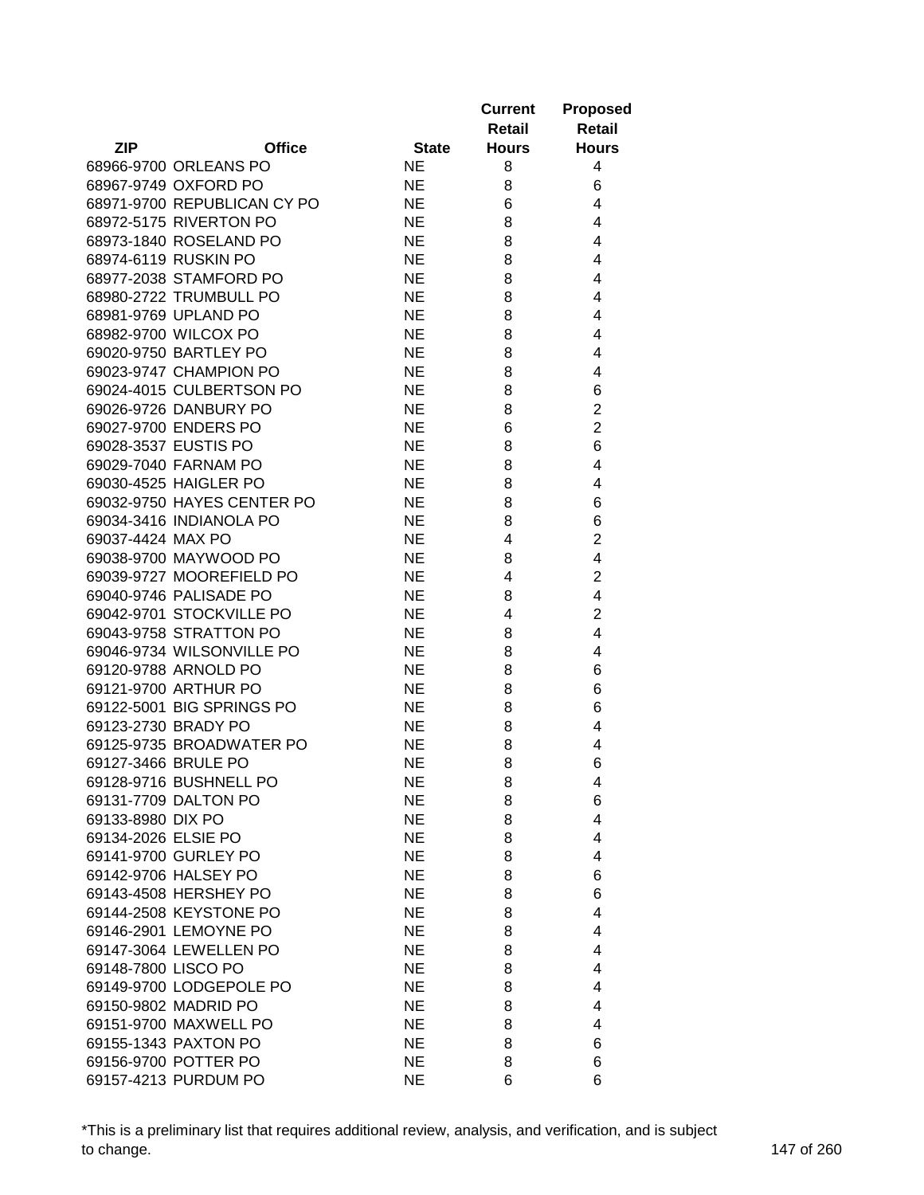| ZIP | Office | State | Current Retail Hours | Proposed Retail Hours |
|---|---|---|---|---|
| 68966-9700 | ORLEANS PO | NE | 8 | 4 |
| 68967-9749 | OXFORD PO | NE | 8 | 6 |
| 68971-9700 | REPUBLICAN CY PO | NE | 6 | 4 |
| 68972-5175 | RIVERTON PO | NE | 8 | 4 |
| 68973-1840 | ROSELAND PO | NE | 8 | 4 |
| 68974-6119 | RUSKIN PO | NE | 8 | 4 |
| 68977-2038 | STAMFORD PO | NE | 8 | 4 |
| 68980-2722 | TRUMBULL PO | NE | 8 | 4 |
| 68981-9769 | UPLAND PO | NE | 8 | 4 |
| 68982-9700 | WILCOX PO | NE | 8 | 4 |
| 69020-9750 | BARTLEY PO | NE | 8 | 4 |
| 69023-9747 | CHAMPION PO | NE | 8 | 4 |
| 69024-4015 | CULBERTSON PO | NE | 8 | 6 |
| 69026-9726 | DANBURY PO | NE | 8 | 2 |
| 69027-9700 | ENDERS PO | NE | 6 | 2 |
| 69028-3537 | EUSTIS PO | NE | 8 | 6 |
| 69029-7040 | FARNAM PO | NE | 8 | 4 |
| 69030-4525 | HAIGLER PO | NE | 8 | 4 |
| 69032-9750 | HAYES CENTER PO | NE | 8 | 6 |
| 69034-3416 | INDIANOLA PO | NE | 8 | 6 |
| 69037-4424 | MAX PO | NE | 4 | 2 |
| 69038-9700 | MAYWOOD PO | NE | 8 | 4 |
| 69039-9727 | MOOREFIELD PO | NE | 4 | 2 |
| 69040-9746 | PALISADE PO | NE | 8 | 4 |
| 69042-9701 | STOCKVILLE PO | NE | 4 | 2 |
| 69043-9758 | STRATTON PO | NE | 8 | 4 |
| 69046-9734 | WILSONVILLE PO | NE | 8 | 4 |
| 69120-9788 | ARNOLD PO | NE | 8 | 6 |
| 69121-9700 | ARTHUR PO | NE | 8 | 6 |
| 69122-5001 | BIG SPRINGS PO | NE | 8 | 6 |
| 69123-2730 | BRADY PO | NE | 8 | 4 |
| 69125-9735 | BROADWATER PO | NE | 8 | 4 |
| 69127-3466 | BRULE PO | NE | 8 | 6 |
| 69128-9716 | BUSHNELL PO | NE | 8 | 4 |
| 69131-7709 | DALTON PO | NE | 8 | 6 |
| 69133-8980 | DIX PO | NE | 8 | 4 |
| 69134-2026 | ELSIE PO | NE | 8 | 4 |
| 69141-9700 | GURLEY PO | NE | 8 | 4 |
| 69142-9706 | HALSEY PO | NE | 8 | 6 |
| 69143-4508 | HERSHEY PO | NE | 8 | 6 |
| 69144-2508 | KEYSTONE PO | NE | 8 | 4 |
| 69146-2901 | LEMOYNE PO | NE | 8 | 4 |
| 69147-3064 | LEWELLEN PO | NE | 8 | 4 |
| 69148-7800 | LISCO PO | NE | 8 | 4 |
| 69149-9700 | LODGEPOLE PO | NE | 8 | 4 |
| 69150-9802 | MADRID PO | NE | 8 | 4 |
| 69151-9700 | MAXWELL PO | NE | 8 | 4 |
| 69155-1343 | PAXTON PO | NE | 8 | 6 |
| 69156-9700 | POTTER PO | NE | 8 | 6 |
| 69157-4213 | PURDUM PO | NE | 6 | 6 |

*This is a preliminary list that requires additional review, analysis, and verification, and is subject to change.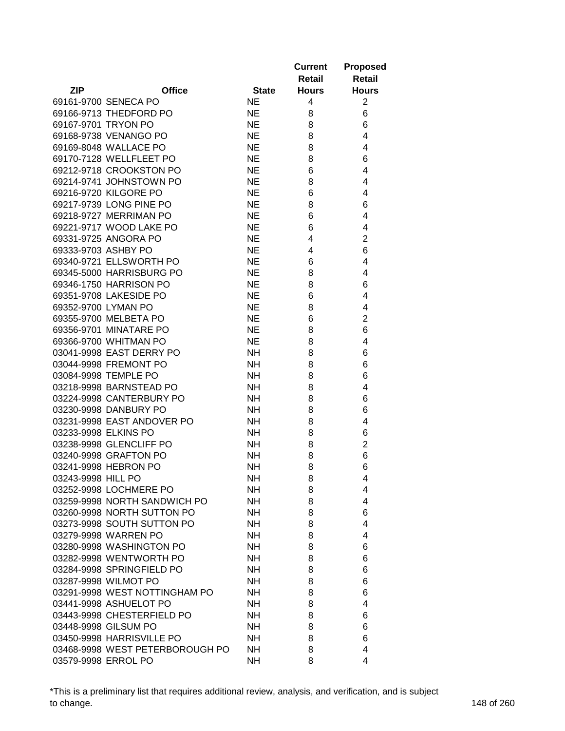| ZIP | Office | State | Current Retail Hours | Proposed Retail Hours |
|---|---|---|---|---|
| 69161-9700 | SENECA PO | NE | 4 | 2 |
| 69166-9713 | THEDFORD PO | NE | 8 | 6 |
| 69167-9701 | TRYON PO | NE | 8 | 6 |
| 69168-9738 | VENANGO PO | NE | 8 | 4 |
| 69169-8048 | WALLACE PO | NE | 8 | 4 |
| 69170-7128 | WELLFLEET PO | NE | 8 | 6 |
| 69212-9718 | CROOKSTON PO | NE | 6 | 4 |
| 69214-9741 | JOHNSTOWN PO | NE | 8 | 4 |
| 69216-9720 | KILGORE PO | NE | 6 | 4 |
| 69217-9739 | LONG PINE PO | NE | 8 | 6 |
| 69218-9727 | MERRIMAN PO | NE | 6 | 4 |
| 69221-9717 | WOOD LAKE PO | NE | 6 | 4 |
| 69331-9725 | ANGORA PO | NE | 4 | 2 |
| 69333-9703 | ASHBY PO | NE | 4 | 6 |
| 69340-9721 | ELLSWORTH PO | NE | 6 | 4 |
| 69345-5000 | HARRISBURG PO | NE | 8 | 4 |
| 69346-1750 | HARRISON PO | NE | 8 | 6 |
| 69351-9708 | LAKESIDE PO | NE | 6 | 4 |
| 69352-9700 | LYMAN PO | NE | 8 | 4 |
| 69355-9700 | MELBETA PO | NE | 6 | 2 |
| 69356-9701 | MINATARE PO | NE | 8 | 6 |
| 69366-9700 | WHITMAN PO | NE | 8 | 4 |
| 03041-9998 | EAST DERRY PO | NH | 8 | 6 |
| 03044-9998 | FREMONT PO | NH | 8 | 6 |
| 03084-9998 | TEMPLE PO | NH | 8 | 6 |
| 03218-9998 | BARNSTEAD PO | NH | 8 | 4 |
| 03224-9998 | CANTERBURY PO | NH | 8 | 6 |
| 03230-9998 | DANBURY PO | NH | 8 | 6 |
| 03231-9998 | EAST ANDOVER PO | NH | 8 | 4 |
| 03233-9998 | ELKINS PO | NH | 8 | 6 |
| 03238-9998 | GLENCLIFF PO | NH | 8 | 2 |
| 03240-9998 | GRAFTON PO | NH | 8 | 6 |
| 03241-9998 | HEBRON PO | NH | 8 | 6 |
| 03243-9998 | HILL PO | NH | 8 | 4 |
| 03252-9998 | LOCHMERE PO | NH | 8 | 4 |
| 03259-9998 | NORTH SANDWICH PO | NH | 8 | 4 |
| 03260-9998 | NORTH SUTTON PO | NH | 8 | 6 |
| 03273-9998 | SOUTH SUTTON PO | NH | 8 | 4 |
| 03279-9998 | WARREN PO | NH | 8 | 4 |
| 03280-9998 | WASHINGTON PO | NH | 8 | 6 |
| 03282-9998 | WENTWORTH PO | NH | 8 | 6 |
| 03284-9998 | SPRINGFIELD PO | NH | 8 | 6 |
| 03287-9998 | WILMOT PO | NH | 8 | 6 |
| 03291-9998 | WEST NOTTINGHAM PO | NH | 8 | 6 |
| 03441-9998 | ASHUELOT PO | NH | 8 | 4 |
| 03443-9998 | CHESTERFIELD PO | NH | 8 | 6 |
| 03448-9998 | GILSUM PO | NH | 8 | 6 |
| 03450-9998 | HARRISVILLE PO | NH | 8 | 6 |
| 03468-9998 | WEST PETERBOROUGH PO | NH | 8 | 4 |
| 03579-9998 | ERROL PO | NH | 8 | 4 |

*This is a preliminary list that requires additional review, analysis, and verification, and is subject to change.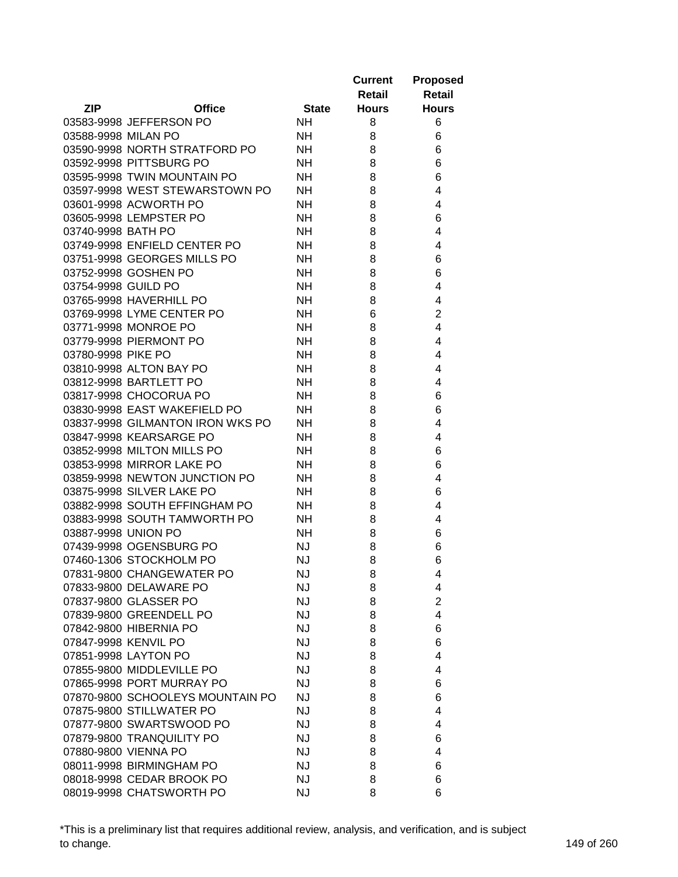| ZIP | Office | State | Current Retail Hours | Proposed Retail Hours |
|---|---|---|---|---|
| 03583-9998 | JEFFERSON PO | NH | 8 | 6 |
| 03588-9998 | MILAN PO | NH | 8 | 6 |
| 03590-9998 | NORTH STRATFORD PO | NH | 8 | 6 |
| 03592-9998 | PITTSBURG PO | NH | 8 | 6 |
| 03595-9998 | TWIN MOUNTAIN PO | NH | 8 | 6 |
| 03597-9998 | WEST STEWARSTOWN PO | NH | 8 | 4 |
| 03601-9998 | ACWORTH PO | NH | 8 | 4 |
| 03605-9998 | LEMPSTER PO | NH | 8 | 6 |
| 03740-9998 | BATH PO | NH | 8 | 4 |
| 03749-9998 | ENFIELD CENTER PO | NH | 8 | 4 |
| 03751-9998 | GEORGES MILLS PO | NH | 8 | 6 |
| 03752-9998 | GOSHEN PO | NH | 8 | 6 |
| 03754-9998 | GUILD PO | NH | 8 | 4 |
| 03765-9998 | HAVERHILL PO | NH | 8 | 4 |
| 03769-9998 | LYME CENTER PO | NH | 6 | 2 |
| 03771-9998 | MONROE PO | NH | 8 | 4 |
| 03779-9998 | PIERMONT PO | NH | 8 | 4 |
| 03780-9998 | PIKE PO | NH | 8 | 4 |
| 03810-9998 | ALTON BAY PO | NH | 8 | 4 |
| 03812-9998 | BARTLETT PO | NH | 8 | 4 |
| 03817-9998 | CHOCORUA PO | NH | 8 | 6 |
| 03830-9998 | EAST WAKEFIELD PO | NH | 8 | 6 |
| 03837-9998 | GILMANTON IRON WKS PO | NH | 8 | 4 |
| 03847-9998 | KEARSARGE PO | NH | 8 | 4 |
| 03852-9998 | MILTON MILLS PO | NH | 8 | 6 |
| 03853-9998 | MIRROR LAKE PO | NH | 8 | 6 |
| 03859-9998 | NEWTON JUNCTION PO | NH | 8 | 4 |
| 03875-9998 | SILVER LAKE PO | NH | 8 | 6 |
| 03882-9998 | SOUTH EFFINGHAM PO | NH | 8 | 4 |
| 03883-9998 | SOUTH TAMWORTH PO | NH | 8 | 4 |
| 03887-9998 | UNION PO | NH | 8 | 6 |
| 07439-9998 | OGENSBURG PO | NJ | 8 | 6 |
| 07460-1306 | STOCKHOLM PO | NJ | 8 | 6 |
| 07831-9800 | CHANGEWATER PO | NJ | 8 | 4 |
| 07833-9800 | DELAWARE PO | NJ | 8 | 4 |
| 07837-9800 | GLASSER PO | NJ | 8 | 2 |
| 07839-9800 | GREENDELL PO | NJ | 8 | 4 |
| 07842-9800 | HIBERNIA PO | NJ | 8 | 6 |
| 07847-9998 | KENVIL PO | NJ | 8 | 6 |
| 07851-9998 | LAYTON PO | NJ | 8 | 4 |
| 07855-9800 | MIDDLEVILLE PO | NJ | 8 | 4 |
| 07865-9998 | PORT MURRAY PO | NJ | 8 | 6 |
| 07870-9800 | SCHOOLEYS MOUNTAIN PO | NJ | 8 | 6 |
| 07875-9800 | STILLWATER PO | NJ | 8 | 4 |
| 07877-9800 | SWARTSWOOD PO | NJ | 8 | 4 |
| 07879-9800 | TRANQUILITY PO | NJ | 8 | 6 |
| 07880-9800 | VIENNA PO | NJ | 8 | 4 |
| 08011-9998 | BIRMINGHAM PO | NJ | 8 | 6 |
| 08018-9998 | CEDAR BROOK PO | NJ | 8 | 6 |
| 08019-9998 | CHATSWORTH PO | NJ | 8 | 6 |

*This is a preliminary list that requires additional review, analysis, and verification, and is subject to change.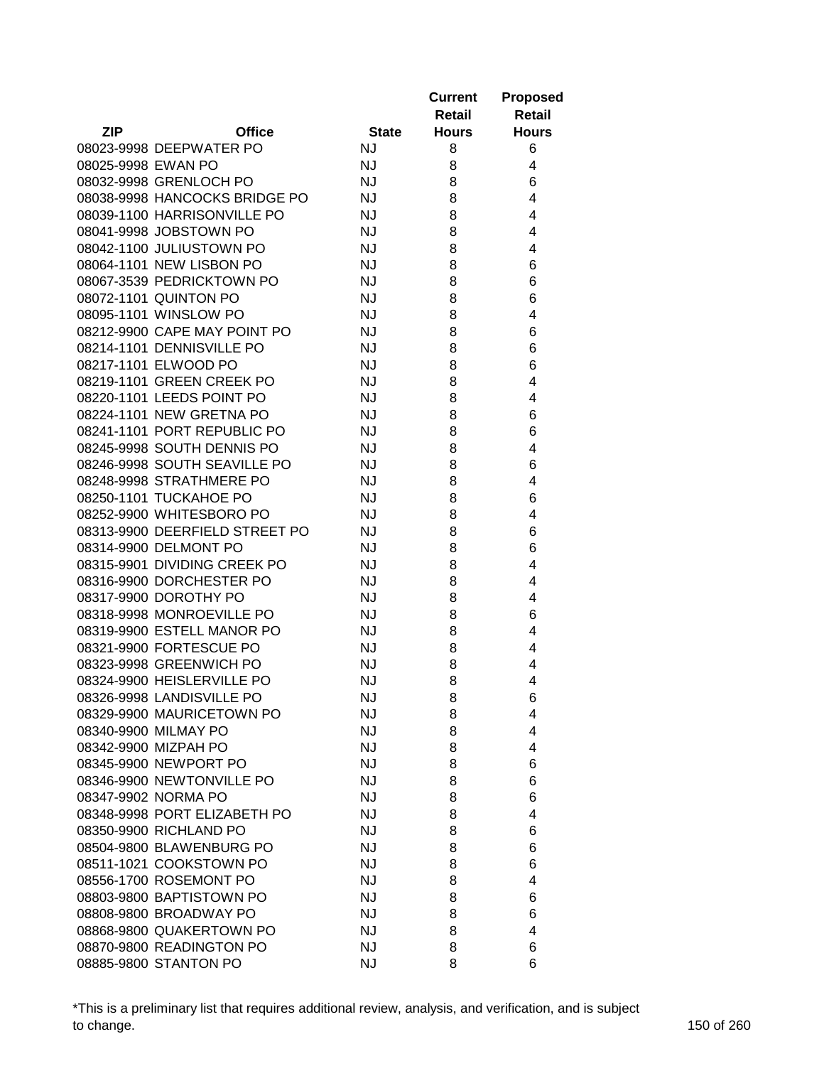| ZIP | Office | State | Current Retail Hours | Proposed Retail Hours |
|---|---|---|---|---|
| 08023-9998 | DEEPWATER PO | NJ | 8 | 6 |
| 08025-9998 | EWAN PO | NJ | 8 | 4 |
| 08032-9998 | GRENLOCH PO | NJ | 8 | 6 |
| 08038-9998 | HANCOCKS BRIDGE PO | NJ | 8 | 4 |
| 08039-1100 | HARRISONVILLE PO | NJ | 8 | 4 |
| 08041-9998 | JOBSTOWN PO | NJ | 8 | 4 |
| 08042-1100 | JULIUSTOWN PO | NJ | 8 | 4 |
| 08064-1101 | NEW LISBON PO | NJ | 8 | 6 |
| 08067-3539 | PEDRICKTOWN PO | NJ | 8 | 6 |
| 08072-1101 | QUINTON PO | NJ | 8 | 6 |
| 08095-1101 | WINSLOW PO | NJ | 8 | 4 |
| 08212-9900 | CAPE MAY POINT PO | NJ | 8 | 6 |
| 08214-1101 | DENNISVILLE PO | NJ | 8 | 6 |
| 08217-1101 | ELWOOD PO | NJ | 8 | 6 |
| 08219-1101 | GREEN CREEK PO | NJ | 8 | 4 |
| 08220-1101 | LEEDS POINT PO | NJ | 8 | 4 |
| 08224-1101 | NEW GRETNA PO | NJ | 8 | 6 |
| 08241-1101 | PORT REPUBLIC PO | NJ | 8 | 6 |
| 08245-9998 | SOUTH DENNIS PO | NJ | 8 | 4 |
| 08246-9998 | SOUTH SEAVILLE PO | NJ | 8 | 6 |
| 08248-9998 | STRATHMERE PO | NJ | 8 | 4 |
| 08250-1101 | TUCKAHOE PO | NJ | 8 | 6 |
| 08252-9900 | WHITESBORO PO | NJ | 8 | 4 |
| 08313-9900 | DEERFIELD STREET PO | NJ | 8 | 6 |
| 08314-9900 | DELMONT PO | NJ | 8 | 6 |
| 08315-9901 | DIVIDING CREEK PO | NJ | 8 | 4 |
| 08316-9900 | DORCHESTER PO | NJ | 8 | 4 |
| 08317-9900 | DOROTHY PO | NJ | 8 | 4 |
| 08318-9998 | MONROEVILLE PO | NJ | 8 | 6 |
| 08319-9900 | ESTELL MANOR PO | NJ | 8 | 4 |
| 08321-9900 | FORTESCUE PO | NJ | 8 | 4 |
| 08323-9998 | GREENWICH PO | NJ | 8 | 4 |
| 08324-9900 | HEISLERVILLE PO | NJ | 8 | 4 |
| 08326-9998 | LANDISVILLE PO | NJ | 8 | 6 |
| 08329-9900 | MAURICETOWN PO | NJ | 8 | 4 |
| 08340-9900 | MILMAY PO | NJ | 8 | 4 |
| 08342-9900 | MIZPAH PO | NJ | 8 | 4 |
| 08345-9900 | NEWPORT PO | NJ | 8 | 6 |
| 08346-9900 | NEWTONVILLE PO | NJ | 8 | 6 |
| 08347-9902 | NORMA PO | NJ | 8 | 6 |
| 08348-9998 | PORT ELIZABETH PO | NJ | 8 | 4 |
| 08350-9900 | RICHLAND PO | NJ | 8 | 6 |
| 08504-9800 | BLAWENBURG PO | NJ | 8 | 6 |
| 08511-1021 | COOKSTOWN PO | NJ | 8 | 6 |
| 08556-1700 | ROSEMONT PO | NJ | 8 | 4 |
| 08803-9800 | BAPTISTOWN PO | NJ | 8 | 6 |
| 08808-9800 | BROADWAY PO | NJ | 8 | 6 |
| 08868-9800 | QUAKERTOWN PO | NJ | 8 | 4 |
| 08870-9800 | READINGTON PO | NJ | 8 | 6 |
| 08885-9800 | STANTON PO | NJ | 8 | 6 |

*This is a preliminary list that requires additional review, analysis, and verification, and is subject to change.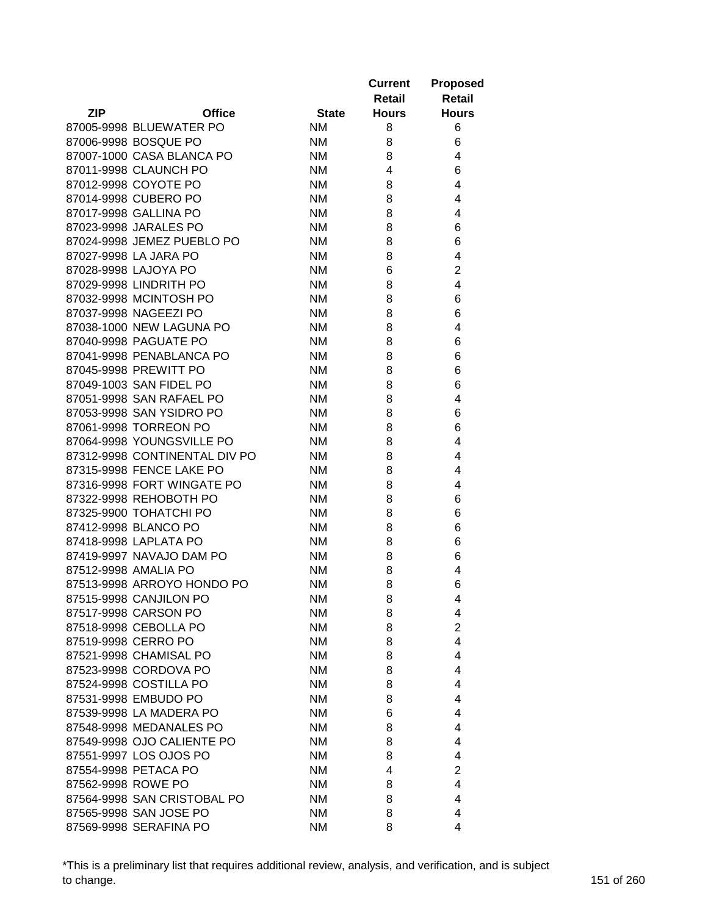| ZIP | Office | State | Current Retail Hours | Proposed Retail Hours |
|---|---|---|---|---|
| 87005-9998 | BLUEWATER PO | NM | 8 | 6 |
| 87006-9998 | BOSQUE PO | NM | 8 | 6 |
| 87007-1000 | CASA BLANCA PO | NM | 8 | 4 |
| 87011-9998 | CLAUNCH PO | NM | 4 | 6 |
| 87012-9998 | COYOTE PO | NM | 8 | 4 |
| 87014-9998 | CUBERO PO | NM | 8 | 4 |
| 87017-9998 | GALLINA PO | NM | 8 | 4 |
| 87023-9998 | JARALES PO | NM | 8 | 6 |
| 87024-9998 | JEMEZ PUEBLO PO | NM | 8 | 6 |
| 87027-9998 | LA JARA PO | NM | 8 | 4 |
| 87028-9998 | LAJOYA PO | NM | 6 | 2 |
| 87029-9998 | LINDRITH PO | NM | 8 | 4 |
| 87032-9998 | MCINTOSH PO | NM | 8 | 6 |
| 87037-9998 | NAGEEZI PO | NM | 8 | 6 |
| 87038-1000 | NEW LAGUNA PO | NM | 8 | 4 |
| 87040-9998 | PAGUATE PO | NM | 8 | 6 |
| 87041-9998 | PENABLANCA PO | NM | 8 | 6 |
| 87045-9998 | PREWITT PO | NM | 8 | 6 |
| 87049-1003 | SAN FIDEL PO | NM | 8 | 6 |
| 87051-9998 | SAN RAFAEL PO | NM | 8 | 4 |
| 87053-9998 | SAN YSIDRO PO | NM | 8 | 6 |
| 87061-9998 | TORREON PO | NM | 8 | 6 |
| 87064-9998 | YOUNGSVILLE PO | NM | 8 | 4 |
| 87312-9998 | CONTINENTAL DIV PO | NM | 8 | 4 |
| 87315-9998 | FENCE LAKE PO | NM | 8 | 4 |
| 87316-9998 | FORT WINGATE PO | NM | 8 | 4 |
| 87322-9998 | REHOBOTH PO | NM | 8 | 6 |
| 87325-9900 | TOHATCHI PO | NM | 8 | 6 |
| 87412-9998 | BLANCO PO | NM | 8 | 6 |
| 87418-9998 | LAPLATA PO | NM | 8 | 6 |
| 87419-9997 | NAVAJO DAM PO | NM | 8 | 6 |
| 87512-9998 | AMALIA PO | NM | 8 | 4 |
| 87513-9998 | ARROYO HONDO PO | NM | 8 | 6 |
| 87515-9998 | CANJILON PO | NM | 8 | 4 |
| 87517-9998 | CARSON PO | NM | 8 | 4 |
| 87518-9998 | CEBOLLA PO | NM | 8 | 2 |
| 87519-9998 | CERRO PO | NM | 8 | 4 |
| 87521-9998 | CHAMISAL PO | NM | 8 | 4 |
| 87523-9998 | CORDOVA PO | NM | 8 | 4 |
| 87524-9998 | COSTILLA PO | NM | 8 | 4 |
| 87531-9998 | EMBUDO PO | NM | 8 | 4 |
| 87539-9998 | LA MADERA PO | NM | 6 | 4 |
| 87548-9998 | MEDANALES PO | NM | 8 | 4 |
| 87549-9998 | OJO CALIENTE PO | NM | 8 | 4 |
| 87551-9997 | LOS OJOS PO | NM | 8 | 4 |
| 87554-9998 | PETACA PO | NM | 4 | 2 |
| 87562-9998 | ROWE PO | NM | 8 | 4 |
| 87564-9998 | SAN CRISTOBAL PO | NM | 8 | 4 |
| 87565-9998 | SAN JOSE PO | NM | 8 | 4 |
| 87569-9998 | SERAFINA PO | NM | 8 | 4 |

*This is a preliminary list that requires additional review, analysis, and verification, and is subject to change.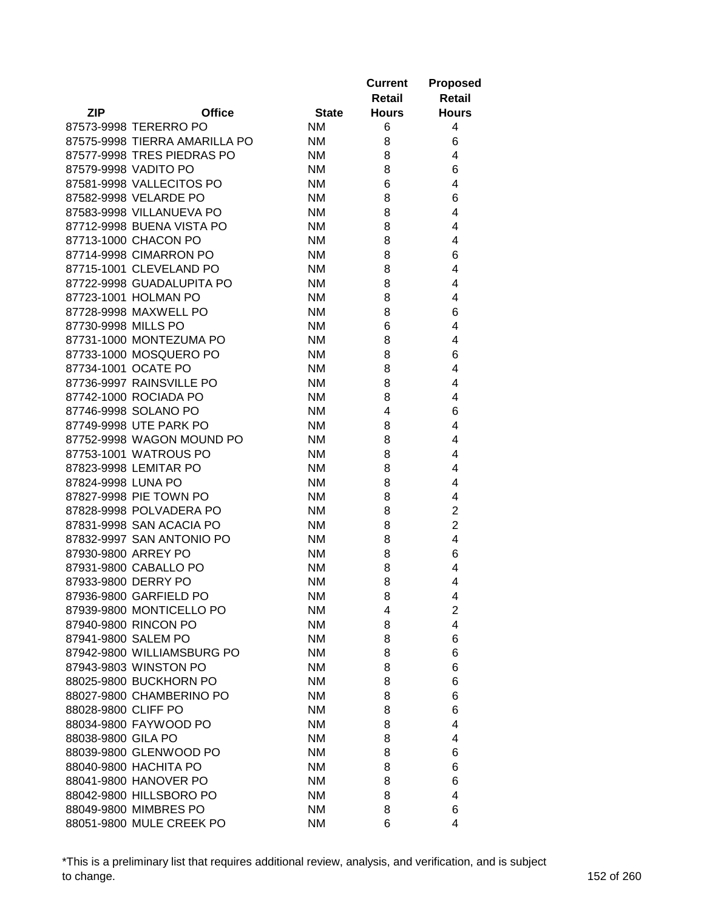| ZIP | Office | State | Current Retail Hours | Proposed Retail Hours |
|---|---|---|---|---|
| 87573-9998 | TERERRO PO | NM | 6 | 4 |
| 87575-9998 | TIERRA AMARILLA PO | NM | 8 | 6 |
| 87577-9998 | TRES PIEDRAS PO | NM | 8 | 4 |
| 87579-9998 | VADITO PO | NM | 8 | 6 |
| 87581-9998 | VALLECITOS PO | NM | 6 | 4 |
| 87582-9998 | VELARDE PO | NM | 8 | 6 |
| 87583-9998 | VILLANUEVA PO | NM | 8 | 4 |
| 87712-9998 | BUENA VISTA PO | NM | 8 | 4 |
| 87713-1000 | CHACON PO | NM | 8 | 4 |
| 87714-9998 | CIMARRON PO | NM | 8 | 6 |
| 87715-1001 | CLEVELAND PO | NM | 8 | 4 |
| 87722-9998 | GUADALUPITA PO | NM | 8 | 4 |
| 87723-1001 | HOLMAN PO | NM | 8 | 4 |
| 87728-9998 | MAXWELL PO | NM | 8 | 6 |
| 87730-9998 | MILLS PO | NM | 6 | 4 |
| 87731-1000 | MONTEZUMA PO | NM | 8 | 4 |
| 87733-1000 | MOSQUERO PO | NM | 8 | 6 |
| 87734-1001 | OCATE PO | NM | 8 | 4 |
| 87736-9997 | RAINSVILLE PO | NM | 8 | 4 |
| 87742-1000 | ROCIADA PO | NM | 8 | 4 |
| 87746-9998 | SOLANO PO | NM | 4 | 6 |
| 87749-9998 | UTE PARK PO | NM | 8 | 4 |
| 87752-9998 | WAGON MOUND PO | NM | 8 | 4 |
| 87753-1001 | WATROUS PO | NM | 8 | 4 |
| 87823-9998 | LEMITAR PO | NM | 8 | 4 |
| 87824-9998 | LUNA PO | NM | 8 | 4 |
| 87827-9998 | PIE TOWN PO | NM | 8 | 4 |
| 87828-9998 | POLVADERA PO | NM | 8 | 2 |
| 87831-9998 | SAN ACACIA PO | NM | 8 | 2 |
| 87832-9997 | SAN ANTONIO PO | NM | 8 | 4 |
| 87930-9800 | ARREY PO | NM | 8 | 6 |
| 87931-9800 | CABALLO PO | NM | 8 | 4 |
| 87933-9800 | DERRY PO | NM | 8 | 4 |
| 87936-9800 | GARFIELD PO | NM | 8 | 4 |
| 87939-9800 | MONTICELLO PO | NM | 4 | 2 |
| 87940-9800 | RINCON PO | NM | 8 | 4 |
| 87941-9800 | SALEM PO | NM | 8 | 6 |
| 87942-9800 | WILLIAMSBURG PO | NM | 8 | 6 |
| 87943-9803 | WINSTON PO | NM | 8 | 6 |
| 88025-9800 | BUCKHORN PO | NM | 8 | 6 |
| 88027-9800 | CHAMBERINO PO | NM | 8 | 6 |
| 88028-9800 | CLIFF PO | NM | 8 | 6 |
| 88034-9800 | FAYWOOD PO | NM | 8 | 4 |
| 88038-9800 | GILA PO | NM | 8 | 4 |
| 88039-9800 | GLENWOOD PO | NM | 8 | 6 |
| 88040-9800 | HACHITA PO | NM | 8 | 6 |
| 88041-9800 | HANOVER PO | NM | 8 | 6 |
| 88042-9800 | HILLSBORO PO | NM | 8 | 4 |
| 88049-9800 | MIMBRES PO | NM | 8 | 6 |
| 88051-9800 | MULE CREEK PO | NM | 6 | 4 |

*This is a preliminary list that requires additional review, analysis, and verification, and is subject to change.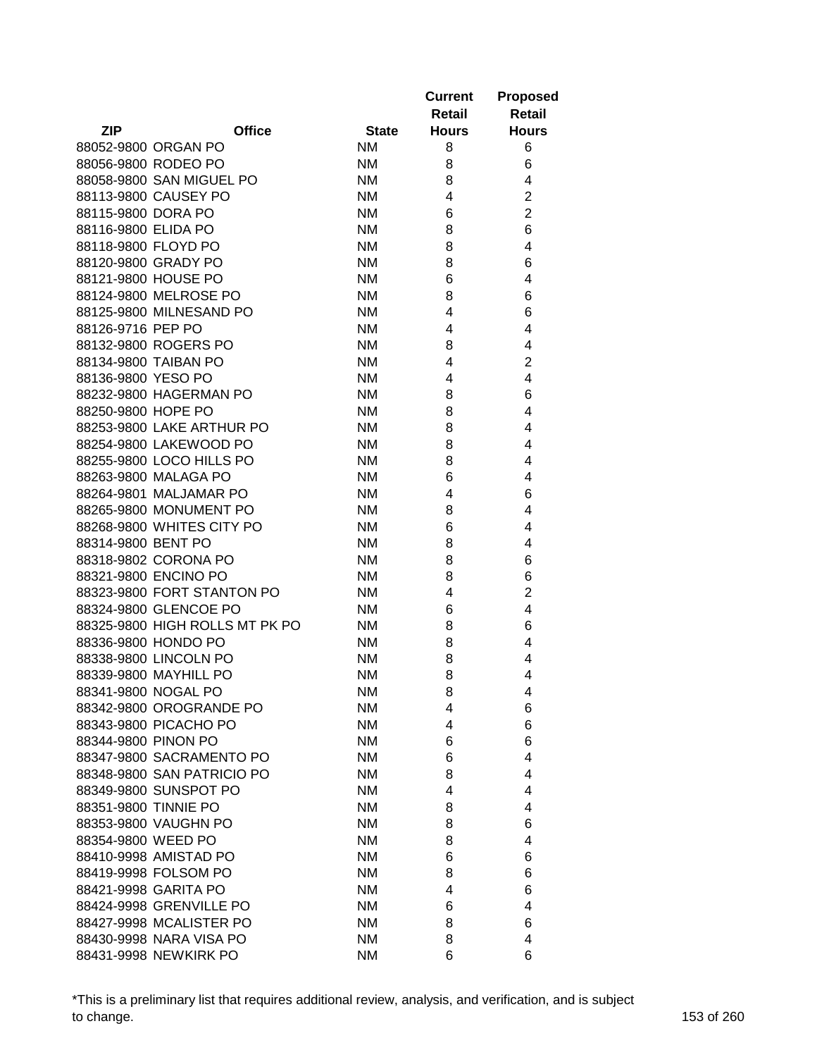| ZIP | Office | State | Current Retail Hours | Proposed Retail Hours |
|---|---|---|---|---|
| 88052-9800 | ORGAN PO | NM | 8 | 6 |
| 88056-9800 | RODEO PO | NM | 8 | 6 |
| 88058-9800 | SAN MIGUEL PO | NM | 8 | 4 |
| 88113-9800 | CAUSEY PO | NM | 4 | 2 |
| 88115-9800 | DORA PO | NM | 6 | 2 |
| 88116-9800 | ELIDA PO | NM | 8 | 6 |
| 88118-9800 | FLOYD PO | NM | 8 | 4 |
| 88120-9800 | GRADY PO | NM | 8 | 6 |
| 88121-9800 | HOUSE PO | NM | 6 | 4 |
| 88124-9800 | MELROSE PO | NM | 8 | 6 |
| 88125-9800 | MILNESAND PO | NM | 4 | 6 |
| 88126-9716 | PEP PO | NM | 4 | 4 |
| 88132-9800 | ROGERS PO | NM | 8 | 4 |
| 88134-9800 | TAIBAN PO | NM | 4 | 2 |
| 88136-9800 | YESO PO | NM | 4 | 4 |
| 88232-9800 | HAGERMAN PO | NM | 8 | 6 |
| 88250-9800 | HOPE PO | NM | 8 | 4 |
| 88253-9800 | LAKE ARTHUR PO | NM | 8 | 4 |
| 88254-9800 | LAKEWOOD PO | NM | 8 | 4 |
| 88255-9800 | LOCO HILLS PO | NM | 8 | 4 |
| 88263-9800 | MALAGA PO | NM | 6 | 4 |
| 88264-9801 | MALJAMAR PO | NM | 4 | 6 |
| 88265-9800 | MONUMENT PO | NM | 8 | 4 |
| 88268-9800 | WHITES CITY PO | NM | 6 | 4 |
| 88314-9800 | BENT PO | NM | 8 | 4 |
| 88318-9802 | CORONA PO | NM | 8 | 6 |
| 88321-9800 | ENCINO PO | NM | 8 | 6 |
| 88323-9800 | FORT STANTON PO | NM | 4 | 2 |
| 88324-9800 | GLENCOE PO | NM | 6 | 4 |
| 88325-9800 | HIGH ROLLS MT PK PO | NM | 8 | 6 |
| 88336-9800 | HONDO PO | NM | 8 | 4 |
| 88338-9800 | LINCOLN PO | NM | 8 | 4 |
| 88339-9800 | MAYHILL PO | NM | 8 | 4 |
| 88341-9800 | NOGAL PO | NM | 8 | 4 |
| 88342-9800 | OROGRANDE PO | NM | 4 | 6 |
| 88343-9800 | PICACHO PO | NM | 4 | 6 |
| 88344-9800 | PINON PO | NM | 6 | 6 |
| 88347-9800 | SACRAMENTO PO | NM | 6 | 4 |
| 88348-9800 | SAN PATRICIO PO | NM | 8 | 4 |
| 88349-9800 | SUNSPOT PO | NM | 4 | 4 |
| 88351-9800 | TINNIE PO | NM | 8 | 4 |
| 88353-9800 | VAUGHN PO | NM | 8 | 6 |
| 88354-9800 | WEED PO | NM | 8 | 4 |
| 88410-9998 | AMISTAD PO | NM | 6 | 6 |
| 88419-9998 | FOLSOM PO | NM | 8 | 6 |
| 88421-9998 | GARITA PO | NM | 4 | 6 |
| 88424-9998 | GRENVILLE PO | NM | 6 | 4 |
| 88427-9998 | MCALISTER PO | NM | 8 | 6 |
| 88430-9998 | NARA VISA PO | NM | 8 | 4 |
| 88431-9998 | NEWKIRK PO | NM | 6 | 6 |

*This is a preliminary list that requires additional review, analysis, and verification, and is subject to change.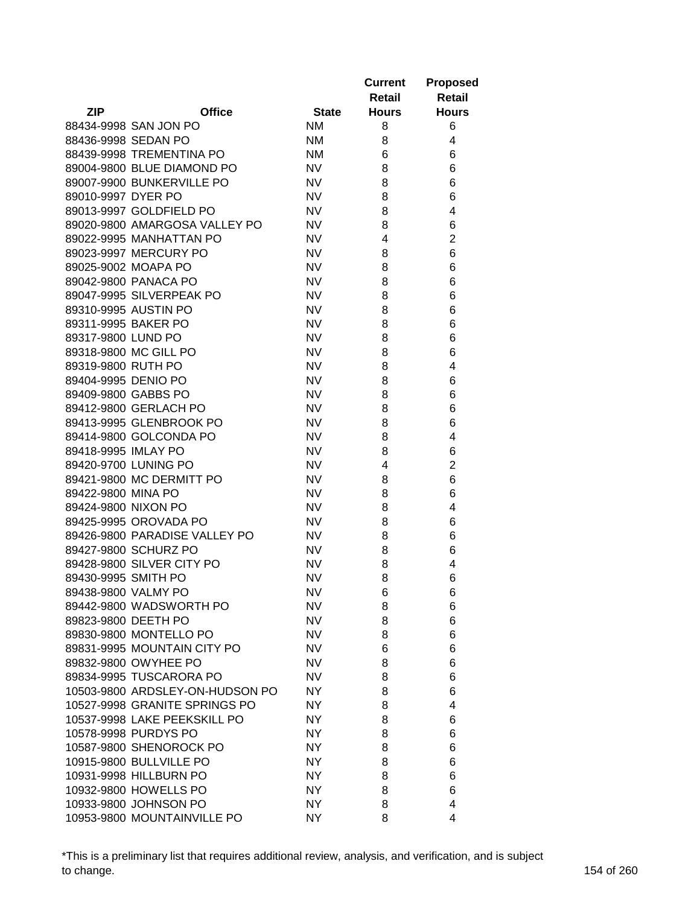| ZIP | Office | State | Current Retail Hours | Proposed Retail Hours |
|---|---|---|---|---|
| 88434-9998 | SAN JON PO | NM | 8 | 6 |
| 88436-9998 | SEDAN PO | NM | 8 | 4 |
| 88439-9998 | TREMENTINA PO | NM | 6 | 6 |
| 89004-9800 | BLUE DIAMOND PO | NV | 8 | 6 |
| 89007-9900 | BUNKERVILLE PO | NV | 8 | 6 |
| 89010-9997 | DYER PO | NV | 8 | 6 |
| 89013-9997 | GOLDFIELD PO | NV | 8 | 4 |
| 89020-9800 | AMARGOSA VALLEY PO | NV | 8 | 6 |
| 89022-9995 | MANHATTAN PO | NV | 4 | 2 |
| 89023-9997 | MERCURY PO | NV | 8 | 6 |
| 89025-9002 | MOAPA PO | NV | 8 | 6 |
| 89042-9800 | PANACA PO | NV | 8 | 6 |
| 89047-9995 | SILVERPEAK PO | NV | 8 | 6 |
| 89310-9995 | AUSTIN PO | NV | 8 | 6 |
| 89311-9995 | BAKER PO | NV | 8 | 6 |
| 89317-9800 | LUND PO | NV | 8 | 6 |
| 89318-9800 | MC GILL PO | NV | 8 | 6 |
| 89319-9800 | RUTH PO | NV | 8 | 4 |
| 89404-9995 | DENIO PO | NV | 8 | 6 |
| 89409-9800 | GABBS PO | NV | 8 | 6 |
| 89412-9800 | GERLACH PO | NV | 8 | 6 |
| 89413-9995 | GLENBROOK PO | NV | 8 | 6 |
| 89414-9800 | GOLCONDA PO | NV | 8 | 4 |
| 89418-9995 | IMLAY PO | NV | 8 | 6 |
| 89420-9700 | LUNING PO | NV | 4 | 2 |
| 89421-9800 | MC DERMITT PO | NV | 8 | 6 |
| 89422-9800 | MINA PO | NV | 8 | 6 |
| 89424-9800 | NIXON PO | NV | 8 | 4 |
| 89425-9995 | OROVADA PO | NV | 8 | 6 |
| 89426-9800 | PARADISE VALLEY PO | NV | 8 | 6 |
| 89427-9800 | SCHURZ PO | NV | 8 | 6 |
| 89428-9800 | SILVER CITY PO | NV | 8 | 4 |
| 89430-9995 | SMITH PO | NV | 8 | 6 |
| 89438-9800 | VALMY PO | NV | 6 | 6 |
| 89442-9800 | WADSWORTH PO | NV | 8 | 6 |
| 89823-9800 | DEETH PO | NV | 8 | 6 |
| 89830-9800 | MONTELLO PO | NV | 8 | 6 |
| 89831-9995 | MOUNTAIN CITY PO | NV | 6 | 6 |
| 89832-9800 | OWYHEE PO | NV | 8 | 6 |
| 89834-9995 | TUSCARORA PO | NV | 8 | 6 |
| 10503-9800 | ARDSLEY-ON-HUDSON PO | NY | 8 | 6 |
| 10527-9998 | GRANITE SPRINGS PO | NY | 8 | 4 |
| 10537-9998 | LAKE PEEKSKILL PO | NY | 8 | 6 |
| 10578-9998 | PURDYS PO | NY | 8 | 6 |
| 10587-9800 | SHENOROCK PO | NY | 8 | 6 |
| 10915-9800 | BULLVILLE PO | NY | 8 | 6 |
| 10931-9998 | HILLBURN PO | NY | 8 | 6 |
| 10932-9800 | HOWELLS PO | NY | 8 | 6 |
| 10933-9800 | JOHNSON PO | NY | 8 | 4 |
| 10953-9800 | MOUNTAINVILLE PO | NY | 8 | 4 |

*This is a preliminary list that requires additional review, analysis, and verification, and is subject to change.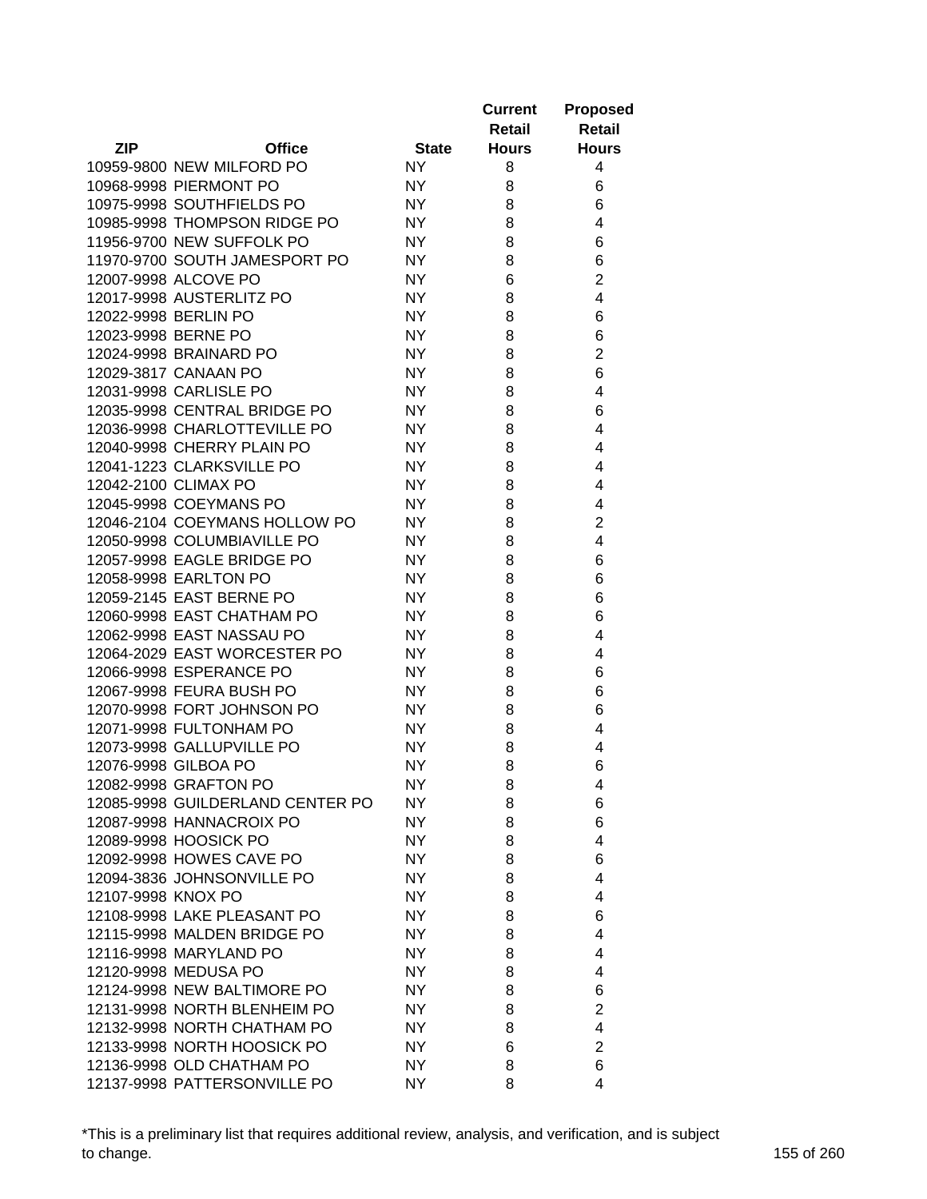| ZIP | Office | State | Current Retail Hours | Proposed Retail Hours |
|---|---|---|---|---|
| 10959-9800 | NEW MILFORD PO | NY | 8 | 4 |
| 10968-9998 | PIERMONT PO | NY | 8 | 6 |
| 10975-9998 | SOUTHFIELDS PO | NY | 8 | 6 |
| 10985-9998 | THOMPSON RIDGE PO | NY | 8 | 4 |
| 11956-9700 | NEW SUFFOLK PO | NY | 8 | 6 |
| 11970-9700 | SOUTH JAMESPORT PO | NY | 8 | 6 |
| 12007-9998 | ALCOVE PO | NY | 6 | 2 |
| 12017-9998 | AUSTERLITZ PO | NY | 8 | 4 |
| 12022-9998 | BERLIN PO | NY | 8 | 6 |
| 12023-9998 | BERNE PO | NY | 8 | 6 |
| 12024-9998 | BRAINARD PO | NY | 8 | 2 |
| 12029-3817 | CANAAN PO | NY | 8 | 6 |
| 12031-9998 | CARLISLE PO | NY | 8 | 4 |
| 12035-9998 | CENTRAL BRIDGE PO | NY | 8 | 6 |
| 12036-9998 | CHARLOTTEVILLE PO | NY | 8 | 4 |
| 12040-9998 | CHERRY PLAIN PO | NY | 8 | 4 |
| 12041-1223 | CLARKSVILLE PO | NY | 8 | 4 |
| 12042-2100 | CLIMAX PO | NY | 8 | 4 |
| 12045-9998 | COEYMANS PO | NY | 8 | 4 |
| 12046-2104 | COEYMANS HOLLOW PO | NY | 8 | 2 |
| 12050-9998 | COLUMBIAVILLE PO | NY | 8 | 4 |
| 12057-9998 | EAGLE BRIDGE PO | NY | 8 | 6 |
| 12058-9998 | EARLTON PO | NY | 8 | 6 |
| 12059-2145 | EAST BERNE PO | NY | 8 | 6 |
| 12060-9998 | EAST CHATHAM PO | NY | 8 | 6 |
| 12062-9998 | EAST NASSAU PO | NY | 8 | 4 |
| 12064-2029 | EAST WORCESTER PO | NY | 8 | 4 |
| 12066-9998 | ESPERANCE PO | NY | 8 | 6 |
| 12067-9998 | FEURA BUSH PO | NY | 8 | 6 |
| 12070-9998 | FORT JOHNSON PO | NY | 8 | 6 |
| 12071-9998 | FULTONHAM PO | NY | 8 | 4 |
| 12073-9998 | GALLUPVILLE PO | NY | 8 | 4 |
| 12076-9998 | GILBOA PO | NY | 8 | 6 |
| 12082-9998 | GRAFTON PO | NY | 8 | 4 |
| 12085-9998 | GUILDERLAND CENTER PO | NY | 8 | 6 |
| 12087-9998 | HANNACROIX PO | NY | 8 | 6 |
| 12089-9998 | HOOSICK PO | NY | 8 | 4 |
| 12092-9998 | HOWES CAVE PO | NY | 8 | 6 |
| 12094-3836 | JOHNSONVILLE PO | NY | 8 | 4 |
| 12107-9998 | KNOX PO | NY | 8 | 4 |
| 12108-9998 | LAKE PLEASANT PO | NY | 8 | 6 |
| 12115-9998 | MALDEN BRIDGE PO | NY | 8 | 4 |
| 12116-9998 | MARYLAND PO | NY | 8 | 4 |
| 12120-9998 | MEDUSA PO | NY | 8 | 4 |
| 12124-9998 | NEW BALTIMORE PO | NY | 8 | 6 |
| 12131-9998 | NORTH BLENHEIM PO | NY | 8 | 2 |
| 12132-9998 | NORTH CHATHAM PO | NY | 8 | 4 |
| 12133-9998 | NORTH HOOSICK PO | NY | 6 | 2 |
| 12136-9998 | OLD CHATHAM PO | NY | 8 | 6 |
| 12137-9998 | PATTERSONVILLE PO | NY | 8 | 4 |

*This is a preliminary list that requires additional review, analysis, and verification, and is subject to change.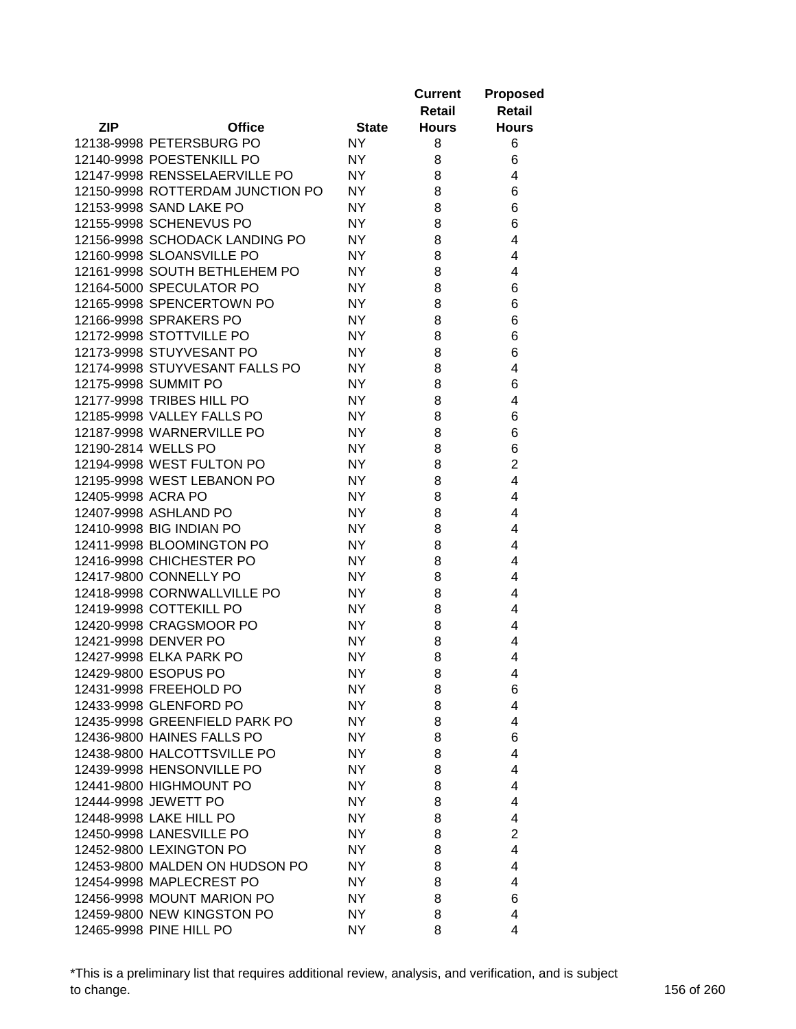| ZIP | Office | State | Current Retail Hours | Proposed Retail Hours |
|---|---|---|---|---|
| 12138-9998 | PETERSBURG PO | NY | 8 | 6 |
| 12140-9998 | POESTENKILL PO | NY | 8 | 6 |
| 12147-9998 | RENSSELAERVILLE PO | NY | 8 | 4 |
| 12150-9998 | ROTTERDAM JUNCTION PO | NY | 8 | 6 |
| 12153-9998 | SAND LAKE PO | NY | 8 | 6 |
| 12155-9998 | SCHENEVUS PO | NY | 8 | 6 |
| 12156-9998 | SCHODACK LANDING PO | NY | 8 | 4 |
| 12160-9998 | SLOANSVILLE PO | NY | 8 | 4 |
| 12161-9998 | SOUTH BETHLEHEM PO | NY | 8 | 4 |
| 12164-5000 | SPECULATOR PO | NY | 8 | 6 |
| 12165-9998 | SPENCERTOWN PO | NY | 8 | 6 |
| 12166-9998 | SPRAKERS PO | NY | 8 | 6 |
| 12172-9998 | STOTTVILLE PO | NY | 8 | 6 |
| 12173-9998 | STUYVESANT PO | NY | 8 | 6 |
| 12174-9998 | STUYVESANT FALLS PO | NY | 8 | 4 |
| 12175-9998 | SUMMIT PO | NY | 8 | 6 |
| 12177-9998 | TRIBES HILL PO | NY | 8 | 4 |
| 12185-9998 | VALLEY FALLS PO | NY | 8 | 6 |
| 12187-9998 | WARNERVILLE PO | NY | 8 | 6 |
| 12190-2814 | WELLS PO | NY | 8 | 6 |
| 12194-9998 | WEST FULTON PO | NY | 8 | 2 |
| 12195-9998 | WEST LEBANON PO | NY | 8 | 4 |
| 12405-9998 | ACRA PO | NY | 8 | 4 |
| 12407-9998 | ASHLAND PO | NY | 8 | 4 |
| 12410-9998 | BIG INDIAN PO | NY | 8 | 4 |
| 12411-9998 | BLOOMINGTON PO | NY | 8 | 4 |
| 12416-9998 | CHICHESTER PO | NY | 8 | 4 |
| 12417-9800 | CONNELLY PO | NY | 8 | 4 |
| 12418-9998 | CORNWALLVILLE PO | NY | 8 | 4 |
| 12419-9998 | COTTEKILL PO | NY | 8 | 4 |
| 12420-9998 | CRAGSMOOR PO | NY | 8 | 4 |
| 12421-9998 | DENVER PO | NY | 8 | 4 |
| 12427-9998 | ELKA PARK PO | NY | 8 | 4 |
| 12429-9800 | ESOPUS PO | NY | 8 | 4 |
| 12431-9998 | FREEHOLD PO | NY | 8 | 6 |
| 12433-9998 | GLENFORD PO | NY | 8 | 4 |
| 12435-9998 | GREENFIELD PARK PO | NY | 8 | 4 |
| 12436-9800 | HAINES FALLS PO | NY | 8 | 6 |
| 12438-9800 | HALCOTTSVILLE PO | NY | 8 | 4 |
| 12439-9998 | HENSONVILLE PO | NY | 8 | 4 |
| 12441-9800 | HIGHMOUNT PO | NY | 8 | 4 |
| 12444-9998 | JEWETT PO | NY | 8 | 4 |
| 12448-9998 | LAKE HILL PO | NY | 8 | 4 |
| 12450-9998 | LANESVILLE PO | NY | 8 | 2 |
| 12452-9800 | LEXINGTON PO | NY | 8 | 4 |
| 12453-9800 | MALDEN ON HUDSON PO | NY | 8 | 4 |
| 12454-9998 | MAPLECREST PO | NY | 8 | 4 |
| 12456-9998 | MOUNT MARION PO | NY | 8 | 6 |
| 12459-9800 | NEW KINGSTON PO | NY | 8 | 4 |
| 12465-9998 | PINE HILL PO | NY | 8 | 4 |

*This is a preliminary list that requires additional review, analysis, and verification, and is subject to change.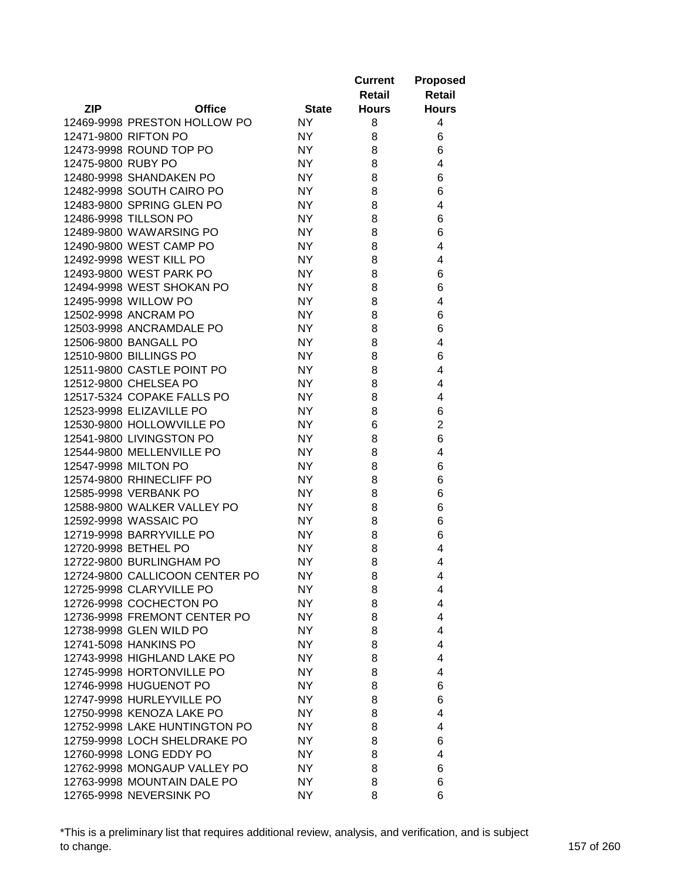| ZIP | Office | State | Current Retail Hours | Proposed Retail Hours |
|---|---|---|---|---|
| 12469-9998 | PRESTON HOLLOW PO | NY | 8 | 4 |
| 12471-9800 | RIFTON PO | NY | 8 | 6 |
| 12473-9998 | ROUND TOP PO | NY | 8 | 6 |
| 12475-9800 | RUBY PO | NY | 8 | 4 |
| 12480-9998 | SHANDAKEN PO | NY | 8 | 6 |
| 12482-9998 | SOUTH CAIRO PO | NY | 8 | 6 |
| 12483-9800 | SPRING GLEN PO | NY | 8 | 4 |
| 12486-9998 | TILLSON PO | NY | 8 | 6 |
| 12489-9800 | WAWARSING PO | NY | 8 | 6 |
| 12490-9800 | WEST CAMP PO | NY | 8 | 4 |
| 12492-9998 | WEST KILL PO | NY | 8 | 4 |
| 12493-9800 | WEST PARK PO | NY | 8 | 6 |
| 12494-9998 | WEST SHOKAN PO | NY | 8 | 6 |
| 12495-9998 | WILLOW PO | NY | 8 | 4 |
| 12502-9998 | ANCRAM PO | NY | 8 | 6 |
| 12503-9998 | ANCRAMDALE PO | NY | 8 | 6 |
| 12506-9800 | BANGALL PO | NY | 8 | 4 |
| 12510-9800 | BILLINGS PO | NY | 8 | 6 |
| 12511-9800 | CASTLE POINT PO | NY | 8 | 4 |
| 12512-9800 | CHELSEA PO | NY | 8 | 4 |
| 12517-5324 | COPAKE FALLS PO | NY | 8 | 4 |
| 12523-9998 | ELIZAVILLE PO | NY | 8 | 6 |
| 12530-9800 | HOLLOWVILLE PO | NY | 6 | 2 |
| 12541-9800 | LIVINGSTON PO | NY | 8 | 6 |
| 12544-9800 | MELLENVILLE PO | NY | 8 | 4 |
| 12547-9998 | MILTON PO | NY | 8 | 6 |
| 12574-9800 | RHINECLIFF PO | NY | 8 | 6 |
| 12585-9998 | VERBANK PO | NY | 8 | 6 |
| 12588-9800 | WALKER VALLEY PO | NY | 8 | 6 |
| 12592-9998 | WASSAIC PO | NY | 8 | 6 |
| 12719-9998 | BARRYVILLE PO | NY | 8 | 6 |
| 12720-9998 | BETHEL PO | NY | 8 | 4 |
| 12722-9800 | BURLINGHAM PO | NY | 8 | 4 |
| 12724-9800 | CALLICOON CENTER PO | NY | 8 | 4 |
| 12725-9998 | CLARYVILLE PO | NY | 8 | 4 |
| 12726-9998 | COCHECTON PO | NY | 8 | 4 |
| 12736-9998 | FREMONT CENTER PO | NY | 8 | 4 |
| 12738-9998 | GLEN WILD PO | NY | 8 | 4 |
| 12741-5098 | HANKINS PO | NY | 8 | 4 |
| 12743-9998 | HIGHLAND LAKE PO | NY | 8 | 4 |
| 12745-9998 | HORTONVILLE PO | NY | 8 | 4 |
| 12746-9998 | HUGUENOT PO | NY | 8 | 6 |
| 12747-9998 | HURLEYVILLE PO | NY | 8 | 6 |
| 12750-9998 | KENOZA LAKE PO | NY | 8 | 4 |
| 12752-9998 | LAKE HUNTINGTON PO | NY | 8 | 4 |
| 12759-9998 | LOCH SHELDRAKE PO | NY | 8 | 6 |
| 12760-9998 | LONG EDDY PO | NY | 8 | 4 |
| 12762-9998 | MONGAUP VALLEY PO | NY | 8 | 6 |
| 12763-9998 | MOUNTAIN DALE PO | NY | 8 | 6 |
| 12765-9998 | NEVERSINK PO | NY | 8 | 6 |

*This is a preliminary list that requires additional review, analysis, and verification, and is subject to change.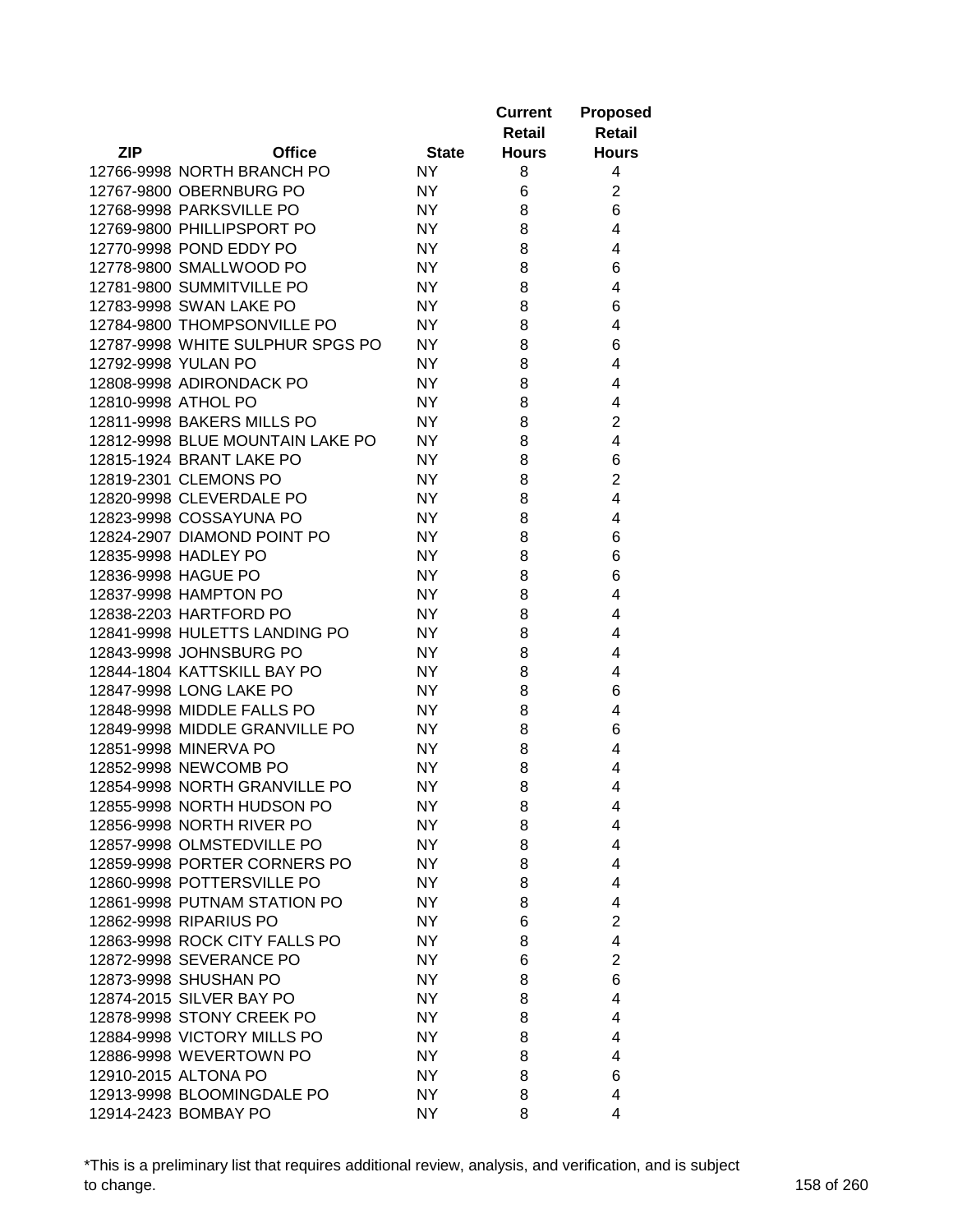| ZIP | Office | State | Current Retail Hours | Proposed Retail Hours |
|---|---|---|---|---|
| 12766-9998 | NORTH BRANCH PO | NY | 8 | 4 |
| 12767-9800 | OBERNBURG PO | NY | 6 | 2 |
| 12768-9998 | PARKSVILLE PO | NY | 8 | 6 |
| 12769-9800 | PHILLIPSPORT PO | NY | 8 | 4 |
| 12770-9998 | POND EDDY PO | NY | 8 | 4 |
| 12778-9800 | SMALLWOOD PO | NY | 8 | 6 |
| 12781-9800 | SUMMITVILLE PO | NY | 8 | 4 |
| 12783-9998 | SWAN LAKE PO | NY | 8 | 6 |
| 12784-9800 | THOMPSONVILLE PO | NY | 8 | 4 |
| 12787-9998 | WHITE SULPHUR SPGS PO | NY | 8 | 6 |
| 12792-9998 | YULAN PO | NY | 8 | 4 |
| 12808-9998 | ADIRONDACK PO | NY | 8 | 4 |
| 12810-9998 | ATHOL PO | NY | 8 | 4 |
| 12811-9998 | BAKERS MILLS PO | NY | 8 | 2 |
| 12812-9998 | BLUE MOUNTAIN LAKE PO | NY | 8 | 4 |
| 12815-1924 | BRANT LAKE PO | NY | 8 | 6 |
| 12819-2301 | CLEMONS PO | NY | 8 | 2 |
| 12820-9998 | CLEVERDALE PO | NY | 8 | 4 |
| 12823-9998 | COSSAYUNA PO | NY | 8 | 4 |
| 12824-2907 | DIAMOND POINT PO | NY | 8 | 6 |
| 12835-9998 | HADLEY PO | NY | 8 | 6 |
| 12836-9998 | HAGUE PO | NY | 8 | 6 |
| 12837-9998 | HAMPTON PO | NY | 8 | 4 |
| 12838-2203 | HARTFORD PO | NY | 8 | 4 |
| 12841-9998 | HULETTS LANDING PO | NY | 8 | 4 |
| 12843-9998 | JOHNSBURG PO | NY | 8 | 4 |
| 12844-1804 | KATTSKILL BAY PO | NY | 8 | 4 |
| 12847-9998 | LONG LAKE PO | NY | 8 | 6 |
| 12848-9998 | MIDDLE FALLS PO | NY | 8 | 4 |
| 12849-9998 | MIDDLE GRANVILLE PO | NY | 8 | 6 |
| 12851-9998 | MINERVA PO | NY | 8 | 4 |
| 12852-9998 | NEWCOMB PO | NY | 8 | 4 |
| 12854-9998 | NORTH GRANVILLE PO | NY | 8 | 4 |
| 12855-9998 | NORTH HUDSON PO | NY | 8 | 4 |
| 12856-9998 | NORTH RIVER PO | NY | 8 | 4 |
| 12857-9998 | OLMSTEDVILLE PO | NY | 8 | 4 |
| 12859-9998 | PORTER CORNERS PO | NY | 8 | 4 |
| 12860-9998 | POTTERSVILLE PO | NY | 8 | 4 |
| 12861-9998 | PUTNAM STATION PO | NY | 8 | 4 |
| 12862-9998 | RIPARIUS PO | NY | 6 | 2 |
| 12863-9998 | ROCK CITY FALLS PO | NY | 8 | 4 |
| 12872-9998 | SEVERANCE PO | NY | 6 | 2 |
| 12873-9998 | SHUSHAN PO | NY | 8 | 6 |
| 12874-2015 | SILVER BAY PO | NY | 8 | 4 |
| 12878-9998 | STONY CREEK PO | NY | 8 | 4 |
| 12884-9998 | VICTORY MILLS PO | NY | 8 | 4 |
| 12886-9998 | WEVERTOWN PO | NY | 8 | 4 |
| 12910-2015 | ALTONA PO | NY | 8 | 6 |
| 12913-9998 | BLOOMINGDALE PO | NY | 8 | 4 |
| 12914-2423 | BOMBAY PO | NY | 8 | 4 |

*This is a preliminary list that requires additional review, analysis, and verification, and is subject to change.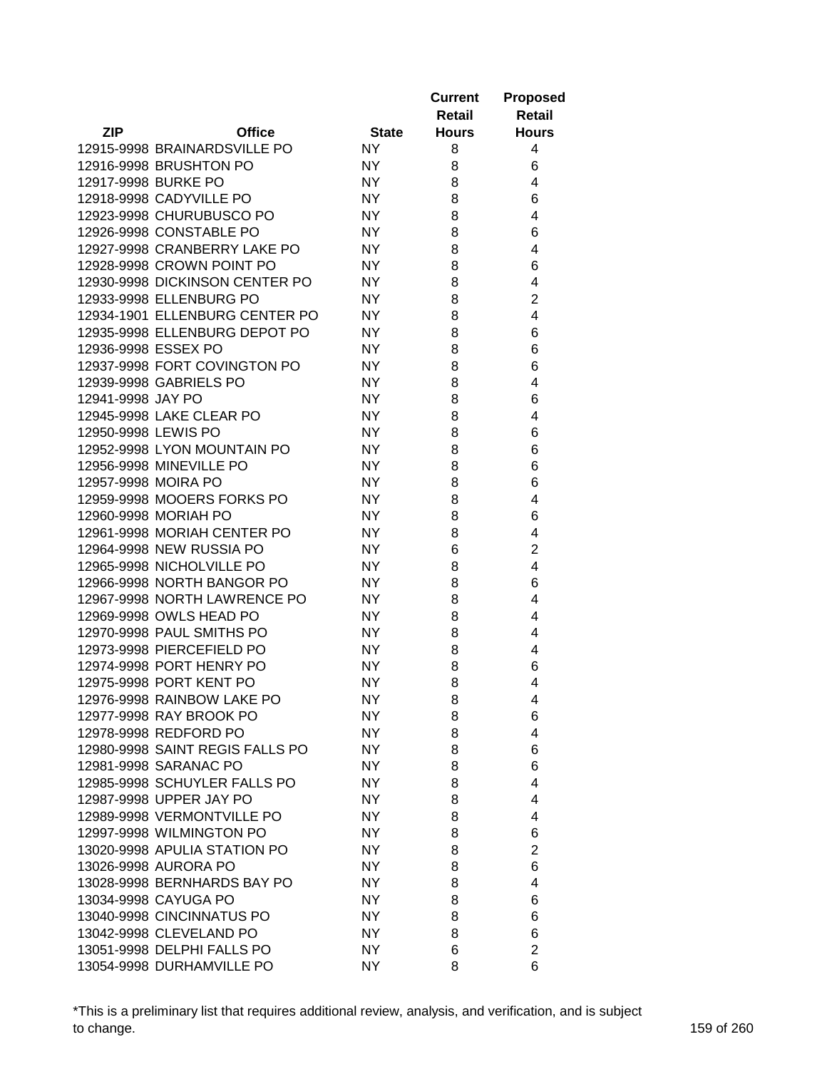| ZIP | Office | State | Current Retail Hours | Proposed Retail Hours |
|---|---|---|---|---|
| 12915-9998 | BRAINARDSVILLE PO | NY | 8 | 4 |
| 12916-9998 | BRUSHTON PO | NY | 8 | 6 |
| 12917-9998 | BURKE PO | NY | 8 | 4 |
| 12918-9998 | CADYVILLE PO | NY | 8 | 6 |
| 12923-9998 | CHURUBUSCO PO | NY | 8 | 4 |
| 12926-9998 | CONSTABLE PO | NY | 8 | 6 |
| 12927-9998 | CRANBERRY LAKE PO | NY | 8 | 4 |
| 12928-9998 | CROWN POINT PO | NY | 8 | 6 |
| 12930-9998 | DICKINSON CENTER PO | NY | 8 | 4 |
| 12933-9998 | ELLENBURG PO | NY | 8 | 2 |
| 12934-1901 | ELLENBURG CENTER PO | NY | 8 | 4 |
| 12935-9998 | ELLENBURG DEPOT PO | NY | 8 | 6 |
| 12936-9998 | ESSEX PO | NY | 8 | 6 |
| 12937-9998 | FORT COVINGTON PO | NY | 8 | 6 |
| 12939-9998 | GABRIELS PO | NY | 8 | 4 |
| 12941-9998 | JAY PO | NY | 8 | 6 |
| 12945-9998 | LAKE CLEAR PO | NY | 8 | 4 |
| 12950-9998 | LEWIS PO | NY | 8 | 6 |
| 12952-9998 | LYON MOUNTAIN PO | NY | 8 | 6 |
| 12956-9998 | MINEVILLE PO | NY | 8 | 6 |
| 12957-9998 | MOIRA PO | NY | 8 | 6 |
| 12959-9998 | MOOERS FORKS PO | NY | 8 | 4 |
| 12960-9998 | MORIAH PO | NY | 8 | 6 |
| 12961-9998 | MORIAH CENTER PO | NY | 8 | 4 |
| 12964-9998 | NEW RUSSIA PO | NY | 6 | 2 |
| 12965-9998 | NICHOLVILLE PO | NY | 8 | 4 |
| 12966-9998 | NORTH BANGOR PO | NY | 8 | 6 |
| 12967-9998 | NORTH LAWRENCE PO | NY | 8 | 4 |
| 12969-9998 | OWLS HEAD PO | NY | 8 | 4 |
| 12970-9998 | PAUL SMITHS PO | NY | 8 | 4 |
| 12973-9998 | PIERCEFIELD PO | NY | 8 | 4 |
| 12974-9998 | PORT HENRY PO | NY | 8 | 6 |
| 12975-9998 | PORT KENT PO | NY | 8 | 4 |
| 12976-9998 | RAINBOW LAKE PO | NY | 8 | 4 |
| 12977-9998 | RAY BROOK PO | NY | 8 | 6 |
| 12978-9998 | REDFORD PO | NY | 8 | 4 |
| 12980-9998 | SAINT REGIS FALLS PO | NY | 8 | 6 |
| 12981-9998 | SARANAC PO | NY | 8 | 6 |
| 12985-9998 | SCHUYLER FALLS PO | NY | 8 | 4 |
| 12987-9998 | UPPER JAY PO | NY | 8 | 4 |
| 12989-9998 | VERMONTVILLE PO | NY | 8 | 4 |
| 12997-9998 | WILMINGTON PO | NY | 8 | 6 |
| 13020-9998 | APULIA STATION PO | NY | 8 | 2 |
| 13026-9998 | AURORA PO | NY | 8 | 6 |
| 13028-9998 | BERNHARDS BAY PO | NY | 8 | 4 |
| 13034-9998 | CAYUGA PO | NY | 8 | 6 |
| 13040-9998 | CINCINNATUS PO | NY | 8 | 6 |
| 13042-9998 | CLEVELAND PO | NY | 8 | 6 |
| 13051-9998 | DELPHI FALLS PO | NY | 6 | 2 |
| 13054-9998 | DURHAMVILLE PO | NY | 8 | 6 |

*This is a preliminary list that requires additional review, analysis, and verification, and is subject to change.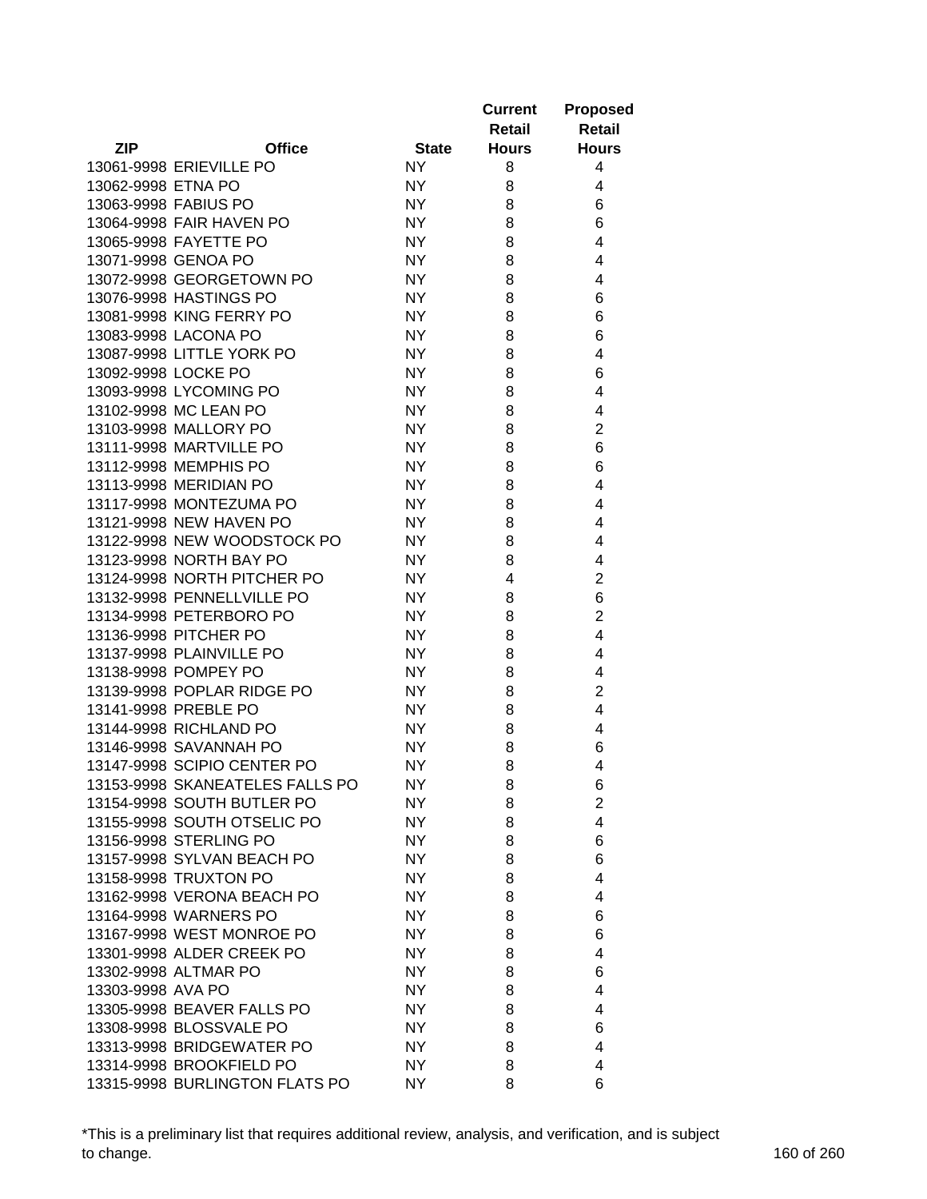| ZIP | Office | State | Current Retail Hours | Proposed Retail Hours |
|---|---|---|---|---|
| 13061-9998 | ERIEVILLE PO | NY | 8 | 4 |
| 13062-9998 | ETNA PO | NY | 8 | 4 |
| 13063-9998 | FABIUS PO | NY | 8 | 6 |
| 13064-9998 | FAIR HAVEN PO | NY | 8 | 6 |
| 13065-9998 | FAYETTE PO | NY | 8 | 4 |
| 13071-9998 | GENOA PO | NY | 8 | 4 |
| 13072-9998 | GEORGETOWN PO | NY | 8 | 4 |
| 13076-9998 | HASTINGS PO | NY | 8 | 6 |
| 13081-9998 | KING FERRY PO | NY | 8 | 6 |
| 13083-9998 | LACONA PO | NY | 8 | 6 |
| 13087-9998 | LITTLE YORK PO | NY | 8 | 4 |
| 13092-9998 | LOCKE PO | NY | 8 | 6 |
| 13093-9998 | LYCOMING PO | NY | 8 | 4 |
| 13102-9998 | MC LEAN PO | NY | 8 | 4 |
| 13103-9998 | MALLORY PO | NY | 8 | 2 |
| 13111-9998 | MARTVILLE PO | NY | 8 | 6 |
| 13112-9998 | MEMPHIS PO | NY | 8 | 6 |
| 13113-9998 | MERIDIAN PO | NY | 8 | 4 |
| 13117-9998 | MONTEZUMA PO | NY | 8 | 4 |
| 13121-9998 | NEW HAVEN PO | NY | 8 | 4 |
| 13122-9998 | NEW WOODSTOCK PO | NY | 8 | 4 |
| 13123-9998 | NORTH BAY PO | NY | 8 | 4 |
| 13124-9998 | NORTH PITCHER PO | NY | 4 | 2 |
| 13132-9998 | PENNELLVILLE PO | NY | 8 | 6 |
| 13134-9998 | PETERBORO PO | NY | 8 | 2 |
| 13136-9998 | PITCHER PO | NY | 8 | 4 |
| 13137-9998 | PLAINVILLE PO | NY | 8 | 4 |
| 13138-9998 | POMPEY PO | NY | 8 | 4 |
| 13139-9998 | POPLAR RIDGE PO | NY | 8 | 2 |
| 13141-9998 | PREBLE PO | NY | 8 | 4 |
| 13144-9998 | RICHLAND PO | NY | 8 | 4 |
| 13146-9998 | SAVANNAH PO | NY | 8 | 6 |
| 13147-9998 | SCIPIO CENTER PO | NY | 8 | 4 |
| 13153-9998 | SKANEATELES FALLS PO | NY | 8 | 6 |
| 13154-9998 | SOUTH BUTLER PO | NY | 8 | 2 |
| 13155-9998 | SOUTH OTSELIC PO | NY | 8 | 4 |
| 13156-9998 | STERLING PO | NY | 8 | 6 |
| 13157-9998 | SYLVAN BEACH PO | NY | 8 | 6 |
| 13158-9998 | TRUXTON PO | NY | 8 | 4 |
| 13162-9998 | VERONA BEACH PO | NY | 8 | 4 |
| 13164-9998 | WARNERS PO | NY | 8 | 6 |
| 13167-9998 | WEST MONROE PO | NY | 8 | 6 |
| 13301-9998 | ALDER CREEK PO | NY | 8 | 4 |
| 13302-9998 | ALTMAR PO | NY | 8 | 6 |
| 13303-9998 | AVA PO | NY | 8 | 4 |
| 13305-9998 | BEAVER FALLS PO | NY | 8 | 4 |
| 13308-9998 | BLOSSVALE PO | NY | 8 | 6 |
| 13313-9998 | BRIDGEWATER PO | NY | 8 | 4 |
| 13314-9998 | BROOKFIELD PO | NY | 8 | 4 |
| 13315-9998 | BURLINGTON FLATS PO | NY | 8 | 6 |

*This is a preliminary list that requires additional review, analysis, and verification, and is subject to change.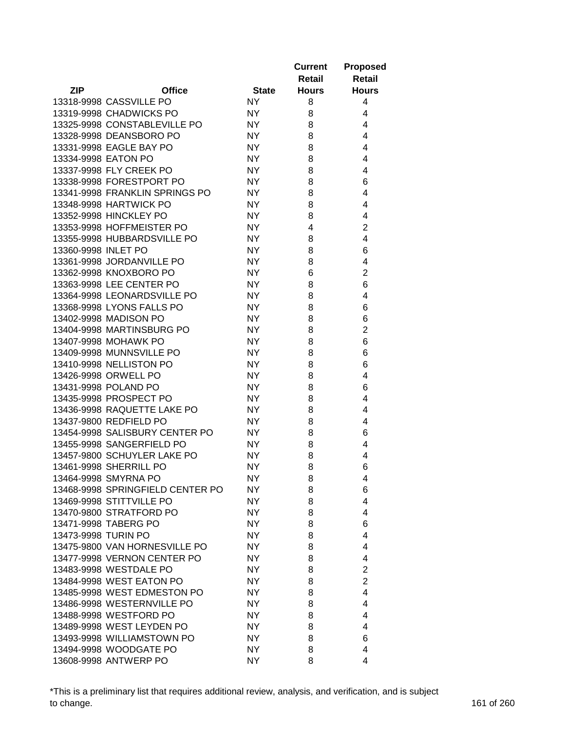| ZIP | Office | State | Current Retail Hours | Proposed Retail Hours |
|---|---|---|---|---|
| 13318-9998 | CASSVILLE PO | NY | 8 | 4 |
| 13319-9998 | CHADWICKS PO | NY | 8 | 4 |
| 13325-9998 | CONSTABLEVILLE PO | NY | 8 | 4 |
| 13328-9998 | DEANSBORO PO | NY | 8 | 4 |
| 13331-9998 | EAGLE BAY PO | NY | 8 | 4 |
| 13334-9998 | EATON PO | NY | 8 | 4 |
| 13337-9998 | FLY CREEK PO | NY | 8 | 4 |
| 13338-9998 | FORESTPORT PO | NY | 8 | 6 |
| 13341-9998 | FRANKLIN SPRINGS PO | NY | 8 | 4 |
| 13348-9998 | HARTWICK PO | NY | 8 | 4 |
| 13352-9998 | HINCKLEY PO | NY | 8 | 4 |
| 13353-9998 | HOFFMEISTER PO | NY | 4 | 2 |
| 13355-9998 | HUBBARDSVILLE PO | NY | 8 | 4 |
| 13360-9998 | INLET PO | NY | 8 | 6 |
| 13361-9998 | JORDANVILLE PO | NY | 8 | 4 |
| 13362-9998 | KNOXBORO PO | NY | 6 | 2 |
| 13363-9998 | LEE CENTER PO | NY | 8 | 6 |
| 13364-9998 | LEONARDSVILLE PO | NY | 8 | 4 |
| 13368-9998 | LYONS FALLS PO | NY | 8 | 6 |
| 13402-9998 | MADISON PO | NY | 8 | 6 |
| 13404-9998 | MARTINSBURG PO | NY | 8 | 2 |
| 13407-9998 | MOHAWK PO | NY | 8 | 6 |
| 13409-9998 | MUNNSVILLE PO | NY | 8 | 6 |
| 13410-9998 | NELLISTON PO | NY | 8 | 6 |
| 13426-9998 | ORWELL PO | NY | 8 | 4 |
| 13431-9998 | POLAND PO | NY | 8 | 6 |
| 13435-9998 | PROSPECT PO | NY | 8 | 4 |
| 13436-9998 | RAQUETTE LAKE PO | NY | 8 | 4 |
| 13437-9800 | REDFIELD PO | NY | 8 | 4 |
| 13454-9998 | SALISBURY CENTER PO | NY | 8 | 6 |
| 13455-9998 | SANGERFIELD PO | NY | 8 | 4 |
| 13457-9800 | SCHUYLER LAKE PO | NY | 8 | 4 |
| 13461-9998 | SHERRILL PO | NY | 8 | 6 |
| 13464-9998 | SMYRNA PO | NY | 8 | 4 |
| 13468-9998 | SPRINGFIELD CENTER PO | NY | 8 | 6 |
| 13469-9998 | STITTVILLE PO | NY | 8 | 4 |
| 13470-9800 | STRATFORD PO | NY | 8 | 4 |
| 13471-9998 | TABERG PO | NY | 8 | 6 |
| 13473-9998 | TURIN PO | NY | 8 | 4 |
| 13475-9800 | VAN HORNESVILLE PO | NY | 8 | 4 |
| 13477-9998 | VERNON CENTER PO | NY | 8 | 4 |
| 13483-9998 | WESTDALE PO | NY | 8 | 2 |
| 13484-9998 | WEST EATON PO | NY | 8 | 2 |
| 13485-9998 | WEST EDMESTON PO | NY | 8 | 4 |
| 13486-9998 | WESTERNVILLE PO | NY | 8 | 4 |
| 13488-9998 | WESTFORD PO | NY | 8 | 4 |
| 13489-9998 | WEST LEYDEN PO | NY | 8 | 4 |
| 13493-9998 | WILLIAMSTOWN PO | NY | 8 | 6 |
| 13494-9998 | WOODGATE PO | NY | 8 | 4 |
| 13608-9998 | ANTWERP PO | NY | 8 | 4 |

*This is a preliminary list that requires additional review, analysis, and verification, and is subject to change.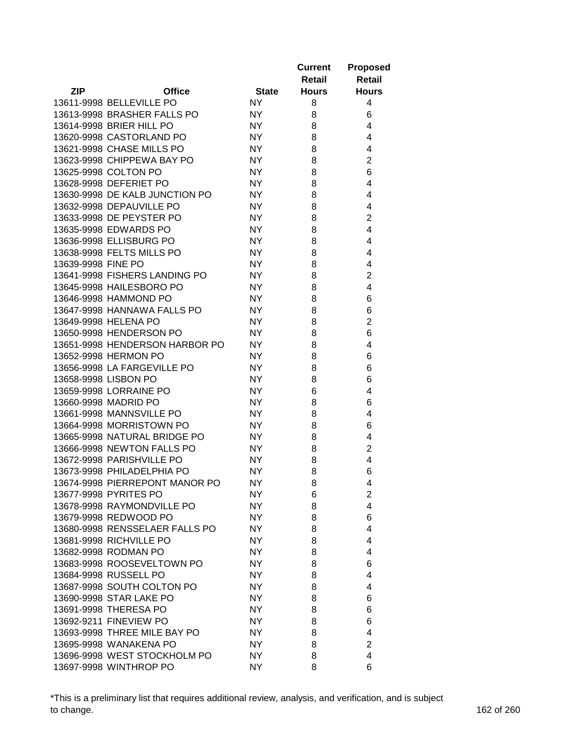| ZIP | Office | State | Current Retail Hours | Proposed Retail Hours |
|---|---|---|---|---|
| 13611-9998 | BELLEVILLE PO | NY | 8 | 4 |
| 13613-9998 | BRASHER FALLS PO | NY | 8 | 6 |
| 13614-9998 | BRIER HILL PO | NY | 8 | 4 |
| 13620-9998 | CASTORLAND PO | NY | 8 | 4 |
| 13621-9998 | CHASE MILLS PO | NY | 8 | 4 |
| 13623-9998 | CHIPPEWA BAY PO | NY | 8 | 2 |
| 13625-9998 | COLTON PO | NY | 8 | 6 |
| 13628-9998 | DEFERIET PO | NY | 8 | 4 |
| 13630-9998 | DE KALB JUNCTION PO | NY | 8 | 4 |
| 13632-9998 | DEPAUVILLE PO | NY | 8 | 4 |
| 13633-9998 | DE PEYSTER PO | NY | 8 | 2 |
| 13635-9998 | EDWARDS PO | NY | 8 | 4 |
| 13636-9998 | ELLISBURG PO | NY | 8 | 4 |
| 13638-9998 | FELTS MILLS PO | NY | 8 | 4 |
| 13639-9998 | FINE PO | NY | 8 | 4 |
| 13641-9998 | FISHERS LANDING PO | NY | 8 | 2 |
| 13645-9998 | HAILESBORO PO | NY | 8 | 4 |
| 13646-9998 | HAMMOND PO | NY | 8 | 6 |
| 13647-9998 | HANNAWA FALLS PO | NY | 8 | 6 |
| 13649-9998 | HELENA PO | NY | 8 | 2 |
| 13650-9998 | HENDERSON PO | NY | 8 | 6 |
| 13651-9998 | HENDERSON HARBOR PO | NY | 8 | 4 |
| 13652-9998 | HERMON PO | NY | 8 | 6 |
| 13656-9998 | LA FARGEVILLE PO | NY | 8 | 6 |
| 13658-9998 | LISBON PO | NY | 8 | 6 |
| 13659-9998 | LORRAINE PO | NY | 6 | 4 |
| 13660-9998 | MADRID PO | NY | 8 | 6 |
| 13661-9998 | MANNSVILLE PO | NY | 8 | 4 |
| 13664-9998 | MORRISTOWN PO | NY | 8 | 6 |
| 13665-9998 | NATURAL BRIDGE PO | NY | 8 | 4 |
| 13666-9998 | NEWTON FALLS PO | NY | 8 | 2 |
| 13672-9998 | PARISHVILLE PO | NY | 8 | 4 |
| 13673-9998 | PHILADELPHIA PO | NY | 8 | 6 |
| 13674-9998 | PIERREPONT MANOR PO | NY | 8 | 4 |
| 13677-9998 | PYRITES PO | NY | 6 | 2 |
| 13678-9998 | RAYMONDVILLE PO | NY | 8 | 4 |
| 13679-9998 | REDWOOD PO | NY | 8 | 6 |
| 13680-9998 | RENSSELAER FALLS PO | NY | 8 | 4 |
| 13681-9998 | RICHVILLE PO | NY | 8 | 4 |
| 13682-9998 | RODMAN PO | NY | 8 | 4 |
| 13683-9998 | ROOSEVELTOWN PO | NY | 8 | 6 |
| 13684-9998 | RUSSELL PO | NY | 8 | 4 |
| 13687-9998 | SOUTH COLTON PO | NY | 8 | 4 |
| 13690-9998 | STAR LAKE PO | NY | 8 | 6 |
| 13691-9998 | THERESA PO | NY | 8 | 6 |
| 13692-9211 | FINEVIEW PO | NY | 8 | 6 |
| 13693-9998 | THREE MILE BAY PO | NY | 8 | 4 |
| 13695-9998 | WANAKENA PO | NY | 8 | 2 |
| 13696-9998 | WEST STOCKHOLM PO | NY | 8 | 4 |
| 13697-9998 | WINTHROP PO | NY | 8 | 6 |

*This is a preliminary list that requires additional review, analysis, and verification, and is subject to change.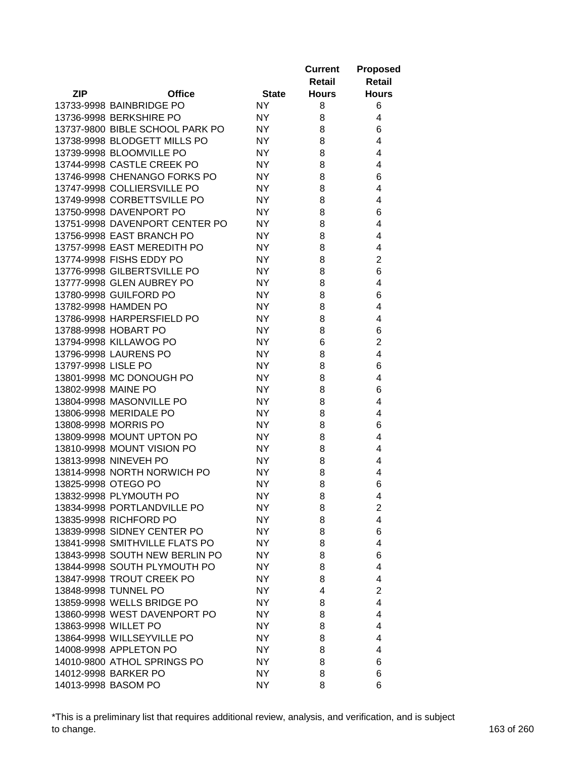| ZIP | Office | State | Current Retail Hours | Proposed Retail Hours |
|---|---|---|---|---|
| 13733-9998 | BAINBRIDGE PO | NY | 8 | 6 |
| 13736-9998 | BERKSHIRE PO | NY | 8 | 4 |
| 13737-9800 | BIBLE SCHOOL PARK PO | NY | 8 | 6 |
| 13738-9998 | BLODGETT MILLS PO | NY | 8 | 4 |
| 13739-9998 | BLOOMVILLE PO | NY | 8 | 4 |
| 13744-9998 | CASTLE CREEK PO | NY | 8 | 4 |
| 13746-9998 | CHENANGO FORKS PO | NY | 8 | 6 |
| 13747-9998 | COLLIERSVILLE PO | NY | 8 | 4 |
| 13749-9998 | CORBETTSVILLE PO | NY | 8 | 4 |
| 13750-9998 | DAVENPORT PO | NY | 8 | 6 |
| 13751-9998 | DAVENPORT CENTER PO | NY | 8 | 4 |
| 13756-9998 | EAST BRANCH PO | NY | 8 | 4 |
| 13757-9998 | EAST MEREDITH PO | NY | 8 | 4 |
| 13774-9998 | FISHS EDDY PO | NY | 8 | 2 |
| 13776-9998 | GILBERTSVILLE PO | NY | 8 | 6 |
| 13777-9998 | GLEN AUBREY PO | NY | 8 | 4 |
| 13780-9998 | GUILFORD PO | NY | 8 | 6 |
| 13782-9998 | HAMDEN PO | NY | 8 | 4 |
| 13786-9998 | HARPERSFIELD PO | NY | 8 | 4 |
| 13788-9998 | HOBART PO | NY | 8 | 6 |
| 13794-9998 | KILLAWOG PO | NY | 6 | 2 |
| 13796-9998 | LAURENS PO | NY | 8 | 4 |
| 13797-9998 | LISLE PO | NY | 8 | 6 |
| 13801-9998 | MC DONOUGH PO | NY | 8 | 4 |
| 13802-9998 | MAINE PO | NY | 8 | 6 |
| 13804-9998 | MASONVILLE PO | NY | 8 | 4 |
| 13806-9998 | MERIDALE PO | NY | 8 | 4 |
| 13808-9998 | MORRIS PO | NY | 8 | 6 |
| 13809-9998 | MOUNT UPTON PO | NY | 8 | 4 |
| 13810-9998 | MOUNT VISION PO | NY | 8 | 4 |
| 13813-9998 | NINEVEH PO | NY | 8 | 4 |
| 13814-9998 | NORTH NORWICH PO | NY | 8 | 4 |
| 13825-9998 | OTEGO PO | NY | 8 | 6 |
| 13832-9998 | PLYMOUTH PO | NY | 8 | 4 |
| 13834-9998 | PORTLANDVILLE PO | NY | 8 | 2 |
| 13835-9998 | RICHFORD PO | NY | 8 | 4 |
| 13839-9998 | SIDNEY CENTER PO | NY | 8 | 6 |
| 13841-9998 | SMITHVILLE FLATS PO | NY | 8 | 4 |
| 13843-9998 | SOUTH NEW BERLIN PO | NY | 8 | 6 |
| 13844-9998 | SOUTH PLYMOUTH PO | NY | 8 | 4 |
| 13847-9998 | TROUT CREEK PO | NY | 8 | 4 |
| 13848-9998 | TUNNEL PO | NY | 4 | 2 |
| 13859-9998 | WELLS BRIDGE PO | NY | 8 | 4 |
| 13860-9998 | WEST DAVENPORT PO | NY | 8 | 4 |
| 13863-9998 | WILLET PO | NY | 8 | 4 |
| 13864-9998 | WILLSEYVILLE PO | NY | 8 | 4 |
| 14008-9998 | APPLETON PO | NY | 8 | 4 |
| 14010-9800 | ATHOL SPRINGS PO | NY | 8 | 6 |
| 14012-9998 | BARKER PO | NY | 8 | 6 |
| 14013-9998 | BASOM PO | NY | 8 | 6 |

*This is a preliminary list that requires additional review, analysis, and verification, and is subject to change.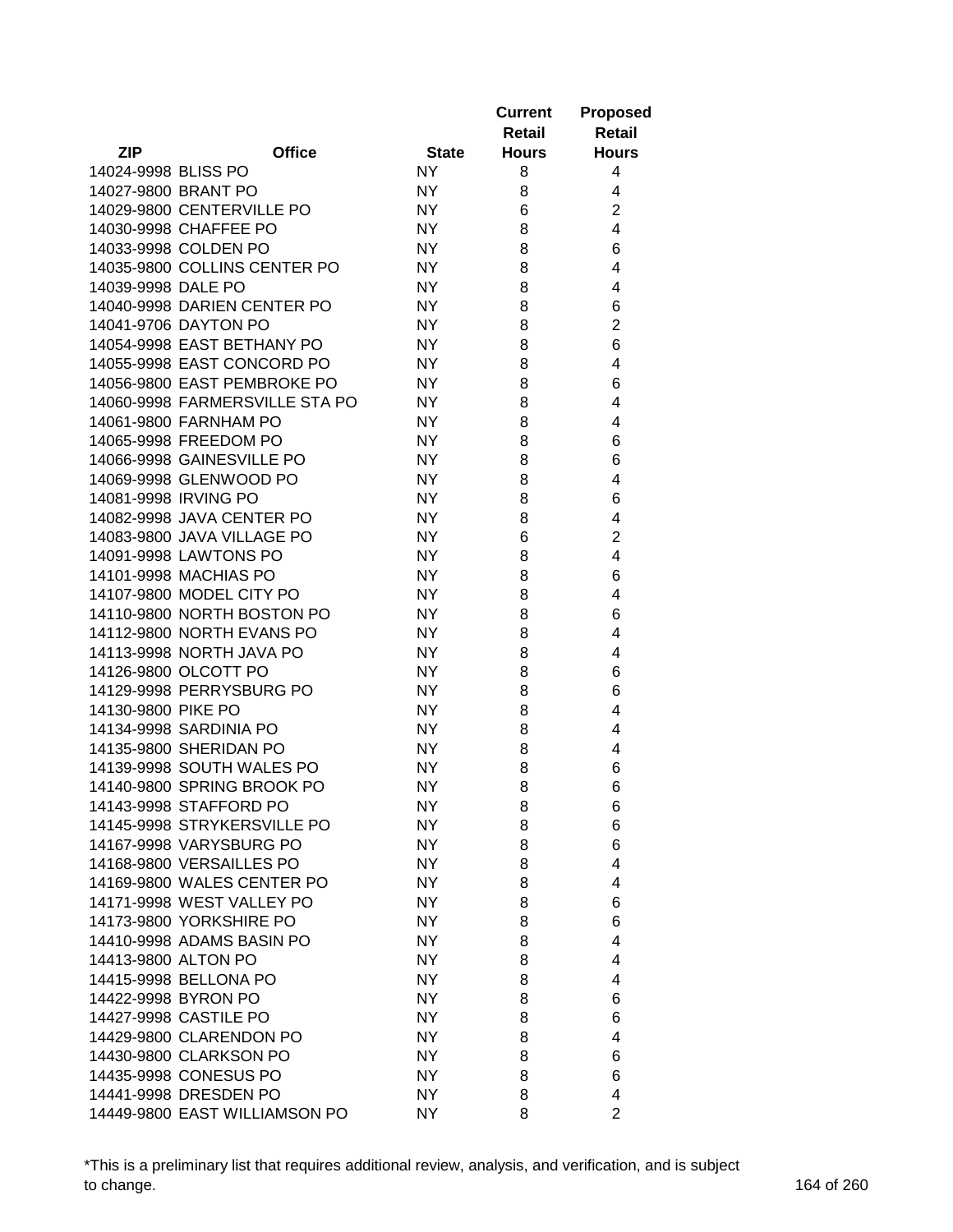| ZIP | Office | State | Current Retail Hours | Proposed Retail Hours |
|---|---|---|---|---|
| 14024-9998 | BLISS PO | NY | 8 | 4 |
| 14027-9800 | BRANT PO | NY | 8 | 4 |
| 14029-9800 | CENTERVILLE PO | NY | 6 | 2 |
| 14030-9998 | CHAFFEE PO | NY | 8 | 4 |
| 14033-9998 | COLDEN PO | NY | 8 | 6 |
| 14035-9800 | COLLINS CENTER PO | NY | 8 | 4 |
| 14039-9998 | DALE PO | NY | 8 | 4 |
| 14040-9998 | DARIEN CENTER PO | NY | 8 | 6 |
| 14041-9706 | DAYTON PO | NY | 8 | 2 |
| 14054-9998 | EAST BETHANY PO | NY | 8 | 6 |
| 14055-9998 | EAST CONCORD PO | NY | 8 | 4 |
| 14056-9800 | EAST PEMBROKE PO | NY | 8 | 6 |
| 14060-9998 | FARMERSVILLE STA PO | NY | 8 | 4 |
| 14061-9800 | FARNHAM PO | NY | 8 | 4 |
| 14065-9998 | FREEDOM PO | NY | 8 | 6 |
| 14066-9998 | GAINESVILLE PO | NY | 8 | 6 |
| 14069-9998 | GLENWOOD PO | NY | 8 | 4 |
| 14081-9998 | IRVING PO | NY | 8 | 6 |
| 14082-9998 | JAVA CENTER PO | NY | 8 | 4 |
| 14083-9800 | JAVA VILLAGE PO | NY | 6 | 2 |
| 14091-9998 | LAWTONS PO | NY | 8 | 4 |
| 14101-9998 | MACHIAS PO | NY | 8 | 6 |
| 14107-9800 | MODEL CITY PO | NY | 8 | 4 |
| 14110-9800 | NORTH BOSTON PO | NY | 8 | 6 |
| 14112-9800 | NORTH EVANS PO | NY | 8 | 4 |
| 14113-9998 | NORTH JAVA PO | NY | 8 | 4 |
| 14126-9800 | OLCOTT PO | NY | 8 | 6 |
| 14129-9998 | PERRYSBURG PO | NY | 8 | 6 |
| 14130-9800 | PIKE PO | NY | 8 | 4 |
| 14134-9998 | SARDINIA PO | NY | 8 | 4 |
| 14135-9800 | SHERIDAN PO | NY | 8 | 4 |
| 14139-9998 | SOUTH WALES PO | NY | 8 | 6 |
| 14140-9800 | SPRING BROOK PO | NY | 8 | 6 |
| 14143-9998 | STAFFORD PO | NY | 8 | 6 |
| 14145-9998 | STRYKERSVILLE PO | NY | 8 | 6 |
| 14167-9998 | VARYSBURG PO | NY | 8 | 6 |
| 14168-9800 | VERSAILLES PO | NY | 8 | 4 |
| 14169-9800 | WALES CENTER PO | NY | 8 | 4 |
| 14171-9998 | WEST VALLEY PO | NY | 8 | 6 |
| 14173-9800 | YORKSHIRE PO | NY | 8 | 6 |
| 14410-9998 | ADAMS BASIN PO | NY | 8 | 4 |
| 14413-9800 | ALTON PO | NY | 8 | 4 |
| 14415-9998 | BELLONA PO | NY | 8 | 4 |
| 14422-9998 | BYRON PO | NY | 8 | 6 |
| 14427-9998 | CASTILE PO | NY | 8 | 6 |
| 14429-9800 | CLARENDON PO | NY | 8 | 4 |
| 14430-9800 | CLARKSON PO | NY | 8 | 6 |
| 14435-9998 | CONESUS PO | NY | 8 | 6 |
| 14441-9998 | DRESDEN PO | NY | 8 | 4 |
| 14449-9800 | EAST WILLIAMSON PO | NY | 8 | 2 |

*This is a preliminary list that requires additional review, analysis, and verification, and is subject to change.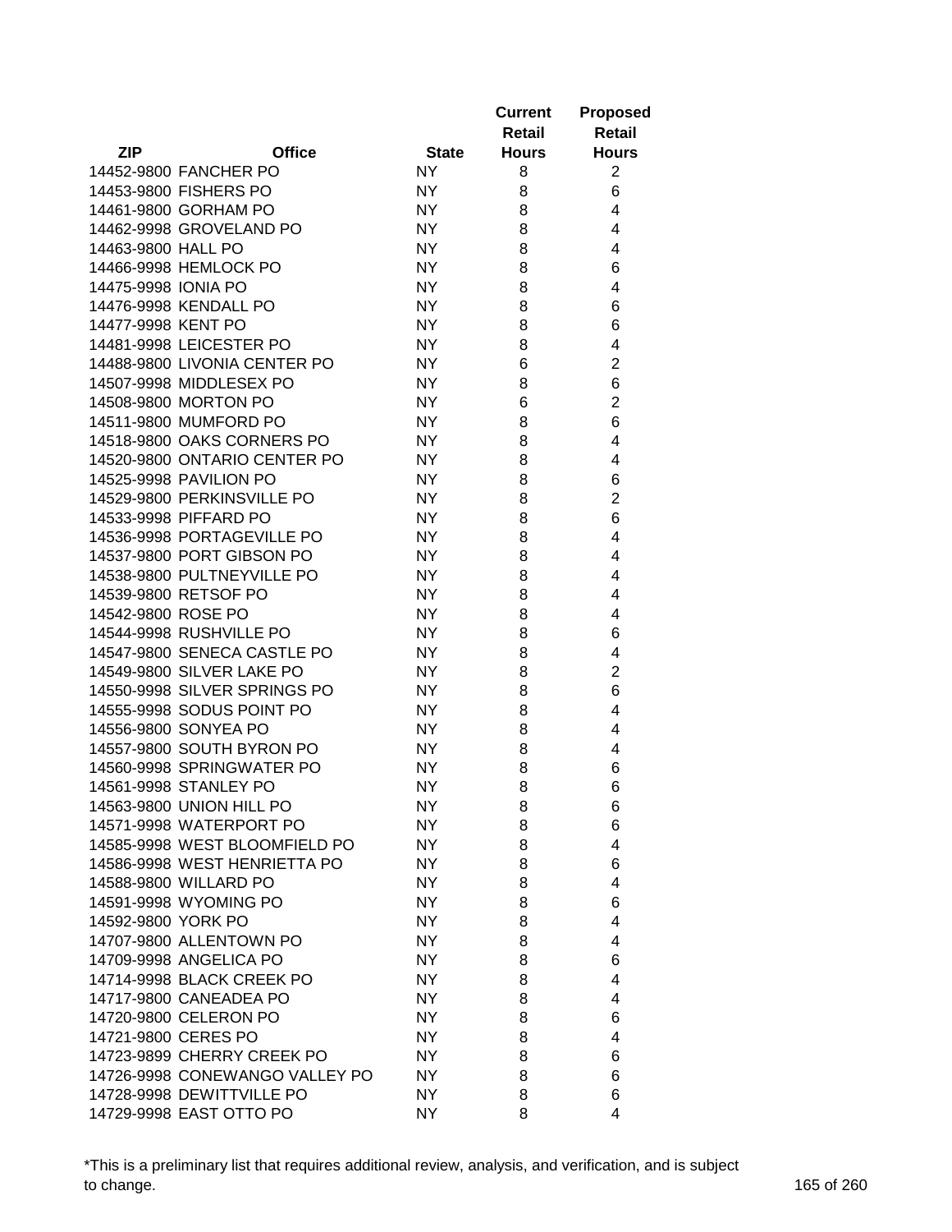| ZIP | Office | State | Current Retail Hours | Proposed Retail Hours |
|---|---|---|---|---|
| 14452-9800 | FANCHER PO | NY | 8 | 2 |
| 14453-9800 | FISHERS PO | NY | 8 | 6 |
| 14461-9800 | GORHAM PO | NY | 8 | 4 |
| 14462-9998 | GROVELAND PO | NY | 8 | 4 |
| 14463-9800 | HALL PO | NY | 8 | 4 |
| 14466-9998 | HEMLOCK PO | NY | 8 | 6 |
| 14475-9998 | IONIA PO | NY | 8 | 4 |
| 14476-9998 | KENDALL PO | NY | 8 | 6 |
| 14477-9998 | KENT PO | NY | 8 | 6 |
| 14481-9998 | LEICESTER PO | NY | 8 | 4 |
| 14488-9800 | LIVONIA CENTER PO | NY | 6 | 2 |
| 14507-9998 | MIDDLESEX PO | NY | 8 | 6 |
| 14508-9800 | MORTON PO | NY | 6 | 2 |
| 14511-9800 | MUMFORD PO | NY | 8 | 6 |
| 14518-9800 | OAKS CORNERS PO | NY | 8 | 4 |
| 14520-9800 | ONTARIO CENTER PO | NY | 8 | 4 |
| 14525-9998 | PAVILION PO | NY | 8 | 6 |
| 14529-9800 | PERKINSVILLE PO | NY | 8 | 2 |
| 14533-9998 | PIFFARD PO | NY | 8 | 6 |
| 14536-9998 | PORTAGEVILLE PO | NY | 8 | 4 |
| 14537-9800 | PORT GIBSON PO | NY | 8 | 4 |
| 14538-9800 | PULTNEYVILLE PO | NY | 8 | 4 |
| 14539-9800 | RETSOF PO | NY | 8 | 4 |
| 14542-9800 | ROSE PO | NY | 8 | 4 |
| 14544-9998 | RUSHVILLE PO | NY | 8 | 6 |
| 14547-9800 | SENECA CASTLE PO | NY | 8 | 4 |
| 14549-9800 | SILVER LAKE PO | NY | 8 | 2 |
| 14550-9998 | SILVER SPRINGS PO | NY | 8 | 6 |
| 14555-9998 | SODUS POINT PO | NY | 8 | 4 |
| 14556-9800 | SONYEA PO | NY | 8 | 4 |
| 14557-9800 | SOUTH BYRON PO | NY | 8 | 4 |
| 14560-9998 | SPRINGWATER PO | NY | 8 | 6 |
| 14561-9998 | STANLEY PO | NY | 8 | 6 |
| 14563-9800 | UNION HILL PO | NY | 8 | 6 |
| 14571-9998 | WATERPORT PO | NY | 8 | 6 |
| 14585-9998 | WEST BLOOMFIELD PO | NY | 8 | 4 |
| 14586-9998 | WEST HENRIETTA PO | NY | 8 | 6 |
| 14588-9800 | WILLARD PO | NY | 8 | 4 |
| 14591-9998 | WYOMING PO | NY | 8 | 6 |
| 14592-9800 | YORK PO | NY | 8 | 4 |
| 14707-9800 | ALLENTOWN PO | NY | 8 | 4 |
| 14709-9998 | ANGELICA PO | NY | 8 | 6 |
| 14714-9998 | BLACK CREEK PO | NY | 8 | 4 |
| 14717-9800 | CANEADEA PO | NY | 8 | 4 |
| 14720-9800 | CELERON PO | NY | 8 | 6 |
| 14721-9800 | CERES PO | NY | 8 | 4 |
| 14723-9899 | CHERRY CREEK PO | NY | 8 | 6 |
| 14726-9998 | CONEWANGO VALLEY PO | NY | 8 | 6 |
| 14728-9998 | DEWITTVILLE PO | NY | 8 | 6 |
| 14729-9998 | EAST OTTO PO | NY | 8 | 4 |

*This is a preliminary list that requires additional review, analysis, and verification, and is subject to change.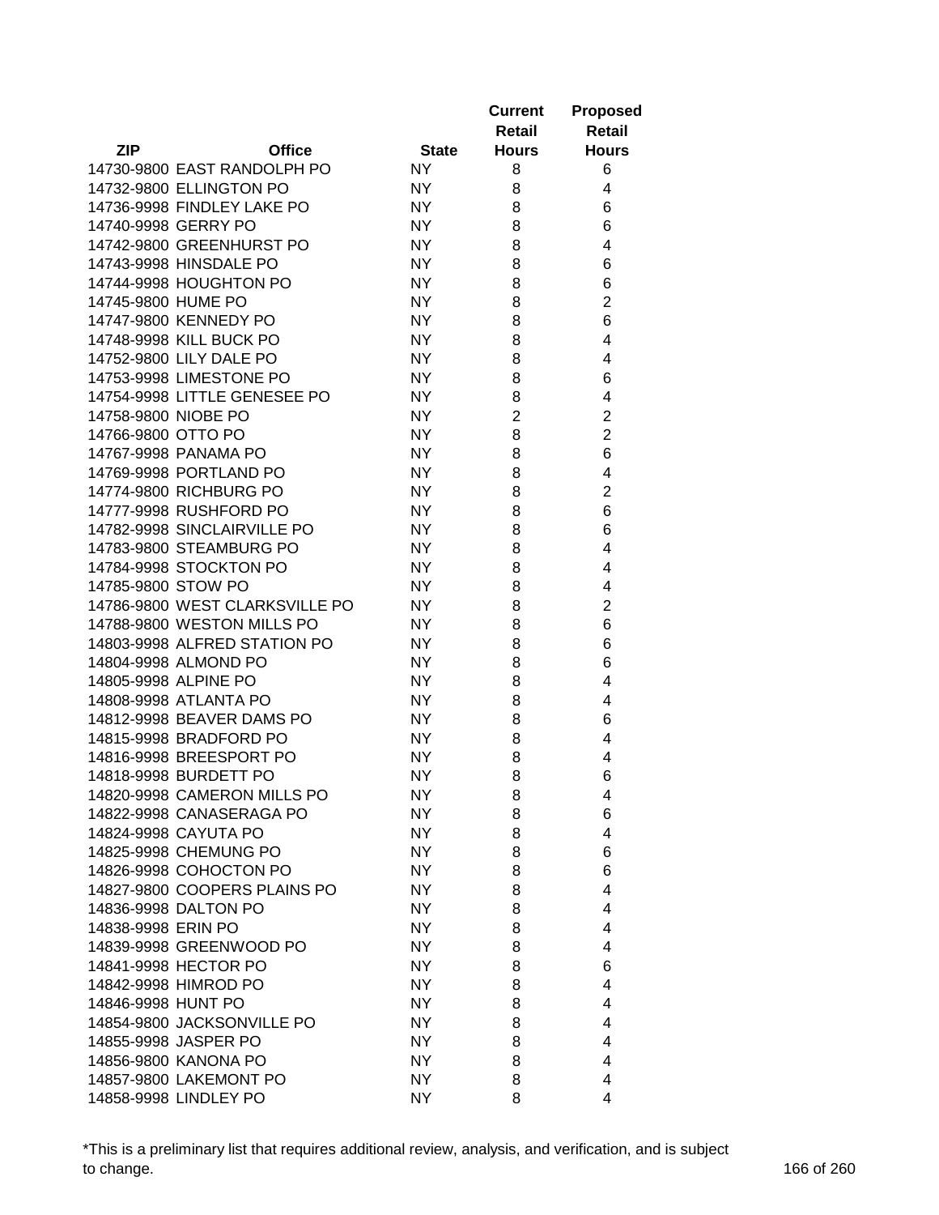| ZIP | Office | State | Current Retail Hours | Proposed Retail Hours |
|---|---|---|---|---|
| 14730-9800 | EAST RANDOLPH PO | NY | 8 | 6 |
| 14732-9800 | ELLINGTON PO | NY | 8 | 4 |
| 14736-9998 | FINDLEY LAKE PO | NY | 8 | 6 |
| 14740-9998 | GERRY PO | NY | 8 | 6 |
| 14742-9800 | GREENHURST PO | NY | 8 | 4 |
| 14743-9998 | HINSDALE PO | NY | 8 | 6 |
| 14744-9998 | HOUGHTON PO | NY | 8 | 6 |
| 14745-9800 | HUME PO | NY | 8 | 2 |
| 14747-9800 | KENNEDY PO | NY | 8 | 6 |
| 14748-9998 | KILL BUCK PO | NY | 8 | 4 |
| 14752-9800 | LILY DALE PO | NY | 8 | 4 |
| 14753-9998 | LIMESTONE PO | NY | 8 | 6 |
| 14754-9998 | LITTLE GENESEE PO | NY | 8 | 4 |
| 14758-9800 | NIOBE PO | NY | 2 | 2 |
| 14766-9800 | OTTO PO | NY | 8 | 2 |
| 14767-9998 | PANAMA PO | NY | 8 | 6 |
| 14769-9998 | PORTLAND PO | NY | 8 | 4 |
| 14774-9800 | RICHBURG PO | NY | 8 | 2 |
| 14777-9998 | RUSHFORD PO | NY | 8 | 6 |
| 14782-9998 | SINCLAIRVILLE PO | NY | 8 | 6 |
| 14783-9800 | STEAMBURG PO | NY | 8 | 4 |
| 14784-9998 | STOCKTON PO | NY | 8 | 4 |
| 14785-9800 | STOW PO | NY | 8 | 4 |
| 14786-9800 | WEST CLARKSVILLE PO | NY | 8 | 2 |
| 14788-9800 | WESTON MILLS PO | NY | 8 | 6 |
| 14803-9998 | ALFRED STATION PO | NY | 8 | 6 |
| 14804-9998 | ALMOND PO | NY | 8 | 6 |
| 14805-9998 | ALPINE PO | NY | 8 | 4 |
| 14808-9998 | ATLANTA PO | NY | 8 | 4 |
| 14812-9998 | BEAVER DAMS PO | NY | 8 | 6 |
| 14815-9998 | BRADFORD PO | NY | 8 | 4 |
| 14816-9998 | BREESPORT PO | NY | 8 | 4 |
| 14818-9998 | BURDETT PO | NY | 8 | 6 |
| 14820-9998 | CAMERON MILLS PO | NY | 8 | 4 |
| 14822-9998 | CANASERAGA PO | NY | 8 | 6 |
| 14824-9998 | CAYUTA PO | NY | 8 | 4 |
| 14825-9998 | CHEMUNG PO | NY | 8 | 6 |
| 14826-9998 | COHOCTON PO | NY | 8 | 6 |
| 14827-9800 | COOPERS PLAINS PO | NY | 8 | 4 |
| 14836-9998 | DALTON PO | NY | 8 | 4 |
| 14838-9998 | ERIN PO | NY | 8 | 4 |
| 14839-9998 | GREENWOOD PO | NY | 8 | 4 |
| 14841-9998 | HECTOR PO | NY | 8 | 6 |
| 14842-9998 | HIMROD PO | NY | 8 | 4 |
| 14846-9998 | HUNT PO | NY | 8 | 4 |
| 14854-9800 | JACKSONVILLE PO | NY | 8 | 4 |
| 14855-9998 | JASPER PO | NY | 8 | 4 |
| 14856-9800 | KANONA PO | NY | 8 | 4 |
| 14857-9800 | LAKEMONT PO | NY | 8 | 4 |
| 14858-9998 | LINDLEY PO | NY | 8 | 4 |

*This is a preliminary list that requires additional review, analysis, and verification, and is subject to change.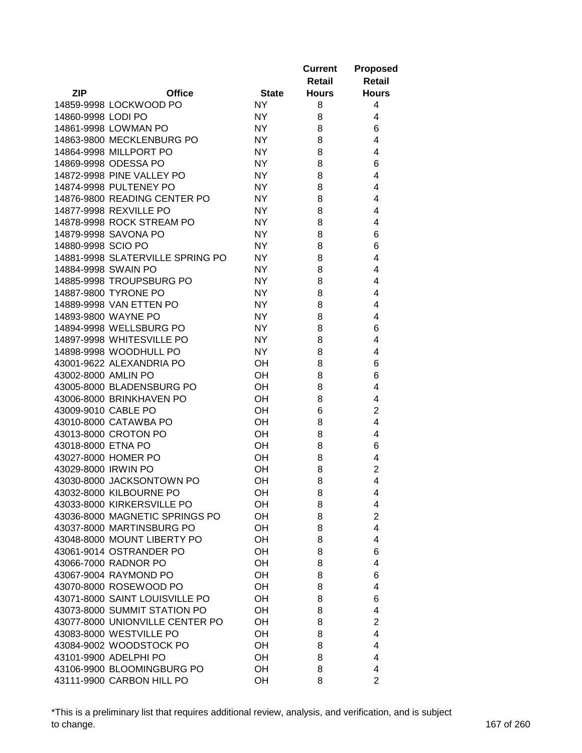| ZIP | Office | State | Current Retail Hours | Proposed Retail Hours |
|---|---|---|---|---|
| 14859-9998 | LOCKWOOD PO | NY | 8 | 4 |
| 14860-9998 | LODI PO | NY | 8 | 4 |
| 14861-9998 | LOWMAN PO | NY | 8 | 6 |
| 14863-9800 | MECKLENBURG PO | NY | 8 | 4 |
| 14864-9998 | MILLPORT PO | NY | 8 | 4 |
| 14869-9998 | ODESSA PO | NY | 8 | 6 |
| 14872-9998 | PINE VALLEY PO | NY | 8 | 4 |
| 14874-9998 | PULTENEY PO | NY | 8 | 4 |
| 14876-9800 | READING CENTER PO | NY | 8 | 4 |
| 14877-9998 | REXVILLE PO | NY | 8 | 4 |
| 14878-9998 | ROCK STREAM PO | NY | 8 | 4 |
| 14879-9998 | SAVONA PO | NY | 8 | 6 |
| 14880-9998 | SCIO PO | NY | 8 | 6 |
| 14881-9998 | SLATERVILLE SPRING PO | NY | 8 | 4 |
| 14884-9998 | SWAIN PO | NY | 8 | 4 |
| 14885-9998 | TROUPSBURG PO | NY | 8 | 4 |
| 14887-9800 | TYRONE PO | NY | 8 | 4 |
| 14889-9998 | VAN ETTEN PO | NY | 8 | 4 |
| 14893-9800 | WAYNE PO | NY | 8 | 4 |
| 14894-9998 | WELLSBURG PO | NY | 8 | 6 |
| 14897-9998 | WHITESVILLE PO | NY | 8 | 4 |
| 14898-9998 | WOODHULL PO | NY | 8 | 4 |
| 43001-9622 | ALEXANDRIA PO | OH | 8 | 6 |
| 43002-8000 | AMLIN PO | OH | 8 | 6 |
| 43005-8000 | BLADENSBURG PO | OH | 8 | 4 |
| 43006-8000 | BRINKHAVEN PO | OH | 8 | 4 |
| 43009-9010 | CABLE PO | OH | 6 | 2 |
| 43010-8000 | CATAWBA PO | OH | 8 | 4 |
| 43013-8000 | CROTON PO | OH | 8 | 4 |
| 43018-8000 | ETNA PO | OH | 8 | 6 |
| 43027-8000 | HOMER PO | OH | 8 | 4 |
| 43029-8000 | IRWIN PO | OH | 8 | 2 |
| 43030-8000 | JACKSONTOWN PO | OH | 8 | 4 |
| 43032-8000 | KILBOURNE PO | OH | 8 | 4 |
| 43033-8000 | KIRKERSVILLE PO | OH | 8 | 4 |
| 43036-8000 | MAGNETIC SPRINGS PO | OH | 8 | 2 |
| 43037-8000 | MARTINSBURG PO | OH | 8 | 4 |
| 43048-8000 | MOUNT LIBERTY PO | OH | 8 | 4 |
| 43061-9014 | OSTRANDER PO | OH | 8 | 6 |
| 43066-7000 | RADNOR PO | OH | 8 | 4 |
| 43067-9004 | RAYMOND PO | OH | 8 | 6 |
| 43070-8000 | ROSEWOOD PO | OH | 8 | 4 |
| 43071-8000 | SAINT LOUISVILLE PO | OH | 8 | 6 |
| 43073-8000 | SUMMIT STATION PO | OH | 8 | 4 |
| 43077-8000 | UNIONVILLE CENTER PO | OH | 8 | 2 |
| 43083-8000 | WESTVILLE PO | OH | 8 | 4 |
| 43084-9002 | WOODSTOCK PO | OH | 8 | 4 |
| 43101-9900 | ADELPHI PO | OH | 8 | 4 |
| 43106-9900 | BLOOMINGBURG PO | OH | 8 | 4 |
| 43111-9900 | CARBON HILL PO | OH | 8 | 2 |

*This is a preliminary list that requires additional review, analysis, and verification, and is subject to change.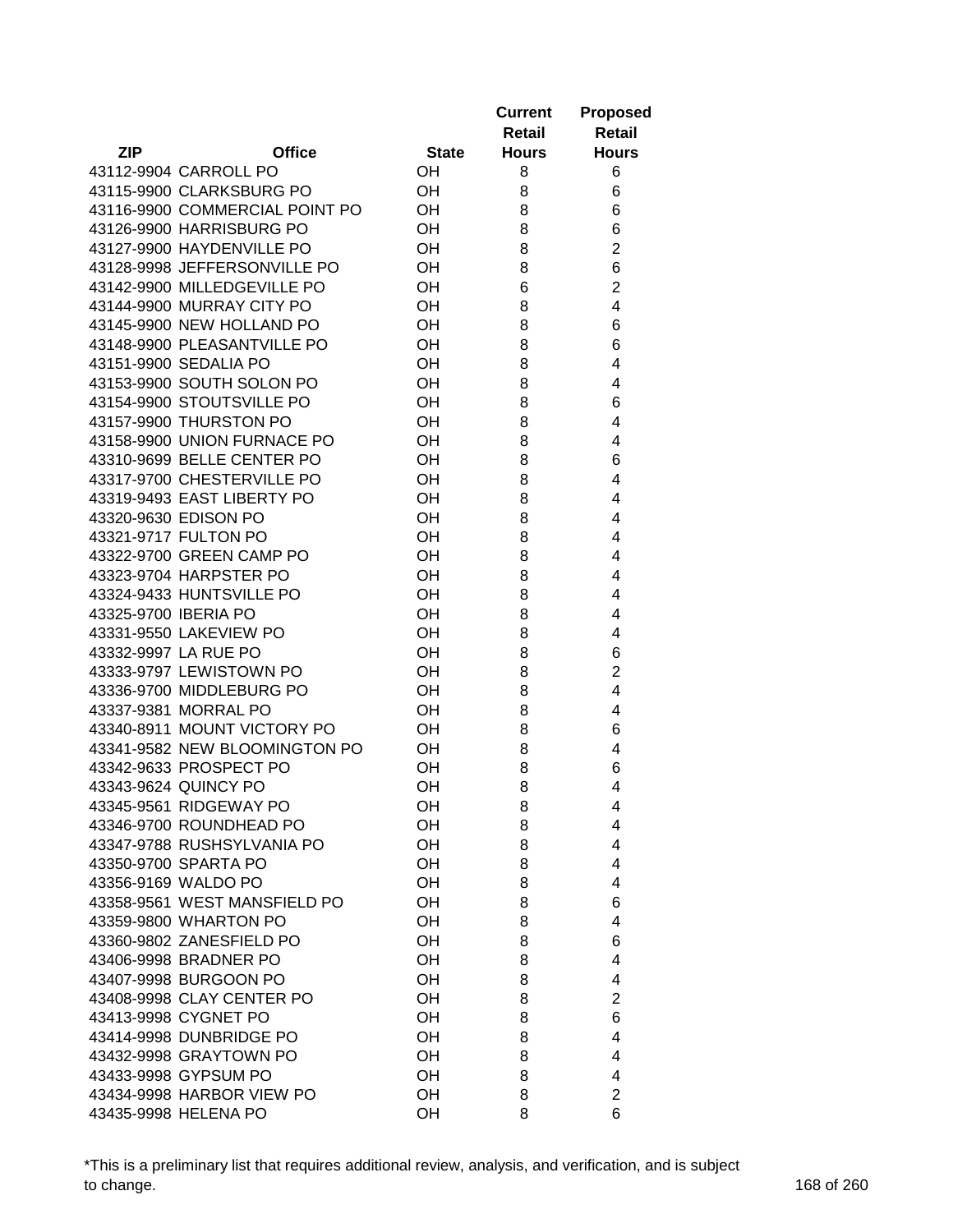| ZIP | Office | State | Current Retail Hours | Proposed Retail Hours |
|---|---|---|---|---|
| 43112-9904 | CARROLL PO | OH | 8 | 6 |
| 43115-9900 | CLARKSBURG PO | OH | 8 | 6 |
| 43116-9900 | COMMERCIAL POINT PO | OH | 8 | 6 |
| 43126-9900 | HARRISBURG PO | OH | 8 | 6 |
| 43127-9900 | HAYDENVILLE PO | OH | 8 | 2 |
| 43128-9998 | JEFFERSONVILLE PO | OH | 8 | 6 |
| 43142-9900 | MILLEDGEVILLE PO | OH | 6 | 2 |
| 43144-9900 | MURRAY CITY PO | OH | 8 | 4 |
| 43145-9900 | NEW HOLLAND PO | OH | 8 | 6 |
| 43148-9900 | PLEASANTVILLE PO | OH | 8 | 6 |
| 43151-9900 | SEDALIA PO | OH | 8 | 4 |
| 43153-9900 | SOUTH SOLON PO | OH | 8 | 4 |
| 43154-9900 | STOUTSVILLE PO | OH | 8 | 6 |
| 43157-9900 | THURSTON PO | OH | 8 | 4 |
| 43158-9900 | UNION FURNACE PO | OH | 8 | 4 |
| 43310-9699 | BELLE CENTER PO | OH | 8 | 6 |
| 43317-9700 | CHESTERVILLE PO | OH | 8 | 4 |
| 43319-9493 | EAST LIBERTY PO | OH | 8 | 4 |
| 43320-9630 | EDISON PO | OH | 8 | 4 |
| 43321-9717 | FULTON PO | OH | 8 | 4 |
| 43322-9700 | GREEN CAMP PO | OH | 8 | 4 |
| 43323-9704 | HARPSTER PO | OH | 8 | 4 |
| 43324-9433 | HUNTSVILLE PO | OH | 8 | 4 |
| 43325-9700 | IBERIA PO | OH | 8 | 4 |
| 43331-9550 | LAKEVIEW PO | OH | 8 | 4 |
| 43332-9997 | LA RUE PO | OH | 8 | 6 |
| 43333-9797 | LEWISTOWN PO | OH | 8 | 2 |
| 43336-9700 | MIDDLEBURG PO | OH | 8 | 4 |
| 43337-9381 | MORRAL PO | OH | 8 | 4 |
| 43340-8911 | MOUNT VICTORY PO | OH | 8 | 6 |
| 43341-9582 | NEW BLOOMINGTON PO | OH | 8 | 4 |
| 43342-9633 | PROSPECT PO | OH | 8 | 6 |
| 43343-9624 | QUINCY PO | OH | 8 | 4 |
| 43345-9561 | RIDGEWAY PO | OH | 8 | 4 |
| 43346-9700 | ROUNDHEAD PO | OH | 8 | 4 |
| 43347-9788 | RUSHSYLVANIA PO | OH | 8 | 4 |
| 43350-9700 | SPARTA PO | OH | 8 | 4 |
| 43356-9169 | WALDO PO | OH | 8 | 4 |
| 43358-9561 | WEST MANSFIELD PO | OH | 8 | 6 |
| 43359-9800 | WHARTON PO | OH | 8 | 4 |
| 43360-9802 | ZANESFIELD PO | OH | 8 | 6 |
| 43406-9998 | BRADNER PO | OH | 8 | 4 |
| 43407-9998 | BURGOON PO | OH | 8 | 4 |
| 43408-9998 | CLAY CENTER PO | OH | 8 | 2 |
| 43413-9998 | CYGNET PO | OH | 8 | 6 |
| 43414-9998 | DUNBRIDGE PO | OH | 8 | 4 |
| 43432-9998 | GRAYTOWN PO | OH | 8 | 4 |
| 43433-9998 | GYPSUM PO | OH | 8 | 4 |
| 43434-9998 | HARBOR VIEW PO | OH | 8 | 2 |
| 43435-9998 | HELENA PO | OH | 8 | 6 |

*This is a preliminary list that requires additional review, analysis, and verification, and is subject to change.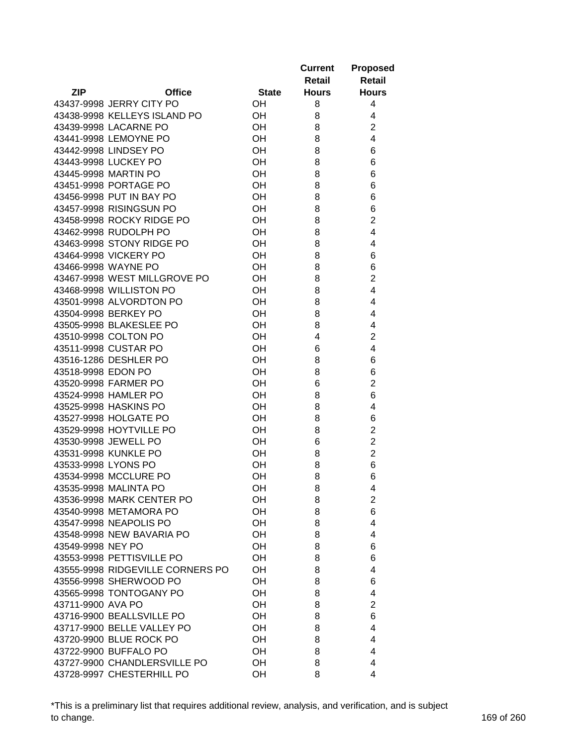| ZIP | Office | State | Current Retail Hours | Proposed Retail Hours |
|---|---|---|---|---|
| 43437-9998 | JERRY CITY PO | OH | 8 | 4 |
| 43438-9998 | KELLEYS ISLAND PO | OH | 8 | 4 |
| 43439-9998 | LACARNE PO | OH | 8 | 2 |
| 43441-9998 | LEMOYNE PO | OH | 8 | 4 |
| 43442-9998 | LINDSEY PO | OH | 8 | 6 |
| 43443-9998 | LUCKEY PO | OH | 8 | 6 |
| 43445-9998 | MARTIN PO | OH | 8 | 6 |
| 43451-9998 | PORTAGE PO | OH | 8 | 6 |
| 43456-9998 | PUT IN BAY PO | OH | 8 | 6 |
| 43457-9998 | RISINGSUN PO | OH | 8 | 6 |
| 43458-9998 | ROCKY RIDGE PO | OH | 8 | 2 |
| 43462-9998 | RUDOLPH PO | OH | 8 | 4 |
| 43463-9998 | STONY RIDGE PO | OH | 8 | 4 |
| 43464-9998 | VICKERY PO | OH | 8 | 6 |
| 43466-9998 | WAYNE PO | OH | 8 | 6 |
| 43467-9998 | WEST MILLGROVE PO | OH | 8 | 2 |
| 43468-9998 | WILLISTON PO | OH | 8 | 4 |
| 43501-9998 | ALVORDTON PO | OH | 8 | 4 |
| 43504-9998 | BERKEY PO | OH | 8 | 4 |
| 43505-9998 | BLAKESLEE PO | OH | 8 | 4 |
| 43510-9998 | COLTON PO | OH | 4 | 2 |
| 43511-9998 | CUSTAR PO | OH | 6 | 4 |
| 43516-1286 | DESHLER PO | OH | 8 | 6 |
| 43518-9998 | EDON PO | OH | 8 | 6 |
| 43520-9998 | FARMER PO | OH | 6 | 2 |
| 43524-9998 | HAMLER PO | OH | 8 | 6 |
| 43525-9998 | HASKINS PO | OH | 8 | 4 |
| 43527-9998 | HOLGATE PO | OH | 8 | 6 |
| 43529-9998 | HOYTVILLE PO | OH | 8 | 2 |
| 43530-9998 | JEWELL PO | OH | 6 | 2 |
| 43531-9998 | KUNKLE PO | OH | 8 | 2 |
| 43533-9998 | LYONS PO | OH | 8 | 6 |
| 43534-9998 | MCCLURE PO | OH | 8 | 6 |
| 43535-9998 | MALINTA PO | OH | 8 | 4 |
| 43536-9998 | MARK CENTER PO | OH | 8 | 2 |
| 43540-9998 | METAMORA PO | OH | 8 | 6 |
| 43547-9998 | NEAPOLIS PO | OH | 8 | 4 |
| 43548-9998 | NEW BAVARIA PO | OH | 8 | 4 |
| 43549-9998 | NEY PO | OH | 8 | 6 |
| 43553-9998 | PETTISVILLE PO | OH | 8 | 6 |
| 43555-9998 | RIDGEVILLE CORNERS PO | OH | 8 | 4 |
| 43556-9998 | SHERWOOD PO | OH | 8 | 6 |
| 43565-9998 | TONTOGANY PO | OH | 8 | 4 |
| 43711-9900 | AVA PO | OH | 8 | 2 |
| 43716-9900 | BEALLSVILLE PO | OH | 8 | 6 |
| 43717-9900 | BELLE VALLEY PO | OH | 8 | 4 |
| 43720-9900 | BLUE ROCK PO | OH | 8 | 4 |
| 43722-9900 | BUFFALO PO | OH | 8 | 4 |
| 43727-9900 | CHANDLERSVILLE PO | OH | 8 | 4 |
| 43728-9997 | CHESTERHILL PO | OH | 8 | 4 |

*This is a preliminary list that requires additional review, analysis, and verification, and is subject to change.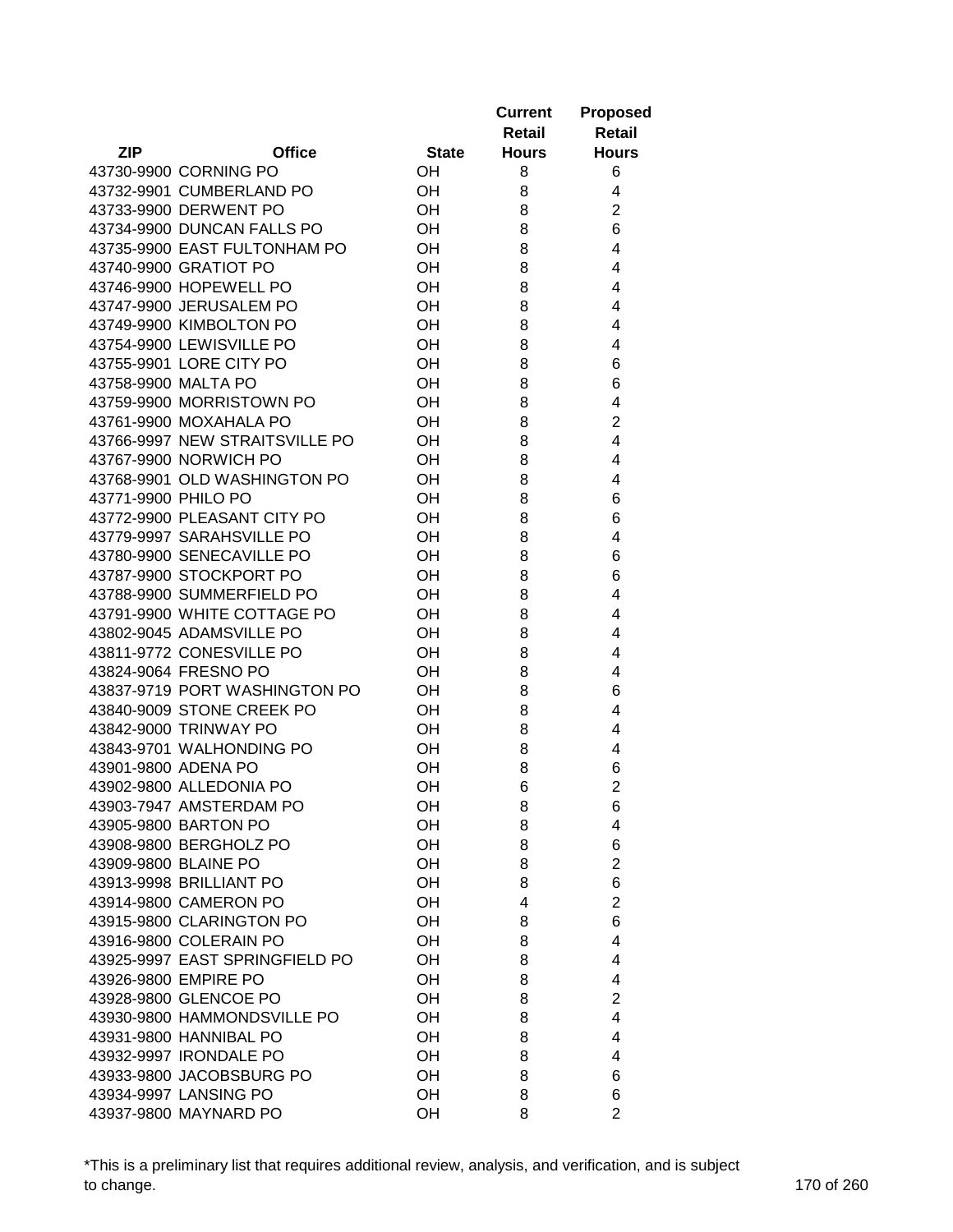| ZIP | Office | State | Current Retail Hours | Proposed Retail Hours |
|---|---|---|---|---|
| 43730-9900 | CORNING PO | OH | 8 | 6 |
| 43732-9901 | CUMBERLAND PO | OH | 8 | 4 |
| 43733-9900 | DERWENT PO | OH | 8 | 2 |
| 43734-9900 | DUNCAN FALLS PO | OH | 8 | 6 |
| 43735-9900 | EAST FULTONHAM PO | OH | 8 | 4 |
| 43740-9900 | GRATIOT PO | OH | 8 | 4 |
| 43746-9900 | HOPEWELL PO | OH | 8 | 4 |
| 43747-9900 | JERUSALEM PO | OH | 8 | 4 |
| 43749-9900 | KIMBOLTON PO | OH | 8 | 4 |
| 43754-9900 | LEWISVILLE PO | OH | 8 | 4 |
| 43755-9901 | LORE CITY PO | OH | 8 | 6 |
| 43758-9900 | MALTA PO | OH | 8 | 6 |
| 43759-9900 | MORRISTOWN PO | OH | 8 | 4 |
| 43761-9900 | MOXAHALA PO | OH | 8 | 2 |
| 43766-9997 | NEW STRAITSVILLE PO | OH | 8 | 4 |
| 43767-9900 | NORWICH PO | OH | 8 | 4 |
| 43768-9901 | OLD WASHINGTON PO | OH | 8 | 4 |
| 43771-9900 | PHILO PO | OH | 8 | 6 |
| 43772-9900 | PLEASANT CITY PO | OH | 8 | 6 |
| 43779-9997 | SARAHSVILLE PO | OH | 8 | 4 |
| 43780-9900 | SENECAVILLE PO | OH | 8 | 6 |
| 43787-9900 | STOCKPORT PO | OH | 8 | 6 |
| 43788-9900 | SUMMERFIELD PO | OH | 8 | 4 |
| 43791-9900 | WHITE COTTAGE PO | OH | 8 | 4 |
| 43802-9045 | ADAMSVILLE PO | OH | 8 | 4 |
| 43811-9772 | CONESVILLE PO | OH | 8 | 4 |
| 43824-9064 | FRESNO PO | OH | 8 | 4 |
| 43837-9719 | PORT WASHINGTON PO | OH | 8 | 6 |
| 43840-9009 | STONE CREEK PO | OH | 8 | 4 |
| 43842-9000 | TRINWAY PO | OH | 8 | 4 |
| 43843-9701 | WALHONDING PO | OH | 8 | 4 |
| 43901-9800 | ADENA PO | OH | 8 | 6 |
| 43902-9800 | ALLEDONIA PO | OH | 6 | 2 |
| 43903-7947 | AMSTERDAM PO | OH | 8 | 6 |
| 43905-9800 | BARTON PO | OH | 8 | 4 |
| 43908-9800 | BERGHOLZ PO | OH | 8 | 6 |
| 43909-9800 | BLAINE PO | OH | 8 | 2 |
| 43913-9998 | BRILLIANT PO | OH | 8 | 6 |
| 43914-9800 | CAMERON PO | OH | 4 | 2 |
| 43915-9800 | CLARINGTON PO | OH | 8 | 6 |
| 43916-9800 | COLERAIN PO | OH | 8 | 4 |
| 43925-9997 | EAST SPRINGFIELD PO | OH | 8 | 4 |
| 43926-9800 | EMPIRE PO | OH | 8 | 4 |
| 43928-9800 | GLENCOE PO | OH | 8 | 2 |
| 43930-9800 | HAMMONDSVILLE PO | OH | 8 | 4 |
| 43931-9800 | HANNIBAL PO | OH | 8 | 4 |
| 43932-9997 | IRONDALE PO | OH | 8 | 4 |
| 43933-9800 | JACOBSBURG PO | OH | 8 | 6 |
| 43934-9997 | LANSING PO | OH | 8 | 6 |
| 43937-9800 | MAYNARD PO | OH | 8 | 2 |

*This is a preliminary list that requires additional review, analysis, and verification, and is subject to change.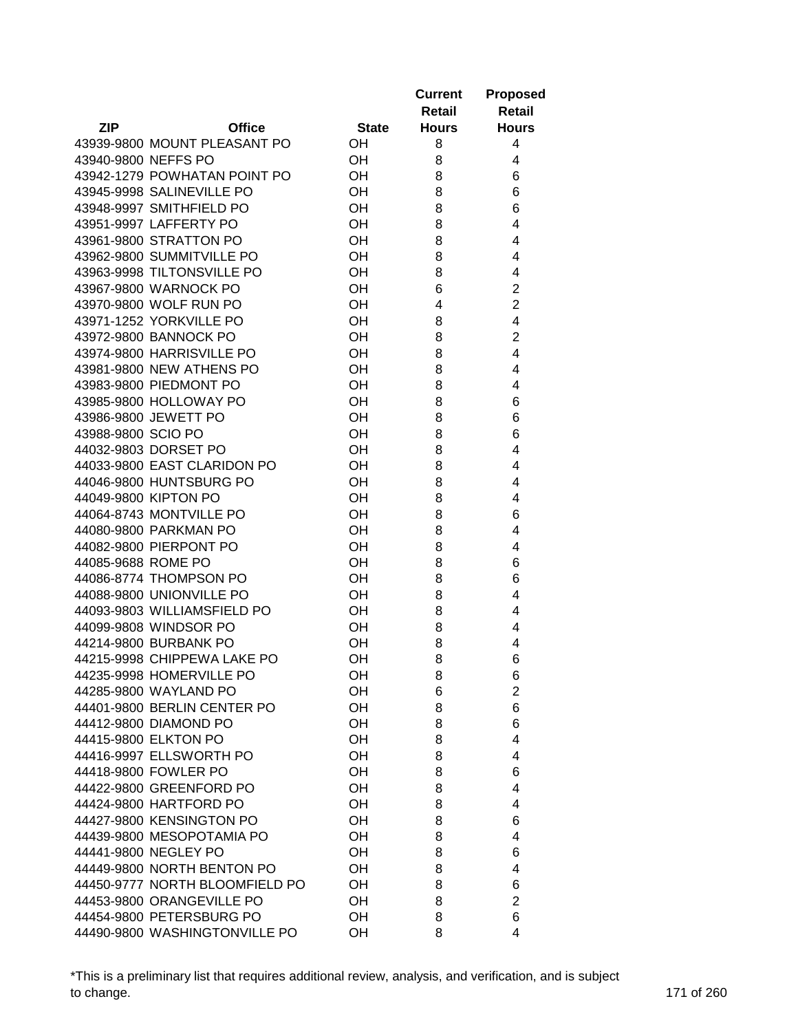| ZIP | Office | State | Current Retail Hours | Proposed Retail Hours |
|---|---|---|---|---|
| 43939-9800 | MOUNT PLEASANT PO | OH | 8 | 4 |
| 43940-9800 | NEFFS PO | OH | 8 | 4 |
| 43942-1279 | POWHATAN POINT PO | OH | 8 | 6 |
| 43945-9998 | SALINEVILLE PO | OH | 8 | 6 |
| 43948-9997 | SMITHFIELD PO | OH | 8 | 6 |
| 43951-9997 | LAFFERTY PO | OH | 8 | 4 |
| 43961-9800 | STRATTON PO | OH | 8 | 4 |
| 43962-9800 | SUMMITVILLE PO | OH | 8 | 4 |
| 43963-9998 | TILTONSVILLE PO | OH | 8 | 4 |
| 43967-9800 | WARNOCK PO | OH | 6 | 2 |
| 43970-9800 | WOLF RUN PO | OH | 4 | 2 |
| 43971-1252 | YORKVILLE PO | OH | 8 | 4 |
| 43972-9800 | BANNOCK PO | OH | 8 | 2 |
| 43974-9800 | HARRISVILLE PO | OH | 8 | 4 |
| 43981-9800 | NEW ATHENS PO | OH | 8 | 4 |
| 43983-9800 | PIEDMONT PO | OH | 8 | 4 |
| 43985-9800 | HOLLOWAY PO | OH | 8 | 6 |
| 43986-9800 | JEWETT PO | OH | 8 | 6 |
| 43988-9800 | SCIO PO | OH | 8 | 6 |
| 44032-9803 | DORSET PO | OH | 8 | 4 |
| 44033-9800 | EAST CLARIDON PO | OH | 8 | 4 |
| 44046-9800 | HUNTSBURG PO | OH | 8 | 4 |
| 44049-9800 | KIPTON PO | OH | 8 | 4 |
| 44064-8743 | MONTVILLE PO | OH | 8 | 6 |
| 44080-9800 | PARKMAN PO | OH | 8 | 4 |
| 44082-9800 | PIERPONT PO | OH | 8 | 4 |
| 44085-9688 | ROME PO | OH | 8 | 6 |
| 44086-8774 | THOMPSON PO | OH | 8 | 6 |
| 44088-9800 | UNIONVILLE PO | OH | 8 | 4 |
| 44093-9803 | WILLIAMSFIELD PO | OH | 8 | 4 |
| 44099-9808 | WINDSOR PO | OH | 8 | 4 |
| 44214-9800 | BURBANK PO | OH | 8 | 4 |
| 44215-9998 | CHIPPEWA LAKE PO | OH | 8 | 6 |
| 44235-9998 | HOMERVILLE PO | OH | 8 | 6 |
| 44285-9800 | WAYLAND PO | OH | 6 | 2 |
| 44401-9800 | BERLIN CENTER PO | OH | 8 | 6 |
| 44412-9800 | DIAMOND PO | OH | 8 | 6 |
| 44415-9800 | ELKTON PO | OH | 8 | 4 |
| 44416-9997 | ELLSWORTH PO | OH | 8 | 4 |
| 44418-9800 | FOWLER PO | OH | 8 | 6 |
| 44422-9800 | GREENFORD PO | OH | 8 | 4 |
| 44424-9800 | HARTFORD PO | OH | 8 | 4 |
| 44427-9800 | KENSINGTON PO | OH | 8 | 6 |
| 44439-9800 | MESOPOTAMIA PO | OH | 8 | 4 |
| 44441-9800 | NEGLEY PO | OH | 8 | 6 |
| 44449-9800 | NORTH BENTON PO | OH | 8 | 4 |
| 44450-9777 | NORTH BLOOMFIELD PO | OH | 8 | 6 |
| 44453-9800 | ORANGEVILLE PO | OH | 8 | 2 |
| 44454-9800 | PETERSBURG PO | OH | 8 | 6 |
| 44490-9800 | WASHINGTONVILLE PO | OH | 8 | 4 |

*This is a preliminary list that requires additional review, analysis, and verification, and is subject to change.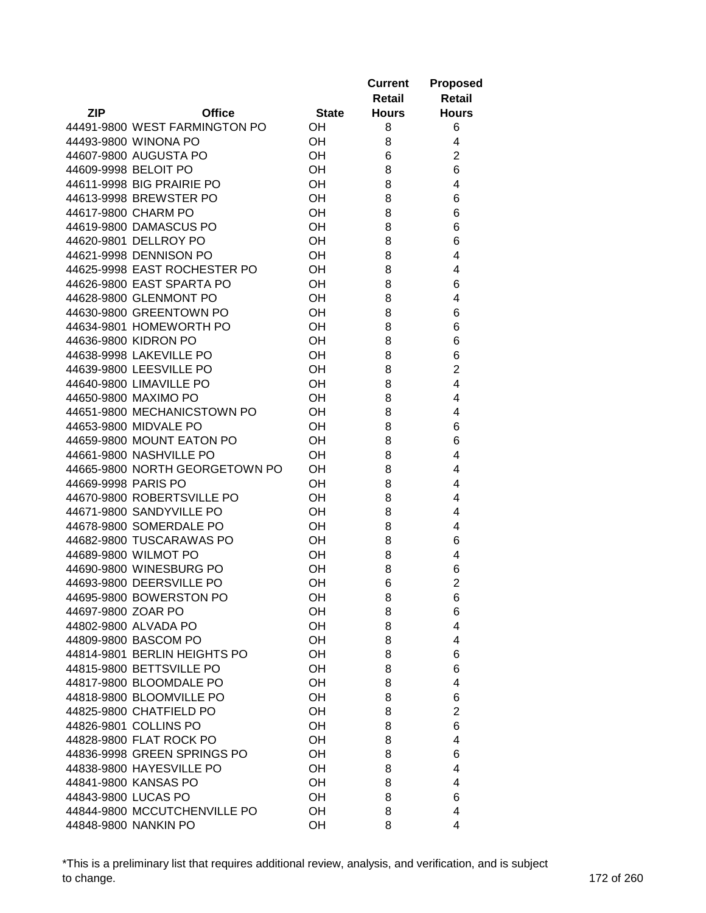| ZIP | Office | State | Current Retail Hours | Proposed Retail Hours |
|---|---|---|---|---|
| 44491-9800 | WEST FARMINGTON PO | OH | 8 | 6 |
| 44493-9800 | WINONA PO | OH | 8 | 4 |
| 44607-9800 | AUGUSTA PO | OH | 6 | 2 |
| 44609-9998 | BELOIT PO | OH | 8 | 6 |
| 44611-9998 | BIG PRAIRIE PO | OH | 8 | 4 |
| 44613-9998 | BREWSTER PO | OH | 8 | 6 |
| 44617-9800 | CHARM PO | OH | 8 | 6 |
| 44619-9800 | DAMASCUS PO | OH | 8 | 6 |
| 44620-9801 | DELLROY PO | OH | 8 | 6 |
| 44621-9998 | DENNISON PO | OH | 8 | 4 |
| 44625-9998 | EAST ROCHESTER PO | OH | 8 | 4 |
| 44626-9800 | EAST SPARTA PO | OH | 8 | 6 |
| 44628-9800 | GLENMONT PO | OH | 8 | 4 |
| 44630-9800 | GREENTOWN PO | OH | 8 | 6 |
| 44634-9801 | HOMEWORTH PO | OH | 8 | 6 |
| 44636-9800 | KIDRON PO | OH | 8 | 6 |
| 44638-9998 | LAKEVILLE PO | OH | 8 | 6 |
| 44639-9800 | LEESVILLE PO | OH | 8 | 2 |
| 44640-9800 | LIMAVILLE PO | OH | 8 | 4 |
| 44650-9800 | MAXIMO PO | OH | 8 | 4 |
| 44651-9800 | MECHANICSTOWN PO | OH | 8 | 4 |
| 44653-9800 | MIDVALE PO | OH | 8 | 6 |
| 44659-9800 | MOUNT EATON PO | OH | 8 | 6 |
| 44661-9800 | NASHVILLE PO | OH | 8 | 4 |
| 44665-9800 | NORTH GEORGETOWN PO | OH | 8 | 4 |
| 44669-9998 | PARIS PO | OH | 8 | 4 |
| 44670-9800 | ROBERTSVILLE PO | OH | 8 | 4 |
| 44671-9800 | SANDYVILLE PO | OH | 8 | 4 |
| 44678-9800 | SOMERDALE PO | OH | 8 | 4 |
| 44682-9800 | TUSCARAWAS PO | OH | 8 | 6 |
| 44689-9800 | WILMOT PO | OH | 8 | 4 |
| 44690-9800 | WINESBURG PO | OH | 8 | 6 |
| 44693-9800 | DEERSVILLE PO | OH | 6 | 2 |
| 44695-9800 | BOWERSTON PO | OH | 8 | 6 |
| 44697-9800 | ZOAR PO | OH | 8 | 6 |
| 44802-9800 | ALVADA PO | OH | 8 | 4 |
| 44809-9800 | BASCOM PO | OH | 8 | 4 |
| 44814-9801 | BERLIN HEIGHTS PO | OH | 8 | 6 |
| 44815-9800 | BETTSVILLE PO | OH | 8 | 6 |
| 44817-9800 | BLOOMDALE PO | OH | 8 | 4 |
| 44818-9800 | BLOOMVILLE PO | OH | 8 | 6 |
| 44825-9800 | CHATFIELD PO | OH | 8 | 2 |
| 44826-9801 | COLLINS PO | OH | 8 | 6 |
| 44828-9800 | FLAT ROCK PO | OH | 8 | 4 |
| 44836-9998 | GREEN SPRINGS PO | OH | 8 | 6 |
| 44838-9800 | HAYESVILLE PO | OH | 8 | 4 |
| 44841-9800 | KANSAS PO | OH | 8 | 4 |
| 44843-9800 | LUCAS PO | OH | 8 | 6 |
| 44844-9800 | MCCUTCHENVILLE PO | OH | 8 | 4 |
| 44848-9800 | NANKIN PO | OH | 8 | 4 |

*This is a preliminary list that requires additional review, analysis, and verification, and is subject to change.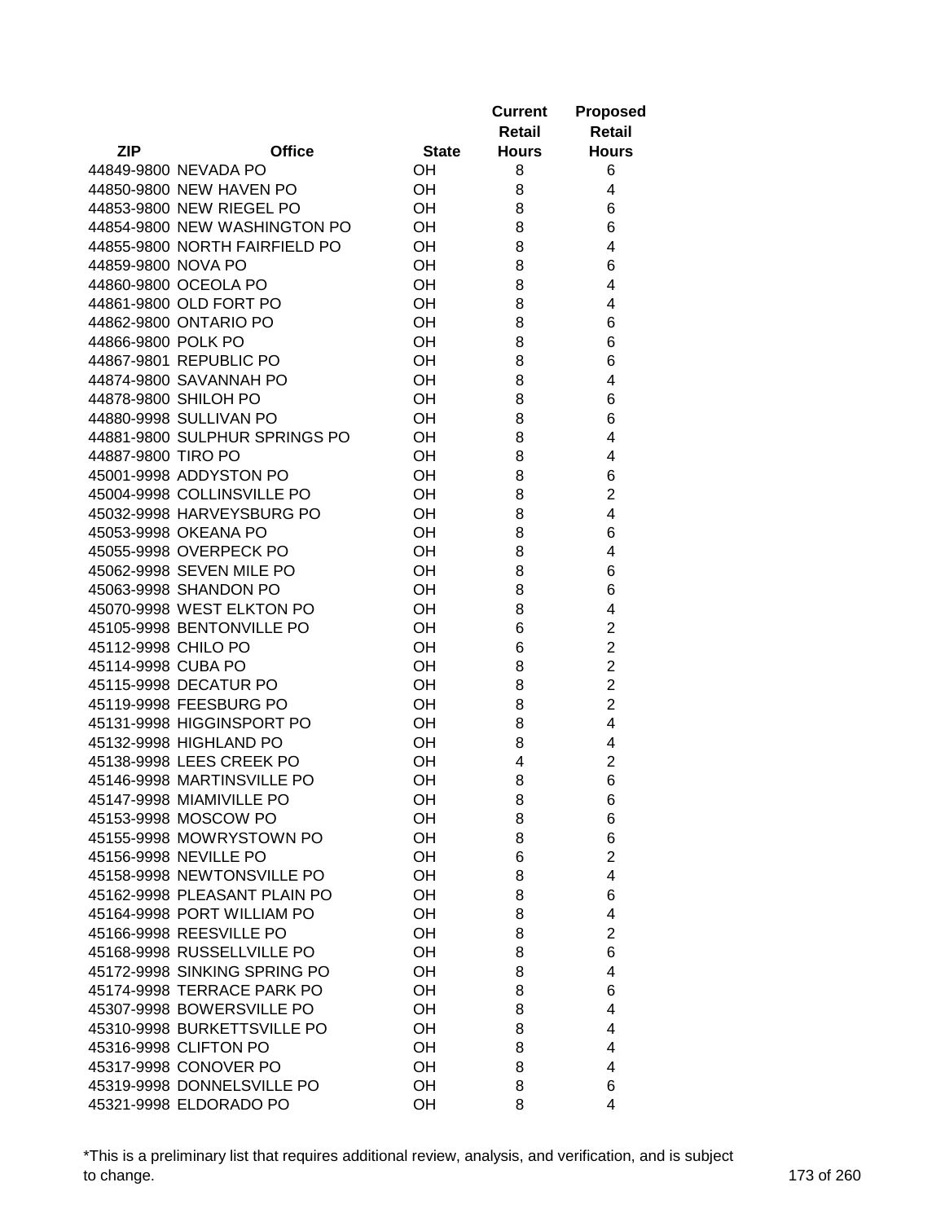| ZIP | Office | State | Current Retail Hours | Proposed Retail Hours |
|---|---|---|---|---|
| 44849-9800 | NEVADA PO | OH | 8 | 6 |
| 44850-9800 | NEW HAVEN PO | OH | 8 | 4 |
| 44853-9800 | NEW RIEGEL PO | OH | 8 | 6 |
| 44854-9800 | NEW WASHINGTON PO | OH | 8 | 6 |
| 44855-9800 | NORTH FAIRFIELD PO | OH | 8 | 4 |
| 44859-9800 | NOVA PO | OH | 8 | 6 |
| 44860-9800 | OCEOLA PO | OH | 8 | 4 |
| 44861-9800 | OLD FORT PO | OH | 8 | 4 |
| 44862-9800 | ONTARIO PO | OH | 8 | 6 |
| 44866-9800 | POLK PO | OH | 8 | 6 |
| 44867-9801 | REPUBLIC PO | OH | 8 | 6 |
| 44874-9800 | SAVANNAH PO | OH | 8 | 4 |
| 44878-9800 | SHILOH PO | OH | 8 | 6 |
| 44880-9998 | SULLIVAN PO | OH | 8 | 6 |
| 44881-9800 | SULPHUR SPRINGS PO | OH | 8 | 4 |
| 44887-9800 | TIRO PO | OH | 8 | 4 |
| 45001-9998 | ADDYSTON PO | OH | 8 | 6 |
| 45004-9998 | COLLINSVILLE PO | OH | 8 | 2 |
| 45032-9998 | HARVEYSBURG PO | OH | 8 | 4 |
| 45053-9998 | OKEANA PO | OH | 8 | 6 |
| 45055-9998 | OVERPECK PO | OH | 8 | 4 |
| 45062-9998 | SEVEN MILE PO | OH | 8 | 6 |
| 45063-9998 | SHANDON PO | OH | 8 | 6 |
| 45070-9998 | WEST ELKTON PO | OH | 8 | 4 |
| 45105-9998 | BENTONVILLE PO | OH | 6 | 2 |
| 45112-9998 | CHILO PO | OH | 6 | 2 |
| 45114-9998 | CUBA PO | OH | 8 | 2 |
| 45115-9998 | DECATUR PO | OH | 8 | 2 |
| 45119-9998 | FEESBURG PO | OH | 8 | 2 |
| 45131-9998 | HIGGINSPORT PO | OH | 8 | 4 |
| 45132-9998 | HIGHLAND PO | OH | 8 | 4 |
| 45138-9998 | LEES CREEK PO | OH | 4 | 2 |
| 45146-9998 | MARTINSVILLE PO | OH | 8 | 6 |
| 45147-9998 | MIAMIVILLE PO | OH | 8 | 6 |
| 45153-9998 | MOSCOW PO | OH | 8 | 6 |
| 45155-9998 | MOWRYSTOWN PO | OH | 8 | 6 |
| 45156-9998 | NEVILLE PO | OH | 6 | 2 |
| 45158-9998 | NEWTONSVILLE PO | OH | 8 | 4 |
| 45162-9998 | PLEASANT PLAIN PO | OH | 8 | 6 |
| 45164-9998 | PORT WILLIAM PO | OH | 8 | 4 |
| 45166-9998 | REESVILLE PO | OH | 8 | 2 |
| 45168-9998 | RUSSELLVILLE PO | OH | 8 | 6 |
| 45172-9998 | SINKING SPRING PO | OH | 8 | 4 |
| 45174-9998 | TERRACE PARK PO | OH | 8 | 6 |
| 45307-9998 | BOWERSVILLE PO | OH | 8 | 4 |
| 45310-9998 | BURKETTSVILLE PO | OH | 8 | 4 |
| 45316-9998 | CLIFTON PO | OH | 8 | 4 |
| 45317-9998 | CONOVER PO | OH | 8 | 4 |
| 45319-9998 | DONNELSVILLE PO | OH | 8 | 6 |
| 45321-9998 | ELDORADO PO | OH | 8 | 4 |

*This is a preliminary list that requires additional review, analysis, and verification, and is subject to change.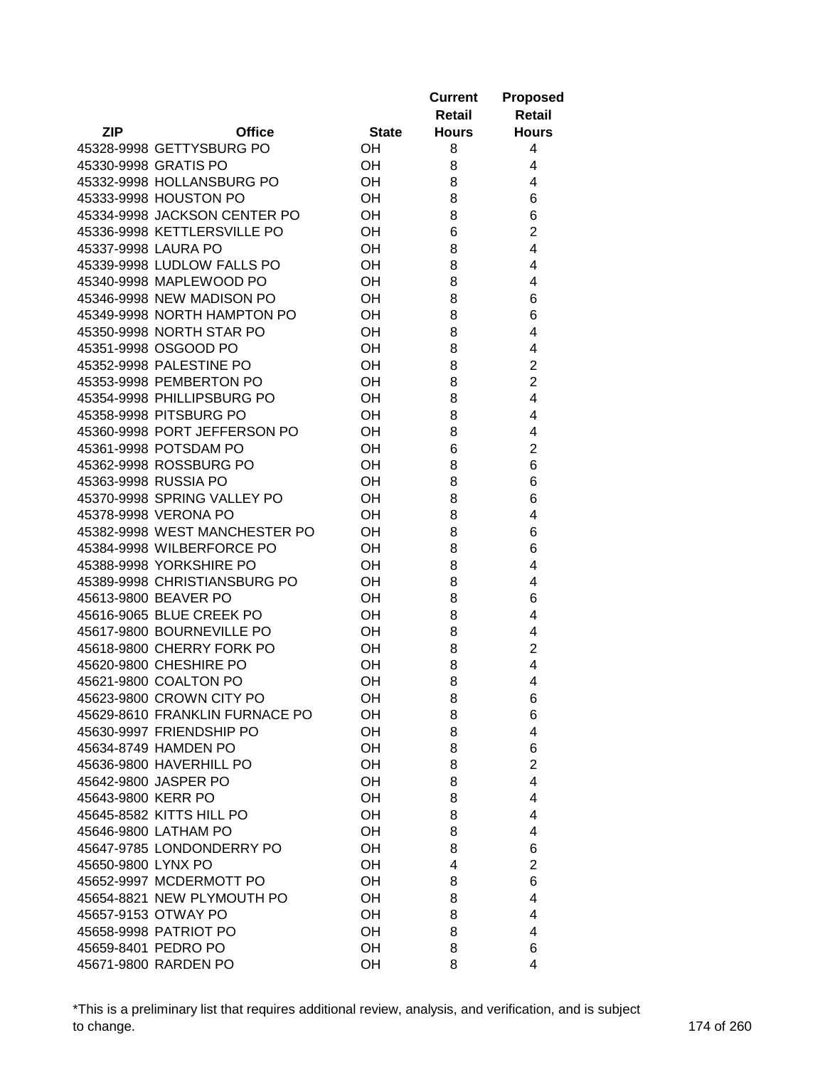| ZIP | Office | State | Current Retail Hours | Proposed Retail Hours |
|---|---|---|---|---|
| 45328-9998 | GETTYSBURG PO | OH | 8 | 4 |
| 45330-9998 | GRATIS PO | OH | 8 | 4 |
| 45332-9998 | HOLLANSBURG PO | OH | 8 | 4 |
| 45333-9998 | HOUSTON PO | OH | 8 | 6 |
| 45334-9998 | JACKSON CENTER PO | OH | 8 | 6 |
| 45336-9998 | KETTLERSVILLE PO | OH | 6 | 2 |
| 45337-9998 | LAURA PO | OH | 8 | 4 |
| 45339-9998 | LUDLOW FALLS PO | OH | 8 | 4 |
| 45340-9998 | MAPLEWOOD PO | OH | 8 | 4 |
| 45346-9998 | NEW MADISON PO | OH | 8 | 6 |
| 45349-9998 | NORTH HAMPTON PO | OH | 8 | 6 |
| 45350-9998 | NORTH STAR PO | OH | 8 | 4 |
| 45351-9998 | OSGOOD PO | OH | 8 | 4 |
| 45352-9998 | PALESTINE PO | OH | 8 | 2 |
| 45353-9998 | PEMBERTON PO | OH | 8 | 2 |
| 45354-9998 | PHILLIPSBURG PO | OH | 8 | 4 |
| 45358-9998 | PITSBURG PO | OH | 8 | 4 |
| 45360-9998 | PORT JEFFERSON PO | OH | 8 | 4 |
| 45361-9998 | POTSDAM PO | OH | 6 | 2 |
| 45362-9998 | ROSSBURG PO | OH | 8 | 6 |
| 45363-9998 | RUSSIA PO | OH | 8 | 6 |
| 45370-9998 | SPRING VALLEY PO | OH | 8 | 6 |
| 45378-9998 | VERONA PO | OH | 8 | 4 |
| 45382-9998 | WEST MANCHESTER PO | OH | 8 | 6 |
| 45384-9998 | WILBERFORCE PO | OH | 8 | 6 |
| 45388-9998 | YORKSHIRE PO | OH | 8 | 4 |
| 45389-9998 | CHRISTIANSBURG PO | OH | 8 | 4 |
| 45613-9800 | BEAVER PO | OH | 8 | 6 |
| 45616-9065 | BLUE CREEK PO | OH | 8 | 4 |
| 45617-9800 | BOURNEVILLE PO | OH | 8 | 4 |
| 45618-9800 | CHERRY FORK PO | OH | 8 | 2 |
| 45620-9800 | CHESHIRE PO | OH | 8 | 4 |
| 45621-9800 | COALTON PO | OH | 8 | 4 |
| 45623-9800 | CROWN CITY PO | OH | 8 | 6 |
| 45629-8610 | FRANKLIN FURNACE PO | OH | 8 | 6 |
| 45630-9997 | FRIENDSHIP PO | OH | 8 | 4 |
| 45634-8749 | HAMDEN PO | OH | 8 | 6 |
| 45636-9800 | HAVERHILL PO | OH | 8 | 2 |
| 45642-9800 | JASPER PO | OH | 8 | 4 |
| 45643-9800 | KERR PO | OH | 8 | 4 |
| 45645-8582 | KITTS HILL PO | OH | 8 | 4 |
| 45646-9800 | LATHAM PO | OH | 8 | 4 |
| 45647-9785 | LONDONDERRY PO | OH | 8 | 6 |
| 45650-9800 | LYNX PO | OH | 4 | 2 |
| 45652-9997 | MCDERMOTT PO | OH | 8 | 6 |
| 45654-8821 | NEW PLYMOUTH PO | OH | 8 | 4 |
| 45657-9153 | OTWAY PO | OH | 8 | 4 |
| 45658-9998 | PATRIOT PO | OH | 8 | 4 |
| 45659-8401 | PEDRO PO | OH | 8 | 6 |
| 45671-9800 | RARDEN PO | OH | 8 | 4 |

*This is a preliminary list that requires additional review, analysis, and verification, and is subject to change.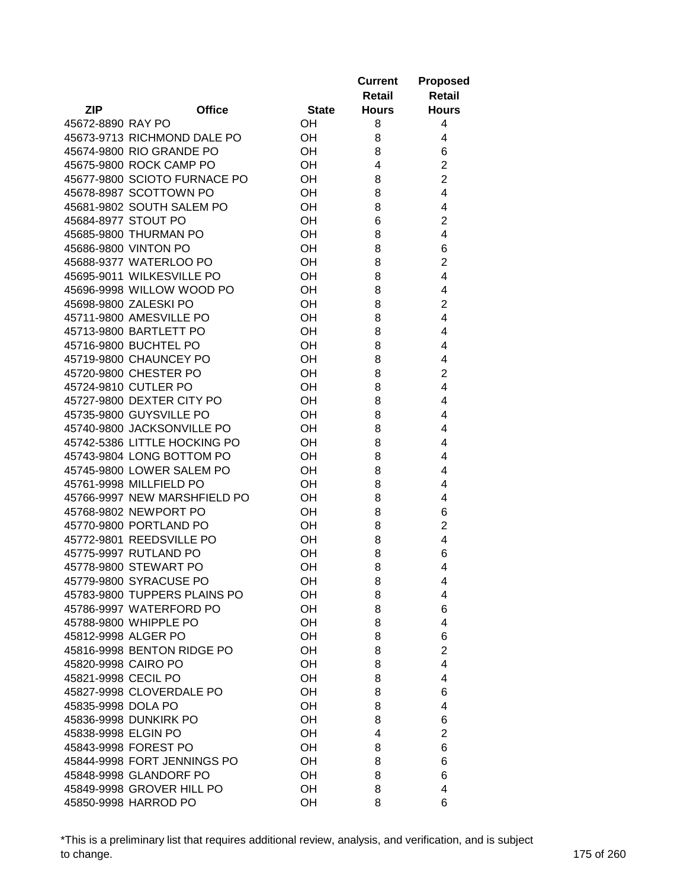| ZIP | Office | State | Current Retail Hours | Proposed Retail Hours |
|---|---|---|---|---|
| 45672-8890 | RAY PO | OH | 8 | 4 |
| 45673-9713 | RICHMOND DALE PO | OH | 8 | 4 |
| 45674-9800 | RIO GRANDE PO | OH | 8 | 6 |
| 45675-9800 | ROCK CAMP PO | OH | 4 | 2 |
| 45677-9800 | SCIOTO FURNACE PO | OH | 8 | 2 |
| 45678-8987 | SCOTTOWN PO | OH | 8 | 4 |
| 45681-9802 | SOUTH SALEM PO | OH | 8 | 4 |
| 45684-8977 | STOUT PO | OH | 6 | 2 |
| 45685-9800 | THURMAN PO | OH | 8 | 4 |
| 45686-9800 | VINTON PO | OH | 8 | 6 |
| 45688-9377 | WATERLOO PO | OH | 8 | 2 |
| 45695-9011 | WILKESVILLE PO | OH | 8 | 4 |
| 45696-9998 | WILLOW WOOD PO | OH | 8 | 4 |
| 45698-9800 | ZALESKI PO | OH | 8 | 2 |
| 45711-9800 | AMESVILLE PO | OH | 8 | 4 |
| 45713-9800 | BARTLETT PO | OH | 8 | 4 |
| 45716-9800 | BUCHTEL PO | OH | 8 | 4 |
| 45719-9800 | CHAUNCEY PO | OH | 8 | 4 |
| 45720-9800 | CHESTER PO | OH | 8 | 2 |
| 45724-9810 | CUTLER PO | OH | 8 | 4 |
| 45727-9800 | DEXTER CITY PO | OH | 8 | 4 |
| 45735-9800 | GUYSVILLE PO | OH | 8 | 4 |
| 45740-9800 | JACKSONVILLE PO | OH | 8 | 4 |
| 45742-5386 | LITTLE HOCKING PO | OH | 8 | 4 |
| 45743-9804 | LONG BOTTOM PO | OH | 8 | 4 |
| 45745-9800 | LOWER SALEM PO | OH | 8 | 4 |
| 45761-9998 | MILLFIELD PO | OH | 8 | 4 |
| 45766-9997 | NEW MARSHFIELD PO | OH | 8 | 4 |
| 45768-9802 | NEWPORT PO | OH | 8 | 6 |
| 45770-9800 | PORTLAND PO | OH | 8 | 2 |
| 45772-9801 | REEDSVILLE PO | OH | 8 | 4 |
| 45775-9997 | RUTLAND PO | OH | 8 | 6 |
| 45778-9800 | STEWART PO | OH | 8 | 4 |
| 45779-9800 | SYRACUSE PO | OH | 8 | 4 |
| 45783-9800 | TUPPERS PLAINS PO | OH | 8 | 4 |
| 45786-9997 | WATERFORD PO | OH | 8 | 6 |
| 45788-9800 | WHIPPLE PO | OH | 8 | 4 |
| 45812-9998 | ALGER PO | OH | 8 | 6 |
| 45816-9998 | BENTON RIDGE PO | OH | 8 | 2 |
| 45820-9998 | CAIRO PO | OH | 8 | 4 |
| 45821-9998 | CECIL PO | OH | 8 | 4 |
| 45827-9998 | CLOVERDALE PO | OH | 8 | 6 |
| 45835-9998 | DOLA PO | OH | 8 | 4 |
| 45836-9998 | DUNKIRK PO | OH | 8 | 6 |
| 45838-9998 | ELGIN PO | OH | 4 | 2 |
| 45843-9998 | FOREST PO | OH | 8 | 6 |
| 45844-9998 | FORT JENNINGS PO | OH | 8 | 6 |
| 45848-9998 | GLANDORF PO | OH | 8 | 6 |
| 45849-9998 | GROVER HILL PO | OH | 8 | 4 |
| 45850-9998 | HARROD PO | OH | 8 | 6 |

*This is a preliminary list that requires additional review, analysis, and verification, and is subject to change.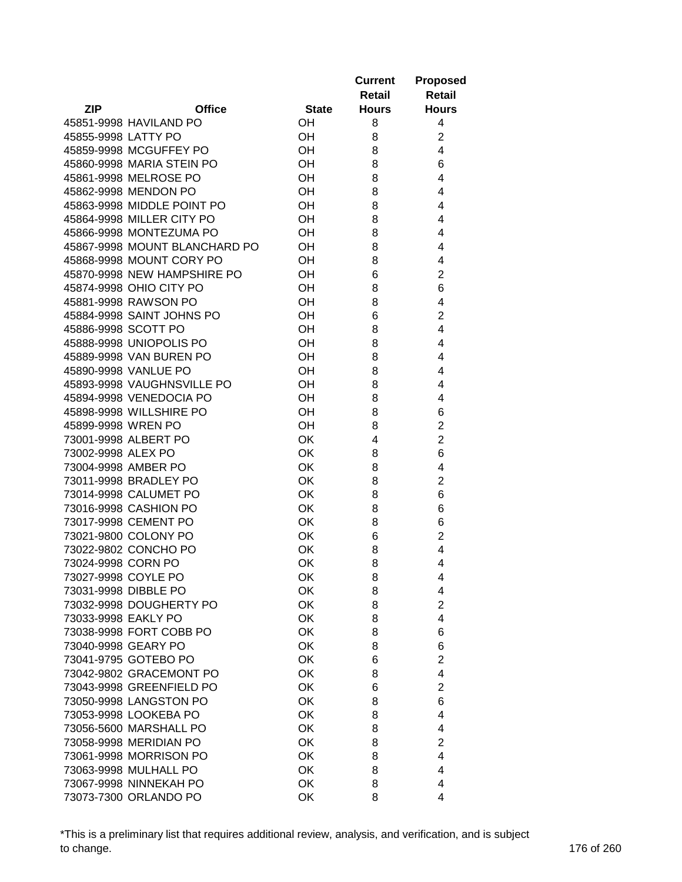| ZIP | Office | State | Current Retail Hours | Proposed Retail Hours |
|---|---|---|---|---|
| 45851-9998 | HAVILAND PO | OH | 8 | 4 |
| 45855-9998 | LATTY PO | OH | 8 | 2 |
| 45859-9998 | MCGUFFEY PO | OH | 8 | 4 |
| 45860-9998 | MARIA STEIN PO | OH | 8 | 6 |
| 45861-9998 | MELROSE PO | OH | 8 | 4 |
| 45862-9998 | MENDON PO | OH | 8 | 4 |
| 45863-9998 | MIDDLE POINT PO | OH | 8 | 4 |
| 45864-9998 | MILLER CITY PO | OH | 8 | 4 |
| 45866-9998 | MONTEZUMA PO | OH | 8 | 4 |
| 45867-9998 | MOUNT BLANCHARD PO | OH | 8 | 4 |
| 45868-9998 | MOUNT CORY PO | OH | 8 | 4 |
| 45870-9998 | NEW HAMPSHIRE PO | OH | 6 | 2 |
| 45874-9998 | OHIO CITY PO | OH | 8 | 6 |
| 45881-9998 | RAWSON PO | OH | 8 | 4 |
| 45884-9998 | SAINT JOHNS PO | OH | 6 | 2 |
| 45886-9998 | SCOTT PO | OH | 8 | 4 |
| 45888-9998 | UNIOPOLIS PO | OH | 8 | 4 |
| 45889-9998 | VAN BUREN PO | OH | 8 | 4 |
| 45890-9998 | VANLUE PO | OH | 8 | 4 |
| 45893-9998 | VAUGHNSVILLE PO | OH | 8 | 4 |
| 45894-9998 | VENEDOCIA PO | OH | 8 | 4 |
| 45898-9998 | WILLSHIRE PO | OH | 8 | 6 |
| 45899-9998 | WREN PO | OH | 8 | 2 |
| 73001-9998 | ALBERT PO | OK | 4 | 2 |
| 73002-9998 | ALEX PO | OK | 8 | 6 |
| 73004-9998 | AMBER PO | OK | 8 | 4 |
| 73011-9998 | BRADLEY PO | OK | 8 | 2 |
| 73014-9998 | CALUMET PO | OK | 8 | 6 |
| 73016-9998 | CASHION PO | OK | 8 | 6 |
| 73017-9998 | CEMENT PO | OK | 8 | 6 |
| 73021-9800 | COLONY PO | OK | 6 | 2 |
| 73022-9802 | CONCHO PO | OK | 8 | 4 |
| 73024-9998 | CORN PO | OK | 8 | 4 |
| 73027-9998 | COYLE PO | OK | 8 | 4 |
| 73031-9998 | DIBBLE PO | OK | 8 | 4 |
| 73032-9998 | DOUGHERTY PO | OK | 8 | 2 |
| 73033-9998 | EAKLY PO | OK | 8 | 4 |
| 73038-9998 | FORT COBB PO | OK | 8 | 6 |
| 73040-9998 | GEARY PO | OK | 8 | 6 |
| 73041-9795 | GOTEBO PO | OK | 6 | 2 |
| 73042-9802 | GRACEMONT PO | OK | 8 | 4 |
| 73043-9998 | GREENFIELD PO | OK | 6 | 2 |
| 73050-9998 | LANGSTON PO | OK | 8 | 6 |
| 73053-9998 | LOOKEBA PO | OK | 8 | 4 |
| 73056-5600 | MARSHALL PO | OK | 8 | 4 |
| 73058-9998 | MERIDIAN PO | OK | 8 | 2 |
| 73061-9998 | MORRISON PO | OK | 8 | 4 |
| 73063-9998 | MULHALL PO | OK | 8 | 4 |
| 73067-9998 | NINNEKAH PO | OK | 8 | 4 |
| 73073-7300 | ORLANDO PO | OK | 8 | 4 |

*This is a preliminary list that requires additional review, analysis, and verification, and is subject to change.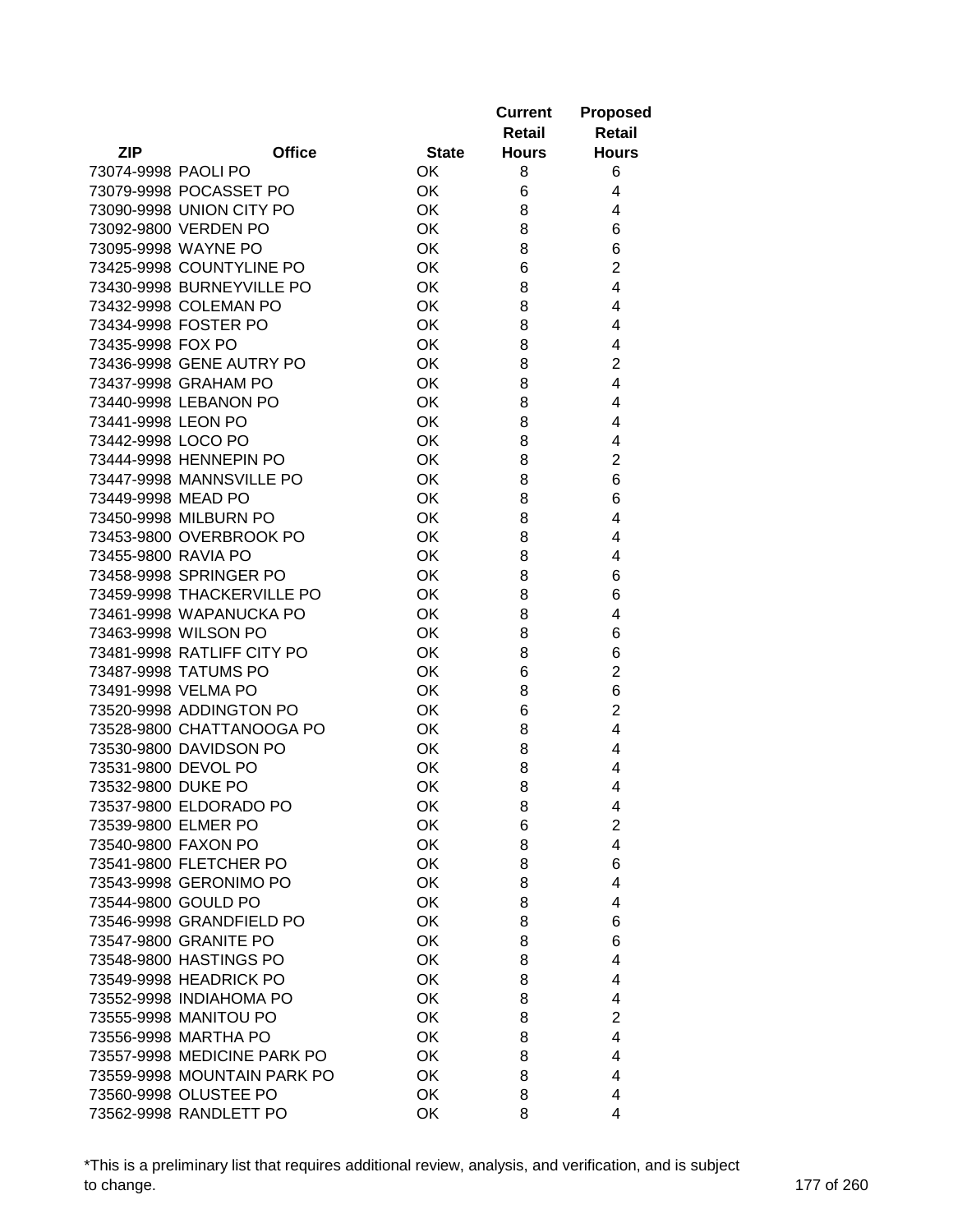| ZIP | Office | State | Current Retail Hours | Proposed Retail Hours |
|---|---|---|---|---|
| 73074-9998 | PAOLI PO | OK | 8 | 6 |
| 73079-9998 | POCASSET PO | OK | 6 | 4 |
| 73090-9998 | UNION CITY PO | OK | 8 | 4 |
| 73092-9800 | VERDEN PO | OK | 8 | 6 |
| 73095-9998 | WAYNE PO | OK | 8 | 6 |
| 73425-9998 | COUNTYLINE PO | OK | 6 | 2 |
| 73430-9998 | BURNEYVILLE PO | OK | 8 | 4 |
| 73432-9998 | COLEMAN PO | OK | 8 | 4 |
| 73434-9998 | FOSTER PO | OK | 8 | 4 |
| 73435-9998 | FOX PO | OK | 8 | 4 |
| 73436-9998 | GENE AUTRY PO | OK | 8 | 2 |
| 73437-9998 | GRAHAM PO | OK | 8 | 4 |
| 73440-9998 | LEBANON PO | OK | 8 | 4 |
| 73441-9998 | LEON PO | OK | 8 | 4 |
| 73442-9998 | LOCO PO | OK | 8 | 4 |
| 73444-9998 | HENNEPIN PO | OK | 8 | 2 |
| 73447-9998 | MANNSVILLE PO | OK | 8 | 6 |
| 73449-9998 | MEAD PO | OK | 8 | 6 |
| 73450-9998 | MILBURN PO | OK | 8 | 4 |
| 73453-9800 | OVERBROOK PO | OK | 8 | 4 |
| 73455-9800 | RAVIA PO | OK | 8 | 4 |
| 73458-9998 | SPRINGER PO | OK | 8 | 6 |
| 73459-9998 | THACKERVILLE PO | OK | 8 | 6 |
| 73461-9998 | WAPANUCKA PO | OK | 8 | 4 |
| 73463-9998 | WILSON PO | OK | 8 | 6 |
| 73481-9998 | RATLIFF CITY PO | OK | 8 | 6 |
| 73487-9998 | TATUMS PO | OK | 6 | 2 |
| 73491-9998 | VELMA PO | OK | 8 | 6 |
| 73520-9998 | ADDINGTON PO | OK | 6 | 2 |
| 73528-9800 | CHATTANOOGA PO | OK | 8 | 4 |
| 73530-9800 | DAVIDSON PO | OK | 8 | 4 |
| 73531-9800 | DEVOL PO | OK | 8 | 4 |
| 73532-9800 | DUKE PO | OK | 8 | 4 |
| 73537-9800 | ELDORADO PO | OK | 8 | 4 |
| 73539-9800 | ELMER PO | OK | 6 | 2 |
| 73540-9800 | FAXON PO | OK | 8 | 4 |
| 73541-9800 | FLETCHER PO | OK | 8 | 6 |
| 73543-9998 | GERONIMO PO | OK | 8 | 4 |
| 73544-9800 | GOULD PO | OK | 8 | 4 |
| 73546-9998 | GRANDFIELD PO | OK | 8 | 6 |
| 73547-9800 | GRANITE PO | OK | 8 | 6 |
| 73548-9800 | HASTINGS PO | OK | 8 | 4 |
| 73549-9998 | HEADRICK PO | OK | 8 | 4 |
| 73552-9998 | INDIAHOMA PO | OK | 8 | 4 |
| 73555-9998 | MANITOU PO | OK | 8 | 2 |
| 73556-9998 | MARTHA PO | OK | 8 | 4 |
| 73557-9998 | MEDICINE PARK PO | OK | 8 | 4 |
| 73559-9998 | MOUNTAIN PARK PO | OK | 8 | 4 |
| 73560-9998 | OLUSTEE PO | OK | 8 | 4 |
| 73562-9998 | RANDLETT PO | OK | 8 | 4 |

*This is a preliminary list that requires additional review, analysis, and verification, and is subject to change.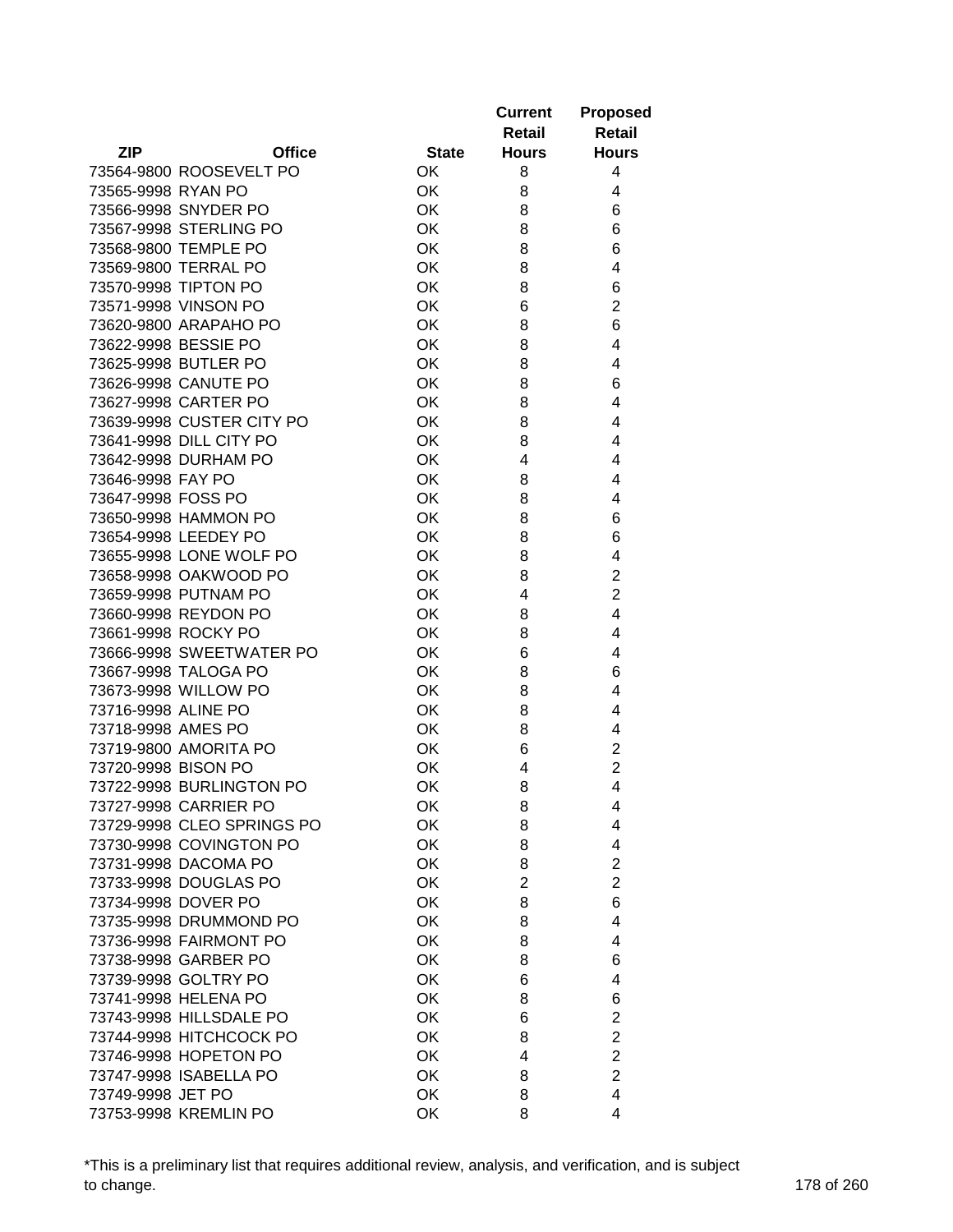| ZIP | Office | State | Current Retail Hours | Proposed Retail Hours |
|---|---|---|---|---|
| 73564-9800 | ROOSEVELT PO | OK | 8 | 4 |
| 73565-9998 | RYAN PO | OK | 8 | 4 |
| 73566-9998 | SNYDER PO | OK | 8 | 6 |
| 73567-9998 | STERLING PO | OK | 8 | 6 |
| 73568-9800 | TEMPLE PO | OK | 8 | 6 |
| 73569-9800 | TERRAL PO | OK | 8 | 4 |
| 73570-9998 | TIPTON PO | OK | 8 | 6 |
| 73571-9998 | VINSON PO | OK | 6 | 2 |
| 73620-9800 | ARAPAHO PO | OK | 8 | 6 |
| 73622-9998 | BESSIE PO | OK | 8 | 4 |
| 73625-9998 | BUTLER PO | OK | 8 | 4 |
| 73626-9998 | CANUTE PO | OK | 8 | 6 |
| 73627-9998 | CARTER PO | OK | 8 | 4 |
| 73639-9998 | CUSTER CITY PO | OK | 8 | 4 |
| 73641-9998 | DILL CITY PO | OK | 8 | 4 |
| 73642-9998 | DURHAM PO | OK | 4 | 4 |
| 73646-9998 | FAY PO | OK | 8 | 4 |
| 73647-9998 | FOSS PO | OK | 8 | 4 |
| 73650-9998 | HAMMON PO | OK | 8 | 6 |
| 73654-9998 | LEEDEY PO | OK | 8 | 6 |
| 73655-9998 | LONE WOLF PO | OK | 8 | 4 |
| 73658-9998 | OAKWOOD PO | OK | 8 | 2 |
| 73659-9998 | PUTNAM PO | OK | 4 | 2 |
| 73660-9998 | REYDON PO | OK | 8 | 4 |
| 73661-9998 | ROCKY PO | OK | 8 | 4 |
| 73666-9998 | SWEETWATER PO | OK | 6 | 4 |
| 73667-9998 | TALOGA PO | OK | 8 | 6 |
| 73673-9998 | WILLOW PO | OK | 8 | 4 |
| 73716-9998 | ALINE PO | OK | 8 | 4 |
| 73718-9998 | AMES PO | OK | 8 | 4 |
| 73719-9800 | AMORITA PO | OK | 6 | 2 |
| 73720-9998 | BISON PO | OK | 4 | 2 |
| 73722-9998 | BURLINGTON PO | OK | 8 | 4 |
| 73727-9998 | CARRIER PO | OK | 8 | 4 |
| 73729-9998 | CLEO SPRINGS PO | OK | 8 | 4 |
| 73730-9998 | COVINGTON PO | OK | 8 | 4 |
| 73731-9998 | DACOMA PO | OK | 8 | 2 |
| 73733-9998 | DOUGLAS PO | OK | 2 | 2 |
| 73734-9998 | DOVER PO | OK | 8 | 6 |
| 73735-9998 | DRUMMOND PO | OK | 8 | 4 |
| 73736-9998 | FAIRMONT PO | OK | 8 | 4 |
| 73738-9998 | GARBER PO | OK | 8 | 6 |
| 73739-9998 | GOLTRY PO | OK | 6 | 4 |
| 73741-9998 | HELENA PO | OK | 8 | 6 |
| 73743-9998 | HILLSDALE PO | OK | 6 | 2 |
| 73744-9998 | HITCHCOCK PO | OK | 8 | 2 |
| 73746-9998 | HOPETON PO | OK | 4 | 2 |
| 73747-9998 | ISABELLA PO | OK | 8 | 2 |
| 73749-9998 | JET PO | OK | 8 | 4 |
| 73753-9998 | KREMLIN PO | OK | 8 | 4 |

*This is a preliminary list that requires additional review, analysis, and verification, and is subject to change.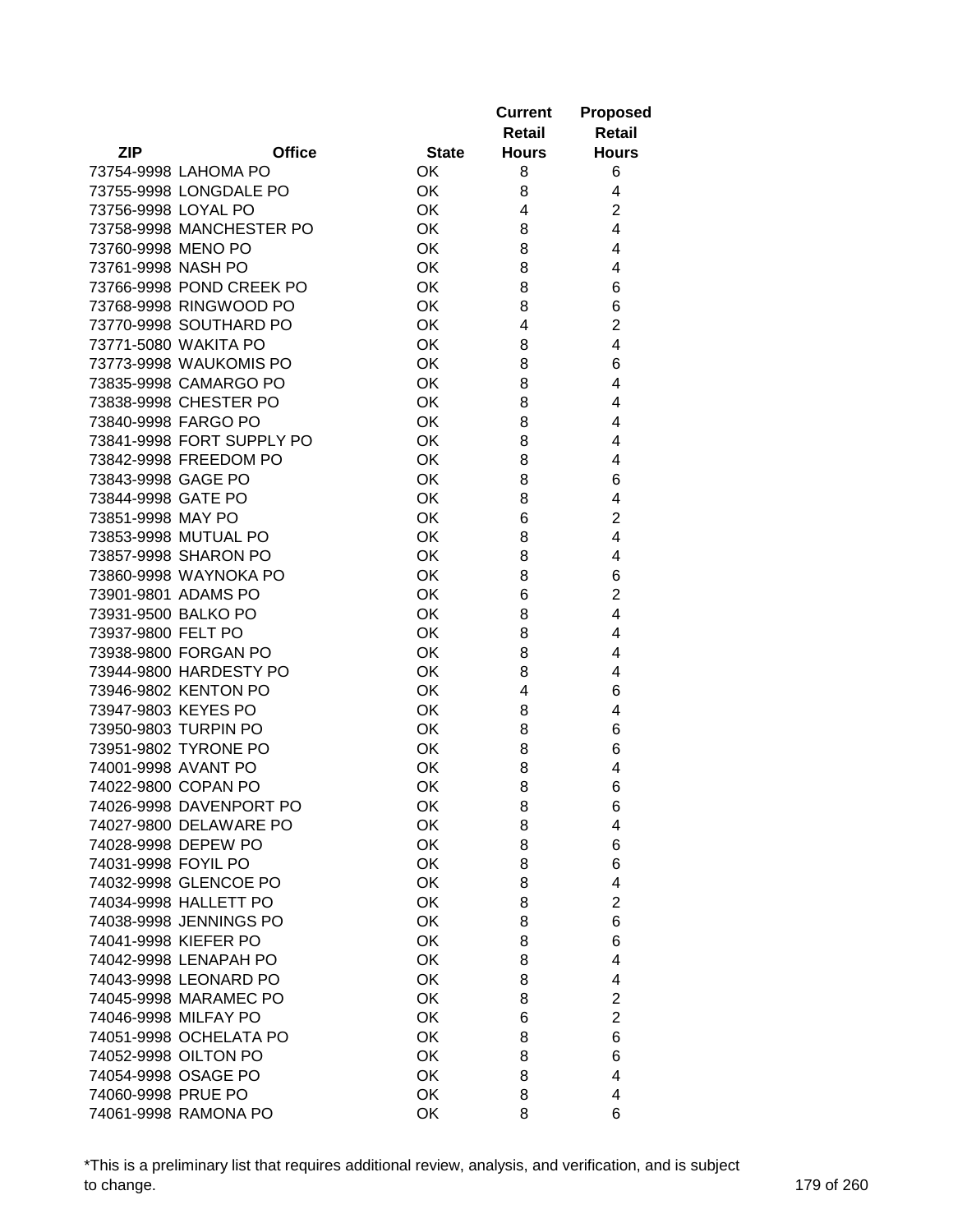| ZIP | Office | State | Current Retail Hours | Proposed Retail Hours |
|---|---|---|---|---|
| 73754-9998 | LAHOMA PO | OK | 8 | 6 |
| 73755-9998 | LONGDALE PO | OK | 8 | 4 |
| 73756-9998 | LOYAL PO | OK | 4 | 2 |
| 73758-9998 | MANCHESTER PO | OK | 8 | 4 |
| 73760-9998 | MENO PO | OK | 8 | 4 |
| 73761-9998 | NASH PO | OK | 8 | 4 |
| 73766-9998 | POND CREEK PO | OK | 8 | 6 |
| 73768-9998 | RINGWOOD PO | OK | 8 | 6 |
| 73770-9998 | SOUTHARD PO | OK | 4 | 2 |
| 73771-5080 | WAKITA PO | OK | 8 | 4 |
| 73773-9998 | WAUKOMIS PO | OK | 8 | 6 |
| 73835-9998 | CAMARGO PO | OK | 8 | 4 |
| 73838-9998 | CHESTER PO | OK | 8 | 4 |
| 73840-9998 | FARGO PO | OK | 8 | 4 |
| 73841-9998 | FORT SUPPLY PO | OK | 8 | 4 |
| 73842-9998 | FREEDOM PO | OK | 8 | 4 |
| 73843-9998 | GAGE PO | OK | 8 | 6 |
| 73844-9998 | GATE PO | OK | 8 | 4 |
| 73851-9998 | MAY PO | OK | 6 | 2 |
| 73853-9998 | MUTUAL PO | OK | 8 | 4 |
| 73857-9998 | SHARON PO | OK | 8 | 4 |
| 73860-9998 | WAYNOKA PO | OK | 8 | 6 |
| 73901-9801 | ADAMS PO | OK | 6 | 2 |
| 73931-9500 | BALKO PO | OK | 8 | 4 |
| 73937-9800 | FELT PO | OK | 8 | 4 |
| 73938-9800 | FORGAN PO | OK | 8 | 4 |
| 73944-9800 | HARDESTY PO | OK | 8 | 4 |
| 73946-9802 | KENTON PO | OK | 4 | 6 |
| 73947-9803 | KEYES PO | OK | 8 | 4 |
| 73950-9803 | TURPIN PO | OK | 8 | 6 |
| 73951-9802 | TYRONE PO | OK | 8 | 6 |
| 74001-9998 | AVANT PO | OK | 8 | 4 |
| 74022-9800 | COPAN PO | OK | 8 | 6 |
| 74026-9998 | DAVENPORT PO | OK | 8 | 6 |
| 74027-9800 | DELAWARE PO | OK | 8 | 4 |
| 74028-9998 | DEPEW PO | OK | 8 | 6 |
| 74031-9998 | FOYIL PO | OK | 8 | 6 |
| 74032-9998 | GLENCOE PO | OK | 8 | 4 |
| 74034-9998 | HALLETT PO | OK | 8 | 2 |
| 74038-9998 | JENNINGS PO | OK | 8 | 6 |
| 74041-9998 | KIEFER PO | OK | 8 | 6 |
| 74042-9998 | LENAPAH PO | OK | 8 | 4 |
| 74043-9998 | LEONARD PO | OK | 8 | 4 |
| 74045-9998 | MARAMEC PO | OK | 8 | 2 |
| 74046-9998 | MILFAY PO | OK | 6 | 2 |
| 74051-9998 | OCHELATA PO | OK | 8 | 6 |
| 74052-9998 | OILTON PO | OK | 8 | 6 |
| 74054-9998 | OSAGE PO | OK | 8 | 4 |
| 74060-9998 | PRUE PO | OK | 8 | 4 |
| 74061-9998 | RAMONA PO | OK | 8 | 6 |

*This is a preliminary list that requires additional review, analysis, and verification, and is subject to change.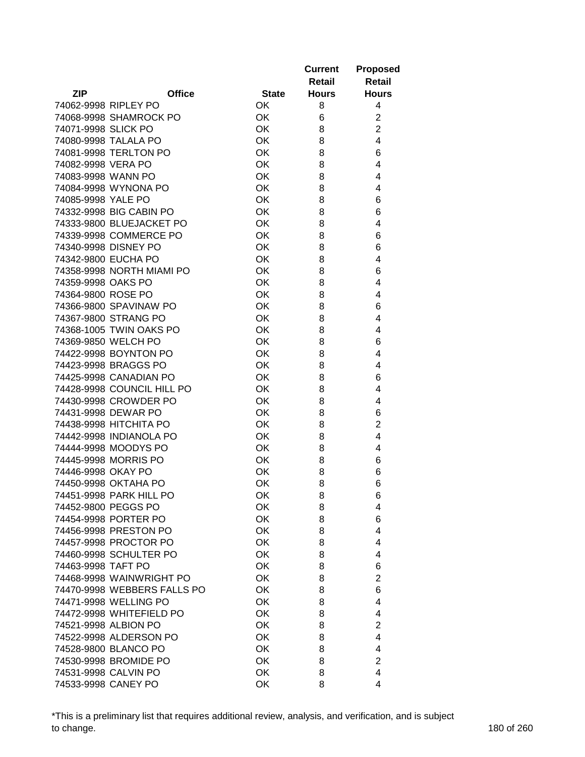| ZIP | Office | State | Current Retail Hours | Proposed Retail Hours |
|---|---|---|---|---|
| 74062-9998 | RIPLEY PO | OK | 8 | 4 |
| 74068-9998 | SHAMROCK PO | OK | 6 | 2 |
| 74071-9998 | SLICK PO | OK | 8 | 2 |
| 74080-9998 | TALALA PO | OK | 8 | 4 |
| 74081-9998 | TERLTON PO | OK | 8 | 6 |
| 74082-9998 | VERA PO | OK | 8 | 4 |
| 74083-9998 | WANN PO | OK | 8 | 4 |
| 74084-9998 | WYNONA PO | OK | 8 | 4 |
| 74085-9998 | YALE PO | OK | 8 | 6 |
| 74332-9998 | BIG CABIN PO | OK | 8 | 6 |
| 74333-9800 | BLUEJACKET PO | OK | 8 | 4 |
| 74339-9998 | COMMERCE PO | OK | 8 | 6 |
| 74340-9998 | DISNEY PO | OK | 8 | 6 |
| 74342-9800 | EUCHA PO | OK | 8 | 4 |
| 74358-9998 | NORTH MIAMI PO | OK | 8 | 6 |
| 74359-9998 | OAKS PO | OK | 8 | 4 |
| 74364-9800 | ROSE PO | OK | 8 | 4 |
| 74366-9800 | SPAVINAW PO | OK | 8 | 6 |
| 74367-9800 | STRANG PO | OK | 8 | 4 |
| 74368-1005 | TWIN OAKS PO | OK | 8 | 4 |
| 74369-9850 | WELCH PO | OK | 8 | 6 |
| 74422-9998 | BOYNTON PO | OK | 8 | 4 |
| 74423-9998 | BRAGGS PO | OK | 8 | 4 |
| 74425-9998 | CANADIAN PO | OK | 8 | 6 |
| 74428-9998 | COUNCIL HILL PO | OK | 8 | 4 |
| 74430-9998 | CROWDER PO | OK | 8 | 4 |
| 74431-9998 | DEWAR PO | OK | 8 | 6 |
| 74438-9998 | HITCHITA PO | OK | 8 | 2 |
| 74442-9998 | INDIANOLA PO | OK | 8 | 4 |
| 74444-9998 | MOODYS PO | OK | 8 | 4 |
| 74445-9998 | MORRIS PO | OK | 8 | 6 |
| 74446-9998 | OKAY PO | OK | 8 | 6 |
| 74450-9998 | OKTAHA PO | OK | 8 | 6 |
| 74451-9998 | PARK HILL PO | OK | 8 | 6 |
| 74452-9800 | PEGGS PO | OK | 8 | 4 |
| 74454-9998 | PORTER PO | OK | 8 | 6 |
| 74456-9998 | PRESTON PO | OK | 8 | 4 |
| 74457-9998 | PROCTOR PO | OK | 8 | 4 |
| 74460-9998 | SCHULTER PO | OK | 8 | 4 |
| 74463-9998 | TAFT PO | OK | 8 | 6 |
| 74468-9998 | WAINWRIGHT PO | OK | 8 | 2 |
| 74470-9998 | WEBBERS FALLS PO | OK | 8 | 6 |
| 74471-9998 | WELLING PO | OK | 8 | 4 |
| 74472-9998 | WHITEFIELD PO | OK | 8 | 4 |
| 74521-9998 | ALBION PO | OK | 8 | 2 |
| 74522-9998 | ALDERSON PO | OK | 8 | 4 |
| 74528-9800 | BLANCO PO | OK | 8 | 4 |
| 74530-9998 | BROMIDE PO | OK | 8 | 2 |
| 74531-9998 | CALVIN PO | OK | 8 | 4 |
| 74533-9998 | CANEY PO | OK | 8 | 4 |

*This is a preliminary list that requires additional review, analysis, and verification, and is subject to change.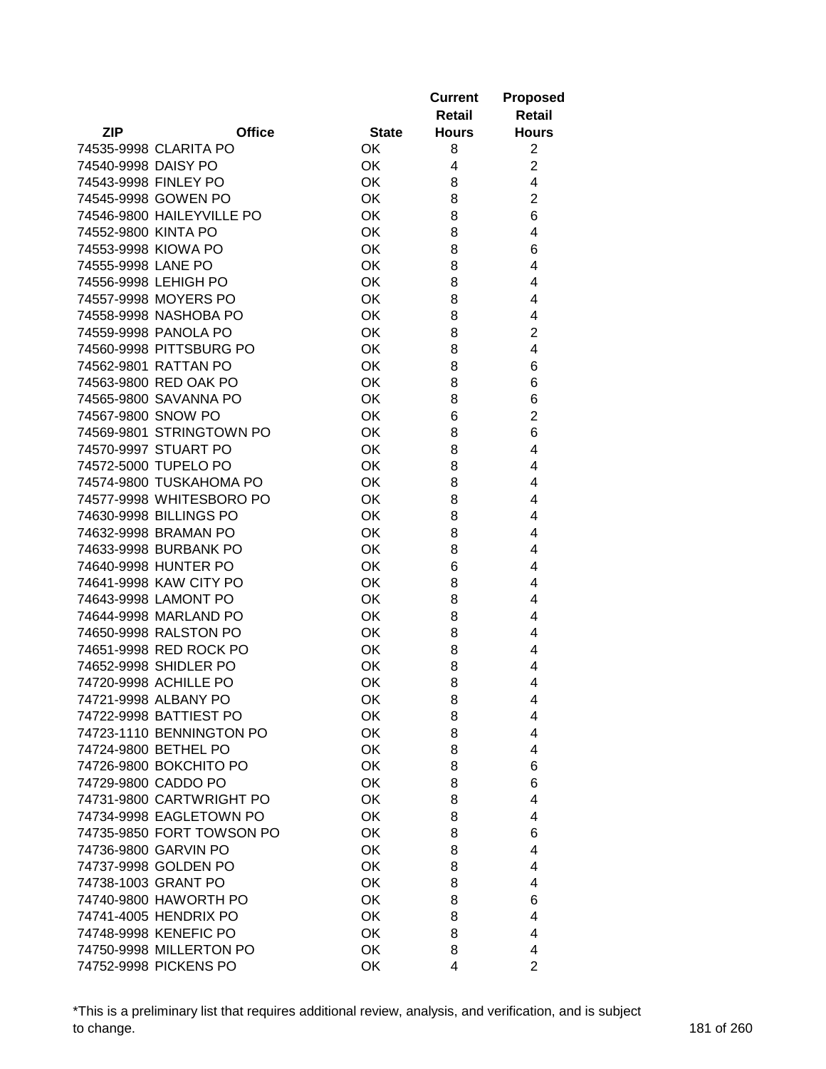| ZIP | Office | State | Current Retail Hours | Proposed Retail Hours |
|---|---|---|---|---|
| 74535-9998 | CLARITA PO | OK | 8 | 2 |
| 74540-9998 | DAISY PO | OK | 4 | 2 |
| 74543-9998 | FINLEY PO | OK | 8 | 4 |
| 74545-9998 | GOWEN PO | OK | 8 | 2 |
| 74546-9800 | HAILEYVILLE PO | OK | 8 | 6 |
| 74552-9800 | KINTA PO | OK | 8 | 4 |
| 74553-9998 | KIOWA PO | OK | 8 | 6 |
| 74555-9998 | LANE PO | OK | 8 | 4 |
| 74556-9998 | LEHIGH PO | OK | 8 | 4 |
| 74557-9998 | MOYERS PO | OK | 8 | 4 |
| 74558-9998 | NASHOBA PO | OK | 8 | 4 |
| 74559-9998 | PANOLA PO | OK | 8 | 2 |
| 74560-9998 | PITTSBURG PO | OK | 8 | 4 |
| 74562-9801 | RATTAN PO | OK | 8 | 6 |
| 74563-9800 | RED OAK PO | OK | 8 | 6 |
| 74565-9800 | SAVANNA PO | OK | 8 | 6 |
| 74567-9800 | SNOW PO | OK | 6 | 2 |
| 74569-9801 | STRINGTOWN PO | OK | 8 | 6 |
| 74570-9997 | STUART PO | OK | 8 | 4 |
| 74572-5000 | TUPELO PO | OK | 8 | 4 |
| 74574-9800 | TUSKAHOMA PO | OK | 8 | 4 |
| 74577-9998 | WHITESBORO PO | OK | 8 | 4 |
| 74630-9998 | BILLINGS PO | OK | 8 | 4 |
| 74632-9998 | BRAMAN PO | OK | 8 | 4 |
| 74633-9998 | BURBANK PO | OK | 8 | 4 |
| 74640-9998 | HUNTER PO | OK | 6 | 4 |
| 74641-9998 | KAW CITY PO | OK | 8 | 4 |
| 74643-9998 | LAMONT PO | OK | 8 | 4 |
| 74644-9998 | MARLAND PO | OK | 8 | 4 |
| 74650-9998 | RALSTON PO | OK | 8 | 4 |
| 74651-9998 | RED ROCK PO | OK | 8 | 4 |
| 74652-9998 | SHIDLER PO | OK | 8 | 4 |
| 74720-9998 | ACHILLE PO | OK | 8 | 4 |
| 74721-9998 | ALBANY PO | OK | 8 | 4 |
| 74722-9998 | BATTIEST PO | OK | 8 | 4 |
| 74723-1110 | BENNINGTON PO | OK | 8 | 4 |
| 74724-9800 | BETHEL PO | OK | 8 | 4 |
| 74726-9800 | BOKCHITO PO | OK | 8 | 6 |
| 74729-9800 | CADDO PO | OK | 8 | 6 |
| 74731-9800 | CARTWRIGHT PO | OK | 8 | 4 |
| 74734-9998 | EAGLETOWN PO | OK | 8 | 4 |
| 74735-9850 | FORT TOWSON PO | OK | 8 | 6 |
| 74736-9800 | GARVIN PO | OK | 8 | 4 |
| 74737-9998 | GOLDEN PO | OK | 8 | 4 |
| 74738-1003 | GRANT PO | OK | 8 | 4 |
| 74740-9800 | HAWORTH PO | OK | 8 | 6 |
| 74741-4005 | HENDRIX PO | OK | 8 | 4 |
| 74748-9998 | KENEFIC PO | OK | 8 | 4 |
| 74750-9998 | MILLERTON PO | OK | 8 | 4 |
| 74752-9998 | PICKENS PO | OK | 4 | 2 |

*This is a preliminary list that requires additional review, analysis, and verification, and is subject to change.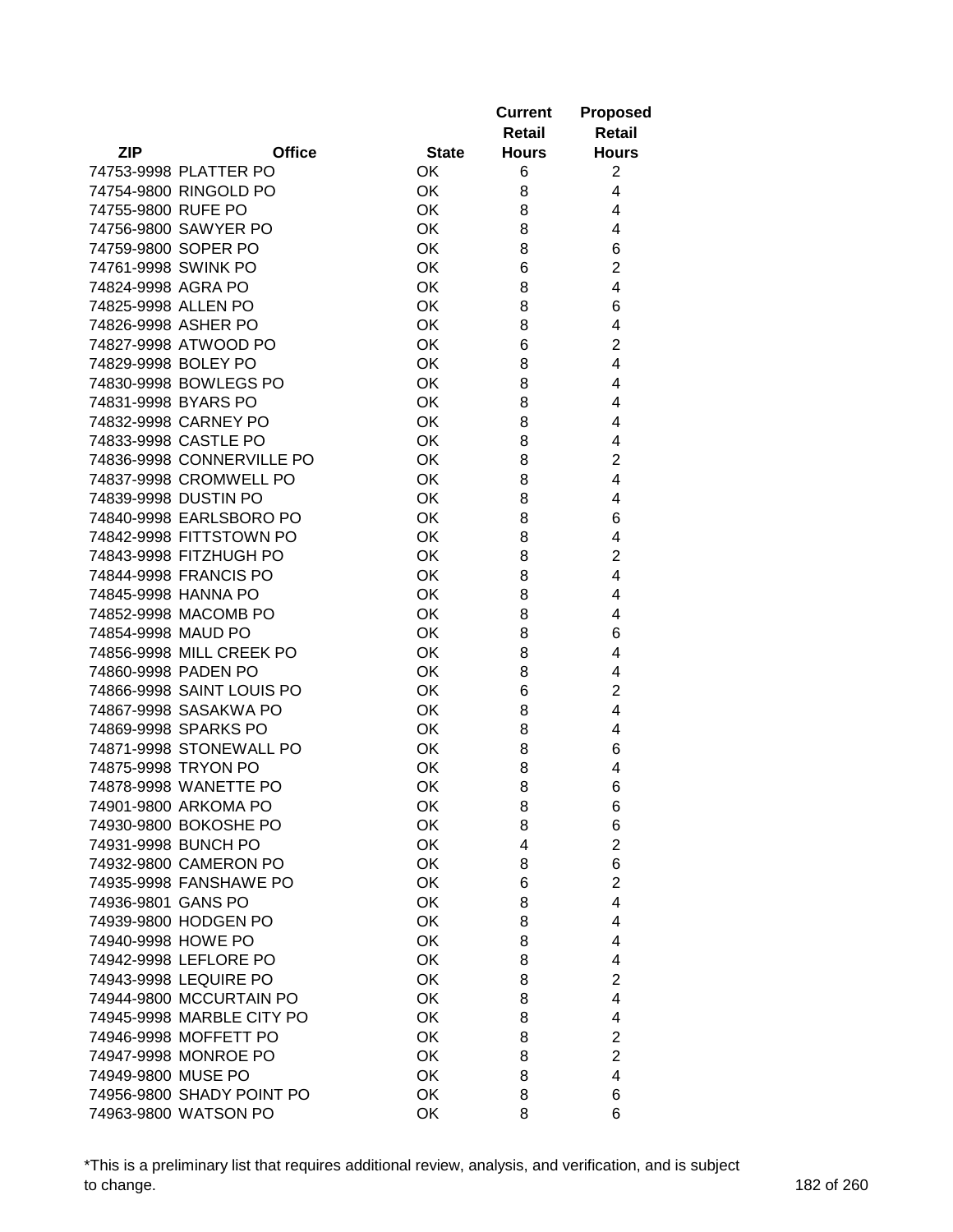| ZIP | Office | State | Current Retail Hours | Proposed Retail Hours |
|---|---|---|---|---|
| 74753-9998 | PLATTER PO | OK | 6 | 2 |
| 74754-9800 | RINGOLD PO | OK | 8 | 4 |
| 74755-9800 | RUFE PO | OK | 8 | 4 |
| 74756-9800 | SAWYER PO | OK | 8 | 4 |
| 74759-9800 | SOPER PO | OK | 8 | 6 |
| 74761-9998 | SWINK PO | OK | 6 | 2 |
| 74824-9998 | AGRA PO | OK | 8 | 4 |
| 74825-9998 | ALLEN PO | OK | 8 | 6 |
| 74826-9998 | ASHER PO | OK | 8 | 4 |
| 74827-9998 | ATWOOD PO | OK | 6 | 2 |
| 74829-9998 | BOLEY PO | OK | 8 | 4 |
| 74830-9998 | BOWLEGS PO | OK | 8 | 4 |
| 74831-9998 | BYARS PO | OK | 8 | 4 |
| 74832-9998 | CARNEY PO | OK | 8 | 4 |
| 74833-9998 | CASTLE PO | OK | 8 | 4 |
| 74836-9998 | CONNERVILLE PO | OK | 8 | 2 |
| 74837-9998 | CROMWELL PO | OK | 8 | 4 |
| 74839-9998 | DUSTIN PO | OK | 8 | 4 |
| 74840-9998 | EARLSBORO PO | OK | 8 | 6 |
| 74842-9998 | FITTSTOWN PO | OK | 8 | 4 |
| 74843-9998 | FITZHUGH PO | OK | 8 | 2 |
| 74844-9998 | FRANCIS PO | OK | 8 | 4 |
| 74845-9998 | HANNA PO | OK | 8 | 4 |
| 74852-9998 | MACOMB PO | OK | 8 | 4 |
| 74854-9998 | MAUD PO | OK | 8 | 6 |
| 74856-9998 | MILL CREEK PO | OK | 8 | 4 |
| 74860-9998 | PADEN PO | OK | 8 | 4 |
| 74866-9998 | SAINT LOUIS PO | OK | 6 | 2 |
| 74867-9998 | SASAKWA PO | OK | 8 | 4 |
| 74869-9998 | SPARKS PO | OK | 8 | 4 |
| 74871-9998 | STONEWALL PO | OK | 8 | 6 |
| 74875-9998 | TRYON PO | OK | 8 | 4 |
| 74878-9998 | WANETTE PO | OK | 8 | 6 |
| 74901-9800 | ARKOMA PO | OK | 8 | 6 |
| 74930-9800 | BOKOSHE PO | OK | 8 | 6 |
| 74931-9998 | BUNCH PO | OK | 4 | 2 |
| 74932-9800 | CAMERON PO | OK | 8 | 6 |
| 74935-9998 | FANSHAWE PO | OK | 6 | 2 |
| 74936-9801 | GANS PO | OK | 8 | 4 |
| 74939-9800 | HODGEN PO | OK | 8 | 4 |
| 74940-9998 | HOWE PO | OK | 8 | 4 |
| 74942-9998 | LEFLORE PO | OK | 8 | 4 |
| 74943-9998 | LEQUIRE PO | OK | 8 | 2 |
| 74944-9800 | MCCURTAIN PO | OK | 8 | 4 |
| 74945-9998 | MARBLE CITY PO | OK | 8 | 4 |
| 74946-9998 | MOFFETT PO | OK | 8 | 2 |
| 74947-9998 | MONROE PO | OK | 8 | 2 |
| 74949-9800 | MUSE PO | OK | 8 | 4 |
| 74956-9800 | SHADY POINT PO | OK | 8 | 6 |
| 74963-9800 | WATSON PO | OK | 8 | 6 |

*This is a preliminary list that requires additional review, analysis, and verification, and is subject to change.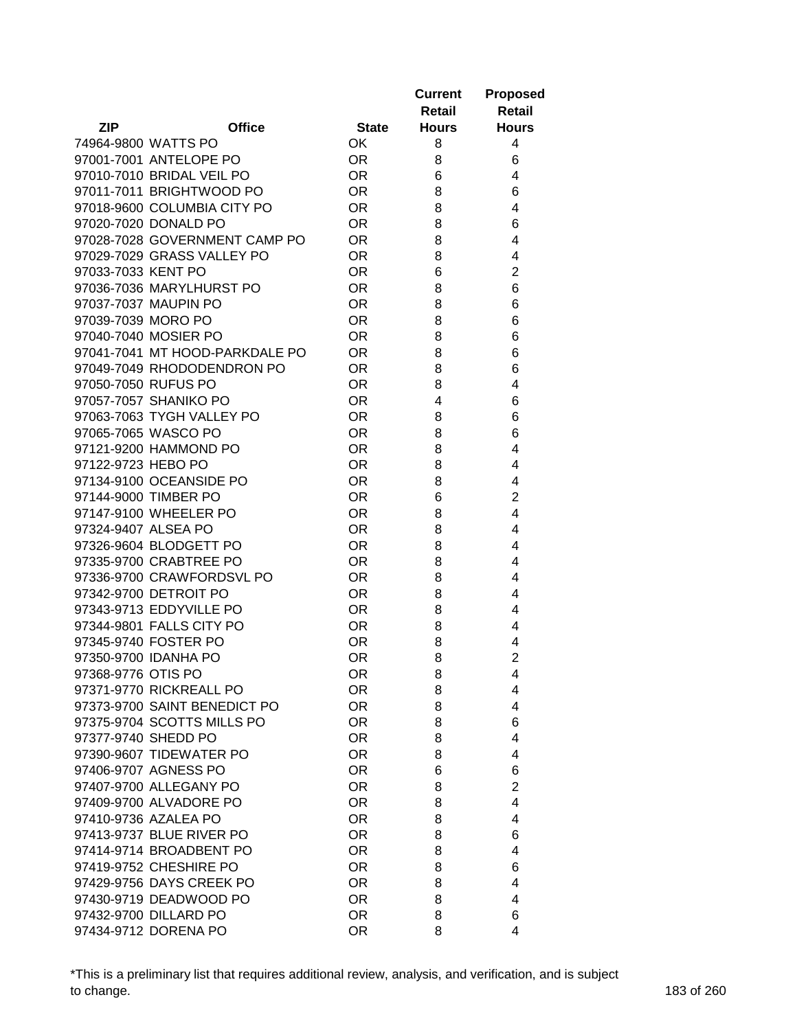| ZIP | Office | State | Current Retail Hours | Proposed Retail Hours |
|---|---|---|---|---|
| 74964-9800 | WATTS PO | OK | 8 | 4 |
| 97001-7001 | ANTELOPE PO | OR | 8 | 6 |
| 97010-7010 | BRIDAL VEIL PO | OR | 6 | 4 |
| 97011-7011 | BRIGHTWOOD PO | OR | 8 | 6 |
| 97018-9600 | COLUMBIA CITY PO | OR | 8 | 4 |
| 97020-7020 | DONALD PO | OR | 8 | 6 |
| 97028-7028 | GOVERNMENT CAMP PO | OR | 8 | 4 |
| 97029-7029 | GRASS VALLEY PO | OR | 8 | 4 |
| 97033-7033 | KENT PO | OR | 6 | 2 |
| 97036-7036 | MARYLHURST PO | OR | 8 | 6 |
| 97037-7037 | MAUPIN PO | OR | 8 | 6 |
| 97039-7039 | MORO PO | OR | 8 | 6 |
| 97040-7040 | MOSIER PO | OR | 8 | 6 |
| 97041-7041 | MT HOOD-PARKDALE PO | OR | 8 | 6 |
| 97049-7049 | RHODODENDRON PO | OR | 8 | 6 |
| 97050-7050 | RUFUS PO | OR | 8 | 4 |
| 97057-7057 | SHANIKO PO | OR | 4 | 6 |
| 97063-7063 | TYGH VALLEY PO | OR | 8 | 6 |
| 97065-7065 | WASCO PO | OR | 8 | 6 |
| 97121-9200 | HAMMOND PO | OR | 8 | 4 |
| 97122-9723 | HEBO PO | OR | 8 | 4 |
| 97134-9100 | OCEANSIDE PO | OR | 8 | 4 |
| 97144-9000 | TIMBER PO | OR | 6 | 2 |
| 97147-9100 | WHEELER PO | OR | 8 | 4 |
| 97324-9407 | ALSEA PO | OR | 8 | 4 |
| 97326-9604 | BLODGETT PO | OR | 8 | 4 |
| 97335-9700 | CRABTREE PO | OR | 8 | 4 |
| 97336-9700 | CRAWFORDSVL PO | OR | 8 | 4 |
| 97342-9700 | DETROIT PO | OR | 8 | 4 |
| 97343-9713 | EDDYVILLE PO | OR | 8 | 4 |
| 97344-9801 | FALLS CITY PO | OR | 8 | 4 |
| 97345-9740 | FOSTER PO | OR | 8 | 4 |
| 97350-9700 | IDANHA PO | OR | 8 | 2 |
| 97368-9776 | OTIS PO | OR | 8 | 4 |
| 97371-9770 | RICKREALL PO | OR | 8 | 4 |
| 97373-9700 | SAINT BENEDICT PO | OR | 8 | 4 |
| 97375-9704 | SCOTTS MILLS PO | OR | 8 | 6 |
| 97377-9740 | SHEDD PO | OR | 8 | 4 |
| 97390-9607 | TIDEWATER PO | OR | 8 | 4 |
| 97406-9707 | AGNESS PO | OR | 6 | 6 |
| 97407-9700 | ALLEGANY PO | OR | 8 | 2 |
| 97409-9700 | ALVADORE PO | OR | 8 | 4 |
| 97410-9736 | AZALEA PO | OR | 8 | 4 |
| 97413-9737 | BLUE RIVER PO | OR | 8 | 6 |
| 97414-9714 | BROADBENT PO | OR | 8 | 4 |
| 97419-9752 | CHESHIRE PO | OR | 8 | 6 |
| 97429-9756 | DAYS CREEK PO | OR | 8 | 4 |
| 97430-9719 | DEADWOOD PO | OR | 8 | 4 |
| 97432-9700 | DILLARD PO | OR | 8 | 6 |
| 97434-9712 | DORENA PO | OR | 8 | 4 |

*This is a preliminary list that requires additional review, analysis, and verification, and is subject to change.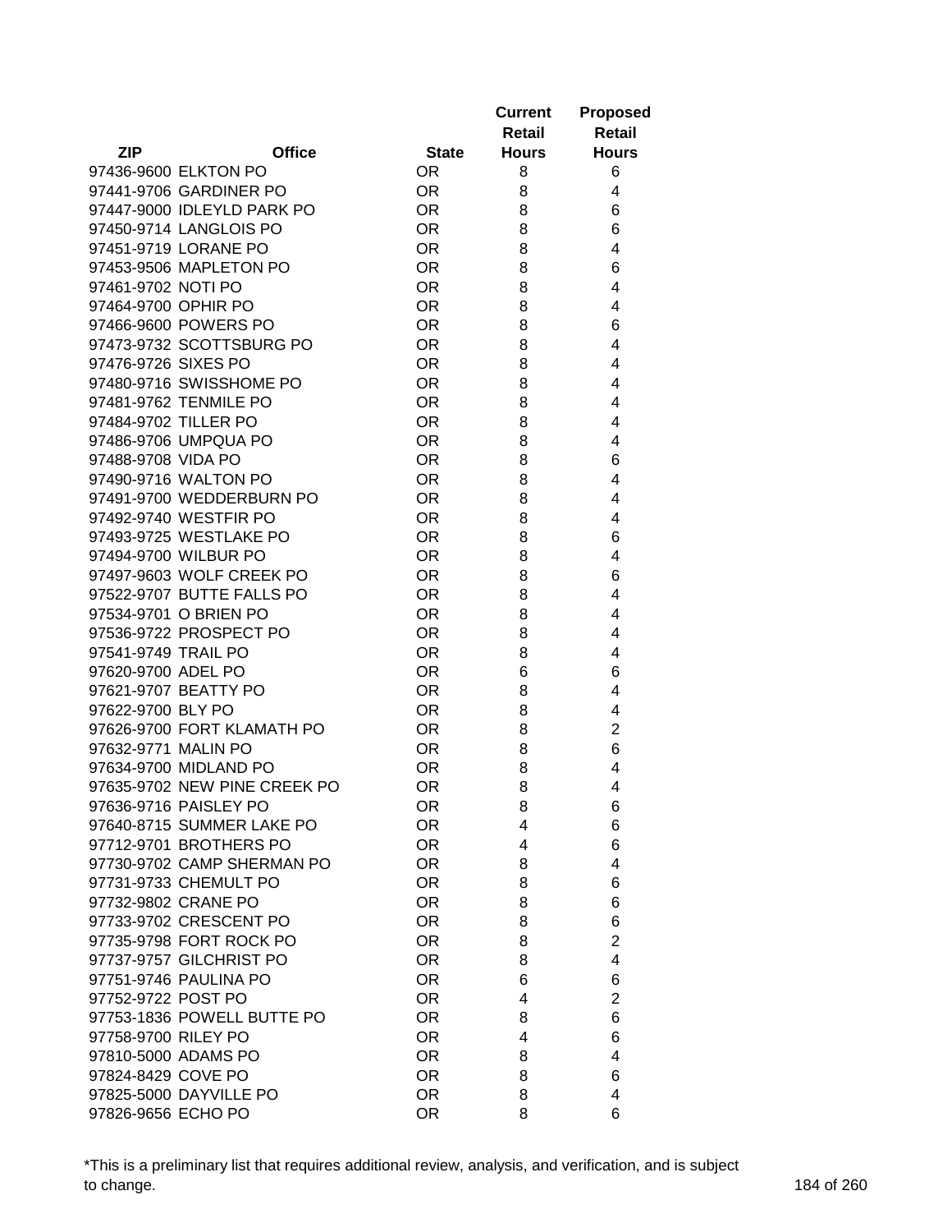| ZIP | Office | State | Current Retail Hours | Proposed Retail Hours |
|---|---|---|---|---|
| 97436-9600 | ELKTON PO | OR | 8 | 6 |
| 97441-9706 | GARDINER PO | OR | 8 | 4 |
| 97447-9000 | IDLEYLD PARK PO | OR | 8 | 6 |
| 97450-9714 | LANGLOIS PO | OR | 8 | 6 |
| 97451-9719 | LORANE PO | OR | 8 | 4 |
| 97453-9506 | MAPLETON PO | OR | 8 | 6 |
| 97461-9702 | NOTI PO | OR | 8 | 4 |
| 97464-9700 | OPHIR PO | OR | 8 | 4 |
| 97466-9600 | POWERS PO | OR | 8 | 6 |
| 97473-9732 | SCOTTSBURG PO | OR | 8 | 4 |
| 97476-9726 | SIXES PO | OR | 8 | 4 |
| 97480-9716 | SWISSHOME PO | OR | 8 | 4 |
| 97481-9762 | TENMILE PO | OR | 8 | 4 |
| 97484-9702 | TILLER PO | OR | 8 | 4 |
| 97486-9706 | UMPQUA PO | OR | 8 | 4 |
| 97488-9708 | VIDA PO | OR | 8 | 6 |
| 97490-9716 | WALTON PO | OR | 8 | 4 |
| 97491-9700 | WEDDERBURN PO | OR | 8 | 4 |
| 97492-9740 | WESTFIR PO | OR | 8 | 4 |
| 97493-9725 | WESTLAKE PO | OR | 8 | 6 |
| 97494-9700 | WILBUR PO | OR | 8 | 4 |
| 97497-9603 | WOLF CREEK PO | OR | 8 | 6 |
| 97522-9707 | BUTTE FALLS PO | OR | 8 | 4 |
| 97534-9701 | O BRIEN PO | OR | 8 | 4 |
| 97536-9722 | PROSPECT PO | OR | 8 | 4 |
| 97541-9749 | TRAIL PO | OR | 8 | 4 |
| 97620-9700 | ADEL PO | OR | 6 | 6 |
| 97621-9707 | BEATTY PO | OR | 8 | 4 |
| 97622-9700 | BLY PO | OR | 8 | 4 |
| 97626-9700 | FORT KLAMATH PO | OR | 8 | 2 |
| 97632-9771 | MALIN PO | OR | 8 | 6 |
| 97634-9700 | MIDLAND PO | OR | 8 | 4 |
| 97635-9702 | NEW PINE CREEK PO | OR | 8 | 4 |
| 97636-9716 | PAISLEY PO | OR | 8 | 6 |
| 97640-8715 | SUMMER LAKE PO | OR | 4 | 6 |
| 97712-9701 | BROTHERS PO | OR | 4 | 6 |
| 97730-9702 | CAMP SHERMAN PO | OR | 8 | 4 |
| 97731-9733 | CHEMULT PO | OR | 8 | 6 |
| 97732-9802 | CRANE PO | OR | 8 | 6 |
| 97733-9702 | CRESCENT PO | OR | 8 | 6 |
| 97735-9798 | FORT ROCK PO | OR | 8 | 2 |
| 97737-9757 | GILCHRIST PO | OR | 8 | 4 |
| 97751-9746 | PAULINA PO | OR | 6 | 6 |
| 97752-9722 | POST PO | OR | 4 | 2 |
| 97753-1836 | POWELL BUTTE PO | OR | 8 | 6 |
| 97758-9700 | RILEY PO | OR | 4 | 6 |
| 97810-5000 | ADAMS PO | OR | 8 | 4 |
| 97824-8429 | COVE PO | OR | 8 | 6 |
| 97825-5000 | DAYVILLE PO | OR | 8 | 4 |
| 97826-9656 | ECHO PO | OR | 8 | 6 |

*This is a preliminary list that requires additional review, analysis, and verification, and is subject to change.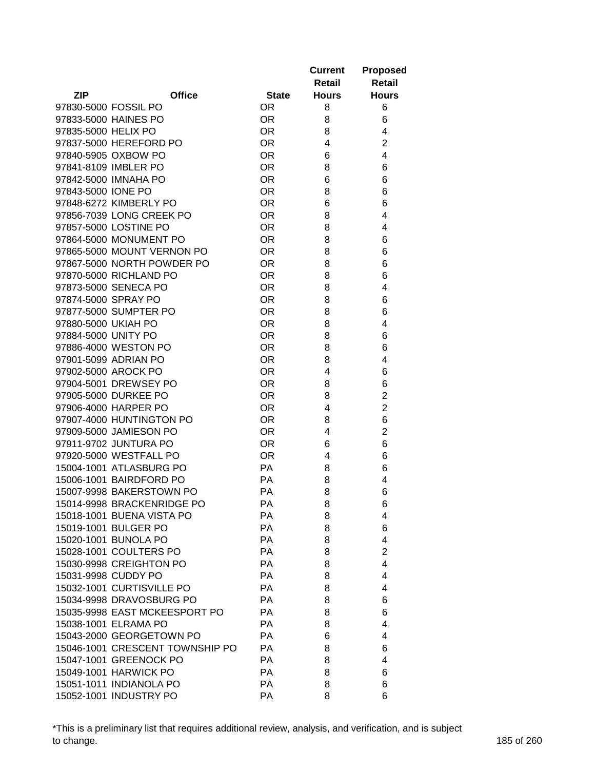| ZIP | Office | State | Current Retail Hours | Proposed Retail Hours |
|---|---|---|---|---|
| 97830-5000 | FOSSIL PO | OR | 8 | 6 |
| 97833-5000 | HAINES PO | OR | 8 | 6 |
| 97835-5000 | HELIX PO | OR | 8 | 4 |
| 97837-5000 | HEREFORD PO | OR | 4 | 2 |
| 97840-5905 | OXBOW PO | OR | 6 | 4 |
| 97841-8109 | IMBLER PO | OR | 8 | 6 |
| 97842-5000 | IMNAHA PO | OR | 6 | 6 |
| 97843-5000 | IONE PO | OR | 8 | 6 |
| 97848-6272 | KIMBERLY PO | OR | 6 | 6 |
| 97856-7039 | LONG CREEK PO | OR | 8 | 4 |
| 97857-5000 | LOSTINE PO | OR | 8 | 4 |
| 97864-5000 | MONUMENT PO | OR | 8 | 6 |
| 97865-5000 | MOUNT VERNON PO | OR | 8 | 6 |
| 97867-5000 | NORTH POWDER PO | OR | 8 | 6 |
| 97870-5000 | RICHLAND PO | OR | 8 | 6 |
| 97873-5000 | SENECA PO | OR | 8 | 4 |
| 97874-5000 | SPRAY PO | OR | 8 | 6 |
| 97877-5000 | SUMPTER PO | OR | 8 | 6 |
| 97880-5000 | UKIAH PO | OR | 8 | 4 |
| 97884-5000 | UNITY PO | OR | 8 | 6 |
| 97886-4000 | WESTON PO | OR | 8 | 6 |
| 97901-5099 | ADRIAN PO | OR | 8 | 4 |
| 97902-5000 | AROCK PO | OR | 4 | 6 |
| 97904-5001 | DREWSEY PO | OR | 8 | 6 |
| 97905-5000 | DURKEE PO | OR | 8 | 2 |
| 97906-4000 | HARPER PO | OR | 4 | 2 |
| 97907-4000 | HUNTINGTON PO | OR | 8 | 6 |
| 97909-5000 | JAMIESON PO | OR | 4 | 2 |
| 97911-9702 | JUNTURA PO | OR | 6 | 6 |
| 97920-5000 | WESTFALL PO | OR | 4 | 6 |
| 15004-1001 | ATLASBURG PO | PA | 8 | 6 |
| 15006-1001 | BAIRDFORD PO | PA | 8 | 4 |
| 15007-9998 | BAKERSTOWN PO | PA | 8 | 6 |
| 15014-9998 | BRACKENRIDGE PO | PA | 8 | 6 |
| 15018-1001 | BUENA VISTA PO | PA | 8 | 4 |
| 15019-1001 | BULGER PO | PA | 8 | 6 |
| 15020-1001 | BUNOLA PO | PA | 8 | 4 |
| 15028-1001 | COULTERS PO | PA | 8 | 2 |
| 15030-9998 | CREIGHTON PO | PA | 8 | 4 |
| 15031-9998 | CUDDY PO | PA | 8 | 4 |
| 15032-1001 | CURTISVILLE PO | PA | 8 | 4 |
| 15034-9998 | DRAVOSBURG PO | PA | 8 | 6 |
| 15035-9998 | EAST MCKEESPORT PO | PA | 8 | 6 |
| 15038-1001 | ELRAMA PO | PA | 8 | 4 |
| 15043-2000 | GEORGETOWN PO | PA | 6 | 4 |
| 15046-1001 | CRESCENT TOWNSHIP PO | PA | 8 | 6 |
| 15047-1001 | GREENOCK PO | PA | 8 | 4 |
| 15049-1001 | HARWICK PO | PA | 8 | 6 |
| 15051-1011 | INDIANOLA PO | PA | 8 | 6 |
| 15052-1001 | INDUSTRY PO | PA | 8 | 6 |

*This is a preliminary list that requires additional review, analysis, and verification, and is subject to change.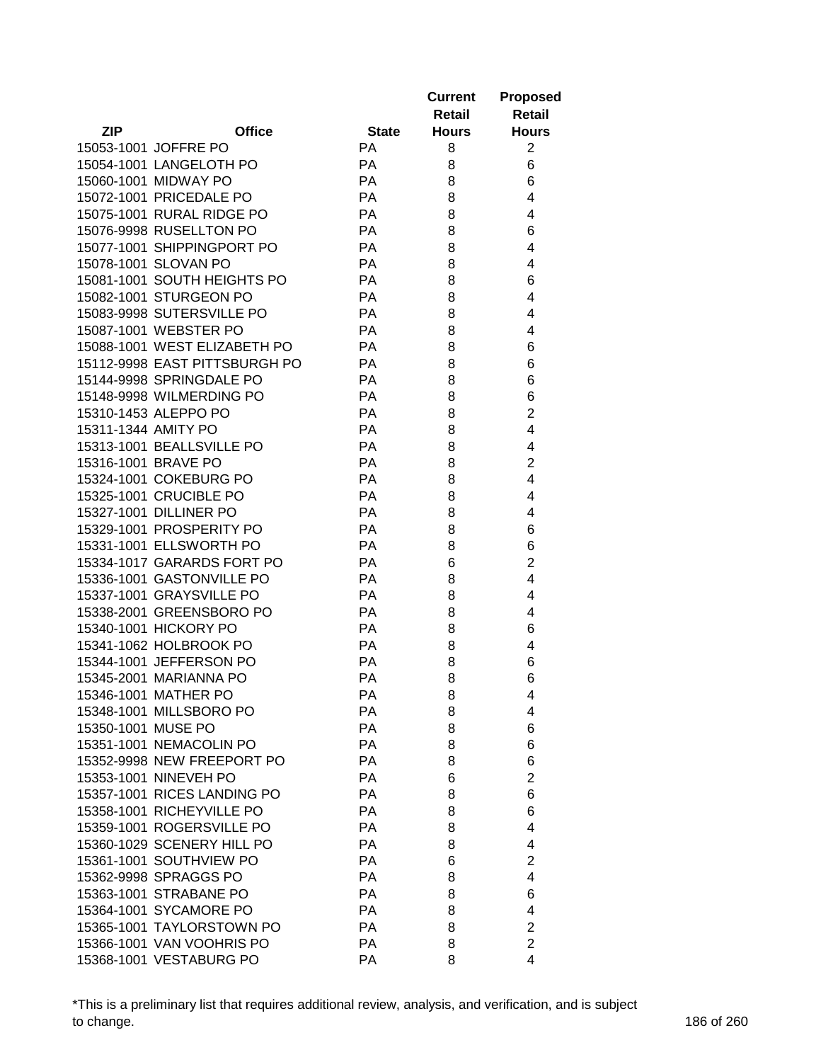| ZIP | Office | State | Current Retail Hours | Proposed Retail Hours |
|---|---|---|---|---|
| 15053-1001 | JOFFRE PO | PA | 8 | 2 |
| 15054-1001 | LANGELOTH PO | PA | 8 | 6 |
| 15060-1001 | MIDWAY PO | PA | 8 | 6 |
| 15072-1001 | PRICEDALE PO | PA | 8 | 4 |
| 15075-1001 | RURAL RIDGE PO | PA | 8 | 4 |
| 15076-9998 | RUSELLTON PO | PA | 8 | 6 |
| 15077-1001 | SHIPPINGPORT PO | PA | 8 | 4 |
| 15078-1001 | SLOVAN PO | PA | 8 | 4 |
| 15081-1001 | SOUTH HEIGHTS PO | PA | 8 | 6 |
| 15082-1001 | STURGEON PO | PA | 8 | 4 |
| 15083-9998 | SUTERSVILLE PO | PA | 8 | 4 |
| 15087-1001 | WEBSTER PO | PA | 8 | 4 |
| 15088-1001 | WEST ELIZABETH PO | PA | 8 | 6 |
| 15112-9998 | EAST PITTSBURGH PO | PA | 8 | 6 |
| 15144-9998 | SPRINGDALE PO | PA | 8 | 6 |
| 15148-9998 | WILMERDING PO | PA | 8 | 6 |
| 15310-1453 | ALEPPO PO | PA | 8 | 2 |
| 15311-1344 | AMITY PO | PA | 8 | 4 |
| 15313-1001 | BEALLSVILLE PO | PA | 8 | 4 |
| 15316-1001 | BRAVE PO | PA | 8 | 2 |
| 15324-1001 | COKEBURG PO | PA | 8 | 4 |
| 15325-1001 | CRUCIBLE PO | PA | 8 | 4 |
| 15327-1001 | DILLINER PO | PA | 8 | 4 |
| 15329-1001 | PROSPERITY PO | PA | 8 | 6 |
| 15331-1001 | ELLSWORTH PO | PA | 8 | 6 |
| 15334-1017 | GARARDS FORT PO | PA | 6 | 2 |
| 15336-1001 | GASTONVILLE PO | PA | 8 | 4 |
| 15337-1001 | GRAYSVILLE PO | PA | 8 | 4 |
| 15338-2001 | GREENSBORO PO | PA | 8 | 4 |
| 15340-1001 | HICKORY PO | PA | 8 | 6 |
| 15341-1062 | HOLBROOK PO | PA | 8 | 4 |
| 15344-1001 | JEFFERSON PO | PA | 8 | 6 |
| 15345-2001 | MARIANNA PO | PA | 8 | 6 |
| 15346-1001 | MATHER PO | PA | 8 | 4 |
| 15348-1001 | MILLSBORO PO | PA | 8 | 4 |
| 15350-1001 | MUSE PO | PA | 8 | 6 |
| 15351-1001 | NEMACOLIN PO | PA | 8 | 6 |
| 15352-9998 | NEW FREEPORT PO | PA | 8 | 6 |
| 15353-1001 | NINEVEH PO | PA | 6 | 2 |
| 15357-1001 | RICES LANDING PO | PA | 8 | 6 |
| 15358-1001 | RICHEYVILLE PO | PA | 8 | 6 |
| 15359-1001 | ROGERSVILLE PO | PA | 8 | 4 |
| 15360-1029 | SCENERY HILL PO | PA | 8 | 4 |
| 15361-1001 | SOUTHVIEW PO | PA | 6 | 2 |
| 15362-9998 | SPRAGGS PO | PA | 8 | 4 |
| 15363-1001 | STRABANE PO | PA | 8 | 6 |
| 15364-1001 | SYCAMORE PO | PA | 8 | 4 |
| 15365-1001 | TAYLORSTOWN PO | PA | 8 | 2 |
| 15366-1001 | VAN VOOHRIS PO | PA | 8 | 2 |
| 15368-1001 | VESTABURG PO | PA | 8 | 4 |

*This is a preliminary list that requires additional review, analysis, and verification, and is subject to change.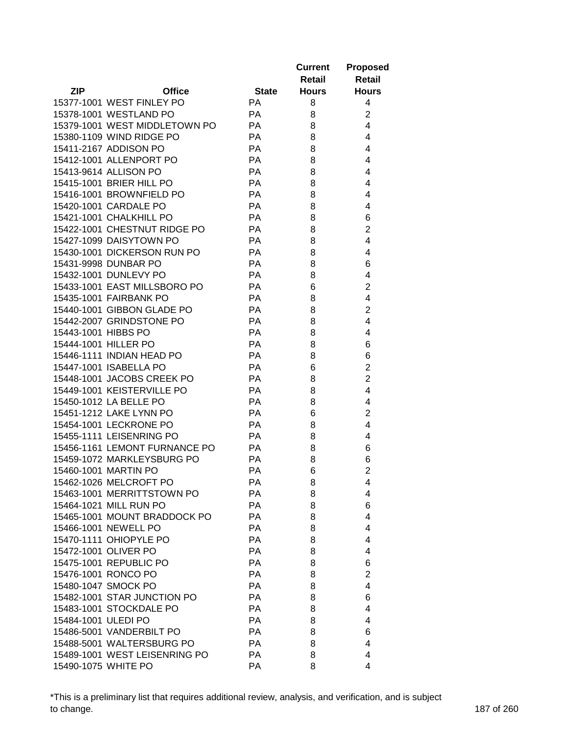| ZIP | Office | State | Current Retail Hours | Proposed Retail Hours |
|---|---|---|---|---|
| 15377-1001 | WEST FINLEY PO | PA | 8 | 4 |
| 15378-1001 | WESTLAND PO | PA | 8 | 2 |
| 15379-1001 | WEST MIDDLETOWN PO | PA | 8 | 4 |
| 15380-1109 | WIND RIDGE PO | PA | 8 | 4 |
| 15411-2167 | ADDISON PO | PA | 8 | 4 |
| 15412-1001 | ALLENPORT PO | PA | 8 | 4 |
| 15413-9614 | ALLISON PO | PA | 8 | 4 |
| 15415-1001 | BRIER HILL PO | PA | 8 | 4 |
| 15416-1001 | BROWNFIELD PO | PA | 8 | 4 |
| 15420-1001 | CARDALE PO | PA | 8 | 4 |
| 15421-1001 | CHALKHILL PO | PA | 8 | 6 |
| 15422-1001 | CHESTNUT RIDGE PO | PA | 8 | 2 |
| 15427-1099 | DAISYTOWN PO | PA | 8 | 4 |
| 15430-1001 | DICKERSON RUN PO | PA | 8 | 4 |
| 15431-9998 | DUNBAR PO | PA | 8 | 6 |
| 15432-1001 | DUNLEVY PO | PA | 8 | 4 |
| 15433-1001 | EAST MILLSBORO PO | PA | 6 | 2 |
| 15435-1001 | FAIRBANK PO | PA | 8 | 4 |
| 15440-1001 | GIBBON GLADE PO | PA | 8 | 2 |
| 15442-2007 | GRINDSTONE PO | PA | 8 | 4 |
| 15443-1001 | HIBBS PO | PA | 8 | 4 |
| 15444-1001 | HILLER PO | PA | 8 | 6 |
| 15446-1111 | INDIAN HEAD PO | PA | 8 | 6 |
| 15447-1001 | ISABELLA PO | PA | 6 | 2 |
| 15448-1001 | JACOBS CREEK PO | PA | 8 | 2 |
| 15449-1001 | KEISTERVILLE PO | PA | 8 | 4 |
| 15450-1012 | LA BELLE PO | PA | 8 | 4 |
| 15451-1212 | LAKE LYNN PO | PA | 6 | 2 |
| 15454-1001 | LECKRONE PO | PA | 8 | 4 |
| 15455-1111 | LEISENRING PO | PA | 8 | 4 |
| 15456-1161 | LEMONT FURNANCE PO | PA | 8 | 6 |
| 15459-1072 | MARKLEYSBURG PO | PA | 8 | 6 |
| 15460-1001 | MARTIN PO | PA | 6 | 2 |
| 15462-1026 | MELCROFT PO | PA | 8 | 4 |
| 15463-1001 | MERRITTSTOWN PO | PA | 8 | 4 |
| 15464-1021 | MILL RUN PO | PA | 8 | 6 |
| 15465-1001 | MOUNT BRADDOCK PO | PA | 8 | 4 |
| 15466-1001 | NEWELL PO | PA | 8 | 4 |
| 15470-1111 | OHIOPYLE PO | PA | 8 | 4 |
| 15472-1001 | OLIVER PO | PA | 8 | 4 |
| 15475-1001 | REPUBLIC PO | PA | 8 | 6 |
| 15476-1001 | RONCO PO | PA | 8 | 2 |
| 15480-1047 | SMOCK PO | PA | 8 | 4 |
| 15482-1001 | STAR JUNCTION PO | PA | 8 | 6 |
| 15483-1001 | STOCKDALE PO | PA | 8 | 4 |
| 15484-1001 | ULEDI PO | PA | 8 | 4 |
| 15486-5001 | VANDERBILT PO | PA | 8 | 6 |
| 15488-5001 | WALTERSBURG PO | PA | 8 | 4 |
| 15489-1001 | WEST LEISENRING PO | PA | 8 | 4 |
| 15490-1075 | WHITE PO | PA | 8 | 4 |

*This is a preliminary list that requires additional review, analysis, and verification, and is subject to change.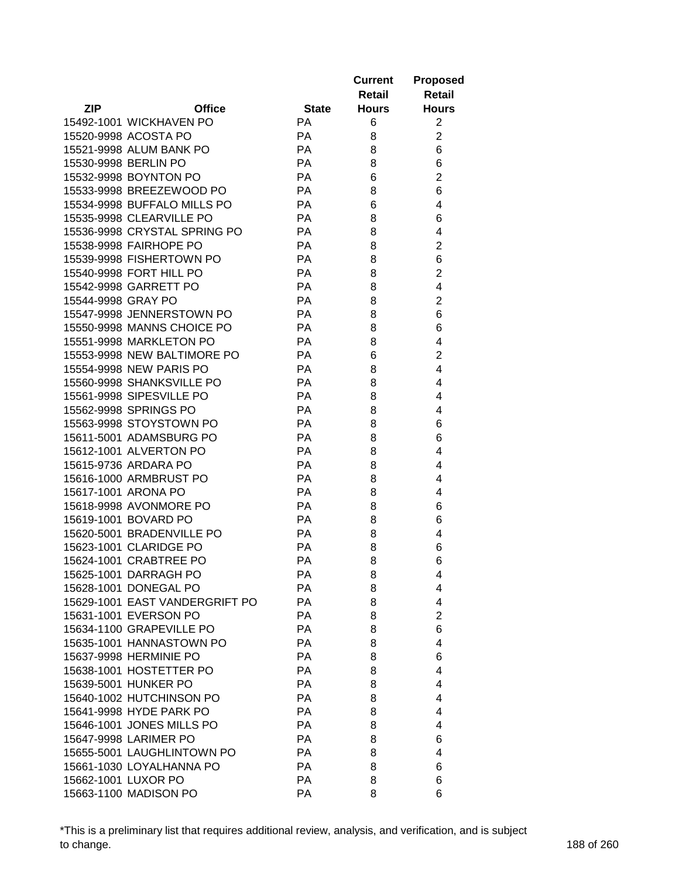| ZIP | Office | State | Current Retail Hours | Proposed Retail Hours |
|---|---|---|---|---|
| 15492-1001 | WICKHAVEN PO | PA | 6 | 2 |
| 15520-9998 | ACOSTA PO | PA | 8 | 2 |
| 15521-9998 | ALUM BANK PO | PA | 8 | 6 |
| 15530-9998 | BERLIN PO | PA | 8 | 6 |
| 15532-9998 | BOYNTON PO | PA | 6 | 2 |
| 15533-9998 | BREEZEWOOD PO | PA | 8 | 6 |
| 15534-9998 | BUFFALO MILLS PO | PA | 6 | 4 |
| 15535-9998 | CLEARVILLE PO | PA | 8 | 6 |
| 15536-9998 | CRYSTAL SPRING PO | PA | 8 | 4 |
| 15538-9998 | FAIRHOPE PO | PA | 8 | 2 |
| 15539-9998 | FISHERTOWN PO | PA | 8 | 6 |
| 15540-9998 | FORT HILL PO | PA | 8 | 2 |
| 15542-9998 | GARRETT PO | PA | 8 | 4 |
| 15544-9998 | GRAY PO | PA | 8 | 2 |
| 15547-9998 | JENNERSTOWN PO | PA | 8 | 6 |
| 15550-9998 | MANNS CHOICE PO | PA | 8 | 6 |
| 15551-9998 | MARKLETON PO | PA | 8 | 4 |
| 15553-9998 | NEW BALTIMORE PO | PA | 6 | 2 |
| 15554-9998 | NEW PARIS PO | PA | 8 | 4 |
| 15560-9998 | SHANKSVILLE PO | PA | 8 | 4 |
| 15561-9998 | SIPESVILLE PO | PA | 8 | 4 |
| 15562-9998 | SPRINGS PO | PA | 8 | 4 |
| 15563-9998 | STOYSTOWN PO | PA | 8 | 6 |
| 15611-5001 | ADAMSBURG PO | PA | 8 | 6 |
| 15612-1001 | ALVERTON PO | PA | 8 | 4 |
| 15615-9736 | ARDARA PO | PA | 8 | 4 |
| 15616-1000 | ARMBRUST PO | PA | 8 | 4 |
| 15617-1001 | ARONA PO | PA | 8 | 4 |
| 15618-9998 | AVONMORE PO | PA | 8 | 6 |
| 15619-1001 | BOVARD PO | PA | 8 | 6 |
| 15620-5001 | BRADENVILLE PO | PA | 8 | 4 |
| 15623-1001 | CLARIDGE PO | PA | 8 | 6 |
| 15624-1001 | CRABTREE PO | PA | 8 | 6 |
| 15625-1001 | DARRAGH PO | PA | 8 | 4 |
| 15628-1001 | DONEGAL PO | PA | 8 | 4 |
| 15629-1001 | EAST VANDERGRIFT PO | PA | 8 | 4 |
| 15631-1001 | EVERSON PO | PA | 8 | 2 |
| 15634-1100 | GRAPEVILLE PO | PA | 8 | 6 |
| 15635-1001 | HANNASTOWN PO | PA | 8 | 4 |
| 15637-9998 | HERMINIE PO | PA | 8 | 6 |
| 15638-1001 | HOSTETTER PO | PA | 8 | 4 |
| 15639-5001 | HUNKER PO | PA | 8 | 4 |
| 15640-1002 | HUTCHINSON PO | PA | 8 | 4 |
| 15641-9998 | HYDE PARK PO | PA | 8 | 4 |
| 15646-1001 | JONES MILLS PO | PA | 8 | 4 |
| 15647-9998 | LARIMER PO | PA | 8 | 6 |
| 15655-5001 | LAUGHLINTOWN PO | PA | 8 | 4 |
| 15661-1030 | LOYALHANNA PO | PA | 8 | 6 |
| 15662-1001 | LUXOR PO | PA | 8 | 6 |
| 15663-1100 | MADISON PO | PA | 8 | 6 |

*This is a preliminary list that requires additional review, analysis, and verification, and is subject to change.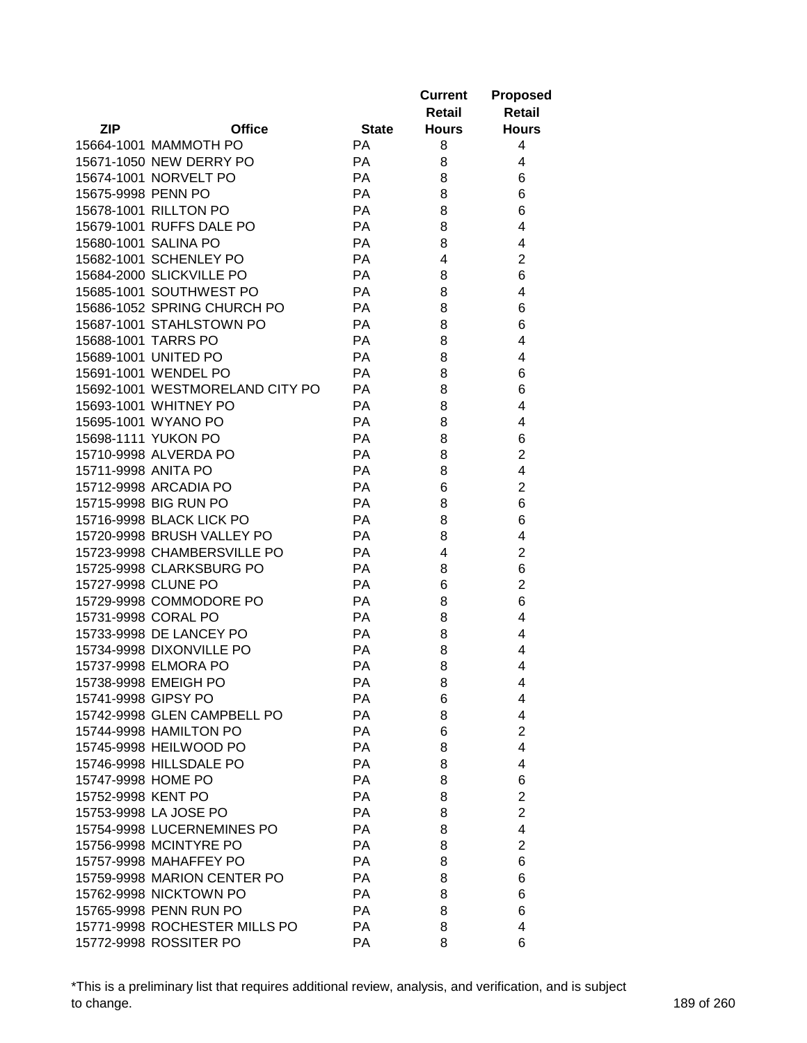| ZIP | Office | State | Current Retail Hours | Proposed Retail Hours |
|---|---|---|---|---|
| 15664-1001 | MAMMOTH PO | PA | 8 | 4 |
| 15671-1050 | NEW DERRY PO | PA | 8 | 4 |
| 15674-1001 | NORVELT PO | PA | 8 | 6 |
| 15675-9998 | PENN PO | PA | 8 | 6 |
| 15678-1001 | RILLTON PO | PA | 8 | 6 |
| 15679-1001 | RUFFS DALE PO | PA | 8 | 4 |
| 15680-1001 | SALINA PO | PA | 8 | 4 |
| 15682-1001 | SCHENLEY PO | PA | 4 | 2 |
| 15684-2000 | SLICKVILLE PO | PA | 8 | 6 |
| 15685-1001 | SOUTHWEST PO | PA | 8 | 4 |
| 15686-1052 | SPRING CHURCH PO | PA | 8 | 6 |
| 15687-1001 | STAHLSTOWN PO | PA | 8 | 6 |
| 15688-1001 | TARRS PO | PA | 8 | 4 |
| 15689-1001 | UNITED PO | PA | 8 | 4 |
| 15691-1001 | WENDEL PO | PA | 8 | 6 |
| 15692-1001 | WESTMORELAND CITY PO | PA | 8 | 6 |
| 15693-1001 | WHITNEY PO | PA | 8 | 4 |
| 15695-1001 | WYANO PO | PA | 8 | 4 |
| 15698-1111 | YUKON PO | PA | 8 | 6 |
| 15710-9998 | ALVERDA PO | PA | 8 | 2 |
| 15711-9998 | ANITA PO | PA | 8 | 4 |
| 15712-9998 | ARCADIA PO | PA | 6 | 2 |
| 15715-9998 | BIG RUN PO | PA | 8 | 6 |
| 15716-9998 | BLACK LICK PO | PA | 8 | 6 |
| 15720-9998 | BRUSH VALLEY PO | PA | 8 | 4 |
| 15723-9998 | CHAMBERSVILLE PO | PA | 4 | 2 |
| 15725-9998 | CLARKSBURG PO | PA | 8 | 6 |
| 15727-9998 | CLUNE PO | PA | 6 | 2 |
| 15729-9998 | COMMODORE PO | PA | 8 | 6 |
| 15731-9998 | CORAL PO | PA | 8 | 4 |
| 15733-9998 | DE LANCEY PO | PA | 8 | 4 |
| 15734-9998 | DIXONVILLE PO | PA | 8 | 4 |
| 15737-9998 | ELMORA PO | PA | 8 | 4 |
| 15738-9998 | EMEIGH PO | PA | 8 | 4 |
| 15741-9998 | GIPSY PO | PA | 6 | 4 |
| 15742-9998 | GLEN CAMPBELL PO | PA | 8 | 4 |
| 15744-9998 | HAMILTON PO | PA | 6 | 2 |
| 15745-9998 | HEILWOOD PO | PA | 8 | 4 |
| 15746-9998 | HILLSDALE PO | PA | 8 | 4 |
| 15747-9998 | HOME PO | PA | 8 | 6 |
| 15752-9998 | KENT PO | PA | 8 | 2 |
| 15753-9998 | LA JOSE PO | PA | 8 | 2 |
| 15754-9998 | LUCERNEMINES PO | PA | 8 | 4 |
| 15756-9998 | MCINTYRE PO | PA | 8 | 2 |
| 15757-9998 | MAHAFFEY PO | PA | 8 | 6 |
| 15759-9998 | MARION CENTER PO | PA | 8 | 6 |
| 15762-9998 | NICKTOWN PO | PA | 8 | 6 |
| 15765-9998 | PENN RUN PO | PA | 8 | 6 |
| 15771-9998 | ROCHESTER MILLS PO | PA | 8 | 4 |
| 15772-9998 | ROSSITER PO | PA | 8 | 6 |

*This is a preliminary list that requires additional review, analysis, and verification, and is subject to change.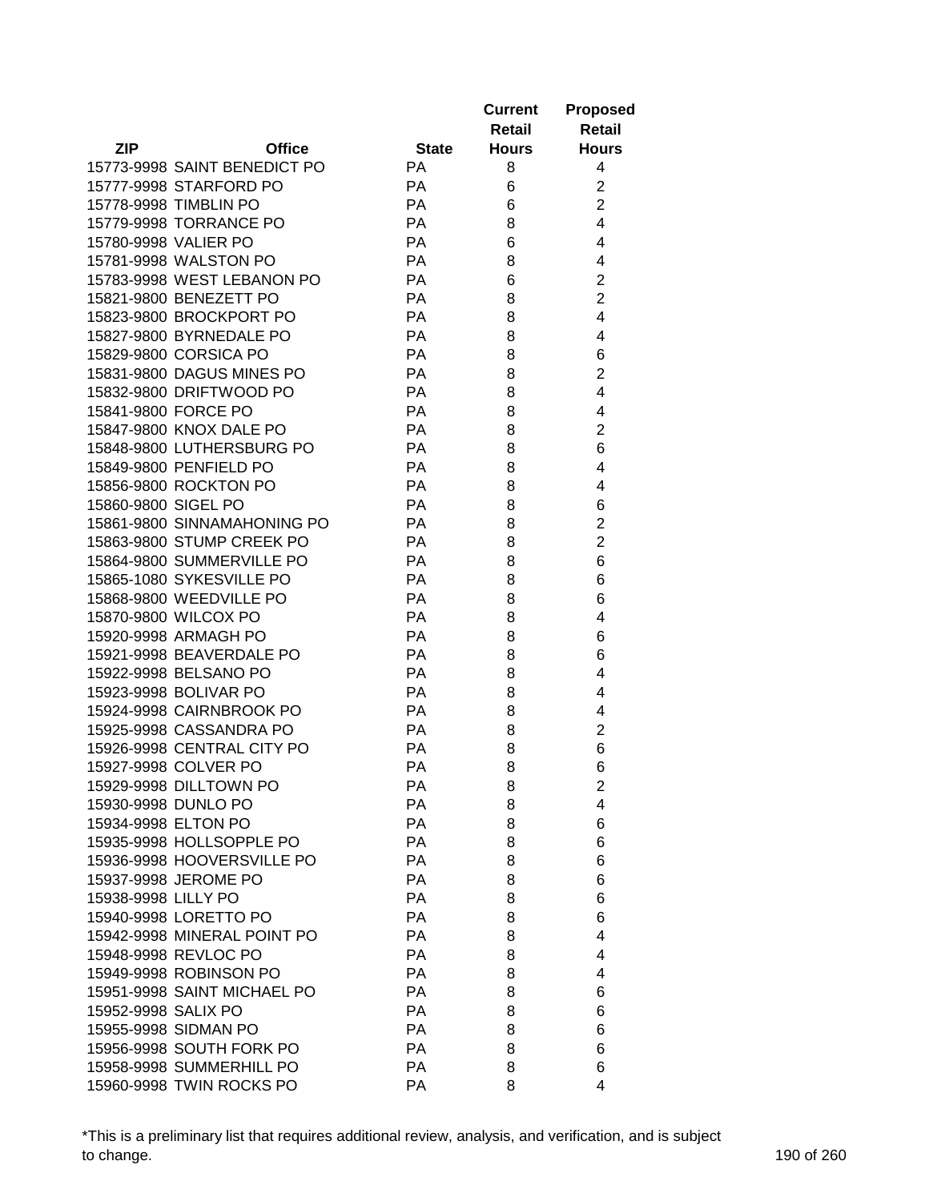| ZIP | Office | State | Current Retail Hours | Proposed Retail Hours |
|---|---|---|---|---|
| 15773-9998 | SAINT BENEDICT PO | PA | 8 | 4 |
| 15777-9998 | STARFORD PO | PA | 6 | 2 |
| 15778-9998 | TIMBLIN PO | PA | 6 | 2 |
| 15779-9998 | TORRANCE PO | PA | 8 | 4 |
| 15780-9998 | VALIER PO | PA | 6 | 4 |
| 15781-9998 | WALSTON PO | PA | 8 | 4 |
| 15783-9998 | WEST LEBANON PO | PA | 6 | 2 |
| 15821-9800 | BENEZETT PO | PA | 8 | 2 |
| 15823-9800 | BROCKPORT PO | PA | 8 | 4 |
| 15827-9800 | BYRNEDALE PO | PA | 8 | 4 |
| 15829-9800 | CORSICA PO | PA | 8 | 6 |
| 15831-9800 | DAGUS MINES PO | PA | 8 | 2 |
| 15832-9800 | DRIFTWOOD PO | PA | 8 | 4 |
| 15841-9800 | FORCE PO | PA | 8 | 4 |
| 15847-9800 | KNOX DALE PO | PA | 8 | 2 |
| 15848-9800 | LUTHERSBURG PO | PA | 8 | 6 |
| 15849-9800 | PENFIELD PO | PA | 8 | 4 |
| 15856-9800 | ROCKTON PO | PA | 8 | 4 |
| 15860-9800 | SIGEL PO | PA | 8 | 6 |
| 15861-9800 | SINNAMAHONING PO | PA | 8 | 2 |
| 15863-9800 | STUMP CREEK PO | PA | 8 | 2 |
| 15864-9800 | SUMMERVILLE PO | PA | 8 | 6 |
| 15865-1080 | SYKESVILLE PO | PA | 8 | 6 |
| 15868-9800 | WEEDVILLE PO | PA | 8 | 6 |
| 15870-9800 | WILCOX PO | PA | 8 | 4 |
| 15920-9998 | ARMAGH PO | PA | 8 | 6 |
| 15921-9998 | BEAVERDALE PO | PA | 8 | 6 |
| 15922-9998 | BELSANO PO | PA | 8 | 4 |
| 15923-9998 | BOLIVAR PO | PA | 8 | 4 |
| 15924-9998 | CAIRNBROOK PO | PA | 8 | 4 |
| 15925-9998 | CASSANDRA PO | PA | 8 | 2 |
| 15926-9998 | CENTRAL CITY PO | PA | 8 | 6 |
| 15927-9998 | COLVER PO | PA | 8 | 6 |
| 15929-9998 | DILLTOWN PO | PA | 8 | 2 |
| 15930-9998 | DUNLO PO | PA | 8 | 4 |
| 15934-9998 | ELTON PO | PA | 8 | 6 |
| 15935-9998 | HOLLSOPPLE PO | PA | 8 | 6 |
| 15936-9998 | HOOVERSVILLE PO | PA | 8 | 6 |
| 15937-9998 | JEROME PO | PA | 8 | 6 |
| 15938-9998 | LILLY PO | PA | 8 | 6 |
| 15940-9998 | LORETTO PO | PA | 8 | 6 |
| 15942-9998 | MINERAL POINT PO | PA | 8 | 4 |
| 15948-9998 | REVLOC PO | PA | 8 | 4 |
| 15949-9998 | ROBINSON PO | PA | 8 | 4 |
| 15951-9998 | SAINT MICHAEL PO | PA | 8 | 6 |
| 15952-9998 | SALIX PO | PA | 8 | 6 |
| 15955-9998 | SIDMAN PO | PA | 8 | 6 |
| 15956-9998 | SOUTH FORK PO | PA | 8 | 6 |
| 15958-9998 | SUMMERHILL PO | PA | 8 | 6 |
| 15960-9998 | TWIN ROCKS PO | PA | 8 | 4 |

*This is a preliminary list that requires additional review, analysis, and verification, and is subject to change.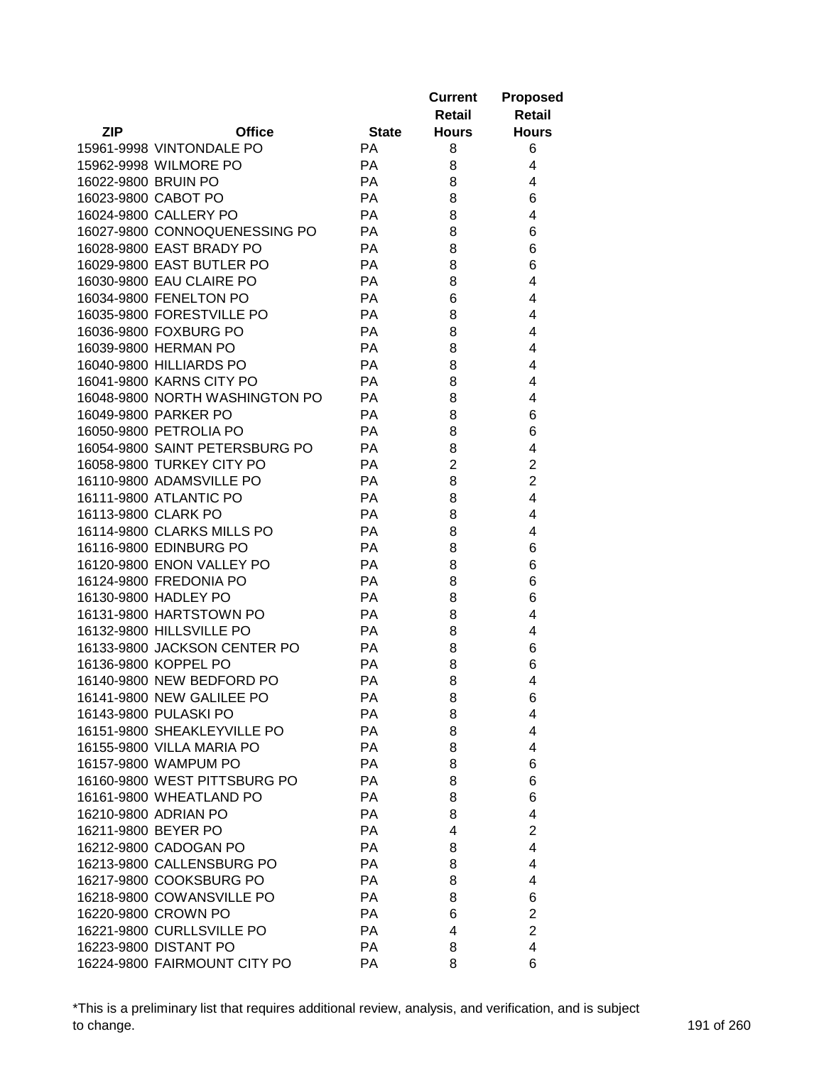| ZIP | Office | State | Current Retail Hours | Proposed Retail Hours |
|---|---|---|---|---|
| 15961-9998 | VINTONDALE PO | PA | 8 | 6 |
| 15962-9998 | WILMORE PO | PA | 8 | 4 |
| 16022-9800 | BRUIN PO | PA | 8 | 4 |
| 16023-9800 | CABOT PO | PA | 8 | 6 |
| 16024-9800 | CALLERY PO | PA | 8 | 4 |
| 16027-9800 | CONNOQUENESSING PO | PA | 8 | 6 |
| 16028-9800 | EAST BRADY PO | PA | 8 | 6 |
| 16029-9800 | EAST BUTLER PO | PA | 8 | 6 |
| 16030-9800 | EAU CLAIRE PO | PA | 8 | 4 |
| 16034-9800 | FENELTON PO | PA | 6 | 4 |
| 16035-9800 | FORESTVILLE PO | PA | 8 | 4 |
| 16036-9800 | FOXBURG PO | PA | 8 | 4 |
| 16039-9800 | HERMAN PO | PA | 8 | 4 |
| 16040-9800 | HILLIARDS PO | PA | 8 | 4 |
| 16041-9800 | KARNS CITY PO | PA | 8 | 4 |
| 16048-9800 | NORTH WASHINGTON PO | PA | 8 | 4 |
| 16049-9800 | PARKER PO | PA | 8 | 6 |
| 16050-9800 | PETROLIA PO | PA | 8 | 6 |
| 16054-9800 | SAINT PETERSBURG PO | PA | 8 | 4 |
| 16058-9800 | TURKEY CITY PO | PA | 2 | 2 |
| 16110-9800 | ADAMSVILLE PO | PA | 8 | 2 |
| 16111-9800 | ATLANTIC PO | PA | 8 | 4 |
| 16113-9800 | CLARK PO | PA | 8 | 4 |
| 16114-9800 | CLARKS MILLS PO | PA | 8 | 4 |
| 16116-9800 | EDINBURG PO | PA | 8 | 6 |
| 16120-9800 | ENON VALLEY PO | PA | 8 | 6 |
| 16124-9800 | FREDONIA PO | PA | 8 | 6 |
| 16130-9800 | HADLEY PO | PA | 8 | 6 |
| 16131-9800 | HARTSTOWN PO | PA | 8 | 4 |
| 16132-9800 | HILLSVILLE PO | PA | 8 | 4 |
| 16133-9800 | JACKSON CENTER PO | PA | 8 | 6 |
| 16136-9800 | KOPPEL PO | PA | 8 | 6 |
| 16140-9800 | NEW BEDFORD PO | PA | 8 | 4 |
| 16141-9800 | NEW GALILEE PO | PA | 8 | 6 |
| 16143-9800 | PULASKI PO | PA | 8 | 4 |
| 16151-9800 | SHEAKLEYVILLE PO | PA | 8 | 4 |
| 16155-9800 | VILLA MARIA PO | PA | 8 | 4 |
| 16157-9800 | WAMPUM PO | PA | 8 | 6 |
| 16160-9800 | WEST PITTSBURG PO | PA | 8 | 6 |
| 16161-9800 | WHEATLAND PO | PA | 8 | 6 |
| 16210-9800 | ADRIAN PO | PA | 8 | 4 |
| 16211-9800 | BEYER PO | PA | 4 | 2 |
| 16212-9800 | CADOGAN PO | PA | 8 | 4 |
| 16213-9800 | CALLENSBURG PO | PA | 8 | 4 |
| 16217-9800 | COOKSBURG PO | PA | 8 | 4 |
| 16218-9800 | COWANSVILLE PO | PA | 8 | 6 |
| 16220-9800 | CROWN PO | PA | 6 | 2 |
| 16221-9800 | CURLLSVILLE PO | PA | 4 | 2 |
| 16223-9800 | DISTANT PO | PA | 8 | 4 |
| 16224-9800 | FAIRMOUNT CITY PO | PA | 8 | 6 |

*This is a preliminary list that requires additional review, analysis, and verification, and is subject to change.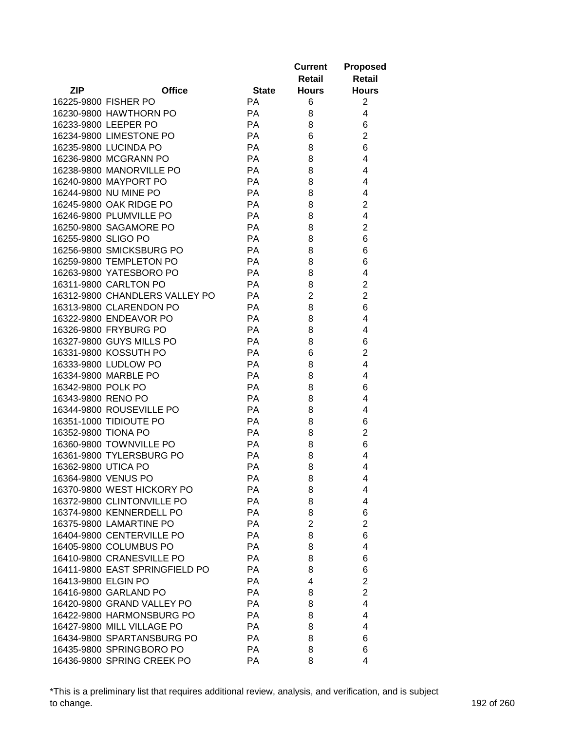| ZIP | Office | State | Current Retail Hours | Proposed Retail Hours |
|---|---|---|---|---|
| 16225-9800 | FISHER PO | PA | 6 | 2 |
| 16230-9800 | HAWTHORN PO | PA | 8 | 4 |
| 16233-9800 | LEEPER PO | PA | 8 | 6 |
| 16234-9800 | LIMESTONE PO | PA | 6 | 2 |
| 16235-9800 | LUCINDA PO | PA | 8 | 6 |
| 16236-9800 | MCGRANN PO | PA | 8 | 4 |
| 16238-9800 | MANORVILLE PO | PA | 8 | 4 |
| 16240-9800 | MAYPORT PO | PA | 8 | 4 |
| 16244-9800 | NU MINE PO | PA | 8 | 4 |
| 16245-9800 | OAK RIDGE PO | PA | 8 | 2 |
| 16246-9800 | PLUMVILLE PO | PA | 8 | 4 |
| 16250-9800 | SAGAMORE PO | PA | 8 | 2 |
| 16255-9800 | SLIGO PO | PA | 8 | 6 |
| 16256-9800 | SMICKSBURG PO | PA | 8 | 6 |
| 16259-9800 | TEMPLETON PO | PA | 8 | 6 |
| 16263-9800 | YATESBORO PO | PA | 8 | 4 |
| 16311-9800 | CARLTON PO | PA | 8 | 2 |
| 16312-9800 | CHANDLERS VALLEY PO | PA | 2 | 2 |
| 16313-9800 | CLARENDON PO | PA | 8 | 6 |
| 16322-9800 | ENDEAVOR PO | PA | 8 | 4 |
| 16326-9800 | FRYBURG PO | PA | 8 | 4 |
| 16327-9800 | GUYS MILLS PO | PA | 8 | 6 |
| 16331-9800 | KOSSUTH PO | PA | 6 | 2 |
| 16333-9800 | LUDLOW PO | PA | 8 | 4 |
| 16334-9800 | MARBLE PO | PA | 8 | 4 |
| 16342-9800 | POLK PO | PA | 8 | 6 |
| 16343-9800 | RENO PO | PA | 8 | 4 |
| 16344-9800 | ROUSEVILLE PO | PA | 8 | 4 |
| 16351-1000 | TIDIOUTE PO | PA | 8 | 6 |
| 16352-9800 | TIONA PO | PA | 8 | 2 |
| 16360-9800 | TOWNVILLE PO | PA | 8 | 6 |
| 16361-9800 | TYLERSBURG PO | PA | 8 | 4 |
| 16362-9800 | UTICA PO | PA | 8 | 4 |
| 16364-9800 | VENUS PO | PA | 8 | 4 |
| 16370-9800 | WEST HICKORY PO | PA | 8 | 4 |
| 16372-9800 | CLINTONVILLE PO | PA | 8 | 4 |
| 16374-9800 | KENNERDELL PO | PA | 8 | 6 |
| 16375-9800 | LAMARTINE PO | PA | 2 | 2 |
| 16404-9800 | CENTERVILLE PO | PA | 8 | 6 |
| 16405-9800 | COLUMBUS PO | PA | 8 | 4 |
| 16410-9800 | CRANESVILLE PO | PA | 8 | 6 |
| 16411-9800 | EAST SPRINGFIELD PO | PA | 8 | 6 |
| 16413-9800 | ELGIN PO | PA | 4 | 2 |
| 16416-9800 | GARLAND PO | PA | 8 | 2 |
| 16420-9800 | GRAND VALLEY PO | PA | 8 | 4 |
| 16422-9800 | HARMONSBURG PO | PA | 8 | 4 |
| 16427-9800 | MILL VILLAGE PO | PA | 8 | 4 |
| 16434-9800 | SPARTANSBURG PO | PA | 8 | 6 |
| 16435-9800 | SPRINGBORO PO | PA | 8 | 6 |
| 16436-9800 | SPRING CREEK PO | PA | 8 | 4 |

*This is a preliminary list that requires additional review, analysis, and verification, and is subject to change.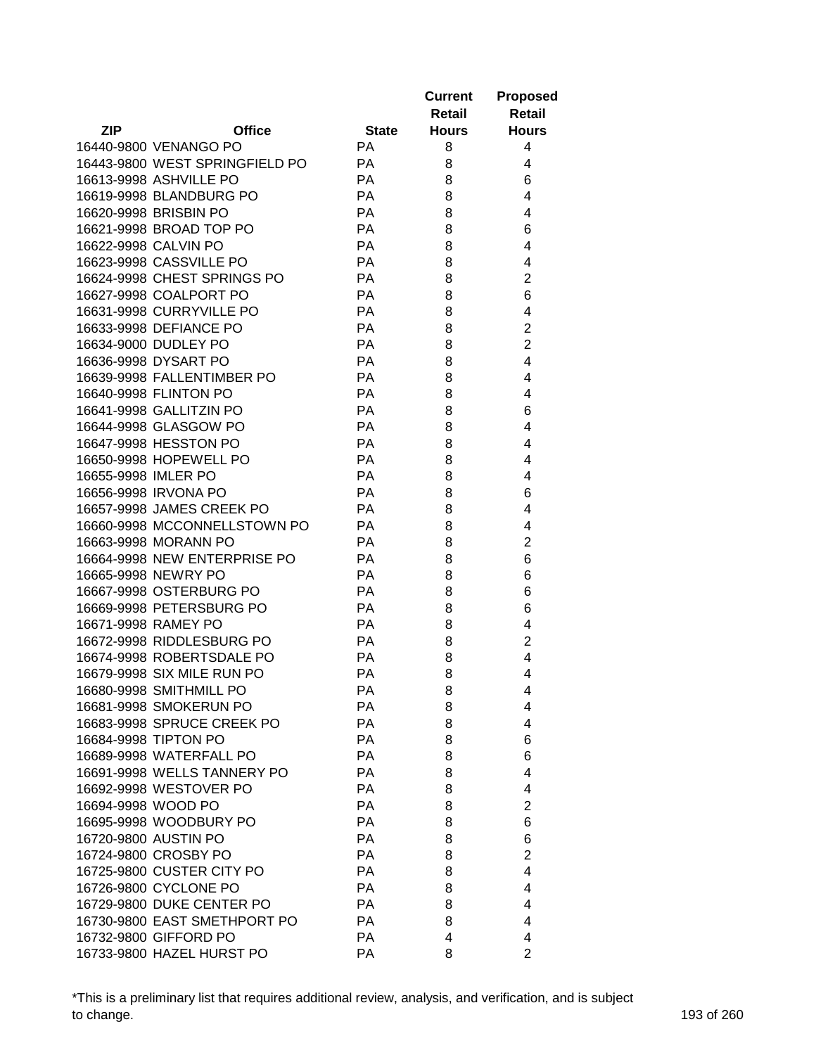| ZIP | Office | State | Current Retail Hours | Proposed Retail Hours |
|---|---|---|---|---|
| 16440-9800 | VENANGO PO | PA | 8 | 4 |
| 16443-9800 | WEST SPRINGFIELD PO | PA | 8 | 4 |
| 16613-9998 | ASHVILLE PO | PA | 8 | 6 |
| 16619-9998 | BLANDBURG PO | PA | 8 | 4 |
| 16620-9998 | BRISBIN PO | PA | 8 | 4 |
| 16621-9998 | BROAD TOP PO | PA | 8 | 6 |
| 16622-9998 | CALVIN PO | PA | 8 | 4 |
| 16623-9998 | CASSVILLE PO | PA | 8 | 4 |
| 16624-9998 | CHEST SPRINGS PO | PA | 8 | 2 |
| 16627-9998 | COALPORT PO | PA | 8 | 6 |
| 16631-9998 | CURRYVILLE PO | PA | 8 | 4 |
| 16633-9998 | DEFIANCE PO | PA | 8 | 2 |
| 16634-9000 | DUDLEY PO | PA | 8 | 2 |
| 16636-9998 | DYSART PO | PA | 8 | 4 |
| 16639-9998 | FALLENTIMBER PO | PA | 8 | 4 |
| 16640-9998 | FLINTON PO | PA | 8 | 4 |
| 16641-9998 | GALLITZIN PO | PA | 8 | 6 |
| 16644-9998 | GLASGOW PO | PA | 8 | 4 |
| 16647-9998 | HESSTON PO | PA | 8 | 4 |
| 16650-9998 | HOPEWELL PO | PA | 8 | 4 |
| 16655-9998 | IMLER PO | PA | 8 | 4 |
| 16656-9998 | IRVONA PO | PA | 8 | 6 |
| 16657-9998 | JAMES CREEK PO | PA | 8 | 4 |
| 16660-9998 | MCCONNELLSTOWN PO | PA | 8 | 4 |
| 16663-9998 | MORANN PO | PA | 8 | 2 |
| 16664-9998 | NEW ENTERPRISE PO | PA | 8 | 6 |
| 16665-9998 | NEWRY PO | PA | 8 | 6 |
| 16667-9998 | OSTERBURG PO | PA | 8 | 6 |
| 16669-9998 | PETERSBURG PO | PA | 8 | 6 |
| 16671-9998 | RAMEY PO | PA | 8 | 4 |
| 16672-9998 | RIDDLESBURG PO | PA | 8 | 2 |
| 16674-9998 | ROBERTSDALE PO | PA | 8 | 4 |
| 16679-9998 | SIX MILE RUN PO | PA | 8 | 4 |
| 16680-9998 | SMITHMILL PO | PA | 8 | 4 |
| 16681-9998 | SMOKERUN PO | PA | 8 | 4 |
| 16683-9998 | SPRUCE CREEK PO | PA | 8 | 4 |
| 16684-9998 | TIPTON PO | PA | 8 | 6 |
| 16689-9998 | WATERFALL PO | PA | 8 | 6 |
| 16691-9998 | WELLS TANNERY PO | PA | 8 | 4 |
| 16692-9998 | WESTOVER PO | PA | 8 | 4 |
| 16694-9998 | WOOD PO | PA | 8 | 2 |
| 16695-9998 | WOODBURY PO | PA | 8 | 6 |
| 16720-9800 | AUSTIN PO | PA | 8 | 6 |
| 16724-9800 | CROSBY PO | PA | 8 | 2 |
| 16725-9800 | CUSTER CITY PO | PA | 8 | 4 |
| 16726-9800 | CYCLONE PO | PA | 8 | 4 |
| 16729-9800 | DUKE CENTER PO | PA | 8 | 4 |
| 16730-9800 | EAST SMETHPORT PO | PA | 8 | 4 |
| 16732-9800 | GIFFORD PO | PA | 4 | 4 |
| 16733-9800 | HAZEL HURST PO | PA | 8 | 2 |

*This is a preliminary list that requires additional review, analysis, and verification, and is subject to change.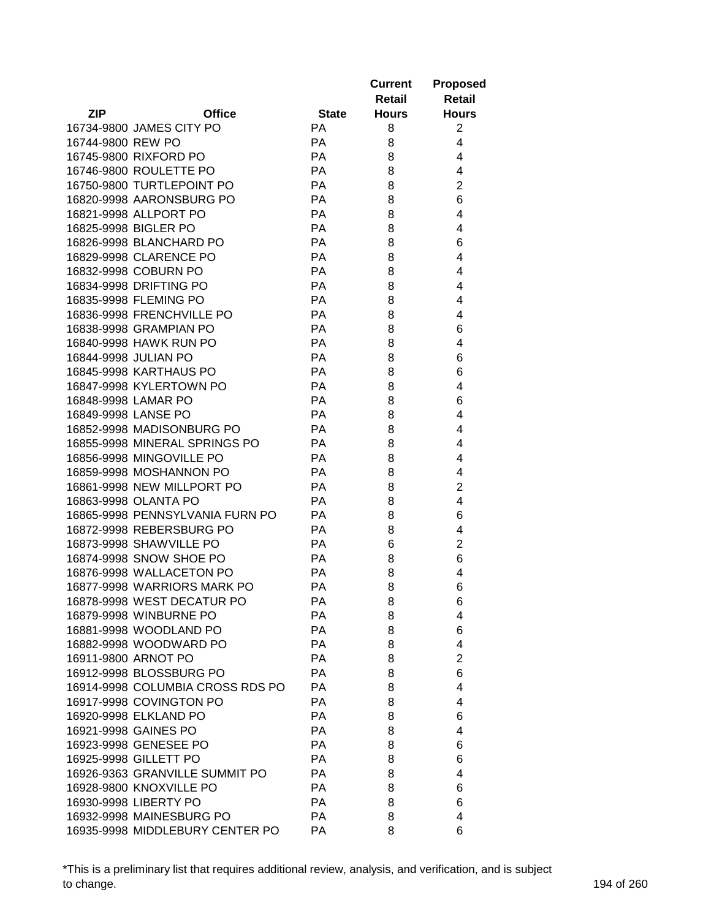| ZIP | Office | State | Current Retail Hours | Proposed Retail Hours |
|---|---|---|---|---|
| 16734-9800 | JAMES CITY PO | PA | 8 | 2 |
| 16744-9800 | REW PO | PA | 8 | 4 |
| 16745-9800 | RIXFORD PO | PA | 8 | 4 |
| 16746-9800 | ROULETTE PO | PA | 8 | 4 |
| 16750-9800 | TURTLEPOINT PO | PA | 8 | 2 |
| 16820-9998 | AARONSBURG PO | PA | 8 | 6 |
| 16821-9998 | ALLPORT PO | PA | 8 | 4 |
| 16825-9998 | BIGLER PO | PA | 8 | 4 |
| 16826-9998 | BLANCHARD PO | PA | 8 | 6 |
| 16829-9998 | CLARENCE PO | PA | 8 | 4 |
| 16832-9998 | COBURN PO | PA | 8 | 4 |
| 16834-9998 | DRIFTING PO | PA | 8 | 4 |
| 16835-9998 | FLEMING PO | PA | 8 | 4 |
| 16836-9998 | FRENCHVILLE PO | PA | 8 | 4 |
| 16838-9998 | GRAMPIAN PO | PA | 8 | 6 |
| 16840-9998 | HAWK RUN PO | PA | 8 | 4 |
| 16844-9998 | JULIAN PO | PA | 8 | 6 |
| 16845-9998 | KARTHAUS PO | PA | 8 | 6 |
| 16847-9998 | KYLERTOWN PO | PA | 8 | 4 |
| 16848-9998 | LAMAR PO | PA | 8 | 6 |
| 16849-9998 | LANSE PO | PA | 8 | 4 |
| 16852-9998 | MADISONBURG PO | PA | 8 | 4 |
| 16855-9998 | MINERAL SPRINGS PO | PA | 8 | 4 |
| 16856-9998 | MINGOVILLE PO | PA | 8 | 4 |
| 16859-9998 | MOSHANNON PO | PA | 8 | 4 |
| 16861-9998 | NEW MILLPORT PO | PA | 8 | 2 |
| 16863-9998 | OLANTA PO | PA | 8 | 4 |
| 16865-9998 | PENNSYLVANIA FURN PO | PA | 8 | 6 |
| 16872-9998 | REBERSBURG PO | PA | 8 | 4 |
| 16873-9998 | SHAWVILLE PO | PA | 6 | 2 |
| 16874-9998 | SNOW SHOE PO | PA | 8 | 6 |
| 16876-9998 | WALLACETON PO | PA | 8 | 4 |
| 16877-9998 | WARRIORS MARK PO | PA | 8 | 6 |
| 16878-9998 | WEST DECATUR PO | PA | 8 | 6 |
| 16879-9998 | WINBURNE PO | PA | 8 | 4 |
| 16881-9998 | WOODLAND PO | PA | 8 | 6 |
| 16882-9998 | WOODWARD PO | PA | 8 | 4 |
| 16911-9800 | ARNOT PO | PA | 8 | 2 |
| 16912-9998 | BLOSSBURG PO | PA | 8 | 6 |
| 16914-9998 | COLUMBIA CROSS RDS PO | PA | 8 | 4 |
| 16917-9998 | COVINGTON PO | PA | 8 | 4 |
| 16920-9998 | ELKLAND PO | PA | 8 | 6 |
| 16921-9998 | GAINES PO | PA | 8 | 4 |
| 16923-9998 | GENESEE PO | PA | 8 | 6 |
| 16925-9998 | GILLETT PO | PA | 8 | 6 |
| 16926-9363 | GRANVILLE SUMMIT PO | PA | 8 | 4 |
| 16928-9800 | KNOXVILLE PO | PA | 8 | 6 |
| 16930-9998 | LIBERTY PO | PA | 8 | 6 |
| 16932-9998 | MAINESBURG PO | PA | 8 | 4 |
| 16935-9998 | MIDDLEBURY CENTER PO | PA | 8 | 6 |

*This is a preliminary list that requires additional review, analysis, and verification, and is subject to change.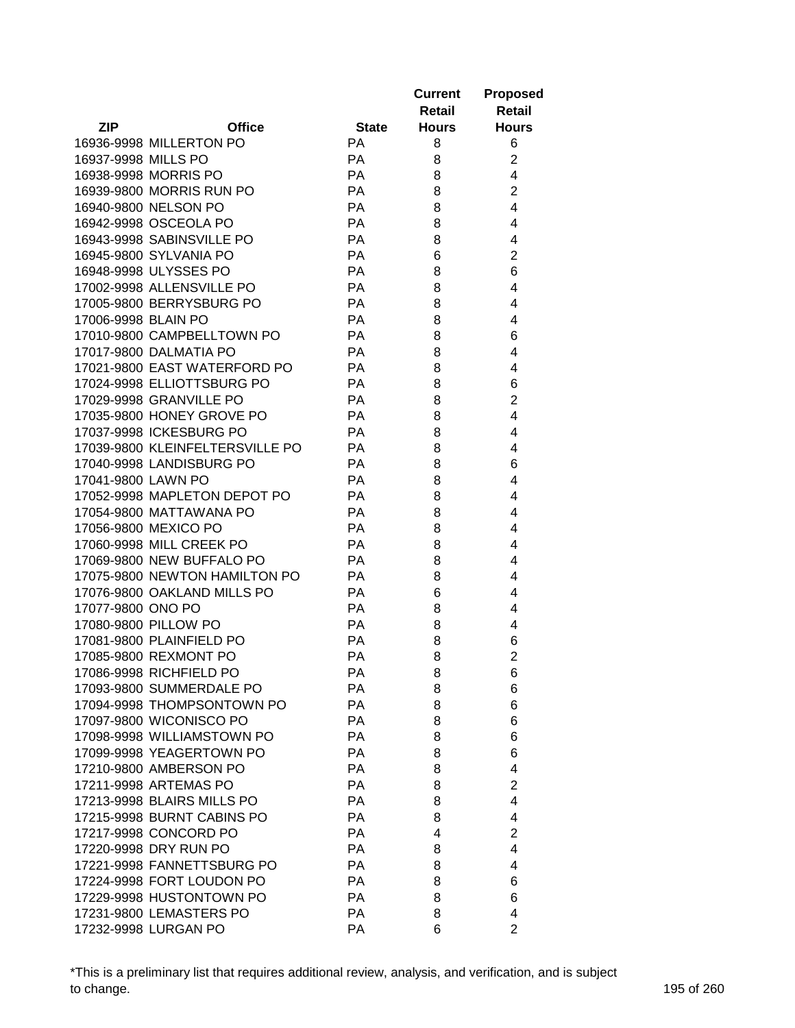| ZIP | Office | State | Current Retail Hours | Proposed Retail Hours |
|---|---|---|---|---|
| 16936-9998 | MILLERTON PO | PA | 8 | 6 |
| 16937-9998 | MILLS PO | PA | 8 | 2 |
| 16938-9998 | MORRIS PO | PA | 8 | 4 |
| 16939-9800 | MORRIS RUN PO | PA | 8 | 2 |
| 16940-9800 | NELSON PO | PA | 8 | 4 |
| 16942-9998 | OSCEOLA PO | PA | 8 | 4 |
| 16943-9998 | SABINSVILLE PO | PA | 8 | 4 |
| 16945-9800 | SYLVANIA PO | PA | 6 | 2 |
| 16948-9998 | ULYSSES PO | PA | 8 | 6 |
| 17002-9998 | ALLENSVILLE PO | PA | 8 | 4 |
| 17005-9800 | BERRYSBURG PO | PA | 8 | 4 |
| 17006-9998 | BLAIN PO | PA | 8 | 4 |
| 17010-9800 | CAMPBELLTOWN PO | PA | 8 | 6 |
| 17017-9800 | DALMATIA PO | PA | 8 | 4 |
| 17021-9800 | EAST WATERFORD PO | PA | 8 | 4 |
| 17024-9998 | ELLIOTTSBURG PO | PA | 8 | 6 |
| 17029-9998 | GRANVILLE PO | PA | 8 | 2 |
| 17035-9800 | HONEY GROVE PO | PA | 8 | 4 |
| 17037-9998 | ICKESBURG PO | PA | 8 | 4 |
| 17039-9800 | KLEINFELTERSVILLE PO | PA | 8 | 4 |
| 17040-9998 | LANDISBURG PO | PA | 8 | 6 |
| 17041-9800 | LAWN PO | PA | 8 | 4 |
| 17052-9998 | MAPLETON DEPOT PO | PA | 8 | 4 |
| 17054-9800 | MATTAWANA PO | PA | 8 | 4 |
| 17056-9800 | MEXICO PO | PA | 8 | 4 |
| 17060-9998 | MILL CREEK PO | PA | 8 | 4 |
| 17069-9800 | NEW BUFFALO PO | PA | 8 | 4 |
| 17075-9800 | NEWTON HAMILTON PO | PA | 8 | 4 |
| 17076-9800 | OAKLAND MILLS PO | PA | 6 | 4 |
| 17077-9800 | ONO PO | PA | 8 | 4 |
| 17080-9800 | PILLOW PO | PA | 8 | 4 |
| 17081-9800 | PLAINFIELD PO | PA | 8 | 6 |
| 17085-9800 | REXMONT PO | PA | 8 | 2 |
| 17086-9998 | RICHFIELD PO | PA | 8 | 6 |
| 17093-9800 | SUMMERDALE PO | PA | 8 | 6 |
| 17094-9998 | THOMPSONTOWN PO | PA | 8 | 6 |
| 17097-9800 | WICONISCO PO | PA | 8 | 6 |
| 17098-9998 | WILLIAMSTOWN PO | PA | 8 | 6 |
| 17099-9998 | YEAGERTOWN PO | PA | 8 | 6 |
| 17210-9800 | AMBERSON PO | PA | 8 | 4 |
| 17211-9998 | ARTEMAS PO | PA | 8 | 2 |
| 17213-9998 | BLAIRS MILLS PO | PA | 8 | 4 |
| 17215-9998 | BURNT CABINS PO | PA | 8 | 4 |
| 17217-9998 | CONCORD PO | PA | 4 | 2 |
| 17220-9998 | DRY RUN PO | PA | 8 | 4 |
| 17221-9998 | FANNETTSBURG PO | PA | 8 | 4 |
| 17224-9998 | FORT LOUDON PO | PA | 8 | 6 |
| 17229-9998 | HUSTONTOWN PO | PA | 8 | 6 |
| 17231-9800 | LEMASTERS PO | PA | 8 | 4 |
| 17232-9998 | LURGAN PO | PA | 6 | 2 |

*This is a preliminary list that requires additional review, analysis, and verification, and is subject to change.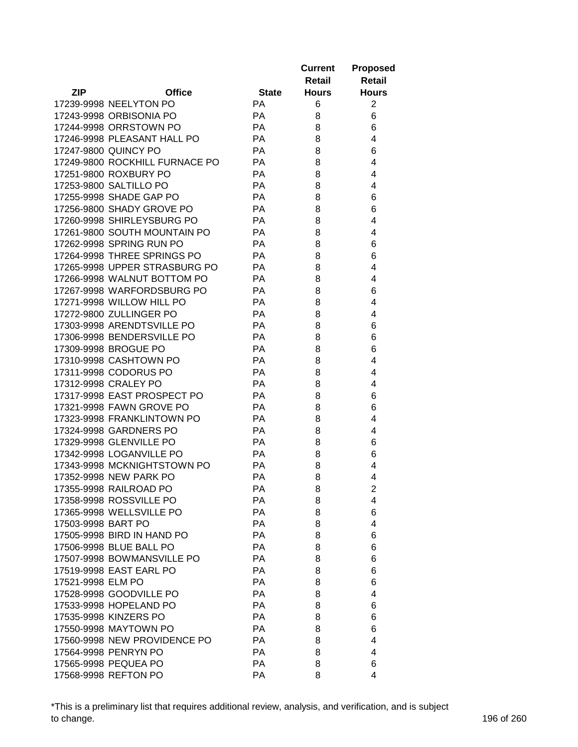| ZIP | Office | State | Current Retail Hours | Proposed Retail Hours |
|---|---|---|---|---|
| 17239-9998 | NEELYTON PO | PA | 6 | 2 |
| 17243-9998 | ORBISONIA PO | PA | 8 | 6 |
| 17244-9998 | ORRSTOWN PO | PA | 8 | 6 |
| 17246-9998 | PLEASANT HALL PO | PA | 8 | 4 |
| 17247-9800 | QUINCY PO | PA | 8 | 6 |
| 17249-9800 | ROCKHILL FURNACE PO | PA | 8 | 4 |
| 17251-9800 | ROXBURY PO | PA | 8 | 4 |
| 17253-9800 | SALTILLO PO | PA | 8 | 4 |
| 17255-9998 | SHADE GAP PO | PA | 8 | 6 |
| 17256-9800 | SHADY GROVE PO | PA | 8 | 6 |
| 17260-9998 | SHIRLEYSBURG PO | PA | 8 | 4 |
| 17261-9800 | SOUTH MOUNTAIN PO | PA | 8 | 4 |
| 17262-9998 | SPRING RUN PO | PA | 8 | 6 |
| 17264-9998 | THREE SPRINGS PO | PA | 8 | 6 |
| 17265-9998 | UPPER STRASBURG PO | PA | 8 | 4 |
| 17266-9998 | WALNUT BOTTOM PO | PA | 8 | 4 |
| 17267-9998 | WARFORDSBURG PO | PA | 8 | 6 |
| 17271-9998 | WILLOW HILL PO | PA | 8 | 4 |
| 17272-9800 | ZULLINGER PO | PA | 8 | 4 |
| 17303-9998 | ARENDTSVILLE PO | PA | 8 | 6 |
| 17306-9998 | BENDERSVILLE PO | PA | 8 | 6 |
| 17309-9998 | BROGUE PO | PA | 8 | 6 |
| 17310-9998 | CASHTOWN PO | PA | 8 | 4 |
| 17311-9998 | CODORUS PO | PA | 8 | 4 |
| 17312-9998 | CRALEY PO | PA | 8 | 4 |
| 17317-9998 | EAST PROSPECT PO | PA | 8 | 6 |
| 17321-9998 | FAWN GROVE PO | PA | 8 | 6 |
| 17323-9998 | FRANKLINTOWN PO | PA | 8 | 4 |
| 17324-9998 | GARDNERS PO | PA | 8 | 4 |
| 17329-9998 | GLENVILLE PO | PA | 8 | 6 |
| 17342-9998 | LOGANVILLE PO | PA | 8 | 6 |
| 17343-9998 | MCKNIGHTSTOWN PO | PA | 8 | 4 |
| 17352-9998 | NEW PARK PO | PA | 8 | 4 |
| 17355-9998 | RAILROAD PO | PA | 8 | 2 |
| 17358-9998 | ROSSVILLE PO | PA | 8 | 4 |
| 17365-9998 | WELLSVILLE PO | PA | 8 | 6 |
| 17503-9998 | BART PO | PA | 8 | 4 |
| 17505-9998 | BIRD IN HAND PO | PA | 8 | 6 |
| 17506-9998 | BLUE BALL PO | PA | 8 | 6 |
| 17507-9998 | BOWMANSVILLE PO | PA | 8 | 6 |
| 17519-9998 | EAST EARL PO | PA | 8 | 6 |
| 17521-9998 | ELM PO | PA | 8 | 6 |
| 17528-9998 | GOODVILLE PO | PA | 8 | 4 |
| 17533-9998 | HOPELAND PO | PA | 8 | 6 |
| 17535-9998 | KINZERS PO | PA | 8 | 6 |
| 17550-9998 | MAYTOWN PO | PA | 8 | 6 |
| 17560-9998 | NEW PROVIDENCE PO | PA | 8 | 4 |
| 17564-9998 | PENRYN PO | PA | 8 | 4 |
| 17565-9998 | PEQUEA PO | PA | 8 | 6 |
| 17568-9998 | REFTON PO | PA | 8 | 4 |

*This is a preliminary list that requires additional review, analysis, and verification, and is subject to change.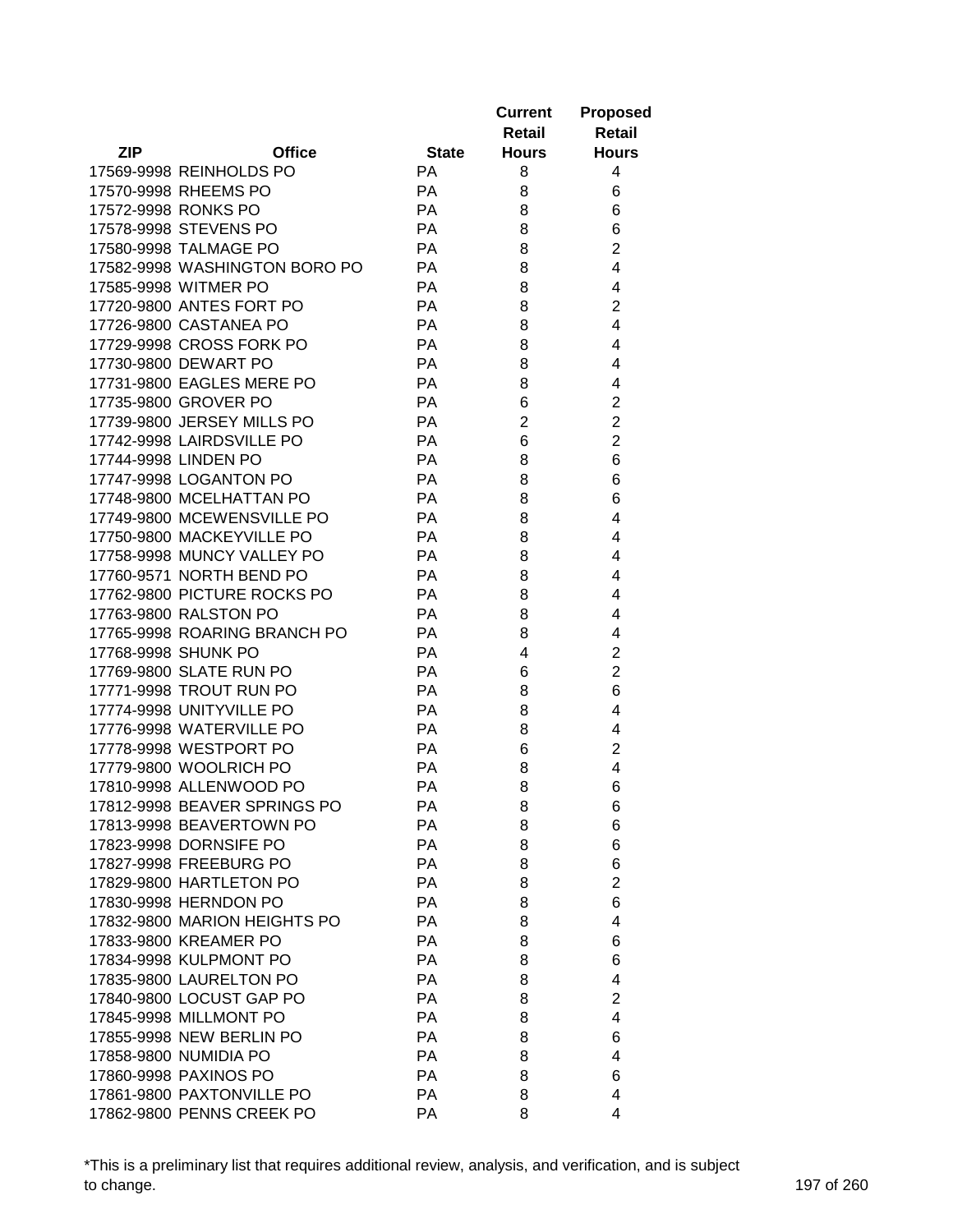| ZIP | Office | State | Current Retail Hours | Proposed Retail Hours |
|---|---|---|---|---|
| 17569-9998 | REINHOLDS PO | PA | 8 | 4 |
| 17570-9998 | RHEEMS PO | PA | 8 | 6 |
| 17572-9998 | RONKS PO | PA | 8 | 6 |
| 17578-9998 | STEVENS PO | PA | 8 | 6 |
| 17580-9998 | TALMAGE PO | PA | 8 | 2 |
| 17582-9998 | WASHINGTON BORO PO | PA | 8 | 4 |
| 17585-9998 | WITMER PO | PA | 8 | 4 |
| 17720-9800 | ANTES FORT PO | PA | 8 | 2 |
| 17726-9800 | CASTANEA PO | PA | 8 | 4 |
| 17729-9998 | CROSS FORK PO | PA | 8 | 4 |
| 17730-9800 | DEWART PO | PA | 8 | 4 |
| 17731-9800 | EAGLES MERE PO | PA | 8 | 4 |
| 17735-9800 | GROVER PO | PA | 6 | 2 |
| 17739-9800 | JERSEY MILLS PO | PA | 2 | 2 |
| 17742-9998 | LAIRDSVILLE PO | PA | 6 | 2 |
| 17744-9998 | LINDEN PO | PA | 8 | 6 |
| 17747-9998 | LOGANTON PO | PA | 8 | 6 |
| 17748-9800 | MCELHATTAN PO | PA | 8 | 6 |
| 17749-9800 | MCEWENSVILLE PO | PA | 8 | 4 |
| 17750-9800 | MACKEYVILLE PO | PA | 8 | 4 |
| 17758-9998 | MUNCY VALLEY PO | PA | 8 | 4 |
| 17760-9571 | NORTH BEND PO | PA | 8 | 4 |
| 17762-9800 | PICTURE ROCKS PO | PA | 8 | 4 |
| 17763-9800 | RALSTON PO | PA | 8 | 4 |
| 17765-9998 | ROARING BRANCH PO | PA | 8 | 4 |
| 17768-9998 | SHUNK PO | PA | 4 | 2 |
| 17769-9800 | SLATE RUN PO | PA | 6 | 2 |
| 17771-9998 | TROUT RUN PO | PA | 8 | 6 |
| 17774-9998 | UNITYVILLE PO | PA | 8 | 4 |
| 17776-9998 | WATERVILLE PO | PA | 8 | 4 |
| 17778-9998 | WESTPORT PO | PA | 6 | 2 |
| 17779-9800 | WOOLRICH PO | PA | 8 | 4 |
| 17810-9998 | ALLENWOOD PO | PA | 8 | 6 |
| 17812-9998 | BEAVER SPRINGS PO | PA | 8 | 6 |
| 17813-9998 | BEAVERTOWN PO | PA | 8 | 6 |
| 17823-9998 | DORNSIFE PO | PA | 8 | 6 |
| 17827-9998 | FREEBURG PO | PA | 8 | 6 |
| 17829-9800 | HARTLETON PO | PA | 8 | 2 |
| 17830-9998 | HERNDON PO | PA | 8 | 6 |
| 17832-9800 | MARION HEIGHTS PO | PA | 8 | 4 |
| 17833-9800 | KREAMER PO | PA | 8 | 6 |
| 17834-9998 | KULPMONT PO | PA | 8 | 6 |
| 17835-9800 | LAURELTON PO | PA | 8 | 4 |
| 17840-9800 | LOCUST GAP PO | PA | 8 | 2 |
| 17845-9998 | MILLMONT PO | PA | 8 | 4 |
| 17855-9998 | NEW BERLIN PO | PA | 8 | 6 |
| 17858-9800 | NUMIDIA PO | PA | 8 | 4 |
| 17860-9998 | PAXINOS PO | PA | 8 | 6 |
| 17861-9800 | PAXTONVILLE PO | PA | 8 | 4 |
| 17862-9800 | PENNS CREEK PO | PA | 8 | 4 |

*This is a preliminary list that requires additional review, analysis, and verification, and is subject to change.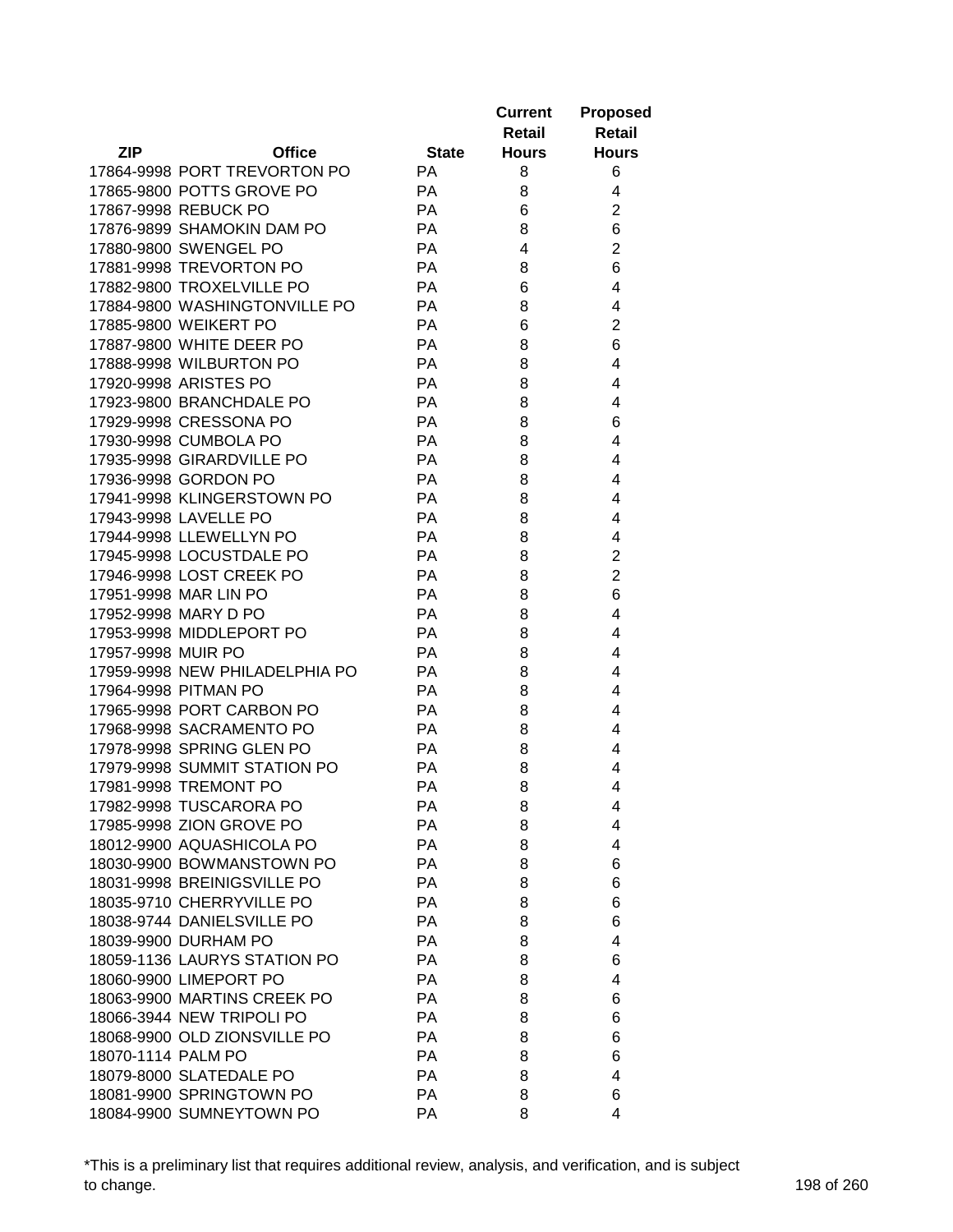| ZIP | Office | State | Current Retail Hours | Proposed Retail Hours |
|---|---|---|---|---|
| 17864-9998 | PORT TREVORTON PO | PA | 8 | 6 |
| 17865-9800 | POTTS GROVE PO | PA | 8 | 4 |
| 17867-9998 | REBUCK PO | PA | 6 | 2 |
| 17876-9899 | SHAMOKIN DAM PO | PA | 8 | 6 |
| 17880-9800 | SWENGEL PO | PA | 4 | 2 |
| 17881-9998 | TREVORTON PO | PA | 8 | 6 |
| 17882-9800 | TROXELVILLE PO | PA | 6 | 4 |
| 17884-9800 | WASHINGTONVILLE PO | PA | 8 | 4 |
| 17885-9800 | WEIKERT PO | PA | 6 | 2 |
| 17887-9800 | WHITE DEER PO | PA | 8 | 6 |
| 17888-9998 | WILBURTON PO | PA | 8 | 4 |
| 17920-9998 | ARISTES PO | PA | 8 | 4 |
| 17923-9800 | BRANCHDALE PO | PA | 8 | 4 |
| 17929-9998 | CRESSONA PO | PA | 8 | 6 |
| 17930-9998 | CUMBOLA PO | PA | 8 | 4 |
| 17935-9998 | GIRARDVILLE PO | PA | 8 | 4 |
| 17936-9998 | GORDON PO | PA | 8 | 4 |
| 17941-9998 | KLINGERSTOWN PO | PA | 8 | 4 |
| 17943-9998 | LAVELLE PO | PA | 8 | 4 |
| 17944-9998 | LLEWELLYN PO | PA | 8 | 4 |
| 17945-9998 | LOCUSTDALE PO | PA | 8 | 2 |
| 17946-9998 | LOST CREEK PO | PA | 8 | 2 |
| 17951-9998 | MAR LIN PO | PA | 8 | 6 |
| 17952-9998 | MARY D PO | PA | 8 | 4 |
| 17953-9998 | MIDDLEPORT PO | PA | 8 | 4 |
| 17957-9998 | MUIR PO | PA | 8 | 4 |
| 17959-9998 | NEW PHILADELPHIA PO | PA | 8 | 4 |
| 17964-9998 | PITMAN PO | PA | 8 | 4 |
| 17965-9998 | PORT CARBON PO | PA | 8 | 4 |
| 17968-9998 | SACRAMENTO PO | PA | 8 | 4 |
| 17978-9998 | SPRING GLEN PO | PA | 8 | 4 |
| 17979-9998 | SUMMIT STATION PO | PA | 8 | 4 |
| 17981-9998 | TREMONT PO | PA | 8 | 4 |
| 17982-9998 | TUSCARORA PO | PA | 8 | 4 |
| 17985-9998 | ZION GROVE PO | PA | 8 | 4 |
| 18012-9900 | AQUASHICOLA PO | PA | 8 | 4 |
| 18030-9900 | BOWMANSTOWN PO | PA | 8 | 6 |
| 18031-9998 | BREINIGSVILLE PO | PA | 8 | 6 |
| 18035-9710 | CHERRYVILLE PO | PA | 8 | 6 |
| 18038-9744 | DANIELSVILLE PO | PA | 8 | 6 |
| 18039-9900 | DURHAM PO | PA | 8 | 4 |
| 18059-1136 | LAURYS STATION PO | PA | 8 | 6 |
| 18060-9900 | LIMEPORT PO | PA | 8 | 4 |
| 18063-9900 | MARTINS CREEK PO | PA | 8 | 6 |
| 18066-3944 | NEW TRIPOLI PO | PA | 8 | 6 |
| 18068-9900 | OLD ZIONSVILLE PO | PA | 8 | 6 |
| 18070-1114 | PALM PO | PA | 8 | 6 |
| 18079-8000 | SLATEDALE PO | PA | 8 | 4 |
| 18081-9900 | SPRINGTOWN PO | PA | 8 | 6 |
| 18084-9900 | SUMNEYTOWN PO | PA | 8 | 4 |

*This is a preliminary list that requires additional review, analysis, and verification, and is subject to change.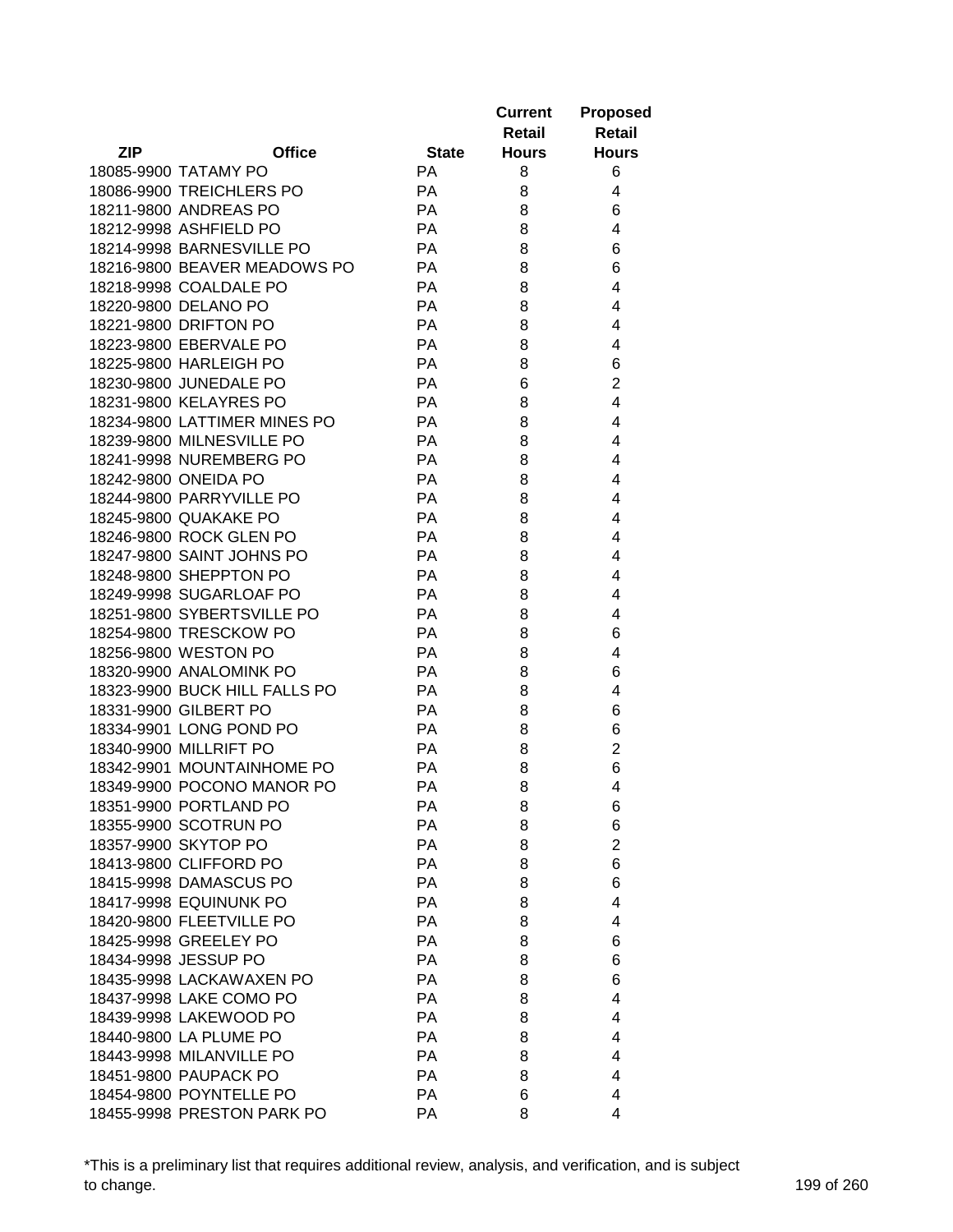| ZIP | Office | State | Current Retail Hours | Proposed Retail Hours |
|---|---|---|---|---|
| 18085-9900 | TATAMY PO | PA | 8 | 6 |
| 18086-9900 | TREICHLERS PO | PA | 8 | 4 |
| 18211-9800 | ANDREAS PO | PA | 8 | 6 |
| 18212-9998 | ASHFIELD PO | PA | 8 | 4 |
| 18214-9998 | BARNESVILLE PO | PA | 8 | 6 |
| 18216-9800 | BEAVER MEADOWS PO | PA | 8 | 6 |
| 18218-9998 | COALDALE PO | PA | 8 | 4 |
| 18220-9800 | DELANO PO | PA | 8 | 4 |
| 18221-9800 | DRIFTON PO | PA | 8 | 4 |
| 18223-9800 | EBERVALE PO | PA | 8 | 4 |
| 18225-9800 | HARLEIGH PO | PA | 8 | 6 |
| 18230-9800 | JUNEDALE PO | PA | 6 | 2 |
| 18231-9800 | KELAYRES PO | PA | 8 | 4 |
| 18234-9800 | LATTIMER MINES PO | PA | 8 | 4 |
| 18239-9800 | MILNESVILLE PO | PA | 8 | 4 |
| 18241-9998 | NUREMBERG PO | PA | 8 | 4 |
| 18242-9800 | ONEIDA PO | PA | 8 | 4 |
| 18244-9800 | PARRYVILLE PO | PA | 8 | 4 |
| 18245-9800 | QUAKAKE PO | PA | 8 | 4 |
| 18246-9800 | ROCK GLEN PO | PA | 8 | 4 |
| 18247-9800 | SAINT JOHNS PO | PA | 8 | 4 |
| 18248-9800 | SHEPPTON PO | PA | 8 | 4 |
| 18249-9998 | SUGARLOAF PO | PA | 8 | 4 |
| 18251-9800 | SYBERTSVILLE PO | PA | 8 | 4 |
| 18254-9800 | TRESCKOW PO | PA | 8 | 6 |
| 18256-9800 | WESTON PO | PA | 8 | 4 |
| 18320-9900 | ANALOMINK PO | PA | 8 | 6 |
| 18323-9900 | BUCK HILL FALLS PO | PA | 8 | 4 |
| 18331-9900 | GILBERT PO | PA | 8 | 6 |
| 18334-9901 | LONG POND PO | PA | 8 | 6 |
| 18340-9900 | MILLRIFT PO | PA | 8 | 2 |
| 18342-9901 | MOUNTAINHOME PO | PA | 8 | 6 |
| 18349-9900 | POCONO MANOR PO | PA | 8 | 4 |
| 18351-9900 | PORTLAND PO | PA | 8 | 6 |
| 18355-9900 | SCOTRUN PO | PA | 8 | 6 |
| 18357-9900 | SKYTOP PO | PA | 8 | 2 |
| 18413-9800 | CLIFFORD PO | PA | 8 | 6 |
| 18415-9998 | DAMASCUS PO | PA | 8 | 6 |
| 18417-9998 | EQUINUNK PO | PA | 8 | 4 |
| 18420-9800 | FLEETVILLE PO | PA | 8 | 4 |
| 18425-9998 | GREELEY PO | PA | 8 | 6 |
| 18434-9998 | JESSUP PO | PA | 8 | 6 |
| 18435-9998 | LACKAWAXEN PO | PA | 8 | 6 |
| 18437-9998 | LAKE COMO PO | PA | 8 | 4 |
| 18439-9998 | LAKEWOOD PO | PA | 8 | 4 |
| 18440-9800 | LA PLUME PO | PA | 8 | 4 |
| 18443-9998 | MILANVILLE PO | PA | 8 | 4 |
| 18451-9800 | PAUPACK PO | PA | 8 | 4 |
| 18454-9800 | POYNTELLE PO | PA | 6 | 4 |
| 18455-9998 | PRESTON PARK PO | PA | 8 | 4 |

*This is a preliminary list that requires additional review, analysis, and verification, and is subject to change.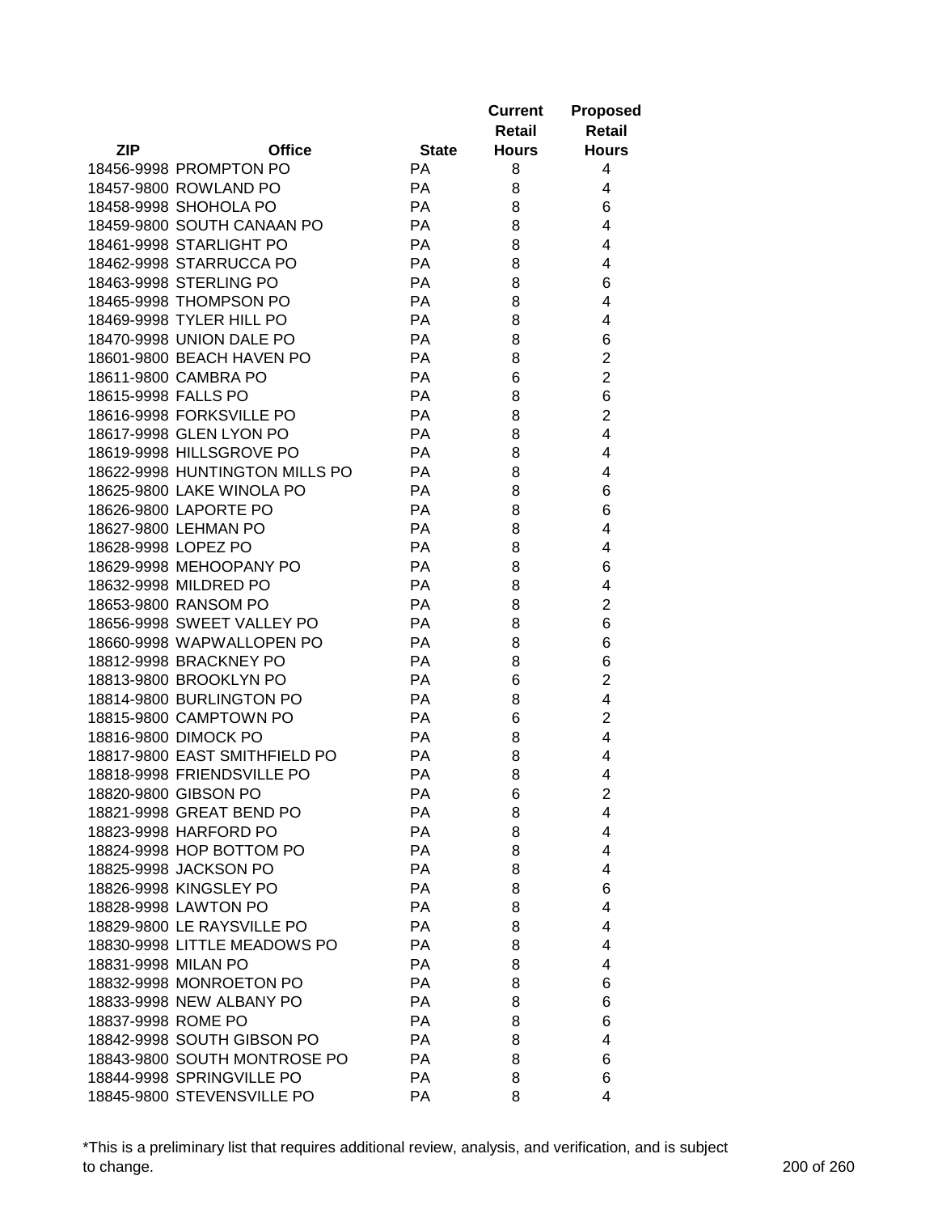| ZIP | Office | State | Current Retail Hours | Proposed Retail Hours |
|---|---|---|---|---|
| 18456-9998 | PROMPTON PO | PA | 8 | 4 |
| 18457-9800 | ROWLAND PO | PA | 8 | 4 |
| 18458-9998 | SHOHOLA PO | PA | 8 | 6 |
| 18459-9800 | SOUTH CANAAN PO | PA | 8 | 4 |
| 18461-9998 | STARLIGHT PO | PA | 8 | 4 |
| 18462-9998 | STARRUCCA PO | PA | 8 | 4 |
| 18463-9998 | STERLING PO | PA | 8 | 6 |
| 18465-9998 | THOMPSON PO | PA | 8 | 4 |
| 18469-9998 | TYLER HILL PO | PA | 8 | 4 |
| 18470-9998 | UNION DALE PO | PA | 8 | 6 |
| 18601-9800 | BEACH HAVEN PO | PA | 8 | 2 |
| 18611-9800 | CAMBRA PO | PA | 6 | 2 |
| 18615-9998 | FALLS PO | PA | 8 | 6 |
| 18616-9998 | FORKSVILLE PO | PA | 8 | 2 |
| 18617-9998 | GLEN LYON PO | PA | 8 | 4 |
| 18619-9998 | HILLSGROVE PO | PA | 8 | 4 |
| 18622-9998 | HUNTINGTON MILLS PO | PA | 8 | 4 |
| 18625-9800 | LAKE WINOLA PO | PA | 8 | 6 |
| 18626-9800 | LAPORTE PO | PA | 8 | 6 |
| 18627-9800 | LEHMAN PO | PA | 8 | 4 |
| 18628-9998 | LOPEZ PO | PA | 8 | 4 |
| 18629-9998 | MEHOOPANY PO | PA | 8 | 6 |
| 18632-9998 | MILDRED PO | PA | 8 | 4 |
| 18653-9800 | RANSOM PO | PA | 8 | 2 |
| 18656-9998 | SWEET VALLEY PO | PA | 8 | 6 |
| 18660-9998 | WAPWALLOPEN PO | PA | 8 | 6 |
| 18812-9998 | BRACKNEY PO | PA | 8 | 6 |
| 18813-9800 | BROOKLYN PO | PA | 6 | 2 |
| 18814-9800 | BURLINGTON PO | PA | 8 | 4 |
| 18815-9800 | CAMPTOWN PO | PA | 6 | 2 |
| 18816-9800 | DIMOCK PO | PA | 8 | 4 |
| 18817-9800 | EAST SMITHFIELD PO | PA | 8 | 4 |
| 18818-9998 | FRIENDSVILLE PO | PA | 8 | 4 |
| 18820-9800 | GIBSON PO | PA | 6 | 2 |
| 18821-9998 | GREAT BEND PO | PA | 8 | 4 |
| 18823-9998 | HARFORD PO | PA | 8 | 4 |
| 18824-9998 | HOP BOTTOM PO | PA | 8 | 4 |
| 18825-9998 | JACKSON PO | PA | 8 | 4 |
| 18826-9998 | KINGSLEY PO | PA | 8 | 6 |
| 18828-9998 | LAWTON PO | PA | 8 | 4 |
| 18829-9800 | LE RAYSVILLE PO | PA | 8 | 4 |
| 18830-9998 | LITTLE MEADOWS PO | PA | 8 | 4 |
| 18831-9998 | MILAN PO | PA | 8 | 4 |
| 18832-9998 | MONROETON PO | PA | 8 | 6 |
| 18833-9998 | NEW ALBANY PO | PA | 8 | 6 |
| 18837-9998 | ROME PO | PA | 8 | 6 |
| 18842-9998 | SOUTH GIBSON PO | PA | 8 | 4 |
| 18843-9800 | SOUTH MONTROSE PO | PA | 8 | 6 |
| 18844-9998 | SPRINGVILLE PO | PA | 8 | 6 |
| 18845-9800 | STEVENSVILLE PO | PA | 8 | 4 |

*This is a preliminary list that requires additional review, analysis, and verification, and is subject to change.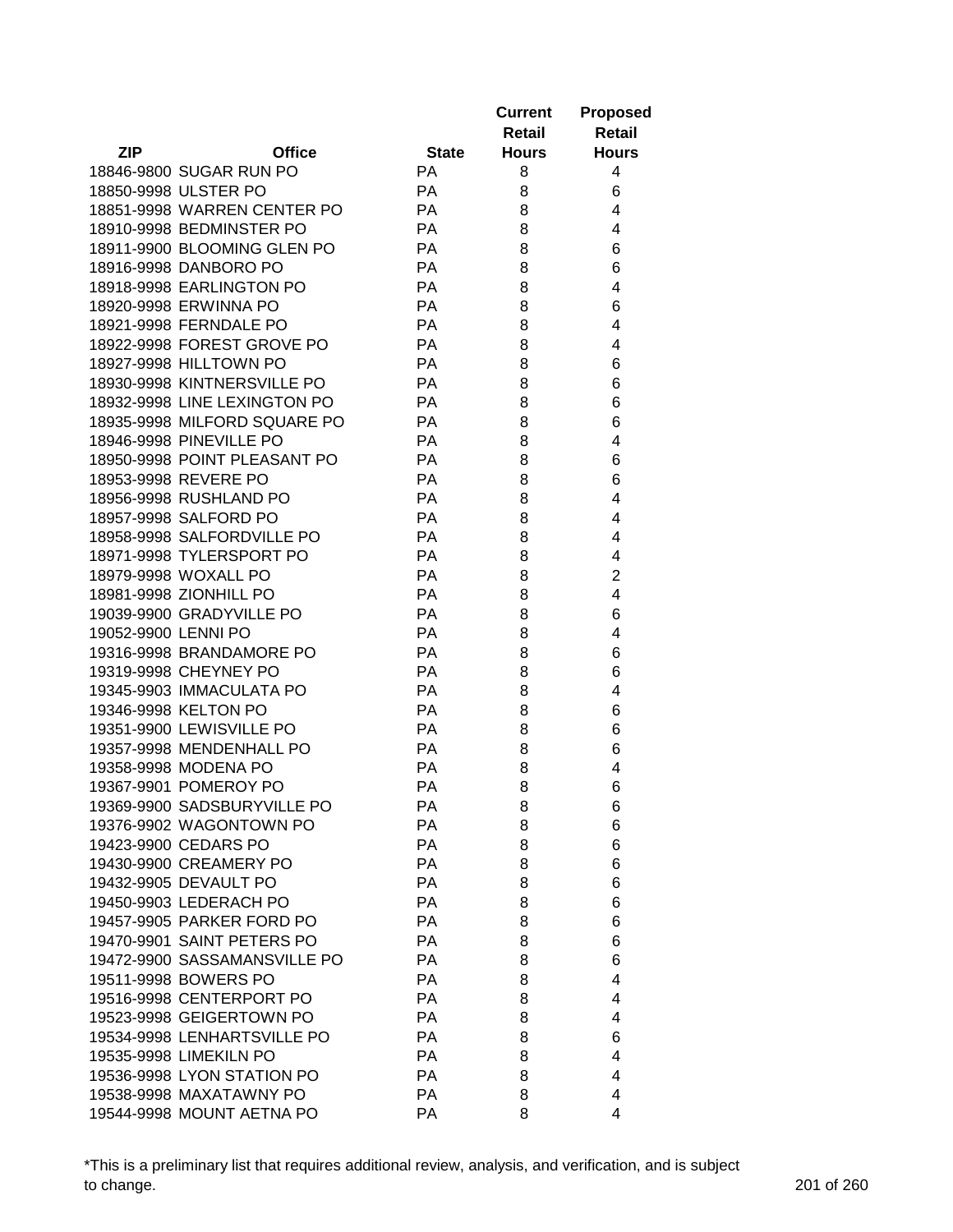| ZIP | Office | State | Current Retail Hours | Proposed Retail Hours |
|---|---|---|---|---|
| 18846-9800 | SUGAR RUN PO | PA | 8 | 4 |
| 18850-9998 | ULSTER PO | PA | 8 | 6 |
| 18851-9998 | WARREN CENTER PO | PA | 8 | 4 |
| 18910-9998 | BEDMINSTER PO | PA | 8 | 4 |
| 18911-9900 | BLOOMING GLEN PO | PA | 8 | 6 |
| 18916-9998 | DANBORO PO | PA | 8 | 6 |
| 18918-9998 | EARLINGTON PO | PA | 8 | 4 |
| 18920-9998 | ERWINNA PO | PA | 8 | 6 |
| 18921-9998 | FERNDALE PO | PA | 8 | 4 |
| 18922-9998 | FOREST GROVE PO | PA | 8 | 4 |
| 18927-9998 | HILLTOWN PO | PA | 8 | 6 |
| 18930-9998 | KINTNERSVILLE PO | PA | 8 | 6 |
| 18932-9998 | LINE LEXINGTON PO | PA | 8 | 6 |
| 18935-9998 | MILFORD SQUARE PO | PA | 8 | 6 |
| 18946-9998 | PINEVILLE PO | PA | 8 | 4 |
| 18950-9998 | POINT PLEASANT PO | PA | 8 | 6 |
| 18953-9998 | REVERE PO | PA | 8 | 6 |
| 18956-9998 | RUSHLAND PO | PA | 8 | 4 |
| 18957-9998 | SALFORD PO | PA | 8 | 4 |
| 18958-9998 | SALFORDVILLE PO | PA | 8 | 4 |
| 18971-9998 | TYLERSPORT PO | PA | 8 | 4 |
| 18979-9998 | WOXALL PO | PA | 8 | 2 |
| 18981-9998 | ZIONHILL PO | PA | 8 | 4 |
| 19039-9900 | GRADYVILLE PO | PA | 8 | 6 |
| 19052-9900 | LENNI PO | PA | 8 | 4 |
| 19316-9998 | BRANDAMORE PO | PA | 8 | 6 |
| 19319-9998 | CHEYNEY PO | PA | 8 | 6 |
| 19345-9903 | IMMACULATA PO | PA | 8 | 4 |
| 19346-9998 | KELTON PO | PA | 8 | 6 |
| 19351-9900 | LEWISVILLE PO | PA | 8 | 6 |
| 19357-9998 | MENDENHALL PO | PA | 8 | 6 |
| 19358-9998 | MODENA PO | PA | 8 | 4 |
| 19367-9901 | POMEROY PO | PA | 8 | 6 |
| 19369-9900 | SADSBURYVILLE PO | PA | 8 | 6 |
| 19376-9902 | WAGONTOWN PO | PA | 8 | 6 |
| 19423-9900 | CEDARS PO | PA | 8 | 6 |
| 19430-9900 | CREAMERY PO | PA | 8 | 6 |
| 19432-9905 | DEVAULT PO | PA | 8 | 6 |
| 19450-9903 | LEDERACH PO | PA | 8 | 6 |
| 19457-9905 | PARKER FORD PO | PA | 8 | 6 |
| 19470-9901 | SAINT PETERS PO | PA | 8 | 6 |
| 19472-9900 | SASSAMANSVILLE PO | PA | 8 | 6 |
| 19511-9998 | BOWERS PO | PA | 8 | 4 |
| 19516-9998 | CENTERPORT PO | PA | 8 | 4 |
| 19523-9998 | GEIGERTOWN PO | PA | 8 | 4 |
| 19534-9998 | LENHARTSVILLE PO | PA | 8 | 6 |
| 19535-9998 | LIMEKILN PO | PA | 8 | 4 |
| 19536-9998 | LYON STATION PO | PA | 8 | 4 |
| 19538-9998 | MAXATAWNY PO | PA | 8 | 4 |
| 19544-9998 | MOUNT AETNA PO | PA | 8 | 4 |

*This is a preliminary list that requires additional review, analysis, and verification, and is subject to change.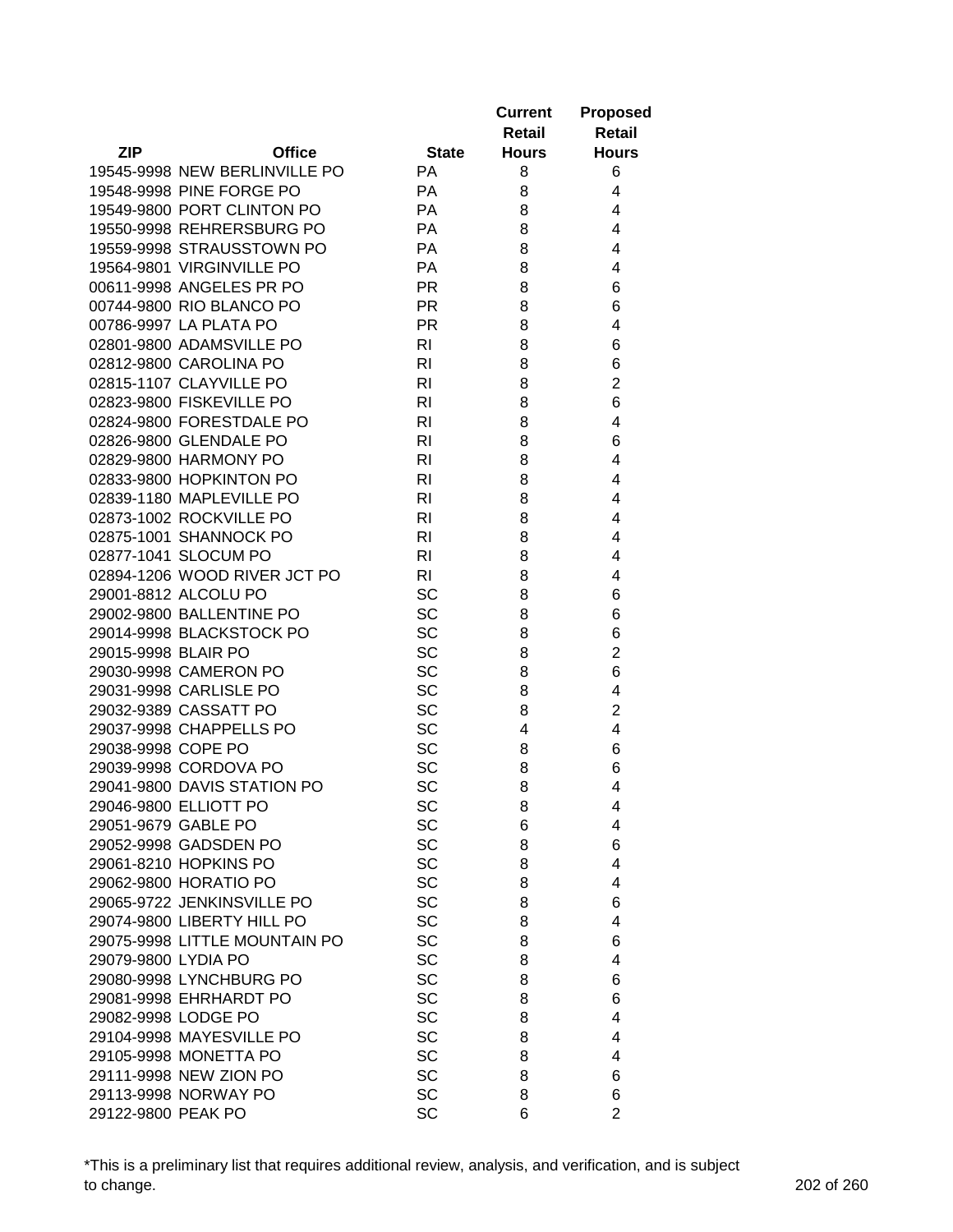| ZIP | Office | State | Current Retail Hours | Proposed Retail Hours |
|---|---|---|---|---|
| 19545-9998 | NEW BERLINVILLE PO | PA | 8 | 6 |
| 19548-9998 | PINE FORGE PO | PA | 8 | 4 |
| 19549-9800 | PORT CLINTON PO | PA | 8 | 4 |
| 19550-9998 | REHRERSBURG PO | PA | 8 | 4 |
| 19559-9998 | STRAUSSTOWN PO | PA | 8 | 4 |
| 19564-9801 | VIRGINVILLE PO | PA | 8 | 4 |
| 00611-9998 | ANGELES PR PO | PR | 8 | 6 |
| 00744-9800 | RIO BLANCO PO | PR | 8 | 6 |
| 00786-9997 | LA PLATA PO | PR | 8 | 4 |
| 02801-9800 | ADAMSVILLE PO | RI | 8 | 6 |
| 02812-9800 | CAROLINA PO | RI | 8 | 6 |
| 02815-1107 | CLAYVILLE PO | RI | 8 | 2 |
| 02823-9800 | FISKEVILLE PO | RI | 8 | 6 |
| 02824-9800 | FORESTDALE PO | RI | 8 | 4 |
| 02826-9800 | GLENDALE PO | RI | 8 | 6 |
| 02829-9800 | HARMONY PO | RI | 8 | 4 |
| 02833-9800 | HOPKINTON PO | RI | 8 | 4 |
| 02839-1180 | MAPLEVILLE PO | RI | 8 | 4 |
| 02873-1002 | ROCKVILLE PO | RI | 8 | 4 |
| 02875-1001 | SHANNOCK PO | RI | 8 | 4 |
| 02877-1041 | SLOCUM PO | RI | 8 | 4 |
| 02894-1206 | WOOD RIVER JCT PO | RI | 8 | 4 |
| 29001-8812 | ALCOLU PO | SC | 8 | 6 |
| 29002-9800 | BALLENTINE PO | SC | 8 | 6 |
| 29014-9998 | BLACKSTOCK PO | SC | 8 | 6 |
| 29015-9998 | BLAIR PO | SC | 8 | 2 |
| 29030-9998 | CAMERON PO | SC | 8 | 6 |
| 29031-9998 | CARLISLE PO | SC | 8 | 4 |
| 29032-9389 | CASSATT PO | SC | 8 | 2 |
| 29037-9998 | CHAPPELLS PO | SC | 4 | 4 |
| 29038-9998 | COPE PO | SC | 8 | 6 |
| 29039-9998 | CORDOVA PO | SC | 8 | 6 |
| 29041-9800 | DAVIS STATION PO | SC | 8 | 4 |
| 29046-9800 | ELLIOTT PO | SC | 8 | 4 |
| 29051-9679 | GABLE PO | SC | 6 | 4 |
| 29052-9998 | GADSDEN PO | SC | 8 | 6 |
| 29061-8210 | HOPKINS PO | SC | 8 | 4 |
| 29062-9800 | HORATIO PO | SC | 8 | 4 |
| 29065-9722 | JENKINSVILLE PO | SC | 8 | 6 |
| 29074-9800 | LIBERTY HILL PO | SC | 8 | 4 |
| 29075-9998 | LITTLE MOUNTAIN PO | SC | 8 | 6 |
| 29079-9800 | LYDIA PO | SC | 8 | 4 |
| 29080-9998 | LYNCHBURG PO | SC | 8 | 6 |
| 29081-9998 | EHRHARDT PO | SC | 8 | 6 |
| 29082-9998 | LODGE PO | SC | 8 | 4 |
| 29104-9998 | MAYESVILLE PO | SC | 8 | 4 |
| 29105-9998 | MONETTA PO | SC | 8 | 4 |
| 29111-9998 | NEW ZION PO | SC | 8 | 6 |
| 29113-9998 | NORWAY PO | SC | 8 | 6 |
| 29122-9800 | PEAK PO | SC | 6 | 2 |

*This is a preliminary list that requires additional review, analysis, and verification, and is subject to change.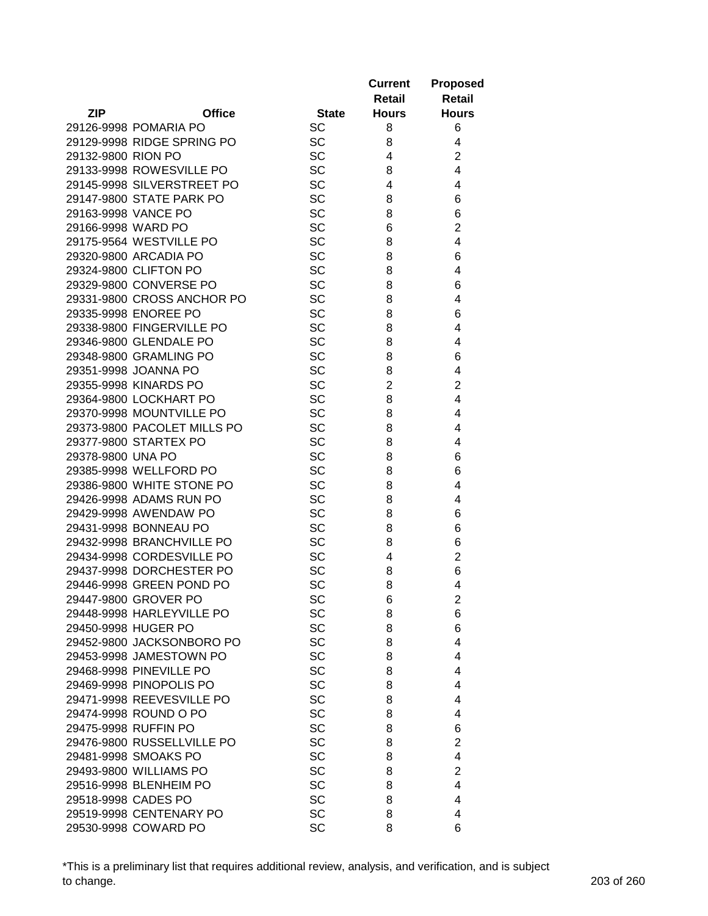| ZIP | Office | State | Current Retail Hours | Proposed Retail Hours |
|---|---|---|---|---|
| 29126-9998 | POMARIA PO | SC | 8 | 6 |
| 29129-9998 | RIDGE SPRING PO | SC | 8 | 4 |
| 29132-9800 | RION PO | SC | 4 | 2 |
| 29133-9998 | ROWESVILLE PO | SC | 8 | 4 |
| 29145-9998 | SILVERSTREET PO | SC | 4 | 4 |
| 29147-9800 | STATE PARK PO | SC | 8 | 6 |
| 29163-9998 | VANCE PO | SC | 8 | 6 |
| 29166-9998 | WARD PO | SC | 6 | 2 |
| 29175-9564 | WESTVILLE PO | SC | 8 | 4 |
| 29320-9800 | ARCADIA PO | SC | 8 | 6 |
| 29324-9800 | CLIFTON PO | SC | 8 | 4 |
| 29329-9800 | CONVERSE PO | SC | 8 | 6 |
| 29331-9800 | CROSS ANCHOR PO | SC | 8 | 4 |
| 29335-9998 | ENOREE PO | SC | 8 | 6 |
| 29338-9800 | FINGERVILLE PO | SC | 8 | 4 |
| 29346-9800 | GLENDALE PO | SC | 8 | 4 |
| 29348-9800 | GRAMLING PO | SC | 8 | 6 |
| 29351-9998 | JOANNA PO | SC | 8 | 4 |
| 29355-9998 | KINARDS PO | SC | 2 | 2 |
| 29364-9800 | LOCKHART PO | SC | 8 | 4 |
| 29370-9998 | MOUNTVILLE PO | SC | 8 | 4 |
| 29373-9800 | PACOLET MILLS PO | SC | 8 | 4 |
| 29377-9800 | STARTEX PO | SC | 8 | 4 |
| 29378-9800 | UNA PO | SC | 8 | 6 |
| 29385-9998 | WELLFORD PO | SC | 8 | 6 |
| 29386-9800 | WHITE STONE PO | SC | 8 | 4 |
| 29426-9998 | ADAMS RUN PO | SC | 8 | 4 |
| 29429-9998 | AWENDAW PO | SC | 8 | 6 |
| 29431-9998 | BONNEAU PO | SC | 8 | 6 |
| 29432-9998 | BRANCHVILLE PO | SC | 8 | 6 |
| 29434-9998 | CORDESVILLE PO | SC | 4 | 2 |
| 29437-9998 | DORCHESTER PO | SC | 8 | 6 |
| 29446-9998 | GREEN POND PO | SC | 8 | 4 |
| 29447-9800 | GROVER PO | SC | 6 | 2 |
| 29448-9998 | HARLEYVILLE PO | SC | 8 | 6 |
| 29450-9998 | HUGER PO | SC | 8 | 6 |
| 29452-9800 | JACKSONBORO PO | SC | 8 | 4 |
| 29453-9998 | JAMESTOWN PO | SC | 8 | 4 |
| 29468-9998 | PINEVILLE PO | SC | 8 | 4 |
| 29469-9998 | PINOPOLIS PO | SC | 8 | 4 |
| 29471-9998 | REEVESVILLE PO | SC | 8 | 4 |
| 29474-9998 | ROUND O PO | SC | 8 | 4 |
| 29475-9998 | RUFFIN PO | SC | 8 | 6 |
| 29476-9800 | RUSSELLVILLE PO | SC | 8 | 2 |
| 29481-9998 | SMOAKS PO | SC | 8 | 4 |
| 29493-9800 | WILLIAMS PO | SC | 8 | 2 |
| 29516-9998 | BLENHEIM PO | SC | 8 | 4 |
| 29518-9998 | CADES PO | SC | 8 | 4 |
| 29519-9998 | CENTENARY PO | SC | 8 | 4 |
| 29530-9998 | COWARD PO | SC | 8 | 6 |

*This is a preliminary list that requires additional review, analysis, and verification, and is subject to change.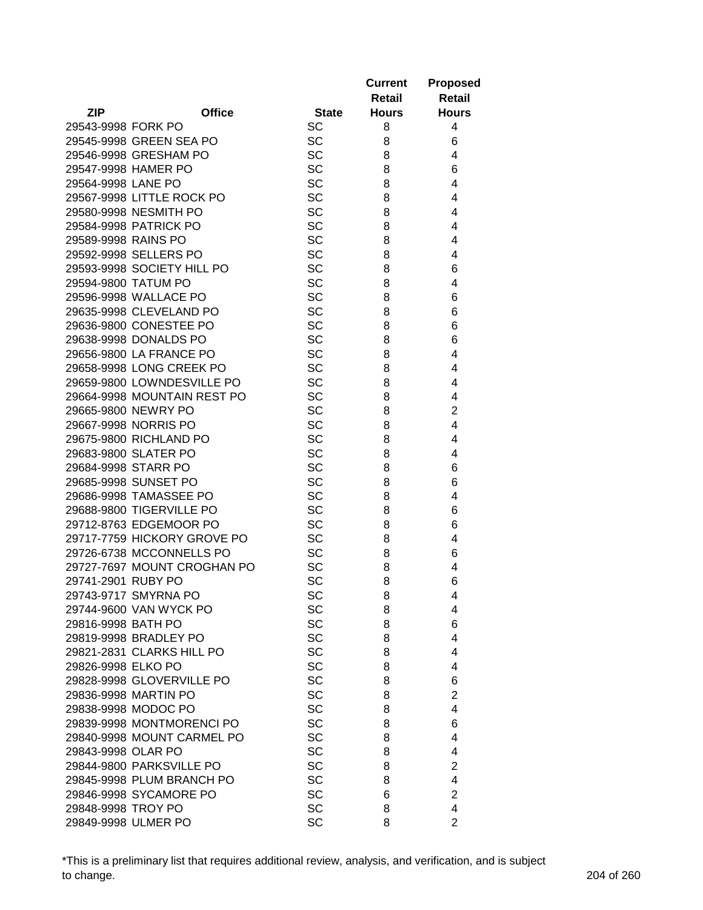| ZIP | Office | State | Current Retail Hours | Proposed Retail Hours |
|---|---|---|---|---|
| 29543-9998 | FORK PO | SC | 8 | 4 |
| 29545-9998 | GREEN SEA PO | SC | 8 | 6 |
| 29546-9998 | GRESHAM PO | SC | 8 | 4 |
| 29547-9998 | HAMER PO | SC | 8 | 6 |
| 29564-9998 | LANE PO | SC | 8 | 4 |
| 29567-9998 | LITTLE ROCK PO | SC | 8 | 4 |
| 29580-9998 | NESMITH PO | SC | 8 | 4 |
| 29584-9998 | PATRICK PO | SC | 8 | 4 |
| 29589-9998 | RAINS PO | SC | 8 | 4 |
| 29592-9998 | SELLERS PO | SC | 8 | 4 |
| 29593-9998 | SOCIETY HILL PO | SC | 8 | 6 |
| 29594-9800 | TATUM PO | SC | 8 | 4 |
| 29596-9998 | WALLACE PO | SC | 8 | 6 |
| 29635-9998 | CLEVELAND PO | SC | 8 | 6 |
| 29636-9800 | CONESTEE PO | SC | 8 | 6 |
| 29638-9998 | DONALDS PO | SC | 8 | 6 |
| 29656-9800 | LA FRANCE PO | SC | 8 | 4 |
| 29658-9998 | LONG CREEK PO | SC | 8 | 4 |
| 29659-9800 | LOWNDESVILLE PO | SC | 8 | 4 |
| 29664-9998 | MOUNTAIN REST PO | SC | 8 | 4 |
| 29665-9800 | NEWRY PO | SC | 8 | 2 |
| 29667-9998 | NORRIS PO | SC | 8 | 4 |
| 29675-9800 | RICHLAND PO | SC | 8 | 4 |
| 29683-9800 | SLATER PO | SC | 8 | 4 |
| 29684-9998 | STARR PO | SC | 8 | 6 |
| 29685-9998 | SUNSET PO | SC | 8 | 6 |
| 29686-9998 | TAMASSEE PO | SC | 8 | 4 |
| 29688-9800 | TIGERVILLE PO | SC | 8 | 6 |
| 29712-8763 | EDGEMOOR PO | SC | 8 | 6 |
| 29717-7759 | HICKORY GROVE PO | SC | 8 | 4 |
| 29726-6738 | MCCONNELLS PO | SC | 8 | 6 |
| 29727-7697 | MOUNT CROGHAN PO | SC | 8 | 4 |
| 29741-2901 | RUBY PO | SC | 8 | 6 |
| 29743-9717 | SMYRNA PO | SC | 8 | 4 |
| 29744-9600 | VAN WYCK PO | SC | 8 | 4 |
| 29816-9998 | BATH PO | SC | 8 | 6 |
| 29819-9998 | BRADLEY PO | SC | 8 | 4 |
| 29821-2831 | CLARKS HILL PO | SC | 8 | 4 |
| 29826-9998 | ELKO PO | SC | 8 | 4 |
| 29828-9998 | GLOVERVILLE PO | SC | 8 | 6 |
| 29836-9998 | MARTIN PO | SC | 8 | 2 |
| 29838-9998 | MODOC PO | SC | 8 | 4 |
| 29839-9998 | MONTMORENCI PO | SC | 8 | 6 |
| 29840-9998 | MOUNT CARMEL PO | SC | 8 | 4 |
| 29843-9998 | OLAR PO | SC | 8 | 4 |
| 29844-9800 | PARKSVILLE PO | SC | 8 | 2 |
| 29845-9998 | PLUM BRANCH PO | SC | 8 | 4 |
| 29846-9998 | SYCAMORE PO | SC | 6 | 2 |
| 29848-9998 | TROY PO | SC | 8 | 4 |
| 29849-9998 | ULMER PO | SC | 8 | 2 |

*This is a preliminary list that requires additional review, analysis, and verification, and is subject to change.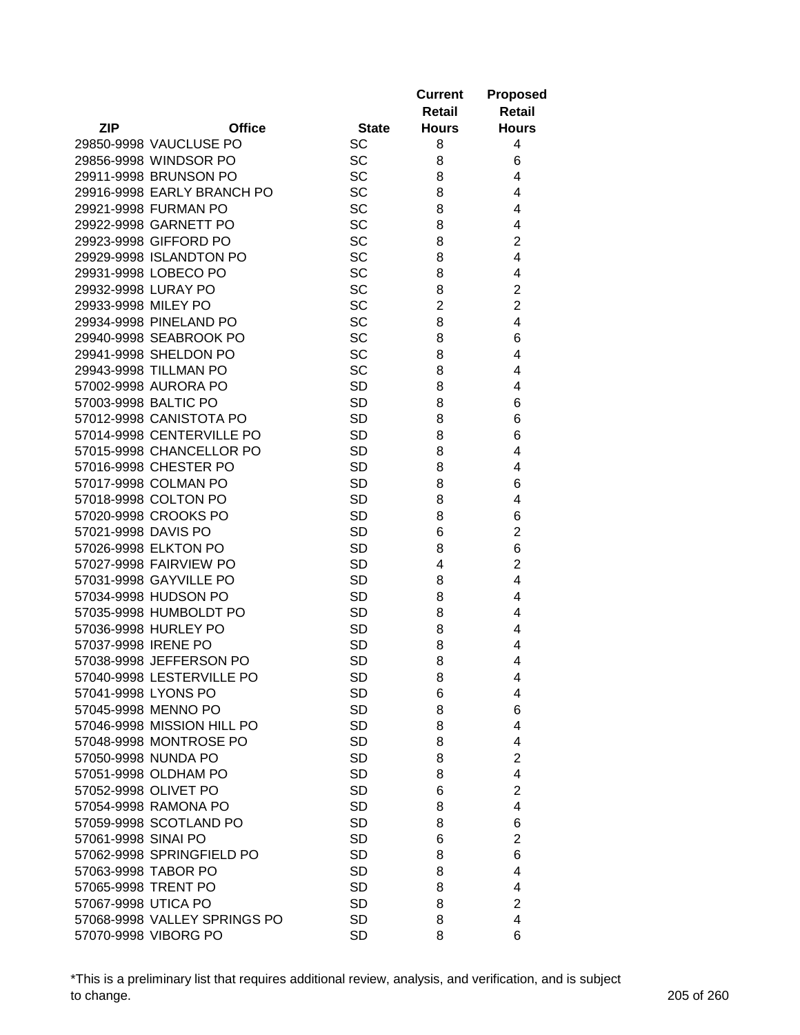| ZIP | Office | State | Current Retail Hours | Proposed Retail Hours |
|---|---|---|---|---|
| 29850-9998 | VAUCLUSE PO | SC | 8 | 4 |
| 29856-9998 | WINDSOR PO | SC | 8 | 6 |
| 29911-9998 | BRUNSON PO | SC | 8 | 4 |
| 29916-9998 | EARLY BRANCH PO | SC | 8 | 4 |
| 29921-9998 | FURMAN PO | SC | 8 | 4 |
| 29922-9998 | GARNETT PO | SC | 8 | 4 |
| 29923-9998 | GIFFORD PO | SC | 8 | 2 |
| 29929-9998 | ISLANDTON PO | SC | 8 | 4 |
| 29931-9998 | LOBECO PO | SC | 8 | 4 |
| 29932-9998 | LURAY PO | SC | 8 | 2 |
| 29933-9998 | MILEY PO | SC | 2 | 2 |
| 29934-9998 | PINELAND PO | SC | 8 | 4 |
| 29940-9998 | SEABROOK PO | SC | 8 | 6 |
| 29941-9998 | SHELDON PO | SC | 8 | 4 |
| 29943-9998 | TILLMAN PO | SC | 8 | 4 |
| 57002-9998 | AURORA PO | SD | 8 | 4 |
| 57003-9998 | BALTIC PO | SD | 8 | 6 |
| 57012-9998 | CANISTOTA PO | SD | 8 | 6 |
| 57014-9998 | CENTERVILLE PO | SD | 8 | 6 |
| 57015-9998 | CHANCELLOR PO | SD | 8 | 4 |
| 57016-9998 | CHESTER PO | SD | 8 | 4 |
| 57017-9998 | COLMAN PO | SD | 8 | 6 |
| 57018-9998 | COLTON PO | SD | 8 | 4 |
| 57020-9998 | CROOKS PO | SD | 8 | 6 |
| 57021-9998 | DAVIS PO | SD | 6 | 2 |
| 57026-9998 | ELKTON PO | SD | 8 | 6 |
| 57027-9998 | FAIRVIEW PO | SD | 4 | 2 |
| 57031-9998 | GAYVILLE PO | SD | 8 | 4 |
| 57034-9998 | HUDSON PO | SD | 8 | 4 |
| 57035-9998 | HUMBOLDT PO | SD | 8 | 4 |
| 57036-9998 | HURLEY PO | SD | 8 | 4 |
| 57037-9998 | IRENE PO | SD | 8 | 4 |
| 57038-9998 | JEFFERSON PO | SD | 8 | 4 |
| 57040-9998 | LESTERVILLE PO | SD | 8 | 4 |
| 57041-9998 | LYONS PO | SD | 6 | 4 |
| 57045-9998 | MENNO PO | SD | 8 | 6 |
| 57046-9998 | MISSION HILL PO | SD | 8 | 4 |
| 57048-9998 | MONTROSE PO | SD | 8 | 4 |
| 57050-9998 | NUNDA PO | SD | 8 | 2 |
| 57051-9998 | OLDHAM PO | SD | 8 | 4 |
| 57052-9998 | OLIVET PO | SD | 6 | 2 |
| 57054-9998 | RAMONA PO | SD | 8 | 4 |
| 57059-9998 | SCOTLAND PO | SD | 8 | 6 |
| 57061-9998 | SINAI PO | SD | 6 | 2 |
| 57062-9998 | SPRINGFIELD PO | SD | 8 | 6 |
| 57063-9998 | TABOR PO | SD | 8 | 4 |
| 57065-9998 | TRENT PO | SD | 8 | 4 |
| 57067-9998 | UTICA PO | SD | 8 | 2 |
| 57068-9998 | VALLEY SPRINGS PO | SD | 8 | 4 |
| 57070-9998 | VIBORG PO | SD | 8 | 6 |

*This is a preliminary list that requires additional review, analysis, and verification, and is subject to change.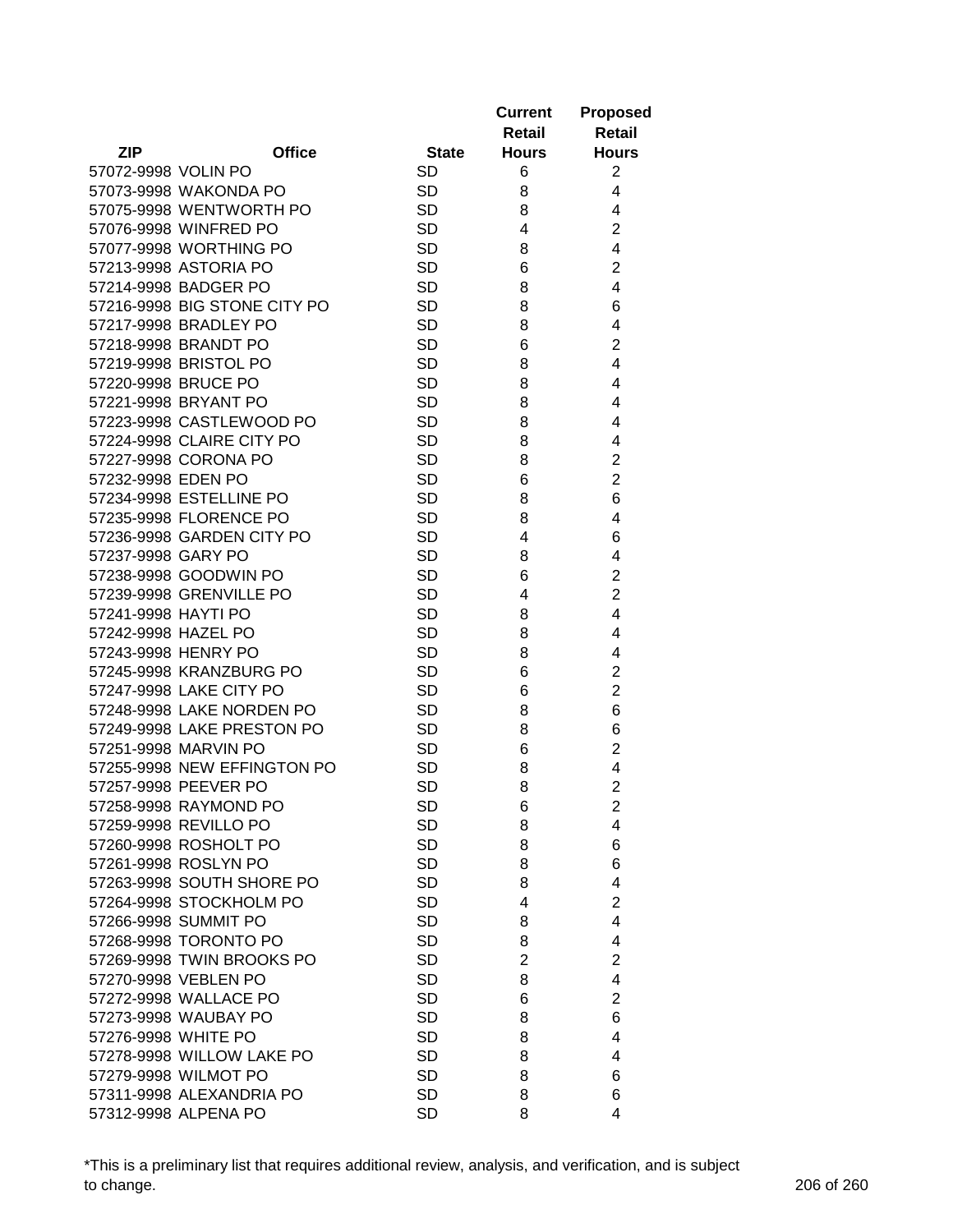| ZIP | Office | State | Current Retail Hours | Proposed Retail Hours |
|---|---|---|---|---|
| 57072-9998 | VOLIN PO | SD | 6 | 2 |
| 57073-9998 | WAKONDA PO | SD | 8 | 4 |
| 57075-9998 | WENTWORTH PO | SD | 8 | 4 |
| 57076-9998 | WINFRED PO | SD | 4 | 2 |
| 57077-9998 | WORTHING PO | SD | 8 | 4 |
| 57213-9998 | ASTORIA PO | SD | 6 | 2 |
| 57214-9998 | BADGER PO | SD | 8 | 4 |
| 57216-9998 | BIG STONE CITY PO | SD | 8 | 6 |
| 57217-9998 | BRADLEY PO | SD | 8 | 4 |
| 57218-9998 | BRANDT PO | SD | 6 | 2 |
| 57219-9998 | BRISTOL PO | SD | 8 | 4 |
| 57220-9998 | BRUCE PO | SD | 8 | 4 |
| 57221-9998 | BRYANT PO | SD | 8 | 4 |
| 57223-9998 | CASTLEWOOD PO | SD | 8 | 4 |
| 57224-9998 | CLAIRE CITY PO | SD | 8 | 4 |
| 57227-9998 | CORONA PO | SD | 8 | 2 |
| 57232-9998 | EDEN PO | SD | 6 | 2 |
| 57234-9998 | ESTELLINE PO | SD | 8 | 6 |
| 57235-9998 | FLORENCE PO | SD | 8 | 4 |
| 57236-9998 | GARDEN CITY PO | SD | 4 | 6 |
| 57237-9998 | GARY PO | SD | 8 | 4 |
| 57238-9998 | GOODWIN PO | SD | 6 | 2 |
| 57239-9998 | GRENVILLE PO | SD | 4 | 2 |
| 57241-9998 | HAYTI PO | SD | 8 | 4 |
| 57242-9998 | HAZEL PO | SD | 8 | 4 |
| 57243-9998 | HENRY PO | SD | 8 | 4 |
| 57245-9998 | KRANZBURG PO | SD | 6 | 2 |
| 57247-9998 | LAKE CITY PO | SD | 6 | 2 |
| 57248-9998 | LAKE NORDEN PO | SD | 8 | 6 |
| 57249-9998 | LAKE PRESTON PO | SD | 8 | 6 |
| 57251-9998 | MARVIN PO | SD | 6 | 2 |
| 57255-9998 | NEW EFFINGTON PO | SD | 8 | 4 |
| 57257-9998 | PEEVER PO | SD | 8 | 2 |
| 57258-9998 | RAYMOND PO | SD | 6 | 2 |
| 57259-9998 | REVILLO PO | SD | 8 | 4 |
| 57260-9998 | ROSHOLT PO | SD | 8 | 6 |
| 57261-9998 | ROSLYN PO | SD | 8 | 6 |
| 57263-9998 | SOUTH SHORE PO | SD | 8 | 4 |
| 57264-9998 | STOCKHOLM PO | SD | 4 | 2 |
| 57266-9998 | SUMMIT PO | SD | 8 | 4 |
| 57268-9998 | TORONTO PO | SD | 8 | 4 |
| 57269-9998 | TWIN BROOKS PO | SD | 2 | 2 |
| 57270-9998 | VEBLEN PO | SD | 8 | 4 |
| 57272-9998 | WALLACE PO | SD | 6 | 2 |
| 57273-9998 | WAUBAY PO | SD | 8 | 6 |
| 57276-9998 | WHITE PO | SD | 8 | 4 |
| 57278-9998 | WILLOW LAKE PO | SD | 8 | 4 |
| 57279-9998 | WILMOT PO | SD | 8 | 6 |
| 57311-9998 | ALEXANDRIA PO | SD | 8 | 6 |
| 57312-9998 | ALPENA PO | SD | 8 | 4 |

*This is a preliminary list that requires additional review, analysis, and verification, and is subject to change.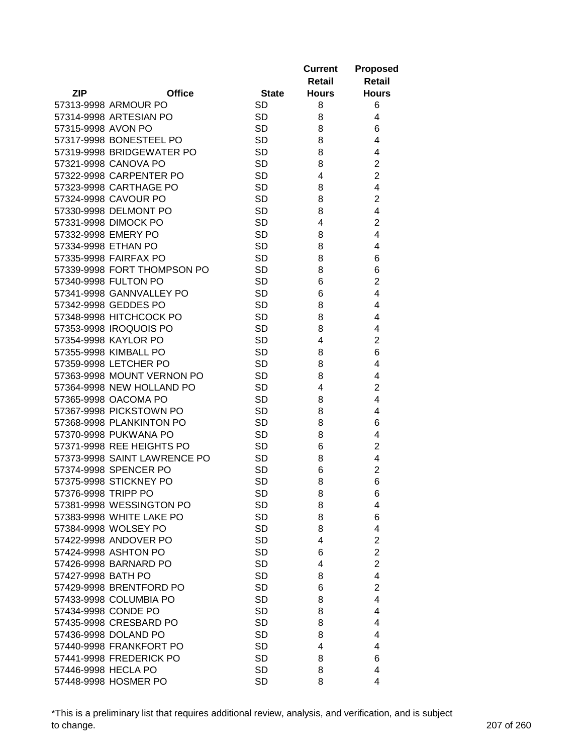| ZIP | Office | State | Current Retail Hours | Proposed Retail Hours |
|---|---|---|---|---|
| 57313-9998 | ARMOUR PO | SD | 8 | 6 |
| 57314-9998 | ARTESIAN PO | SD | 8 | 4 |
| 57315-9998 | AVON PO | SD | 8 | 6 |
| 57317-9998 | BONESTEEL PO | SD | 8 | 4 |
| 57319-9998 | BRIDGEWATER PO | SD | 8 | 4 |
| 57321-9998 | CANOVA PO | SD | 8 | 2 |
| 57322-9998 | CARPENTER PO | SD | 4 | 2 |
| 57323-9998 | CARTHAGE PO | SD | 8 | 4 |
| 57324-9998 | CAVOUR PO | SD | 8 | 2 |
| 57330-9998 | DELMONT PO | SD | 8 | 4 |
| 57331-9998 | DIMOCK PO | SD | 4 | 2 |
| 57332-9998 | EMERY PO | SD | 8 | 4 |
| 57334-9998 | ETHAN PO | SD | 8 | 4 |
| 57335-9998 | FAIRFAX PO | SD | 8 | 6 |
| 57339-9998 | FORT THOMPSON PO | SD | 8 | 6 |
| 57340-9998 | FULTON PO | SD | 6 | 2 |
| 57341-9998 | GANNVALLEY PO | SD | 6 | 4 |
| 57342-9998 | GEDDES PO | SD | 8 | 4 |
| 57348-9998 | HITCHCOCK PO | SD | 8 | 4 |
| 57353-9998 | IROQUOIS PO | SD | 8 | 4 |
| 57354-9998 | KAYLOR PO | SD | 4 | 2 |
| 57355-9998 | KIMBALL PO | SD | 8 | 6 |
| 57359-9998 | LETCHER PO | SD | 8 | 4 |
| 57363-9998 | MOUNT VERNON PO | SD | 8 | 4 |
| 57364-9998 | NEW HOLLAND PO | SD | 4 | 2 |
| 57365-9998 | OACOMA PO | SD | 8 | 4 |
| 57367-9998 | PICKSTOWN PO | SD | 8 | 4 |
| 57368-9998 | PLANKINTON PO | SD | 8 | 6 |
| 57370-9998 | PUKWANA PO | SD | 8 | 4 |
| 57371-9998 | REE HEIGHTS PO | SD | 6 | 2 |
| 57373-9998 | SAINT LAWRENCE PO | SD | 8 | 4 |
| 57374-9998 | SPENCER PO | SD | 6 | 2 |
| 57375-9998 | STICKNEY PO | SD | 8 | 6 |
| 57376-9998 | TRIPP PO | SD | 8 | 6 |
| 57381-9998 | WESSINGTON PO | SD | 8 | 4 |
| 57383-9998 | WHITE LAKE PO | SD | 8 | 6 |
| 57384-9998 | WOLSEY PO | SD | 8 | 4 |
| 57422-9998 | ANDOVER PO | SD | 4 | 2 |
| 57424-9998 | ASHTON PO | SD | 6 | 2 |
| 57426-9998 | BARNARD PO | SD | 4 | 2 |
| 57427-9998 | BATH PO | SD | 8 | 4 |
| 57429-9998 | BRENTFORD PO | SD | 6 | 2 |
| 57433-9998 | COLUMBIA PO | SD | 8 | 4 |
| 57434-9998 | CONDE PO | SD | 8 | 4 |
| 57435-9998 | CRESBARD PO | SD | 8 | 4 |
| 57436-9998 | DOLAND PO | SD | 8 | 4 |
| 57440-9998 | FRANKFORT PO | SD | 4 | 4 |
| 57441-9998 | FREDERICK PO | SD | 8 | 6 |
| 57446-9998 | HECLA PO | SD | 8 | 4 |
| 57448-9998 | HOSMER PO | SD | 8 | 4 |

*This is a preliminary list that requires additional review, analysis, and verification, and is subject to change.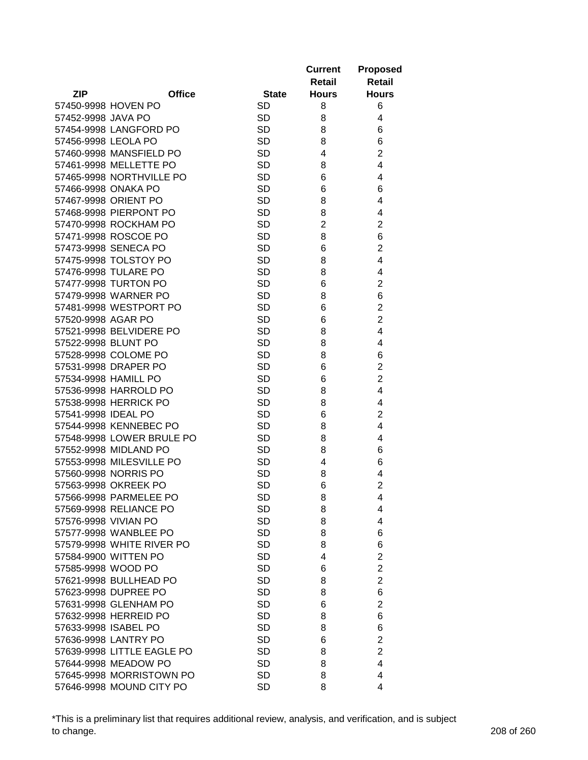| ZIP | Office | State | Current Retail Hours | Proposed Retail Hours |
|---|---|---|---|---|
| 57450-9998 | HOVEN PO | SD | 8 | 6 |
| 57452-9998 | JAVA PO | SD | 8 | 4 |
| 57454-9998 | LANGFORD PO | SD | 8 | 6 |
| 57456-9998 | LEOLA PO | SD | 8 | 6 |
| 57460-9998 | MANSFIELD PO | SD | 4 | 2 |
| 57461-9998 | MELLETTE PO | SD | 8 | 4 |
| 57465-9998 | NORTHVILLE PO | SD | 6 | 4 |
| 57466-9998 | ONAKA PO | SD | 6 | 6 |
| 57467-9998 | ORIENT PO | SD | 8 | 4 |
| 57468-9998 | PIERPONT PO | SD | 8 | 4 |
| 57470-9998 | ROCKHAM PO | SD | 2 | 2 |
| 57471-9998 | ROSCOE PO | SD | 8 | 6 |
| 57473-9998 | SENECA PO | SD | 6 | 2 |
| 57475-9998 | TOLSTOY PO | SD | 8 | 4 |
| 57476-9998 | TULARE PO | SD | 8 | 4 |
| 57477-9998 | TURTON PO | SD | 6 | 2 |
| 57479-9998 | WARNER PO | SD | 8 | 6 |
| 57481-9998 | WESTPORT PO | SD | 6 | 2 |
| 57520-9998 | AGAR PO | SD | 6 | 2 |
| 57521-9998 | BELVIDERE PO | SD | 8 | 4 |
| 57522-9998 | BLUNT PO | SD | 8 | 4 |
| 57528-9998 | COLOME PO | SD | 8 | 6 |
| 57531-9998 | DRAPER PO | SD | 6 | 2 |
| 57534-9998 | HAMILL PO | SD | 6 | 2 |
| 57536-9998 | HARROLD PO | SD | 8 | 4 |
| 57538-9998 | HERRICK PO | SD | 8 | 4 |
| 57541-9998 | IDEAL PO | SD | 6 | 2 |
| 57544-9998 | KENNEBEC PO | SD | 8 | 4 |
| 57548-9998 | LOWER BRULE PO | SD | 8 | 4 |
| 57552-9998 | MIDLAND PO | SD | 8 | 6 |
| 57553-9998 | MILESVILLE PO | SD | 4 | 6 |
| 57560-9998 | NORRIS PO | SD | 8 | 4 |
| 57563-9998 | OKREEK PO | SD | 6 | 2 |
| 57566-9998 | PARMELEE PO | SD | 8 | 4 |
| 57569-9998 | RELIANCE PO | SD | 8 | 4 |
| 57576-9998 | VIVIAN PO | SD | 8 | 4 |
| 57577-9998 | WANBLEE PO | SD | 8 | 6 |
| 57579-9998 | WHITE RIVER PO | SD | 8 | 6 |
| 57584-9900 | WITTEN PO | SD | 4 | 2 |
| 57585-9998 | WOOD PO | SD | 6 | 2 |
| 57621-9998 | BULLHEAD PO | SD | 8 | 2 |
| 57623-9998 | DUPREE PO | SD | 8 | 6 |
| 57631-9998 | GLENHAM PO | SD | 6 | 2 |
| 57632-9998 | HERREID PO | SD | 8 | 6 |
| 57633-9998 | ISABEL PO | SD | 8 | 6 |
| 57636-9998 | LANTRY PO | SD | 6 | 2 |
| 57639-9998 | LITTLE EAGLE PO | SD | 8 | 2 |
| 57644-9998 | MEADOW PO | SD | 8 | 4 |
| 57645-9998 | MORRISTOWN PO | SD | 8 | 4 |
| 57646-9998 | MOUND CITY PO | SD | 8 | 4 |

*This is a preliminary list that requires additional review, analysis, and verification, and is subject to change.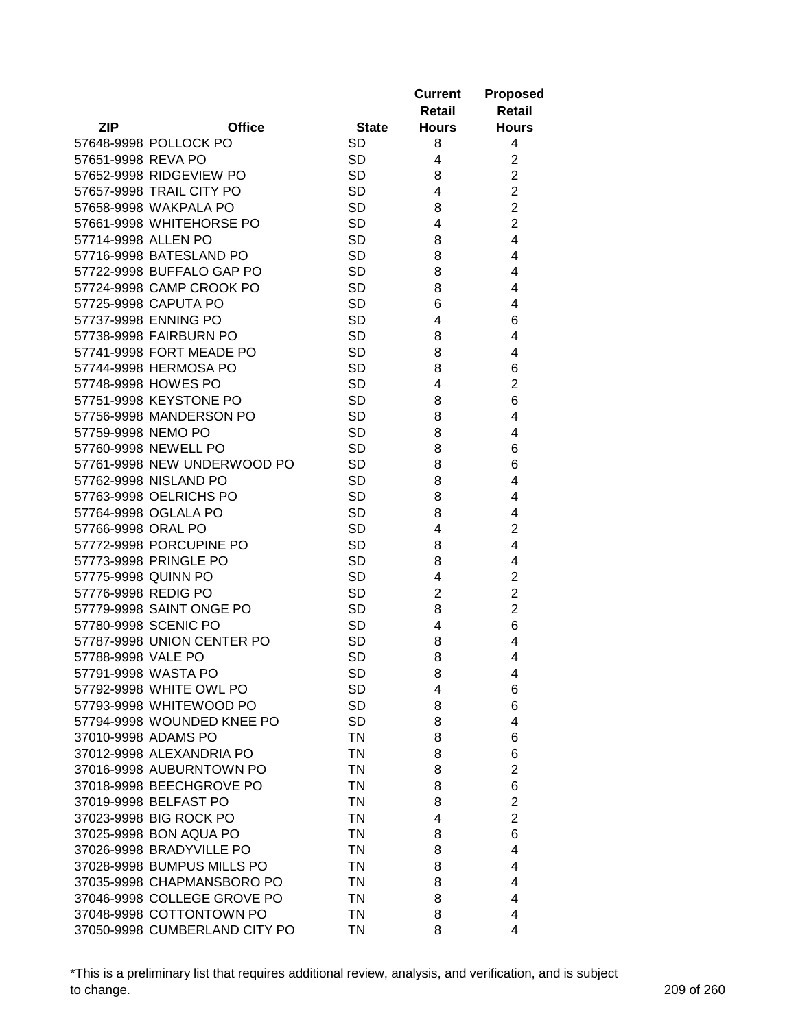| ZIP | Office | State | Current Retail Hours | Proposed Retail Hours |
|---|---|---|---|---|
| 57648-9998 | POLLOCK PO | SD | 8 | 4 |
| 57651-9998 | REVA PO | SD | 4 | 2 |
| 57652-9998 | RIDGEVIEW PO | SD | 8 | 2 |
| 57657-9998 | TRAIL CITY PO | SD | 4 | 2 |
| 57658-9998 | WAKPALA PO | SD | 8 | 2 |
| 57661-9998 | WHITEHORSE PO | SD | 4 | 2 |
| 57714-9998 | ALLEN PO | SD | 8 | 4 |
| 57716-9998 | BATESLAND PO | SD | 8 | 4 |
| 57722-9998 | BUFFALO GAP PO | SD | 8 | 4 |
| 57724-9998 | CAMP CROOK PO | SD | 8 | 4 |
| 57725-9998 | CAPUTA PO | SD | 6 | 4 |
| 57737-9998 | ENNING PO | SD | 4 | 6 |
| 57738-9998 | FAIRBURN PO | SD | 8 | 4 |
| 57741-9998 | FORT MEADE PO | SD | 8 | 4 |
| 57744-9998 | HERMOSA PO | SD | 8 | 6 |
| 57748-9998 | HOWES PO | SD | 4 | 2 |
| 57751-9998 | KEYSTONE PO | SD | 8 | 6 |
| 57756-9998 | MANDERSON PO | SD | 8 | 4 |
| 57759-9998 | NEMO PO | SD | 8 | 4 |
| 57760-9998 | NEWELL PO | SD | 8 | 6 |
| 57761-9998 | NEW UNDERWOOD PO | SD | 8 | 6 |
| 57762-9998 | NISLAND PO | SD | 8 | 4 |
| 57763-9998 | OELRICHS PO | SD | 8 | 4 |
| 57764-9998 | OGLALA PO | SD | 8 | 4 |
| 57766-9998 | ORAL PO | SD | 4 | 2 |
| 57772-9998 | PORCUPINE PO | SD | 8 | 4 |
| 57773-9998 | PRINGLE PO | SD | 8 | 4 |
| 57775-9998 | QUINN PO | SD | 4 | 2 |
| 57776-9998 | REDIG PO | SD | 2 | 2 |
| 57779-9998 | SAINT ONGE PO | SD | 8 | 2 |
| 57780-9998 | SCENIC PO | SD | 4 | 6 |
| 57787-9998 | UNION CENTER PO | SD | 8 | 4 |
| 57788-9998 | VALE PO | SD | 8 | 4 |
| 57791-9998 | WASTA PO | SD | 8 | 4 |
| 57792-9998 | WHITE OWL PO | SD | 4 | 6 |
| 57793-9998 | WHITEWOOD PO | SD | 8 | 6 |
| 57794-9998 | WOUNDED KNEE PO | SD | 8 | 4 |
| 37010-9998 | ADAMS PO | TN | 8 | 6 |
| 37012-9998 | ALEXANDRIA PO | TN | 8 | 6 |
| 37016-9998 | AUBURNTOWN PO | TN | 8 | 2 |
| 37018-9998 | BEECHGROVE PO | TN | 8 | 6 |
| 37019-9998 | BELFAST PO | TN | 8 | 2 |
| 37023-9998 | BIG ROCK PO | TN | 4 | 2 |
| 37025-9998 | BON AQUA PO | TN | 8 | 6 |
| 37026-9998 | BRADYVILLE PO | TN | 8 | 4 |
| 37028-9998 | BUMPUS MILLS PO | TN | 8 | 4 |
| 37035-9998 | CHAPMANSBORO PO | TN | 8 | 4 |
| 37046-9998 | COLLEGE GROVE PO | TN | 8 | 4 |
| 37048-9998 | COTTONTOWN PO | TN | 8 | 4 |
| 37050-9998 | CUMBERLAND CITY PO | TN | 8 | 4 |

*This is a preliminary list that requires additional review, analysis, and verification, and is subject to change.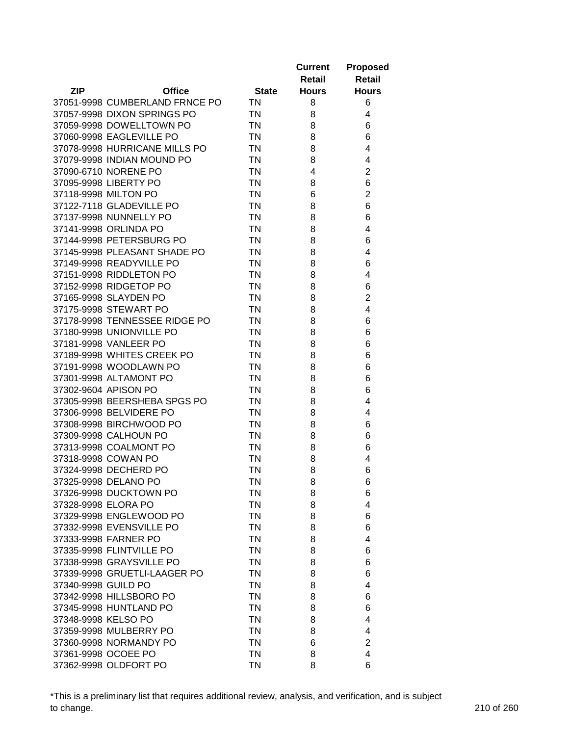| ZIP | Office | State | Current Retail Hours | Proposed Retail Hours |
|---|---|---|---|---|
| 37051-9998 | CUMBERLAND FRNCE PO | TN | 8 | 6 |
| 37057-9998 | DIXON SPRINGS PO | TN | 8 | 4 |
| 37059-9998 | DOWELLTOWN PO | TN | 8 | 6 |
| 37060-9998 | EAGLEVILLE PO | TN | 8 | 6 |
| 37078-9998 | HURRICANE MILLS PO | TN | 8 | 4 |
| 37079-9998 | INDIAN MOUND PO | TN | 8 | 4 |
| 37090-6710 | NORENE PO | TN | 4 | 2 |
| 37095-9998 | LIBERTY PO | TN | 8 | 6 |
| 37118-9998 | MILTON PO | TN | 6 | 2 |
| 37122-7118 | GLADEVILLE PO | TN | 8 | 6 |
| 37137-9998 | NUNNELLY PO | TN | 8 | 6 |
| 37141-9998 | ORLINDA PO | TN | 8 | 4 |
| 37144-9998 | PETERSBURG PO | TN | 8 | 6 |
| 37145-9998 | PLEASANT SHADE PO | TN | 8 | 4 |
| 37149-9998 | READYVILLE PO | TN | 8 | 6 |
| 37151-9998 | RIDDLETON PO | TN | 8 | 4 |
| 37152-9998 | RIDGETOP PO | TN | 8 | 6 |
| 37165-9998 | SLAYDEN PO | TN | 8 | 2 |
| 37175-9998 | STEWART PO | TN | 8 | 4 |
| 37178-9998 | TENNESSEE RIDGE PO | TN | 8 | 6 |
| 37180-9998 | UNIONVILLE PO | TN | 8 | 6 |
| 37181-9998 | VANLEER PO | TN | 8 | 6 |
| 37189-9998 | WHITES CREEK PO | TN | 8 | 6 |
| 37191-9998 | WOODLAWN PO | TN | 8 | 6 |
| 37301-9998 | ALTAMONT PO | TN | 8 | 6 |
| 37302-9604 | APISON PO | TN | 8 | 6 |
| 37305-9998 | BEERSHEBA SPGS PO | TN | 8 | 4 |
| 37306-9998 | BELVIDERE PO | TN | 8 | 4 |
| 37308-9998 | BIRCHWOOD PO | TN | 8 | 6 |
| 37309-9998 | CALHOUN PO | TN | 8 | 6 |
| 37313-9998 | COALMONT PO | TN | 8 | 6 |
| 37318-9998 | COWAN PO | TN | 8 | 4 |
| 37324-9998 | DECHERD PO | TN | 8 | 6 |
| 37325-9998 | DELANO PO | TN | 8 | 6 |
| 37326-9998 | DUCKTOWN PO | TN | 8 | 6 |
| 37328-9998 | ELORA PO | TN | 8 | 4 |
| 37329-9998 | ENGLEWOOD PO | TN | 8 | 6 |
| 37332-9998 | EVENSVILLE PO | TN | 8 | 6 |
| 37333-9998 | FARNER PO | TN | 8 | 4 |
| 37335-9998 | FLINTVILLE PO | TN | 8 | 6 |
| 37338-9998 | GRAYSVILLE PO | TN | 8 | 6 |
| 37339-9998 | GRUETLI-LAAGER PO | TN | 8 | 6 |
| 37340-9998 | GUILD PO | TN | 8 | 4 |
| 37342-9998 | HILLSBORO PO | TN | 8 | 6 |
| 37345-9998 | HUNTLAND PO | TN | 8 | 6 |
| 37348-9998 | KELSO PO | TN | 8 | 4 |
| 37359-9998 | MULBERRY PO | TN | 8 | 4 |
| 37360-9998 | NORMANDY PO | TN | 6 | 2 |
| 37361-9998 | OCOEE PO | TN | 8 | 4 |
| 37362-9998 | OLDFORT PO | TN | 8 | 6 |

*This is a preliminary list that requires additional review, analysis, and verification, and is subject to change.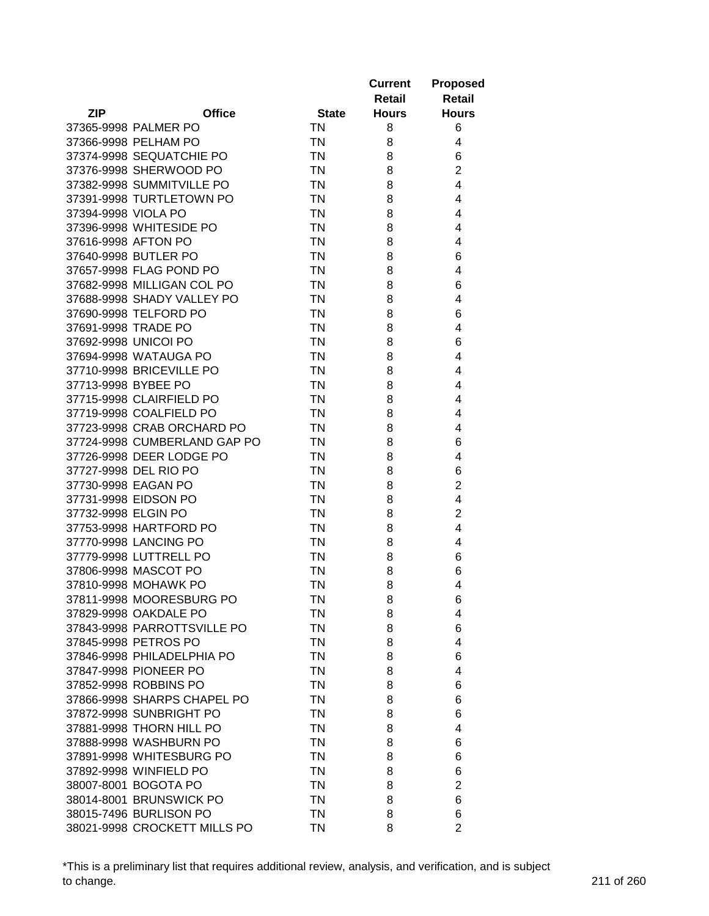| ZIP | Office | State | Current Retail Hours | Proposed Retail Hours |
|---|---|---|---|---|
| 37365-9998 | PALMER PO | TN | 8 | 6 |
| 37366-9998 | PELHAM PO | TN | 8 | 4 |
| 37374-9998 | SEQUATCHIE PO | TN | 8 | 6 |
| 37376-9998 | SHERWOOD PO | TN | 8 | 2 |
| 37382-9998 | SUMMITVILLE PO | TN | 8 | 4 |
| 37391-9998 | TURTLETOWN PO | TN | 8 | 4 |
| 37394-9998 | VIOLA PO | TN | 8 | 4 |
| 37396-9998 | WHITESIDE PO | TN | 8 | 4 |
| 37616-9998 | AFTON PO | TN | 8 | 4 |
| 37640-9998 | BUTLER PO | TN | 8 | 6 |
| 37657-9998 | FLAG POND PO | TN | 8 | 4 |
| 37682-9998 | MILLIGAN COL PO | TN | 8 | 6 |
| 37688-9998 | SHADY VALLEY PO | TN | 8 | 4 |
| 37690-9998 | TELFORD PO | TN | 8 | 6 |
| 37691-9998 | TRADE PO | TN | 8 | 4 |
| 37692-9998 | UNICOI PO | TN | 8 | 6 |
| 37694-9998 | WATAUGA PO | TN | 8 | 4 |
| 37710-9998 | BRICEVILLE PO | TN | 8 | 4 |
| 37713-9998 | BYBEE PO | TN | 8 | 4 |
| 37715-9998 | CLAIRFIELD PO | TN | 8 | 4 |
| 37719-9998 | COALFIELD PO | TN | 8 | 4 |
| 37723-9998 | CRAB ORCHARD PO | TN | 8 | 4 |
| 37724-9998 | CUMBERLAND GAP PO | TN | 8 | 6 |
| 37726-9998 | DEER LODGE PO | TN | 8 | 4 |
| 37727-9998 | DEL RIO PO | TN | 8 | 6 |
| 37730-9998 | EAGAN PO | TN | 8 | 2 |
| 37731-9998 | EIDSON PO | TN | 8 | 4 |
| 37732-9998 | ELGIN PO | TN | 8 | 2 |
| 37753-9998 | HARTFORD PO | TN | 8 | 4 |
| 37770-9998 | LANCING PO | TN | 8 | 4 |
| 37779-9998 | LUTTRELL PO | TN | 8 | 6 |
| 37806-9998 | MASCOT PO | TN | 8 | 6 |
| 37810-9998 | MOHAWK PO | TN | 8 | 4 |
| 37811-9998 | MOORESBURG PO | TN | 8 | 6 |
| 37829-9998 | OAKDALE PO | TN | 8 | 4 |
| 37843-9998 | PARROTTSVILLE PO | TN | 8 | 6 |
| 37845-9998 | PETROS PO | TN | 8 | 4 |
| 37846-9998 | PHILADELPHIA PO | TN | 8 | 6 |
| 37847-9998 | PIONEER PO | TN | 8 | 4 |
| 37852-9998 | ROBBINS PO | TN | 8 | 6 |
| 37866-9998 | SHARPS CHAPEL PO | TN | 8 | 6 |
| 37872-9998 | SUNBRIGHT PO | TN | 8 | 6 |
| 37881-9998 | THORN HILL PO | TN | 8 | 4 |
| 37888-9998 | WASHBURN PO | TN | 8 | 6 |
| 37891-9998 | WHITESBURG PO | TN | 8 | 6 |
| 37892-9998 | WINFIELD PO | TN | 8 | 6 |
| 38007-8001 | BOGOTA PO | TN | 8 | 2 |
| 38014-8001 | BRUNSWICK PO | TN | 8 | 6 |
| 38015-7496 | BURLISON PO | TN | 8 | 6 |
| 38021-9998 | CROCKETT MILLS PO | TN | 8 | 2 |

*This is a preliminary list that requires additional review, analysis, and verification, and is subject to change.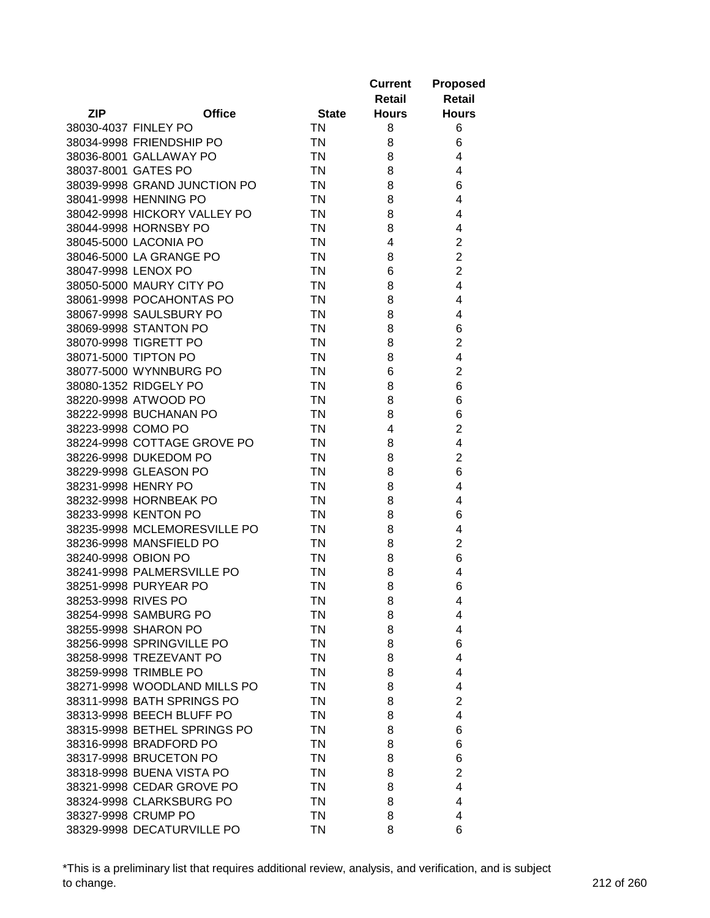| ZIP | Office | State | Current Retail Hours | Proposed Retail Hours |
|---|---|---|---|---|
| 38030-4037 | FINLEY PO | TN | 8 | 6 |
| 38034-9998 | FRIENDSHIP PO | TN | 8 | 6 |
| 38036-8001 | GALLAWAY PO | TN | 8 | 4 |
| 38037-8001 | GATES PO | TN | 8 | 4 |
| 38039-9998 | GRAND JUNCTION PO | TN | 8 | 6 |
| 38041-9998 | HENNING PO | TN | 8 | 4 |
| 38042-9998 | HICKORY VALLEY PO | TN | 8 | 4 |
| 38044-9998 | HORNSBY PO | TN | 8 | 4 |
| 38045-5000 | LACONIA PO | TN | 4 | 2 |
| 38046-5000 | LA GRANGE PO | TN | 8 | 2 |
| 38047-9998 | LENOX PO | TN | 6 | 2 |
| 38050-5000 | MAURY CITY PO | TN | 8 | 4 |
| 38061-9998 | POCAHONTAS PO | TN | 8 | 4 |
| 38067-9998 | SAULSBURY PO | TN | 8 | 4 |
| 38069-9998 | STANTON PO | TN | 8 | 6 |
| 38070-9998 | TIGRETT PO | TN | 8 | 2 |
| 38071-5000 | TIPTON PO | TN | 8 | 4 |
| 38077-5000 | WYNNBURG PO | TN | 6 | 2 |
| 38080-1352 | RIDGELY PO | TN | 8 | 6 |
| 38220-9998 | ATWOOD PO | TN | 8 | 6 |
| 38222-9998 | BUCHANAN PO | TN | 8 | 6 |
| 38223-9998 | COMO PO | TN | 4 | 2 |
| 38224-9998 | COTTAGE GROVE PO | TN | 8 | 4 |
| 38226-9998 | DUKEDOM PO | TN | 8 | 2 |
| 38229-9998 | GLEASON PO | TN | 8 | 6 |
| 38231-9998 | HENRY PO | TN | 8 | 4 |
| 38232-9998 | HORNBEAK PO | TN | 8 | 4 |
| 38233-9998 | KENTON PO | TN | 8 | 6 |
| 38235-9998 | MCLEMORESVILLE PO | TN | 8 | 4 |
| 38236-9998 | MANSFIELD PO | TN | 8 | 2 |
| 38240-9998 | OBION PO | TN | 8 | 6 |
| 38241-9998 | PALMERSVILLE PO | TN | 8 | 4 |
| 38251-9998 | PURYEAR PO | TN | 8 | 6 |
| 38253-9998 | RIVES PO | TN | 8 | 4 |
| 38254-9998 | SAMBURG PO | TN | 8 | 4 |
| 38255-9998 | SHARON PO | TN | 8 | 4 |
| 38256-9998 | SPRINGVILLE PO | TN | 8 | 6 |
| 38258-9998 | TREZEVANT PO | TN | 8 | 4 |
| 38259-9998 | TRIMBLE PO | TN | 8 | 4 |
| 38271-9998 | WOODLAND MILLS PO | TN | 8 | 4 |
| 38311-9998 | BATH SPRINGS PO | TN | 8 | 2 |
| 38313-9998 | BEECH BLUFF PO | TN | 8 | 4 |
| 38315-9998 | BETHEL SPRINGS PO | TN | 8 | 6 |
| 38316-9998 | BRADFORD PO | TN | 8 | 6 |
| 38317-9998 | BRUCETON PO | TN | 8 | 6 |
| 38318-9998 | BUENA VISTA PO | TN | 8 | 2 |
| 38321-9998 | CEDAR GROVE PO | TN | 8 | 4 |
| 38324-9998 | CLARKSBURG PO | TN | 8 | 4 |
| 38327-9998 | CRUMP PO | TN | 8 | 4 |
| 38329-9998 | DECATURVILLE PO | TN | 8 | 6 |

*This is a preliminary list that requires additional review, analysis, and verification, and is subject to change.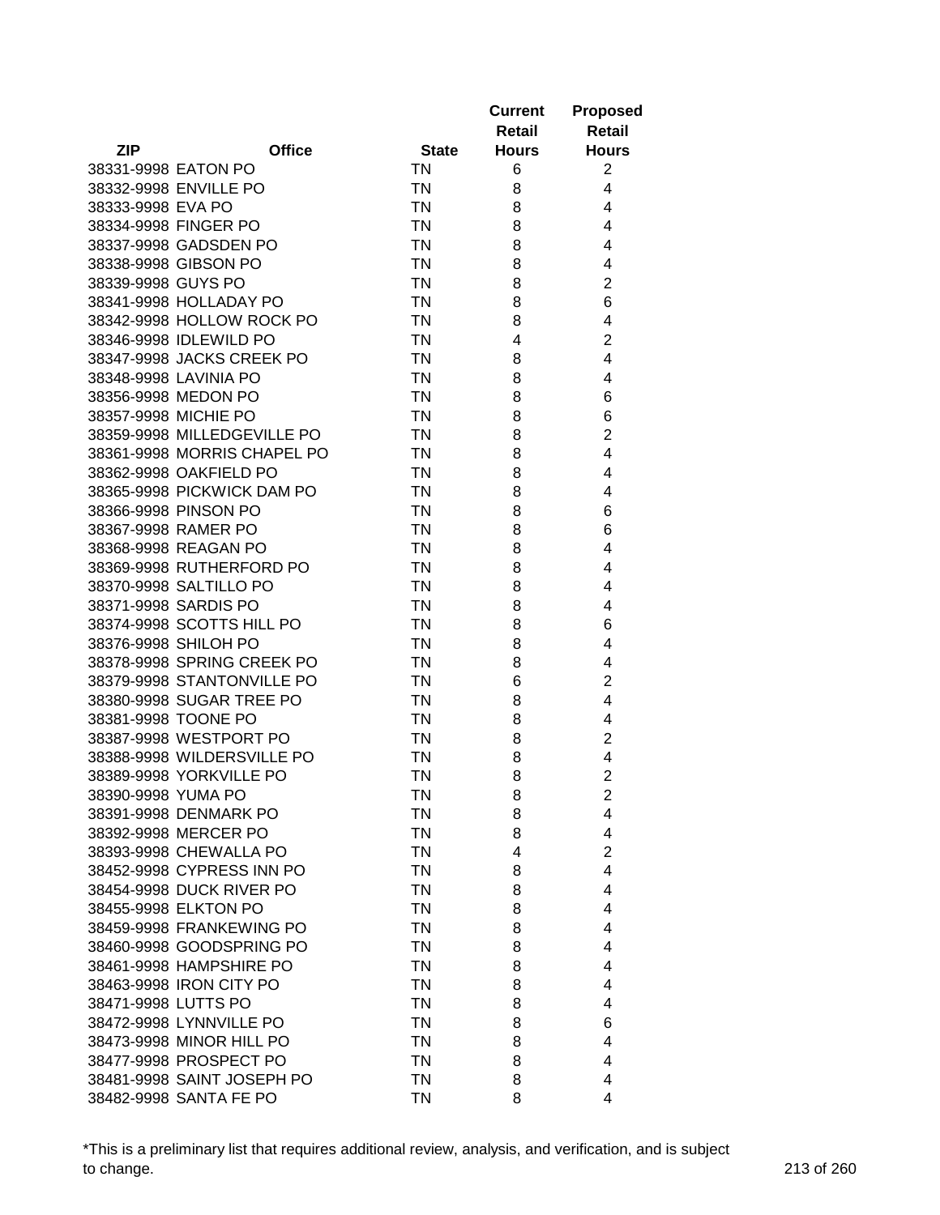| ZIP | Office | State | Current Retail Hours | Proposed Retail Hours |
|---|---|---|---|---|
| 38331-9998 | EATON PO | TN | 6 | 2 |
| 38332-9998 | ENVILLE PO | TN | 8 | 4 |
| 38333-9998 | EVA PO | TN | 8 | 4 |
| 38334-9998 | FINGER PO | TN | 8 | 4 |
| 38337-9998 | GADSDEN PO | TN | 8 | 4 |
| 38338-9998 | GIBSON PO | TN | 8 | 4 |
| 38339-9998 | GUYS PO | TN | 8 | 2 |
| 38341-9998 | HOLLADAY PO | TN | 8 | 6 |
| 38342-9998 | HOLLOW ROCK PO | TN | 8 | 4 |
| 38346-9998 | IDLEWILD PO | TN | 4 | 2 |
| 38347-9998 | JACKS CREEK PO | TN | 8 | 4 |
| 38348-9998 | LAVINIA PO | TN | 8 | 4 |
| 38356-9998 | MEDON PO | TN | 8 | 6 |
| 38357-9998 | MICHIE PO | TN | 8 | 6 |
| 38359-9998 | MILLEDGEVILLE PO | TN | 8 | 2 |
| 38361-9998 | MORRIS CHAPEL PO | TN | 8 | 4 |
| 38362-9998 | OAKFIELD PO | TN | 8 | 4 |
| 38365-9998 | PICKWICK DAM PO | TN | 8 | 4 |
| 38366-9998 | PINSON PO | TN | 8 | 6 |
| 38367-9998 | RAMER PO | TN | 8 | 6 |
| 38368-9998 | REAGAN PO | TN | 8 | 4 |
| 38369-9998 | RUTHERFORD PO | TN | 8 | 4 |
| 38370-9998 | SALTILLO PO | TN | 8 | 4 |
| 38371-9998 | SARDIS PO | TN | 8 | 4 |
| 38374-9998 | SCOTTS HILL PO | TN | 8 | 6 |
| 38376-9998 | SHILOH PO | TN | 8 | 4 |
| 38378-9998 | SPRING CREEK PO | TN | 8 | 4 |
| 38379-9998 | STANTONVILLE PO | TN | 6 | 2 |
| 38380-9998 | SUGAR TREE PO | TN | 8 | 4 |
| 38381-9998 | TOONE PO | TN | 8 | 4 |
| 38387-9998 | WESTPORT PO | TN | 8 | 2 |
| 38388-9998 | WILDERSVILLE PO | TN | 8 | 4 |
| 38389-9998 | YORKVILLE PO | TN | 8 | 2 |
| 38390-9998 | YUMA PO | TN | 8 | 2 |
| 38391-9998 | DENMARK PO | TN | 8 | 4 |
| 38392-9998 | MERCER PO | TN | 8 | 4 |
| 38393-9998 | CHEWALLA PO | TN | 4 | 2 |
| 38452-9998 | CYPRESS INN PO | TN | 8 | 4 |
| 38454-9998 | DUCK RIVER PO | TN | 8 | 4 |
| 38455-9998 | ELKTON PO | TN | 8 | 4 |
| 38459-9998 | FRANKEWING PO | TN | 8 | 4 |
| 38460-9998 | GOODSPRING PO | TN | 8 | 4 |
| 38461-9998 | HAMPSHIRE PO | TN | 8 | 4 |
| 38463-9998 | IRON CITY PO | TN | 8 | 4 |
| 38471-9998 | LUTTS PO | TN | 8 | 4 |
| 38472-9998 | LYNNVILLE PO | TN | 8 | 6 |
| 38473-9998 | MINOR HILL PO | TN | 8 | 4 |
| 38477-9998 | PROSPECT PO | TN | 8 | 4 |
| 38481-9998 | SAINT JOSEPH PO | TN | 8 | 4 |
| 38482-9998 | SANTA FE PO | TN | 8 | 4 |

*This is a preliminary list that requires additional review, analysis, and verification, and is subject to change.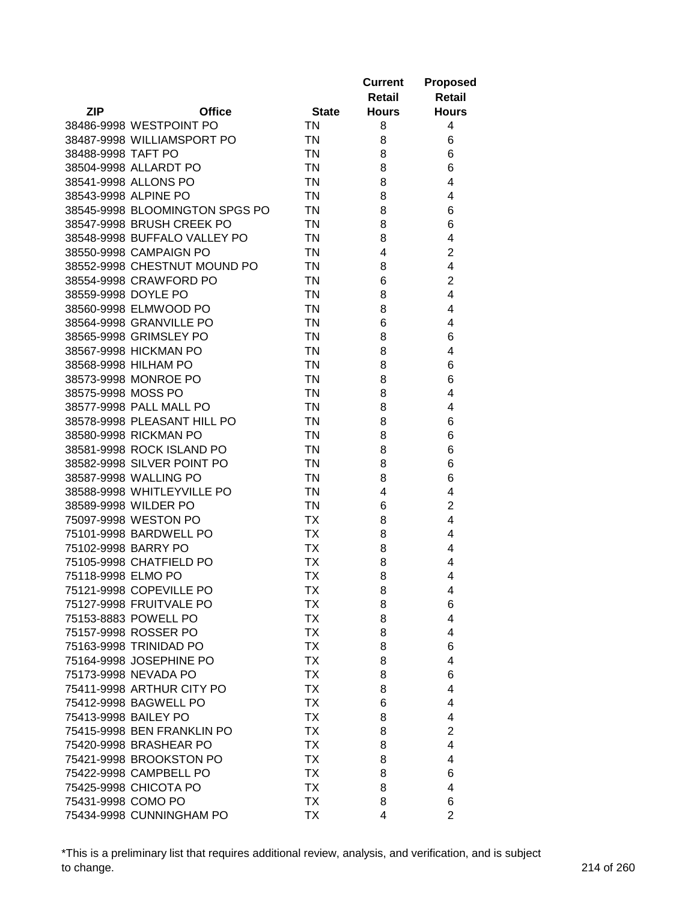| ZIP | Office | State | Current Retail Hours | Proposed Retail Hours |
|---|---|---|---|---|
| 38486-9998 | WESTPOINT PO | TN | 8 | 4 |
| 38487-9998 | WILLIAMSPORT PO | TN | 8 | 6 |
| 38488-9998 | TAFT PO | TN | 8 | 6 |
| 38504-9998 | ALLARDT PO | TN | 8 | 6 |
| 38541-9998 | ALLONS PO | TN | 8 | 4 |
| 38543-9998 | ALPINE PO | TN | 8 | 4 |
| 38545-9998 | BLOOMINGTON SPGS PO | TN | 8 | 6 |
| 38547-9998 | BRUSH CREEK PO | TN | 8 | 6 |
| 38548-9998 | BUFFALO VALLEY PO | TN | 8 | 4 |
| 38550-9998 | CAMPAIGN PO | TN | 4 | 2 |
| 38552-9998 | CHESTNUT MOUND PO | TN | 8 | 4 |
| 38554-9998 | CRAWFORD PO | TN | 6 | 2 |
| 38559-9998 | DOYLE PO | TN | 8 | 4 |
| 38560-9998 | ELMWOOD PO | TN | 8 | 4 |
| 38564-9998 | GRANVILLE PO | TN | 6 | 4 |
| 38565-9998 | GRIMSLEY PO | TN | 8 | 6 |
| 38567-9998 | HICKMAN PO | TN | 8 | 4 |
| 38568-9998 | HILHAM PO | TN | 8 | 6 |
| 38573-9998 | MONROE PO | TN | 8 | 6 |
| 38575-9998 | MOSS PO | TN | 8 | 4 |
| 38577-9998 | PALL MALL PO | TN | 8 | 4 |
| 38578-9998 | PLEASANT HILL PO | TN | 8 | 6 |
| 38580-9998 | RICKMAN PO | TN | 8 | 6 |
| 38581-9998 | ROCK ISLAND PO | TN | 8 | 6 |
| 38582-9998 | SILVER POINT PO | TN | 8 | 6 |
| 38587-9998 | WALLING PO | TN | 8 | 6 |
| 38588-9998 | WHITLEYVILLE PO | TN | 4 | 4 |
| 38589-9998 | WILDER PO | TN | 6 | 2 |
| 75097-9998 | WESTON PO | TX | 8 | 4 |
| 75101-9998 | BARDWELL PO | TX | 8 | 4 |
| 75102-9998 | BARRY PO | TX | 8 | 4 |
| 75105-9998 | CHATFIELD PO | TX | 8 | 4 |
| 75118-9998 | ELMO PO | TX | 8 | 4 |
| 75121-9998 | COPEVILLE PO | TX | 8 | 4 |
| 75127-9998 | FRUITVALE PO | TX | 8 | 6 |
| 75153-8883 | POWELL PO | TX | 8 | 4 |
| 75157-9998 | ROSSER PO | TX | 8 | 4 |
| 75163-9998 | TRINIDAD PO | TX | 8 | 6 |
| 75164-9998 | JOSEPHINE PO | TX | 8 | 4 |
| 75173-9998 | NEVADA PO | TX | 8 | 6 |
| 75411-9998 | ARTHUR CITY PO | TX | 8 | 4 |
| 75412-9998 | BAGWELL PO | TX | 6 | 4 |
| 75413-9998 | BAILEY PO | TX | 8 | 4 |
| 75415-9998 | BEN FRANKLIN PO | TX | 8 | 2 |
| 75420-9998 | BRASHEAR PO | TX | 8 | 4 |
| 75421-9998 | BROOKSTON PO | TX | 8 | 4 |
| 75422-9998 | CAMPBELL PO | TX | 8 | 6 |
| 75425-9998 | CHICOTA PO | TX | 8 | 4 |
| 75431-9998 | COMO PO | TX | 8 | 6 |
| 75434-9998 | CUNNINGHAM PO | TX | 4 | 2 |

*This is a preliminary list that requires additional review, analysis, and verification, and is subject to change.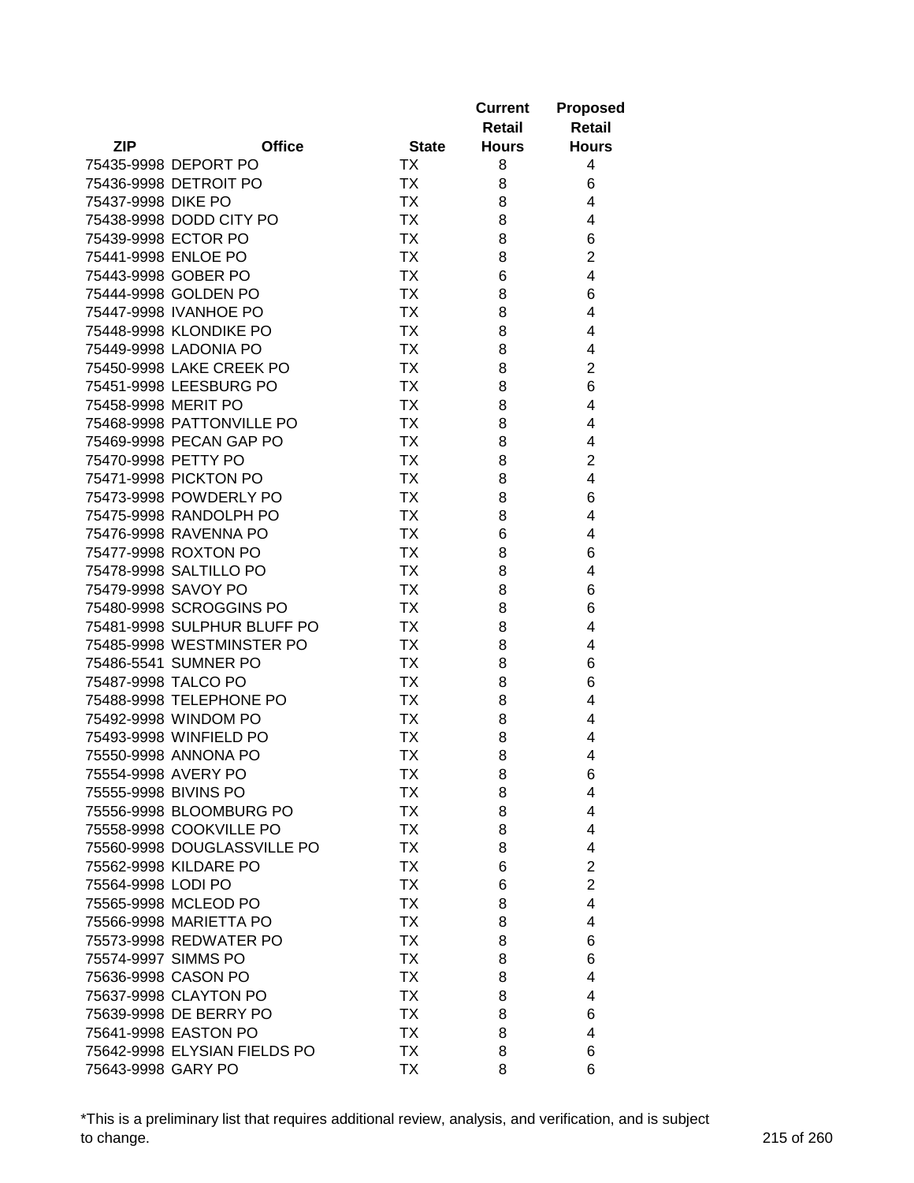| ZIP | Office | State | Current Retail Hours | Proposed Retail Hours |
|---|---|---|---|---|
| 75435-9998 | DEPORT PO | TX | 8 | 4 |
| 75436-9998 | DETROIT PO | TX | 8 | 6 |
| 75437-9998 | DIKE PO | TX | 8 | 4 |
| 75438-9998 | DODD CITY PO | TX | 8 | 4 |
| 75439-9998 | ECTOR PO | TX | 8 | 6 |
| 75441-9998 | ENLOE PO | TX | 8 | 2 |
| 75443-9998 | GOBER PO | TX | 6 | 4 |
| 75444-9998 | GOLDEN PO | TX | 8 | 6 |
| 75447-9998 | IVANHOE PO | TX | 8 | 4 |
| 75448-9998 | KLONDIKE PO | TX | 8 | 4 |
| 75449-9998 | LADONIA PO | TX | 8 | 4 |
| 75450-9998 | LAKE CREEK PO | TX | 8 | 2 |
| 75451-9998 | LEESBURG PO | TX | 8 | 6 |
| 75458-9998 | MERIT PO | TX | 8 | 4 |
| 75468-9998 | PATTONVILLE PO | TX | 8 | 4 |
| 75469-9998 | PECAN GAP PO | TX | 8 | 4 |
| 75470-9998 | PETTY PO | TX | 8 | 2 |
| 75471-9998 | PICKTON PO | TX | 8 | 4 |
| 75473-9998 | POWDERLY PO | TX | 8 | 6 |
| 75475-9998 | RANDOLPH PO | TX | 8 | 4 |
| 75476-9998 | RAVENNA PO | TX | 6 | 4 |
| 75477-9998 | ROXTON PO | TX | 8 | 6 |
| 75478-9998 | SALTILLO PO | TX | 8 | 4 |
| 75479-9998 | SAVOY PO | TX | 8 | 6 |
| 75480-9998 | SCROGGINS PO | TX | 8 | 6 |
| 75481-9998 | SULPHUR BLUFF PO | TX | 8 | 4 |
| 75485-9998 | WESTMINSTER PO | TX | 8 | 4 |
| 75486-5541 | SUMNER PO | TX | 8 | 6 |
| 75487-9998 | TALCO PO | TX | 8 | 6 |
| 75488-9998 | TELEPHONE PO | TX | 8 | 4 |
| 75492-9998 | WINDOM PO | TX | 8 | 4 |
| 75493-9998 | WINFIELD PO | TX | 8 | 4 |
| 75550-9998 | ANNONA PO | TX | 8 | 4 |
| 75554-9998 | AVERY PO | TX | 8 | 6 |
| 75555-9998 | BIVINS PO | TX | 8 | 4 |
| 75556-9998 | BLOOMBURG PO | TX | 8 | 4 |
| 75558-9998 | COOKVILLE PO | TX | 8 | 4 |
| 75560-9998 | DOUGLASSVILLE PO | TX | 8 | 4 |
| 75562-9998 | KILDARE PO | TX | 6 | 2 |
| 75564-9998 | LODI PO | TX | 6 | 2 |
| 75565-9998 | MCLEOD PO | TX | 8 | 4 |
| 75566-9998 | MARIETTA PO | TX | 8 | 4 |
| 75573-9998 | REDWATER PO | TX | 8 | 6 |
| 75574-9997 | SIMMS PO | TX | 8 | 6 |
| 75636-9998 | CASON PO | TX | 8 | 4 |
| 75637-9998 | CLAYTON PO | TX | 8 | 4 |
| 75639-9998 | DE BERRY PO | TX | 8 | 6 |
| 75641-9998 | EASTON PO | TX | 8 | 4 |
| 75642-9998 | ELYSIAN FIELDS PO | TX | 8 | 6 |
| 75643-9998 | GARY PO | TX | 8 | 6 |

*This is a preliminary list that requires additional review, analysis, and verification, and is subject to change.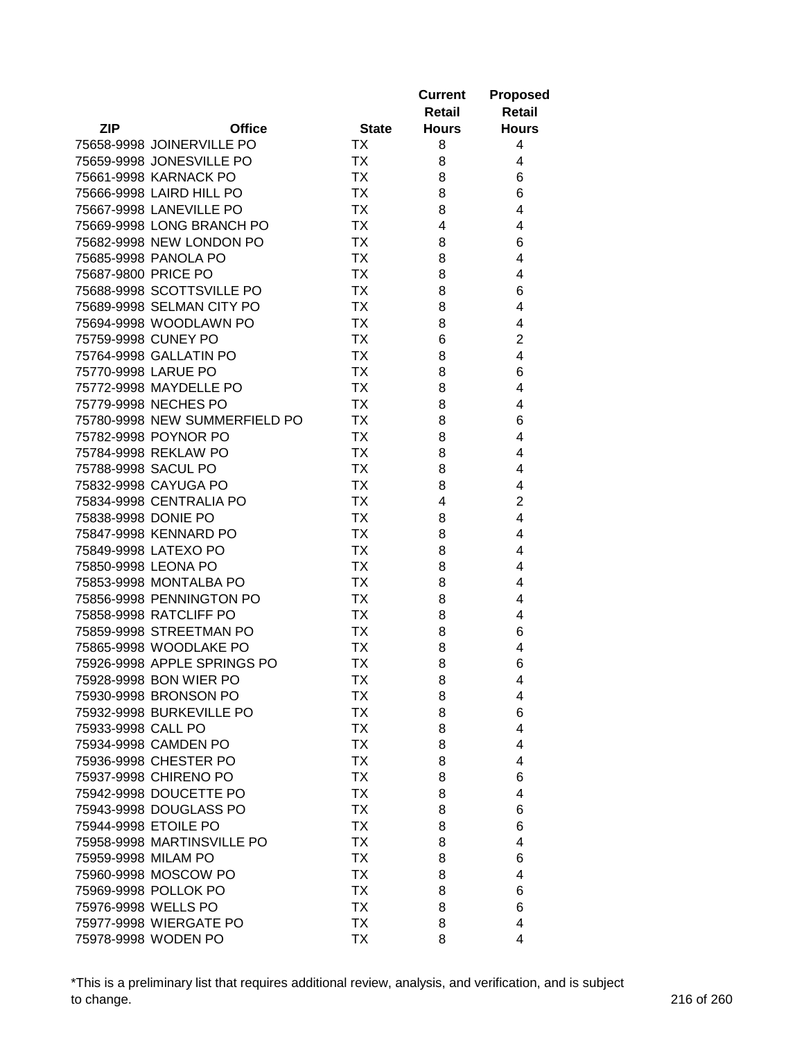| ZIP | Office | State | Current Retail Hours | Proposed Retail Hours |
|---|---|---|---|---|
| 75658-9998 | JOINERVILLE PO | TX | 8 | 4 |
| 75659-9998 | JONESVILLE PO | TX | 8 | 4 |
| 75661-9998 | KARNACK PO | TX | 8 | 6 |
| 75666-9998 | LAIRD HILL PO | TX | 8 | 6 |
| 75667-9998 | LANEVILLE PO | TX | 8 | 4 |
| 75669-9998 | LONG BRANCH PO | TX | 4 | 4 |
| 75682-9998 | NEW LONDON PO | TX | 8 | 6 |
| 75685-9998 | PANOLA PO | TX | 8 | 4 |
| 75687-9800 | PRICE PO | TX | 8 | 4 |
| 75688-9998 | SCOTTSVILLE PO | TX | 8 | 6 |
| 75689-9998 | SELMAN CITY PO | TX | 8 | 4 |
| 75694-9998 | WOODLAWN PO | TX | 8 | 4 |
| 75759-9998 | CUNEY PO | TX | 6 | 2 |
| 75764-9998 | GALLATIN PO | TX | 8 | 4 |
| 75770-9998 | LARUE PO | TX | 8 | 6 |
| 75772-9998 | MAYDELLE PO | TX | 8 | 4 |
| 75779-9998 | NECHES PO | TX | 8 | 4 |
| 75780-9998 | NEW SUMMERFIELD PO | TX | 8 | 6 |
| 75782-9998 | POYNOR PO | TX | 8 | 4 |
| 75784-9998 | REKLAW PO | TX | 8 | 4 |
| 75788-9998 | SACUL PO | TX | 8 | 4 |
| 75832-9998 | CAYUGA PO | TX | 8 | 4 |
| 75834-9998 | CENTRALIA PO | TX | 4 | 2 |
| 75838-9998 | DONIE PO | TX | 8 | 4 |
| 75847-9998 | KENNARD PO | TX | 8 | 4 |
| 75849-9998 | LATEXO PO | TX | 8 | 4 |
| 75850-9998 | LEONA PO | TX | 8 | 4 |
| 75853-9998 | MONTALBA PO | TX | 8 | 4 |
| 75856-9998 | PENNINGTON PO | TX | 8 | 4 |
| 75858-9998 | RATCLIFF PO | TX | 8 | 4 |
| 75859-9998 | STREETMAN PO | TX | 8 | 6 |
| 75865-9998 | WOODLAKE PO | TX | 8 | 4 |
| 75926-9998 | APPLE SPRINGS PO | TX | 8 | 6 |
| 75928-9998 | BON WIER PO | TX | 8 | 4 |
| 75930-9998 | BRONSON PO | TX | 8 | 4 |
| 75932-9998 | BURKEVILLE PO | TX | 8 | 6 |
| 75933-9998 | CALL PO | TX | 8 | 4 |
| 75934-9998 | CAMDEN PO | TX | 8 | 4 |
| 75936-9998 | CHESTER PO | TX | 8 | 4 |
| 75937-9998 | CHIRENO PO | TX | 8 | 6 |
| 75942-9998 | DOUCETTE PO | TX | 8 | 4 |
| 75943-9998 | DOUGLASS PO | TX | 8 | 6 |
| 75944-9998 | ETOILE PO | TX | 8 | 6 |
| 75958-9998 | MARTINSVILLE PO | TX | 8 | 4 |
| 75959-9998 | MILAM PO | TX | 8 | 6 |
| 75960-9998 | MOSCOW PO | TX | 8 | 4 |
| 75969-9998 | POLLOK PO | TX | 8 | 6 |
| 75976-9998 | WELLS PO | TX | 8 | 6 |
| 75977-9998 | WIERGATE PO | TX | 8 | 4 |
| 75978-9998 | WODEN PO | TX | 8 | 4 |

*This is a preliminary list that requires additional review, analysis, and verification, and is subject to change.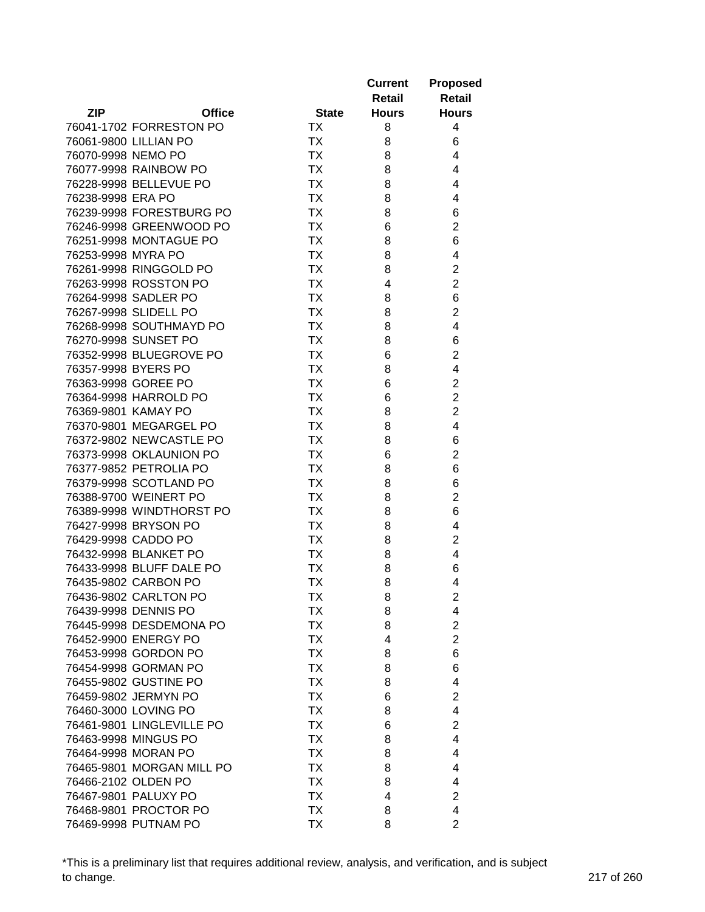| ZIP | Office | State | Current Retail Hours | Proposed Retail Hours |
|---|---|---|---|---|
| 76041-1702 | FORRESTON PO | TX | 8 | 4 |
| 76061-9800 | LILLIAN PO | TX | 8 | 6 |
| 76070-9998 | NEMO PO | TX | 8 | 4 |
| 76077-9998 | RAINBOW PO | TX | 8 | 4 |
| 76228-9998 | BELLEVUE PO | TX | 8 | 4 |
| 76238-9998 | ERA PO | TX | 8 | 4 |
| 76239-9998 | FORESTBURG PO | TX | 8 | 6 |
| 76246-9998 | GREENWOOD PO | TX | 6 | 2 |
| 76251-9998 | MONTAGUE PO | TX | 8 | 6 |
| 76253-9998 | MYRA PO | TX | 8 | 4 |
| 76261-9998 | RINGGOLD PO | TX | 8 | 2 |
| 76263-9998 | ROSSTON PO | TX | 4 | 2 |
| 76264-9998 | SADLER PO | TX | 8 | 6 |
| 76267-9998 | SLIDELL PO | TX | 8 | 2 |
| 76268-9998 | SOUTHMAYD PO | TX | 8 | 4 |
| 76270-9998 | SUNSET PO | TX | 8 | 6 |
| 76352-9998 | BLUEGROVE PO | TX | 6 | 2 |
| 76357-9998 | BYERS PO | TX | 8 | 4 |
| 76363-9998 | GOREE PO | TX | 6 | 2 |
| 76364-9998 | HARROLD PO | TX | 6 | 2 |
| 76369-9801 | KAMAY PO | TX | 8 | 2 |
| 76370-9801 | MEGARGEL PO | TX | 8 | 4 |
| 76372-9802 | NEWCASTLE PO | TX | 8 | 6 |
| 76373-9998 | OKLAUNION PO | TX | 6 | 2 |
| 76377-9852 | PETROLIA PO | TX | 8 | 6 |
| 76379-9998 | SCOTLAND PO | TX | 8 | 6 |
| 76388-9700 | WEINERT PO | TX | 8 | 2 |
| 76389-9998 | WINDTHORST PO | TX | 8 | 6 |
| 76427-9998 | BRYSON PO | TX | 8 | 4 |
| 76429-9998 | CADDO PO | TX | 8 | 2 |
| 76432-9998 | BLANKET PO | TX | 8 | 4 |
| 76433-9998 | BLUFF DALE PO | TX | 8 | 6 |
| 76435-9802 | CARBON PO | TX | 8 | 4 |
| 76436-9802 | CARLTON PO | TX | 8 | 2 |
| 76439-9998 | DENNIS PO | TX | 8 | 4 |
| 76445-9998 | DESDEMONA PO | TX | 8 | 2 |
| 76452-9900 | ENERGY PO | TX | 4 | 2 |
| 76453-9998 | GORDON PO | TX | 8 | 6 |
| 76454-9998 | GORMAN PO | TX | 8 | 6 |
| 76455-9802 | GUSTINE PO | TX | 8 | 4 |
| 76459-9802 | JERMYN PO | TX | 6 | 2 |
| 76460-3000 | LOVING PO | TX | 8 | 4 |
| 76461-9801 | LINGLEVILLE PO | TX | 6 | 2 |
| 76463-9998 | MINGUS PO | TX | 8 | 4 |
| 76464-9998 | MORAN PO | TX | 8 | 4 |
| 76465-9801 | MORGAN MILL PO | TX | 8 | 4 |
| 76466-2102 | OLDEN PO | TX | 8 | 4 |
| 76467-9801 | PALUXY PO | TX | 4 | 2 |
| 76468-9801 | PROCTOR PO | TX | 8 | 4 |
| 76469-9998 | PUTNAM PO | TX | 8 | 2 |

*This is a preliminary list that requires additional review, analysis, and verification, and is subject to change.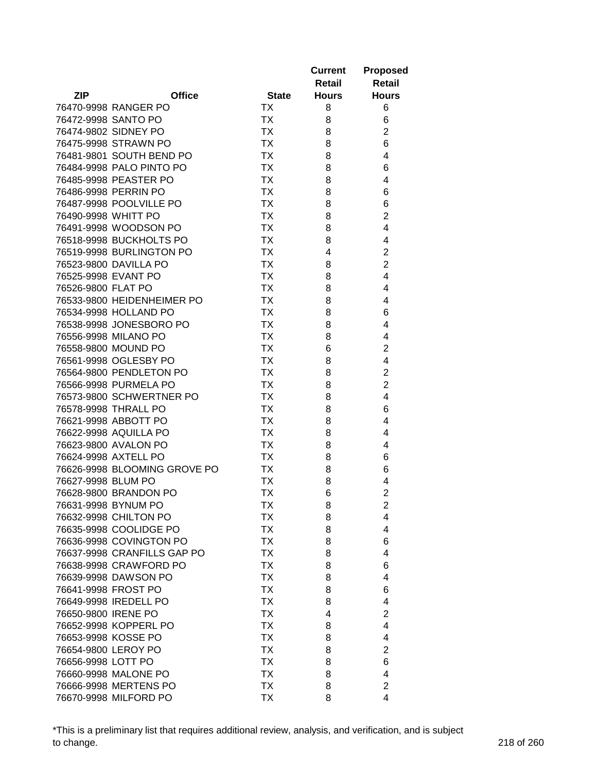| ZIP | Office | State | Current Retail Hours | Proposed Retail Hours |
|---|---|---|---|---|
| 76470-9998 | RANGER PO | TX | 8 | 6 |
| 76472-9998 | SANTO PO | TX | 8 | 6 |
| 76474-9802 | SIDNEY PO | TX | 8 | 2 |
| 76475-9998 | STRAWN PO | TX | 8 | 6 |
| 76481-9801 | SOUTH BEND PO | TX | 8 | 4 |
| 76484-9998 | PALO PINTO PO | TX | 8 | 6 |
| 76485-9998 | PEASTER PO | TX | 8 | 4 |
| 76486-9998 | PERRIN PO | TX | 8 | 6 |
| 76487-9998 | POOLVILLE PO | TX | 8 | 6 |
| 76490-9998 | WHITT PO | TX | 8 | 2 |
| 76491-9998 | WOODSON PO | TX | 8 | 4 |
| 76518-9998 | BUCKHOLTS PO | TX | 8 | 4 |
| 76519-9998 | BURLINGTON PO | TX | 4 | 2 |
| 76523-9800 | DAVILLA PO | TX | 8 | 2 |
| 76525-9998 | EVANT PO | TX | 8 | 4 |
| 76526-9800 | FLAT PO | TX | 8 | 4 |
| 76533-9800 | HEIDENHEIMER PO | TX | 8 | 4 |
| 76534-9998 | HOLLAND PO | TX | 8 | 6 |
| 76538-9998 | JONESBORO PO | TX | 8 | 4 |
| 76556-9998 | MILANO PO | TX | 8 | 4 |
| 76558-9800 | MOUND PO | TX | 6 | 2 |
| 76561-9998 | OGLESBY PO | TX | 8 | 4 |
| 76564-9800 | PENDLETON PO | TX | 8 | 2 |
| 76566-9998 | PURMELA PO | TX | 8 | 2 |
| 76573-9800 | SCHWERTNER PO | TX | 8 | 4 |
| 76578-9998 | THRALL PO | TX | 8 | 6 |
| 76621-9998 | ABBOTT PO | TX | 8 | 4 |
| 76622-9998 | AQUILLA PO | TX | 8 | 4 |
| 76623-9800 | AVALON PO | TX | 8 | 4 |
| 76624-9998 | AXTELL PO | TX | 8 | 6 |
| 76626-9998 | BLOOMING GROVE PO | TX | 8 | 6 |
| 76627-9998 | BLUM PO | TX | 8 | 4 |
| 76628-9800 | BRANDON PO | TX | 6 | 2 |
| 76631-9998 | BYNUM PO | TX | 8 | 2 |
| 76632-9998 | CHILTON PO | TX | 8 | 4 |
| 76635-9998 | COOLIDGE PO | TX | 8 | 4 |
| 76636-9998 | COVINGTON PO | TX | 8 | 6 |
| 76637-9998 | CRANFILLS GAP PO | TX | 8 | 4 |
| 76638-9998 | CRAWFORD PO | TX | 8 | 6 |
| 76639-9998 | DAWSON PO | TX | 8 | 4 |
| 76641-9998 | FROST PO | TX | 8 | 6 |
| 76649-9998 | IREDELL PO | TX | 8 | 4 |
| 76650-9800 | IRENE PO | TX | 4 | 2 |
| 76652-9998 | KOPPERL PO | TX | 8 | 4 |
| 76653-9998 | KOSSE PO | TX | 8 | 4 |
| 76654-9800 | LEROY PO | TX | 8 | 2 |
| 76656-9998 | LOTT PO | TX | 8 | 6 |
| 76660-9998 | MALONE PO | TX | 8 | 4 |
| 76666-9998 | MERTENS PO | TX | 8 | 2 |
| 76670-9998 | MILFORD PO | TX | 8 | 4 |

*This is a preliminary list that requires additional review, analysis, and verification, and is subject to change.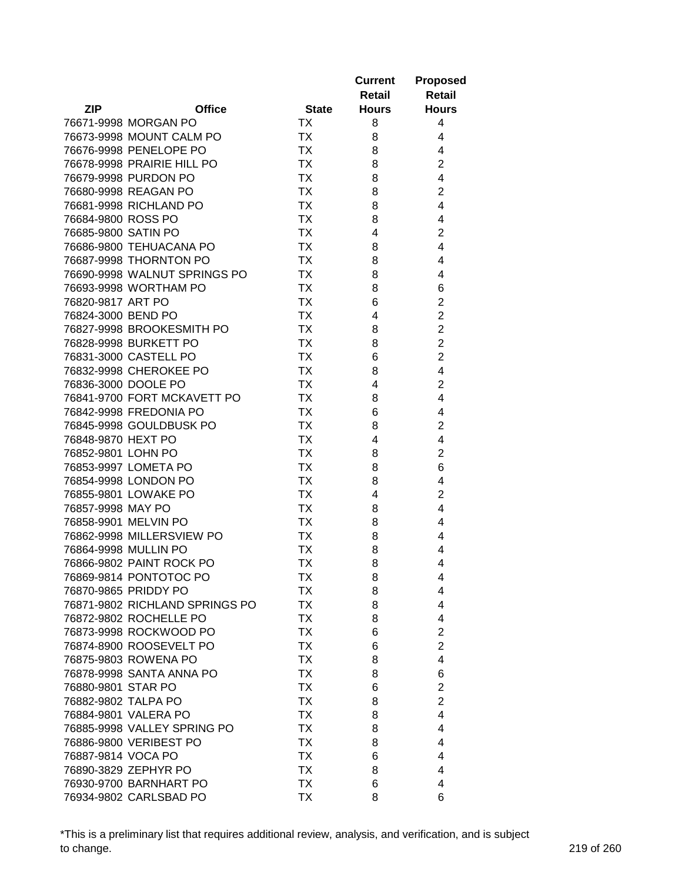| ZIP | Office | State | Current Retail Hours | Proposed Retail Hours |
|---|---|---|---|---|
| 76671-9998 | MORGAN PO | TX | 8 | 4 |
| 76673-9998 | MOUNT CALM PO | TX | 8 | 4 |
| 76676-9998 | PENELOPE PO | TX | 8 | 4 |
| 76678-9998 | PRAIRIE HILL PO | TX | 8 | 2 |
| 76679-9998 | PURDON PO | TX | 8 | 4 |
| 76680-9998 | REAGAN PO | TX | 8 | 2 |
| 76681-9998 | RICHLAND PO | TX | 8 | 4 |
| 76684-9800 | ROSS PO | TX | 8 | 4 |
| 76685-9800 | SATIN PO | TX | 4 | 2 |
| 76686-9800 | TEHUACANA PO | TX | 8 | 4 |
| 76687-9998 | THORNTON PO | TX | 8 | 4 |
| 76690-9998 | WALNUT SPRINGS PO | TX | 8 | 4 |
| 76693-9998 | WORTHAM PO | TX | 8 | 6 |
| 76820-9817 | ART PO | TX | 6 | 2 |
| 76824-3000 | BEND PO | TX | 4 | 2 |
| 76827-9998 | BROOKESMITH PO | TX | 8 | 2 |
| 76828-9998 | BURKETT PO | TX | 8 | 2 |
| 76831-3000 | CASTELL PO | TX | 6 | 2 |
| 76832-9998 | CHEROKEE PO | TX | 8 | 4 |
| 76836-3000 | DOOLE PO | TX | 4 | 2 |
| 76841-9700 | FORT MCKAVETT PO | TX | 8 | 4 |
| 76842-9998 | FREDONIA PO | TX | 6 | 4 |
| 76845-9998 | GOULDBUSK PO | TX | 8 | 2 |
| 76848-9870 | HEXT PO | TX | 4 | 4 |
| 76852-9801 | LOHN PO | TX | 8 | 2 |
| 76853-9997 | LOMETA PO | TX | 8 | 6 |
| 76854-9998 | LONDON PO | TX | 8 | 4 |
| 76855-9801 | LOWAKE PO | TX | 4 | 2 |
| 76857-9998 | MAY PO | TX | 8 | 4 |
| 76858-9901 | MELVIN PO | TX | 8 | 4 |
| 76862-9998 | MILLERSVIEW PO | TX | 8 | 4 |
| 76864-9998 | MULLIN PO | TX | 8 | 4 |
| 76866-9802 | PAINT ROCK PO | TX | 8 | 4 |
| 76869-9814 | PONTOTOC PO | TX | 8 | 4 |
| 76870-9865 | PRIDDY PO | TX | 8 | 4 |
| 76871-9802 | RICHLAND SPRINGS PO | TX | 8 | 4 |
| 76872-9802 | ROCHELLE PO | TX | 8 | 4 |
| 76873-9998 | ROCKWOOD PO | TX | 6 | 2 |
| 76874-8900 | ROOSEVELT PO | TX | 6 | 2 |
| 76875-9803 | ROWENA PO | TX | 8 | 4 |
| 76878-9998 | SANTA ANNA PO | TX | 8 | 6 |
| 76880-9801 | STAR PO | TX | 6 | 2 |
| 76882-9802 | TALPA PO | TX | 8 | 2 |
| 76884-9801 | VALERA PO | TX | 8 | 4 |
| 76885-9998 | VALLEY SPRING PO | TX | 8 | 4 |
| 76886-9800 | VERIBEST PO | TX | 8 | 4 |
| 76887-9814 | VOCA PO | TX | 6 | 4 |
| 76890-3829 | ZEPHYR PO | TX | 8 | 4 |
| 76930-9700 | BARNHART PO | TX | 6 | 4 |
| 76934-9802 | CARLSBAD PO | TX | 8 | 6 |

*This is a preliminary list that requires additional review, analysis, and verification, and is subject to change.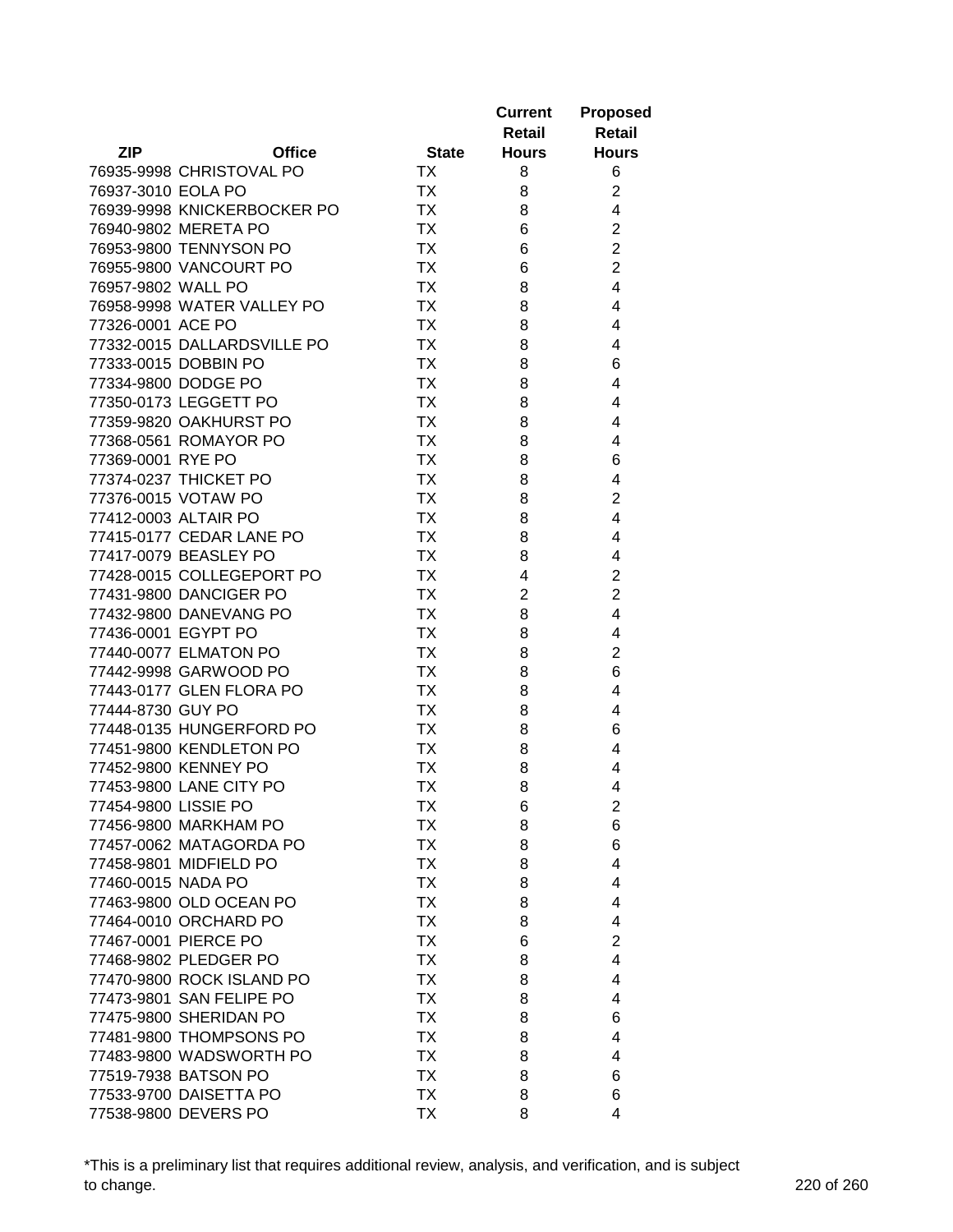| ZIP | Office | State | Current Retail Hours | Proposed Retail Hours |
|---|---|---|---|---|
| 76935-9998 | CHRISTOVAL PO | TX | 8 | 6 |
| 76937-3010 | EOLA PO | TX | 8 | 2 |
| 76939-9998 | KNICKERBOCKER PO | TX | 8 | 4 |
| 76940-9802 | MERETA PO | TX | 6 | 2 |
| 76953-9800 | TENNYSON PO | TX | 6 | 2 |
| 76955-9800 | VANCOURT PO | TX | 6 | 2 |
| 76957-9802 | WALL PO | TX | 8 | 4 |
| 76958-9998 | WATER VALLEY PO | TX | 8 | 4 |
| 77326-0001 | ACE PO | TX | 8 | 4 |
| 77332-0015 | DALLARDSVILLE PO | TX | 8 | 4 |
| 77333-0015 | DOBBIN PO | TX | 8 | 6 |
| 77334-9800 | DODGE PO | TX | 8 | 4 |
| 77350-0173 | LEGGETT PO | TX | 8 | 4 |
| 77359-9820 | OAKHURST PO | TX | 8 | 4 |
| 77368-0561 | ROMAYOR PO | TX | 8 | 4 |
| 77369-0001 | RYE PO | TX | 8 | 6 |
| 77374-0237 | THICKET PO | TX | 8 | 4 |
| 77376-0015 | VOTAW PO | TX | 8 | 2 |
| 77412-0003 | ALTAIR PO | TX | 8 | 4 |
| 77415-0177 | CEDAR LANE PO | TX | 8 | 4 |
| 77417-0079 | BEASLEY PO | TX | 8 | 4 |
| 77428-0015 | COLLEGEPORT PO | TX | 4 | 2 |
| 77431-9800 | DANCIGER PO | TX | 2 | 2 |
| 77432-9800 | DANEVANG PO | TX | 8 | 4 |
| 77436-0001 | EGYPT PO | TX | 8 | 4 |
| 77440-0077 | ELMATON PO | TX | 8 | 2 |
| 77442-9998 | GARWOOD PO | TX | 8 | 6 |
| 77443-0177 | GLEN FLORA PO | TX | 8 | 4 |
| 77444-8730 | GUY PO | TX | 8 | 4 |
| 77448-0135 | HUNGERFORD PO | TX | 8 | 6 |
| 77451-9800 | KENDLETON PO | TX | 8 | 4 |
| 77452-9800 | KENNEY PO | TX | 8 | 4 |
| 77453-9800 | LANE CITY PO | TX | 8 | 4 |
| 77454-9800 | LISSIE PO | TX | 6 | 2 |
| 77456-9800 | MARKHAM PO | TX | 8 | 6 |
| 77457-0062 | MATAGORDA PO | TX | 8 | 6 |
| 77458-9801 | MIDFIELD PO | TX | 8 | 4 |
| 77460-0015 | NADA PO | TX | 8 | 4 |
| 77463-9800 | OLD OCEAN PO | TX | 8 | 4 |
| 77464-0010 | ORCHARD PO | TX | 8 | 4 |
| 77467-0001 | PIERCE PO | TX | 6 | 2 |
| 77468-9802 | PLEDGER PO | TX | 8 | 4 |
| 77470-9800 | ROCK ISLAND PO | TX | 8 | 4 |
| 77473-9801 | SAN FELIPE PO | TX | 8 | 4 |
| 77475-9800 | SHERIDAN PO | TX | 8 | 6 |
| 77481-9800 | THOMPSONS PO | TX | 8 | 4 |
| 77483-9800 | WADSWORTH PO | TX | 8 | 4 |
| 77519-7938 | BATSON PO | TX | 8 | 6 |
| 77533-9700 | DAISETTA PO | TX | 8 | 6 |
| 77538-9800 | DEVERS PO | TX | 8 | 4 |

*This is a preliminary list that requires additional review, analysis, and verification, and is subject to change.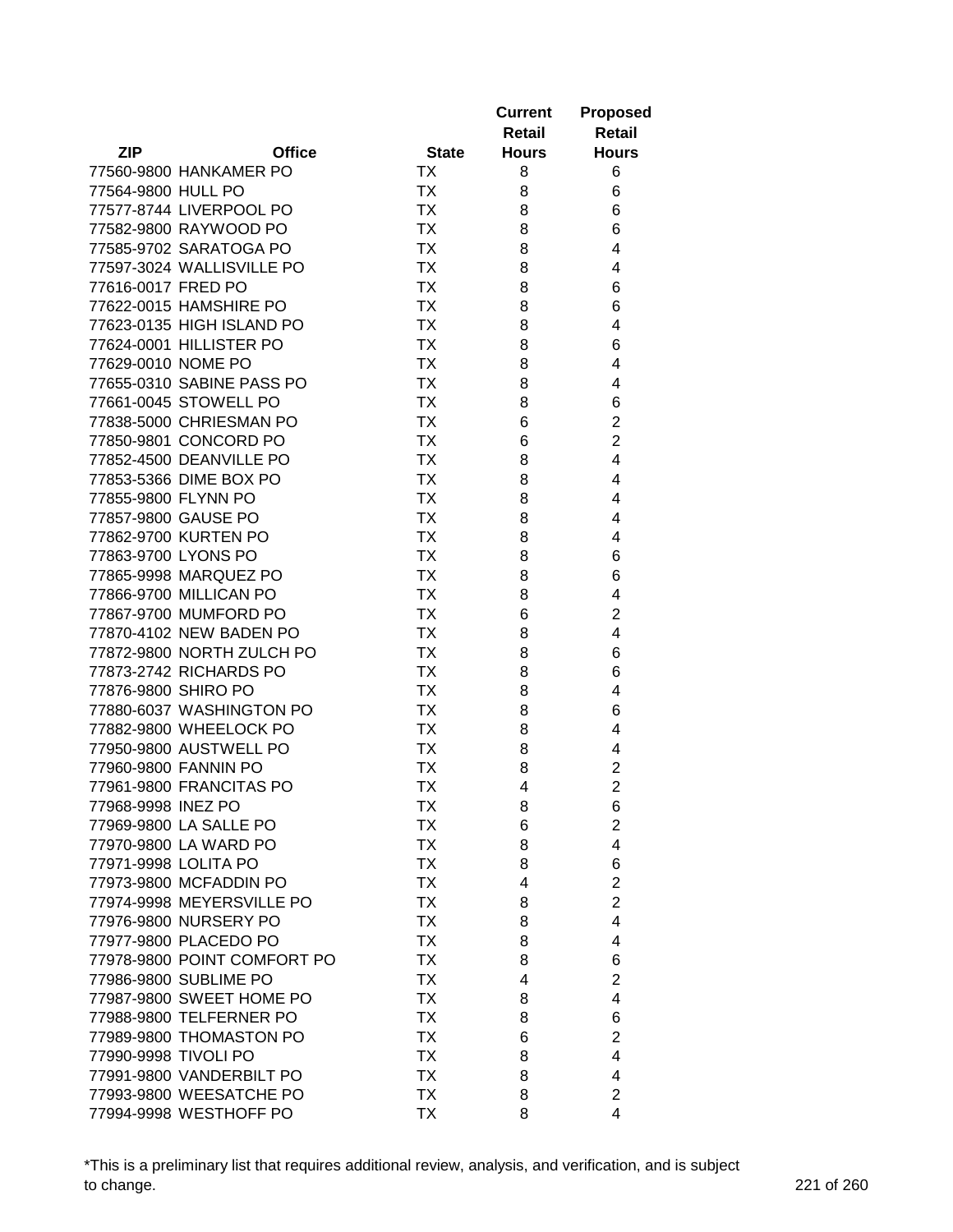| ZIP | Office | State | Current Retail Hours | Proposed Retail Hours |
|---|---|---|---|---|
| 77560-9800 | HANKAMER PO | TX | 8 | 6 |
| 77564-9800 | HULL PO | TX | 8 | 6 |
| 77577-8744 | LIVERPOOL PO | TX | 8 | 6 |
| 77582-9800 | RAYWOOD PO | TX | 8 | 6 |
| 77585-9702 | SARATOGA PO | TX | 8 | 4 |
| 77597-3024 | WALLISVILLE PO | TX | 8 | 4 |
| 77616-0017 | FRED PO | TX | 8 | 6 |
| 77622-0015 | HAMSHIRE PO | TX | 8 | 6 |
| 77623-0135 | HIGH ISLAND PO | TX | 8 | 4 |
| 77624-0001 | HILLISTER PO | TX | 8 | 6 |
| 77629-0010 | NOME PO | TX | 8 | 4 |
| 77655-0310 | SABINE PASS PO | TX | 8 | 4 |
| 77661-0045 | STOWELL PO | TX | 8 | 6 |
| 77838-5000 | CHRIESMAN PO | TX | 6 | 2 |
| 77850-9801 | CONCORD PO | TX | 6 | 2 |
| 77852-4500 | DEANVILLE PO | TX | 8 | 4 |
| 77853-5366 | DIME BOX PO | TX | 8 | 4 |
| 77855-9800 | FLYNN PO | TX | 8 | 4 |
| 77857-9800 | GAUSE PO | TX | 8 | 4 |
| 77862-9700 | KURTEN PO | TX | 8 | 4 |
| 77863-9700 | LYONS PO | TX | 8 | 6 |
| 77865-9998 | MARQUEZ PO | TX | 8 | 6 |
| 77866-9700 | MILLICAN PO | TX | 8 | 4 |
| 77867-9700 | MUMFORD PO | TX | 6 | 2 |
| 77870-4102 | NEW BADEN PO | TX | 8 | 4 |
| 77872-9800 | NORTH ZULCH PO | TX | 8 | 6 |
| 77873-2742 | RICHARDS PO | TX | 8 | 6 |
| 77876-9800 | SHIRO PO | TX | 8 | 4 |
| 77880-6037 | WASHINGTON PO | TX | 8 | 6 |
| 77882-9800 | WHEELOCK PO | TX | 8 | 4 |
| 77950-9800 | AUSTWELL PO | TX | 8 | 4 |
| 77960-9800 | FANNIN PO | TX | 8 | 2 |
| 77961-9800 | FRANCITAS PO | TX | 4 | 2 |
| 77968-9998 | INEZ PO | TX | 8 | 6 |
| 77969-9800 | LA SALLE PO | TX | 6 | 2 |
| 77970-9800 | LA WARD PO | TX | 8 | 4 |
| 77971-9998 | LOLITA PO | TX | 8 | 6 |
| 77973-9800 | MCFADDIN PO | TX | 4 | 2 |
| 77974-9998 | MEYERSVILLE PO | TX | 8 | 2 |
| 77976-9800 | NURSERY PO | TX | 8 | 4 |
| 77977-9800 | PLACEDO PO | TX | 8 | 4 |
| 77978-9800 | POINT COMFORT PO | TX | 8 | 6 |
| 77986-9800 | SUBLIME PO | TX | 4 | 2 |
| 77987-9800 | SWEET HOME PO | TX | 8 | 4 |
| 77988-9800 | TELFERNER PO | TX | 8 | 6 |
| 77989-9800 | THOMASTON PO | TX | 6 | 2 |
| 77990-9998 | TIVOLI PO | TX | 8 | 4 |
| 77991-9800 | VANDERBILT PO | TX | 8 | 4 |
| 77993-9800 | WEESATCHE PO | TX | 8 | 2 |
| 77994-9998 | WESTHOFF PO | TX | 8 | 4 |

*This is a preliminary list that requires additional review, analysis, and verification, and is subject to change.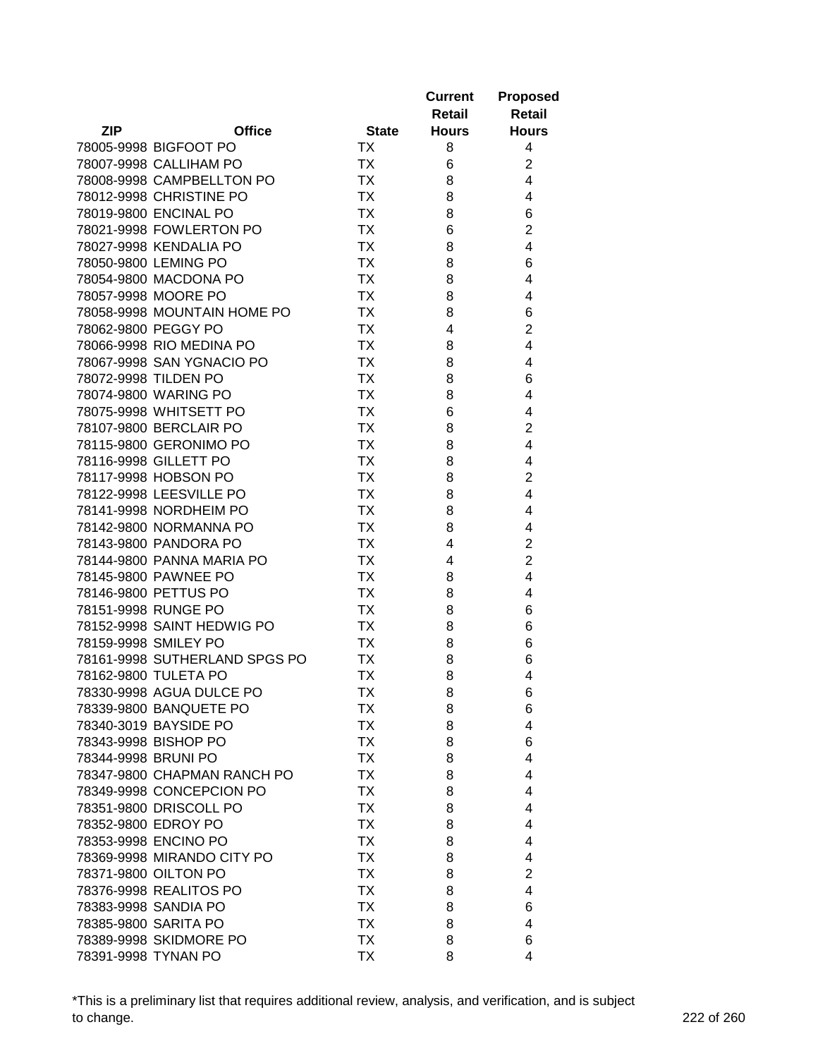| ZIP | Office | State | Current Retail Hours | Proposed Retail Hours |
|---|---|---|---|---|
| 78005-9998 | BIGFOOT PO | TX | 8 | 4 |
| 78007-9998 | CALLIHAM PO | TX | 6 | 2 |
| 78008-9998 | CAMPBELLTON PO | TX | 8 | 4 |
| 78012-9998 | CHRISTINE PO | TX | 8 | 4 |
| 78019-9800 | ENCINAL PO | TX | 8 | 6 |
| 78021-9998 | FOWLERTON PO | TX | 6 | 2 |
| 78027-9998 | KENDALIA PO | TX | 8 | 4 |
| 78050-9800 | LEMING PO | TX | 8 | 6 |
| 78054-9800 | MACDONA PO | TX | 8 | 4 |
| 78057-9998 | MOORE PO | TX | 8 | 4 |
| 78058-9998 | MOUNTAIN HOME PO | TX | 8 | 6 |
| 78062-9800 | PEGGY PO | TX | 4 | 2 |
| 78066-9998 | RIO MEDINA PO | TX | 8 | 4 |
| 78067-9998 | SAN YGNACIO PO | TX | 8 | 4 |
| 78072-9998 | TILDEN PO | TX | 8 | 6 |
| 78074-9800 | WARING PO | TX | 8 | 4 |
| 78075-9998 | WHITSETT PO | TX | 6 | 4 |
| 78107-9800 | BERCLAIR PO | TX | 8 | 2 |
| 78115-9800 | GERONIMO PO | TX | 8 | 4 |
| 78116-9998 | GILLETT PO | TX | 8 | 4 |
| 78117-9998 | HOBSON PO | TX | 8 | 2 |
| 78122-9998 | LEESVILLE PO | TX | 8 | 4 |
| 78141-9998 | NORDHEIM PO | TX | 8 | 4 |
| 78142-9800 | NORMANNA PO | TX | 8 | 4 |
| 78143-9800 | PANDORA PO | TX | 4 | 2 |
| 78144-9800 | PANNA MARIA PO | TX | 4 | 2 |
| 78145-9800 | PAWNEE PO | TX | 8 | 4 |
| 78146-9800 | PETTUS PO | TX | 8 | 4 |
| 78151-9998 | RUNGE PO | TX | 8 | 6 |
| 78152-9998 | SAINT HEDWIG PO | TX | 8 | 6 |
| 78159-9998 | SMILEY PO | TX | 8 | 6 |
| 78161-9998 | SUTHERLAND SPGS PO | TX | 8 | 6 |
| 78162-9800 | TULETA PO | TX | 8 | 4 |
| 78330-9998 | AGUA DULCE PO | TX | 8 | 6 |
| 78339-9800 | BANQUETE PO | TX | 8 | 6 |
| 78340-3019 | BAYSIDE PO | TX | 8 | 4 |
| 78343-9998 | BISHOP PO | TX | 8 | 6 |
| 78344-9998 | BRUNI PO | TX | 8 | 4 |
| 78347-9800 | CHAPMAN RANCH PO | TX | 8 | 4 |
| 78349-9998 | CONCEPCION PO | TX | 8 | 4 |
| 78351-9800 | DRISCOLL PO | TX | 8 | 4 |
| 78352-9800 | EDROY PO | TX | 8 | 4 |
| 78353-9998 | ENCINO PO | TX | 8 | 4 |
| 78369-9998 | MIRANDO CITY PO | TX | 8 | 4 |
| 78371-9800 | OILTON PO | TX | 8 | 2 |
| 78376-9998 | REALITOS PO | TX | 8 | 4 |
| 78383-9998 | SANDIA PO | TX | 8 | 6 |
| 78385-9800 | SARITA PO | TX | 8 | 4 |
| 78389-9998 | SKIDMORE PO | TX | 8 | 6 |
| 78391-9998 | TYNAN PO | TX | 8 | 4 |

*This is a preliminary list that requires additional review, analysis, and verification, and is subject to change.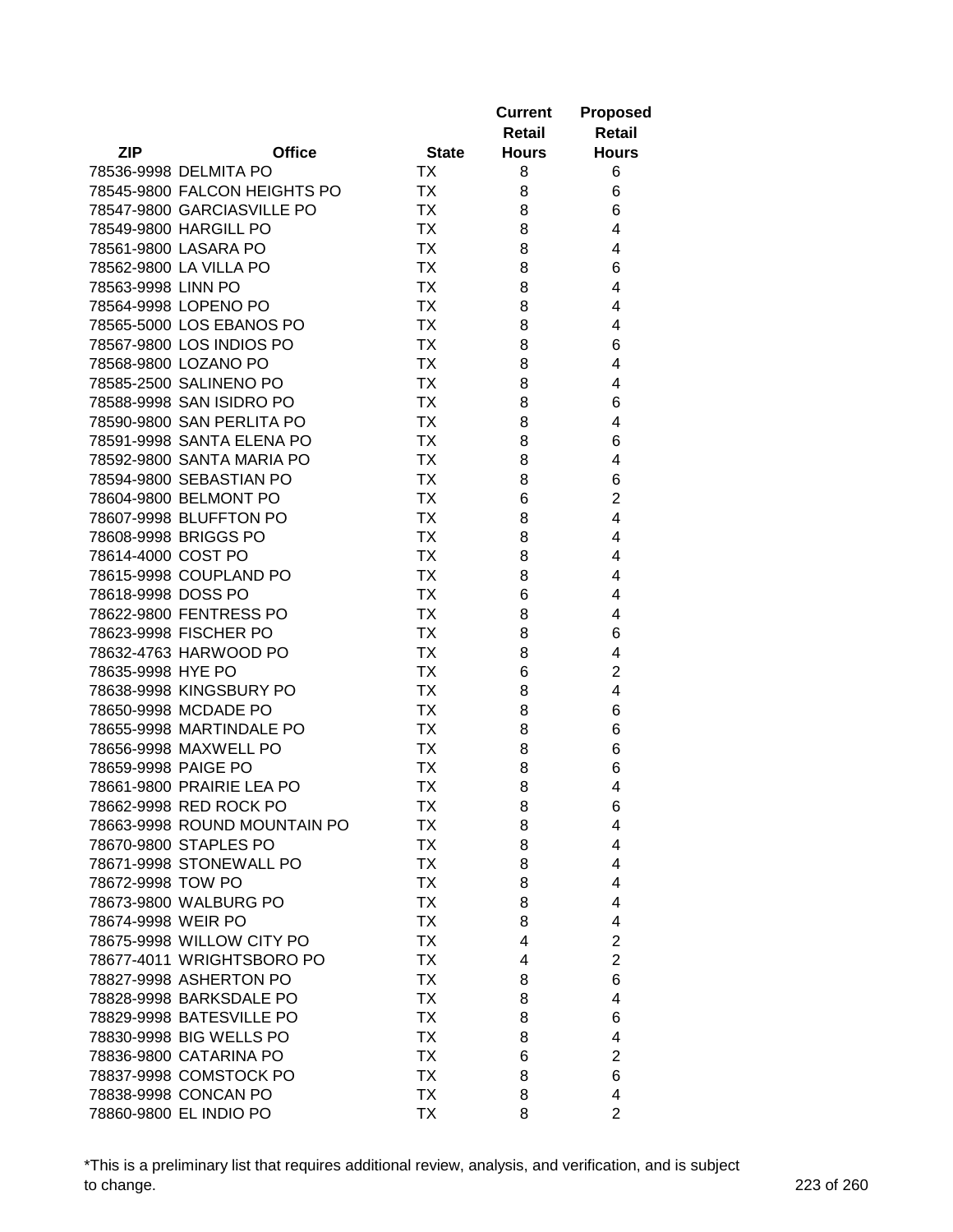| ZIP | Office | State | Current Retail Hours | Proposed Retail Hours |
|---|---|---|---|---|
| 78536-9998 | DELMITA PO | TX | 8 | 6 |
| 78545-9800 | FALCON HEIGHTS PO | TX | 8 | 6 |
| 78547-9800 | GARCIASVILLE PO | TX | 8 | 6 |
| 78549-9800 | HARGILL PO | TX | 8 | 4 |
| 78561-9800 | LASARA PO | TX | 8 | 4 |
| 78562-9800 | LA VILLA PO | TX | 8 | 6 |
| 78563-9998 | LINN PO | TX | 8 | 4 |
| 78564-9998 | LOPENO PO | TX | 8 | 4 |
| 78565-5000 | LOS EBANOS PO | TX | 8 | 4 |
| 78567-9800 | LOS INDIOS PO | TX | 8 | 6 |
| 78568-9800 | LOZANO PO | TX | 8 | 4 |
| 78585-2500 | SALINENO PO | TX | 8 | 4 |
| 78588-9998 | SAN ISIDRO PO | TX | 8 | 6 |
| 78590-9800 | SAN PERLITA PO | TX | 8 | 4 |
| 78591-9998 | SANTA ELENA PO | TX | 8 | 6 |
| 78592-9800 | SANTA MARIA PO | TX | 8 | 4 |
| 78594-9800 | SEBASTIAN PO | TX | 8 | 6 |
| 78604-9800 | BELMONT PO | TX | 6 | 2 |
| 78607-9998 | BLUFFTON PO | TX | 8 | 4 |
| 78608-9998 | BRIGGS PO | TX | 8 | 4 |
| 78614-4000 | COST PO | TX | 8 | 4 |
| 78615-9998 | COUPLAND PO | TX | 8 | 4 |
| 78618-9998 | DOSS PO | TX | 6 | 4 |
| 78622-9800 | FENTRESS PO | TX | 8 | 4 |
| 78623-9998 | FISCHER PO | TX | 8 | 6 |
| 78632-4763 | HARWOOD PO | TX | 8 | 4 |
| 78635-9998 | HYE PO | TX | 6 | 2 |
| 78638-9998 | KINGSBURY PO | TX | 8 | 4 |
| 78650-9998 | MCDADE PO | TX | 8 | 6 |
| 78655-9998 | MARTINDALE PO | TX | 8 | 6 |
| 78656-9998 | MAXWELL PO | TX | 8 | 6 |
| 78659-9998 | PAIGE PO | TX | 8 | 6 |
| 78661-9800 | PRAIRIE LEA PO | TX | 8 | 4 |
| 78662-9998 | RED ROCK PO | TX | 8 | 6 |
| 78663-9998 | ROUND MOUNTAIN PO | TX | 8 | 4 |
| 78670-9800 | STAPLES PO | TX | 8 | 4 |
| 78671-9998 | STONEWALL PO | TX | 8 | 4 |
| 78672-9998 | TOW PO | TX | 8 | 4 |
| 78673-9800 | WALBURG PO | TX | 8 | 4 |
| 78674-9998 | WEIR PO | TX | 8 | 4 |
| 78675-9998 | WILLOW CITY PO | TX | 4 | 2 |
| 78677-4011 | WRIGHTSBORO PO | TX | 4 | 2 |
| 78827-9998 | ASHERTON PO | TX | 8 | 6 |
| 78828-9998 | BARKSDALE PO | TX | 8 | 4 |
| 78829-9998 | BATESVILLE PO | TX | 8 | 6 |
| 78830-9998 | BIG WELLS PO | TX | 8 | 4 |
| 78836-9800 | CATARINA PO | TX | 6 | 2 |
| 78837-9998 | COMSTOCK PO | TX | 8 | 6 |
| 78838-9998 | CONCAN PO | TX | 8 | 4 |
| 78860-9800 | EL INDIO PO | TX | 8 | 2 |

*This is a preliminary list that requires additional review, analysis, and verification, and is subject to change.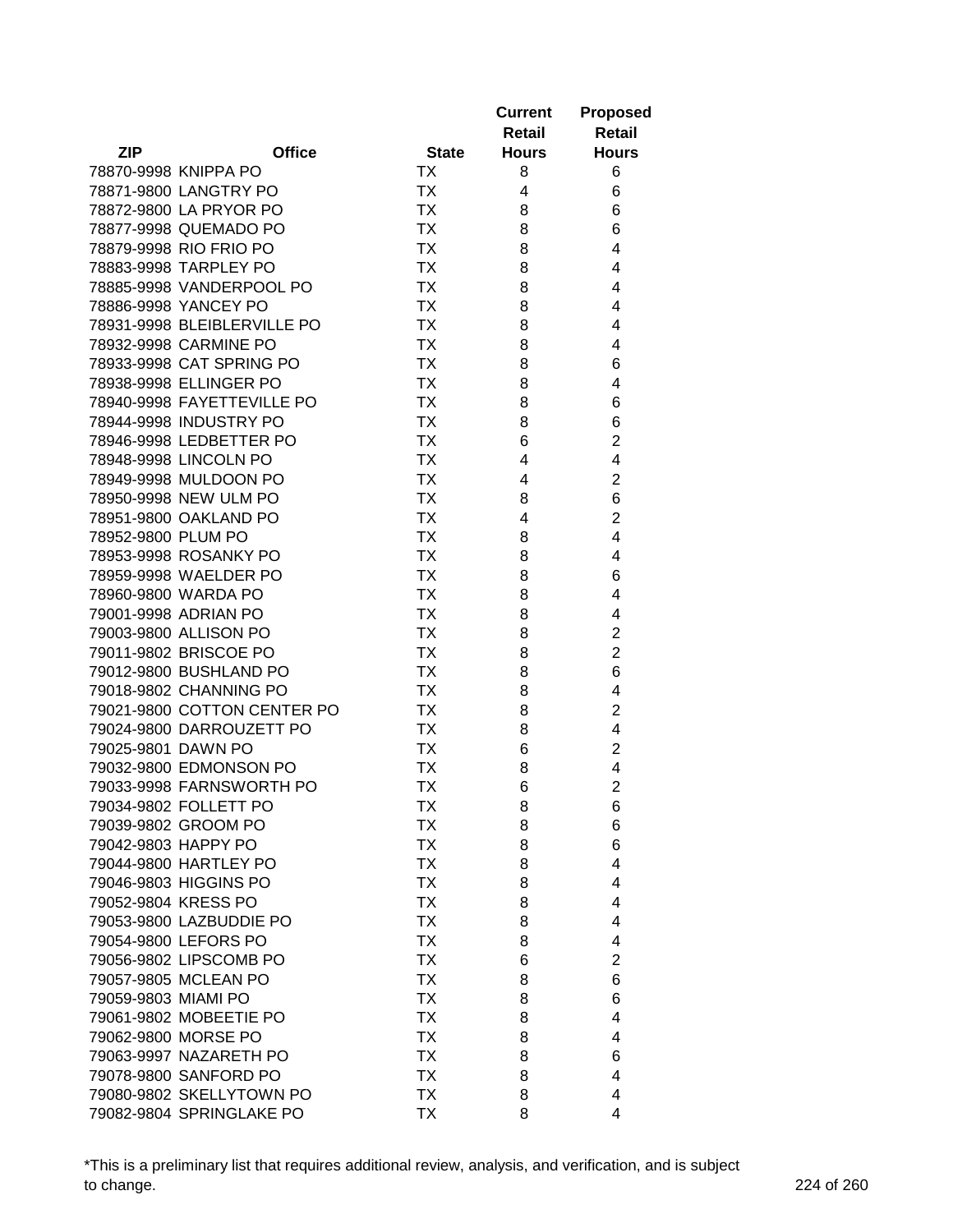| ZIP | Office | State | Current Retail Hours | Proposed Retail Hours |
|---|---|---|---|---|
| 78870-9998 | KNIPPA PO | TX | 8 | 6 |
| 78871-9800 | LANGTRY PO | TX | 4 | 6 |
| 78872-9800 | LA PRYOR PO | TX | 8 | 6 |
| 78877-9998 | QUEMADO PO | TX | 8 | 6 |
| 78879-9998 | RIO FRIO PO | TX | 8 | 4 |
| 78883-9998 | TARPLEY PO | TX | 8 | 4 |
| 78885-9998 | VANDERPOOL PO | TX | 8 | 4 |
| 78886-9998 | YANCEY PO | TX | 8 | 4 |
| 78931-9998 | BLEIBLERVILLE PO | TX | 8 | 4 |
| 78932-9998 | CARMINE PO | TX | 8 | 4 |
| 78933-9998 | CAT SPRING PO | TX | 8 | 6 |
| 78938-9998 | ELLINGER PO | TX | 8 | 4 |
| 78940-9998 | FAYETTEVILLE PO | TX | 8 | 6 |
| 78944-9998 | INDUSTRY PO | TX | 8 | 6 |
| 78946-9998 | LEDBETTER PO | TX | 6 | 2 |
| 78948-9998 | LINCOLN PO | TX | 4 | 4 |
| 78949-9998 | MULDOON PO | TX | 4 | 2 |
| 78950-9998 | NEW ULM PO | TX | 8 | 6 |
| 78951-9800 | OAKLAND PO | TX | 4 | 2 |
| 78952-9800 | PLUM PO | TX | 8 | 4 |
| 78953-9998 | ROSANKY PO | TX | 8 | 4 |
| 78959-9998 | WAELDER PO | TX | 8 | 6 |
| 78960-9800 | WARDA PO | TX | 8 | 4 |
| 79001-9998 | ADRIAN PO | TX | 8 | 4 |
| 79003-9800 | ALLISON PO | TX | 8 | 2 |
| 79011-9802 | BRISCOE PO | TX | 8 | 2 |
| 79012-9800 | BUSHLAND PO | TX | 8 | 6 |
| 79018-9802 | CHANNING PO | TX | 8 | 4 |
| 79021-9800 | COTTON CENTER PO | TX | 8 | 2 |
| 79024-9800 | DARROUZETT PO | TX | 8 | 4 |
| 79025-9801 | DAWN PO | TX | 6 | 2 |
| 79032-9800 | EDMONSON PO | TX | 8 | 4 |
| 79033-9998 | FARNSWORTH PO | TX | 6 | 2 |
| 79034-9802 | FOLLETT PO | TX | 8 | 6 |
| 79039-9802 | GROOM PO | TX | 8 | 6 |
| 79042-9803 | HAPPY PO | TX | 8 | 6 |
| 79044-9800 | HARTLEY PO | TX | 8 | 4 |
| 79046-9803 | HIGGINS PO | TX | 8 | 4 |
| 79052-9804 | KRESS PO | TX | 8 | 4 |
| 79053-9800 | LAZBUDDIE PO | TX | 8 | 4 |
| 79054-9800 | LEFORS PO | TX | 8 | 4 |
| 79056-9802 | LIPSCOMB PO | TX | 6 | 2 |
| 79057-9805 | MCLEAN PO | TX | 8 | 6 |
| 79059-9803 | MIAMI PO | TX | 8 | 6 |
| 79061-9802 | MOBEETIE PO | TX | 8 | 4 |
| 79062-9800 | MORSE PO | TX | 8 | 4 |
| 79063-9997 | NAZARETH PO | TX | 8 | 6 |
| 79078-9800 | SANFORD PO | TX | 8 | 4 |
| 79080-9802 | SKELLYTOWN PO | TX | 8 | 4 |
| 79082-9804 | SPRINGLAKE PO | TX | 8 | 4 |

*This is a preliminary list that requires additional review, analysis, and verification, and is subject to change.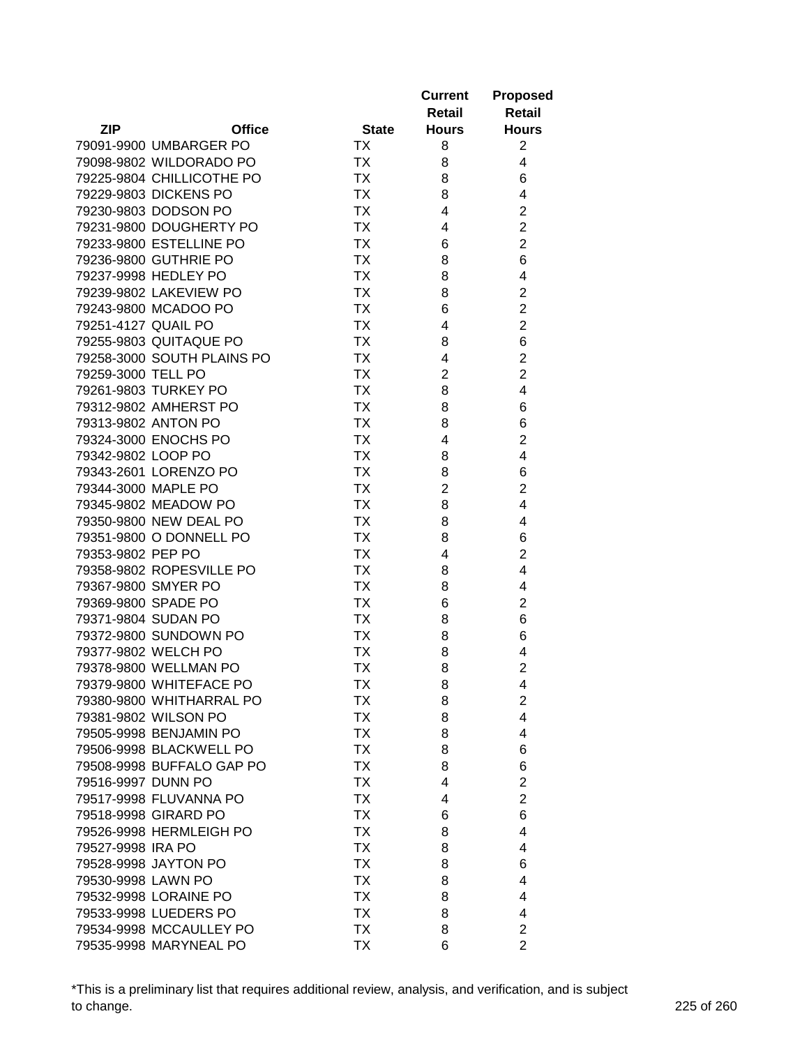| ZIP | Office | State | Current Retail Hours | Proposed Retail Hours |
|---|---|---|---|---|
| 79091-9900 | UMBARGER PO | TX | 8 | 2 |
| 79098-9802 | WILDORADO PO | TX | 8 | 4 |
| 79225-9804 | CHILLICOTHE PO | TX | 8 | 6 |
| 79229-9803 | DICKENS PO | TX | 8 | 4 |
| 79230-9803 | DODSON PO | TX | 4 | 2 |
| 79231-9800 | DOUGHERTY PO | TX | 4 | 2 |
| 79233-9800 | ESTELLINE PO | TX | 6 | 2 |
| 79236-9800 | GUTHRIE PO | TX | 8 | 6 |
| 79237-9998 | HEDLEY PO | TX | 8 | 4 |
| 79239-9802 | LAKEVIEW PO | TX | 8 | 2 |
| 79243-9800 | MCADOO PO | TX | 6 | 2 |
| 79251-4127 | QUAIL PO | TX | 4 | 2 |
| 79255-9803 | QUITAQUE PO | TX | 8 | 6 |
| 79258-3000 | SOUTH PLAINS PO | TX | 4 | 2 |
| 79259-3000 | TELL PO | TX | 2 | 2 |
| 79261-9803 | TURKEY PO | TX | 8 | 4 |
| 79312-9802 | AMHERST PO | TX | 8 | 6 |
| 79313-9802 | ANTON PO | TX | 8 | 6 |
| 79324-3000 | ENOCHS PO | TX | 4 | 2 |
| 79342-9802 | LOOP PO | TX | 8 | 4 |
| 79343-2601 | LORENZO PO | TX | 8 | 6 |
| 79344-3000 | MAPLE PO | TX | 2 | 2 |
| 79345-9802 | MEADOW PO | TX | 8 | 4 |
| 79350-9800 | NEW DEAL PO | TX | 8 | 4 |
| 79351-9800 | O DONNELL PO | TX | 8 | 6 |
| 79353-9802 | PEP PO | TX | 4 | 2 |
| 79358-9802 | ROPESVILLE PO | TX | 8 | 4 |
| 79367-9800 | SMYER PO | TX | 8 | 4 |
| 79369-9800 | SPADE PO | TX | 6 | 2 |
| 79371-9804 | SUDAN PO | TX | 8 | 6 |
| 79372-9800 | SUNDOWN PO | TX | 8 | 6 |
| 79377-9802 | WELCH PO | TX | 8 | 4 |
| 79378-9800 | WELLMAN PO | TX | 8 | 2 |
| 79379-9800 | WHITEFACE PO | TX | 8 | 4 |
| 79380-9800 | WHITHARRAL PO | TX | 8 | 2 |
| 79381-9802 | WILSON PO | TX | 8 | 4 |
| 79505-9998 | BENJAMIN PO | TX | 8 | 4 |
| 79506-9998 | BLACKWELL PO | TX | 8 | 6 |
| 79508-9998 | BUFFALO GAP PO | TX | 8 | 6 |
| 79516-9997 | DUNN PO | TX | 4 | 2 |
| 79517-9998 | FLUVANNA PO | TX | 4 | 2 |
| 79518-9998 | GIRARD PO | TX | 6 | 6 |
| 79526-9998 | HERMLEIGH PO | TX | 8 | 4 |
| 79527-9998 | IRA PO | TX | 8 | 4 |
| 79528-9998 | JAYTON PO | TX | 8 | 6 |
| 79530-9998 | LAWN PO | TX | 8 | 4 |
| 79532-9998 | LORAINE PO | TX | 8 | 4 |
| 79533-9998 | LUEDERS PO | TX | 8 | 4 |
| 79534-9998 | MCCAULLEY PO | TX | 8 | 2 |
| 79535-9998 | MARYNEAL PO | TX | 6 | 2 |

*This is a preliminary list that requires additional review, analysis, and verification, and is subject to change.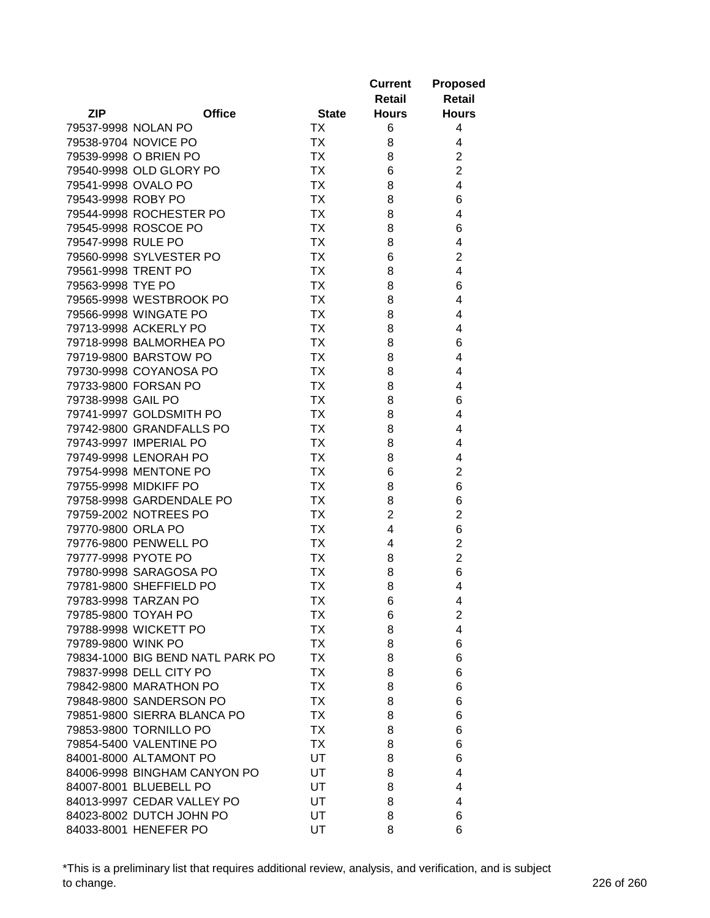| ZIP | Office | State | Current Retail Hours | Proposed Retail Hours |
|---|---|---|---|---|
| 79537-9998 | NOLAN PO | TX | 6 | 4 |
| 79538-9704 | NOVICE PO | TX | 8 | 4 |
| 79539-9998 | O BRIEN PO | TX | 8 | 2 |
| 79540-9998 | OLD GLORY PO | TX | 6 | 2 |
| 79541-9998 | OVALO PO | TX | 8 | 4 |
| 79543-9998 | ROBY PO | TX | 8 | 6 |
| 79544-9998 | ROCHESTER PO | TX | 8 | 4 |
| 79545-9998 | ROSCOE PO | TX | 8 | 6 |
| 79547-9998 | RULE PO | TX | 8 | 4 |
| 79560-9998 | SYLVESTER PO | TX | 6 | 2 |
| 79561-9998 | TRENT PO | TX | 8 | 4 |
| 79563-9998 | TYE PO | TX | 8 | 6 |
| 79565-9998 | WESTBROOK PO | TX | 8 | 4 |
| 79566-9998 | WINGATE PO | TX | 8 | 4 |
| 79713-9998 | ACKERLY PO | TX | 8 | 4 |
| 79718-9998 | BALMORHEA PO | TX | 8 | 6 |
| 79719-9800 | BARSTOW PO | TX | 8 | 4 |
| 79730-9998 | COYANOSA PO | TX | 8 | 4 |
| 79733-9800 | FORSAN PO | TX | 8 | 4 |
| 79738-9998 | GAIL PO | TX | 8 | 6 |
| 79741-9997 | GOLDSMITH PO | TX | 8 | 4 |
| 79742-9800 | GRANDFALLS PO | TX | 8 | 4 |
| 79743-9997 | IMPERIAL PO | TX | 8 | 4 |
| 79749-9998 | LENORAH PO | TX | 8 | 4 |
| 79754-9998 | MENTONE PO | TX | 6 | 2 |
| 79755-9998 | MIDKIFF PO | TX | 8 | 6 |
| 79758-9998 | GARDENDALE PO | TX | 8 | 6 |
| 79759-2002 | NOTREES PO | TX | 2 | 2 |
| 79770-9800 | ORLA PO | TX | 4 | 6 |
| 79776-9800 | PENWELL PO | TX | 4 | 2 |
| 79777-9998 | PYOTE PO | TX | 8 | 2 |
| 79780-9998 | SARAGOSA PO | TX | 8 | 6 |
| 79781-9800 | SHEFFIELD PO | TX | 8 | 4 |
| 79783-9998 | TARZAN PO | TX | 6 | 4 |
| 79785-9800 | TOYAH PO | TX | 6 | 2 |
| 79788-9998 | WICKETT PO | TX | 8 | 4 |
| 79789-9800 | WINK PO | TX | 8 | 6 |
| 79834-1000 | BIG BEND NATL PARK PO | TX | 8 | 6 |
| 79837-9998 | DELL CITY PO | TX | 8 | 6 |
| 79842-9800 | MARATHON PO | TX | 8 | 6 |
| 79848-9800 | SANDERSON PO | TX | 8 | 6 |
| 79851-9800 | SIERRA BLANCA PO | TX | 8 | 6 |
| 79853-9800 | TORNILLO PO | TX | 8 | 6 |
| 79854-5400 | VALENTINE PO | TX | 8 | 6 |
| 84001-8000 | ALTAMONT PO | UT | 8 | 6 |
| 84006-9998 | BINGHAM CANYON PO | UT | 8 | 4 |
| 84007-8001 | BLUEBELL PO | UT | 8 | 4 |
| 84013-9997 | CEDAR VALLEY PO | UT | 8 | 4 |
| 84023-8002 | DUTCH JOHN PO | UT | 8 | 6 |
| 84033-8001 | HENEFER PO | UT | 8 | 6 |

*This is a preliminary list that requires additional review, analysis, and verification, and is subject to change.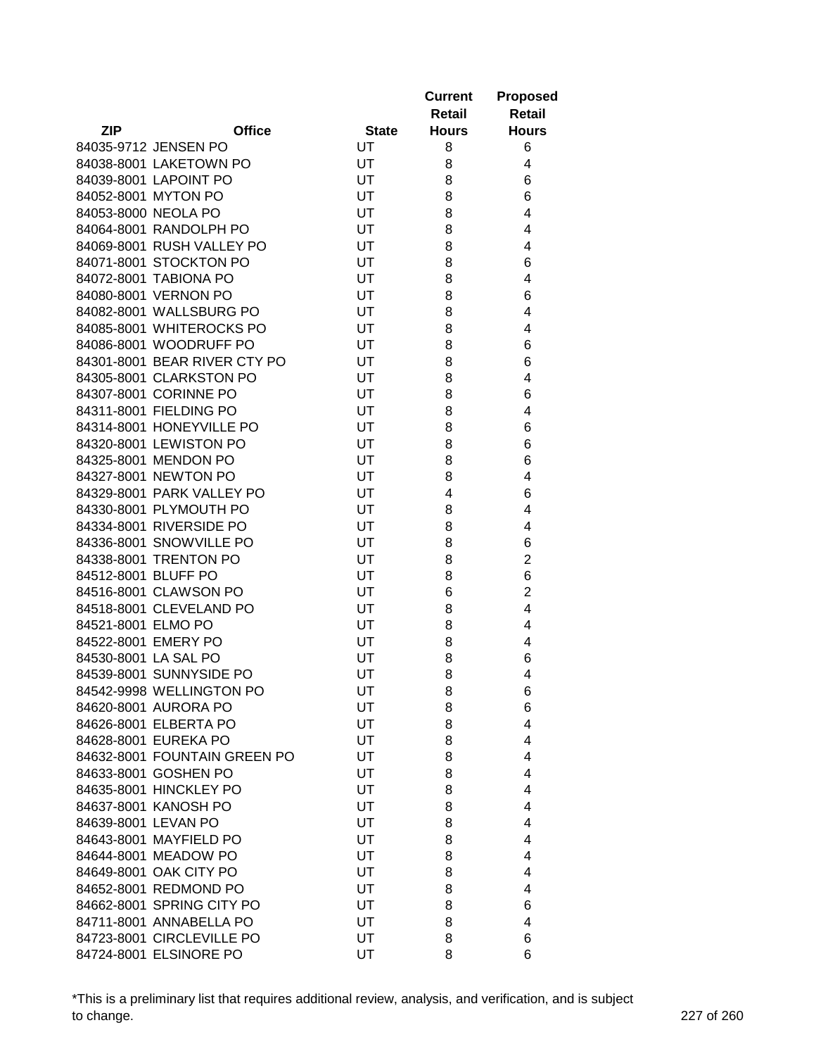| ZIP | Office | State | Current Retail Hours | Proposed Retail Hours |
|---|---|---|---|---|
| 84035-9712 | JENSEN PO | UT | 8 | 6 |
| 84038-8001 | LAKETOWN PO | UT | 8 | 4 |
| 84039-8001 | LAPOINT PO | UT | 8 | 6 |
| 84052-8001 | MYTON PO | UT | 8 | 6 |
| 84053-8000 | NEOLA PO | UT | 8 | 4 |
| 84064-8001 | RANDOLPH PO | UT | 8 | 4 |
| 84069-8001 | RUSH VALLEY PO | UT | 8 | 4 |
| 84071-8001 | STOCKTON PO | UT | 8 | 6 |
| 84072-8001 | TABIONA PO | UT | 8 | 4 |
| 84080-8001 | VERNON PO | UT | 8 | 6 |
| 84082-8001 | WALLSBURG PO | UT | 8 | 4 |
| 84085-8001 | WHITEROCKS PO | UT | 8 | 4 |
| 84086-8001 | WOODRUFF PO | UT | 8 | 6 |
| 84301-8001 | BEAR RIVER CTY PO | UT | 8 | 6 |
| 84305-8001 | CLARKSTON PO | UT | 8 | 4 |
| 84307-8001 | CORINNE PO | UT | 8 | 6 |
| 84311-8001 | FIELDING PO | UT | 8 | 4 |
| 84314-8001 | HONEYVILLE PO | UT | 8 | 6 |
| 84320-8001 | LEWISTON PO | UT | 8 | 6 |
| 84325-8001 | MENDON PO | UT | 8 | 6 |
| 84327-8001 | NEWTON PO | UT | 8 | 4 |
| 84329-8001 | PARK VALLEY PO | UT | 4 | 6 |
| 84330-8001 | PLYMOUTH PO | UT | 8 | 4 |
| 84334-8001 | RIVERSIDE PO | UT | 8 | 4 |
| 84336-8001 | SNOWVILLE PO | UT | 8 | 6 |
| 84338-8001 | TRENTON PO | UT | 8 | 2 |
| 84512-8001 | BLUFF PO | UT | 8 | 6 |
| 84516-8001 | CLAWSON PO | UT | 6 | 2 |
| 84518-8001 | CLEVELAND PO | UT | 8 | 4 |
| 84521-8001 | ELMO PO | UT | 8 | 4 |
| 84522-8001 | EMERY PO | UT | 8 | 4 |
| 84530-8001 | LA SAL PO | UT | 8 | 6 |
| 84539-8001 | SUNNYSIDE PO | UT | 8 | 4 |
| 84542-9998 | WELLINGTON PO | UT | 8 | 6 |
| 84620-8001 | AURORA PO | UT | 8 | 6 |
| 84626-8001 | ELBERTA PO | UT | 8 | 4 |
| 84628-8001 | EUREKA PO | UT | 8 | 4 |
| 84632-8001 | FOUNTAIN GREEN PO | UT | 8 | 4 |
| 84633-8001 | GOSHEN PO | UT | 8 | 4 |
| 84635-8001 | HINCKLEY PO | UT | 8 | 4 |
| 84637-8001 | KANOSH PO | UT | 8 | 4 |
| 84639-8001 | LEVAN PO | UT | 8 | 4 |
| 84643-8001 | MAYFIELD PO | UT | 8 | 4 |
| 84644-8001 | MEADOW PO | UT | 8 | 4 |
| 84649-8001 | OAK CITY PO | UT | 8 | 4 |
| 84652-8001 | REDMOND PO | UT | 8 | 4 |
| 84662-8001 | SPRING CITY PO | UT | 8 | 6 |
| 84711-8001 | ANNABELLA PO | UT | 8 | 4 |
| 84723-8001 | CIRCLEVILLE PO | UT | 8 | 6 |
| 84724-8001 | ELSINORE PO | UT | 8 | 6 |

*This is a preliminary list that requires additional review, analysis, and verification, and is subject to change.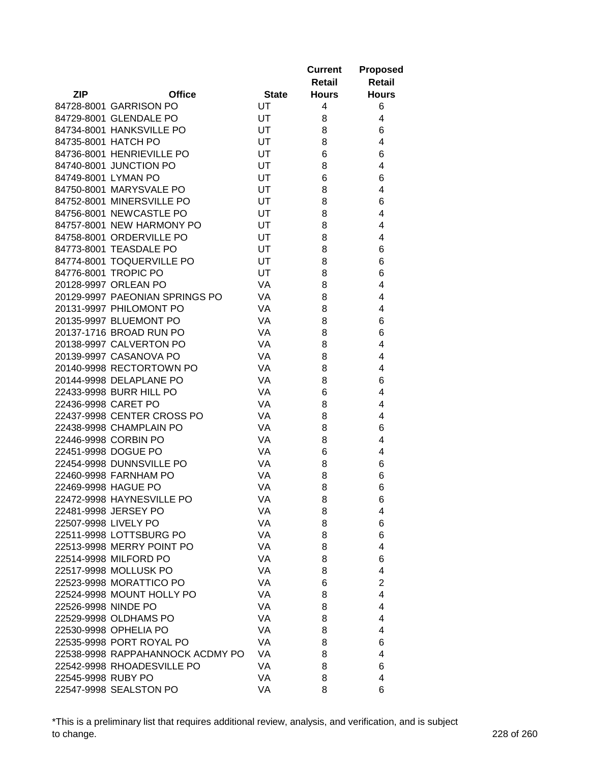| ZIP | Office | State | Current Retail Hours | Proposed Retail Hours |
|---|---|---|---|---|
| 84728-8001 | GARRISON PO | UT | 4 | 6 |
| 84729-8001 | GLENDALE PO | UT | 8 | 4 |
| 84734-8001 | HANKSVILLE PO | UT | 8 | 6 |
| 84735-8001 | HATCH PO | UT | 8 | 4 |
| 84736-8001 | HENRIEVILLE PO | UT | 6 | 6 |
| 84740-8001 | JUNCTION PO | UT | 8 | 4 |
| 84749-8001 | LYMAN PO | UT | 6 | 6 |
| 84750-8001 | MARYSVALE PO | UT | 8 | 4 |
| 84752-8001 | MINERSVILLE PO | UT | 8 | 6 |
| 84756-8001 | NEWCASTLE PO | UT | 8 | 4 |
| 84757-8001 | NEW HARMONY PO | UT | 8 | 4 |
| 84758-8001 | ORDERVILLE PO | UT | 8 | 4 |
| 84773-8001 | TEASDALE PO | UT | 8 | 6 |
| 84774-8001 | TOQUERVILLE PO | UT | 8 | 6 |
| 84776-8001 | TROPIC PO | UT | 8 | 6 |
| 20128-9997 | ORLEAN PO | VA | 8 | 4 |
| 20129-9997 | PAEONIAN SPRINGS PO | VA | 8 | 4 |
| 20131-9997 | PHILOMONT PO | VA | 8 | 4 |
| 20135-9997 | BLUEMONT PO | VA | 8 | 6 |
| 20137-1716 | BROAD RUN PO | VA | 8 | 6 |
| 20138-9997 | CALVERTON PO | VA | 8 | 4 |
| 20139-9997 | CASANOVA PO | VA | 8 | 4 |
| 20140-9998 | RECTORTOWN PO | VA | 8 | 4 |
| 20144-9998 | DELAPLANE PO | VA | 8 | 6 |
| 22433-9998 | BURR HILL PO | VA | 6 | 4 |
| 22436-9998 | CARET PO | VA | 8 | 4 |
| 22437-9998 | CENTER CROSS PO | VA | 8 | 4 |
| 22438-9998 | CHAMPLAIN PO | VA | 8 | 6 |
| 22446-9998 | CORBIN PO | VA | 8 | 4 |
| 22451-9998 | DOGUE PO | VA | 6 | 4 |
| 22454-9998 | DUNNSVILLE PO | VA | 8 | 6 |
| 22460-9998 | FARNHAM PO | VA | 8 | 6 |
| 22469-9998 | HAGUE PO | VA | 8 | 6 |
| 22472-9998 | HAYNESVILLE PO | VA | 8 | 6 |
| 22481-9998 | JERSEY PO | VA | 8 | 4 |
| 22507-9998 | LIVELY PO | VA | 8 | 6 |
| 22511-9998 | LOTTSBURG PO | VA | 8 | 6 |
| 22513-9998 | MERRY POINT PO | VA | 8 | 4 |
| 22514-9998 | MILFORD PO | VA | 8 | 6 |
| 22517-9998 | MOLLUSK PO | VA | 8 | 4 |
| 22523-9998 | MORATTICO PO | VA | 6 | 2 |
| 22524-9998 | MOUNT HOLLY PO | VA | 8 | 4 |
| 22526-9998 | NINDE PO | VA | 8 | 4 |
| 22529-9998 | OLDHAMS PO | VA | 8 | 4 |
| 22530-9998 | OPHELIA PO | VA | 8 | 4 |
| 22535-9998 | PORT ROYAL PO | VA | 8 | 6 |
| 22538-9998 | RAPPAHANNOCK ACDMY PO | VA | 8 | 4 |
| 22542-9998 | RHOADESVILLE PO | VA | 8 | 6 |
| 22545-9998 | RUBY PO | VA | 8 | 4 |
| 22547-9998 | SEALSTON PO | VA | 8 | 6 |

*This is a preliminary list that requires additional review, analysis, and verification, and is subject to change.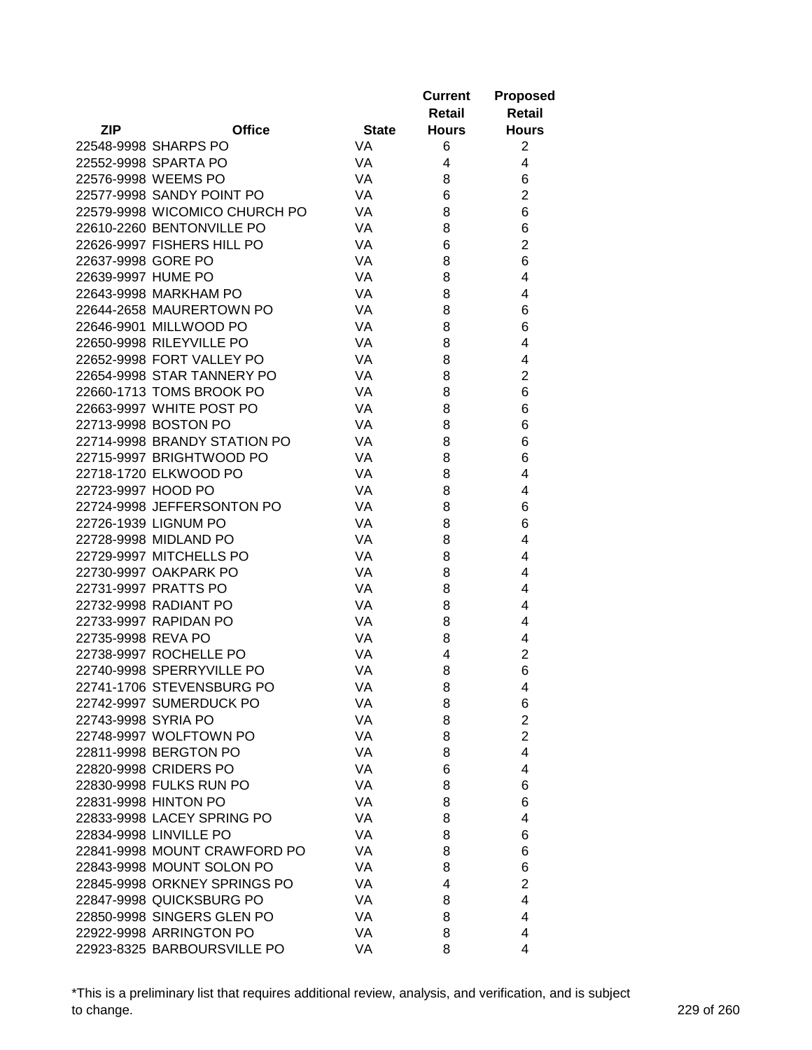| ZIP | Office | State | Current Retail Hours | Proposed Retail Hours |
|---|---|---|---|---|
| 22548-9998 | SHARPS PO | VA | 6 | 2 |
| 22552-9998 | SPARTA PO | VA | 4 | 4 |
| 22576-9998 | WEEMS PO | VA | 8 | 6 |
| 22577-9998 | SANDY POINT PO | VA | 6 | 2 |
| 22579-9998 | WICOMICO CHURCH PO | VA | 8 | 6 |
| 22610-2260 | BENTONVILLE PO | VA | 8 | 6 |
| 22626-9997 | FISHERS HILL PO | VA | 6 | 2 |
| 22637-9998 | GORE PO | VA | 8 | 6 |
| 22639-9997 | HUME PO | VA | 8 | 4 |
| 22643-9998 | MARKHAM PO | VA | 8 | 4 |
| 22644-2658 | MAURERTOWN PO | VA | 8 | 6 |
| 22646-9901 | MILLWOOD PO | VA | 8 | 6 |
| 22650-9998 | RILEYVILLE PO | VA | 8 | 4 |
| 22652-9998 | FORT VALLEY PO | VA | 8 | 4 |
| 22654-9998 | STAR TANNERY PO | VA | 8 | 2 |
| 22660-1713 | TOMS BROOK PO | VA | 8 | 6 |
| 22663-9997 | WHITE POST PO | VA | 8 | 6 |
| 22713-9998 | BOSTON PO | VA | 8 | 6 |
| 22714-9998 | BRANDY STATION PO | VA | 8 | 6 |
| 22715-9997 | BRIGHTWOOD PO | VA | 8 | 6 |
| 22718-1720 | ELKWOOD PO | VA | 8 | 4 |
| 22723-9997 | HOOD PO | VA | 8 | 4 |
| 22724-9998 | JEFFERSONTON PO | VA | 8 | 6 |
| 22726-1939 | LIGNUM PO | VA | 8 | 6 |
| 22728-9998 | MIDLAND PO | VA | 8 | 4 |
| 22729-9997 | MITCHELLS PO | VA | 8 | 4 |
| 22730-9997 | OAKPARK PO | VA | 8 | 4 |
| 22731-9997 | PRATTS PO | VA | 8 | 4 |
| 22732-9998 | RADIANT PO | VA | 8 | 4 |
| 22733-9997 | RAPIDAN PO | VA | 8 | 4 |
| 22735-9998 | REVA PO | VA | 8 | 4 |
| 22738-9997 | ROCHELLE PO | VA | 4 | 2 |
| 22740-9998 | SPERRYVILLE PO | VA | 8 | 6 |
| 22741-1706 | STEVENSBURG PO | VA | 8 | 4 |
| 22742-9997 | SUMERDUCK PO | VA | 8 | 6 |
| 22743-9998 | SYRIA PO | VA | 8 | 2 |
| 22748-9997 | WOLFTOWN PO | VA | 8 | 2 |
| 22811-9998 | BERGTON PO | VA | 8 | 4 |
| 22820-9998 | CRIDERS PO | VA | 6 | 4 |
| 22830-9998 | FULKS RUN PO | VA | 8 | 6 |
| 22831-9998 | HINTON PO | VA | 8 | 6 |
| 22833-9998 | LACEY SPRING PO | VA | 8 | 4 |
| 22834-9998 | LINVILLE PO | VA | 8 | 6 |
| 22841-9998 | MOUNT CRAWFORD PO | VA | 8 | 6 |
| 22843-9998 | MOUNT SOLON PO | VA | 8 | 6 |
| 22845-9998 | ORKNEY SPRINGS PO | VA | 4 | 2 |
| 22847-9998 | QUICKSBURG PO | VA | 8 | 4 |
| 22850-9998 | SINGERS GLEN PO | VA | 8 | 4 |
| 22922-9998 | ARRINGTON PO | VA | 8 | 4 |
| 22923-8325 | BARBOURSVILLE PO | VA | 8 | 4 |

*This is a preliminary list that requires additional review, analysis, and verification, and is subject to change.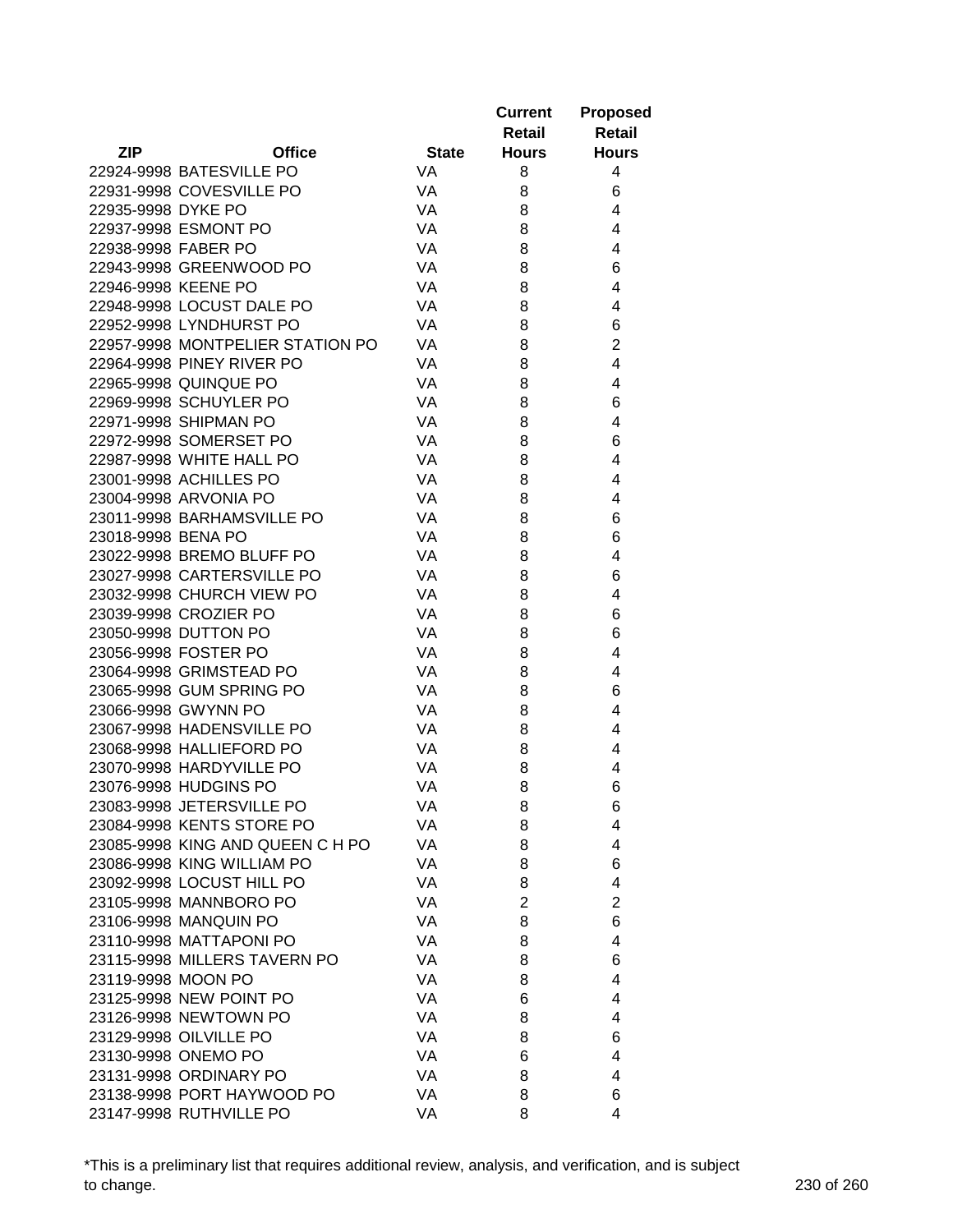| ZIP | Office | State | Current Retail Hours | Proposed Retail Hours |
|---|---|---|---|---|
| 22924-9998 | BATESVILLE PO | VA | 8 | 4 |
| 22931-9998 | COVESVILLE PO | VA | 8 | 6 |
| 22935-9998 | DYKE PO | VA | 8 | 4 |
| 22937-9998 | ESMONT PO | VA | 8 | 4 |
| 22938-9998 | FABER PO | VA | 8 | 4 |
| 22943-9998 | GREENWOOD PO | VA | 8 | 6 |
| 22946-9998 | KEENE PO | VA | 8 | 4 |
| 22948-9998 | LOCUST DALE PO | VA | 8 | 4 |
| 22952-9998 | LYNDHURST PO | VA | 8 | 6 |
| 22957-9998 | MONTPELIER STATION PO | VA | 8 | 2 |
| 22964-9998 | PINEY RIVER PO | VA | 8 | 4 |
| 22965-9998 | QUINQUE PO | VA | 8 | 4 |
| 22969-9998 | SCHUYLER PO | VA | 8 | 6 |
| 22971-9998 | SHIPMAN PO | VA | 8 | 4 |
| 22972-9998 | SOMERSET PO | VA | 8 | 6 |
| 22987-9998 | WHITE HALL PO | VA | 8 | 4 |
| 23001-9998 | ACHILLES PO | VA | 8 | 4 |
| 23004-9998 | ARVONIA PO | VA | 8 | 4 |
| 23011-9998 | BARHAMSVILLE PO | VA | 8 | 6 |
| 23018-9998 | BENA PO | VA | 8 | 6 |
| 23022-9998 | BREMO BLUFF PO | VA | 8 | 4 |
| 23027-9998 | CARTERSVILLE PO | VA | 8 | 6 |
| 23032-9998 | CHURCH VIEW PO | VA | 8 | 4 |
| 23039-9998 | CROZIER PO | VA | 8 | 6 |
| 23050-9998 | DUTTON PO | VA | 8 | 6 |
| 23056-9998 | FOSTER PO | VA | 8 | 4 |
| 23064-9998 | GRIMSTEAD PO | VA | 8 | 4 |
| 23065-9998 | GUM SPRING PO | VA | 8 | 6 |
| 23066-9998 | GWYNN PO | VA | 8 | 4 |
| 23067-9998 | HADENSVILLE PO | VA | 8 | 4 |
| 23068-9998 | HALLIEFORD PO | VA | 8 | 4 |
| 23070-9998 | HARDYVILLE PO | VA | 8 | 4 |
| 23076-9998 | HUDGINS PO | VA | 8 | 6 |
| 23083-9998 | JETERSVILLE PO | VA | 8 | 6 |
| 23084-9998 | KENTS STORE PO | VA | 8 | 4 |
| 23085-9998 | KING AND QUEEN C H PO | VA | 8 | 4 |
| 23086-9998 | KING WILLIAM PO | VA | 8 | 6 |
| 23092-9998 | LOCUST HILL PO | VA | 8 | 4 |
| 23105-9998 | MANNBORO PO | VA | 2 | 2 |
| 23106-9998 | MANQUIN PO | VA | 8 | 6 |
| 23110-9998 | MATTAPONI PO | VA | 8 | 4 |
| 23115-9998 | MILLERS TAVERN PO | VA | 8 | 6 |
| 23119-9998 | MOON PO | VA | 8 | 4 |
| 23125-9998 | NEW POINT PO | VA | 6 | 4 |
| 23126-9998 | NEWTOWN PO | VA | 8 | 4 |
| 23129-9998 | OILVILLE PO | VA | 8 | 6 |
| 23130-9998 | ONEMO PO | VA | 6 | 4 |
| 23131-9998 | ORDINARY PO | VA | 8 | 4 |
| 23138-9998 | PORT HAYWOOD PO | VA | 8 | 6 |
| 23147-9998 | RUTHVILLE PO | VA | 8 | 4 |

*This is a preliminary list that requires additional review, analysis, and verification, and is subject to change.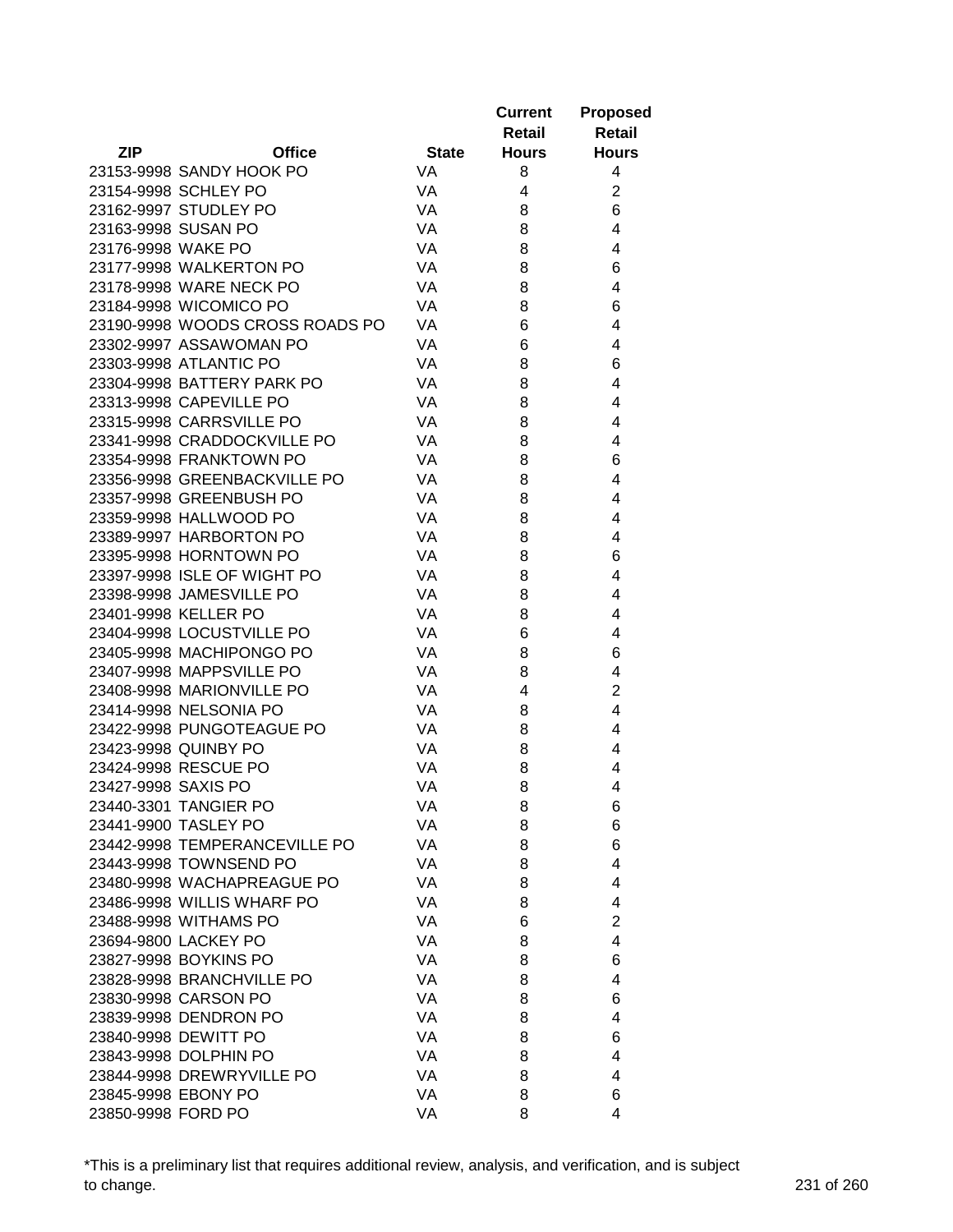| ZIP | Office | State | Current Retail Hours | Proposed Retail Hours |
|---|---|---|---|---|
| 23153-9998 | SANDY HOOK PO | VA | 8 | 4 |
| 23154-9998 | SCHLEY PO | VA | 4 | 2 |
| 23162-9997 | STUDLEY PO | VA | 8 | 6 |
| 23163-9998 | SUSAN PO | VA | 8 | 4 |
| 23176-9998 | WAKE PO | VA | 8 | 4 |
| 23177-9998 | WALKERTON PO | VA | 8 | 6 |
| 23178-9998 | WARE NECK PO | VA | 8 | 4 |
| 23184-9998 | WICOMICO PO | VA | 8 | 6 |
| 23190-9998 | WOODS CROSS ROADS PO | VA | 6 | 4 |
| 23302-9997 | ASSAWOMAN PO | VA | 6 | 4 |
| 23303-9998 | ATLANTIC PO | VA | 8 | 6 |
| 23304-9998 | BATTERY PARK PO | VA | 8 | 4 |
| 23313-9998 | CAPEVILLE PO | VA | 8 | 4 |
| 23315-9998 | CARRSVILLE PO | VA | 8 | 4 |
| 23341-9998 | CRADDOCKVILLE PO | VA | 8 | 4 |
| 23354-9998 | FRANKTOWN PO | VA | 8 | 6 |
| 23356-9998 | GREENBACKVILLE PO | VA | 8 | 4 |
| 23357-9998 | GREENBUSH PO | VA | 8 | 4 |
| 23359-9998 | HALLWOOD PO | VA | 8 | 4 |
| 23389-9997 | HARBORTON PO | VA | 8 | 4 |
| 23395-9998 | HORNTOWN PO | VA | 8 | 6 |
| 23397-9998 | ISLE OF WIGHT PO | VA | 8 | 4 |
| 23398-9998 | JAMESVILLE PO | VA | 8 | 4 |
| 23401-9998 | KELLER PO | VA | 8 | 4 |
| 23404-9998 | LOCUSTVILLE PO | VA | 6 | 4 |
| 23405-9998 | MACHIPONGO PO | VA | 8 | 6 |
| 23407-9998 | MAPPSVILLE PO | VA | 8 | 4 |
| 23408-9998 | MARIONVILLE PO | VA | 4 | 2 |
| 23414-9998 | NELSONIA PO | VA | 8 | 4 |
| 23422-9998 | PUNGOTEAGUE PO | VA | 8 | 4 |
| 23423-9998 | QUINBY PO | VA | 8 | 4 |
| 23424-9998 | RESCUE PO | VA | 8 | 4 |
| 23427-9998 | SAXIS PO | VA | 8 | 4 |
| 23440-3301 | TANGIER PO | VA | 8 | 6 |
| 23441-9900 | TASLEY PO | VA | 8 | 6 |
| 23442-9998 | TEMPERANCEVILLE PO | VA | 8 | 6 |
| 23443-9998 | TOWNSEND PO | VA | 8 | 4 |
| 23480-9998 | WACHAPREAGUE PO | VA | 8 | 4 |
| 23486-9998 | WILLIS WHARF PO | VA | 8 | 4 |
| 23488-9998 | WITHAMS PO | VA | 6 | 2 |
| 23694-9800 | LACKEY PO | VA | 8 | 4 |
| 23827-9998 | BOYKINS PO | VA | 8 | 6 |
| 23828-9998 | BRANCHVILLE PO | VA | 8 | 4 |
| 23830-9998 | CARSON PO | VA | 8 | 6 |
| 23839-9998 | DENDRON PO | VA | 8 | 4 |
| 23840-9998 | DEWITT PO | VA | 8 | 6 |
| 23843-9998 | DOLPHIN PO | VA | 8 | 4 |
| 23844-9998 | DREWRYVILLE PO | VA | 8 | 4 |
| 23845-9998 | EBONY PO | VA | 8 | 6 |
| 23850-9998 | FORD PO | VA | 8 | 4 |

*This is a preliminary list that requires additional review, analysis, and verification, and is subject to change.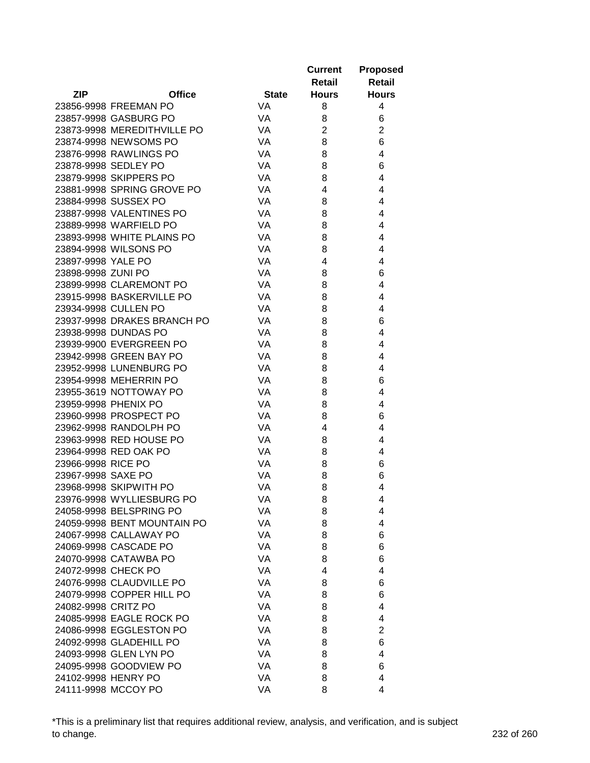| ZIP | Office | State | Current Retail Hours | Proposed Retail Hours |
|---|---|---|---|---|
| 23856-9998 | FREEMAN PO | VA | 8 | 4 |
| 23857-9998 | GASBURG PO | VA | 8 | 6 |
| 23873-9998 | MEREDITHVILLE PO | VA | 2 | 2 |
| 23874-9998 | NEWSOMS PO | VA | 8 | 6 |
| 23876-9998 | RAWLINGS PO | VA | 8 | 4 |
| 23878-9998 | SEDLEY PO | VA | 8 | 6 |
| 23879-9998 | SKIPPERS PO | VA | 8 | 4 |
| 23881-9998 | SPRING GROVE PO | VA | 4 | 4 |
| 23884-9998 | SUSSEX PO | VA | 8 | 4 |
| 23887-9998 | VALENTINES PO | VA | 8 | 4 |
| 23889-9998 | WARFIELD PO | VA | 8 | 4 |
| 23893-9998 | WHITE PLAINS PO | VA | 8 | 4 |
| 23894-9998 | WILSONS PO | VA | 8 | 4 |
| 23897-9998 | YALE PO | VA | 4 | 4 |
| 23898-9998 | ZUNI PO | VA | 8 | 6 |
| 23899-9998 | CLAREMONT PO | VA | 8 | 4 |
| 23915-9998 | BASKERVILLE PO | VA | 8 | 4 |
| 23934-9998 | CULLEN PO | VA | 8 | 4 |
| 23937-9998 | DRAKES BRANCH PO | VA | 8 | 6 |
| 23938-9998 | DUNDAS PO | VA | 8 | 4 |
| 23939-9900 | EVERGREEN PO | VA | 8 | 4 |
| 23942-9998 | GREEN BAY PO | VA | 8 | 4 |
| 23952-9998 | LUNENBURG PO | VA | 8 | 4 |
| 23954-9998 | MEHERRIN PO | VA | 8 | 6 |
| 23955-3619 | NOTTOWAY PO | VA | 8 | 4 |
| 23959-9998 | PHENIX PO | VA | 8 | 4 |
| 23960-9998 | PROSPECT PO | VA | 8 | 6 |
| 23962-9998 | RANDOLPH PO | VA | 4 | 4 |
| 23963-9998 | RED HOUSE PO | VA | 8 | 4 |
| 23964-9998 | RED OAK PO | VA | 8 | 4 |
| 23966-9998 | RICE PO | VA | 8 | 6 |
| 23967-9998 | SAXE PO | VA | 8 | 6 |
| 23968-9998 | SKIPWITH PO | VA | 8 | 4 |
| 23976-9998 | WYLLIESBURG PO | VA | 8 | 4 |
| 24058-9998 | BELSPRING PO | VA | 8 | 4 |
| 24059-9998 | BENT MOUNTAIN PO | VA | 8 | 4 |
| 24067-9998 | CALLAWAY PO | VA | 8 | 6 |
| 24069-9998 | CASCADE PO | VA | 8 | 6 |
| 24070-9998 | CATAWBA PO | VA | 8 | 6 |
| 24072-9998 | CHECK PO | VA | 4 | 4 |
| 24076-9998 | CLAUDVILLE PO | VA | 8 | 6 |
| 24079-9998 | COPPER HILL PO | VA | 8 | 6 |
| 24082-9998 | CRITZ PO | VA | 8 | 4 |
| 24085-9998 | EAGLE ROCK PO | VA | 8 | 4 |
| 24086-9998 | EGGLESTON PO | VA | 8 | 2 |
| 24092-9998 | GLADEHILL PO | VA | 8 | 6 |
| 24093-9998 | GLEN LYN PO | VA | 8 | 4 |
| 24095-9998 | GOODVIEW PO | VA | 8 | 6 |
| 24102-9998 | HENRY PO | VA | 8 | 4 |
| 24111-9998 | MCCOY PO | VA | 8 | 4 |

*This is a preliminary list that requires additional review, analysis, and verification, and is subject to change.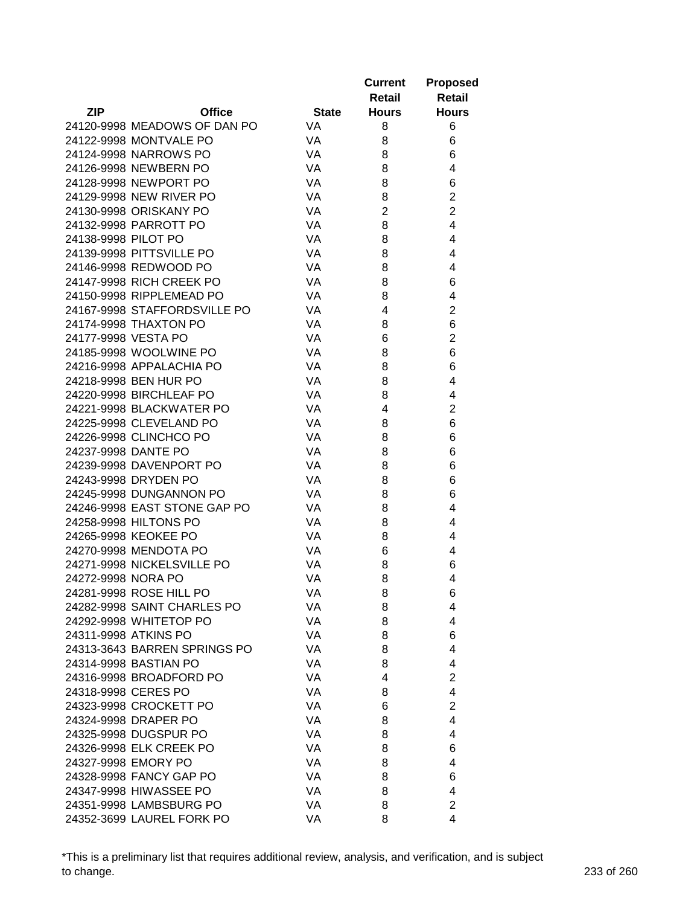| ZIP | Office | State | Current Retail Hours | Proposed Retail Hours |
|---|---|---|---|---|
| 24120-9998 | MEADOWS OF DAN PO | VA | 8 | 6 |
| 24122-9998 | MONTVALE PO | VA | 8 | 6 |
| 24124-9998 | NARROWS PO | VA | 8 | 6 |
| 24126-9998 | NEWBERN PO | VA | 8 | 4 |
| 24128-9998 | NEWPORT PO | VA | 8 | 6 |
| 24129-9998 | NEW RIVER PO | VA | 8 | 2 |
| 24130-9998 | ORISKANY PO | VA | 2 | 2 |
| 24132-9998 | PARROTT PO | VA | 8 | 4 |
| 24138-9998 | PILOT PO | VA | 8 | 4 |
| 24139-9998 | PITTSVILLE PO | VA | 8 | 4 |
| 24146-9998 | REDWOOD PO | VA | 8 | 4 |
| 24147-9998 | RICH CREEK PO | VA | 8 | 6 |
| 24150-9998 | RIPPLEMEAD PO | VA | 8 | 4 |
| 24167-9998 | STAFFORDSVILLE PO | VA | 4 | 2 |
| 24174-9998 | THAXTON PO | VA | 8 | 6 |
| 24177-9998 | VESTA PO | VA | 6 | 2 |
| 24185-9998 | WOOLWINE PO | VA | 8 | 6 |
| 24216-9998 | APPALACHIA PO | VA | 8 | 6 |
| 24218-9998 | BEN HUR PO | VA | 8 | 4 |
| 24220-9998 | BIRCHLEAF PO | VA | 8 | 4 |
| 24221-9998 | BLACKWATER PO | VA | 4 | 2 |
| 24225-9998 | CLEVELAND PO | VA | 8 | 6 |
| 24226-9998 | CLINCHCO PO | VA | 8 | 6 |
| 24237-9998 | DANTE PO | VA | 8 | 6 |
| 24239-9998 | DAVENPORT PO | VA | 8 | 6 |
| 24243-9998 | DRYDEN PO | VA | 8 | 6 |
| 24245-9998 | DUNGANNON PO | VA | 8 | 6 |
| 24246-9998 | EAST STONE GAP PO | VA | 8 | 4 |
| 24258-9998 | HILTONS PO | VA | 8 | 4 |
| 24265-9998 | KEOKEE PO | VA | 8 | 4 |
| 24270-9998 | MENDOTA PO | VA | 6 | 4 |
| 24271-9998 | NICKELSVILLE PO | VA | 8 | 6 |
| 24272-9998 | NORA PO | VA | 8 | 4 |
| 24281-9998 | ROSE HILL PO | VA | 8 | 6 |
| 24282-9998 | SAINT CHARLES PO | VA | 8 | 4 |
| 24292-9998 | WHITETOP PO | VA | 8 | 4 |
| 24311-9998 | ATKINS PO | VA | 8 | 6 |
| 24313-3643 | BARREN SPRINGS PO | VA | 8 | 4 |
| 24314-9998 | BASTIAN PO | VA | 8 | 4 |
| 24316-9998 | BROADFORD PO | VA | 4 | 2 |
| 24318-9998 | CERES PO | VA | 8 | 4 |
| 24323-9998 | CROCKETT PO | VA | 6 | 2 |
| 24324-9998 | DRAPER PO | VA | 8 | 4 |
| 24325-9998 | DUGSPUR PO | VA | 8 | 4 |
| 24326-9998 | ELK CREEK PO | VA | 8 | 6 |
| 24327-9998 | EMORY PO | VA | 8 | 4 |
| 24328-9998 | FANCY GAP PO | VA | 8 | 6 |
| 24347-9998 | HIWASSEE PO | VA | 8 | 4 |
| 24351-9998 | LAMBSBURG PO | VA | 8 | 2 |
| 24352-3699 | LAUREL FORK PO | VA | 8 | 4 |

*This is a preliminary list that requires additional review, analysis, and verification, and is subject to change.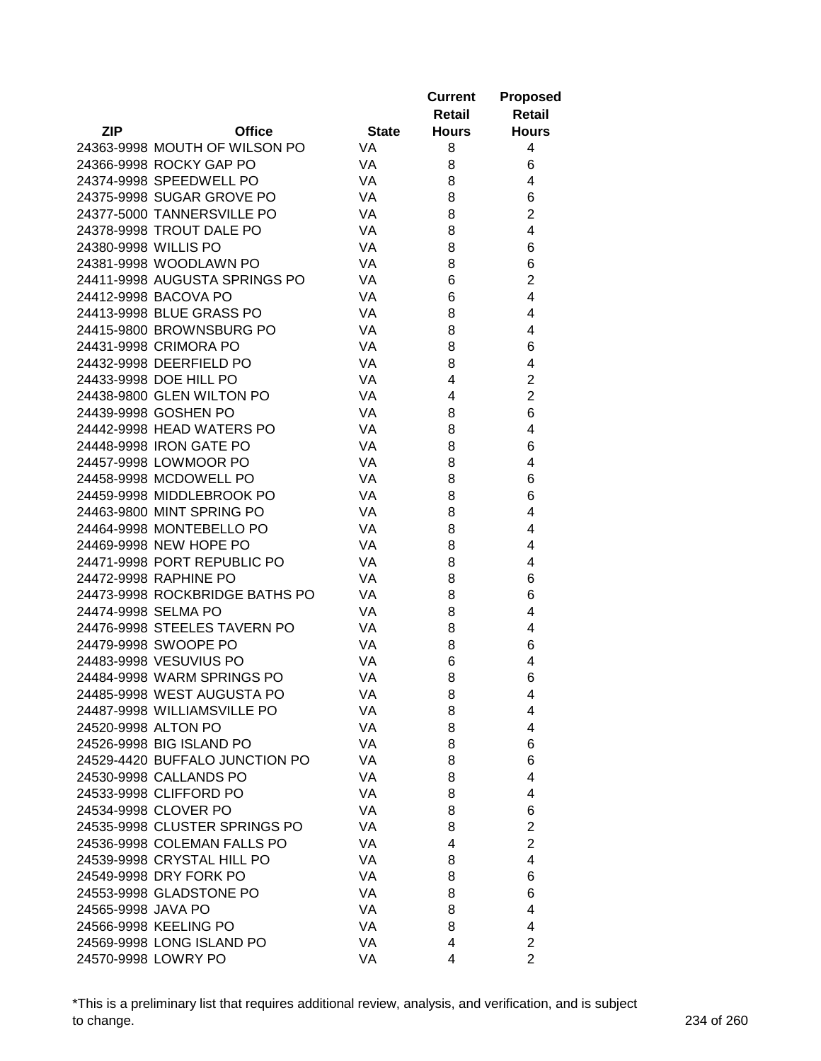| ZIP | Office | State | Current Retail Hours | Proposed Retail Hours |
|---|---|---|---|---|
| 24363-9998 | MOUTH OF WILSON PO | VA | 8 | 4 |
| 24366-9998 | ROCKY GAP PO | VA | 8 | 6 |
| 24374-9998 | SPEEDWELL PO | VA | 8 | 4 |
| 24375-9998 | SUGAR GROVE PO | VA | 8 | 6 |
| 24377-5000 | TANNERSVILLE PO | VA | 8 | 2 |
| 24378-9998 | TROUT DALE PO | VA | 8 | 4 |
| 24380-9998 | WILLIS PO | VA | 8 | 6 |
| 24381-9998 | WOODLAWN PO | VA | 8 | 6 |
| 24411-9998 | AUGUSTA SPRINGS PO | VA | 6 | 2 |
| 24412-9998 | BACOVA PO | VA | 6 | 4 |
| 24413-9998 | BLUE GRASS PO | VA | 8 | 4 |
| 24415-9800 | BROWNSBURG PO | VA | 8 | 4 |
| 24431-9998 | CRIMORA PO | VA | 8 | 6 |
| 24432-9998 | DEERFIELD PO | VA | 8 | 4 |
| 24433-9998 | DOE HILL PO | VA | 4 | 2 |
| 24438-9800 | GLEN WILTON PO | VA | 4 | 2 |
| 24439-9998 | GOSHEN PO | VA | 8 | 6 |
| 24442-9998 | HEAD WATERS PO | VA | 8 | 4 |
| 24448-9998 | IRON GATE PO | VA | 8 | 6 |
| 24457-9998 | LOWMOOR PO | VA | 8 | 4 |
| 24458-9998 | MCDOWELL PO | VA | 8 | 6 |
| 24459-9998 | MIDDLEBROOK PO | VA | 8 | 6 |
| 24463-9800 | MINT SPRING PO | VA | 8 | 4 |
| 24464-9998 | MONTEBELLO PO | VA | 8 | 4 |
| 24469-9998 | NEW HOPE PO | VA | 8 | 4 |
| 24471-9998 | PORT REPUBLIC PO | VA | 8 | 4 |
| 24472-9998 | RAPHINE PO | VA | 8 | 6 |
| 24473-9998 | ROCKBRIDGE BATHS PO | VA | 8 | 6 |
| 24474-9998 | SELMA PO | VA | 8 | 4 |
| 24476-9998 | STEELES TAVERN PO | VA | 8 | 4 |
| 24479-9998 | SWOOPE PO | VA | 8 | 6 |
| 24483-9998 | VESUVIUS PO | VA | 6 | 4 |
| 24484-9998 | WARM SPRINGS PO | VA | 8 | 6 |
| 24485-9998 | WEST AUGUSTA PO | VA | 8 | 4 |
| 24487-9998 | WILLIAMSVILLE PO | VA | 8 | 4 |
| 24520-9998 | ALTON PO | VA | 8 | 4 |
| 24526-9998 | BIG ISLAND PO | VA | 8 | 6 |
| 24529-4420 | BUFFALO JUNCTION PO | VA | 8 | 6 |
| 24530-9998 | CALLANDS PO | VA | 8 | 4 |
| 24533-9998 | CLIFFORD PO | VA | 8 | 4 |
| 24534-9998 | CLOVER PO | VA | 8 | 6 |
| 24535-9998 | CLUSTER SPRINGS PO | VA | 8 | 2 |
| 24536-9998 | COLEMAN FALLS PO | VA | 4 | 2 |
| 24539-9998 | CRYSTAL HILL PO | VA | 8 | 4 |
| 24549-9998 | DRY FORK PO | VA | 8 | 6 |
| 24553-9998 | GLADSTONE PO | VA | 8 | 6 |
| 24565-9998 | JAVA PO | VA | 8 | 4 |
| 24566-9998 | KEELING PO | VA | 8 | 4 |
| 24569-9998 | LONG ISLAND PO | VA | 4 | 2 |
| 24570-9998 | LOWRY PO | VA | 4 | 2 |

*This is a preliminary list that requires additional review, analysis, and verification, and is subject to change.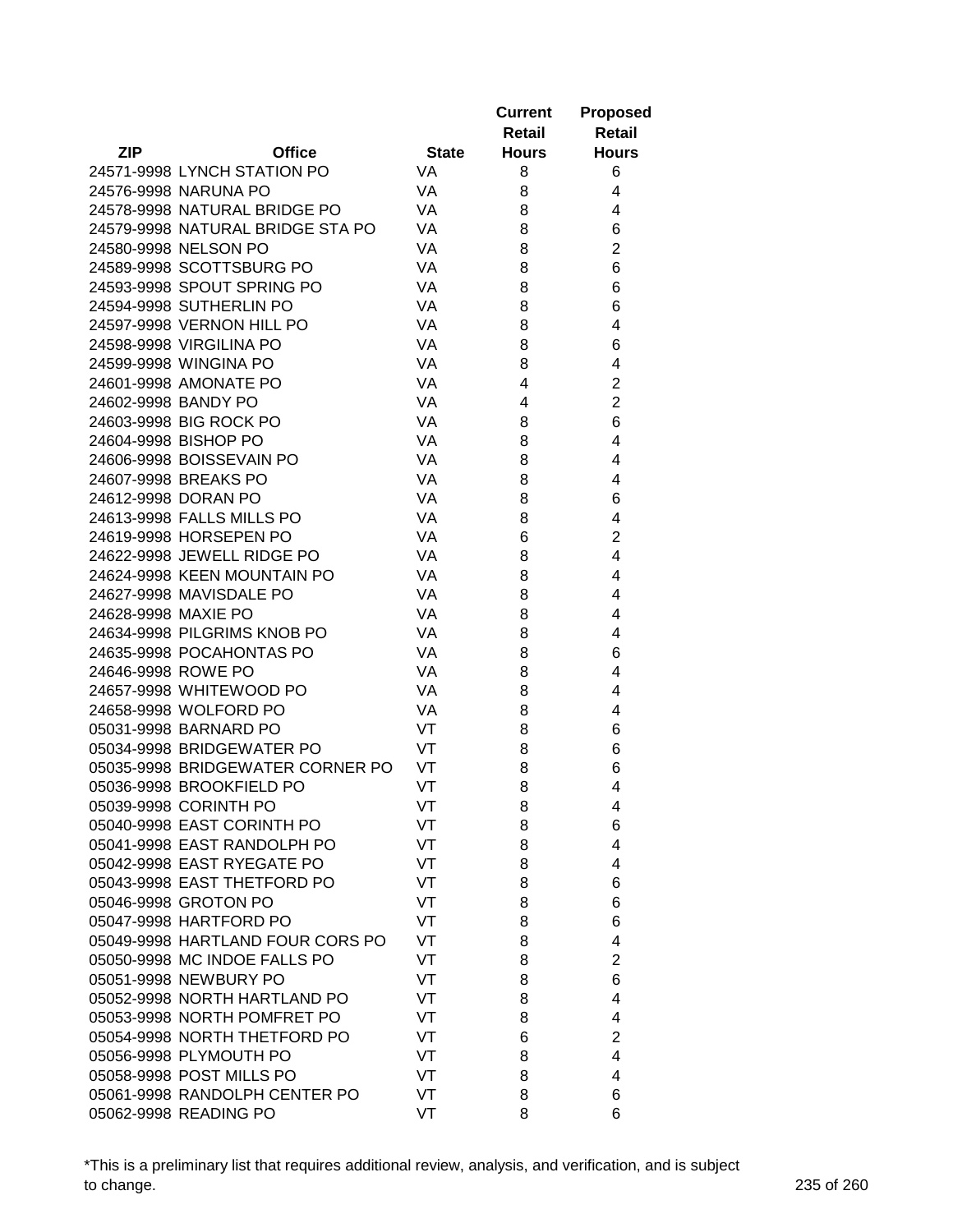| ZIP | Office | State | Current Retail Hours | Proposed Retail Hours |
|---|---|---|---|---|
| 24571-9998 | LYNCH STATION PO | VA | 8 | 6 |
| 24576-9998 | NARUNA PO | VA | 8 | 4 |
| 24578-9998 | NATURAL BRIDGE PO | VA | 8 | 4 |
| 24579-9998 | NATURAL BRIDGE STA PO | VA | 8 | 6 |
| 24580-9998 | NELSON PO | VA | 8 | 2 |
| 24589-9998 | SCOTTSBURG PO | VA | 8 | 6 |
| 24593-9998 | SPOUT SPRING PO | VA | 8 | 6 |
| 24594-9998 | SUTHERLIN PO | VA | 8 | 6 |
| 24597-9998 | VERNON HILL PO | VA | 8 | 4 |
| 24598-9998 | VIRGILINA PO | VA | 8 | 6 |
| 24599-9998 | WINGINA PO | VA | 8 | 4 |
| 24601-9998 | AMONATE PO | VA | 4 | 2 |
| 24602-9998 | BANDY PO | VA | 4 | 2 |
| 24603-9998 | BIG ROCK PO | VA | 8 | 6 |
| 24604-9998 | BISHOP PO | VA | 8 | 4 |
| 24606-9998 | BOISSEVAIN PO | VA | 8 | 4 |
| 24607-9998 | BREAKS PO | VA | 8 | 4 |
| 24612-9998 | DORAN PO | VA | 8 | 6 |
| 24613-9998 | FALLS MILLS PO | VA | 8 | 4 |
| 24619-9998 | HORSEPEN PO | VA | 6 | 2 |
| 24622-9998 | JEWELL RIDGE PO | VA | 8 | 4 |
| 24624-9998 | KEEN MOUNTAIN PO | VA | 8 | 4 |
| 24627-9998 | MAVISDALE PO | VA | 8 | 4 |
| 24628-9998 | MAXIE PO | VA | 8 | 4 |
| 24634-9998 | PILGRIMS KNOB PO | VA | 8 | 4 |
| 24635-9998 | POCAHONTAS PO | VA | 8 | 6 |
| 24646-9998 | ROWE PO | VA | 8 | 4 |
| 24657-9998 | WHITEWOOD PO | VA | 8 | 4 |
| 24658-9998 | WOLFORD PO | VA | 8 | 4 |
| 05031-9998 | BARNARD PO | VT | 8 | 6 |
| 05034-9998 | BRIDGEWATER PO | VT | 8 | 6 |
| 05035-9998 | BRIDGEWATER CORNER PO | VT | 8 | 6 |
| 05036-9998 | BROOKFIELD PO | VT | 8 | 4 |
| 05039-9998 | CORINTH PO | VT | 8 | 4 |
| 05040-9998 | EAST CORINTH PO | VT | 8 | 6 |
| 05041-9998 | EAST RANDOLPH PO | VT | 8 | 4 |
| 05042-9998 | EAST RYEGATE PO | VT | 8 | 4 |
| 05043-9998 | EAST THETFORD PO | VT | 8 | 6 |
| 05046-9998 | GROTON PO | VT | 8 | 6 |
| 05047-9998 | HARTFORD PO | VT | 8 | 6 |
| 05049-9998 | HARTLAND FOUR CORS PO | VT | 8 | 4 |
| 05050-9998 | MC INDOE FALLS PO | VT | 8 | 2 |
| 05051-9998 | NEWBURY PO | VT | 8 | 6 |
| 05052-9998 | NORTH HARTLAND PO | VT | 8 | 4 |
| 05053-9998 | NORTH POMFRET PO | VT | 8 | 4 |
| 05054-9998 | NORTH THETFORD PO | VT | 6 | 2 |
| 05056-9998 | PLYMOUTH PO | VT | 8 | 4 |
| 05058-9998 | POST MILLS PO | VT | 8 | 4 |
| 05061-9998 | RANDOLPH CENTER PO | VT | 8 | 6 |
| 05062-9998 | READING PO | VT | 8 | 6 |

*This is a preliminary list that requires additional review, analysis, and verification, and is subject to change.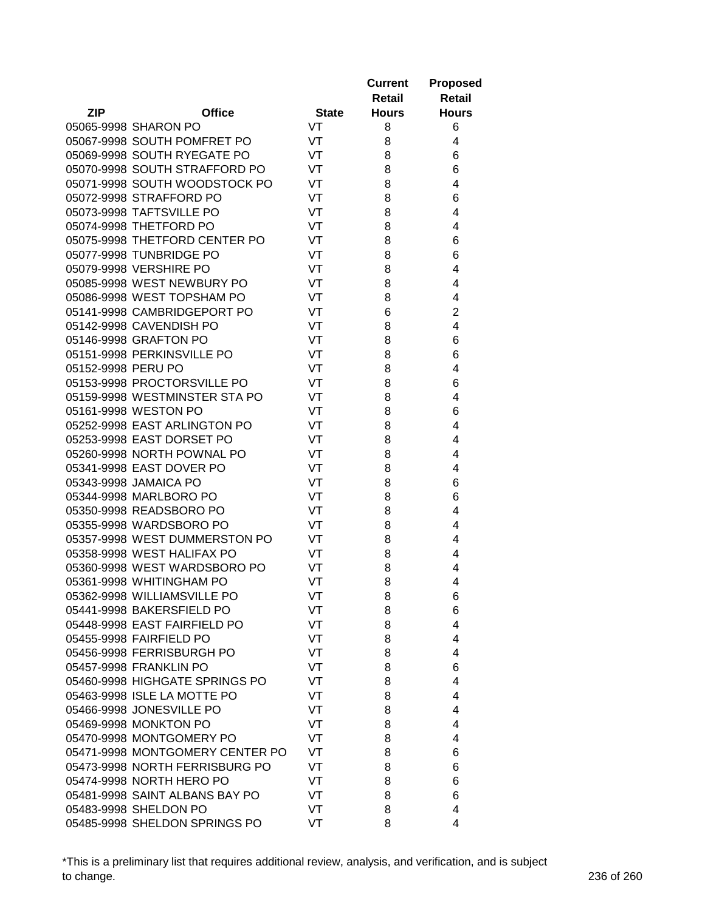| ZIP | Office | State | Current Retail Hours | Proposed Retail Hours |
|---|---|---|---|---|
| 05065-9998 | SHARON PO | VT | 8 | 6 |
| 05067-9998 | SOUTH POMFRET PO | VT | 8 | 4 |
| 05069-9998 | SOUTH RYEGATE PO | VT | 8 | 6 |
| 05070-9998 | SOUTH STRAFFORD PO | VT | 8 | 6 |
| 05071-9998 | SOUTH WOODSTOCK PO | VT | 8 | 4 |
| 05072-9998 | STRAFFORD PO | VT | 8 | 6 |
| 05073-9998 | TAFTSVILLE PO | VT | 8 | 4 |
| 05074-9998 | THETFORD PO | VT | 8 | 4 |
| 05075-9998 | THETFORD CENTER PO | VT | 8 | 6 |
| 05077-9998 | TUNBRIDGE PO | VT | 8 | 6 |
| 05079-9998 | VERSHIRE PO | VT | 8 | 4 |
| 05085-9998 | WEST NEWBURY PO | VT | 8 | 4 |
| 05086-9998 | WEST TOPSHAM PO | VT | 8 | 4 |
| 05141-9998 | CAMBRIDGEPORT PO | VT | 6 | 2 |
| 05142-9998 | CAVENDISH PO | VT | 8 | 4 |
| 05146-9998 | GRAFTON PO | VT | 8 | 6 |
| 05151-9998 | PERKINSVILLE PO | VT | 8 | 6 |
| 05152-9998 | PERU PO | VT | 8 | 4 |
| 05153-9998 | PROCTORSVILLE PO | VT | 8 | 6 |
| 05159-9998 | WESTMINSTER STA PO | VT | 8 | 4 |
| 05161-9998 | WESTON PO | VT | 8 | 6 |
| 05252-9998 | EAST ARLINGTON PO | VT | 8 | 4 |
| 05253-9998 | EAST DORSET PO | VT | 8 | 4 |
| 05260-9998 | NORTH POWNAL PO | VT | 8 | 4 |
| 05341-9998 | EAST DOVER PO | VT | 8 | 4 |
| 05343-9998 | JAMAICA PO | VT | 8 | 6 |
| 05344-9998 | MARLBORO PO | VT | 8 | 6 |
| 05350-9998 | READSBORO PO | VT | 8 | 4 |
| 05355-9998 | WARDSBORO PO | VT | 8 | 4 |
| 05357-9998 | WEST DUMMERSTON PO | VT | 8 | 4 |
| 05358-9998 | WEST HALIFAX PO | VT | 8 | 4 |
| 05360-9998 | WEST WARDSBORO PO | VT | 8 | 4 |
| 05361-9998 | WHITINGHAM PO | VT | 8 | 4 |
| 05362-9998 | WILLIAMSVILLE PO | VT | 8 | 6 |
| 05441-9998 | BAKERSFIELD PO | VT | 8 | 6 |
| 05448-9998 | EAST FAIRFIELD PO | VT | 8 | 4 |
| 05455-9998 | FAIRFIELD PO | VT | 8 | 4 |
| 05456-9998 | FERRISBURGH PO | VT | 8 | 4 |
| 05457-9998 | FRANKLIN PO | VT | 8 | 6 |
| 05460-9998 | HIGHGATE SPRINGS PO | VT | 8 | 4 |
| 05463-9998 | ISLE LA MOTTE PO | VT | 8 | 4 |
| 05466-9998 | JONESVILLE PO | VT | 8 | 4 |
| 05469-9998 | MONKTON PO | VT | 8 | 4 |
| 05470-9998 | MONTGOMERY PO | VT | 8 | 4 |
| 05471-9998 | MONTGOMERY CENTER PO | VT | 8 | 6 |
| 05473-9998 | NORTH FERRISBURG PO | VT | 8 | 6 |
| 05474-9998 | NORTH HERO PO | VT | 8 | 6 |
| 05481-9998 | SAINT ALBANS BAY PO | VT | 8 | 6 |
| 05483-9998 | SHELDON PO | VT | 8 | 4 |
| 05485-9998 | SHELDON SPRINGS PO | VT | 8 | 4 |

*This is a preliminary list that requires additional review, analysis, and verification, and is subject to change.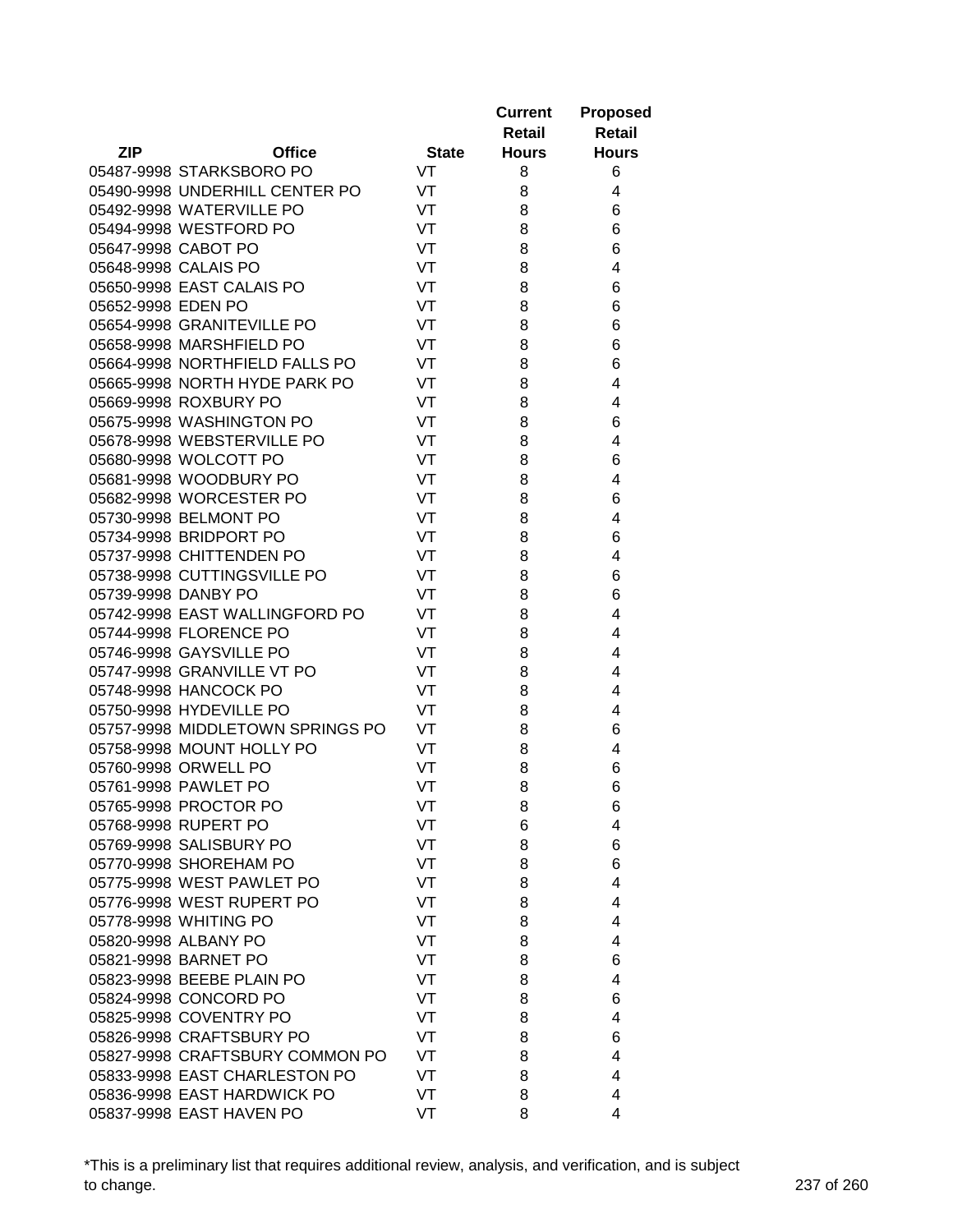| ZIP | Office | State | Current Retail Hours | Proposed Retail Hours |
|---|---|---|---|---|
| 05487-9998 | STARKSBORO PO | VT | 8 | 6 |
| 05490-9998 | UNDERHILL CENTER PO | VT | 8 | 4 |
| 05492-9998 | WATERVILLE PO | VT | 8 | 6 |
| 05494-9998 | WESTFORD PO | VT | 8 | 6 |
| 05647-9998 | CABOT PO | VT | 8 | 6 |
| 05648-9998 | CALAIS PO | VT | 8 | 4 |
| 05650-9998 | EAST CALAIS PO | VT | 8 | 6 |
| 05652-9998 | EDEN PO | VT | 8 | 6 |
| 05654-9998 | GRANITEVILLE PO | VT | 8 | 6 |
| 05658-9998 | MARSHFIELD PO | VT | 8 | 6 |
| 05664-9998 | NORTHFIELD FALLS PO | VT | 8 | 6 |
| 05665-9998 | NORTH HYDE PARK PO | VT | 8 | 4 |
| 05669-9998 | ROXBURY PO | VT | 8 | 4 |
| 05675-9998 | WASHINGTON PO | VT | 8 | 6 |
| 05678-9998 | WEBSTERVILLE PO | VT | 8 | 4 |
| 05680-9998 | WOLCOTT PO | VT | 8 | 6 |
| 05681-9998 | WOODBURY PO | VT | 8 | 4 |
| 05682-9998 | WORCESTER PO | VT | 8 | 6 |
| 05730-9998 | BELMONT PO | VT | 8 | 4 |
| 05734-9998 | BRIDPORT PO | VT | 8 | 6 |
| 05737-9998 | CHITTENDEN PO | VT | 8 | 4 |
| 05738-9998 | CUTTINGSVILLE PO | VT | 8 | 6 |
| 05739-9998 | DANBY PO | VT | 8 | 6 |
| 05742-9998 | EAST WALLINGFORD PO | VT | 8 | 4 |
| 05744-9998 | FLORENCE PO | VT | 8 | 4 |
| 05746-9998 | GAYSVILLE PO | VT | 8 | 4 |
| 05747-9998 | GRANVILLE VT PO | VT | 8 | 4 |
| 05748-9998 | HANCOCK PO | VT | 8 | 4 |
| 05750-9998 | HYDEVILLE PO | VT | 8 | 4 |
| 05757-9998 | MIDDLETOWN SPRINGS PO | VT | 8 | 6 |
| 05758-9998 | MOUNT HOLLY PO | VT | 8 | 4 |
| 05760-9998 | ORWELL PO | VT | 8 | 6 |
| 05761-9998 | PAWLET PO | VT | 8 | 6 |
| 05765-9998 | PROCTOR PO | VT | 8 | 6 |
| 05768-9998 | RUPERT PO | VT | 6 | 4 |
| 05769-9998 | SALISBURY PO | VT | 8 | 6 |
| 05770-9998 | SHOREHAM PO | VT | 8 | 6 |
| 05775-9998 | WEST PAWLET PO | VT | 8 | 4 |
| 05776-9998 | WEST RUPERT PO | VT | 8 | 4 |
| 05778-9998 | WHITING PO | VT | 8 | 4 |
| 05820-9998 | ALBANY PO | VT | 8 | 4 |
| 05821-9998 | BARNET PO | VT | 8 | 6 |
| 05823-9998 | BEEBE PLAIN PO | VT | 8 | 4 |
| 05824-9998 | CONCORD PO | VT | 8 | 6 |
| 05825-9998 | COVENTRY PO | VT | 8 | 4 |
| 05826-9998 | CRAFTSBURY PO | VT | 8 | 6 |
| 05827-9998 | CRAFTSBURY COMMON PO | VT | 8 | 4 |
| 05833-9998 | EAST CHARLESTON PO | VT | 8 | 4 |
| 05836-9998 | EAST HARDWICK PO | VT | 8 | 4 |
| 05837-9998 | EAST HAVEN PO | VT | 8 | 4 |

*This is a preliminary list that requires additional review, analysis, and verification, and is subject to change.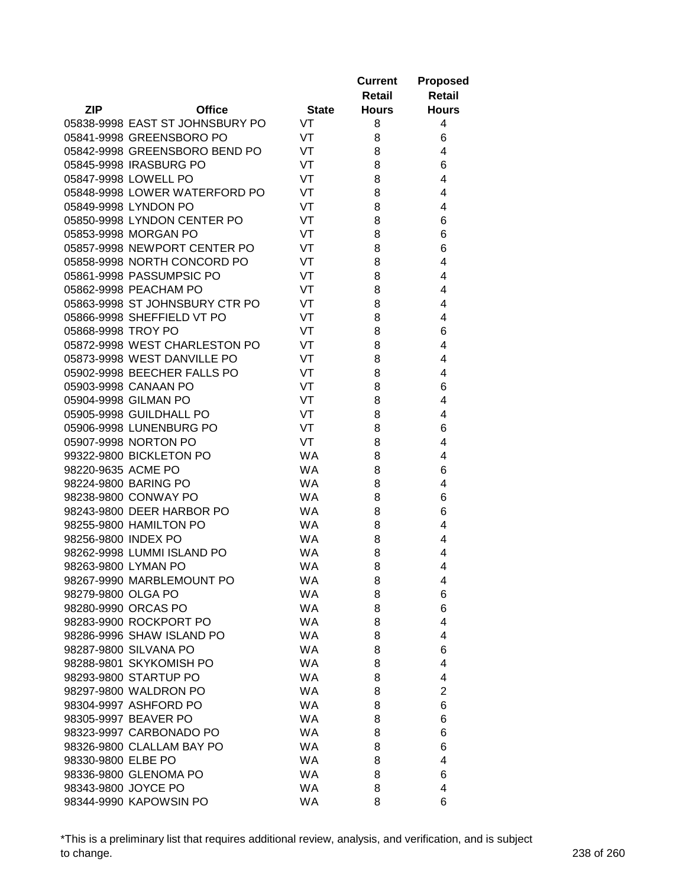| ZIP | Office | State | Current Retail Hours | Proposed Retail Hours |
|---|---|---|---|---|
| 05838-9998 | EAST ST JOHNSBURY PO | VT | 8 | 4 |
| 05841-9998 | GREENSBORO PO | VT | 8 | 6 |
| 05842-9998 | GREENSBORO BEND PO | VT | 8 | 4 |
| 05845-9998 | IRASBURG PO | VT | 8 | 6 |
| 05847-9998 | LOWELL PO | VT | 8 | 4 |
| 05848-9998 | LOWER WATERFORD PO | VT | 8 | 4 |
| 05849-9998 | LYNDON PO | VT | 8 | 4 |
| 05850-9998 | LYNDON CENTER PO | VT | 8 | 6 |
| 05853-9998 | MORGAN PO | VT | 8 | 6 |
| 05857-9998 | NEWPORT CENTER PO | VT | 8 | 6 |
| 05858-9998 | NORTH CONCORD PO | VT | 8 | 4 |
| 05861-9998 | PASSUMPSIC PO | VT | 8 | 4 |
| 05862-9998 | PEACHAM PO | VT | 8 | 4 |
| 05863-9998 | ST JOHNSBURY CTR PO | VT | 8 | 4 |
| 05866-9998 | SHEFFIELD VT PO | VT | 8 | 4 |
| 05868-9998 | TROY PO | VT | 8 | 6 |
| 05872-9998 | WEST CHARLESTON PO | VT | 8 | 4 |
| 05873-9998 | WEST DANVILLE PO | VT | 8 | 4 |
| 05902-9998 | BEECHER FALLS PO | VT | 8 | 4 |
| 05903-9998 | CANAAN PO | VT | 8 | 6 |
| 05904-9998 | GILMAN PO | VT | 8 | 4 |
| 05905-9998 | GUILDHALL PO | VT | 8 | 4 |
| 05906-9998 | LUNENBURG PO | VT | 8 | 6 |
| 05907-9998 | NORTON PO | VT | 8 | 4 |
| 99322-9800 | BICKLETON PO | WA | 8 | 4 |
| 98220-9635 | ACME PO | WA | 8 | 6 |
| 98224-9800 | BARING PO | WA | 8 | 4 |
| 98238-9800 | CONWAY PO | WA | 8 | 6 |
| 98243-9800 | DEER HARBOR PO | WA | 8 | 6 |
| 98255-9800 | HAMILTON PO | WA | 8 | 4 |
| 98256-9800 | INDEX PO | WA | 8 | 4 |
| 98262-9998 | LUMMI ISLAND PO | WA | 8 | 4 |
| 98263-9800 | LYMAN PO | WA | 8 | 4 |
| 98267-9990 | MARBLEMOUNT PO | WA | 8 | 4 |
| 98279-9800 | OLGA PO | WA | 8 | 6 |
| 98280-9990 | ORCAS PO | WA | 8 | 6 |
| 98283-9900 | ROCKPORT PO | WA | 8 | 4 |
| 98286-9996 | SHAW ISLAND PO | WA | 8 | 4 |
| 98287-9800 | SILVANA PO | WA | 8 | 6 |
| 98288-9801 | SKYKOMISH PO | WA | 8 | 4 |
| 98293-9800 | STARTUP PO | WA | 8 | 4 |
| 98297-9800 | WALDRON PO | WA | 8 | 2 |
| 98304-9997 | ASHFORD PO | WA | 8 | 6 |
| 98305-9997 | BEAVER PO | WA | 8 | 6 |
| 98323-9997 | CARBONADO PO | WA | 8 | 6 |
| 98326-9800 | CLALLAM BAY PO | WA | 8 | 6 |
| 98330-9800 | ELBE PO | WA | 8 | 4 |
| 98336-9800 | GLENOMA PO | WA | 8 | 6 |
| 98343-9800 | JOYCE PO | WA | 8 | 4 |
| 98344-9990 | KAPOWSIN PO | WA | 8 | 6 |

*This is a preliminary list that requires additional review, analysis, and verification, and is subject to change.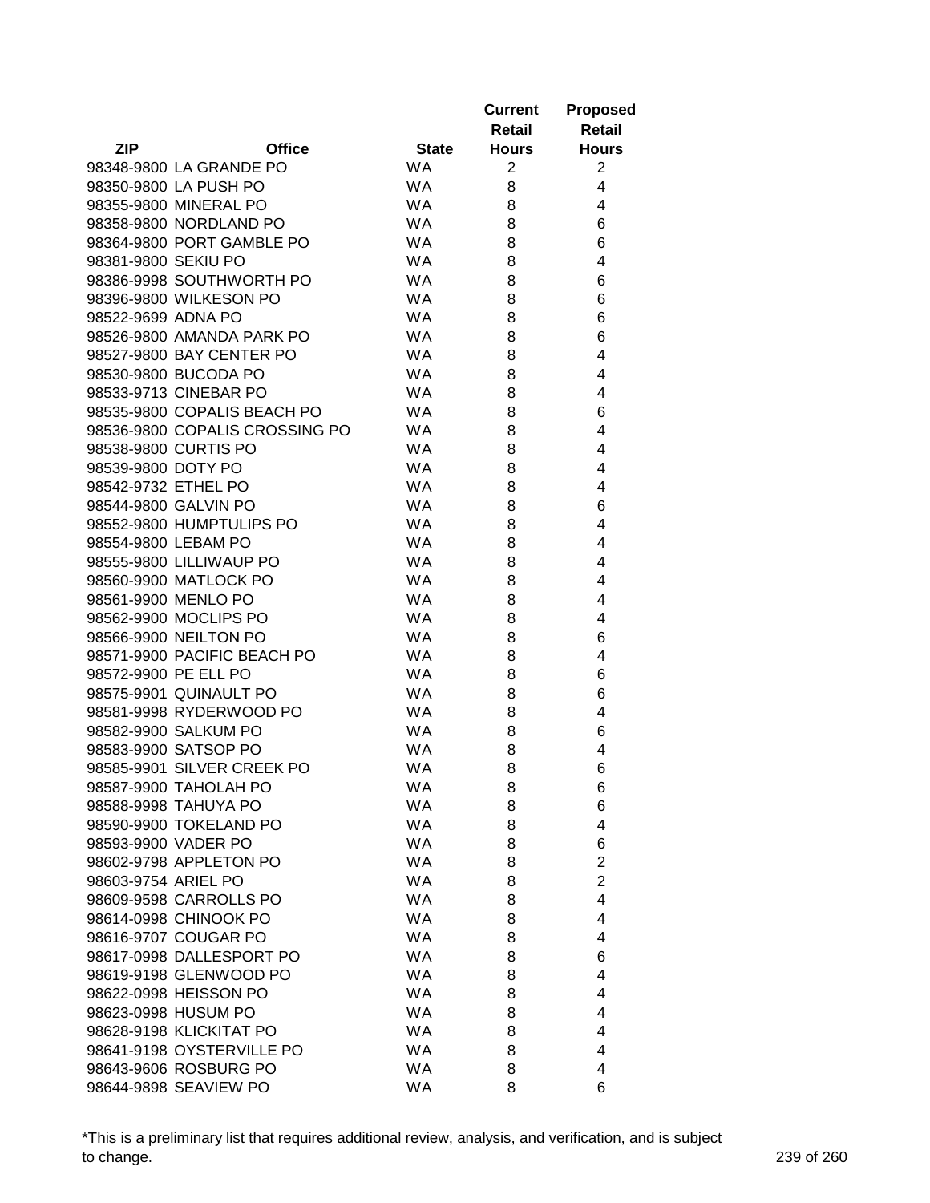| ZIP | Office | State | Current Retail Hours | Proposed Retail Hours |
|---|---|---|---|---|
| 98348-9800 | LA GRANDE PO | WA | 2 | 2 |
| 98350-9800 | LA PUSH PO | WA | 8 | 4 |
| 98355-9800 | MINERAL PO | WA | 8 | 4 |
| 98358-9800 | NORDLAND PO | WA | 8 | 6 |
| 98364-9800 | PORT GAMBLE PO | WA | 8 | 6 |
| 98381-9800 | SEKIU PO | WA | 8 | 4 |
| 98386-9998 | SOUTHWORTH PO | WA | 8 | 6 |
| 98396-9800 | WILKESON PO | WA | 8 | 6 |
| 98522-9699 | ADNA PO | WA | 8 | 6 |
| 98526-9800 | AMANDA PARK PO | WA | 8 | 6 |
| 98527-9800 | BAY CENTER PO | WA | 8 | 4 |
| 98530-9800 | BUCODA PO | WA | 8 | 4 |
| 98533-9713 | CINEBAR PO | WA | 8 | 4 |
| 98535-9800 | COPALIS BEACH PO | WA | 8 | 6 |
| 98536-9800 | COPALIS CROSSING PO | WA | 8 | 4 |
| 98538-9800 | CURTIS PO | WA | 8 | 4 |
| 98539-9800 | DOTY PO | WA | 8 | 4 |
| 98542-9732 | ETHEL PO | WA | 8 | 4 |
| 98544-9800 | GALVIN PO | WA | 8 | 6 |
| 98552-9800 | HUMPTULIPS PO | WA | 8 | 4 |
| 98554-9800 | LEBAM PO | WA | 8 | 4 |
| 98555-9800 | LILLIWAUP PO | WA | 8 | 4 |
| 98560-9900 | MATLOCK PO | WA | 8 | 4 |
| 98561-9900 | MENLO PO | WA | 8 | 4 |
| 98562-9900 | MOCLIPS PO | WA | 8 | 4 |
| 98566-9900 | NEILTON PO | WA | 8 | 6 |
| 98571-9900 | PACIFIC BEACH PO | WA | 8 | 4 |
| 98572-9900 | PE ELL PO | WA | 8 | 6 |
| 98575-9901 | QUINAULT PO | WA | 8 | 6 |
| 98581-9998 | RYDERWOOD PO | WA | 8 | 4 |
| 98582-9900 | SALKUM PO | WA | 8 | 6 |
| 98583-9900 | SATSOP PO | WA | 8 | 4 |
| 98585-9901 | SILVER CREEK PO | WA | 8 | 6 |
| 98587-9900 | TAHOLAH PO | WA | 8 | 6 |
| 98588-9998 | TAHUYA PO | WA | 8 | 6 |
| 98590-9900 | TOKELAND PO | WA | 8 | 4 |
| 98593-9900 | VADER PO | WA | 8 | 6 |
| 98602-9798 | APPLETON PO | WA | 8 | 2 |
| 98603-9754 | ARIEL PO | WA | 8 | 2 |
| 98609-9598 | CARROLLS PO | WA | 8 | 4 |
| 98614-0998 | CHINOOK PO | WA | 8 | 4 |
| 98616-9707 | COUGAR PO | WA | 8 | 4 |
| 98617-0998 | DALLESPORT PO | WA | 8 | 6 |
| 98619-9198 | GLENWOOD PO | WA | 8 | 4 |
| 98622-0998 | HEISSON PO | WA | 8 | 4 |
| 98623-0998 | HUSUM PO | WA | 8 | 4 |
| 98628-9198 | KLICKITAT PO | WA | 8 | 4 |
| 98641-9198 | OYSTERVILLE PO | WA | 8 | 4 |
| 98643-9606 | ROSBURG PO | WA | 8 | 4 |
| 98644-9898 | SEAVIEW PO | WA | 8 | 6 |

*This is a preliminary list that requires additional review, analysis, and verification, and is subject to change.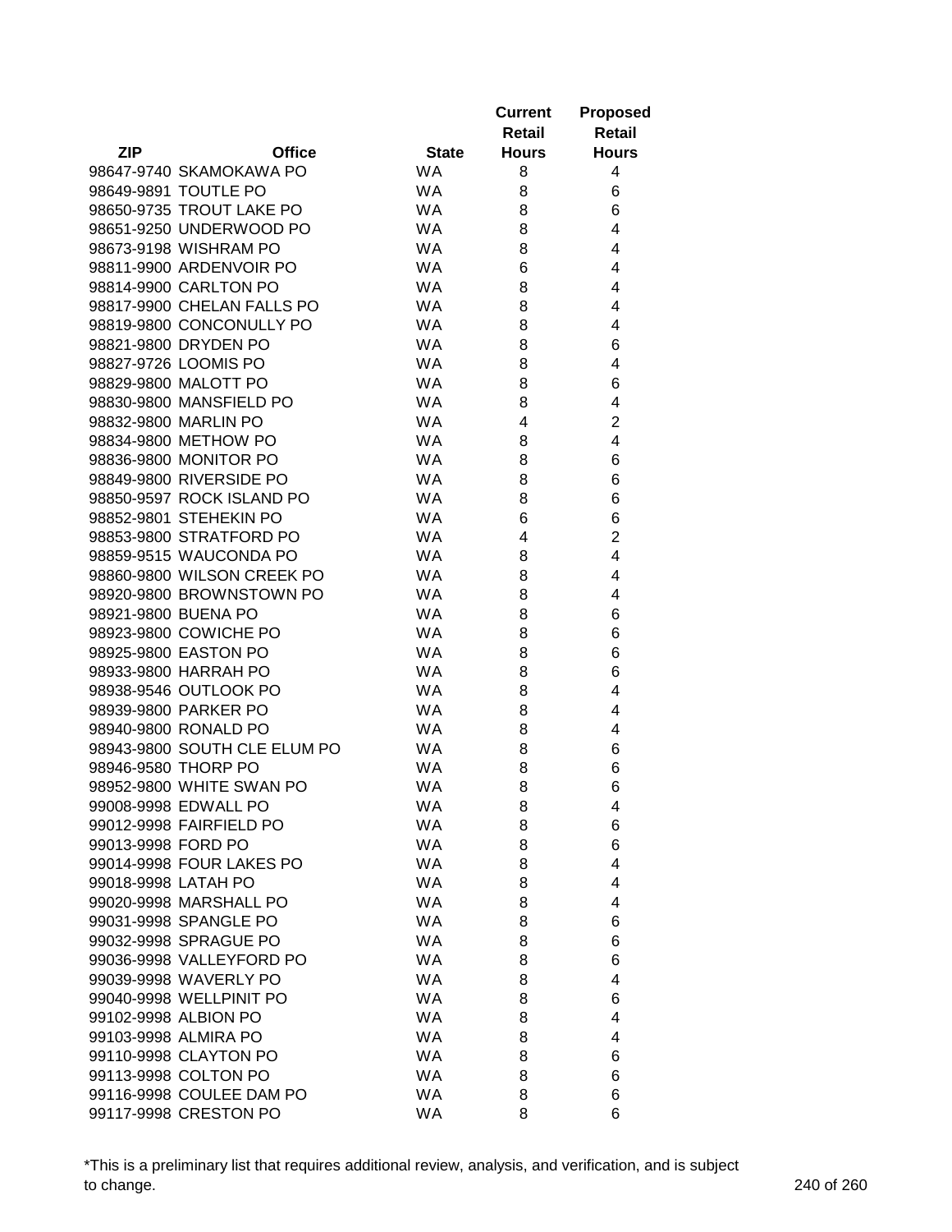| ZIP | Office | State | Current Retail Hours | Proposed Retail Hours |
|---|---|---|---|---|
| 98647-9740 | SKAMOKAWA PO | WA | 8 | 4 |
| 98649-9891 | TOUTLE PO | WA | 8 | 6 |
| 98650-9735 | TROUT LAKE PO | WA | 8 | 6 |
| 98651-9250 | UNDERWOOD PO | WA | 8 | 4 |
| 98673-9198 | WISHRAM PO | WA | 8 | 4 |
| 98811-9900 | ARDENVOIR PO | WA | 6 | 4 |
| 98814-9900 | CARLTON PO | WA | 8 | 4 |
| 98817-9900 | CHELAN FALLS PO | WA | 8 | 4 |
| 98819-9800 | CONCONULLY PO | WA | 8 | 4 |
| 98821-9800 | DRYDEN PO | WA | 8 | 6 |
| 98827-9726 | LOOMIS PO | WA | 8 | 4 |
| 98829-9800 | MALOTT PO | WA | 8 | 6 |
| 98830-9800 | MANSFIELD PO | WA | 8 | 4 |
| 98832-9800 | MARLIN PO | WA | 4 | 2 |
| 98834-9800 | METHOW PO | WA | 8 | 4 |
| 98836-9800 | MONITOR PO | WA | 8 | 6 |
| 98849-9800 | RIVERSIDE PO | WA | 8 | 6 |
| 98850-9597 | ROCK ISLAND PO | WA | 8 | 6 |
| 98852-9801 | STEHEKIN PO | WA | 6 | 6 |
| 98853-9800 | STRATFORD PO | WA | 4 | 2 |
| 98859-9515 | WAUCONDA PO | WA | 8 | 4 |
| 98860-9800 | WILSON CREEK PO | WA | 8 | 4 |
| 98920-9800 | BROWNSTOWN PO | WA | 8 | 4 |
| 98921-9800 | BUENA PO | WA | 8 | 6 |
| 98923-9800 | COWICHE PO | WA | 8 | 6 |
| 98925-9800 | EASTON PO | WA | 8 | 6 |
| 98933-9800 | HARRAH PO | WA | 8 | 6 |
| 98938-9546 | OUTLOOK PO | WA | 8 | 4 |
| 98939-9800 | PARKER PO | WA | 8 | 4 |
| 98940-9800 | RONALD PO | WA | 8 | 4 |
| 98943-9800 | SOUTH CLE ELUM PO | WA | 8 | 6 |
| 98946-9580 | THORP PO | WA | 8 | 6 |
| 98952-9800 | WHITE SWAN PO | WA | 8 | 6 |
| 99008-9998 | EDWALL PO | WA | 8 | 4 |
| 99012-9998 | FAIRFIELD PO | WA | 8 | 6 |
| 99013-9998 | FORD PO | WA | 8 | 6 |
| 99014-9998 | FOUR LAKES PO | WA | 8 | 4 |
| 99018-9998 | LATAH PO | WA | 8 | 4 |
| 99020-9998 | MARSHALL PO | WA | 8 | 4 |
| 99031-9998 | SPANGLE PO | WA | 8 | 6 |
| 99032-9998 | SPRAGUE PO | WA | 8 | 6 |
| 99036-9998 | VALLEYFORD PO | WA | 8 | 6 |
| 99039-9998 | WAVERLY PO | WA | 8 | 4 |
| 99040-9998 | WELLPINIT PO | WA | 8 | 6 |
| 99102-9998 | ALBION PO | WA | 8 | 4 |
| 99103-9998 | ALMIRA PO | WA | 8 | 4 |
| 99110-9998 | CLAYTON PO | WA | 8 | 6 |
| 99113-9998 | COLTON PO | WA | 8 | 6 |
| 99116-9998 | COULEE DAM PO | WA | 8 | 6 |
| 99117-9998 | CRESTON PO | WA | 8 | 6 |

*This is a preliminary list that requires additional review, analysis, and verification, and is subject to change.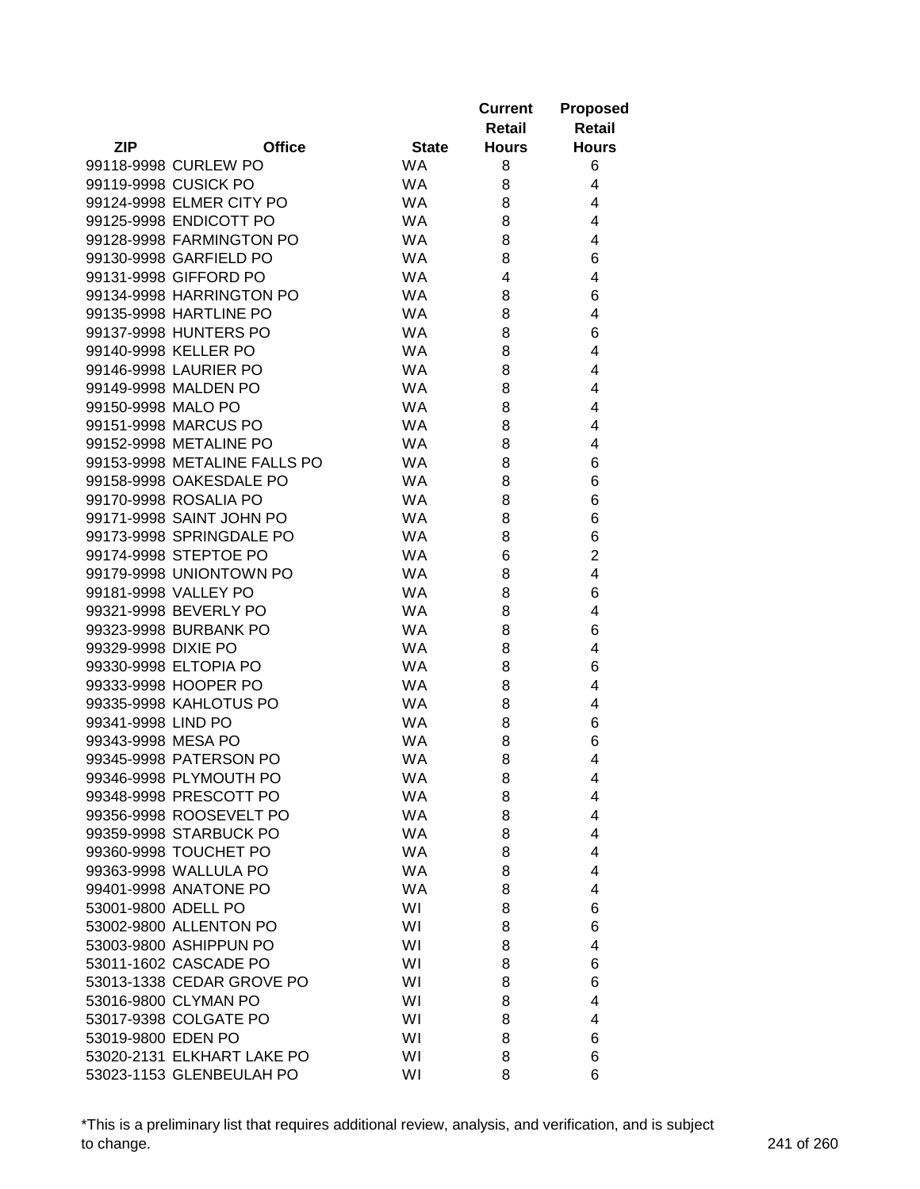| ZIP | Office | State | Current Retail Hours | Proposed Retail Hours |
|---|---|---|---|---|
| 99118-9998 | CURLEW PO | WA | 8 | 6 |
| 99119-9998 | CUSICK PO | WA | 8 | 4 |
| 99124-9998 | ELMER CITY PO | WA | 8 | 4 |
| 99125-9998 | ENDICOTT PO | WA | 8 | 4 |
| 99128-9998 | FARMINGTON PO | WA | 8 | 4 |
| 99130-9998 | GARFIELD PO | WA | 8 | 6 |
| 99131-9998 | GIFFORD PO | WA | 4 | 4 |
| 99134-9998 | HARRINGTON PO | WA | 8 | 6 |
| 99135-9998 | HARTLINE PO | WA | 8 | 4 |
| 99137-9998 | HUNTERS PO | WA | 8 | 6 |
| 99140-9998 | KELLER PO | WA | 8 | 4 |
| 99146-9998 | LAURIER PO | WA | 8 | 4 |
| 99149-9998 | MALDEN PO | WA | 8 | 4 |
| 99150-9998 | MALO PO | WA | 8 | 4 |
| 99151-9998 | MARCUS PO | WA | 8 | 4 |
| 99152-9998 | METALINE PO | WA | 8 | 4 |
| 99153-9998 | METALINE FALLS PO | WA | 8 | 6 |
| 99158-9998 | OAKESDALE PO | WA | 8 | 6 |
| 99170-9998 | ROSALIA PO | WA | 8 | 6 |
| 99171-9998 | SAINT JOHN PO | WA | 8 | 6 |
| 99173-9998 | SPRINGDALE PO | WA | 8 | 6 |
| 99174-9998 | STEPTOE PO | WA | 6 | 2 |
| 99179-9998 | UNIONTOWN PO | WA | 8 | 4 |
| 99181-9998 | VALLEY PO | WA | 8 | 6 |
| 99321-9998 | BEVERLY PO | WA | 8 | 4 |
| 99323-9998 | BURBANK PO | WA | 8 | 6 |
| 99329-9998 | DIXIE PO | WA | 8 | 4 |
| 99330-9998 | ELTOPIA PO | WA | 8 | 6 |
| 99333-9998 | HOOPER PO | WA | 8 | 4 |
| 99335-9998 | KAHLOTUS PO | WA | 8 | 4 |
| 99341-9998 | LIND PO | WA | 8 | 6 |
| 99343-9998 | MESA PO | WA | 8 | 6 |
| 99345-9998 | PATERSON PO | WA | 8 | 4 |
| 99346-9998 | PLYMOUTH PO | WA | 8 | 4 |
| 99348-9998 | PRESCOTT PO | WA | 8 | 4 |
| 99356-9998 | ROOSEVELT PO | WA | 8 | 4 |
| 99359-9998 | STARBUCK PO | WA | 8 | 4 |
| 99360-9998 | TOUCHET PO | WA | 8 | 4 |
| 99363-9998 | WALLULA PO | WA | 8 | 4 |
| 99401-9998 | ANATONE PO | WA | 8 | 4 |
| 53001-9800 | ADELL PO | WI | 8 | 6 |
| 53002-9800 | ALLENTON PO | WI | 8 | 6 |
| 53003-9800 | ASHIPPUN PO | WI | 8 | 4 |
| 53011-1602 | CASCADE PO | WI | 8 | 6 |
| 53013-1338 | CEDAR GROVE PO | WI | 8 | 6 |
| 53016-9800 | CLYMAN PO | WI | 8 | 4 |
| 53017-9398 | COLGATE PO | WI | 8 | 4 |
| 53019-9800 | EDEN PO | WI | 8 | 6 |
| 53020-2131 | ELKHART LAKE PO | WI | 8 | 6 |
| 53023-1153 | GLENBEULAH PO | WI | 8 | 6 |

*This is a preliminary list that requires additional review, analysis, and verification, and is subject to change.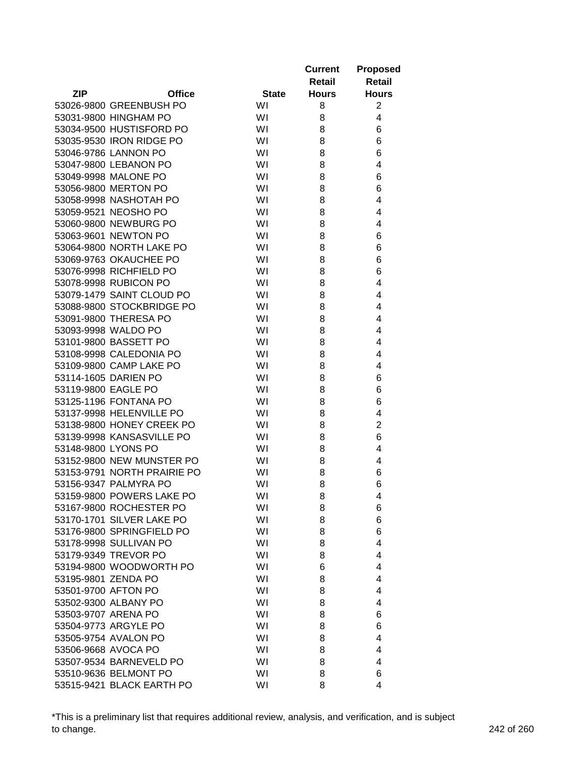| ZIP | Office | State | Current Retail Hours | Proposed Retail Hours |
|---|---|---|---|---|
| 53026-9800 | GREENBUSH PO | WI | 8 | 2 |
| 53031-9800 | HINGHAM PO | WI | 8 | 4 |
| 53034-9500 | HUSTISFORD PO | WI | 8 | 6 |
| 53035-9530 | IRON RIDGE PO | WI | 8 | 6 |
| 53046-9786 | LANNON PO | WI | 8 | 6 |
| 53047-9800 | LEBANON PO | WI | 8 | 4 |
| 53049-9998 | MALONE PO | WI | 8 | 6 |
| 53056-9800 | MERTON PO | WI | 8 | 6 |
| 53058-9998 | NASHOTAH PO | WI | 8 | 4 |
| 53059-9521 | NEOSHO PO | WI | 8 | 4 |
| 53060-9800 | NEWBURG PO | WI | 8 | 4 |
| 53063-9601 | NEWTON PO | WI | 8 | 6 |
| 53064-9800 | NORTH LAKE PO | WI | 8 | 6 |
| 53069-9763 | OKAUCHEE PO | WI | 8 | 6 |
| 53076-9998 | RICHFIELD PO | WI | 8 | 6 |
| 53078-9998 | RUBICON PO | WI | 8 | 4 |
| 53079-1479 | SAINT CLOUD PO | WI | 8 | 4 |
| 53088-9800 | STOCKBRIDGE PO | WI | 8 | 4 |
| 53091-9800 | THERESA PO | WI | 8 | 4 |
| 53093-9998 | WALDO PO | WI | 8 | 4 |
| 53101-9800 | BASSETT PO | WI | 8 | 4 |
| 53108-9998 | CALEDONIA PO | WI | 8 | 4 |
| 53109-9800 | CAMP LAKE PO | WI | 8 | 4 |
| 53114-1605 | DARIEN PO | WI | 8 | 6 |
| 53119-9800 | EAGLE PO | WI | 8 | 6 |
| 53125-1196 | FONTANA PO | WI | 8 | 6 |
| 53137-9998 | HELENVILLE PO | WI | 8 | 4 |
| 53138-9800 | HONEY CREEK PO | WI | 8 | 2 |
| 53139-9998 | KANSASVILLE PO | WI | 8 | 6 |
| 53148-9800 | LYONS PO | WI | 8 | 4 |
| 53152-9800 | NEW MUNSTER PO | WI | 8 | 4 |
| 53153-9791 | NORTH PRAIRIE PO | WI | 8 | 6 |
| 53156-9347 | PALMYRA PO | WI | 8 | 6 |
| 53159-9800 | POWERS LAKE PO | WI | 8 | 4 |
| 53167-9800 | ROCHESTER PO | WI | 8 | 6 |
| 53170-1701 | SILVER LAKE PO | WI | 8 | 6 |
| 53176-9800 | SPRINGFIELD PO | WI | 8 | 6 |
| 53178-9998 | SULLIVAN PO | WI | 8 | 4 |
| 53179-9349 | TREVOR PO | WI | 8 | 4 |
| 53194-9800 | WOODWORTH PO | WI | 6 | 4 |
| 53195-9801 | ZENDA PO | WI | 8 | 4 |
| 53501-9700 | AFTON PO | WI | 8 | 4 |
| 53502-9300 | ALBANY PO | WI | 8 | 4 |
| 53503-9707 | ARENA PO | WI | 8 | 6 |
| 53504-9773 | ARGYLE PO | WI | 8 | 6 |
| 53505-9754 | AVALON PO | WI | 8 | 4 |
| 53506-9668 | AVOCA PO | WI | 8 | 4 |
| 53507-9534 | BARNEVELD PO | WI | 8 | 4 |
| 53510-9636 | BELMONT PO | WI | 8 | 6 |
| 53515-9421 | BLACK EARTH PO | WI | 8 | 4 |

*This is a preliminary list that requires additional review, analysis, and verification, and is subject to change.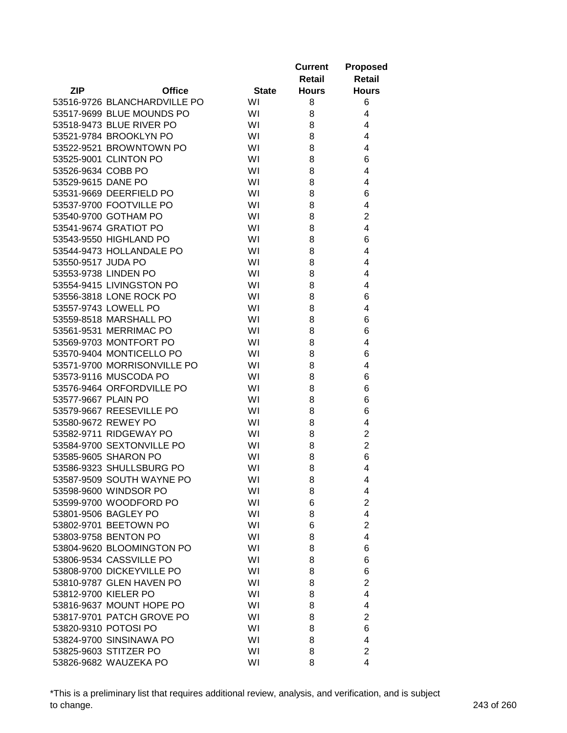| ZIP | Office | State | Current Retail Hours | Proposed Retail Hours |
|---|---|---|---|---|
| 53516-9726 | BLANCHARDVILLE PO | WI | 8 | 6 |
| 53517-9699 | BLUE MOUNDS PO | WI | 8 | 4 |
| 53518-9473 | BLUE RIVER PO | WI | 8 | 4 |
| 53521-9784 | BROOKLYN PO | WI | 8 | 4 |
| 53522-9521 | BROWNTOWN PO | WI | 8 | 4 |
| 53525-9001 | CLINTON PO | WI | 8 | 6 |
| 53526-9634 | COBB PO | WI | 8 | 4 |
| 53529-9615 | DANE PO | WI | 8 | 4 |
| 53531-9669 | DEERFIELD PO | WI | 8 | 6 |
| 53537-9700 | FOOTVILLE PO | WI | 8 | 4 |
| 53540-9700 | GOTHAM PO | WI | 8 | 2 |
| 53541-9674 | GRATIOT PO | WI | 8 | 4 |
| 53543-9550 | HIGHLAND PO | WI | 8 | 6 |
| 53544-9473 | HOLLANDALE PO | WI | 8 | 4 |
| 53550-9517 | JUDA PO | WI | 8 | 4 |
| 53553-9738 | LINDEN PO | WI | 8 | 4 |
| 53554-9415 | LIVINGSTON PO | WI | 8 | 4 |
| 53556-3818 | LONE ROCK PO | WI | 8 | 6 |
| 53557-9743 | LOWELL PO | WI | 8 | 4 |
| 53559-8518 | MARSHALL PO | WI | 8 | 6 |
| 53561-9531 | MERRIMAC PO | WI | 8 | 6 |
| 53569-9703 | MONTFORT PO | WI | 8 | 4 |
| 53570-9404 | MONTICELLO PO | WI | 8 | 6 |
| 53571-9700 | MORRISONVILLE PO | WI | 8 | 4 |
| 53573-9116 | MUSCODA PO | WI | 8 | 6 |
| 53576-9464 | ORFORDVILLE PO | WI | 8 | 6 |
| 53577-9667 | PLAIN PO | WI | 8 | 6 |
| 53579-9667 | REESEVILLE PO | WI | 8 | 6 |
| 53580-9672 | REWEY PO | WI | 8 | 4 |
| 53582-9711 | RIDGEWAY PO | WI | 8 | 2 |
| 53584-9700 | SEXTONVILLE PO | WI | 8 | 2 |
| 53585-9605 | SHARON PO | WI | 8 | 6 |
| 53586-9323 | SHULLSBURG PO | WI | 8 | 4 |
| 53587-9509 | SOUTH WAYNE PO | WI | 8 | 4 |
| 53598-9600 | WINDSOR PO | WI | 8 | 4 |
| 53599-9700 | WOODFORD PO | WI | 6 | 2 |
| 53801-9506 | BAGLEY PO | WI | 8 | 4 |
| 53802-9701 | BEETOWN PO | WI | 6 | 2 |
| 53803-9758 | BENTON PO | WI | 8 | 4 |
| 53804-9620 | BLOOMINGTON PO | WI | 8 | 6 |
| 53806-9534 | CASSVILLE PO | WI | 8 | 6 |
| 53808-9700 | DICKEYVILLE PO | WI | 8 | 6 |
| 53810-9787 | GLEN HAVEN PO | WI | 8 | 2 |
| 53812-9700 | KIELER PO | WI | 8 | 4 |
| 53816-9637 | MOUNT HOPE PO | WI | 8 | 4 |
| 53817-9701 | PATCH GROVE PO | WI | 8 | 2 |
| 53820-9310 | POTOSI PO | WI | 8 | 6 |
| 53824-9700 | SINSINAWA PO | WI | 8 | 4 |
| 53825-9603 | STITZER PO | WI | 8 | 2 |
| 53826-9682 | WAUZEKA PO | WI | 8 | 4 |

*This is a preliminary list that requires additional review, analysis, and verification, and is subject to change.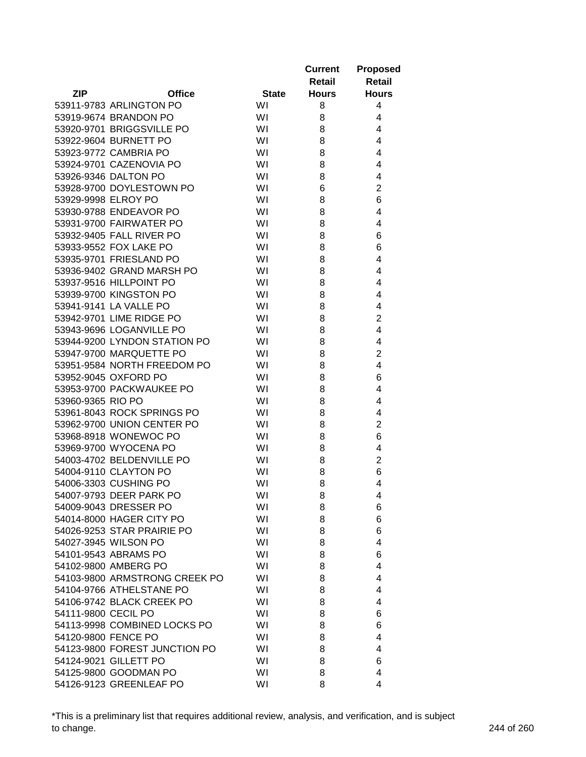| ZIP | Office | State | Current Retail Hours | Proposed Retail Hours |
|---|---|---|---|---|
| 53911-9783 | ARLINGTON PO | WI | 8 | 4 |
| 53919-9674 | BRANDON PO | WI | 8 | 4 |
| 53920-9701 | BRIGGSVILLE PO | WI | 8 | 4 |
| 53922-9604 | BURNETT PO | WI | 8 | 4 |
| 53923-9772 | CAMBRIA PO | WI | 8 | 4 |
| 53924-9701 | CAZENOVIA PO | WI | 8 | 4 |
| 53926-9346 | DALTON PO | WI | 8 | 4 |
| 53928-9700 | DOYLESTOWN PO | WI | 6 | 2 |
| 53929-9998 | ELROY PO | WI | 8 | 6 |
| 53930-9788 | ENDEAVOR PO | WI | 8 | 4 |
| 53931-9700 | FAIRWATER PO | WI | 8 | 4 |
| 53932-9405 | FALL RIVER PO | WI | 8 | 6 |
| 53933-9552 | FOX LAKE PO | WI | 8 | 6 |
| 53935-9701 | FRIESLAND PO | WI | 8 | 4 |
| 53936-9402 | GRAND MARSH PO | WI | 8 | 4 |
| 53937-9516 | HILLPOINT PO | WI | 8 | 4 |
| 53939-9700 | KINGSTON PO | WI | 8 | 4 |
| 53941-9141 | LA VALLE PO | WI | 8 | 4 |
| 53942-9701 | LIME RIDGE PO | WI | 8 | 2 |
| 53943-9696 | LOGANVILLE PO | WI | 8 | 4 |
| 53944-9200 | LYNDON STATION PO | WI | 8 | 4 |
| 53947-9700 | MARQUETTE PO | WI | 8 | 2 |
| 53951-9584 | NORTH FREEDOM PO | WI | 8 | 4 |
| 53952-9045 | OXFORD PO | WI | 8 | 6 |
| 53953-9700 | PACKWAUKEE PO | WI | 8 | 4 |
| 53960-9365 | RIO PO | WI | 8 | 4 |
| 53961-8043 | ROCK SPRINGS PO | WI | 8 | 4 |
| 53962-9700 | UNION CENTER PO | WI | 8 | 2 |
| 53968-8918 | WONEWOC PO | WI | 8 | 6 |
| 53969-9700 | WYOCENA PO | WI | 8 | 4 |
| 54003-4702 | BELDENVILLE PO | WI | 8 | 2 |
| 54004-9110 | CLAYTON PO | WI | 8 | 6 |
| 54006-3303 | CUSHING PO | WI | 8 | 4 |
| 54007-9793 | DEER PARK PO | WI | 8 | 4 |
| 54009-9043 | DRESSER PO | WI | 8 | 6 |
| 54014-8000 | HAGER CITY PO | WI | 8 | 6 |
| 54026-9253 | STAR PRAIRIE PO | WI | 8 | 6 |
| 54027-3945 | WILSON PO | WI | 8 | 4 |
| 54101-9543 | ABRAMS PO | WI | 8 | 6 |
| 54102-9800 | AMBERG PO | WI | 8 | 4 |
| 54103-9800 | ARMSTRONG CREEK PO | WI | 8 | 4 |
| 54104-9766 | ATHELSTANE PO | WI | 8 | 4 |
| 54106-9742 | BLACK CREEK PO | WI | 8 | 4 |
| 54111-9800 | CECIL PO | WI | 8 | 6 |
| 54113-9998 | COMBINED LOCKS PO | WI | 8 | 6 |
| 54120-9800 | FENCE PO | WI | 8 | 4 |
| 54123-9800 | FOREST JUNCTION PO | WI | 8 | 4 |
| 54124-9021 | GILLETT PO | WI | 8 | 6 |
| 54125-9800 | GOODMAN PO | WI | 8 | 4 |
| 54126-9123 | GREENLEAF PO | WI | 8 | 4 |

*This is a preliminary list that requires additional review, analysis, and verification, and is subject to change.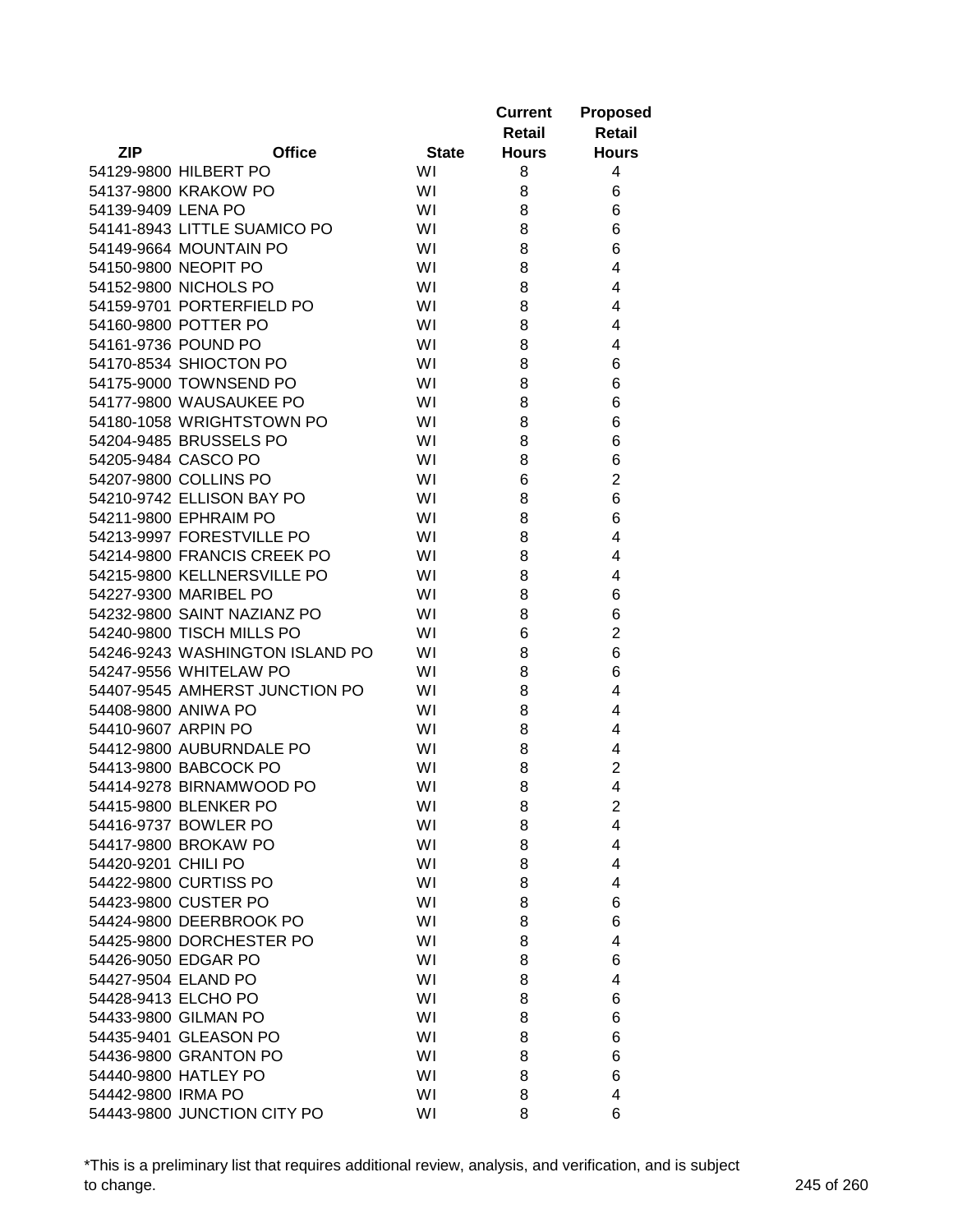| ZIP | Office | State | Current Retail Hours | Proposed Retail Hours |
|---|---|---|---|---|
| 54129-9800 | HILBERT PO | WI | 8 | 4 |
| 54137-9800 | KRAKOW PO | WI | 8 | 6 |
| 54139-9409 | LENA PO | WI | 8 | 6 |
| 54141-8943 | LITTLE SUAMICO PO | WI | 8 | 6 |
| 54149-9664 | MOUNTAIN PO | WI | 8 | 6 |
| 54150-9800 | NEOPIT PO | WI | 8 | 4 |
| 54152-9800 | NICHOLS PO | WI | 8 | 4 |
| 54159-9701 | PORTERFIELD PO | WI | 8 | 4 |
| 54160-9800 | POTTER PO | WI | 8 | 4 |
| 54161-9736 | POUND PO | WI | 8 | 4 |
| 54170-8534 | SHIOCTON PO | WI | 8 | 6 |
| 54175-9000 | TOWNSEND PO | WI | 8 | 6 |
| 54177-9800 | WAUSAUKEE PO | WI | 8 | 6 |
| 54180-1058 | WRIGHTSTOWN PO | WI | 8 | 6 |
| 54204-9485 | BRUSSELS PO | WI | 8 | 6 |
| 54205-9484 | CASCO PO | WI | 8 | 6 |
| 54207-9800 | COLLINS PO | WI | 6 | 2 |
| 54210-9742 | ELLISON BAY PO | WI | 8 | 6 |
| 54211-9800 | EPHRAIM PO | WI | 8 | 6 |
| 54213-9997 | FORESTVILLE PO | WI | 8 | 4 |
| 54214-9800 | FRANCIS CREEK PO | WI | 8 | 4 |
| 54215-9800 | KELLNERSVILLE PO | WI | 8 | 4 |
| 54227-9300 | MARIBEL PO | WI | 8 | 6 |
| 54232-9800 | SAINT NAZIANZ PO | WI | 8 | 6 |
| 54240-9800 | TISCH MILLS PO | WI | 6 | 2 |
| 54246-9243 | WASHINGTON ISLAND PO | WI | 8 | 6 |
| 54247-9556 | WHITELAW PO | WI | 8 | 6 |
| 54407-9545 | AMHERST JUNCTION PO | WI | 8 | 4 |
| 54408-9800 | ANIWA PO | WI | 8 | 4 |
| 54410-9607 | ARPIN PO | WI | 8 | 4 |
| 54412-9800 | AUBURNDALE PO | WI | 8 | 4 |
| 54413-9800 | BABCOCK PO | WI | 8 | 2 |
| 54414-9278 | BIRNAMWOOD PO | WI | 8 | 4 |
| 54415-9800 | BLENKER PO | WI | 8 | 2 |
| 54416-9737 | BOWLER PO | WI | 8 | 4 |
| 54417-9800 | BROKAW PO | WI | 8 | 4 |
| 54420-9201 | CHILI PO | WI | 8 | 4 |
| 54422-9800 | CURTISS PO | WI | 8 | 4 |
| 54423-9800 | CUSTER PO | WI | 8 | 6 |
| 54424-9800 | DEERBROOK PO | WI | 8 | 6 |
| 54425-9800 | DORCHESTER PO | WI | 8 | 4 |
| 54426-9050 | EDGAR PO | WI | 8 | 6 |
| 54427-9504 | ELAND PO | WI | 8 | 4 |
| 54428-9413 | ELCHO PO | WI | 8 | 6 |
| 54433-9800 | GILMAN PO | WI | 8 | 6 |
| 54435-9401 | GLEASON PO | WI | 8 | 6 |
| 54436-9800 | GRANTON PO | WI | 8 | 6 |
| 54440-9800 | HATLEY PO | WI | 8 | 6 |
| 54442-9800 | IRMA PO | WI | 8 | 4 |
| 54443-9800 | JUNCTION CITY PO | WI | 8 | 6 |

*This is a preliminary list that requires additional review, analysis, and verification, and is subject to change.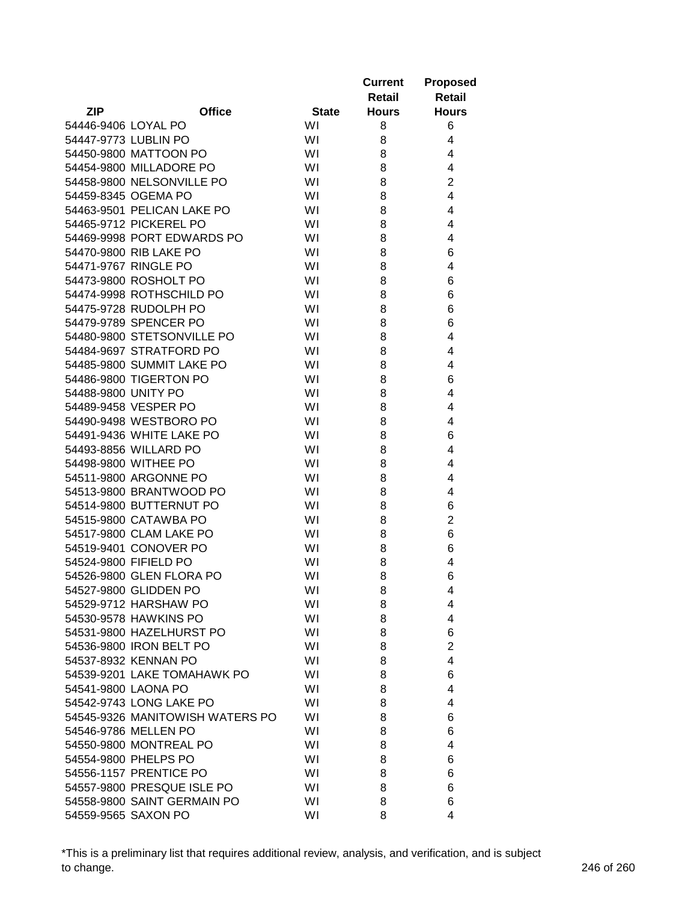| ZIP | Office | State | Current Retail Hours | Proposed Retail Hours |
|---|---|---|---|---|
| 54446-9406 | LOYAL PO | WI | 8 | 6 |
| 54447-9773 | LUBLIN PO | WI | 8 | 4 |
| 54450-9800 | MATTOON PO | WI | 8 | 4 |
| 54454-9800 | MILLADORE PO | WI | 8 | 4 |
| 54458-9800 | NELSONVILLE PO | WI | 8 | 2 |
| 54459-8345 | OGEMA PO | WI | 8 | 4 |
| 54463-9501 | PELICAN LAKE PO | WI | 8 | 4 |
| 54465-9712 | PICKEREL PO | WI | 8 | 4 |
| 54469-9998 | PORT EDWARDS PO | WI | 8 | 4 |
| 54470-9800 | RIB LAKE PO | WI | 8 | 6 |
| 54471-9767 | RINGLE PO | WI | 8 | 4 |
| 54473-9800 | ROSHOLT PO | WI | 8 | 6 |
| 54474-9998 | ROTHSCHILD PO | WI | 8 | 6 |
| 54475-9728 | RUDOLPH PO | WI | 8 | 6 |
| 54479-9789 | SPENCER PO | WI | 8 | 6 |
| 54480-9800 | STETSONVILLE PO | WI | 8 | 4 |
| 54484-9697 | STRATFORD PO | WI | 8 | 4 |
| 54485-9800 | SUMMIT LAKE PO | WI | 8 | 4 |
| 54486-9800 | TIGERTON PO | WI | 8 | 6 |
| 54488-9800 | UNITY PO | WI | 8 | 4 |
| 54489-9458 | VESPER PO | WI | 8 | 4 |
| 54490-9498 | WESTBORO PO | WI | 8 | 4 |
| 54491-9436 | WHITE LAKE PO | WI | 8 | 6 |
| 54493-8856 | WILLARD PO | WI | 8 | 4 |
| 54498-9800 | WITHEE PO | WI | 8 | 4 |
| 54511-9800 | ARGONNE PO | WI | 8 | 4 |
| 54513-9800 | BRANTWOOD PO | WI | 8 | 4 |
| 54514-9800 | BUTTERNUT PO | WI | 8 | 6 |
| 54515-9800 | CATAWBA PO | WI | 8 | 2 |
| 54517-9800 | CLAM LAKE PO | WI | 8 | 6 |
| 54519-9401 | CONOVER PO | WI | 8 | 6 |
| 54524-9800 | FIFIELD PO | WI | 8 | 4 |
| 54526-9800 | GLEN FLORA PO | WI | 8 | 6 |
| 54527-9800 | GLIDDEN PO | WI | 8 | 4 |
| 54529-9712 | HARSHAW PO | WI | 8 | 4 |
| 54530-9578 | HAWKINS PO | WI | 8 | 4 |
| 54531-9800 | HAZELHURST PO | WI | 8 | 6 |
| 54536-9800 | IRON BELT PO | WI | 8 | 2 |
| 54537-8932 | KENNAN PO | WI | 8 | 4 |
| 54539-9201 | LAKE TOMAHAWK PO | WI | 8 | 6 |
| 54541-9800 | LAONA PO | WI | 8 | 4 |
| 54542-9743 | LONG LAKE PO | WI | 8 | 4 |
| 54545-9326 | MANITOWISH WATERS PO | WI | 8 | 6 |
| 54546-9786 | MELLEN PO | WI | 8 | 6 |
| 54550-9800 | MONTREAL PO | WI | 8 | 4 |
| 54554-9800 | PHELPS PO | WI | 8 | 6 |
| 54556-1157 | PRENTICE PO | WI | 8 | 6 |
| 54557-9800 | PRESQUE ISLE PO | WI | 8 | 6 |
| 54558-9800 | SAINT GERMAIN PO | WI | 8 | 6 |
| 54559-9565 | SAXON PO | WI | 8 | 4 |

*This is a preliminary list that requires additional review, analysis, and verification, and is subject to change.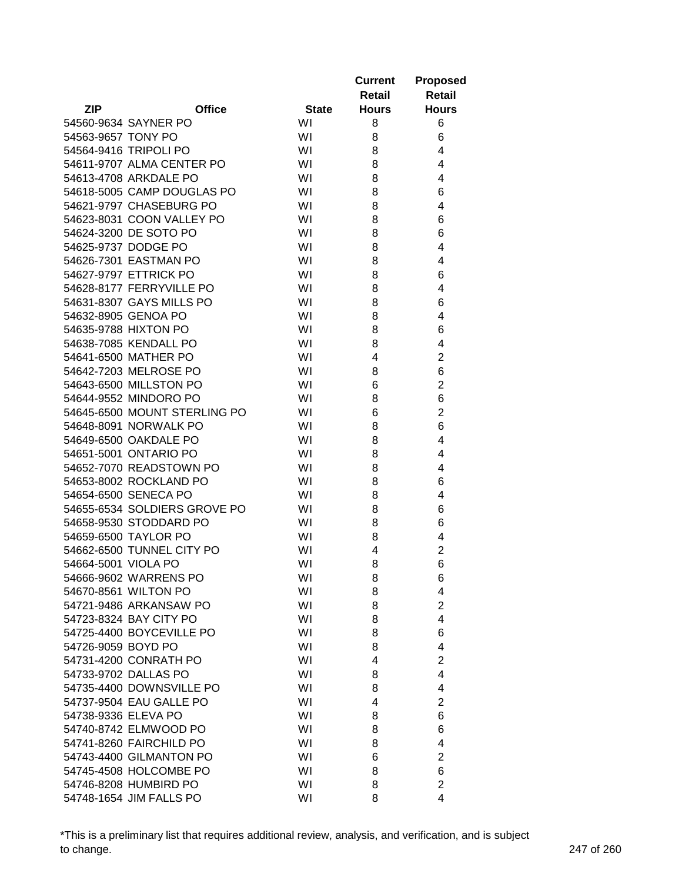| ZIP | Office | State | Current Retail Hours | Proposed Retail Hours |
|---|---|---|---|---|
| 54560-9634 | SAYNER PO | WI | 8 | 6 |
| 54563-9657 | TONY PO | WI | 8 | 6 |
| 54564-9416 | TRIPOLI PO | WI | 8 | 4 |
| 54611-9707 | ALMA CENTER PO | WI | 8 | 4 |
| 54613-4708 | ARKDALE PO | WI | 8 | 4 |
| 54618-5005 | CAMP DOUGLAS PO | WI | 8 | 6 |
| 54621-9797 | CHASEBURG PO | WI | 8 | 4 |
| 54623-8031 | COON VALLEY PO | WI | 8 | 6 |
| 54624-3200 | DE SOTO PO | WI | 8 | 6 |
| 54625-9737 | DODGE PO | WI | 8 | 4 |
| 54626-7301 | EASTMAN PO | WI | 8 | 4 |
| 54627-9797 | ETTRICK PO | WI | 8 | 6 |
| 54628-8177 | FERRYVILLE PO | WI | 8 | 4 |
| 54631-8307 | GAYS MILLS PO | WI | 8 | 6 |
| 54632-8905 | GENOA PO | WI | 8 | 4 |
| 54635-9788 | HIXTON PO | WI | 8 | 6 |
| 54638-7085 | KENDALL PO | WI | 8 | 4 |
| 54641-6500 | MATHER PO | WI | 4 | 2 |
| 54642-7203 | MELROSE PO | WI | 8 | 6 |
| 54643-6500 | MILLSTON PO | WI | 6 | 2 |
| 54644-9552 | MINDORO PO | WI | 8 | 6 |
| 54645-6500 | MOUNT STERLING PO | WI | 6 | 2 |
| 54648-8091 | NORWALK PO | WI | 8 | 6 |
| 54649-6500 | OAKDALE PO | WI | 8 | 4 |
| 54651-5001 | ONTARIO PO | WI | 8 | 4 |
| 54652-7070 | READSTOWN PO | WI | 8 | 4 |
| 54653-8002 | ROCKLAND PO | WI | 8 | 6 |
| 54654-6500 | SENECA PO | WI | 8 | 4 |
| 54655-6534 | SOLDIERS GROVE PO | WI | 8 | 6 |
| 54658-9530 | STODDARD PO | WI | 8 | 6 |
| 54659-6500 | TAYLOR PO | WI | 8 | 4 |
| 54662-6500 | TUNNEL CITY PO | WI | 4 | 2 |
| 54664-5001 | VIOLA PO | WI | 8 | 6 |
| 54666-9602 | WARRENS PO | WI | 8 | 6 |
| 54670-8561 | WILTON PO | WI | 8 | 4 |
| 54721-9486 | ARKANSAW PO | WI | 8 | 2 |
| 54723-8324 | BAY CITY PO | WI | 8 | 4 |
| 54725-4400 | BOYCEVILLE PO | WI | 8 | 6 |
| 54726-9059 | BOYD PO | WI | 8 | 4 |
| 54731-4200 | CONRATH PO | WI | 4 | 2 |
| 54733-9702 | DALLAS PO | WI | 8 | 4 |
| 54735-4400 | DOWNSVILLE PO | WI | 8 | 4 |
| 54737-9504 | EAU GALLE PO | WI | 4 | 2 |
| 54738-9336 | ELEVA PO | WI | 8 | 6 |
| 54740-8742 | ELMWOOD PO | WI | 8 | 6 |
| 54741-8260 | FAIRCHILD PO | WI | 8 | 4 |
| 54743-4400 | GILMANTON PO | WI | 6 | 2 |
| 54745-4508 | HOLCOMBE PO | WI | 8 | 6 |
| 54746-8208 | HUMBIRD PO | WI | 8 | 2 |
| 54748-1654 | JIM FALLS PO | WI | 8 | 4 |

*This is a preliminary list that requires additional review, analysis, and verification, and is subject to change.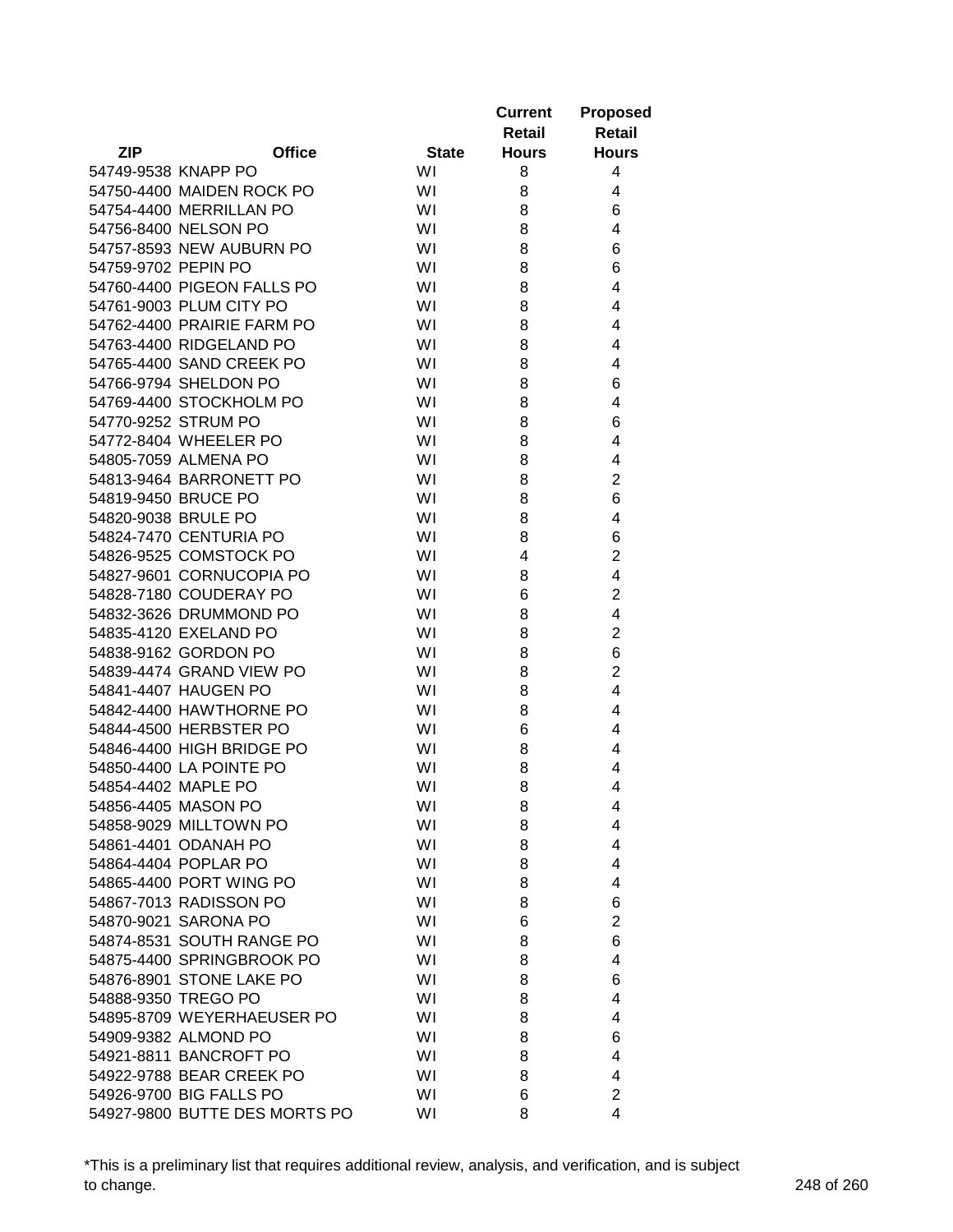| ZIP | Office | State | Current Retail Hours | Proposed Retail Hours |
|---|---|---|---|---|
| 54749-9538 | KNAPP PO | WI | 8 | 4 |
| 54750-4400 | MAIDEN ROCK PO | WI | 8 | 4 |
| 54754-4400 | MERRILLAN PO | WI | 8 | 6 |
| 54756-8400 | NELSON PO | WI | 8 | 4 |
| 54757-8593 | NEW AUBURN PO | WI | 8 | 6 |
| 54759-9702 | PEPIN PO | WI | 8 | 6 |
| 54760-4400 | PIGEON FALLS PO | WI | 8 | 4 |
| 54761-9003 | PLUM CITY PO | WI | 8 | 4 |
| 54762-4400 | PRAIRIE FARM PO | WI | 8 | 4 |
| 54763-4400 | RIDGELAND PO | WI | 8 | 4 |
| 54765-4400 | SAND CREEK PO | WI | 8 | 4 |
| 54766-9794 | SHELDON PO | WI | 8 | 6 |
| 54769-4400 | STOCKHOLM PO | WI | 8 | 4 |
| 54770-9252 | STRUM PO | WI | 8 | 6 |
| 54772-8404 | WHEELER PO | WI | 8 | 4 |
| 54805-7059 | ALMENA PO | WI | 8 | 4 |
| 54813-9464 | BARRONETT PO | WI | 8 | 2 |
| 54819-9450 | BRUCE PO | WI | 8 | 6 |
| 54820-9038 | BRULE PO | WI | 8 | 4 |
| 54824-7470 | CENTURIA PO | WI | 8 | 6 |
| 54826-9525 | COMSTOCK PO | WI | 4 | 2 |
| 54827-9601 | CORNUCOPIA PO | WI | 8 | 4 |
| 54828-7180 | COUDERAY PO | WI | 6 | 2 |
| 54832-3626 | DRUMMOND PO | WI | 8 | 4 |
| 54835-4120 | EXELAND PO | WI | 8 | 2 |
| 54838-9162 | GORDON PO | WI | 8 | 6 |
| 54839-4474 | GRAND VIEW PO | WI | 8 | 2 |
| 54841-4407 | HAUGEN PO | WI | 8 | 4 |
| 54842-4400 | HAWTHORNE PO | WI | 8 | 4 |
| 54844-4500 | HERBSTER PO | WI | 6 | 4 |
| 54846-4400 | HIGH BRIDGE PO | WI | 8 | 4 |
| 54850-4400 | LA POINTE PO | WI | 8 | 4 |
| 54854-4402 | MAPLE PO | WI | 8 | 4 |
| 54856-4405 | MASON PO | WI | 8 | 4 |
| 54858-9029 | MILLTOWN PO | WI | 8 | 4 |
| 54861-4401 | ODANAH PO | WI | 8 | 4 |
| 54864-4404 | POPLAR PO | WI | 8 | 4 |
| 54865-4400 | PORT WING PO | WI | 8 | 4 |
| 54867-7013 | RADISSON PO | WI | 8 | 6 |
| 54870-9021 | SARONA PO | WI | 6 | 2 |
| 54874-8531 | SOUTH RANGE PO | WI | 8 | 6 |
| 54875-4400 | SPRINGBROOK PO | WI | 8 | 4 |
| 54876-8901 | STONE LAKE PO | WI | 8 | 6 |
| 54888-9350 | TREGO PO | WI | 8 | 4 |
| 54895-8709 | WEYERHAEUSER PO | WI | 8 | 4 |
| 54909-9382 | ALMOND PO | WI | 8 | 6 |
| 54921-8811 | BANCROFT PO | WI | 8 | 4 |
| 54922-9788 | BEAR CREEK PO | WI | 8 | 4 |
| 54926-9700 | BIG FALLS PO | WI | 6 | 2 |
| 54927-9800 | BUTTE DES MORTS PO | WI | 8 | 4 |

*This is a preliminary list that requires additional review, analysis, and verification, and is subject to change.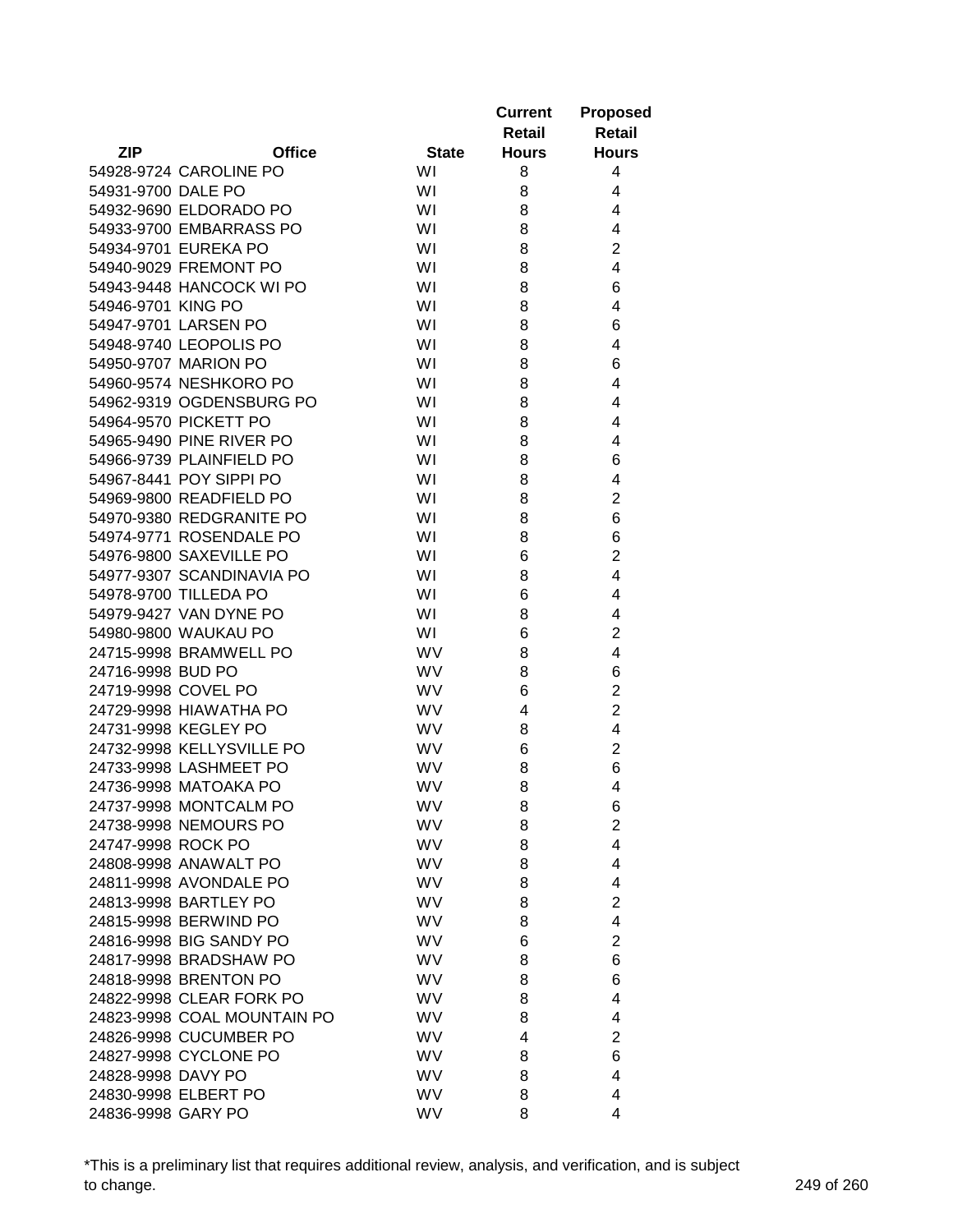| ZIP | Office | State | Current Retail Hours | Proposed Retail Hours |
|---|---|---|---|---|
| 54928-9724 | CAROLINE PO | WI | 8 | 4 |
| 54931-9700 | DALE PO | WI | 8 | 4 |
| 54932-9690 | ELDORADO PO | WI | 8 | 4 |
| 54933-9700 | EMBARRASS PO | WI | 8 | 4 |
| 54934-9701 | EUREKA PO | WI | 8 | 2 |
| 54940-9029 | FREMONT PO | WI | 8 | 4 |
| 54943-9448 | HANCOCK WI PO | WI | 8 | 6 |
| 54946-9701 | KING PO | WI | 8 | 4 |
| 54947-9701 | LARSEN PO | WI | 8 | 6 |
| 54948-9740 | LEOPOLIS PO | WI | 8 | 4 |
| 54950-9707 | MARION PO | WI | 8 | 6 |
| 54960-9574 | NESHKORO PO | WI | 8 | 4 |
| 54962-9319 | OGDENSBURG PO | WI | 8 | 4 |
| 54964-9570 | PICKETT PO | WI | 8 | 4 |
| 54965-9490 | PINE RIVER PO | WI | 8 | 4 |
| 54966-9739 | PLAINFIELD PO | WI | 8 | 6 |
| 54967-8441 | POY SIPPI PO | WI | 8 | 4 |
| 54969-9800 | READFIELD PO | WI | 8 | 2 |
| 54970-9380 | REDGRANITE PO | WI | 8 | 6 |
| 54974-9771 | ROSENDALE PO | WI | 8 | 6 |
| 54976-9800 | SAXEVILLE PO | WI | 6 | 2 |
| 54977-9307 | SCANDINAVIA PO | WI | 8 | 4 |
| 54978-9700 | TILLEDA PO | WI | 6 | 4 |
| 54979-9427 | VAN DYNE PO | WI | 8 | 4 |
| 54980-9800 | WAUKAU PO | WI | 6 | 2 |
| 24715-9998 | BRAMWELL PO | WV | 8 | 4 |
| 24716-9998 | BUD PO | WV | 8 | 6 |
| 24719-9998 | COVEL PO | WV | 6 | 2 |
| 24729-9998 | HIAWATHA PO | WV | 4 | 2 |
| 24731-9998 | KEGLEY PO | WV | 8 | 4 |
| 24732-9998 | KELLYSVILLE PO | WV | 6 | 2 |
| 24733-9998 | LASHMEET PO | WV | 8 | 6 |
| 24736-9998 | MATOAKA PO | WV | 8 | 4 |
| 24737-9998 | MONTCALM PO | WV | 8 | 6 |
| 24738-9998 | NEMOURS PO | WV | 8 | 2 |
| 24747-9998 | ROCK PO | WV | 8 | 4 |
| 24808-9998 | ANAWALT PO | WV | 8 | 4 |
| 24811-9998 | AVONDALE PO | WV | 8 | 4 |
| 24813-9998 | BARTLEY PO | WV | 8 | 2 |
| 24815-9998 | BERWIND PO | WV | 8 | 4 |
| 24816-9998 | BIG SANDY PO | WV | 6 | 2 |
| 24817-9998 | BRADSHAW PO | WV | 8 | 6 |
| 24818-9998 | BRENTON PO | WV | 8 | 6 |
| 24822-9998 | CLEAR FORK PO | WV | 8 | 4 |
| 24823-9998 | COAL MOUNTAIN PO | WV | 8 | 4 |
| 24826-9998 | CUCUMBER PO | WV | 4 | 2 |
| 24827-9998 | CYCLONE PO | WV | 8 | 6 |
| 24828-9998 | DAVY PO | WV | 8 | 4 |
| 24830-9998 | ELBERT PO | WV | 8 | 4 |
| 24836-9998 | GARY PO | WV | 8 | 4 |

*This is a preliminary list that requires additional review, analysis, and verification, and is subject to change.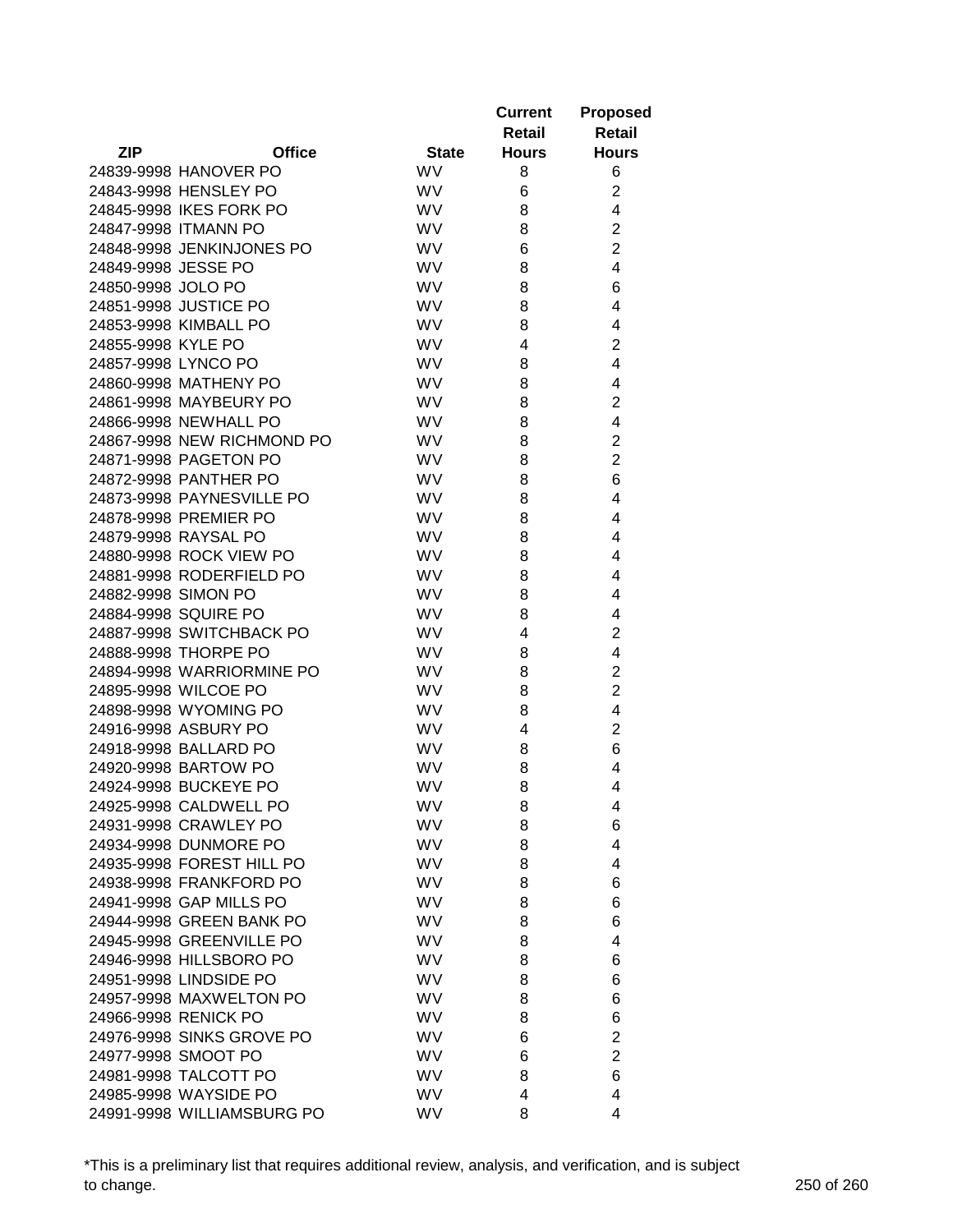| ZIP | Office | State | Current Retail Hours | Proposed Retail Hours |
|---|---|---|---|---|
| 24839-9998 | HANOVER PO | WV | 8 | 6 |
| 24843-9998 | HENSLEY PO | WV | 6 | 2 |
| 24845-9998 | IKES FORK PO | WV | 8 | 4 |
| 24847-9998 | ITMANN PO | WV | 8 | 2 |
| 24848-9998 | JENKINJONES PO | WV | 6 | 2 |
| 24849-9998 | JESSE PO | WV | 8 | 4 |
| 24850-9998 | JOLO PO | WV | 8 | 6 |
| 24851-9998 | JUSTICE PO | WV | 8 | 4 |
| 24853-9998 | KIMBALL PO | WV | 8 | 4 |
| 24855-9998 | KYLE PO | WV | 4 | 2 |
| 24857-9998 | LYNCO PO | WV | 8 | 4 |
| 24860-9998 | MATHENY PO | WV | 8 | 4 |
| 24861-9998 | MAYBEURY PO | WV | 8 | 2 |
| 24866-9998 | NEWHALL PO | WV | 8 | 4 |
| 24867-9998 | NEW RICHMOND PO | WV | 8 | 2 |
| 24871-9998 | PAGETON PO | WV | 8 | 2 |
| 24872-9998 | PANTHER PO | WV | 8 | 6 |
| 24873-9998 | PAYNESVILLE PO | WV | 8 | 4 |
| 24878-9998 | PREMIER PO | WV | 8 | 4 |
| 24879-9998 | RAYSAL PO | WV | 8 | 4 |
| 24880-9998 | ROCK VIEW PO | WV | 8 | 4 |
| 24881-9998 | RODERFIELD PO | WV | 8 | 4 |
| 24882-9998 | SIMON PO | WV | 8 | 4 |
| 24884-9998 | SQUIRE PO | WV | 8 | 4 |
| 24887-9998 | SWITCHBACK PO | WV | 4 | 2 |
| 24888-9998 | THORPE PO | WV | 8 | 4 |
| 24894-9998 | WARRIORMINE PO | WV | 8 | 2 |
| 24895-9998 | WILCOE PO | WV | 8 | 2 |
| 24898-9998 | WYOMING PO | WV | 8 | 4 |
| 24916-9998 | ASBURY PO | WV | 4 | 2 |
| 24918-9998 | BALLARD PO | WV | 8 | 6 |
| 24920-9998 | BARTOW PO | WV | 8 | 4 |
| 24924-9998 | BUCKEYE PO | WV | 8 | 4 |
| 24925-9998 | CALDWELL PO | WV | 8 | 4 |
| 24931-9998 | CRAWLEY PO | WV | 8 | 6 |
| 24934-9998 | DUNMORE PO | WV | 8 | 4 |
| 24935-9998 | FOREST HILL PO | WV | 8 | 4 |
| 24938-9998 | FRANKFORD PO | WV | 8 | 6 |
| 24941-9998 | GAP MILLS PO | WV | 8 | 6 |
| 24944-9998 | GREEN BANK PO | WV | 8 | 6 |
| 24945-9998 | GREENVILLE PO | WV | 8 | 4 |
| 24946-9998 | HILLSBORO PO | WV | 8 | 6 |
| 24951-9998 | LINDSIDE PO | WV | 8 | 6 |
| 24957-9998 | MAXWELTON PO | WV | 8 | 6 |
| 24966-9998 | RENICK PO | WV | 8 | 6 |
| 24976-9998 | SINKS GROVE PO | WV | 6 | 2 |
| 24977-9998 | SMOOT PO | WV | 6 | 2 |
| 24981-9998 | TALCOTT PO | WV | 8 | 6 |
| 24985-9998 | WAYSIDE PO | WV | 4 | 4 |
| 24991-9998 | WILLIAMSBURG PO | WV | 8 | 4 |

*This is a preliminary list that requires additional review, analysis, and verification, and is subject to change.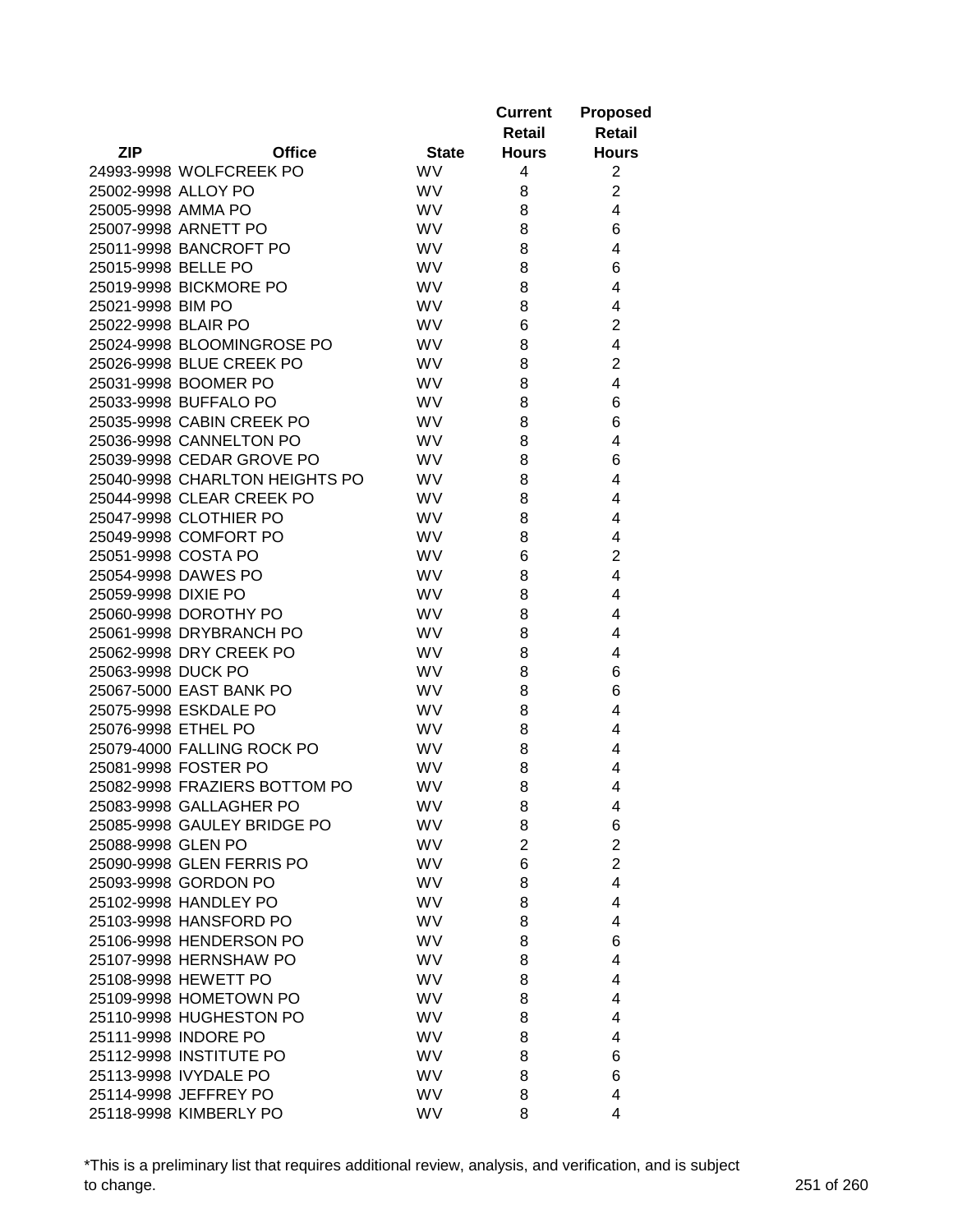| ZIP | Office | State | Current Retail Hours | Proposed Retail Hours |
|---|---|---|---|---|
| 24993-9998 | WOLFCREEK PO | WV | 4 | 2 |
| 25002-9998 | ALLOY PO | WV | 8 | 2 |
| 25005-9998 | AMMA PO | WV | 8 | 4 |
| 25007-9998 | ARNETT PO | WV | 8 | 6 |
| 25011-9998 | BANCROFT PO | WV | 8 | 4 |
| 25015-9998 | BELLE PO | WV | 8 | 6 |
| 25019-9998 | BICKMORE PO | WV | 8 | 4 |
| 25021-9998 | BIM PO | WV | 8 | 4 |
| 25022-9998 | BLAIR PO | WV | 6 | 2 |
| 25024-9998 | BLOOMINGROSE PO | WV | 8 | 4 |
| 25026-9998 | BLUE CREEK PO | WV | 8 | 2 |
| 25031-9998 | BOOMER PO | WV | 8 | 4 |
| 25033-9998 | BUFFALO PO | WV | 8 | 6 |
| 25035-9998 | CABIN CREEK PO | WV | 8 | 6 |
| 25036-9998 | CANNELTON PO | WV | 8 | 4 |
| 25039-9998 | CEDAR GROVE PO | WV | 8 | 6 |
| 25040-9998 | CHARLTON HEIGHTS PO | WV | 8 | 4 |
| 25044-9998 | CLEAR CREEK PO | WV | 8 | 4 |
| 25047-9998 | CLOTHIER PO | WV | 8 | 4 |
| 25049-9998 | COMFORT PO | WV | 8 | 4 |
| 25051-9998 | COSTA PO | WV | 6 | 2 |
| 25054-9998 | DAWES PO | WV | 8 | 4 |
| 25059-9998 | DIXIE PO | WV | 8 | 4 |
| 25060-9998 | DOROTHY PO | WV | 8 | 4 |
| 25061-9998 | DRYBRANCH PO | WV | 8 | 4 |
| 25062-9998 | DRY CREEK PO | WV | 8 | 4 |
| 25063-9998 | DUCK PO | WV | 8 | 6 |
| 25067-5000 | EAST BANK PO | WV | 8 | 6 |
| 25075-9998 | ESKDALE PO | WV | 8 | 4 |
| 25076-9998 | ETHEL PO | WV | 8 | 4 |
| 25079-4000 | FALLING ROCK PO | WV | 8 | 4 |
| 25081-9998 | FOSTER PO | WV | 8 | 4 |
| 25082-9998 | FRAZIERS BOTTOM PO | WV | 8 | 4 |
| 25083-9998 | GALLAGHER PO | WV | 8 | 4 |
| 25085-9998 | GAULEY BRIDGE PO | WV | 8 | 6 |
| 25088-9998 | GLEN PO | WV | 2 | 2 |
| 25090-9998 | GLEN FERRIS PO | WV | 6 | 2 |
| 25093-9998 | GORDON PO | WV | 8 | 4 |
| 25102-9998 | HANDLEY PO | WV | 8 | 4 |
| 25103-9998 | HANSFORD PO | WV | 8 | 4 |
| 25106-9998 | HENDERSON PO | WV | 8 | 6 |
| 25107-9998 | HERNSHAW PO | WV | 8 | 4 |
| 25108-9998 | HEWETT PO | WV | 8 | 4 |
| 25109-9998 | HOMETOWN PO | WV | 8 | 4 |
| 25110-9998 | HUGHESTON PO | WV | 8 | 4 |
| 25111-9998 | INDORE PO | WV | 8 | 4 |
| 25112-9998 | INSTITUTE PO | WV | 8 | 6 |
| 25113-9998 | IVYDALE PO | WV | 8 | 6 |
| 25114-9998 | JEFFREY PO | WV | 8 | 4 |
| 25118-9998 | KIMBERLY PO | WV | 8 | 4 |

*This is a preliminary list that requires additional review, analysis, and verification, and is subject to change.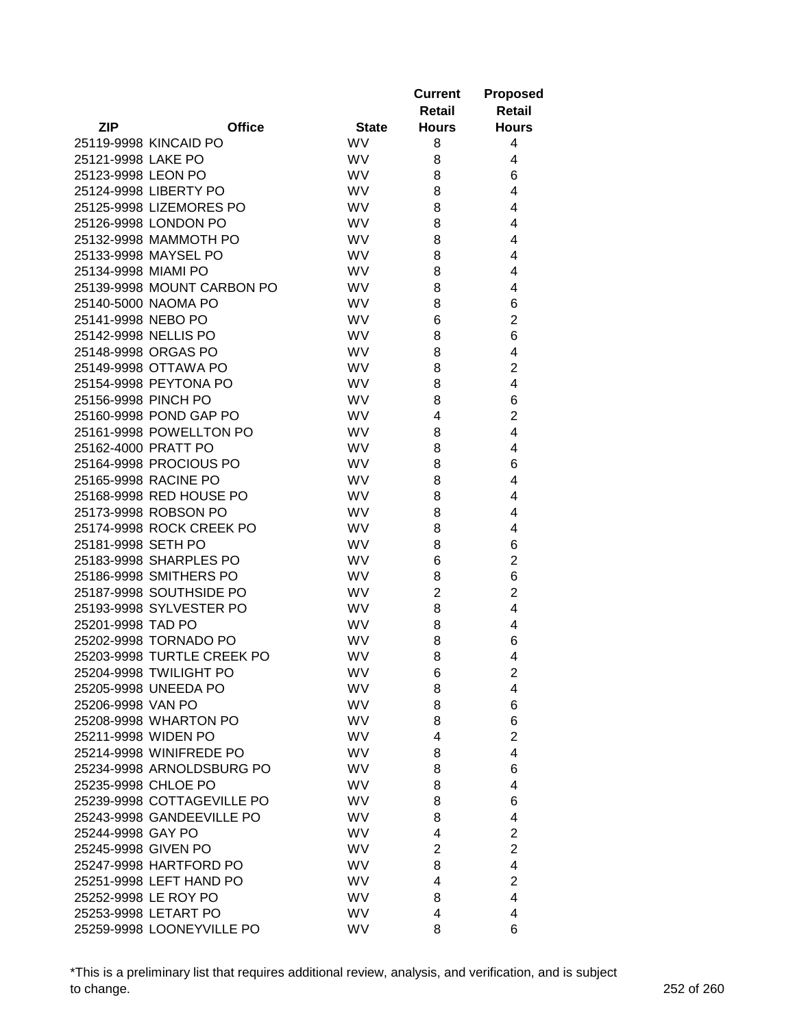| ZIP | Office | State | Current Retail Hours | Proposed Retail Hours |
|---|---|---|---|---|
| 25119-9998 | KINCAID PO | WV | 8 | 4 |
| 25121-9998 | LAKE PO | WV | 8 | 4 |
| 25123-9998 | LEON PO | WV | 8 | 6 |
| 25124-9998 | LIBERTY PO | WV | 8 | 4 |
| 25125-9998 | LIZEMORES PO | WV | 8 | 4 |
| 25126-9998 | LONDON PO | WV | 8 | 4 |
| 25132-9998 | MAMMOTH PO | WV | 8 | 4 |
| 25133-9998 | MAYSEL PO | WV | 8 | 4 |
| 25134-9998 | MIAMI PO | WV | 8 | 4 |
| 25139-9998 | MOUNT CARBON PO | WV | 8 | 4 |
| 25140-5000 | NAOMA PO | WV | 8 | 6 |
| 25141-9998 | NEBO PO | WV | 6 | 2 |
| 25142-9998 | NELLIS PO | WV | 8 | 6 |
| 25148-9998 | ORGAS PO | WV | 8 | 4 |
| 25149-9998 | OTTAWA PO | WV | 8 | 2 |
| 25154-9998 | PEYTONA PO | WV | 8 | 4 |
| 25156-9998 | PINCH PO | WV | 8 | 6 |
| 25160-9998 | POND GAP PO | WV | 4 | 2 |
| 25161-9998 | POWELLTON PO | WV | 8 | 4 |
| 25162-4000 | PRATT PO | WV | 8 | 4 |
| 25164-9998 | PROCIOUS PO | WV | 8 | 6 |
| 25165-9998 | RACINE PO | WV | 8 | 4 |
| 25168-9998 | RED HOUSE PO | WV | 8 | 4 |
| 25173-9998 | ROBSON PO | WV | 8 | 4 |
| 25174-9998 | ROCK CREEK PO | WV | 8 | 4 |
| 25181-9998 | SETH PO | WV | 8 | 6 |
| 25183-9998 | SHARPLES PO | WV | 6 | 2 |
| 25186-9998 | SMITHERS PO | WV | 8 | 6 |
| 25187-9998 | SOUTHSIDE PO | WV | 2 | 2 |
| 25193-9998 | SYLVESTER PO | WV | 8 | 4 |
| 25201-9998 | TAD PO | WV | 8 | 4 |
| 25202-9998 | TORNADO PO | WV | 8 | 6 |
| 25203-9998 | TURTLE CREEK PO | WV | 8 | 4 |
| 25204-9998 | TWILIGHT PO | WV | 6 | 2 |
| 25205-9998 | UNEEDA PO | WV | 8 | 4 |
| 25206-9998 | VAN PO | WV | 8 | 6 |
| 25208-9998 | WHARTON PO | WV | 8 | 6 |
| 25211-9998 | WIDEN PO | WV | 4 | 2 |
| 25214-9998 | WINIFREDE PO | WV | 8 | 4 |
| 25234-9998 | ARNOLDSBURG PO | WV | 8 | 6 |
| 25235-9998 | CHLOE PO | WV | 8 | 4 |
| 25239-9998 | COTTAGEVILLE PO | WV | 8 | 6 |
| 25243-9998 | GANDEEVILLE PO | WV | 8 | 4 |
| 25244-9998 | GAY PO | WV | 4 | 2 |
| 25245-9998 | GIVEN PO | WV | 2 | 2 |
| 25247-9998 | HARTFORD PO | WV | 8 | 4 |
| 25251-9998 | LEFT HAND PO | WV | 4 | 2 |
| 25252-9998 | LE ROY PO | WV | 8 | 4 |
| 25253-9998 | LETART PO | WV | 4 | 4 |
| 25259-9998 | LOONEYVILLE PO | WV | 8 | 6 |

*This is a preliminary list that requires additional review, analysis, and verification, and is subject to change.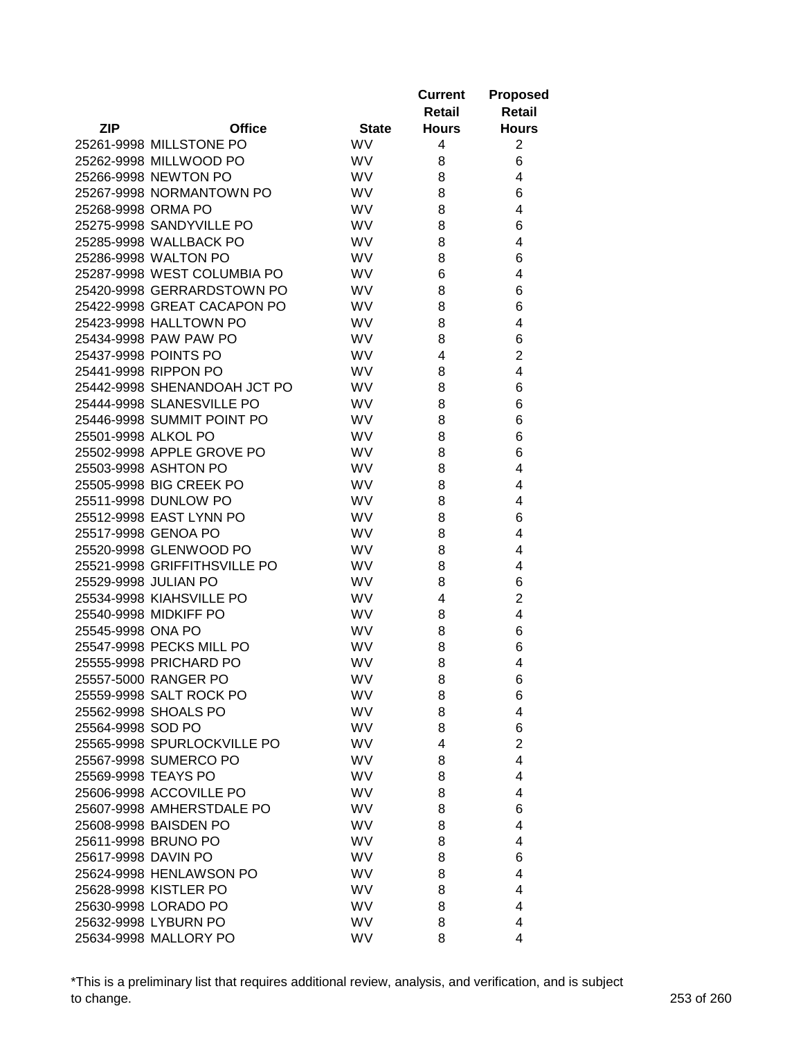| ZIP | Office | State | Current Retail Hours | Proposed Retail Hours |
|---|---|---|---|---|
| 25261-9998 | MILLSTONE PO | WV | 4 | 2 |
| 25262-9998 | MILLWOOD PO | WV | 8 | 6 |
| 25266-9998 | NEWTON PO | WV | 8 | 4 |
| 25267-9998 | NORMANTOWN PO | WV | 8 | 6 |
| 25268-9998 | ORMA PO | WV | 8 | 4 |
| 25275-9998 | SANDYVILLE PO | WV | 8 | 6 |
| 25285-9998 | WALLBACK PO | WV | 8 | 4 |
| 25286-9998 | WALTON PO | WV | 8 | 6 |
| 25287-9998 | WEST COLUMBIA PO | WV | 6 | 4 |
| 25420-9998 | GERRARDSTOWN PO | WV | 8 | 6 |
| 25422-9998 | GREAT CACAPON PO | WV | 8 | 6 |
| 25423-9998 | HALLTOWN PO | WV | 8 | 4 |
| 25434-9998 | PAW PAW PO | WV | 8 | 6 |
| 25437-9998 | POINTS PO | WV | 4 | 2 |
| 25441-9998 | RIPPON PO | WV | 8 | 4 |
| 25442-9998 | SHENANDOAH JCT PO | WV | 8 | 6 |
| 25444-9998 | SLANESVILLE PO | WV | 8 | 6 |
| 25446-9998 | SUMMIT POINT PO | WV | 8 | 6 |
| 25501-9998 | ALKOL PO | WV | 8 | 6 |
| 25502-9998 | APPLE GROVE PO | WV | 8 | 6 |
| 25503-9998 | ASHTON PO | WV | 8 | 4 |
| 25505-9998 | BIG CREEK PO | WV | 8 | 4 |
| 25511-9998 | DUNLOW PO | WV | 8 | 4 |
| 25512-9998 | EAST LYNN PO | WV | 8 | 6 |
| 25517-9998 | GENOA PO | WV | 8 | 4 |
| 25520-9998 | GLENWOOD PO | WV | 8 | 4 |
| 25521-9998 | GRIFFITHSVILLE PO | WV | 8 | 4 |
| 25529-9998 | JULIAN PO | WV | 8 | 6 |
| 25534-9998 | KIAHSVILLE PO | WV | 4 | 2 |
| 25540-9998 | MIDKIFF PO | WV | 8 | 4 |
| 25545-9998 | ONA PO | WV | 8 | 6 |
| 25547-9998 | PECKS MILL PO | WV | 8 | 6 |
| 25555-9998 | PRICHARD PO | WV | 8 | 4 |
| 25557-5000 | RANGER PO | WV | 8 | 6 |
| 25559-9998 | SALT ROCK PO | WV | 8 | 6 |
| 25562-9998 | SHOALS PO | WV | 8 | 4 |
| 25564-9998 | SOD PO | WV | 8 | 6 |
| 25565-9998 | SPURLOCKVILLE PO | WV | 4 | 2 |
| 25567-9998 | SUMERCO PO | WV | 8 | 4 |
| 25569-9998 | TEAYS PO | WV | 8 | 4 |
| 25606-9998 | ACCOVILLE PO | WV | 8 | 4 |
| 25607-9998 | AMHERSTDALE PO | WV | 8 | 6 |
| 25608-9998 | BAISDEN PO | WV | 8 | 4 |
| 25611-9998 | BRUNO PO | WV | 8 | 4 |
| 25617-9998 | DAVIN PO | WV | 8 | 6 |
| 25624-9998 | HENLAWSON PO | WV | 8 | 4 |
| 25628-9998 | KISTLER PO | WV | 8 | 4 |
| 25630-9998 | LORADO PO | WV | 8 | 4 |
| 25632-9998 | LYBURN PO | WV | 8 | 4 |
| 25634-9998 | MALLORY PO | WV | 8 | 4 |

*This is a preliminary list that requires additional review, analysis, and verification, and is subject to change.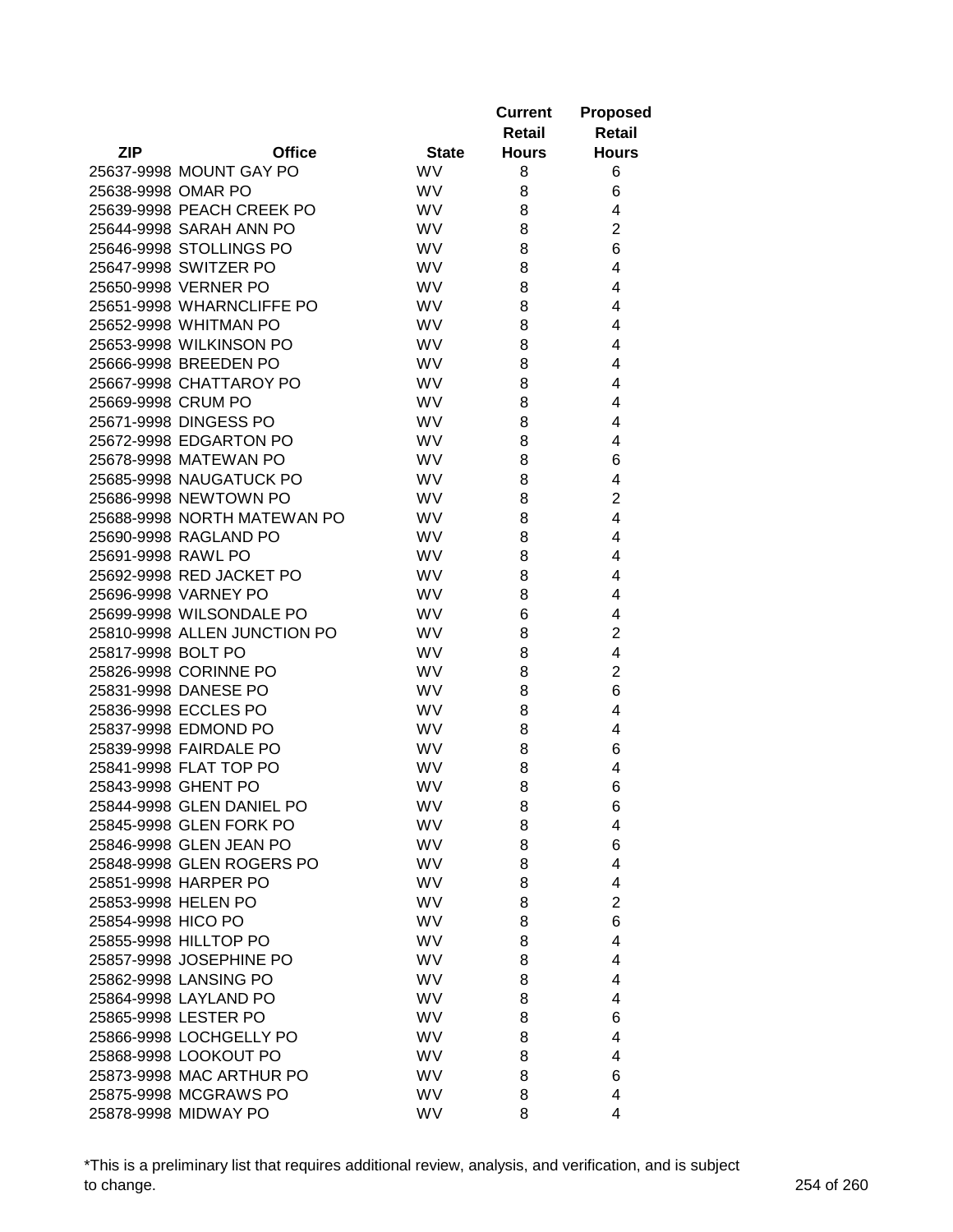| ZIP | Office | State | Current Retail Hours | Proposed Retail Hours |
|---|---|---|---|---|
| 25637-9998 | MOUNT GAY PO | WV | 8 | 6 |
| 25638-9998 | OMAR PO | WV | 8 | 6 |
| 25639-9998 | PEACH CREEK PO | WV | 8 | 4 |
| 25644-9998 | SARAH ANN PO | WV | 8 | 2 |
| 25646-9998 | STOLLINGS PO | WV | 8 | 6 |
| 25647-9998 | SWITZER PO | WV | 8 | 4 |
| 25650-9998 | VERNER PO | WV | 8 | 4 |
| 25651-9998 | WHARNCLIFFE PO | WV | 8 | 4 |
| 25652-9998 | WHITMAN PO | WV | 8 | 4 |
| 25653-9998 | WILKINSON PO | WV | 8 | 4 |
| 25666-9998 | BREEDEN PO | WV | 8 | 4 |
| 25667-9998 | CHATTAROY PO | WV | 8 | 4 |
| 25669-9998 | CRUM PO | WV | 8 | 4 |
| 25671-9998 | DINGESS PO | WV | 8 | 4 |
| 25672-9998 | EDGARTON PO | WV | 8 | 4 |
| 25678-9998 | MATEWAN PO | WV | 8 | 6 |
| 25685-9998 | NAUGATUCK PO | WV | 8 | 4 |
| 25686-9998 | NEWTOWN PO | WV | 8 | 2 |
| 25688-9998 | NORTH MATEWAN PO | WV | 8 | 4 |
| 25690-9998 | RAGLAND PO | WV | 8 | 4 |
| 25691-9998 | RAWL PO | WV | 8 | 4 |
| 25692-9998 | RED JACKET PO | WV | 8 | 4 |
| 25696-9998 | VARNEY PO | WV | 8 | 4 |
| 25699-9998 | WILSONDALE PO | WV | 6 | 4 |
| 25810-9998 | ALLEN JUNCTION PO | WV | 8 | 2 |
| 25817-9998 | BOLT PO | WV | 8 | 4 |
| 25826-9998 | CORINNE PO | WV | 8 | 2 |
| 25831-9998 | DANESE PO | WV | 8 | 6 |
| 25836-9998 | ECCLES PO | WV | 8 | 4 |
| 25837-9998 | EDMOND PO | WV | 8 | 4 |
| 25839-9998 | FAIRDALE PO | WV | 8 | 6 |
| 25841-9998 | FLAT TOP PO | WV | 8 | 4 |
| 25843-9998 | GHENT PO | WV | 8 | 6 |
| 25844-9998 | GLEN DANIEL PO | WV | 8 | 6 |
| 25845-9998 | GLEN FORK PO | WV | 8 | 4 |
| 25846-9998 | GLEN JEAN PO | WV | 8 | 6 |
| 25848-9998 | GLEN ROGERS PO | WV | 8 | 4 |
| 25851-9998 | HARPER PO | WV | 8 | 4 |
| 25853-9998 | HELEN PO | WV | 8 | 2 |
| 25854-9998 | HICO PO | WV | 8 | 6 |
| 25855-9998 | HILLTOP PO | WV | 8 | 4 |
| 25857-9998 | JOSEPHINE PO | WV | 8 | 4 |
| 25862-9998 | LANSING PO | WV | 8 | 4 |
| 25864-9998 | LAYLAND PO | WV | 8 | 4 |
| 25865-9998 | LESTER PO | WV | 8 | 6 |
| 25866-9998 | LOCHGELLY PO | WV | 8 | 4 |
| 25868-9998 | LOOKOUT PO | WV | 8 | 4 |
| 25873-9998 | MAC ARTHUR PO | WV | 8 | 6 |
| 25875-9998 | MCGRAWS PO | WV | 8 | 4 |
| 25878-9998 | MIDWAY PO | WV | 8 | 4 |

*This is a preliminary list that requires additional review, analysis, and verification, and is subject to change.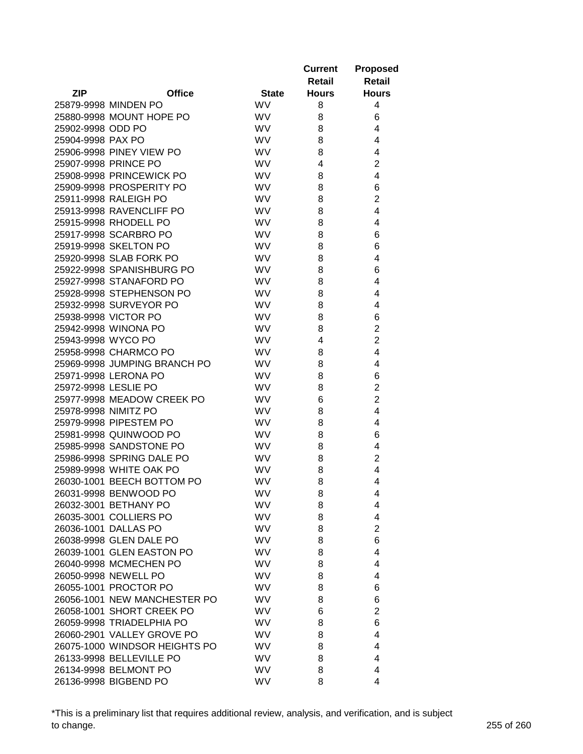| ZIP | Office | State | Current Retail Hours | Proposed Retail Hours |
|---|---|---|---|---|
| 25879-9998 | MINDEN PO | WV | 8 | 4 |
| 25880-9998 | MOUNT HOPE PO | WV | 8 | 6 |
| 25902-9998 | ODD PO | WV | 8 | 4 |
| 25904-9998 | PAX PO | WV | 8 | 4 |
| 25906-9998 | PINEY VIEW PO | WV | 8 | 4 |
| 25907-9998 | PRINCE PO | WV | 4 | 2 |
| 25908-9998 | PRINCEWICK PO | WV | 8 | 4 |
| 25909-9998 | PROSPERITY PO | WV | 8 | 6 |
| 25911-9998 | RALEIGH PO | WV | 8 | 2 |
| 25913-9998 | RAVENCLIFF PO | WV | 8 | 4 |
| 25915-9998 | RHODELL PO | WV | 8 | 4 |
| 25917-9998 | SCARBRO PO | WV | 8 | 6 |
| 25919-9998 | SKELTON PO | WV | 8 | 6 |
| 25920-9998 | SLAB FORK PO | WV | 8 | 4 |
| 25922-9998 | SPANISHBURG PO | WV | 8 | 6 |
| 25927-9998 | STANAFORD PO | WV | 8 | 4 |
| 25928-9998 | STEPHENSON PO | WV | 8 | 4 |
| 25932-9998 | SURVEYOR PO | WV | 8 | 4 |
| 25938-9998 | VICTOR PO | WV | 8 | 6 |
| 25942-9998 | WINONA PO | WV | 8 | 2 |
| 25943-9998 | WYCO PO | WV | 4 | 2 |
| 25958-9998 | CHARMCO PO | WV | 8 | 4 |
| 25969-9998 | JUMPING BRANCH PO | WV | 8 | 4 |
| 25971-9998 | LERONA PO | WV | 8 | 6 |
| 25972-9998 | LESLIE PO | WV | 8 | 2 |
| 25977-9998 | MEADOW CREEK PO | WV | 6 | 2 |
| 25978-9998 | NIMITZ PO | WV | 8 | 4 |
| 25979-9998 | PIPESTEM PO | WV | 8 | 4 |
| 25981-9998 | QUINWOOD PO | WV | 8 | 6 |
| 25985-9998 | SANDSTONE PO | WV | 8 | 4 |
| 25986-9998 | SPRING DALE PO | WV | 8 | 2 |
| 25989-9998 | WHITE OAK PO | WV | 8 | 4 |
| 26030-1001 | BEECH BOTTOM PO | WV | 8 | 4 |
| 26031-9998 | BENWOOD PO | WV | 8 | 4 |
| 26032-3001 | BETHANY PO | WV | 8 | 4 |
| 26035-3001 | COLLIERS PO | WV | 8 | 4 |
| 26036-1001 | DALLAS PO | WV | 8 | 2 |
| 26038-9998 | GLEN DALE PO | WV | 8 | 6 |
| 26039-1001 | GLEN EASTON PO | WV | 8 | 4 |
| 26040-9998 | MCMECHEN PO | WV | 8 | 4 |
| 26050-9998 | NEWELL PO | WV | 8 | 4 |
| 26055-1001 | PROCTOR PO | WV | 8 | 6 |
| 26056-1001 | NEW MANCHESTER PO | WV | 8 | 6 |
| 26058-1001 | SHORT CREEK PO | WV | 6 | 2 |
| 26059-9998 | TRIADELPHIA PO | WV | 8 | 6 |
| 26060-2901 | VALLEY GROVE PO | WV | 8 | 4 |
| 26075-1000 | WINDSOR HEIGHTS PO | WV | 8 | 4 |
| 26133-9998 | BELLEVILLE PO | WV | 8 | 4 |
| 26134-9998 | BELMONT PO | WV | 8 | 4 |
| 26136-9998 | BIGBEND PO | WV | 8 | 4 |

*This is a preliminary list that requires additional review, analysis, and verification, and is subject to change.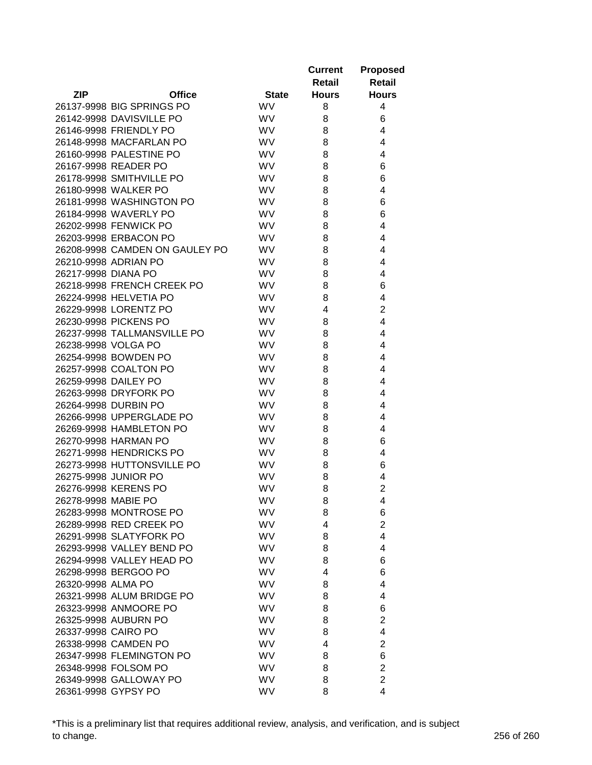| ZIP | Office | State | Current Retail Hours | Proposed Retail Hours |
|---|---|---|---|---|
| 26137-9998 | BIG SPRINGS PO | WV | 8 | 4 |
| 26142-9998 | DAVISVILLE PO | WV | 8 | 6 |
| 26146-9998 | FRIENDLY PO | WV | 8 | 4 |
| 26148-9998 | MACFARLAN PO | WV | 8 | 4 |
| 26160-9998 | PALESTINE PO | WV | 8 | 4 |
| 26167-9998 | READER PO | WV | 8 | 6 |
| 26178-9998 | SMITHVILLE PO | WV | 8 | 6 |
| 26180-9998 | WALKER PO | WV | 8 | 4 |
| 26181-9998 | WASHINGTON PO | WV | 8 | 6 |
| 26184-9998 | WAVERLY PO | WV | 8 | 6 |
| 26202-9998 | FENWICK PO | WV | 8 | 4 |
| 26203-9998 | ERBACON PO | WV | 8 | 4 |
| 26208-9998 | CAMDEN ON GAULEY PO | WV | 8 | 4 |
| 26210-9998 | ADRIAN PO | WV | 8 | 4 |
| 26217-9998 | DIANA PO | WV | 8 | 4 |
| 26218-9998 | FRENCH CREEK PO | WV | 8 | 6 |
| 26224-9998 | HELVETIA PO | WV | 8 | 4 |
| 26229-9998 | LORENTZ PO | WV | 4 | 2 |
| 26230-9998 | PICKENS PO | WV | 8 | 4 |
| 26237-9998 | TALLMANSVILLE PO | WV | 8 | 4 |
| 26238-9998 | VOLGA PO | WV | 8 | 4 |
| 26254-9998 | BOWDEN PO | WV | 8 | 4 |
| 26257-9998 | COALTON PO | WV | 8 | 4 |
| 26259-9998 | DAILEY PO | WV | 8 | 4 |
| 26263-9998 | DRYFORK PO | WV | 8 | 4 |
| 26264-9998 | DURBIN PO | WV | 8 | 4 |
| 26266-9998 | UPPERGLADE PO | WV | 8 | 4 |
| 26269-9998 | HAMBLETON PO | WV | 8 | 4 |
| 26270-9998 | HARMAN PO | WV | 8 | 6 |
| 26271-9998 | HENDRICKS PO | WV | 8 | 4 |
| 26273-9998 | HUTTONSVILLE PO | WV | 8 | 6 |
| 26275-9998 | JUNIOR PO | WV | 8 | 4 |
| 26276-9998 | KERENS PO | WV | 8 | 2 |
| 26278-9998 | MABIE PO | WV | 8 | 4 |
| 26283-9998 | MONTROSE PO | WV | 8 | 6 |
| 26289-9998 | RED CREEK PO | WV | 4 | 2 |
| 26291-9998 | SLATYFORK PO | WV | 8 | 4 |
| 26293-9998 | VALLEY BEND PO | WV | 8 | 4 |
| 26294-9998 | VALLEY HEAD PO | WV | 8 | 6 |
| 26298-9998 | BERGOO PO | WV | 4 | 6 |
| 26320-9998 | ALMA PO | WV | 8 | 4 |
| 26321-9998 | ALUM BRIDGE PO | WV | 8 | 4 |
| 26323-9998 | ANMOORE PO | WV | 8 | 6 |
| 26325-9998 | AUBURN PO | WV | 8 | 2 |
| 26337-9998 | CAIRO PO | WV | 8 | 4 |
| 26338-9998 | CAMDEN PO | WV | 4 | 2 |
| 26347-9998 | FLEMINGTON PO | WV | 8 | 6 |
| 26348-9998 | FOLSOM PO | WV | 8 | 2 |
| 26349-9998 | GALLOWAY PO | WV | 8 | 2 |
| 26361-9998 | GYPSY PO | WV | 8 | 4 |

*This is a preliminary list that requires additional review, analysis, and verification, and is subject to change.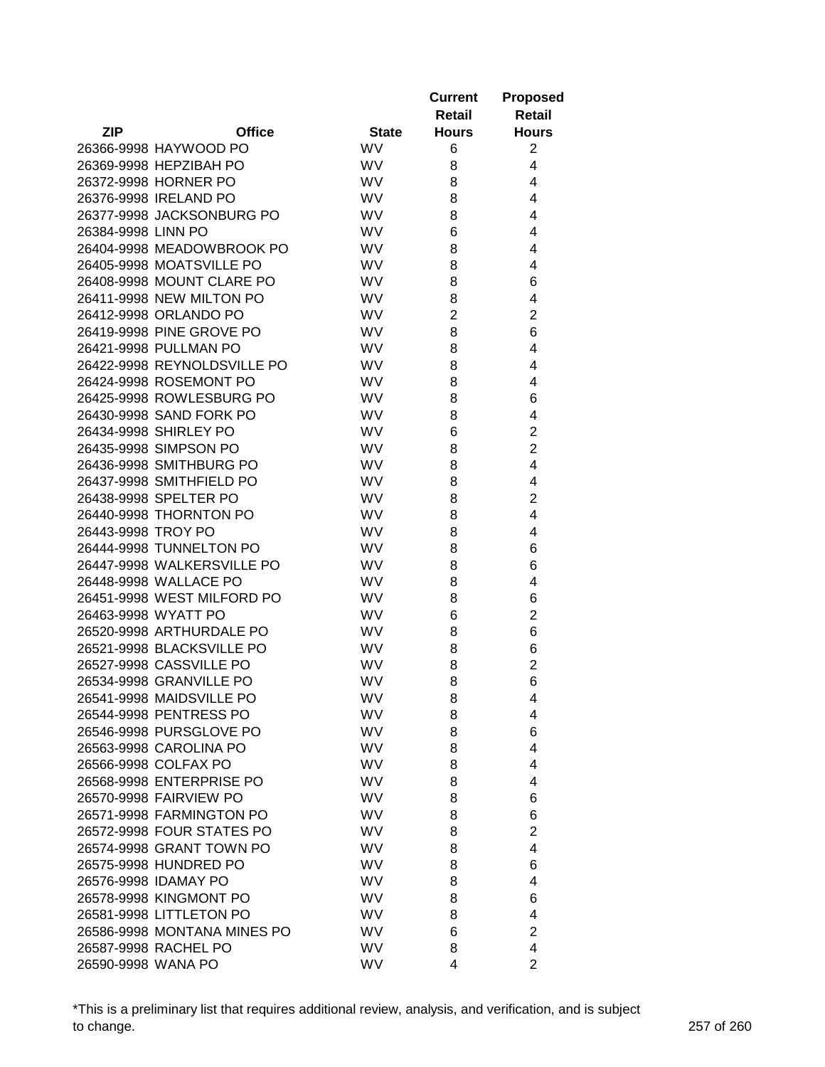| ZIP | Office | State | Current Retail Hours | Proposed Retail Hours |
|---|---|---|---|---|
| 26366-9998 | HAYWOOD PO | WV | 6 | 2 |
| 26369-9998 | HEPZIBAH PO | WV | 8 | 4 |
| 26372-9998 | HORNER PO | WV | 8 | 4 |
| 26376-9998 | IRELAND PO | WV | 8 | 4 |
| 26377-9998 | JACKSONBURG PO | WV | 8 | 4 |
| 26384-9998 | LINN PO | WV | 6 | 4 |
| 26404-9998 | MEADOWBROOK PO | WV | 8 | 4 |
| 26405-9998 | MOATSVILLE PO | WV | 8 | 4 |
| 26408-9998 | MOUNT CLARE PO | WV | 8 | 6 |
| 26411-9998 | NEW MILTON PO | WV | 8 | 4 |
| 26412-9998 | ORLANDO PO | WV | 2 | 2 |
| 26419-9998 | PINE GROVE PO | WV | 8 | 6 |
| 26421-9998 | PULLMAN PO | WV | 8 | 4 |
| 26422-9998 | REYNOLDSVILLE PO | WV | 8 | 4 |
| 26424-9998 | ROSEMONT PO | WV | 8 | 4 |
| 26425-9998 | ROWLESBURG PO | WV | 8 | 6 |
| 26430-9998 | SAND FORK PO | WV | 8 | 4 |
| 26434-9998 | SHIRLEY PO | WV | 6 | 2 |
| 26435-9998 | SIMPSON PO | WV | 8 | 2 |
| 26436-9998 | SMITHBURG PO | WV | 8 | 4 |
| 26437-9998 | SMITHFIELD PO | WV | 8 | 4 |
| 26438-9998 | SPELTER PO | WV | 8 | 2 |
| 26440-9998 | THORNTON PO | WV | 8 | 4 |
| 26443-9998 | TROY PO | WV | 8 | 4 |
| 26444-9998 | TUNNELTON PO | WV | 8 | 6 |
| 26447-9998 | WALKERSVILLE PO | WV | 8 | 6 |
| 26448-9998 | WALLACE PO | WV | 8 | 4 |
| 26451-9998 | WEST MILFORD PO | WV | 8 | 6 |
| 26463-9998 | WYATT PO | WV | 6 | 2 |
| 26520-9998 | ARTHURDALE PO | WV | 8 | 6 |
| 26521-9998 | BLACKSVILLE PO | WV | 8 | 6 |
| 26527-9998 | CASSVILLE PO | WV | 8 | 2 |
| 26534-9998 | GRANVILLE PO | WV | 8 | 6 |
| 26541-9998 | MAIDSVILLE PO | WV | 8 | 4 |
| 26544-9998 | PENTRESS PO | WV | 8 | 4 |
| 26546-9998 | PURSGLOVE PO | WV | 8 | 6 |
| 26563-9998 | CAROLINA PO | WV | 8 | 4 |
| 26566-9998 | COLFAX PO | WV | 8 | 4 |
| 26568-9998 | ENTERPRISE PO | WV | 8 | 4 |
| 26570-9998 | FAIRVIEW PO | WV | 8 | 6 |
| 26571-9998 | FARMINGTON PO | WV | 8 | 6 |
| 26572-9998 | FOUR STATES PO | WV | 8 | 2 |
| 26574-9998 | GRANT TOWN PO | WV | 8 | 4 |
| 26575-9998 | HUNDRED PO | WV | 8 | 6 |
| 26576-9998 | IDAMAY PO | WV | 8 | 4 |
| 26578-9998 | KINGMONT PO | WV | 8 | 6 |
| 26581-9998 | LITTLETON PO | WV | 8 | 4 |
| 26586-9998 | MONTANA MINES PO | WV | 6 | 2 |
| 26587-9998 | RACHEL PO | WV | 8 | 4 |
| 26590-9998 | WANA PO | WV | 4 | 2 |

*This is a preliminary list that requires additional review, analysis, and verification, and is subject to change.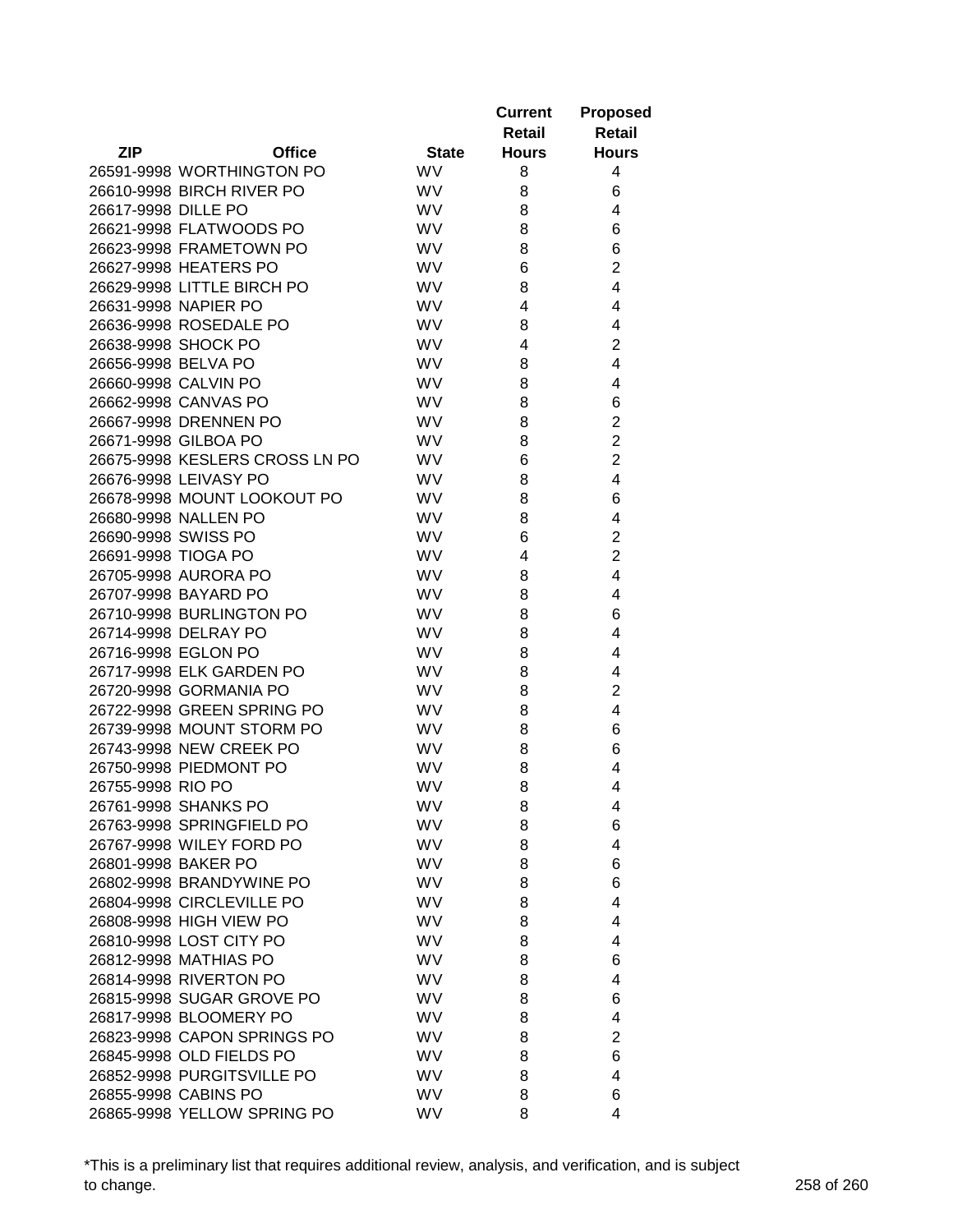| ZIP | Office | State | Current Retail Hours | Proposed Retail Hours |
|---|---|---|---|---|
| 26591-9998 | WORTHINGTON PO | WV | 8 | 4 |
| 26610-9998 | BIRCH RIVER PO | WV | 8 | 6 |
| 26617-9998 | DILLE PO | WV | 8 | 4 |
| 26621-9998 | FLATWOODS PO | WV | 8 | 6 |
| 26623-9998 | FRAMETOWN PO | WV | 8 | 6 |
| 26627-9998 | HEATERS PO | WV | 6 | 2 |
| 26629-9998 | LITTLE BIRCH PO | WV | 8 | 4 |
| 26631-9998 | NAPIER PO | WV | 4 | 4 |
| 26636-9998 | ROSEDALE PO | WV | 8 | 4 |
| 26638-9998 | SHOCK PO | WV | 4 | 2 |
| 26656-9998 | BELVA PO | WV | 8 | 4 |
| 26660-9998 | CALVIN PO | WV | 8 | 4 |
| 26662-9998 | CANVAS PO | WV | 8 | 6 |
| 26667-9998 | DRENNEN PO | WV | 8 | 2 |
| 26671-9998 | GILBOA PO | WV | 8 | 2 |
| 26675-9998 | KESLERS CROSS LN PO | WV | 6 | 2 |
| 26676-9998 | LEIVASY PO | WV | 8 | 4 |
| 26678-9998 | MOUNT LOOKOUT PO | WV | 8 | 6 |
| 26680-9998 | NALLEN PO | WV | 8 | 4 |
| 26690-9998 | SWISS PO | WV | 6 | 2 |
| 26691-9998 | TIOGA PO | WV | 4 | 2 |
| 26705-9998 | AURORA PO | WV | 8 | 4 |
| 26707-9998 | BAYARD PO | WV | 8 | 4 |
| 26710-9998 | BURLINGTON PO | WV | 8 | 6 |
| 26714-9998 | DELRAY PO | WV | 8 | 4 |
| 26716-9998 | EGLON PO | WV | 8 | 4 |
| 26717-9998 | ELK GARDEN PO | WV | 8 | 4 |
| 26720-9998 | GORMANIA PO | WV | 8 | 2 |
| 26722-9998 | GREEN SPRING PO | WV | 8 | 4 |
| 26739-9998 | MOUNT STORM PO | WV | 8 | 6 |
| 26743-9998 | NEW CREEK PO | WV | 8 | 6 |
| 26750-9998 | PIEDMONT PO | WV | 8 | 4 |
| 26755-9998 | RIO PO | WV | 8 | 4 |
| 26761-9998 | SHANKS PO | WV | 8 | 4 |
| 26763-9998 | SPRINGFIELD PO | WV | 8 | 6 |
| 26767-9998 | WILEY FORD PO | WV | 8 | 4 |
| 26801-9998 | BAKER PO | WV | 8 | 6 |
| 26802-9998 | BRANDYWINE PO | WV | 8 | 6 |
| 26804-9998 | CIRCLEVILLE PO | WV | 8 | 4 |
| 26808-9998 | HIGH VIEW PO | WV | 8 | 4 |
| 26810-9998 | LOST CITY PO | WV | 8 | 4 |
| 26812-9998 | MATHIAS PO | WV | 8 | 6 |
| 26814-9998 | RIVERTON PO | WV | 8 | 4 |
| 26815-9998 | SUGAR GROVE PO | WV | 8 | 6 |
| 26817-9998 | BLOOMERY PO | WV | 8 | 4 |
| 26823-9998 | CAPON SPRINGS PO | WV | 8 | 2 |
| 26845-9998 | OLD FIELDS PO | WV | 8 | 6 |
| 26852-9998 | PURGITSVILLE PO | WV | 8 | 4 |
| 26855-9998 | CABINS PO | WV | 8 | 6 |
| 26865-9998 | YELLOW SPRING PO | WV | 8 | 4 |

*This is a preliminary list that requires additional review, analysis, and verification, and is subject to change.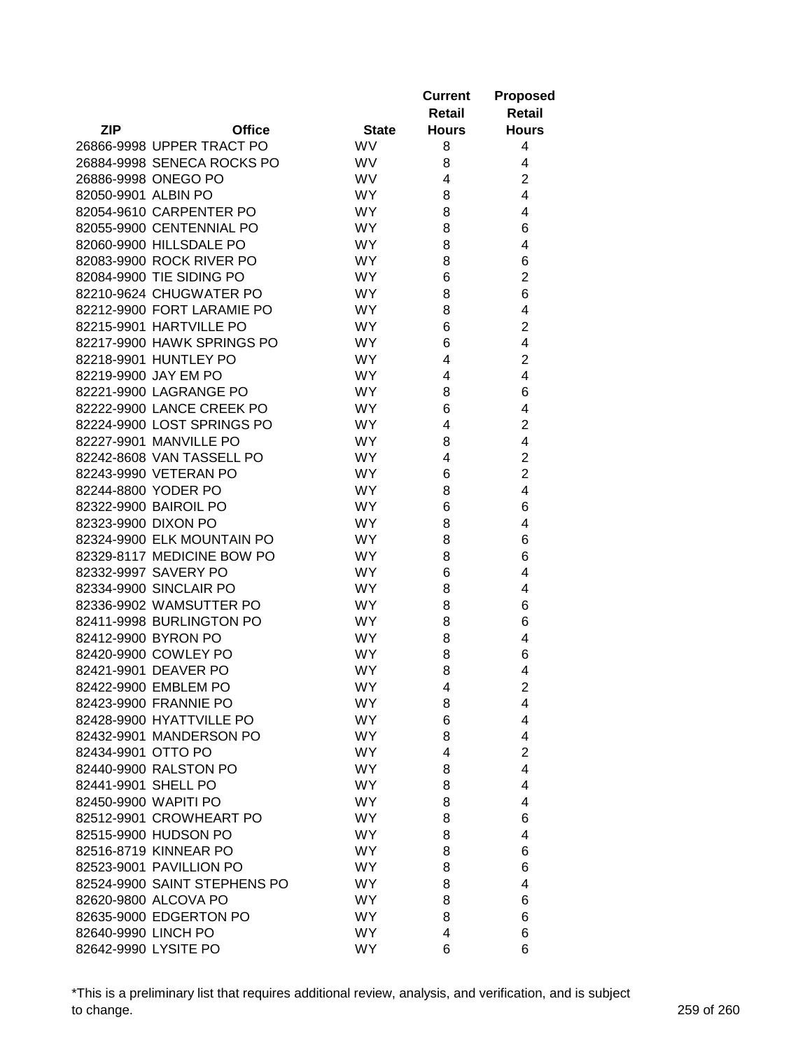| ZIP | Office | State | Current Retail Hours | Proposed Retail Hours |
|---|---|---|---|---|
| 26866-9998 | UPPER TRACT PO | WV | 8 | 4 |
| 26884-9998 | SENECA ROCKS PO | WV | 8 | 4 |
| 26886-9998 | ONEGO PO | WV | 4 | 2 |
| 82050-9901 | ALBIN PO | WY | 8 | 4 |
| 82054-9610 | CARPENTER PO | WY | 8 | 4 |
| 82055-9900 | CENTENNIAL PO | WY | 8 | 6 |
| 82060-9900 | HILLSDALE PO | WY | 8 | 4 |
| 82083-9900 | ROCK RIVER PO | WY | 8 | 6 |
| 82084-9900 | TIE SIDING PO | WY | 6 | 2 |
| 82210-9624 | CHUGWATER PO | WY | 8 | 6 |
| 82212-9900 | FORT LARAMIE PO | WY | 8 | 4 |
| 82215-9901 | HARTVILLE PO | WY | 6 | 2 |
| 82217-9900 | HAWK SPRINGS PO | WY | 6 | 4 |
| 82218-9901 | HUNTLEY PO | WY | 4 | 2 |
| 82219-9900 | JAY EM PO | WY | 4 | 4 |
| 82221-9900 | LAGRANGE PO | WY | 8 | 6 |
| 82222-9900 | LANCE CREEK PO | WY | 6 | 4 |
| 82224-9900 | LOST SPRINGS PO | WY | 4 | 2 |
| 82227-9901 | MANVILLE PO | WY | 8 | 4 |
| 82242-8608 | VAN TASSELL PO | WY | 4 | 2 |
| 82243-9990 | VETERAN PO | WY | 6 | 2 |
| 82244-8800 | YODER PO | WY | 8 | 4 |
| 82322-9900 | BAIROIL PO | WY | 6 | 6 |
| 82323-9900 | DIXON PO | WY | 8 | 4 |
| 82324-9900 | ELK MOUNTAIN PO | WY | 8 | 6 |
| 82329-8117 | MEDICINE BOW PO | WY | 8 | 6 |
| 82332-9997 | SAVERY PO | WY | 6 | 4 |
| 82334-9900 | SINCLAIR PO | WY | 8 | 4 |
| 82336-9902 | WAMSUTTER PO | WY | 8 | 6 |
| 82411-9998 | BURLINGTON PO | WY | 8 | 6 |
| 82412-9900 | BYRON PO | WY | 8 | 4 |
| 82420-9900 | COWLEY PO | WY | 8 | 6 |
| 82421-9901 | DEAVER PO | WY | 8 | 4 |
| 82422-9900 | EMBLEM PO | WY | 4 | 2 |
| 82423-9900 | FRANNIE PO | WY | 8 | 4 |
| 82428-9900 | HYATTVILLE PO | WY | 6 | 4 |
| 82432-9901 | MANDERSON PO | WY | 8 | 4 |
| 82434-9901 | OTTO PO | WY | 4 | 2 |
| 82440-9900 | RALSTON PO | WY | 8 | 4 |
| 82441-9901 | SHELL PO | WY | 8 | 4 |
| 82450-9900 | WAPITI PO | WY | 8 | 4 |
| 82512-9901 | CROWHEART PO | WY | 8 | 6 |
| 82515-9900 | HUDSON PO | WY | 8 | 4 |
| 82516-8719 | KINNEAR PO | WY | 8 | 6 |
| 82523-9001 | PAVILLION PO | WY | 8 | 6 |
| 82524-9900 | SAINT STEPHENS PO | WY | 8 | 4 |
| 82620-9800 | ALCOVA PO | WY | 8 | 6 |
| 82635-9000 | EDGERTON PO | WY | 8 | 6 |
| 82640-9990 | LINCH PO | WY | 4 | 6 |
| 82642-9990 | LYSITE PO | WY | 6 | 6 |

*This is a preliminary list that requires additional review, analysis, and verification, and is subject to change.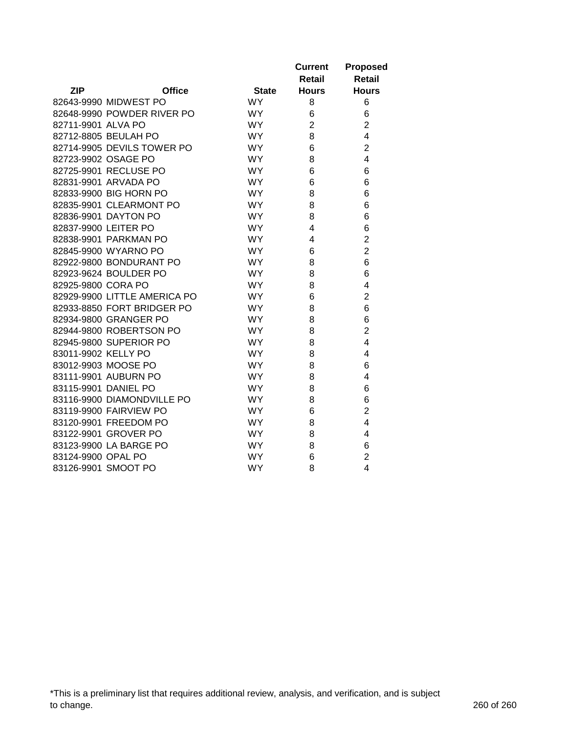| ZIP | Office | State | Current Retail Hours | Proposed Retail Hours |
|---|---|---|---|---|
| 82643-9990 | MIDWEST PO | WY | 8 | 6 |
| 82648-9990 | POWDER RIVER PO | WY | 6 | 6 |
| 82711-9901 | ALVA PO | WY | 2 | 2 |
| 82712-8805 | BEULAH PO | WY | 8 | 4 |
| 82714-9905 | DEVILS TOWER PO | WY | 6 | 2 |
| 82723-9902 | OSAGE PO | WY | 8 | 4 |
| 82725-9901 | RECLUSE PO | WY | 6 | 6 |
| 82831-9901 | ARVADA PO | WY | 6 | 6 |
| 82833-9900 | BIG HORN PO | WY | 8 | 6 |
| 82835-9901 | CLEARMONT PO | WY | 8 | 6 |
| 82836-9901 | DAYTON PO | WY | 8 | 6 |
| 82837-9900 | LEITER PO | WY | 4 | 6 |
| 82838-9901 | PARKMAN PO | WY | 4 | 2 |
| 82845-9900 | WYARNO PO | WY | 6 | 2 |
| 82922-9800 | BONDURANT PO | WY | 8 | 6 |
| 82923-9624 | BOULDER PO | WY | 8 | 6 |
| 82925-9800 | CORA PO | WY | 8 | 4 |
| 82929-9900 | LITTLE AMERICA PO | WY | 6 | 2 |
| 82933-8850 | FORT BRIDGER PO | WY | 8 | 6 |
| 82934-9800 | GRANGER PO | WY | 8 | 6 |
| 82944-9800 | ROBERTSON PO | WY | 8 | 2 |
| 82945-9800 | SUPERIOR PO | WY | 8 | 4 |
| 83011-9902 | KELLY PO | WY | 8 | 4 |
| 83012-9903 | MOOSE PO | WY | 8 | 6 |
| 83111-9901 | AUBURN PO | WY | 8 | 4 |
| 83115-9901 | DANIEL PO | WY | 8 | 6 |
| 83116-9900 | DIAMONDVILLE PO | WY | 8 | 6 |
| 83119-9900 | FAIRVIEW PO | WY | 6 | 2 |
| 83120-9901 | FREEDOM PO | WY | 8 | 4 |
| 83122-9901 | GROVER PO | WY | 8 | 4 |
| 83123-9900 | LA BARGE PO | WY | 8 | 6 |
| 83124-9900 | OPAL PO | WY | 6 | 2 |
| 83126-9901 | SMOOT PO | WY | 8 | 4 |

*This is a preliminary list that requires additional review, analysis, and verification, and is subject to change.